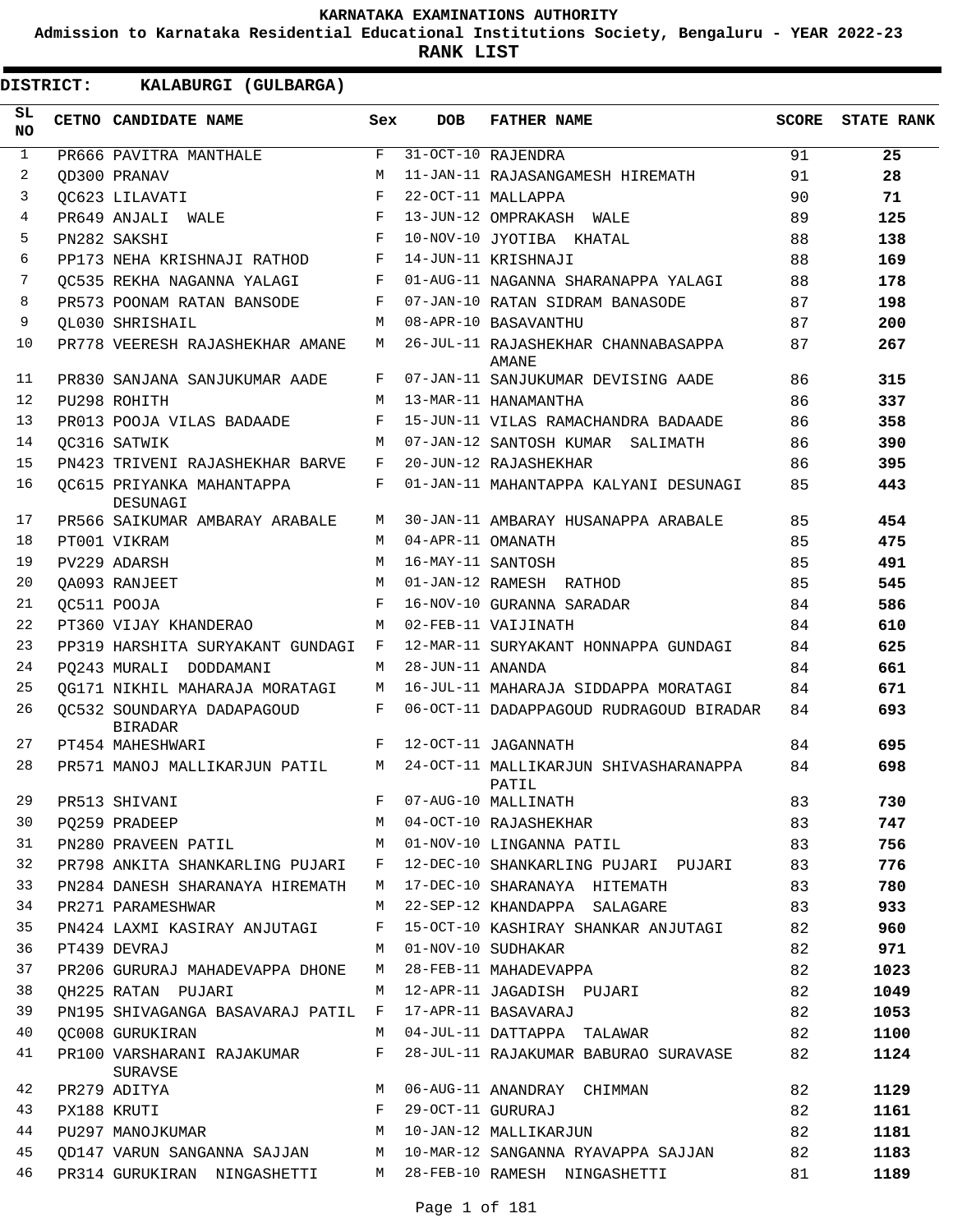# KARNATAKA EXAMINATIONS AUTHORITY

## Admission to Karnataka Residential Educational Institutions Society, Bengaluru - YEAR 2022-23

## RANK LIST

**DISTRICT: KALABURGI (GULBARGA)**

| SL NO | CETNO | CANDIDATE NAME | Sex | DOB | FATHER NAME | SCORE | STATE RANK |
|---|---|---|---|---|---|---|---|
| 1 | PR666 | PAVITRA MANTHALE | F | 31-OCT-10 | RAJENDRA | 91 | **25** |
| 2 | QD300 | PRANAV | M | 11-JAN-11 | RAJASANGAMESH HIREMATH | 91 | **28** |
| 3 | QC623 | LILAVATI | F | 22-OCT-11 | MALLAPPA | 90 | **71** |
| 4 | PR649 | ANJALI WALE | F | 13-JUN-12 | OMPRAKASH WALE | 89 | **125** |
| 5 | PN282 | SAKSHI | F | 10-NOV-10 | JYOTIBA KHATAL | 88 | **138** |
| 6 | PP173 | NEHA KRISHNAJI RATHOD | F | 14-JUN-11 | KRISHNAJI | 88 | **169** |
| 7 | QC535 | REKHA NAGANNA YALAGI | F | 01-AUG-11 | NAGANNA SHARANAPPA YALAGI | 88 | **178** |
| 8 | PR573 | POONAM RATAN BANSODE | F | 07-JAN-10 | RATAN SIDRAM BANASODE | 87 | **198** |
| 9 | QL030 | SHRISHAIL | M | 08-APR-10 | BASAVANTHU | 87 | **200** |
| 10 | PR778 | VEERESH RAJASHEKHAR AMANE | M | 26-JUL-11 | RAJASHEKHAR CHANNABASAPPA AMANE | 87 | **267** |
| 11 | PR830 | SANJANA SANJUKUMAR AADE | F | 07-JAN-11 | SANJUKUMAR DEVISING AADE | 86 | **315** |
| 12 | PU298 | ROHITH | M | 13-MAR-11 | HANAMANTHA | 86 | **337** |
| 13 | PR013 | POOJA VILAS BADAADE | F | 15-JUN-11 | VILAS RAMACHANDRA BADAADE | 86 | **358** |
| 14 | QC316 | SATWIK | M | 07-JAN-12 | SANTOSH KUMAR SALIMATH | 86 | **390** |
| 15 | PN423 | TRIVENI RAJASHEKHAR BARVE | F | 20-JUN-12 | RAJASHEKHAR | 86 | **395** |
| 16 | QC615 | PRIYANKA MAHANTAPPA DESUNAGI | F | 01-JAN-11 | MAHANTAPPA KALYANI DESUNAGI | 85 | **443** |
| 17 | PR566 | SAIKUMAR AMBARAY ARABALE | M | 30-JAN-11 | AMBARAY HUSANAPPA ARABALE | 85 | **454** |
| 18 | PT001 | VIKRAM | M | 04-APR-11 | OMANATH | 85 | **475** |
| 19 | PV229 | ADARSH | M | 16-MAY-11 | SANTOSH | 85 | **491** |
| 20 | QA093 | RANJEET | M | 01-JAN-12 | RAMESH RATHOD | 85 | **545** |
| 21 | QC511 | POOJA | F | 16-NOV-10 | GURANNA SARADAR | 84 | **586** |
| 22 | PT360 | VIJAY KHANDERAO | M | 02-FEB-11 | VAIJINATH | 84 | **610** |
| 23 | PP319 | HARSHITA SURYAKANT GUNDAGI | F | 12-MAR-11 | SURYAKANT HONNAPPA GUNDAGI | 84 | **625** |
| 24 | PQ243 | MURALI DODDAMANI | M | 28-JUN-11 | ANANDA | 84 | **661** |
| 25 | QG171 | NIKHIL MAHARAJA MORATAGI | M | 16-JUL-11 | MAHARAJA SIDDAPPA MORATAGI | 84 | **671** |
| 26 | QC532 | SOUNDARYA DADAPAGOUD BIRADAR | F | 06-OCT-11 | DADAPPAGOUD RUDRAGOUD BIRADAR | 84 | **693** |
| 27 | PT454 | MAHESHWARI | F | 12-OCT-11 | JAGANNATH | 84 | **695** |
| 28 | PR571 | MANOJ MALLIKARJUN PATIL | M | 24-OCT-11 | MALLIKARJUN SHIVASHARANAPPA PATIL | 84 | **698** |
| 29 | PR513 | SHIVANI | F | 07-AUG-10 | MALLINATH | 83 | **730** |
| 30 | PQ259 | PRADEEP | M | 04-OCT-10 | RAJASHEKHAR | 83 | **747** |
| 31 | PN280 | PRAVEEN PATIL | M | 01-NOV-10 | LINGANNA PATIL | 83 | **756** |
| 32 | PR798 | ANKITA SHANKARLING PUJARI | F | 12-DEC-10 | SHANKARLING PUJARI PUJARI | 83 | **776** |
| 33 | PN284 | DANESH SHARANAYA HIREMATH | M | 17-DEC-10 | SHARANAYA HITEMATH | 83 | **780** |
| 34 | PR271 | PARAMESHWAR | M | 22-SEP-12 | KHANDAPPA SALAGARE | 83 | **933** |
| 35 | PN424 | LAXMI KASIRAY ANJUTAGI | F | 15-OCT-10 | KASHIRAY SHANKAR ANJUTAGI | 82 | **960** |
| 36 | PT439 | DEVRAJ | M | 01-NOV-10 | SUDHAKAR | 82 | **971** |
| 37 | PR206 | GURURAJ MAHADEVAPPA DHONE | M | 28-FEB-11 | MAHADEVAPPA | 82 | **1023** |
| 38 | QH225 | RATAN PUJARI | M | 12-APR-11 | JAGADISH PUJARI | 82 | **1049** |
| 39 | PN195 | SHIVAGANGA BASAVARAJ PATIL | F | 17-APR-11 | BASAVARAJ | 82 | **1053** |
| 40 | QC008 | GURUKIRAN | M | 04-JUL-11 | DATTAPPA TALAWAR | 82 | **1100** |
| 41 | PR100 | VARSHARANI RAJAKUMAR SURAVSE | F | 28-JUL-11 | RAJAKUMAR BABURAO SURAVASE | 82 | **1124** |
| 42 | PR279 | ADITYA | M | 06-AUG-11 | ANANDRAY CHIMMAN | 82 | **1129** |
| 43 | PX188 | KRUTI | F | 29-OCT-11 | GURURAJ | 82 | **1161** |
| 44 | PU297 | MANOJKUMAR | M | 10-JAN-12 | MALLIKARJUN | 82 | **1181** |
| 45 | QD147 | VARUN SANGANNA SAJJAN | M | 10-MAR-12 | SANGANNA RYAVAPPA SAJJAN | 82 | **1183** |
| 46 | PR314 | GURUKIRAN NINGASHETTI | M | 28-FEB-10 | RAMESH NINGASHETTI | 81 | **1189** |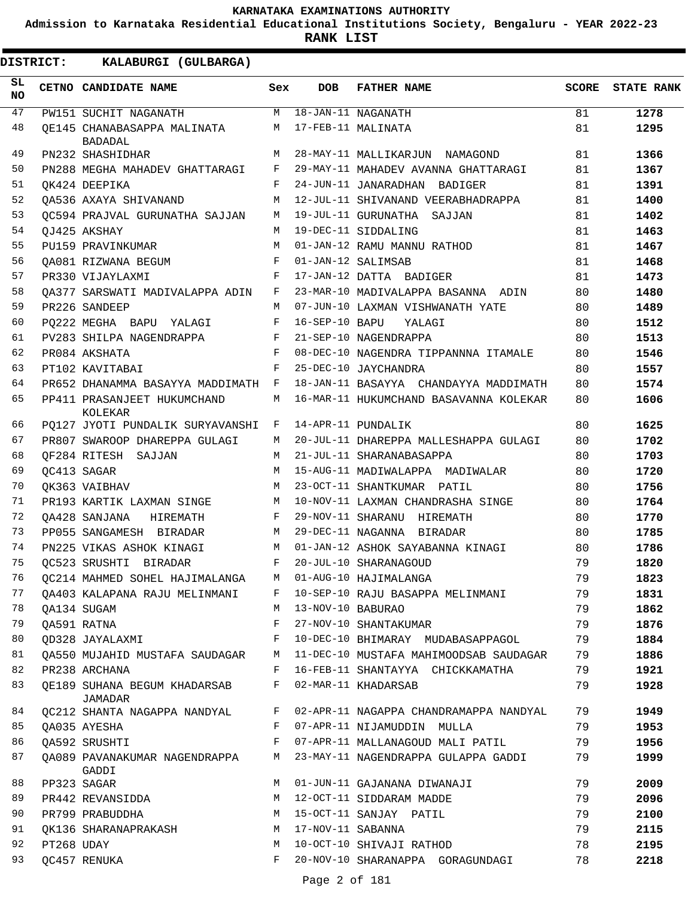KARNATAKA EXAMINATIONS AUTHORITY

Admission to Karnataka Residential Educational Institutions Society, Bengaluru - YEAR 2022-23

**RANK LIST**

**DISTRICT: KALABURGI (GULBARGA)**

| SL NO | CETNO | CANDIDATE NAME | Sex | DOB | FATHER NAME | SCORE | STATE RANK |
|---|---|---|---|---|---|---|---|
| 47 | PW151 | SUCHIT NAGANATH | M | 18-JAN-11 | NAGANATH | 81 | **1278** |
| 48 | QE145 | CHANABASAPPA MALINATA BADADAL | M | 17-FEB-11 | MALINATA | 81 | **1295** |
| 49 | PN232 | SHASHIDHAR | M | 28-MAY-11 | MALLIKARJUN NAMAGOND | 81 | **1366** |
| 50 | PN288 | MEGHA MAHADEV GHATTARAGI | F | 29-MAY-11 | MAHADEV AVANNA GHATTARAGI | 81 | **1367** |
| 51 | QK424 | DEEPIKA | F | 24-JUN-11 | JANARADHAN BADIGER | 81 | **1391** |
| 52 | QA536 | AXAYA SHIVANAND | M | 12-JUL-11 | SHIVANAND VEERABHADRAPPA | 81 | **1400** |
| 53 | QC594 | PRAJVAL GURUNATHA SAJJAN | M | 19-JUL-11 | GURUNATHA SAJJAN | 81 | **1402** |
| 54 | QJ425 | AKSHAY | M | 19-DEC-11 | SIDDALING | 81 | **1463** |
| 55 | PU159 | PRAVINKUMAR | M | 01-JAN-12 | RAMU MANNU RATHOD | 81 | **1467** |
| 56 | QA081 | RIZWANA BEGUM | F | 01-JAN-12 | SALIMSAB | 81 | **1468** |
| 57 | PR330 | VIJAYLAXMI | F | 17-JAN-12 | DATTA BADIGER | 81 | **1473** |
| 58 | QA377 | SARSWATI MADIVALAPPA ADIN | F | 23-MAR-10 | MADIVALAPPA BASANNA ADIN | 80 | **1480** |
| 59 | PR226 | SANDEEP | M | 07-JUN-10 | LAXMAN VISHWANATH YATE | 80 | **1489** |
| 60 | PQ222 | MEGHA BAPU YALAGI | F | 16-SEP-10 | BAPU YALAGI | 80 | **1512** |
| 61 | PV283 | SHILPA NAGENDRAPPA | F | 21-SEP-10 | NAGENDRAPPA | 80 | **1513** |
| 62 | PR084 | AKSHATA | F | 08-DEC-10 | NAGENDRA TIPPANNNA ITAMALE | 80 | **1546** |
| 63 | PT102 | KAVITABAI | F | 25-DEC-10 | JAYCHANDRA | 80 | **1557** |
| 64 | PR652 | DHANAMMA BASAYYA MADDIMATH | F | 18-JAN-11 | BASAYYA CHANDAYYA MADDIMATH | 80 | **1574** |
| 65 | PP411 | PRASANJEET HUKUMCHAND KOLEKAR | M | 16-MAR-11 | HUKUMCHAND BASAVANNA KOLEKAR | 80 | **1606** |
| 66 | PQ127 | JYOTI PUNDALIK SURYAVANSHI | F | 14-APR-11 | PUNDALIK | 80 | **1625** |
| 67 | PR807 | SWAROOP DHAREPPA GULAGI | M | 20-JUL-11 | DHAREPPA MALLESHAPPA GULAGI | 80 | **1702** |
| 68 | QF284 | RITESH SAJJAN | M | 21-JUL-11 | SHARANABASAPPA | 80 | **1703** |
| 69 | QC413 | SAGAR | M | 15-AUG-11 | MADIWALAPPA MADIWALAR | 80 | **1720** |
| 70 | QK363 | VAIBHAV | M | 23-OCT-11 | SHANTKUMAR PATIL | 80 | **1756** |
| 71 | PR193 | KARTIK LAXMAN SINGE | M | 10-NOV-11 | LAXMAN CHANDRASHA SINGE | 80 | **1764** |
| 72 | QA428 | SANJANA HIREMATH | F | 29-NOV-11 | SHARANU HIREMATH | 80 | **1770** |
| 73 | PP055 | SANGAMESH BIRADAR | M | 29-DEC-11 | NAGANNA BIRADAR | 80 | **1785** |
| 74 | PN225 | VIKAS ASHOK KINAGI | M | 01-JAN-12 | ASHOK SAYABANNA KINAGI | 80 | **1786** |
| 75 | QC523 | SRUSHTI BIRADAR | F | 20-JUL-10 | SHARANAGOUD | 79 | **1820** |
| 76 | QC214 | MAHMED SOHEL HAJIMALANGA | M | 01-AUG-10 | HAJIMALANGA | 79 | **1823** |
| 77 | QA403 | KALAPANA RAJU MELINMANI | F | 10-SEP-10 | RAJU BASAPPA MELINMANI | 79 | **1831** |
| 78 | QA134 | SUGAM | M | 13-NOV-10 | BABURAO | 79 | **1862** |
| 79 | QA591 | RATNA | F | 27-NOV-10 | SHANTAKUMAR | 79 | **1876** |
| 80 | QD328 | JAYALAXMI | F | 10-DEC-10 | BHIMARAY MUDABASAPPAGOL | 79 | **1884** |
| 81 | QA550 | MUJAHID MUSTAFA SAUDAGAR | M | 11-DEC-10 | MUSTAFA MAHIMOODSAB SAUDAGAR | 79 | **1886** |
| 82 | PR238 | ARCHANA | F | 16-FEB-11 | SHANTAYYA CHICKKAMATHA | 79 | **1921** |
| 83 | QE189 | SUHANA BEGUM KHADARSAB JAMADAR | F | 02-MAR-11 | KHADARSAB | 79 | **1928** |
| 84 | QC212 | SHANTA NAGAPPA NANDYAL | F | 02-APR-11 | NAGAPPA CHANDRAMAPPA NANDYAL | 79 | **1949** |
| 85 | QA035 | AYESHA | F | 07-APR-11 | NIJAMUDDIN MULLA | 79 | **1953** |
| 86 | QA592 | SRUSHTI | F | 07-APR-11 | MALLANAGOUD MALI PATIL | 79 | **1956** |
| 87 | QA089 | PAVANAKUMAR NAGENDRAPPA GADDI | M | 23-MAY-11 | NAGENDRAPPA GULAPPA GADDI | 79 | **1999** |
| 88 | PP323 | SAGAR | M | 01-JUN-11 | GAJANANA DIWANAJI | 79 | **2009** |
| 89 | PR442 | REVANSIDDA | M | 12-OCT-11 | SIDDARAM MADDE | 79 | **2096** |
| 90 | PR799 | PRABUDDHA | M | 15-OCT-11 | SANJAY PATIL | 79 | **2100** |
| 91 | QK136 | SHARANAPRAKASH | M | 17-NOV-11 | SABANNA | 79 | **2115** |
| 92 | PT268 | UDAY | M | 10-OCT-10 | SHIVAJI RATHOD | 78 | **2195** |
| 93 | QC457 | RENUKA | F | 20-NOV-10 | SHARANAPPA GORAGUNDAGI | 78 | **2218** |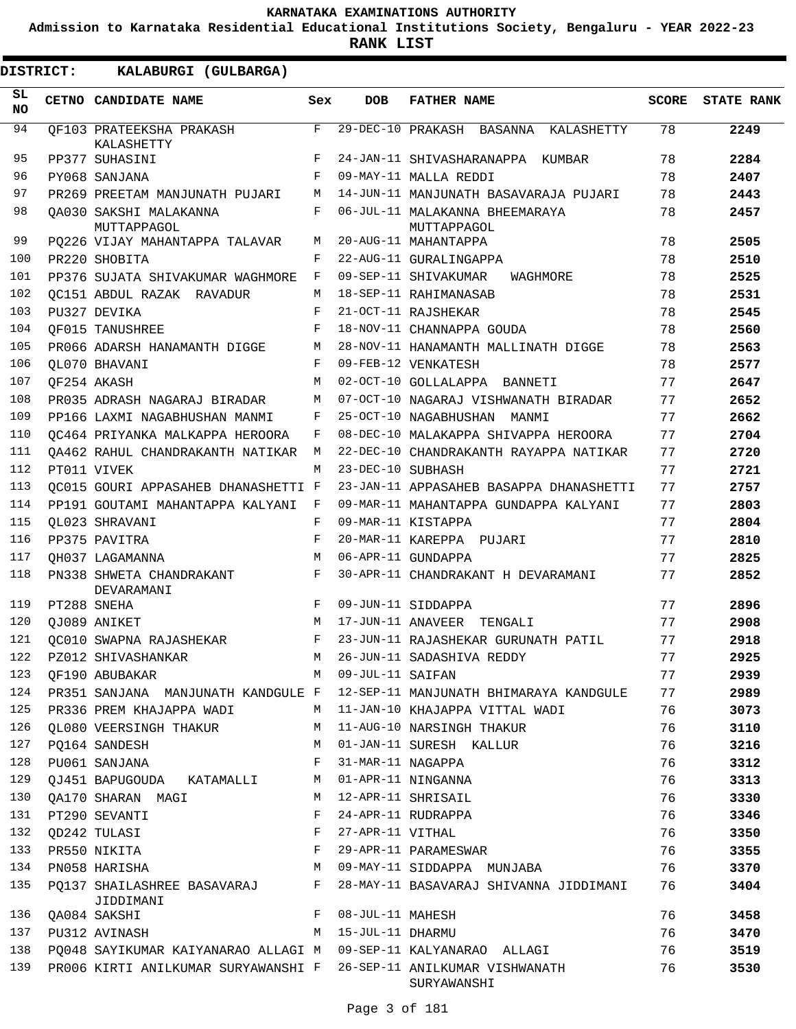**KARNATAKA EXAMINATIONS AUTHORITY**

**Admission to Karnataka Residential Educational Institutions Society, Bengaluru - YEAR 2022-23**

**RANK LIST**

**DISTRICT: KALABURGI (GULBARGA)**

| SL NO | CETNO | CANDIDATE NAME | Sex | DOB | FATHER NAME | SCORE | STATE RANK |
|---|---|---|---|---|---|---|---|
| 94 | QF103 | PRATEEKSHA PRAKASH KALASHETTY | F | 29-DEC-10 | PRAKASH BASANNA KALASHETTY | 78 | **2249** |
| 95 | PP377 | SUHASINI | F | 24-JAN-11 | SHIVASHARANAPPA KUMBAR | 78 | **2284** |
| 96 | PY068 | SANJANA | F | 09-MAY-11 | MALLA REDDI | 78 | **2407** |
| 97 | PR269 | PREETAM MANJUNATH PUJARI | M | 14-JUN-11 | MANJUNATH BASAVARAJA PUJARI | 78 | **2443** |
| 98 | QA030 | SAKSHI MALAKANNA MUTTAPPAGOL | F | 06-JUL-11 | MALAKANNA BHEEMARAYA MUTTAPPAGOL | 78 | **2457** |
| 99 | PQ226 | VIJAY MAHANTAPPA TALAVAR | M | 20-AUG-11 | MAHANTAPPA | 78 | **2505** |
| 100 | PR220 | SHOBITA | F | 22-AUG-11 | GURALINGAPPA | 78 | **2510** |
| 101 | PP376 | SUJATA SHIVAKUMAR WAGHMORE | F | 09-SEP-11 | SHIVAKUMAR WAGHMORE | 78 | **2525** |
| 102 | QC151 | ABDUL RAZAK RAVADUR | M | 18-SEP-11 | RAHIMANASAB | 78 | **2531** |
| 103 | PU327 | DEVIKA | F | 21-OCT-11 | RAJSHEKAR | 78 | **2545** |
| 104 | QF015 | TANUSHREE | F | 18-NOV-11 | CHANNAPPA GOUDA | 78 | **2560** |
| 105 | PR066 | ADARSH HANAMANTH DIGGE | M | 28-NOV-11 | HANAMANTH MALLINATH DIGGE | 78 | **2563** |
| 106 | QL070 | BHAVANI | F | 09-FEB-12 | VENKATESH | 78 | **2577** |
| 107 | QF254 | AKASH | M | 02-OCT-10 | GOLLALAPPA BANNETI | 77 | **2647** |
| 108 | PR035 | ADRASH NAGARAJ BIRADAR | M | 07-OCT-10 | NAGARAJ VISHWANATH BIRADAR | 77 | **2652** |
| 109 | PP166 | LAXMI NAGABHUSHAN MANMI | F | 25-OCT-10 | NAGABHUSHAN MANMI | 77 | **2662** |
| 110 | QC464 | PRIYANKA MALKAPPA HEROORA | F | 08-DEC-10 | MALAKAPPA SHIVAPPA HEROORA | 77 | **2704** |
| 111 | QA462 | RAHUL CHANDRAKANTH NATIKAR | M | 22-DEC-10 | CHANDRAKANTH RAYAPPA NATIKAR | 77 | **2720** |
| 112 | PT011 | VIVEK | M | 23-DEC-10 | SUBHASH | 77 | **2721** |
| 113 | QC015 | GOURI APPASAHEB DHANASHETTI | F | 23-JAN-11 | APPASAHEB BASAPPA DHANASHETTI | 77 | **2757** |
| 114 | PP191 | GOUTAMI MAHANTAPPA KALYANI | F | 09-MAR-11 | MAHANTAPPA GUNDAPPA KALYANI | 77 | **2803** |
| 115 | QL023 | SHRAVANI | F | 09-MAR-11 | KISTAPPA | 77 | **2804** |
| 116 | PP375 | PAVITRA | F | 20-MAR-11 | KAREPPA PUJARI | 77 | **2810** |
| 117 | QH037 | LAGAMANNA | M | 06-APR-11 | GUNDAPPA | 77 | **2825** |
| 118 | PN338 | SHWETA CHANDRAKANT DEVARAMANI | F | 30-APR-11 | CHANDRAKANT H DEVARAMANI | 77 | **2852** |
| 119 | PT288 | SNEHA | F | 09-JUN-11 | SIDDAPPA | 77 | **2896** |
| 120 | QJ089 | ANIKET | M | 17-JUN-11 | ANAVEER TENGALI | 77 | **2908** |
| 121 | QC010 | SWAPNA RAJASHEKAR | F | 23-JUN-11 | RAJASHEKAR GURUNATH PATIL | 77 | **2918** |
| 122 | PZ012 | SHIVASHANKAR | M | 26-JUN-11 | SADASHIVA REDDY | 77 | **2925** |
| 123 | QF190 | ABUBAKAR | M | 09-JUL-11 | SAIFAN | 77 | **2939** |
| 124 | PR351 | SANJANA MANJUNATH KANDGULE | F | 12-SEP-11 | MANJUNATH BHIMARAYA KANDGULE | 77 | **2989** |
| 125 | PR336 | PREM KHAJAPPA WADI | M | 11-JAN-10 | KHAJAPPA VITTAL WADI | 76 | **3073** |
| 126 | QL080 | VEERSINGH THAKUR | M | 11-AUG-10 | NARSINGH THAKUR | 76 | **3110** |
| 127 | PQ164 | SANDESH | M | 01-JAN-11 | SURESH KALLUR | 76 | **3216** |
| 128 | PU061 | SANJANA | F | 31-MAR-11 | NAGAPPA | 76 | **3312** |
| 129 | QJ451 | BAPUGOUDA KATAMALLI | M | 01-APR-11 | NINGANNA | 76 | **3313** |
| 130 | QA170 | SHARAN MAGI | M | 12-APR-11 | SHRISAIL | 76 | **3330** |
| 131 | PT290 | SEVANTI | F | 24-APR-11 | RUDRAPPA | 76 | **3346** |
| 132 | QD242 | TULASI | F | 27-APR-11 | VITHAL | 76 | **3350** |
| 133 | PR550 | NIKITA | F | 29-APR-11 | PARAMESWAR | 76 | **3355** |
| 134 | PN058 | HARISHA | M | 09-MAY-11 | SIDDAPPA MUNJABA | 76 | **3370** |
| 135 | PQ137 | SHAILASHREE BASAVARAJ JIDDIMANI | F | 28-MAY-11 | BASAVARAJ SHIVANNA JIDDIMANI | 76 | **3404** |
| 136 | QA084 | SAKSHI | F | 08-JUL-11 | MAHESH | 76 | **3458** |
| 137 | PU312 | AVINASH | M | 15-JUL-11 | DHARMU | 76 | **3470** |
| 138 | PQ048 | SAYIKUMAR KAIYANARAO ALLAGI | M | 09-SEP-11 | KALYANARAO ALLAGI | 76 | **3519** |
| 139 | PR006 | KIRTI ANILKUMAR SURYAWANSHI | F | 26-SEP-11 | ANILKUMAR VISHWANATH SURYAWANSHI | 76 | **3530** |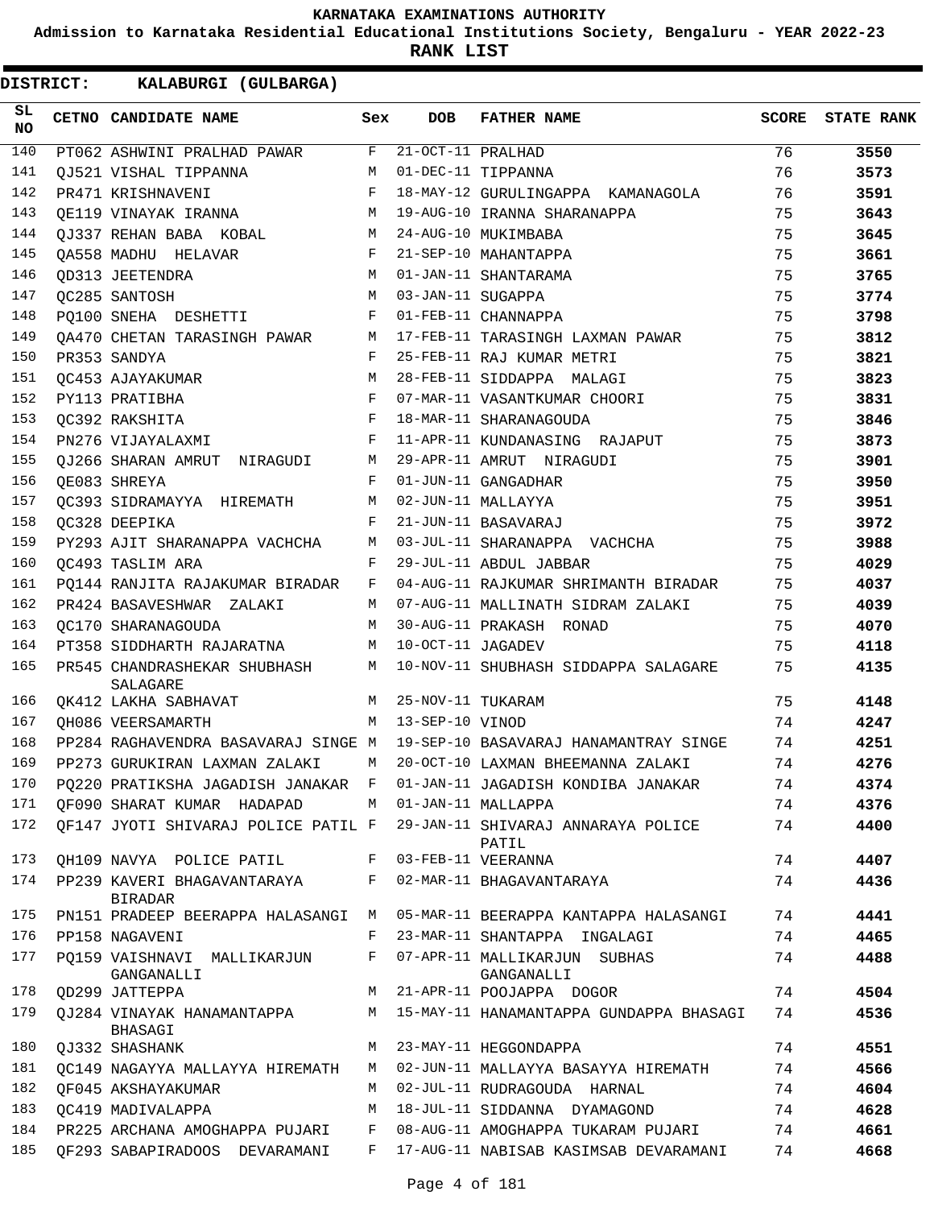# KARNATAKA EXAMINATIONS AUTHORITY

**Admission to Karnataka Residential Educational Institutions Society, Bengaluru - YEAR 2022-23**

**RANK LIST**

**DISTRICT: KALABURGI (GULBARGA)**

| SL NO | CETNO | CANDIDATE NAME | Sex | DOB | FATHER NAME | SCORE | STATE RANK |
|---|---|---|---|---|---|---|---|
| 140 | PT062 | ASHWINI PRALHAD PAWAR | F | 21-OCT-11 | PRALHAD | 76 | 3550 |
| 141 | QJ521 | VISHAL TIPPANNA | M | 01-DEC-11 | TIPPANNA | 76 | 3573 |
| 142 | PR471 | KRISHNAVENI | F | 18-MAY-12 | GURULINGAPPA KAMANAGOLA | 76 | 3591 |
| 143 | QE119 | VINAYAK IRANNA | M | 19-AUG-10 | IRANNA SHARANAPPA | 75 | 3643 |
| 144 | QJ337 | REHAN BABA KOBAL | M | 24-AUG-10 | MUKIMBABA | 75 | 3645 |
| 145 | QA558 | MADHU HELAVAR | F | 21-SEP-10 | MAHANTAPPA | 75 | 3661 |
| 146 | QD313 | JEETENDRA | M | 01-JAN-11 | SHANTARAMA | 75 | 3765 |
| 147 | QC285 | SANTOSH | M | 03-JAN-11 | SUGAPPA | 75 | 3774 |
| 148 | PQ100 | SNEHA DESHETTI | F | 01-FEB-11 | CHANNAPPA | 75 | 3798 |
| 149 | QA470 | CHETAN TARASINGH PAWAR | M | 17-FEB-11 | TARASINGH LAXMAN PAWAR | 75 | 3812 |
| 150 | PR353 | SANDYA | F | 25-FEB-11 | RAJ KUMAR METRI | 75 | 3821 |
| 151 | QC453 | AJAYAKUMAR | M | 28-FEB-11 | SIDDAPPA MALAGI | 75 | 3823 |
| 152 | PY113 | PRATIBHA | F | 07-MAR-11 | VASANTKUMAR CHOORI | 75 | 3831 |
| 153 | QC392 | RAKSHITA | F | 18-MAR-11 | SHARANAGOUDA | 75 | 3846 |
| 154 | PN276 | VIJAYALAXMI | F | 11-APR-11 | KUNDANASING RAJAPUT | 75 | 3873 |
| 155 | QJ266 | SHARAN AMRUT NIRAGUDI | M | 29-APR-11 | AMRUT NIRAGUDI | 75 | 3901 |
| 156 | QE083 | SHREYA | F | 01-JUN-11 | GANGADHAR | 75 | 3950 |
| 157 | QC393 | SIDRAMAYYA HIREMATH | M | 02-JUN-11 | MALLAYYA | 75 | 3951 |
| 158 | QC328 | DEEPIKA | F | 21-JUN-11 | BASAVARAJ | 75 | 3972 |
| 159 | PY293 | AJIT SHARANAPPA VACHCHA | M | 03-JUL-11 | SHARANAPPA VACHCHA | 75 | 3988 |
| 160 | QC493 | TASLIM ARA | F | 29-JUL-11 | ABDUL JABBAR | 75 | 4029 |
| 161 | PQ144 | RANJITA RAJAKUMAR BIRADAR | F | 04-AUG-11 | RAJKUMAR SHRIMANTH BIRADAR | 75 | 4037 |
| 162 | PR424 | BASAVESHWAR ZALAKI | M | 07-AUG-11 | MALLINATH SIDRAM ZALAKI | 75 | 4039 |
| 163 | QC170 | SHARANAGOUDA | M | 30-AUG-11 | PRAKASH RONAD | 75 | 4070 |
| 164 | PT358 | SIDDHARTH RAJARATNA | M | 10-OCT-11 | JAGADEV | 75 | 4118 |
| 165 | PR545 | CHANDRASHEKAR SHUBHASH SALAGARE | M | 10-NOV-11 | SHUBHASH SIDDAPPA SALAGARE | 75 | 4135 |
| 166 | QK412 | LAKHA SABHAVAT | M | 25-NOV-11 | TUKARAM | 75 | 4148 |
| 167 | QH086 | VEERSAMARTH | M | 13-SEP-10 | VINOD | 74 | 4247 |
| 168 | PP284 | RAGHAVENDRA BASAVARAJ SINGE | M | 19-SEP-10 | BASAVARAJ HANAMANTRAY SINGE | 74 | 4251 |
| 169 | PP273 | GURUKIRAN LAXMAN ZALAKI | M | 20-OCT-10 | LAXMAN BHEEMANNA ZALAKI | 74 | 4276 |
| 170 | PQ220 | PRATIKSHA JAGADISH JANAKAR | F | 01-JAN-11 | JAGADISH KONDIBA JANAKAR | 74 | 4374 |
| 171 | QF090 | SHARAT KUMAR HADAPAD | M | 01-JAN-11 | MALLAPPA | 74 | 4376 |
| 172 | QF147 | JYOTI SHIVARAJ POLICE PATIL | F | 29-JAN-11 | SHIVARAJ ANNARAYA POLICE PATIL | 74 | 4400 |
| 173 | QH109 | NAVYA POLICE PATIL | F | 03-FEB-11 | VEERANNA | 74 | 4407 |
| 174 | PP239 | KAVERI BHAGAVANTARAYA BIRADAR | F | 02-MAR-11 | BHAGAVANTARAYA | 74 | 4436 |
| 175 | PN151 | PRADEEP BEERAPPA HALASANGI | M | 05-MAR-11 | BEERAPPA KANTAPPA HALASANGI | 74 | 4441 |
| 176 | PP158 | NAGAVENI | F | 23-MAR-11 | SHANTAPPA INGALAGI | 74 | 4465 |
| 177 | PQ159 | VAISHNAVI MALLIKARJUN GANGANALLI | F | 07-APR-11 | MALLIKARJUN SUBHAS GANGANALLI | 74 | 4488 |
| 178 | QD299 | JATTEPPA | M | 21-APR-11 | POOJAPPA DOGOR | 74 | 4504 |
| 179 | QJ284 | VINAYAK HANAMANTAPPA BHASAGI | M | 15-MAY-11 | HANAMANTAPPA GUNDAPPA BHASAGI | 74 | 4536 |
| 180 | QJ332 | SHASHANK | M | 23-MAY-11 | HEGGONDAPPA | 74 | 4551 |
| 181 | QC149 | NAGAYYA MALLAYYA HIREMATH | M | 02-JUN-11 | MALLAYYA BASAYYA HIREMATH | 74 | 4566 |
| 182 | QF045 | AKSHAYAKUMAR | M | 02-JUL-11 | RUDRAGOUDA HARNAL | 74 | 4604 |
| 183 | QC419 | MADIVALAPPA | M | 18-JUL-11 | SIDDANNA DYAMAGOND | 74 | 4628 |
| 184 | PR225 | ARCHANA AMOGHAPPA PUJARI | F | 08-AUG-11 | AMOGHAPPA TUKARAM PUJARI | 74 | 4661 |
| 185 | QF293 | SABAPIRADOOS DEVARAMANI | F | 17-AUG-11 | NABISAB KASIMSAB DEVARAMANI | 74 | 4668 |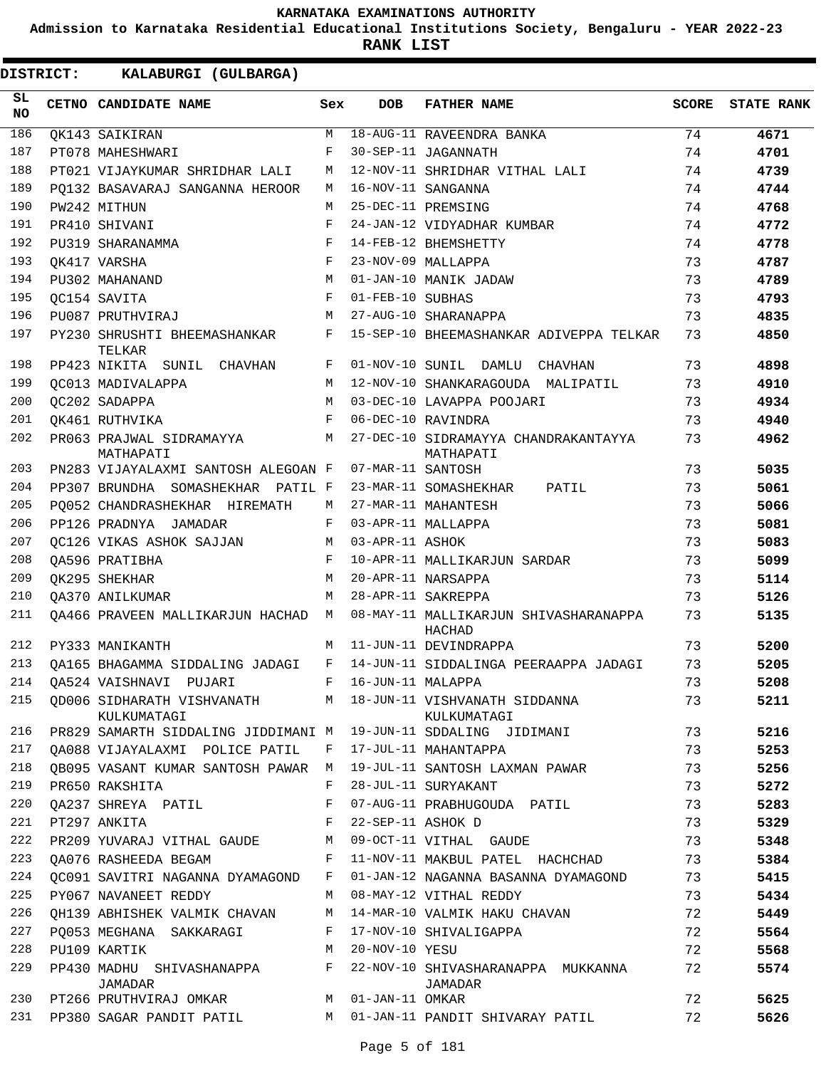KARNATAKA EXAMINATIONS AUTHORITY

Admission to Karnataka Residential Educational Institutions Society, Bengaluru - YEAR 2022-23

RANK LIST

**DISTRICT: KALABURGI (GULBARGA)**

| SL NO | CETNO | CANDIDATE NAME | Sex | DOB | FATHER NAME | SCORE | STATE RANK |
|---|---|---|---|---|---|---|---|
| 186 | QK143 | SAIKIRAN | M | 18-AUG-11 | RAVEENDRA BANKA | 74 | **4671** |
| 187 | PT078 | MAHESHWARI | F | 30-SEP-11 | JAGANNATH | 74 | **4701** |
| 188 | PT021 | VIJAYKUMAR SHRIDHAR LALI | M | 12-NOV-11 | SHRIDHAR VITHAL LALI | 74 | **4739** |
| 189 | PQ132 | BASAVARAJ SANGANNA HEROOR | M | 16-NOV-11 | SANGANNA | 74 | **4744** |
| 190 | PW242 | MITHUN | M | 25-DEC-11 | PREMSING | 74 | **4768** |
| 191 | PR410 | SHIVANI | F | 24-JAN-12 | VIDYADHAR KUMBAR | 74 | **4772** |
| 192 | PU319 | SHARANAMMA | F | 14-FEB-12 | BHEMSHETTY | 74 | **4778** |
| 193 | QK417 | VARSHA | F | 23-NOV-09 | MALLAPPA | 73 | **4787** |
| 194 | PU302 | MAHANAND | M | 01-JAN-10 | MANIK JADAW | 73 | **4789** |
| 195 | QC154 | SAVITA | F | 01-FEB-10 | SUBHAS | 73 | **4793** |
| 196 | PU087 | PRUTHVIRAJ | M | 27-AUG-10 | SHARANAPPA | 73 | **4835** |
| 197 | PY230 | SHRUSHTI BHEEMASHANKAR TELKAR | F | 15-SEP-10 | BHEEMASHANKAR ADIVEPPA TELKAR | 73 | **4850** |
| 198 | PP423 | NIKITA SUNIL CHAVHAN | F | 01-NOV-10 | SUNIL DAMLU CHAVHAN | 73 | **4898** |
| 199 | QC013 | MADIVALAPPA | M | 12-NOV-10 | SHANKARAGOUDA MALIPATIL | 73 | **4910** |
| 200 | QC202 | SADAPPA | M | 03-DEC-10 | LAVAPPA POOJARI | 73 | **4934** |
| 201 | QK461 | RUTHVIKA | F | 06-DEC-10 | RAVINDRA | 73 | **4940** |
| 202 | PR063 | PRAJWAL SIDRAMAYYA MATHAPATI | M | 27-DEC-10 | SIDRAMAYYA CHANDRAKANTAYYA MATHAPATI | 73 | **4962** |
| 203 | PN283 | VIJAYALAXMI SANTOSH ALEGOAN | F | 07-MAR-11 | SANTOSH | 73 | **5035** |
| 204 | PP307 | BRUNDHA SOMASHEKHAR PATIL | F | 23-MAR-11 | SOMASHEKHAR PATIL | 73 | **5061** |
| 205 | PQ052 | CHANDRASHEKHAR HIREMATH | M | 27-MAR-11 | MAHANTESH | 73 | **5066** |
| 206 | PP126 | PRADNYA JAMADAR | F | 03-APR-11 | MALLAPPA | 73 | **5081** |
| 207 | QC126 | VIKAS ASHOK SAJJAN | M | 03-APR-11 | ASHOK | 73 | **5083** |
| 208 | QA596 | PRATIBHA | F | 10-APR-11 | MALLIKARJUN SARDAR | 73 | **5099** |
| 209 | QK295 | SHEKHAR | M | 20-APR-11 | NARSAPPA | 73 | **5114** |
| 210 | QA370 | ANILKUMAR | M | 28-APR-11 | SAKREPPA | 73 | **5126** |
| 211 | QA466 | PRAVEEN MALLIKARJUN HACHAD | M | 08-MAY-11 | MALLIKARJUN SHIVASHARANAPPA HACHAD | 73 | **5135** |
| 212 | PY333 | MANIKANTH | M | 11-JUN-11 | DEVINDRAPPA | 73 | **5200** |
| 213 | QA165 | BHAGAMMA SIDDALING JADAGI | F | 14-JUN-11 | SIDDALINGA PEERAAPPA JADAGI | 73 | **5205** |
| 214 | QA524 | VAISHNAVI PUJARI | F | 16-JUN-11 | MALAPPA | 73 | **5208** |
| 215 | QD006 | SIDHARATH VISHVANATH KULKUMATAGI | M | 18-JUN-11 | VISHVANATH SIDDANNA KULKUMATAGI | 73 | **5211** |
| 216 | PR829 | SAMARTH SIDDALING JIDDIMANI | M | 19-JUN-11 | SDDALING JIDIMANI | 73 | **5216** |
| 217 | QA088 | VIJAYALAXMI POLICE PATIL | F | 17-JUL-11 | MAHANTAPPA | 73 | **5253** |
| 218 | QB095 | VASANT KUMAR SANTOSH PAWAR | M | 19-JUL-11 | SANTOSH LAXMAN PAWAR | 73 | **5256** |
| 219 | PR650 | RAKSHITA | F | 28-JUL-11 | SURYAKANT | 73 | **5272** |
| 220 | QA237 | SHREYA PATIL | F | 07-AUG-11 | PRABHUGOUDA PATIL | 73 | **5283** |
| 221 | PT297 | ANKITA | F | 22-SEP-11 | ASHOK D | 73 | **5329** |
| 222 | PR209 | YUVARAJ VITHAL GAUDE | M | 09-OCT-11 | VITHAL GAUDE | 73 | **5348** |
| 223 | QA076 | RASHEEDA BEGAM | F | 11-NOV-11 | MAKBUL PATEL HACHCHAD | 73 | **5384** |
| 224 | QC091 | SAVITRI NAGANNA DYAMAGOND | F | 01-JAN-12 | NAGANNA BASANNA DYAMAGOND | 73 | **5415** |
| 225 | PY067 | NAVANEET REDDY | M | 08-MAY-12 | VITHAL REDDY | 73 | **5434** |
| 226 | QH139 | ABHISHEK VALMIK CHAVAN | M | 14-MAR-10 | VALMIK HAKU CHAVAN | 72 | **5449** |
| 227 | PQ053 | MEGHANA SAKKARAGI | F | 17-NOV-10 | SHIVALIGAPPA | 72 | **5564** |
| 228 | PU109 | KARTIK | M | 20-NOV-10 | YESU | 72 | **5568** |
| 229 | PP430 | MADHU SHIVASHANAPPA JAMADAR | F | 22-NOV-10 | SHIVASHARANAPPA MUKKANNA JAMADAR | 72 | **5574** |
| 230 | PT266 | PRUTHVIRAJ OMKAR | M | 01-JAN-11 | OMKAR | 72 | **5625** |
| 231 | PP380 | SAGAR PANDIT PATIL | M | 01-JAN-11 | PANDIT SHIVARAY PATIL | 72 | **5626** |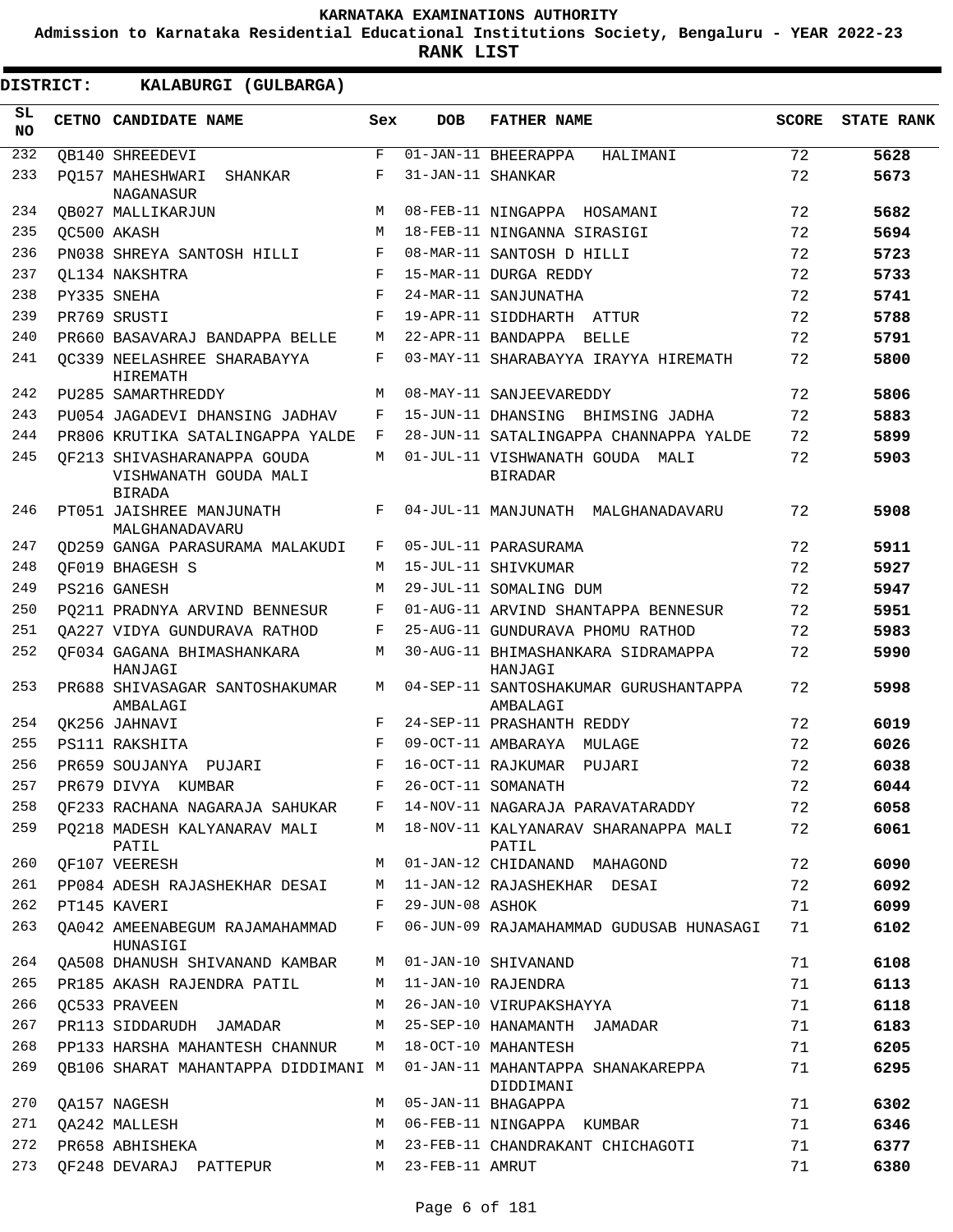KARNATAKA EXAMINATIONS AUTHORITY

Admission to Karnataka Residential Educational Institutions Society, Bengaluru - YEAR 2022-23

**RANK LIST**

**DISTRICT: KALABURGI (GULBARGA)**

| SL NO | CETNO | CANDIDATE NAME | Sex | DOB | FATHER NAME | SCORE | STATE RANK |
|---|---|---|---|---|---|---|---|
| 232 | QB140 | SHREEDEVI | F | 01-JAN-11 | BHEERAPPA HALIMANI | 72 | **5628** |
| 233 | PQ157 | MAHESHWARI SHANKAR NAGANASUR | F | 31-JAN-11 | SHANKAR | 72 | **5673** |
| 234 | QB027 | MALLIKARJUN | M | 08-FEB-11 | NINGAPPA HOSAMANI | 72 | **5682** |
| 235 | QC500 | AKASH | M | 18-FEB-11 | NINGANNA SIRASIGI | 72 | **5694** |
| 236 | PN038 | SHREYA SANTOSH HILLI | F | 08-MAR-11 | SANTOSH D HILLI | 72 | **5723** |
| 237 | QL134 | NAKSHTRA | F | 15-MAR-11 | DURGA REDDY | 72 | **5733** |
| 238 | PY335 | SNEHA | F | 24-MAR-11 | SANJUNATHA | 72 | **5741** |
| 239 | PR769 | SRUSTI | F | 19-APR-11 | SIDDHARTH ATTUR | 72 | **5788** |
| 240 | PR660 | BASAVARAJ BANDAPPA BELLE | M | 22-APR-11 | BANDAPPA BELLE | 72 | **5791** |
| 241 | QC339 | NEELASHREE SHARABAYYA HIREMATH | F | 03-MAY-11 | SHARABAYYA IRAYYA HIREMATH | 72 | **5800** |
| 242 | PU285 | SAMARTHREDDY | M | 08-MAY-11 | SANJEEVAREDDY | 72 | **5806** |
| 243 | PU054 | JAGADEVI DHANSING JADHAV | F | 15-JUN-11 | DHANSING BHIMSING JADHA | 72 | **5883** |
| 244 | PR806 | KRUTIKA SATALINGAPPA YALDE | F | 28-JUN-11 | SATALINGAPPA CHANNAPPA YALDE | 72 | **5899** |
| 245 | QF213 | SHIVASHARANAPPA GOUDA VISHWANATH GOUDA MALI BIRADA | M | 01-JUL-11 | VISHWANATH GOUDA MALI BIRADAR | 72 | **5903** |
| 246 | PT051 | JAISHREE MANJUNATH MALGHANADAVARU | F | 04-JUL-11 | MANJUNATH MALGHANADAVARU | 72 | **5908** |
| 247 | QD259 | GANGA PARASURAMA MALAKUDI | F | 05-JUL-11 | PARASURAMA | 72 | **5911** |
| 248 | QF019 | BHAGESH S | M | 15-JUL-11 | SHIVKUMAR | 72 | **5927** |
| 249 | PS216 | GANESH | M | 29-JUL-11 | SOMALING DUM | 72 | **5947** |
| 250 | PQ211 | PRADNYA ARVIND BENNESUR | F | 01-AUG-11 | ARVIND SHANTAPPA BENNESUR | 72 | **5951** |
| 251 | QA227 | VIDYA GUNDURAVA RATHOD | F | 25-AUG-11 | GUNDURAVA PHOMU RATHOD | 72 | **5983** |
| 252 | QF034 | GAGANA BHIMASHANKARA HANJAGI | M | 30-AUG-11 | BHIMASHANKARA SIDRAMAPPA HANJAGI | 72 | **5990** |
| 253 | PR688 | SHIVASAGAR SANTOSHAKUMAR AMBALAGI | M | 04-SEP-11 | SANTOSHAKUMAR GURUSHANTAPPA AMBALAGI | 72 | **5998** |
| 254 | QK256 | JAHNAVI | F | 24-SEP-11 | PRASHANTH REDDY | 72 | **6019** |
| 255 | PS111 | RAKSHITA | F | 09-OCT-11 | AMBARAYA MULAGE | 72 | **6026** |
| 256 | PR659 | SOUJANYA PUJARI | F | 16-OCT-11 | RAJKUMAR PUJARI | 72 | **6038** |
| 257 | PR679 | DIVYA KUMBAR | F | 26-OCT-11 | SOMANATH | 72 | **6044** |
| 258 | QF233 | RACHANA NAGARAJA SAHUKAR | F | 14-NOV-11 | NAGARAJA PARAVATARADDY | 72 | **6058** |
| 259 | PQ218 | MADESH KALYANARAV MALI PATIL | M | 18-NOV-11 | KALYANARAV SHARANAPPA MALI PATIL | 72 | **6061** |
| 260 | QF107 | VEERESH | M | 01-JAN-12 | CHIDANAND MAHAGOND | 72 | **6090** |
| 261 | PP084 | ADESH RAJASHEKHAR DESAI | M | 11-JAN-12 | RAJASHEKHAR DESAI | 72 | **6092** |
| 262 | PT145 | KAVERI | F | 29-JUN-08 | ASHOK | 71 | **6099** |
| 263 | QA042 | AMEENABEGUM RAJAMAHAMMAD HUNASIGI | F | 06-JUN-09 | RAJAMAHAMMAD GUDUSAB HUNASAGI | 71 | **6102** |
| 264 | QA508 | DHANUSH SHIVANAND KAMBAR | M | 01-JAN-10 | SHIVANAND | 71 | **6108** |
| 265 | PR185 | AKASH RAJENDRA PATIL | M | 11-JAN-10 | RAJENDRA | 71 | **6113** |
| 266 | QC533 | PRAVEEN | M | 26-JAN-10 | VIRUPAKSHAYYA | 71 | **6118** |
| 267 | PR113 | SIDDARUDH JAMADAR | M | 25-SEP-10 | HANAMANTH JAMADAR | 71 | **6183** |
| 268 | PP133 | HARSHA MAHANTESH CHANNUR | M | 18-OCT-10 | MAHANTESH | 71 | **6205** |
| 269 | QB106 | SHARAT MAHANTAPPA DIDDIMANI | M | 01-JAN-11 | MAHANTAPPA SHANAKAREPPA DIDDIMANI | 71 | **6295** |
| 270 | QA157 | NAGESH | M | 05-JAN-11 | BHAGAPPA | 71 | **6302** |
| 271 | QA242 | MALLESH | M | 06-FEB-11 | NINGAPPA KUMBAR | 71 | **6346** |
| 272 | PR658 | ABHISHEKA | M | 23-FEB-11 | CHANDRAKANT CHICHAGOTI | 71 | **6377** |
| 273 | QF248 | DEVARAJ PATTEPUR | M | 23-FEB-11 | AMRUT | 71 | **6380** |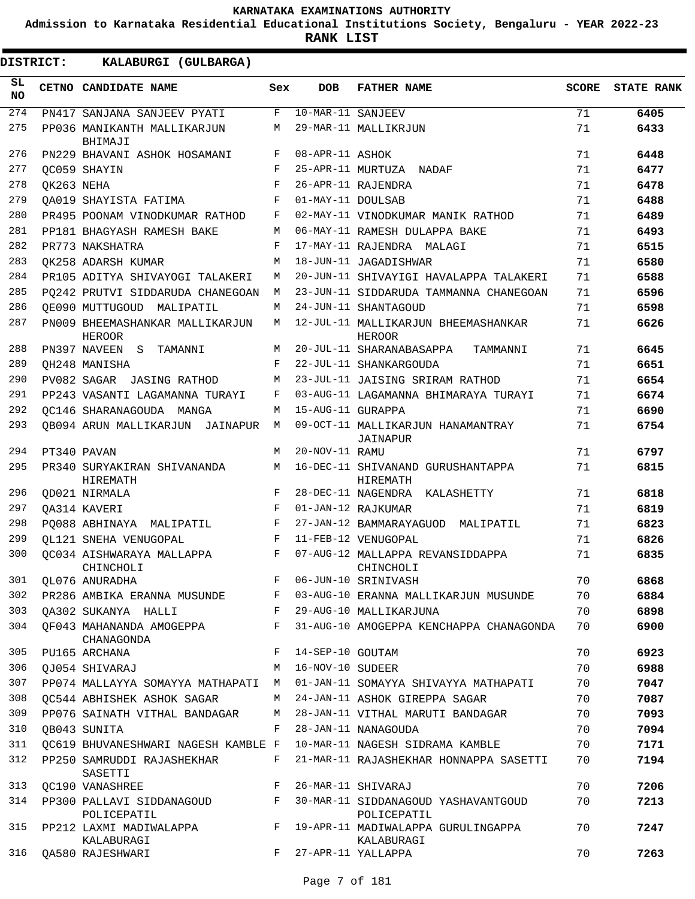**KARNATAKA EXAMINATIONS AUTHORITY**

**Admission to Karnataka Residential Educational Institutions Society, Bengaluru - YEAR 2022-23**

**RANK LIST**

**DISTRICT: KALABURGI (GULBARGA)**

| SL NO | CETNO | CANDIDATE NAME | Sex | DOB | FATHER NAME | SCORE | STATE RANK |
|---|---|---|---|---|---|---|---|
| 274 | PN417 | SANJANA SANJEEV PYATI | F | 10-MAR-11 | SANJEEV | 71 | **6405** |
| 275 | PP036 | MANIKANTH MALLIKARJUN BHIMAJI | M | 29-MAR-11 | MALLIKRJUN | 71 | **6433** |
| 276 | PN229 | BHAVANI ASHOK HOSAMANI | F | 08-APR-11 | ASHOK | 71 | **6448** |
| 277 | QC059 | SHAYIN | F | 25-APR-11 | MURTUZA NADAF | 71 | **6477** |
| 278 | QK263 | NEHA | F | 26-APR-11 | RAJENDRA | 71 | **6478** |
| 279 | QA019 | SHAYISTA FATIMA | F | 01-MAY-11 | DOULSAB | 71 | **6488** |
| 280 | PR495 | POONAM VINODKUMAR RATHOD | F | 02-MAY-11 | VINODKUMAR MANIK RATHOD | 71 | **6489** |
| 281 | PP181 | BHAGYASH RAMESH BAKE | M | 06-MAY-11 | RAMESH DULAPPA BAKE | 71 | **6493** |
| 282 | PR773 | NAKSHATRA | F | 17-MAY-11 | RAJENDRA MALAGI | 71 | **6515** |
| 283 | QK258 | ADARSH KUMAR | M | 18-JUN-11 | JAGADISHWAR | 71 | **6580** |
| 284 | PR105 | ADITYA SHIVAYOGI TALAKERI | M | 20-JUN-11 | SHIVAYIGI HAVALAPPA TALAKERI | 71 | **6588** |
| 285 | PQ242 | PRUTVI SIDDARUDA CHANEGOAN | M | 23-JUN-11 | SIDDARUDA TAMMANNA CHANEGOAN | 71 | **6596** |
| 286 | QE090 | MUTTUGOUD MALIPATIL | M | 24-JUN-11 | SHANTAGOUD | 71 | **6598** |
| 287 | PN009 | BHEEMASHANKAR MALLIKARJUN HEROOR | M | 12-JUL-11 | MALLIKARJUN BHEEMASHANKAR HEROOR | 71 | **6626** |
| 288 | PN397 | NAVEEN S TAMANNI | M | 20-JUL-11 | SHARANABASAPPA TAMMANNI | 71 | **6645** |
| 289 | QH248 | MANISHA | F | 22-JUL-11 | SHANKARGOUDA | 71 | **6651** |
| 290 | PV082 | SAGAR JASING RATHOD | M | 23-JUL-11 | JAISING SRIRAM RATHOD | 71 | **6654** |
| 291 | PP243 | VASANTI LAGAMANNA TURAYI | F | 03-AUG-11 | LAGAMANNA BHIMARAYA TURAYI | 71 | **6674** |
| 292 | QC146 | SHARANAGOUDA MANGA | M | 15-AUG-11 | GURAPPA | 71 | **6690** |
| 293 | QB094 | ARUN MALLIKARJUN JAINAPUR | M | 09-OCT-11 | MALLIKARJUN HANAMANTRAY JAINAPUR | 71 | **6754** |
| 294 | PT340 | PAVAN | M | 20-NOV-11 | RAMU | 71 | **6797** |
| 295 | PR340 | SURYAKIRAN SHIVANANDA HIREMATH | M | 16-DEC-11 | SHIVANAND GURUSHANTAPPA HIREMATH | 71 | **6815** |
| 296 | QD021 | NIRMALA | F | 28-DEC-11 | NAGENDRA KALASHETTY | 71 | **6818** |
| 297 | QA314 | KAVERI | F | 01-JAN-12 | RAJKUMAR | 71 | **6819** |
| 298 | PQ088 | ABHINAYA MALIPATIL | F | 27-JAN-12 | BAMMARAYAGUOD MALIPATIL | 71 | **6823** |
| 299 | QL121 | SNEHA VENUGOPAL | F | 11-FEB-12 | VENUGOPAL | 71 | **6826** |
| 300 | QC034 | AISHWARAYA MALLAPPA CHINCHOLI | F | 07-AUG-12 | MALLAPPA REVANSIDDAPPA CHINCHOLI | 71 | **6835** |
| 301 | QL076 | ANURADHA | F | 06-JUN-10 | SRINIVASH | 70 | **6868** |
| 302 | PR286 | AMBIKA ERANNA MUSUNDE | F | 03-AUG-10 | ERANNA MALLIKARJUN MUSUNDE | 70 | **6884** |
| 303 | QA302 | SUKANYA HALLI | F | 29-AUG-10 | MALLIKARJUNA | 70 | **6898** |
| 304 | QF043 | MAHANANDA AMOGEPPA CHANAGONDA | F | 31-AUG-10 | AMOGEPPA KENCHAPPA CHANAGONDA | 70 | **6900** |
| 305 | PU165 | ARCHANA | F | 14-SEP-10 | GOUTAM | 70 | **6923** |
| 306 | QJ054 | SHIVARAJ | M | 16-NOV-10 | SUDEER | 70 | **6988** |
| 307 | PP074 | MALLAYYA SOMAYYA MATHAPATI | M | 01-JAN-11 | SOMAYYA SHIVAYYA MATHAPATI | 70 | **7047** |
| 308 | QC544 | ABHISHEK ASHOK SAGAR | M | 24-JAN-11 | ASHOK GIREPPA SAGAR | 70 | **7087** |
| 309 | PP076 | SAINATH VITHAL BANDAGAR | M | 28-JAN-11 | VITHAL MARUTI BANDAGAR | 70 | **7093** |
| 310 | QB043 | SUNITA | F | 28-JAN-11 | NANAGOUDA | 70 | **7094** |
| 311 | QC619 | BHUVANESHWARI NAGESH KAMBLE | F | 10-MAR-11 | NAGESH SIDRAMA KAMBLE | 70 | **7171** |
| 312 | PP250 | SAMRUDDI RAJASHEKHAR SASETTI | F | 21-MAR-11 | RAJASHEKHAR HONNAPPA SASETTI | 70 | **7194** |
| 313 | QC190 | VANASHREE | F | 26-MAR-11 | SHIVARAJ | 70 | **7206** |
| 314 | PP300 | PALLAVI SIDDANAGOUD POLICEPATIL | F | 30-MAR-11 | SIDDANAGOUD YASHAVANTGOUD POLICEPATIL | 70 | **7213** |
| 315 | PP212 | LAXMI MADIWALAPPA KALABURAGI | F | 19-APR-11 | MADIWALAPPA GURULINGAPPA KALABURAGI | 70 | **7247** |
| 316 | QA580 | RAJESHWARI | F | 27-APR-11 | YALLAPPA | 70 | **7263** |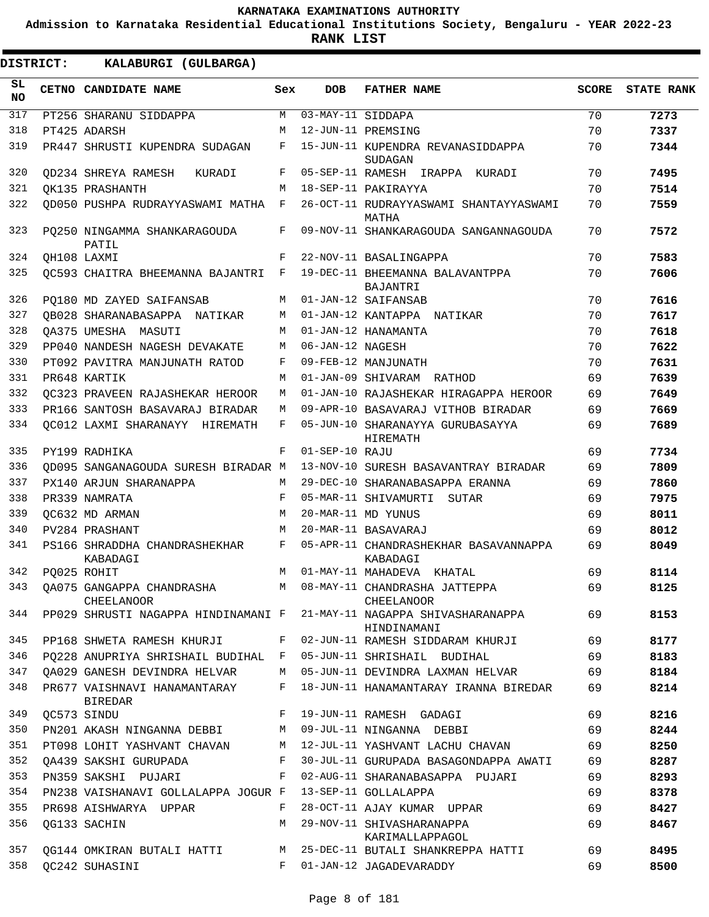# KARNATAKA EXAMINATIONS AUTHORITY

**Admission to Karnataka Residential Educational Institutions Society, Bengaluru - YEAR 2022-23**

**RANK LIST**

**DISTRICT: KALABURGI (GULBARGA)**

| SL NO | CETNO | CANDIDATE NAME | Sex | DOB | FATHER NAME | SCORE | STATE RANK |
|---|---|---|---|---|---|---|---|
| 317 | PT256 | SHARANU SIDDAPPA | M | 03-MAY-11 | SIDDAPA | 70 | 7273 |
| 318 | PT425 | ADARSH | M | 12-JUN-11 | PREMSING | 70 | 7337 |
| 319 | PR447 | SHRUSTI KUPENDRA SUDAGAN | F | 15-JUN-11 | KUPENDRA REVANASIDDAPPA SUDAGAN | 70 | 7344 |
| 320 | QD234 | SHREYA RAMESH KURADI | F | 05-SEP-11 | RAMESH IRAPPA KURADI | 70 | 7495 |
| 321 | QK135 | PRASHANTH | M | 18-SEP-11 | PAKIRAYYA | 70 | 7514 |
| 322 | QD050 | PUSHPA RUDRAYYASWAMI MATHA | F | 26-OCT-11 | RUDRAYYASWAMI SHANTAYYASWAMI MATHA | 70 | 7559 |
| 323 | PQ250 | NINGAMMA SHANKARAGOUDA PATIL | F | 09-NOV-11 | SHANKARAGOUDA SANGANNAGOUDA | 70 | 7572 |
| 324 | QH108 | LAXMI | F | 22-NOV-11 | BASALINGAPPA | 70 | 7583 |
| 325 | QC593 | CHAITRA BHEEMANNA BAJANTRI | F | 19-DEC-11 | BHEEMANNA BALAVANTPPA BAJANTRI | 70 | 7606 |
| 326 | PQ180 | MD ZAYED SAIFANSAB | M | 01-JAN-12 | SAIFANSAB | 70 | 7616 |
| 327 | QB028 | SHARANABASAPPA NATIKAR | M | 01-JAN-12 | KANTAPPA NATIKAR | 70 | 7617 |
| 328 | QA375 | UMESHA MASUTI | M | 01-JAN-12 | HANAMANTA | 70 | 7618 |
| 329 | PP040 | NANDESH NAGESH DEVAKATE | M | 06-JAN-12 | NAGESH | 70 | 7622 |
| 330 | PT092 | PAVITRA MANJUNATH RATOD | F | 09-FEB-12 | MANJUNATH | 70 | 7631 |
| 331 | PR648 | KARTIK | M | 01-JAN-09 | SHIVARAM RATHOD | 69 | 7639 |
| 332 | QC323 | PRAVEEN RAJASHEKAR HEROOR | M | 01-JAN-10 | RAJASHEKAR HIRAGAPPA HEROOR | 69 | 7649 |
| 333 | PR166 | SANTOSH BASAVARAJ BIRADAR | M | 09-APR-10 | BASAVARAJ VITHOB BIRADAR | 69 | 7669 |
| 334 | QC012 | LAXMI SHARANAYY HIREMATH | F | 05-JUN-10 | SHARANAYYA GURUBASAYYA HIREMATH | 69 | 7689 |
| 335 | PY199 | RADHIKA | F | 01-SEP-10 | RAJU | 69 | 7734 |
| 336 | QD095 | SANGANAGOUDA SURESH BIRADAR | M | 13-NOV-10 | SURESH BASAVANTRAY BIRADAR | 69 | 7809 |
| 337 | PX140 | ARJUN SHARANAPPA | M | 29-DEC-10 | SHARANABASAPPA ERANNA | 69 | 7860 |
| 338 | PR339 | NAMRATA | F | 05-MAR-11 | SHIVAMURTI SUTAR | 69 | 7975 |
| 339 | QC632 | MD ARMAN | M | 20-MAR-11 | MD YUNUS | 69 | 8011 |
| 340 | PV284 | PRASHANT | M | 20-MAR-11 | BASAVARAJ | 69 | 8012 |
| 341 | PS166 | SHRADDHA CHANDRASHEKHAR KABADAGI | F | 05-APR-11 | CHANDRASHEKHAR BASAVANNAPPA KABADAGI | 69 | 8049 |
| 342 | PQ025 | ROHIT | M | 01-MAY-11 | MAHADEVA KHATAL | 69 | 8114 |
| 343 | QA075 | GANGAPPA CHANDRASHA CHEELANOOR | M | 08-MAY-11 | CHANDRASHA JATTEPPA CHEELANOOR | 69 | 8125 |
| 344 | PP029 | SHRUSTI NAGAPPA HINDINAMANI | F | 21-MAY-11 | NAGAPPA SHIVASHARANAPPA HINDINAMANI | 69 | 8153 |
| 345 | PP168 | SHWETA RAMESH KHURJI | F | 02-JUN-11 | RAMESH SIDDARAM KHURJI | 69 | 8177 |
| 346 | PQ228 | ANUPRIYA SHRISHAIL BUDIHAL | F | 05-JUN-11 | SHRISHAIL BUDIHAL | 69 | 8183 |
| 347 | QA029 | GANESH DEVINDRA HELVAR | M | 05-JUN-11 | DEVINDRA LAXMAN HELVAR | 69 | 8184 |
| 348 | PR677 | VAISHNAVI HANAMANTARAY BIREDAR | F | 18-JUN-11 | HANAMANTARAY IRANNA BIREDAR | 69 | 8214 |
| 349 | QC573 | SINDU | F | 19-JUN-11 | RAMESH GADAGI | 69 | 8216 |
| 350 | PN201 | AKASH NINGANNA DEBBI | M | 09-JUL-11 | NINGANNA DEBBI | 69 | 8244 |
| 351 | PT098 | LOHIT YASHVANT CHAVAN | M | 12-JUL-11 | YASHVANT LACHU CHAVAN | 69 | 8250 |
| 352 | QA439 | SAKSHI GURUPADA | F | 30-JUL-11 | GURUPADA BASAGONDAPPA AWATI | 69 | 8287 |
| 353 | PN359 | SAKSHI PUJARI | F | 02-AUG-11 | SHARANABASAPPA PUJARI | 69 | 8293 |
| 354 | PN238 | VAISHANAVI GOLLALAPPA JOGUR | F | 13-SEP-11 | GOLLALAPPA | 69 | 8378 |
| 355 | PR698 | AISHWARYA UPPAR | F | 28-OCT-11 | AJAY KUMAR UPPAR | 69 | 8427 |
| 356 | QG133 | SACHIN | M | 29-NOV-11 | SHIVASHARANAPPA KARIMALLAPPAGOL | 69 | 8467 |
| 357 | QG144 | OMKIRAN BUTALI HATTI | M | 25-DEC-11 | BUTALI SHANKREPPA HATTI | 69 | 8495 |
| 358 | QC242 | SUHASINI | F | 01-JAN-12 | JAGADEVARADDY | 69 | 8500 |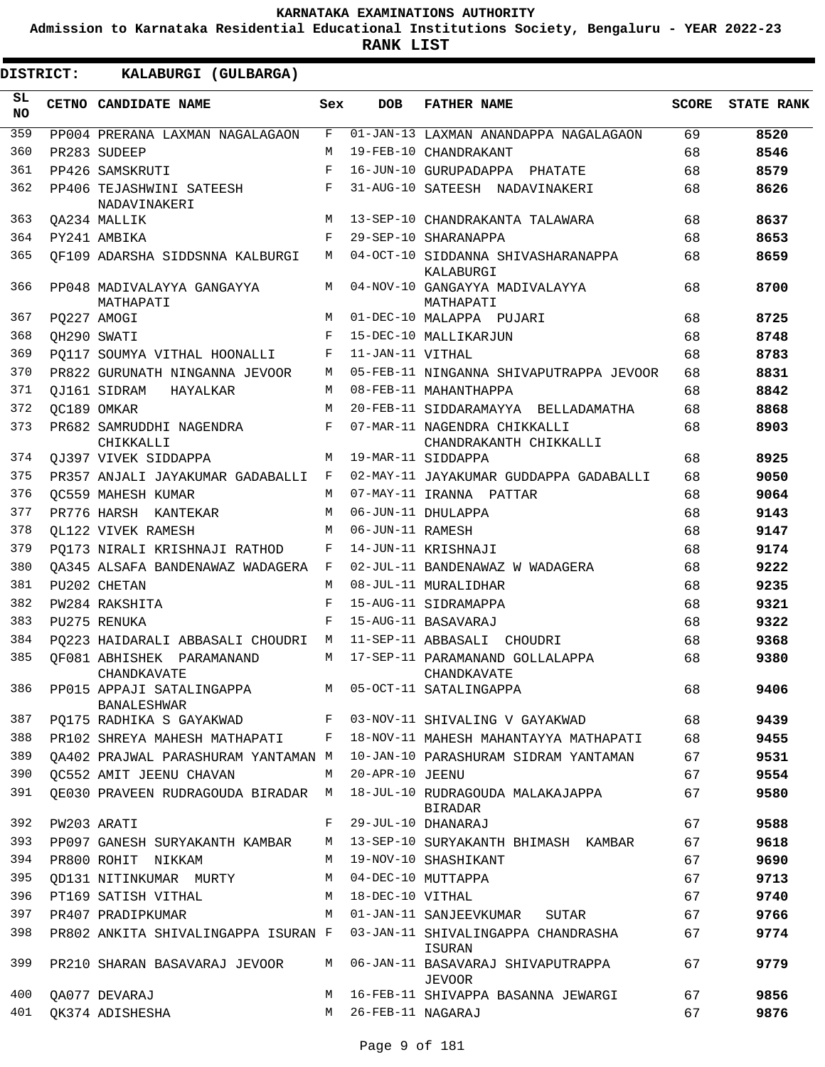# KARNATAKA EXAMINATIONS AUTHORITY

**Admission to Karnataka Residential Educational Institutions Society, Bengaluru - YEAR 2022-23**

**RANK LIST**

**DISTRICT: KALABURGI (GULBARGA)**

| SL NO | CETNO | CANDIDATE NAME | Sex | DOB | FATHER NAME | SCORE | STATE RANK |
|---|---|---|---|---|---|---|---|
| 359 | PP004 | PRERANA LAXMAN NAGALAGAON | F | 01-JAN-13 | LAXMAN ANANDAPPA NAGALAGAON | 69 | **8520** |
| 360 | PR283 | SUDEEP | M | 19-FEB-10 | CHANDRAKANT | 68 | **8546** |
| 361 | PP426 | SAMSKRUTI | F | 16-JUN-10 | GURUPADAPPA PHATATE | 68 | **8579** |
| 362 | PP406 | TEJASHWINI SATEESH NADAVINAKERI | F | 31-AUG-10 | SATEESH NADAVINAKERI | 68 | **8626** |
| 363 | QA234 | MALLIK | M | 13-SEP-10 | CHANDRAKANTA TALAWARA | 68 | **8637** |
| 364 | PY241 | AMBIKA | F | 29-SEP-10 | SHARANAPPA | 68 | **8653** |
| 365 | QF109 | ADARSHA SIDDSNNA KALBURGI | M | 04-OCT-10 | SIDDANNA SHIVASHARANAPPA KALABURGI | 68 | **8659** |
| 366 | PP048 | MADIVALAYYA GANGAYYA MATHAPATI | M | 04-NOV-10 | GANGAYYA MADIVALAYYA MATHAPATI | 68 | **8700** |
| 367 | PQ227 | AMOGI | M | 01-DEC-10 | MALAPPA PUJARI | 68 | **8725** |
| 368 | QH290 | SWATI | F | 15-DEC-10 | MALLIKARJUN | 68 | **8748** |
| 369 | PQ117 | SOUMYA VITHAL HOONALLI | F | 11-JAN-11 | VITHAL | 68 | **8783** |
| 370 | PR822 | GURUNATH NINGANNA JEVOOR | M | 05-FEB-11 | NINGANNA SHIVAPUTRAPPA JEVOOR | 68 | **8831** |
| 371 | QJ161 | SIDRAM HAYALKAR | M | 08-FEB-11 | MAHANTHAPPA | 68 | **8842** |
| 372 | QC189 | OMKAR | M | 20-FEB-11 | SIDDARAMAYYA BELLADAMATHA | 68 | **8868** |
| 373 | PR682 | SAMRUDDHI NAGENDRA CHIKKALLI | F | 07-MAR-11 | NAGENDRA CHIKKALLI CHANDRAKANTH CHIKKALLI | 68 | **8903** |
| 374 | QJ397 | VIVEK SIDDAPPA | M | 19-MAR-11 | SIDDAPPA | 68 | **8925** |
| 375 | PR357 | ANJALI JAYAKUMAR GADABALLI | F | 02-MAY-11 | JAYAKUMAR GUDDAPPA GADABALLI | 68 | **9050** |
| 376 | QC559 | MAHESH KUMAR | M | 07-MAY-11 | IRANNA PATTAR | 68 | **9064** |
| 377 | PR776 | HARSH KANTEKAR | M | 06-JUN-11 | DHULAPPA | 68 | **9143** |
| 378 | QL122 | VIVEK RAMESH | M | 06-JUN-11 | RAMESH | 68 | **9147** |
| 379 | PQ173 | NIRALI KRISHNAJI RATHOD | F | 14-JUN-11 | KRISHNAJI | 68 | **9174** |
| 380 | QA345 | ALSAFA BANDENAWAZ WADAGERA | F | 02-JUL-11 | BANDENAWAZ W WADAGERA | 68 | **9222** |
| 381 | PU202 | CHETAN | M | 08-JUL-11 | MURALIDHAR | 68 | **9235** |
| 382 | PW284 | RAKSHITA | F | 15-AUG-11 | SIDRAMAPPA | 68 | **9321** |
| 383 | PU275 | RENUKA | F | 15-AUG-11 | BASAVARAJ | 68 | **9322** |
| 384 | PQ223 | HAIDARALI ABBASALI CHOUDRI | M | 11-SEP-11 | ABBASALI CHOUDRI | 68 | **9368** |
| 385 | QF081 | ABHISHEK PARAMANAND CHANDKAVATE | M | 17-SEP-11 | PARAMANAND GOLLALAPPA CHANDKAVATE | 68 | **9380** |
| 386 | PP015 | APPAJI SATALINGAPPA BANALESHWAR | M | 05-OCT-11 | SATALINGAPPA | 68 | **9406** |
| 387 | PQ175 | RADHIKA S GAYAKWAD | F | 03-NOV-11 | SHIVALING V GAYAKWAD | 68 | **9439** |
| 388 | PR102 | SHREYA MAHESH MATHAPATI | F | 18-NOV-11 | MAHESH MAHANTAYYA MATHAPATI | 68 | **9455** |
| 389 | QA402 | PRAJWAL PARASHURAM YANTAMAN | M | 10-JAN-10 | PARASHURAM SIDRAM YANTAMAN | 67 | **9531** |
| 390 | QC552 | AMIT JEENU CHAVAN | M | 20-APR-10 | JEENU | 67 | **9554** |
| 391 | QE030 | PRAVEEN RUDRAGOUDA BIRADAR | M | 18-JUL-10 | RUDRAGOUDA MALAKAJAPPA BIRADAR | 67 | **9580** |
| 392 | PW203 | ARATI | F | 29-JUL-10 | DHANARAJ | 67 | **9588** |
| 393 | PP097 | GANESH SURYAKANTH KAMBAR | M | 13-SEP-10 | SURYAKANTH BHIMASH KAMBAR | 67 | **9618** |
| 394 | PR800 | ROHIT NIKKAM | M | 19-NOV-10 | SHASHIKANT | 67 | **9690** |
| 395 | QD131 | NITINKUMAR MURTY | M | 04-DEC-10 | MUTTAPPA | 67 | **9713** |
| 396 | PT169 | SATISH VITHAL | M | 18-DEC-10 | VITHAL | 67 | **9740** |
| 397 | PR407 | PRADIPKUMAR | M | 01-JAN-11 | SANJEEVKUMAR SUTAR | 67 | **9766** |
| 398 | PR802 | ANKITA SHIVALINGAPPA ISURAN | F | 03-JAN-11 | SHIVALINGAPPA CHANDRASHA ISURAN | 67 | **9774** |
| 399 | PR210 | SHARAN BASAVARAJ JEVOOR | M | 06-JAN-11 | BASAVARAJ SHIVAPUTRAPPA JEVOOR | 67 | **9779** |
| 400 | QA077 | DEVARAJ | M | 16-FEB-11 | SHIVAPPA BASANNA JEWARGI | 67 | **9856** |
| 401 | QK374 | ADISHESHA | M | 26-FEB-11 | NAGARAJ | 67 | **9876** |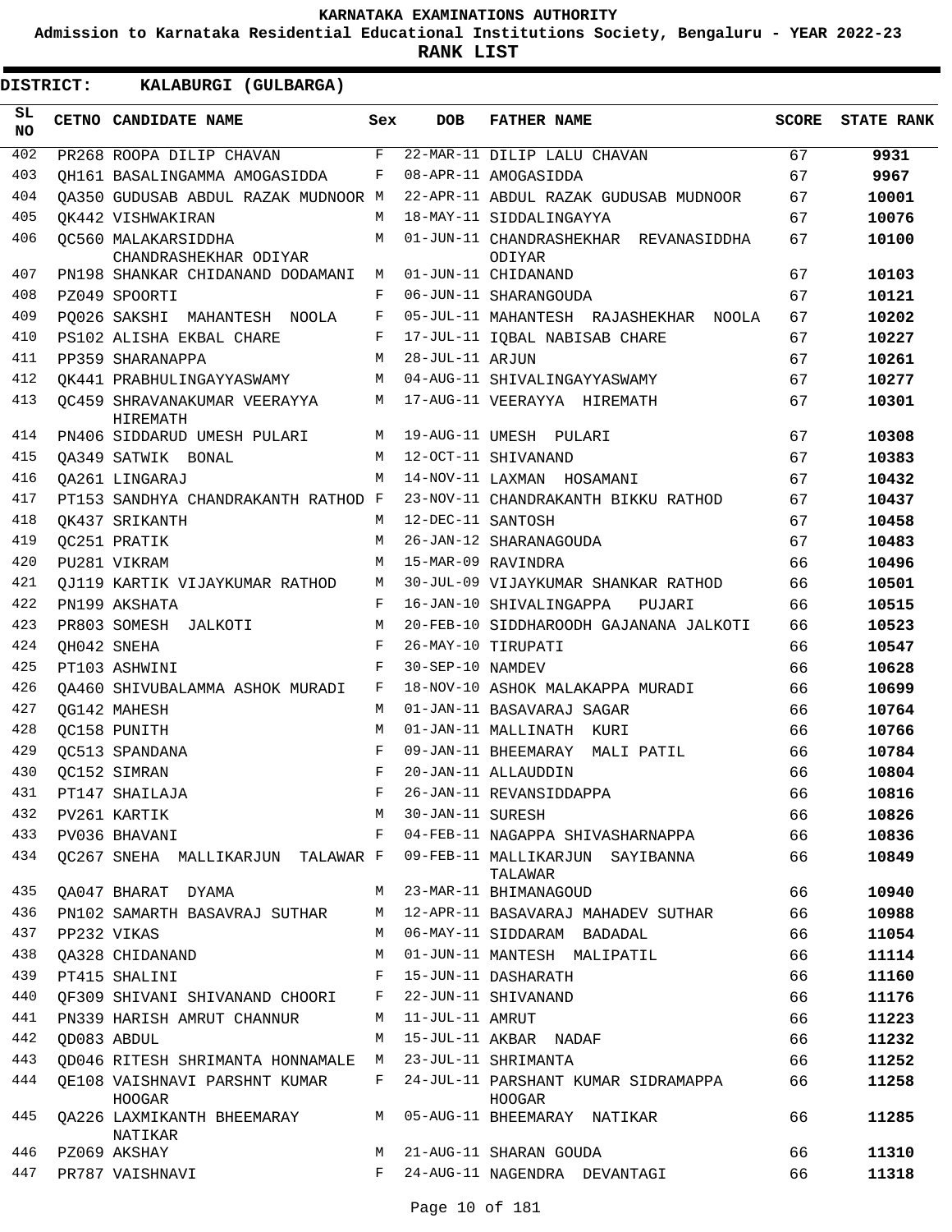KARNATAKA EXAMINATIONS AUTHORITY

Admission to Karnataka Residential Educational Institutions Society, Bengaluru - YEAR 2022-23

**RANK LIST**

**DISTRICT: KALABURGI (GULBARGA)**

| SL NO | CETNO | CANDIDATE NAME | Sex | DOB | FATHER NAME | SCORE | STATE RANK |
|---|---|---|---|---|---|---|---|
| 402 | PR268 | ROOPA DILIP CHAVAN | F | 22-MAR-11 | DILIP LALU CHAVAN | 67 | **9931** |
| 403 | QH161 | BASALINGAMMA AMOGASIDDA | F | 08-APR-11 | AMOGASIDDA | 67 | **9967** |
| 404 | QA350 | GUDUSAB ABDUL RAZAK MUDNOOR | M | 22-APR-11 | ABDUL RAZAK GUDUSAB MUDNOOR | 67 | **10001** |
| 405 | QK442 | VISHWAKIRAN | M | 18-MAY-11 | SIDDALINGAYYA | 67 | **10076** |
| 406 | QC560 | MALAKARSIDDHA CHANDRASHEKHAR ODIYAR | M | 01-JUN-11 | CHANDRASHEKHAR REVANASIDDHA ODIYAR | 67 | **10100** |
| 407 | PN198 | SHANKAR CHIDANAND DODAMANI | M | 01-JUN-11 | CHIDANAND | 67 | **10103** |
| 408 | PZ049 | SPOORTI | F | 06-JUN-11 | SHARANGOUDA | 67 | **10121** |
| 409 | PQ026 | SAKSHI MAHANTESH NOOLA | F | 05-JUL-11 | MAHANTESH RAJASHEKHAR NOOLA | 67 | **10202** |
| 410 | PS102 | ALISHA EKBAL CHARE | F | 17-JUL-11 | IQBAL NABISAB CHARE | 67 | **10227** |
| 411 | PP359 | SHARANAPPA | M | 28-JUL-11 | ARJUN | 67 | **10261** |
| 412 | QK441 | PRABHULINGAYYASWAMY | M | 04-AUG-11 | SHIVALINGAYYASWAMY | 67 | **10277** |
| 413 | QC459 | SHRAVANAKUMAR VEERAYYA HIREMATH | M | 17-AUG-11 | VEERAYYA HIREMATH | 67 | **10301** |
| 414 | PN406 | SIDDARUD UMESH PULARI | M | 19-AUG-11 | UMESH PULARI | 67 | **10308** |
| 415 | QA349 | SATWIK BONAL | M | 12-OCT-11 | SHIVANAND | 67 | **10383** |
| 416 | QA261 | LINGARAJ | M | 14-NOV-11 | LAXMAN HOSAMANI | 67 | **10432** |
| 417 | PT153 | SANDHYA CHANDRAKANTH RATHOD | F | 23-NOV-11 | CHANDRAKANTH BIKKU RATHOD | 67 | **10437** |
| 418 | QK437 | SRIKANTH | M | 12-DEC-11 | SANTOSH | 67 | **10458** |
| 419 | QC251 | PRATIK | M | 26-JAN-12 | SHARANAGOUDA | 67 | **10483** |
| 420 | PU281 | VIKRAM | M | 15-MAR-09 | RAVINDRA | 66 | **10496** |
| 421 | QJ119 | KARTIK VIJAYKUMAR RATHOD | M | 30-JUL-09 | VIJAYKUMAR SHANKAR RATHOD | 66 | **10501** |
| 422 | PN199 | AKSHATA | F | 16-JAN-10 | SHIVALINGAPPA PUJARI | 66 | **10515** |
| 423 | PR803 | SOMESH JALKOTI | M | 20-FEB-10 | SIDDHAROODH GAJANANA JALKOTI | 66 | **10523** |
| 424 | QH042 | SNEHA | F | 26-MAY-10 | TIRUPATI | 66 | **10547** |
| 425 | PT103 | ASHWINI | F | 30-SEP-10 | NAMDEV | 66 | **10628** |
| 426 | QA460 | SHIVUBALAMMA ASHOK MURADI | F | 18-NOV-10 | ASHOK MALAKAPPA MURADI | 66 | **10699** |
| 427 | QG142 | MAHESH | M | 01-JAN-11 | BASAVARAJ SAGAR | 66 | **10764** |
| 428 | QC158 | PUNITH | M | 01-JAN-11 | MALLINATH KURI | 66 | **10766** |
| 429 | QC513 | SPANDANA | F | 09-JAN-11 | BHEEMARAY MALI PATIL | 66 | **10784** |
| 430 | QC152 | SIMRAN | F | 20-JAN-11 | ALLAUDDIN | 66 | **10804** |
| 431 | PT147 | SHAILAJA | F | 26-JAN-11 | REVANSIDDAPPA | 66 | **10816** |
| 432 | PV261 | KARTIK | M | 30-JAN-11 | SURESH | 66 | **10826** |
| 433 | PV036 | BHAVANI | F | 04-FEB-11 | NAGAPPA SHIVASHARNAPPA | 66 | **10836** |
| 434 | QC267 | SNEHA MALLIKARJUN TALAWAR | F | 09-FEB-11 | MALLIKARJUN SAYIBANNA TALAWAR | 66 | **10849** |
| 435 | QA047 | BHARAT DYAMA | M | 23-MAR-11 | BHIMANAGOUD | 66 | **10940** |
| 436 | PN102 | SAMARTH BASAVRAJ SUTHAR | M | 12-APR-11 | BASAVARAJ MAHADEV SUTHAR | 66 | **10988** |
| 437 | PP232 | VIKAS | M | 06-MAY-11 | SIDDARAM BADADAL | 66 | **11054** |
| 438 | QA328 | CHIDANAND | M | 01-JUN-11 | MANTESH MALIPATIL | 66 | **11114** |
| 439 | PT415 | SHALINI | F | 15-JUN-11 | DASHARATH | 66 | **11160** |
| 440 | QF309 | SHIVANI SHIVANAND CHOORI | F | 22-JUN-11 | SHIVANAND | 66 | **11176** |
| 441 | PN339 | HARISH AMRUT CHANNUR | M | 11-JUL-11 | AMRUT | 66 | **11223** |
| 442 | QD083 | ABDUL | M | 15-JUL-11 | AKBAR NADAF | 66 | **11232** |
| 443 | QD046 | RITESH SHRIMANTA HONNAMALE | M | 23-JUL-11 | SHRIMANTA | 66 | **11252** |
| 444 | QE108 | VAISHNAVI PARSHNT KUMAR HOOGAR | F | 24-JUL-11 | PARSHANT KUMAR SIDRAMAPPA HOOGAR | 66 | **11258** |
| 445 | QA226 | LAXMIKANTH BHEEMARAY NATIKAR | M | 05-AUG-11 | BHEEMARAY NATIKAR | 66 | **11285** |
| 446 | PZ069 | AKSHAY | M | 21-AUG-11 | SHARAN GOUDA | 66 | **11310** |
| 447 | PR787 | VAISHNAVI | F | 24-AUG-11 | NAGENDRA DEVANTAGI | 66 | **11318** |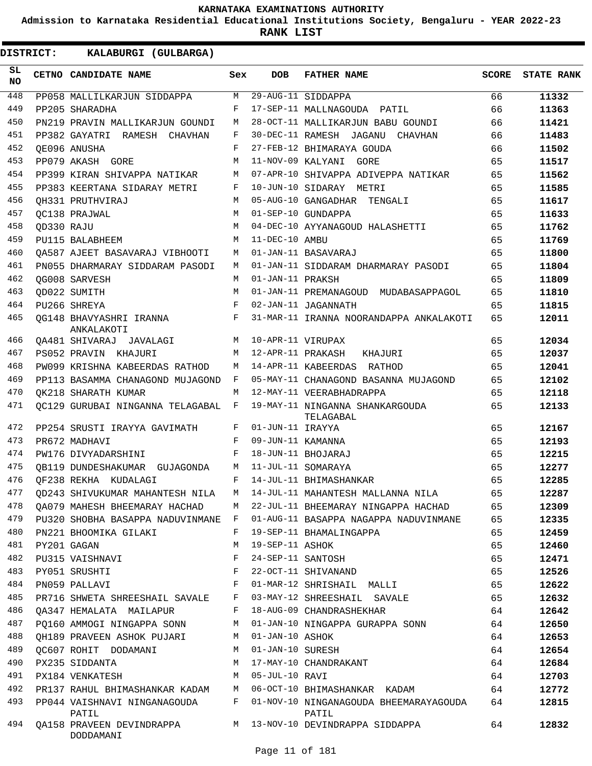# KARNATAKA EXAMINATIONS AUTHORITY

**Admission to Karnataka Residential Educational Institutions Society, Bengaluru - YEAR 2022-23**

**RANK LIST**

**DISTRICT: KALABURGI (GULBARGA)**

| SL NO | CETNO | CANDIDATE NAME | Sex | DOB | FATHER NAME | SCORE | STATE RANK |
|---|---|---|---|---|---|---|---|
| 448 | PP058 | MALLILKARJUN SIDDAPPA | M | 29-AUG-11 | SIDDAPPA | 66 | 11332 |
| 449 | PP205 | SHARADHA | F | 17-SEP-11 | MALLNAGOUDA PATIL | 66 | 11363 |
| 450 | PN219 | PRAVIN MALLIKARJUN GOUNDI | M | 28-OCT-11 | MALLIKARJUN BABU GOUNDI | 66 | 11421 |
| 451 | PP382 | GAYATRI RAMESH CHAVHAN | F | 30-DEC-11 | RAMESH JAGANU CHAVHAN | 66 | 11483 |
| 452 | QE096 | ANUSHA | F | 27-FEB-12 | BHIMARAYA GOUDA | 66 | 11502 |
| 453 | PP079 | AKASH GORE | M | 11-NOV-09 | KALYANI GORE | 65 | 11517 |
| 454 | PP399 | KIRAN SHIVAPPA NATIKAR | M | 07-APR-10 | SHIVAPPA ADIVEPPA NATIKAR | 65 | 11562 |
| 455 | PP383 | KEERTANA SIDARAY METRI | F | 10-JUN-10 | SIDARAY METRI | 65 | 11585 |
| 456 | QH331 | PRUTHVIRAJ | M | 05-AUG-10 | GANGADHAR TENGALI | 65 | 11617 |
| 457 | QC138 | PRAJWAL | M | 01-SEP-10 | GUNDAPPA | 65 | 11633 |
| 458 | QD330 | RAJU | M | 04-DEC-10 | AYYANAGOUD HALASHETTI | 65 | 11762 |
| 459 | PU115 | BALABHEEM | M | 11-DEC-10 | AMBU | 65 | 11769 |
| 460 | QA587 | AJEET BASAVARAJ VIBHOOTI | M | 01-JAN-11 | BASAVARAJ | 65 | 11800 |
| 461 | PN055 | DHARMARAY SIDDARAM PASODI | M | 01-JAN-11 | SIDDARAM DHARMARAY PASODI | 65 | 11804 |
| 462 | QG008 | SARVESH | M | 01-JAN-11 | PRAKSH | 65 | 11809 |
| 463 | QD022 | SUMITH | M | 01-JAN-11 | PREMANAGOUD MUDABASAPPAGOL | 65 | 11810 |
| 464 | PU266 | SHREYA | F | 02-JAN-11 | JAGANNATH | 65 | 11815 |
| 465 | QG148 | BHAVYASHRI IRANNA ANKALAKOTI | F | 31-MAR-11 | IRANNA NOORANDAPPA ANKALAKOTI | 65 | 12011 |
| 466 | QA481 | SHIVARAJ JAVALAGI | M | 10-APR-11 | VIRUPAX | 65 | 12034 |
| 467 | PS052 | PRAVIN KHAJURI | M | 12-APR-11 | PRAKASH KHAJURI | 65 | 12037 |
| 468 | PW099 | KRISHNA KABEERDAS RATHOD | M | 14-APR-11 | KABEERDAS RATHOD | 65 | 12041 |
| 469 | PP113 | BASAMMA CHANAGOND MUJAGOND | F | 05-MAY-11 | CHANAGOND BASANNA MUJAGOND | 65 | 12102 |
| 470 | QK218 | SHARATH KUMAR | M | 12-MAY-11 | VEERABHADRAPPA | 65 | 12118 |
| 471 | QC129 | GURUBAI NINGANNA TELAGABAL | F | 19-MAY-11 | NINGANNA SHANKARGOUDA TELAGABAL | 65 | 12133 |
| 472 | PP254 | SRUSTI IRAYYA GAVIMATH | F | 01-JUN-11 | IRAYYA | 65 | 12167 |
| 473 | PR672 | MADHAVI | F | 09-JUN-11 | KAMANNA | 65 | 12193 |
| 474 | PW176 | DIVYADARSHINI | F | 18-JUN-11 | BHOJARAJ | 65 | 12215 |
| 475 | QB119 | DUNDESHAKUMAR GUJAGONDA | M | 11-JUL-11 | SOMARAYA | 65 | 12277 |
| 476 | QF238 | REKHA KUDALAGI | F | 14-JUL-11 | BHIMASHANKAR | 65 | 12285 |
| 477 | QD243 | SHIVUKUMAR MAHANTESH NILA | M | 14-JUL-11 | MAHANTESH MALLANNA NILA | 65 | 12287 |
| 478 | QA079 | MAHESH BHEEMARAY HACHAD | M | 22-JUL-11 | BHEEMARAY NINGAPPA HACHAD | 65 | 12309 |
| 479 | PU320 | SHOBHA BASAPPA NADUVINMANE | F | 01-AUG-11 | BASAPPA NAGAPPA NADUVINMANE | 65 | 12335 |
| 480 | PN221 | BHOOMIKA GILAKI | F | 19-SEP-11 | BHAMALINGAPPA | 65 | 12459 |
| 481 | PY201 | GAGAN | M | 19-SEP-11 | ASHOK | 65 | 12460 |
| 482 | PU315 | VAISHNAVI | F | 24-SEP-11 | SANTOSH | 65 | 12471 |
| 483 | PY051 | SRUSHTI | F | 22-OCT-11 | SHIVANAND | 65 | 12526 |
| 484 | PN059 | PALLAVI | F | 01-MAR-12 | SHRISHAIL MALLI | 65 | 12622 |
| 485 | PR716 | SHWETA SHREESHAIL SAVALE | F | 03-MAY-12 | SHREESHAIL SAVALE | 65 | 12632 |
| 486 | QA347 | HEMALATA MAILAPUR | F | 18-AUG-09 | CHANDRASHEKHAR | 64 | 12642 |
| 487 | PQ160 | AMMOGI NINGAPPA SONN | M | 01-JAN-10 | NINGAPPA GURAPPA SONN | 64 | 12650 |
| 488 | QH189 | PRAVEEN ASHOK PUJARI | M | 01-JAN-10 | ASHOK | 64 | 12653 |
| 489 | QC607 | ROHIT DODAMANI | M | 01-JAN-10 | SURESH | 64 | 12654 |
| 490 | PX235 | SIDDANTA | M | 17-MAY-10 | CHANDRAKANT | 64 | 12684 |
| 491 | PX184 | VENKATESH | M | 05-JUL-10 | RAVI | 64 | 12703 |
| 492 | PR137 | RAHUL BHIMASHANKAR KADAM | M | 06-OCT-10 | BHIMASHANKAR KADAM | 64 | 12772 |
| 493 | PP044 | VAISHNAVI NINGANAGOUDA PATIL | F | 01-NOV-10 | NINGANAGOUDA BHEEMARAYAGOUDA PATIL | 64 | 12815 |
| 494 | QA158 | PRAVEEN DEVINDRAPPA DODDAMANI | M | 13-NOV-10 | DEVINDRAPPA SIDDAPPA | 64 | 12832 |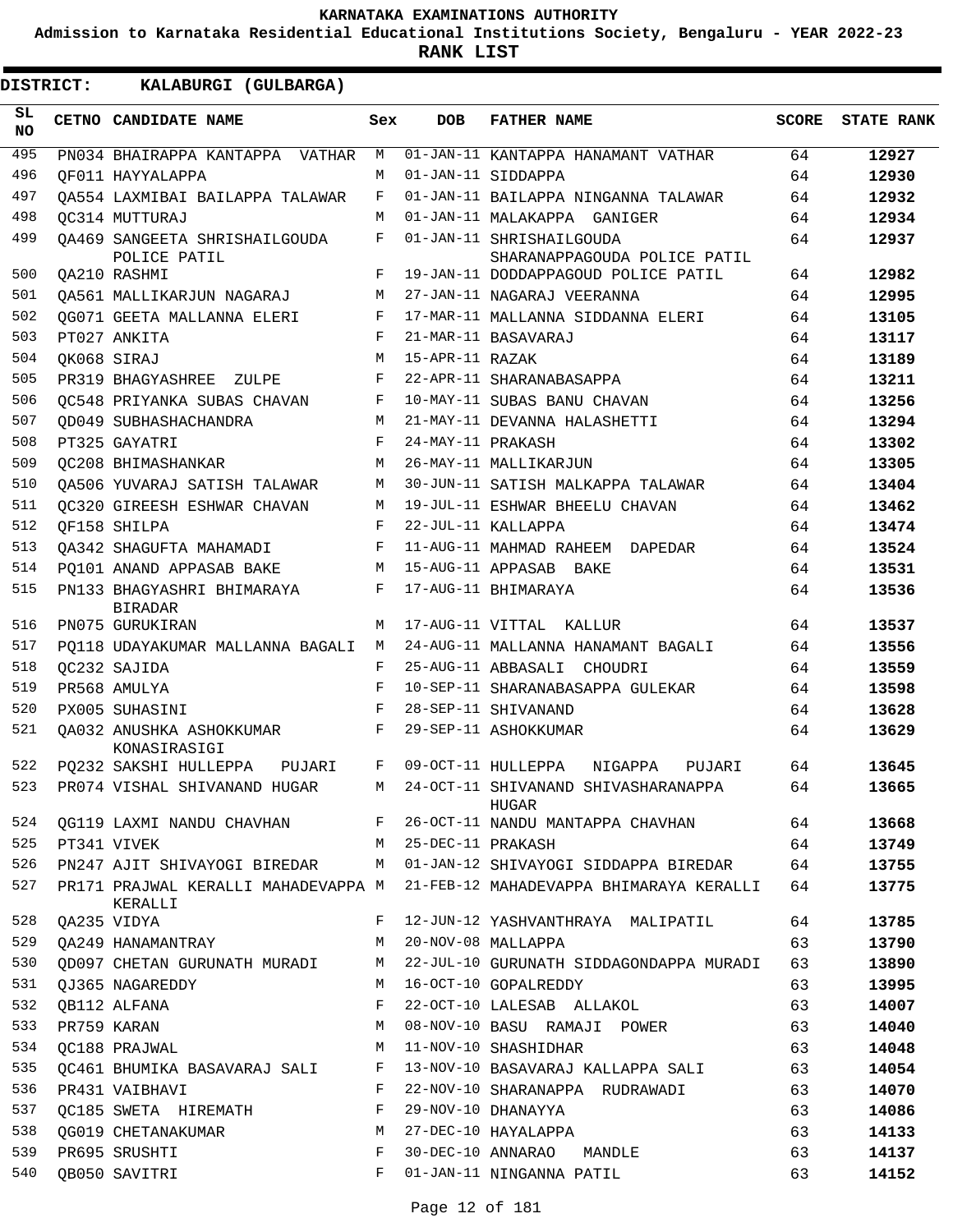# KARNATAKA EXAMINATIONS AUTHORITY

**Admission to Karnataka Residential Educational Institutions Society, Bengaluru - YEAR 2022-23**

**RANK LIST**

**DISTRICT: KALABURGI (GULBARGA)**

| SL NO | CETNO | CANDIDATE NAME | Sex | DOB | FATHER NAME | SCORE | STATE RANK |
|---|---|---|---|---|---|---|---|
| 495 | PN034 | BHAIRAPPA KANTAPPA VATHAR | M | 01-JAN-11 | KANTAPPA HANAMANT VATHAR | 64 | **12927** |
| 496 | QF011 | HAYYALAPPA | M | 01-JAN-11 | SIDDAPPA | 64 | **12930** |
| 497 | QA554 | LAXMIBAI BAILAPPA TALAWAR | F | 01-JAN-11 | BAILAPPA NINGANNA TALAWAR | 64 | **12932** |
| 498 | QC314 | MUTTURAJ | M | 01-JAN-11 | MALAKAPPA GANIGER | 64 | **12934** |
| 499 | QA469 | SANGEETA SHRISHAILGOUDA POLICE PATIL | F | 01-JAN-11 | SHRISHAILGOUDA SHARANAPPAGOUDA POLICE PATIL | 64 | **12937** |
| 500 | QA210 | RASHMI | F | 19-JAN-11 | DODDAPPAGOUD POLICE PATIL | 64 | **12982** |
| 501 | QA561 | MALLIKARJUN NAGARAJ | M | 27-JAN-11 | NAGARAJ VEERANNA | 64 | **12995** |
| 502 | QG071 | GEETA MALLANNA ELERI | F | 17-MAR-11 | MALLANNA SIDDANNA ELERI | 64 | **13105** |
| 503 | PT027 | ANKITA | F | 21-MAR-11 | BASAVARAJ | 64 | **13117** |
| 504 | QK068 | SIRAJ | M | 15-APR-11 | RAZAK | 64 | **13189** |
| 505 | PR319 | BHAGYASHREE ZULPE | F | 22-APR-11 | SHARANABASAPPA | 64 | **13211** |
| 506 | QC548 | PRIYANKA SUBAS CHAVAN | F | 10-MAY-11 | SUBAS BANU CHAVAN | 64 | **13256** |
| 507 | QD049 | SUBHASHACHANDRA | M | 21-MAY-11 | DEVANNA HALASHETTI | 64 | **13294** |
| 508 | PT325 | GAYATRI | F | 24-MAY-11 | PRAKASH | 64 | **13302** |
| 509 | QC208 | BHIMASHANKAR | M | 26-MAY-11 | MALLIKARJUN | 64 | **13305** |
| 510 | QA506 | YUVARAJ SATISH TALAWAR | M | 30-JUN-11 | SATISH MALKAPPA TALAWAR | 64 | **13404** |
| 511 | QC320 | GIREESH ESHWAR CHAVAN | M | 19-JUL-11 | ESHWAR BHEELU CHAVAN | 64 | **13462** |
| 512 | QF158 | SHILPA | F | 22-JUL-11 | KALLAPPA | 64 | **13474** |
| 513 | QA342 | SHAGUFTA MAHAMADI | F | 11-AUG-11 | MAHMAD RAHEEM DAPEDAR | 64 | **13524** |
| 514 | PQ101 | ANAND APPASAB BAKE | M | 15-AUG-11 | APPASAB BAKE | 64 | **13531** |
| 515 | PN133 | BHAGYASHRI BHIMARAYA BIRADAR | F | 17-AUG-11 | BHIMARAYA | 64 | **13536** |
| 516 | PN075 | GURUKIRAN | M | 17-AUG-11 | VITTAL KALLUR | 64 | **13537** |
| 517 | PQ118 | UDAYAKUMAR MALLANNA BAGALI | M | 24-AUG-11 | MALLANNA HANAMANT BAGALI | 64 | **13556** |
| 518 | QC232 | SAJIDA | F | 25-AUG-11 | ABBASALI CHOUDRI | 64 | **13559** |
| 519 | PR568 | AMULYA | F | 10-SEP-11 | SHARANABASAPPA GULEKAR | 64 | **13598** |
| 520 | PX005 | SUHASINI | F | 28-SEP-11 | SHIVANAND | 64 | **13628** |
| 521 | QA032 | ANUSHKA ASHOKKUMAR KONASIRASIGI | F | 29-SEP-11 | ASHOKKUMAR | 64 | **13629** |
| 522 | PQ232 | SAKSHI HULLEPPA PUJARI | F | 09-OCT-11 | HULLEPPA NIGAPPA PUJARI | 64 | **13645** |
| 523 | PR074 | VISHAL SHIVANAND HUGAR | M | 24-OCT-11 | SHIVANAND SHIVASHARANAPPA HUGAR | 64 | **13665** |
| 524 | QG119 | LAXMI NANDU CHAVHAN | F | 26-OCT-11 | NANDU MANTAPPA CHAVHAN | 64 | **13668** |
| 525 | PT341 | VIVEK | M | 25-DEC-11 | PRAKASH | 64 | **13749** |
| 526 | PN247 | AJIT SHIVAYOGI BIREDAR | M | 01-JAN-12 | SHIVAYOGI SIDDAPPA BIREDAR | 64 | **13755** |
| 527 | PR171 | PRAJWAL KERALLI MAHADEVAPPA KERALLI | M | 21-FEB-12 | MAHADEVAPPA BHIMARAYA KERALLI | 64 | **13775** |
| 528 | QA235 | VIDYA | F | 12-JUN-12 | YASHVANTHRAYA MALIPATIL | 64 | **13785** |
| 529 | QA249 | HANAMANTRAY | M | 20-NOV-08 | MALLAPPA | 63 | **13790** |
| 530 | QD097 | CHETAN GURUNATH MURADI | M | 22-JUL-10 | GURUNATH SIDDAGONDAPPA MURADI | 63 | **13890** |
| 531 | QJ365 | NAGAREDDY | M | 16-OCT-10 | GOPALREDDY | 63 | **13995** |
| 532 | QB112 | ALFANA | F | 22-OCT-10 | LALESAB ALLAKOL | 63 | **14007** |
| 533 | PR759 | KARAN | M | 08-NOV-10 | BASU RAMAJI POWER | 63 | **14040** |
| 534 | QC188 | PRAJWAL | M | 11-NOV-10 | SHASHIDHAR | 63 | **14048** |
| 535 | QC461 | BHUMIKA BASAVARAJ SALI | F | 13-NOV-10 | BASAVARAJ KALLAPPA SALI | 63 | **14054** |
| 536 | PR431 | VAIBHAVI | F | 22-NOV-10 | SHARANAPPA RUDRAWADI | 63 | **14070** |
| 537 | QC185 | SWETA HIREMATH | F | 29-NOV-10 | DHANAYYA | 63 | **14086** |
| 538 | QG019 | CHETANAKUMAR | M | 27-DEC-10 | HAYALAPPA | 63 | **14133** |
| 539 | PR695 | SRUSHTI | F | 30-DEC-10 | ANNARAO MANDLE | 63 | **14137** |
| 540 | QB050 | SAVITRI | F | 01-JAN-11 | NINGANNA PATIL | 63 | **14152** |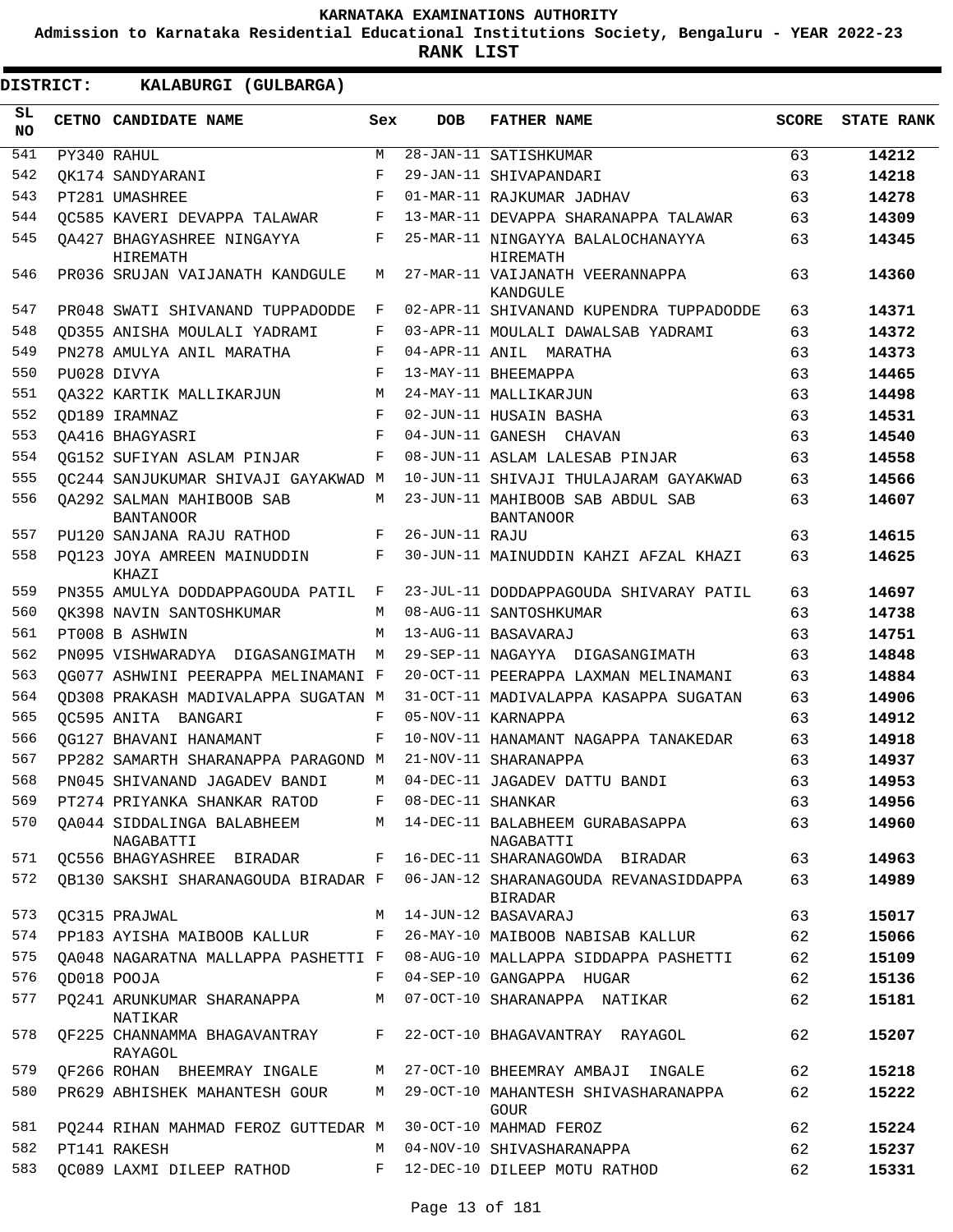KARNATAKA EXAMINATIONS AUTHORITY

Admission to Karnataka Residential Educational Institutions Society, Bengaluru - YEAR 2022-23

**RANK LIST**

**DISTRICT: KALABURGI (GULBARGA)**

| SL NO | CETNO | CANDIDATE NAME | Sex | DOB | FATHER NAME | SCORE | STATE RANK |
|---|---|---|---|---|---|---|---|
| 541 | PY340 | RAHUL | M | 28-JAN-11 | SATISHKUMAR | 63 | **14212** |
| 542 | QK174 | SANDYARANI | F | 29-JAN-11 | SHIVAPANDARI | 63 | **14218** |
| 543 | PT281 | UMASHREE | F | 01-MAR-11 | RAJKUMAR JADHAV | 63 | **14278** |
| 544 | QC585 | KAVERI DEVAPPA TALAWAR | F | 13-MAR-11 | DEVAPPA SHARANAPPA TALAWAR | 63 | **14309** |
| 545 | QA427 | BHAGYASHREE NINGAYYA HIREMATH | F | 25-MAR-11 | NINGAYYA BALALOCHANAYYA HIREMATH | 63 | **14345** |
| 546 | PR036 | SRUJAN VAIJANATH KANDGULE | M | 27-MAR-11 | VAIJANATH VEERANNAPPA KANDGULE | 63 | **14360** |
| 547 | PR048 | SWATI SHIVANAND TUPPADODDE | F | 02-APR-11 | SHIVANAND KUPENDRA TUPPADODDE | 63 | **14371** |
| 548 | QD355 | ANISHA MOULALI YADRAMI | F | 03-APR-11 | MOULALI DAWALSAB YADRAMI | 63 | **14372** |
| 549 | PN278 | AMULYA ANIL MARATHA | F | 04-APR-11 | ANIL MARATHA | 63 | **14373** |
| 550 | PU028 | DIVYA | F | 13-MAY-11 | BHEEMAPPA | 63 | **14465** |
| 551 | QA322 | KARTIK MALLIKARJUN | M | 24-MAY-11 | MALLIKARJUN | 63 | **14498** |
| 552 | QD189 | IRAMNAZ | F | 02-JUN-11 | HUSAIN BASHA | 63 | **14531** |
| 553 | QA416 | BHAGYASRI | F | 04-JUN-11 | GANESH CHAVAN | 63 | **14540** |
| 554 | QG152 | SUFIYAN ASLAM PINJAR | F | 08-JUN-11 | ASLAM LALESAB PINJAR | 63 | **14558** |
| 555 | QC244 | SANJUKUMAR SHIVAJI GAYAKWAD | M | 10-JUN-11 | SHIVAJI THULAJARAM GAYAKWAD | 63 | **14566** |
| 556 | QA292 | SALMAN MAHIBOOB SAB BANTANOOR | M | 23-JUN-11 | MAHIBOOB SAB ABDUL SAB BANTANOOR | 63 | **14607** |
| 557 | PU120 | SANJANA RAJU RATHOD | F | 26-JUN-11 | RAJU | 63 | **14615** |
| 558 | PQ123 | JOYA AMREEN MAINUDDIN KHAZI | F | 30-JUN-11 | MAINUDDIN KAHZI AFZAL KHAZI | 63 | **14625** |
| 559 | PN355 | AMULYA DODDAPPAGOUDA PATIL | F | 23-JUL-11 | DODDAPPAGOUDA SHIVARAY PATIL | 63 | **14697** |
| 560 | QK398 | NAVIN SANTOSHKUMAR | M | 08-AUG-11 | SANTOSHKUMAR | 63 | **14738** |
| 561 | PT008 | B ASHWIN | M | 13-AUG-11 | BASAVARAJ | 63 | **14751** |
| 562 | PN095 | VISHWARADYA DIGASANGIMATH | M | 29-SEP-11 | NAGAYYA DIGASANGIMATH | 63 | **14848** |
| 563 | QG077 | ASHWINI PEERAPPA MELINAMANI | F | 20-OCT-11 | PEERAPPA LAXMAN MELINAMANI | 63 | **14884** |
| 564 | QD308 | PRAKASH MADIVALAPPA SUGATAN | M | 31-OCT-11 | MADIVALAPPA KASAPPA SUGATAN | 63 | **14906** |
| 565 | QC595 | ANITA BANGARI | F | 05-NOV-11 | KARNAPPA | 63 | **14912** |
| 566 | QG127 | BHAVANI HANAMANT | F | 10-NOV-11 | HANAMANT NAGAPPA TANAKEDAR | 63 | **14918** |
| 567 | PP282 | SAMARTH SHARANAPPA PARAGOND | M | 21-NOV-11 | SHARANAPPA | 63 | **14937** |
| 568 | PN045 | SHIVANAND JAGADEV BANDI | M | 04-DEC-11 | JAGADEV DATTU BANDI | 63 | **14953** |
| 569 | PT274 | PRIYANKA SHANKAR RATOD | F | 08-DEC-11 | SHANKAR | 63 | **14956** |
| 570 | QA044 | SIDDALINGA BALABHEEM NAGABATTI | M | 14-DEC-11 | BALABHEEM GURABASAPPA NAGABATTI | 63 | **14960** |
| 571 | QC556 | BHAGYASHREE BIRADAR | F | 16-DEC-11 | SHARANAGOWDA BIRADAR | 63 | **14963** |
| 572 | QB130 | SAKSHI SHARANAGOUDA BIRADAR | F | 06-JAN-12 | SHARANAGOUDA REVANASIDDAPPA BIRADAR | 63 | **14989** |
| 573 | QC315 | PRAJWAL | M | 14-JUN-12 | BASAVARAJ | 63 | **15017** |
| 574 | PP183 | AYISHA MAIBOOB KALLUR | F | 26-MAY-10 | MAIBOOB NABISAB KALLUR | 62 | **15066** |
| 575 | QA048 | NAGARATNA MALLAPPA PASHETTI | F | 08-AUG-10 | MALLAPPA SIDDAPPA PASHETTI | 62 | **15109** |
| 576 | QD018 | POOJA | F | 04-SEP-10 | GANGAPPA HUGAR | 62 | **15136** |
| 577 | PQ241 | ARUNKUMAR SHARANAPPA NATIKAR | M | 07-OCT-10 | SHARANAPPA NATIKAR | 62 | **15181** |
| 578 | QF225 | CHANNAMMA BHAGAVANTRAY RAYAGOL | F | 22-OCT-10 | BHAGAVANTRAY RAYAGOL | 62 | **15207** |
| 579 | QF266 | ROHAN BHEEMRAY INGALE | M | 27-OCT-10 | BHEEMRAY AMBAJI INGALE | 62 | **15218** |
| 580 | PR629 | ABHISHEK MAHANTESH GOUR | M | 29-OCT-10 | MAHANTESH SHIVASHARANAPPA GOUR | 62 | **15222** |
| 581 | PQ244 | RIHAN MAHMAD FEROZ GUTTEDAR | M | 30-OCT-10 | MAHMAD FEROZ | 62 | **15224** |
| 582 | PT141 | RAKESH | M | 04-NOV-10 | SHIVASHARANAPPA | 62 | **15237** |
| 583 | QC089 | LAXMI DILEEP RATHOD | F | 12-DEC-10 | DILEEP MOTU RATHOD | 62 | **15331** |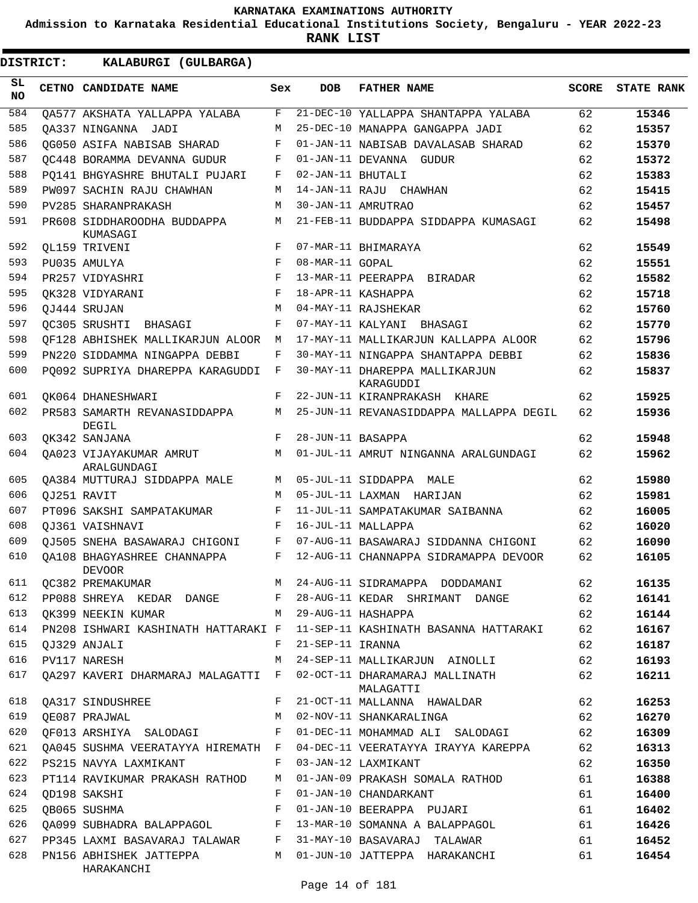KARNATAKA EXAMINATIONS AUTHORITY

Admission to Karnataka Residential Educational Institutions Society, Bengaluru - YEAR 2022-23

**RANK LIST**

**DISTRICT: KALABURGI (GULBARGA)**

| SL NO | CETNO | CANDIDATE NAME | Sex | DOB | FATHER NAME | SCORE | STATE RANK |
|---|---|---|---|---|---|---|---|
| 584 | QA577 | AKSHATA YALLAPPA YALABA | F | 21-DEC-10 | YALLAPPA SHANTAPPA YALABA | 62 | **15346** |
| 585 | QA337 | NINGANNA JADI | M | 25-DEC-10 | MANAPPA GANGAPPA JADI | 62 | **15357** |
| 586 | QG050 | ASIFA NABISAB SHARAD | F | 01-JAN-11 | NABISAB DAVALASAB SHARAD | 62 | **15370** |
| 587 | QC448 | BORAMMA DEVANNA GUDUR | F | 01-JAN-11 | DEVANNA GUDUR | 62 | **15372** |
| 588 | PQ141 | BHGYASHRE BHUTALI PUJARI | F | 02-JAN-11 | BHUTALI | 62 | **15383** |
| 589 | PW097 | SACHIN RAJU CHAWHAN | M | 14-JAN-11 | RAJU CHAWHAN | 62 | **15415** |
| 590 | PV285 | SHARANPRAKASH | M | 30-JAN-11 | AMRUTRAO | 62 | **15457** |
| 591 | PR608 | SIDDHAROODHA BUDDAPPA KUMASAGI | M | 21-FEB-11 | BUDDAPPA SIDDAPPA KUMASAGI | 62 | **15498** |
| 592 | QL159 | TRIVENI | F | 07-MAR-11 | BHIMARAYA | 62 | **15549** |
| 593 | PU035 | AMULYA | F | 08-MAR-11 | GOPAL | 62 | **15551** |
| 594 | PR257 | VIDYASHRI | F | 13-MAR-11 | PEERAPPA BIRADAR | 62 | **15582** |
| 595 | QK328 | VIDYARANI | F | 18-APR-11 | KASHAPPA | 62 | **15718** |
| 596 | QJ444 | SRUJAN | M | 04-MAY-11 | RAJSHEKAR | 62 | **15760** |
| 597 | QC305 | SRUSHTI BHASAGI | F | 07-MAY-11 | KALYANI BHASAGI | 62 | **15770** |
| 598 | QF128 | ABHISHEK MALLIKARJUN ALOOR | M | 17-MAY-11 | MALLIKARJUN KALLAPPA ALOOR | 62 | **15796** |
| 599 | PN220 | SIDDAMMA NINGAPPA DEBBI | F | 30-MAY-11 | NINGAPPA SHANTAPPA DEBBI | 62 | **15836** |
| 600 | PQ092 | SUPRIYA DHAREPPA KARAGUDDI | F | 30-MAY-11 | DHAREPPA MALLIKARJUN KARAGUDDI | 62 | **15837** |
| 601 | QK064 | DHANESHWARI | F | 22-JUN-11 | KIRANPRAKASH KHARE | 62 | **15925** |
| 602 | PR583 | SAMARTH REVANASIDDAPPA DEGIL | M | 25-JUN-11 | REVANASIDDAPPA MALLAPPA DEGIL | 62 | **15936** |
| 603 | QK342 | SANJANA | F | 28-JUN-11 | BASAPPA | 62 | **15948** |
| 604 | QA023 | VIJAYAKUMAR AMRUT ARALGUNDAGI | M | 01-JUL-11 | AMRUT NINGANNA ARALGUNDAGI | 62 | **15962** |
| 605 | QA384 | MUTTURAJ SIDDAPPA MALE | M | 05-JUL-11 | SIDDAPPA MALE | 62 | **15980** |
| 606 | QJ251 | RAVIT | M | 05-JUL-11 | LAXMAN HARIJAN | 62 | **15981** |
| 607 | PT096 | SAKSHI SAMPATAKUMAR | F | 11-JUL-11 | SAMPATAKUMAR SAIBANNA | 62 | **16005** |
| 608 | QJ361 | VAISHNAVI | F | 16-JUL-11 | MALLAPPA | 62 | **16020** |
| 609 | QJ505 | SNEHA BASAWARAJ CHIGONI | F | 07-AUG-11 | BASAWARAJ SIDDANNA CHIGONI | 62 | **16090** |
| 610 | QA108 | BHAGYASHREE CHANNAPPA DEVOOR | F | 12-AUG-11 | CHANNAPPA SIDRAMAPPA DEVOOR | 62 | **16105** |
| 611 | QC382 | PREMAKUMAR | M | 24-AUG-11 | SIDRAMAPPA DODDAMANI | 62 | **16135** |
| 612 | PP088 | SHREYA KEDAR DANGE | F | 28-AUG-11 | KEDAR SHRIMANT DANGE | 62 | **16141** |
| 613 | QK399 | NEEKIN KUMAR | M | 29-AUG-11 | HASHAPPA | 62 | **16144** |
| 614 | PN208 | ISHWARI KASHINATH HATTARAKI | F | 11-SEP-11 | KASHINATH BASANNA HATTARAKI | 62 | **16167** |
| 615 | QJ329 | ANJALI | F | 21-SEP-11 | IRANNA | 62 | **16187** |
| 616 | PV117 | NARESH | M | 24-SEP-11 | MALLIKARJUN AINOLLI | 62 | **16193** |
| 617 | QA297 | KAVERI DHARMARAJ MALAGATTI | F | 02-OCT-11 | DHARAMARAJ MALLINATH MALAGATTI | 62 | **16211** |
| 618 | QA317 | SINDUSHREE | F | 21-OCT-11 | MALLANNA HAWALDAR | 62 | **16253** |
| 619 | QE087 | PRAJWAL | M | 02-NOV-11 | SHANKARALINGA | 62 | **16270** |
| 620 | QF013 | ARSHIYA SALODAGI | F | 01-DEC-11 | MOHAMMAD ALI SALODAGI | 62 | **16309** |
| 621 | QA045 | SUSHMA VEERATAYYA HIREMATH | F | 04-DEC-11 | VEERATAYYA IRAYYA KAREPPA | 62 | **16313** |
| 622 | PS215 | NAVYA LAXMIKANT | F | 03-JAN-12 | LAXMIKANT | 62 | **16350** |
| 623 | PT114 | RAVIKUMAR PRAKASH RATHOD | M | 01-JAN-09 | PRAKASH SOMALA RATHOD | 61 | **16388** |
| 624 | QD198 | SAKSHI | F | 01-JAN-10 | CHANDARKANT | 61 | **16400** |
| 625 | QB065 | SUSHMA | F | 01-JAN-10 | BEERAPPA PUJARI | 61 | **16402** |
| 626 | QA099 | SUBHADRA BALAPPAGOL | F | 13-MAR-10 | SOMANNA A BALAPPAGOL | 61 | **16426** |
| 627 | PP345 | LAXMI BASAVARAJ TALAWAR | F | 31-MAY-10 | BASAVARAJ TALAWAR | 61 | **16452** |
| 628 | PN156 | ABHISHEK JATTEPPA HARAKANCHI | M | 01-JUN-10 | JATTEPPA HARAKANCHI | 61 | **16454** |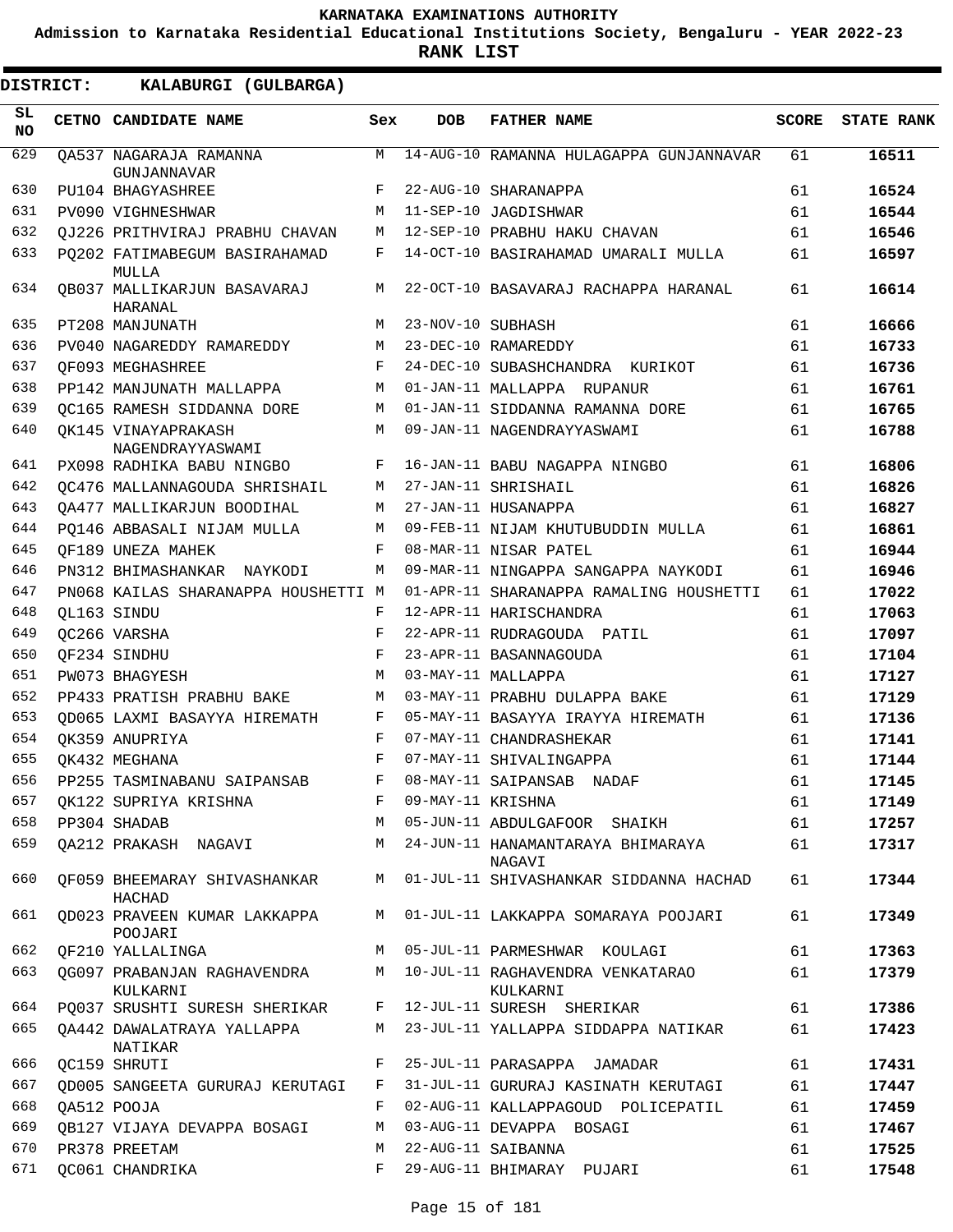# KARNATAKA EXAMINATIONS AUTHORITY

**Admission to Karnataka Residential Educational Institutions Society, Bengaluru - YEAR 2022-23**

**RANK LIST**

**DISTRICT: KALABURGI (GULBARGA)**

| SL NO | CETNO | CANDIDATE NAME | Sex | DOB | FATHER NAME | SCORE | STATE RANK |
|---|---|---|---|---|---|---|---|
| 629 | QA537 | NAGARAJA RAMANNA GUNJANNAVAR | M | 14-AUG-10 | RAMANNA HULAGAPPA GUNJANNAVAR | 61 | **16511** |
| 630 | PU104 | BHAGYASHREE | F | 22-AUG-10 | SHARANAPPA | 61 | **16524** |
| 631 | PV090 | VIGHNESHWAR | M | 11-SEP-10 | JAGDISHWAR | 61 | **16544** |
| 632 | QJ226 | PRITHVIRAJ PRABHU CHAVAN | M | 12-SEP-10 | PRABHU HAKU CHAVAN | 61 | **16546** |
| 633 | PQ202 | FATIMABEGUM BASIRAHAMAD MULLA | F | 14-OCT-10 | BASIRAHAMAD UMARALI MULLA | 61 | **16597** |
| 634 | QB037 | MALLIKARJUN BASAVARAJ HARANAL | M | 22-OCT-10 | BASAVARAJ RACHAPPA HARANAL | 61 | **16614** |
| 635 | PT208 | MANJUNATH | M | 23-NOV-10 | SUBHASH | 61 | **16666** |
| 636 | PV040 | NAGAREDDY RAMAREDDY | M | 23-DEC-10 | RAMAREDDY | 61 | **16733** |
| 637 | QF093 | MEGHASHREE | F | 24-DEC-10 | SUBASHCHANDRA KURIKOT | 61 | **16736** |
| 638 | PP142 | MANJUNATH MALLAPPA | M | 01-JAN-11 | MALLAPPA RUPANUR | 61 | **16761** |
| 639 | QC165 | RAMESH SIDDANNA DORE | M | 01-JAN-11 | SIDDANNA RAMANNA DORE | 61 | **16765** |
| 640 | QK145 | VINAYAPRAKASH NAGENDRAYYASWAMI | M | 09-JAN-11 | NAGENDRAYYASWAMI | 61 | **16788** |
| 641 | PX098 | RADHIKA BABU NINGBO | F | 16-JAN-11 | BABU NAGAPPA NINGBO | 61 | **16806** |
| 642 | QC476 | MALLANNAGOUDA SHRISHAIL | M | 27-JAN-11 | SHRISHAIL | 61 | **16826** |
| 643 | QA477 | MALLIKARJUN BOODIHAL | M | 27-JAN-11 | HUSANAPPA | 61 | **16827** |
| 644 | PQ146 | ABBASALI NIJAM MULLA | M | 09-FEB-11 | NIJAM KHUTUBUDDIN MULLA | 61 | **16861** |
| 645 | QF189 | UNEZA MAHEK | F | 08-MAR-11 | NISAR PATEL | 61 | **16944** |
| 646 | PN312 | BHIMASHANKAR NAYKODI | M | 09-MAR-11 | NINGAPPA SANGAPPA NAYKODI | 61 | **16946** |
| 647 | PN068 | KAILAS SHARANAPPA HOUSHETTI | M | 01-APR-11 | SHARANAPPA RAMALING HOUSHETTI | 61 | **17022** |
| 648 | QL163 | SINDU | F | 12-APR-11 | HARISCHANDRA | 61 | **17063** |
| 649 | QC266 | VARSHA | F | 22-APR-11 | RUDRAGOUDA PATIL | 61 | **17097** |
| 650 | QF234 | SINDHU | F | 23-APR-11 | BASANNAGOUDA | 61 | **17104** |
| 651 | PW073 | BHAGYESH | M | 03-MAY-11 | MALLAPPA | 61 | **17127** |
| 652 | PP433 | PRATISH PRABHU BAKE | M | 03-MAY-11 | PRABHU DULAPPA BAKE | 61 | **17129** |
| 653 | QD065 | LAXMI BASAYYA HIREMATH | F | 05-MAY-11 | BASAYYA IRAYYA HIREMATH | 61 | **17136** |
| 654 | QK359 | ANUPRIYA | F | 07-MAY-11 | CHANDRASHEKAR | 61 | **17141** |
| 655 | QK432 | MEGHANA | F | 07-MAY-11 | SHIVALINGAPPA | 61 | **17144** |
| 656 | PP255 | TASMINABANU SAIPANSAB | F | 08-MAY-11 | SAIPANSAB NADAF | 61 | **17145** |
| 657 | QK122 | SUPRIYA KRISHNA | F | 09-MAY-11 | KRISHNA | 61 | **17149** |
| 658 | PP304 | SHADAB | M | 05-JUN-11 | ABDULGAFOOR SHAIKH | 61 | **17257** |
| 659 | QA212 | PRAKASH NAGAVI | M | 24-JUN-11 | HANAMANTARAYA BHIMARAYA NAGAVI | 61 | **17317** |
| 660 | QF059 | BHEEMARAY SHIVASHANKAR HACHAD | M | 01-JUL-11 | SHIVASHANKAR SIDDANNA HACHAD | 61 | **17344** |
| 661 | QD023 | PRAVEEN KUMAR LAKKAPPA POOJARI | M | 01-JUL-11 | LAKKAPPA SOMARAYA POOJARI | 61 | **17349** |
| 662 | QF210 | YALLALINGA | M | 05-JUL-11 | PARMESHWAR KOULAGI | 61 | **17363** |
| 663 | QG097 | PRABANJAN RAGHAVENDRA KULKARNI | M | 10-JUL-11 | RAGHAVENDRA VENKATARAO KULKARNI | 61 | **17379** |
| 664 | PQ037 | SRUSHTI SURESH SHERIKAR | F | 12-JUL-11 | SURESH SHERIKAR | 61 | **17386** |
| 665 | QA442 | DAWALATRAYA YALLAPPA NATIKAR | M | 23-JUL-11 | YALLAPPA SIDDAPPA NATIKAR | 61 | **17423** |
| 666 | QC159 | SHRUTI | F | 25-JUL-11 | PARASAPPA JAMADAR | 61 | **17431** |
| 667 | QD005 | SANGEETA GURURAJ KERUTAGI | F | 31-JUL-11 | GURURAJ KASINATH KERUTAGI | 61 | **17447** |
| 668 | QA512 | POOJA | F | 02-AUG-11 | KALLAPPAGOUD POLICEPATIL | 61 | **17459** |
| 669 | QB127 | VIJAYA DEVAPPA BOSAGI | M | 03-AUG-11 | DEVAPPA BOSAGI | 61 | **17467** |
| 670 | PR378 | PREETAM | M | 22-AUG-11 | SAIBANNA | 61 | **17525** |
| 671 | QC061 | CHANDRIKA | F | 29-AUG-11 | BHIMARAY PUJARI | 61 | **17548** |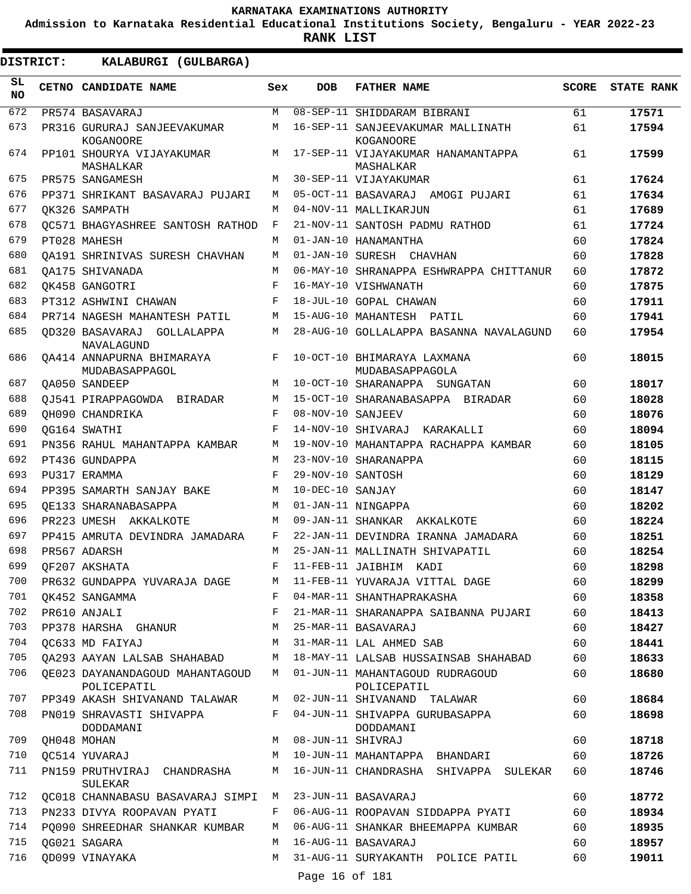KARNATAKA EXAMINATIONS AUTHORITY

Admission to Karnataka Residential Educational Institutions Society, Bengaluru - YEAR 2022-23

**RANK LIST**

**DISTRICT: KALABURGI (GULBARGA)**

| SL NO | CETNO | CANDIDATE NAME | Sex | DOB | FATHER NAME | SCORE | STATE RANK |
|---|---|---|---|---|---|---|---|
| 672 | PR574 | BASAVARAJ | M | 08-SEP-11 | SHIDDARAM BIBRANI | 61 | **17571** |
| 673 | PR316 | GURURAJ SANJEEVAKUMAR KOGANOORE | M | 16-SEP-11 | SANJEEVAKUMAR MALLINATH KOGANOORE | 61 | **17594** |
| 674 | PP101 | SHOURYA VIJAYAKUMAR MASHALKAR | M | 17-SEP-11 | VIJAYAKUMAR HANAMANTAPPA MASHALKAR | 61 | **17599** |
| 675 | PR575 | SANGAMESH | M | 30-SEP-11 | VIJAYAKUMAR | 61 | **17624** |
| 676 | PP371 | SHRIKANT BASAVARAJ PUJARI | M | 05-OCT-11 | BASAVARAJ AMOGI PUJARI | 61 | **17634** |
| 677 | QK326 | SAMPATH | M | 04-NOV-11 | MALLIKARJUN | 61 | **17689** |
| 678 | QC571 | BHAGYASHREE SANTOSH RATHOD | F | 21-NOV-11 | SANTOSH PADMU RATHOD | 61 | **17724** |
| 679 | PT028 | MAHESH | M | 01-JAN-10 | HANAMANTHA | 60 | **17824** |
| 680 | QA191 | SHRINIVAS SURESH CHAVHAN | M | 01-JAN-10 | SURESH CHAVHAN | 60 | **17828** |
| 681 | QA175 | SHIVANADA | M | 06-MAY-10 | SHRANAPPA ESHWRAPPA CHITTANUR | 60 | **17872** |
| 682 | QK458 | GANGOTRI | F | 16-MAY-10 | VISHWANATH | 60 | **17875** |
| 683 | PT312 | ASHWINI CHAWAN | F | 18-JUL-10 | GOPAL CHAWAN | 60 | **17911** |
| 684 | PR714 | NAGESH MAHANTESH PATIL | M | 15-AUG-10 | MAHANTESH PATIL | 60 | **17941** |
| 685 | QD320 | BASAVARAJ GOLLALAPPA NAVALAGUND | M | 28-AUG-10 | GOLLALAPPA BASANNA NAVALAGUND | 60 | **17954** |
| 686 | QA414 | ANNAPURNA BHIMARAYA MUDABASAPPAGOL | F | 10-OCT-10 | BHIMARAYA LAXMANA MUDABASAPPAGOLA | 60 | **18015** |
| 687 | QA050 | SANDEEP | M | 10-OCT-10 | SHARANAPPA SUNGATAN | 60 | **18017** |
| 688 | QJ541 | PIRAPPAGOWDA BIRADAR | M | 15-OCT-10 | SHARANABASAPPA BIRADAR | 60 | **18028** |
| 689 | QH090 | CHANDRIKA | F | 08-NOV-10 | SANJEEV | 60 | **18076** |
| 690 | QG164 | SWATHI | F | 14-NOV-10 | SHIVARAJ KARAKALLI | 60 | **18094** |
| 691 | PN356 | RAHUL MAHANTAPPA KAMBAR | M | 19-NOV-10 | MAHANTAPPA RACHAPPA KAMBAR | 60 | **18105** |
| 692 | PT436 | GUNDAPPA | M | 23-NOV-10 | SHARANAPPA | 60 | **18115** |
| 693 | PU317 | ERAMMA | F | 29-NOV-10 | SANTOSH | 60 | **18129** |
| 694 | PP395 | SAMARTH SANJAY BAKE | M | 10-DEC-10 | SANJAY | 60 | **18147** |
| 695 | QE133 | SHARANABASAPPA | M | 01-JAN-11 | NINGAPPA | 60 | **18202** |
| 696 | PR223 | UMESH AKKALKOTE | M | 09-JAN-11 | SHANKAR AKKALKOTE | 60 | **18224** |
| 697 | PP415 | AMRUTA DEVINDRA JAMADARA | F | 22-JAN-11 | DEVINDRA IRANNA JAMADARA | 60 | **18251** |
| 698 | PR567 | ADARSH | M | 25-JAN-11 | MALLINATH SHIVAPATIL | 60 | **18254** |
| 699 | QF207 | AKSHATA | F | 11-FEB-11 | JAIBHIM KADI | 60 | **18298** |
| 700 | PR632 | GUNDAPPA YUVARAJA DAGE | M | 11-FEB-11 | YUVARAJA VITTAL DAGE | 60 | **18299** |
| 701 | QK452 | SANGAMMA | F | 04-MAR-11 | SHANTHAPRAKASHA | 60 | **18358** |
| 702 | PR610 | ANJALI | F | 21-MAR-11 | SHARANAPPA SAIBANNA PUJARI | 60 | **18413** |
| 703 | PP378 | HARSHA GHANUR | M | 25-MAR-11 | BASAVARAJ | 60 | **18427** |
| 704 | QC633 | MD FAIYAJ | M | 31-MAR-11 | LAL AHMED SAB | 60 | **18441** |
| 705 | QA293 | AAYAN LALSAB SHAHABAD | M | 18-MAY-11 | LALSAB HUSSAINSAB SHAHABAD | 60 | **18633** |
| 706 | QE023 | DAYANANDAGOUD MAHANTAGOUD POLICEPATIL | M | 01-JUN-11 | MAHANTAGOUD RUDRAGOUD POLICEPATIL | 60 | **18680** |
| 707 | PP349 | AKASH SHIVANAND TALAWAR | M | 02-JUN-11 | SHIVANAND TALAWAR | 60 | **18684** |
| 708 | PN019 | SHRAVASTI SHIVAPPA DODDAMANI | F | 04-JUN-11 | SHIVAPPA GURUBASAPPA DODDAMANI | 60 | **18698** |
| 709 | QH048 | MOHAN | M | 08-JUN-11 | SHIVRAJ | 60 | **18718** |
| 710 | QC514 | YUVARAJ | M | 10-JUN-11 | MAHANTAPPA BHANDARI | 60 | **18726** |
| 711 | PN159 | PRUTHVIRAJ CHANDRASHA SULEKAR | M | 16-JUN-11 | CHANDRASHA SHIVAPPA SULEKAR | 60 | **18746** |
| 712 | QC018 | CHANNABASU BASAVARAJ SIMPI | M | 23-JUN-11 | BASAVARAJ | 60 | **18772** |
| 713 | PN233 | DIVYA ROOPAVAN PYATI | F | 06-AUG-11 | ROOPAVAN SIDDAPPA PYATI | 60 | **18934** |
| 714 | PQ090 | SHREEDHAR SHANKAR KUMBAR | M | 06-AUG-11 | SHANKAR BHEEMAPPA KUMBAR | 60 | **18935** |
| 715 | QG021 | SAGARA | M | 16-AUG-11 | BASAVARAJ | 60 | **18957** |
| 716 | QD099 | VINAYAKA | M | 31-AUG-11 | SURYAKANTH POLICE PATIL | 60 | **19011** |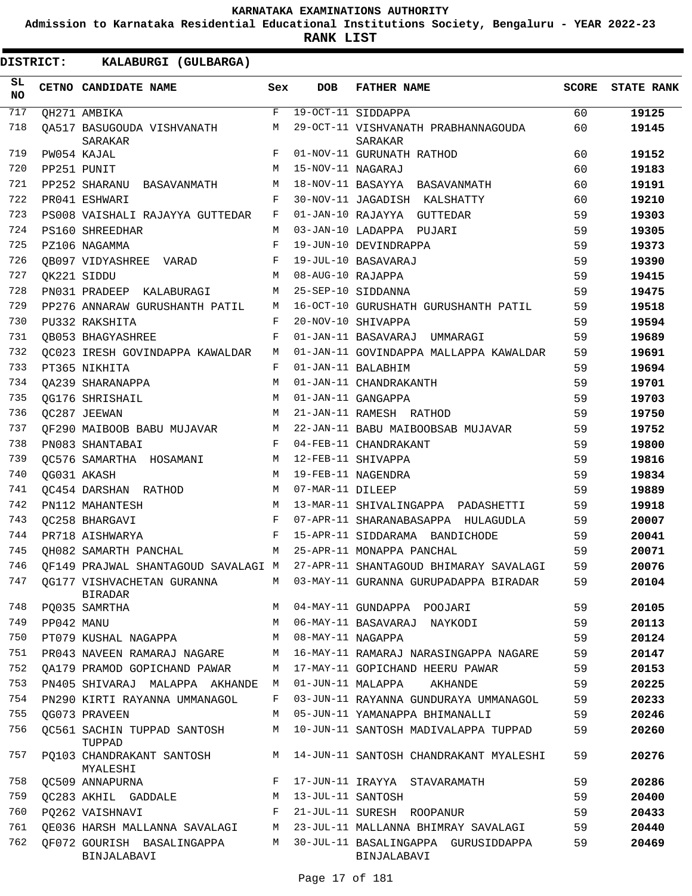**KARNATAKA EXAMINATIONS AUTHORITY**

**Admission to Karnataka Residential Educational Institutions Society, Bengaluru - YEAR 2022-23**

**RANK LIST**

**DISTRICT: KALABURGI (GULBARGA)**

| SL NO | CETNO | CANDIDATE NAME | Sex | DOB | FATHER NAME | SCORE | STATE RANK |
|---|---|---|---|---|---|---|---|
| 717 | QH271 | AMBIKA | F | 19-OCT-11 | SIDDAPPA | 60 | 19125 |
| 718 | QA517 | BASUGOUDA VISHVANATH SARAKAR | M | 29-OCT-11 | VISHVANATH PRABHANNAGOUDA SARAKAR | 60 | 19145 |
| 719 | PW054 | KAJAL | F | 01-NOV-11 | GURUNATH RATHOD | 60 | 19152 |
| 720 | PP251 | PUNIT | M | 15-NOV-11 | NAGARAJ | 60 | 19183 |
| 721 | PP252 | SHARANU BASAVANMATH | M | 18-NOV-11 | BASAYYA BASAVANMATH | 60 | 19191 |
| 722 | PR041 | ESHWARI | F | 30-NOV-11 | JAGADISH KALSHATTY | 60 | 19210 |
| 723 | PS008 | VAISHALI RAJAYYA GUTTEDAR | F | 01-JAN-10 | RAJAYYA GUTTEDAR | 59 | 19303 |
| 724 | PS160 | SHREEDHAR | M | 03-JAN-10 | LADAPPA PUJARI | 59 | 19305 |
| 725 | PZ106 | NAGAMMA | F | 19-JUN-10 | DEVINDRAPPA | 59 | 19373 |
| 726 | QB097 | VIDYASHREE VARAD | F | 19-JUL-10 | BASAVARAJ | 59 | 19390 |
| 727 | QK221 | SIDDU | M | 08-AUG-10 | RAJAPPA | 59 | 19415 |
| 728 | PN031 | PRADEEP KALABURAGI | M | 25-SEP-10 | SIDDANNA | 59 | 19475 |
| 729 | PP276 | ANNARAW GURUSHANTH PATIL | M | 16-OCT-10 | GURUSHATH GURUSHANTH PATIL | 59 | 19518 |
| 730 | PU332 | RAKSHITA | F | 20-NOV-10 | SHIVAPPA | 59 | 19594 |
| 731 | QB053 | BHAGYASHREE | F | 01-JAN-11 | BASAVARAJ UMMARAGI | 59 | 19689 |
| 732 | QC023 | IRESH GOVINDAPPA KAWALDAR | M | 01-JAN-11 | GOVINDAPPA MALLAPPA KAWALDAR | 59 | 19691 |
| 733 | PT365 | NIKHITA | F | 01-JAN-11 | BALABHIM | 59 | 19694 |
| 734 | QA239 | SHARANAPPA | M | 01-JAN-11 | CHANDRAKANTH | 59 | 19701 |
| 735 | QG176 | SHRISHAIL | M | 01-JAN-11 | GANGAPPA | 59 | 19703 |
| 736 | QC287 | JEEWAN | M | 21-JAN-11 | RAMESH RATHOD | 59 | 19750 |
| 737 | QF290 | MAIBOOB BABU MUJAVAR | M | 22-JAN-11 | BABU MAIBOOBSAB MUJAVAR | 59 | 19752 |
| 738 | PN083 | SHANTABAI | F | 04-FEB-11 | CHANDRAKANT | 59 | 19800 |
| 739 | QC576 | SAMARTHA HOSAMANI | M | 12-FEB-11 | SHIVAPPA | 59 | 19816 |
| 740 | QG031 | AKASH | M | 19-FEB-11 | NAGENDRA | 59 | 19834 |
| 741 | QC454 | DARSHAN RATHOD | M | 07-MAR-11 | DILEEP | 59 | 19889 |
| 742 | PN112 | MAHANTESH | M | 13-MAR-11 | SHIVALINGAPPA PADASHETTI | 59 | 19918 |
| 743 | QC258 | BHARGAVI | F | 07-APR-11 | SHARANABASAPPA HULAGUDLA | 59 | 20007 |
| 744 | PR718 | AISHWARYA | F | 15-APR-11 | SIDDARAMA BANDICHODE | 59 | 20041 |
| 745 | QH082 | SAMARTH PANCHAL | M | 25-APR-11 | MONAPPA PANCHAL | 59 | 20071 |
| 746 | QF149 | PRAJWAL SHANTAGOUD SAVALAGI | M | 27-APR-11 | SHANTAGOUD BHIMARAY SAVALAGI | 59 | 20076 |
| 747 | QG177 | VISHVACHETAN GURANNA BIRADAR | M | 03-MAY-11 | GURANNA GURUPADAPPA BIRADAR | 59 | 20104 |
| 748 | PQ035 | SAMRTHA | M | 04-MAY-11 | GUNDAPPA POOJARI | 59 | 20105 |
| 749 | PP042 | MANU | M | 06-MAY-11 | BASAVARAJ NAYKODI | 59 | 20113 |
| 750 | PT079 | KUSHAL NAGAPPA | M | 08-MAY-11 | NAGAPPA | 59 | 20124 |
| 751 | PR043 | NAVEEN RAMARAJ NAGARE | M | 16-MAY-11 | RAMARAJ NARASINGAPPA NAGARE | 59 | 20147 |
| 752 | QA179 | PRAMOD GOPICHAND PAWAR | M | 17-MAY-11 | GOPICHAND HEERU PAWAR | 59 | 20153 |
| 753 | PN405 | SHIVARAJ MALAPPA AKHANDE | M | 01-JUN-11 | MALAPPA AKHANDE | 59 | 20225 |
| 754 | PN290 | KIRTI RAYANNA UMMANAGOL | F | 03-JUN-11 | RAYANNA GUNDURAYA UMMANAGOL | 59 | 20233 |
| 755 | QG073 | PRAVEEN | M | 05-JUN-11 | YAMANAPPA BHIMANALLI | 59 | 20246 |
| 756 | QC561 | SACHIN TUPPAD SANTOSH TUPPAD | M | 10-JUN-11 | SANTOSH MADIVALAPPA TUPPAD | 59 | 20260 |
| 757 | PQ103 | CHANDRAKANT SANTOSH MYALESHI | M | 14-JUN-11 | SANTOSH CHANDRAKANT MYALESHI | 59 | 20276 |
| 758 | QC509 | ANNAPURNA | F | 17-JUN-11 | IRAYYA STAVARAMATH | 59 | 20286 |
| 759 | QC283 | AKHIL GADDALE | M | 13-JUL-11 | SANTOSH | 59 | 20400 |
| 760 | PQ262 | VAISHNAVI | F | 21-JUL-11 | SURESH ROOPANUR | 59 | 20433 |
| 761 | QE036 | HARSH MALLANNA SAVALAGI | M | 23-JUL-11 | MALLANNA BHIMRAY SAVALAGI | 59 | 20440 |
| 762 | QF072 | GOURISH BASALINGAPPA BINJALABAVI | M | 30-JUL-11 | BASALINGAPPA GURUSIDDAPPA BINJALABAVI | 59 | 20469 |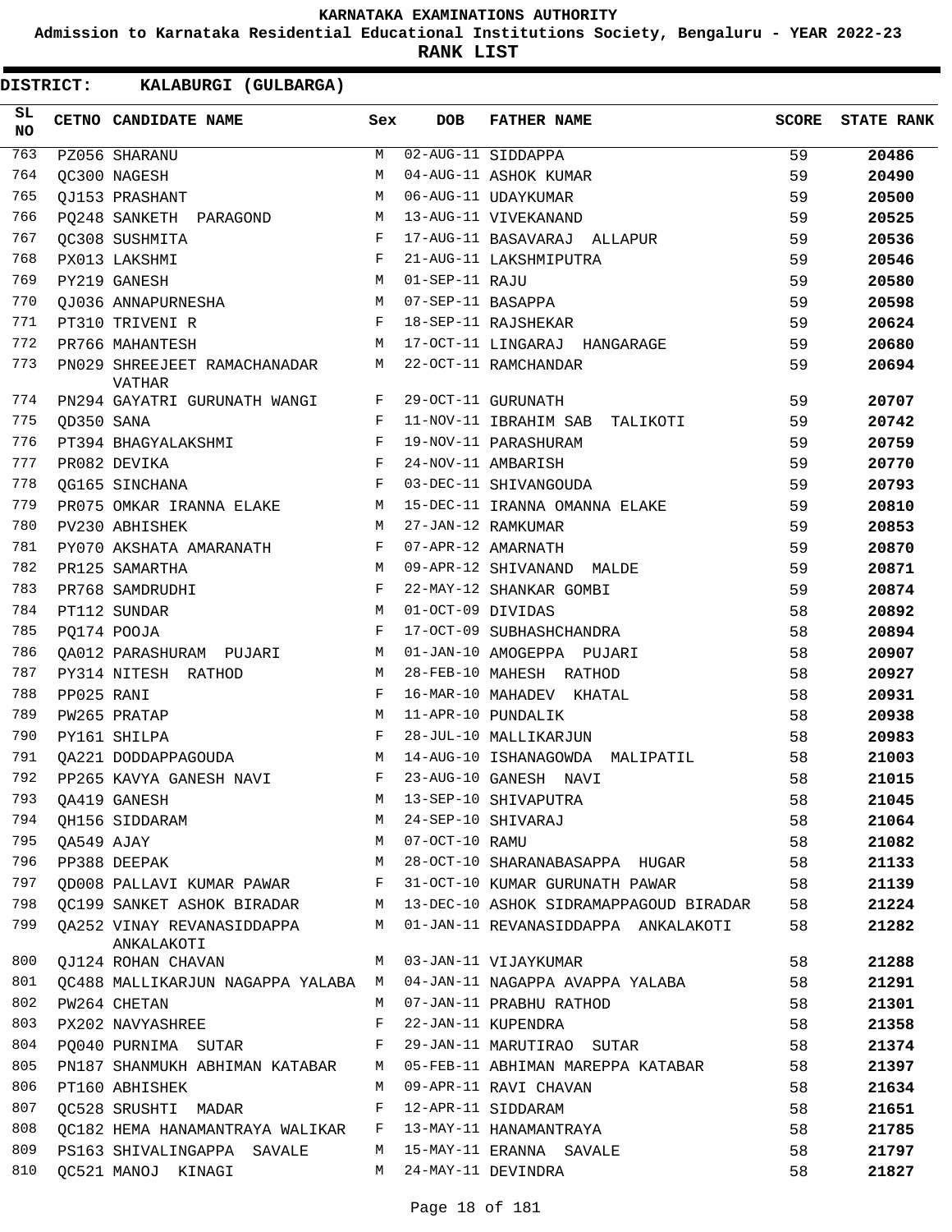KARNATAKA EXAMINATIONS AUTHORITY

Admission to Karnataka Residential Educational Institutions Society, Bengaluru - YEAR 2022-23

**RANK LIST**

**DISTRICT: KALABURGI (GULBARGA)**

| SL NO | CETNO | CANDIDATE NAME | Sex | DOB | FATHER NAME | SCORE | STATE RANK |
|---|---|---|---|---|---|---|---|
| 763 | PZ056 | SHARANU | M | 02-AUG-11 | SIDDAPPA | 59 | 20486 |
| 764 | QC300 | NAGESH | M | 04-AUG-11 | ASHOK KUMAR | 59 | 20490 |
| 765 | QJ153 | PRASHANT | M | 06-AUG-11 | UDAYKUMAR | 59 | 20500 |
| 766 | PQ248 | SANKETH PARAGOND | M | 13-AUG-11 | VIVEKANAND | 59 | 20525 |
| 767 | QC308 | SUSHMITA | F | 17-AUG-11 | BASAVARAJ ALLAPUR | 59 | 20536 |
| 768 | PX013 | LAKSHMI | F | 21-AUG-11 | LAKSHMIPUTRA | 59 | 20546 |
| 769 | PY219 | GANESH | M | 01-SEP-11 | RAJU | 59 | 20580 |
| 770 | QJ036 | ANNAPURNESHA | M | 07-SEP-11 | BASAPPA | 59 | 20598 |
| 771 | PT310 | TRIVENI R | F | 18-SEP-11 | RAJSHEKAR | 59 | 20624 |
| 772 | PR766 | MAHANTESH | M | 17-OCT-11 | LINGARAJ HANGARAGE | 59 | 20680 |
| 773 | PN029 | SHREEJEET RAMACHANADAR VATHAR | M | 22-OCT-11 | RAMCHANDAR | 59 | 20694 |
| 774 | PN294 | GAYATRI GURUNATH WANGI | F | 29-OCT-11 | GURUNATH | 59 | 20707 |
| 775 | QD350 | SANA | F | 11-NOV-11 | IBRAHIM SAB TALIKOTI | 59 | 20742 |
| 776 | PT394 | BHAGYALAKSHMI | F | 19-NOV-11 | PARASHURAM | 59 | 20759 |
| 777 | PR082 | DEVIKA | F | 24-NOV-11 | AMBARISH | 59 | 20770 |
| 778 | QG165 | SINCHANA | F | 03-DEC-11 | SHIVANGOUDA | 59 | 20793 |
| 779 | PR075 | OMKAR IRANNA ELAKE | M | 15-DEC-11 | IRANNA OMANNA ELAKE | 59 | 20810 |
| 780 | PV230 | ABHISHEK | M | 27-JAN-12 | RAMKUMAR | 59 | 20853 |
| 781 | PY070 | AKSHATA AMARANATH | F | 07-APR-12 | AMARNATH | 59 | 20870 |
| 782 | PR125 | SAMARTHA | M | 09-APR-12 | SHIVANAND MALDE | 59 | 20871 |
| 783 | PR768 | SAMDRUDHI | F | 22-MAY-12 | SHANKAR GOMBI | 59 | 20874 |
| 784 | PT112 | SUNDAR | M | 01-OCT-09 | DIVIDAS | 58 | 20892 |
| 785 | PQ174 | POOJA | F | 17-OCT-09 | SUBHASHCHANDRA | 58 | 20894 |
| 786 | QA012 | PARASHURAM PUJARI | M | 01-JAN-10 | AMOGEPPA PUJARI | 58 | 20907 |
| 787 | PY314 | NITESH RATHOD | M | 28-FEB-10 | MAHESH RATHOD | 58 | 20927 |
| 788 | PP025 | RANI | F | 16-MAR-10 | MAHADEV KHATAL | 58 | 20931 |
| 789 | PW265 | PRATAP | M | 11-APR-10 | PUNDALIK | 58 | 20938 |
| 790 | PY161 | SHILPA | F | 28-JUL-10 | MALLIKARJUN | 58 | 20983 |
| 791 | QA221 | DODDAPPAGOUDA | M | 14-AUG-10 | ISHANAGOWDA MALIPATIL | 58 | 21003 |
| 792 | PP265 | KAVYA GANESH NAVI | F | 23-AUG-10 | GANESH NAVI | 58 | 21015 |
| 793 | QA419 | GANESH | M | 13-SEP-10 | SHIVAPUTRA | 58 | 21045 |
| 794 | QH156 | SIDDARAM | M | 24-SEP-10 | SHIVARAJ | 58 | 21064 |
| 795 | QA549 | AJAY | M | 07-OCT-10 | RAMU | 58 | 21082 |
| 796 | PP388 | DEEPAK | M | 28-OCT-10 | SHARANABASAPPA HUGAR | 58 | 21133 |
| 797 | QD008 | PALLAVI KUMAR PAWAR | F | 31-OCT-10 | KUMAR GURUNATH PAWAR | 58 | 21139 |
| 798 | QC199 | SANKET ASHOK BIRADAR | M | 13-DEC-10 | ASHOK SIDRAMAPPAGOUD BIRADAR | 58 | 21224 |
| 799 | QA252 | VINAY REVANASIDDAPPA ANKALAKOTI | M | 01-JAN-11 | REVANASIDDAPPA ANKALAKOTI | 58 | 21282 |
| 800 | QJ124 | ROHAN CHAVAN | M | 03-JAN-11 | VIJAYKUMAR | 58 | 21288 |
| 801 | QC488 | MALLIKARJUN NAGAPPA YALABA | M | 04-JAN-11 | NAGAPPA AVAPPA YALABA | 58 | 21291 |
| 802 | PW264 | CHETAN | M | 07-JAN-11 | PRABHU RATHOD | 58 | 21301 |
| 803 | PX202 | NAVYASHREE | F | 22-JAN-11 | KUPENDRA | 58 | 21358 |
| 804 | PQ040 | PURNIMA SUTAR | F | 29-JAN-11 | MARUTIRAO SUTAR | 58 | 21374 |
| 805 | PN187 | SHANMUKH ABHIMAN KATABAR | M | 05-FEB-11 | ABHIMAN MAREPPA KATABAR | 58 | 21397 |
| 806 | PT160 | ABHISHEK | M | 09-APR-11 | RAVI CHAVAN | 58 | 21634 |
| 807 | QC528 | SRUSHTI MADAR | F | 12-APR-11 | SIDDARAM | 58 | 21651 |
| 808 | QC182 | HEMA HANAMANTRAYA WALIKAR | F | 13-MAY-11 | HANAMANTRAYA | 58 | 21785 |
| 809 | PS163 | SHIVALINGAPPA SAVALE | M | 15-MAY-11 | ERANNA SAVALE | 58 | 21797 |
| 810 | QC521 | MANOJ KINAGI | M | 24-MAY-11 | DEVINDRA | 58 | 21827 |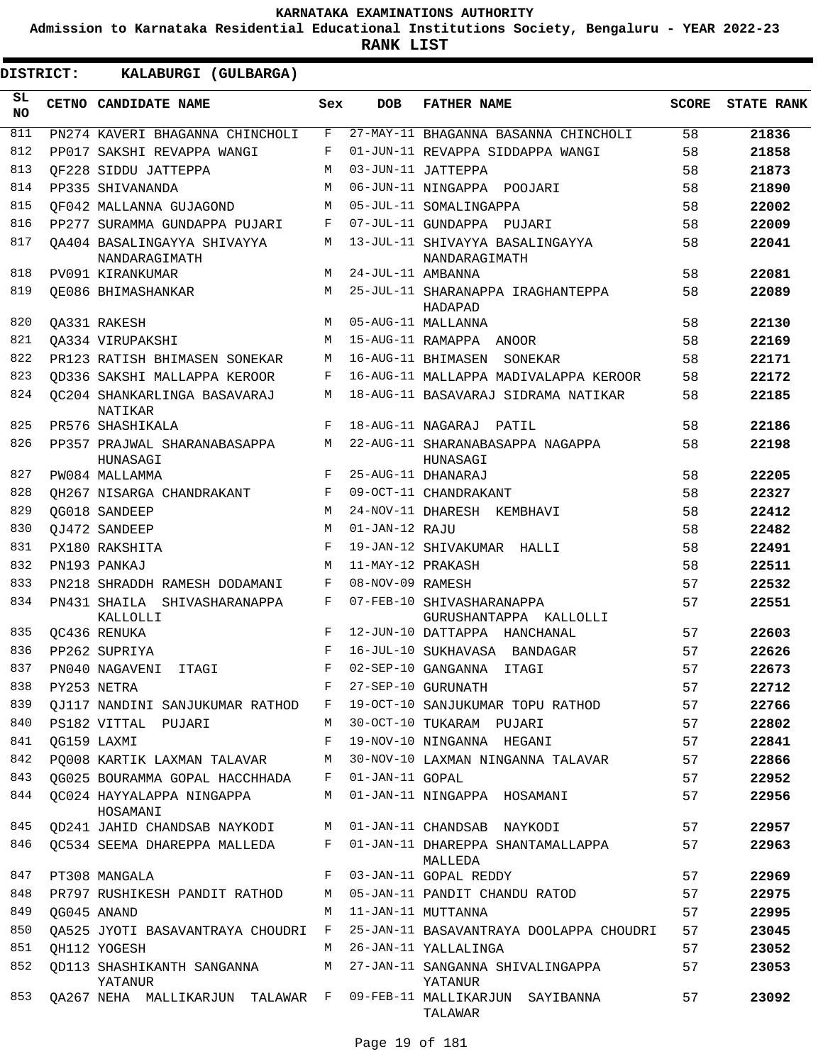# KARNATAKA EXAMINATIONS AUTHORITY

**Admission to Karnataka Residential Educational Institutions Society, Bengaluru - YEAR 2022-23**

**RANK LIST**

**DISTRICT: KALABURGI (GULBARGA)**

| SL NO | CETNO | CANDIDATE NAME | Sex | DOB | FATHER NAME | SCORE | STATE RANK |
|---|---|---|---|---|---|---|---|
| 811 | PN274 | KAVERI BHAGANNA CHINCHOLI | F | 27-MAY-11 | BHAGANNA BASANNA CHINCHOLI | 58 | 21836 |
| 812 | PP017 | SAKSHI REVAPPA WANGI | F | 01-JUN-11 | REVAPPA SIDDAPPA WANGI | 58 | 21858 |
| 813 | QF228 | SIDDU JATTEPPA | M | 03-JUN-11 | JATTEPPA | 58 | 21873 |
| 814 | PP335 | SHIVANANDA | M | 06-JUN-11 | NINGAPPA POOJARI | 58 | 21890 |
| 815 | QF042 | MALLANNA GUJAGOND | M | 05-JUL-11 | SOMALINGAPPA | 58 | 22002 |
| 816 | PP277 | SURAMMA GUNDAPPA PUJARI | F | 07-JUL-11 | GUNDAPPA PUJARI | 58 | 22009 |
| 817 | QA404 | BASALINGAYYA SHIVAYYA NANDARAGIMATH | M | 13-JUL-11 | SHIVAYYA BASALINGAYYA NANDARAGIMATH | 58 | 22041 |
| 818 | PV091 | KIRANKUMAR | M | 24-JUL-11 | AMBANNA | 58 | 22081 |
| 819 | QE086 | BHIMASHANKAR | M | 25-JUL-11 | SHARANAPPA IRAGHANTEPPA HADAPAD | 58 | 22089 |
| 820 | QA331 | RAKESH | M | 05-AUG-11 | MALLANNA | 58 | 22130 |
| 821 | QA334 | VIRUPAKSHI | M | 15-AUG-11 | RAMAPPA ANOOR | 58 | 22169 |
| 822 | PR123 | RATISH BHIMASEN SONEKAR | M | 16-AUG-11 | BHIMASEN SONEKAR | 58 | 22171 |
| 823 | QD336 | SAKSHI MALLAPPA KEROOR | F | 16-AUG-11 | MALLAPPA MADIVALAPPA KEROOR | 58 | 22172 |
| 824 | QC204 | SHANKARLINGA BASAVARAJ NATIKAR | M | 18-AUG-11 | BASAVARAJ SIDRAMA NATIKAR | 58 | 22185 |
| 825 | PR576 | SHASHIKALA | F | 18-AUG-11 | NAGARAJ PATIL | 58 | 22186 |
| 826 | PP357 | PRAJWAL SHARANABASAPPA HUNASAGI | M | 22-AUG-11 | SHARANABASAPPA NAGAPPA HUNASAGI | 58 | 22198 |
| 827 | PW084 | MALLAMMA | F | 25-AUG-11 | DHANARAJ | 58 | 22205 |
| 828 | QH267 | NISARGA CHANDRAKANT | F | 09-OCT-11 | CHANDRAKANT | 58 | 22327 |
| 829 | QG018 | SANDEEP | M | 24-NOV-11 | DHARESH KEMBHAVI | 58 | 22412 |
| 830 | QJ472 | SANDEEP | M | 01-JAN-12 | RAJU | 58 | 22482 |
| 831 | PX180 | RAKSHITA | F | 19-JAN-12 | SHIVAKUMAR HALLI | 58 | 22491 |
| 832 | PN193 | PANKAJ | M | 11-MAY-12 | PRAKASH | 58 | 22511 |
| 833 | PN218 | SHRADDH RAMESH DODAMANI | F | 08-NOV-09 | RAMESH | 57 | 22532 |
| 834 | PN431 | SHAILA SHIVASHARANAPPA KALLOLLI | F | 07-FEB-10 | SHIVASHARANAPPA GURUSHANTAPPA KALLOLLI | 57 | 22551 |
| 835 | QC436 | RENUKA | F | 12-JUN-10 | DATTAPPA HANCHANAL | 57 | 22603 |
| 836 | PP262 | SUPRIYA | F | 16-JUL-10 | SUKHAVASA BANDAGAR | 57 | 22626 |
| 837 | PN040 | NAGAVENI ITAGI | F | 02-SEP-10 | GANGANNA ITAGI | 57 | 22673 |
| 838 | PY253 | NETRA | F | 27-SEP-10 | GURUNATH | 57 | 22712 |
| 839 | QJ117 | NANDINI SANJUKUMAR RATHOD | F | 19-OCT-10 | SANJUKUMAR TOPU RATHOD | 57 | 22766 |
| 840 | PS182 | VITTAL PUJARI | M | 30-OCT-10 | TUKARAM PUJARI | 57 | 22802 |
| 841 | QG159 | LAXMI | F | 19-NOV-10 | NINGANNA HEGANI | 57 | 22841 |
| 842 | PQ008 | KARTIK LAXMAN TALAVAR | M | 30-NOV-10 | LAXMAN NINGANNA TALAVAR | 57 | 22866 |
| 843 | QG025 | BOURAMMA GOPAL HACCHHADA | F | 01-JAN-11 | GOPAL | 57 | 22952 |
| 844 | QC024 | HAYYALAPPA NINGAPPA HOSAMANI | M | 01-JAN-11 | NINGAPPA HOSAMANI | 57 | 22956 |
| 845 | QD241 | JAHID CHANDSAB NAYKODI | M | 01-JAN-11 | CHANDSAB NAYKODI | 57 | 22957 |
| 846 | QC534 | SEEMA DHAREPPA MALLEDA | F | 01-JAN-11 | DHAREPPA SHANTAMALLAPPA MALLEDA | 57 | 22963 |
| 847 | PT308 | MANGALA | F | 03-JAN-11 | GOPAL REDDY | 57 | 22969 |
| 848 | PR797 | RUSHIKESH PANDIT RATHOD | M | 05-JAN-11 | PANDIT CHANDU RATOD | 57 | 22975 |
| 849 | QG045 | ANAND | M | 11-JAN-11 | MUTTANNA | 57 | 22995 |
| 850 | QA525 | JYOTI BASAVANTRAYA CHOUDRI | F | 25-JAN-11 | BASAVANTRAYA DOOLAPPA CHOUDRI | 57 | 23045 |
| 851 | QH112 | YOGESH | M | 26-JAN-11 | YALLALINGA | 57 | 23052 |
| 852 | QD113 | SHASHIKANTH SANGANNA YATANUR | M | 27-JAN-11 | SANGANNA SHIVALINGAPPA YATANUR | 57 | 23053 |
| 853 | QA267 | NEHA MALLIKARJUN TALAWAR | F | 09-FEB-11 | MALLIKARJUN SAYIBANNA TALAWAR | 57 | 23092 |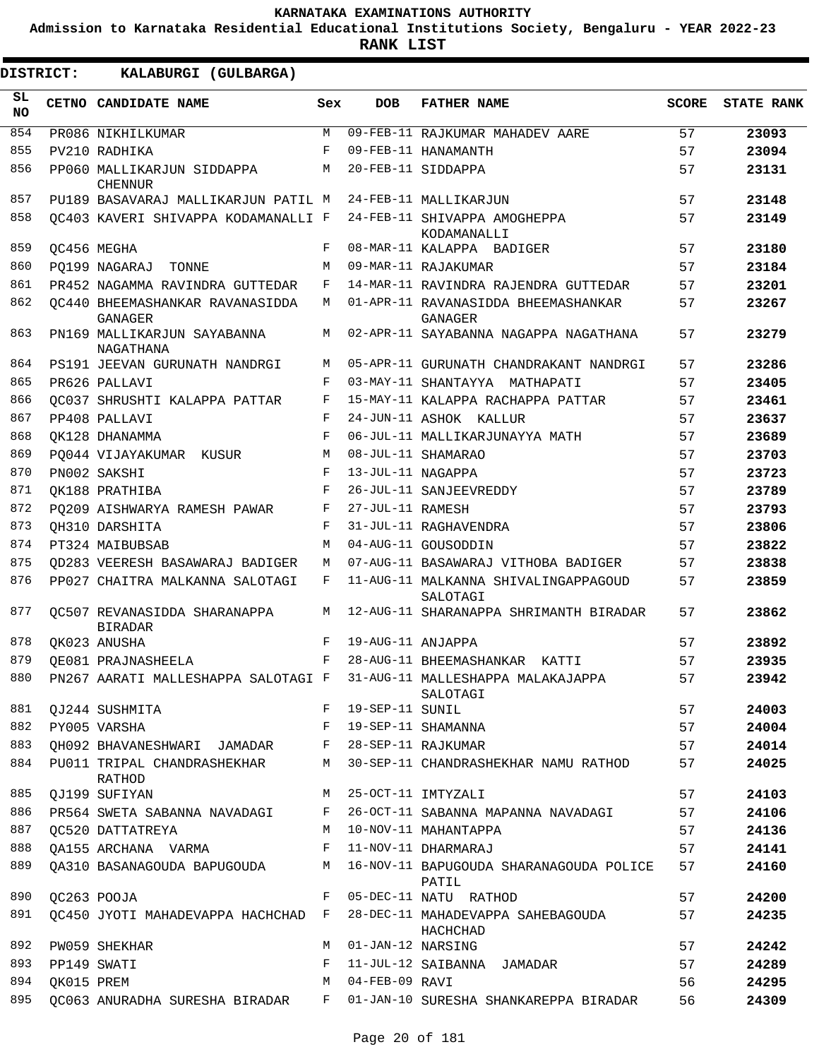**KARNATAKA EXAMINATIONS AUTHORITY**

**Admission to Karnataka Residential Educational Institutions Society, Bengaluru - YEAR 2022-23**

**RANK LIST**

**DISTRICT: KALABURGI (GULBARGA)**

| SL NO | CETNO | CANDIDATE NAME | Sex | DOB | FATHER NAME | SCORE | STATE RANK |
|---|---|---|---|---|---|---|---|
| 854 | PR086 | NIKHILKUMAR | M | 09-FEB-11 | RAJKUMAR MAHADEV AARE | 57 | 23093 |
| 855 | PV210 | RADHIKA | F | 09-FEB-11 | HANAMANTH | 57 | 23094 |
| 856 | PP060 | MALLIKARJUN SIDDAPPA CHENNUR | M | 20-FEB-11 | SIDDAPPA | 57 | 23131 |
| 857 | PU189 | BASAVARAJ MALLIKARJUN PATIL | M | 24-FEB-11 | MALLIKARJUN | 57 | 23148 |
| 858 | QC403 | KAVERI SHIVAPPA KODAMANALLI | F | 24-FEB-11 | SHIVAPPA AMOGHEPPA KODAMANALLI | 57 | 23149 |
| 859 | QC456 | MEGHA | F | 08-MAR-11 | KALAPPA BADIGER | 57 | 23180 |
| 860 | PQ199 | NAGARAJ TONNE | M | 09-MAR-11 | RAJAKUMAR | 57 | 23184 |
| 861 | PR452 | NAGAMMA RAVINDRA GUTTEDAR | F | 14-MAR-11 | RAVINDRA RAJENDRA GUTTEDAR | 57 | 23201 |
| 862 | QC440 | BHEEMASHANKAR RAVANASIDDA GANAGER | M | 01-APR-11 | RAVANASIDDA BHEEMASHANKAR GANAGER | 57 | 23267 |
| 863 | PN169 | MALLIKARJUN SAYABANNA NAGATHANA | M | 02-APR-11 | SAYABANNA NAGAPPA NAGATHANA | 57 | 23279 |
| 864 | PS191 | JEEVAN GURUNATH NANDRGI | M | 05-APR-11 | GURUNATH CHANDRAKANT NANDRGI | 57 | 23286 |
| 865 | PR626 | PALLAVI | F | 03-MAY-11 | SHANTAYYA MATHAPATI | 57 | 23405 |
| 866 | QC037 | SHRUSHTI KALAPPA PATTAR | F | 15-MAY-11 | KALAPPA RACHAPPA PATTAR | 57 | 23461 |
| 867 | PP408 | PALLAVI | F | 24-JUN-11 | ASHOK KALLUR | 57 | 23637 |
| 868 | QK128 | DHANAMMA | F | 06-JUL-11 | MALLIKARJUNAYYA MATH | 57 | 23689 |
| 869 | PQ044 | VIJAYAKUMAR KUSUR | M | 08-JUL-11 | SHAMARAO | 57 | 23703 |
| 870 | PN002 | SAKSHI | F | 13-JUL-11 | NAGAPPA | 57 | 23723 |
| 871 | QK188 | PRATHIBA | F | 26-JUL-11 | SANJEEVREDDY | 57 | 23789 |
| 872 | PQ209 | AISHWARYA RAMESH PAWAR | F | 27-JUL-11 | RAMESH | 57 | 23793 |
| 873 | QH310 | DARSHITA | F | 31-JUL-11 | RAGHAVENDRA | 57 | 23806 |
| 874 | PT324 | MAIBUBSAB | M | 04-AUG-11 | GOUSODDIN | 57 | 23822 |
| 875 | QD283 | VEERESH BASAWARAJ BADIGER | M | 07-AUG-11 | BASAWARAJ VITHOBA BADIGER | 57 | 23838 |
| 876 | PP027 | CHAITRA MALKANNA SALOTAGI | F | 11-AUG-11 | MALKANNA SHIVALINGAPPAGOUD SALOTAGI | 57 | 23859 |
| 877 | QC507 | REVANASIDDA SHARANAPPA BIRADAR | M | 12-AUG-11 | SHARANAPPA SHRIMANTH BIRADAR | 57 | 23862 |
| 878 | QK023 | ANUSHA | F | 19-AUG-11 | ANJAPPA | 57 | 23892 |
| 879 | QE081 | PRAJNASHEELA | F | 28-AUG-11 | BHEEMASHANKAR KATTI | 57 | 23935 |
| 880 | PN267 | AARATI MALLESHAPPA SALOTAGI | F | 31-AUG-11 | MALLESHAPPA MALAKAJAPPA SALOTAGI | 57 | 23942 |
| 881 | QJ244 | SUSHMITA | F | 19-SEP-11 | SUNIL | 57 | 24003 |
| 882 | PY005 | VARSHA | F | 19-SEP-11 | SHAMANNA | 57 | 24004 |
| 883 | QH092 | BHAVANESHWARI JAMADAR | F | 28-SEP-11 | RAJKUMAR | 57 | 24014 |
| 884 | PU011 | TRIPAL CHANDRASHEKHAR RATHOD | M | 30-SEP-11 | CHANDRASHEKHAR NAMU RATHOD | 57 | 24025 |
| 885 | QJ199 | SUFIYAN | M | 25-OCT-11 | IMTYZALI | 57 | 24103 |
| 886 | PR564 | SWETA SABANNA NAVADAGI | F | 26-OCT-11 | SABANNA MAPANNA NAVADAGI | 57 | 24106 |
| 887 | QC520 | DATTATREYA | M | 10-NOV-11 | MAHANTAPPA | 57 | 24136 |
| 888 | QA155 | ARCHANA VARMA | F | 11-NOV-11 | DHARMARAJ | 57 | 24141 |
| 889 | QA310 | BASANAGOUDA BAPUGOUDA | M | 16-NOV-11 | BAPUGOUDA SHARANAGOUDA POLICE PATIL | 57 | 24160 |
| 890 | QC263 | POOJA | F | 05-DEC-11 | NATU RATHOD | 57 | 24200 |
| 891 | QC450 | JYOTI MAHADEVAPPA HACHCHAD | F | 28-DEC-11 | MAHADEVAPPA SAHEBAGOUDA HACHCHAD | 57 | 24235 |
| 892 | PW059 | SHEKHAR | M | 01-JAN-12 | NARSING | 57 | 24242 |
| 893 | PP149 | SWATI | F | 11-JUL-12 | SAIBANNA JAMADAR | 57 | 24289 |
| 894 | QK015 | PREM | M | 04-FEB-09 | RAVI | 56 | 24295 |
| 895 | QC063 | ANURADHA SURESHA BIRADAR | F | 01-JAN-10 | SURESHA SHANKAREPPA BIRADAR | 56 | 24309 |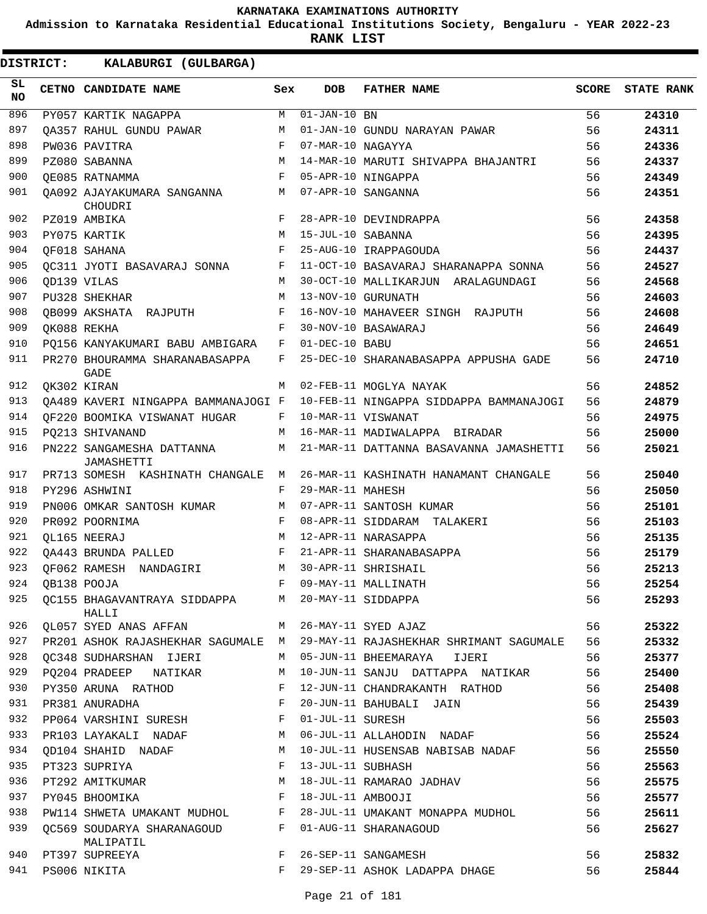KARNATAKA EXAMINATIONS AUTHORITY

Admission to Karnataka Residential Educational Institutions Society, Bengaluru - YEAR 2022-23

**RANK LIST**

**DISTRICT: KALABURGI (GULBARGA)**

| SL NO | CETNO | CANDIDATE NAME | Sex | DOB | FATHER NAME | SCORE | STATE RANK |
|---|---|---|---|---|---|---|---|
| 896 | PY057 | KARTIK NAGAPPA | M | 01-JAN-10 | BN | 56 | 24310 |
| 897 | QA357 | RAHUL GUNDU PAWAR | M | 01-JAN-10 | GUNDU NARAYAN PAWAR | 56 | 24311 |
| 898 | PW036 | PAVITRA | F | 07-MAR-10 | NAGAYYA | 56 | 24336 |
| 899 | PZ080 | SABANNA | M | 14-MAR-10 | MARUTI SHIVAPPA BHAJANTRI | 56 | 24337 |
| 900 | QE085 | RATNAMMA | F | 05-APR-10 | NINGAPPA | 56 | 24349 |
| 901 | QA092 | AJAYAKUMARA SANGANNA CHOUDRI | M | 07-APR-10 | SANGANNA | 56 | 24351 |
| 902 | PZ019 | AMBIKA | F | 28-APR-10 | DEVINDRAPPA | 56 | 24358 |
| 903 | PY075 | KARTIK | M | 15-JUL-10 | SABANNA | 56 | 24395 |
| 904 | QF018 | SAHANA | F | 25-AUG-10 | IRAPPAGOUDA | 56 | 24437 |
| 905 | QC311 | JYOTI BASAVARAJ SONNA | F | 11-OCT-10 | BASAVARAJ SHARANAPPA SONNA | 56 | 24527 |
| 906 | QD139 | VILAS | M | 30-OCT-10 | MALLIKARJUN ARALAGUNDAGI | 56 | 24568 |
| 907 | PU328 | SHEKHAR | M | 13-NOV-10 | GURUNATH | 56 | 24603 |
| 908 | QB099 | AKSHATA RAJPUTH | F | 16-NOV-10 | MAHAVEER SINGH RAJPUTH | 56 | 24608 |
| 909 | QK088 | REKHA | F | 30-NOV-10 | BASAWARAJ | 56 | 24649 |
| 910 | PQ156 | KANYAKUMARI BABU AMBIGARA | F | 01-DEC-10 | BABU | 56 | 24651 |
| 911 | PR270 | BHOURAMMA SHARANABASAPPA GADE | F | 25-DEC-10 | SHARANABASAPPA APPUSHA GADE | 56 | 24710 |
| 912 | QK302 | KIRAN | M | 02-FEB-11 | MOGLYA NAYAK | 56 | 24852 |
| 913 | QA489 | KAVERI NINGAPPA BAMMANAJOGI | F | 10-FEB-11 | NINGAPPA SIDDAPPA BAMMANAJOGI | 56 | 24879 |
| 914 | QF220 | BOOMIKA VISWANAT HUGAR | F | 10-MAR-11 | VISWANAT | 56 | 24975 |
| 915 | PQ213 | SHIVANAND | M | 16-MAR-11 | MADIWALAPPA BIRADAR | 56 | 25000 |
| 916 | PN222 | SANGAMESHA DATTANNA JAMASHETTI | M | 21-MAR-11 | DATTANNA BASAVANNA JAMASHETTI | 56 | 25021 |
| 917 | PR713 | SOMESH KASHINATH CHANGALE | M | 26-MAR-11 | KASHINATH HANAMANT CHANGALE | 56 | 25040 |
| 918 | PY296 | ASHWINI | F | 29-MAR-11 | MAHESH | 56 | 25050 |
| 919 | PN006 | OMKAR SANTOSH KUMAR | M | 07-APR-11 | SANTOSH KUMAR | 56 | 25101 |
| 920 | PR092 | POORNIMA | F | 08-APR-11 | SIDDARAM TALAKERI | 56 | 25103 |
| 921 | QL165 | NEERAJ | M | 12-APR-11 | NARASAPPA | 56 | 25135 |
| 922 | QA443 | BRUNDA PALLED | F | 21-APR-11 | SHARANABASAPPA | 56 | 25179 |
| 923 | QF062 | RAMESH NANDAGIRI | M | 30-APR-11 | SHRISHAIL | 56 | 25213 |
| 924 | QB138 | POOJA | F | 09-MAY-11 | MALLINATH | 56 | 25254 |
| 925 | QC155 | BHAGAVANTRAYA SIDDAPPA HALLI | M | 20-MAY-11 | SIDDAPPA | 56 | 25293 |
| 926 | QL057 | SYED ANAS AFFAN | M | 26-MAY-11 | SYED AJAZ | 56 | 25322 |
| 927 | PR201 | ASHOK RAJASHEKHAR SAGUMALE | M | 29-MAY-11 | RAJASHEKHAR SHRIMANT SAGUMALE | 56 | 25332 |
| 928 | QC348 | SUDHARSHAN IJERI | M | 05-JUN-11 | BHEEMARAYA IJERI | 56 | 25377 |
| 929 | PQ204 | PRADEEP NATIKAR | M | 10-JUN-11 | SANJU DATTAPPA NATIKAR | 56 | 25400 |
| 930 | PY350 | ARUNA RATHOD | F | 12-JUN-11 | CHANDRAKANTH RATHOD | 56 | 25408 |
| 931 | PR381 | ANURADHA | F | 20-JUN-11 | BAHUBALI JAIN | 56 | 25439 |
| 932 | PP064 | VARSHINI SURESH | F | 01-JUL-11 | SURESH | 56 | 25503 |
| 933 | PR103 | LAYAKALI NADAF | M | 06-JUL-11 | ALLAHODIN NADAF | 56 | 25524 |
| 934 | QD104 | SHAHID NADAF | M | 10-JUL-11 | HUSENSAB NABISAB NADAF | 56 | 25550 |
| 935 | PT323 | SUPRIYA | F | 13-JUL-11 | SUBHASH | 56 | 25563 |
| 936 | PT292 | AMITKUMAR | M | 18-JUL-11 | RAMARAO JADHAV | 56 | 25575 |
| 937 | PY045 | BHOOMIKA | F | 18-JUL-11 | AMBOOJI | 56 | 25577 |
| 938 | PW114 | SHWETA UMAKANT MUDHOL | F | 28-JUL-11 | UMAKANT MONAPPA MUDHOL | 56 | 25611 |
| 939 | QC569 | SOUDARYA SHARANAGOUD MALIPATIL | F | 01-AUG-11 | SHARANAGOUD | 56 | 25627 |
| 940 | PT397 | SUPREEYA | F | 26-SEP-11 | SANGAMESH | 56 | 25832 |
| 941 | PS006 | NIKITA | F | 29-SEP-11 | ASHOK LADAPPA DHAGE | 56 | 25844 |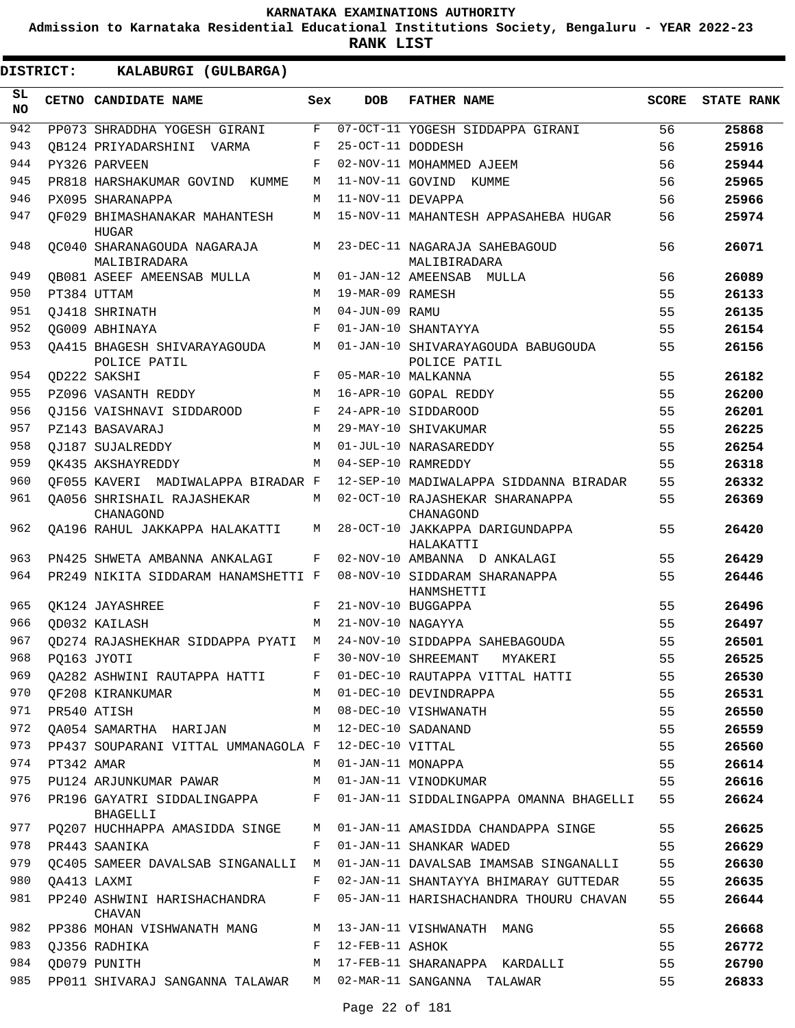KARNATAKA EXAMINATIONS AUTHORITY

Admission to Karnataka Residential Educational Institutions Society, Bengaluru - YEAR 2022-23

**RANK LIST**

**DISTRICT: KALABURGI (GULBARGA)**

| SL NO | CETNO | CANDIDATE NAME | Sex | DOB | FATHER NAME | SCORE | STATE RANK |
|---|---|---|---|---|---|---|---|
| 942 | PP073 | SHRADDHA YOGESH GIRANI | F | 07-OCT-11 | YOGESH SIDDAPPA GIRANI | 56 | 25868 |
| 943 | QB124 | PRIYADARSHINI VARMA | F | 25-OCT-11 | DODDESH | 56 | 25916 |
| 944 | PY326 | PARVEEN | F | 02-NOV-11 | MOHAMMED AJEEM | 56 | 25944 |
| 945 | PR818 | HARSHAKUMAR GOVIND KUMME | M | 11-NOV-11 | GOVIND KUMME | 56 | 25965 |
| 946 | PX095 | SHARANAPPA | M | 11-NOV-11 | DEVAPPA | 56 | 25966 |
| 947 | QF029 | BHIMASHANAKAR MAHANTESH HUGAR | M | 15-NOV-11 | MAHANTESH APPASAHEBA HUGAR | 56 | 25974 |
| 948 | QC040 | SHARANAGOUDA NAGARAJA MALIBIRADARA | M | 23-DEC-11 | NAGARAJA SAHEBAGOUD MALIBIRADARA | 56 | 26071 |
| 949 | QB081 | ASEEF AMEENSAB MULLA | M | 01-JAN-12 | AMEENSAB MULLA | 56 | 26089 |
| 950 | PT384 | UTTAM | M | 19-MAR-09 | RAMESH | 55 | 26133 |
| 951 | QJ418 | SHRINATH | M | 04-JUN-09 | RAMU | 55 | 26135 |
| 952 | QG009 | ABHINAYA | F | 01-JAN-10 | SHANTAYYA | 55 | 26154 |
| 953 | QA415 | BHAGESH SHIVARAYAGOUDA POLICE PATIL | M | 01-JAN-10 | SHIVARAYAGOUDA BABUGOUDA POLICE PATIL | 55 | 26156 |
| 954 | QD222 | SAKSHI | F | 05-MAR-10 | MALKANNA | 55 | 26182 |
| 955 | PZ096 | VASANTH REDDY | M | 16-APR-10 | GOPAL REDDY | 55 | 26200 |
| 956 | QJ156 | VAISHNAVI SIDDAROOD | F | 24-APR-10 | SIDDAROOD | 55 | 26201 |
| 957 | PZ143 | BASAVARAJ | M | 29-MAY-10 | SHIVAKUMAR | 55 | 26225 |
| 958 | QJ187 | SUJALREDDY | M | 01-JUL-10 | NARASAREDDY | 55 | 26254 |
| 959 | QK435 | AKSHAYREDDY | M | 04-SEP-10 | RAMREDDY | 55 | 26318 |
| 960 | QF055 | KAVERI MADIWALAPPA BIRADAR | F | 12-SEP-10 | MADIWALAPPA SIDDANNA BIRADAR | 55 | 26332 |
| 961 | QA056 | SHRISHAIL RAJASHEKAR CHANAGOND | M | 02-OCT-10 | RAJASHEKAR SHARANAPPA CHANAGOND | 55 | 26369 |
| 962 | QA196 | RAHUL JAKKAPPA HALAKATTI | M | 28-OCT-10 | JAKKAPPA DARIGUNDAPPA HALAKATTI | 55 | 26420 |
| 963 | PN425 | SHWETA AMBANNA ANKALAGI | F | 02-NOV-10 | AMBANNA D ANKALAGI | 55 | 26429 |
| 964 | PR249 | NIKITA SIDDARAM HANAMSHETTI | F | 08-NOV-10 | SIDDARAM SHARANAPPA HANMSHETTI | 55 | 26446 |
| 965 | QK124 | JAYASHREE | F | 21-NOV-10 | BUGGAPPA | 55 | 26496 |
| 966 | QD032 | KAILASH | M | 21-NOV-10 | NAGAYYA | 55 | 26497 |
| 967 | QD274 | RAJASHEKHAR SIDDAPPA PYATI | M | 24-NOV-10 | SIDDAPPA SAHEBAGOUDA | 55 | 26501 |
| 968 | PQ163 | JYOTI | F | 30-NOV-10 | SHREEMANT MYAKERI | 55 | 26525 |
| 969 | QA282 | ASHWINI RAUTAPPA HATTI | F | 01-DEC-10 | RAUTAPPA VITTAL HATTI | 55 | 26530 |
| 970 | QF208 | KIRANKUMAR | M | 01-DEC-10 | DEVINDRAPPA | 55 | 26531 |
| 971 | PR540 | ATISH | M | 08-DEC-10 | VISHWANATH | 55 | 26550 |
| 972 | QA054 | SAMARTHA HARIJAN | M | 12-DEC-10 | SADANAND | 55 | 26559 |
| 973 | PP437 | SOUPARANI VITTAL UMMANAGOLA | F | 12-DEC-10 | VITTAL | 55 | 26560 |
| 974 | PT342 | AMAR | M | 01-JAN-11 | MONAPPA | 55 | 26614 |
| 975 | PU124 | ARJUNKUMAR PAWAR | M | 01-JAN-11 | VINODKUMAR | 55 | 26616 |
| 976 | PR196 | GAYATRI SIDDALINGAPPA BHAGELLI | F | 01-JAN-11 | SIDDALINGAPPA OMANNA BHAGELLI | 55 | 26624 |
| 977 | PQ207 | HUCHHAPPA AMASIDDA SINGE | M | 01-JAN-11 | AMASIDDA CHANDAPPA SINGE | 55 | 26625 |
| 978 | PR443 | SAANIKA | F | 01-JAN-11 | SHANKAR WADED | 55 | 26629 |
| 979 | QC405 | SAMEER DAVALSAB SINGANALLI | M | 01-JAN-11 | DAVALSAB IMAMSAB SINGANALLI | 55 | 26630 |
| 980 | QA413 | LAXMI | F | 02-JAN-11 | SHANTAYYA BHIMARAY GUTTEDAR | 55 | 26635 |
| 981 | PP240 | ASHWINI HARISHACHANDRA CHAVAN | F | 05-JAN-11 | HARISHACHANDRA THOURU CHAVAN | 55 | 26644 |
| 982 | PP386 | MOHAN VISHWANATH MANG | M | 13-JAN-11 | VISHWANATH MANG | 55 | 26668 |
| 983 | QJ356 | RADHIKA | F | 12-FEB-11 | ASHOK | 55 | 26772 |
| 984 | QD079 | PUNITH | M | 17-FEB-11 | SHARANAPPA KARDALLI | 55 | 26790 |
| 985 | PP011 | SHIVARAJ SANGANNA TALAWAR | M | 02-MAR-11 | SANGANNA TALAWAR | 55 | 26833 |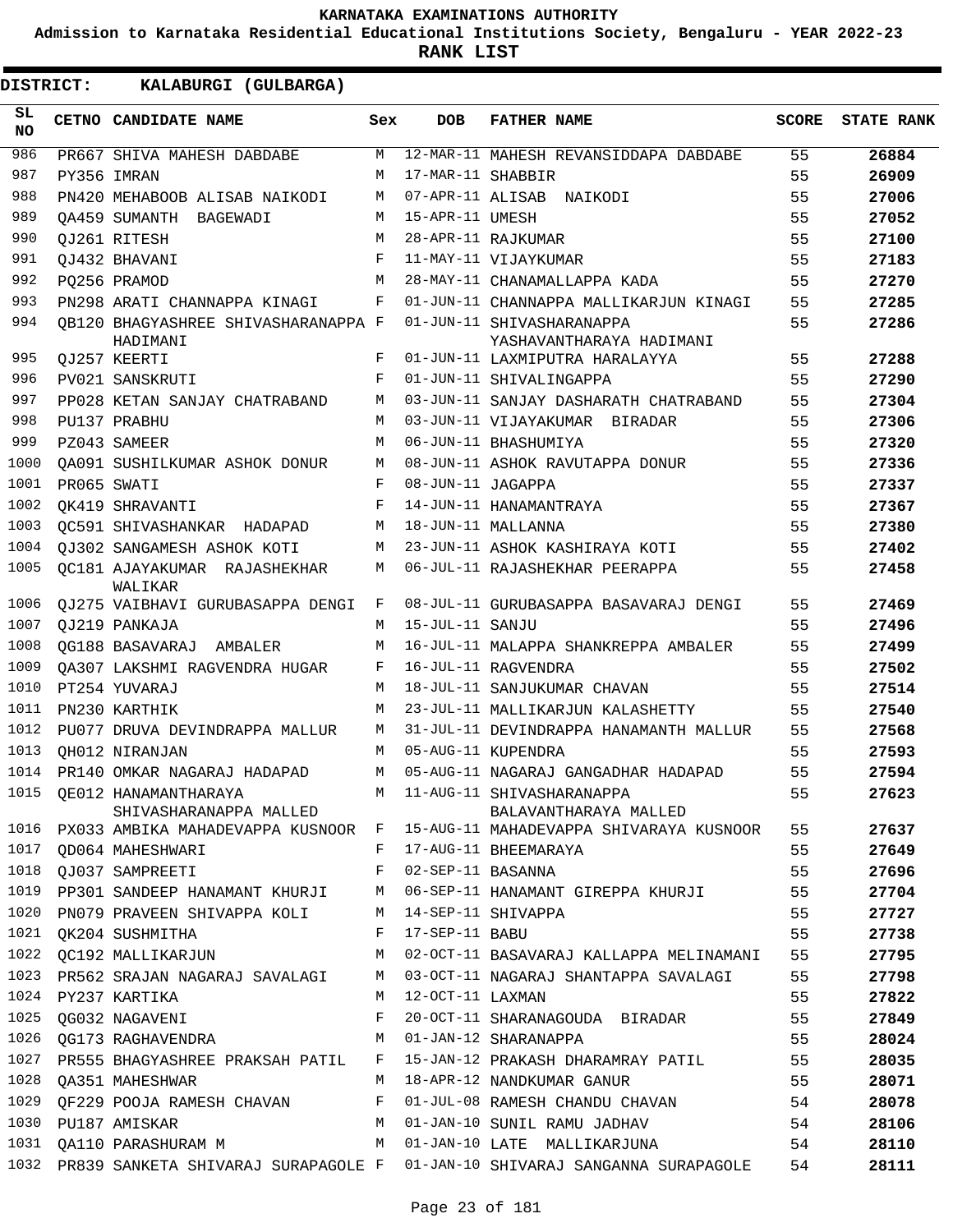KARNATAKA EXAMINATIONS AUTHORITY

Admission to Karnataka Residential Educational Institutions Society, Bengaluru - YEAR 2022-23

**RANK LIST**

**DISTRICT: KALABURGI (GULBARGA)**

| SL NO | CETNO | CANDIDATE NAME | Sex | DOB | FATHER NAME | SCORE | STATE RANK |
|---|---|---|---|---|---|---|---|
| 986 | PR667 | SHIVA MAHESH DABDABE | M | 12-MAR-11 | MAHESH REVANSIDDAPA DABDABE | 55 | 26884 |
| 987 | PY356 | IMRAN | M | 17-MAR-11 | SHABBIR | 55 | 26909 |
| 988 | PN420 | MEHABOOB ALISAB NAIKODI | M | 07-APR-11 | ALISAB NAIKODI | 55 | 27006 |
| 989 | QA459 | SUMANTH BAGEWADI | M | 15-APR-11 | UMESH | 55 | 27052 |
| 990 | QJ261 | RITESH | M | 28-APR-11 | RAJKUMAR | 55 | 27100 |
| 991 | QJ432 | BHAVANI | F | 11-MAY-11 | VIJAYKUMAR | 55 | 27183 |
| 992 | PQ256 | PRAMOD | M | 28-MAY-11 | CHANAMALLAPPA KADA | 55 | 27270 |
| 993 | PN298 | ARATI CHANNAPPA KINAGI | F | 01-JUN-11 | CHANNAPPA MALLIKARJUN KINAGI | 55 | 27285 |
| 994 | QB120 | BHAGYASHREE SHIVASHARANAPPA HADIMANI | F | 01-JUN-11 | SHIVASHARANAPPA YASHAVANTHARAYA HADIMANI | 55 | 27286 |
| 995 | QJ257 | KEERTI | F | 01-JUN-11 | LAXMIPUTRA HARALAYYA | 55 | 27288 |
| 996 | PV021 | SANSKRUTI | F | 01-JUN-11 | SHIVALINGAPPA | 55 | 27290 |
| 997 | PP028 | KETAN SANJAY CHATRABAND | M | 03-JUN-11 | SANJAY DASHARATH CHATRABAND | 55 | 27304 |
| 998 | PU137 | PRABHU | M | 03-JUN-11 | VIJAYAKUMAR BIRADAR | 55 | 27306 |
| 999 | PZ043 | SAMEER | M | 06-JUN-11 | BHASHUMIYA | 55 | 27320 |
| 1000 | QA091 | SUSHILKUMAR ASHOK DONUR | M | 08-JUN-11 | ASHOK RAVUTAPPA DONUR | 55 | 27336 |
| 1001 | PR065 | SWATI | F | 08-JUN-11 | JAGAPPA | 55 | 27337 |
| 1002 | QK419 | SHRAVANTI | F | 14-JUN-11 | HANAMANTRAYA | 55 | 27367 |
| 1003 | QC591 | SHIVASHANKAR HADAPAD | M | 18-JUN-11 | MALLANNA | 55 | 27380 |
| 1004 | QJ302 | SANGAMESH ASHOK KOTI | M | 23-JUN-11 | ASHOK KASHIRAYA KOTI | 55 | 27402 |
| 1005 | QC181 | AJAYAKUMAR RAJASHEKHAR WALIKAR | M | 06-JUL-11 | RAJASHEKHAR PEERAPPA | 55 | 27458 |
| 1006 | QJ275 | VAIBHAVI GURUBASAPPA DENGI | F | 08-JUL-11 | GURUBASAPPA BASAVARAJ DENGI | 55 | 27469 |
| 1007 | QJ219 | PANKAJA | M | 15-JUL-11 | SANJU | 55 | 27496 |
| 1008 | QG188 | BASAVARAJ AMBALER | M | 16-JUL-11 | MALAPPA SHANKREPPA AMBALER | 55 | 27499 |
| 1009 | QA307 | LAKSHMI RAGVENDRA HUGAR | F | 16-JUL-11 | RAGVENDRA | 55 | 27502 |
| 1010 | PT254 | YUVARAJ | M | 18-JUL-11 | SANJUKUMAR CHAVAN | 55 | 27514 |
| 1011 | PN230 | KARTHIK | M | 23-JUL-11 | MALLIKARJUN KALASHETTY | 55 | 27540 |
| 1012 | PU077 | DRUVA DEVINDRAPPA MALLUR | M | 31-JUL-11 | DEVINDRAPPA HANAMANTH MALLUR | 55 | 27568 |
| 1013 | QH012 | NIRANJAN | M | 05-AUG-11 | KUPENDRA | 55 | 27593 |
| 1014 | PR140 | OMKAR NAGARAJ HADAPAD | M | 05-AUG-11 | NAGARAJ GANGADHAR HADAPAD | 55 | 27594 |
| 1015 | QE012 | HANAMANTHARAYA SHIVASHARANAPPA MALLED | M | 11-AUG-11 | SHIVASHARANAPPA BALAVANTHARAYA MALLED | 55 | 27623 |
| 1016 | PX033 | AMBIKA MAHADEVAPPA KUSNOOR | F | 15-AUG-11 | MAHADEVAPPA SHIVARAYA KUSNOOR | 55 | 27637 |
| 1017 | QD064 | MAHESHWARI | F | 17-AUG-11 | BHEEMARAYA | 55 | 27649 |
| 1018 | QJ037 | SAMPREETI | F | 02-SEP-11 | BASANNA | 55 | 27696 |
| 1019 | PP301 | SANDEEP HANAMANT KHURJI | M | 06-SEP-11 | HANAMANT GIREPPA KHURJI | 55 | 27704 |
| 1020 | PN079 | PRAVEEN SHIVAPPA KOLI | M | 14-SEP-11 | SHIVAPPA | 55 | 27727 |
| 1021 | QK204 | SUSHMITHA | F | 17-SEP-11 | BABU | 55 | 27738 |
| 1022 | QC192 | MALLIKARJUN | M | 02-OCT-11 | BASAVARAJ KALLAPPA MELINAMANI | 55 | 27795 |
| 1023 | PR562 | SRAJAN NAGARAJ SAVALAGI | M | 03-OCT-11 | NAGARAJ SHANTAPPA SAVALAGI | 55 | 27798 |
| 1024 | PY237 | KARTIKA | M | 12-OCT-11 | LAXMAN | 55 | 27822 |
| 1025 | QG032 | NAGAVENI | F | 20-OCT-11 | SHARANAGOUDA BIRADAR | 55 | 27849 |
| 1026 | QG173 | RAGHAVENDRA | M | 01-JAN-12 | SHARANAPPA | 55 | 28024 |
| 1027 | PR555 | BHAGYASHREE PRAKSAH PATIL | F | 15-JAN-12 | PRAKASH DHARAMRAY PATIL | 55 | 28035 |
| 1028 | QA351 | MAHESHWAR | M | 18-APR-12 | NANDKUMAR GANUR | 55 | 28071 |
| 1029 | QF229 | POOJA RAMESH CHAVAN | F | 01-JUL-08 | RAMESH CHANDU CHAVAN | 54 | 28078 |
| 1030 | PU187 | AMISKAR | M | 01-JAN-10 | SUNIL RAMU JADHAV | 54 | 28106 |
| 1031 | QA110 | PARASHURAM M | M | 01-JAN-10 | LATE MALLIKARJUNA | 54 | 28110 |
| 1032 | PR839 | SANKETA SHIVARAJ SURAPAGOLE | F | 01-JAN-10 | SHIVARAJ SANGANNA SURAPAGOLE | 54 | 28111 |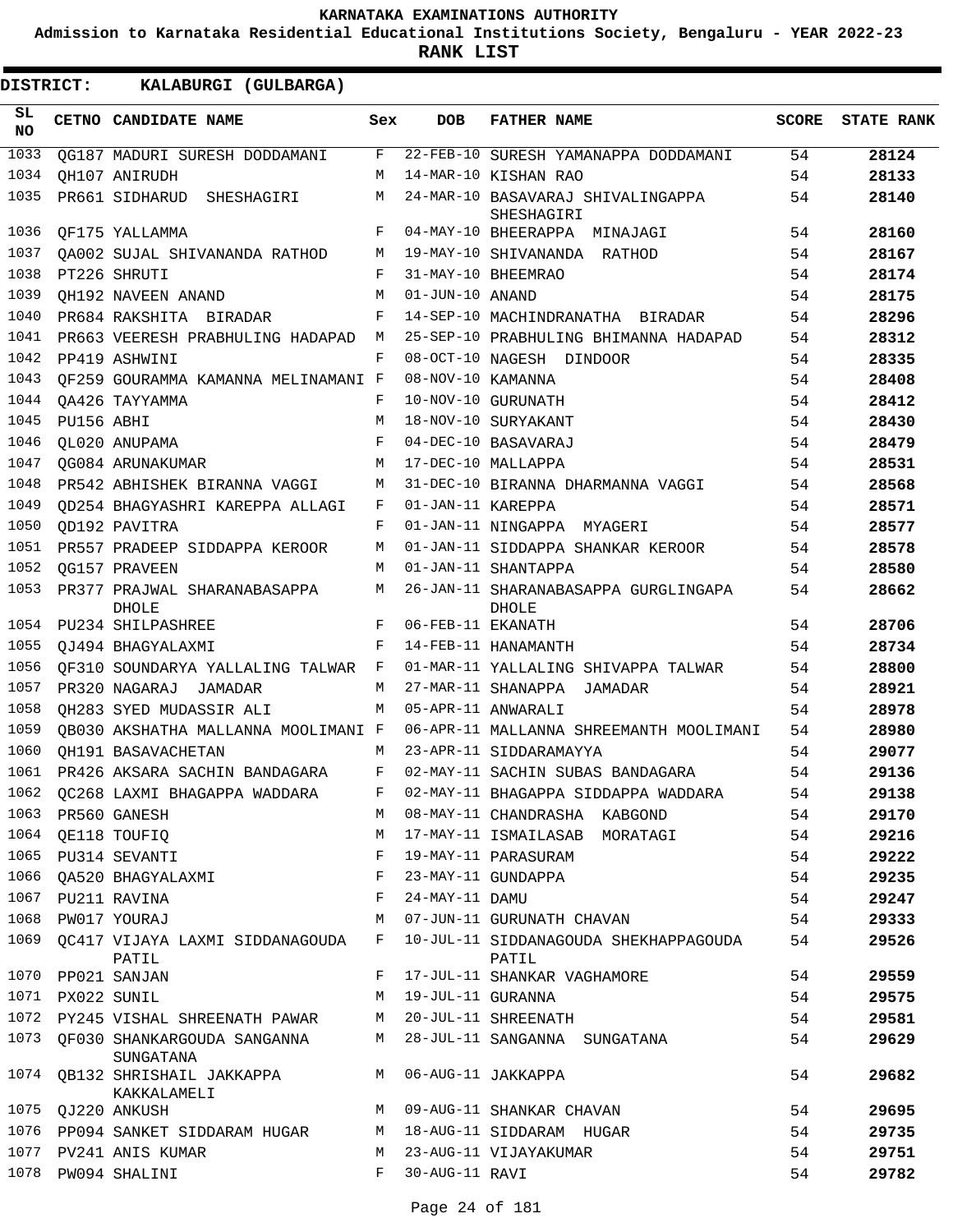# KARNATAKA EXAMINATIONS AUTHORITY

**Admission to Karnataka Residential Educational Institutions Society, Bengaluru - YEAR 2022-23**

**RANK LIST**

**DISTRICT: KALABURGI (GULBARGA)**

| SL NO | CETNO | CANDIDATE NAME | Sex | DOB | FATHER NAME | SCORE | STATE RANK |
|---|---|---|---|---|---|---|---|
| 1033 | QG187 | MADURI SURESH DODDAMANI | F | 22-FEB-10 | SURESH YAMANAPPA DODDAMANI | 54 | **28124** |
| 1034 | QH107 | ANIRUDH | M | 14-MAR-10 | KISHAN RAO | 54 | **28133** |
| 1035 | PR661 | SIDHARUD SHESHAGIRI | M | 24-MAR-10 | BASAVARAJ SHIVALINGAPPA SHESHAGIRI | 54 | **28140** |
| 1036 | QF175 | YALLAMMA | F | 04-MAY-10 | BHEERAPPA MINAJAGI | 54 | **28160** |
| 1037 | QA002 | SUJAL SHIVANANDA RATHOD | M | 19-MAY-10 | SHIVANANDA RATHOD | 54 | **28167** |
| 1038 | PT226 | SHRUTI | F | 31-MAY-10 | BHEEMRAO | 54 | **28174** |
| 1039 | QH192 | NAVEEN ANAND | M | 01-JUN-10 | ANAND | 54 | **28175** |
| 1040 | PR684 | RAKSHITA BIRADAR | F | 14-SEP-10 | MACHINDRANATHA BIRADAR | 54 | **28296** |
| 1041 | PR663 | VEERESH PRABHULING HADAPAD | M | 25-SEP-10 | PRABHULING BHIMANNA HADAPAD | 54 | **28312** |
| 1042 | PP419 | ASHWINI | F | 08-OCT-10 | NAGESH DINDOOR | 54 | **28335** |
| 1043 | QF259 | GOURAMMA KAMANNA MELINAMANI | F | 08-NOV-10 | KAMANNA | 54 | **28408** |
| 1044 | QA426 | TAYYAMMA | F | 10-NOV-10 | GURUNATH | 54 | **28412** |
| 1045 | PU156 | ABHI | M | 18-NOV-10 | SURYAKANT | 54 | **28430** |
| 1046 | QL020 | ANUPAMA | F | 04-DEC-10 | BASAVARAJ | 54 | **28479** |
| 1047 | QG084 | ARUNAKUMAR | M | 17-DEC-10 | MALLAPPA | 54 | **28531** |
| 1048 | PR542 | ABHISHEK BIRANNA VAGGI | M | 31-DEC-10 | BIRANNA DHARMANNA VAGGI | 54 | **28568** |
| 1049 | QD254 | BHAGYASHRI KAREPPA ALLAGI | F | 01-JAN-11 | KAREPPA | 54 | **28571** |
| 1050 | QD192 | PAVITRA | F | 01-JAN-11 | NINGAPPA MYAGERI | 54 | **28577** |
| 1051 | PR557 | PRADEEP SIDDAPPA KEROOR | M | 01-JAN-11 | SIDDAPPA SHANKAR KEROOR | 54 | **28578** |
| 1052 | QG157 | PRAVEEN | M | 01-JAN-11 | SHANTAPPA | 54 | **28580** |
| 1053 | PR377 | PRAJWAL SHARANABASAPPA DHOLE | M | 26-JAN-11 | SHARANABASAPPA GURGLINGAPA DHOLE | 54 | **28662** |
| 1054 | PU234 | SHILPASHREE | F | 06-FEB-11 | EKANATH | 54 | **28706** |
| 1055 | QJ494 | BHAGYALAXMI | F | 14-FEB-11 | HANAMANTH | 54 | **28734** |
| 1056 | QF310 | SOUNDARYA YALLALING TALWAR | F | 01-MAR-11 | YALLALING SHIVAPPA TALWAR | 54 | **28800** |
| 1057 | PR320 | NAGARAJ JAMADAR | M | 27-MAR-11 | SHANAPPA JAMADAR | 54 | **28921** |
| 1058 | QH283 | SYED MUDASSIR ALI | M | 05-APR-11 | ANWARALI | 54 | **28978** |
| 1059 | QB030 | AKSHATHA MALLANNA MOOLIMANI | F | 06-APR-11 | MALLANNA SHREEMANTH MOOLIMANI | 54 | **28980** |
| 1060 | QH191 | BASAVACHETAN | M | 23-APR-11 | SIDDARAMAYYA | 54 | **29077** |
| 1061 | PR426 | AKSARA SACHIN BANDAGARA | F | 02-MAY-11 | SACHIN SUBAS BANDAGARA | 54 | **29136** |
| 1062 | QC268 | LAXMI BHAGAPPA WADDARA | F | 02-MAY-11 | BHAGAPPA SIDDAPPA WADDARA | 54 | **29138** |
| 1063 | PR560 | GANESH | M | 08-MAY-11 | CHANDRASHA KABGOND | 54 | **29170** |
| 1064 | QE118 | TOUFIQ | M | 17-MAY-11 | ISMAILASAB MORATAGI | 54 | **29216** |
| 1065 | PU314 | SEVANTI | F | 19-MAY-11 | PARASURAM | 54 | **29222** |
| 1066 | QA520 | BHAGYALAXMI | F | 23-MAY-11 | GUNDAPPA | 54 | **29235** |
| 1067 | PU211 | RAVINA | F | 24-MAY-11 | DAMU | 54 | **29247** |
| 1068 | PW017 | YOURAJ | M | 07-JUN-11 | GURUNATH CHAVAN | 54 | **29333** |
| 1069 | QC417 | VIJAYA LAXMI SIDDANAGOUDA PATIL | F | 10-JUL-11 | SIDDANAGOUDA SHEKHAPPAGOUDA PATIL | 54 | **29526** |
| 1070 | PP021 | SANJAN | F | 17-JUL-11 | SHANKAR VAGHAMORE | 54 | **29559** |
| 1071 | PX022 | SUNIL | M | 19-JUL-11 | GURANNA | 54 | **29575** |
| 1072 | PY245 | VISHAL SHREENATH PAWAR | M | 20-JUL-11 | SHREENATH | 54 | **29581** |
| 1073 | QF030 | SHANKARGOUDA SANGANNA SUNGATANA | M | 28-JUL-11 | SANGANNA SUNGATANA | 54 | **29629** |
| 1074 | QB132 | SHRISHAIL JAKKAPPA KAKKALAMELI | M | 06-AUG-11 | JAKKAPPA | 54 | **29682** |
| 1075 | QJ220 | ANKUSH | M | 09-AUG-11 | SHANKAR CHAVAN | 54 | **29695** |
| 1076 | PP094 | SANKET SIDDARAM HUGAR | M | 18-AUG-11 | SIDDARAM HUGAR | 54 | **29735** |
| 1077 | PV241 | ANIS KUMAR | M | 23-AUG-11 | VIJAYAKUMAR | 54 | **29751** |
| 1078 | PW094 | SHALINI | F | 30-AUG-11 | RAVI | 54 | **29782** |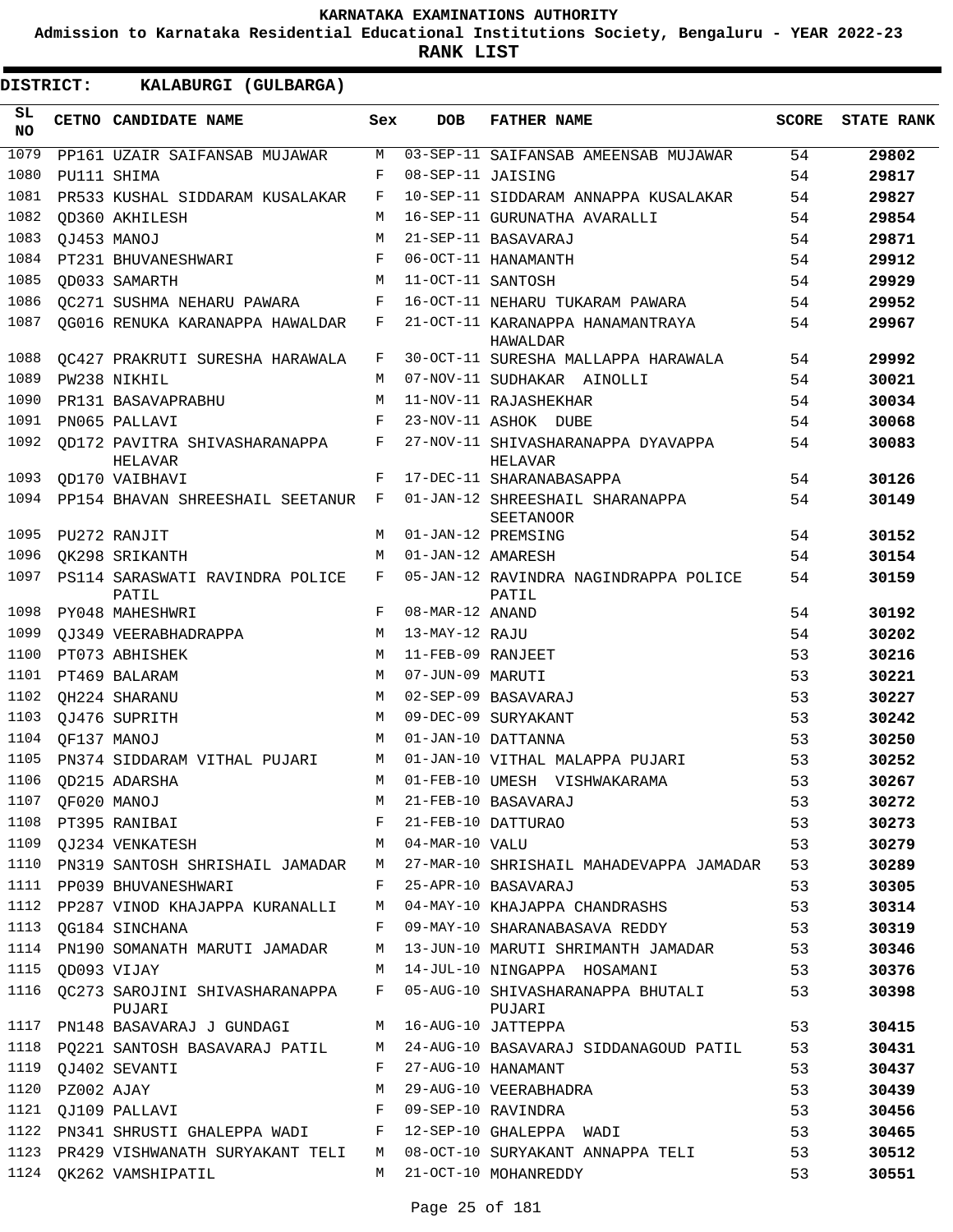KARNATAKA EXAMINATIONS AUTHORITY

Admission to Karnataka Residential Educational Institutions Society, Bengaluru - YEAR 2022-23

**RANK LIST**

**DISTRICT: KALABURGI (GULBARGA)**

| SL NO | CETNO | CANDIDATE NAME | Sex | DOB | FATHER NAME | SCORE | STATE RANK |
|---|---|---|---|---|---|---|---|
| 1079 | PP161 | UZAIR SAIFANSAB MUJAWAR | M | 03-SEP-11 | SAIFANSAB AMEENSAB MUJAWAR | 54 | **29802** |
| 1080 | PU111 | SHIMA | F | 08-SEP-11 | JAISING | 54 | **29817** |
| 1081 | PR533 | KUSHAL SIDDARAM KUSALAKAR | F | 10-SEP-11 | SIDDARAM ANNAPPA KUSALAKAR | 54 | **29827** |
| 1082 | QD360 | AKHILESH | M | 16-SEP-11 | GURUNATHA AVARALLI | 54 | **29854** |
| 1083 | QJ453 | MANOJ | M | 21-SEP-11 | BASAVARAJ | 54 | **29871** |
| 1084 | PT231 | BHUVANESHWARI | F | 06-OCT-11 | HANAMANTH | 54 | **29912** |
| 1085 | QD033 | SAMARTH | M | 11-OCT-11 | SANTOSH | 54 | **29929** |
| 1086 | QC271 | SUSHMA NEHARU PAWARA | F | 16-OCT-11 | NEHARU TUKARAM PAWARA | 54 | **29952** |
| 1087 | QG016 | RENUKA KARANAPPA HAWALDAR | F | 21-OCT-11 | KARANAPPA HANAMANTRAYA HAWALDAR | 54 | **29967** |
| 1088 | QC427 | PRAKRUTI SURESHA HARAWALA | F | 30-OCT-11 | SURESHA MALLAPPA HARAWALA | 54 | **29992** |
| 1089 | PW238 | NIKHIL | M | 07-NOV-11 | SUDHAKAR AINOLLI | 54 | **30021** |
| 1090 | PR131 | BASAVAPRABHU | M | 11-NOV-11 | RAJASHEKHAR | 54 | **30034** |
| 1091 | PN065 | PALLAVI | F | 23-NOV-11 | ASHOK DUBE | 54 | **30068** |
| 1092 | QD172 | PAVITRA SHIVASHARANAPPA HELAVAR | F | 27-NOV-11 | SHIVASHARANAPPA DYAVAPPA HELAVAR | 54 | **30083** |
| 1093 | QD170 | VAIBHAVI | F | 17-DEC-11 | SHARANABASAPPA | 54 | **30126** |
| 1094 | PP154 | BHAVAN SHREESHAIL SEETANUR | F | 01-JAN-12 | SHREESHAIL SHARANAPPA SEETANOOR | 54 | **30149** |
| 1095 | PU272 | RANJIT | M | 01-JAN-12 | PREMSING | 54 | **30152** |
| 1096 | QK298 | SRIKANTH | M | 01-JAN-12 | AMARESH | 54 | **30154** |
| 1097 | PS114 | SARASWATI RAVINDRA POLICE PATIL | F | 05-JAN-12 | RAVINDRA NAGINDRAPPA POLICE PATIL | 54 | **30159** |
| 1098 | PY048 | MAHESHWRI | F | 08-MAR-12 | ANAND | 54 | **30192** |
| 1099 | QJ349 | VEERABHADRAPPA | M | 13-MAY-12 | RAJU | 54 | **30202** |
| 1100 | PT073 | ABHISHEK | M | 11-FEB-09 | RANJEET | 53 | **30216** |
| 1101 | PT469 | BALARAM | M | 07-JUN-09 | MARUTI | 53 | **30221** |
| 1102 | QH224 | SHARANU | M | 02-SEP-09 | BASAVARAJ | 53 | **30227** |
| 1103 | QJ476 | SUPRITH | M | 09-DEC-09 | SURYAKANT | 53 | **30242** |
| 1104 | QF137 | MANOJ | M | 01-JAN-10 | DATTANNA | 53 | **30250** |
| 1105 | PN374 | SIDDARAM VITHAL PUJARI | M | 01-JAN-10 | VITHAL MALAPPA PUJARI | 53 | **30252** |
| 1106 | QD215 | ADARSHA | M | 01-FEB-10 | UMESH VISHWAKARAMA | 53 | **30267** |
| 1107 | QF020 | MANOJ | M | 21-FEB-10 | BASAVARAJ | 53 | **30272** |
| 1108 | PT395 | RANIBAI | F | 21-FEB-10 | DATTURAO | 53 | **30273** |
| 1109 | QJ234 | VENKATESH | M | 04-MAR-10 | VALU | 53 | **30279** |
| 1110 | PN319 | SANTOSH SHRISHAIL JAMADAR | M | 27-MAR-10 | SHRISHAIL MAHADEVAPPA JAMADAR | 53 | **30289** |
| 1111 | PP039 | BHUVANESHWARI | F | 25-APR-10 | BASAVARAJ | 53 | **30305** |
| 1112 | PP287 | VINOD KHAJAPPA KURANALLI | M | 04-MAY-10 | KHAJAPPA CHANDRASHS | 53 | **30314** |
| 1113 | QG184 | SINCHANA | F | 09-MAY-10 | SHARANABASAVA REDDY | 53 | **30319** |
| 1114 | PN190 | SOMANATH MARUTI JAMADAR | M | 13-JUN-10 | MARUTI SHRIMANTH JAMADAR | 53 | **30346** |
| 1115 | QD093 | VIJAY | M | 14-JUL-10 | NINGAPPA HOSAMANI | 53 | **30376** |
| 1116 | QC273 | SAROJINI SHIVASHARANAPPA PUJARI | F | 05-AUG-10 | SHIVASHARANAPPA BHUTALI PUJARI | 53 | **30398** |
| 1117 | PN148 | BASAVARAJ J GUNDAGI | M | 16-AUG-10 | JATTEPPA | 53 | **30415** |
| 1118 | PQ221 | SANTOSH BASAVARAJ PATIL | M | 24-AUG-10 | BASAVARAJ SIDDANAGOUD PATIL | 53 | **30431** |
| 1119 | QJ402 | SEVANTI | F | 27-AUG-10 | HANAMANT | 53 | **30437** |
| 1120 | PZ002 | AJAY | M | 29-AUG-10 | VEERABHADRA | 53 | **30439** |
| 1121 | QJ109 | PALLAVI | F | 09-SEP-10 | RAVINDRA | 53 | **30456** |
| 1122 | PN341 | SHRUSTI GHALEPPA WADI | F | 12-SEP-10 | GHALEPPA WADI | 53 | **30465** |
| 1123 | PR429 | VISHWANATH SURYAKANT TELI | M | 08-OCT-10 | SURYAKANT ANNAPPA TELI | 53 | **30512** |
| 1124 | QK262 | VAMSHIPATIL | M | 21-OCT-10 | MOHANREDDY | 53 | **30551** |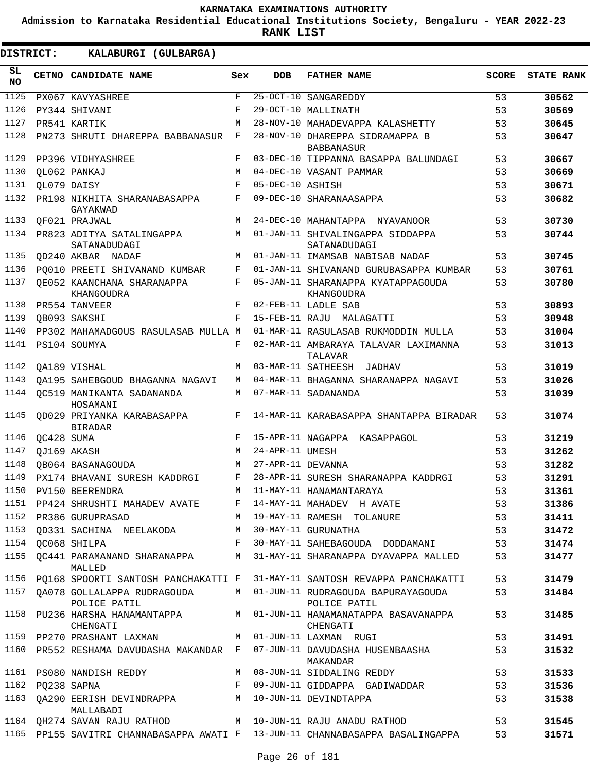KARNATAKA EXAMINATIONS AUTHORITY

Admission to Karnataka Residential Educational Institutions Society, Bengaluru - YEAR 2022-23

**RANK LIST**

**DISTRICT: KALABURGI (GULBARGA)**

| SL NO | CETNO | CANDIDATE NAME | Sex | DOB | FATHER NAME | SCORE | STATE RANK |
|---|---|---|---|---|---|---|---|
| 1125 | PX067 | KAVYASHREE | F | 25-OCT-10 | SANGAREDDY | 53 | 30562 |
| 1126 | PY344 | SHIVANI | F | 29-OCT-10 | MALLINATH | 53 | 30569 |
| 1127 | PR541 | KARTIK | M | 28-NOV-10 | MAHADEVAPPA KALASHETTY | 53 | 30645 |
| 1128 | PN273 | SHRUTI DHAREPPA BABBANASUR | F | 28-NOV-10 | DHAREPPA SIDRAMAPPA B BABBANASUR | 53 | 30647 |
| 1129 | PP396 | VIDHYASHREE | F | 03-DEC-10 | TIPPANNA BASAPPA BALUNDAGI | 53 | 30667 |
| 1130 | QL062 | PANKAJ | M | 04-DEC-10 | VASANT PAMMAR | 53 | 30669 |
| 1131 | QL079 | DAISY | F | 05-DEC-10 | ASHISH | 53 | 30671 |
| 1132 | PR198 | NIKHITA SHARANABASAPPA GAYAKWAD | F | 09-DEC-10 | SHARANAASAPPA | 53 | 30682 |
| 1133 | QF021 | PRAJWAL | M | 24-DEC-10 | MAHANTAPPA NYAVANOOR | 53 | 30730 |
| 1134 | PR823 | ADITYA SATALINGAPPA SATANADUDAGI | M | 01-JAN-11 | SHIVALINGAPPA SIDDAPPA SATANADUDAGI | 53 | 30744 |
| 1135 | QD240 | AKBAR NADAF | M | 01-JAN-11 | IMAMSAB NABISAB NADAF | 53 | 30745 |
| 1136 | PQ010 | PREETI SHIVANAND KUMBAR | F | 01-JAN-11 | SHIVANAND GURUBASAPPA KUMBAR | 53 | 30761 |
| 1137 | QE052 | KAANCHANA SHARANAPPA KHANGOUDRA | F | 05-JAN-11 | SHARANAPPA KYATAPPAGOUDA KHANGOUDRA | 53 | 30780 |
| 1138 | PR554 | TANVEER | F | 02-FEB-11 | LADLE SAB | 53 | 30893 |
| 1139 | QB093 | SAKSHI | F | 15-FEB-11 | RAJU MALAGATTI | 53 | 30948 |
| 1140 | PP302 | MAHAMADGOUS RASULASAB MULLA | M | 01-MAR-11 | RASULASAB RUKMODDIN MULLA | 53 | 31004 |
| 1141 | PS104 | SOUMYA | F | 02-MAR-11 | AMBARAYA TALAVAR LAXIMANNA TALAVAR | 53 | 31013 |
| 1142 | QA189 | VISHAL | M | 03-MAR-11 | SATHEESH JADHAV | 53 | 31019 |
| 1143 | QA195 | SAHEBGOUD BHAGANNA NAGAVI | M | 04-MAR-11 | BHAGANNA SHARANAPPA NAGAVI | 53 | 31026 |
| 1144 | QC519 | MANIKANTA SADANANDA HOSAMANI | M | 07-MAR-11 | SADANANDA | 53 | 31039 |
| 1145 | QD029 | PRIYANKA KARABASAPPA BIRADAR | F | 14-MAR-11 | KARABASAPPA SHANTAPPA BIRADAR | 53 | 31074 |
| 1146 | QC428 | SUMA | F | 15-APR-11 | NAGAPPA KASAPPAGOL | 53 | 31219 |
| 1147 | QJ169 | AKASH | M | 24-APR-11 | UMESH | 53 | 31262 |
| 1148 | QB064 | BASANAGOUDA | M | 27-APR-11 | DEVANNA | 53 | 31282 |
| 1149 | PX174 | BHAVANI SURESH KADDRGI | F | 28-APR-11 | SURESH SHARANAPPA KADDRGI | 53 | 31291 |
| 1150 | PV150 | BEERENDRA | M | 11-MAY-11 | HANAMANTARAYA | 53 | 31361 |
| 1151 | PP424 | SHRUSHTI MAHADEV AVATE | F | 14-MAY-11 | MAHADEV H AVATE | 53 | 31386 |
| 1152 | PR386 | GURUPRASAD | M | 19-MAY-11 | RAMESH TOLANURE | 53 | 31411 |
| 1153 | QD331 | SACHINA NEELAKODA | M | 30-MAY-11 | GURUNATHA | 53 | 31472 |
| 1154 | QC068 | SHILPA | F | 30-MAY-11 | SAHEBAGOUDA DODDAMANI | 53 | 31474 |
| 1155 | QC441 | PARAMANAND SHARANAPPA MALLED | M | 31-MAY-11 | SHARANAPPA DYAVAPPA MALLED | 53 | 31477 |
| 1156 | PQ168 | SPOORTI SANTOSH PANCHAKATTI | F | 31-MAY-11 | SANTOSH REVAPPA PANCHAKATTI | 53 | 31479 |
| 1157 | QA078 | GOLLALAPPA RUDRAGOUDA POLICE PATIL | M | 01-JUN-11 | RUDRAGOUDA BAPURAYAGOUDA POLICE PATIL | 53 | 31484 |
| 1158 | PU236 | HARSHA HANAMANTAPPA CHENGATI | M | 01-JUN-11 | HANAMANATAPPA BASAVANAPPA CHENGATI | 53 | 31485 |
| 1159 | PP270 | PRASHANT LAXMAN | M | 01-JUN-11 | LAXMAN RUGI | 53 | 31491 |
| 1160 | PR552 | RESHAMA DAVUDASHA MAKANDAR | F | 07-JUN-11 | DAVUDASHA HUSENBAASHA MAKANDAR | 53 | 31532 |
| 1161 | PS080 | NANDISH REDDY | M | 08-JUN-11 | SIDDALING REDDY | 53 | 31533 |
| 1162 | PQ238 | SAPNA | F | 09-JUN-11 | GIDDAPPA GADIWADDAR | 53 | 31536 |
| 1163 | QA290 | EERISH DEVINDRAPPA MALLABADI | M | 10-JUN-11 | DEVINDTAPPA | 53 | 31538 |
| 1164 | QH274 | SAVAN RAJU RATHOD | M | 10-JUN-11 | RAJU ANADU RATHOD | 53 | 31545 |
| 1165 | PP155 | SAVITRI CHANNABASAPPA AWATI | F | 13-JUN-11 | CHANNABASAPPA BASALINGAPPA | 53 | 31571 |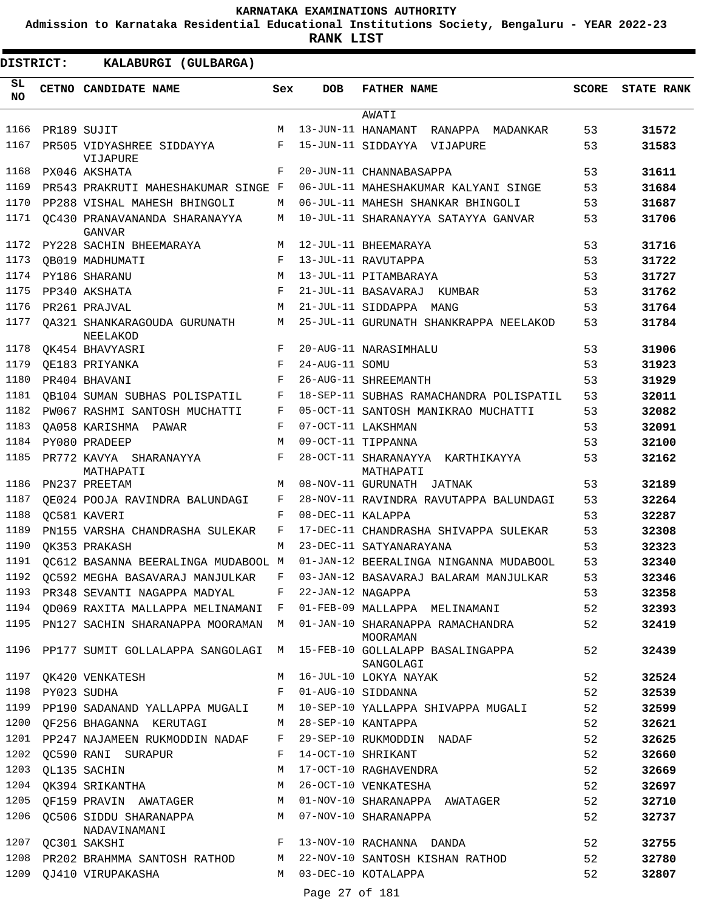KARNATAKA EXAMINATIONS AUTHORITY

Admission to Karnataka Residential Educational Institutions Society, Bengaluru - YEAR 2022-23

**RANK LIST**

**DISTRICT: KALABURGI (GULBARGA)**

| SL NO | CETNO | CANDIDATE NAME | Sex | DOB | FATHER NAME | SCORE | STATE RANK |
|---|---|---|---|---|---|---|---|
| | | | | | AWATI | | |
| 1166 | PR189 | SUJIT | M | 13-JUN-11 | HANAMANT RANAPPA MADANKAR | 53 | 31572 |
| 1167 | PR505 | VIDYASHREE SIDDAYYA VIJAPURE | F | 15-JUN-11 | SIDDAYYA VIJAPURE | 53 | 31583 |
| 1168 | PX046 | AKSHATA | F | 20-JUN-11 | CHANNABASAPPA | 53 | 31611 |
| 1169 | PR543 | PRAKRUTI MAHESHAKUMAR SINGE | F | 06-JUL-11 | MAHESHAKUMAR KALYANI SINGE | 53 | 31684 |
| 1170 | PP288 | VISHAL MAHESH BHINGOLI | M | 06-JUL-11 | MAHESH SHANKAR BHINGOLI | 53 | 31687 |
| 1171 | QC430 | PRANAVANANDA SHARANAYYA GANVAR | M | 10-JUL-11 | SHARANAYYA SATAYYA GANVAR | 53 | 31706 |
| 1172 | PY228 | SACHIN BHEEMARAYA | M | 12-JUL-11 | BHEEMARAYA | 53 | 31716 |
| 1173 | QB019 | MADHUMATI | F | 13-JUL-11 | RAVUTAPPA | 53 | 31722 |
| 1174 | PY186 | SHARANU | M | 13-JUL-11 | PITAMBARAYA | 53 | 31727 |
| 1175 | PP340 | AKSHATA | F | 21-JUL-11 | BASAVARAJ KUMBAR | 53 | 31762 |
| 1176 | PR261 | PRAJVAL | M | 21-JUL-11 | SIDDAPPA MANG | 53 | 31764 |
| 1177 | QA321 | SHANKARAGOUDA GURUNATH NEELAKOD | M | 25-JUL-11 | GURUNATH SHANKRAPPA NEELAKOD | 53 | 31784 |
| 1178 | QK454 | BHAVYASRI | F | 20-AUG-11 | NARASIMHALU | 53 | 31906 |
| 1179 | QE183 | PRIYANKA | F | 24-AUG-11 | SOMU | 53 | 31923 |
| 1180 | PR404 | BHAVANI | F | 26-AUG-11 | SHREEMANTH | 53 | 31929 |
| 1181 | QB104 | SUMAN SUBHAS POLISPATIL | F | 18-SEP-11 | SUBHAS RAMACHANDRA POLISPATIL | 53 | 32011 |
| 1182 | PW067 | RASHMI SANTOSH MUCHATTI | F | 05-OCT-11 | SANTOSH MANIKRAO MUCHATTI | 53 | 32082 |
| 1183 | QA058 | KARISHMA PAWAR | F | 07-OCT-11 | LAKSHMAN | 53 | 32091 |
| 1184 | PY080 | PRADEEP | M | 09-OCT-11 | TIPPANNA | 53 | 32100 |
| 1185 | PR772 | KAVYA SHARANAYYA MATHAPATI | F | 28-OCT-11 | SHARANAYYA KARTHIKAYYA MATHAPATI | 53 | 32162 |
| 1186 | PN237 | PREETAM | M | 08-NOV-11 | GURUNATH JATNAK | 53 | 32189 |
| 1187 | QE024 | POOJA RAVINDRA BALUNDAGI | F | 28-NOV-11 | RAVINDRA RAVUTAPPA BALUNDAGI | 53 | 32264 |
| 1188 | QC581 | KAVERI | F | 08-DEC-11 | KALAPPA | 53 | 32287 |
| 1189 | PN155 | VARSHA CHANDRASHA SULEKAR | F | 17-DEC-11 | CHANDRASHA SHIVAPPA SULEKAR | 53 | 32308 |
| 1190 | QK353 | PRAKASH | M | 23-DEC-11 | SATYANARAYANA | 53 | 32323 |
| 1191 | QC612 | BASANNA BEERALINGA MUDABOOL | M | 01-JAN-12 | BEERALINGA NINGANNA MUDABOOL | 53 | 32340 |
| 1192 | QC592 | MEGHA BASAVARAJ MANJULKAR | F | 03-JAN-12 | BASAVARAJ BALARAM MANJULKAR | 53 | 32346 |
| 1193 | PR348 | SEVANTI NAGAPPA MADYAL | F | 22-JAN-12 | NAGAPPA | 53 | 32358 |
| 1194 | QD069 | RAXITA MALLAPPA MELINAMANI | F | 01-FEB-09 | MALLAPPA MELINAMANI | 52 | 32393 |
| 1195 | PN127 | SACHIN SHARANAPPA MOORAMAN | M | 01-JAN-10 | SHARANAPPA RAMACHANDRA MOORAMAN | 52 | 32419 |
| 1196 | PP177 | SUMIT GOLLALAPPA SANGOLAGI | M | 15-FEB-10 | GOLLALAPP BASALINGAPPA SANGOLAGI | 52 | 32439 |
| 1197 | QK420 | VENKATESH | M | 16-JUL-10 | LOKYA NAYAK | 52 | 32524 |
| 1198 | PY023 | SUDHA | F | 01-AUG-10 | SIDDANNA | 52 | 32539 |
| 1199 | PP190 | SADANAND YALLAPPA MUGALI | M | 10-SEP-10 | YALLAPPA SHIVAPPA MUGALI | 52 | 32599 |
| 1200 | QF256 | BHAGANNA KERUTAGI | M | 28-SEP-10 | KANTAPPA | 52 | 32621 |
| 1201 | PP247 | NAJAMEEN RUKMODDIN NADAF | F | 29-SEP-10 | RUKMODDIN NADAF | 52 | 32625 |
| 1202 | QC590 | RANI SURAPUR | F | 14-OCT-10 | SHRIKANT | 52 | 32660 |
| 1203 | QL135 | SACHIN | M | 17-OCT-10 | RAGHAVENDRA | 52 | 32669 |
| 1204 | QK394 | SRIKANTHA | M | 26-OCT-10 | VENKATESHA | 52 | 32697 |
| 1205 | QF159 | PRAVIN AWATAGER | M | 01-NOV-10 | SHARANAPPA AWATAGER | 52 | 32710 |
| 1206 | QC506 | SIDDU SHARANAPPA NADAVINAMANI | M | 07-NOV-10 | SHARANAPPA | 52 | 32737 |
| 1207 | QC301 | SAKSHI | F | 13-NOV-10 | RACHANNA DANDA | 52 | 32755 |
| 1208 | PR202 | BRAHMMA SANTOSH RATHOD | M | 22-NOV-10 | SANTOSH KISHAN RATHOD | 52 | 32780 |
| 1209 | QJ410 | VIRUPAKASHA | M | 03-DEC-10 | KOTALAPPA | 52 | 32807 |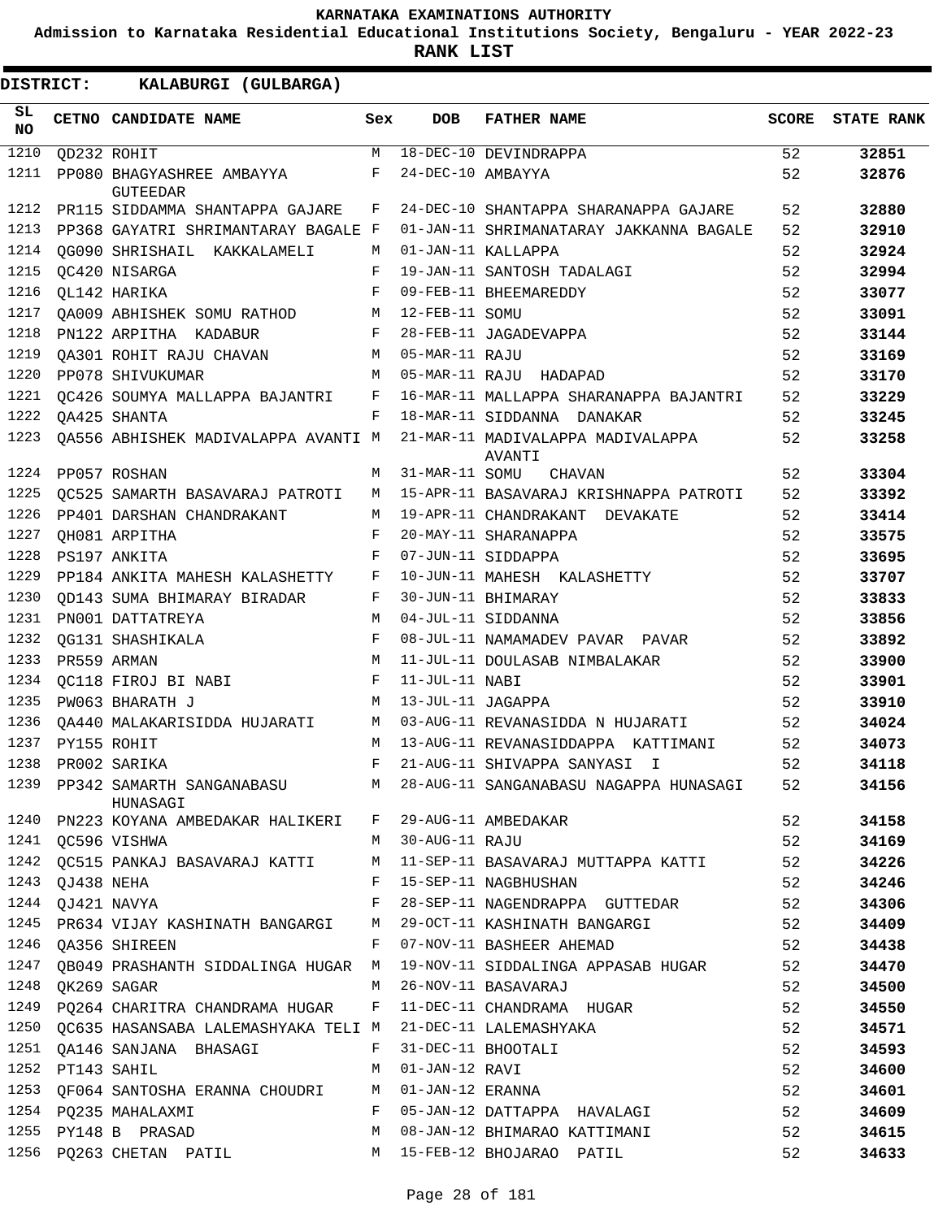KARNATAKA EXAMINATIONS AUTHORITY

Admission to Karnataka Residential Educational Institutions Society, Bengaluru - YEAR 2022-23

**RANK LIST**

**DISTRICT: KALABURGI (GULBARGA)**

| SL NO | CETNO | CANDIDATE NAME | Sex | DOB | FATHER NAME | SCORE | STATE RANK |
|---|---|---|---|---|---|---|---|
| 1210 | QD232 | ROHIT | M | 18-DEC-10 | DEVINDRAPPA | 52 | 32851 |
| 1211 | PP080 | BHAGYASHREE AMBAYYA GUTEEDAR | F | 24-DEC-10 | AMBAYYA | 52 | 32876 |
| 1212 | PR115 | SIDDAMMA SHANTAPPA GAJARE | F | 24-DEC-10 | SHANTAPPA SHARANAPPA GAJARE | 52 | 32880 |
| 1213 | PP368 | GAYATRI SHRIMANTARAY BAGALE | F | 01-JAN-11 | SHRIMANATARAY JAKKANNA BAGALE | 52 | 32910 |
| 1214 | QG090 | SHRISHAIL KAKKALAMELI | M | 01-JAN-11 | KALLAPPA | 52 | 32924 |
| 1215 | QC420 | NISARGA | F | 19-JAN-11 | SANTOSH TADALAGI | 52 | 32994 |
| 1216 | QL142 | HARIKA | F | 09-FEB-11 | BHEEMAREDDY | 52 | 33077 |
| 1217 | QA009 | ABHISHEK SOMU RATHOD | M | 12-FEB-11 | SOMU | 52 | 33091 |
| 1218 | PN122 | ARPITHA KADABUR | F | 28-FEB-11 | JAGADEVAPPA | 52 | 33144 |
| 1219 | QA301 | ROHIT RAJU CHAVAN | M | 05-MAR-11 | RAJU | 52 | 33169 |
| 1220 | PP078 | SHIVUKUMAR | M | 05-MAR-11 | RAJU HADAPAD | 52 | 33170 |
| 1221 | QC426 | SOUMYA MALLAPPA BAJANTRI | F | 16-MAR-11 | MALLAPPA SHARANAPPA BAJANTRI | 52 | 33229 |
| 1222 | QA425 | SHANTA | F | 18-MAR-11 | SIDDANNA DANAKAR | 52 | 33245 |
| 1223 | QA556 | ABHISHEK MADIVALAPPA AVANTI | M | 21-MAR-11 | MADIVALAPPA MADIVALAPPA AVANTI | 52 | 33258 |
| 1224 | PP057 | ROSHAN | M | 31-MAR-11 | SOMU CHAVAN | 52 | 33304 |
| 1225 | QC525 | SAMARTH BASAVARAJ PATROTI | M | 15-APR-11 | BASAVARAJ KRISHNAPPA PATROTI | 52 | 33392 |
| 1226 | PP401 | DARSHAN CHANDRAKANT | M | 19-APR-11 | CHANDRAKANT DEVAKATE | 52 | 33414 |
| 1227 | QH081 | ARPITHA | F | 20-MAY-11 | SHARANAPPA | 52 | 33575 |
| 1228 | PS197 | ANKITA | F | 07-JUN-11 | SIDDAPPA | 52 | 33695 |
| 1229 | PP184 | ANKITA MAHESH KALASHETTY | F | 10-JUN-11 | MAHESH KALASHETTY | 52 | 33707 |
| 1230 | QD143 | SUMA BHIMARAY BIRADAR | F | 30-JUN-11 | BHIMARAY | 52 | 33833 |
| 1231 | PN001 | DATTATREYA | M | 04-JUL-11 | SIDDANNA | 52 | 33856 |
| 1232 | QG131 | SHASHIKALA | F | 08-JUL-11 | NAMAMADEV PAVAR PAVAR | 52 | 33892 |
| 1233 | PR559 | ARMAN | M | 11-JUL-11 | DOULASAB NIMBALAKAR | 52 | 33900 |
| 1234 | QC118 | FIROJ BI NABI | F | 11-JUL-11 | NABI | 52 | 33901 |
| 1235 | PW063 | BHARATH J | M | 13-JUL-11 | JAGAPPA | 52 | 33910 |
| 1236 | QA440 | MALAKARISIDDA HUJARATI | M | 03-AUG-11 | REVANASIDDA N HUJARATI | 52 | 34024 |
| 1237 | PY155 | ROHIT | M | 13-AUG-11 | REVANASIDDAPPA KATTIMANI | 52 | 34073 |
| 1238 | PR002 | SARIKA | F | 21-AUG-11 | SHIVAPPA SANYASI I | 52 | 34118 |
| 1239 | PP342 | SAMARTH SANGANABASU HUNASAGI | M | 28-AUG-11 | SANGANABASU NAGAPPA HUNASAGI | 52 | 34156 |
| 1240 | PN223 | KOYANA AMBEDAKAR HALIKERI | F | 29-AUG-11 | AMBEDAKAR | 52 | 34158 |
| 1241 | QC596 | VISHWA | M | 30-AUG-11 | RAJU | 52 | 34169 |
| 1242 | QC515 | PANKAJ BASAVARAJ KATTI | M | 11-SEP-11 | BASAVARAJ MUTTAPPA KATTI | 52 | 34226 |
| 1243 | QJ438 | NEHA | F | 15-SEP-11 | NAGBHUSHAN | 52 | 34246 |
| 1244 | QJ421 | NAVYA | F | 28-SEP-11 | NAGENDRAPPA GUTTEDAR | 52 | 34306 |
| 1245 | PR634 | VIJAY KASHINATH BANGARGI | M | 29-OCT-11 | KASHINATH BANGARGI | 52 | 34409 |
| 1246 | QA356 | SHIREEN | F | 07-NOV-11 | BASHEER AHEMAD | 52 | 34438 |
| 1247 | QB049 | PRASHANTH SIDDALINGA HUGAR | M | 19-NOV-11 | SIDDALINGA APPASAB HUGAR | 52 | 34470 |
| 1248 | QK269 | SAGAR | M | 26-NOV-11 | BASAVARAJ | 52 | 34500 |
| 1249 | PQ264 | CHARITRA CHANDRAMA HUGAR | F | 11-DEC-11 | CHANDRAMA HUGAR | 52 | 34550 |
| 1250 | QC635 | HASANSABA LALEMASHYAKA TELI | M | 21-DEC-11 | LALEMASHYAKA | 52 | 34571 |
| 1251 | QA146 | SANJANA BHASAGI | F | 31-DEC-11 | BHOOTALI | 52 | 34593 |
| 1252 | PT143 | SAHIL | M | 01-JAN-12 | RAVI | 52 | 34600 |
| 1253 | QF064 | SANTOSHA ERANNA CHOUDRI | M | 01-JAN-12 | ERANNA | 52 | 34601 |
| 1254 | PQ235 | MAHALAXMI | F | 05-JAN-12 | DATTAPPA HAVALAGI | 52 | 34609 |
| 1255 | PY148 | B PRASAD | M | 08-JAN-12 | BHIMARAO KATTIMANI | 52 | 34615 |
| 1256 | PQ263 | CHETAN PATIL | M | 15-FEB-12 | BHOJARAO PATIL | 52 | 34633 |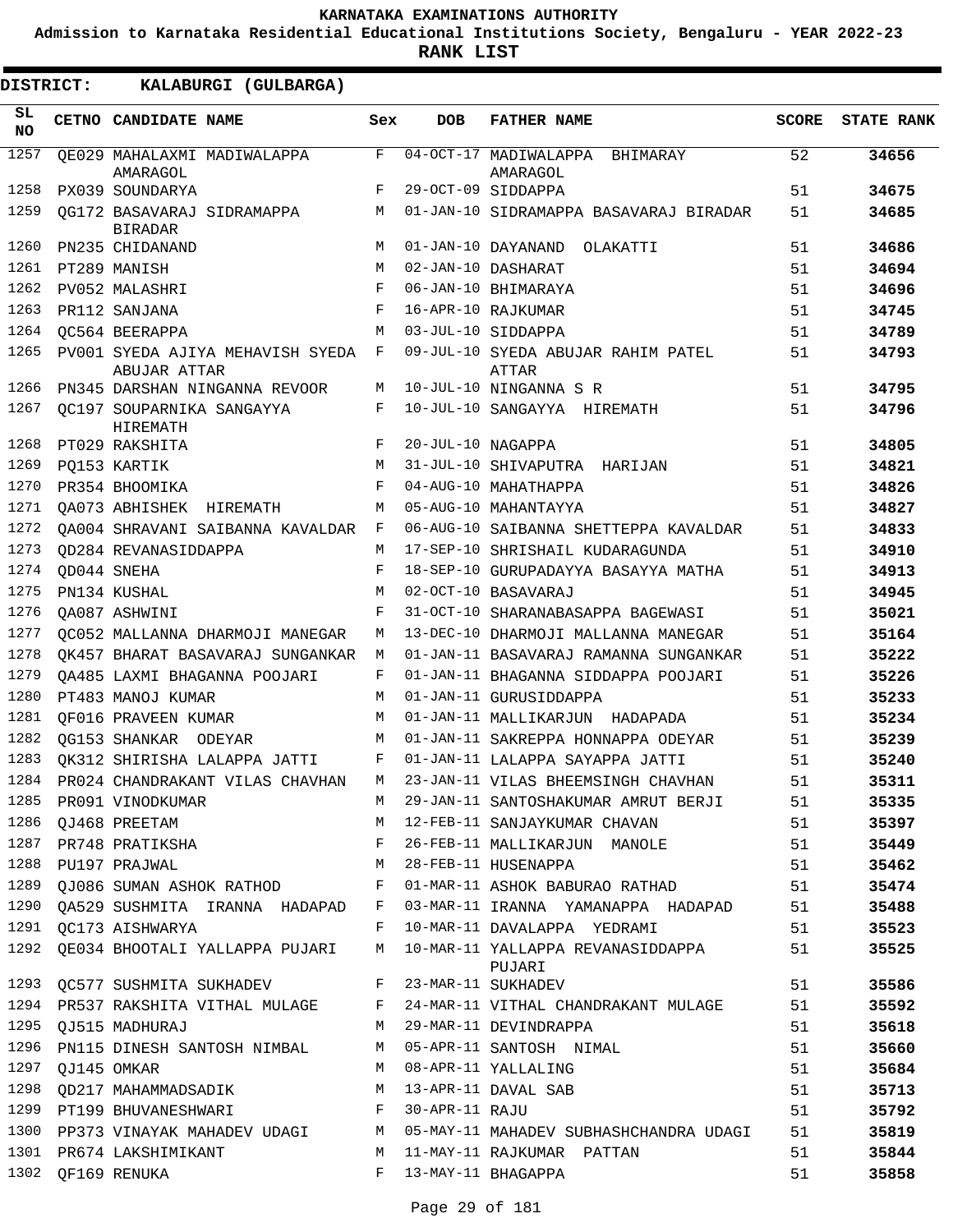**KARNATAKA EXAMINATIONS AUTHORITY**

**Admission to Karnataka Residential Educational Institutions Society, Bengaluru - YEAR 2022-23**

**RANK LIST**

**DISTRICT: KALABURGI (GULBARGA)**

| SL NO | CETNO | CANDIDATE NAME | Sex | DOB | FATHER NAME | SCORE | STATE RANK |
|---|---|---|---|---|---|---|---|
| 1257 | QE029 | MAHALAXMI MADIWALAPPA AMARAGOL | F | 04-OCT-17 | MADIWALAPPA BHIMARAY AMARAGOL | 52 | 34656 |
| 1258 | PX039 | SOUNDARYA | F | 29-OCT-09 | SIDDAPPA | 51 | 34675 |
| 1259 | QG172 | BASAVARAJ SIDRAMAPPA BIRADAR | M | 01-JAN-10 | SIDRAMAPPA BASAVARAJ BIRADAR | 51 | 34685 |
| 1260 | PN235 | CHIDANAND | M | 01-JAN-10 | DAYANAND OLAKATTI | 51 | 34686 |
| 1261 | PT289 | MANISH | M | 02-JAN-10 | DASHARAT | 51 | 34694 |
| 1262 | PV052 | MALASHRI | F | 06-JAN-10 | BHIMARAYA | 51 | 34696 |
| 1263 | PR112 | SANJANA | F | 16-APR-10 | RAJKUMAR | 51 | 34745 |
| 1264 | QC564 | BEERAPPA | M | 03-JUL-10 | SIDDAPPA | 51 | 34789 |
| 1265 | PV001 | SYEDA AJIYA MEHAVISH SYEDA ABUJAR ATTAR | F | 09-JUL-10 | SYEDA ABUJAR RAHIM PATEL ATTAR | 51 | 34793 |
| 1266 | PN345 | DARSHAN NINGANNA REVOOR | M | 10-JUL-10 | NINGANNA S R | 51 | 34795 |
| 1267 | QC197 | SOUPARNIKA SANGAYYA HIREMATH | F | 10-JUL-10 | SANGAYYA HIREMATH | 51 | 34796 |
| 1268 | PT029 | RAKSHITA | F | 20-JUL-10 | NAGAPPA | 51 | 34805 |
| 1269 | PQ153 | KARTIK | M | 31-JUL-10 | SHIVAPUTRA HARIJAN | 51 | 34821 |
| 1270 | PR354 | BHOOMIKA | F | 04-AUG-10 | MAHATHAPPA | 51 | 34826 |
| 1271 | QA073 | ABHISHEK HIREMATH | M | 05-AUG-10 | MAHANTAYYA | 51 | 34827 |
| 1272 | QA004 | SHRAVANI SAIBANNA KAVALDAR | F | 06-AUG-10 | SAIBANNA SHETTEPPA KAVALDAR | 51 | 34833 |
| 1273 | QD284 | REVANASIDDAPPA | M | 17-SEP-10 | SHRISHAIL KUDARAGUNDA | 51 | 34910 |
| 1274 | QD044 | SNEHA | F | 18-SEP-10 | GURUPADAYYA BASAYYA MATHA | 51 | 34913 |
| 1275 | PN134 | KUSHAL | M | 02-OCT-10 | BASAVARAJ | 51 | 34945 |
| 1276 | QA087 | ASHWINI | F | 31-OCT-10 | SHARANABASAPPA BAGEWASI | 51 | 35021 |
| 1277 | QC052 | MALLANNA DHARMOJI MANEGAR | M | 13-DEC-10 | DHARMOJI MALLANNA MANEGAR | 51 | 35164 |
| 1278 | QK457 | BHARAT BASAVARAJ SUNGANKAR | M | 01-JAN-11 | BASAVARAJ RAMANNA SUNGANKAR | 51 | 35222 |
| 1279 | QA485 | LAXMI BHAGANNA POOJARI | F | 01-JAN-11 | BHAGANNA SIDDAPPA POOJARI | 51 | 35226 |
| 1280 | PT483 | MANOJ KUMAR | M | 01-JAN-11 | GURUSIDDAPPA | 51 | 35233 |
| 1281 | QF016 | PRAVEEN KUMAR | M | 01-JAN-11 | MALLIKARJUN HADAPADA | 51 | 35234 |
| 1282 | QG153 | SHANKAR ODEYAR | M | 01-JAN-11 | SAKREPPA HONNAPPA ODEYAR | 51 | 35239 |
| 1283 | QK312 | SHIRISHA LALAPPA JATTI | F | 01-JAN-11 | LALAPPA SAYAPPA JATTI | 51 | 35240 |
| 1284 | PR024 | CHANDRAKANT VILAS CHAVHAN | M | 23-JAN-11 | VILAS BHEEMSINGH CHAVHAN | 51 | 35311 |
| 1285 | PR091 | VINODKUMAR | M | 29-JAN-11 | SANTOSHAKUMAR AMRUT BERJI | 51 | 35335 |
| 1286 | QJ468 | PREETAM | M | 12-FEB-11 | SANJAYKUMAR CHAVAN | 51 | 35397 |
| 1287 | PR748 | PRATIKSHA | F | 26-FEB-11 | MALLIKARJUN MANOLE | 51 | 35449 |
| 1288 | PU197 | PRAJWAL | M | 28-FEB-11 | HUSENAPPA | 51 | 35462 |
| 1289 | QJ086 | SUMAN ASHOK RATHOD | F | 01-MAR-11 | ASHOK BABURAO RATHAD | 51 | 35474 |
| 1290 | QA529 | SUSHMITA IRANNA HADAPAD | F | 03-MAR-11 | IRANNA YAMANAPPA HADAPAD | 51 | 35488 |
| 1291 | QC173 | AISHWARYA | F | 10-MAR-11 | DAVALAPPA YEDRAMI | 51 | 35523 |
| 1292 | QE034 | BHOOTALI YALLAPPA PUJARI | M | 10-MAR-11 | YALLAPPA REVANASIDDAPPA PUJARI | 51 | 35525 |
| 1293 | QC577 | SUSHMITA SUKHADEV | F | 23-MAR-11 | SUKHADEV | 51 | 35586 |
| 1294 | PR537 | RAKSHITA VITHAL MULAGE | F | 24-MAR-11 | VITHAL CHANDRAKANT MULAGE | 51 | 35592 |
| 1295 | QJ515 | MADHURAJ | M | 29-MAR-11 | DEVINDRAPPA | 51 | 35618 |
| 1296 | PN115 | DINESH SANTOSH NIMBAL | M | 05-APR-11 | SANTOSH NIMAL | 51 | 35660 |
| 1297 | QJ145 | OMKAR | M | 08-APR-11 | YALLALING | 51 | 35684 |
| 1298 | QD217 | MAHAMMADSADIK | M | 13-APR-11 | DAVAL SAB | 51 | 35713 |
| 1299 | PT199 | BHUVANESHWARI | F | 30-APR-11 | RAJU | 51 | 35792 |
| 1300 | PP373 | VINAYAK MAHADEV UDAGI | M | 05-MAY-11 | MAHADEV SUBHASHCHANDRA UDAGI | 51 | 35819 |
| 1301 | PR674 | LAKSHIMIKANT | M | 11-MAY-11 | RAJKUMAR PATTAN | 51 | 35844 |
| 1302 | QF169 | RENUKA | F | 13-MAY-11 | BHAGAPPA | 51 | 35858 |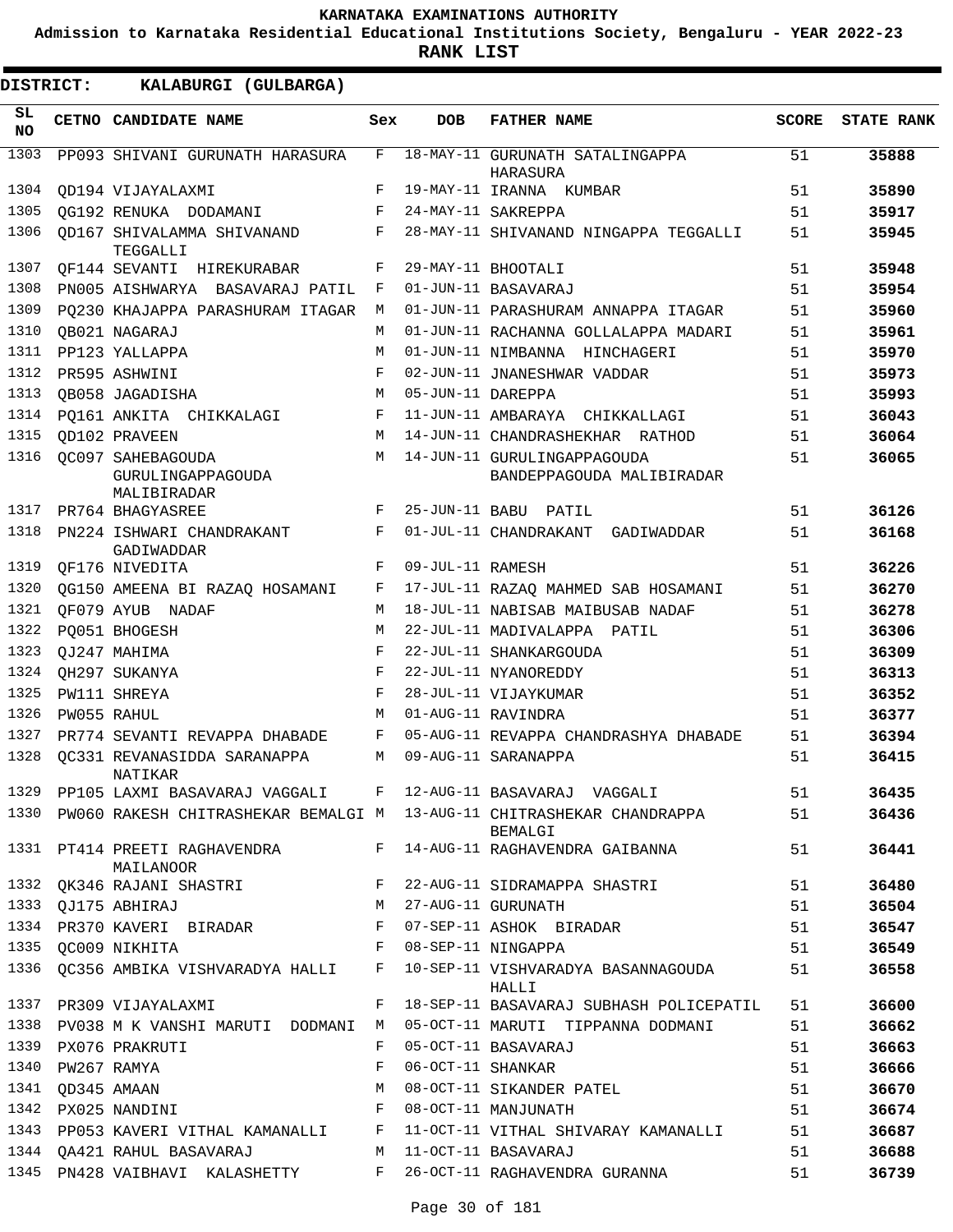# KARNATAKA EXAMINATIONS AUTHORITY

**Admission to Karnataka Residential Educational Institutions Society, Bengaluru - YEAR 2022-23**

**RANK LIST**

**DISTRICT: KALABURGI (GULBARGA)**

| SL NO | CETNO | CANDIDATE NAME | Sex | DOB | FATHER NAME | SCORE | STATE RANK |
|---|---|---|---|---|---|---|---|
| 1303 | PP093 | SHIVANI GURUNATH HARASURA | F | 18-MAY-11 | GURUNATH SATALINGAPPA HARASURA | 51 | 35888 |
| 1304 | QD194 | VIJAYALAXMI | F | 19-MAY-11 | IRANNA KUMBAR | 51 | 35890 |
| 1305 | QG192 | RENUKA DODAMANI | F | 24-MAY-11 | SAKREPPA | 51 | 35917 |
| 1306 | QD167 | SHIVALAMMA SHIVANAND TEGGALLI | F | 28-MAY-11 | SHIVANAND NINGAPPA TEGGALLI | 51 | 35945 |
| 1307 | QF144 | SEVANTI HIREKURABAR | F | 29-MAY-11 | BHOOTALI | 51 | 35948 |
| 1308 | PN005 | AISHWARYA BASAVARAJ PATIL | F | 01-JUN-11 | BASAVARAJ | 51 | 35954 |
| 1309 | PQ230 | KHAJAPPA PARASHURAM ITAGAR | M | 01-JUN-11 | PARASHURAM ANNAPPA ITAGAR | 51 | 35960 |
| 1310 | QB021 | NAGARAJ | M | 01-JUN-11 | RACHANNA GOLLALAPPA MADARI | 51 | 35961 |
| 1311 | PP123 | YALLAPPA | M | 01-JUN-11 | NIMBANNA HINCHAGERI | 51 | 35970 |
| 1312 | PR595 | ASHWINI | F | 02-JUN-11 | JNANESHWAR VADDAR | 51 | 35973 |
| 1313 | QB058 | JAGADISHA | M | 05-JUN-11 | DAREPPA | 51 | 35993 |
| 1314 | PQ161 | ANKITA CHIKKALAGI | F | 11-JUN-11 | AMBARAYA CHIKKALLAGI | 51 | 36043 |
| 1315 | QD102 | PRAVEEN | M | 14-JUN-11 | CHANDRASHEKHAR RATHOD | 51 | 36064 |
| 1316 | QC097 | SAHEBAGOUDA GURULINGAPPAGOUDA MALIBIRADAR | M | 14-JUN-11 | GURULINGAPPAGOUDA BANDEPPAGOUDA MALIBIRADAR | 51 | 36065 |
| 1317 | PR764 | BHAGYASREE | F | 25-JUN-11 | BABU PATIL | 51 | 36126 |
| 1318 | PN224 | ISHWARI CHANDRAKANT GADIWADDAR | F | 01-JUL-11 | CHANDRAKANT GADIWADDAR | 51 | 36168 |
| 1319 | QF176 | NIVEDITA | F | 09-JUL-11 | RAMESH | 51 | 36226 |
| 1320 | QG150 | AMEENA BI RAZAQ HOSAMANI | F | 17-JUL-11 | RAZAQ MAHMED SAB HOSAMANI | 51 | 36270 |
| 1321 | QF079 | AYUB NADAF | M | 18-JUL-11 | NABISAB MAIBUSAB NADAF | 51 | 36278 |
| 1322 | PQ051 | BHOGESH | M | 22-JUL-11 | MADIVALAPPA PATIL | 51 | 36306 |
| 1323 | QJ247 | MAHIMA | F | 22-JUL-11 | SHANKARGOUDA | 51 | 36309 |
| 1324 | QH297 | SUKANYA | F | 22-JUL-11 | NYANOREDDY | 51 | 36313 |
| 1325 | PW111 | SHREYA | F | 28-JUL-11 | VIJAYKUMAR | 51 | 36352 |
| 1326 | PW055 | RAHUL | M | 01-AUG-11 | RAVINDRA | 51 | 36377 |
| 1327 | PR774 | SEVANTI REVAPPA DHABADE | F | 05-AUG-11 | REVAPPA CHANDRASHYA DHABADE | 51 | 36394 |
| 1328 | QC331 | REVANASIDDA SARANAPPA NATIKAR | M | 09-AUG-11 | SARANAPPA | 51 | 36415 |
| 1329 | PP105 | LAXMI BASAVARAJ VAGGALI | F | 12-AUG-11 | BASAVARAJ VAGGALI | 51 | 36435 |
| 1330 | PW060 | RAKESH CHITRASHEKAR BEMALGI | M | 13-AUG-11 | CHITRASHEKAR CHANDRAPPA BEMALGI | 51 | 36436 |
| 1331 | PT414 | PREETI RAGHAVENDRA MAILANOOR | F | 14-AUG-11 | RAGHAVENDRA GAIBANNA | 51 | 36441 |
| 1332 | QK346 | RAJANI SHASTRI | F | 22-AUG-11 | SIDRAMAPPA SHASTRI | 51 | 36480 |
| 1333 | QJ175 | ABHIRAJ | M | 27-AUG-11 | GURUNATH | 51 | 36504 |
| 1334 | PR370 | KAVERI BIRADAR | F | 07-SEP-11 | ASHOK BIRADAR | 51 | 36547 |
| 1335 | QC009 | NIKHITA | F | 08-SEP-11 | NINGAPPA | 51 | 36549 |
| 1336 | QC356 | AMBIKA VISHVARADYA HALLI | F | 10-SEP-11 | VISHVARADYA BASANNAGOUDA HALLI | 51 | 36558 |
| 1337 | PR309 | VIJAYALAXMI | F | 18-SEP-11 | BASAVARAJ SUBHASH POLICEPATIL | 51 | 36600 |
| 1338 | PV038 | M K VANSHI MARUTI DODMANI | M | 05-OCT-11 | MARUTI TIPPANNA DODMANI | 51 | 36662 |
| 1339 | PX076 | PRAKRUTI | F | 05-OCT-11 | BASAVARAJ | 51 | 36663 |
| 1340 | PW267 | RAMYA | F | 06-OCT-11 | SHANKAR | 51 | 36666 |
| 1341 | QD345 | AMAAN | M | 08-OCT-11 | SIKANDER PATEL | 51 | 36670 |
| 1342 | PX025 | NANDINI | F | 08-OCT-11 | MANJUNATH | 51 | 36674 |
| 1343 | PP053 | KAVERI VITHAL KAMANALLI | F | 11-OCT-11 | VITHAL SHIVARAY KAMANALLI | 51 | 36687 |
| 1344 | QA421 | RAHUL BASAVARAJ | M | 11-OCT-11 | BASAVARAJ | 51 | 36688 |
| 1345 | PN428 | VAIBHAVI KALASHETTY | F | 26-OCT-11 | RAGHAVENDRA GURANNA | 51 | 36739 |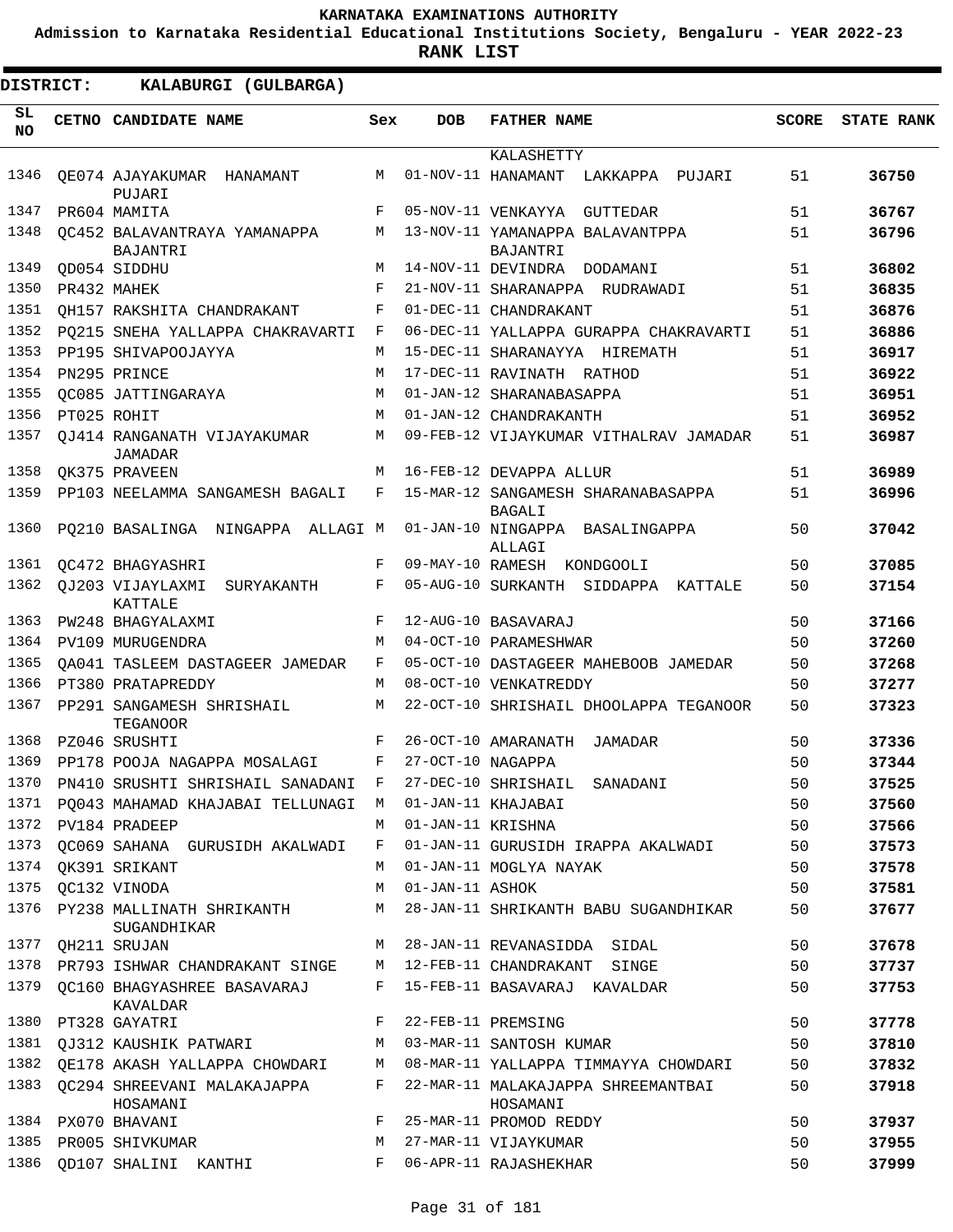**KARNATAKA EXAMINATIONS AUTHORITY**

**Admission to Karnataka Residential Educational Institutions Society, Bengaluru - YEAR 2022-23**

**RANK LIST**

**DISTRICT: KALABURGI (GULBARGA)**

| SL NO | CETNO | CANDIDATE NAME | Sex | DOB | FATHER NAME | SCORE | STATE RANK |
|---|---|---|---|---|---|---|---|
| | | | | | KALASHETTY | | |
| 1346 | QE074 | AJAYAKUMAR HANAMANT PUJARI | M | 01-NOV-11 | HANAMANT LAKKAPPA PUJARI | 51 | 36750 |
| 1347 | PR604 | MAMITA | F | 05-NOV-11 | VENKAYYA GUTTEDAR | 51 | 36767 |
| 1348 | QC452 | BALAVANTRAYA YAMANAPPA BAJANTRI | M | 13-NOV-11 | YAMANAPPA BALAVANTPPA BAJANTRI | 51 | 36796 |
| 1349 | QD054 | SIDDHU | M | 14-NOV-11 | DEVINDRA DODAMANI | 51 | 36802 |
| 1350 | PR432 | MAHEK | F | 21-NOV-11 | SHARANAPPA RUDRAWADI | 51 | 36835 |
| 1351 | QH157 | RAKSHITA CHANDRAKANT | F | 01-DEC-11 | CHANDRAKANT | 51 | 36876 |
| 1352 | PQ215 | SNEHA YALLAPPA CHAKRAVARTI | F | 06-DEC-11 | YALLAPPA GURAPPA CHAKRAVARTI | 51 | 36886 |
| 1353 | PP195 | SHIVAPOOJAYYA | M | 15-DEC-11 | SHARANAYYA HIREMATH | 51 | 36917 |
| 1354 | PN295 | PRINCE | M | 17-DEC-11 | RAVINATH RATHOD | 51 | 36922 |
| 1355 | QC085 | JATTINGARAYA | M | 01-JAN-12 | SHARANABASAPPA | 51 | 36951 |
| 1356 | PT025 | ROHIT | M | 01-JAN-12 | CHANDRAKANTH | 51 | 36952 |
| 1357 | QJ414 | RANGANATH VIJAYAKUMAR JAMADAR | M | 09-FEB-12 | VIJAYKUMAR VITHALRAV JAMADAR | 51 | 36987 |
| 1358 | QK375 | PRAVEEN | M | 16-FEB-12 | DEVAPPA ALLUR | 51 | 36989 |
| 1359 | PP103 | NEELAMMA SANGAMESH BAGALI | F | 15-MAR-12 | SANGAMESH SHARANABASAPPA BAGALI | 51 | 36996 |
| 1360 | PQ210 | BASALINGA NINGAPPA ALLAGI | M | 01-JAN-10 | NINGAPPA BASALINGAPPA ALLAGI | 50 | 37042 |
| 1361 | QC472 | BHAGYASHRI | F | 09-MAY-10 | RAMESH KONDGOOLI | 50 | 37085 |
| 1362 | QJ203 | VIJAYLAXMI SURYAKANTH KATTALE | F | 05-AUG-10 | SURKANTH SIDDAPPA KATTALE | 50 | 37154 |
| 1363 | PW248 | BHAGYALAXMI | F | 12-AUG-10 | BASAVARAJ | 50 | 37166 |
| 1364 | PV109 | MURUGENDRA | M | 04-OCT-10 | PARAMESHWAR | 50 | 37260 |
| 1365 | QA041 | TASLEEM DASTAGEER JAMEDAR | F | 05-OCT-10 | DASTAGEER MAHEBOOB JAMEDAR | 50 | 37268 |
| 1366 | PT380 | PRATAPREDDY | M | 08-OCT-10 | VENKATREDDY | 50 | 37277 |
| 1367 | PP291 | SANGAMESH SHRISHAIL TEGANOOR | M | 22-OCT-10 | SHRISHAIL DHOOLAPPA TEGANOOR | 50 | 37323 |
| 1368 | PZ046 | SRUSHTI | F | 26-OCT-10 | AMARANATH JAMADAR | 50 | 37336 |
| 1369 | PP178 | POOJA NAGAPPA MOSALAGI | F | 27-OCT-10 | NAGAPPA | 50 | 37344 |
| 1370 | PN410 | SRUSHTI SHRISHAIL SANADANI | F | 27-DEC-10 | SHRISHAIL SANADANI | 50 | 37525 |
| 1371 | PQ043 | MAHAMAD KHAJABAI TELLUNAGI | M | 01-JAN-11 | KHAJABAI | 50 | 37560 |
| 1372 | PV184 | PRADEEP | M | 01-JAN-11 | KRISHNA | 50 | 37566 |
| 1373 | QC069 | SAHANA GURUSIDH AKALWADI | F | 01-JAN-11 | GURUSIDH IRAPPA AKALWADI | 50 | 37573 |
| 1374 | QK391 | SRIKANT | M | 01-JAN-11 | MOGLYA NAYAK | 50 | 37578 |
| 1375 | QC132 | VINODA | M | 01-JAN-11 | ASHOK | 50 | 37581 |
| 1376 | PY238 | MALLINATH SHRIKANTH SUGANDHIKAR | M | 28-JAN-11 | SHRIKANTH BABU SUGANDHIKAR | 50 | 37677 |
| 1377 | QH211 | SRUJAN | M | 28-JAN-11 | REVANASIDDA SIDAL | 50 | 37678 |
| 1378 | PR793 | ISHWAR CHANDRAKANT SINGE | M | 12-FEB-11 | CHANDRAKANT SINGE | 50 | 37737 |
| 1379 | QC160 | BHAGYASHREE BASAVARAJ KAVALDAR | F | 15-FEB-11 | BASAVARAJ KAVALDAR | 50 | 37753 |
| 1380 | PT328 | GAYATRI | F | 22-FEB-11 | PREMSING | 50 | 37778 |
| 1381 | QJ312 | KAUSHIK PATWARI | M | 03-MAR-11 | SANTOSH KUMAR | 50 | 37810 |
| 1382 | QE178 | AKASH YALLAPPA CHOWDARI | M | 08-MAR-11 | YALLAPPA TIMMAYYA CHOWDARI | 50 | 37832 |
| 1383 | QC294 | SHREEVANI MALAKAJAPPA HOSAMANI | F | 22-MAR-11 | MALAKAJAPPA SHREEMANTBAI HOSAMANI | 50 | 37918 |
| 1384 | PX070 | BHAVANI | F | 25-MAR-11 | PROMOD REDDY | 50 | 37937 |
| 1385 | PR005 | SHIVKUMAR | M | 27-MAR-11 | VIJAYKUMAR | 50 | 37955 |
| 1386 | QD107 | SHALINI KANTHI | F | 06-APR-11 | RAJASHEKHAR | 50 | 37999 |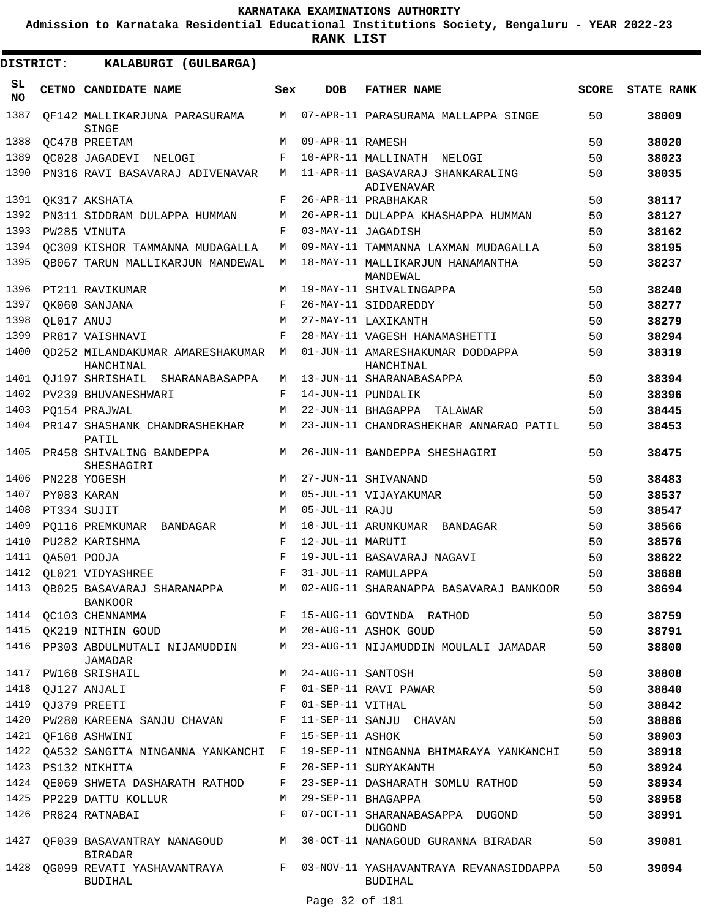# KARNATAKA EXAMINATIONS AUTHORITY

**Admission to Karnataka Residential Educational Institutions Society, Bengaluru - YEAR 2022-23**

**RANK LIST**

**DISTRICT: KALABURGI (GULBARGA)**

| SL NO | CETNO | CANDIDATE NAME | Sex | DOB | FATHER NAME | SCORE | STATE RANK |
|---|---|---|---|---|---|---|---|
| 1387 | QF142 | MALLIKARJUNA PARASURAMA SINGE | M | 07-APR-11 | PARASURAMA MALLAPPA SINGE | 50 | **38009** |
| 1388 | QC478 | PREETAM | M | 09-APR-11 | RAMESH | 50 | **38020** |
| 1389 | QC028 | JAGADEVI NELOGI | F | 10-APR-11 | MALLINATH NELOGI | 50 | **38023** |
| 1390 | PN316 | RAVI BASAVARAJ ADIVENAVAR | M | 11-APR-11 | BASAVARAJ SHANKARALING ADIVENAVAR | 50 | **38035** |
| 1391 | QK317 | AKSHATA | F | 26-APR-11 | PRABHAKAR | 50 | **38117** |
| 1392 | PN311 | SIDDRAM DULAPPA HUMMAN | M | 26-APR-11 | DULAPPA KHASHAPPA HUMMAN | 50 | **38127** |
| 1393 | PW285 | VINUTA | F | 03-MAY-11 | JAGADISH | 50 | **38162** |
| 1394 | QC309 | KISHOR TAMMANNA MUDAGALLA | M | 09-MAY-11 | TAMMANNA LAXMAN MUDAGALLA | 50 | **38195** |
| 1395 | QB067 | TARUN MALLIKARJUN MANDEWAL | M | 18-MAY-11 | MALLIKARJUN HANAMANTHA MANDEWAL | 50 | **38237** |
| 1396 | PT211 | RAVIKUMAR | M | 19-MAY-11 | SHIVALINGAPPA | 50 | **38240** |
| 1397 | QK060 | SANJANA | F | 26-MAY-11 | SIDDAREDDY | 50 | **38277** |
| 1398 | QL017 | ANUJ | M | 27-MAY-11 | LAXIKANTH | 50 | **38279** |
| 1399 | PR817 | VAISHNAVI | F | 28-MAY-11 | VAGESH HANAMASHETTI | 50 | **38294** |
| 1400 | QD252 | MILANDAKUMAR AMARESHAKUMAR HANCHINAL | M | 01-JUN-11 | AMARESHAKUMAR DODDAPPA HANCHINAL | 50 | **38319** |
| 1401 | QJ197 | SHRISHAIL SHARANABASAPPA | M | 13-JUN-11 | SHARANABASAPPA | 50 | **38394** |
| 1402 | PV239 | BHUVANESHWARI | F | 14-JUN-11 | PUNDALIK | 50 | **38396** |
| 1403 | PQ154 | PRAJWAL | M | 22-JUN-11 | BHAGAPPA TALAWAR | 50 | **38445** |
| 1404 | PR147 | SHASHANK CHANDRASHEKHAR PATIL | M | 23-JUN-11 | CHANDRASHEKHAR ANNARAO PATIL | 50 | **38453** |
| 1405 | PR458 | SHIVALING BANDEPPA SHESHAGIRI | M | 26-JUN-11 | BANDEPPA SHESHAGIRI | 50 | **38475** |
| 1406 | PN228 | YOGESH | M | 27-JUN-11 | SHIVANAND | 50 | **38483** |
| 1407 | PY083 | KARAN | M | 05-JUL-11 | VIJAYAKUMAR | 50 | **38537** |
| 1408 | PT334 | SUJIT | M | 05-JUL-11 | RAJU | 50 | **38547** |
| 1409 | PQ116 | PREMKUMAR BANDAGAR | M | 10-JUL-11 | ARUNKUMAR BANDAGAR | 50 | **38566** |
| 1410 | PU282 | KARISHMA | F | 12-JUL-11 | MARUTI | 50 | **38576** |
| 1411 | QA501 | POOJA | F | 19-JUL-11 | BASAVARAJ NAGAVI | 50 | **38622** |
| 1412 | QL021 | VIDYASHREE | F | 31-JUL-11 | RAMULAPPA | 50 | **38688** |
| 1413 | QB025 | BASAVARAJ SHARANAPPA BANKOOR | M | 02-AUG-11 | SHARANAPPA BASAVARAJ BANKOOR | 50 | **38694** |
| 1414 | QC103 | CHENNAMMA | F | 15-AUG-11 | GOVINDA RATHOD | 50 | **38759** |
| 1415 | QK219 | NITHIN GOUD | M | 20-AUG-11 | ASHOK GOUD | 50 | **38791** |
| 1416 | PP303 | ABDULMUTALI NIJAMUDDIN JAMADAR | M | 23-AUG-11 | NIJAMUDDIN MOULALI JAMADAR | 50 | **38800** |
| 1417 | PW168 | SRISHAIL | M | 24-AUG-11 | SANTOSH | 50 | **38808** |
| 1418 | QJ127 | ANJALI | F | 01-SEP-11 | RAVI PAWAR | 50 | **38840** |
| 1419 | QJ379 | PREETI | F | 01-SEP-11 | VITHAL | 50 | **38842** |
| 1420 | PW280 | KAREENA SANJU CHAVAN | F | 11-SEP-11 | SANJU CHAVAN | 50 | **38886** |
| 1421 | QF168 | ASHWINI | F | 15-SEP-11 | ASHOK | 50 | **38903** |
| 1422 | QA532 | SANGITA NINGANNA YANKANCHI | F | 19-SEP-11 | NINGANNA BHIMARAYA YANKANCHI | 50 | **38918** |
| 1423 | PS132 | NIKHITA | F | 20-SEP-11 | SURYAKANTH | 50 | **38924** |
| 1424 | QE069 | SHWETA DASHARATH RATHOD | F | 23-SEP-11 | DASHARATH SOMLU RATHOD | 50 | **38934** |
| 1425 | PP229 | DATTU KOLLUR | M | 29-SEP-11 | BHAGAPPA | 50 | **38958** |
| 1426 | PR824 | RATNABAI | F | 07-OCT-11 | SHARANABASAPPA DUGOND DUGOND | 50 | **38991** |
| 1427 | QF039 | BASAVANTRAY NANAGOUD BIRADAR | M | 30-OCT-11 | NANAGOUD GURANNA BIRADAR | 50 | **39081** |
| 1428 | QG099 | REVATI YASHAVANTRAYA BUDIHAL | F | 03-NOV-11 | YASHAVANTRAYA REVANASIDDAPPA BUDIHAL | 50 | **39094** |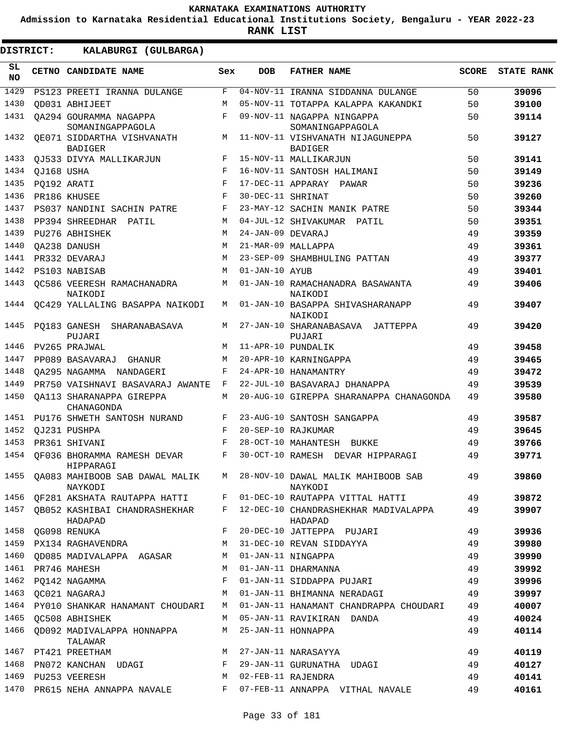# KARNATAKA EXAMINATIONS AUTHORITY

**Admission to Karnataka Residential Educational Institutions Society, Bengaluru - YEAR 2022-23**

**RANK LIST**

**DISTRICT: KALABURGI (GULBARGA)**

| SL NO | CETNO | CANDIDATE NAME | Sex | DOB | FATHER NAME | SCORE | STATE RANK |
|---|---|---|---|---|---|---|---|
| 1429 | PS123 | PREETI IRANNA DULANGE | F | 04-NOV-11 | IRANNA SIDDANNA DULANGE | 50 | **39096** |
| 1430 | QD031 | ABHIJEET | M | 05-NOV-11 | TOTAPPA KALAPPA KAKANDKI | 50 | **39100** |
| 1431 | QA294 | GOURAMMA NAGAPPA SOMANINGAPPAGOLA | F | 09-NOV-11 | NAGAPPA NINGAPPA SOMANINGAPPAGOLA | 50 | **39114** |
| 1432 | QE071 | SIDDARTHA VISHVANATH BADIGER | M | 11-NOV-11 | VISHVANATH NIJAGUNEPPA BADIGER | 50 | **39127** |
| 1433 | QJ533 | DIVYA MALLIKARJUN | F | 15-NOV-11 | MALLIKARJUN | 50 | **39141** |
| 1434 | QJ168 | USHA | F | 16-NOV-11 | SANTOSH HALIMANI | 50 | **39149** |
| 1435 | PQ192 | ARATI | F | 17-DEC-11 | APPARAY PAWAR | 50 | **39236** |
| 1436 | PR186 | KHUSEE | F | 30-DEC-11 | SHRINAT | 50 | **39260** |
| 1437 | PS037 | NANDINI SACHIN PATRE | F | 23-MAY-12 | SACHIN MANIK PATRE | 50 | **39344** |
| 1438 | PP394 | SHREEDHAR PATIL | M | 04-JUL-12 | SHIVAKUMAR PATIL | 50 | **39351** |
| 1439 | PU276 | ABHISHEK | M | 24-JAN-09 | DEVARAJ | 49 | **39359** |
| 1440 | QA238 | DANUSH | M | 21-MAR-09 | MALLAPPA | 49 | **39361** |
| 1441 | PR332 | DEVARAJ | M | 23-SEP-09 | SHAMBHULING PATTAN | 49 | **39377** |
| 1442 | PS103 | NABISAB | M | 01-JAN-10 | AYUB | 49 | **39401** |
| 1443 | QC586 | VEERESH RAMACHANADRA NAIKODI | M | 01-JAN-10 | RAMACHANADRA BASAWANTA NAIKODI | 49 | **39406** |
| 1444 | QC429 | YALLALING BASAPPA NAIKODI | M | 01-JAN-10 | BASAPPA SHIVASHARANAPP NAIKODI | 49 | **39407** |
| 1445 | PQ183 | GANESH SHARANABASAVA PUJARI | M | 27-JAN-10 | SHARANABASAVA JATTEPPA PUJARI | 49 | **39420** |
| 1446 | PV265 | PRAJWAL | M | 11-APR-10 | PUNDALIK | 49 | **39458** |
| 1447 | PP089 | BASAVARAJ GHANUR | M | 20-APR-10 | KARNINGAPPA | 49 | **39465** |
| 1448 | QA295 | NAGAMMA NANDAGERI | F | 24-APR-10 | HANAMANTRY | 49 | **39472** |
| 1449 | PR750 | VAISHNAVI BASAVARAJ AWANTE | F | 22-JUL-10 | BASAVARAJ DHANAPPA | 49 | **39539** |
| 1450 | QA113 | SHARANAPPA GIREPPA CHANAGONDA | M | 20-AUG-10 | GIREPPA SHARANAPPA CHANAGONDA | 49 | **39580** |
| 1451 | PU176 | SHWETH SANTOSH NURAND | F | 23-AUG-10 | SANTOSH SANGAPPA | 49 | **39587** |
| 1452 | QJ231 | PUSHPA | F | 20-SEP-10 | RAJKUMAR | 49 | **39645** |
| 1453 | PR361 | SHIVANI | F | 28-OCT-10 | MAHANTESH BUKKE | 49 | **39766** |
| 1454 | QF036 | BHORAMMA RAMESH DEVAR HIPPARAGI | F | 30-OCT-10 | RAMESH DEVAR HIPPARAGI | 49 | **39771** |
| 1455 | QA083 | MAHIBOOB SAB DAWAL MALIK NAYKODI | M | 28-NOV-10 | DAWAL MALIK MAHIBOOB SAB NAYKODI | 49 | **39860** |
| 1456 | QF281 | AKSHATA RAUTAPPA HATTI | F | 01-DEC-10 | RAUTAPPA VITTAL HATTI | 49 | **39872** |
| 1457 | QB052 | KASHIBAI CHANDRASHEKHAR HADAPAD | F | 12-DEC-10 | CHANDRASHEKHAR MADIVALAPPA HADAPAD | 49 | **39907** |
| 1458 | QG098 | RENUKA | F | 20-DEC-10 | JATTEPPA PUJARI | 49 | **39936** |
| 1459 | PX134 | RAGHAVENDRA | M | 31-DEC-10 | REVAN SIDDAYYA | 49 | **39980** |
| 1460 | QD085 | MADIVALAPPA AGASAR | M | 01-JAN-11 | NINGAPPA | 49 | **39990** |
| 1461 | PR746 | MAHESH | M | 01-JAN-11 | DHARMANNA | 49 | **39992** |
| 1462 | PQ142 | NAGAMMA | F | 01-JAN-11 | SIDDAPPA PUJARI | 49 | **39996** |
| 1463 | QC021 | NAGARAJ | M | 01-JAN-11 | BHIMANNA NERADAGI | 49 | **39997** |
| 1464 | PY010 | SHANKAR HANAMANT CHOUDARI | M | 01-JAN-11 | HANAMANT CHANDRAPPA CHOUDARI | 49 | **40007** |
| 1465 | QC508 | ABHISHEK | M | 05-JAN-11 | RAVIKIRAN DANDA | 49 | **40024** |
| 1466 | QD092 | MADIVALAPPA HONNAPPA TALAWAR | M | 25-JAN-11 | HONNAPPA | 49 | **40114** |
| 1467 | PT421 | PREETHAM | M | 27-JAN-11 | NARASAYYA | 49 | **40119** |
| 1468 | PN072 | KANCHAN UDAGI | F | 29-JAN-11 | GURUNATHA UDAGI | 49 | **40127** |
| 1469 | PU253 | VEERESH | M | 02-FEB-11 | RAJENDRA | 49 | **40141** |
| 1470 | PR615 | NEHA ANNAPPA NAVALE | F | 07-FEB-11 | ANNAPPA VITHAL NAVALE | 49 | **40161** |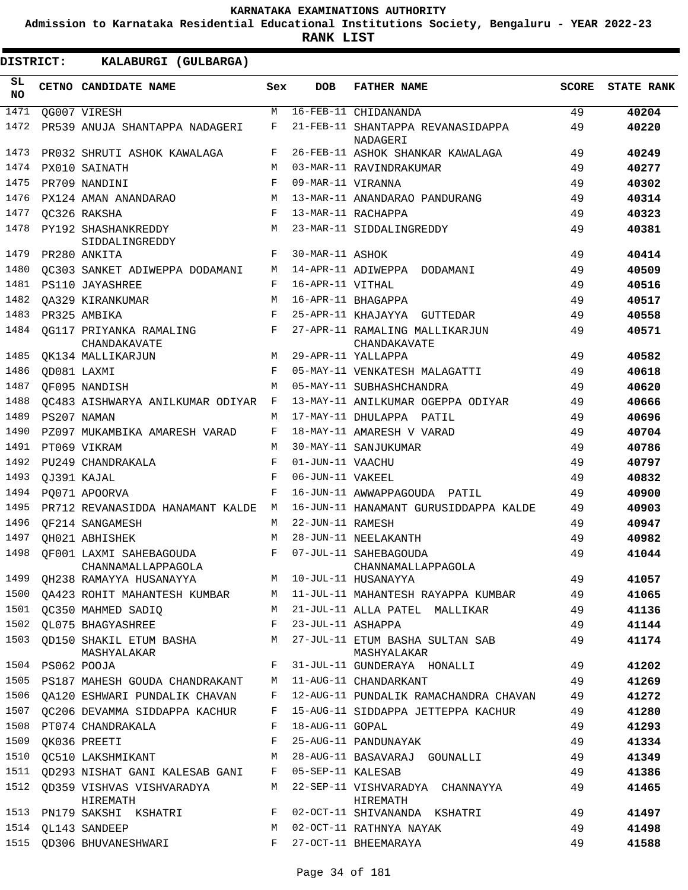# KARNATAKA EXAMINATIONS AUTHORITY

**Admission to Karnataka Residential Educational Institutions Society, Bengaluru - YEAR 2022-23**

**RANK LIST**

**DISTRICT: KALABURGI (GULBARGA)**

| SL NO | CETNO | CANDIDATE NAME | Sex | DOB | FATHER NAME | SCORE | STATE RANK |
|---|---|---|---|---|---|---|---|
| 1471 | QG007 | VIRESH | M | 16-FEB-11 | CHIDANANDA | 49 | **40204** |
| 1472 | PR539 | ANUJA SHANTAPPA NADAGERI | F | 21-FEB-11 | SHANTAPPA REVANASIDAPPA NADAGERI | 49 | **40220** |
| 1473 | PR032 | SHRUTI ASHOK KAWALAGA | F | 26-FEB-11 | ASHOK SHANKAR KAWALAGA | 49 | **40249** |
| 1474 | PX010 | SAINATH | M | 03-MAR-11 | RAVINDRAKUMAR | 49 | **40277** |
| 1475 | PR709 | NANDINI | F | 09-MAR-11 | VIRANNA | 49 | **40302** |
| 1476 | PX124 | AMAN ANANDARAO | M | 13-MAR-11 | ANANDARAO PANDURANG | 49 | **40314** |
| 1477 | QC326 | RAKSHA | F | 13-MAR-11 | RACHAPPA | 49 | **40323** |
| 1478 | PY192 | SHASHANKREDDY SIDDALINGREDDY | M | 23-MAR-11 | SIDDALINGREDDY | 49 | **40381** |
| 1479 | PR280 | ANKITA | F | 30-MAR-11 | ASHOK | 49 | **40414** |
| 1480 | QC303 | SANKET ADIWEPPA DODAMANI | M | 14-APR-11 | ADIWEPPA DODAMANI | 49 | **40509** |
| 1481 | PS110 | JAYASHREE | F | 16-APR-11 | VITHAL | 49 | **40516** |
| 1482 | QA329 | KIRANKUMAR | M | 16-APR-11 | BHAGAPPA | 49 | **40517** |
| 1483 | PR325 | AMBIKA | F | 25-APR-11 | KHAJAYYA GUTTEDAR | 49 | **40558** |
| 1484 | QG117 | PRIYANKA RAMALING CHANDAKAVATE | F | 27-APR-11 | RAMALING MALLIKARJUN CHANDAKAVATE | 49 | **40571** |
| 1485 | QK134 | MALLIKARJUN | M | 29-APR-11 | YALLAPPA | 49 | **40582** |
| 1486 | QD081 | LAXMI | F | 05-MAY-11 | VENKATESH MALAGATTI | 49 | **40618** |
| 1487 | QF095 | NANDISH | M | 05-MAY-11 | SUBHASHCHANDRA | 49 | **40620** |
| 1488 | QC483 | AISHWARYA ANILKUMAR ODIYAR | F | 13-MAY-11 | ANILKUMAR OGEPPA ODIYAR | 49 | **40666** |
| 1489 | PS207 | NAMAN | M | 17-MAY-11 | DHULAPPA PATIL | 49 | **40696** |
| 1490 | PZ097 | MUKAMBIKA AMARESH VARAD | F | 18-MAY-11 | AMARESH V VARAD | 49 | **40704** |
| 1491 | PT069 | VIKRAM | M | 30-MAY-11 | SANJUKUMAR | 49 | **40786** |
| 1492 | PU249 | CHANDRAKALA | F | 01-JUN-11 | VAACHU | 49 | **40797** |
| 1493 | QJ391 | KAJAL | F | 06-JUN-11 | VAKEEL | 49 | **40832** |
| 1494 | PQ071 | APOORVA | F | 16-JUN-11 | AWWAPPAGOUDA PATIL | 49 | **40900** |
| 1495 | PR712 | REVANASIDDA HANAMANT KALDE | M | 16-JUN-11 | HANAMANT GURUSIDDAPPA KALDE | 49 | **40903** |
| 1496 | QF214 | SANGAMESH | M | 22-JUN-11 | RAMESH | 49 | **40947** |
| 1497 | QH021 | ABHISHEK | M | 28-JUN-11 | NEELAKANTH | 49 | **40982** |
| 1498 | QF001 | LAXMI SAHEBAGOUDA CHANNAMALLAPPAGOLA | F | 07-JUL-11 | SAHEBAGOUDA CHANNAMALLAPPAGOLA | 49 | **41044** |
| 1499 | QH238 | RAMAYYA HUSANAYYA | M | 10-JUL-11 | HUSANAYYA | 49 | **41057** |
| 1500 | QA423 | ROHIT MAHANTESH KUMBAR | M | 11-JUL-11 | MAHANTESH RAYAPPA KUMBAR | 49 | **41065** |
| 1501 | QC350 | MAHMED SADIQ | M | 21-JUL-11 | ALLA PATEL MALLIKAR | 49 | **41136** |
| 1502 | QL075 | BHAGYASHREE | F | 23-JUL-11 | ASHAPPA | 49 | **41144** |
| 1503 | QD150 | SHAKIL ETUM BASHA MASHYALAKAR | M | 27-JUL-11 | ETUM BASHA SULTAN SAB MASHYALAKAR | 49 | **41174** |
| 1504 | PS062 | POOJA | F | 31-JUL-11 | GUNDERAYA HONALLI | 49 | **41202** |
| 1505 | PS187 | MAHESH GOUDA CHANDRAKANT | M | 11-AUG-11 | CHANDARKANT | 49 | **41269** |
| 1506 | QA120 | ESHWARI PUNDALIK CHAVAN | F | 12-AUG-11 | PUNDALIK RAMACHANDRA CHAVAN | 49 | **41272** |
| 1507 | QC206 | DEVAMMA SIDDAPPA KACHUR | F | 15-AUG-11 | SIDDAPPA JETTEPPA KACHUR | 49 | **41280** |
| 1508 | PT074 | CHANDRAKALA | F | 18-AUG-11 | GOPAL | 49 | **41293** |
| 1509 | QK036 | PREETI | F | 25-AUG-11 | PANDUNAYAK | 49 | **41334** |
| 1510 | QC510 | LAKSHMIKANT | M | 28-AUG-11 | BASAVARAJ GOUNALLI | 49 | **41349** |
| 1511 | QD293 | NISHAT GANI KALESAB GANI | F | 05-SEP-11 | KALESAB | 49 | **41386** |
| 1512 | QD359 | VISHVAS VISHVARADYA HIREMATH | M | 22-SEP-11 | VISHVARADYA CHANNAYYA HIREMATH | 49 | **41465** |
| 1513 | PN179 | SAKSHI KSHATRI | F | 02-OCT-11 | SHIVANANDA KSHATRI | 49 | **41497** |
| 1514 | QL143 | SANDEEP | M | 02-OCT-11 | RATHNYA NAYAK | 49 | **41498** |
| 1515 | QD306 | BHUVANESHWARI | F | 27-OCT-11 | BHEEMARAYA | 49 | **41588** |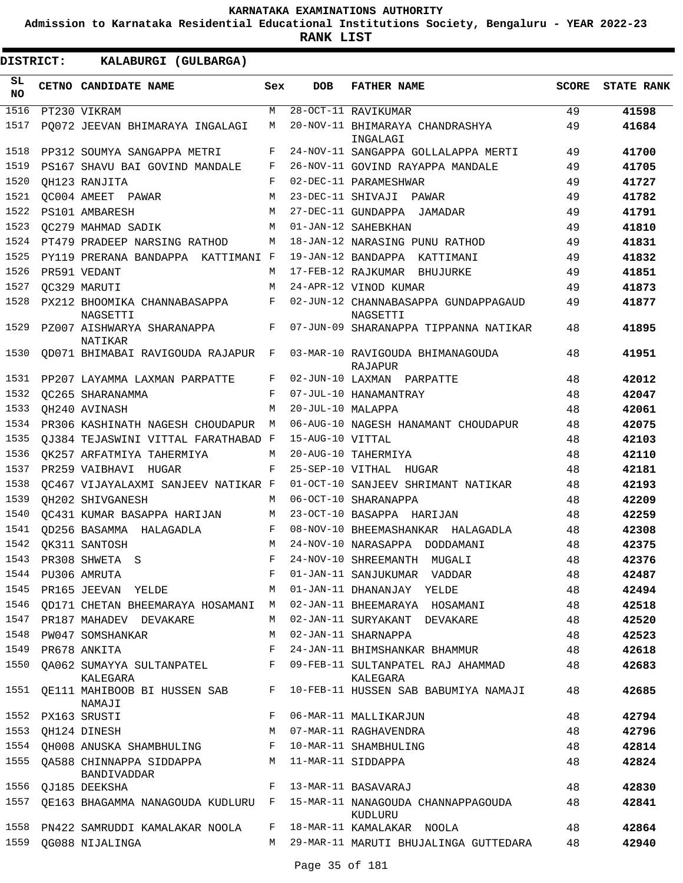# KARNATAKA EXAMINATIONS AUTHORITY

**Admission to Karnataka Residential Educational Institutions Society, Bengaluru - YEAR 2022-23**

**RANK LIST**

**DISTRICT: KALABURGI (GULBARGA)**

| SL NO | CETNO | CANDIDATE NAME | Sex | DOB | FATHER NAME | SCORE | STATE RANK |
|---|---|---|---|---|---|---|---|
| 1516 | PT230 | VIKRAM | M | 28-OCT-11 | RAVIKUMAR | 49 | **41598** |
| 1517 | PQ072 | JEEVAN BHIMARAYA INGALAGI | M | 20-NOV-11 | BHIMARAYA CHANDRASHYA INGALAGI | 49 | **41684** |
| 1518 | PP312 | SOUMYA SANGAPPA METRI | F | 24-NOV-11 | SANGAPPA GOLLALAPPA MERTI | 49 | **41700** |
| 1519 | PS167 | SHAVU BAI GOVIND MANDALE | F | 26-NOV-11 | GOVIND RAYAPPA MANDALE | 49 | **41705** |
| 1520 | QH123 | RANJITA | F | 02-DEC-11 | PARAMESHWAR | 49 | **41727** |
| 1521 | QC004 | AMEET PAWAR | M | 23-DEC-11 | SHIVAJI PAWAR | 49 | **41782** |
| 1522 | PS101 | AMBARESH | M | 27-DEC-11 | GUNDAPPA JAMADAR | 49 | **41791** |
| 1523 | QC279 | MAHMAD SADIK | M | 01-JAN-12 | SAHEBKHAN | 49 | **41810** |
| 1524 | PT479 | PRADEEP NARSING RATHOD | M | 18-JAN-12 | NARASING PUNU RATHOD | 49 | **41831** |
| 1525 | PY119 | PRERANA BANDAPPA KATTIMANI | F | 19-JAN-12 | BANDAPPA KATTIMANI | 49 | **41832** |
| 1526 | PR591 | VEDANT | M | 17-FEB-12 | RAJKUMAR BHUJURKE | 49 | **41851** |
| 1527 | QC329 | MARUTI | M | 24-APR-12 | VINOD KUMAR | 49 | **41873** |
| 1528 | PX212 | BHOOMIKA CHANNABASAPPA NAGSETTI | F | 02-JUN-12 | CHANNABASAPPA GUNDAPPAGAUD NAGSETTI | 49 | **41877** |
| 1529 | PZ007 | AISHWARYA SHARANAPPA NATIKAR | F | 07-JUN-09 | SHARANAPPA TIPPANNA NATIKAR | 48 | **41895** |
| 1530 | QD071 | BHIMABAI RAVIGOUDA RAJAPUR | F | 03-MAR-10 | RAVIGOUDA BHIMANAGOUDA RAJAPUR | 48 | **41951** |
| 1531 | PP207 | LAYAMMA LAXMAN PARPATTE | F | 02-JUN-10 | LAXMAN PARPATTE | 48 | **42012** |
| 1532 | QC265 | SHARANAMMA | F | 07-JUL-10 | HANAMANTRAY | 48 | **42047** |
| 1533 | QH240 | AVINASH | M | 20-JUL-10 | MALAPPA | 48 | **42061** |
| 1534 | PR306 | KASHINATH NAGESH CHOUDAPUR | M | 06-AUG-10 | NAGESH HANAMANT CHOUDAPUR | 48 | **42075** |
| 1535 | QJ384 | TEJASWINI VITTAL FARATHABAD | F | 15-AUG-10 | VITTAL | 48 | **42103** |
| 1536 | QK257 | ARFATMIYA TAHERMIYA | M | 20-AUG-10 | TAHERMIYA | 48 | **42110** |
| 1537 | PR259 | VAIBHAVI HUGAR | F | 25-SEP-10 | VITHAL HUGAR | 48 | **42181** |
| 1538 | QC467 | VIJAYALAXMI SANJEEV NATIKAR | F | 01-OCT-10 | SANJEEV SHRIMANT NATIKAR | 48 | **42193** |
| 1539 | QH202 | SHIVGANESH | M | 06-OCT-10 | SHARANAPPA | 48 | **42209** |
| 1540 | QC431 | KUMAR BASAPPA HARIJAN | M | 23-OCT-10 | BASAPPA HARIJAN | 48 | **42259** |
| 1541 | QD256 | BASAMMA HALAGADLA | F | 08-NOV-10 | BHEEMASHANKAR HALAGADLA | 48 | **42308** |
| 1542 | QK311 | SANTOSH | M | 24-NOV-10 | NARASAPPA DODDAMANI | 48 | **42375** |
| 1543 | PR308 | SHWETA S | F | 24-NOV-10 | SHREEMANTH MUGALI | 48 | **42376** |
| 1544 | PU306 | AMRUTA | F | 01-JAN-11 | SANJUKUMAR VADDAR | 48 | **42487** |
| 1545 | PR165 | JEEVAN YELDE | M | 01-JAN-11 | DHANANJAY YELDE | 48 | **42494** |
| 1546 | QD171 | CHETAN BHEEMARAYA HOSAMANI | M | 02-JAN-11 | BHEEMARAYA HOSAMANI | 48 | **42518** |
| 1547 | PR187 | MAHADEV DEVAKARE | M | 02-JAN-11 | SURYAKANT DEVAKARE | 48 | **42520** |
| 1548 | PW047 | SOMSHANKAR | M | 02-JAN-11 | SHARNAPPA | 48 | **42523** |
| 1549 | PR678 | ANKITA | F | 24-JAN-11 | BHIMSHANKAR BHAMMUR | 48 | **42618** |
| 1550 | QA062 | SUMAYYA SULTANPATEL KALEGARA | F | 09-FEB-11 | SULTANPATEL RAJ AHAMMAD KALEGARA | 48 | **42683** |
| 1551 | QE111 | MAHIBOOB BI HUSSEN SAB NAMAJI | F | 10-FEB-11 | HUSSEN SAB BABUMIYA NAMAJI | 48 | **42685** |
| 1552 | PX163 | SRUSTI | F | 06-MAR-11 | MALLIKARJUN | 48 | **42794** |
| 1553 | QH124 | DINESH | M | 07-MAR-11 | RAGHAVENDRA | 48 | **42796** |
| 1554 | QH008 | ANUSKA SHAMBHULING | F | 10-MAR-11 | SHAMBHULING | 48 | **42814** |
| 1555 | QA588 | CHINNAPPA SIDDAPPA BANDIVADDAR | M | 11-MAR-11 | SIDDAPPA | 48 | **42824** |
| 1556 | QJ185 | DEEKSHA | F | 13-MAR-11 | BASAVARAJ | 48 | **42830** |
| 1557 | QE163 | BHAGAMMA NANAGOUDA KUDLURU | F | 15-MAR-11 | NANAGOUDA CHANNAPPAGOUDA KUDLURU | 48 | **42841** |
| 1558 | PN422 | SAMRUDDI KAMALAKAR NOOLA | F | 18-MAR-11 | KAMALAKAR NOOLA | 48 | **42864** |
| 1559 | QG088 | NIJALINGA | M | 29-MAR-11 | MARUTI BHUJALINGA GUTTEDARA | 48 | **42940** |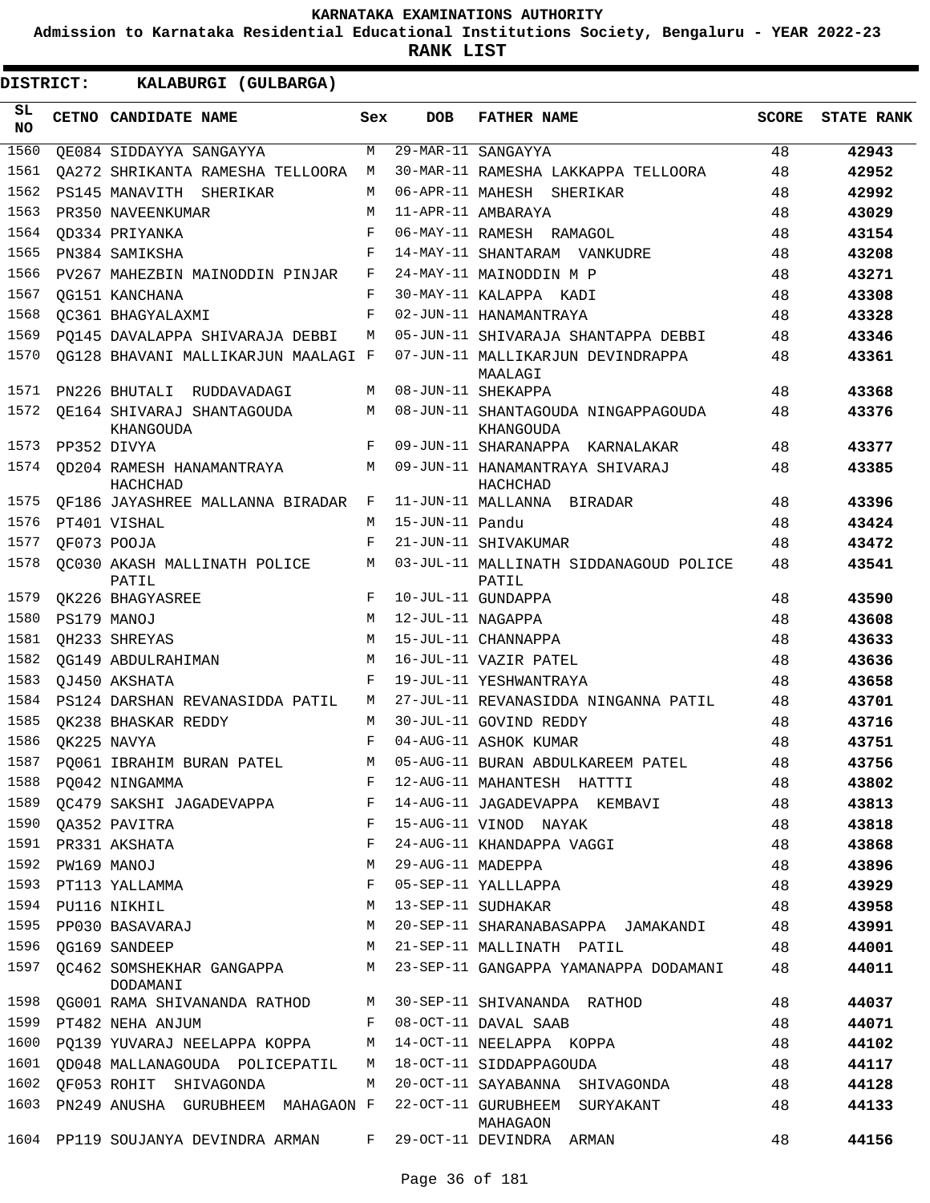# KARNATAKA EXAMINATIONS AUTHORITY

**Admission to Karnataka Residential Educational Institutions Society, Bengaluru - YEAR 2022-23**

**RANK LIST**

**DISTRICT: KALABURGI (GULBARGA)**

| SL NO | CETNO | CANDIDATE NAME | Sex | DOB | FATHER NAME | SCORE | STATE RANK |
|---|---|---|---|---|---|---|---|
| 1560 | QE084 | SIDDAYYA SANGAYYA | M | 29-MAR-11 | SANGAYYA | 48 | **42943** |
| 1561 | QA272 | SHRIKANTA RAMESHA TELLOORA | M | 30-MAR-11 | RAMESHA LAKKAPPA TELLOORA | 48 | **42952** |
| 1562 | PS145 | MANAVITH SHERIKAR | M | 06-APR-11 | MAHESH SHERIKAR | 48 | **42992** |
| 1563 | PR350 | NAVEENKUMAR | M | 11-APR-11 | AMBARAYA | 48 | **43029** |
| 1564 | QD334 | PRIYANKA | F | 06-MAY-11 | RAMESH RAMAGOL | 48 | **43154** |
| 1565 | PN384 | SAMIKSHA | F | 14-MAY-11 | SHANTARAM VANKUDRE | 48 | **43208** |
| 1566 | PV267 | MAHEZBIN MAINODDIN PINJAR | F | 24-MAY-11 | MAINODDIN M P | 48 | **43271** |
| 1567 | QG151 | KANCHANA | F | 30-MAY-11 | KALAPPA KADI | 48 | **43308** |
| 1568 | QC361 | BHAGYALAXMI | F | 02-JUN-11 | HANAMANTRAYA | 48 | **43328** |
| 1569 | PQ145 | DAVALAPPA SHIVARAJA DEBBI | M | 05-JUN-11 | SHIVARAJA SHANTAPPA DEBBI | 48 | **43346** |
| 1570 | QG128 | BHAVANI MALLIKARJUN MAALAGI | F | 07-JUN-11 | MALLIKARJUN DEVINDRAPPA MAALAGI | 48 | **43361** |
| 1571 | PN226 | BHUTALI RUDDAVADAGI | M | 08-JUN-11 | SHEKAPPA | 48 | **43368** |
| 1572 | QE164 | SHIVARAJ SHANTAGOUDA KHANGOUDA | M | 08-JUN-11 | SHANTAGOUDA NINGAPPAGOUDA KHANGOUDA | 48 | **43376** |
| 1573 | PP352 | DIVYA | F | 09-JUN-11 | SHARANAPPA KARNALAKAR | 48 | **43377** |
| 1574 | QD204 | RAMESH HANAMANTRAYA HACHCHAD | M | 09-JUN-11 | HANAMANTRAYA SHIVARAJ HACHCHAD | 48 | **43385** |
| 1575 | QF186 | JAYASHREE MALLANNA BIRADAR | F | 11-JUN-11 | MALLANNA BIRADAR | 48 | **43396** |
| 1576 | PT401 | VISHAL | M | 15-JUN-11 | Pandu | 48 | **43424** |
| 1577 | QF073 | POOJA | F | 21-JUN-11 | SHIVAKUMAR | 48 | **43472** |
| 1578 | QC030 | AKASH MALLINATH POLICE PATIL | M | 03-JUL-11 | MALLINATH SIDDANAGOUD POLICE PATIL | 48 | **43541** |
| 1579 | QK226 | BHAGYASREE | F | 10-JUL-11 | GUNDAPPA | 48 | **43590** |
| 1580 | PS179 | MANOJ | M | 12-JUL-11 | NAGAPPA | 48 | **43608** |
| 1581 | QH233 | SHREYAS | M | 15-JUL-11 | CHANNAPPA | 48 | **43633** |
| 1582 | QG149 | ABDULRAHIMAN | M | 16-JUL-11 | VAZIR PATEL | 48 | **43636** |
| 1583 | QJ450 | AKSHATA | F | 19-JUL-11 | YESHWANTRAYA | 48 | **43658** |
| 1584 | PS124 | DARSHAN REVANASIDDA PATIL | M | 27-JUL-11 | REVANASIDDA NINGANNA PATIL | 48 | **43701** |
| 1585 | QK238 | BHASKAR REDDY | M | 30-JUL-11 | GOVIND REDDY | 48 | **43716** |
| 1586 | QK225 | NAVYA | F | 04-AUG-11 | ASHOK KUMAR | 48 | **43751** |
| 1587 | PQ061 | IBRAHIM BURAN PATEL | M | 05-AUG-11 | BURAN ABDULKAREEM PATEL | 48 | **43756** |
| 1588 | PQ042 | NINGAMMA | F | 12-AUG-11 | MAHANTESH HATTTI | 48 | **43802** |
| 1589 | QC479 | SAKSHI JAGADEVAPPA | F | 14-AUG-11 | JAGADEVAPPA KEMBAVI | 48 | **43813** |
| 1590 | QA352 | PAVITRA | F | 15-AUG-11 | VINOD NAYAK | 48 | **43818** |
| 1591 | PR331 | AKSHATA | F | 24-AUG-11 | KHANDAPPA VAGGI | 48 | **43868** |
| 1592 | PW169 | MANOJ | M | 29-AUG-11 | MADEPPA | 48 | **43896** |
| 1593 | PT113 | YALLAMMA | F | 05-SEP-11 | YALLLAPPA | 48 | **43929** |
| 1594 | PU116 | NIKHIL | M | 13-SEP-11 | SUDHAKAR | 48 | **43958** |
| 1595 | PP030 | BASAVARAJ | M | 20-SEP-11 | SHARANABASAPPA JAMAKANDI | 48 | **43991** |
| 1596 | QG169 | SANDEEP | M | 21-SEP-11 | MALLINATH PATIL | 48 | **44001** |
| 1597 | QC462 | SOMSHEKHAR GANGAPPA DODAMANI | M | 23-SEP-11 | GANGAPPA YAMANAPPA DODAMANI | 48 | **44011** |
| 1598 | QG001 | RAMA SHIVANANDA RATHOD | M | 30-SEP-11 | SHIVANANDA RATHOD | 48 | **44037** |
| 1599 | PT482 | NEHA ANJUM | F | 08-OCT-11 | DAVAL SAAB | 48 | **44071** |
| 1600 | PQ139 | YUVARAJ NEELAPPA KOPPA | M | 14-OCT-11 | NEELAPPA KOPPA | 48 | **44102** |
| 1601 | QD048 | MALLANAGOUDA POLICEPATIL | M | 18-OCT-11 | SIDDAPPAGOUDA | 48 | **44117** |
| 1602 | QF053 | ROHIT SHIVAGONDA | M | 20-OCT-11 | SAYABANNA SHIVAGONDA | 48 | **44128** |
| 1603 | PN249 | ANUSHA GURUBHEEM MAHAGAON | F | 22-OCT-11 | GURUBHEEM SURYAKANT MAHAGAON | 48 | **44133** |
| 1604 | PP119 | SOUJANYA DEVINDRA ARMAN | F | 29-OCT-11 | DEVINDRA ARMAN | 48 | **44156** |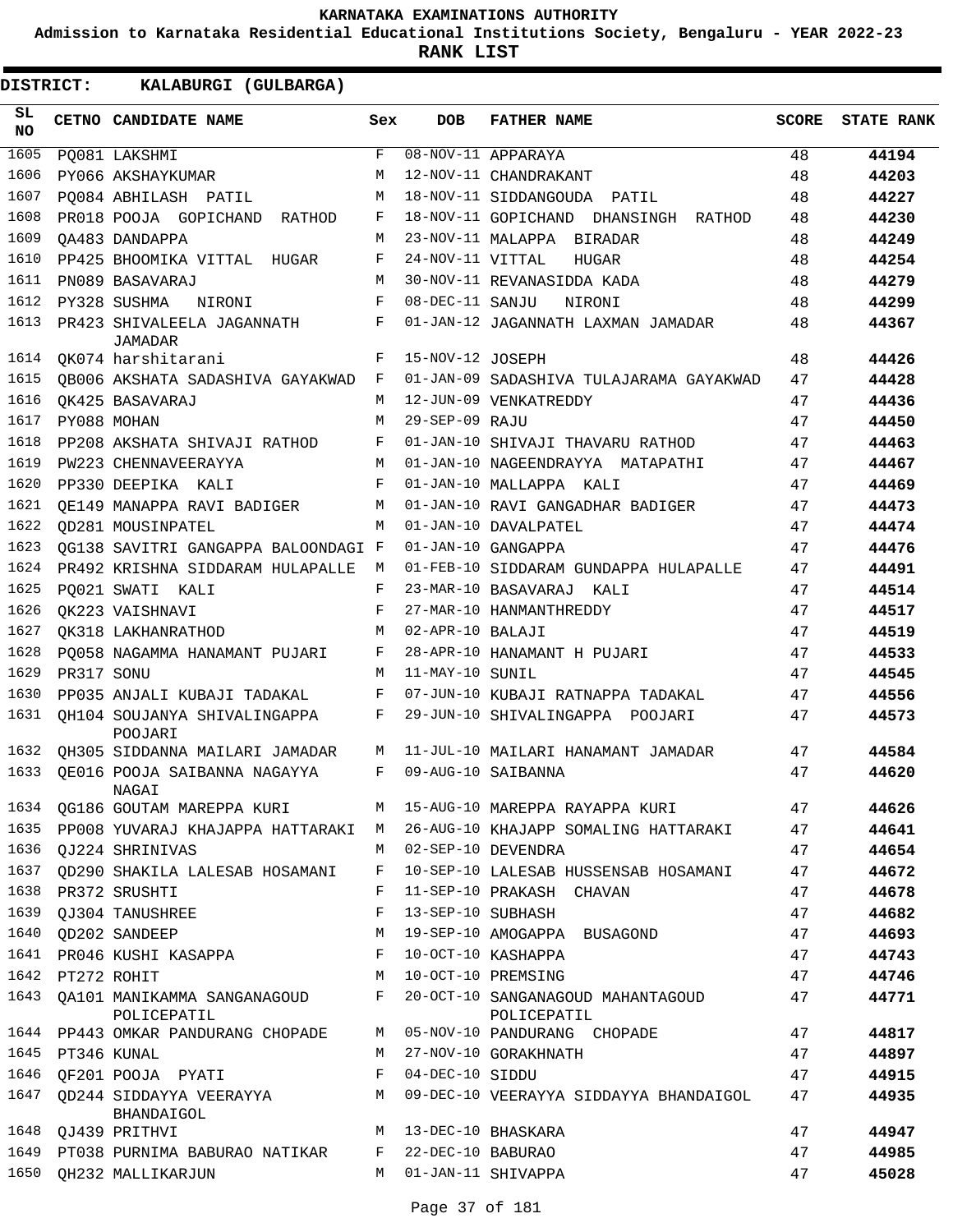**KARNATAKA EXAMINATIONS AUTHORITY**

**Admission to Karnataka Residential Educational Institutions Society, Bengaluru - YEAR 2022-23**

**RANK LIST**

**DISTRICT: KALABURGI (GULBARGA)**

| SL NO | CETNO | CANDIDATE NAME | Sex | DOB | FATHER NAME | SCORE | STATE RANK |
|---|---|---|---|---|---|---|---|
| 1605 | PQ081 | LAKSHMI | F | 08-NOV-11 | APPARAYA | 48 | 44194 |
| 1606 | PY066 | AKSHAYKUMAR | M | 12-NOV-11 | CHANDRAKANT | 48 | 44203 |
| 1607 | PQ084 | ABHILASH PATIL | M | 18-NOV-11 | SIDDANGOUDA PATIL | 48 | 44227 |
| 1608 | PR018 | POOJA GOPICHAND RATHOD | F | 18-NOV-11 | GOPICHAND DHANSINGH RATHOD | 48 | 44230 |
| 1609 | QA483 | DANDAPPA | M | 23-NOV-11 | MALAPPA BIRADAR | 48 | 44249 |
| 1610 | PP425 | BHOOMIKA VITTAL HUGAR | F | 24-NOV-11 | VITTAL HUGAR | 48 | 44254 |
| 1611 | PN089 | BASAVARAJ | M | 30-NOV-11 | REVANASIDDA KADA | 48 | 44279 |
| 1612 | PY328 | SUSHMA NIRONI | F | 08-DEC-11 | SANJU NIRONI | 48 | 44299 |
| 1613 | PR423 | SHIVALEELA JAGANNATH JAMADAR | F | 01-JAN-12 | JAGANNATH LAXMAN JAMADAR | 48 | 44367 |
| 1614 | QK074 | harshitarani | F | 15-NOV-12 | JOSEPH | 48 | 44426 |
| 1615 | QB006 | AKSHATA SADASHIVA GAYAKWAD | F | 01-JAN-09 | SADASHIVA TULAJARAMA GAYAKWAD | 47 | 44428 |
| 1616 | QK425 | BASAVARAJ | M | 12-JUN-09 | VENKATREDDY | 47 | 44436 |
| 1617 | PY088 | MOHAN | M | 29-SEP-09 | RAJU | 47 | 44450 |
| 1618 | PP208 | AKSHATA SHIVAJI RATHOD | F | 01-JAN-10 | SHIVAJI THAVARU RATHOD | 47 | 44463 |
| 1619 | PW223 | CHENNAVEERAYYA | M | 01-JAN-10 | NAGEENDRAYYA MATAPATHI | 47 | 44467 |
| 1620 | PP330 | DEEPIKA KALI | F | 01-JAN-10 | MALLAPPA KALI | 47 | 44469 |
| 1621 | QE149 | MANAPPA RAVI BADIGER | M | 01-JAN-10 | RAVI GANGADHAR BADIGER | 47 | 44473 |
| 1622 | QD281 | MOUSINPATEL | M | 01-JAN-10 | DAVALPATEL | 47 | 44474 |
| 1623 | QG138 | SAVITRI GANGAPPA BALOONDAGI | F | 01-JAN-10 | GANGAPPA | 47 | 44476 |
| 1624 | PR492 | KRISHNA SIDDARAM HULAPALLE | M | 01-FEB-10 | SIDDARAM GUNDAPPA HULAPALLE | 47 | 44491 |
| 1625 | PQ021 | SWATI KALI | F | 23-MAR-10 | BASAVARAJ KALI | 47 | 44514 |
| 1626 | QK223 | VAISHNAVI | F | 27-MAR-10 | HANMANTHREDDY | 47 | 44517 |
| 1627 | QK318 | LAKHANRATHOD | M | 02-APR-10 | BALAJI | 47 | 44519 |
| 1628 | PQ058 | NAGAMMA HANAMANT PUJARI | F | 28-APR-10 | HANAMANT H PUJARI | 47 | 44533 |
| 1629 | PR317 | SONU | M | 11-MAY-10 | SUNIL | 47 | 44545 |
| 1630 | PP035 | ANJALI KUBAJI TADAKAL | F | 07-JUN-10 | KUBAJI RATNAPPA TADAKAL | 47 | 44556 |
| 1631 | QH104 | SOUJANYA SHIVALINGAPPA POOJARI | F | 29-JUN-10 | SHIVALINGAPPA POOJARI | 47 | 44573 |
| 1632 | QH305 | SIDDANNA MAILARI JAMADAR | M | 11-JUL-10 | MAILARI HANAMANT JAMADAR | 47 | 44584 |
| 1633 | QE016 | POOJA SAIBANNA NAGAYYA NAGAI | F | 09-AUG-10 | SAIBANNA | 47 | 44620 |
| 1634 | QG186 | GOUTAM MAREPPA KURI | M | 15-AUG-10 | MAREPPA RAYAPPA KURI | 47 | 44626 |
| 1635 | PP008 | YUVARAJ KHAJAPPA HATTARAKI | M | 26-AUG-10 | KHAJAPP SOMALING HATTARAKI | 47 | 44641 |
| 1636 | QJ224 | SHRINIVAS | M | 02-SEP-10 | DEVENDRA | 47 | 44654 |
| 1637 | QD290 | SHAKILA LALESAB HOSAMANI | F | 10-SEP-10 | LALESAB HUSSENSAB HOSAMANI | 47 | 44672 |
| 1638 | PR372 | SRUSHTI | F | 11-SEP-10 | PRAKASH CHAVAN | 47 | 44678 |
| 1639 | QJ304 | TANUSHREE | F | 13-SEP-10 | SUBHASH | 47 | 44682 |
| 1640 | QD202 | SANDEEP | M | 19-SEP-10 | AMOGAPPA BUSAGOND | 47 | 44693 |
| 1641 | PR046 | KUSHI KASAPPA | F | 10-OCT-10 | KASHAPPA | 47 | 44743 |
| 1642 | PT272 | ROHIT | M | 10-OCT-10 | PREMSING | 47 | 44746 |
| 1643 | QA101 | MANIKAMMA SANGANAGOUD POLICEPATIL | F | 20-OCT-10 | SANGANAGOUD MAHANTAGOUD POLICEPATIL | 47 | 44771 |
| 1644 | PP443 | OMKAR PANDURANG CHOPADE | M | 05-NOV-10 | PANDURANG CHOPADE | 47 | 44817 |
| 1645 | PT346 | KUNAL | M | 27-NOV-10 | GORAKHNATH | 47 | 44897 |
| 1646 | QF201 | POOJA PYATI | F | 04-DEC-10 | SIDDU | 47 | 44915 |
| 1647 | QD244 | SIDDAYYA VEERAYYA BHANDAIGOL | M | 09-DEC-10 | VEERAYYA SIDDAYYA BHANDAIGOL | 47 | 44935 |
| 1648 | QJ439 | PRITHVI | M | 13-DEC-10 | BHASKARA | 47 | 44947 |
| 1649 | PT038 | PURNIMA BABURAO NATIKAR | F | 22-DEC-10 | BABURAO | 47 | 44985 |
| 1650 | QH232 | MALLIKARJUN | M | 01-JAN-11 | SHIVAPPA | 47 | 45028 |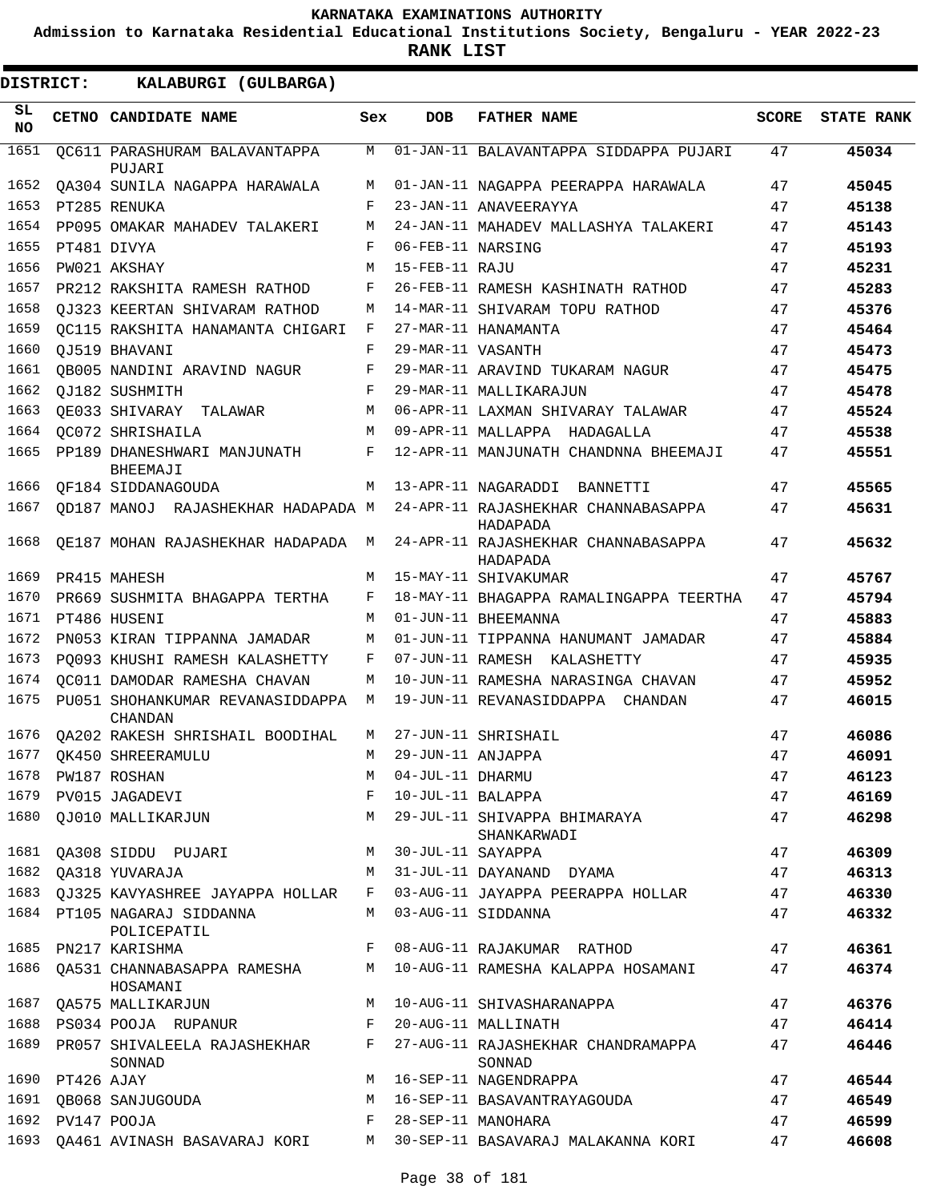**KARNATAKA EXAMINATIONS AUTHORITY**

**Admission to Karnataka Residential Educational Institutions Society, Bengaluru - YEAR 2022-23**

**RANK LIST**

**DISTRICT: KALABURGI (GULBARGA)**

| SL NO | CETNO | CANDIDATE NAME | Sex | DOB | FATHER NAME | SCORE | STATE RANK |
|---|---|---|---|---|---|---|---|
| 1651 | QC611 | PARASHURAM BALAVANTAPPA PUJARI | M | 01-JAN-11 | BALAVANTAPPA SIDDAPPA PUJARI | 47 | 45034 |
| 1652 | QA304 | SUNILA NAGAPPA HARAWALA | M | 01-JAN-11 | NAGAPPA PEERAPPA HARAWALA | 47 | 45045 |
| 1653 | PT285 | RENUKA | F | 23-JAN-11 | ANAVEERAYYA | 47 | 45138 |
| 1654 | PP095 | OMAKAR MAHADEV TALAKERI | M | 24-JAN-11 | MAHADEV MALLASHYA TALAKERI | 47 | 45143 |
| 1655 | PT481 | DIVYA | F | 06-FEB-11 | NARSING | 47 | 45193 |
| 1656 | PW021 | AKSHAY | M | 15-FEB-11 | RAJU | 47 | 45231 |
| 1657 | PR212 | RAKSHITA RAMESH RATHOD | F | 26-FEB-11 | RAMESH KASHINATH RATHOD | 47 | 45283 |
| 1658 | QJ323 | KEERTAN SHIVARAM RATHOD | M | 14-MAR-11 | SHIVARAM TOPU RATHOD | 47 | 45376 |
| 1659 | QC115 | RAKSHITA HANAMANTA CHIGARI | F | 27-MAR-11 | HANAMANTA | 47 | 45464 |
| 1660 | QJ519 | BHAVANI | F | 29-MAR-11 | VASANTH | 47 | 45473 |
| 1661 | QB005 | NANDINI ARAVIND NAGUR | F | 29-MAR-11 | ARAVIND TUKARAM NAGUR | 47 | 45475 |
| 1662 | QJ182 | SUSHMITH | F | 29-MAR-11 | MALLIKARAJUN | 47 | 45478 |
| 1663 | QE033 | SHIVARAY TALAWAR | M | 06-APR-11 | LAXMAN SHIVARAY TALAWAR | 47 | 45524 |
| 1664 | QC072 | SHRISHAILA | M | 09-APR-11 | MALLAPPA HADAGALLA | 47 | 45538 |
| 1665 | PP189 | DHANESHWARI MANJUNATH BHEEMAJI | F | 12-APR-11 | MANJUNATH CHANDNNA BHEEMAJI | 47 | 45551 |
| 1666 | QF184 | SIDDANAGOUDA | M | 13-APR-11 | NAGARADDI BANNETTI | 47 | 45565 |
| 1667 | QD187 | MANOJ RAJASHEKHAR HADAPADA | M | 24-APR-11 | RAJASHEKHAR CHANNABASAPPA HADAPADA | 47 | 45631 |
| 1668 | QE187 | MOHAN RAJASHEKHAR HADAPADA | M | 24-APR-11 | RAJASHEKHAR CHANNABASAPPA HADAPADA | 47 | 45632 |
| 1669 | PR415 | MAHESH | M | 15-MAY-11 | SHIVAKUMAR | 47 | 45767 |
| 1670 | PR669 | SUSHMITA BHAGAPPA TERTHA | F | 18-MAY-11 | BHAGAPPA RAMALINGAPPA TEERTHA | 47 | 45794 |
| 1671 | PT486 | HUSENI | M | 01-JUN-11 | BHEEMANNA | 47 | 45883 |
| 1672 | PN053 | KIRAN TIPPANNA JAMADAR | M | 01-JUN-11 | TIPPANNA HANUMANT JAMADAR | 47 | 45884 |
| 1673 | PQ093 | KHUSHI RAMESH KALASHETTY | F | 07-JUN-11 | RAMESH KALASHETTY | 47 | 45935 |
| 1674 | QC011 | DAMODAR RAMESHA CHAVAN | M | 10-JUN-11 | RAMESHA NARASINGA CHAVAN | 47 | 45952 |
| 1675 | PU051 | SHOHANKUMAR REVANASIDDAPPA CHANDAN | M | 19-JUN-11 | REVANASIDDAPPA CHANDAN | 47 | 46015 |
| 1676 | QA202 | RAKESH SHRISHAIL BOODIHAL | M | 27-JUN-11 | SHRISHAIL | 47 | 46086 |
| 1677 | QK450 | SHREERAMULU | M | 29-JUN-11 | ANJAPPA | 47 | 46091 |
| 1678 | PW187 | ROSHAN | M | 04-JUL-11 | DHARMU | 47 | 46123 |
| 1679 | PV015 | JAGADEVI | F | 10-JUL-11 | BALAPPA | 47 | 46169 |
| 1680 | QJ010 | MALLIKARJUN | M | 29-JUL-11 | SHIVAPPA BHIMARAYA SHANKARWADI | 47 | 46298 |
| 1681 | QA308 | SIDDU PUJARI | M | 30-JUL-11 | SAYAPPA | 47 | 46309 |
| 1682 | QA318 | YUVARAJA | M | 31-JUL-11 | DAYANAND DYAMA | 47 | 46313 |
| 1683 | QJ325 | KAVYASHREE JAYAPPA HOLLAR | F | 03-AUG-11 | JAYAPPA PEERAPPA HOLLAR | 47 | 46330 |
| 1684 | PT105 | NAGARAJ SIDDANNA POLICEPATIL | M | 03-AUG-11 | SIDDANNA | 47 | 46332 |
| 1685 | PN217 | KARISHMA | F | 08-AUG-11 | RAJAKUMAR RATHOD | 47 | 46361 |
| 1686 | QA531 | CHANNABASAPPA RAMESHA HOSAMANI | M | 10-AUG-11 | RAMESHA KALAPPA HOSAMANI | 47 | 46374 |
| 1687 | QA575 | MALLIKARJUN | M | 10-AUG-11 | SHIVASHARANAPPA | 47 | 46376 |
| 1688 | PS034 | POOJA RUPANUR | F | 20-AUG-11 | MALLINATH | 47 | 46414 |
| 1689 | PR057 | SHIVALEELA RAJASHEKHAR SONNAD | F | 27-AUG-11 | RAJASHEKHAR CHANDRAMAPPA SONNAD | 47 | 46446 |
| 1690 | PT426 | AJAY | M | 16-SEP-11 | NAGENDRAPPA | 47 | 46544 |
| 1691 | QB068 | SANJUGOUDA | M | 16-SEP-11 | BASAVANTRAYAGOUDA | 47 | 46549 |
| 1692 | PV147 | POOJA | F | 28-SEP-11 | MANOHARA | 47 | 46599 |
| 1693 | QA461 | AVINASH BASAVARAJ KORI | M | 30-SEP-11 | BASAVARAJ MALAKANNA KORI | 47 | 46608 |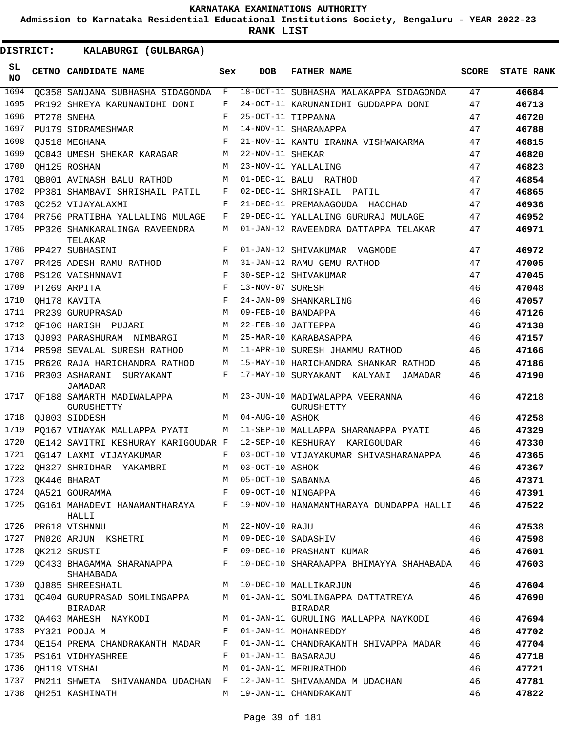# KARNATAKA EXAMINATIONS AUTHORITY

**Admission to Karnataka Residential Educational Institutions Society, Bengaluru - YEAR 2022-23**

**RANK LIST**

**DISTRICT: KALABURGI (GULBARGA)**

| SL NO | CETNO | CANDIDATE NAME | Sex | DOB | FATHER NAME | SCORE | STATE RANK |
|---|---|---|---|---|---|---|---|
| 1694 | QC358 | SANJANA SUBHASHA SIDAGONDA | F | 18-OCT-11 | SUBHASHA MALAKAPPA SIDAGONDA | 47 | **46684** |
| 1695 | PR192 | SHREYA KARUNANIDHI DONI | F | 24-OCT-11 | KARUNANIDHI GUDDAPPA DONI | 47 | **46713** |
| 1696 | PT278 | SNEHA | F | 25-OCT-11 | TIPPANNA | 47 | **46720** |
| 1697 | PU179 | SIDRAMESHWAR | M | 14-NOV-11 | SHARANAPPA | 47 | **46788** |
| 1698 | QJ518 | MEGHANA | F | 21-NOV-11 | KANTU IRANNA VISHWAKARMA | 47 | **46815** |
| 1699 | QC043 | UMESH SHEKAR KARAGAR | M | 22-NOV-11 | SHEKAR | 47 | **46820** |
| 1700 | QH125 | ROSHAN | M | 23-NOV-11 | YALLALING | 47 | **46823** |
| 1701 | QB001 | AVINASH BALU RATHOD | M | 01-DEC-11 | BALU RATHOD | 47 | **46854** |
| 1702 | PP381 | SHAMBAVI SHRISHAIL PATIL | F | 02-DEC-11 | SHRISHAIL PATIL | 47 | **46865** |
| 1703 | QC252 | VIJAYALAXMI | F | 21-DEC-11 | PREMANAGOUDA HACCHAD | 47 | **46936** |
| 1704 | PR756 | PRATIBHA YALLALING MULAGE | F | 29-DEC-11 | YALLALING GURURAJ MULAGE | 47 | **46952** |
| 1705 | PP326 | SHANKARALINGA RAVEENDRA TELAKAR | M | 01-JAN-12 | RAVEENDRA DATTAPPA TELAKAR | 47 | **46971** |
| 1706 | PP427 | SUBHASINI | F | 01-JAN-12 | SHIVAKUMAR VAGMODE | 47 | **46972** |
| 1707 | PR425 | ADESH RAMU RATHOD | M | 31-JAN-12 | RAMU GEMU RATHOD | 47 | **47005** |
| 1708 | PS120 | VAISHNNAVI | F | 30-SEP-12 | SHIVAKUMAR | 47 | **47045** |
| 1709 | PT269 | ARPITA | F | 13-NOV-07 | SURESH | 46 | **47048** |
| 1710 | QH178 | KAVITA | F | 24-JAN-09 | SHANKARLING | 46 | **47057** |
| 1711 | PR239 | GURUPRASAD | M | 09-FEB-10 | BANDAPPA | 46 | **47126** |
| 1712 | QF106 | HARISH PUJARI | M | 22-FEB-10 | JATTEPPA | 46 | **47138** |
| 1713 | QJ093 | PARASHURAM NIMBARGI | M | 25-MAR-10 | KARABASAPPA | 46 | **47157** |
| 1714 | PR598 | SEVALAL SURESH RATHOD | M | 11-APR-10 | SURESH JHAMMU RATHOD | 46 | **47166** |
| 1715 | PR620 | RAJA HARICHANDRA RATHOD | M | 15-MAY-10 | HARICHANDRA SHANKAR RATHOD | 46 | **47186** |
| 1716 | PR303 | ASHARANI SURYAKANT JAMADAR | F | 17-MAY-10 | SURYAKANT KALYANI JAMADAR | 46 | **47190** |
| 1717 | QF188 | SAMARTH MADIWALAPPA GURUSHETTY | M | 23-JUN-10 | MADIWALAPPA VEERANNA GURUSHETTY | 46 | **47218** |
| 1718 | QJ003 | SIDDESH | M | 04-AUG-10 | ASHOK | 46 | **47258** |
| 1719 | PQ167 | VINAYAK MALLAPPA PYATI | M | 11-SEP-10 | MALLAPPA SHARANAPPA PYATI | 46 | **47329** |
| 1720 | QE142 | SAVITRI KESHURAY KARIGOUDAR | F | 12-SEP-10 | KESHURAY KARIGOUDAR | 46 | **47330** |
| 1721 | QG147 | LAXMI VIJAYAKUMAR | F | 03-OCT-10 | VIJAYAKUMAR SHIVASHARANAPPA | 46 | **47365** |
| 1722 | QH327 | SHRIDHAR YAKAMBRI | M | 03-OCT-10 | ASHOK | 46 | **47367** |
| 1723 | QK446 | BHARAT | M | 05-OCT-10 | SABANNA | 46 | **47371** |
| 1724 | QA521 | GOURAMMA | F | 09-OCT-10 | NINGAPPA | 46 | **47391** |
| 1725 | QG161 | MAHADEVI HANAMANTHARAYA HALLI | F | 19-NOV-10 | HANAMANTHARAYA DUNDAPPA HALLI | 46 | **47522** |
| 1726 | PR618 | VISHNNU | M | 22-NOV-10 | RAJU | 46 | **47538** |
| 1727 | PN020 | ARJUN KSHETRI | M | 09-DEC-10 | SADASHIV | 46 | **47598** |
| 1728 | QK212 | SRUSTI | F | 09-DEC-10 | PRASHANT KUMAR | 46 | **47601** |
| 1729 | QC433 | BHAGAMMA SHARANAPPA SHAHABADA | F | 10-DEC-10 | SHARANAPPA BHIMAYYA SHAHABADA | 46 | **47603** |
| 1730 | QJ085 | SHREESHAIL | M | 10-DEC-10 | MALLIKARJUN | 46 | **47604** |
| 1731 | QC404 | GURUPRASAD SOMLINGAPPA BIRADAR | M | 01-JAN-11 | SOMLINGAPPA DATTATREYA BIRADAR | 46 | **47690** |
| 1732 | QA463 | MAHESH NAYKODI | M | 01-JAN-11 | GURULING MALLAPPA NAYKODI | 46 | **47694** |
| 1733 | PY321 | POOJA M | F | 01-JAN-11 | MOHANREDDY | 46 | **47702** |
| 1734 | QE154 | PREMA CHANDRAKANTH MADAR | F | 01-JAN-11 | CHANDRAKANTH SHIVAPPA MADAR | 46 | **47704** |
| 1735 | PS161 | VIDHYASHREE | F | 01-JAN-11 | BASARAJU | 46 | **47718** |
| 1736 | QH119 | VISHAL | M | 01-JAN-11 | MERURATHOD | 46 | **47721** |
| 1737 | PN211 | SHWETA SHIVANANDA UDACHAN | F | 12-JAN-11 | SHIVANANDA M UDACHAN | 46 | **47781** |
| 1738 | QH251 | KASHINATH | M | 19-JAN-11 | CHANDRAKANT | 46 | **47822** |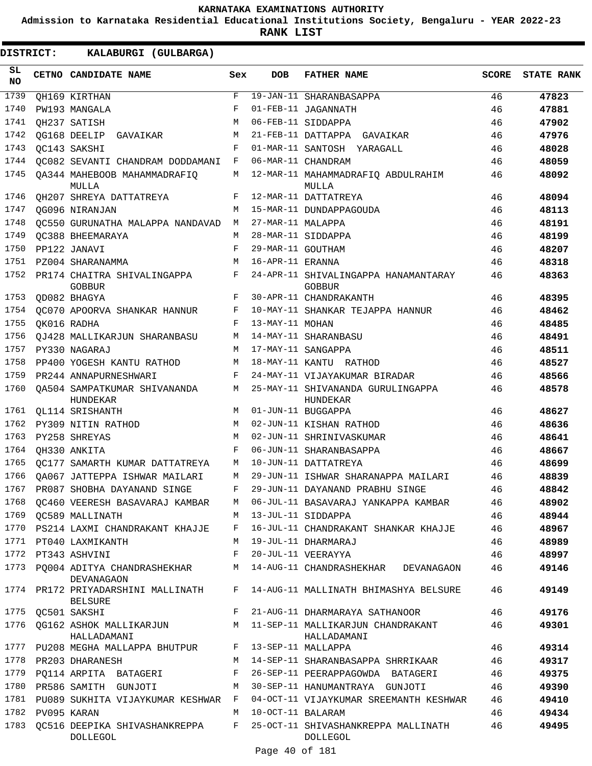KARNATAKA EXAMINATIONS AUTHORITY

Admission to Karnataka Residential Educational Institutions Society, Bengaluru - YEAR 2022-23

**RANK LIST**

**DISTRICT: KALABURGI (GULBARGA)**

| SL NO | CETNO | CANDIDATE NAME | Sex | DOB | FATHER NAME | SCORE | STATE RANK |
|---|---|---|---|---|---|---|---|
| 1739 | QH169 | KIRTHAN | F | 19-JAN-11 | SHARANBASAPPA | 46 | 47823 |
| 1740 | PW193 | MANGALA | F | 01-FEB-11 | JAGANNATH | 46 | 47881 |
| 1741 | QH237 | SATISH | M | 06-FEB-11 | SIDDAPPA | 46 | 47902 |
| 1742 | QG168 | DEELIP GAVAIKAR | M | 21-FEB-11 | DATTAPPA GAVAIKAR | 46 | 47976 |
| 1743 | QC143 | SAKSHI | F | 01-MAR-11 | SANTOSH YARAGALL | 46 | 48028 |
| 1744 | QC082 | SEVANTI CHANDRAM DODDAMANI | F | 06-MAR-11 | CHANDRAM | 46 | 48059 |
| 1745 | QA344 | MAHEBOOB MAHAMMADRAFIQ MULLA | M | 12-MAR-11 | MAHAMMADRAFIQ ABDULRAHIM MULLA | 46 | 48092 |
| 1746 | QH207 | SHREYA DATTATREYA | F | 12-MAR-11 | DATTATREYA | 46 | 48094 |
| 1747 | QG096 | NIRANJAN | M | 15-MAR-11 | DUNDAPPAGOUDA | 46 | 48113 |
| 1748 | QC550 | GURUNATHA MALAPPA NANDAVAD | M | 27-MAR-11 | MALAPPA | 46 | 48191 |
| 1749 | QC388 | BHEEMARAYA | M | 28-MAR-11 | SIDDAPPA | 46 | 48199 |
| 1750 | PP122 | JANAVI | F | 29-MAR-11 | GOUTHAM | 46 | 48207 |
| 1751 | PZ004 | SHARANAMMA | M | 16-APR-11 | ERANNA | 46 | 48318 |
| 1752 | PR174 | CHAITRA SHIVALINGAPPA GOBBUR | F | 24-APR-11 | SHIVALINGAPPA HANAMANTARAY GOBBUR | 46 | 48363 |
| 1753 | QD082 | BHAGYA | F | 30-APR-11 | CHANDRAKANTH | 46 | 48395 |
| 1754 | QC070 | APOORVA SHANKAR HANNUR | F | 10-MAY-11 | SHANKAR TEJAPPA HANNUR | 46 | 48462 |
| 1755 | QK016 | RADHA | F | 13-MAY-11 | MOHAN | 46 | 48485 |
| 1756 | QJ428 | MALLIKARJUN SHARANBASU | M | 14-MAY-11 | SHARANBASU | 46 | 48491 |
| 1757 | PY330 | NAGARAJ | M | 17-MAY-11 | SANGAPPA | 46 | 48511 |
| 1758 | PP400 | YOGESH KANTU RATHOD | M | 18-MAY-11 | KANTU RATHOD | 46 | 48527 |
| 1759 | PR244 | ANNAPURNESHWARI | F | 24-MAY-11 | VIJAYAKUMAR BIRADAR | 46 | 48566 |
| 1760 | QA504 | SAMPATKUMAR SHIVANANDA HUNDEKAR | M | 25-MAY-11 | SHIVANANDA GURULINGAPPA HUNDEKAR | 46 | 48578 |
| 1761 | QL114 | SRISHANTH | M | 01-JUN-11 | BUGGAPPA | 46 | 48627 |
| 1762 | PY309 | NITIN RATHOD | M | 02-JUN-11 | KISHAN RATHOD | 46 | 48636 |
| 1763 | PY258 | SHREYAS | M | 02-JUN-11 | SHRINIVASKUMAR | 46 | 48641 |
| 1764 | QH330 | ANKITA | F | 06-JUN-11 | SHARANBASAPPA | 46 | 48667 |
| 1765 | QC177 | SAMARTH KUMAR DATTATREYA | M | 10-JUN-11 | DATTATREYA | 46 | 48699 |
| 1766 | QA067 | JATTEPPA ISHWAR MAILARI | M | 29-JUN-11 | ISHWAR SHARANAPPA MAILARI | 46 | 48839 |
| 1767 | PR087 | SHOBHA DAYANAND SINGE | F | 29-JUN-11 | DAYANAND PRABHU SINGE | 46 | 48842 |
| 1768 | QC460 | VEERESH BASAVARAJ KAMBAR | M | 06-JUL-11 | BASAVARAJ YANKAPPA KAMBAR | 46 | 48902 |
| 1769 | QC589 | MALLINATH | M | 13-JUL-11 | SIDDAPPA | 46 | 48944 |
| 1770 | PS214 | LAXMI CHANDRAKANT KHAJJE | F | 16-JUL-11 | CHANDRAKANT SHANKAR KHAJJE | 46 | 48967 |
| 1771 | PT040 | LAXMIKANTH | M | 19-JUL-11 | DHARMARAJ | 46 | 48989 |
| 1772 | PT343 | ASHVINI | F | 20-JUL-11 | VEERAYYA | 46 | 48997 |
| 1773 | PQ004 | ADITYA CHANDRASHEKHAR DEVANAGAON | M | 14-AUG-11 | CHANDRASHEKHAR DEVANAGAON | 46 | 49146 |
| 1774 | PR172 | PRIYADARSHINI MALLINATH BELSURE | F | 14-AUG-11 | MALLINATH BHIMASHYA BELSURE | 46 | 49149 |
| 1775 | QC501 | SAKSHI | F | 21-AUG-11 | DHARMARAYA SATHANOOR | 46 | 49176 |
| 1776 | QG162 | ASHOK MALLIKARJUN HALLADAMANI | M | 11-SEP-11 | MALLIKARJUN CHANDRAKANT HALLADAMANI | 46 | 49301 |
| 1777 | PU208 | MEGHA MALLAPPA BHUTPUR | F | 13-SEP-11 | MALLAPPA | 46 | 49314 |
| 1778 | PR203 | DHARANESH | M | 14-SEP-11 | SHARANBASAPPA SHRRIKAAR | 46 | 49317 |
| 1779 | PQ114 | ARPITA BATAGERI | F | 26-SEP-11 | PEERAPPAGOWDA BATAGERI | 46 | 49375 |
| 1780 | PR586 | SAMITH GUNJOTI | M | 30-SEP-11 | HANUMANTRAYA GUNJOTI | 46 | 49390 |
| 1781 | PU089 | SUKHITA VIJAYKUMAR KESHWAR | F | 04-OCT-11 | VIJAYKUMAR SREEMANTH KESHWAR | 46 | 49410 |
| 1782 | PV095 | KARAN | M | 10-OCT-11 | BALARAM | 46 | 49434 |
| 1783 | QC516 | DEEPIKA SHIVASHANKREPPA DOLLEGOL | F | 25-OCT-11 | SHIVASHANKREPPA MALLINATH DOLLEGOL | 46 | 49495 |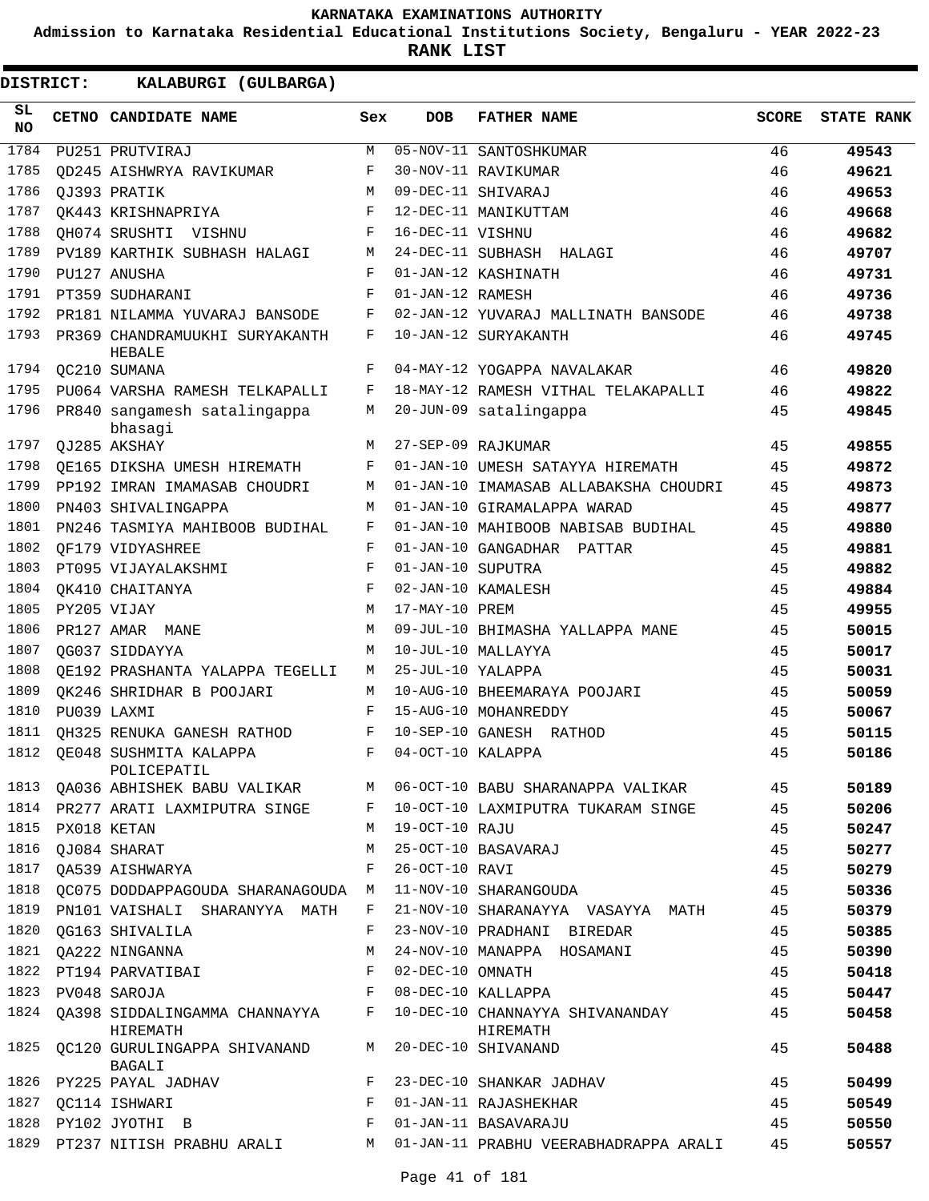**KARNATAKA EXAMINATIONS AUTHORITY**

**Admission to Karnataka Residential Educational Institutions Society, Bengaluru - YEAR 2022-23**

**RANK LIST**

**DISTRICT: KALABURGI (GULBARGA)**

| SL NO | CETNO | CANDIDATE NAME | Sex | DOB | FATHER NAME | SCORE | STATE RANK |
|---|---|---|---|---|---|---|---|
| 1784 | PU251 | PRUTVIRAJ | M | 05-NOV-11 | SANTOSHKUMAR | 46 | 49543 |
| 1785 | QD245 | AISHWRYA RAVIKUMAR | F | 30-NOV-11 | RAVIKUMAR | 46 | 49621 |
| 1786 | QJ393 | PRATIK | M | 09-DEC-11 | SHIVARAJ | 46 | 49653 |
| 1787 | QK443 | KRISHNAPRIYA | F | 12-DEC-11 | MANIKUTTAM | 46 | 49668 |
| 1788 | QH074 | SRUSHTI VISHNU | F | 16-DEC-11 | VISHNU | 46 | 49682 |
| 1789 | PV189 | KARTHIK SUBHASH HALAGI | M | 24-DEC-11 | SUBHASH HALAGI | 46 | 49707 |
| 1790 | PU127 | ANUSHA | F | 01-JAN-12 | KASHINATH | 46 | 49731 |
| 1791 | PT359 | SUDHARANI | F | 01-JAN-12 | RAMESH | 46 | 49736 |
| 1792 | PR181 | NILAMMA YUVARAJ BANSODE | F | 02-JAN-12 | YUVARAJ MALLINATH BANSODE | 46 | 49738 |
| 1793 | PR369 | CHANDRAMUUKHI SURYAKANTH HEBALE | F | 10-JAN-12 | SURYAKANTH | 46 | 49745 |
| 1794 | QC210 | SUMANA | F | 04-MAY-12 | YOGAPPA NAVALAKAR | 46 | 49820 |
| 1795 | PU064 | VARSHA RAMESH TELKAPALLI | F | 18-MAY-12 | RAMESH VITHAL TELAKAPALLI | 46 | 49822 |
| 1796 | PR840 | sangamesh satalingappa bhasagi | M | 20-JUN-09 | satalingappa | 45 | 49845 |
| 1797 | QJ285 | AKSHAY | M | 27-SEP-09 | RAJKUMAR | 45 | 49855 |
| 1798 | QE165 | DIKSHA UMESH HIREMATH | F | 01-JAN-10 | UMESH SATAYYA HIREMATH | 45 | 49872 |
| 1799 | PP192 | IMRAN IMAMASAB CHOUDRI | M | 01-JAN-10 | IMAMASAB ALLABAKSHA CHOUDRI | 45 | 49873 |
| 1800 | PN403 | SHIVALINGAPPA | M | 01-JAN-10 | GIRAMALAPPA WARAD | 45 | 49877 |
| 1801 | PN246 | TASMIYA MAHIBOOB BUDIHAL | F | 01-JAN-10 | MAHIBOOB NABISAB BUDIHAL | 45 | 49880 |
| 1802 | QF179 | VIDYASHREE | F | 01-JAN-10 | GANGADHAR PATTAR | 45 | 49881 |
| 1803 | PT095 | VIJAYALAKSHMI | F | 01-JAN-10 | SUPUTRA | 45 | 49882 |
| 1804 | QK410 | CHAITANYA | F | 02-JAN-10 | KAMALESH | 45 | 49884 |
| 1805 | PY205 | VIJAY | M | 17-MAY-10 | PREM | 45 | 49955 |
| 1806 | PR127 | AMAR MANE | M | 09-JUL-10 | BHIMASHA YALLAPPA MANE | 45 | 50015 |
| 1807 | QG037 | SIDDAYYA | M | 10-JUL-10 | MALLAYYA | 45 | 50017 |
| 1808 | QE192 | PRASHANTA YALAPPA TEGELLI | M | 25-JUL-10 | YALAPPA | 45 | 50031 |
| 1809 | QK246 | SHRIDHAR B POOJARI | M | 10-AUG-10 | BHEEMARAYA POOJARI | 45 | 50059 |
| 1810 | PU039 | LAXMI | F | 15-AUG-10 | MOHANREDDY | 45 | 50067 |
| 1811 | QH325 | RENUKA GANESH RATHOD | F | 10-SEP-10 | GANESH RATHOD | 45 | 50115 |
| 1812 | QE048 | SUSHMITA KALAPPA POLICEPATIL | F | 04-OCT-10 | KALAPPA | 45 | 50186 |
| 1813 | QA036 | ABHISHEK BABU VALIKAR | M | 06-OCT-10 | BABU SHARANAPPA VALIKAR | 45 | 50189 |
| 1814 | PR277 | ARATI LAXMIPUTRA SINGE | F | 10-OCT-10 | LAXMIPUTRA TUKARAM SINGE | 45 | 50206 |
| 1815 | PX018 | KETAN | M | 19-OCT-10 | RAJU | 45 | 50247 |
| 1816 | QJ084 | SHARAT | M | 25-OCT-10 | BASAVARAJ | 45 | 50277 |
| 1817 | QA539 | AISHWARYA | F | 26-OCT-10 | RAVI | 45 | 50279 |
| 1818 | QC075 | DODDAPPAGOUDA SHARANAGOUDA | M | 11-NOV-10 | SHARANGOUDA | 45 | 50336 |
| 1819 | PN101 | VAISHALI SHARANYYA MATH | F | 21-NOV-10 | SHARANAYYA VASAYYA MATH | 45 | 50379 |
| 1820 | QG163 | SHIVALILA | F | 23-NOV-10 | PRADHANI BIREDAR | 45 | 50385 |
| 1821 | QA222 | NINGANNA | M | 24-NOV-10 | MANAPPA HOSAMANI | 45 | 50390 |
| 1822 | PT194 | PARVATIBAI | F | 02-DEC-10 | OMNATH | 45 | 50418 |
| 1823 | PV048 | SAROJA | F | 08-DEC-10 | KALLAPPA | 45 | 50447 |
| 1824 | QA398 | SIDDALINGAMMA CHANNAYYA HIREMATH | F | 10-DEC-10 | CHANNAYYA SHIVANANDAY HIREMATH | 45 | 50458 |
| 1825 | QC120 | GURULINGAPPA SHIVANAND BAGALI | M | 20-DEC-10 | SHIVANAND | 45 | 50488 |
| 1826 | PY225 | PAYAL JADHAV | F | 23-DEC-10 | SHANKAR JADHAV | 45 | 50499 |
| 1827 | QC114 | ISHWARI | F | 01-JAN-11 | RAJASHEKHAR | 45 | 50549 |
| 1828 | PY102 | JYOTHI B | F | 01-JAN-11 | BASAVARAJU | 45 | 50550 |
| 1829 | PT237 | NITISH PRABHU ARALI | M | 01-JAN-11 | PRABHU VEERABHADRAPPA ARALI | 45 | 50557 |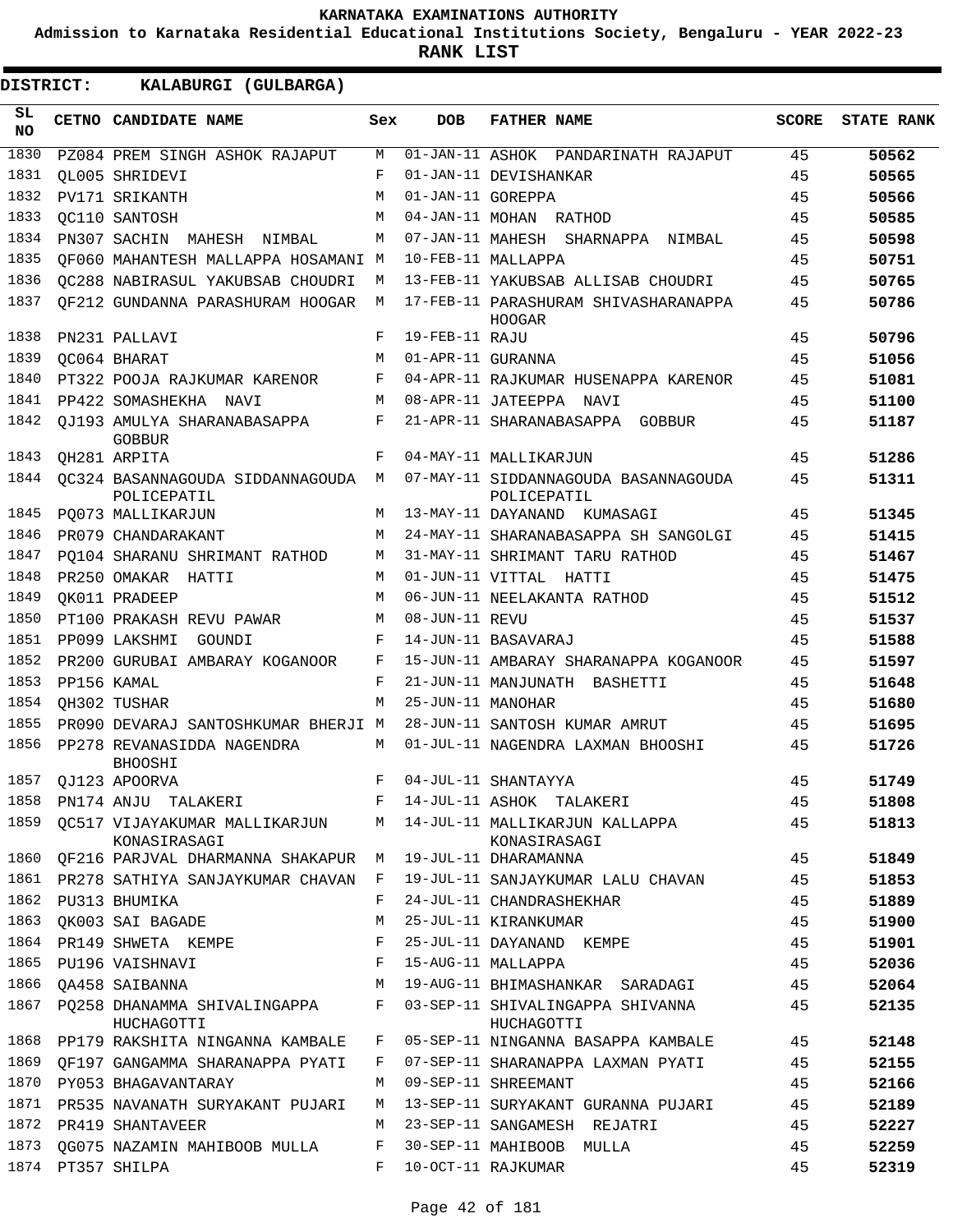# KARNATAKA EXAMINATIONS AUTHORITY

**Admission to Karnataka Residential Educational Institutions Society, Bengaluru - YEAR 2022-23**

**RANK LIST**

**DISTRICT: KALABURGI (GULBARGA)**

| SL NO | CETNO | CANDIDATE NAME | Sex | DOB | FATHER NAME | SCORE | STATE RANK |
|---|---|---|---|---|---|---|---|
| 1830 | PZ084 | PREM SINGH ASHOK RAJAPUT | M | 01-JAN-11 | ASHOK PANDARINATH RAJAPUT | 45 | 50562 |
| 1831 | QL005 | SHRIDEVI | F | 01-JAN-11 | DEVISHANKAR | 45 | 50565 |
| 1832 | PV171 | SRIKANTH | M | 01-JAN-11 | GOREPPA | 45 | 50566 |
| 1833 | QC110 | SANTOSH | M | 04-JAN-11 | MOHAN RATHOD | 45 | 50585 |
| 1834 | PN307 | SACHIN MAHESH NIMBAL | M | 07-JAN-11 | MAHESH SHARNAPPA NIMBAL | 45 | 50598 |
| 1835 | QF060 | MAHANTESH MALLAPPA HOSAMANI | M | 10-FEB-11 | MALLAPPA | 45 | 50751 |
| 1836 | QC288 | NABIRASUL YAKUBSAB CHOUDRI | M | 13-FEB-11 | YAKUBSAB ALLISAB CHOUDRI | 45 | 50765 |
| 1837 | QF212 | GUNDANNA PARASHURAM HOOGAR | M | 17-FEB-11 | PARASHURAM SHIVASHARANAPPA HOOGAR | 45 | 50786 |
| 1838 | PN231 | PALLAVI | F | 19-FEB-11 | RAJU | 45 | 50796 |
| 1839 | QC064 | BHARAT | M | 01-APR-11 | GURANNA | 45 | 51056 |
| 1840 | PT322 | POOJA RAJKUMAR KARENOR | F | 04-APR-11 | RAJKUMAR HUSENAPPA KARENOR | 45 | 51081 |
| 1841 | PP422 | SOMASHEKHA NAVI | M | 08-APR-11 | JATEEPPA NAVI | 45 | 51100 |
| 1842 | QJ193 | AMULYA SHARANABASAPPA GOBBUR | F | 21-APR-11 | SHARANABASAPPA GOBBUR | 45 | 51187 |
| 1843 | QH281 | ARPITA | F | 04-MAY-11 | MALLIKARJUN | 45 | 51286 |
| 1844 | QC324 | BASANNAGOUDA SIDDANNAGOUDA POLICEPATIL | M | 07-MAY-11 | SIDDANNAGOUDA BASANNAGOUDA POLICEPATIL | 45 | 51311 |
| 1845 | PQ073 | MALLIKARJUN | M | 13-MAY-11 | DAYANAND KUMASAGI | 45 | 51345 |
| 1846 | PR079 | CHANDARAKANT | M | 24-MAY-11 | SHARANABASAPPA SH SANGOLGI | 45 | 51415 |
| 1847 | PQ104 | SHARANU SHRIMANT RATHOD | M | 31-MAY-11 | SHRIMANT TARU RATHOD | 45 | 51467 |
| 1848 | PR250 | OMAKAR HATTI | M | 01-JUN-11 | VITTAL HATTI | 45 | 51475 |
| 1849 | QK011 | PRADEEP | M | 06-JUN-11 | NEELAKANTA RATHOD | 45 | 51512 |
| 1850 | PT100 | PRAKASH REVU PAWAR | M | 08-JUN-11 | REVU | 45 | 51537 |
| 1851 | PP099 | LAKSHMI GOUNDI | F | 14-JUN-11 | BASAVARAJ | 45 | 51588 |
| 1852 | PR200 | GURUBAI AMBARAY KOGANOOR | F | 15-JUN-11 | AMBARAY SHARANAPPA KOGANOOR | 45 | 51597 |
| 1853 | PP156 | KAMAL | F | 21-JUN-11 | MANJUNATH BASHETTI | 45 | 51648 |
| 1854 | QH302 | TUSHAR | M | 25-JUN-11 | MANOHAR | 45 | 51680 |
| 1855 | PR090 | DEVARAJ SANTOSHKUMAR BHERJI | M | 28-JUN-11 | SANTOSH KUMAR AMRUT | 45 | 51695 |
| 1856 | PP278 | REVANASIDDA NAGENDRA BHOOSHI | M | 01-JUL-11 | NAGENDRA LAXMAN BHOOSHI | 45 | 51726 |
| 1857 | QJ123 | APOORVA | F | 04-JUL-11 | SHANTAYYA | 45 | 51749 |
| 1858 | PN174 | ANJU TALAKERI | F | 14-JUL-11 | ASHOK TALAKERI | 45 | 51808 |
| 1859 | QC517 | VIJAYAKUMAR MALLIKARJUN KONASIRASAGI | M | 14-JUL-11 | MALLIKARJUN KALLAPPA KONASIRASAGI | 45 | 51813 |
| 1860 | QF216 | PARJVAL DHARMANNA SHAKAPUR | M | 19-JUL-11 | DHARAMANNA | 45 | 51849 |
| 1861 | PR278 | SATHIYA SANJAYKUMAR CHAVAN | F | 19-JUL-11 | SANJAYKUMAR LALU CHAVAN | 45 | 51853 |
| 1862 | PU313 | BHUMIKA | F | 24-JUL-11 | CHANDRASHEKHAR | 45 | 51889 |
| 1863 | QK003 | SAI BAGADE | M | 25-JUL-11 | KIRANKUMAR | 45 | 51900 |
| 1864 | PR149 | SHWETA KEMPE | F | 25-JUL-11 | DAYANAND KEMPE | 45 | 51901 |
| 1865 | PU196 | VAISHNAVI | F | 15-AUG-11 | MALLAPPA | 45 | 52036 |
| 1866 | QA458 | SAIBANNA | M | 19-AUG-11 | BHIMASHANKAR SARADAGI | 45 | 52064 |
| 1867 | PQ258 | DHANAMMA SHIVALINGAPPA HUCHAGOTTI | F | 03-SEP-11 | SHIVALINGAPPA SHIVANNA HUCHAGOTTI | 45 | 52135 |
| 1868 | PP179 | RAKSHITA NINGANNA KAMBALE | F | 05-SEP-11 | NINGANNA BASAPPA KAMBALE | 45 | 52148 |
| 1869 | QF197 | GANGAMMA SHARANAPPA PYATI | F | 07-SEP-11 | SHARANAPPA LAXMAN PYATI | 45 | 52155 |
| 1870 | PY053 | BHAGAVANTARAY | M | 09-SEP-11 | SHREEMANT | 45 | 52166 |
| 1871 | PR535 | NAVANATH SURYAKANT PUJARI | M | 13-SEP-11 | SURYAKANT GURANNA PUJARI | 45 | 52189 |
| 1872 | PR419 | SHANTAVEER | M | 23-SEP-11 | SANGAMESH REJATRI | 45 | 52227 |
| 1873 | QG075 | NAZAMIN MAHIBOOB MULLA | F | 30-SEP-11 | MAHIBOOB MULLA | 45 | 52259 |
| 1874 | PT357 | SHILPA | F | 10-OCT-11 | RAJKUMAR | 45 | 52319 |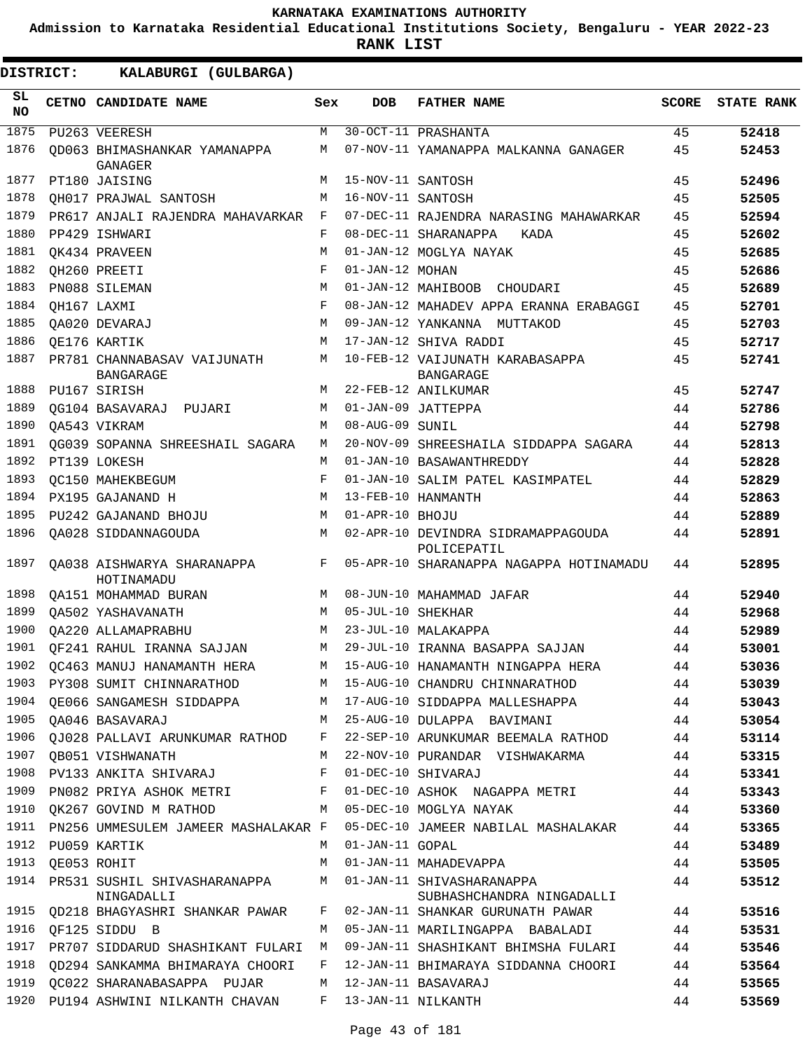KARNATAKA EXAMINATIONS AUTHORITY

Admission to Karnataka Residential Educational Institutions Society, Bengaluru - YEAR 2022-23

**RANK LIST**

**DISTRICT: KALABURGI (GULBARGA)**

| SL NO | CETNO | CANDIDATE NAME | Sex | DOB | FATHER NAME | SCORE | STATE RANK |
|---|---|---|---|---|---|---|---|
| 1875 | PU263 | VEERESH | M | 30-OCT-11 | PRASHANTA | 45 | 52418 |
| 1876 | QD063 | BHIMASHANKAR YAMANAPPA GANAGER | M | 07-NOV-11 | YAMANAPPA MALKANNA GANAGER | 45 | 52453 |
| 1877 | PT180 | JAISING | M | 15-NOV-11 | SANTOSH | 45 | 52496 |
| 1878 | QH017 | PRAJWAL SANTOSH | M | 16-NOV-11 | SANTOSH | 45 | 52505 |
| 1879 | PR617 | ANJALI RAJENDRA MAHAVARKAR | F | 07-DEC-11 | RAJENDRA NARASING MAHAWARKAR | 45 | 52594 |
| 1880 | PP429 | ISHWARI | F | 08-DEC-11 | SHARANAPPA KADA | 45 | 52602 |
| 1881 | QK434 | PRAVEEN | M | 01-JAN-12 | MOGLYA NAYAK | 45 | 52685 |
| 1882 | QH260 | PREETI | F | 01-JAN-12 | MOHAN | 45 | 52686 |
| 1883 | PN088 | SILEMAN | M | 01-JAN-12 | MAHIBOOB CHOUDARI | 45 | 52689 |
| 1884 | QH167 | LAXMI | F | 08-JAN-12 | MAHADEV APPA ERANNA ERABAGGI | 45 | 52701 |
| 1885 | QA020 | DEVARAJ | M | 09-JAN-12 | YANKANNA MUTTAKOD | 45 | 52703 |
| 1886 | QE176 | KARTIK | M | 17-JAN-12 | SHIVA RADDI | 45 | 52717 |
| 1887 | PR781 | CHANNABASAV VAIJUNATH BANGARAGE | M | 10-FEB-12 | VAIJUNATH KARABASAPPA BANGARAGE | 45 | 52741 |
| 1888 | PU167 | SIRISH | M | 22-FEB-12 | ANILKUMAR | 45 | 52747 |
| 1889 | QG104 | BASAVARAJ PUJARI | M | 01-JAN-09 | JATTEPPA | 44 | 52786 |
| 1890 | QA543 | VIKRAM | M | 08-AUG-09 | SUNIL | 44 | 52798 |
| 1891 | QG039 | SOPANNA SHREESHAIL SAGARA | M | 20-NOV-09 | SHREESHAILA SIDDAPPA SAGARA | 44 | 52813 |
| 1892 | PT139 | LOKESH | M | 01-JAN-10 | BASAWANTHREDDY | 44 | 52828 |
| 1893 | QC150 | MAHEKBEGUM | F | 01-JAN-10 | SALIM PATEL KASIMPATEL | 44 | 52829 |
| 1894 | PX195 | GAJANAND H | M | 13-FEB-10 | HANMANTH | 44 | 52863 |
| 1895 | PU242 | GAJANAND BHOJU | M | 01-APR-10 | BHOJU | 44 | 52889 |
| 1896 | QA028 | SIDDANNAGOUDA | M | 02-APR-10 | DEVINDRA SIDRAMAPPAGOUDA POLICEPATIL | 44 | 52891 |
| 1897 | QA038 | AISHWARYA SHARANAPPA HOTINAMADU | F | 05-APR-10 | SHARANAPPA NAGAPPA HOTINAMADU | 44 | 52895 |
| 1898 | QA151 | MOHAMMAD BURAN | M | 08-JUN-10 | MAHAMMAD JAFAR | 44 | 52940 |
| 1899 | QA502 | YASHAVANATH | M | 05-JUL-10 | SHEKHAR | 44 | 52968 |
| 1900 | QA220 | ALLAMAPRABHU | M | 23-JUL-10 | MALAKAPPA | 44 | 52989 |
| 1901 | QF241 | RAHUL IRANNA SAJJAN | M | 29-JUL-10 | IRANNA BASAPPA SAJJAN | 44 | 53001 |
| 1902 | QC463 | MANUJ HANAMANTH HERA | M | 15-AUG-10 | HANAMANTH NINGAPPA HERA | 44 | 53036 |
| 1903 | PY308 | SUMIT CHINNARATHOD | M | 15-AUG-10 | CHANDRU CHINNARATHOD | 44 | 53039 |
| 1904 | QE066 | SANGAMESH SIDDAPPA | M | 17-AUG-10 | SIDDAPPA MALLESHAPPA | 44 | 53043 |
| 1905 | QA046 | BASAVARAJ | M | 25-AUG-10 | DULAPPA BAVIMANI | 44 | 53054 |
| 1906 | QJ028 | PALLAVI ARUNKUMAR RATHOD | F | 22-SEP-10 | ARUNKUMAR BEEMALA RATHOD | 44 | 53114 |
| 1907 | QB051 | VISHWANATH | M | 22-NOV-10 | PURANDAR VISHWAKARMA | 44 | 53315 |
| 1908 | PV133 | ANKITA SHIVARAJ | F | 01-DEC-10 | SHIVARAJ | 44 | 53341 |
| 1909 | PN082 | PRIYA ASHOK METRI | F | 01-DEC-10 | ASHOK NAGAPPA METRI | 44 | 53343 |
| 1910 | QK267 | GOVIND M RATHOD | M | 05-DEC-10 | MOGLYA NAYAK | 44 | 53360 |
| 1911 | PN256 | UMMESULEM JAMEER MASHALAKAR | F | 05-DEC-10 | JAMEER NABILAL MASHALAKAR | 44 | 53365 |
| 1912 | PU059 | KARTIK | M | 01-JAN-11 | GOPAL | 44 | 53489 |
| 1913 | QE053 | ROHIT | M | 01-JAN-11 | MAHADEVAPPA | 44 | 53505 |
| 1914 | PR531 | SUSHIL SHIVASHARANAPPA NINGADALLI | M | 01-JAN-11 | SHIVASHARANAPPA SUBHASHCHANDRA NINGADALLI | 44 | 53512 |
| 1915 | QD218 | BHAGYASHRI SHANKAR PAWAR | F | 02-JAN-11 | SHANKAR GURUNATH PAWAR | 44 | 53516 |
| 1916 | QF125 | SIDDU B | M | 05-JAN-11 | MARILINGAPPA BABALADI | 44 | 53531 |
| 1917 | PR707 | SIDDARUD SHASHIKANT FULARI | M | 09-JAN-11 | SHASHIKANT BHIMSHA FULARI | 44 | 53546 |
| 1918 | QD294 | SANKAMMA BHIMARAYA CHOORI | F | 12-JAN-11 | BHIMARAYA SIDDANNA CHOORI | 44 | 53564 |
| 1919 | QC022 | SHARANABASAPPA PUJAR | M | 12-JAN-11 | BASAVARAJ | 44 | 53565 |
| 1920 | PU194 | ASHWINI NILKANTH CHAVAN | F | 13-JAN-11 | NILKANTH | 44 | 53569 |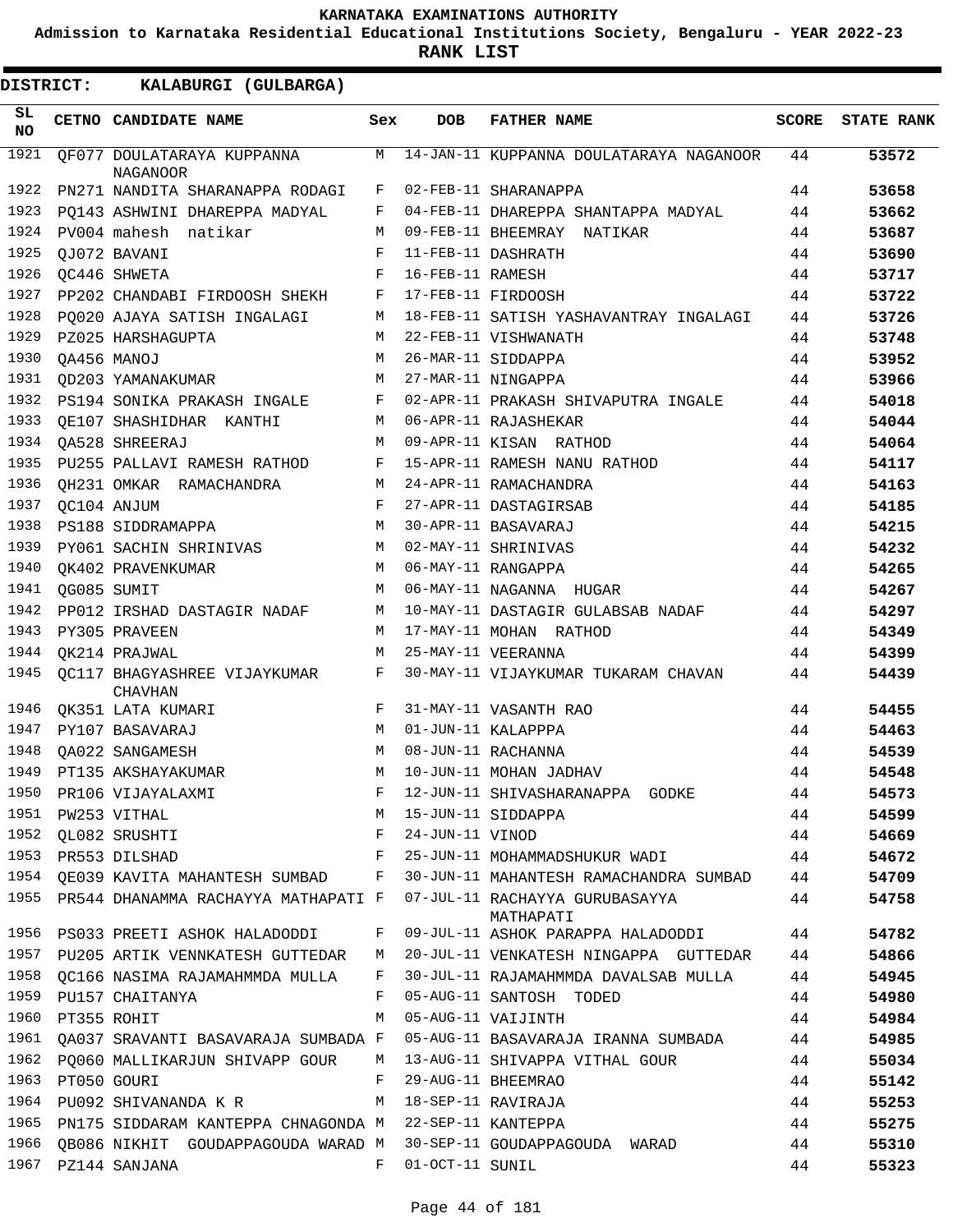# KARNATAKA EXAMINATIONS AUTHORITY

**Admission to Karnataka Residential Educational Institutions Society, Bengaluru - YEAR 2022-23**

**RANK LIST**

**DISTRICT: KALABURGI (GULBARGA)**

| SL NO | CETNO | CANDIDATE NAME | Sex | DOB | FATHER NAME | SCORE | STATE RANK |
|---|---|---|---|---|---|---|---|
| 1921 | QF077 | DOULATARAYA KUPPANNA NAGANOOR | M | 14-JAN-11 | KUPPANNA DOULATARAYA NAGANOOR | 44 | **53572** |
| 1922 | PN271 | NANDITA SHARANAPPA RODAGI | F | 02-FEB-11 | SHARANAPPA | 44 | **53658** |
| 1923 | PQ143 | ASHWINI DHAREPPA MADYAL | F | 04-FEB-11 | DHAREPPA SHANTAPPA MADYAL | 44 | **53662** |
| 1924 | PV004 | mahesh natikar | M | 09-FEB-11 | BHEEMRAY NATIKAR | 44 | **53687** |
| 1925 | QJ072 | BAVANI | F | 11-FEB-11 | DASHRATH | 44 | **53690** |
| 1926 | QC446 | SHWETA | F | 16-FEB-11 | RAMESH | 44 | **53717** |
| 1927 | PP202 | CHANDABI FIRDOOSH SHEKH | F | 17-FEB-11 | FIRDOOSH | 44 | **53722** |
| 1928 | PQ020 | AJAYA SATISH INGALAGI | M | 18-FEB-11 | SATISH YASHAVANTRAY INGALAGI | 44 | **53726** |
| 1929 | PZ025 | HARSHAGUPTA | M | 22-FEB-11 | VISHWANATH | 44 | **53748** |
| 1930 | QA456 | MANOJ | M | 26-MAR-11 | SIDDAPPA | 44 | **53952** |
| 1931 | QD203 | YAMANAKUMAR | M | 27-MAR-11 | NINGAPPA | 44 | **53966** |
| 1932 | PS194 | SONIKA PRAKASH INGALE | F | 02-APR-11 | PRAKASH SHIVAPUTRA INGALE | 44 | **54018** |
| 1933 | QE107 | SHASHIDHAR KANTHI | M | 06-APR-11 | RAJASHEKAR | 44 | **54044** |
| 1934 | QA528 | SHREERAJ | M | 09-APR-11 | KISAN RATHOD | 44 | **54064** |
| 1935 | PU255 | PALLAVI RAMESH RATHOD | F | 15-APR-11 | RAMESH NANU RATHOD | 44 | **54117** |
| 1936 | QH231 | OMKAR RAMACHANDRA | M | 24-APR-11 | RAMACHANDRA | 44 | **54163** |
| 1937 | QC104 | ANJUM | F | 27-APR-11 | DASTAGIRSAB | 44 | **54185** |
| 1938 | PS188 | SIDDRAMAPPA | M | 30-APR-11 | BASAVARAJ | 44 | **54215** |
| 1939 | PY061 | SACHIN SHRINIVAS | M | 02-MAY-11 | SHRINIVAS | 44 | **54232** |
| 1940 | QK402 | PRAVENKUMAR | M | 06-MAY-11 | RANGAPPA | 44 | **54265** |
| 1941 | QG085 | SUMIT | M | 06-MAY-11 | NAGANNA HUGAR | 44 | **54267** |
| 1942 | PP012 | IRSHAD DASTAGIR NADAF | M | 10-MAY-11 | DASTAGIR GULABSAB NADAF | 44 | **54297** |
| 1943 | PY305 | PRAVEEN | M | 17-MAY-11 | MOHAN RATHOD | 44 | **54349** |
| 1944 | QK214 | PRAJWAL | M | 25-MAY-11 | VEERANNA | 44 | **54399** |
| 1945 | QC117 | BHAGYASHREE VIJAYKUMAR CHAVHAN | F | 30-MAY-11 | VIJAYKUMAR TUKARAM CHAVAN | 44 | **54439** |
| 1946 | QK351 | LATA KUMARI | F | 31-MAY-11 | VASANTH RAO | 44 | **54455** |
| 1947 | PY107 | BASAVARAJ | M | 01-JUN-11 | KALAPPPA | 44 | **54463** |
| 1948 | QA022 | SANGAMESH | M | 08-JUN-11 | RACHANNA | 44 | **54539** |
| 1949 | PT135 | AKSHAYAKUMAR | M | 10-JUN-11 | MOHAN JADHAV | 44 | **54548** |
| 1950 | PR106 | VIJAYALAXMI | F | 12-JUN-11 | SHIVASHARANAPPA GODKE | 44 | **54573** |
| 1951 | PW253 | VITHAL | M | 15-JUN-11 | SIDDAPPA | 44 | **54599** |
| 1952 | QL082 | SRUSHTI | F | 24-JUN-11 | VINOD | 44 | **54669** |
| 1953 | PR553 | DILSHAD | F | 25-JUN-11 | MOHAMMADSHUKUR WADI | 44 | **54672** |
| 1954 | QE039 | KAVITA MAHANTESH SUMBAD | F | 30-JUN-11 | MAHANTESH RAMACHANDRA SUMBAD | 44 | **54709** |
| 1955 | PR544 | DHANAMMA RACHAYYA MATHAPATI | F | 07-JUL-11 | RACHAYYA GURUBASAYYA MATHAPATI | 44 | **54758** |
| 1956 | PS033 | PREETI ASHOK HALADODDI | F | 09-JUL-11 | ASHOK PARAPPA HALADODDI | 44 | **54782** |
| 1957 | PU205 | ARTIK VENNKATESH GUTTEDAR | M | 20-JUL-11 | VENKATESH NINGAPPA GUTTEDAR | 44 | **54866** |
| 1958 | QC166 | NASIMA RAJAMAHMMDA MULLA | F | 30-JUL-11 | RAJAMAHMMDA DAVALSAB MULLA | 44 | **54945** |
| 1959 | PU157 | CHAITANYA | F | 05-AUG-11 | SANTOSH TODED | 44 | **54980** |
| 1960 | PT355 | ROHIT | M | 05-AUG-11 | VAIJINTH | 44 | **54984** |
| 1961 | QA037 | SRAVANTI BASAVARAJA SUMBADA | F | 05-AUG-11 | BASAVARAJA IRANNA SUMBADA | 44 | **54985** |
| 1962 | PQ060 | MALLIKARJUN SHIVAPP GOUR | M | 13-AUG-11 | SHIVAPPA VITHAL GOUR | 44 | **55034** |
| 1963 | PT050 | GOURI | F | 29-AUG-11 | BHEEMRAO | 44 | **55142** |
| 1964 | PU092 | SHIVANANDA K R | M | 18-SEP-11 | RAVIRAJA | 44 | **55253** |
| 1965 | PN175 | SIDDARAM KANTEPPA CHNAGONDA | M | 22-SEP-11 | KANTEPPA | 44 | **55275** |
| 1966 | QB086 | NIKHIT GOUDAPPAGOUDA WARAD | M | 30-SEP-11 | GOUDAPPAGOUDA WARAD | 44 | **55310** |
| 1967 | PZ144 | SANJANA | F | 01-OCT-11 | SUNIL | 44 | **55323** |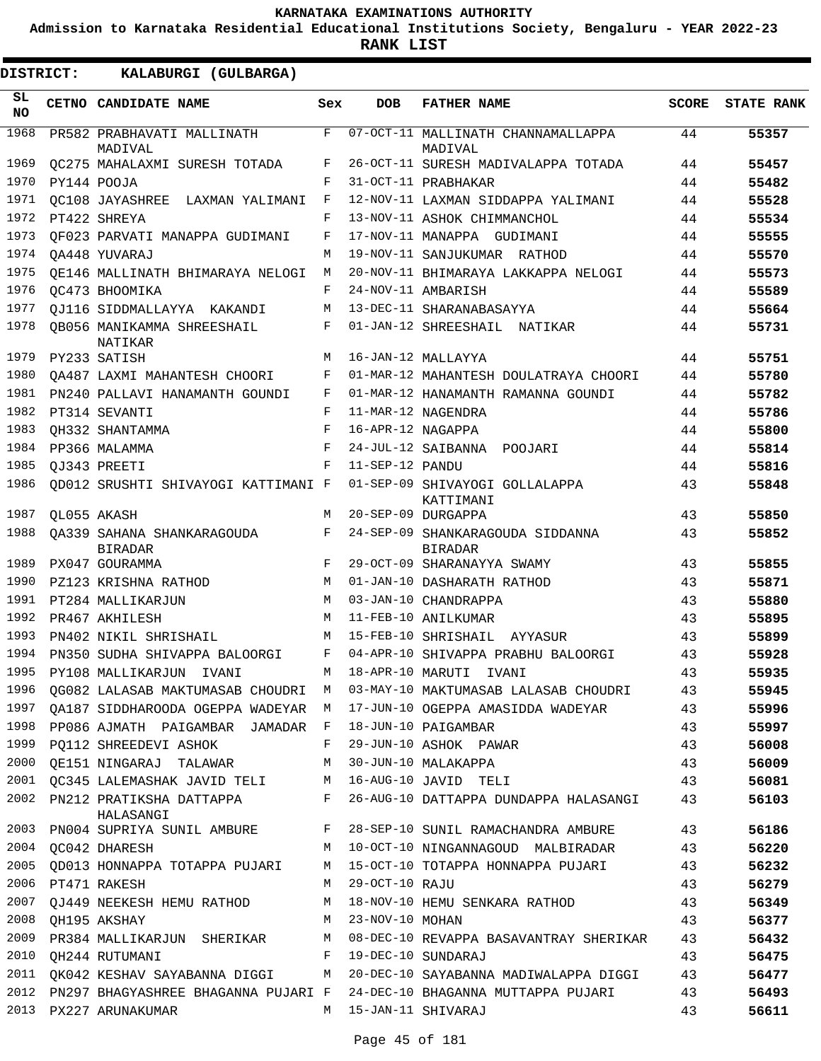KARNATAKA EXAMINATIONS AUTHORITY

Admission to Karnataka Residential Educational Institutions Society, Bengaluru - YEAR 2022-23

**RANK LIST**

**DISTRICT: KALABURGI (GULBARGA)**

| SL NO | CETNO | CANDIDATE NAME | Sex | DOB | FATHER NAME | SCORE | STATE RANK |
|---|---|---|---|---|---|---|---|
| 1968 | PR582 | PRABHAVATI MALLINATH MADIVAL | F | 07-OCT-11 | MALLINATH CHANNAMALLAPPA MADIVAL | 44 | **55357** |
| 1969 | QC275 | MAHALAXMI SURESH TOTADA | F | 26-OCT-11 | SURESH MADIVALAPPA TOTADA | 44 | **55457** |
| 1970 | PY144 | POOJA | F | 31-OCT-11 | PRABHAKAR | 44 | **55482** |
| 1971 | QC108 | JAYASHREE LAXMAN YALIMANI | F | 12-NOV-11 | LAXMAN SIDDAPPA YALIMANI | 44 | **55528** |
| 1972 | PT422 | SHREYA | F | 13-NOV-11 | ASHOK CHIMMANCHOL | 44 | **55534** |
| 1973 | QF023 | PARVATI MANAPPA GUDIMANI | F | 17-NOV-11 | MANAPPA GUDIMANI | 44 | **55555** |
| 1974 | QA448 | YUVARAJ | M | 19-NOV-11 | SANJUKUMAR RATHOD | 44 | **55570** |
| 1975 | QE146 | MALLINATH BHIMARAYA NELOGI | M | 20-NOV-11 | BHIMARAYA LAKKAPPA NELOGI | 44 | **55573** |
| 1976 | QC473 | BHOOMIKA | F | 24-NOV-11 | AMBARISH | 44 | **55589** |
| 1977 | QJ116 | SIDDMALLAYYA KAKANDI | M | 13-DEC-11 | SHARANABASAYYA | 44 | **55664** |
| 1978 | QB056 | MANIKAMMA SHREESHAIL NATIKAR | F | 01-JAN-12 | SHREESHAIL NATIKAR | 44 | **55731** |
| 1979 | PY233 | SATISH | M | 16-JAN-12 | MALLAYYA | 44 | **55751** |
| 1980 | QA487 | LAXMI MAHANTESH CHOORI | F | 01-MAR-12 | MAHANTESH DOULATRAYA CHOORI | 44 | **55780** |
| 1981 | PN240 | PALLAVI HANAMANTH GOUNDI | F | 01-MAR-12 | HANAMANTH RAMANNA GOUNDI | 44 | **55782** |
| 1982 | PT314 | SEVANTI | F | 11-MAR-12 | NAGENDRA | 44 | **55786** |
| 1983 | QH332 | SHANTAMMA | F | 16-APR-12 | NAGAPPA | 44 | **55800** |
| 1984 | PP366 | MALAMMA | F | 24-JUL-12 | SAIBANNA POOJARI | 44 | **55814** |
| 1985 | QJ343 | PREETI | F | 11-SEP-12 | PANDU | 44 | **55816** |
| 1986 | QD012 | SRUSHTI SHIVAYOGI KATTIMANI | F | 01-SEP-09 | SHIVAYOGI GOLLALAPPA KATTIMANI | 43 | **55848** |
| 1987 | QL055 | AKASH | M | 20-SEP-09 | DURGAPPA | 43 | **55850** |
| 1988 | QA339 | SAHANA SHANKARAGOUDA BIRADAR | F | 24-SEP-09 | SHANKARAGOUDA SIDDANNA BIRADAR | 43 | **55852** |
| 1989 | PX047 | GOURAMMA | F | 29-OCT-09 | SHARANAYYA SWAMY | 43 | **55855** |
| 1990 | PZ123 | KRISHNA RATHOD | M | 01-JAN-10 | DASHARATH RATHOD | 43 | **55871** |
| 1991 | PT284 | MALLIKARJUN | M | 03-JAN-10 | CHANDRAPPA | 43 | **55880** |
| 1992 | PR467 | AKHILESH | M | 11-FEB-10 | ANILKUMAR | 43 | **55895** |
| 1993 | PN402 | NIKIL SHRISHAIL | M | 15-FEB-10 | SHRISHAIL AYYASUR | 43 | **55899** |
| 1994 | PN350 | SUDHA SHIVAPPA BALOORGI | F | 04-APR-10 | SHIVAPPA PRABHU BALOORGI | 43 | **55928** |
| 1995 | PY108 | MALLIKARJUN IVANI | M | 18-APR-10 | MARUTI IVANI | 43 | **55935** |
| 1996 | QG082 | LALASAB MAKTUMASAB CHOUDRI | M | 03-MAY-10 | MAKTUMASAB LALASAB CHOUDRI | 43 | **55945** |
| 1997 | QA187 | SIDDHAROODA OGEPPA WADEYAR | M | 17-JUN-10 | OGEPPA AMASIDDA WADEYAR | 43 | **55996** |
| 1998 | PP086 | AJMATH PAIGAMBAR JAMADAR | F | 18-JUN-10 | PAIGAMBAR | 43 | **55997** |
| 1999 | PQ112 | SHREEDEVI ASHOK | F | 29-JUN-10 | ASHOK PAWAR | 43 | **56008** |
| 2000 | QE151 | NINGARAJ TALAWAR | M | 30-JUN-10 | MALAKAPPA | 43 | **56009** |
| 2001 | QC345 | LALEMASHAK JAVID TELI | M | 16-AUG-10 | JAVID TELI | 43 | **56081** |
| 2002 | PN212 | PRATIKSHA DATTAPPA HALASANGI | F | 26-AUG-10 | DATTAPPA DUNDAPPA HALASANGI | 43 | **56103** |
| 2003 | PN004 | SUPRIYA SUNIL AMBURE | F | 28-SEP-10 | SUNIL RAMACHANDRA AMBURE | 43 | **56186** |
| 2004 | QC042 | DHARESH | M | 10-OCT-10 | NINGANNAGOUD MALBIRADAR | 43 | **56220** |
| 2005 | QD013 | HONNAPPA TOTAPPA PUJARI | M | 15-OCT-10 | TOTAPPA HONNAPPA PUJARI | 43 | **56232** |
| 2006 | PT471 | RAKESH | M | 29-OCT-10 | RAJU | 43 | **56279** |
| 2007 | QJ449 | NEEKESH HEMU RATHOD | M | 18-NOV-10 | HEMU SENKARA RATHOD | 43 | **56349** |
| 2008 | QH195 | AKSHAY | M | 23-NOV-10 | MOHAN | 43 | **56377** |
| 2009 | PR384 | MALLIKARJUN SHERIKAR | M | 08-DEC-10 | REVAPPA BASAVANTRAY SHERIKAR | 43 | **56432** |
| 2010 | QH244 | RUTUMANI | F | 19-DEC-10 | SUNDARAJ | 43 | **56475** |
| 2011 | QK042 | KESHAV SAYABANNA DIGGI | M | 20-DEC-10 | SAYABANNA MADIWALAPPA DIGGI | 43 | **56477** |
| 2012 | PN297 | BHAGYASHREE BHAGANNA PUJARI | F | 24-DEC-10 | BHAGANNA MUTTAPPA PUJARI | 43 | **56493** |
| 2013 | PX227 | ARUNAKUMAR | M | 15-JAN-11 | SHIVARAJ | 43 | **56611** |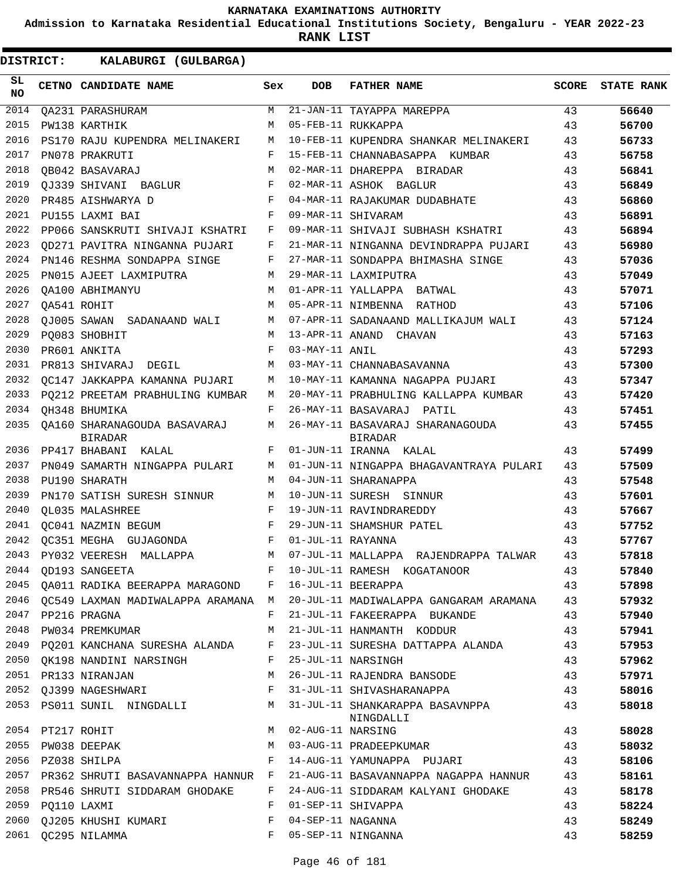KARNATAKA EXAMINATIONS AUTHORITY

Admission to Karnataka Residential Educational Institutions Society, Bengaluru - YEAR 2022-23

**RANK LIST**

**DISTRICT: KALABURGI (GULBARGA)**

| SL NO | CETNO | CANDIDATE NAME | Sex | DOB | FATHER NAME | SCORE | STATE RANK |
|---|---|---|---|---|---|---|---|
| 2014 | QA231 | PARASHURAM | M | 21-JAN-11 | TAYAPPA MAREPPA | 43 | 56640 |
| 2015 | PW138 | KARTHIK | M | 05-FEB-11 | RUKKAPPA | 43 | 56700 |
| 2016 | PS170 | RAJU KUPENDRA MELINAKERI | M | 10-FEB-11 | KUPENDRA SHANKAR MELINAKERI | 43 | 56733 |
| 2017 | PN078 | PRAKRUTI | F | 15-FEB-11 | CHANNABASAPPA KUMBAR | 43 | 56758 |
| 2018 | QB042 | BASAVARAJ | M | 02-MAR-11 | DHAREPPA BIRADAR | 43 | 56841 |
| 2019 | QJ339 | SHIVANI BAGLUR | F | 02-MAR-11 | ASHOK BAGLUR | 43 | 56849 |
| 2020 | PR485 | AISHWARYA D | F | 04-MAR-11 | RAJAKUMAR DUDABHATE | 43 | 56860 |
| 2021 | PU155 | LAXMI BAI | F | 09-MAR-11 | SHIVARAM | 43 | 56891 |
| 2022 | PP066 | SANSKRUTI SHIVAJI KSHATRI | F | 09-MAR-11 | SHIVAJI SUBHASH KSHATRI | 43 | 56894 |
| 2023 | QD271 | PAVITRA NINGANNA PUJARI | F | 21-MAR-11 | NINGANNA DEVINDRAPPA PUJARI | 43 | 56980 |
| 2024 | PN146 | RESHMA SONDAPPA SINGE | F | 27-MAR-11 | SONDAPPA BHIMASHA SINGE | 43 | 57036 |
| 2025 | PN015 | AJEET LAXMIPUTRA | M | 29-MAR-11 | LAXMIPUTRA | 43 | 57049 |
| 2026 | QA100 | ABHIMANYU | M | 01-APR-11 | YALLAPPA BATWAL | 43 | 57071 |
| 2027 | QA541 | ROHIT | M | 05-APR-11 | NIMBENNA RATHOD | 43 | 57106 |
| 2028 | QJ005 | SAWAN SADANAAND WALI | M | 07-APR-11 | SADANAAND MALLIKAJUM WALI | 43 | 57124 |
| 2029 | PQ083 | SHOBHIT | M | 13-APR-11 | ANAND CHAVAN | 43 | 57163 |
| 2030 | PR601 | ANKITA | F | 03-MAY-11 | ANIL | 43 | 57293 |
| 2031 | PR813 | SHIVARAJ DEGIL | M | 03-MAY-11 | CHANNABASAVANNA | 43 | 57300 |
| 2032 | QC147 | JAKKAPPA KAMANNA PUJARI | M | 10-MAY-11 | KAMANNA NAGAPPA PUJARI | 43 | 57347 |
| 2033 | PQ212 | PREETAM PRABHULING KUMBAR | M | 20-MAY-11 | PRABHULING KALLAPPA KUMBAR | 43 | 57420 |
| 2034 | QH348 | BHUMIKA | F | 26-MAY-11 | BASAVARAJ PATIL | 43 | 57451 |
| 2035 | QA160 | SHARANAGOUDA BASAVARAJ BIRADAR | M | 26-MAY-11 | BASAVARAJ SHARANAGOUDA BIRADAR | 43 | 57455 |
| 2036 | PP417 | BHABANI KALAL | F | 01-JUN-11 | IRANNA KALAL | 43 | 57499 |
| 2037 | PN049 | SAMARTH NINGAPPA PULARI | M | 01-JUN-11 | NINGAPPA BHAGAVANTRAYA PULARI | 43 | 57509 |
| 2038 | PU190 | SHARATH | M | 04-JUN-11 | SHARANAPPA | 43 | 57548 |
| 2039 | PN170 | SATISH SURESH SINNUR | M | 10-JUN-11 | SURESH SINNUR | 43 | 57601 |
| 2040 | QL035 | MALASHREE | F | 19-JUN-11 | RAVINDRAREDDY | 43 | 57667 |
| 2041 | QC041 | NAZMIN BEGUM | F | 29-JUN-11 | SHAMSHUR PATEL | 43 | 57752 |
| 2042 | QC351 | MEGHA GUJAGONDA | F | 01-JUL-11 | RAYANNA | 43 | 57767 |
| 2043 | PY032 | VEERESH MALLAPPA | M | 07-JUL-11 | MALLAPPA RAJENDRAPPA TALWAR | 43 | 57818 |
| 2044 | QD193 | SANGEETA | F | 10-JUL-11 | RAMESH KOGATANOOR | 43 | 57840 |
| 2045 | QA011 | RADIKA BEERAPPA MARAGOND | F | 16-JUL-11 | BEERAPPA | 43 | 57898 |
| 2046 | QC549 | LAXMAN MADIWALAPPA ARAMANA | M | 20-JUL-11 | MADIWALAPPA GANGARAM ARAMANA | 43 | 57932 |
| 2047 | PP216 | PRAGNA | F | 21-JUL-11 | FAKEERAPPA BUKANDE | 43 | 57940 |
| 2048 | PW034 | PREMKUMAR | M | 21-JUL-11 | HANMANTH KODDUR | 43 | 57941 |
| 2049 | PQ201 | KANCHANA SURESHA ALANDA | F | 23-JUL-11 | SURESHA DATTAPPA ALANDA | 43 | 57953 |
| 2050 | QK198 | NANDINI NARSINGH | F | 25-JUL-11 | NARSINGH | 43 | 57962 |
| 2051 | PR133 | NIRANJAN | M | 26-JUL-11 | RAJENDRA BANSODE | 43 | 57971 |
| 2052 | QJ399 | NAGESHWARI | F | 31-JUL-11 | SHIVASHARANAPPA | 43 | 58016 |
| 2053 | PS011 | SUNIL NINGDALLI | M | 31-JUL-11 | SHANKARAPPA BASAVNPPA NINGDALLI | 43 | 58018 |
| 2054 | PT217 | ROHIT | M | 02-AUG-11 | NARSING | 43 | 58028 |
| 2055 | PW038 | DEEPAK | M | 03-AUG-11 | PRADEEPKUMAR | 43 | 58032 |
| 2056 | PZ038 | SHILPA | F | 14-AUG-11 | YAMUNAPPA PUJARI | 43 | 58106 |
| 2057 | PR362 | SHRUTI BASAVANNAPPA HANNUR | F | 21-AUG-11 | BASAVANNAPPA NAGAPPA HANNUR | 43 | 58161 |
| 2058 | PR546 | SHRUTI SIDDARAM GHODAKE | F | 24-AUG-11 | SIDDARAM KALYANI GHODAKE | 43 | 58178 |
| 2059 | PQ110 | LAXMI | F | 01-SEP-11 | SHIVAPPA | 43 | 58224 |
| 2060 | QJ205 | KHUSHI KUMARI | F | 04-SEP-11 | NAGANNA | 43 | 58249 |
| 2061 | QC295 | NILAMMA | F | 05-SEP-11 | NINGANNA | 43 | 58259 |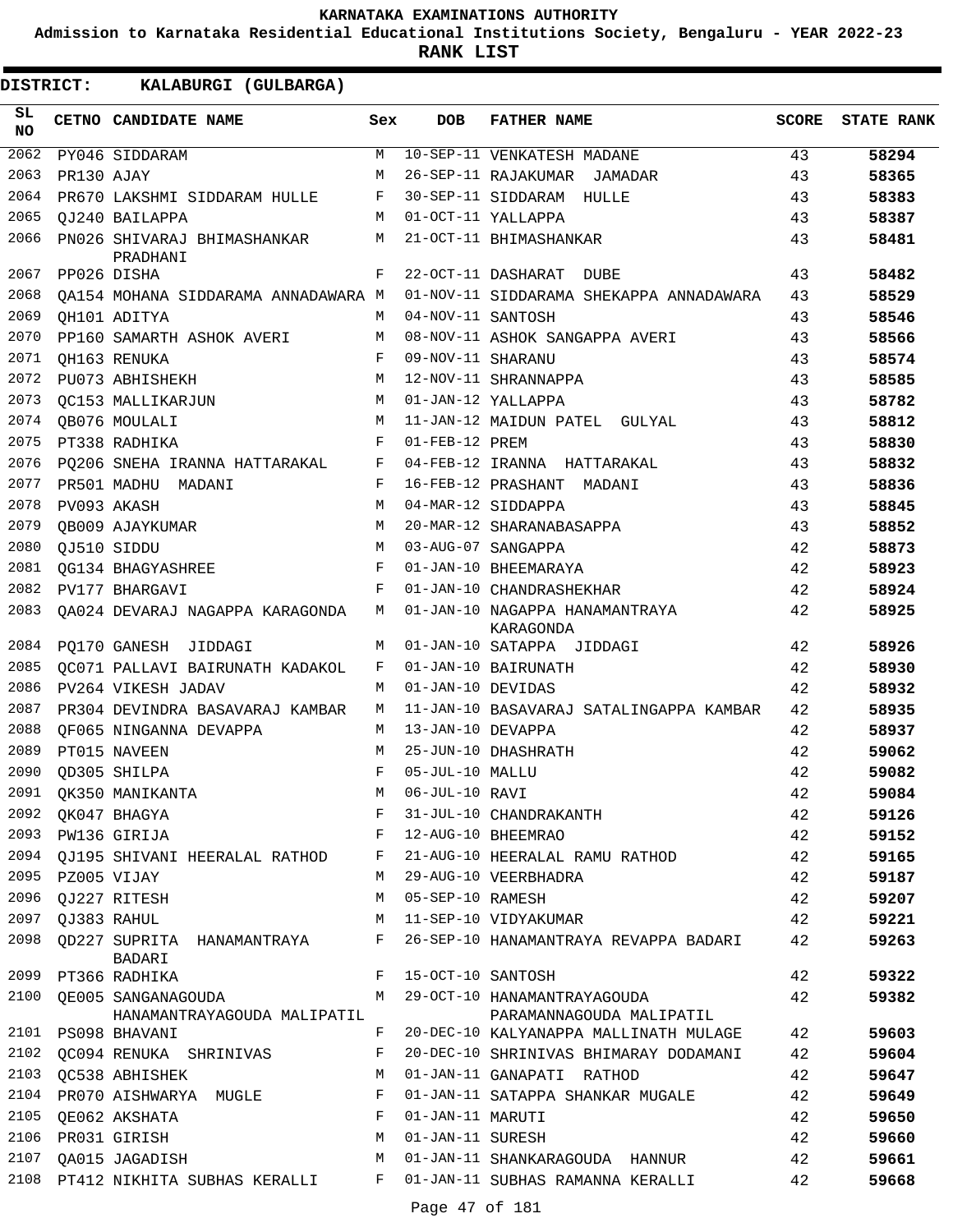KARNATAKA EXAMINATIONS AUTHORITY

Admission to Karnataka Residential Educational Institutions Society, Bengaluru - YEAR 2022-23

**RANK LIST**

**DISTRICT: KALABURGI (GULBARGA)**

| SL NO | CETNO | CANDIDATE NAME | Sex | DOB | FATHER NAME | SCORE | STATE RANK |
|---|---|---|---|---|---|---|---|
| 2062 | PY046 | SIDDARAM | M | 10-SEP-11 | VENKATESH MADANE | 43 | 58294 |
| 2063 | PR130 | AJAY | M | 26-SEP-11 | RAJAKUMAR JAMADAR | 43 | 58365 |
| 2064 | PR670 | LAKSHMI SIDDARAM HULLE | F | 30-SEP-11 | SIDDARAM HULLE | 43 | 58383 |
| 2065 | QJ240 | BAILAPPA | M | 01-OCT-11 | YALLAPPA | 43 | 58387 |
| 2066 | PN026 | SHIVARAJ BHIMASHANKAR PRADHANI | M | 21-OCT-11 | BHIMASHANKAR | 43 | 58481 |
| 2067 | PP026 | DISHA | F | 22-OCT-11 | DASHARAT DUBE | 43 | 58482 |
| 2068 | QA154 | MOHANA SIDDARAMA ANNADAWARA | M | 01-NOV-11 | SIDDARAMA SHEKAPPA ANNADAWARA | 43 | 58529 |
| 2069 | QH101 | ADITYA | M | 04-NOV-11 | SANTOSH | 43 | 58546 |
| 2070 | PP160 | SAMARTH ASHOK AVERI | M | 08-NOV-11 | ASHOK SANGAPPA AVERI | 43 | 58566 |
| 2071 | QH163 | RENUKA | F | 09-NOV-11 | SHARANU | 43 | 58574 |
| 2072 | PU073 | ABHISHEKH | M | 12-NOV-11 | SHRANNAPPA | 43 | 58585 |
| 2073 | QC153 | MALLIKARJUN | M | 01-JAN-12 | YALLAPPA | 43 | 58782 |
| 2074 | QB076 | MOULALI | M | 11-JAN-12 | MAIDUN PATEL GULYAL | 43 | 58812 |
| 2075 | PT338 | RADHIKA | F | 01-FEB-12 | PREM | 43 | 58830 |
| 2076 | PQ206 | SNEHA IRANNA HATTARAKAL | F | 04-FEB-12 | IRANNA HATTARAKAL | 43 | 58832 |
| 2077 | PR501 | MADHU MADANI | F | 16-FEB-12 | PRASHANT MADANI | 43 | 58836 |
| 2078 | PV093 | AKASH | M | 04-MAR-12 | SIDDAPPA | 43 | 58845 |
| 2079 | QB009 | AJAYKUMAR | M | 20-MAR-12 | SHARANABASAPPA | 43 | 58852 |
| 2080 | QJ510 | SIDDU | M | 03-AUG-07 | SANGAPPA | 42 | 58873 |
| 2081 | QG134 | BHAGYASHREE | F | 01-JAN-10 | BHEEMARAYA | 42 | 58923 |
| 2082 | PV177 | BHARGAVI | F | 01-JAN-10 | CHANDRASHEKHAR | 42 | 58924 |
| 2083 | QA024 | DEVARAJ NAGAPPA KARAGONDA | M | 01-JAN-10 | NAGAPPA HANAMANTRAYA KARAGONDA | 42 | 58925 |
| 2084 | PQ170 | GANESH JIDDAGI | M | 01-JAN-10 | SATAPPA JIDDAGI | 42 | 58926 |
| 2085 | QC071 | PALLAVI BAIRUNATH KADAKOL | F | 01-JAN-10 | BAIRUNATH | 42 | 58930 |
| 2086 | PV264 | VIKESH JADAV | M | 01-JAN-10 | DEVIDAS | 42 | 58932 |
| 2087 | PR304 | DEVINDRA BASAVARAJ KAMBAR | M | 11-JAN-10 | BASAVARAJ SATALINGAPPA KAMBAR | 42 | 58935 |
| 2088 | QF065 | NINGANNA DEVAPPA | M | 13-JAN-10 | DEVAPPA | 42 | 58937 |
| 2089 | PT015 | NAVEEN | M | 25-JUN-10 | DHASHRATH | 42 | 59062 |
| 2090 | QD305 | SHILPA | F | 05-JUL-10 | MALLU | 42 | 59082 |
| 2091 | QK350 | MANIKANTA | M | 06-JUL-10 | RAVI | 42 | 59084 |
| 2092 | QK047 | BHAGYA | F | 31-JUL-10 | CHANDRAKANTH | 42 | 59126 |
| 2093 | PW136 | GIRIJA | F | 12-AUG-10 | BHEEMRAO | 42 | 59152 |
| 2094 | QJ195 | SHIVANI HEERALAL RATHOD | F | 21-AUG-10 | HEERALAL RAMU RATHOD | 42 | 59165 |
| 2095 | PZ005 | VIJAY | M | 29-AUG-10 | VEERBHADRA | 42 | 59187 |
| 2096 | QJ227 | RITESH | M | 05-SEP-10 | RAMESH | 42 | 59207 |
| 2097 | QJ383 | RAHUL | M | 11-SEP-10 | VIDYAKUMAR | 42 | 59221 |
| 2098 | QD227 | SUPRITA HANAMANTRAYA BADARI | F | 26-SEP-10 | HANAMANTRAYA REVAPPA BADARI | 42 | 59263 |
| 2099 | PT366 | RADHIKA | F | 15-OCT-10 | SANTOSH | 42 | 59322 |
| 2100 | QE005 | SANGANAGOUDA HANAMANTRAYAGOUDA MALIPATIL | M | 29-OCT-10 | HANAMANTRAYAGOUDA PARAMANNAGOUDA MALIPATIL | 42 | 59382 |
| 2101 | PS098 | BHAVANI | F | 20-DEC-10 | KALYANAPPA MALLINATH MULAGE | 42 | 59603 |
| 2102 | QC094 | RENUKA SHRINIVAS | F | 20-DEC-10 | SHRINIVAS BHIMARAY DODAMANI | 42 | 59604 |
| 2103 | QC538 | ABHISHEK | M | 01-JAN-11 | GANAPATI RATHOD | 42 | 59647 |
| 2104 | PR070 | AISHWARYA MUGLE | F | 01-JAN-11 | SATAPPA SHANKAR MUGALE | 42 | 59649 |
| 2105 | QE062 | AKSHATA | F | 01-JAN-11 | MARUTI | 42 | 59650 |
| 2106 | PR031 | GIRISH | M | 01-JAN-11 | SURESH | 42 | 59660 |
| 2107 | QA015 | JAGADISH | M | 01-JAN-11 | SHANKARAGOUDA HANNUR | 42 | 59661 |
| 2108 | PT412 | NIKHITA SUBHAS KERALLI | F | 01-JAN-11 | SUBHAS RAMANNA KERALLI | 42 | 59668 |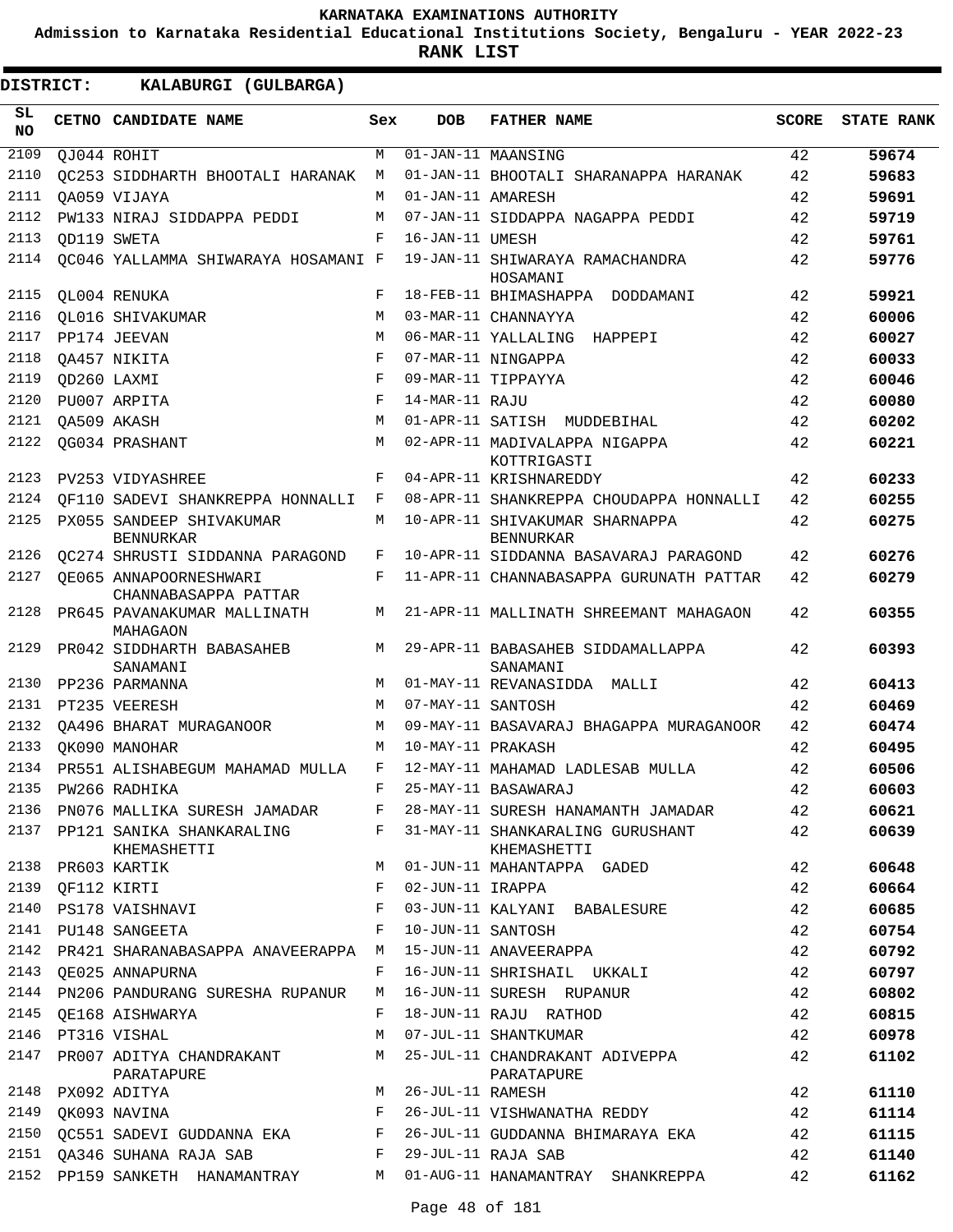# KARNATAKA EXAMINATIONS AUTHORITY

**Admission to Karnataka Residential Educational Institutions Society, Bengaluru - YEAR 2022-23**

**RANK LIST**

**DISTRICT: KALABURGI (GULBARGA)**

| SL NO | CETNO | CANDIDATE NAME | Sex | DOB | FATHER NAME | SCORE | STATE RANK |
|---|---|---|---|---|---|---|---|
| 2109 | QJ044 | ROHIT | M | 01-JAN-11 | MAANSING | 42 | 59674 |
| 2110 | QC253 | SIDDHARTH BHOOTALI HARANAK | M | 01-JAN-11 | BHOOTALI SHARANAPPA HARANAK | 42 | 59683 |
| 2111 | QA059 | VIJAYA | M | 01-JAN-11 | AMARESH | 42 | 59691 |
| 2112 | PW133 | NIRAJ SIDDAPPA PEDDI | M | 07-JAN-11 | SIDDAPPA NAGAPPA PEDDI | 42 | 59719 |
| 2113 | QD119 | SWETA | F | 16-JAN-11 | UMESH | 42 | 59761 |
| 2114 | QC046 | YALLAMMA SHIWARAYA HOSAMANI | F | 19-JAN-11 | SHIWARAYA RAMACHANDRA HOSAMANI | 42 | 59776 |
| 2115 | QL004 | RENUKA | F | 18-FEB-11 | BHIMASHAPPA DODDAMANI | 42 | 59921 |
| 2116 | QL016 | SHIVAKUMAR | M | 03-MAR-11 | CHANNAYYA | 42 | 60006 |
| 2117 | PP174 | JEEVAN | M | 06-MAR-11 | YALLALING HAPPEPI | 42 | 60027 |
| 2118 | QA457 | NIKITA | F | 07-MAR-11 | NINGAPPA | 42 | 60033 |
| 2119 | QD260 | LAXMI | F | 09-MAR-11 | TIPPAYYA | 42 | 60046 |
| 2120 | PU007 | ARPITA | F | 14-MAR-11 | RAJU | 42 | 60080 |
| 2121 | QA509 | AKASH | M | 01-APR-11 | SATISH MUDDEBIHAL | 42 | 60202 |
| 2122 | QG034 | PRASHANT | M | 02-APR-11 | MADIVALAPPA NIGAPPA KOTTRIGASTI | 42 | 60221 |
| 2123 | PV253 | VIDYASHREE | F | 04-APR-11 | KRISHNAREDDY | 42 | 60233 |
| 2124 | QF110 | SADEVI SHANKREPPA HONNALLI | F | 08-APR-11 | SHANKREPPA CHOUDAPPA HONNALLI | 42 | 60255 |
| 2125 | PX055 | SANDEEP SHIVAKUMAR BENNURKAR | M | 10-APR-11 | SHIVAKUMAR SHARNAPPA BENNURKAR | 42 | 60275 |
| 2126 | QC274 | SHRUSTI SIDDANNA PARAGOND | F | 10-APR-11 | SIDDANNA BASAVARAJ PARAGOND | 42 | 60276 |
| 2127 | QE065 | ANNAPOORNESHWARI CHANNABASAPPA PATTAR | F | 11-APR-11 | CHANNABASAPPA GURUNATH PATTAR | 42 | 60279 |
| 2128 | PR645 | PAVANAKUMAR MALLINATH MAHAGAON | M | 21-APR-11 | MALLINATH SHREEMANT MAHAGAON | 42 | 60355 |
| 2129 | PR042 | SIDDHARTH BABASAHEB SANAMANI | M | 29-APR-11 | BABASAHEB SIDDAMALLAPPA SANAMANI | 42 | 60393 |
| 2130 | PP236 | PARMANNA | M | 01-MAY-11 | REVANASIDDA MALLI | 42 | 60413 |
| 2131 | PT235 | VEERESH | M | 07-MAY-11 | SANTOSH | 42 | 60469 |
| 2132 | QA496 | BHARAT MURAGANOOR | M | 09-MAY-11 | BASAVARAJ BHAGAPPA MURAGANOOR | 42 | 60474 |
| 2133 | QK090 | MANOHAR | M | 10-MAY-11 | PRAKASH | 42 | 60495 |
| 2134 | PR551 | ALISHABEGUM MAHAMAD MULLA | F | 12-MAY-11 | MAHAMAD LADLESAB MULLA | 42 | 60506 |
| 2135 | PW266 | RADHIKA | F | 25-MAY-11 | BASAWARAJ | 42 | 60603 |
| 2136 | PN076 | MALLIKA SURESH JAMADAR | F | 28-MAY-11 | SURESH HANAMANTH JAMADAR | 42 | 60621 |
| 2137 | PP121 | SANIKA SHANKARALING KHEMASHETTI | F | 31-MAY-11 | SHANKARALING GURUSHANT KHEMASHETTI | 42 | 60639 |
| 2138 | PR603 | KARTIK | M | 01-JUN-11 | MAHANTAPPA GADED | 42 | 60648 |
| 2139 | QF112 | KIRTI | F | 02-JUN-11 | IRAPPA | 42 | 60664 |
| 2140 | PS178 | VAISHNAVI | F | 03-JUN-11 | KALYANI BABALESURE | 42 | 60685 |
| 2141 | PU148 | SANGEETA | F | 10-JUN-11 | SANTOSH | 42 | 60754 |
| 2142 | PR421 | SHARANABASAPPA ANAVEERAPPA | M | 15-JUN-11 | ANAVEERAPPA | 42 | 60792 |
| 2143 | QE025 | ANNAPURNA | F | 16-JUN-11 | SHRISHAIL UKKALI | 42 | 60797 |
| 2144 | PN206 | PANDURANG SURESHA RUPANUR | M | 16-JUN-11 | SURESH RUPANUR | 42 | 60802 |
| 2145 | QE168 | AISHWARYA | F | 18-JUN-11 | RAJU RATHOD | 42 | 60815 |
| 2146 | PT316 | VISHAL | M | 07-JUL-11 | SHANTKUMAR | 42 | 60978 |
| 2147 | PR007 | ADITYA CHANDRAKANT PARATAPURE | M | 25-JUL-11 | CHANDRAKANT ADIVEPPA PARATAPURE | 42 | 61102 |
| 2148 | PX092 | ADITYA | M | 26-JUL-11 | RAMESH | 42 | 61110 |
| 2149 | QK093 | NAVINA | F | 26-JUL-11 | VISHWANATHA REDDY | 42 | 61114 |
| 2150 | QC551 | SADEVI GUDDANNA EKA | F | 26-JUL-11 | GUDDANNA BHIMARAYA EKA | 42 | 61115 |
| 2151 | QA346 | SUHANA RAJA SAB | F | 29-JUL-11 | RAJA SAB | 42 | 61140 |
| 2152 | PP159 | SANKETH HANAMANTRAY | M | 01-AUG-11 | HANAMANTRAY SHANKREPPA | 42 | 61162 |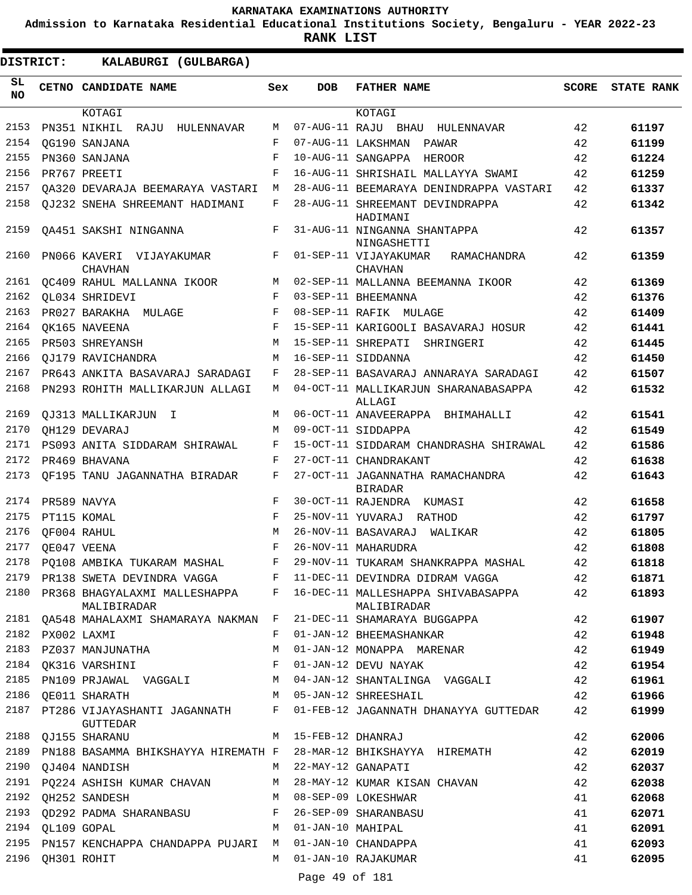KARNATAKA EXAMINATIONS AUTHORITY

Admission to Karnataka Residential Educational Institutions Society, Bengaluru - YEAR 2022-23

**RANK LIST**

**DISTRICT: KALABURGI (GULBARGA)**

| SL NO | CETNO | CANDIDATE NAME | Sex | DOB | FATHER NAME | SCORE | STATE RANK |
|---|---|---|---|---|---|---|---|
| | | KOTAGI | | | KOTAGI | | |
| 2153 | PN351 | NIKHIL RAJU HULENNAVAR | M | 07-AUG-11 | RAJU BHAU HULENNAVAR | 42 | **61197** |
| 2154 | QG190 | SANJANA | F | 07-AUG-11 | LAKSHMAN PAWAR | 42 | **61199** |
| 2155 | PN360 | SANJANA | F | 10-AUG-11 | SANGAPPA HEROOR | 42 | **61224** |
| 2156 | PR767 | PREETI | F | 16-AUG-11 | SHRISHAIL MALLAYYA SWAMI | 42 | **61259** |
| 2157 | QA320 | DEVARAJA BEEMARAYA VASTARI | M | 28-AUG-11 | BEEMARAYA DENINDRAPPA VASTARI | 42 | **61337** |
| 2158 | QJ232 | SNEHA SHREEMANT HADIMANI | F | 28-AUG-11 | SHREEMANT DEVINDRAPPA HADIMANI | 42 | **61342** |
| 2159 | QA451 | SAKSHI NINGANNA | F | 31-AUG-11 | NINGANNA SHANTAPPA NINGASHETTI | 42 | **61357** |
| 2160 | PN066 | KAVERI VIJAYAKUMAR CHAVHAN | F | 01-SEP-11 | VIJAYAKUMAR RAMACHANDRA CHAVHAN | 42 | **61359** |
| 2161 | QC409 | RAHUL MALLANNA IKOOR | M | 02-SEP-11 | MALLANNA BEEMANNA IKOOR | 42 | **61369** |
| 2162 | QL034 | SHRIDEVI | F | 03-SEP-11 | BHEEMANNA | 42 | **61376** |
| 2163 | PR027 | BARAKHA MULAGE | F | 08-SEP-11 | RAFIK MULAGE | 42 | **61409** |
| 2164 | QK165 | NAVEENA | F | 15-SEP-11 | KARIGOOLI BASAVARAJ HOSUR | 42 | **61441** |
| 2165 | PR503 | SHREYANSH | M | 15-SEP-11 | SHREPATI SHRINGERI | 42 | **61445** |
| 2166 | QJ179 | RAVICHANDRA | M | 16-SEP-11 | SIDDANNA | 42 | **61450** |
| 2167 | PR643 | ANKITA BASAVARAJ SARADAGI | F | 28-SEP-11 | BASAVARAJ ANNARAYA SARADAGI | 42 | **61507** |
| 2168 | PN293 | ROHITH MALLIKARJUN ALLAGI | M | 04-OCT-11 | MALLIKARJUN SHARANABASAPPA ALLAGI | 42 | **61532** |
| 2169 | QJ313 | MALLIKARJUN I | M | 06-OCT-11 | ANAVEERAPPA BHIMAHALLI | 42 | **61541** |
| 2170 | QH129 | DEVARAJ | M | 09-OCT-11 | SIDDAPPA | 42 | **61549** |
| 2171 | PS093 | ANITA SIDDARAM SHIRAWAL | F | 15-OCT-11 | SIDDARAM CHANDRASHA SHIRAWAL | 42 | **61586** |
| 2172 | PR469 | BHAVANA | F | 27-OCT-11 | CHANDRAKANT | 42 | **61638** |
| 2173 | QF195 | TANU JAGANNATHA BIRADAR | F | 27-OCT-11 | JAGANNATHA RAMACHANDRA BIRADAR | 42 | **61643** |
| 2174 | PR589 | NAVYA | F | 30-OCT-11 | RAJENDRA KUMASI | 42 | **61658** |
| 2175 | PT115 | KOMAL | F | 25-NOV-11 | YUVARAJ RATHOD | 42 | **61797** |
| 2176 | QF004 | RAHUL | M | 26-NOV-11 | BASAVARAJ WALIKAR | 42 | **61805** |
| 2177 | QE047 | VEENA | F | 26-NOV-11 | MAHARUDRA | 42 | **61808** |
| 2178 | PQ108 | AMBIKA TUKARAM MASHAL | F | 29-NOV-11 | TUKARAM SHANKRAPPA MASHAL | 42 | **61818** |
| 2179 | PR138 | SWETA DEVINDRA VAGGA | F | 11-DEC-11 | DEVINDRA DIDRAM VAGGA | 42 | **61871** |
| 2180 | PR368 | BHAGYALAXMI MALLESHAPPA MALIBIRADAR | F | 16-DEC-11 | MALLESHAPPA SHIVABASAPPA MALIBIRADAR | 42 | **61893** |
| 2181 | QA548 | MAHALAXMI SHAMARAYA NAKMAN | F | 21-DEC-11 | SHAMARAYA BUGGAPPA | 42 | **61907** |
| 2182 | PX002 | LAXMI | F | 01-JAN-12 | BHEEMASHANKAR | 42 | **61948** |
| 2183 | PZ037 | MANJUNATHA | M | 01-JAN-12 | MONAPPA MARENAR | 42 | **61949** |
| 2184 | QK316 | VARSHINI | F | 01-JAN-12 | DEVU NAYAK | 42 | **61954** |
| 2185 | PN109 | PRJAWAL VAGGALI | M | 04-JAN-12 | SHANTALINGA VAGGALI | 42 | **61961** |
| 2186 | QE011 | SHARATH | M | 05-JAN-12 | SHREESHAIL | 42 | **61966** |
| 2187 | PT286 | VIJAYASHANTI JAGANNATH GUTTEDAR | F | 01-FEB-12 | JAGANNATH DHANAYYA GUTTEDAR | 42 | **61999** |
| 2188 | QJ155 | SHARANU | M | 15-FEB-12 | DHANRAJ | 42 | **62006** |
| 2189 | PN188 | BASAMMA BHIKSHAYYA HIREMATH | F | 28-MAR-12 | BHIKSHAYYA HIREMATH | 42 | **62019** |
| 2190 | QJ404 | NANDISH | M | 22-MAY-12 | GANAPATI | 42 | **62037** |
| 2191 | PQ224 | ASHISH KUMAR CHAVAN | M | 28-MAY-12 | KUMAR KISAN CHAVAN | 42 | **62038** |
| 2192 | QH252 | SANDESH | M | 08-SEP-09 | LOKESHWAR | 41 | **62068** |
| 2193 | QD292 | PADMA SHARANBASU | F | 26-SEP-09 | SHARANBASU | 41 | **62071** |
| 2194 | QL109 | GOPAL | M | 01-JAN-10 | MAHIPAL | 41 | **62091** |
| 2195 | PN157 | KENCHAPPA CHANDAPPA PUJARI | M | 01-JAN-10 | CHANDAPPA | 41 | **62093** |
| 2196 | QH301 | ROHIT | M | 01-JAN-10 | RAJAKUMAR | 41 | **62095** |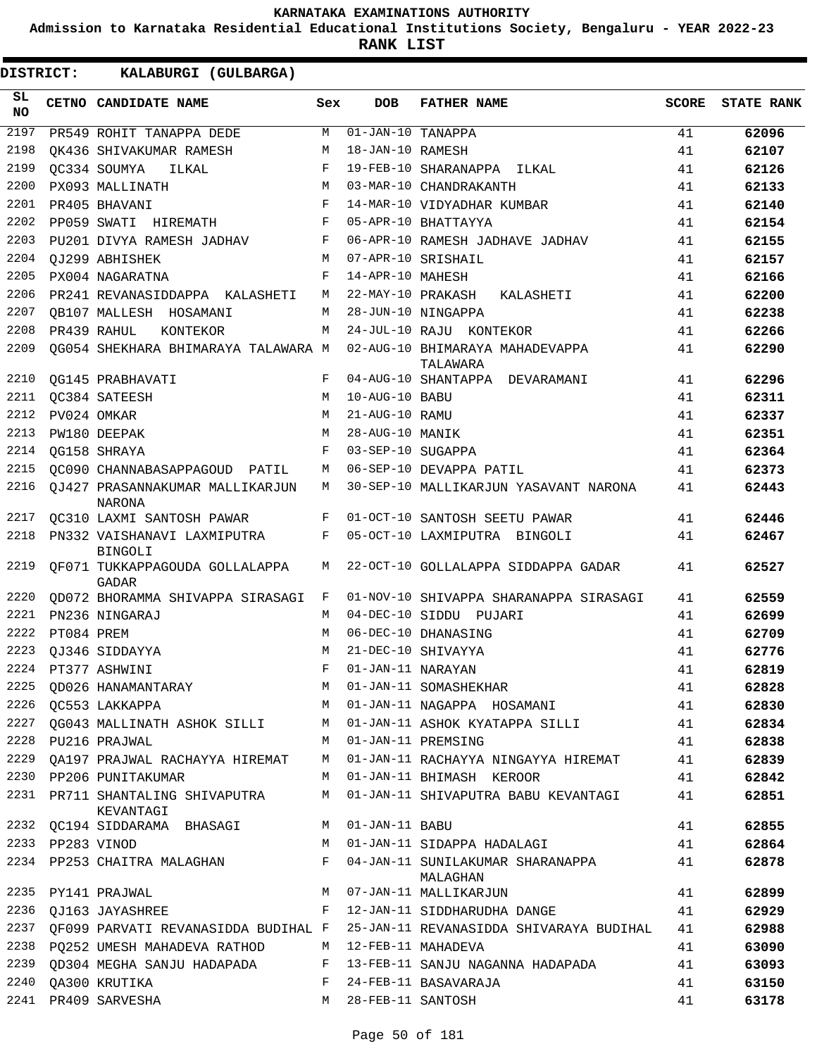KARNATAKA EXAMINATIONS AUTHORITY

Admission to Karnataka Residential Educational Institutions Society, Bengaluru - YEAR 2022-23

**RANK LIST**

**DISTRICT: KALABURGI (GULBARGA)**

| SL NO | CETNO | CANDIDATE NAME | Sex | DOB | FATHER NAME | SCORE | STATE RANK |
|---|---|---|---|---|---|---|---|
| 2197 | PR549 | ROHIT TANAPPA DEDE | M | 01-JAN-10 | TANAPPA | 41 | 62096 |
| 2198 | QK436 | SHIVAKUMAR RAMESH | M | 18-JAN-10 | RAMESH | 41 | 62107 |
| 2199 | QC334 | SOUMYA ILKAL | F | 19-FEB-10 | SHARANAPPA ILKAL | 41 | 62126 |
| 2200 | PX093 | MALLINATH | M | 03-MAR-10 | CHANDRAKANTH | 41 | 62133 |
| 2201 | PR405 | BHAVANI | F | 14-MAR-10 | VIDYADHAR KUMBAR | 41 | 62140 |
| 2202 | PP059 | SWATI HIREMATH | F | 05-APR-10 | BHATTAYYA | 41 | 62154 |
| 2203 | PU201 | DIVYA RAMESH JADHAV | F | 06-APR-10 | RAMESH JADHAVE JADHAV | 41 | 62155 |
| 2204 | QJ299 | ABHISHEK | M | 07-APR-10 | SRISHAIL | 41 | 62157 |
| 2205 | PX004 | NAGARATNA | F | 14-APR-10 | MAHESH | 41 | 62166 |
| 2206 | PR241 | REVANASIDDAPPA KALASHETI | M | 22-MAY-10 | PRAKASH KALASHETI | 41 | 62200 |
| 2207 | QB107 | MALLESH HOSAMANI | M | 28-JUN-10 | NINGAPPA | 41 | 62238 |
| 2208 | PR439 | RAHUL KONTEKOR | M | 24-JUL-10 | RAJU KONTEKOR | 41 | 62266 |
| 2209 | QG054 | SHEKHARA BHIMARAYA TALAWARA | M | 02-AUG-10 | BHIMARAYA MAHADEVAPPA TALAWARA | 41 | 62290 |
| 2210 | QG145 | PRABHAVATI | F | 04-AUG-10 | SHANTAPPA DEVARAMANI | 41 | 62296 |
| 2211 | QC384 | SATEESH | M | 10-AUG-10 | BABU | 41 | 62311 |
| 2212 | PV024 | OMKAR | M | 21-AUG-10 | RAMU | 41 | 62337 |
| 2213 | PW180 | DEEPAK | M | 28-AUG-10 | MANIK | 41 | 62351 |
| 2214 | QG158 | SHRAYA | F | 03-SEP-10 | SUGAPPA | 41 | 62364 |
| 2215 | QC090 | CHANNABASAPPAGOUD PATIL | M | 06-SEP-10 | DEVAPPA PATIL | 41 | 62373 |
| 2216 | QJ427 | PRASANNAKUMAR MALLIKARJUN NARONA | M | 30-SEP-10 | MALLIKARJUN YASAVANT NARONA | 41 | 62443 |
| 2217 | QC310 | LAXMI SANTOSH PAWAR | F | 01-OCT-10 | SANTOSH SEETU PAWAR | 41 | 62446 |
| 2218 | PN332 | VAISHANAVI LAXMIPUTRA BINGOLI | F | 05-OCT-10 | LAXMIPUTRA BINGOLI | 41 | 62467 |
| 2219 | QF071 | TUKKAPPAGOUDA GOLLALAPPA GADAR | M | 22-OCT-10 | GOLLALAPPA SIDDAPPA GADAR | 41 | 62527 |
| 2220 | QD072 | BHORAMMA SHIVAPPA SIRASAGI | F | 01-NOV-10 | SHIVAPPA SHARANAPPA SIRASAGI | 41 | 62559 |
| 2221 | PN236 | NINGARAJ | M | 04-DEC-10 | SIDDU PUJARI | 41 | 62699 |
| 2222 | PT084 | PREM | M | 06-DEC-10 | DHANASING | 41 | 62709 |
| 2223 | QJ346 | SIDDAYYA | M | 21-DEC-10 | SHIVAYYA | 41 | 62776 |
| 2224 | PT377 | ASHWINI | F | 01-JAN-11 | NARAYAN | 41 | 62819 |
| 2225 | QD026 | HANAMANTARAY | M | 01-JAN-11 | SOMASHEKHAR | 41 | 62828 |
| 2226 | QC553 | LAKKAPPA | M | 01-JAN-11 | NAGAPPA HOSAMANI | 41 | 62830 |
| 2227 | QG043 | MALLINATH ASHOK SILLI | M | 01-JAN-11 | ASHOK KYATAPPA SILLI | 41 | 62834 |
| 2228 | PU216 | PRAJWAL | M | 01-JAN-11 | PREMSING | 41 | 62838 |
| 2229 | QA197 | PRAJWAL RACHAYYA HIREMAT | M | 01-JAN-11 | RACHAYYA NINGAYYA HIREMAT | 41 | 62839 |
| 2230 | PP206 | PUNITAKUMAR | M | 01-JAN-11 | BHIMASH KEROOR | 41 | 62842 |
| 2231 | PR711 | SHANTALING SHIVAPUTRA KEVANTAGI | M | 01-JAN-11 | SHIVAPUTRA BABU KEVANTAGI | 41 | 62851 |
| 2232 | QC194 | SIDDARAMA BHASAGI | M | 01-JAN-11 | BABU | 41 | 62855 |
| 2233 | PP283 | VINOD | M | 01-JAN-11 | SIDAPPA HADALAGI | 41 | 62864 |
| 2234 | PP253 | CHAITRA MALAGHAN | F | 04-JAN-11 | SUNILAKUMAR SHARANAPPA MALAGHAN | 41 | 62878 |
| 2235 | PY141 | PRAJWAL | M | 07-JAN-11 | MALLIKARJUN | 41 | 62899 |
| 2236 | QJ163 | JAYASHREE | F | 12-JAN-11 | SIDDHARUDHA DANGE | 41 | 62929 |
| 2237 | QF099 | PARVATI REVANASIDDA BUDIHAL | F | 25-JAN-11 | REVANASIDDA SHIVARAYA BUDIHAL | 41 | 62988 |
| 2238 | PQ252 | UMESH MAHADEVA RATHOD | M | 12-FEB-11 | MAHADEVA | 41 | 63090 |
| 2239 | QD304 | MEGHA SANJU HADAPADA | F | 13-FEB-11 | SANJU NAGANNA HADAPADA | 41 | 63093 |
| 2240 | QA300 | KRUTIKA | F | 24-FEB-11 | BASAVARAJA | 41 | 63150 |
| 2241 | PR409 | SARVESHA | M | 28-FEB-11 | SANTOSH | 41 | 63178 |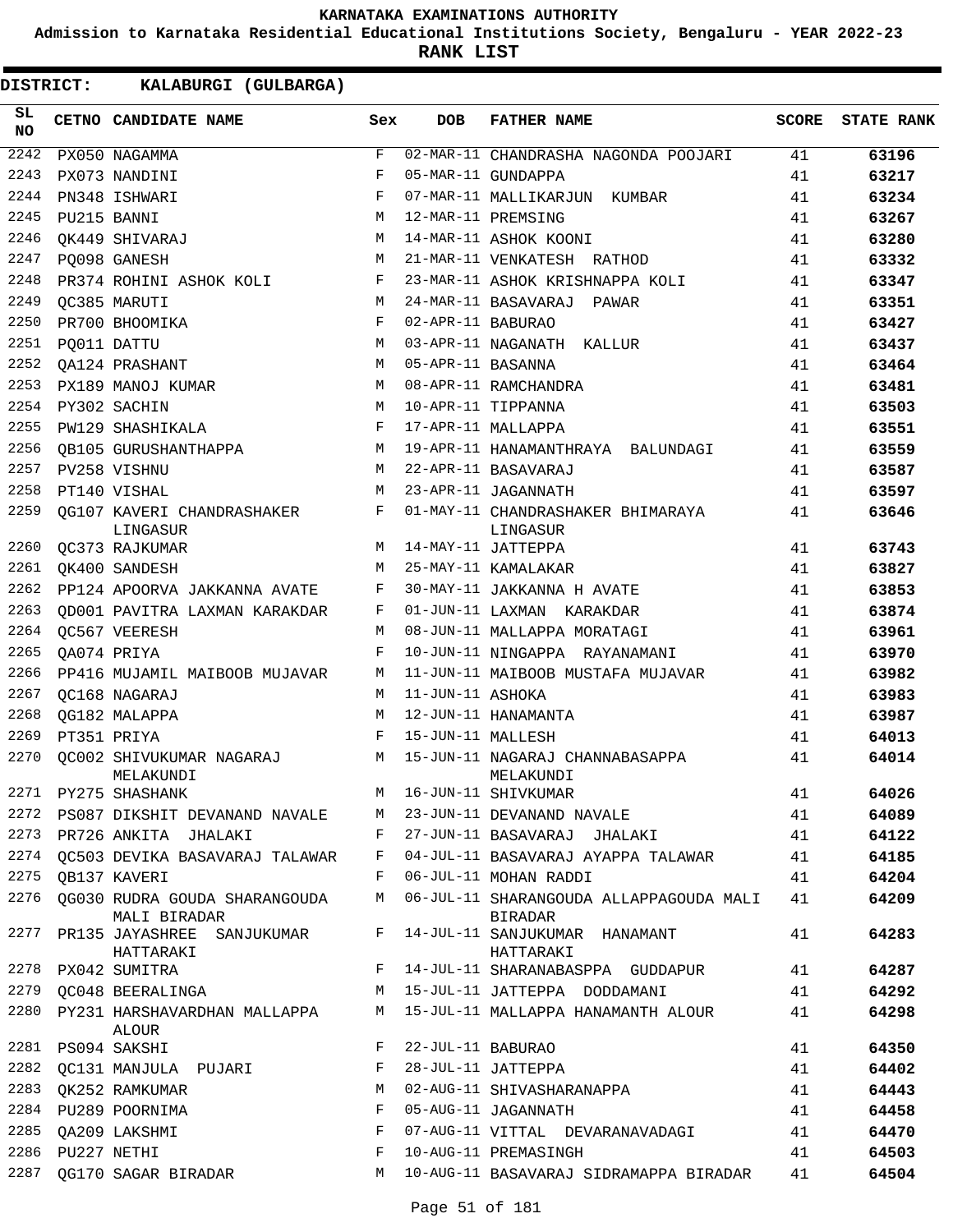KARNATAKA EXAMINATIONS AUTHORITY

Admission to Karnataka Residential Educational Institutions Society, Bengaluru - YEAR 2022-23

**RANK LIST**

**DISTRICT: KALABURGI (GULBARGA)**

| SL NO | CETNO | CANDIDATE NAME | Sex | DOB | FATHER NAME | SCORE | STATE RANK |
|---|---|---|---|---|---|---|---|
| 2242 | PX050 | NAGAMMA | F | 02-MAR-11 | CHANDRASHA NAGONDA POOJARI | 41 | 63196 |
| 2243 | PX073 | NANDINI | F | 05-MAR-11 | GUNDAPPA | 41 | 63217 |
| 2244 | PN348 | ISHWARI | F | 07-MAR-11 | MALLIKARJUN KUMBAR | 41 | 63234 |
| 2245 | PU215 | BANNI | M | 12-MAR-11 | PREMSING | 41 | 63267 |
| 2246 | QK449 | SHIVARAJ | M | 14-MAR-11 | ASHOK KOONI | 41 | 63280 |
| 2247 | PQ098 | GANESH | M | 21-MAR-11 | VENKATESH RATHOD | 41 | 63332 |
| 2248 | PR374 | ROHINI ASHOK KOLI | F | 23-MAR-11 | ASHOK KRISHNAPPA KOLI | 41 | 63347 |
| 2249 | QC385 | MARUTI | M | 24-MAR-11 | BASAVARAJ PAWAR | 41 | 63351 |
| 2250 | PR700 | BHOOMIKA | F | 02-APR-11 | BABURAO | 41 | 63427 |
| 2251 | PQ011 | DATTU | M | 03-APR-11 | NAGANATH KALLUR | 41 | 63437 |
| 2252 | QA124 | PRASHANT | M | 05-APR-11 | BASANNA | 41 | 63464 |
| 2253 | PX189 | MANOJ KUMAR | M | 08-APR-11 | RAMCHANDRA | 41 | 63481 |
| 2254 | PY302 | SACHIN | M | 10-APR-11 | TIPPANNA | 41 | 63503 |
| 2255 | PW129 | SHASHIKALA | F | 17-APR-11 | MALLAPPA | 41 | 63551 |
| 2256 | QB105 | GURUSHANTHAPPA | M | 19-APR-11 | HANAMANTHRAYA BALUNDAGI | 41 | 63559 |
| 2257 | PV258 | VISHNU | M | 22-APR-11 | BASAVARAJ | 41 | 63587 |
| 2258 | PT140 | VISHAL | M | 23-APR-11 | JAGANNATH | 41 | 63597 |
| 2259 | QG107 | KAVERI CHANDRASHAKER LINGASUR | F | 01-MAY-11 | CHANDRASHAKER BHIMARAYA LINGASUR | 41 | 63646 |
| 2260 | QC373 | RAJKUMAR | M | 14-MAY-11 | JATTEPPA | 41 | 63743 |
| 2261 | QK400 | SANDESH | M | 25-MAY-11 | KAMALAKAR | 41 | 63827 |
| 2262 | PP124 | APOORVA JAKKANNA AVATE | F | 30-MAY-11 | JAKKANNA H AVATE | 41 | 63853 |
| 2263 | QD001 | PAVITRA LAXMAN KARAKDAR | F | 01-JUN-11 | LAXMAN KARAKDAR | 41 | 63874 |
| 2264 | QC567 | VEERESH | M | 08-JUN-11 | MALLAPPA MORATAGI | 41 | 63961 |
| 2265 | QA074 | PRIYA | F | 10-JUN-11 | NINGAPPA RAYANAMANI | 41 | 63970 |
| 2266 | PP416 | MUJAMIL MAIBOOB MUJAVAR | M | 11-JUN-11 | MAIBOOB MUSTAFA MUJAVAR | 41 | 63982 |
| 2267 | QC168 | NAGARAJ | M | 11-JUN-11 | ASHOKA | 41 | 63983 |
| 2268 | QG182 | MALAPPA | M | 12-JUN-11 | HANAMANTA | 41 | 63987 |
| 2269 | PT351 | PRIYA | F | 15-JUN-11 | MALLESH | 41 | 64013 |
| 2270 | QC002 | SHIVUKUMAR NAGARAJ MELAKUNDI | M | 15-JUN-11 | NAGARAJ CHANNABASAPPA MELAKUNDI | 41 | 64014 |
| 2271 | PY275 | SHASHANK | M | 16-JUN-11 | SHIVKUMAR | 41 | 64026 |
| 2272 | PS087 | DIKSHIT DEVANAND NAVALE | M | 23-JUN-11 | DEVANAND NAVALE | 41 | 64089 |
| 2273 | PR726 | ANKITA JHALAKI | F | 27-JUN-11 | BASAVARAJ JHALAKI | 41 | 64122 |
| 2274 | QC503 | DEVIKA BASAVARAJ TALAWAR | F | 04-JUL-11 | BASAVARAJ AYAPPA TALAWAR | 41 | 64185 |
| 2275 | QB137 | KAVERI | F | 06-JUL-11 | MOHAN RADDI | 41 | 64204 |
| 2276 | QG030 | RUDRA GOUDA SHARANGOUDA MALI BIRADAR | M | 06-JUL-11 | SHARANGOUDA ALLAPPAGOUDA MALI BIRADAR | 41 | 64209 |
| 2277 | PR135 | JAYASHREE SANJUKUMAR HATTARAKI | F | 14-JUL-11 | SANJUKUMAR HANAMANT HATTARAKI | 41 | 64283 |
| 2278 | PX042 | SUMITRA | F | 14-JUL-11 | SHARANABASPPA GUDDAPUR | 41 | 64287 |
| 2279 | QC048 | BEERALINGA | M | 15-JUL-11 | JATTEPPA DODDAMANI | 41 | 64292 |
| 2280 | PY231 | HARSHAVARDHAN MALLAPPA ALOUR | M | 15-JUL-11 | MALLAPPA HANAMANTH ALOUR | 41 | 64298 |
| 2281 | PS094 | SAKSHI | F | 22-JUL-11 | BABURAO | 41 | 64350 |
| 2282 | QC131 | MANJULA PUJARI | F | 28-JUL-11 | JATTEPPA | 41 | 64402 |
| 2283 | QK252 | RAMKUMAR | M | 02-AUG-11 | SHIVASHARANAPPA | 41 | 64443 |
| 2284 | PU289 | POORNIMA | F | 05-AUG-11 | JAGANNATH | 41 | 64458 |
| 2285 | QA209 | LAKSHMI | F | 07-AUG-11 | VITTAL DEVARANAVADAGI | 41 | 64470 |
| 2286 | PU227 | NETHI | F | 10-AUG-11 | PREMASINGH | 41 | 64503 |
| 2287 | QG170 | SAGAR BIRADAR | M | 10-AUG-11 | BASAVARAJ SIDRAMAPPA BIRADAR | 41 | 64504 |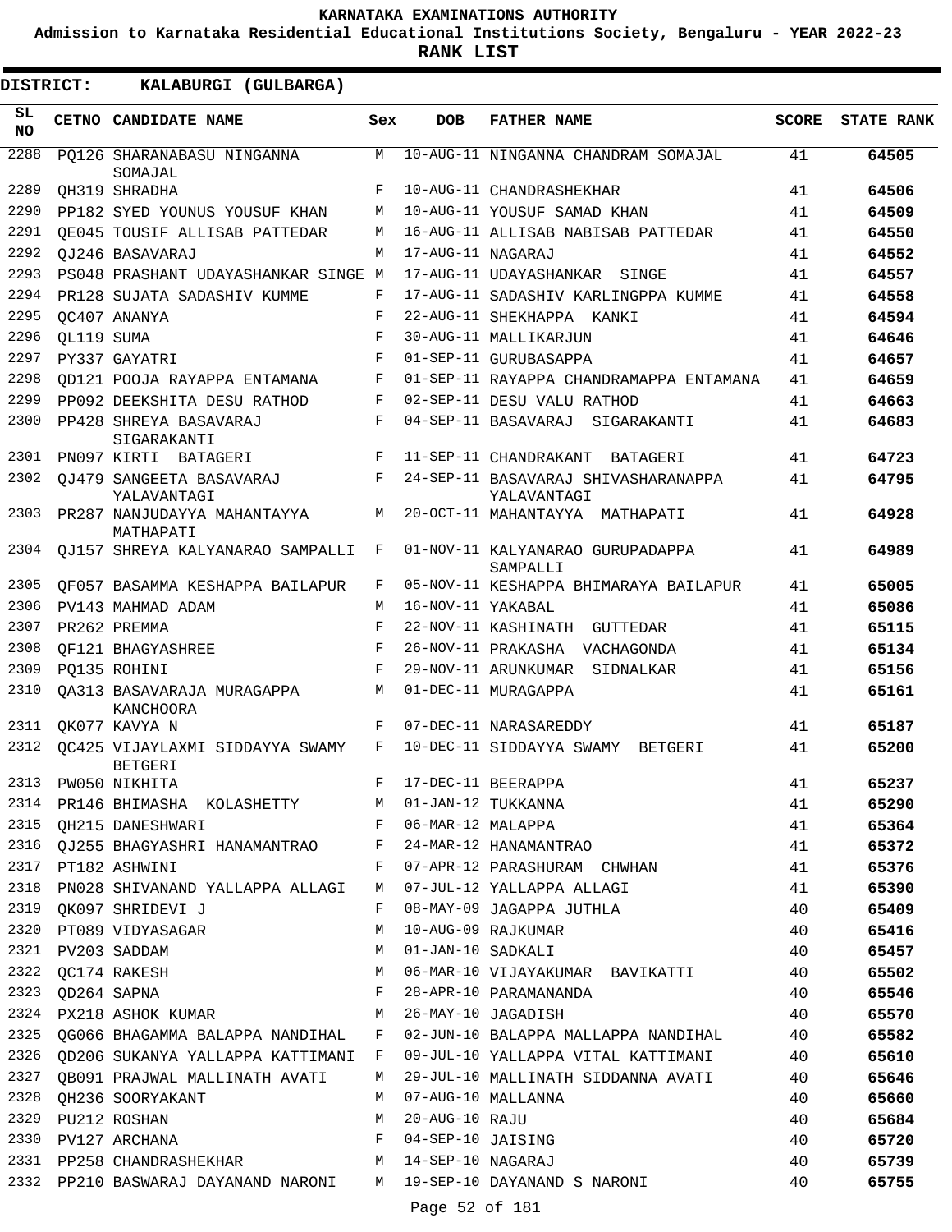# KARNATAKA EXAMINATIONS AUTHORITY

**Admission to Karnataka Residential Educational Institutions Society, Bengaluru - YEAR 2022-23**

**RANK LIST**

**DISTRICT: KALABURGI (GULBARGA)**

| SL NO | CETNO | CANDIDATE NAME | Sex | DOB | FATHER NAME | SCORE | STATE RANK |
|---|---|---|---|---|---|---|---|
| 2288 | PQ126 | SHARANABASU NINGANNA SOMAJAL | M | 10-AUG-11 | NINGANNA CHANDRAM SOMAJAL | 41 | 64505 |
| 2289 | QH319 | SHRADHA | F | 10-AUG-11 | CHANDRASHEKHAR | 41 | 64506 |
| 2290 | PP182 | SYED YOUNUS YOUSUF KHAN | M | 10-AUG-11 | YOUSUF SAMAD KHAN | 41 | 64509 |
| 2291 | QE045 | TOUSIF ALLISAB PATTEDAR | M | 16-AUG-11 | ALLISAB NABISAB PATTEDAR | 41 | 64550 |
| 2292 | QJ246 | BASAVARAJ | M | 17-AUG-11 | NAGARAJ | 41 | 64552 |
| 2293 | PS048 | PRASHANT UDAYASHANKAR SINGE | M | 17-AUG-11 | UDAYASHANKAR SINGE | 41 | 64557 |
| 2294 | PR128 | SUJATA SADASHIV KUMME | F | 17-AUG-11 | SADASHIV KARLINGPPA KUMME | 41 | 64558 |
| 2295 | QC407 | ANANYA | F | 22-AUG-11 | SHEKHAPPA KANKI | 41 | 64594 |
| 2296 | QL119 | SUMA | F | 30-AUG-11 | MALLIKARJUN | 41 | 64646 |
| 2297 | PY337 | GAYATRI | F | 01-SEP-11 | GURUBASAPPA | 41 | 64657 |
| 2298 | QD121 | POOJA RAYAPPA ENTAMANA | F | 01-SEP-11 | RAYAPPA CHANDRAMAPPA ENTAMANA | 41 | 64659 |
| 2299 | PP092 | DEEKSHITA DESU RATHOD | F | 02-SEP-11 | DESU VALU RATHOD | 41 | 64663 |
| 2300 | PP428 | SHREYA BASAVARAJ SIGARAKANTI | F | 04-SEP-11 | BASAVARAJ SIGARAKANTI | 41 | 64683 |
| 2301 | PN097 | KIRTI BATAGERI | F | 11-SEP-11 | CHANDRAKANT BATAGERI | 41 | 64723 |
| 2302 | QJ479 | SANGEETA BASAVARAJ YALAVANTAGI | F | 24-SEP-11 | BASAVARAJ SHIVASHARANAPPA YALAVANTAGI | 41 | 64795 |
| 2303 | PR287 | NANJUDAYYA MAHANTAYYA MATHAPATI | M | 20-OCT-11 | MAHANTAYYA MATHAPATI | 41 | 64928 |
| 2304 | QJ157 | SHREYA KALYANARAO SAMPALLI | F | 01-NOV-11 | KALYANARAO GURUPADAPPA SAMPALLI | 41 | 64989 |
| 2305 | QF057 | BASAMMA KESHAPPA BAILAPUR | F | 05-NOV-11 | KESHAPPA BHIMARAYA BAILAPUR | 41 | 65005 |
| 2306 | PV143 | MAHMAD ADAM | M | 16-NOV-11 | YAKABAL | 41 | 65086 |
| 2307 | PR262 | PREMMA | F | 22-NOV-11 | KASHINATH GUTTEDAR | 41 | 65115 |
| 2308 | QF121 | BHAGYASHREE | F | 26-NOV-11 | PRAKASHA VACHAGONDA | 41 | 65134 |
| 2309 | PQ135 | ROHINI | F | 29-NOV-11 | ARUNKUMAR SIDNALKAR | 41 | 65156 |
| 2310 | QA313 | BASAVARAJA MURAGAPPA KANCHOORA | M | 01-DEC-11 | MURAGAPPA | 41 | 65161 |
| 2311 | QK077 | KAVYA N | F | 07-DEC-11 | NARASAREDDY | 41 | 65187 |
| 2312 | QC425 | VIJAYLAXMI SIDDAYYA SWAMY BETGERI | F | 10-DEC-11 | SIDDAYYA SWAMY BETGERI | 41 | 65200 |
| 2313 | PW050 | NIKHITA | F | 17-DEC-11 | BEERAPPA | 41 | 65237 |
| 2314 | PR146 | BHIMASHA KOLASHETTY | M | 01-JAN-12 | TUKKANNA | 41 | 65290 |
| 2315 | QH215 | DANESHWARI | F | 06-MAR-12 | MALAPPA | 41 | 65364 |
| 2316 | QJ255 | BHAGYASHRI HANAMANTRAO | F | 24-MAR-12 | HANAMANTRAO | 41 | 65372 |
| 2317 | PT182 | ASHWINI | F | 07-APR-12 | PARASHURAM CHWHAN | 41 | 65376 |
| 2318 | PN028 | SHIVANAND YALLAPPA ALLAGI | M | 07-JUL-12 | YALLAPPA ALLAGI | 41 | 65390 |
| 2319 | QK097 | SHRIDEVI J | F | 08-MAY-09 | JAGAPPA JUTHLA | 40 | 65409 |
| 2320 | PT089 | VIDYASAGAR | M | 10-AUG-09 | RAJKUMAR | 40 | 65416 |
| 2321 | PV203 | SADDAM | M | 01-JAN-10 | SADKALI | 40 | 65457 |
| 2322 | QC174 | RAKESH | M | 06-MAR-10 | VIJAYAKUMAR BAVIKATTI | 40 | 65502 |
| 2323 | QD264 | SAPNA | F | 28-APR-10 | PARAMANANDA | 40 | 65546 |
| 2324 | PX218 | ASHOK KUMAR | M | 26-MAY-10 | JAGADISH | 40 | 65570 |
| 2325 | QG066 | BHAGAMMA BALAPPA NANDIHAL | F | 02-JUN-10 | BALAPPA MALLAPPA NANDIHAL | 40 | 65582 |
| 2326 | QD206 | SUKANYA YALLAPPA KATTIMANI | F | 09-JUL-10 | YALLAPPA VITAL KATTIMANI | 40 | 65610 |
| 2327 | QB091 | PRAJWAL MALLINATH AVATI | M | 29-JUL-10 | MALLINATH SIDDANNA AVATI | 40 | 65646 |
| 2328 | QH236 | SOORYAKANT | M | 07-AUG-10 | MALLANNA | 40 | 65660 |
| 2329 | PU212 | ROSHAN | M | 20-AUG-10 | RAJU | 40 | 65684 |
| 2330 | PV127 | ARCHANA | F | 04-SEP-10 | JAISING | 40 | 65720 |
| 2331 | PP258 | CHANDRASHEKHAR | M | 14-SEP-10 | NAGARAJ | 40 | 65739 |
| 2332 | PP210 | BASWARAJ DAYANAND NARONI | M | 19-SEP-10 | DAYANAND S NARONI | 40 | 65755 |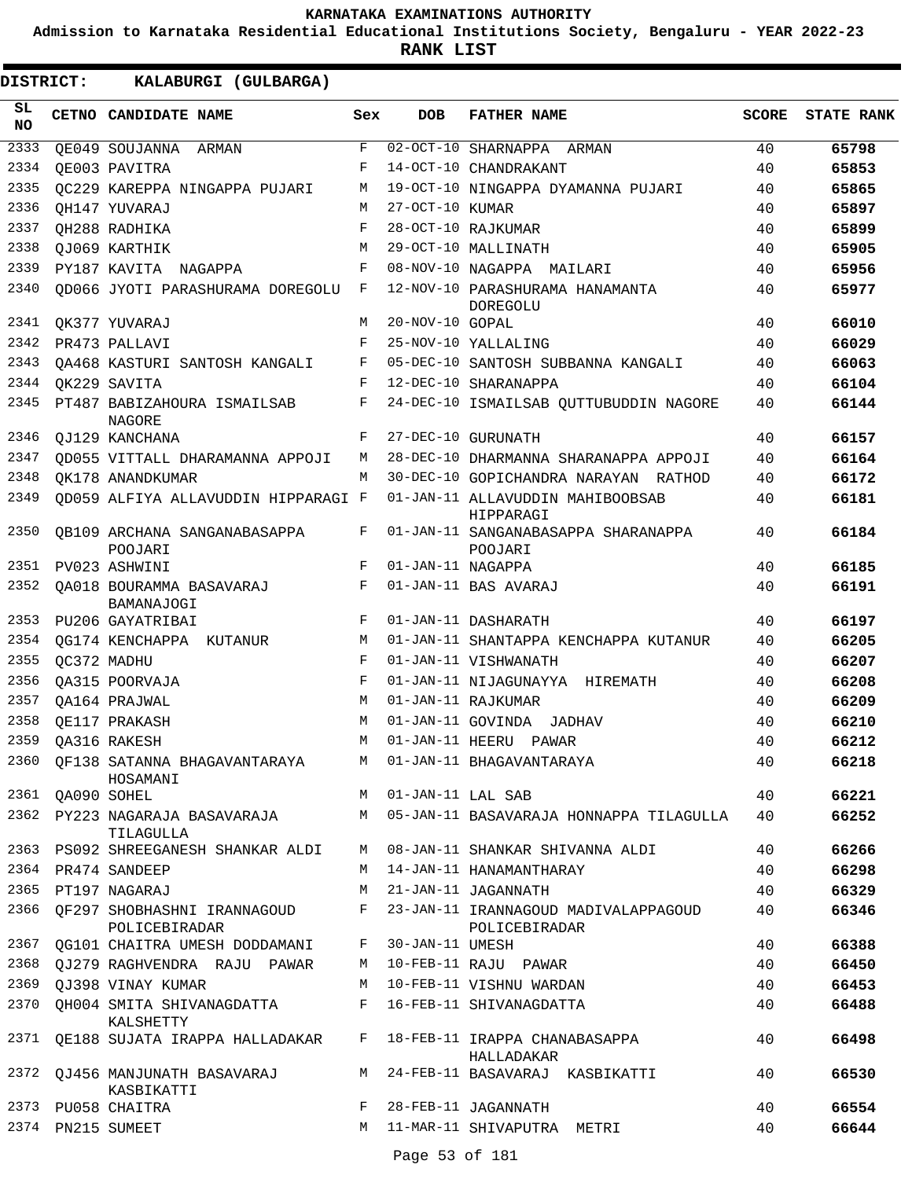# KARNATAKA EXAMINATIONS AUTHORITY

**Admission to Karnataka Residential Educational Institutions Society, Bengaluru - YEAR 2022-23**

**RANK LIST**

**DISTRICT: KALABURGI (GULBARGA)**

| SL NO | CETNO | CANDIDATE NAME | Sex | DOB | FATHER NAME | SCORE | STATE RANK |
|---|---|---|---|---|---|---|---|
| 2333 | QE049 | SOUJANNA ARMAN | F | 02-OCT-10 | SHARNAPPA ARMAN | 40 | 65798 |
| 2334 | QE003 | PAVITRA | F | 14-OCT-10 | CHANDRAKANT | 40 | 65853 |
| 2335 | QC229 | KAREPPA NINGAPPA PUJARI | M | 19-OCT-10 | NINGAPPA DYAMANNA PUJARI | 40 | 65865 |
| 2336 | QH147 | YUVARAJ | M | 27-OCT-10 | KUMAR | 40 | 65897 |
| 2337 | QH288 | RADHIKA | F | 28-OCT-10 | RAJKUMAR | 40 | 65899 |
| 2338 | QJ069 | KARTHIK | M | 29-OCT-10 | MALLINATH | 40 | 65905 |
| 2339 | PY187 | KAVITA NAGAPPA | F | 08-NOV-10 | NAGAPPA MAILARI | 40 | 65956 |
| 2340 | QD066 | JYOTI PARASHURAMA DOREGOLU | F | 12-NOV-10 | PARASHURAMA HANAMANTA DOREGOLU | 40 | 65977 |
| 2341 | QK377 | YUVARAJ | M | 20-NOV-10 | GOPAL | 40 | 66010 |
| 2342 | PR473 | PALLAVI | F | 25-NOV-10 | YALLALING | 40 | 66029 |
| 2343 | QA468 | KASTURI SANTOSH KANGALI | F | 05-DEC-10 | SANTOSH SUBBANNA KANGALI | 40 | 66063 |
| 2344 | QK229 | SAVITA | F | 12-DEC-10 | SHARANAPPA | 40 | 66104 |
| 2345 | PT487 | BABIZAHOURA ISMAILSAB NAGORE | F | 24-DEC-10 | ISMAILSAB QUTTUBUDDIN NAGORE | 40 | 66144 |
| 2346 | QJ129 | KANCHANA | F | 27-DEC-10 | GURUNATH | 40 | 66157 |
| 2347 | QD055 | VITTALL DHARAMANNA APPOJI | M | 28-DEC-10 | DHARMANNA SHARANAPPA APPOJI | 40 | 66164 |
| 2348 | QK178 | ANANDKUMAR | M | 30-DEC-10 | GOPICHANDRA NARAYAN RATHOD | 40 | 66172 |
| 2349 | QD059 | ALFIYA ALLAVUDDIN HIPPARAGI | F | 01-JAN-11 | ALLAVUDDIN MAHIBOOBSAB HIPPARAGI | 40 | 66181 |
| 2350 | QB109 | ARCHANA SANGANABASAPPA POOJARI | F | 01-JAN-11 | SANGANABASAPPA SHARANAPPA POOJARI | 40 | 66184 |
| 2351 | PV023 | ASHWINI | F | 01-JAN-11 | NAGAPPA | 40 | 66185 |
| 2352 | QA018 | BOURAMMA BASAVARAJ BAMANAJOGI | F | 01-JAN-11 | BAS AVARAJ | 40 | 66191 |
| 2353 | PU206 | GAYATRIBAI | F | 01-JAN-11 | DASHARATH | 40 | 66197 |
| 2354 | QG174 | KENCHAPPA KUTANUR | M | 01-JAN-11 | SHANTAPPA KENCHAPPA KUTANUR | 40 | 66205 |
| 2355 | QC372 | MADHU | F | 01-JAN-11 | VISHWANATH | 40 | 66207 |
| 2356 | QA315 | POORVAJA | F | 01-JAN-11 | NIJAGUNAYYA HIREMATH | 40 | 66208 |
| 2357 | QA164 | PRAJWAL | M | 01-JAN-11 | RAJKUMAR | 40 | 66209 |
| 2358 | QE117 | PRAKASH | M | 01-JAN-11 | GOVINDA JADHAV | 40 | 66210 |
| 2359 | QA316 | RAKESH | M | 01-JAN-11 | HEERU PAWAR | 40 | 66212 |
| 2360 | QF138 | SATANNA BHAGAVANTARAYA HOSAMANI | M | 01-JAN-11 | BHAGAVANTARAYA | 40 | 66218 |
| 2361 | QA090 | SOHEL | M | 01-JAN-11 | LAL SAB | 40 | 66221 |
| 2362 | PY223 | NAGARAJA BASAVARAJA TILAGULLA | M | 05-JAN-11 | BASAVARAJA HONNAPPA TILAGULLA | 40 | 66252 |
| 2363 | PS092 | SHREEGANESH SHANKAR ALDI | M | 08-JAN-11 | SHANKAR SHIVANNA ALDI | 40 | 66266 |
| 2364 | PR474 | SANDEEP | M | 14-JAN-11 | HANAMANTHARAY | 40 | 66298 |
| 2365 | PT197 | NAGARAJ | M | 21-JAN-11 | JAGANNATH | 40 | 66329 |
| 2366 | QF297 | SHOBHASHNI IRANNAGOUD POLICEBIRADAR | F | 23-JAN-11 | IRANNAGOUD MADIVALAPPAGOUD POLICEBIRADAR | 40 | 66346 |
| 2367 | QG101 | CHAITRA UMESH DODDAMANI | F | 30-JAN-11 | UMESH | 40 | 66388 |
| 2368 | QJ279 | RAGHVENDRA RAJU PAWAR | M | 10-FEB-11 | RAJU PAWAR | 40 | 66450 |
| 2369 | QJ398 | VINAY KUMAR | M | 10-FEB-11 | VISHNU WARDAN | 40 | 66453 |
| 2370 | QH004 | SMITA SHIVANAGDATTA KALSHETTY | F | 16-FEB-11 | SHIVANAGDATTA | 40 | 66488 |
| 2371 | QE188 | SUJATA IRAPPA HALLADAKAR | F | 18-FEB-11 | IRAPPA CHANABASAPPA HALLADAKAR | 40 | 66498 |
| 2372 | QJ456 | MANJUNATH BASAVARAJ KASBIKATTI | M | 24-FEB-11 | BASAVARAJ KASBIKATTI | 40 | 66530 |
| 2373 | PU058 | CHAITRA | F | 28-FEB-11 | JAGANNATH | 40 | 66554 |
| 2374 | PN215 | SUMEET | M | 11-MAR-11 | SHIVAPUTRA METRI | 40 | 66644 |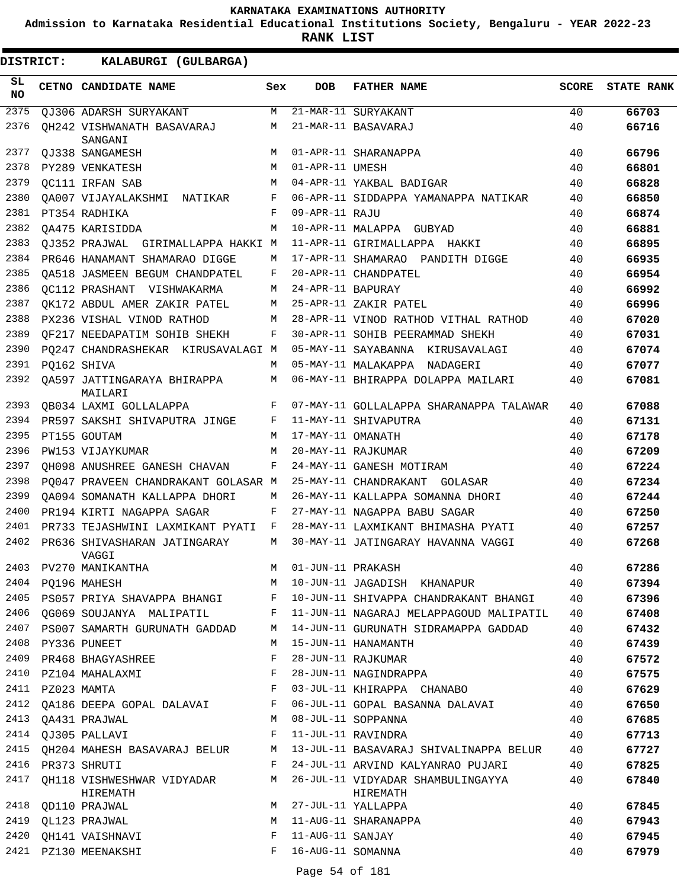**KARNATAKA EXAMINATIONS AUTHORITY**

**Admission to Karnataka Residential Educational Institutions Society, Bengaluru - YEAR 2022-23**

**RANK LIST**

**DISTRICT: KALABURGI (GULBARGA)**

| SL NO | CETNO | CANDIDATE NAME | Sex | DOB | FATHER NAME | SCORE | STATE RANK |
|---|---|---|---|---|---|---|---|
| 2375 | QJ306 | ADARSH SURYAKANT | M | 21-MAR-11 | SURYAKANT | 40 | 66703 |
| 2376 | QH242 | VISHWANATH BASAVARAJ SANGANI | M | 21-MAR-11 | BASAVARAJ | 40 | 66716 |
| 2377 | QJ338 | SANGAMESH | M | 01-APR-11 | SHARANAPPA | 40 | 66796 |
| 2378 | PY289 | VENKATESH | M | 01-APR-11 | UMESH | 40 | 66801 |
| 2379 | QC111 | IRFAN SAB | M | 04-APR-11 | YAKBAL BADIGAR | 40 | 66828 |
| 2380 | QA007 | VIJAYALAKSHMI NATIKAR | F | 06-APR-11 | SIDDAPPA YAMANAPPA NATIKAR | 40 | 66850 |
| 2381 | PT354 | RADHIKA | F | 09-APR-11 | RAJU | 40 | 66874 |
| 2382 | QA475 | KARISIDDA | M | 10-APR-11 | MALAPPA GUBYAD | 40 | 66881 |
| 2383 | QJ352 | PRAJWAL GIRIMALLAPPA HAKKI | M | 11-APR-11 | GIRIMALLAPPA HAKKI | 40 | 66895 |
| 2384 | PR646 | HANAMANT SHAMARAO DIGGE | M | 17-APR-11 | SHAMARAO PANDITH DIGGE | 40 | 66935 |
| 2385 | QA518 | JASMEEN BEGUM CHANDPATEL | F | 20-APR-11 | CHANDPATEL | 40 | 66954 |
| 2386 | QC112 | PRASHANT VISHWAKARMA | M | 24-APR-11 | BAPURAY | 40 | 66992 |
| 2387 | QK172 | ABDUL AMER ZAKIR PATEL | M | 25-APR-11 | ZAKIR PATEL | 40 | 66996 |
| 2388 | PX236 | VISHAL VINOD RATHOD | M | 28-APR-11 | VINOD RATHOD VITHAL RATHOD | 40 | 67020 |
| 2389 | QF217 | NEEDAPATIM SOHIB SHEKH | F | 30-APR-11 | SOHIB PEERAMMAD SHEKH | 40 | 67031 |
| 2390 | PQ247 | CHANDRASHEKAR KIRUSAVALAGI | M | 05-MAY-11 | SAYABANNA KIRUSAVALAGI | 40 | 67074 |
| 2391 | PQ162 | SHIVA | M | 05-MAY-11 | MALAKAPPA NADAGERI | 40 | 67077 |
| 2392 | QA597 | JATTINGARAYA BHIRAPPA MAILARI | M | 06-MAY-11 | BHIRAPPA DOLAPPA MAILARI | 40 | 67081 |
| 2393 | QB034 | LAXMI GOLLALAPPA | F | 07-MAY-11 | GOLLALAPPA SHARANAPPA TALAWAR | 40 | 67088 |
| 2394 | PR597 | SAKSHI SHIVAPUTRA JINGE | F | 11-MAY-11 | SHIVAPUTRA | 40 | 67131 |
| 2395 | PT155 | GOUTAM | M | 17-MAY-11 | OMANATH | 40 | 67178 |
| 2396 | PW153 | VIJAYKUMAR | M | 20-MAY-11 | RAJKUMAR | 40 | 67209 |
| 2397 | QH098 | ANUSHREE GANESH CHAVAN | F | 24-MAY-11 | GANESH MOTIRAM | 40 | 67224 |
| 2398 | PQ047 | PRAVEEN CHANDRAKANT GOLASAR | M | 25-MAY-11 | CHANDRAKANT GOLASAR | 40 | 67234 |
| 2399 | QA094 | SOMANATH KALLAPPA DHORI | M | 26-MAY-11 | KALLAPPA SOMANNA DHORI | 40 | 67244 |
| 2400 | PR194 | KIRTI NAGAPPA SAGAR | F | 27-MAY-11 | NAGAPPA BABU SAGAR | 40 | 67250 |
| 2401 | PR733 | TEJASHWINI LAXMIKANT PYATI | F | 28-MAY-11 | LAXMIKANT BHIMASHA PYATI | 40 | 67257 |
| 2402 | PR636 | SHIVASHARAN JATINGARAY VAGGI | M | 30-MAY-11 | JATINGARAY HAVANNA VAGGI | 40 | 67268 |
| 2403 | PV270 | MANIKANTHA | M | 01-JUN-11 | PRAKASH | 40 | 67286 |
| 2404 | PQ196 | MAHESH | M | 10-JUN-11 | JAGADISH KHANAPUR | 40 | 67394 |
| 2405 | PS057 | PRIYA SHAVAPPA BHANGI | F | 10-JUN-11 | SHIVAPPA CHANDRAKANT BHANGI | 40 | 67396 |
| 2406 | QG069 | SOUJANYA MALIPATIL | F | 11-JUN-11 | NAGARAJ MELAPPAGOUD MALIPATIL | 40 | 67408 |
| 2407 | PS007 | SAMARTH GURUNATH GADDAD | M | 14-JUN-11 | GURUNATH SIDRAMAPPA GADDAD | 40 | 67432 |
| 2408 | PY336 | PUNEET | M | 15-JUN-11 | HANAMANTH | 40 | 67439 |
| 2409 | PR468 | BHAGYASHREE | F | 28-JUN-11 | RAJKUMAR | 40 | 67572 |
| 2410 | PZ104 | MAHALAXMI | F | 28-JUN-11 | NAGINDRAPPA | 40 | 67575 |
| 2411 | PZ023 | MAMTA | F | 03-JUL-11 | KHIRAPPA CHANABO | 40 | 67629 |
| 2412 | QA186 | DEEPA GOPAL DALAVAI | F | 06-JUL-11 | GOPAL BASANNA DALAVAI | 40 | 67650 |
| 2413 | QA431 | PRAJWAL | M | 08-JUL-11 | SOPPANNA | 40 | 67685 |
| 2414 | QJ305 | PALLAVI | F | 11-JUL-11 | RAVINDRA | 40 | 67713 |
| 2415 | QH204 | MAHESH BASAVARAJ BELUR | M | 13-JUL-11 | BASAVARAJ SHIVALINAPPA BELUR | 40 | 67727 |
| 2416 | PR373 | SHRUTI | F | 24-JUL-11 | ARVIND KALYANRAO PUJARI | 40 | 67825 |
| 2417 | QH118 | VISHWESHWAR VIDYADAR HIREMATH | M | 26-JUL-11 | VIDYADAR SHAMBULINGAYYA HIREMATH | 40 | 67840 |
| 2418 | QD110 | PRAJWAL | M | 27-JUL-11 | YALLAPPA | 40 | 67845 |
| 2419 | QL123 | PRAJWAL | M | 11-AUG-11 | SHARANAPPA | 40 | 67943 |
| 2420 | QH141 | VAISHNAVI | F | 11-AUG-11 | SANJAY | 40 | 67945 |
| 2421 | PZ130 | MEENAKSHI | F | 16-AUG-11 | SOMANNA | 40 | 67979 |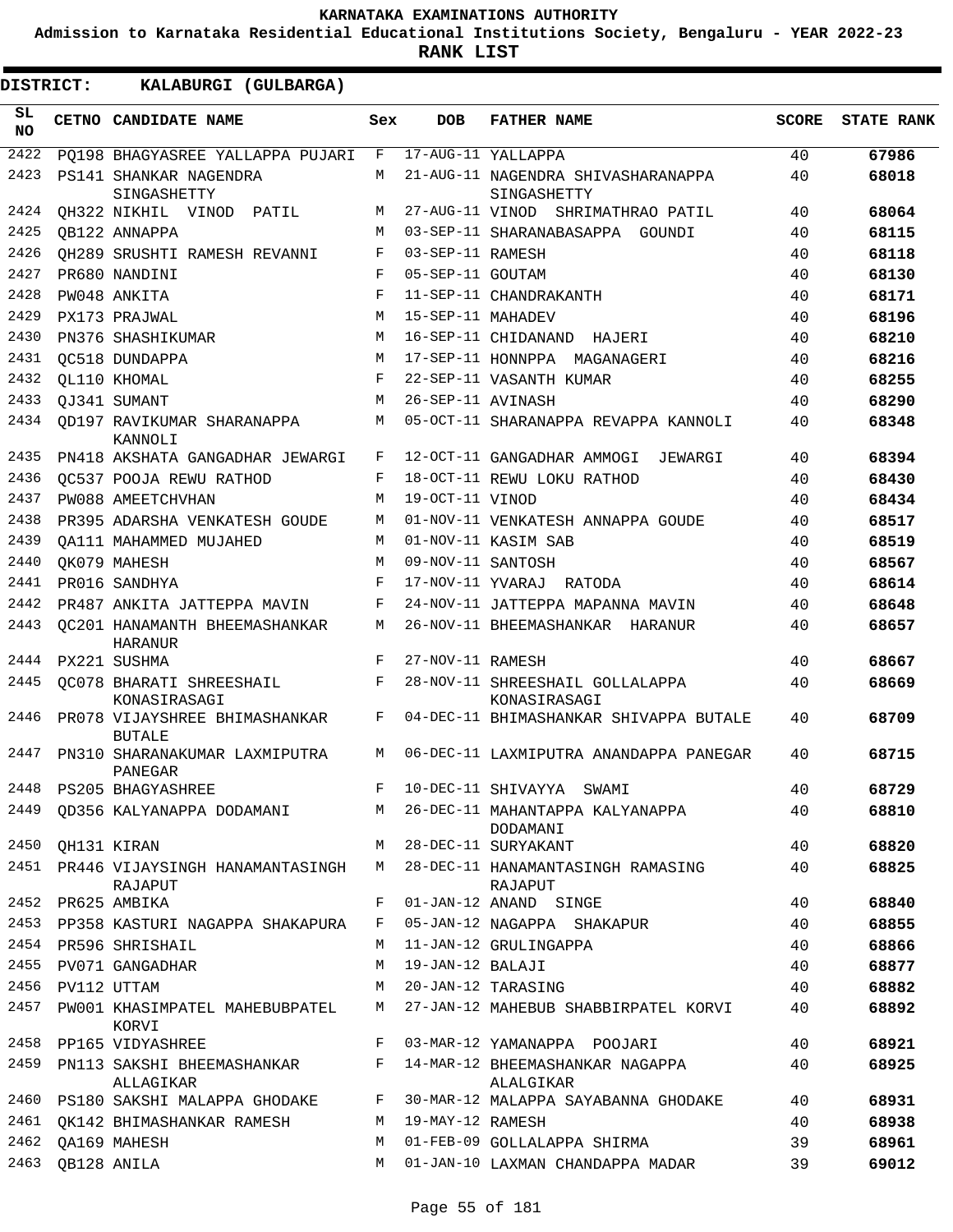# KARNATAKA EXAMINATIONS AUTHORITY

**Admission to Karnataka Residential Educational Institutions Society, Bengaluru - YEAR 2022-23**

**RANK LIST**

**DISTRICT: KALABURGI (GULBARGA)**

| SL NO | CETNO | CANDIDATE NAME | Sex | DOB | FATHER NAME | SCORE | STATE RANK |
|---|---|---|---|---|---|---|---|
| 2422 | PQ198 | BHAGYASREE YALLAPPA PUJARI | F | 17-AUG-11 | YALLAPPA | 40 | 67986 |
| 2423 | PS141 | SHANKAR NAGENDRA SINGASHETTY | M | 21-AUG-11 | NAGENDRA SHIVASHARANAPPA SINGASHETTY | 40 | 68018 |
| 2424 | QH322 | NIKHIL VINOD PATIL | M | 27-AUG-11 | VINOD SHRIMATHRAO PATIL | 40 | 68064 |
| 2425 | QB122 | ANNAPPA | M | 03-SEP-11 | SHARANABASAPPA GOUNDI | 40 | 68115 |
| 2426 | QH289 | SRUSHTI RAMESH REVANNI | F | 03-SEP-11 | RAMESH | 40 | 68118 |
| 2427 | PR680 | NANDINI | F | 05-SEP-11 | GOUTAM | 40 | 68130 |
| 2428 | PW048 | ANKITA | F | 11-SEP-11 | CHANDRAKANTH | 40 | 68171 |
| 2429 | PX173 | PRAJWAL | M | 15-SEP-11 | MAHADEV | 40 | 68196 |
| 2430 | PN376 | SHASHIKUMAR | M | 16-SEP-11 | CHIDANAND HAJERI | 40 | 68210 |
| 2431 | QC518 | DUNDAPPA | M | 17-SEP-11 | HONNPPA MAGANAGERI | 40 | 68216 |
| 2432 | QL110 | KHOMAL | F | 22-SEP-11 | VASANTH KUMAR | 40 | 68255 |
| 2433 | QJ341 | SUMANT | M | 26-SEP-11 | AVINASH | 40 | 68290 |
| 2434 | QD197 | RAVIKUMAR SHARANAPPA KANNOLI | M | 05-OCT-11 | SHARANAPPA REVAPPA KANNOLI | 40 | 68348 |
| 2435 | PN418 | AKSHATA GANGADHAR JEWARGI | F | 12-OCT-11 | GANGADHAR AMMOGI JEWARGI | 40 | 68394 |
| 2436 | QC537 | POOJA REWU RATHOD | F | 18-OCT-11 | REWU LOKU RATHOD | 40 | 68430 |
| 2437 | PW088 | AMEETCHVHAN | M | 19-OCT-11 | VINOD | 40 | 68434 |
| 2438 | PR395 | ADARSHA VENKATESH GOUDE | M | 01-NOV-11 | VENKATESH ANNAPPA GOUDE | 40 | 68517 |
| 2439 | QA111 | MAHAMMED MUJAHED | M | 01-NOV-11 | KASIM SAB | 40 | 68519 |
| 2440 | QK079 | MAHESH | M | 09-NOV-11 | SANTOSH | 40 | 68567 |
| 2441 | PR016 | SANDHYA | F | 17-NOV-11 | YVARAJ RATODA | 40 | 68614 |
| 2442 | PR487 | ANKITA JATTEPPA MAVIN | F | 24-NOV-11 | JATTEPPA MAPANNA MAVIN | 40 | 68648 |
| 2443 | QC201 | HANAMANTH BHEEMASHANKAR HARANUR | M | 26-NOV-11 | BHEEMASHANKAR HARANUR | 40 | 68657 |
| 2444 | PX221 | SUSHMA | F | 27-NOV-11 | RAMESH | 40 | 68667 |
| 2445 | QC078 | BHARATI SHREESHAIL KONASIRASAGI | F | 28-NOV-11 | SHREESHAIL GOLLALAPPA KONASIRASAGI | 40 | 68669 |
| 2446 | PR078 | VIJAYSHREE BHIMASHANKAR BUTALE | F | 04-DEC-11 | BHIMASHANKAR SHIVAPPA BUTALE | 40 | 68709 |
| 2447 | PN310 | SHARANAKUMAR LAXMIPUTRA PANEGAR | M | 06-DEC-11 | LAXMIPUTRA ANANDAPPA PANEGAR | 40 | 68715 |
| 2448 | PS205 | BHAGYASHREE | F | 10-DEC-11 | SHIVAYYA SWAMI | 40 | 68729 |
| 2449 | QD356 | KALYANAPPA DODAMANI | M | 26-DEC-11 | MAHANTAPPA KALYANAPPA DODAMANI | 40 | 68810 |
| 2450 | QH131 | KIRAN | M | 28-DEC-11 | SURYAKANT | 40 | 68820 |
| 2451 | PR446 | VIJAYSINGH HANAMANTASINGH RAJAPUT | M | 28-DEC-11 | HANAMANTASINGH RAMASING RAJAPUT | 40 | 68825 |
| 2452 | PR625 | AMBIKA | F | 01-JAN-12 | ANAND SINGE | 40 | 68840 |
| 2453 | PP358 | KASTURI NAGAPPA SHAKAPURA | F | 05-JAN-12 | NAGAPPA SHAKAPUR | 40 | 68855 |
| 2454 | PR596 | SHRISHAIL | M | 11-JAN-12 | GRULINGAPPA | 40 | 68866 |
| 2455 | PV071 | GANGADHAR | M | 19-JAN-12 | BALAJI | 40 | 68877 |
| 2456 | PV112 | UTTAM | M | 20-JAN-12 | TARASING | 40 | 68882 |
| 2457 | PW001 | KHASIMPATEL MAHEBUBPATEL KORVI | M | 27-JAN-12 | MAHEBUB SHABBIRPATEL KORVI | 40 | 68892 |
| 2458 | PP165 | VIDYASHREE | F | 03-MAR-12 | YAMANAPPA POOJARI | 40 | 68921 |
| 2459 | PN113 | SAKSHI BHEEMASHANKAR ALLAGIKAR | F | 14-MAR-12 | BHEEMASHANKAR NAGAPPA ALALGIKAR | 40 | 68925 |
| 2460 | PS180 | SAKSHI MALAPPA GHODAKE | F | 30-MAR-12 | MALAPPA SAYABANNA GHODAKE | 40 | 68931 |
| 2461 | QK142 | BHIMASHANKAR RAMESH | M | 19-MAY-12 | RAMESH | 40 | 68938 |
| 2462 | QA169 | MAHESH | M | 01-FEB-09 | GOLLALAPPA SHIRMA | 39 | 68961 |
| 2463 | QB128 | ANILA | M | 01-JAN-10 | LAXMAN CHANDAPPA MADAR | 39 | 69012 |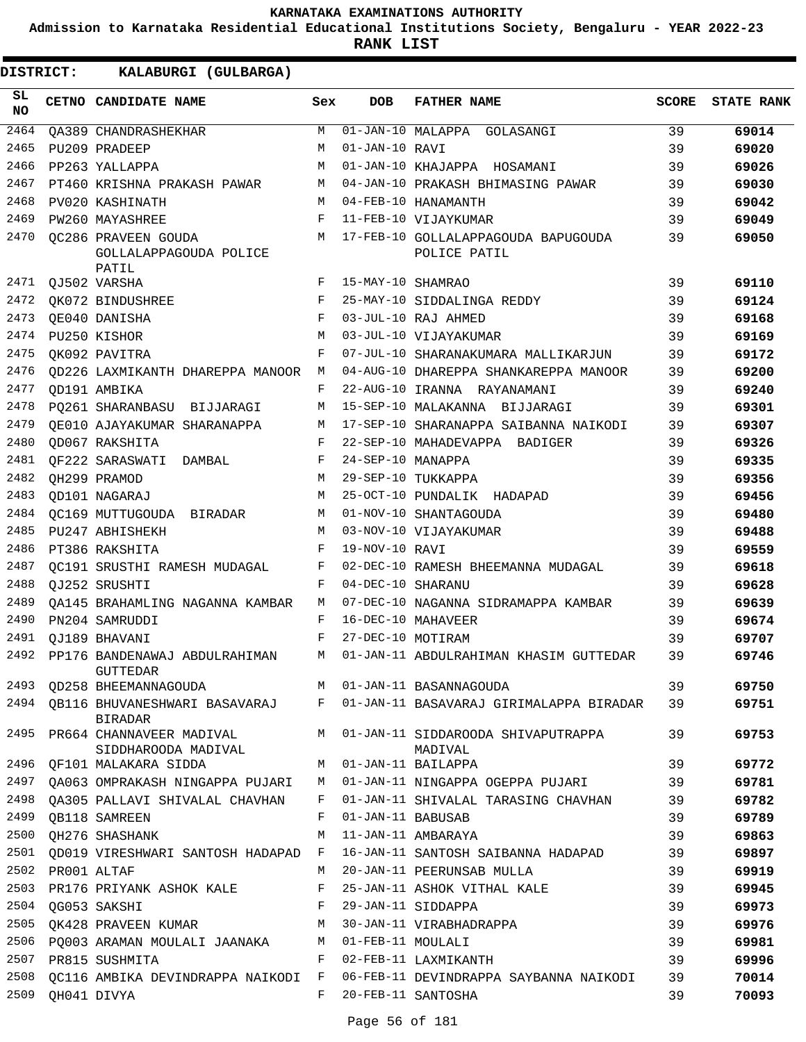# KARNATAKA EXAMINATIONS AUTHORITY

**Admission to Karnataka Residential Educational Institutions Society, Bengaluru - YEAR 2022-23**

**RANK LIST**

**DISTRICT: KALABURGI (GULBARGA)**

| SL NO | CETNO | CANDIDATE NAME | Sex | DOB | FATHER NAME | SCORE | STATE RANK |
|---|---|---|---|---|---|---|---|
| 2464 | QA389 | CHANDRASHEKHAR | M | 01-JAN-10 | MALAPPA GOLASANGI | 39 | 69014 |
| 2465 | PU209 | PRADEEP | M | 01-JAN-10 | RAVI | 39 | 69020 |
| 2466 | PP263 | YALLAPPA | M | 01-JAN-10 | KHAJAPPA HOSAMANI | 39 | 69026 |
| 2467 | PT460 | KRISHNA PRAKASH PAWAR | M | 04-JAN-10 | PRAKASH BHIMASING PAWAR | 39 | 69030 |
| 2468 | PV020 | KASHINATH | M | 04-FEB-10 | HANAMANTH | 39 | 69042 |
| 2469 | PW260 | MAYASHREE | F | 11-FEB-10 | VIJAYKUMAR | 39 | 69049 |
| 2470 | QC286 | PRAVEEN GOUDA GOLLALAPPAGOUDA POLICE PATIL | M | 17-FEB-10 | GOLLALAPPAGOUDA BAPUGOUDA POLICE PATIL | 39 | 69050 |
| 2471 | QJ502 | VARSHA | F | 15-MAY-10 | SHAMRAO | 39 | 69110 |
| 2472 | QK072 | BINDUSHREE | F | 25-MAY-10 | SIDDALINGA REDDY | 39 | 69124 |
| 2473 | QE040 | DANISHA | F | 03-JUL-10 | RAJ AHMED | 39 | 69168 |
| 2474 | PU250 | KISHOR | M | 03-JUL-10 | VIJAYAKUMAR | 39 | 69169 |
| 2475 | QK092 | PAVITRA | F | 07-JUL-10 | SHARANAKUMARA MALLIKARJUN | 39 | 69172 |
| 2476 | QD226 | LAXMIKANTH DHAREPPA MANOOR | M | 04-AUG-10 | DHAREPPA SHANKAREPPA MANOOR | 39 | 69200 |
| 2477 | QD191 | AMBIKA | F | 22-AUG-10 | IRANNA RAYANAMANI | 39 | 69240 |
| 2478 | PQ261 | SHARANBASU BIJJARAGI | M | 15-SEP-10 | MALAKANNA BIJJARAGI | 39 | 69301 |
| 2479 | QE010 | AJAYAKUMAR SHARANAPPA | M | 17-SEP-10 | SHARANAPPA SAIBANNA NAIKODI | 39 | 69307 |
| 2480 | QD067 | RAKSHITA | F | 22-SEP-10 | MAHADEVAPPA BADIGER | 39 | 69326 |
| 2481 | QF222 | SARASWATI DAMBAL | F | 24-SEP-10 | MANAPPA | 39 | 69335 |
| 2482 | QH299 | PRAMOD | M | 29-SEP-10 | TUKKAPPA | 39 | 69356 |
| 2483 | QD101 | NAGARAJ | M | 25-OCT-10 | PUNDALIK HADAPAD | 39 | 69456 |
| 2484 | QC169 | MUTTUGOUDA BIRADAR | M | 01-NOV-10 | SHANTAGOUDA | 39 | 69480 |
| 2485 | PU247 | ABHISHEKH | M | 03-NOV-10 | VIJAYAKUMAR | 39 | 69488 |
| 2486 | PT386 | RAKSHITA | F | 19-NOV-10 | RAVI | 39 | 69559 |
| 2487 | QC191 | SRUSTHI RAMESH MUDAGAL | F | 02-DEC-10 | RAMESH BHEEMANNA MUDAGAL | 39 | 69618 |
| 2488 | QJ252 | SRUSHTI | F | 04-DEC-10 | SHARANU | 39 | 69628 |
| 2489 | QA145 | BRAHAMLING NAGANNA KAMBAR | M | 07-DEC-10 | NAGANNA SIDRAMAPPA KAMBAR | 39 | 69639 |
| 2490 | PN204 | SAMRUDDI | F | 16-DEC-10 | MAHAVEER | 39 | 69674 |
| 2491 | QJ189 | BHAVANI | F | 27-DEC-10 | MOTIRAM | 39 | 69707 |
| 2492 | PP176 | BANDENAWAJ ABDULRAHIMAN GUTTEDAR | M | 01-JAN-11 | ABDULRAHIMAN KHASIM GUTTEDAR | 39 | 69746 |
| 2493 | QD258 | BHEEMANNAGOUDA | M | 01-JAN-11 | BASANNAGOUDA | 39 | 69750 |
| 2494 | QB116 | BHUVANESHWARI BASAVARAJ BIRADAR | F | 01-JAN-11 | BASAVARAJ GIRIMALAPPA BIRADAR | 39 | 69751 |
| 2495 | PR664 | CHANNAVEER MADIVAL SIDDHAROODA MADIVAL | M | 01-JAN-11 | SIDDAROODA SHIVAPUTRAPPA MADIVAL | 39 | 69753 |
| 2496 | QF101 | MALAKARA SIDDA | M | 01-JAN-11 | BAILAPPA | 39 | 69772 |
| 2497 | QA063 | OMPRAKASH NINGAPPA PUJARI | M | 01-JAN-11 | NINGAPPA OGEPPA PUJARI | 39 | 69781 |
| 2498 | QA305 | PALLAVI SHIVALAL CHAVHAN | F | 01-JAN-11 | SHIVALAL TARASING CHAVHAN | 39 | 69782 |
| 2499 | QB118 | SAMREEN | F | 01-JAN-11 | BABUSAB | 39 | 69789 |
| 2500 | QH276 | SHASHANK | M | 11-JAN-11 | AMBARAYA | 39 | 69863 |
| 2501 | QD019 | VIRESHWARI SANTOSH HADAPAD | F | 16-JAN-11 | SANTOSH SAIBANNA HADAPAD | 39 | 69897 |
| 2502 | PR001 | ALTAF | M | 20-JAN-11 | PEERUNSAB MULLA | 39 | 69919 |
| 2503 | PR176 | PRIYANK ASHOK KALE | F | 25-JAN-11 | ASHOK VITHAL KALE | 39 | 69945 |
| 2504 | QG053 | SAKSHI | F | 29-JAN-11 | SIDDAPPA | 39 | 69973 |
| 2505 | QK428 | PRAVEEN KUMAR | M | 30-JAN-11 | VIRABHADRAPPA | 39 | 69976 |
| 2506 | PQ003 | ARAMAN MOULALI JAANAKA | M | 01-FEB-11 | MOULALI | 39 | 69981 |
| 2507 | PR815 | SUSHMITA | F | 02-FEB-11 | LAXMIKANTH | 39 | 69996 |
| 2508 | QC116 | AMBIKA DEVINDRAPPA NAIKODI | F | 06-FEB-11 | DEVINDRAPPA SAYBANNA NAIKODI | 39 | 70014 |
| 2509 | QH041 | DIVYA | F | 20-FEB-11 | SANTOSHA | 39 | 70093 |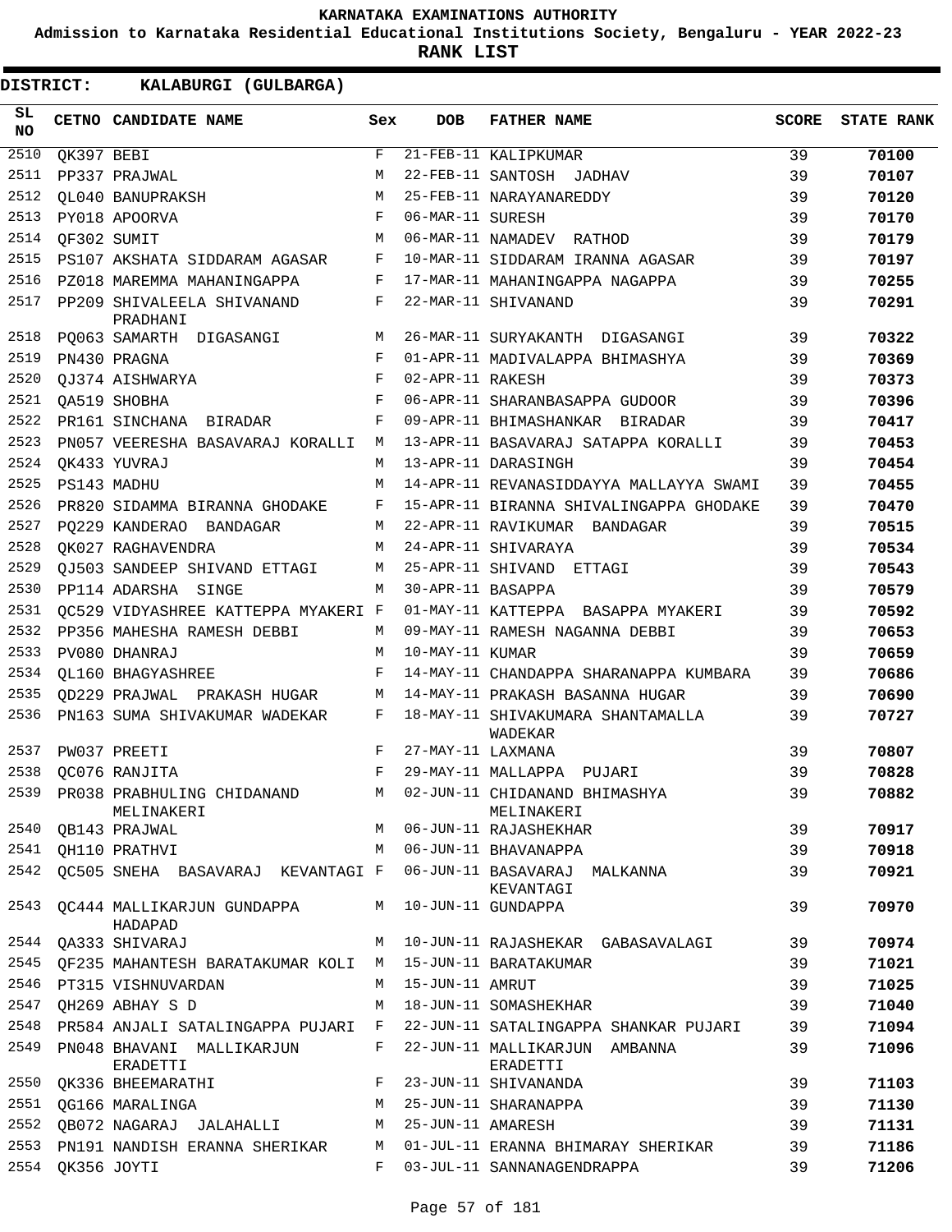**KARNATAKA EXAMINATIONS AUTHORITY**

**Admission to Karnataka Residential Educational Institutions Society, Bengaluru - YEAR 2022-23**

**RANK LIST**

**DISTRICT: KALABURGI (GULBARGA)**

| SL NO | CETNO | CANDIDATE NAME | Sex | DOB | FATHER NAME | SCORE | STATE RANK |
|---|---|---|---|---|---|---|---|
| 2510 | QK397 | BEBI | F | 21-FEB-11 | KALIPKUMAR | 39 | 70100 |
| 2511 | PP337 | PRAJWAL | M | 22-FEB-11 | SANTOSH JADHAV | 39 | 70107 |
| 2512 | QL040 | BANUPRAKSH | M | 25-FEB-11 | NARAYANAREDDY | 39 | 70120 |
| 2513 | PY018 | APOORVA | F | 06-MAR-11 | SURESH | 39 | 70170 |
| 2514 | QF302 | SUMIT | M | 06-MAR-11 | NAMADEV RATHOD | 39 | 70179 |
| 2515 | PS107 | AKSHATA SIDDARAM AGASAR | F | 10-MAR-11 | SIDDARAM IRANNA AGASAR | 39 | 70197 |
| 2516 | PZ018 | MAREMMA MAHANINGAPPA | F | 17-MAR-11 | MAHANINGAPPA NAGAPPA | 39 | 70255 |
| 2517 | PP209 | SHIVALEELA SHIVANAND PRADHANI | F | 22-MAR-11 | SHIVANAND | 39 | 70291 |
| 2518 | PQ063 | SAMARTH DIGASANGI | M | 26-MAR-11 | SURYAKANTH DIGASANGI | 39 | 70322 |
| 2519 | PN430 | PRAGNA | F | 01-APR-11 | MADIVALAPPA BHIMASHYA | 39 | 70369 |
| 2520 | QJ374 | AISHWARYA | F | 02-APR-11 | RAKESH | 39 | 70373 |
| 2521 | QA519 | SHOBHA | F | 06-APR-11 | SHARANBASAPPA GUDOOR | 39 | 70396 |
| 2522 | PR161 | SINCHANA BIRADAR | F | 09-APR-11 | BHIMASHANKAR BIRADAR | 39 | 70417 |
| 2523 | PN057 | VEERESHA BASAVARAJ KORALLI | M | 13-APR-11 | BASAVARAJ SATAPPA KORALLI | 39 | 70453 |
| 2524 | QK433 | YUVRAJ | M | 13-APR-11 | DARASINGH | 39 | 70454 |
| 2525 | PS143 | MADHU | M | 14-APR-11 | REVANASIDDAYYA MALLAYYA SWAMI | 39 | 70455 |
| 2526 | PR820 | SIDAMMA BIRANNA GHODAKE | F | 15-APR-11 | BIRANNA SHIVALINGAPPA GHODAKE | 39 | 70470 |
| 2527 | PQ229 | KANDERAO BANDAGAR | M | 22-APR-11 | RAVIKUMAR BANDAGAR | 39 | 70515 |
| 2528 | QK027 | RAGHAVENDRA | M | 24-APR-11 | SHIVARAYA | 39 | 70534 |
| 2529 | QJ503 | SANDEEP SHIVAND ETTAGI | M | 25-APR-11 | SHIVAND ETTAGI | 39 | 70543 |
| 2530 | PP114 | ADARSHA SINGE | M | 30-APR-11 | BASAPPA | 39 | 70579 |
| 2531 | QC529 | VIDYASHREE KATTEPPA MYAKERI | F | 01-MAY-11 | KATTEPPA BASAPPA MYAKERI | 39 | 70592 |
| 2532 | PP356 | MAHESHA RAMESH DEBBI | M | 09-MAY-11 | RAMESH NAGANNA DEBBI | 39 | 70653 |
| 2533 | PV080 | DHANRAJ | M | 10-MAY-11 | KUMAR | 39 | 70659 |
| 2534 | QL160 | BHAGYASHREE | F | 14-MAY-11 | CHANDAPPA SHARANAPPA KUMBARA | 39 | 70686 |
| 2535 | QD229 | PRAJWAL PRAKASH HUGAR | M | 14-MAY-11 | PRAKASH BASANNA HUGAR | 39 | 70690 |
| 2536 | PN163 | SUMA SHIVAKUMAR WADEKAR | F | 18-MAY-11 | SHIVAKUMARA SHANTAMALLA WADEKAR | 39 | 70727 |
| 2537 | PW037 | PREETI | F | 27-MAY-11 | LAXMANA | 39 | 70807 |
| 2538 | QC076 | RANJITA | F | 29-MAY-11 | MALLAPPA PUJARI | 39 | 70828 |
| 2539 | PR038 | PRABHULING CHIDANAND MELINAKERI | M | 02-JUN-11 | CHIDANAND BHIMASHYA MELINAKERI | 39 | 70882 |
| 2540 | QB143 | PRAJWAL | M | 06-JUN-11 | RAJASHEKHAR | 39 | 70917 |
| 2541 | QH110 | PRATHVI | M | 06-JUN-11 | BHAVANAPPA | 39 | 70918 |
| 2542 | QC505 | SNEHA BASAVARAJ KEVANTAGI | F | 06-JUN-11 | BASAVARAJ MALKANNA KEVANTAGI | 39 | 70921 |
| 2543 | QC444 | MALLIKARJUN GUNDAPPA HADAPAD | M | 10-JUN-11 | GUNDAPPA | 39 | 70970 |
| 2544 | QA333 | SHIVARAJ | M | 10-JUN-11 | RAJASHEKAR GABASAVALAGI | 39 | 70974 |
| 2545 | QF235 | MAHANTESH BARATAKUMAR KOLI | M | 15-JUN-11 | BARATAKUMAR | 39 | 71021 |
| 2546 | PT315 | VISHNUVARDAN | M | 15-JUN-11 | AMRUT | 39 | 71025 |
| 2547 | QH269 | ABHAY S D | M | 18-JUN-11 | SOMASHEKHAR | 39 | 71040 |
| 2548 | PR584 | ANJALI SATALINGAPPA PUJARI | F | 22-JUN-11 | SATALINGAPPA SHANKAR PUJARI | 39 | 71094 |
| 2549 | PN048 | BHAVANI MALLIKARJUN ERADETTI | F | 22-JUN-11 | MALLIKARJUN AMBANNA ERADETTI | 39 | 71096 |
| 2550 | QK336 | BHEEMARATHI | F | 23-JUN-11 | SHIVANANDA | 39 | 71103 |
| 2551 | QG166 | MARALINGA | M | 25-JUN-11 | SHARANAPPA | 39 | 71130 |
| 2552 | QB072 | NAGARAJ JALAHALLI | M | 25-JUN-11 | AMARESH | 39 | 71131 |
| 2553 | PN191 | NANDISH ERANNA SHERIKAR | M | 01-JUL-11 | ERANNA BHIMARAY SHERIKAR | 39 | 71186 |
| 2554 | QK356 | JOYTI | F | 03-JUL-11 | SANNANAGENDRAPPA | 39 | 71206 |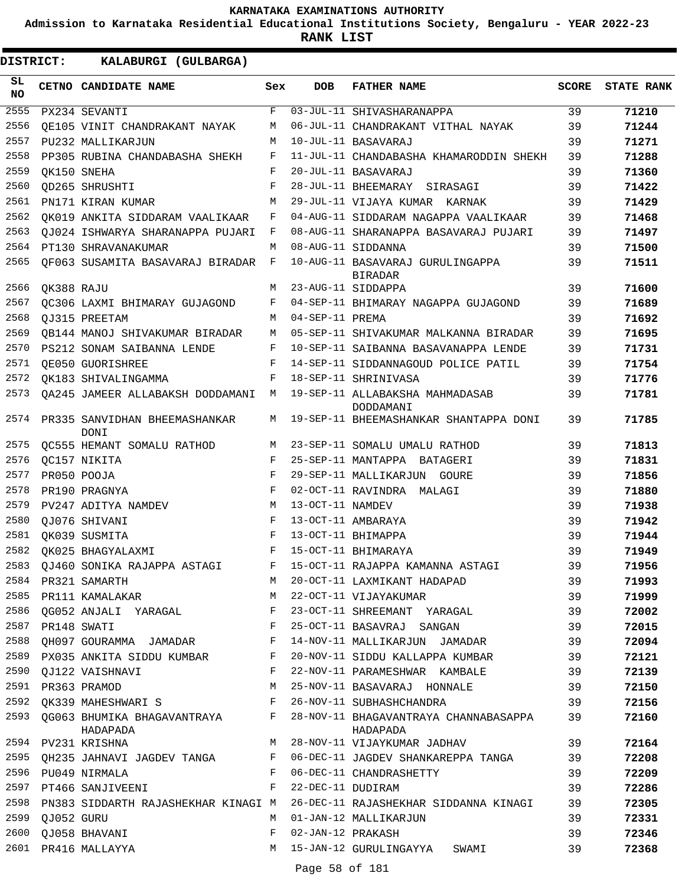# KARNATAKA EXAMINATIONS AUTHORITY

**Admission to Karnataka Residential Educational Institutions Society, Bengaluru - YEAR 2022-23**

**RANK LIST**

**DISTRICT: KALABURGI (GULBARGA)**

| SL NO | CETNO | CANDIDATE NAME | Sex | DOB | FATHER NAME | SCORE | STATE RANK |
|---|---|---|---|---|---|---|---|
| 2555 | PX234 | SEVANTI | F | 03-JUL-11 | SHIVASHARANAPPA | 39 | 71210 |
| 2556 | QE105 | VINIT CHANDRAKANT NAYAK | M | 06-JUL-11 | CHANDRAKANT VITHAL NAYAK | 39 | 71244 |
| 2557 | PU232 | MALLIKARJUN | M | 10-JUL-11 | BASAVARAJ | 39 | 71271 |
| 2558 | PP305 | RUBINA CHANDABASHA SHEKH | F | 11-JUL-11 | CHANDABASHA KHAMARODDIN SHEKH | 39 | 71288 |
| 2559 | QK150 | SNEHA | F | 20-JUL-11 | BASAVARAJ | 39 | 71360 |
| 2560 | QD265 | SHRUSHTI | F | 28-JUL-11 | BHEEMARAY SIRASAGI | 39 | 71422 |
| 2561 | PN171 | KIRAN KUMAR | M | 29-JUL-11 | VIJAYA KUMAR KARNAK | 39 | 71429 |
| 2562 | QK019 | ANKITA SIDDARAM VAALIKAAR | F | 04-AUG-11 | SIDDARAM NAGAPPA VAALIKAAR | 39 | 71468 |
| 2563 | QJ024 | ISHWARYA SHARANAPPA PUJARI | F | 08-AUG-11 | SHARANAPPA BASAVARAJ PUJARI | 39 | 71497 |
| 2564 | PT130 | SHRAVANAKUMAR | M | 08-AUG-11 | SIDDANNA | 39 | 71500 |
| 2565 | QF063 | SUSAMITA BASAVARAJ BIRADAR | F | 10-AUG-11 | BASAVARAJ GURULINGAPPA BIRADAR | 39 | 71511 |
| 2566 | QK388 | RAJU | M | 23-AUG-11 | SIDDAPPA | 39 | 71600 |
| 2567 | QC306 | LAXMI BHIMARAY GUJAGOND | F | 04-SEP-11 | BHIMARAY NAGAPPA GUJAGOND | 39 | 71689 |
| 2568 | QJ315 | PREETAM | M | 04-SEP-11 | PREMA | 39 | 71692 |
| 2569 | QB144 | MANOJ SHIVAKUMAR BIRADAR | M | 05-SEP-11 | SHIVAKUMAR MALKANNA BIRADAR | 39 | 71695 |
| 2570 | PS212 | SONAM SAIBANNA LENDE | F | 10-SEP-11 | SAIBANNA BASAVANAPPA LENDE | 39 | 71731 |
| 2571 | QE050 | GUORISHREE | F | 14-SEP-11 | SIDDANNAGOUD POLICE PATIL | 39 | 71754 |
| 2572 | QK183 | SHIVALINGAMMA | F | 18-SEP-11 | SHRINIVASA | 39 | 71776 |
| 2573 | QA245 | JAMEER ALLABAKSH DODDAMANI | M | 19-SEP-11 | ALLABAKSHA MAHMADASAB DODDAMANI | 39 | 71781 |
| 2574 | PR335 | SANVIDHAN BHEEMASHANKAR DONI | M | 19-SEP-11 | BHEEMASHANKAR SHANTAPPA DONI | 39 | 71785 |
| 2575 | QC555 | HEMANT SOMALU RATHOD | M | 23-SEP-11 | SOMALU UMALU RATHOD | 39 | 71813 |
| 2576 | QC157 | NIKITA | F | 25-SEP-11 | MANTAPPA BATAGERI | 39 | 71831 |
| 2577 | PR050 | POOJA | F | 29-SEP-11 | MALLIKARJUN GOURE | 39 | 71856 |
| 2578 | PR190 | PRAGNYA | F | 02-OCT-11 | RAVINDRA MALAGI | 39 | 71880 |
| 2579 | PV247 | ADITYA NAMDEV | M | 13-OCT-11 | NAMDEV | 39 | 71938 |
| 2580 | QJ076 | SHIVANI | F | 13-OCT-11 | AMBARAYA | 39 | 71942 |
| 2581 | QK039 | SUSMITA | F | 13-OCT-11 | BHIMAPPA | 39 | 71944 |
| 2582 | QK025 | BHAGYALAXMI | F | 15-OCT-11 | BHIMARAYA | 39 | 71949 |
| 2583 | QJ460 | SONIKA RAJAPPA ASTAGI | F | 15-OCT-11 | RAJAPPA KAMANNA ASTAGI | 39 | 71956 |
| 2584 | PR321 | SAMARTH | M | 20-OCT-11 | LAXMIKANT HADAPAD | 39 | 71993 |
| 2585 | PR111 | KAMALAKAR | M | 22-OCT-11 | VIJAYAKUMAR | 39 | 71999 |
| 2586 | QG052 | ANJALI YARAGAL | F | 23-OCT-11 | SHREEMANT YARAGAL | 39 | 72002 |
| 2587 | PR148 | SWATI | F | 25-OCT-11 | BASAVRAJ SANGAN | 39 | 72015 |
| 2588 | QH097 | GOURAMMA JAMADAR | F | 14-NOV-11 | MALLIKARJUN JAMADAR | 39 | 72094 |
| 2589 | PX035 | ANKITA SIDDU KUMBAR | F | 20-NOV-11 | SIDDU KALLAPPA KUMBAR | 39 | 72121 |
| 2590 | QJ122 | VAISHNAVI | F | 22-NOV-11 | PARAMESHWAR KAMBALE | 39 | 72139 |
| 2591 | PR363 | PRAMOD | M | 25-NOV-11 | BASAVARAJ HONNALE | 39 | 72150 |
| 2592 | QK339 | MAHESHWARI S | F | 26-NOV-11 | SUBHASHCHANDRA | 39 | 72156 |
| 2593 | QG063 | BHUMIKA BHAGAVANTRAYA HADAPADA | F | 28-NOV-11 | BHAGAVANTRAYA CHANNABASAPPA HADAPADA | 39 | 72160 |
| 2594 | PV231 | KRISHNA | M | 28-NOV-11 | VIJAYKUMAR JADHAV | 39 | 72164 |
| 2595 | QH235 | JAHNAVI JAGDEV TANGA | F | 06-DEC-11 | JAGDEV SHANKAREPPA TANGA | 39 | 72208 |
| 2596 | PU049 | NIRMALA | F | 06-DEC-11 | CHANDRASHETTY | 39 | 72209 |
| 2597 | PT466 | SANJIVEENI | F | 22-DEC-11 | DUDIRAM | 39 | 72286 |
| 2598 | PN383 | SIDDARTH RAJASHEKHAR KINAGI | M | 26-DEC-11 | RAJASHEKHAR SIDDANNA KINAGI | 39 | 72305 |
| 2599 | QJ052 | GURU | M | 01-JAN-12 | MALLIKARJUN | 39 | 72331 |
| 2600 | QJ058 | BHAVANI | F | 02-JAN-12 | PRAKASH | 39 | 72346 |
| 2601 | PR416 | MALLAYYA | M | 15-JAN-12 | GURULINGAYYA SWAMI | 39 | 72368 |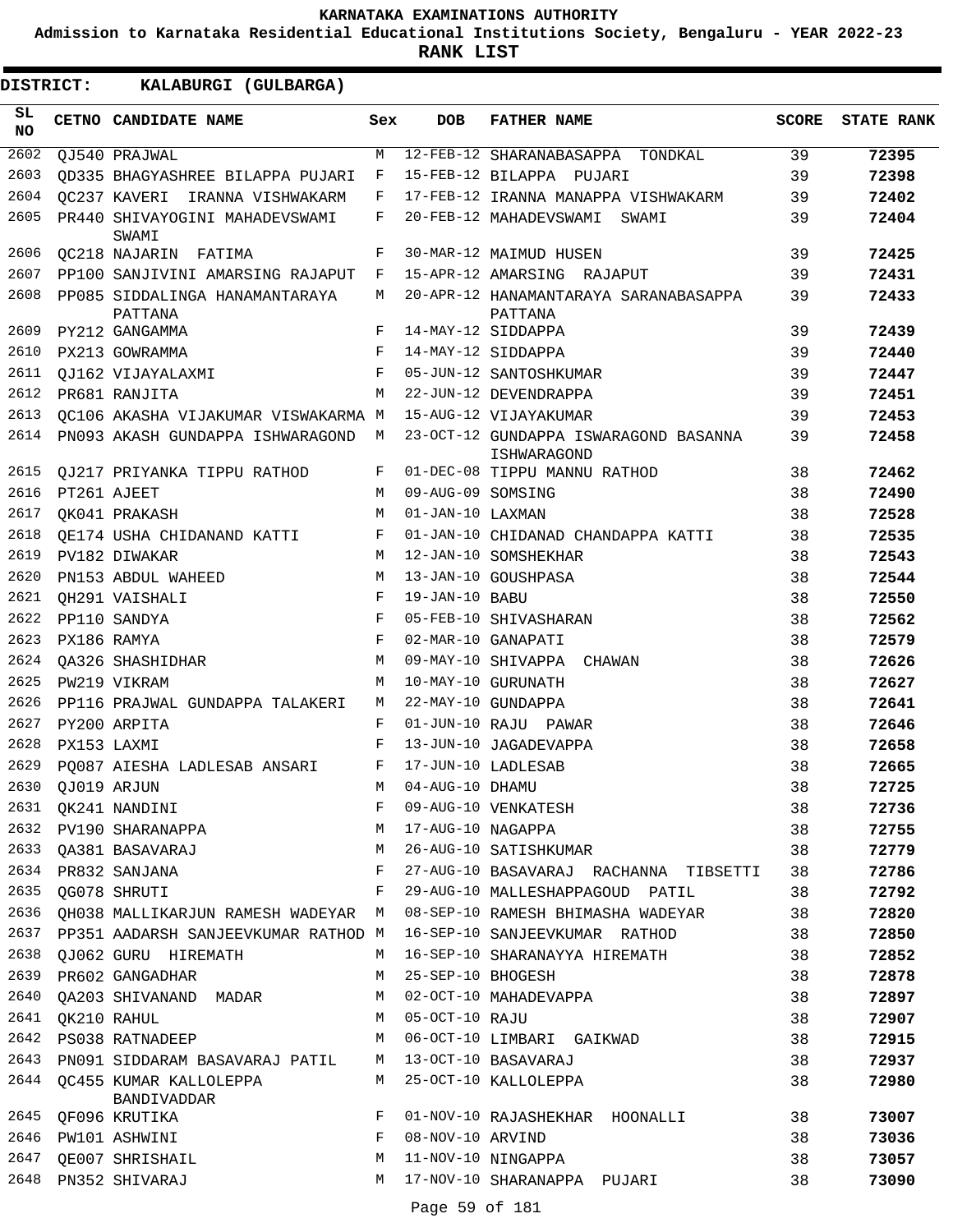# KARNATAKA EXAMINATIONS AUTHORITY

**Admission to Karnataka Residential Educational Institutions Society, Bengaluru - YEAR 2022-23**

**RANK LIST**

**DISTRICT: KALABURGI (GULBARGA)**

| SL NO | CETNO | CANDIDATE NAME | Sex | DOB | FATHER NAME | SCORE | STATE RANK |
|---|---|---|---|---|---|---|---|
| 2602 | QJ540 | PRAJWAL | M | 12-FEB-12 | SHARANABASAPPA TONDKAL | 39 | **72395** |
| 2603 | QD335 | BHAGYASHREE BILAPPA PUJARI | F | 15-FEB-12 | BILAPPA PUJARI | 39 | **72398** |
| 2604 | QC237 | KAVERI IRANNA VISHWAKARM | F | 17-FEB-12 | IRANNA MANAPPA VISHWAKARM | 39 | **72402** |
| 2605 | PR440 | SHIVAYOGINI MAHADEVSWAMI SWAMI | F | 20-FEB-12 | MAHADEVSWAMI SWAMI | 39 | **72404** |
| 2606 | QC218 | NAJARIN FATIMA | F | 30-MAR-12 | MAIMUD HUSEN | 39 | **72425** |
| 2607 | PP100 | SANJIVINI AMARSING RAJAPUT | F | 15-APR-12 | AMARSING RAJAPUT | 39 | **72431** |
| 2608 | PP085 | SIDDALINGA HANAMANTARAYA PATTANA | M | 20-APR-12 | HANAMANTARAYA SARANABASAPPA PATTANA | 39 | **72433** |
| 2609 | PY212 | GANGAMMA | F | 14-MAY-12 | SIDDAPPA | 39 | **72439** |
| 2610 | PX213 | GOWRAMMA | F | 14-MAY-12 | SIDDAPPA | 39 | **72440** |
| 2611 | QJ162 | VIJAYALAXMI | F | 05-JUN-12 | SANTOSHKUMAR | 39 | **72447** |
| 2612 | PR681 | RANJITA | M | 22-JUN-12 | DEVENDRAPPA | 39 | **72451** |
| 2613 | QC106 | AKASHA VIJAKUMAR VISWAKARMA | M | 15-AUG-12 | VIJAYAKUMAR | 39 | **72453** |
| 2614 | PN093 | AKASH GUNDAPPA ISHWARAGOND | M | 23-OCT-12 | GUNDAPPA ISWARAGOND BASANNA ISHWARAGOND | 39 | **72458** |
| 2615 | QJ217 | PRIYANKA TIPPU RATHOD | F | 01-DEC-08 | TIPPU MANNU RATHOD | 38 | **72462** |
| 2616 | PT261 | AJEET | M | 09-AUG-09 | SOMSING | 38 | **72490** |
| 2617 | QK041 | PRAKASH | M | 01-JAN-10 | LAXMAN | 38 | **72528** |
| 2618 | QE174 | USHA CHIDANAND KATTI | F | 01-JAN-10 | CHIDANAD CHANDAPPA KATTI | 38 | **72535** |
| 2619 | PV182 | DIWAKAR | M | 12-JAN-10 | SOMSHEKHAR | 38 | **72543** |
| 2620 | PN153 | ABDUL WAHEED | M | 13-JAN-10 | GOUSHPASA | 38 | **72544** |
| 2621 | QH291 | VAISHALI | F | 19-JAN-10 | BABU | 38 | **72550** |
| 2622 | PP110 | SANDYA | F | 05-FEB-10 | SHIVASHARAN | 38 | **72562** |
| 2623 | PX186 | RAMYA | F | 02-MAR-10 | GANAPATI | 38 | **72579** |
| 2624 | QA326 | SHASHIDHAR | M | 09-MAY-10 | SHIVAPPA CHAWAN | 38 | **72626** |
| 2625 | PW219 | VIKRAM | M | 10-MAY-10 | GURUNATH | 38 | **72627** |
| 2626 | PP116 | PRAJWAL GUNDAPPA TALAKERI | M | 22-MAY-10 | GUNDAPPA | 38 | **72641** |
| 2627 | PY200 | ARPITA | F | 01-JUN-10 | RAJU PAWAR | 38 | **72646** |
| 2628 | PX153 | LAXMI | F | 13-JUN-10 | JAGADEVAPPA | 38 | **72658** |
| 2629 | PQ087 | AIESHA LADLESAB ANSARI | F | 17-JUN-10 | LADLESAB | 38 | **72665** |
| 2630 | QJ019 | ARJUN | M | 04-AUG-10 | DHAMU | 38 | **72725** |
| 2631 | QK241 | NANDINI | F | 09-AUG-10 | VENKATESH | 38 | **72736** |
| 2632 | PV190 | SHARANAPPA | M | 17-AUG-10 | NAGAPPA | 38 | **72755** |
| 2633 | QA381 | BASAVARAJ | M | 26-AUG-10 | SATISHKUMAR | 38 | **72779** |
| 2634 | PR832 | SANJANA | F | 27-AUG-10 | BASAVARAJ RACHANNA TIBSETTI | 38 | **72786** |
| 2635 | QG078 | SHRUTI | F | 29-AUG-10 | MALLESHAPPAGOUD PATIL | 38 | **72792** |
| 2636 | QH038 | MALLIKARJUN RAMESH WADEYAR | M | 08-SEP-10 | RAMESH BHIMASHA WADEYAR | 38 | **72820** |
| 2637 | PP351 | AADARSH SANJEEVKUMAR RATHOD | M | 16-SEP-10 | SANJEEVKUMAR RATHOD | 38 | **72850** |
| 2638 | QJ062 | GURU HIREMATH | M | 16-SEP-10 | SHARANAYYA HIREMATH | 38 | **72852** |
| 2639 | PR602 | GANGADHAR | M | 25-SEP-10 | BHOGESH | 38 | **72878** |
| 2640 | QA203 | SHIVANAND MADAR | M | 02-OCT-10 | MAHADEVAPPA | 38 | **72897** |
| 2641 | QK210 | RAHUL | M | 05-OCT-10 | RAJU | 38 | **72907** |
| 2642 | PS038 | RATNADEEP | M | 06-OCT-10 | LIMBARI GAIKWAD | 38 | **72915** |
| 2643 | PN091 | SIDDARAM BASAVARAJ PATIL | M | 13-OCT-10 | BASAVARAJ | 38 | **72937** |
| 2644 | QC455 | KUMAR KALLOLEPPA BANDIVADDAR | M | 25-OCT-10 | KALLOLEPPA | 38 | **72980** |
| 2645 | QF096 | KRUTIKA | F | 01-NOV-10 | RAJASHEKHAR HOONALLI | 38 | **73007** |
| 2646 | PW101 | ASHWINI | F | 08-NOV-10 | ARVIND | 38 | **73036** |
| 2647 | QE007 | SHRISHAIL | M | 11-NOV-10 | NINGAPPA | 38 | **73057** |
| 2648 | PN352 | SHIVARAJ | M | 17-NOV-10 | SHARANAPPA PUJARI | 38 | **73090** |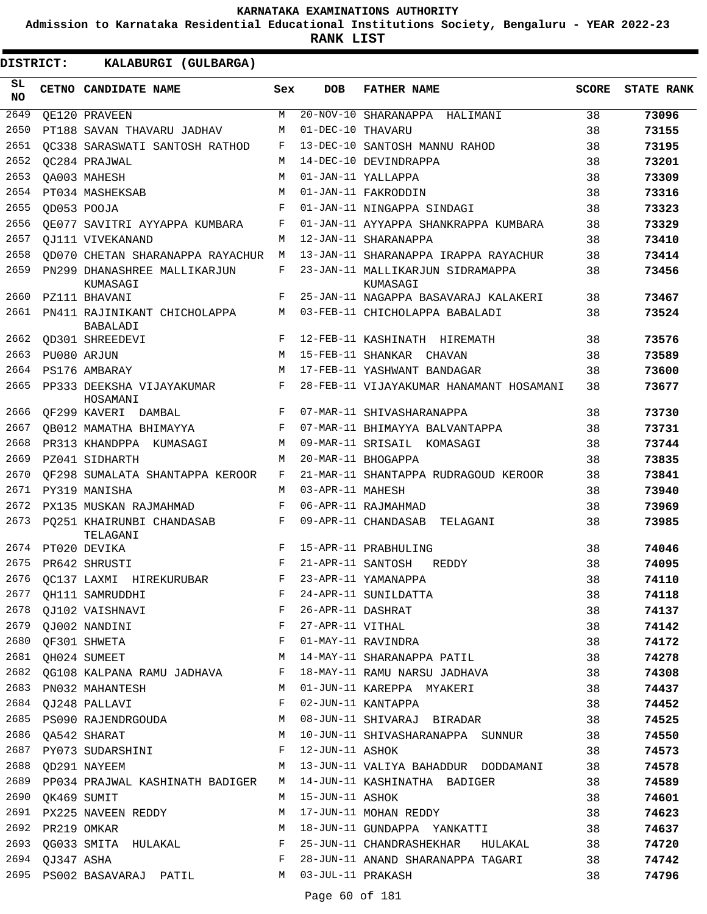KARNATAKA EXAMINATIONS AUTHORITY

Admission to Karnataka Residential Educational Institutions Society, Bengaluru - YEAR 2022-23

**RANK LIST**

**DISTRICT: KALABURGI (GULBARGA)**

| SL NO | CETNO | CANDIDATE NAME | Sex | DOB | FATHER NAME | SCORE | STATE RANK |
|---|---|---|---|---|---|---|---|
| 2649 | QE120 | PRAVEEN | M | 20-NOV-10 | SHARANAPPA HALIMANI | 38 | **73096** |
| 2650 | PT188 | SAVAN THAVARU JADHAV | M | 01-DEC-10 | THAVARU | 38 | **73155** |
| 2651 | QC338 | SARASWATI SANTOSH RATHOD | F | 13-DEC-10 | SANTOSH MANNU RAHOD | 38 | **73195** |
| 2652 | QC284 | PRAJWAL | M | 14-DEC-10 | DEVINDRAPPA | 38 | **73201** |
| 2653 | QA003 | MAHESH | M | 01-JAN-11 | YALLAPPA | 38 | **73309** |
| 2654 | PT034 | MASHEKSAB | M | 01-JAN-11 | FAKRODDIN | 38 | **73316** |
| 2655 | QD053 | POOJA | F | 01-JAN-11 | NINGAPPA SINDAGI | 38 | **73323** |
| 2656 | QE077 | SAVITRI AYYAPPA KUMBARA | F | 01-JAN-11 | AYYAPPA SHANKRAPPA KUMBARA | 38 | **73329** |
| 2657 | QJ111 | VIVEKANAND | M | 12-JAN-11 | SHARANAPPA | 38 | **73410** |
| 2658 | QD070 | CHETAN SHARANAPPA RAYACHUR | M | 13-JAN-11 | SHARANAPPA IRAPPA RAYACHUR | 38 | **73414** |
| 2659 | PN299 | DHANASHREE MALLIKARJUN KUMASAGI | F | 23-JAN-11 | MALLIKARJUN SIDRAMAPPA KUMASAGI | 38 | **73456** |
| 2660 | PZ111 | BHAVANI | F | 25-JAN-11 | NAGAPPA BASAVARAJ KALAKERI | 38 | **73467** |
| 2661 | PN411 | RAJINIKANT CHICHOLAPPA BABALADI | M | 03-FEB-11 | CHICHOLAPPA BABALADI | 38 | **73524** |
| 2662 | QD301 | SHREEDEVI | F | 12-FEB-11 | KASHINATH HIREMATH | 38 | **73576** |
| 2663 | PU080 | ARJUN | M | 15-FEB-11 | SHANKAR CHAVAN | 38 | **73589** |
| 2664 | PS176 | AMBARAY | M | 17-FEB-11 | YASHWANT BANDAGAR | 38 | **73600** |
| 2665 | PP333 | DEEKSHA VIJAYAKUMAR HOSAMANI | F | 28-FEB-11 | VIJAYAKUMAR HANAMANT HOSAMANI | 38 | **73677** |
| 2666 | QF299 | KAVERI DAMBAL | F | 07-MAR-11 | SHIVASHARANAPPA | 38 | **73730** |
| 2667 | QB012 | MAMATHA BHIMAYYA | F | 07-MAR-11 | BHIMAYYA BALVANTAPPA | 38 | **73731** |
| 2668 | PR313 | KHANDPPA KUMASAGI | M | 09-MAR-11 | SRISAIL KOMASAGI | 38 | **73744** |
| 2669 | PZ041 | SIDHARTH | M | 20-MAR-11 | BHOGAPPA | 38 | **73835** |
| 2670 | QF298 | SUMALATA SHANTAPPA KEROOR | F | 21-MAR-11 | SHANTAPPA RUDRAGOUD KEROOR | 38 | **73841** |
| 2671 | PY319 | MANISHA | M | 03-APR-11 | MAHESH | 38 | **73940** |
| 2672 | PX135 | MUSKAN RAJMAHMAD | F | 06-APR-11 | RAJMAHMAD | 38 | **73969** |
| 2673 | PQ251 | KHAIRUNBI CHANDASAB TELAGANI | F | 09-APR-11 | CHANDASAB TELAGANI | 38 | **73985** |
| 2674 | PT020 | DEVIKA | F | 15-APR-11 | PRABHULING | 38 | **74046** |
| 2675 | PR642 | SHRUSTI | F | 21-APR-11 | SANTOSH REDDY | 38 | **74095** |
| 2676 | QC137 | LAXMI HIREKURUBAR | F | 23-APR-11 | YAMANAPPA | 38 | **74110** |
| 2677 | QH111 | SAMRUDDHI | F | 24-APR-11 | SUNILDATTA | 38 | **74118** |
| 2678 | QJ102 | VAISHNAVI | F | 26-APR-11 | DASHRAT | 38 | **74137** |
| 2679 | QJ002 | NANDINI | F | 27-APR-11 | VITHAL | 38 | **74142** |
| 2680 | QF301 | SHWETA | F | 01-MAY-11 | RAVINDRA | 38 | **74172** |
| 2681 | QH024 | SUMEET | M | 14-MAY-11 | SHARANAPPA PATIL | 38 | **74278** |
| 2682 | QG108 | KALPANA RAMU JADHAVA | F | 18-MAY-11 | RAMU NARSU JADHAVA | 38 | **74308** |
| 2683 | PN032 | MAHANTESH | M | 01-JUN-11 | KAREPPA MYAKERI | 38 | **74437** |
| 2684 | QJ248 | PALLAVI | F | 02-JUN-11 | KANTAPPA | 38 | **74452** |
| 2685 | PS090 | RAJENDRGOUDA | M | 08-JUN-11 | SHIVARAJ BIRADAR | 38 | **74525** |
| 2686 | QA542 | SHARAT | M | 10-JUN-11 | SHIVASHARANAPPA SUNNUR | 38 | **74550** |
| 2687 | PY073 | SUDARSHINI | F | 12-JUN-11 | ASHOK | 38 | **74573** |
| 2688 | QD291 | NAYEEM | M | 13-JUN-11 | VALIYA BAHADDUR DODDAMANI | 38 | **74578** |
| 2689 | PP034 | PRAJWAL KASHINATH BADIGER | M | 14-JUN-11 | KASHINATHA BADIGER | 38 | **74589** |
| 2690 | QK469 | SUMIT | M | 15-JUN-11 | ASHOK | 38 | **74601** |
| 2691 | PX225 | NAVEEN REDDY | M | 17-JUN-11 | MOHAN REDDY | 38 | **74623** |
| 2692 | PR219 | OMKAR | M | 18-JUN-11 | GUNDAPPA YANKATTI | 38 | **74637** |
| 2693 | QG033 | SMITA HULAKAL | F | 25-JUN-11 | CHANDRASHEKHAR HULAKAL | 38 | **74720** |
| 2694 | QJ347 | ASHA | F | 28-JUN-11 | ANAND SHARANAPPA TAGARI | 38 | **74742** |
| 2695 | PS002 | BASAVARAJ PATIL | M | 03-JUL-11 | PRAKASH | 38 | **74796** |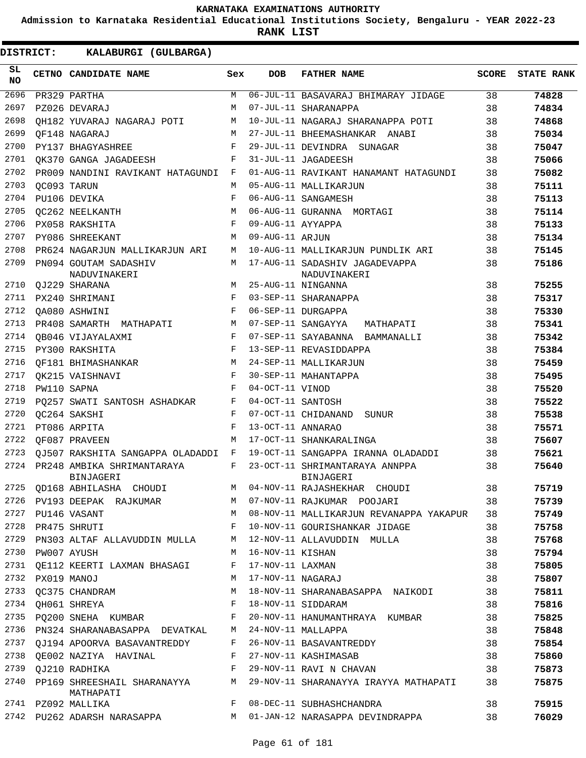# KARNATAKA EXAMINATIONS AUTHORITY

**Admission to Karnataka Residential Educational Institutions Society, Bengaluru - YEAR 2022-23**

**RANK LIST**

**DISTRICT: KALABURGI (GULBARGA)**

| SL NO | CETNO | CANDIDATE NAME | Sex | DOB | FATHER NAME | SCORE | STATE RANK |
|---|---|---|---|---|---|---|---|
| 2696 | PR329 | PARTHA | M | 06-JUL-11 | BASAVARAJ BHIMARAY JIDAGE | 38 | 74828 |
| 2697 | PZ026 | DEVARAJ | M | 07-JUL-11 | SHARANAPPA | 38 | 74834 |
| 2698 | QH182 | YUVARAJ NAGARAJ POTI | M | 10-JUL-11 | NAGARAJ SHARANAPPA POTI | 38 | 74868 |
| 2699 | QF148 | NAGARAJ | M | 27-JUL-11 | BHEEMASHANKAR ANABI | 38 | 75034 |
| 2700 | PY137 | BHAGYASHREE | F | 29-JUL-11 | DEVINDRA SUNAGAR | 38 | 75047 |
| 2701 | QK370 | GANGA JAGADEESH | F | 31-JUL-11 | JAGADEESH | 38 | 75066 |
| 2702 | PR009 | NANDINI RAVIKANT HATAGUNDI | F | 01-AUG-11 | RAVIKANT HANAMANT HATAGUNDI | 38 | 75082 |
| 2703 | QC093 | TARUN | M | 05-AUG-11 | MALLIKARJUN | 38 | 75111 |
| 2704 | PU106 | DEVIKA | F | 06-AUG-11 | SANGAMESH | 38 | 75113 |
| 2705 | QC262 | NEELKANTH | M | 06-AUG-11 | GURANNA MORTAGI | 38 | 75114 |
| 2706 | PX058 | RAKSHITA | F | 09-AUG-11 | AYYAPPA | 38 | 75133 |
| 2707 | PY086 | SHREEKANT | M | 09-AUG-11 | ARJUN | 38 | 75134 |
| 2708 | PR624 | NAGARJUN MALLIKARJUN ARI | M | 10-AUG-11 | MALLIKARJUN PUNDLIK ARI | 38 | 75145 |
| 2709 | PN094 | GOUTAM SADASHIV NADUVINAKERI | M | 17-AUG-11 | SADASHIV JAGADEVAPPA NADUVINAKERI | 38 | 75186 |
| 2710 | QJ229 | SHARANA | M | 25-AUG-11 | NINGANNA | 38 | 75255 |
| 2711 | PX240 | SHRIMANI | F | 03-SEP-11 | SHARANAPPA | 38 | 75317 |
| 2712 | QA080 | ASHWINI | F | 06-SEP-11 | DURGAPPA | 38 | 75330 |
| 2713 | PR408 | SAMARTH MATHAPATI | M | 07-SEP-11 | SANGAYYA MATHAPATI | 38 | 75341 |
| 2714 | QB046 | VIJAYALAXMI | F | 07-SEP-11 | SAYABANNA BAMMANALLI | 38 | 75342 |
| 2715 | PY300 | RAKSHITA | F | 13-SEP-11 | REVASIDDAPPA | 38 | 75384 |
| 2716 | QF181 | BHIMASHANKAR | M | 24-SEP-11 | MALLIKARJUN | 38 | 75459 |
| 2717 | QK215 | VAISHNAVI | F | 30-SEP-11 | MAHANTAPPA | 38 | 75495 |
| 2718 | PW110 | SAPNA | F | 04-OCT-11 | VINOD | 38 | 75520 |
| 2719 | PQ257 | SWATI SANTOSH ASHADKAR | F | 04-OCT-11 | SANTOSH | 38 | 75522 |
| 2720 | QC264 | SAKSHI | F | 07-OCT-11 | CHIDANAND SUNUR | 38 | 75538 |
| 2721 | PT086 | ARPITA | F | 13-OCT-11 | ANNARAO | 38 | 75571 |
| 2722 | QF087 | PRAVEEN | M | 17-OCT-11 | SHANKARALINGA | 38 | 75607 |
| 2723 | QJ507 | RAKSHITA SANGAPPA OLADADDI | F | 19-OCT-11 | SANGAPPA IRANNA OLADADDI | 38 | 75621 |
| 2724 | PR248 | AMBIKA SHRIMANTARAYA BINJAGERI | F | 23-OCT-11 | SHRIMANTARAYA ANNPPA BINJAGERI | 38 | 75640 |
| 2725 | QD168 | ABHILASHA CHOUDI | M | 04-NOV-11 | RAJASHEKHAR CHOUDI | 38 | 75719 |
| 2726 | PV193 | DEEPAK RAJKUMAR | M | 07-NOV-11 | RAJKUMAR POOJARI | 38 | 75739 |
| 2727 | PU146 | VASANT | M | 08-NOV-11 | MALLIKARJUN REVANAPPA YAKAPUR | 38 | 75749 |
| 2728 | PR475 | SHRUTI | F | 10-NOV-11 | GOURISHANKAR JIDAGE | 38 | 75758 |
| 2729 | PN303 | ALTAF ALLAVUDDIN MULLA | M | 12-NOV-11 | ALLAVUDDIN MULLA | 38 | 75768 |
| 2730 | PW007 | AYUSH | M | 16-NOV-11 | KISHAN | 38 | 75794 |
| 2731 | QE112 | KEERTI LAXMAN BHASAGI | F | 17-NOV-11 | LAXMAN | 38 | 75805 |
| 2732 | PX019 | MANOJ | M | 17-NOV-11 | NAGARAJ | 38 | 75807 |
| 2733 | QC375 | CHANDRAM | M | 18-NOV-11 | SHARANABASAPPA NAIKODI | 38 | 75811 |
| 2734 | QH061 | SHREYA | F | 18-NOV-11 | SIDDARAM | 38 | 75816 |
| 2735 | PQ200 | SNEHA KUMBAR | F | 20-NOV-11 | HANUMANTHRAYA KUMBAR | 38 | 75825 |
| 2736 | PN324 | SHARANABASAPPA DEVATKAL | M | 24-NOV-11 | MALLAPPA | 38 | 75848 |
| 2737 | QJ194 | APOORVA BASAVANTREDDY | F | 26-NOV-11 | BASAVANTREDDY | 38 | 75854 |
| 2738 | QE002 | NAZIYA HAVINAL | F | 27-NOV-11 | KASHIMASAB | 38 | 75860 |
| 2739 | QJ210 | RADHIKA | F | 29-NOV-11 | RAVI N CHAVAN | 38 | 75873 |
| 2740 | PP169 | SHREESHAIL SHARANAYYA MATHAPATI | M | 29-NOV-11 | SHARANAYYA IRAYYA MATHAPATI | 38 | 75875 |
| 2741 | PZ092 | MALLIKA | F | 08-DEC-11 | SUBHASHCHANDRA | 38 | 75915 |
| 2742 | PU262 | ADARSH NARASAPPA | M | 01-JAN-12 | NARASAPPA DEVINDRAPPA | 38 | 76029 |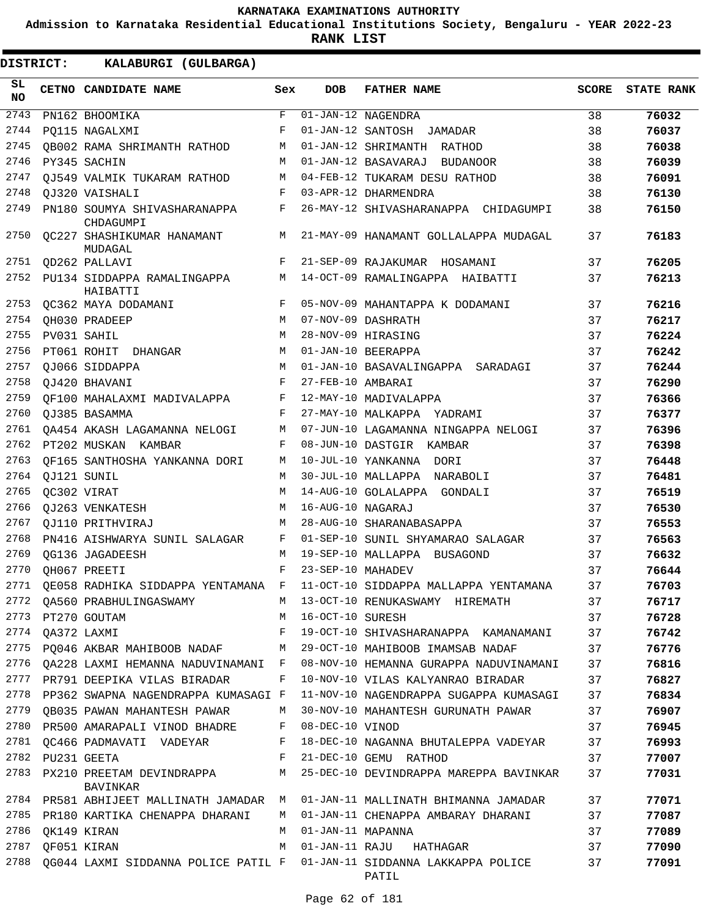KARNATAKA EXAMINATIONS AUTHORITY

Admission to Karnataka Residential Educational Institutions Society, Bengaluru - YEAR 2022-23

**RANK LIST**

**DISTRICT: KALABURGI (GULBARGA)**

| SL NO | CETNO | CANDIDATE NAME | Sex | DOB | FATHER NAME | SCORE | STATE RANK |
|---|---|---|---|---|---|---|---|
| 2743 | PN162 | BHOOMIKA | F | 01-JAN-12 | NAGENDRA | 38 | **76032** |
| 2744 | PQ115 | NAGALXMI | F | 01-JAN-12 | SANTOSH JAMADAR | 38 | **76037** |
| 2745 | QB002 | RAMA SHRIMANTH RATHOD | M | 01-JAN-12 | SHRIMANTH RATHOD | 38 | **76038** |
| 2746 | PY345 | SACHIN | M | 01-JAN-12 | BASAVARAJ BUDANOOR | 38 | **76039** |
| 2747 | QJ549 | VALMIK TUKARAM RATHOD | M | 04-FEB-12 | TUKARAM DESU RATHOD | 38 | **76091** |
| 2748 | QJ320 | VAISHALI | F | 03-APR-12 | DHARMENDRA | 38 | **76130** |
| 2749 | PN180 | SOUMYA SHIVASHARANAPPA CHDAGUMPI | F | 26-MAY-12 | SHIVASHARANAPPA CHIDAGUMPI | 38 | **76150** |
| 2750 | QC227 | SHASHIKUMAR HANAMANT MUDAGAL | M | 21-MAY-09 | HANAMANT GOLLALAPPA MUDAGAL | 37 | **76183** |
| 2751 | QD262 | PALLAVI | F | 21-SEP-09 | RAJAKUMAR HOSAMANI | 37 | **76205** |
| 2752 | PU134 | SIDDAPPA RAMALINGAPPA HAIBATTI | M | 14-OCT-09 | RAMALINGAPPA HAIBATTI | 37 | **76213** |
| 2753 | QC362 | MAYA DODAMANI | F | 05-NOV-09 | MAHANTAPPA K DODAMANI | 37 | **76216** |
| 2754 | QH030 | PRADEEP | M | 07-NOV-09 | DASHRATH | 37 | **76217** |
| 2755 | PV031 | SAHIL | M | 28-NOV-09 | HIRASING | 37 | **76224** |
| 2756 | PT061 | ROHIT DHANGAR | M | 01-JAN-10 | BEERAPPA | 37 | **76242** |
| 2757 | QJ066 | SIDDAPPA | M | 01-JAN-10 | BASAVALINGAPPA SARADAGI | 37 | **76244** |
| 2758 | QJ420 | BHAVANI | F | 27-FEB-10 | AMBARAI | 37 | **76290** |
| 2759 | QF100 | MAHALAXMI MADIVALAPPA | F | 12-MAY-10 | MADIVALAPPA | 37 | **76366** |
| 2760 | QJ385 | BASAMMA | F | 27-MAY-10 | MALKAPPA YADRAMI | 37 | **76377** |
| 2761 | QA454 | AKASH LAGAMANNA NELOGI | M | 07-JUN-10 | LAGAMANNA NINGAPPA NELOGI | 37 | **76396** |
| 2762 | PT202 | MUSKAN KAMBAR | F | 08-JUN-10 | DASTGIR KAMBAR | 37 | **76398** |
| 2763 | QF165 | SANTHOSHA YANKANNA DORI | M | 10-JUL-10 | YANKANNA DORI | 37 | **76448** |
| 2764 | QJ121 | SUNIL | M | 30-JUL-10 | MALLAPPA NARABOLI | 37 | **76481** |
| 2765 | QC302 | VIRAT | M | 14-AUG-10 | GOLALAPPA GONDALI | 37 | **76519** |
| 2766 | QJ263 | VENKATESH | M | 16-AUG-10 | NAGARAJ | 37 | **76530** |
| 2767 | QJ110 | PRITHVIRAJ | M | 28-AUG-10 | SHARANABASAPPA | 37 | **76553** |
| 2768 | PN416 | AISHWARYA SUNIL SALAGAR | F | 01-SEP-10 | SUNIL SHYAMARAO SALAGAR | 37 | **76563** |
| 2769 | QG136 | JAGADEESH | M | 19-SEP-10 | MALLAPPA BUSAGOND | 37 | **76632** |
| 2770 | QH067 | PREETI | F | 23-SEP-10 | MAHADEV | 37 | **76644** |
| 2771 | QE058 | RADHIKA SIDDAPPA YENTAMANA | F | 11-OCT-10 | SIDDAPPA MALLAPPA YENTAMANA | 37 | **76703** |
| 2772 | QA560 | PRABHULINGASWAMY | M | 13-OCT-10 | RENUKASWAMY HIREMATH | 37 | **76717** |
| 2773 | PT270 | GOUTAM | M | 16-OCT-10 | SURESH | 37 | **76728** |
| 2774 | QA372 | LAXMI | F | 19-OCT-10 | SHIVASHARANAPPA KAMANAMANI | 37 | **76742** |
| 2775 | PQ046 | AKBAR MAHIBOOB NADAF | M | 29-OCT-10 | MAHIBOOB IMAMSAB NADAF | 37 | **76776** |
| 2776 | QA228 | LAXMI HEMANNA NADUVINAMANI | F | 08-NOV-10 | HEMANNA GURAPPA NADUVINAMANI | 37 | **76816** |
| 2777 | PR791 | DEEPIKA VILAS BIRADAR | F | 10-NOV-10 | VILAS KALYANRAO BIRADAR | 37 | **76827** |
| 2778 | PP362 | SWAPNA NAGENDRAPPA KUMASAGI | F | 11-NOV-10 | NAGENDRAPPA SUGAPPA KUMASAGI | 37 | **76834** |
| 2779 | QB035 | PAWAN MAHANTESH PAWAR | M | 30-NOV-10 | MAHANTESH GURUNATH PAWAR | 37 | **76907** |
| 2780 | PR500 | AMARAPALI VINOD BHADRE | F | 08-DEC-10 | VINOD | 37 | **76945** |
| 2781 | QC466 | PADMAVATI VADEYAR | F | 18-DEC-10 | NAGANNA BHUTALEPPA VADEYAR | 37 | **76993** |
| 2782 | PU231 | GEETA | F | 21-DEC-10 | GEMU RATHOD | 37 | **77007** |
| 2783 | PX210 | PREETAM DEVINDRAPPA BAVINKAR | M | 25-DEC-10 | DEVINDRAPPA MAREPPA BAVINKAR | 37 | **77031** |
| 2784 | PR581 | ABHIJEET MALLINATH JAMADAR | M | 01-JAN-11 | MALLINATH BHIMANNA JAMADAR | 37 | **77071** |
| 2785 | PR180 | KARTIKA CHENAPPA DHARANI | M | 01-JAN-11 | CHENAPPA AMBARAY DHARANI | 37 | **77087** |
| 2786 | QK149 | KIRAN | M | 01-JAN-11 | MAPANNA | 37 | **77089** |
| 2787 | QF051 | KIRAN | M | 01-JAN-11 | RAJU HATHAGAR | 37 | **77090** |
| 2788 | QG044 | LAXMI SIDDANNA POLICE PATIL | F | 01-JAN-11 | SIDDANNA LAKKAPPA POLICE PATIL | 37 | **77091** |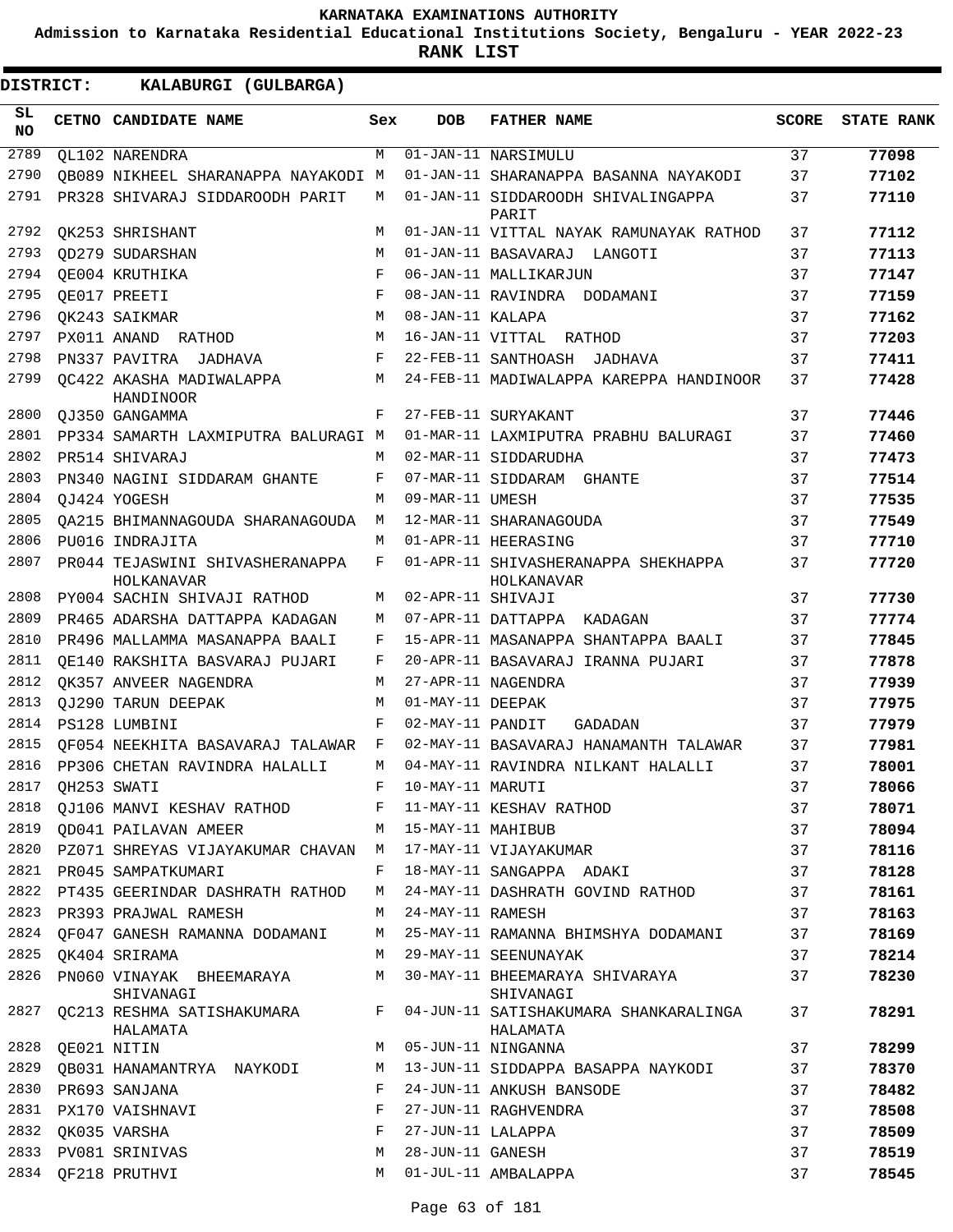KARNATAKA EXAMINATIONS AUTHORITY

Admission to Karnataka Residential Educational Institutions Society, Bengaluru - YEAR 2022-23

**RANK LIST**

**DISTRICT: KALABURGI (GULBARGA)**

| SL NO | CETNO | CANDIDATE NAME | Sex | DOB | FATHER NAME | SCORE | STATE RANK |
|---|---|---|---|---|---|---|---|
| 2789 | QL102 | NARENDRA | M | 01-JAN-11 | NARSIMULU | 37 | 77098 |
| 2790 | QB089 | NIKHEEL SHARANAPPA NAYAKODI | M | 01-JAN-11 | SHARANAPPA BASANNA NAYAKODI | 37 | 77102 |
| 2791 | PR328 | SHIVARAJ SIDDAROODH PARIT | M | 01-JAN-11 | SIDDAROODH SHIVALINGAPPA PARIT | 37 | 77110 |
| 2792 | QK253 | SHRISHANT | M | 01-JAN-11 | VITTAL NAYAK RAMUNAYAK RATHOD | 37 | 77112 |
| 2793 | QD279 | SUDARSHAN | M | 01-JAN-11 | BASAVARAJ LANGOTI | 37 | 77113 |
| 2794 | QE004 | KRUTHIKA | F | 06-JAN-11 | MALLIKARJUN | 37 | 77147 |
| 2795 | QE017 | PREETI | F | 08-JAN-11 | RAVINDRA DODAMANI | 37 | 77159 |
| 2796 | QK243 | SAIKMAR | M | 08-JAN-11 | KALAPA | 37 | 77162 |
| 2797 | PX011 | ANAND RATHOD | M | 16-JAN-11 | VITTAL RATHOD | 37 | 77203 |
| 2798 | PN337 | PAVITRA JADHAVA | F | 22-FEB-11 | SANTHOASH JADHAVA | 37 | 77411 |
| 2799 | QC422 | AKASHA MADIWALAPPA HANDINOOR | M | 24-FEB-11 | MADIWALAPPA KAREPPA HANDINOOR | 37 | 77428 |
| 2800 | QJ350 | GANGAMMA | F | 27-FEB-11 | SURYAKANT | 37 | 77446 |
| 2801 | PP334 | SAMARTH LAXMIPUTRA BALURAGI | M | 01-MAR-11 | LAXMIPUTRA PRABHU BALURAGI | 37 | 77460 |
| 2802 | PR514 | SHIVARAJ | M | 02-MAR-11 | SIDDARUDHA | 37 | 77473 |
| 2803 | PN340 | NAGINI SIDDARAM GHANTE | F | 07-MAR-11 | SIDDARAM GHANTE | 37 | 77514 |
| 2804 | QJ424 | YOGESH | M | 09-MAR-11 | UMESH | 37 | 77535 |
| 2805 | QA215 | BHIMANNAGOUDA SHARANAGOUDA | M | 12-MAR-11 | SHARANAGOUDA | 37 | 77549 |
| 2806 | PU016 | INDRAJITA | M | 01-APR-11 | HEERASING | 37 | 77710 |
| 2807 | PR044 | TEJASWINI SHIVASHERANAPPA HOLKANAVAR | F | 01-APR-11 | SHIVASHERANAPPA SHEKHAPPA HOLKANAVAR | 37 | 77720 |
| 2808 | PY004 | SACHIN SHIVAJI RATHOD | M | 02-APR-11 | SHIVAJI | 37 | 77730 |
| 2809 | PR465 | ADARSHA DATTAPPA KADAGAN | M | 07-APR-11 | DATTAPPA KADAGAN | 37 | 77774 |
| 2810 | PR496 | MALLAMMA MASANAPPA BAALI | F | 15-APR-11 | MASANAPPA SHANTAPPA BAALI | 37 | 77845 |
| 2811 | QE140 | RAKSHITA BASVARAJ PUJARI | F | 20-APR-11 | BASAVARAJ IRANNA PUJARI | 37 | 77878 |
| 2812 | QK357 | ANVEER NAGENDRA | M | 27-APR-11 | NAGENDRA | 37 | 77939 |
| 2813 | QJ290 | TARUN DEEPAK | M | 01-MAY-11 | DEEPAK | 37 | 77975 |
| 2814 | PS128 | LUMBINI | F | 02-MAY-11 | PANDIT GADADAN | 37 | 77979 |
| 2815 | QF054 | NEEKHITA BASAVARAJ TALAWAR | F | 02-MAY-11 | BASAVARAJ HANAMANTH TALAWAR | 37 | 77981 |
| 2816 | PP306 | CHETAN RAVINDRA HALALLI | M | 04-MAY-11 | RAVINDRA NILKANT HALALLI | 37 | 78001 |
| 2817 | QH253 | SWATI | F | 10-MAY-11 | MARUTI | 37 | 78066 |
| 2818 | QJ106 | MANVI KESHAV RATHOD | F | 11-MAY-11 | KESHAV RATHOD | 37 | 78071 |
| 2819 | QD041 | PAILAVAN AMEER | M | 15-MAY-11 | MAHIBUB | 37 | 78094 |
| 2820 | PZ071 | SHREYAS VIJAYAKUMAR CHAVAN | M | 17-MAY-11 | VIJAYAKUMAR | 37 | 78116 |
| 2821 | PR045 | SAMPATKUMARI | F | 18-MAY-11 | SANGAPPA ADAKI | 37 | 78128 |
| 2822 | PT435 | GEERINDAR DASHRATH RATHOD | M | 24-MAY-11 | DASHRATH GOVIND RATHOD | 37 | 78161 |
| 2823 | PR393 | PRAJWAL RAMESH | M | 24-MAY-11 | RAMESH | 37 | 78163 |
| 2824 | QF047 | GANESH RAMANNA DODAMANI | M | 25-MAY-11 | RAMANNA BHIMSHYA DODAMANI | 37 | 78169 |
| 2825 | QK404 | SRIRAMA | M | 29-MAY-11 | SEENUNAYAK | 37 | 78214 |
| 2826 | PN060 | VINAYAK BHEEMARAYA SHIVANAGI | M | 30-MAY-11 | BHEEMARAYA SHIVARAYA SHIVANAGI | 37 | 78230 |
| 2827 | QC213 | RESHMA SATISHAKUMARA HALAMATA | F | 04-JUN-11 | SATISHAKUMARA SHANKARALINGA HALAMATA | 37 | 78291 |
| 2828 | QE021 | NITIN | M | 05-JUN-11 | NINGANNA | 37 | 78299 |
| 2829 | QB031 | HANAMANTRYA NAYKODI | M | 13-JUN-11 | SIDDAPPA BASAPPA NAYKODI | 37 | 78370 |
| 2830 | PR693 | SANJANA | F | 24-JUN-11 | ANKUSH BANSODE | 37 | 78482 |
| 2831 | PX170 | VAISHNAVI | F | 27-JUN-11 | RAGHVENDRA | 37 | 78508 |
| 2832 | QK035 | VARSHA | F | 27-JUN-11 | LALAPPA | 37 | 78509 |
| 2833 | PV081 | SRINIVAS | M | 28-JUN-11 | GANESH | 37 | 78519 |
| 2834 | QF218 | PRUTHVI | M | 01-JUL-11 | AMBALAPPA | 37 | 78545 |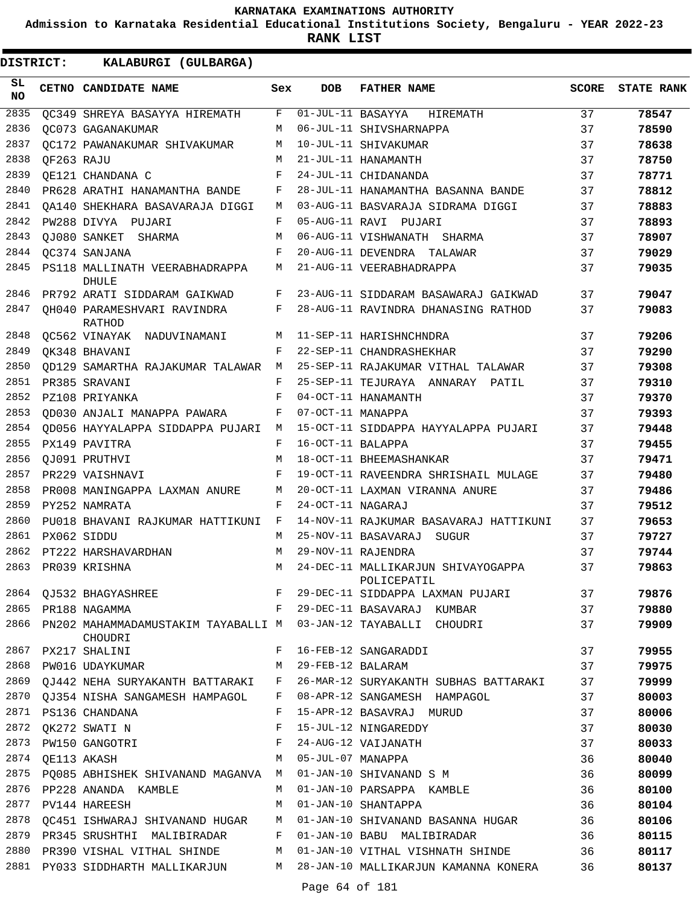KARNATAKA EXAMINATIONS AUTHORITY

Admission to Karnataka Residential Educational Institutions Society, Bengaluru - YEAR 2022-23

**RANK LIST**

**DISTRICT: KALABURGI (GULBARGA)**

| SL NO | CETNO | CANDIDATE NAME | Sex | DOB | FATHER NAME | SCORE | STATE RANK |
|---|---|---|---|---|---|---|---|
| 2835 | QC349 | SHREYA BASAYYA HIREMATH | F | 01-JUL-11 | BASAYYA HIREMATH | 37 | **78547** |
| 2836 | QC073 | GAGANAKUMAR | M | 06-JUL-11 | SHIVSHARNAPPA | 37 | **78590** |
| 2837 | QC172 | PAWANAKUMAR SHIVAKUMAR | M | 10-JUL-11 | SHIVAKUMAR | 37 | **78638** |
| 2838 | QF263 | RAJU | M | 21-JUL-11 | HANAMANTH | 37 | **78750** |
| 2839 | QE121 | CHANDANA C | F | 24-JUL-11 | CHIDANANDA | 37 | **78771** |
| 2840 | PR628 | ARATHI HANAMANTHA BANDE | F | 28-JUL-11 | HANAMANTHA BASANNA BANDE | 37 | **78812** |
| 2841 | QA140 | SHEKHARA BASAVARAJA DIGGI | M | 03-AUG-11 | BASVARAJA SIDRAMA DIGGI | 37 | **78883** |
| 2842 | PW288 | DIVYA PUJARI | F | 05-AUG-11 | RAVI PUJARI | 37 | **78893** |
| 2843 | QJ080 | SANKET SHARMA | M | 06-AUG-11 | VISHWANATH SHARMA | 37 | **78907** |
| 2844 | QC374 | SANJANA | F | 20-AUG-11 | DEVENDRA TALAWAR | 37 | **79029** |
| 2845 | PS118 | MALLINATH VEERABHADRAPPA DHULE | M | 21-AUG-11 | VEERABHADRAPPA | 37 | **79035** |
| 2846 | PR792 | ARATI SIDDARAM GAIKWAD | F | 23-AUG-11 | SIDDARAM BASAWARAJ GAIKWAD | 37 | **79047** |
| 2847 | QH040 | PARAMESHVARI RAVINDRA RATHOD | F | 28-AUG-11 | RAVINDRA DHANASING RATHOD | 37 | **79083** |
| 2848 | QC562 | VINAYAK NADUVINAMANI | M | 11-SEP-11 | HARISHNCHNDRA | 37 | **79206** |
| 2849 | QK348 | BHAVANI | F | 22-SEP-11 | CHANDRASHEKHAR | 37 | **79290** |
| 2850 | QD129 | SAMARTHA RAJAKUMAR TALAWAR | M | 25-SEP-11 | RAJAKUMAR VITHAL TALAWAR | 37 | **79308** |
| 2851 | PR385 | SRAVANI | F | 25-SEP-11 | TEJURAYA ANNARAY PATIL | 37 | **79310** |
| 2852 | PZ108 | PRIYANKA | F | 04-OCT-11 | HANAMANTH | 37 | **79370** |
| 2853 | QD030 | ANJALI MANAPPA PAWARA | F | 07-OCT-11 | MANAPPA | 37 | **79393** |
| 2854 | QD056 | HAYYALAPPA SIDDAPPA PUJARI | M | 15-OCT-11 | SIDDAPPA HAYYALAPPA PUJARI | 37 | **79448** |
| 2855 | PX149 | PAVITRA | F | 16-OCT-11 | BALAPPA | 37 | **79455** |
| 2856 | QJ091 | PRUTHVI | M | 18-OCT-11 | BHEEMASHANKAR | 37 | **79471** |
| 2857 | PR229 | VAISHNAVI | F | 19-OCT-11 | RAVEENDRA SHRISHAIL MULAGE | 37 | **79480** |
| 2858 | PR008 | MANINGAPPA LAXMAN ANURE | M | 20-OCT-11 | LAXMAN VIRANNA ANURE | 37 | **79486** |
| 2859 | PY252 | NAMRATA | F | 24-OCT-11 | NAGARAJ | 37 | **79512** |
| 2860 | PU018 | BHAVANI RAJKUMAR HATTIKUNI | F | 14-NOV-11 | RAJKUMAR BASAVARAJ HATTIKUNI | 37 | **79653** |
| 2861 | PX062 | SIDDU | M | 25-NOV-11 | BASAVARAJ SUGUR | 37 | **79727** |
| 2862 | PT222 | HARSHAVARDHAN | M | 29-NOV-11 | RAJENDRA | 37 | **79744** |
| 2863 | PR039 | KRISHNA | M | 24-DEC-11 | MALLIKARJUN SHIVAYOGAPPA POLICEPATIL | 37 | **79863** |
| 2864 | QJ532 | BHAGYASHREE | F | 29-DEC-11 | SIDDAPPA LAXMAN PUJARI | 37 | **79876** |
| 2865 | PR188 | NAGAMMA | F | 29-DEC-11 | BASAVARAJ KUMBAR | 37 | **79880** |
| 2866 | PN202 | MAHAMMADAMUSTAKIM TAYABALLI CHOUDRI | M | 03-JAN-12 | TAYABALLI CHOUDRI | 37 | **79909** |
| 2867 | PX217 | SHALINI | F | 16-FEB-12 | SANGARADDI | 37 | **79955** |
| 2868 | PW016 | UDAYKUMAR | M | 29-FEB-12 | BALARAM | 37 | **79975** |
| 2869 | QJ442 | NEHA SURYAKANTH BATTARAKI | F | 26-MAR-12 | SURYAKANTH SUBHAS BATTARAKI | 37 | **79999** |
| 2870 | QJ354 | NISHA SANGAMESH HAMPAGOL | F | 08-APR-12 | SANGAMESH HAMPAGOL | 37 | **80003** |
| 2871 | PS136 | CHANDANA | F | 15-APR-12 | BASAVRAJ MURUD | 37 | **80006** |
| 2872 | QK272 | SWATI N | F | 15-JUL-12 | NINGAREDDY | 37 | **80030** |
| 2873 | PW150 | GANGOTRI | F | 24-AUG-12 | VAIJANATH | 37 | **80033** |
| 2874 | QE113 | AKASH | M | 05-JUL-07 | MANAPPA | 36 | **80040** |
| 2875 | PQ085 | ABHISHEK SHIVANAND MAGANVA | M | 01-JAN-10 | SHIVANAND S M | 36 | **80099** |
| 2876 | PP228 | ANANDA KAMBLE | M | 01-JAN-10 | PARSAPPA KAMBLE | 36 | **80100** |
| 2877 | PV144 | HAREESH | M | 01-JAN-10 | SHANTAPPA | 36 | **80104** |
| 2878 | QC451 | ISHWARAJ SHIVANAND HUGAR | M | 01-JAN-10 | SHIVANAND BASANNA HUGAR | 36 | **80106** |
| 2879 | PR345 | SRUSHTHI MALIBIRADAR | F | 01-JAN-10 | BABU MALIBIRADAR | 36 | **80115** |
| 2880 | PR390 | VISHAL VITHAL SHINDE | M | 01-JAN-10 | VITHAL VISHNATH SHINDE | 36 | **80117** |
| 2881 | PY033 | SIDDHARTH MALLIKARJUN | M | 28-JAN-10 | MALLIKARJUN KAMANNA KONERA | 36 | **80137** |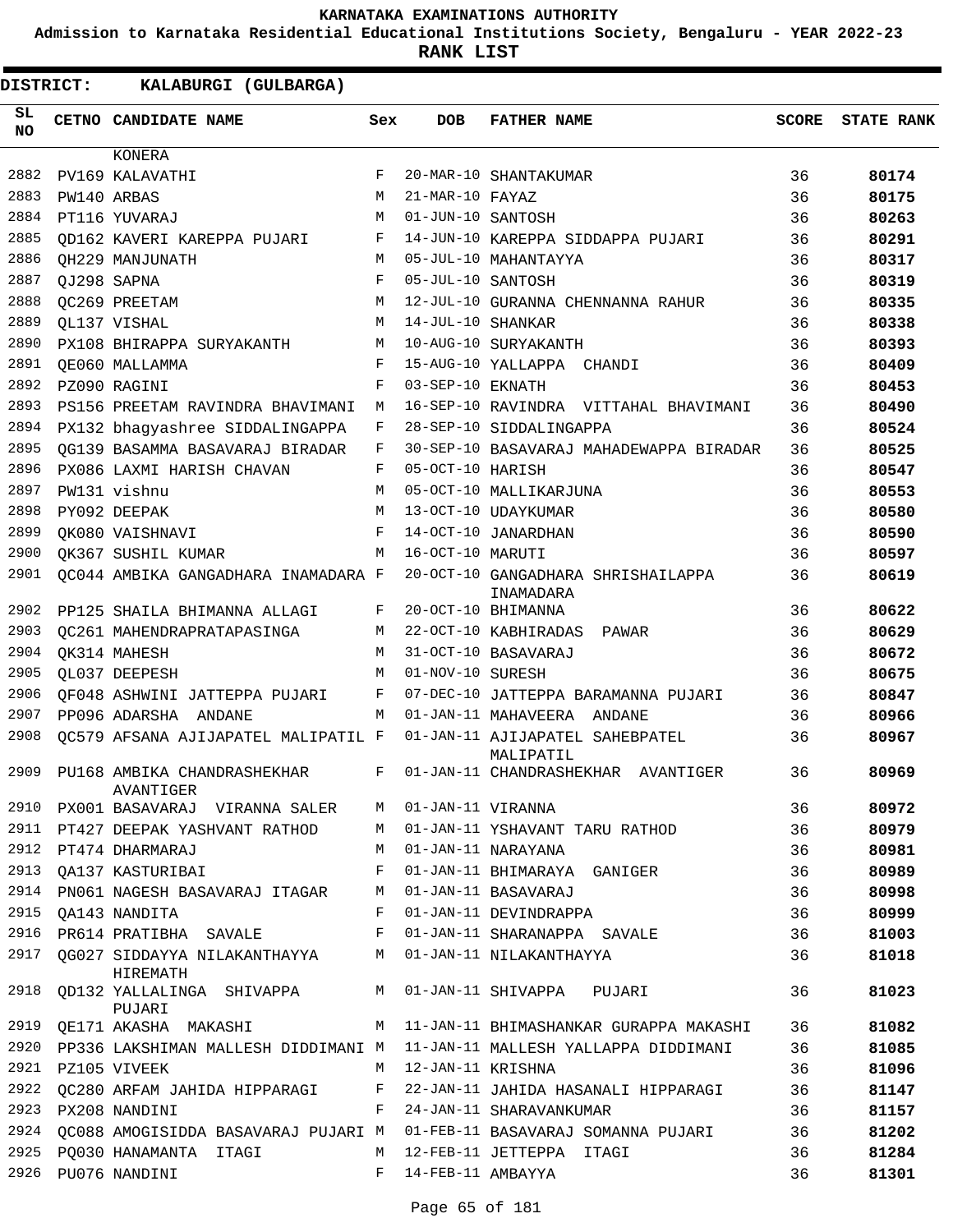**KARNATAKA EXAMINATIONS AUTHORITY**

**Admission to Karnataka Residential Educational Institutions Society, Bengaluru - YEAR 2022-23**

**RANK LIST**

**DISTRICT: KALABURGI (GULBARGA)**

| SL NO | CETNO | CANDIDATE NAME | Sex | DOB | FATHER NAME | SCORE | STATE RANK |
|---|---|---|---|---|---|---|---|
| | | KONERA | | | | | |
| 2882 | PV169 | KALAVATHI | F | 20-MAR-10 | SHANTAKUMAR | 36 | 80174 |
| 2883 | PW140 | ARBAS | M | 21-MAR-10 | FAYAZ | 36 | 80175 |
| 2884 | PT116 | YUVARAJ | M | 01-JUN-10 | SANTOSH | 36 | 80263 |
| 2885 | QD162 | KAVERI KAREPPA PUJARI | F | 14-JUN-10 | KAREPPA SIDDAPPA PUJARI | 36 | 80291 |
| 2886 | QH229 | MANJUNATH | M | 05-JUL-10 | MAHANTAYYA | 36 | 80317 |
| 2887 | QJ298 | SAPNA | F | 05-JUL-10 | SANTOSH | 36 | 80319 |
| 2888 | QC269 | PREETAM | M | 12-JUL-10 | GURANNA CHENNANNA RAHUR | 36 | 80335 |
| 2889 | QL137 | VISHAL | M | 14-JUL-10 | SHANKAR | 36 | 80338 |
| 2890 | PX108 | BHIRAPPA SURYAKANTH | M | 10-AUG-10 | SURYAKANTH | 36 | 80393 |
| 2891 | QE060 | MALLAMMA | F | 15-AUG-10 | YALLAPPA CHANDI | 36 | 80409 |
| 2892 | PZ090 | RAGINI | F | 03-SEP-10 | EKNATH | 36 | 80453 |
| 2893 | PS156 | PREETAM RAVINDRA BHAVIMANI | M | 16-SEP-10 | RAVINDRA VITTAHAL BHAVIMANI | 36 | 80490 |
| 2894 | PX132 | bhagyashree SIDDALINGAPPA | F | 28-SEP-10 | SIDDALINGAPPA | 36 | 80524 |
| 2895 | QG139 | BASAMMA BASAVARAJ BIRADAR | F | 30-SEP-10 | BASAVARAJ MAHADEWAPPA BIRADAR | 36 | 80525 |
| 2896 | PX086 | LAXMI HARISH CHAVAN | F | 05-OCT-10 | HARISH | 36 | 80547 |
| 2897 | PW131 | vishnu | M | 05-OCT-10 | MALLIKARJUNA | 36 | 80553 |
| 2898 | PY092 | DEEPAK | M | 13-OCT-10 | UDAYKUMAR | 36 | 80580 |
| 2899 | QK080 | VAISHNAVI | F | 14-OCT-10 | JANARDHAN | 36 | 80590 |
| 2900 | QK367 | SUSHIL KUMAR | M | 16-OCT-10 | MARUTI | 36 | 80597 |
| 2901 | QC044 | AMBIKA GANGADHARA INAMADARA | F | 20-OCT-10 | GANGADHARA SHRISHAILAPPA INAMADARA | 36 | 80619 |
| 2902 | PP125 | SHAILA BHIMANNA ALLAGI | F | 20-OCT-10 | BHIMANNA | 36 | 80622 |
| 2903 | QC261 | MAHENDRAPRATAPASINGA | M | 22-OCT-10 | KABHIRADAS PAWAR | 36 | 80629 |
| 2904 | QK314 | MAHESH | M | 31-OCT-10 | BASAVARAJ | 36 | 80672 |
| 2905 | QL037 | DEEPESH | M | 01-NOV-10 | SURESH | 36 | 80675 |
| 2906 | QF048 | ASHWINI JATTEPPA PUJARI | F | 07-DEC-10 | JATTEPPA BARAMANNA PUJARI | 36 | 80847 |
| 2907 | PP096 | ADARSHA ANDANE | M | 01-JAN-11 | MAHAVEERA ANDANE | 36 | 80966 |
| 2908 | QC579 | AFSANA AJIJAPATEL MALIPATIL | F | 01-JAN-11 | AJIJAPATEL SAHEBPATEL MALIPATIL | 36 | 80967 |
| 2909 | PU168 | AMBIKA CHANDRASHEKHAR AVANTIGER | F | 01-JAN-11 | CHANDRASHEKHAR AVANTIGER | 36 | 80969 |
| 2910 | PX001 | BASAVARAJ VIRANNA SALER | M | 01-JAN-11 | VIRANNA | 36 | 80972 |
| 2911 | PT427 | DEEPAK YASHVANT RATHOD | M | 01-JAN-11 | YSHAVANT TARU RATHOD | 36 | 80979 |
| 2912 | PT474 | DHARMARAJ | M | 01-JAN-11 | NARAYANA | 36 | 80981 |
| 2913 | QA137 | KASTURIBAI | F | 01-JAN-11 | BHIMARAYA GANIGER | 36 | 80989 |
| 2914 | PN061 | NAGESH BASAVARAJ ITAGAR | M | 01-JAN-11 | BASAVARAJ | 36 | 80998 |
| 2915 | QA143 | NANDITA | F | 01-JAN-11 | DEVINDRAPPA | 36 | 80999 |
| 2916 | PR614 | PRATIBHA SAVALE | F | 01-JAN-11 | SHARANAPPA SAVALE | 36 | 81003 |
| 2917 | QG027 | SIDDAYYA NILAKANTHAYYA HIREMATH | M | 01-JAN-11 | NILAKANTHAYYA | 36 | 81018 |
| 2918 | QD132 | YALLALINGA SHIVAPPA PUJARI | M | 01-JAN-11 | SHIVAPPA PUJARI | 36 | 81023 |
| 2919 | QE171 | AKASHA MAKASHI | M | 11-JAN-11 | BHIMASHANKAR GURAPPA MAKASHI | 36 | 81082 |
| 2920 | PP336 | LAKSHIMAN MALLESH DIDDIMANI | M | 11-JAN-11 | MALLESH YALLAPPA DIDDIMANI | 36 | 81085 |
| 2921 | PZ105 | VIVEEK | M | 12-JAN-11 | KRISHNA | 36 | 81096 |
| 2922 | QC280 | ARFAM JAHIDA HIPPARAGI | F | 22-JAN-11 | JAHIDA HASANALI HIPPARAGI | 36 | 81147 |
| 2923 | PX208 | NANDINI | F | 24-JAN-11 | SHARAVANKUMAR | 36 | 81157 |
| 2924 | QC088 | AMOGISIDDA BASAVARAJ PUJARI | M | 01-FEB-11 | BASAVARAJ SOMANNA PUJARI | 36 | 81202 |
| 2925 | PQ030 | HANAMANTA ITAGI | M | 12-FEB-11 | JETTEPPA ITAGI | 36 | 81284 |
| 2926 | PU076 | NANDINI | F | 14-FEB-11 | AMBAYYA | 36 | 81301 |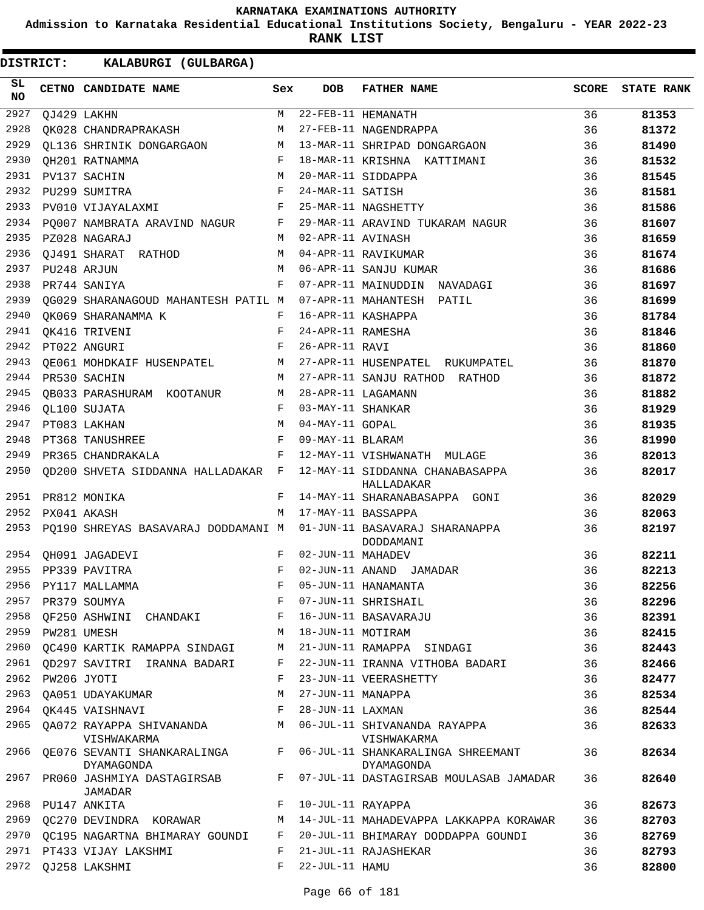**KARNATAKA EXAMINATIONS AUTHORITY**

**Admission to Karnataka Residential Educational Institutions Society, Bengaluru - YEAR 2022-23**

**RANK LIST**

**DISTRICT: KALABURGI (GULBARGA)**

| SL NO | CETNO | CANDIDATE NAME | Sex | DOB | FATHER NAME | SCORE | STATE RANK |
|---|---|---|---|---|---|---|---|
| 2927 | QJ429 | LAKHN | M | 22-FEB-11 | HEMANATH | 36 | 81353 |
| 2928 | QK028 | CHANDRAPRAKASH | M | 27-FEB-11 | NAGENDRAPPA | 36 | 81372 |
| 2929 | QL136 | SHRINIK DONGARGAON | M | 13-MAR-11 | SHRIPAD DONGARGAON | 36 | 81490 |
| 2930 | QH201 | RATNAMMA | F | 18-MAR-11 | KRISHNA KATTIMANI | 36 | 81532 |
| 2931 | PV137 | SACHIN | M | 20-MAR-11 | SIDDAPPA | 36 | 81545 |
| 2932 | PU299 | SUMITRA | F | 24-MAR-11 | SATISH | 36 | 81581 |
| 2933 | PV010 | VIJAYALAXMI | F | 25-MAR-11 | NAGSHETTY | 36 | 81586 |
| 2934 | PQ007 | NAMBRATA ARAVIND NAGUR | F | 29-MAR-11 | ARAVIND TUKARAM NAGUR | 36 | 81607 |
| 2935 | PZ028 | NAGARAJ | M | 02-APR-11 | AVINASH | 36 | 81659 |
| 2936 | QJ491 | SHARAT RATHOD | M | 04-APR-11 | RAVIKUMAR | 36 | 81674 |
| 2937 | PU248 | ARJUN | M | 06-APR-11 | SANJU KUMAR | 36 | 81686 |
| 2938 | PR744 | SANIYA | F | 07-APR-11 | MAINUDDIN NAVADAGI | 36 | 81697 |
| 2939 | QG029 | SHARANAGOUD MAHANTESH PATIL | M | 07-APR-11 | MAHANTESH PATIL | 36 | 81699 |
| 2940 | QK069 | SHARANAMMA K | F | 16-APR-11 | KASHAPPA | 36 | 81784 |
| 2941 | QK416 | TRIVENI | F | 24-APR-11 | RAMESHA | 36 | 81846 |
| 2942 | PT022 | ANGURI | F | 26-APR-11 | RAVI | 36 | 81860 |
| 2943 | QE061 | MOHDKAIF HUSENPATEL | M | 27-APR-11 | HUSENPATEL RUKUMPATEL | 36 | 81870 |
| 2944 | PR530 | SACHIN | M | 27-APR-11 | SANJU RATHOD RATHOD | 36 | 81872 |
| 2945 | QB033 | PARASHURAM KOOTANUR | M | 28-APR-11 | LAGAMANN | 36 | 81882 |
| 2946 | QL100 | SUJATA | F | 03-MAY-11 | SHANKAR | 36 | 81929 |
| 2947 | PT083 | LAKHAN | M | 04-MAY-11 | GOPAL | 36 | 81935 |
| 2948 | PT368 | TANUSHREE | F | 09-MAY-11 | BLARAM | 36 | 81990 |
| 2949 | PR365 | CHANDRAKALA | F | 12-MAY-11 | VISHWANATH MULAGE | 36 | 82013 |
| 2950 | QD200 | SHVETA SIDDANNA HALLADAKAR | F | 12-MAY-11 | SIDDANNA CHANABASAPPA HALLADAKAR | 36 | 82017 |
| 2951 | PR812 | MONIKA | F | 14-MAY-11 | SHARANABASAPPA GONI | 36 | 82029 |
| 2952 | PX041 | AKASH | M | 17-MAY-11 | BASSAPPA | 36 | 82063 |
| 2953 | PQ190 | SHREYAS BASAVARAJ DODDAMANI | M | 01-JUN-11 | BASAVARAJ SHARANAPPA DODDAMANI | 36 | 82197 |
| 2954 | QH091 | JAGADEVI | F | 02-JUN-11 | MAHADEV | 36 | 82211 |
| 2955 | PP339 | PAVITRA | F | 02-JUN-11 | ANAND JAMADAR | 36 | 82213 |
| 2956 | PY117 | MALLAMMA | F | 05-JUN-11 | HANAMANTA | 36 | 82256 |
| 2957 | PR379 | SOUMYA | F | 07-JUN-11 | SHRISHAIL | 36 | 82296 |
| 2958 | QF250 | ASHWINI CHANDAKI | F | 16-JUN-11 | BASAVARAJU | 36 | 82391 |
| 2959 | PW281 | UMESH | M | 18-JUN-11 | MOTIRAM | 36 | 82415 |
| 2960 | QC490 | KARTIK RAMAPPA SINDAGI | M | 21-JUN-11 | RAMAPPA SINDAGI | 36 | 82443 |
| 2961 | QD297 | SAVITRI IRANNA BADARI | F | 22-JUN-11 | IRANNA VITHOBA BADARI | 36 | 82466 |
| 2962 | PW206 | JYOTI | F | 23-JUN-11 | VEERASHETTY | 36 | 82477 |
| 2963 | QA051 | UDAYAKUMAR | M | 27-JUN-11 | MANAPPA | 36 | 82534 |
| 2964 | QK445 | VAISHNAVI | F | 28-JUN-11 | LAXMAN | 36 | 82544 |
| 2965 | QA072 | RAYAPPA SHIVANANDA VISHWAKARMA | M | 06-JUL-11 | SHIVANANDA RAYAPPA VISHWAKARMA | 36 | 82633 |
| 2966 | QE076 | SEVANTI SHANKARALINGA DYAMAGONDA | F | 06-JUL-11 | SHANKARALINGA SHREEMANT DYAMAGONDA | 36 | 82634 |
| 2967 | PR060 | JASHMIYA DASTAGIRSAB JAMADAR | F | 07-JUL-11 | DASTAGIRSAB MOULASAB JAMADAR | 36 | 82640 |
| 2968 | PU147 | ANKITA | F | 10-JUL-11 | RAYAPPA | 36 | 82673 |
| 2969 | QC270 | DEVINDRA KORAWAR | M | 14-JUL-11 | MAHADEVAPPA LAKKAPPA KORAWAR | 36 | 82703 |
| 2970 | QC195 | NAGARTNA BHIMARAY GOUNDI | F | 20-JUL-11 | BHIMARAY DODDAPPA GOUNDI | 36 | 82769 |
| 2971 | PT433 | VIJAY LAKSHMI | F | 21-JUL-11 | RAJASHEKAR | 36 | 82793 |
| 2972 | QJ258 | LAKSHMI | F | 22-JUL-11 | HAMU | 36 | 82800 |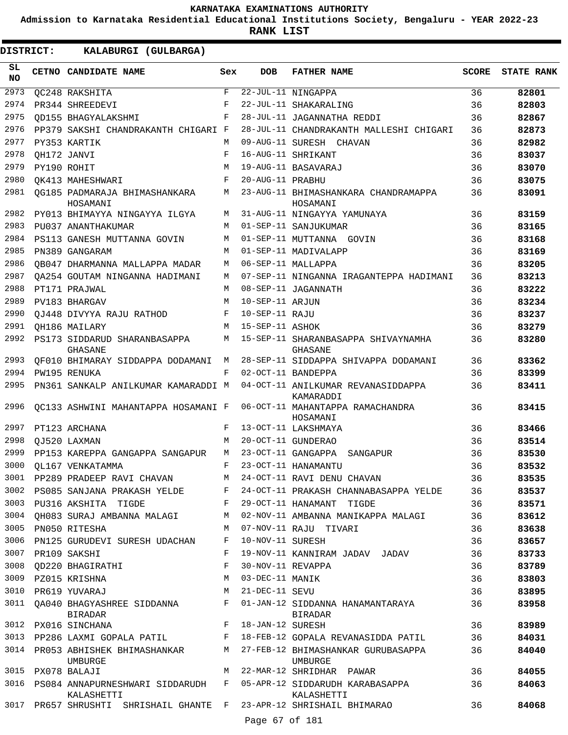KARNATAKA EXAMINATIONS AUTHORITY

Admission to Karnataka Residential Educational Institutions Society, Bengaluru - YEAR 2022-23

**RANK LIST**

**DISTRICT: KALABURGI (GULBARGA)**

| SL NO | CETNO | CANDIDATE NAME | Sex | DOB | FATHER NAME | SCORE | STATE RANK |
|---|---|---|---|---|---|---|---|
| 2973 | QC248 | RAKSHITA | F | 22-JUL-11 | NINGAPPA | 36 | **82801** |
| 2974 | PR344 | SHREEDEVI | F | 22-JUL-11 | SHAKARALING | 36 | **82803** |
| 2975 | QD155 | BHAGYALAKSHMI | F | 28-JUL-11 | JAGANNATHA REDDI | 36 | **82867** |
| 2976 | PP379 | SAKSHI CHANDRAKANTH CHIGARI | F | 28-JUL-11 | CHANDRAKANTH MALLESHI CHIGARI | 36 | **82873** |
| 2977 | PY353 | KARTIK | M | 09-AUG-11 | SURESH CHAVAN | 36 | **82982** |
| 2978 | QH172 | JANVI | F | 16-AUG-11 | SHRIKANT | 36 | **83037** |
| 2979 | PY190 | ROHIT | M | 19-AUG-11 | BASAVARAJ | 36 | **83070** |
| 2980 | QK413 | MAHESHWARI | F | 20-AUG-11 | PRABHU | 36 | **83075** |
| 2981 | QG185 | PADMARAJA BHIMASHANKARA HOSAMANI | M | 23-AUG-11 | BHIMASHANKARA CHANDRAMAPPA HOSAMANI | 36 | **83091** |
| 2982 | PY013 | BHIMAYYA NINGAYYA ILGYA | M | 31-AUG-11 | NINGAYYA YAMUNAYA | 36 | **83159** |
| 2983 | PU037 | ANANTHAKUMAR | M | 01-SEP-11 | SANJUKUMAR | 36 | **83165** |
| 2984 | PS113 | GANESH MUTTANNA GOVIN | M | 01-SEP-11 | MUTTANNA GOVIN | 36 | **83168** |
| 2985 | PN389 | GANGARAM | M | 01-SEP-11 | MADIVALAPP | 36 | **83169** |
| 2986 | QB047 | DHARMANNA MALLAPPA MADAR | M | 06-SEP-11 | MALLAPPA | 36 | **83205** |
| 2987 | QA254 | GOUTAM NINGANNA HADIMANI | M | 07-SEP-11 | NINGANNA IRAGANTEPPA HADIMANI | 36 | **83213** |
| 2988 | PT171 | PRAJWAL | M | 08-SEP-11 | JAGANNATH | 36 | **83222** |
| 2989 | PV183 | BHARGAV | M | 10-SEP-11 | ARJUN | 36 | **83234** |
| 2990 | QJ448 | DIVYYA RAJU RATHOD | F | 10-SEP-11 | RAJU | 36 | **83237** |
| 2991 | QH186 | MAILARY | M | 15-SEP-11 | ASHOK | 36 | **83279** |
| 2992 | PS173 | SIDDARUD SHARANBASAPPA GHASANE | M | 15-SEP-11 | SHARANBASAPPA SHIVAYNAMHA GHASANE | 36 | **83280** |
| 2993 | QF010 | BHIMARAY SIDDAPPA DODAMANI | M | 28-SEP-11 | SIDDAPPA SHIVAPPA DODAMANI | 36 | **83362** |
| 2994 | PW195 | RENUKA | F | 02-OCT-11 | BANDEPPA | 36 | **83399** |
| 2995 | PN361 | SANKALP ANILKUMAR KAMARADDI | M | 04-OCT-11 | ANILKUMAR REVANASIDDAPPA KAMARADDI | 36 | **83411** |
| 2996 | QC133 | ASHWINI MAHANTAPPA HOSAMANI | F | 06-OCT-11 | MAHANTAPPA RAMACHANDRA HOSAMANI | 36 | **83415** |
| 2997 | PT123 | ARCHANA | F | 13-OCT-11 | LAKSHMAYA | 36 | **83466** |
| 2998 | QJ520 | LAXMAN | M | 20-OCT-11 | GUNDERAO | 36 | **83514** |
| 2999 | PP153 | KAREPPA GANGAPPA SANGAPUR | M | 23-OCT-11 | GANGAPPA SANGAPUR | 36 | **83530** |
| 3000 | QL167 | VENKATAMMA | F | 23-OCT-11 | HANAMANTU | 36 | **83532** |
| 3001 | PP289 | PRADEEP RAVI CHAVAN | M | 24-OCT-11 | RAVI DENU CHAVAN | 36 | **83535** |
| 3002 | PS085 | SANJANA PRAKASH YELDE | F | 24-OCT-11 | PRAKASH CHANNABASAPPA YELDE | 36 | **83537** |
| 3003 | PU316 | AKSHITA TIGDE | F | 29-OCT-11 | HANAMANT TIGDE | 36 | **83571** |
| 3004 | QH083 | SURAJ AMBANNA MALAGI | M | 02-NOV-11 | AMBANNA MANIKAPPA MALAGI | 36 | **83612** |
| 3005 | PN050 | RITESHA | M | 07-NOV-11 | RAJU TIVARI | 36 | **83638** |
| 3006 | PN125 | GURUDEVI SURESH UDACHAN | F | 10-NOV-11 | SURESH | 36 | **83657** |
| 3007 | PR109 | SAKSHI | F | 19-NOV-11 | KANNIRAM JADAV JADAV | 36 | **83733** |
| 3008 | QD220 | BHAGIRATHI | F | 30-NOV-11 | REVAPPA | 36 | **83789** |
| 3009 | PZ015 | KRISHNA | M | 03-DEC-11 | MANIK | 36 | **83803** |
| 3010 | PR619 | YUVARAJ | M | 21-DEC-11 | SEVU | 36 | **83895** |
| 3011 | QA040 | BHAGYASHREE SIDDANNA BIRADAR | F | 01-JAN-12 | SIDDANNA HANAMANTARAYA BIRADAR | 36 | **83958** |
| 3012 | PX016 | SINCHANA | F | 18-JAN-12 | SURESH | 36 | **83989** |
| 3013 | PP286 | LAXMI GOPALA PATIL | F | 18-FEB-12 | GOPALA REVANASIDDA PATIL | 36 | **84031** |
| 3014 | PR053 | ABHISHEK BHIMASHANKAR UMBURGE | M | 27-FEB-12 | BHIMASHANKAR GURUBASAPPA UMBURGE | 36 | **84040** |
| 3015 | PX078 | BALAJI | M | 22-MAR-12 | SHRIDHAR PAWAR | 36 | **84055** |
| 3016 | PS084 | ANNAPURNESHWARI SIDDARUDH KALASHETTI | F | 05-APR-12 | SIDDARUDH KARABASAPPA KALASHETTI | 36 | **84063** |
| 3017 | PR657 | SHRUSHTI SHRISHAIL GHANTE | F | 23-APR-12 | SHRISHAIL BHIMARAO | 36 | **84068** |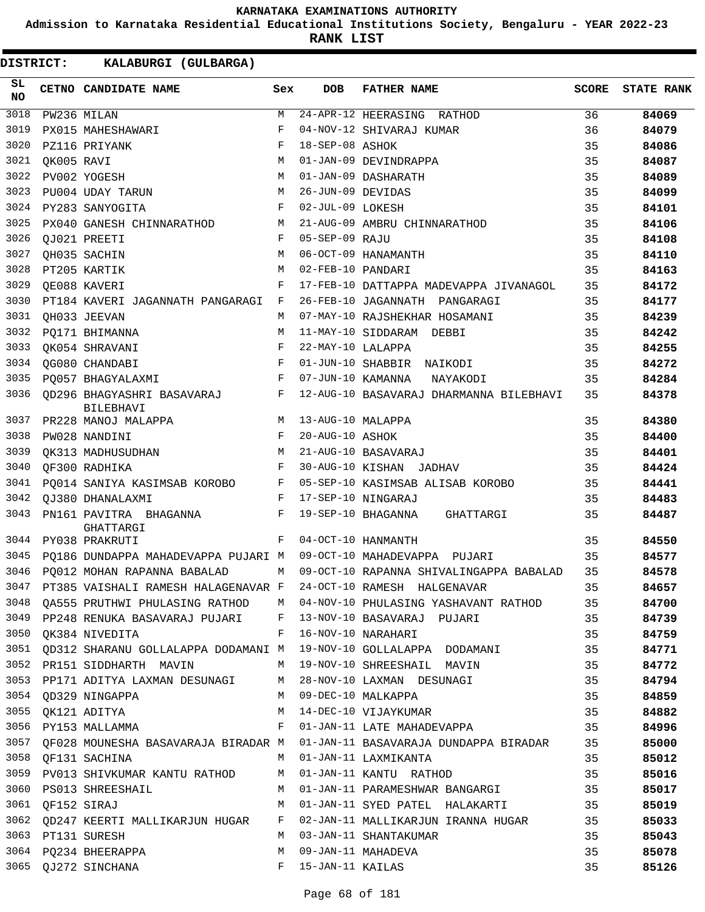**KARNATAKA EXAMINATIONS AUTHORITY**

**Admission to Karnataka Residential Educational Institutions Society, Bengaluru - YEAR 2022-23**

**RANK LIST**

**DISTRICT: KALABURGI (GULBARGA)**

| SL NO | CETNO | CANDIDATE NAME | Sex | DOB | FATHER NAME | SCORE | STATE RANK |
|---|---|---|---|---|---|---|---|
| 3018 | PW236 | MILAN | M | 24-APR-12 | HEERASING RATHOD | 36 | 84069 |
| 3019 | PX015 | MAHESHAWARI | F | 04-NOV-12 | SHIVARAJ KUMAR | 36 | 84079 |
| 3020 | PZ116 | PRIYANK | F | 18-SEP-08 | ASHOK | 35 | 84086 |
| 3021 | QK005 | RAVI | M | 01-JAN-09 | DEVINDRAPPA | 35 | 84087 |
| 3022 | PV002 | YOGESH | M | 01-JAN-09 | DASHARATH | 35 | 84089 |
| 3023 | PU004 | UDAY TARUN | M | 26-JUN-09 | DEVIDAS | 35 | 84099 |
| 3024 | PY283 | SANYOGITA | F | 02-JUL-09 | LOKESH | 35 | 84101 |
| 3025 | PX040 | GANESH CHINNARATHOD | M | 21-AUG-09 | AMBRU CHINNARATHOD | 35 | 84106 |
| 3026 | QJ021 | PREETI | F | 05-SEP-09 | RAJU | 35 | 84108 |
| 3027 | QH035 | SACHIN | M | 06-OCT-09 | HANAMANTH | 35 | 84110 |
| 3028 | PT205 | KARTIK | M | 02-FEB-10 | PANDARI | 35 | 84163 |
| 3029 | QE088 | KAVERI | F | 17-FEB-10 | DATTAPPA MADEVAPPA JIVANAGOL | 35 | 84172 |
| 3030 | PT184 | KAVERI JAGANNATH PANGARAGI | F | 26-FEB-10 | JAGANNATH PANGARAGI | 35 | 84177 |
| 3031 | QH033 | JEEVAN | M | 07-MAY-10 | RAJSHEKHAR HOSAMANI | 35 | 84239 |
| 3032 | PQ171 | BHIMANNA | M | 11-MAY-10 | SIDDARAM DEBBI | 35 | 84242 |
| 3033 | QK054 | SHRAVANI | F | 22-MAY-10 | LALAPPA | 35 | 84255 |
| 3034 | QG080 | CHANDABI | F | 01-JUN-10 | SHABBIR NAIKODI | 35 | 84272 |
| 3035 | PQ057 | BHAGYALAXMI | F | 07-JUN-10 | KAMANNA NAYAKODI | 35 | 84284 |
| 3036 | QD296 | BHAGYASHRI BASAVARAJ BILEBHAVI | F | 12-AUG-10 | BASAVARAJ DHARMANNA BILEBHAVI | 35 | 84378 |
| 3037 | PR228 | MANOJ MALAPPA | M | 13-AUG-10 | MALAPPA | 35 | 84380 |
| 3038 | PW028 | NANDINI | F | 20-AUG-10 | ASHOK | 35 | 84400 |
| 3039 | QK313 | MADHUSUDHAN | M | 21-AUG-10 | BASAVARAJ | 35 | 84401 |
| 3040 | QF300 | RADHIKA | F | 30-AUG-10 | KISHAN JADHAV | 35 | 84424 |
| 3041 | PQ014 | SANIYA KASIMSAB KOROBO | F | 05-SEP-10 | KASIMSAB ALISAB KOROBO | 35 | 84441 |
| 3042 | QJ380 | DHANALAXMI | F | 17-SEP-10 | NINGARAJ | 35 | 84483 |
| 3043 | PN161 | PAVITRA BHAGANNA GHATTARGI | F | 19-SEP-10 | BHAGANNA GHATTARGI | 35 | 84487 |
| 3044 | PY038 | PRAKRUTI | F | 04-OCT-10 | HANMANTH | 35 | 84550 |
| 3045 | PQ186 | DUNDAPPA MAHADEVAPPA PUJARI | M | 09-OCT-10 | MAHADEVAPPA PUJARI | 35 | 84577 |
| 3046 | PQ012 | MOHAN RAPANNA BABALAD | M | 09-OCT-10 | RAPANNA SHIVALINGAPPA BABALAD | 35 | 84578 |
| 3047 | PT385 | VAISHALI RAMESH HALAGENAVAR | F | 24-OCT-10 | RAMESH HALGENAVAR | 35 | 84657 |
| 3048 | QA555 | PRUTHWI PHULASING RATHOD | M | 04-NOV-10 | PHULASING YASHAVANT RATHOD | 35 | 84700 |
| 3049 | PP248 | RENUKA BASAVARAJ PUJARI | F | 13-NOV-10 | BASAVARAJ PUJARI | 35 | 84739 |
| 3050 | QK384 | NIVEDITA | F | 16-NOV-10 | NARAHARI | 35 | 84759 |
| 3051 | QD312 | SHARANU GOLLALAPPA DODAMANI | M | 19-NOV-10 | GOLLALAPPA DODAMANI | 35 | 84771 |
| 3052 | PR151 | SIDDHARTH MAVIN | M | 19-NOV-10 | SHREESHAIL MAVIN | 35 | 84772 |
| 3053 | PP171 | ADITYA LAXMAN DESUNAGI | M | 28-NOV-10 | LAXMAN DESUNAGI | 35 | 84794 |
| 3054 | QD329 | NINGAPPA | M | 09-DEC-10 | MALKAPPA | 35 | 84859 |
| 3055 | QK121 | ADITYA | M | 14-DEC-10 | VIJAYKUMAR | 35 | 84882 |
| 3056 | PY153 | MALLAMMA | F | 01-JAN-11 | LATE MAHADEVAPPA | 35 | 84996 |
| 3057 | QF028 | MOUNESHA BASAVARAJA BIRADAR | M | 01-JAN-11 | BASAVARAJA DUNDAPPA BIRADAR | 35 | 85000 |
| 3058 | QF131 | SACHINA | M | 01-JAN-11 | LAXMIKANTA | 35 | 85012 |
| 3059 | PV013 | SHIVKUMAR KANTU RATHOD | M | 01-JAN-11 | KANTU RATHOD | 35 | 85016 |
| 3060 | PS013 | SHREESHAIL | M | 01-JAN-11 | PARAMESHWAR BANGARGI | 35 | 85017 |
| 3061 | QF152 | SIRAJ | M | 01-JAN-11 | SYED PATEL HALAKARTI | 35 | 85019 |
| 3062 | QD247 | KEERTI MALLIKARJUN HUGAR | F | 02-JAN-11 | MALLIKARJUN IRANNA HUGAR | 35 | 85033 |
| 3063 | PT131 | SURESH | M | 03-JAN-11 | SHANTAKUMAR | 35 | 85043 |
| 3064 | PQ234 | BHEERAPPA | M | 09-JAN-11 | MAHADEVA | 35 | 85078 |
| 3065 | QJ272 | SINCHANA | F | 15-JAN-11 | KAILAS | 35 | 85126 |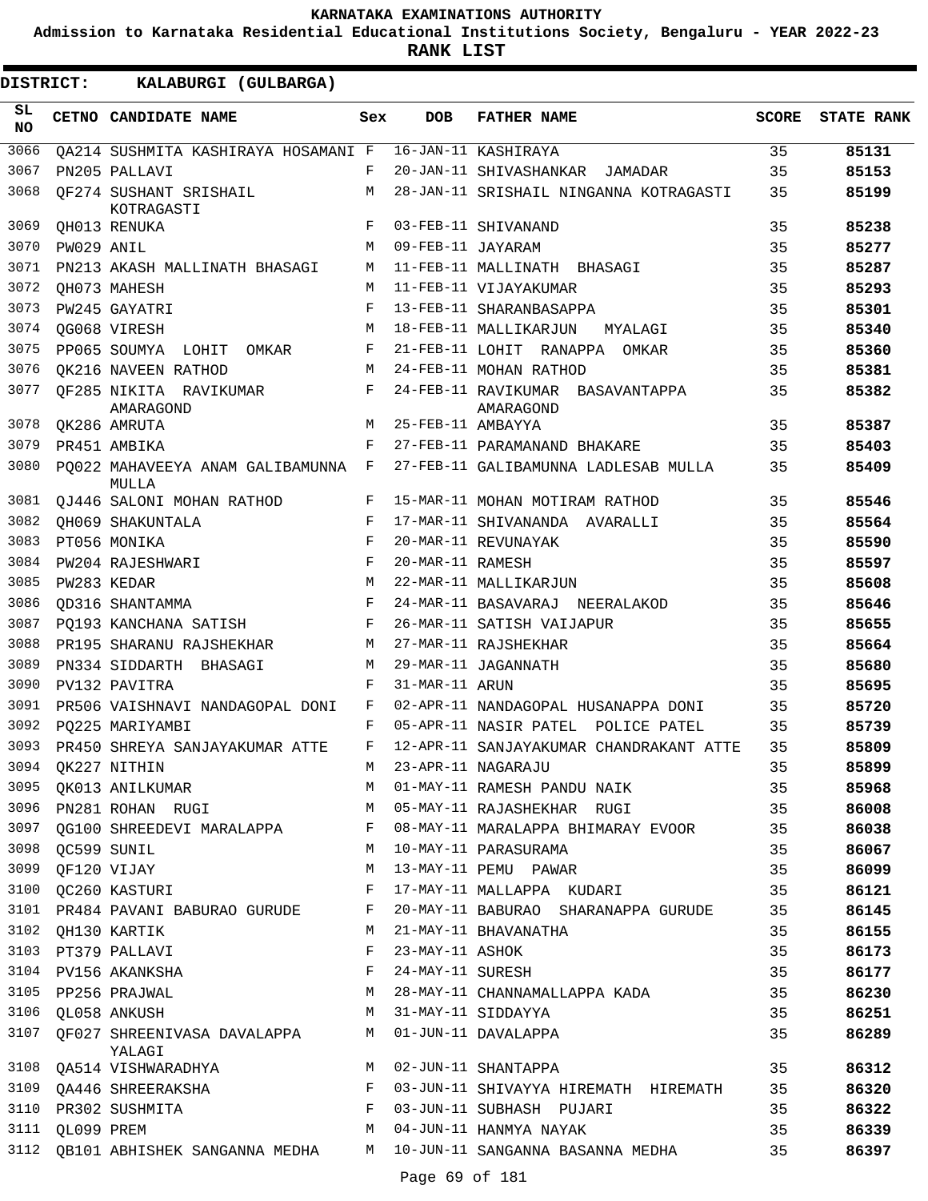KARNATAKA EXAMINATIONS AUTHORITY

Admission to Karnataka Residential Educational Institutions Society, Bengaluru - YEAR 2022-23

**RANK LIST**

**DISTRICT: KALABURGI (GULBARGA)**

| SL NO | CETNO | CANDIDATE NAME | Sex | DOB | FATHER NAME | SCORE | STATE RANK |
|---|---|---|---|---|---|---|---|
| 3066 | QA214 | SUSHMITA KASHIRAYA HOSAMANI | F | 16-JAN-11 | KASHIRAYA | 35 | 85131 |
| 3067 | PN205 | PALLAVI | F | 20-JAN-11 | SHIVASHANKAR JAMADAR | 35 | 85153 |
| 3068 | QF274 | SUSHANT SRISHAIL KOTRAGASTI | M | 28-JAN-11 | SRISHAIL NINGANNA KOTRAGASTI | 35 | 85199 |
| 3069 | QH013 | RENUKA | F | 03-FEB-11 | SHIVANAND | 35 | 85238 |
| 3070 | PW029 | ANIL | M | 09-FEB-11 | JAYARAM | 35 | 85277 |
| 3071 | PN213 | AKASH MALLINATH BHASAGI | M | 11-FEB-11 | MALLINATH BHASAGI | 35 | 85287 |
| 3072 | QH073 | MAHESH | M | 11-FEB-11 | VIJAYAKUMAR | 35 | 85293 |
| 3073 | PW245 | GAYATRI | F | 13-FEB-11 | SHARANBASAPPA | 35 | 85301 |
| 3074 | QG068 | VIRESH | M | 18-FEB-11 | MALLIKARJUN MYALAGI | 35 | 85340 |
| 3075 | PP065 | SOUMYA LOHIT OMKAR | F | 21-FEB-11 | LOHIT RANAPPA OMKAR | 35 | 85360 |
| 3076 | QK216 | NAVEEN RATHOD | M | 24-FEB-11 | MOHAN RATHOD | 35 | 85381 |
| 3077 | QF285 | NIKITA RAVIKUMAR AMARAGOND | F | 24-FEB-11 | RAVIKUMAR BASAVANTAPPA AMARAGOND | 35 | 85382 |
| 3078 | QK286 | AMRUTA | M | 25-FEB-11 | AMBAYYA | 35 | 85387 |
| 3079 | PR451 | AMBIKA | F | 27-FEB-11 | PARAMANAND BHAKARE | 35 | 85403 |
| 3080 | PQ022 | MAHAVEEYA ANAM GALIBAMUNNA MULLA | F | 27-FEB-11 | GALIBAMUNNA LADLESAB MULLA | 35 | 85409 |
| 3081 | QJ446 | SALONI MOHAN RATHOD | F | 15-MAR-11 | MOHAN MOTIRAM RATHOD | 35 | 85546 |
| 3082 | QH069 | SHAKUNTALA | F | 17-MAR-11 | SHIVANANDA AVARALLI | 35 | 85564 |
| 3083 | PT056 | MONIKA | F | 20-MAR-11 | REVUNAYAK | 35 | 85590 |
| 3084 | PW204 | RAJESHWARI | F | 20-MAR-11 | RAMESH | 35 | 85597 |
| 3085 | PW283 | KEDAR | M | 22-MAR-11 | MALLIKARJUN | 35 | 85608 |
| 3086 | QD316 | SHANTAMMA | F | 24-MAR-11 | BASAVARAJ NEERALAKOD | 35 | 85646 |
| 3087 | PQ193 | KANCHANA SATISH | F | 26-MAR-11 | SATISH VAIJAPUR | 35 | 85655 |
| 3088 | PR195 | SHARANU RAJSHEKHAR | M | 27-MAR-11 | RAJSHEKHAR | 35 | 85664 |
| 3089 | PN334 | SIDDARTH BHASAGI | M | 29-MAR-11 | JAGANNATH | 35 | 85680 |
| 3090 | PV132 | PAVITRA | F | 31-MAR-11 | ARUN | 35 | 85695 |
| 3091 | PR506 | VAISHNAVI NANDAGOPAL DONI | F | 02-APR-11 | NANDAGOPAL HUSANAPPA DONI | 35 | 85720 |
| 3092 | PQ225 | MARIYAMBI | F | 05-APR-11 | NASIR PATEL POLICE PATEL | 35 | 85739 |
| 3093 | PR450 | SHREYA SANJAYAKUMAR ATTE | F | 12-APR-11 | SANJAYAKUMAR CHANDRAKANT ATTE | 35 | 85809 |
| 3094 | QK227 | NITHIN | M | 23-APR-11 | NAGARAJU | 35 | 85899 |
| 3095 | QK013 | ANILKUMAR | M | 01-MAY-11 | RAMESH PANDU NAIK | 35 | 85968 |
| 3096 | PN281 | ROHAN RUGI | M | 05-MAY-11 | RAJASHEKHAR RUGI | 35 | 86008 |
| 3097 | QG100 | SHREEDEVI MARALAPPA | F | 08-MAY-11 | MARALAPPA BHIMARAY EVOOR | 35 | 86038 |
| 3098 | QC599 | SUNIL | M | 10-MAY-11 | PARASURAMA | 35 | 86067 |
| 3099 | QF120 | VIJAY | M | 13-MAY-11 | PEMU PAWAR | 35 | 86099 |
| 3100 | QC260 | KASTURI | F | 17-MAY-11 | MALLAPPA KUDARI | 35 | 86121 |
| 3101 | PR484 | PAVANI BABURAO GURUDE | F | 20-MAY-11 | BABURAO SHARANAPPA GURUDE | 35 | 86145 |
| 3102 | QH130 | KARTIK | M | 21-MAY-11 | BHAVANATHA | 35 | 86155 |
| 3103 | PT379 | PALLAVI | F | 23-MAY-11 | ASHOK | 35 | 86173 |
| 3104 | PV156 | AKANKSHA | F | 24-MAY-11 | SURESH | 35 | 86177 |
| 3105 | PP256 | PRAJWAL | M | 28-MAY-11 | CHANNAMALLAPPA KADA | 35 | 86230 |
| 3106 | QL058 | ANKUSH | M | 31-MAY-11 | SIDDAYYA | 35 | 86251 |
| 3107 | QF027 | SHREENIVASA DAVALAPPA YALAGI | M | 01-JUN-11 | DAVALAPPA | 35 | 86289 |
| 3108 | QA514 | VISHWARADHYA | M | 02-JUN-11 | SHANTAPPA | 35 | 86312 |
| 3109 | QA446 | SHREERAKSHA | F | 03-JUN-11 | SHIVAYYA HIREMATH HIREMATH | 35 | 86320 |
| 3110 | PR302 | SUSHMITA | F | 03-JUN-11 | SUBHASH PUJARI | 35 | 86322 |
| 3111 | QL099 | PREM | M | 04-JUN-11 | HANMYA NAYAK | 35 | 86339 |
| 3112 | QB101 | ABHISHEK SANGANNA MEDHA | M | 10-JUN-11 | SANGANNA BASANNA MEDHA | 35 | 86397 |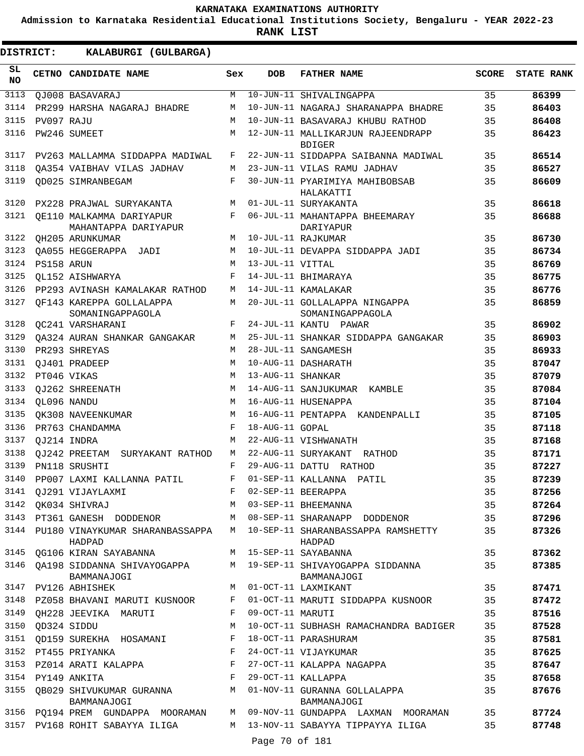KARNATAKA EXAMINATIONS AUTHORITY

Admission to Karnataka Residential Educational Institutions Society, Bengaluru - YEAR 2022-23

**RANK LIST**

**DISTRICT: KALABURGI (GULBARGA)**

| SL NO | CETNO | CANDIDATE NAME | Sex | DOB | FATHER NAME | SCORE | STATE RANK |
|---|---|---|---|---|---|---|---|
| 3113 | QJ008 | BASAVARAJ | M | 10-JUN-11 | SHIVALINGAPPA | 35 | **86399** |
| 3114 | PR299 | HARSHA NAGARAJ BHADRE | M | 10-JUN-11 | NAGARAJ SHARANAPPA BHADRE | 35 | **86403** |
| 3115 | PV097 | RAJU | M | 10-JUN-11 | BASAVARAJ KHUBU RATHOD | 35 | **86408** |
| 3116 | PW246 | SUMEET | M | 12-JUN-11 | MALLIKARJUN RAJEENDRAPP BDIGER | 35 | **86423** |
| 3117 | PV263 | MALLAMMA SIDDAPPA MADIWAL | F | 22-JUN-11 | SIDDAPPA SAIBANNA MADIWAL | 35 | **86514** |
| 3118 | QA354 | VAIBHAV VILAS JADHAV | M | 23-JUN-11 | VILAS RAMU JADHAV | 35 | **86527** |
| 3119 | QD025 | SIMRANBEGAM | F | 30-JUN-11 | PYARIMIYA MAHIBOBSAB HALAKATTI | 35 | **86609** |
| 3120 | PX228 | PRAJWAL SURYAKANTA | M | 01-JUL-11 | SURYAKANTA | 35 | **86618** |
| 3121 | QE110 | MALKAMMA DARIYAPUR MAHANTAPPA DARIYAPUR | F | 06-JUL-11 | MAHANTAPPA BHEEMARAY DARIYAPUR | 35 | **86688** |
| 3122 | QH205 | ARUNKUMAR | M | 10-JUL-11 | RAJKUMAR | 35 | **86730** |
| 3123 | QA055 | HEGGERAPPA JADI | M | 10-JUL-11 | DEVAPPA SIDDAPPA JADI | 35 | **86734** |
| 3124 | PS158 | ARUN | M | 13-JUL-11 | VITTAL | 35 | **86769** |
| 3125 | QL152 | AISHWARYA | F | 14-JUL-11 | BHIMARAYA | 35 | **86775** |
| 3126 | PP293 | AVINASH KAMALAKAR RATHOD | M | 14-JUL-11 | KAMALAKAR | 35 | **86776** |
| 3127 | QF143 | KAREPPA GOLLALAPPA SOMANINGAPPAGOLA | M | 20-JUL-11 | GOLLALAPPA NINGAPPA SOMANINGAPPAGOLA | 35 | **86859** |
| 3128 | QC241 | VARSHARANI | F | 24-JUL-11 | KANTU PAWAR | 35 | **86902** |
| 3129 | QA324 | AURAN SHANKAR GANGAKAR | M | 25-JUL-11 | SHANKAR SIDDAPPA GANGAKAR | 35 | **86903** |
| 3130 | PR293 | SHREYAS | M | 28-JUL-11 | SANGAMESH | 35 | **86933** |
| 3131 | QJ401 | PRADEEP | M | 10-AUG-11 | DASHARATH | 35 | **87047** |
| 3132 | PT046 | VIKAS | M | 13-AUG-11 | SHANKAR | 35 | **87079** |
| 3133 | QJ262 | SHREENATH | M | 14-AUG-11 | SANJUKUMAR KAMBLE | 35 | **87084** |
| 3134 | QL096 | NANDU | M | 16-AUG-11 | HUSENAPPA | 35 | **87104** |
| 3135 | QK308 | NAVEENKUMAR | M | 16-AUG-11 | PENTAPPA KANDENPALLI | 35 | **87105** |
| 3136 | PR763 | CHANDAMMA | F | 18-AUG-11 | GOPAL | 35 | **87118** |
| 3137 | QJ214 | INDRA | M | 22-AUG-11 | VISHWANATH | 35 | **87168** |
| 3138 | QJ242 | PREETAM SURYAKANT RATHOD | M | 22-AUG-11 | SURYAKANT RATHOD | 35 | **87171** |
| 3139 | PN118 | SRUSHTI | F | 29-AUG-11 | DATTU RATHOD | 35 | **87227** |
| 3140 | PP007 | LAXMI KALLANNA PATIL | F | 01-SEP-11 | KALLANNA PATIL | 35 | **87239** |
| 3141 | QJ291 | VIJAYLAXMI | F | 02-SEP-11 | BEERAPPA | 35 | **87256** |
| 3142 | QK034 | SHIVRAJ | M | 03-SEP-11 | BHEEMANNA | 35 | **87264** |
| 3143 | PT361 | GANESH DODDENOR | M | 08-SEP-11 | SHARANAPP DODDENOR | 35 | **87296** |
| 3144 | PU180 | VINAYKUMAR SHARANBASSAPPA HADPAD | M | 10-SEP-11 | SHARANBASSAPPA RAMSHETTY HADPAD | 35 | **87326** |
| 3145 | QG106 | KIRAN SAYABANNA | M | 15-SEP-11 | SAYABANNA | 35 | **87362** |
| 3146 | QA198 | SIDDANNA SHIVAYOGAPPA BAMMANAJOGI | M | 19-SEP-11 | SHIVAYOGAPPA SIDDANNA BAMMANAJOGI | 35 | **87385** |
| 3147 | PV126 | ABHISHEK | M | 01-OCT-11 | LAXMIKANT | 35 | **87471** |
| 3148 | PZ058 | BHAVANI MARUTI KUSNOOR | F | 01-OCT-11 | MARUTI SIDDAPPA KUSNOOR | 35 | **87472** |
| 3149 | QH228 | JEEVIKA MARUTI | F | 09-OCT-11 | MARUTI | 35 | **87516** |
| 3150 | QD324 | SIDDU | M | 10-OCT-11 | SUBHASH RAMACHANDRA BADIGER | 35 | **87528** |
| 3151 | QD159 | SUREKHA HOSAMANI | F | 18-OCT-11 | PARASHURAM | 35 | **87581** |
| 3152 | PT455 | PRIYANKA | F | 24-OCT-11 | VIJAYKUMAR | 35 | **87625** |
| 3153 | PZ014 | ARATI KALAPPA | F | 27-OCT-11 | KALAPPA NAGAPPA | 35 | **87647** |
| 3154 | PY149 | ANKITA | F | 29-OCT-11 | KALLAPPA | 35 | **87658** |
| 3155 | QB029 | SHIVUKUMAR GURANNA BAMMANAJOGI | M | 01-NOV-11 | GURANNA GOLLALAPPA BAMMANAJOGI | 35 | **87676** |
| 3156 | PQ194 | PREM GUNDAPPA MOORAMAN | M | 09-NOV-11 | GUNDAPPA LAXMAN MOORAMAN | 35 | **87724** |
| 3157 | PV168 | ROHIT SABAYYA ILIGA | M | 13-NOV-11 | SABAYYA TIPPAYYA ILIGA | 35 | **87748** |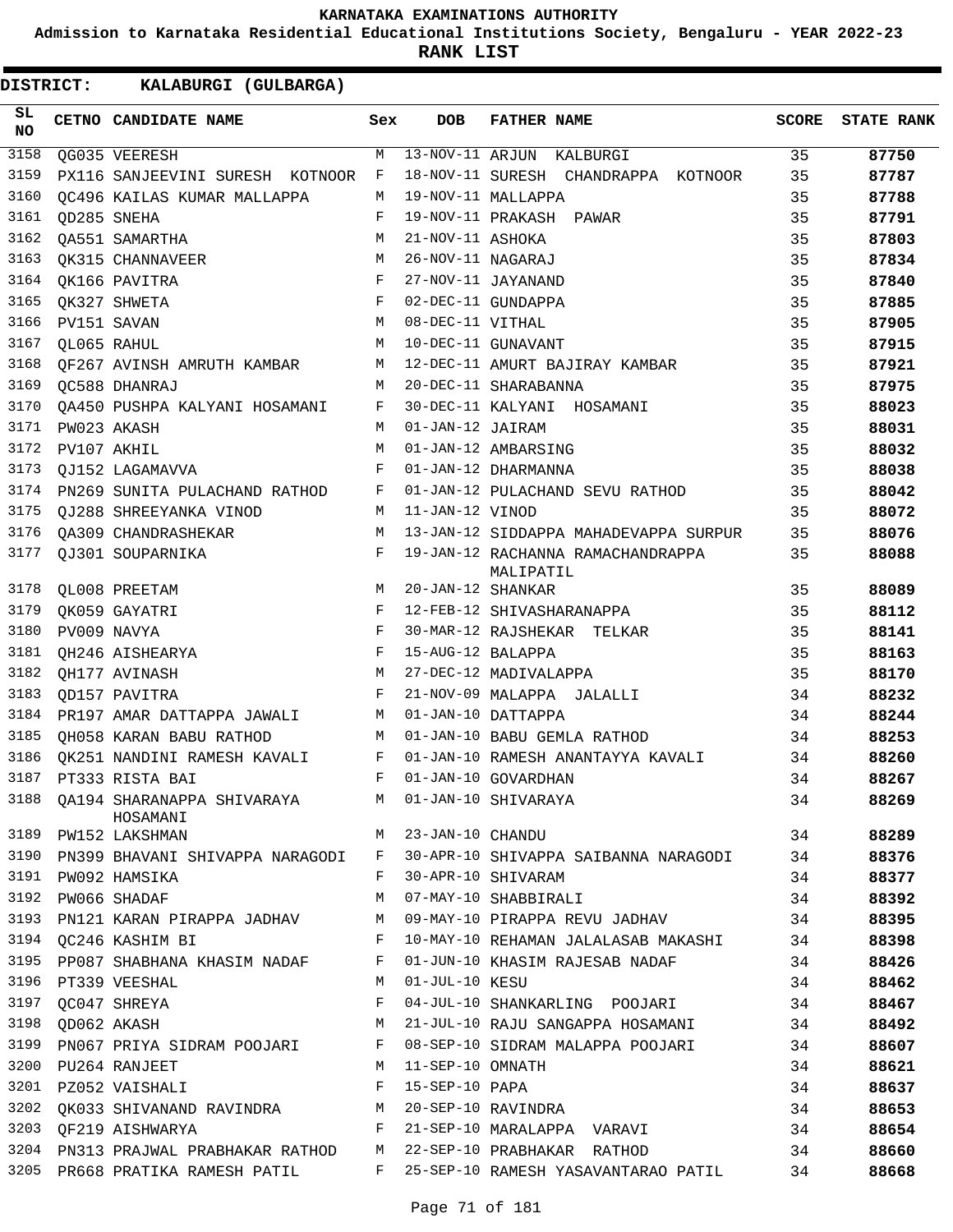# KARNATAKA EXAMINATIONS AUTHORITY

**Admission to Karnataka Residential Educational Institutions Society, Bengaluru - YEAR 2022-23**

**RANK LIST**

**DISTRICT: KALABURGI (GULBARGA)**

| SL NO | CETNO | CANDIDATE NAME | Sex | DOB | FATHER NAME | SCORE | STATE RANK |
|---|---|---|---|---|---|---|---|
| 3158 | QG035 | VEERESH | M | 13-NOV-11 | ARJUN KALBURGI | 35 | 87750 |
| 3159 | PX116 | SANJEEVINI SURESH KOTNOOR | F | 18-NOV-11 | SURESH CHANDRAPPA KOTNOOR | 35 | 87787 |
| 3160 | QC496 | KAILAS KUMAR MALLAPPA | M | 19-NOV-11 | MALLAPPA | 35 | 87788 |
| 3161 | QD285 | SNEHA | F | 19-NOV-11 | PRAKASH PAWAR | 35 | 87791 |
| 3162 | QA551 | SAMARTHA | M | 21-NOV-11 | ASHOKA | 35 | 87803 |
| 3163 | QK315 | CHANNAVEER | M | 26-NOV-11 | NAGARAJ | 35 | 87834 |
| 3164 | QK166 | PAVITRA | F | 27-NOV-11 | JAYANAND | 35 | 87840 |
| 3165 | QK327 | SHWETA | F | 02-DEC-11 | GUNDAPPA | 35 | 87885 |
| 3166 | PV151 | SAVAN | M | 08-DEC-11 | VITHAL | 35 | 87905 |
| 3167 | QL065 | RAHUL | M | 10-DEC-11 | GUNAVANT | 35 | 87915 |
| 3168 | QF267 | AVINSH AMRUTH KAMBAR | M | 12-DEC-11 | AMURT BAJIRAY KAMBAR | 35 | 87921 |
| 3169 | QC588 | DHANRAJ | M | 20-DEC-11 | SHARABANNA | 35 | 87975 |
| 3170 | QA450 | PUSHPA KALYANI HOSAMANI | F | 30-DEC-11 | KALYANI HOSAMANI | 35 | 88023 |
| 3171 | PW023 | AKASH | M | 01-JAN-12 | JAIRAM | 35 | 88031 |
| 3172 | PV107 | AKHIL | M | 01-JAN-12 | AMBARSING | 35 | 88032 |
| 3173 | QJ152 | LAGAMAVVA | F | 01-JAN-12 | DHARMANNA | 35 | 88038 |
| 3174 | PN269 | SUNITA PULACHAND RATHOD | F | 01-JAN-12 | PULACHAND SEVU RATHOD | 35 | 88042 |
| 3175 | QJ288 | SHREEYANKA VINOD | M | 11-JAN-12 | VINOD | 35 | 88072 |
| 3176 | QA309 | CHANDRASHEKAR | M | 13-JAN-12 | SIDDAPPA MAHADEVAPPA SURPUR | 35 | 88076 |
| 3177 | QJ301 | SOUPARNIKA | F | 19-JAN-12 | RACHANNA RAMACHANDRAPPA MALIPATIL | 35 | 88088 |
| 3178 | QL008 | PREETAM | M | 20-JAN-12 | SHANKAR | 35 | 88089 |
| 3179 | QK059 | GAYATRI | F | 12-FEB-12 | SHIVASHARANAPPA | 35 | 88112 |
| 3180 | PV009 | NAVYA | F | 30-MAR-12 | RAJSHEKAR TELKAR | 35 | 88141 |
| 3181 | QH246 | AISHEARYA | F | 15-AUG-12 | BALAPPA | 35 | 88163 |
| 3182 | QH177 | AVINASH | M | 27-DEC-12 | MADIVALAPPA | 35 | 88170 |
| 3183 | QD157 | PAVITRA | F | 21-NOV-09 | MALAPPA JALALLI | 34 | 88232 |
| 3184 | PR197 | AMAR DATTAPPA JAWALI | M | 01-JAN-10 | DATTAPPA | 34 | 88244 |
| 3185 | QH058 | KARAN BABU RATHOD | M | 01-JAN-10 | BABU GEMLA RATHOD | 34 | 88253 |
| 3186 | QK251 | NANDINI RAMESH KAVALI | F | 01-JAN-10 | RAMESH ANANTAYYA KAVALI | 34 | 88260 |
| 3187 | PT333 | RISTA BAI | F | 01-JAN-10 | GOVARDHAN | 34 | 88267 |
| 3188 | QA194 | SHARANAPPA SHIVARAYA HOSAMANI | M | 01-JAN-10 | SHIVARAYA | 34 | 88269 |
| 3189 | PW152 | LAKSHMAN | M | 23-JAN-10 | CHANDU | 34 | 88289 |
| 3190 | PN399 | BHAVANI SHIVAPPA NARAGODI | F | 30-APR-10 | SHIVAPPA SAIBANNA NARAGODI | 34 | 88376 |
| 3191 | PW092 | HAMSIKA | F | 30-APR-10 | SHIVARAM | 34 | 88377 |
| 3192 | PW066 | SHADAF | M | 07-MAY-10 | SHABBIRALI | 34 | 88392 |
| 3193 | PN121 | KARAN PIRAPPA JADHAV | M | 09-MAY-10 | PIRAPPA REVU JADHAV | 34 | 88395 |
| 3194 | QC246 | KASHIM BI | F | 10-MAY-10 | REHAMAN JALALASAB MAKASHI | 34 | 88398 |
| 3195 | PP087 | SHABHANA KHASIM NADAF | F | 01-JUN-10 | KHASIM RAJESAB NADAF | 34 | 88426 |
| 3196 | PT339 | VEESHAL | M | 01-JUL-10 | KESU | 34 | 88462 |
| 3197 | QC047 | SHREYA | F | 04-JUL-10 | SHANKARLING POOJARI | 34 | 88467 |
| 3198 | QD062 | AKASH | M | 21-JUL-10 | RAJU SANGAPPA HOSAMANI | 34 | 88492 |
| 3199 | PN067 | PRIYA SIDRAM POOJARI | F | 08-SEP-10 | SIDRAM MALAPPA POOJARI | 34 | 88607 |
| 3200 | PU264 | RANJEET | M | 11-SEP-10 | OMNATH | 34 | 88621 |
| 3201 | PZ052 | VAISHALI | F | 15-SEP-10 | PAPA | 34 | 88637 |
| 3202 | QK033 | SHIVANAND RAVINDRA | M | 20-SEP-10 | RAVINDRA | 34 | 88653 |
| 3203 | QF219 | AISHWARYA | F | 21-SEP-10 | MARALAPPA VARAVI | 34 | 88654 |
| 3204 | PN313 | PRAJWAL PRABHAKAR RATHOD | M | 22-SEP-10 | PRABHAKAR RATHOD | 34 | 88660 |
| 3205 | PR668 | PRATIKA RAMESH PATIL | F | 25-SEP-10 | RAMESH YASAVANTARAO PATIL | 34 | 88668 |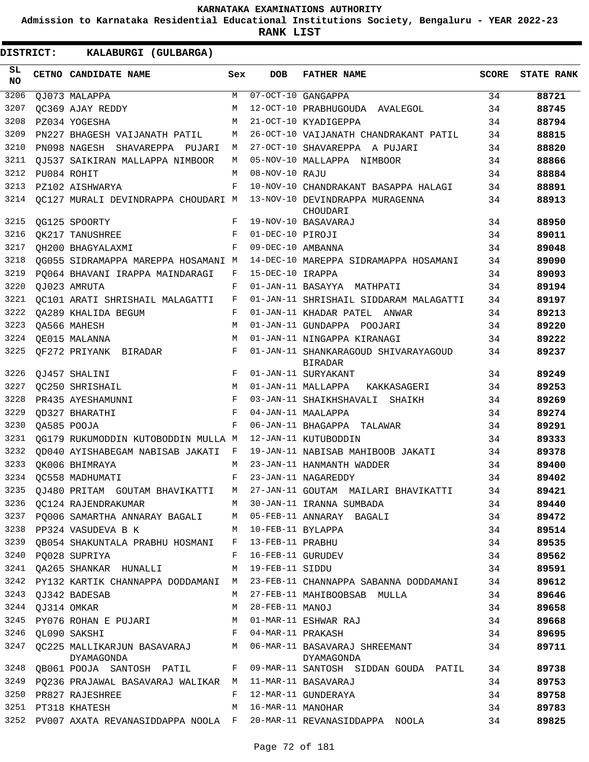# KARNATAKA EXAMINATIONS AUTHORITY

**Admission to Karnataka Residential Educational Institutions Society, Bengaluru - YEAR 2022-23**

**RANK LIST**

**DISTRICT: KALABURGI (GULBARGA)**

| SL NO | CETNO | CANDIDATE NAME | Sex | DOB | FATHER NAME | SCORE | STATE RANK |
|---|---|---|---|---|---|---|---|
| 3206 | QJ073 | MALAPPA | M | 07-OCT-10 | GANGAPPA | 34 | 88721 |
| 3207 | QC369 | AJAY REDDY | M | 12-OCT-10 | PRABHUGOUDA AVALEGOL | 34 | 88745 |
| 3208 | PZ034 | YOGESHA | M | 21-OCT-10 | KYADIGEPPA | 34 | 88794 |
| 3209 | PN227 | BHAGESH VAIJANATH PATIL | M | 26-OCT-10 | VAIJANATH CHANDRAKANT PATIL | 34 | 88815 |
| 3210 | PN098 | NAGESH SHAVAREPPA PUJARI | M | 27-OCT-10 | SHAVAREPPA A PUJARI | 34 | 88820 |
| 3211 | QJ537 | SAIKIRAN MALLAPPA NIMBOOR | M | 05-NOV-10 | MALLAPPA NIMBOOR | 34 | 88866 |
| 3212 | PU084 | ROHIT | M | 08-NOV-10 | RAJU | 34 | 88884 |
| 3213 | PZ102 | AISHWARYA | F | 10-NOV-10 | CHANDRAKANT BASAPPA HALAGI | 34 | 88891 |
| 3214 | QC127 | MURALI DEVINDRAPPA CHOUDARI | M | 13-NOV-10 | DEVINDRAPPA MURAGENNA CHOUDARI | 34 | 88913 |
| 3215 | QG125 | SPOORTY | F | 19-NOV-10 | BASAVARAJ | 34 | 88950 |
| 3216 | QK217 | TANUSHREE | F | 01-DEC-10 | PIROJI | 34 | 89011 |
| 3217 | QH200 | BHAGYALAXMI | F | 09-DEC-10 | AMBANNA | 34 | 89048 |
| 3218 | QG055 | SIDRAMAPPA MAREPPA HOSAMANI | M | 14-DEC-10 | MAREPPA SIDRAMAPPA HOSAMANI | 34 | 89090 |
| 3219 | PQ064 | BHAVANI IRAPPA MAINDARAGI | F | 15-DEC-10 | IRAPPA | 34 | 89093 |
| 3220 | QJ023 | AMRUTA | F | 01-JAN-11 | BASAYYA MATHPATI | 34 | 89194 |
| 3221 | QC101 | ARATI SHRISHAIL MALAGATTI | F | 01-JAN-11 | SHRISHAIL SIDDARAM MALAGATTI | 34 | 89197 |
| 3222 | QA289 | KHALIDA BEGUM | F | 01-JAN-11 | KHADAR PATEL ANWAR | 34 | 89213 |
| 3223 | QA566 | MAHESH | M | 01-JAN-11 | GUNDAPPA POOJARI | 34 | 89220 |
| 3224 | QE015 | MALANNA | M | 01-JAN-11 | NINGAPPA KIRANAGI | 34 | 89222 |
| 3225 | QF272 | PRIYANK BIRADAR | F | 01-JAN-11 | SHANKARAGOUD SHIVARAYAGOUD BIRADAR | 34 | 89237 |
| 3226 | QJ457 | SHALINI | F | 01-JAN-11 | SURYAKANT | 34 | 89249 |
| 3227 | QC250 | SHRISHAIL | M | 01-JAN-11 | MALLAPPA KAKKASAGERI | 34 | 89253 |
| 3228 | PR435 | AYESHAMUNNI | F | 03-JAN-11 | SHAIKHSHAVALI SHAIKH | 34 | 89269 |
| 3229 | QD327 | BHARATHI | F | 04-JAN-11 | MAALAPPA | 34 | 89274 |
| 3230 | QA585 | POOJA | F | 06-JAN-11 | BHAGAPPA TALAWAR | 34 | 89291 |
| 3231 | QG179 | RUKUMODDIN KUTOBODDIN MULLA | M | 12-JAN-11 | KUTUBODDIN | 34 | 89333 |
| 3232 | QD040 | AYISHABEGAM NABISAB JAKATI | F | 19-JAN-11 | NABISAB MAHIBOOB JAKATI | 34 | 89378 |
| 3233 | QK006 | BHIMRAYA | M | 23-JAN-11 | HANMANTH WADDER | 34 | 89400 |
| 3234 | QC558 | MADHUMATI | F | 23-JAN-11 | NAGAREDDY | 34 | 89402 |
| 3235 | QJ480 | PRITAM GOUTAM BHAVIKATTI | M | 27-JAN-11 | GOUTAM MAILARI BHAVIKATTI | 34 | 89421 |
| 3236 | QC124 | RAJENDRAKUMAR | M | 30-JAN-11 | IRANNA SUMBADA | 34 | 89440 |
| 3237 | PQ006 | SAMARTHA ANNARAY BAGALI | M | 05-FEB-11 | ANNARAY BAGALI | 34 | 89472 |
| 3238 | PP324 | VASUDEVA B K | M | 10-FEB-11 | BYLAPPA | 34 | 89514 |
| 3239 | QB054 | SHAKUNTALA PRABHU HOSMANI | F | 13-FEB-11 | PRABHU | 34 | 89535 |
| 3240 | PQ028 | SUPRIYA | F | 16-FEB-11 | GURUDEV | 34 | 89562 |
| 3241 | QA265 | SHANKAR HUNALLI | M | 19-FEB-11 | SIDDU | 34 | 89591 |
| 3242 | PY132 | KARTIK CHANNAPPA DODDAMANI | M | 23-FEB-11 | CHANNAPPA SABANNA DODDAMANI | 34 | 89612 |
| 3243 | QJ342 | BADESAB | M | 27-FEB-11 | MAHIBOOBSAB MULLA | 34 | 89646 |
| 3244 | QJ314 | OMKAR | M | 28-FEB-11 | MANOJ | 34 | 89658 |
| 3245 | PY076 | ROHAN E PUJARI | M | 01-MAR-11 | ESHWAR RAJ | 34 | 89668 |
| 3246 | QL090 | SAKSHI | F | 04-MAR-11 | PRAKASH | 34 | 89695 |
| 3247 | QC225 | MALLIKARJUN BASAVARAJ DYAMAGONDA | M | 06-MAR-11 | BASAVARAJ SHREEMANT DYAMAGONDA | 34 | 89711 |
| 3248 | QB061 | POOJA SANTOSH PATIL | F | 09-MAR-11 | SANTOSH SIDDAN GOUDA PATIL | 34 | 89738 |
| 3249 | PQ236 | PRAJAWAL BASAVARAJ WALIKAR | M | 11-MAR-11 | BASAVARAJ | 34 | 89753 |
| 3250 | PR827 | RAJESHREE | F | 12-MAR-11 | GUNDERAYA | 34 | 89758 |
| 3251 | PT318 | KHATESH | M | 16-MAR-11 | MANOHAR | 34 | 89783 |
| 3252 | PV007 | AXATA REVANASIDDAPPA NOOLA | F | 20-MAR-11 | REVANASIDDAPPA NOOLA | 34 | 89825 |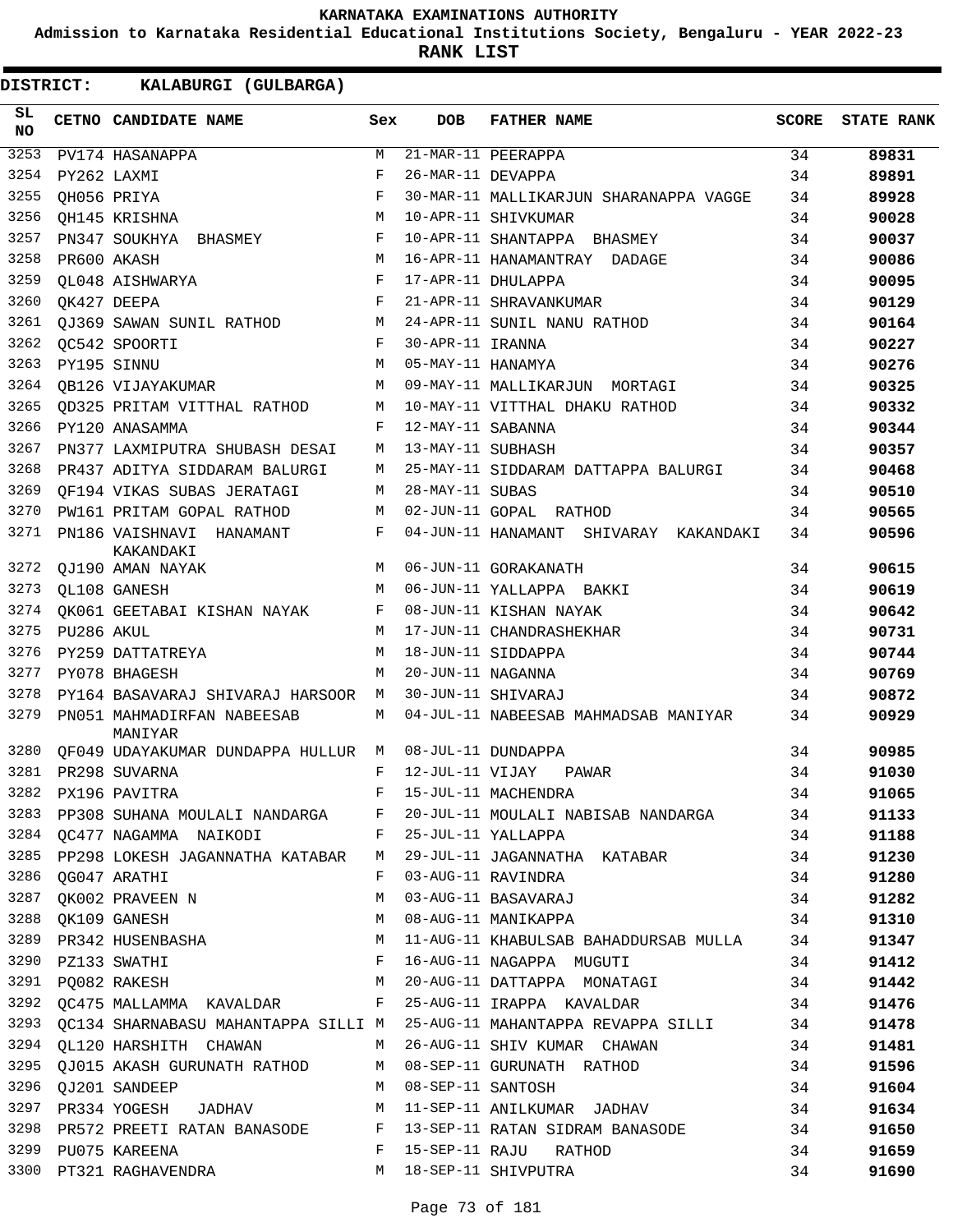KARNATAKA EXAMINATIONS AUTHORITY

Admission to Karnataka Residential Educational Institutions Society, Bengaluru - YEAR 2022-23

**RANK LIST**

**DISTRICT: KALABURGI (GULBARGA)**

| SL NO | CETNO | CANDIDATE NAME | Sex | DOB | FATHER NAME | SCORE | STATE RANK |
|---|---|---|---|---|---|---|---|
| 3253 | PV174 | HASANAPPA | M | 21-MAR-11 | PEERAPPA | 34 | 89831 |
| 3254 | PY262 | LAXMI | F | 26-MAR-11 | DEVAPPA | 34 | 89891 |
| 3255 | QH056 | PRIYA | F | 30-MAR-11 | MALLIKARJUN SHARANAPPA VAGGE | 34 | 89928 |
| 3256 | QH145 | KRISHNA | M | 10-APR-11 | SHIVKUMAR | 34 | 90028 |
| 3257 | PN347 | SOUKHYA BHASMEY | F | 10-APR-11 | SHANTAPPA BHASMEY | 34 | 90037 |
| 3258 | PR600 | AKASH | M | 16-APR-11 | HANAMANTRAY DADAGE | 34 | 90086 |
| 3259 | QL048 | AISHWARYA | F | 17-APR-11 | DHULAPPA | 34 | 90095 |
| 3260 | QK427 | DEEPA | F | 21-APR-11 | SHRAVANKUMAR | 34 | 90129 |
| 3261 | QJ369 | SAWAN SUNIL RATHOD | M | 24-APR-11 | SUNIL NANU RATHOD | 34 | 90164 |
| 3262 | QC542 | SPOORTI | F | 30-APR-11 | IRANNA | 34 | 90227 |
| 3263 | PY195 | SINNU | M | 05-MAY-11 | HANAMYA | 34 | 90276 |
| 3264 | QB126 | VIJAYAKUMAR | M | 09-MAY-11 | MALLIKARJUN MORTAGI | 34 | 90325 |
| 3265 | QD325 | PRITAM VITTHAL RATHOD | M | 10-MAY-11 | VITTHAL DHAKU RATHOD | 34 | 90332 |
| 3266 | PY120 | ANASAMMA | F | 12-MAY-11 | SABANNA | 34 | 90344 |
| 3267 | PN377 | LAXMIPUTRA SHUBASH DESAI | M | 13-MAY-11 | SUBHASH | 34 | 90357 |
| 3268 | PR437 | ADITYA SIDDARAM BALURGI | M | 25-MAY-11 | SIDDARAM DATTAPPA BALURGI | 34 | 90468 |
| 3269 | QF194 | VIKAS SUBAS JERATAGI | M | 28-MAY-11 | SUBAS | 34 | 90510 |
| 3270 | PW161 | PRITAM GOPAL RATHOD | M | 02-JUN-11 | GOPAL RATHOD | 34 | 90565 |
| 3271 | PN186 | VAISHNAVI HANAMANT KAKANDAKI | F | 04-JUN-11 | HANAMANT SHIVARAY KAKANDAKI | 34 | 90596 |
| 3272 | QJ190 | AMAN NAYAK | M | 06-JUN-11 | GORAKANATH | 34 | 90615 |
| 3273 | QL108 | GANESH | M | 06-JUN-11 | YALLAPPA BAKKI | 34 | 90619 |
| 3274 | QK061 | GEETABAI KISHAN NAYAK | F | 08-JUN-11 | KISHAN NAYAK | 34 | 90642 |
| 3275 | PU286 | AKUL | M | 17-JUN-11 | CHANDRASHEKHAR | 34 | 90731 |
| 3276 | PY259 | DATTATREYA | M | 18-JUN-11 | SIDDAPPA | 34 | 90744 |
| 3277 | PY078 | BHAGESH | M | 20-JUN-11 | NAGANNA | 34 | 90769 |
| 3278 | PY164 | BASAVARAJ SHIVARAJ HARSOOR | M | 30-JUN-11 | SHIVARAJ | 34 | 90872 |
| 3279 | PN051 | MAHMADIRFAN NABEESAB MANIYAR | M | 04-JUL-11 | NABEESAB MAHMADSAB MANIYAR | 34 | 90929 |
| 3280 | QF049 | UDAYAKUMAR DUNDAPPA HULLUR | M | 08-JUL-11 | DUNDAPPA | 34 | 90985 |
| 3281 | PR298 | SUVARNA | F | 12-JUL-11 | VIJAY PAWAR | 34 | 91030 |
| 3282 | PX196 | PAVITRA | F | 15-JUL-11 | MACHENDRA | 34 | 91065 |
| 3283 | PP308 | SUHANA MOULALI NANDARGA | F | 20-JUL-11 | MOULALI NABISAB NANDARGA | 34 | 91133 |
| 3284 | QC477 | NAGAMMA NAIKODI | F | 25-JUL-11 | YALLAPPA | 34 | 91188 |
| 3285 | PP298 | LOKESH JAGANNATHA KATABAR | M | 29-JUL-11 | JAGANNATHA KATABAR | 34 | 91230 |
| 3286 | QG047 | ARATHI | F | 03-AUG-11 | RAVINDRA | 34 | 91280 |
| 3287 | QK002 | PRAVEEN N | M | 03-AUG-11 | BASAVARAJ | 34 | 91282 |
| 3288 | QK109 | GANESH | M | 08-AUG-11 | MANIKAPPA | 34 | 91310 |
| 3289 | PR342 | HUSENBASHA | M | 11-AUG-11 | KHABULSAB BAHADDURSAB MULLA | 34 | 91347 |
| 3290 | PZ133 | SWATHI | F | 16-AUG-11 | NAGAPPA MUGUTI | 34 | 91412 |
| 3291 | PQ082 | RAKESH | M | 20-AUG-11 | DATTAPPA MONATAGI | 34 | 91442 |
| 3292 | QC475 | MALLAMMA KAVALDAR | F | 25-AUG-11 | IRAPPA KAVALDAR | 34 | 91476 |
| 3293 | QC134 | SHARNABASU MAHANTAPPA SILLI | M | 25-AUG-11 | MAHANTAPPA REVAPPA SILLI | 34 | 91478 |
| 3294 | QL120 | HARSHITH CHAWAN | M | 26-AUG-11 | SHIV KUMAR CHAWAN | 34 | 91481 |
| 3295 | QJ015 | AKASH GURUNATH RATHOD | M | 08-SEP-11 | GURUNATH RATHOD | 34 | 91596 |
| 3296 | QJ201 | SANDEEP | M | 08-SEP-11 | SANTOSH | 34 | 91604 |
| 3297 | PR334 | YOGESH JADHAV | M | 11-SEP-11 | ANILKUMAR JADHAV | 34 | 91634 |
| 3298 | PR572 | PREETI RATAN BANASODE | F | 13-SEP-11 | RATAN SIDRAM BANASODE | 34 | 91650 |
| 3299 | PU075 | KAREENA | F | 15-SEP-11 | RAJU RATHOD | 34 | 91659 |
| 3300 | PT321 | RAGHAVENDRA | M | 18-SEP-11 | SHIVPUTRA | 34 | 91690 |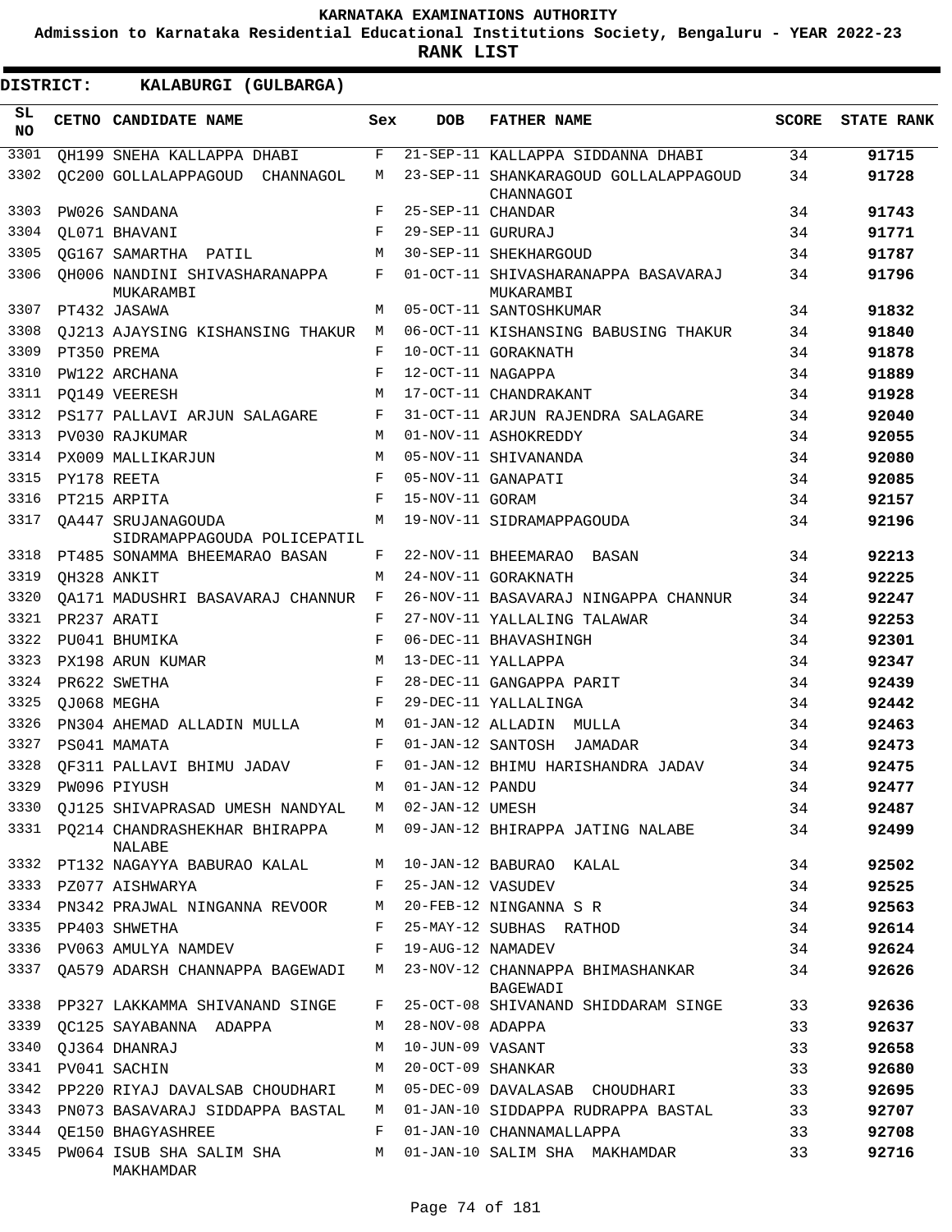# KARNATAKA EXAMINATIONS AUTHORITY

**Admission to Karnataka Residential Educational Institutions Society, Bengaluru - YEAR 2022-23**

**RANK LIST**

**DISTRICT: KALABURGI (GULBARGA)**

| SL NO | CETNO | CANDIDATE NAME | Sex | DOB | FATHER NAME | SCORE | STATE RANK |
|---|---|---|---|---|---|---|---|
| 3301 | QH199 | SNEHA KALLAPPA DHABI | F | 21-SEP-11 | KALLAPPA SIDDANNA DHABI | 34 | 91715 |
| 3302 | QC200 | GOLLALAPPAGOUD CHANNAGOL | M | 23-SEP-11 | SHANKARAGOUD GOLLALAPPAGOUD CHANNAGOI | 34 | 91728 |
| 3303 | PW026 | SANDANA | F | 25-SEP-11 | CHANDAR | 34 | 91743 |
| 3304 | QL071 | BHAVANI | F | 29-SEP-11 | GURURAJ | 34 | 91771 |
| 3305 | QG167 | SAMARTHA PATIL | M | 30-SEP-11 | SHEKHARGOUD | 34 | 91787 |
| 3306 | QH006 | NANDINI SHIVASHARANAPPA MUKARAMBI | F | 01-OCT-11 | SHIVASHARANAPPA BASAVARAJ MUKARAMBI | 34 | 91796 |
| 3307 | PT432 | JASAWA | M | 05-OCT-11 | SANTOSHKUMAR | 34 | 91832 |
| 3308 | QJ213 | AJAYSING KISHANSING THAKUR | M | 06-OCT-11 | KISHANSING BABUSING THAKUR | 34 | 91840 |
| 3309 | PT350 | PREMA | F | 10-OCT-11 | GORAKNATH | 34 | 91878 |
| 3310 | PW122 | ARCHANA | F | 12-OCT-11 | NAGAPPA | 34 | 91889 |
| 3311 | PQ149 | VEERESH | M | 17-OCT-11 | CHANDRAKANT | 34 | 91928 |
| 3312 | PS177 | PALLAVI ARJUN SALAGARE | F | 31-OCT-11 | ARJUN RAJENDRA SALAGARE | 34 | 92040 |
| 3313 | PV030 | RAJKUMAR | M | 01-NOV-11 | ASHOKREDDY | 34 | 92055 |
| 3314 | PX009 | MALLIKARJUN | M | 05-NOV-11 | SHIVANANDA | 34 | 92080 |
| 3315 | PY178 | REETA | F | 05-NOV-11 | GANAPATI | 34 | 92085 |
| 3316 | PT215 | ARPITA | F | 15-NOV-11 | GORAM | 34 | 92157 |
| 3317 | QA447 | SRUJANAGOUDA SIDRAMAPPAGOUDA POLICEPATIL | M | 19-NOV-11 | SIDRAMAPPAGOUDA | 34 | 92196 |
| 3318 | PT485 | SONAMMA BHEEMARAO BASAN | F | 22-NOV-11 | BHEEMARAO BASAN | 34 | 92213 |
| 3319 | QH328 | ANKIT | M | 24-NOV-11 | GORAKNATH | 34 | 92225 |
| 3320 | QA171 | MADUSHRI BASAVARAJ CHANNUR | F | 26-NOV-11 | BASAVARAJ NINGAPPA CHANNUR | 34 | 92247 |
| 3321 | PR237 | ARATI | F | 27-NOV-11 | YALLALING TALAWAR | 34 | 92253 |
| 3322 | PU041 | BHUMIKA | F | 06-DEC-11 | BHAVASHINGH | 34 | 92301 |
| 3323 | PX198 | ARUN KUMAR | M | 13-DEC-11 | YALLAPPA | 34 | 92347 |
| 3324 | PR622 | SWETHA | F | 28-DEC-11 | GANGAPPA PARIT | 34 | 92439 |
| 3325 | QJ068 | MEGHA | F | 29-DEC-11 | YALLALINGA | 34 | 92442 |
| 3326 | PN304 | AHEMAD ALLADIN MULLA | M | 01-JAN-12 | ALLADIN MULLA | 34 | 92463 |
| 3327 | PS041 | MAMATA | F | 01-JAN-12 | SANTOSH JAMADAR | 34 | 92473 |
| 3328 | QF311 | PALLAVI BHIMU JADAV | F | 01-JAN-12 | BHIMU HARISHANDRA JADAV | 34 | 92475 |
| 3329 | PW096 | PIYUSH | M | 01-JAN-12 | PANDU | 34 | 92477 |
| 3330 | QJ125 | SHIVAPRASAD UMESH NANDYAL | M | 02-JAN-12 | UMESH | 34 | 92487 |
| 3331 | PQ214 | CHANDRASHEKHAR BHIRAPPA NALABE | M | 09-JAN-12 | BHIRAPPA JATING NALABE | 34 | 92499 |
| 3332 | PT132 | NAGAYYA BABURAO KALAL | M | 10-JAN-12 | BABURAO KALAL | 34 | 92502 |
| 3333 | PZ077 | AISHWARYA | F | 25-JAN-12 | VASUDEV | 34 | 92525 |
| 3334 | PN342 | PRAJWAL NINGANNA REVOOR | M | 20-FEB-12 | NINGANNA S R | 34 | 92563 |
| 3335 | PP403 | SHWETHA | F | 25-MAY-12 | SUBHAS RATHOD | 34 | 92614 |
| 3336 | PV063 | AMULYA NAMDEV | F | 19-AUG-12 | NAMADEV | 34 | 92624 |
| 3337 | QA579 | ADARSH CHANNAPPA BAGEWADI | M | 23-NOV-12 | CHANNAPPA BHIMASHANKAR BAGEWADI | 34 | 92626 |
| 3338 | PP327 | LAKKAMMA SHIVANAND SINGE | F | 25-OCT-08 | SHIVANAND SHIDDARAM SINGE | 33 | 92636 |
| 3339 | QC125 | SAYABANNA ADAPPA | M | 28-NOV-08 | ADAPPA | 33 | 92637 |
| 3340 | QJ364 | DHANRAJ | M | 10-JUN-09 | VASANT | 33 | 92658 |
| 3341 | PV041 | SACHIN | M | 20-OCT-09 | SHANKAR | 33 | 92680 |
| 3342 | PP220 | RIYAJ DAVALSAB CHOUDHARI | M | 05-DEC-09 | DAVALASAB CHOUDHARI | 33 | 92695 |
| 3343 | PN073 | BASAVARAJ SIDDAPPA BASTAL | M | 01-JAN-10 | SIDDAPPA RUDRAPPA BASTAL | 33 | 92707 |
| 3344 | QE150 | BHAGYASHREE | F | 01-JAN-10 | CHANNAMALLAPPA | 33 | 92708 |
| 3345 | PW064 | ISUB SHA SALIM SHA MAKHAMDAR | M | 01-JAN-10 | SALIM SHA MAKHAMDAR | 33 | 92716 |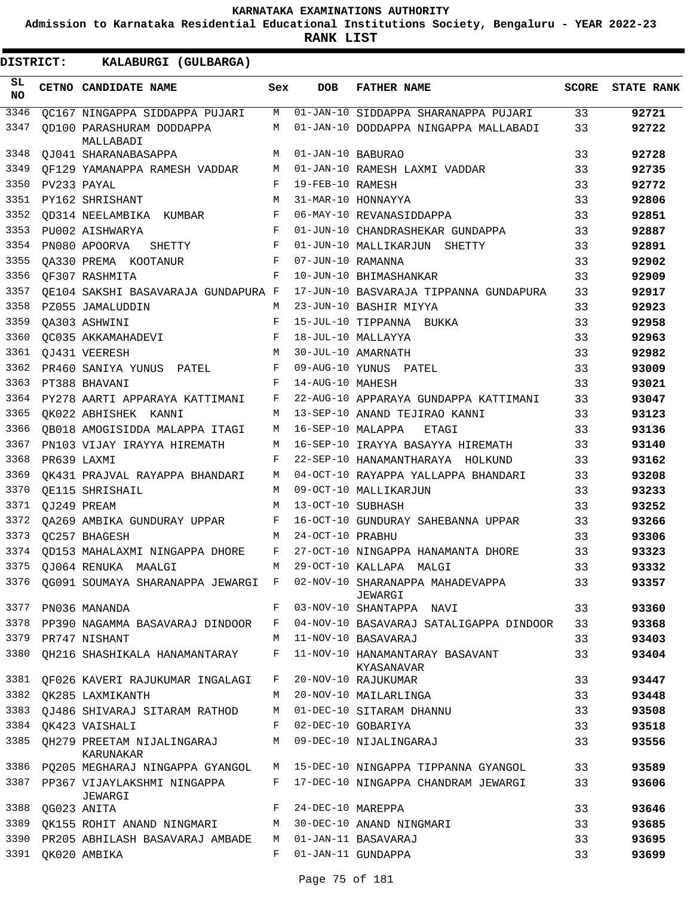KARNATAKA EXAMINATIONS AUTHORITY

Admission to Karnataka Residential Educational Institutions Society, Bengaluru - YEAR 2022-23

**RANK LIST**

**DISTRICT: KALABURGI (GULBARGA)**

| SL NO | CETNO | CANDIDATE NAME | Sex | DOB | FATHER NAME | SCORE | STATE RANK |
|---|---|---|---|---|---|---|---|
| 3346 | QC167 | NINGAPPA SIDDAPPA PUJARI | M | 01-JAN-10 | SIDDAPPA SHARANAPPA PUJARI | 33 | 92721 |
| 3347 | QD100 | PARASHURAM DODDAPPA MALLABADI | M | 01-JAN-10 | DODDAPPA NINGAPPA MALLABADI | 33 | 92722 |
| 3348 | QJ041 | SHARANABASAPPA | M | 01-JAN-10 | BABURAO | 33 | 92728 |
| 3349 | QF129 | YAMANAPPA RAMESH VADDAR | M | 01-JAN-10 | RAMESH LAXMI VADDAR | 33 | 92735 |
| 3350 | PV233 | PAYAL | F | 19-FEB-10 | RAMESH | 33 | 92772 |
| 3351 | PY162 | SHRISHANT | M | 31-MAR-10 | HONNAYYA | 33 | 92806 |
| 3352 | QD314 | NEELAMBIKA KUMBAR | F | 06-MAY-10 | REVANASIDDAPPA | 33 | 92851 |
| 3353 | PU002 | AISHWARYA | F | 01-JUN-10 | CHANDRASHEKAR GUNDAPPA | 33 | 92887 |
| 3354 | PN080 | APOORVA SHETTY | F | 01-JUN-10 | MALLIKARJUN SHETTY | 33 | 92891 |
| 3355 | QA330 | PREMA KOOTANUR | F | 07-JUN-10 | RAMANNA | 33 | 92902 |
| 3356 | QF307 | RASHMITA | F | 10-JUN-10 | BHIMASHANKAR | 33 | 92909 |
| 3357 | QE104 | SAKSHI BASAVARAJA GUNDAPURA | F | 17-JUN-10 | BASVARAJA TIPPANNA GUNDAPURA | 33 | 92917 |
| 3358 | PZ055 | JAMALUDDIN | M | 23-JUN-10 | BASHIR MIYYA | 33 | 92923 |
| 3359 | QA303 | ASHWINI | F | 15-JUL-10 | TIPPANNA BUKKA | 33 | 92958 |
| 3360 | QC035 | AKKAMAHADEVI | F | 18-JUL-10 | MALLAYYA | 33 | 92963 |
| 3361 | QJ431 | VEERESH | M | 30-JUL-10 | AMARNATH | 33 | 92982 |
| 3362 | PR460 | SANIYA YUNUS PATEL | F | 09-AUG-10 | YUNUS PATEL | 33 | 93009 |
| 3363 | PT388 | BHAVANI | F | 14-AUG-10 | MAHESH | 33 | 93021 |
| 3364 | PY278 | AARTI APPARAYA KATTIMANI | F | 22-AUG-10 | APPARAYA GUNDAPPA KATTIMANI | 33 | 93047 |
| 3365 | QK022 | ABHISHEK KANNI | M | 13-SEP-10 | ANAND TEJIRAO KANNI | 33 | 93123 |
| 3366 | QB018 | AMOGISIDDA MALAPPA ITAGI | M | 16-SEP-10 | MALAPPA ETAGI | 33 | 93136 |
| 3367 | PN103 | VIJAY IRAYYA HIREMATH | M | 16-SEP-10 | IRAYYA BASAYYA HIREMATH | 33 | 93140 |
| 3368 | PR639 | LAXMI | F | 22-SEP-10 | HANAMANTHARAYA HOLKUND | 33 | 93162 |
| 3369 | QK431 | PRAJVAL RAYAPPA BHANDARI | M | 04-OCT-10 | RAYAPPA YALLAPPA BHANDARI | 33 | 93208 |
| 3370 | QE115 | SHRISHAIL | M | 09-OCT-10 | MALLIKARJUN | 33 | 93233 |
| 3371 | QJ249 | PREAM | M | 13-OCT-10 | SUBHASH | 33 | 93252 |
| 3372 | QA269 | AMBIKA GUNDURAY UPPAR | F | 16-OCT-10 | GUNDURAY SAHEBANNA UPPAR | 33 | 93266 |
| 3373 | QC257 | BHAGESH | M | 24-OCT-10 | PRABHU | 33 | 93306 |
| 3374 | QD153 | MAHALAXMI NINGAPPA DHORE | F | 27-OCT-10 | NINGAPPA HANAMANTA DHORE | 33 | 93323 |
| 3375 | QJ064 | RENUKA MAALGI | M | 29-OCT-10 | KALLAPA MALGI | 33 | 93332 |
| 3376 | QG091 | SOUMAYA SHARANAPPA JEWARGI | F | 02-NOV-10 | SHARANAPPA MAHADEVAPPA JEWARGI | 33 | 93357 |
| 3377 | PN036 | MANANDA | F | 03-NOV-10 | SHANTAPPA NAVI | 33 | 93360 |
| 3378 | PP390 | NAGAMMA BASAVARAJ DINDOOR | F | 04-NOV-10 | BASAVARAJ SATALIGAPPA DINDOOR | 33 | 93368 |
| 3379 | PR747 | NISHANT | M | 11-NOV-10 | BASAVARAJ | 33 | 93403 |
| 3380 | QH216 | SHASHIKALA HANAMANTARAY | F | 11-NOV-10 | HANAMANTARAY BASAVANT KYASANAVAR | 33 | 93404 |
| 3381 | QF026 | KAVERI RAJUKUMAR INGALAGI | F | 20-NOV-10 | RAJUKUMAR | 33 | 93447 |
| 3382 | QK285 | LAXMIKANTH | M | 20-NOV-10 | MAILARLINGA | 33 | 93448 |
| 3383 | QJ486 | SHIVARAJ SITARAM RATHOD | M | 01-DEC-10 | SITARAM DHANNU | 33 | 93508 |
| 3384 | QK423 | VAISHALI | F | 02-DEC-10 | GOBARIYA | 33 | 93518 |
| 3385 | QH279 | PREETAM NIJALINGARAJ KARUNAKAR | M | 09-DEC-10 | NIJALINGARAJ | 33 | 93556 |
| 3386 | PQ205 | MEGHARAJ NINGAPPA GYANGOL | M | 15-DEC-10 | NINGAPPA TIPPANNA GYANGOL | 33 | 93589 |
| 3387 | PP367 | VIJAYLAKSHMI NINGAPPA JEWARGI | F | 17-DEC-10 | NINGAPPA CHANDRAM JEWARGI | 33 | 93606 |
| 3388 | QG023 | ANITA | F | 24-DEC-10 | MAREPPA | 33 | 93646 |
| 3389 | QK155 | ROHIT ANAND NINGMARI | M | 30-DEC-10 | ANAND NINGMARI | 33 | 93685 |
| 3390 | PR205 | ABHILASH BASAVARAJ AMBADE | M | 01-JAN-11 | BASAVARAJ | 33 | 93695 |
| 3391 | QK020 | AMBIKA | F | 01-JAN-11 | GUNDAPPA | 33 | 93699 |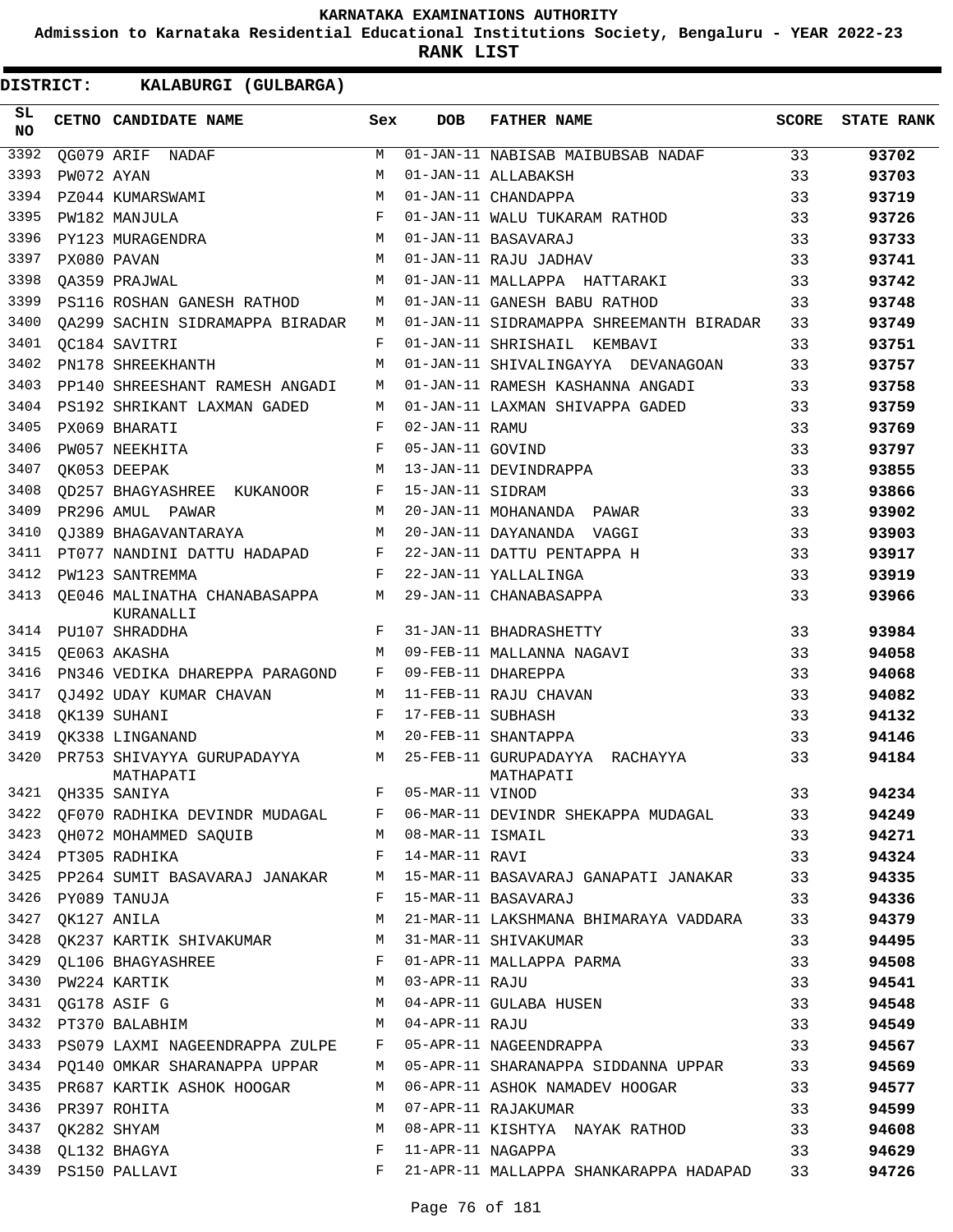# KARNATAKA EXAMINATIONS AUTHORITY

**Admission to Karnataka Residential Educational Institutions Society, Bengaluru - YEAR 2022-23**

**RANK LIST**

**DISTRICT: KALABURGI (GULBARGA)**

| SL NO | CETNO | CANDIDATE NAME | Sex | DOB | FATHER NAME | SCORE | STATE RANK |
|---|---|---|---|---|---|---|---|
| 3392 | QG079 | ARIF NADAF | M | 01-JAN-11 | NABISAB MAIBUBSAB NADAF | 33 | 93702 |
| 3393 | PW072 | AYAN | M | 01-JAN-11 | ALLABAKSH | 33 | 93703 |
| 3394 | PZ044 | KUMARSWAMI | M | 01-JAN-11 | CHANDAPPA | 33 | 93719 |
| 3395 | PW182 | MANJULA | F | 01-JAN-11 | WALU TUKARAM RATHOD | 33 | 93726 |
| 3396 | PY123 | MURAGENDRA | M | 01-JAN-11 | BASAVARAJ | 33 | 93733 |
| 3397 | PX080 | PAVAN | M | 01-JAN-11 | RAJU JADHAV | 33 | 93741 |
| 3398 | QA359 | PRAJWAL | M | 01-JAN-11 | MALLAPPA HATTARAKI | 33 | 93742 |
| 3399 | PS116 | ROSHAN GANESH RATHOD | M | 01-JAN-11 | GANESH BABU RATHOD | 33 | 93748 |
| 3400 | QA299 | SACHIN SIDRAMAPPA BIRADAR | M | 01-JAN-11 | SIDRAMAPPA SHREEMANTH BIRADAR | 33 | 93749 |
| 3401 | QC184 | SAVITRI | F | 01-JAN-11 | SHRISHAIL KEMBAVI | 33 | 93751 |
| 3402 | PN178 | SHREEKHANTH | M | 01-JAN-11 | SHIVALINGAYYA DEVANAGOAN | 33 | 93757 |
| 3403 | PP140 | SHREESHANT RAMESH ANGADI | M | 01-JAN-11 | RAMESH KASHANNA ANGADI | 33 | 93758 |
| 3404 | PS192 | SHRIKANT LAXMAN GADED | M | 01-JAN-11 | LAXMAN SHIVAPPA GADED | 33 | 93759 |
| 3405 | PX069 | BHARATI | F | 02-JAN-11 | RAMU | 33 | 93769 |
| 3406 | PW057 | NEEKHITA | F | 05-JAN-11 | GOVIND | 33 | 93797 |
| 3407 | QK053 | DEEPAK | M | 13-JAN-11 | DEVINDRAPPA | 33 | 93855 |
| 3408 | QD257 | BHAGYASHREE KUKANOOR | F | 15-JAN-11 | SIDRAM | 33 | 93866 |
| 3409 | PR296 | AMUL PAWAR | M | 20-JAN-11 | MOHANANDA PAWAR | 33 | 93902 |
| 3410 | QJ389 | BHAGAVANTARAYA | M | 20-JAN-11 | DAYANANDA VAGGI | 33 | 93903 |
| 3411 | PT077 | NANDINI DATTU HADAPAD | F | 22-JAN-11 | DATTU PENTAPPA H | 33 | 93917 |
| 3412 | PW123 | SANTREMMA | F | 22-JAN-11 | YALLALINGA | 33 | 93919 |
| 3413 | QE046 | MALINATHA CHANABASAPPA KURANALLI | M | 29-JAN-11 | CHANABASAPPA | 33 | 93966 |
| 3414 | PU107 | SHRADDHA | F | 31-JAN-11 | BHADRASHETTY | 33 | 93984 |
| 3415 | QE063 | AKASHA | M | 09-FEB-11 | MALLANNA NAGAVI | 33 | 94058 |
| 3416 | PN346 | VEDIKA DHAREPPA PARAGOND | F | 09-FEB-11 | DHAREPPA | 33 | 94068 |
| 3417 | QJ492 | UDAY KUMAR CHAVAN | M | 11-FEB-11 | RAJU CHAVAN | 33 | 94082 |
| 3418 | QK139 | SUHANI | F | 17-FEB-11 | SUBHASH | 33 | 94132 |
| 3419 | QK338 | LINGANAND | M | 20-FEB-11 | SHANTAPPA | 33 | 94146 |
| 3420 | PR753 | SHIVAYYA GURUPADAYYA MATHAPATI | M | 25-FEB-11 | GURUPADAYYA RACHAYYA MATHAPATI | 33 | 94184 |
| 3421 | QH335 | SANIYA | F | 05-MAR-11 | VINOD | 33 | 94234 |
| 3422 | QF070 | RADHIKA DEVINDR MUDAGAL | F | 06-MAR-11 | DEVINDR SHEKAPPA MUDAGAL | 33 | 94249 |
| 3423 | QH072 | MOHAMMED SAQUIB | M | 08-MAR-11 | ISMAIL | 33 | 94271 |
| 3424 | PT305 | RADHIKA | F | 14-MAR-11 | RAVI | 33 | 94324 |
| 3425 | PP264 | SUMIT BASAVARAJ JANAKAR | M | 15-MAR-11 | BASAVARAJ GANAPATI JANAKAR | 33 | 94335 |
| 3426 | PY089 | TANUJA | F | 15-MAR-11 | BASAVARAJ | 33 | 94336 |
| 3427 | QK127 | ANILA | M | 21-MAR-11 | LAKSHMANA BHIMARAYA VADDARA | 33 | 94379 |
| 3428 | QK237 | KARTIK SHIVAKUMAR | M | 31-MAR-11 | SHIVAKUMAR | 33 | 94495 |
| 3429 | QL106 | BHAGYASHREE | F | 01-APR-11 | MALLAPPA PARMA | 33 | 94508 |
| 3430 | PW224 | KARTIK | M | 03-APR-11 | RAJU | 33 | 94541 |
| 3431 | QG178 | ASIF G | M | 04-APR-11 | GULABA HUSEN | 33 | 94548 |
| 3432 | PT370 | BALABHIM | M | 04-APR-11 | RAJU | 33 | 94549 |
| 3433 | PS079 | LAXMI NAGEENDRAPPA ZULPE | F | 05-APR-11 | NAGEENDRAPPA | 33 | 94567 |
| 3434 | PQ140 | OMKAR SHARANAPPA UPPAR | M | 05-APR-11 | SHARANAPPA SIDDANNA UPPAR | 33 | 94569 |
| 3435 | PR687 | KARTIK ASHOK HOOGAR | M | 06-APR-11 | ASHOK NAMADEV HOOGAR | 33 | 94577 |
| 3436 | PR397 | ROHITA | M | 07-APR-11 | RAJAKUMAR | 33 | 94599 |
| 3437 | QK282 | SHYAM | M | 08-APR-11 | KISHTYA NAYAK RATHOD | 33 | 94608 |
| 3438 | QL132 | BHAGYA | F | 11-APR-11 | NAGAPPA | 33 | 94629 |
| 3439 | PS150 | PALLAVI | F | 21-APR-11 | MALLAPPA SHANKARAPPA HADAPAD | 33 | 94726 |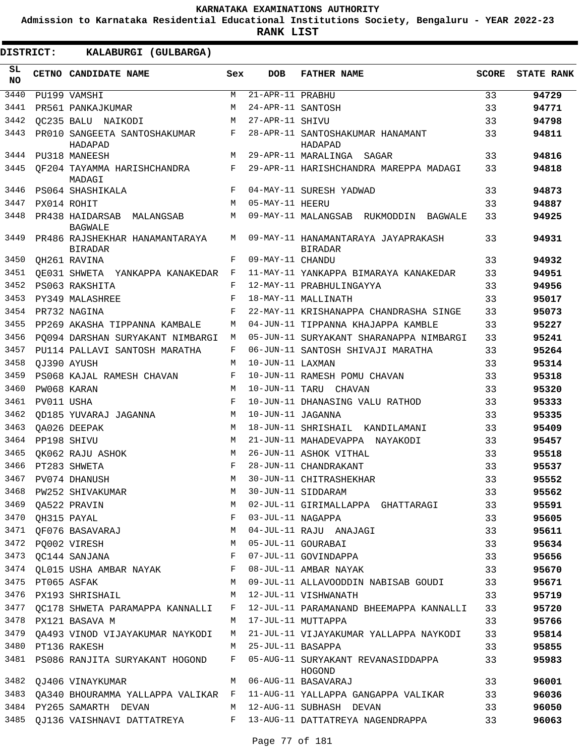KARNATAKA EXAMINATIONS AUTHORITY

Admission to Karnataka Residential Educational Institutions Society, Bengaluru - YEAR 2022-23

**RANK LIST**

**DISTRICT: KALABURGI (GULBARGA)**

| SL NO | CETNO | CANDIDATE NAME | Sex | DOB | FATHER NAME | SCORE | STATE RANK |
|---|---|---|---|---|---|---|---|
| 3440 | PU199 | VAMSHI | M | 21-APR-11 | PRABHU | 33 | 94729 |
| 3441 | PR561 | PANKAJKUMAR | M | 24-APR-11 | SANTOSH | 33 | 94771 |
| 3442 | QC235 | BALU NAIKODI | M | 27-APR-11 | SHIVU | 33 | 94798 |
| 3443 | PR010 | SANGEETA SANTOSHAKUMAR HADAPAD | F | 28-APR-11 | SANTOSHAKUMAR HANAMANT HADAPAD | 33 | 94811 |
| 3444 | PU318 | MANEESH | M | 29-APR-11 | MARALINGA SAGAR | 33 | 94816 |
| 3445 | QF204 | TAYAMMA HARISHCHANDRA MADAGI | F | 29-APR-11 | HARISHCHANDRA MAREPPA MADAGI | 33 | 94818 |
| 3446 | PS064 | SHASHIKALA | F | 04-MAY-11 | SURESH YADWAD | 33 | 94873 |
| 3447 | PX014 | ROHIT | M | 05-MAY-11 | HEERU | 33 | 94887 |
| 3448 | PR438 | HAIDARSAB MALANGSAB BAGWALE | M | 09-MAY-11 | MALANGSAB RUKMODDIN BAGWALE | 33 | 94925 |
| 3449 | PR486 | RAJSHEKHAR HANAMANTARAYA BIRADAR | M | 09-MAY-11 | HANAMANTARAYA JAYAPRAKASH BIRADAR | 33 | 94931 |
| 3450 | QH261 | RAVINA | F | 09-MAY-11 | CHANDU | 33 | 94932 |
| 3451 | QE031 | SHWETA YANKAPPA KANAKEDAR | F | 11-MAY-11 | YANKAPPA BIMARAYA KANAKEDAR | 33 | 94951 |
| 3452 | PS063 | RAKSHITA | F | 12-MAY-11 | PRABHULINGAYYA | 33 | 94956 |
| 3453 | PY349 | MALASHREE | F | 18-MAY-11 | MALLINATH | 33 | 95017 |
| 3454 | PR732 | NAGINA | F | 22-MAY-11 | KRISHANAPPA CHANDRASHA SINGE | 33 | 95073 |
| 3455 | PP269 | AKASHA TIPPANNA KAMBALE | M | 04-JUN-11 | TIPPANNA KHAJAPPA KAMBLE | 33 | 95227 |
| 3456 | PQ094 | DARSHAN SURYAKANT NIMBARGI | M | 05-JUN-11 | SURYAKANT SHARANAPPA NIMBARGI | 33 | 95241 |
| 3457 | PU114 | PALLAVI SANTOSH MARATHA | F | 06-JUN-11 | SANTOSH SHIVAJI MARATHA | 33 | 95264 |
| 3458 | QJ390 | AYUSH | M | 10-JUN-11 | LAXMAN | 33 | 95314 |
| 3459 | PS068 | KAJAL RAMESH CHAVAN | F | 10-JUN-11 | RAMESH POMU CHAVAN | 33 | 95318 |
| 3460 | PW068 | KARAN | M | 10-JUN-11 | TARU CHAVAN | 33 | 95320 |
| 3461 | PV011 | USHA | F | 10-JUN-11 | DHANASING VALU RATHOD | 33 | 95333 |
| 3462 | QD185 | YUVARAJ JAGANNA | M | 10-JUN-11 | JAGANNA | 33 | 95335 |
| 3463 | QA026 | DEEPAK | M | 18-JUN-11 | SHRISHAIL KANDILAMANI | 33 | 95409 |
| 3464 | PP198 | SHIVU | M | 21-JUN-11 | MAHADEVAPPA NAYAKODI | 33 | 95457 |
| 3465 | QK062 | RAJU ASHOK | M | 26-JUN-11 | ASHOK VITHAL | 33 | 95518 |
| 3466 | PT283 | SHWETA | F | 28-JUN-11 | CHANDRAKANT | 33 | 95537 |
| 3467 | PV074 | DHANUSH | M | 30-JUN-11 | CHITRASHEKHAR | 33 | 95552 |
| 3468 | PW252 | SHIVAKUMAR | M | 30-JUN-11 | SIDDARAM | 33 | 95562 |
| 3469 | QA522 | PRAVIN | M | 02-JUL-11 | GIRIMALLAPPA GHATTARAGI | 33 | 95591 |
| 3470 | QH315 | PAYAL | F | 03-JUL-11 | NAGAPPA | 33 | 95605 |
| 3471 | QF076 | BASAVARAJ | M | 04-JUL-11 | RAJU ANAJAGI | 33 | 95611 |
| 3472 | PQ002 | VIRESH | M | 05-JUL-11 | GOURABAI | 33 | 95634 |
| 3473 | QC144 | SANJANA | F | 07-JUL-11 | GOVINDAPPA | 33 | 95656 |
| 3474 | QL015 | USHA AMBAR NAYAK | F | 08-JUL-11 | AMBAR NAYAK | 33 | 95670 |
| 3475 | PT065 | ASFAK | M | 09-JUL-11 | ALLAVOODDIN NABISAB GOUDI | 33 | 95671 |
| 3476 | PX193 | SHRISHAIL | M | 12-JUL-11 | VISHWANATH | 33 | 95719 |
| 3477 | QC178 | SHWETA PARAMAPPA KANNALLI | F | 12-JUL-11 | PARAMANAND BHEEMAPPA KANNALLI | 33 | 95720 |
| 3478 | PX121 | BASAVA M | M | 17-JUL-11 | MUTTAPPA | 33 | 95766 |
| 3479 | QA493 | VINOD VIJAYAKUMAR NAYKODI | M | 21-JUL-11 | VIJAYAKUMAR YALLAPPA NAYKODI | 33 | 95814 |
| 3480 | PT136 | RAKESH | M | 25-JUL-11 | BASAPPA | 33 | 95855 |
| 3481 | PS086 | RANJITA SURYAKANT HOGOND | F | 05-AUG-11 | SURYAKANT REVANASIDDAPPA HOGOND | 33 | 95983 |
| 3482 | QJ406 | VINAYKUMAR | M | 06-AUG-11 | BASAVARAJ | 33 | 96001 |
| 3483 | QA340 | BHOURAMMA YALLAPPA VALIKAR | F | 11-AUG-11 | YALLAPPA GANGAPPA VALIKAR | 33 | 96036 |
| 3484 | PY265 | SAMARTH DEVAN | M | 12-AUG-11 | SUBHASH DEVAN | 33 | 96050 |
| 3485 | QJ136 | VAISHNAVI DATTATREYA | F | 13-AUG-11 | DATTATREYA NAGENDRAPPA | 33 | 96063 |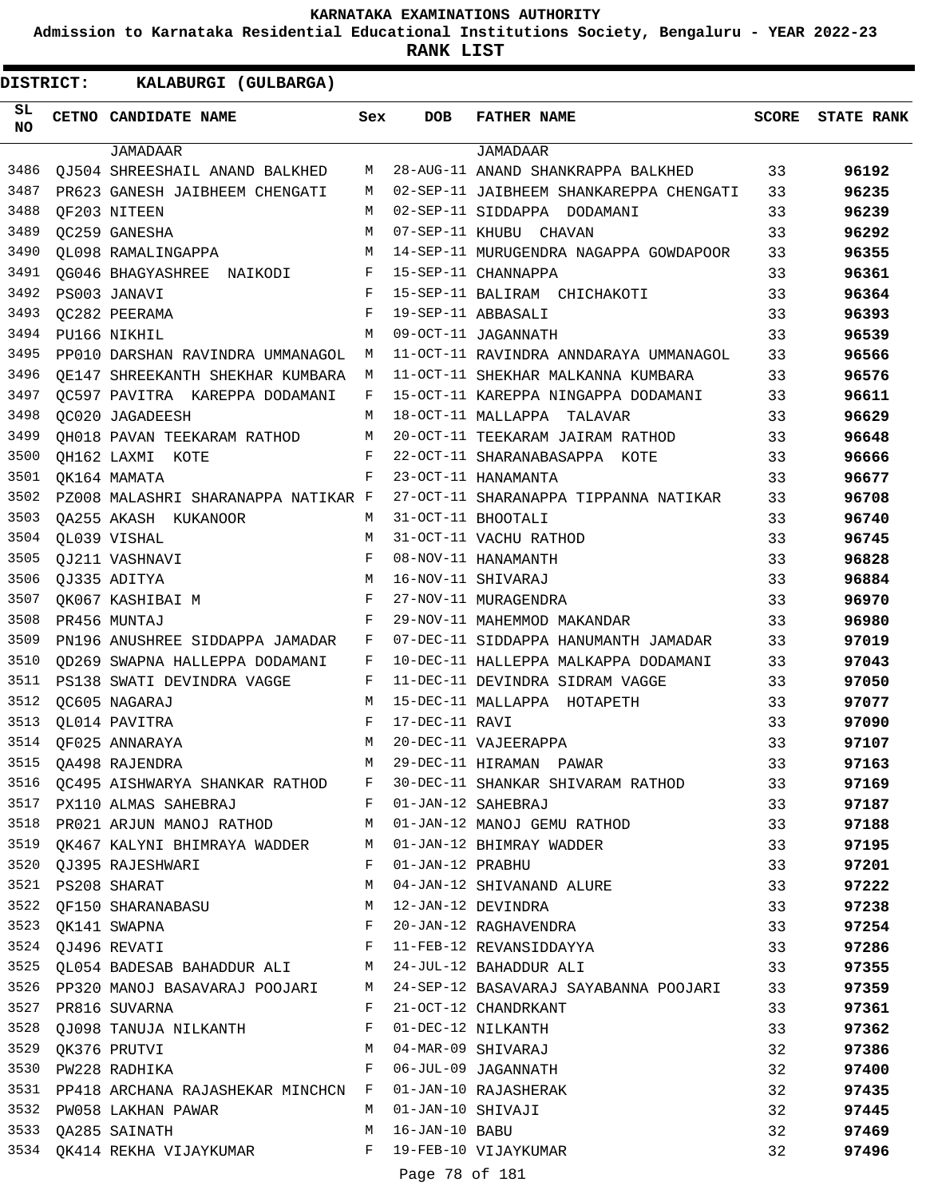KARNATAKA EXAMINATIONS AUTHORITY

Admission to Karnataka Residential Educational Institutions Society, Bengaluru - YEAR 2022-23

**RANK LIST**

**DISTRICT: KALABURGI (GULBARGA)**

| SL NO | CETNO | CANDIDATE NAME | Sex | DOB | FATHER NAME | SCORE | STATE RANK |
|---|---|---|---|---|---|---|---|
| | | JAMADAAR | | | JAMADAAR | | |
| 3486 | QJ504 | SHREESHAIL ANAND BALKHED | M | 28-AUG-11 | ANAND SHANKRAPPA BALKHED | 33 | **96192** |
| 3487 | PR623 | GANESH JAIBHEEM CHENGATI | M | 02-SEP-11 | JAIBHEEM SHANKAREPPA CHENGATI | 33 | **96235** |
| 3488 | QF203 | NITEEN | M | 02-SEP-11 | SIDDAPPA DODAMANI | 33 | **96239** |
| 3489 | QC259 | GANESHA | M | 07-SEP-11 | KHUBU CHAVAN | 33 | **96292** |
| 3490 | QL098 | RAMALINGAPPA | M | 14-SEP-11 | MURUGENDRA NAGAPPA GOWDAPOOR | 33 | **96355** |
| 3491 | QG046 | BHAGYASHREE NAIKODI | F | 15-SEP-11 | CHANNAPPA | 33 | **96361** |
| 3492 | PS003 | JANAVI | F | 15-SEP-11 | BALIRAM CHICHAKOTI | 33 | **96364** |
| 3493 | QC282 | PEERAMA | F | 19-SEP-11 | ABBASALI | 33 | **96393** |
| 3494 | PU166 | NIKHIL | M | 09-OCT-11 | JAGANNATH | 33 | **96539** |
| 3495 | PP010 | DARSHAN RAVINDRA UMMANAGOL | M | 11-OCT-11 | RAVINDRA ANNDARAYA UMMANAGOL | 33 | **96566** |
| 3496 | QE147 | SHREEKANTH SHEKHAR KUMBARA | M | 11-OCT-11 | SHEKHAR MALKANNA KUMBARA | 33 | **96576** |
| 3497 | QC597 | PAVITRA KAREPPA DODAMANI | F | 15-OCT-11 | KAREPPA NINGAPPA DODAMANI | 33 | **96611** |
| 3498 | QC020 | JAGADEESH | M | 18-OCT-11 | MALLAPPA TALAVAR | 33 | **96629** |
| 3499 | QH018 | PAVAN TEEKARAM RATHOD | M | 20-OCT-11 | TEEKARAM JAIRAM RATHOD | 33 | **96648** |
| 3500 | QH162 | LAXMI KOTE | F | 22-OCT-11 | SHARANABASAPPA KOTE | 33 | **96666** |
| 3501 | QK164 | MAMATA | F | 23-OCT-11 | HANAMANTA | 33 | **96677** |
| 3502 | PZ008 | MALASHRI SHARANAPPA NATIKAR | F | 27-OCT-11 | SHARANAPPA TIPPANNA NATIKAR | 33 | **96708** |
| 3503 | QA255 | AKASH KUKANOOR | M | 31-OCT-11 | BHOOTALI | 33 | **96740** |
| 3504 | QL039 | VISHAL | M | 31-OCT-11 | VACHU RATHOD | 33 | **96745** |
| 3505 | QJ211 | VASHNAVI | F | 08-NOV-11 | HANAMANTH | 33 | **96828** |
| 3506 | QJ335 | ADITYA | M | 16-NOV-11 | SHIVARAJ | 33 | **96884** |
| 3507 | QK067 | KASHIBAI M | F | 27-NOV-11 | MURAGENDRA | 33 | **96970** |
| 3508 | PR456 | MUNTAJ | F | 29-NOV-11 | MAHEMMOD MAKANDAR | 33 | **96980** |
| 3509 | PN196 | ANUSHREE SIDDAPPA JAMADAR | F | 07-DEC-11 | SIDDAPPA HANUMANTH JAMADAR | 33 | **97019** |
| 3510 | QD269 | SWAPNA HALLEPPA DODAMANI | F | 10-DEC-11 | HALLEPPA MALKAPPA DODAMANI | 33 | **97043** |
| 3511 | PS138 | SWATI DEVINDRA VAGGE | F | 11-DEC-11 | DEVINDRA SIDRAM VAGGE | 33 | **97050** |
| 3512 | QC605 | NAGARAJ | M | 15-DEC-11 | MALLAPPA HOTAPETH | 33 | **97077** |
| 3513 | QL014 | PAVITRA | F | 17-DEC-11 | RAVI | 33 | **97090** |
| 3514 | QF025 | ANNARAYA | M | 20-DEC-11 | VAJEERAPPA | 33 | **97107** |
| 3515 | QA498 | RAJENDRA | M | 29-DEC-11 | HIRAMAN PAWAR | 33 | **97163** |
| 3516 | QC495 | AISHWARYA SHANKAR RATHOD | F | 30-DEC-11 | SHANKAR SHIVARAM RATHOD | 33 | **97169** |
| 3517 | PX110 | ALMAS SAHEBRAJ | F | 01-JAN-12 | SAHEBRAJ | 33 | **97187** |
| 3518 | PR021 | ARJUN MANOJ RATHOD | M | 01-JAN-12 | MANOJ GEMU RATHOD | 33 | **97188** |
| 3519 | QK467 | KALYNI BHIMRAYA WADDER | M | 01-JAN-12 | BHIMRAY WADDER | 33 | **97195** |
| 3520 | QJ395 | RAJESHWARI | F | 01-JAN-12 | PRABHU | 33 | **97201** |
| 3521 | PS208 | SHARAT | M | 04-JAN-12 | SHIVANAND ALURE | 33 | **97222** |
| 3522 | QF150 | SHARANABASU | M | 12-JAN-12 | DEVINDRA | 33 | **97238** |
| 3523 | QK141 | SWAPNA | F | 20-JAN-12 | RAGHAVENDRA | 33 | **97254** |
| 3524 | QJ496 | REVATI | F | 11-FEB-12 | REVANSIDDAYYA | 33 | **97286** |
| 3525 | QL054 | BADESAB BAHADDUR ALI | M | 24-JUL-12 | BAHADDUR ALI | 33 | **97355** |
| 3526 | PP320 | MANOJ BASAVARAJ POOJARI | M | 24-SEP-12 | BASAVARAJ SAYABANNA POOJARI | 33 | **97359** |
| 3527 | PR816 | SUVARNA | F | 21-OCT-12 | CHANDRKANT | 33 | **97361** |
| 3528 | QJ098 | TANUJA NILKANTH | F | 01-DEC-12 | NILKANTH | 33 | **97362** |
| 3529 | QK376 | PRUTVI | M | 04-MAR-09 | SHIVARAJ | 32 | **97386** |
| 3530 | PW228 | RADHIKA | F | 06-JUL-09 | JAGANNATH | 32 | **97400** |
| 3531 | PP418 | ARCHANA RAJASHEKAR MINCHCN | F | 01-JAN-10 | RAJASHERAK | 32 | **97435** |
| 3532 | PW058 | LAKHAN PAWAR | M | 01-JAN-10 | SHIVAJI | 32 | **97445** |
| 3533 | QA285 | SAINATH | M | 16-JAN-10 | BABU | 32 | **97469** |
| 3534 | QK414 | REKHA VIJAYKUMAR | F | 19-FEB-10 | VIJAYKUMAR | 32 | **97496** |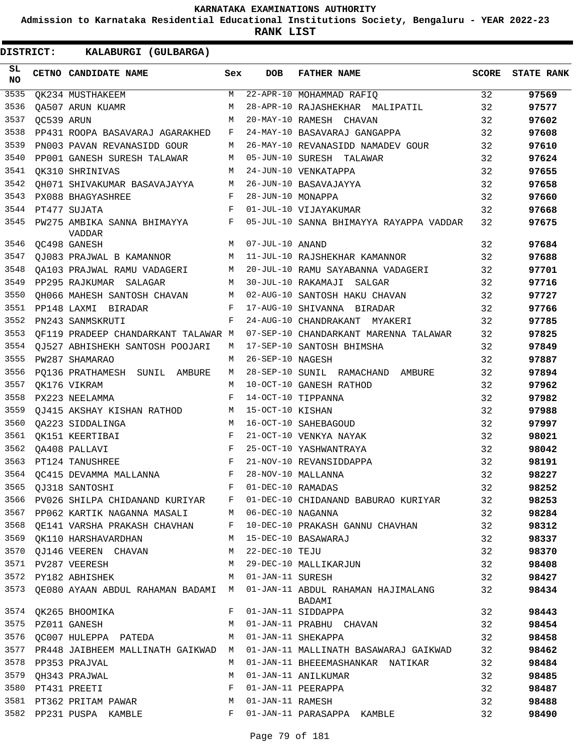KARNATAKA EXAMINATIONS AUTHORITY

Admission to Karnataka Residential Educational Institutions Society, Bengaluru - YEAR 2022-23

**RANK LIST**

**DISTRICT: KALABURGI (GULBARGA)**

| SL NO | CETNO | CANDIDATE NAME | Sex | DOB | FATHER NAME | SCORE | STATE RANK |
|---|---|---|---|---|---|---|---|
| 3535 | QK234 | MUSTHAKEEM | M | 22-APR-10 | MOHAMMAD RAFIQ | 32 | 97569 |
| 3536 | QA507 | ARUN KUAMR | M | 28-APR-10 | RAJASHEKHAR MALIPATIL | 32 | 97577 |
| 3537 | QC539 | ARUN | M | 20-MAY-10 | RAMESH CHAVAN | 32 | 97602 |
| 3538 | PP431 | ROOPA BASAVARAJ AGARAKHED | F | 24-MAY-10 | BASAVARAJ GANGAPPA | 32 | 97608 |
| 3539 | PN003 | PAVAN REVANASIDD GOUR | M | 26-MAY-10 | REVANASIDD NAMADEV GOUR | 32 | 97610 |
| 3540 | PP001 | GANESH SURESH TALAWAR | M | 05-JUN-10 | SURESH TALAWAR | 32 | 97624 |
| 3541 | QK310 | SHRINIVAS | M | 24-JUN-10 | VENKATAPPA | 32 | 97655 |
| 3542 | QH071 | SHIVAKUMAR BASAVAJAYYA | M | 26-JUN-10 | BASAVAJAYYA | 32 | 97658 |
| 3543 | PX088 | BHAGYASHREE | F | 28-JUN-10 | MONAPPA | 32 | 97660 |
| 3544 | PT477 | SUJATA | F | 01-JUL-10 | VIJAYAKUMAR | 32 | 97668 |
| 3545 | PW275 | AMBIKA SANNA BHIMAYYA VADDAR | F | 05-JUL-10 | SANNA BHIMAYYA RAYAPPA VADDAR | 32 | 97675 |
| 3546 | QC498 | GANESH | M | 07-JUL-10 | ANAND | 32 | 97684 |
| 3547 | QJ083 | PRAJWAL B KAMANNOR | M | 11-JUL-10 | RAJSHEKHAR KAMANNOR | 32 | 97688 |
| 3548 | QA103 | PRAJWAL RAMU VADAGERI | M | 20-JUL-10 | RAMU SAYABANNA VADAGERI | 32 | 97701 |
| 3549 | PP295 | RAJKUMAR SALAGAR | M | 30-JUL-10 | RAKAMAJI SALGAR | 32 | 97716 |
| 3550 | QH066 | MAHESH SANTOSH CHAVAN | M | 02-AUG-10 | SANTOSH HAKU CHAVAN | 32 | 97727 |
| 3551 | PP148 | LAXMI BIRADAR | F | 17-AUG-10 | SHIVANNA BIRADAR | 32 | 97766 |
| 3552 | PN243 | SANMSKRUTI | F | 24-AUG-10 | CHANDRAKANT MYAKERI | 32 | 97785 |
| 3553 | QF119 | PRADEEP CHANDARKANT TALAWAR | M | 07-SEP-10 | CHANDARKANT MARENNA TALAWAR | 32 | 97825 |
| 3554 | QJ527 | ABHISHEKH SANTOSH POOJARI | M | 17-SEP-10 | SANTOSH BHIMSHA | 32 | 97849 |
| 3555 | PW287 | SHAMARAO | M | 26-SEP-10 | NAGESH | 32 | 97887 |
| 3556 | PQ136 | PRATHAMESH SUNIL AMBURE | M | 28-SEP-10 | SUNIL RAMACHAND AMBURE | 32 | 97894 |
| 3557 | QK176 | VIKRAM | M | 10-OCT-10 | GANESH RATHOD | 32 | 97962 |
| 3558 | PX223 | NEELAMMA | F | 14-OCT-10 | TIPPANNA | 32 | 97982 |
| 3559 | QJ415 | AKSHAY KISHAN RATHOD | M | 15-OCT-10 | KISHAN | 32 | 97988 |
| 3560 | QA223 | SIDDALINGA | M | 16-OCT-10 | SAHEBAGOUD | 32 | 97997 |
| 3561 | QK151 | KEERTIBAI | F | 21-OCT-10 | VENKYA NAYAK | 32 | 98021 |
| 3562 | QA408 | PALLAVI | F | 25-OCT-10 | YASHWANTRAYA | 32 | 98042 |
| 3563 | PT124 | TANUSHREE | F | 21-NOV-10 | REVANSIDDAPPA | 32 | 98191 |
| 3564 | QC415 | DEVAMMA MALLANNA | F | 28-NOV-10 | MALLANNA | 32 | 98227 |
| 3565 | QJ318 | SANTOSHI | F | 01-DEC-10 | RAMADAS | 32 | 98252 |
| 3566 | PV026 | SHILPA CHIDANAND KURIYAR | F | 01-DEC-10 | CHIDANAND BABURAO KURIYAR | 32 | 98253 |
| 3567 | PP062 | KARTIK NAGANNA MASALI | M | 06-DEC-10 | NAGANNA | 32 | 98284 |
| 3568 | QE141 | VARSHA PRAKASH CHAVHAN | F | 10-DEC-10 | PRAKASH GANNU CHAVHAN | 32 | 98312 |
| 3569 | QK110 | HARSHAVARDHAN | M | 15-DEC-10 | BASAWARAJ | 32 | 98337 |
| 3570 | QJ146 | VEEREN CHAVAN | M | 22-DEC-10 | TEJU | 32 | 98370 |
| 3571 | PV287 | VEERESH | M | 29-DEC-10 | MALLIKARJUN | 32 | 98408 |
| 3572 | PY182 | ABHISHEK | M | 01-JAN-11 | SURESH | 32 | 98427 |
| 3573 | QE080 | AYAAN ABDUL RAHAMAN BADAMI | M | 01-JAN-11 | ABDUL RAHAMAN HAJIMALANG BADAMI | 32 | 98434 |
| 3574 | QK265 | BHOOMIKA | F | 01-JAN-11 | SIDDAPPA | 32 | 98443 |
| 3575 | PZ011 | GANESH | M | 01-JAN-11 | PRABHU CHAVAN | 32 | 98454 |
| 3576 | QC007 | HULEPPA PATEDA | M | 01-JAN-11 | SHEKAPPA | 32 | 98458 |
| 3577 | PR448 | JAIBHEEM MALLINATH GAIKWAD | M | 01-JAN-11 | MALLINATH BASAWARAJ GAIKWAD | 32 | 98462 |
| 3578 | PP353 | PRAJVAL | M | 01-JAN-11 | BHEEEMASHANKAR NATIKAR | 32 | 98484 |
| 3579 | QH343 | PRAJWAL | M | 01-JAN-11 | ANILKUMAR | 32 | 98485 |
| 3580 | PT431 | PREETI | F | 01-JAN-11 | PEERAPPA | 32 | 98487 |
| 3581 | PT362 | PRITAM PAWAR | M | 01-JAN-11 | RAMESH | 32 | 98488 |
| 3582 | PP231 | PUSPA KAMBLE | F | 01-JAN-11 | PARASAPPA KAMBLE | 32 | 98490 |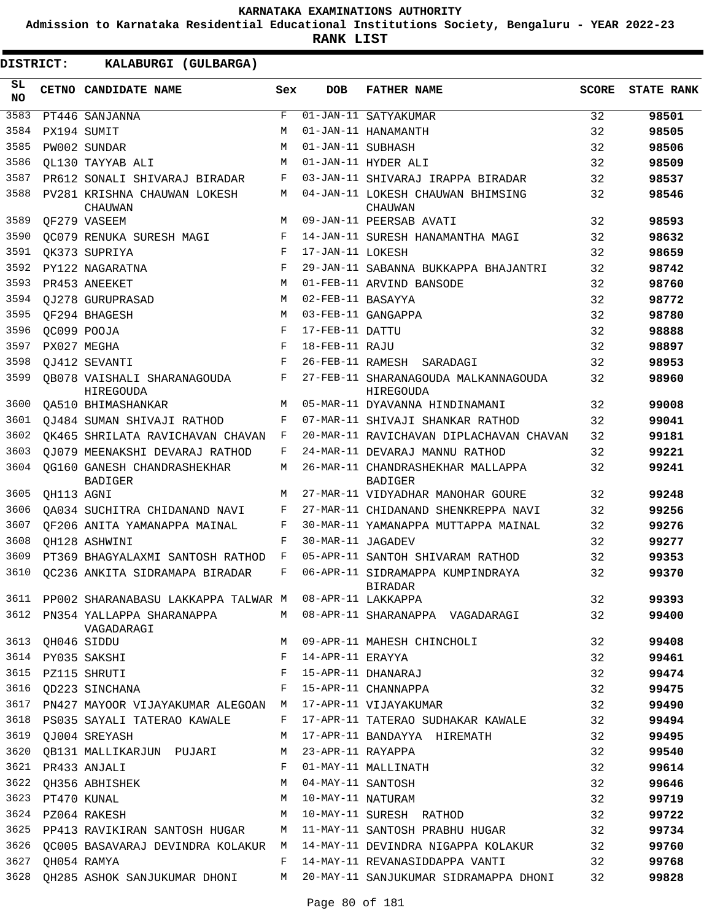# KARNATAKA EXAMINATIONS AUTHORITY

**Admission to Karnataka Residential Educational Institutions Society, Bengaluru - YEAR 2022-23**

**RANK LIST**

**DISTRICT: KALABURGI (GULBARGA)**

| SL NO | CETNO | CANDIDATE NAME | Sex | DOB | FATHER NAME | SCORE | STATE RANK |
|---|---|---|---|---|---|---|---|
| 3583 | PT446 | SANJANNA | F | 01-JAN-11 | SATYAKUMAR | 32 | 98501 |
| 3584 | PX194 | SUMIT | M | 01-JAN-11 | HANAMANTH | 32 | 98505 |
| 3585 | PW002 | SUNDAR | M | 01-JAN-11 | SUBHASH | 32 | 98506 |
| 3586 | QL130 | TAYYAB ALI | M | 01-JAN-11 | HYDER ALI | 32 | 98509 |
| 3587 | PR612 | SONALI SHIVARAJ BIRADAR | F | 03-JAN-11 | SHIVARAJ IRAPPA BIRADAR | 32 | 98537 |
| 3588 | PV281 | KRISHNA CHAUWAN LOKESH CHAUWAN | M | 04-JAN-11 | LOKESH CHAUWAN BHIMSING CHAUWAN | 32 | 98546 |
| 3589 | QF279 | VASEEM | M | 09-JAN-11 | PEERSAB AVATI | 32 | 98593 |
| 3590 | QC079 | RENUKA SURESH MAGI | F | 14-JAN-11 | SURESH HANAMANTHA MAGI | 32 | 98632 |
| 3591 | QK373 | SUPRIYA | F | 17-JAN-11 | LOKESH | 32 | 98659 |
| 3592 | PY122 | NAGARATNA | F | 29-JAN-11 | SABANNA BUKKAPPA BHAJANTRI | 32 | 98742 |
| 3593 | PR453 | ANEEKET | M | 01-FEB-11 | ARVIND BANSODE | 32 | 98760 |
| 3594 | QJ278 | GURUPRASAD | M | 02-FEB-11 | BASAYYA | 32 | 98772 |
| 3595 | QF294 | BHAGESH | M | 03-FEB-11 | GANGAPPA | 32 | 98780 |
| 3596 | QC099 | POOJA | F | 17-FEB-11 | DATTU | 32 | 98888 |
| 3597 | PX027 | MEGHA | F | 18-FEB-11 | RAJU | 32 | 98897 |
| 3598 | QJ412 | SEVANTI | F | 26-FEB-11 | RAMESH SARADAGI | 32 | 98953 |
| 3599 | QB078 | VAISHALI SHARANAGOUDA HIREGOUDA | F | 27-FEB-11 | SHARANAGOUDA MALKANNAGOUDA HIREGOUDA | 32 | 98960 |
| 3600 | QA510 | BHIMASHANKAR | M | 05-MAR-11 | DYAVANNA HINDINAMANI | 32 | 99008 |
| 3601 | QJ484 | SUMAN SHIVAJI RATHOD | F | 07-MAR-11 | SHIVAJI SHANKAR RATHOD | 32 | 99041 |
| 3602 | QK465 | SHRILATA RAVICHAVAN CHAVAN | F | 20-MAR-11 | RAVICHAVAN DIPLACHAVAN CHAVAN | 32 | 99181 |
| 3603 | QJ079 | MEENAKSHI DEVARAJ RATHOD | F | 24-MAR-11 | DEVARAJ MANNU RATHOD | 32 | 99221 |
| 3604 | QG160 | GANESH CHANDRASHEKHAR BADIGER | M | 26-MAR-11 | CHANDRASHEKHAR MALLAPPA BADIGER | 32 | 99241 |
| 3605 | QH113 | AGNI | M | 27-MAR-11 | VIDYADHAR MANOHAR GOURE | 32 | 99248 |
| 3606 | QA034 | SUCHITRA CHIDANAND NAVI | F | 27-MAR-11 | CHIDANAND SHENKREPPA NAVI | 32 | 99256 |
| 3607 | QF206 | ANITA YAMANAPPA MAINAL | F | 30-MAR-11 | YAMANAPPA MUTTAPPA MAINAL | 32 | 99276 |
| 3608 | QH128 | ASHWINI | F | 30-MAR-11 | JAGADEV | 32 | 99277 |
| 3609 | PT369 | BHAGYALAXMI SANTOSH RATHOD | F | 05-APR-11 | SANTOH SHIVARAM RATHOD | 32 | 99353 |
| 3610 | QC236 | ANKITA SIDRAMAPA BIRADAR | F | 06-APR-11 | SIDRAMAPPA KUMPINDRAYA BIRADAR | 32 | 99370 |
| 3611 | PP002 | SHARANABASU LAKKAPPA TALWAR | M | 08-APR-11 | LAKKAPPA | 32 | 99393 |
| 3612 | PN354 | YALLAPPA SHARANAPPA VAGADARAGI | M | 08-APR-11 | SHARANAPPA VAGADARAGI | 32 | 99400 |
| 3613 | QH046 | SIDDU | M | 09-APR-11 | MAHESH CHINCHOLI | 32 | 99408 |
| 3614 | PY035 | SAKSHI | F | 14-APR-11 | ERAYYA | 32 | 99461 |
| 3615 | PZ115 | SHRUTI | F | 15-APR-11 | DHANARAJ | 32 | 99474 |
| 3616 | QD223 | SINCHANA | F | 15-APR-11 | CHANNAPPA | 32 | 99475 |
| 3617 | PN427 | MAYOOR VIJAYAKUMAR ALEGOAN | M | 17-APR-11 | VIJAYAKUMAR | 32 | 99490 |
| 3618 | PS035 | SAYALI TATERAO KAWALE | F | 17-APR-11 | TATERAO SUDHAKAR KAWALE | 32 | 99494 |
| 3619 | QJ004 | SREYASH | M | 17-APR-11 | BANDAYYA HIREMATH | 32 | 99495 |
| 3620 | QB131 | MALLIKARJUN PUJARI | M | 23-APR-11 | RAYAPPA | 32 | 99540 |
| 3621 | PR433 | ANJALI | F | 01-MAY-11 | MALLINATH | 32 | 99614 |
| 3622 | QH356 | ABHISHEK | M | 04-MAY-11 | SANTOSH | 32 | 99646 |
| 3623 | PT470 | KUNAL | M | 10-MAY-11 | NATURAM | 32 | 99719 |
| 3624 | PZ064 | RAKESH | M | 10-MAY-11 | SURESH RATHOD | 32 | 99722 |
| 3625 | PP413 | RAVIKIRAN SANTOSH HUGAR | M | 11-MAY-11 | SANTOSH PRABHU HUGAR | 32 | 99734 |
| 3626 | QC005 | BASAVARAJ DEVINDRA KOLAKUR | M | 14-MAY-11 | DEVINDRA NIGAPPA KOLAKUR | 32 | 99760 |
| 3627 | QH054 | RAMYA | F | 14-MAY-11 | REVANASIDDAPPA VANTI | 32 | 99768 |
| 3628 | QH285 | ASHOK SANJUKUMAR DHONI | M | 20-MAY-11 | SANJUKUMAR SIDRAMAPPA DHONI | 32 | 99828 |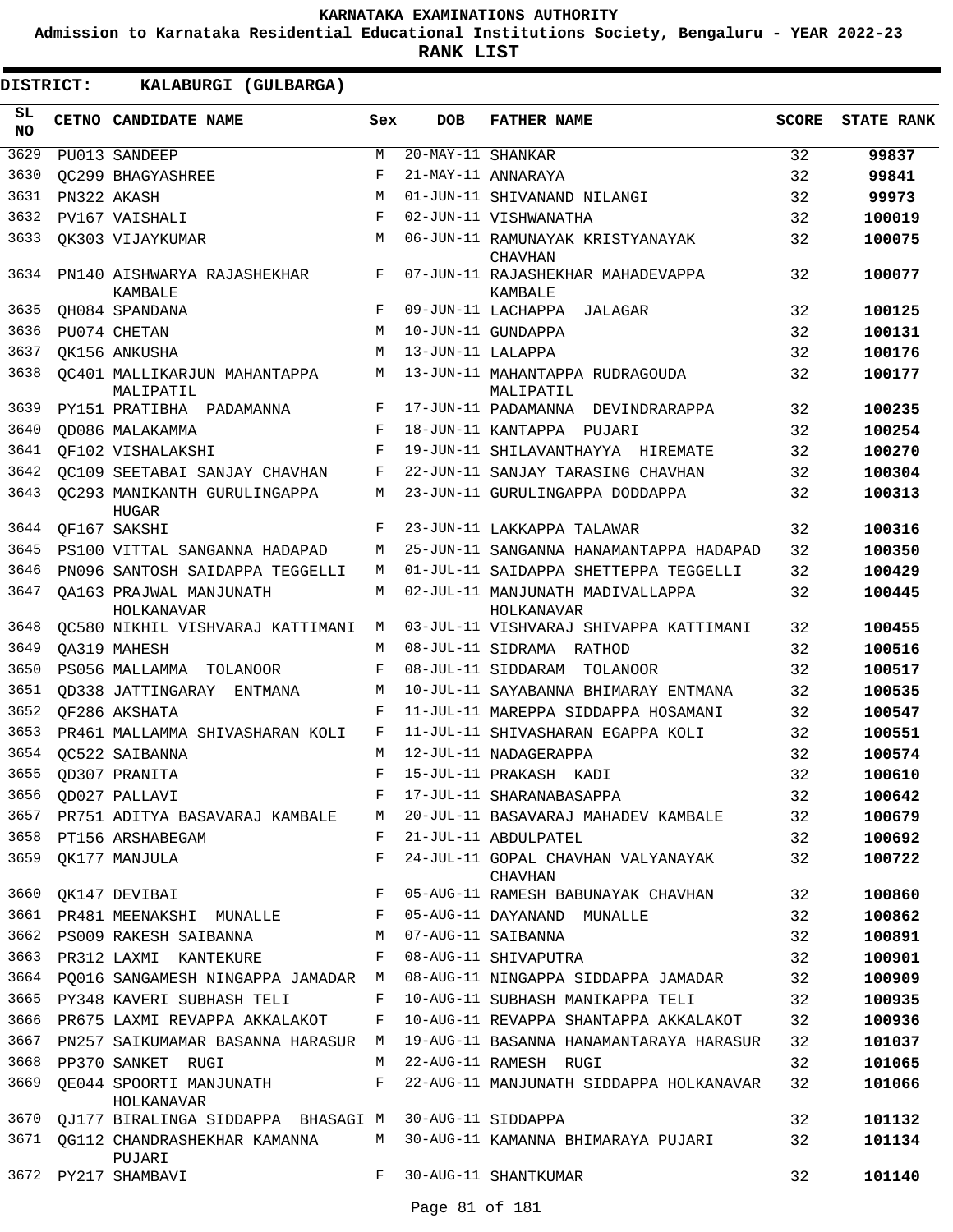KARNATAKA EXAMINATIONS AUTHORITY

Admission to Karnataka Residential Educational Institutions Society, Bengaluru - YEAR 2022-23

**RANK LIST**

**DISTRICT: KALABURGI (GULBARGA)**

| SL NO | CETNO | CANDIDATE NAME | Sex | DOB | FATHER NAME | SCORE | STATE RANK |
|---|---|---|---|---|---|---|---|
| 3629 | PU013 | SANDEEP | M | 20-MAY-11 | SHANKAR | 32 | **99837** |
| 3630 | QC299 | BHAGYASHREE | F | 21-MAY-11 | ANNARAYA | 32 | **99841** |
| 3631 | PN322 | AKASH | M | 01-JUN-11 | SHIVANAND NILANGI | 32 | **99973** |
| 3632 | PV167 | VAISHALI | F | 02-JUN-11 | VISHWANATHA | 32 | **100019** |
| 3633 | QK303 | VIJAYKUMAR | M | 06-JUN-11 | RAMUNAYAK KRISTYANAYAK CHAVHAN | 32 | **100075** |
| 3634 | PN140 | AISHWARYA RAJASHEKHAR KAMBALE | F | 07-JUN-11 | RAJASHEKHAR MAHADEVAPPA KAMBALE | 32 | **100077** |
| 3635 | QH084 | SPANDANA | F | 09-JUN-11 | LACHAPPA JALAGAR | 32 | **100125** |
| 3636 | PU074 | CHETAN | M | 10-JUN-11 | GUNDAPPA | 32 | **100131** |
| 3637 | QK156 | ANKUSHA | M | 13-JUN-11 | LALAPPA | 32 | **100176** |
| 3638 | QC401 | MALLIKARJUN MAHANTAPPA MALIPATIL | M | 13-JUN-11 | MAHANTAPPA RUDRAGOUDA MALIPATIL | 32 | **100177** |
| 3639 | PY151 | PRATIBHA PADAMANNA | F | 17-JUN-11 | PADAMANNA DEVINDRARAPPA | 32 | **100235** |
| 3640 | QD086 | MALAKAMMA | F | 18-JUN-11 | KANTAPPA PUJARI | 32 | **100254** |
| 3641 | QF102 | VISHALAKSHI | F | 19-JUN-11 | SHILAVANTHAYYA HIREMATE | 32 | **100270** |
| 3642 | QC109 | SEETABAI SANJAY CHAVHAN | F | 22-JUN-11 | SANJAY TARASING CHAVHAN | 32 | **100304** |
| 3643 | QC293 | MANIKANTH GURULINGAPPA HUGAR | M | 23-JUN-11 | GURULINGAPPA DODDAPPA | 32 | **100313** |
| 3644 | QF167 | SAKSHI | F | 23-JUN-11 | LAKKAPPA TALAWAR | 32 | **100316** |
| 3645 | PS100 | VITTAL SANGANNA HADAPAD | M | 25-JUN-11 | SANGANNA HANAMANTAPPA HADAPAD | 32 | **100350** |
| 3646 | PN096 | SANTOSH SAIDAPPA TEGGELLI | M | 01-JUL-11 | SAIDAPPA SHETTEPPA TEGGELLI | 32 | **100429** |
| 3647 | QA163 | PRAJWAL MANJUNATH HOLKANAVAR | M | 02-JUL-11 | MANJUNATH MADIVALLAPPA HOLKANAVAR | 32 | **100445** |
| 3648 | QC580 | NIKHIL VISHVARAJ KATTIMANI | M | 03-JUL-11 | VISHVARAJ SHIVAPPA KATTIMANI | 32 | **100455** |
| 3649 | QA319 | MAHESH | M | 08-JUL-11 | SIDRAMA RATHOD | 32 | **100516** |
| 3650 | PS056 | MALLAMMA TOLANOOR | F | 08-JUL-11 | SIDDARAM TOLANOOR | 32 | **100517** |
| 3651 | QD338 | JATTINGARAY ENTMANA | M | 10-JUL-11 | SAYABANNA BHIMARAY ENTMANA | 32 | **100535** |
| 3652 | QF286 | AKSHATA | F | 11-JUL-11 | MAREPPA SIDDAPPA HOSAMANI | 32 | **100547** |
| 3653 | PR461 | MALLAMMA SHIVASHARAN KOLI | F | 11-JUL-11 | SHIVASHARAN EGAPPA KOLI | 32 | **100551** |
| 3654 | QC522 | SAIBANNA | M | 12-JUL-11 | NADAGERAPPA | 32 | **100574** |
| 3655 | QD307 | PRANITA | F | 15-JUL-11 | PRAKASH KADI | 32 | **100610** |
| 3656 | QD027 | PALLAVI | F | 17-JUL-11 | SHARANABASAPPA | 32 | **100642** |
| 3657 | PR751 | ADITYA BASAVARAJ KAMBALE | M | 20-JUL-11 | BASAVARAJ MAHADEV KAMBALE | 32 | **100679** |
| 3658 | PT156 | ARSHABEGAM | F | 21-JUL-11 | ABDULPATEL | 32 | **100692** |
| 3659 | QK177 | MANJULA | F | 24-JUL-11 | GOPAL CHAVHAN VALYANAYAK CHAVHAN | 32 | **100722** |
| 3660 | QK147 | DEVIBAI | F | 05-AUG-11 | RAMESH BABUNAYAK CHAVHAN | 32 | **100860** |
| 3661 | PR481 | MEENAKSHI MUNALLE | F | 05-AUG-11 | DAYANAND MUNALLE | 32 | **100862** |
| 3662 | PS009 | RAKESH SAIBANNA | M | 07-AUG-11 | SAIBANNA | 32 | **100891** |
| 3663 | PR312 | LAXMI KANTEKURE | F | 08-AUG-11 | SHIVAPUTRA | 32 | **100901** |
| 3664 | PQ016 | SANGAMESH NINGAPPA JAMADAR | M | 08-AUG-11 | NINGAPPA SIDDAPPA JAMADAR | 32 | **100909** |
| 3665 | PY348 | KAVERI SUBHASH TELI | F | 10-AUG-11 | SUBHASH MANIKAPPA TELI | 32 | **100935** |
| 3666 | PR675 | LAXMI REVAPPA AKKALAKOT | F | 10-AUG-11 | REVAPPA SHANTAPPA AKKALAKOT | 32 | **100936** |
| 3667 | PN257 | SAIKUMAMAR BASANNA HARASUR | M | 19-AUG-11 | BASANNA HANAMANTARAYA HARASUR | 32 | **101037** |
| 3668 | PP370 | SANKET RUGI | M | 22-AUG-11 | RAMESH RUGI | 32 | **101065** |
| 3669 | QE044 | SPOORTI MANJUNATH HOLKANAVAR | F | 22-AUG-11 | MANJUNATH SIDDAPPA HOLKANAVAR | 32 | **101066** |
| 3670 | QJ177 | BIRALINGA SIDDAPPA BHASAGI | M | 30-AUG-11 | SIDDAPPA | 32 | **101132** |
| 3671 | QG112 | CHANDRASHEKHAR KAMANNA PUJARI | M | 30-AUG-11 | KAMANNA BHIMARAYA PUJARI | 32 | **101134** |
| 3672 | PY217 | SHAMBAVI | F | 30-AUG-11 | SHANTKUMAR | 32 | **101140** |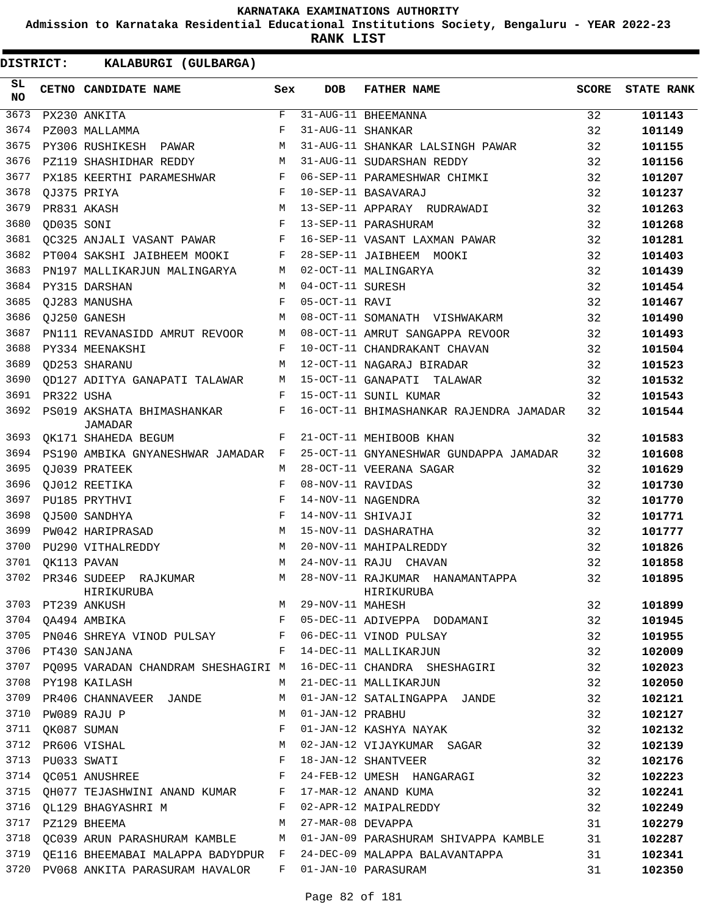KARNATAKA EXAMINATIONS AUTHORITY

Admission to Karnataka Residential Educational Institutions Society, Bengaluru - YEAR 2022-23

**RANK LIST**

**DISTRICT: KALABURGI (GULBARGA)**

| SL NO | CETNO | CANDIDATE NAME | Sex | DOB | FATHER NAME | SCORE | STATE RANK |
|---|---|---|---|---|---|---|---|
| 3673 | PX230 | ANKITA | F | 31-AUG-11 | BHEEMANNA | 32 | **101143** |
| 3674 | PZ003 | MALLAMMA | F | 31-AUG-11 | SHANKAR | 32 | **101149** |
| 3675 | PY306 | RUSHIKESH PAWAR | M | 31-AUG-11 | SHANKAR LALSINGH PAWAR | 32 | **101155** |
| 3676 | PZ119 | SHASHIDHAR REDDY | M | 31-AUG-11 | SUDARSHAN REDDY | 32 | **101156** |
| 3677 | PX185 | KEERTHI PARAMESHWAR | F | 06-SEP-11 | PARAMESHWAR CHIMKI | 32 | **101207** |
| 3678 | QJ375 | PRIYA | F | 10-SEP-11 | BASAVARAJ | 32 | **101237** |
| 3679 | PR831 | AKASH | M | 13-SEP-11 | APPARAY RUDRAWADI | 32 | **101263** |
| 3680 | QD035 | SONI | F | 13-SEP-11 | PARASHURAM | 32 | **101268** |
| 3681 | QC325 | ANJALI VASANT PAWAR | F | 16-SEP-11 | VASANT LAXMAN PAWAR | 32 | **101281** |
| 3682 | PT004 | SAKSHI JAIBHEEM MOOKI | F | 28-SEP-11 | JAIBHEEM MOOKI | 32 | **101403** |
| 3683 | PN197 | MALLIKARJUN MALINGARYA | M | 02-OCT-11 | MALINGARYA | 32 | **101439** |
| 3684 | PY315 | DARSHAN | M | 04-OCT-11 | SURESH | 32 | **101454** |
| 3685 | QJ283 | MANUSHA | F | 05-OCT-11 | RAVI | 32 | **101467** |
| 3686 | QJ250 | GANESH | M | 08-OCT-11 | SOMANATH VISHWAKARM | 32 | **101490** |
| 3687 | PN111 | REVANASIDD AMRUT REVOOR | M | 08-OCT-11 | AMRUT SANGAPPA REVOOR | 32 | **101493** |
| 3688 | PY334 | MEENAKSHI | F | 10-OCT-11 | CHANDRAKANT CHAVAN | 32 | **101504** |
| 3689 | QD253 | SHARANU | M | 12-OCT-11 | NAGARAJ BIRADAR | 32 | **101523** |
| 3690 | QD127 | ADITYA GANAPATI TALAWAR | M | 15-OCT-11 | GANAPATI TALAWAR | 32 | **101532** |
| 3691 | PR322 | USHA | F | 15-OCT-11 | SUNIL KUMAR | 32 | **101543** |
| 3692 | PS019 | AKSHATA BHIMASHANKAR JAMADAR | F | 16-OCT-11 | BHIMASHANKAR RAJENDRA JAMADAR | 32 | **101544** |
| 3693 | QK171 | SHAHEDA BEGUM | F | 21-OCT-11 | MEHIBOOB KHAN | 32 | **101583** |
| 3694 | PS190 | AMBIKA GNYANESHWAR JAMADAR | F | 25-OCT-11 | GNYANESHWAR GUNDAPPA JAMADAR | 32 | **101608** |
| 3695 | QJ039 | PRATEEK | M | 28-OCT-11 | VEERANA SAGAR | 32 | **101629** |
| 3696 | QJ012 | REETIKA | F | 08-NOV-11 | RAVIDAS | 32 | **101730** |
| 3697 | PU185 | PRYTHVI | F | 14-NOV-11 | NAGENDRA | 32 | **101770** |
| 3698 | QJ500 | SANDHYA | F | 14-NOV-11 | SHIVAJI | 32 | **101771** |
| 3699 | PW042 | HARIPRASAD | M | 15-NOV-11 | DASHARATHA | 32 | **101777** |
| 3700 | PU290 | VITHALREDDY | M | 20-NOV-11 | MAHIPALREDDY | 32 | **101826** |
| 3701 | QK113 | PAVAN | M | 24-NOV-11 | RAJU CHAVAN | 32 | **101858** |
| 3702 | PR346 | SUDEEP RAJKUMAR HIRIKURUBA | M | 28-NOV-11 | RAJKUMAR HANAMANTAPPA HIRIKURUBA | 32 | **101895** |
| 3703 | PT239 | ANKUSH | M | 29-NOV-11 | MAHESH | 32 | **101899** |
| 3704 | QA494 | AMBIKA | F | 05-DEC-11 | ADIVEPPA DODAMANI | 32 | **101945** |
| 3705 | PN046 | SHREYA VINOD PULSAY | F | 06-DEC-11 | VINOD PULSAY | 32 | **101955** |
| 3706 | PT430 | SANJANA | F | 14-DEC-11 | MALLIKARJUN | 32 | **102009** |
| 3707 | PQ095 | VARADAN CHANDRAM SHESHAGIRI | M | 16-DEC-11 | CHANDRA SHESHAGIRI | 32 | **102023** |
| 3708 | PY198 | KAILASH | M | 21-DEC-11 | MALLIKARJUN | 32 | **102050** |
| 3709 | PR406 | CHANNAVEER JANDE | M | 01-JAN-12 | SATALINGAPPA JANDE | 32 | **102121** |
| 3710 | PW089 | RAJU P | M | 01-JAN-12 | PRABHU | 32 | **102127** |
| 3711 | QK087 | SUMAN | F | 01-JAN-12 | KASHYA NAYAK | 32 | **102132** |
| 3712 | PR606 | VISHAL | M | 02-JAN-12 | VIJAYKUMAR SAGAR | 32 | **102139** |
| 3713 | PU033 | SWATI | F | 18-JAN-12 | SHANTVEER | 32 | **102176** |
| 3714 | QC051 | ANUSHREE | F | 24-FEB-12 | UMESH HANGARAGI | 32 | **102223** |
| 3715 | QH077 | TEJASHWINI ANAND KUMAR | F | 17-MAR-12 | ANAND KUMA | 32 | **102241** |
| 3716 | QL129 | BHAGYASHRI M | F | 02-APR-12 | MAIPALREDDY | 32 | **102249** |
| 3717 | PZ129 | BHEEMA | M | 27-MAR-08 | DEVAPPA | 31 | **102279** |
| 3718 | QC039 | ARUN PARASHURAM KAMBLE | M | 01-JAN-09 | PARASHURAM SHIVAPPA KAMBLE | 31 | **102287** |
| 3719 | QE116 | BHEEMABAI MALAPPA BADYDPUR | F | 24-DEC-09 | MALAPPA BALAVANTAPPA | 31 | **102341** |
| 3720 | PV068 | ANKITA PARASURAM HAVALOR | F | 01-JAN-10 | PARASURAM | 31 | **102350** |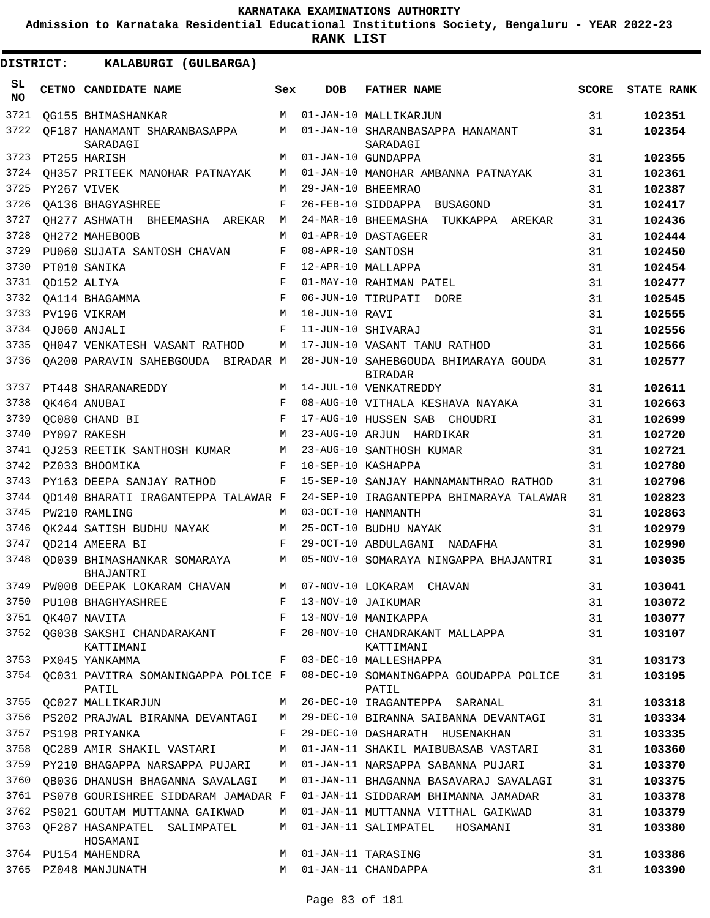KARNATAKA EXAMINATIONS AUTHORITY

Admission to Karnataka Residential Educational Institutions Society, Bengaluru - YEAR 2022-23

**RANK LIST**

**DISTRICT: KALABURGI (GULBARGA)**

| SL NO | CETNO | CANDIDATE NAME | Sex | DOB | FATHER NAME | SCORE | STATE RANK |
|---|---|---|---|---|---|---|---|
| 3721 | QG155 | BHIMASHANKAR | M | 01-JAN-10 | MALLIKARJUN | 31 | 102351 |
| 3722 | QF187 | HANAMANT SHARANBASAPPA SARADAGI | M | 01-JAN-10 | SHARANBASAPPA HANAMANT SARADAGI | 31 | 102354 |
| 3723 | PT255 | HARISH | M | 01-JAN-10 | GUNDAPPA | 31 | 102355 |
| 3724 | QH357 | PRITEEK MANOHAR PATNAYAK | M | 01-JAN-10 | MANOHAR AMBANNA PATNAYAK | 31 | 102361 |
| 3725 | PY267 | VIVEK | M | 29-JAN-10 | BHEEMRAO | 31 | 102387 |
| 3726 | QA136 | BHAGYASHREE | F | 26-FEB-10 | SIDDAPPA BUSAGOND | 31 | 102417 |
| 3727 | QH277 | ASHWATH BHEEMASHA AREKAR | M | 24-MAR-10 | BHEEMASHA TUKKAPPA AREKAR | 31 | 102436 |
| 3728 | QH272 | MAHEBOOB | M | 01-APR-10 | DASTAGEER | 31 | 102444 |
| 3729 | PU060 | SUJATA SANTOSH CHAVAN | F | 08-APR-10 | SANTOSH | 31 | 102450 |
| 3730 | PT010 | SANIKA | F | 12-APR-10 | MALLAPPA | 31 | 102454 |
| 3731 | QD152 | ALIYA | F | 01-MAY-10 | RAHIMAN PATEL | 31 | 102477 |
| 3732 | QA114 | BHAGAMMA | F | 06-JUN-10 | TIRUPATI DORE | 31 | 102545 |
| 3733 | PV196 | VIKRAM | M | 10-JUN-10 | RAVI | 31 | 102555 |
| 3734 | QJ060 | ANJALI | F | 11-JUN-10 | SHIVARAJ | 31 | 102556 |
| 3735 | QH047 | VENKATESH VASANT RATHOD | M | 17-JUN-10 | VASANT TANU RATHOD | 31 | 102566 |
| 3736 | QA200 | PARAVIN SAHEBGOUDA BIRADAR | M | 28-JUN-10 | SAHEBGOUDA BHIMARAYA GOUDA BIRADAR | 31 | 102577 |
| 3737 | PT448 | SHARANAREDDY | M | 14-JUL-10 | VENKATREDDY | 31 | 102611 |
| 3738 | QK464 | ANUBAI | F | 08-AUG-10 | VITHALA KESHAVA NAYAKA | 31 | 102663 |
| 3739 | QC080 | CHAND BI | F | 17-AUG-10 | HUSSEN SAB CHOUDRI | 31 | 102699 |
| 3740 | PY097 | RAKESH | M | 23-AUG-10 | ARJUN HARDIKAR | 31 | 102720 |
| 3741 | QJ253 | REETIK SANTHOSH KUMAR | M | 23-AUG-10 | SANTHOSH KUMAR | 31 | 102721 |
| 3742 | PZ033 | BHOOMIKA | F | 10-SEP-10 | KASHAPPA | 31 | 102780 |
| 3743 | PY163 | DEEPA SANJAY RATHOD | F | 15-SEP-10 | SANJAY HANNAMANTHRAO RATHOD | 31 | 102796 |
| 3744 | QD140 | BHARATI IRAGANTEPPA TALAWAR | F | 24-SEP-10 | IRAGANTEPPA BHIMARAYA TALAWAR | 31 | 102823 |
| 3745 | PW210 | RAMLING | M | 03-OCT-10 | HANMANTH | 31 | 102863 |
| 3746 | QK244 | SATISH BUDHU NAYAK | M | 25-OCT-10 | BUDHU NAYAK | 31 | 102979 |
| 3747 | QD214 | AMEERA BI | F | 29-OCT-10 | ABDULAGANI NADAFHA | 31 | 102990 |
| 3748 | QD039 | BHIMASHANKAR SOMARAYA BHAJANTRI | M | 05-NOV-10 | SOMARAYA NINGAPPA BHAJANTRI | 31 | 103035 |
| 3749 | PW008 | DEEPAK LOKARAM CHAVAN | M | 07-NOV-10 | LOKARAM CHAVAN | 31 | 103041 |
| 3750 | PU108 | BHAGHYASHREE | F | 13-NOV-10 | JAIKUMAR | 31 | 103072 |
| 3751 | QK407 | NAVITA | F | 13-NOV-10 | MANIKAPPA | 31 | 103077 |
| 3752 | QG038 | SAKSHI CHANDARAKANT KATTIMANI | F | 20-NOV-10 | CHANDRAKANT MALLAPPA KATTIMANI | 31 | 103107 |
| 3753 | PX045 | YANKAMMA | F | 03-DEC-10 | MALLESHAPPA | 31 | 103173 |
| 3754 | QC031 | PAVITRA SOMANINGAPPA POLICE PATIL | F | 08-DEC-10 | SOMANINGAPPA GOUDAPPA POLICE PATIL | 31 | 103195 |
| 3755 | QC027 | MALLIKARJUN | M | 26-DEC-10 | IRAGANTEPPA SARANAL | 31 | 103318 |
| 3756 | PS202 | PRAJWAL BIRANNA DEVANTAGI | M | 29-DEC-10 | BIRANNA SAIBANNA DEVANTAGI | 31 | 103334 |
| 3757 | PS198 | PRIYANKA | F | 29-DEC-10 | DASHARATH HUSENAKHAN | 31 | 103335 |
| 3758 | QC289 | AMIR SHAKIL VASTARI | M | 01-JAN-11 | SHAKIL MAIBUBASAB VASTARI | 31 | 103360 |
| 3759 | PY210 | BHAGAPPA NARSAPPA PUJARI | M | 01-JAN-11 | NARSAPPA SABANNA PUJARI | 31 | 103370 |
| 3760 | QB036 | DHANUSH BHAGANNA SAVALAGI | M | 01-JAN-11 | BHAGANNA BASAVARAJ SAVALAGI | 31 | 103375 |
| 3761 | PS078 | GOURISHREE SIDDARAM JAMADAR | F | 01-JAN-11 | SIDDARAM BHIMANNA JAMADAR | 31 | 103378 |
| 3762 | PS021 | GOUTAM MUTTANNA GAIKWAD | M | 01-JAN-11 | MUTTANNA VITTHAL GAIKWAD | 31 | 103379 |
| 3763 | QF287 | HASANPATEL SALIMPATEL HOSAMANI | M | 01-JAN-11 | SALIMPATEL HOSAMANI | 31 | 103380 |
| 3764 | PU154 | MAHENDRA | M | 01-JAN-11 | TARASING | 31 | 103386 |
| 3765 | PZ048 | MANJUNATH | M | 01-JAN-11 | CHANDAPPA | 31 | 103390 |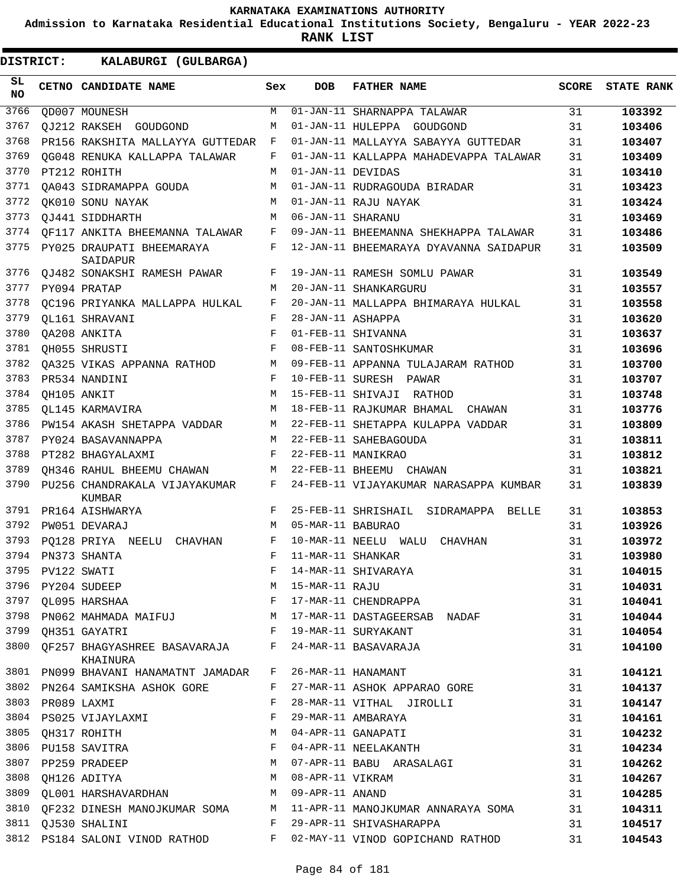# KARNATAKA EXAMINATIONS AUTHORITY

**Admission to Karnataka Residential Educational Institutions Society, Bengaluru - YEAR 2022-23**

**RANK LIST**

**DISTRICT: KALABURGI (GULBARGA)**

| SL NO | CETNO | CANDIDATE NAME | Sex | DOB | FATHER NAME | SCORE | STATE RANK |
|---|---|---|---|---|---|---|---|
| 3766 | QD007 | MOUNESH | M | 01-JAN-11 | SHARNAPPA TALAWAR | 31 | **103392** |
| 3767 | QJ212 | RAKSEH GOUDGOND | M | 01-JAN-11 | HULEPPA GOUDGOND | 31 | **103406** |
| 3768 | PR156 | RAKSHITA MALLAYYA GUTTEDAR | F | 01-JAN-11 | MALLAYYA SABAYYA GUTTEDAR | 31 | **103407** |
| 3769 | QG048 | RENUKA KALLAPPA TALAWAR | F | 01-JAN-11 | KALLAPPA MAHADEVAPPA TALAWAR | 31 | **103409** |
| 3770 | PT212 | ROHITH | M | 01-JAN-11 | DEVIDAS | 31 | **103410** |
| 3771 | QA043 | SIDRAMAPPA GOUDA | M | 01-JAN-11 | RUDRAGOUDA BIRADAR | 31 | **103423** |
| 3772 | QK010 | SONU NAYAK | M | 01-JAN-11 | RAJU NAYAK | 31 | **103424** |
| 3773 | QJ441 | SIDDHARTH | M | 06-JAN-11 | SHARANU | 31 | **103469** |
| 3774 | QF117 | ANKITA BHEEMANNA TALAWAR | F | 09-JAN-11 | BHEEMANNA SHEKHAPPA TALAWAR | 31 | **103486** |
| 3775 | PY025 | DRAUPATI BHEEMARAYA SAIDAPUR | F | 12-JAN-11 | BHEEMARAYA DYAVANNA SAIDAPUR | 31 | **103509** |
| 3776 | QJ482 | SONAKSHI RAMESH PAWAR | F | 19-JAN-11 | RAMESH SOMLU PAWAR | 31 | **103549** |
| 3777 | PY094 | PRATAP | M | 20-JAN-11 | SHANKARGURU | 31 | **103557** |
| 3778 | QC196 | PRIYANKA MALLAPPA HULKAL | F | 20-JAN-11 | MALLAPPA BHIMARAYA HULKAL | 31 | **103558** |
| 3779 | QL161 | SHRAVANI | F | 28-JAN-11 | ASHAPPA | 31 | **103620** |
| 3780 | QA208 | ANKITA | F | 01-FEB-11 | SHIVANNA | 31 | **103637** |
| 3781 | QH055 | SHRUSTI | F | 08-FEB-11 | SANTOSHKUMAR | 31 | **103696** |
| 3782 | QA325 | VIKAS APPANNA RATHOD | M | 09-FEB-11 | APPANNA TULAJARAM RATHOD | 31 | **103700** |
| 3783 | PR534 | NANDINI | F | 10-FEB-11 | SURESH PAWAR | 31 | **103707** |
| 3784 | QH105 | ANKIT | M | 15-FEB-11 | SHIVAJI RATHOD | 31 | **103748** |
| 3785 | QL145 | KARMAVIRA | M | 18-FEB-11 | RAJKUMAR BHAMAL CHAWAN | 31 | **103776** |
| 3786 | PW154 | AKASH SHETAPPA VADDAR | M | 22-FEB-11 | SHETAPPA KULAPPA VADDAR | 31 | **103809** |
| 3787 | PY024 | BASAVANNAPPA | M | 22-FEB-11 | SAHEBAGOUDA | 31 | **103811** |
| 3788 | PT282 | BHAGYALAXMI | F | 22-FEB-11 | MANIKRAO | 31 | **103812** |
| 3789 | QH346 | RAHUL BHEEMU CHAWAN | M | 22-FEB-11 | BHEEMU CHAWAN | 31 | **103821** |
| 3790 | PU256 | CHANDRAKALA VIJAYAKUMAR KUMBAR | F | 24-FEB-11 | VIJAYAKUMAR NARASAPPA KUMBAR | 31 | **103839** |
| 3791 | PR164 | AISHWARYA | F | 25-FEB-11 | SHRISHAIL SIDRAMAPPA BELLE | 31 | **103853** |
| 3792 | PW051 | DEVARAJ | M | 05-MAR-11 | BABURAO | 31 | **103926** |
| 3793 | PQ128 | PRIYA NEELU CHAVHAN | F | 10-MAR-11 | NEELU WALU CHAVHAN | 31 | **103972** |
| 3794 | PN373 | SHANTA | F | 11-MAR-11 | SHANKAR | 31 | **103980** |
| 3795 | PV122 | SWATI | F | 14-MAR-11 | SHIVARAYA | 31 | **104015** |
| 3796 | PY204 | SUDEEP | M | 15-MAR-11 | RAJU | 31 | **104031** |
| 3797 | QL095 | HARSHAA | F | 17-MAR-11 | CHENDRAPPA | 31 | **104041** |
| 3798 | PN062 | MAHMADA MAIFUJ | M | 17-MAR-11 | DASTAGEERSAB NADAF | 31 | **104044** |
| 3799 | QH351 | GAYATRI | F | 19-MAR-11 | SURYAKANT | 31 | **104054** |
| 3800 | QF257 | BHAGYASHREE BASAVARAJA KHAINURA | F | 24-MAR-11 | BASAVARAJA | 31 | **104100** |
| 3801 | PN099 | BHAVANI HANAMATNT JAMADAR | F | 26-MAR-11 | HANAMANT | 31 | **104121** |
| 3802 | PN264 | SAMIKSHA ASHOK GORE | F | 27-MAR-11 | ASHOK APPARAO GORE | 31 | **104137** |
| 3803 | PR089 | LAXMI | F | 28-MAR-11 | VITHAL JIROLLI | 31 | **104147** |
| 3804 | PS025 | VIJAYLAXMI | F | 29-MAR-11 | AMBARAYA | 31 | **104161** |
| 3805 | QH317 | ROHITH | M | 04-APR-11 | GANAPATI | 31 | **104232** |
| 3806 | PU158 | SAVITRA | F | 04-APR-11 | NEELAKANTH | 31 | **104234** |
| 3807 | PP259 | PRADEEP | M | 07-APR-11 | BABU ARASALAGI | 31 | **104262** |
| 3808 | QH126 | ADITYA | M | 08-APR-11 | VIKRAM | 31 | **104267** |
| 3809 | QL001 | HARSHAVARDHAN | M | 09-APR-11 | ANAND | 31 | **104285** |
| 3810 | QF232 | DINESH MANOJKUMAR SOMA | M | 11-APR-11 | MANOJKUMAR ANNARAYA SOMA | 31 | **104311** |
| 3811 | QJ530 | SHALINI | F | 29-APR-11 | SHIVASHARAPPA | 31 | **104517** |
| 3812 | PS184 | SALONI VINOD RATHOD | F | 02-MAY-11 | VINOD GOPICHAND RATHOD | 31 | **104543** |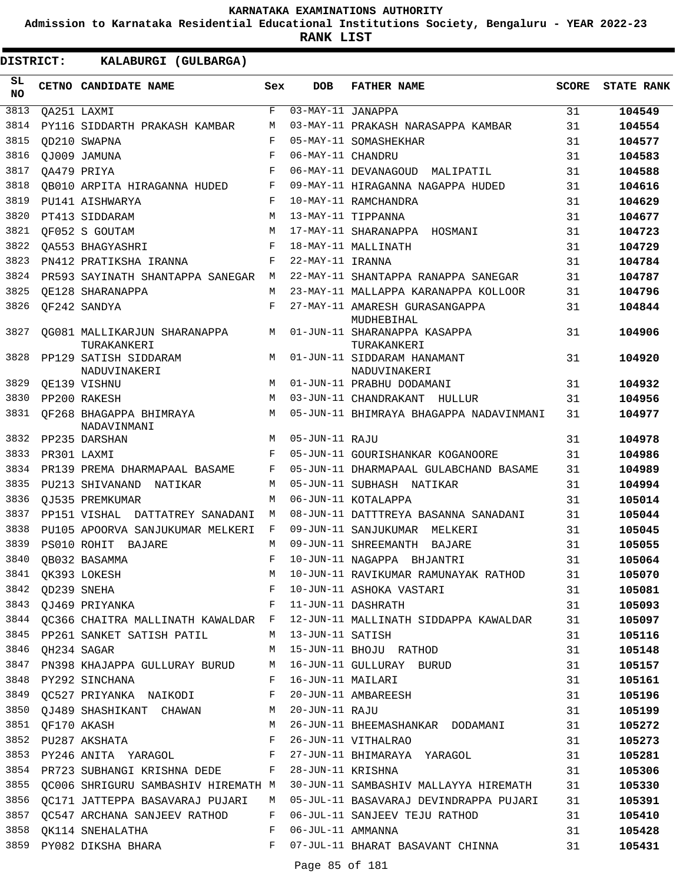KARNATAKA EXAMINATIONS AUTHORITY

Admission to Karnataka Residential Educational Institutions Society, Bengaluru - YEAR 2022-23

**RANK LIST**

**DISTRICT: KALABURGI (GULBARGA)**

| SL NO | CETNO | CANDIDATE NAME | Sex | DOB | FATHER NAME | SCORE | STATE RANK |
|---|---|---|---|---|---|---|---|
| 3813 | QA251 | LAXMI | F | 03-MAY-11 | JANAPPA | 31 | **104549** |
| 3814 | PY116 | SIDDARTH PRAKASH KAMBAR | M | 03-MAY-11 | PRAKASH NARASAPPA KAMBAR | 31 | **104554** |
| 3815 | QD210 | SWAPNA | F | 05-MAY-11 | SOMASHEKHAR | 31 | **104577** |
| 3816 | QJ009 | JAMUNA | F | 06-MAY-11 | CHANDRU | 31 | **104583** |
| 3817 | QA479 | PRIYA | F | 06-MAY-11 | DEVANAGOUD MALIPATIL | 31 | **104588** |
| 3818 | QB010 | ARPITA HIRAGANNA HUDED | F | 09-MAY-11 | HIRAGANNA NAGAPPA HUDED | 31 | **104616** |
| 3819 | PU141 | AISHWARYA | F | 10-MAY-11 | RAMCHANDRA | 31 | **104629** |
| 3820 | PT413 | SIDDARAM | M | 13-MAY-11 | TIPPANNA | 31 | **104677** |
| 3821 | QF052 | S GOUTAM | M | 17-MAY-11 | SHARANAPPA HOSMANI | 31 | **104723** |
| 3822 | QA553 | BHAGYASHRI | F | 18-MAY-11 | MALLINATH | 31 | **104729** |
| 3823 | PN412 | PRATIKSHA IRANNA | F | 22-MAY-11 | IRANNA | 31 | **104784** |
| 3824 | PR593 | SAYINATH SHANTAPPA SANEGAR | M | 22-MAY-11 | SHANTAPPA RANAPPA SANEGAR | 31 | **104787** |
| 3825 | QE128 | SHARANAPPA | M | 23-MAY-11 | MALLAPPA KARANAPPA KOLLOOR | 31 | **104796** |
| 3826 | QF242 | SANDYA | F | 27-MAY-11 | AMARESH GURASANGAPPA MUDHEBIHAL | 31 | **104844** |
| 3827 | QG081 | MALLIKARJUN SHARANAPPA TURAKANKERI | M | 01-JUN-11 | SHARANAPPA KASAPPA TURAKANKERI | 31 | **104906** |
| 3828 | PP129 | SATISH SIDDARAM NADUVINAKERI | M | 01-JUN-11 | SIDDARAM HANAMANT NADUVINAKERI | 31 | **104920** |
| 3829 | QE139 | VISHNU | M | 01-JUN-11 | PRABHU DODAMANI | 31 | **104932** |
| 3830 | PP200 | RAKESH | M | 03-JUN-11 | CHANDRAKANT HULLUR | 31 | **104956** |
| 3831 | QF268 | BHAGAPPA BHIMRAYA NADAVINMANI | M | 05-JUN-11 | BHIMRAYA BHAGAPPA NADAVINMANI | 31 | **104977** |
| 3832 | PP235 | DARSHAN | M | 05-JUN-11 | RAJU | 31 | **104978** |
| 3833 | PR301 | LAXMI | F | 05-JUN-11 | GOURISHANKAR KOGANOORE | 31 | **104986** |
| 3834 | PR139 | PREMA DHARMAPAAL BASAME | F | 05-JUN-11 | DHARMAPAAL GULABCHAND BASAME | 31 | **104989** |
| 3835 | PU213 | SHIVANAND NATIKAR | M | 05-JUN-11 | SUBHASH NATIKAR | 31 | **104994** |
| 3836 | QJ535 | PREMKUMAR | M | 06-JUN-11 | KOTALAPPA | 31 | **105014** |
| 3837 | PP151 | VISHAL DATTATREY SANADANI | M | 08-JUN-11 | DATTTREYA BASANNA SANADANI | 31 | **105044** |
| 3838 | PU105 | APOORVA SANJUKUMAR MELKERI | F | 09-JUN-11 | SANJUKUMAR MELKERI | 31 | **105045** |
| 3839 | PS010 | ROHIT BAJARE | M | 09-JUN-11 | SHREEMANTH BAJARE | 31 | **105055** |
| 3840 | QB032 | BASAMMA | F | 10-JUN-11 | NAGAPPA BHJANTRI | 31 | **105064** |
| 3841 | QK393 | LOKESH | M | 10-JUN-11 | RAVIKUMAR RAMUNAYAK RATHOD | 31 | **105070** |
| 3842 | QD239 | SNEHA | F | 10-JUN-11 | ASHOKA VASTARI | 31 | **105081** |
| 3843 | QJ469 | PRIYANKA | F | 11-JUN-11 | DASHRATH | 31 | **105093** |
| 3844 | QC366 | CHAITRA MALLINATH KAWALDAR | F | 12-JUN-11 | MALLINATH SIDDAPPA KAWALDAR | 31 | **105097** |
| 3845 | PP261 | SANKET SATISH PATIL | M | 13-JUN-11 | SATISH | 31 | **105116** |
| 3846 | QH234 | SAGAR | M | 15-JUN-11 | BHOJU RATHOD | 31 | **105148** |
| 3847 | PN398 | KHAJAPPA GULLURAY BURUD | M | 16-JUN-11 | GULLURAY BURUD | 31 | **105157** |
| 3848 | PY292 | SINCHANA | F | 16-JUN-11 | MAILARI | 31 | **105161** |
| 3849 | QC527 | PRIYANKA NAIKODI | F | 20-JUN-11 | AMBAREESH | 31 | **105196** |
| 3850 | QJ489 | SHASHIKANT CHAWAN | M | 20-JUN-11 | RAJU | 31 | **105199** |
| 3851 | QF170 | AKASH | M | 26-JUN-11 | BHEEMASHANKAR DODAMANI | 31 | **105272** |
| 3852 | PU287 | AKSHATA | F | 26-JUN-11 | VITHALRAO | 31 | **105273** |
| 3853 | PY246 | ANITA YARAGOL | F | 27-JUN-11 | BHIMARAYA YARAGOL | 31 | **105281** |
| 3854 | PR723 | SUBHANGI KRISHNA DEDE | F | 28-JUN-11 | KRISHNA | 31 | **105306** |
| 3855 | QC006 | SHRIGURU SAMBASHIV HIREMATH | M | 30-JUN-11 | SAMBASHIV MALLAYYA HIREMATH | 31 | **105330** |
| 3856 | QC171 | JATTEPPA BASAVARAJ PUJARI | M | 05-JUL-11 | BASAVARAJ DEVINDRAPPA PUJARI | 31 | **105391** |
| 3857 | QC547 | ARCHANA SANJEEV RATHOD | F | 06-JUL-11 | SANJEEV TEJU RATHOD | 31 | **105410** |
| 3858 | QK114 | SNEHALATHA | F | 06-JUL-11 | AMMANNA | 31 | **105428** |
| 3859 | PY082 | DIKSHA BHARA | F | 07-JUL-11 | BHARAT BASAVANT CHINNA | 31 | **105431** |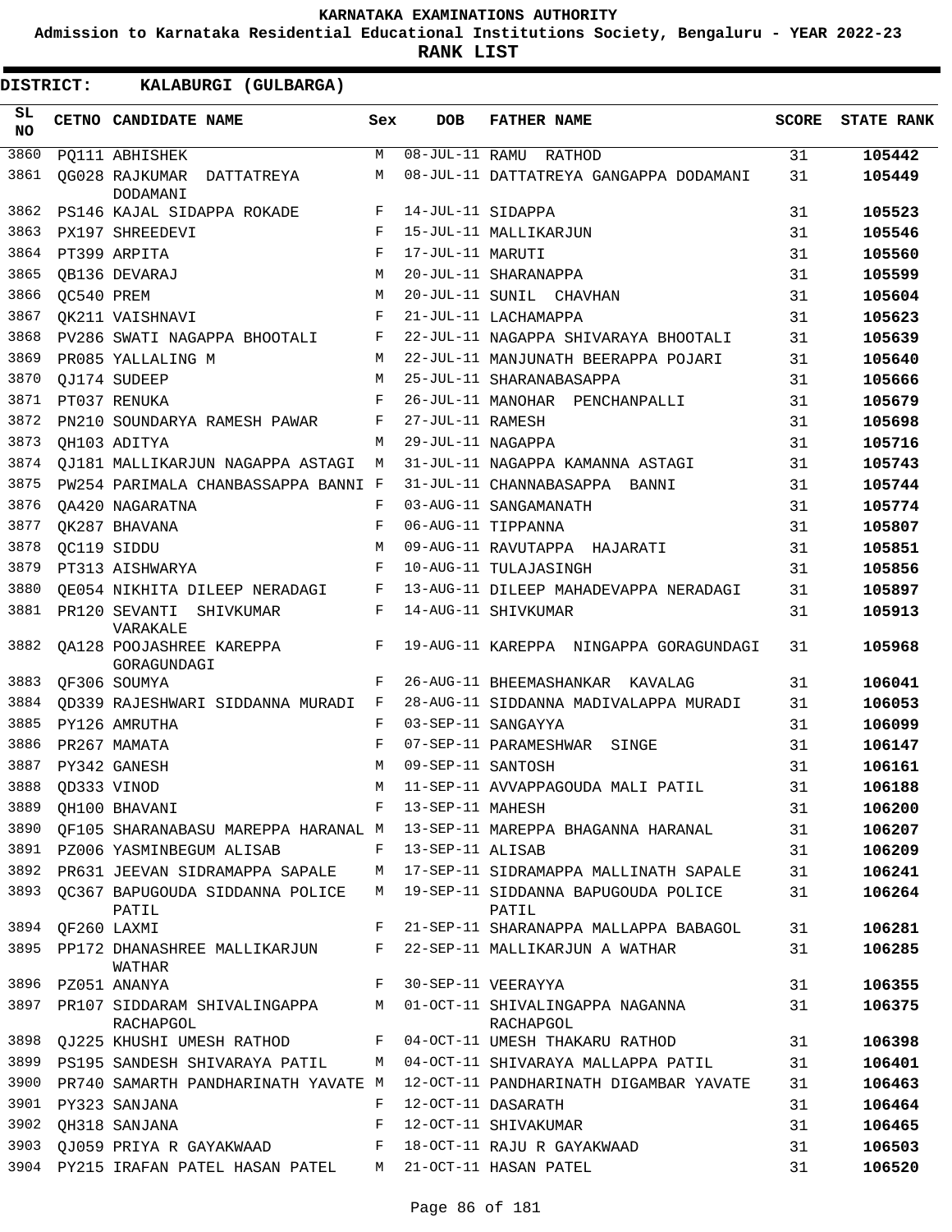KARNATAKA EXAMINATIONS AUTHORITY

Admission to Karnataka Residential Educational Institutions Society, Bengaluru - YEAR 2022-23

**RANK LIST**

**DISTRICT: KALABURGI (GULBARGA)**

| SL NO | CETNO | CANDIDATE NAME | Sex | DOB | FATHER NAME | SCORE | STATE RANK |
|---|---|---|---|---|---|---|---|
| 3860 | PQ111 | ABHISHEK | M | 08-JUL-11 | RAMU RATHOD | 31 | **105442** |
| 3861 | QG028 | RAJKUMAR DATTATREYA DODAMANI | M | 08-JUL-11 | DATTATREYA GANGAPPA DODAMANI | 31 | **105449** |
| 3862 | PS146 | KAJAL SIDAPPA ROKADE | F | 14-JUL-11 | SIDAPPA | 31 | **105523** |
| 3863 | PX197 | SHREEDEVI | F | 15-JUL-11 | MALLIKARJUN | 31 | **105546** |
| 3864 | PT399 | ARPITA | F | 17-JUL-11 | MARUTI | 31 | **105560** |
| 3865 | QB136 | DEVARAJ | M | 20-JUL-11 | SHARANAPPA | 31 | **105599** |
| 3866 | QC540 | PREM | M | 20-JUL-11 | SUNIL CHAVHAN | 31 | **105604** |
| 3867 | QK211 | VAISHNAVI | F | 21-JUL-11 | LACHAMAPPA | 31 | **105623** |
| 3868 | PV286 | SWATI NAGAPPA BHOOTALI | F | 22-JUL-11 | NAGAPPA SHIVARAYA BHOOTALI | 31 | **105639** |
| 3869 | PR085 | YALLALING M | M | 22-JUL-11 | MANJUNATH BEERAPPA POJARI | 31 | **105640** |
| 3870 | QJ174 | SUDEEP | M | 25-JUL-11 | SHARANABASAPPA | 31 | **105666** |
| 3871 | PT037 | RENUKA | F | 26-JUL-11 | MANOHAR PENCHANPALLI | 31 | **105679** |
| 3872 | PN210 | SOUNDARYA RAMESH PAWAR | F | 27-JUL-11 | RAMESH | 31 | **105698** |
| 3873 | QH103 | ADITYA | M | 29-JUL-11 | NAGAPPA | 31 | **105716** |
| 3874 | QJ181 | MALLIKARJUN NAGAPPA ASTAGI | M | 31-JUL-11 | NAGAPPA KAMANNA ASTAGI | 31 | **105743** |
| 3875 | PW254 | PARIMALA CHANBASSAPPA BANNI | F | 31-JUL-11 | CHANNABASAPPA BANNI | 31 | **105744** |
| 3876 | QA420 | NAGARATNA | F | 03-AUG-11 | SANGAMANATH | 31 | **105774** |
| 3877 | QK287 | BHAVANA | F | 06-AUG-11 | TIPPANNA | 31 | **105807** |
| 3878 | QC119 | SIDDU | M | 09-AUG-11 | RAVUTAPPA HAJARATI | 31 | **105851** |
| 3879 | PT313 | AISHWARYA | F | 10-AUG-11 | TULAJASINGH | 31 | **105856** |
| 3880 | QE054 | NIKHITA DILEEP NERADAGI | F | 13-AUG-11 | DILEEP MAHADEVAPPA NERADAGI | 31 | **105897** |
| 3881 | PR120 | SEVANTI SHIVKUMAR VARAKALE | F | 14-AUG-11 | SHIVKUMAR | 31 | **105913** |
| 3882 | QA128 | POOJASHREE KAREPPA GORAGUNDAGI | F | 19-AUG-11 | KAREPPA NINGAPPA GORAGUNDAGI | 31 | **105968** |
| 3883 | QF306 | SOUMYA | F | 26-AUG-11 | BHEEMASHANKAR KAVALAG | 31 | **106041** |
| 3884 | QD339 | RAJESHWARI SIDDANNA MURADI | F | 28-AUG-11 | SIDDANNA MADIVALAPPA MURADI | 31 | **106053** |
| 3885 | PY126 | AMRUTHA | F | 03-SEP-11 | SANGAYYA | 31 | **106099** |
| 3886 | PR267 | MAMATA | F | 07-SEP-11 | PARAMESHWAR SINGE | 31 | **106147** |
| 3887 | PY342 | GANESH | M | 09-SEP-11 | SANTOSH | 31 | **106161** |
| 3888 | QD333 | VINOD | M | 11-SEP-11 | AVVAPPAGOUDA MALI PATIL | 31 | **106188** |
| 3889 | QH100 | BHAVANI | F | 13-SEP-11 | MAHESH | 31 | **106200** |
| 3890 | QF105 | SHARANABASU MAREPPA HARANAL | M | 13-SEP-11 | MAREPPA BHAGANNA HARANAL | 31 | **106207** |
| 3891 | PZ006 | YASMINBEGUM ALISAB | F | 13-SEP-11 | ALISAB | 31 | **106209** |
| 3892 | PR631 | JEEVAN SIDRAMAPPA SAPALE | M | 17-SEP-11 | SIDRAMAPPA MALLINATH SAPALE | 31 | **106241** |
| 3893 | QC367 | BAPUGOUDA SIDDANNA POLICE PATIL | M | 19-SEP-11 | SIDDANNA BAPUGOUDA POLICE PATIL | 31 | **106264** |
| 3894 | QF260 | LAXMI | F | 21-SEP-11 | SHARANAPPA MALLAPPA BABAGOL | 31 | **106281** |
| 3895 | PP172 | DHANASHREE MALLIKARJUN WATHAR | F | 22-SEP-11 | MALLIKARJUN A WATHAR | 31 | **106285** |
| 3896 | PZ051 | ANANYA | F | 30-SEP-11 | VEERAYYA | 31 | **106355** |
| 3897 | PR107 | SIDDARAM SHIVALINGAPPA RACHAPGOL | M | 01-OCT-11 | SHIVALINGAPPA NAGANNA RACHAPGOL | 31 | **106375** |
| 3898 | QJ225 | KHUSHI UMESH RATHOD | F | 04-OCT-11 | UMESH THAKARU RATHOD | 31 | **106398** |
| 3899 | PS195 | SANDESH SHIVARAYA PATIL | M | 04-OCT-11 | SHIVARAYA MALLAPPA PATIL | 31 | **106401** |
| 3900 | PR740 | SAMARTH PANDHARINATH YAVATE | M | 12-OCT-11 | PANDHARINATH DIGAMBAR YAVATE | 31 | **106463** |
| 3901 | PY323 | SANJANA | F | 12-OCT-11 | DASARATH | 31 | **106464** |
| 3902 | QH318 | SANJANA | F | 12-OCT-11 | SHIVAKUMAR | 31 | **106465** |
| 3903 | QJ059 | PRIYA R GAYAKWAAD | F | 18-OCT-11 | RAJU R GAYAKWAAD | 31 | **106503** |
| 3904 | PY215 | IRAFAN PATEL HASAN PATEL | M | 21-OCT-11 | HASAN PATEL | 31 | **106520** |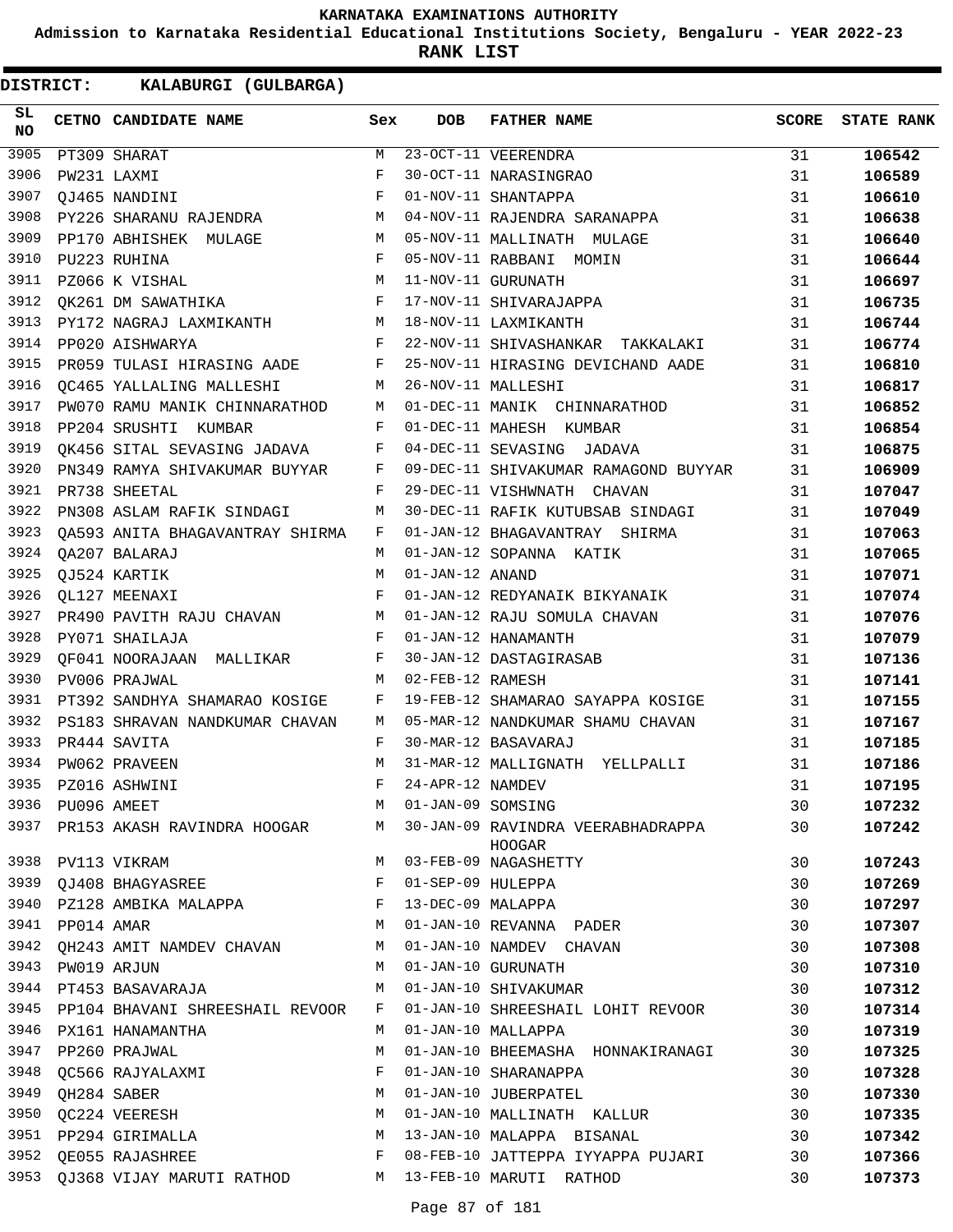# KARNATAKA EXAMINATIONS AUTHORITY

**Admission to Karnataka Residential Educational Institutions Society, Bengaluru - YEAR 2022-23**

**RANK LIST**

**DISTRICT: KALABURGI (GULBARGA)**

| SL NO | CETNO | CANDIDATE NAME | Sex | DOB | FATHER NAME | SCORE | STATE RANK |
|---|---|---|---|---|---|---|---|
| 3905 | PT309 | SHARAT | M | 23-OCT-11 | VEERENDRA | 31 | **106542** |
| 3906 | PW231 | LAXMI | F | 30-OCT-11 | NARASINGRAO | 31 | **106589** |
| 3907 | QJ465 | NANDINI | F | 01-NOV-11 | SHANTAPPA | 31 | **106610** |
| 3908 | PY226 | SHARANU RAJENDRA | M | 04-NOV-11 | RAJENDRA SARANAPPA | 31 | **106638** |
| 3909 | PP170 | ABHISHEK MULAGE | M | 05-NOV-11 | MALLINATH MULAGE | 31 | **106640** |
| 3910 | PU223 | RUHINA | F | 05-NOV-11 | RABBANI MOMIN | 31 | **106644** |
| 3911 | PZ066 | K VISHAL | M | 11-NOV-11 | GURUNATH | 31 | **106697** |
| 3912 | QK261 | DM SAWATHIKA | F | 17-NOV-11 | SHIVARAJAPPA | 31 | **106735** |
| 3913 | PY172 | NAGRAJ LAXMIKANTH | M | 18-NOV-11 | LAXMIKANTH | 31 | **106744** |
| 3914 | PP020 | AISHWARYA | F | 22-NOV-11 | SHIVASHANKAR TAKKALAKI | 31 | **106774** |
| 3915 | PR059 | TULASI HIRASING AADE | F | 25-NOV-11 | HIRASING DEVICHAND AADE | 31 | **106810** |
| 3916 | QC465 | YALLALING MALLESHI | M | 26-NOV-11 | MALLESHI | 31 | **106817** |
| 3917 | PW070 | RAMU MANIK CHINNARATHOD | M | 01-DEC-11 | MANIK CHINNARATHOD | 31 | **106852** |
| 3918 | PP204 | SRUSHTI KUMBAR | F | 01-DEC-11 | MAHESH KUMBAR | 31 | **106854** |
| 3919 | QK456 | SITAL SEVASING JADAVA | F | 04-DEC-11 | SEVASING JADAVA | 31 | **106875** |
| 3920 | PN349 | RAMYA SHIVAKUMAR BUYYAR | F | 09-DEC-11 | SHIVAKUMAR RAMAGOND BUYYAR | 31 | **106909** |
| 3921 | PR738 | SHEETAL | F | 29-DEC-11 | VISHWNATH CHAVAN | 31 | **107047** |
| 3922 | PN308 | ASLAM RAFIK SINDAGI | M | 30-DEC-11 | RAFIK KUTUBSAB SINDAGI | 31 | **107049** |
| 3923 | QA593 | ANITA BHAGAVANTRAY SHIRMA | F | 01-JAN-12 | BHAGAVANTRAY SHIRMA | 31 | **107063** |
| 3924 | QA207 | BALARAJ | M | 01-JAN-12 | SOPANNA KATIK | 31 | **107065** |
| 3925 | QJ524 | KARTIK | M | 01-JAN-12 | ANAND | 31 | **107071** |
| 3926 | QL127 | MEENAXI | F | 01-JAN-12 | REDYANAIK BIKYANAIK | 31 | **107074** |
| 3927 | PR490 | PAVITH RAJU CHAVAN | M | 01-JAN-12 | RAJU SOMULA CHAVAN | 31 | **107076** |
| 3928 | PY071 | SHAILAJA | F | 01-JAN-12 | HANAMANTH | 31 | **107079** |
| 3929 | QF041 | NOORAJAAN MALLIKAR | F | 30-JAN-12 | DASTAGIRASAB | 31 | **107136** |
| 3930 | PV006 | PRAJWAL | M | 02-FEB-12 | RAMESH | 31 | **107141** |
| 3931 | PT392 | SANDHYA SHAMARAO KOSIGE | F | 19-FEB-12 | SHAMARAO SAYAPPA KOSIGE | 31 | **107155** |
| 3932 | PS183 | SHRAVAN NANDKUMAR CHAVAN | M | 05-MAR-12 | NANDKUMAR SHAMU CHAVAN | 31 | **107167** |
| 3933 | PR444 | SAVITA | F | 30-MAR-12 | BASAVARAJ | 31 | **107185** |
| 3934 | PW062 | PRAVEEN | M | 31-MAR-12 | MALLIGNATH YELLPALLI | 31 | **107186** |
| 3935 | PZ016 | ASHWINI | F | 24-APR-12 | NAMDEV | 31 | **107195** |
| 3936 | PU096 | AMEET | M | 01-JAN-09 | SOMSING | 30 | **107232** |
| 3937 | PR153 | AKASH RAVINDRA HOOGAR | M | 30-JAN-09 | RAVINDRA VEERABHADRAPPA HOOGAR | 30 | **107242** |
| 3938 | PV113 | VIKRAM | M | 03-FEB-09 | NAGASHETTY | 30 | **107243** |
| 3939 | QJ408 | BHAGYASREE | F | 01-SEP-09 | HULEPPA | 30 | **107269** |
| 3940 | PZ128 | AMBIKA MALAPPA | F | 13-DEC-09 | MALAPPA | 30 | **107297** |
| 3941 | PP014 | AMAR | M | 01-JAN-10 | REVANNA PADER | 30 | **107307** |
| 3942 | QH243 | AMIT NAMDEV CHAVAN | M | 01-JAN-10 | NAMDEV CHAVAN | 30 | **107308** |
| 3943 | PW019 | ARJUN | M | 01-JAN-10 | GURUNATH | 30 | **107310** |
| 3944 | PT453 | BASAVARAJA | M | 01-JAN-10 | SHIVAKUMAR | 30 | **107312** |
| 3945 | PP104 | BHAVANI SHREESHAIL REVOOR | F | 01-JAN-10 | SHREESHAIL LOHIT REVOOR | 30 | **107314** |
| 3946 | PX161 | HANAMANTHA | M | 01-JAN-10 | MALLAPPA | 30 | **107319** |
| 3947 | PP260 | PRAJWAL | M | 01-JAN-10 | BHEEMASHA HONNAKIRANAGI | 30 | **107325** |
| 3948 | QC566 | RAJYALAXMI | F | 01-JAN-10 | SHARANAPPA | 30 | **107328** |
| 3949 | QH284 | SABER | M | 01-JAN-10 | JUBERPATEL | 30 | **107330** |
| 3950 | QC224 | VEERESH | M | 01-JAN-10 | MALLINATH KALLUR | 30 | **107335** |
| 3951 | PP294 | GIRIMALLA | M | 13-JAN-10 | MALAPPA BISANAL | 30 | **107342** |
| 3952 | QE055 | RAJASHREE | F | 08-FEB-10 | JATTEPPA IYYAPPA PUJARI | 30 | **107366** |
| 3953 | QJ368 | VIJAY MARUTI RATHOD | M | 13-FEB-10 | MARUTI RATHOD | 30 | **107373** |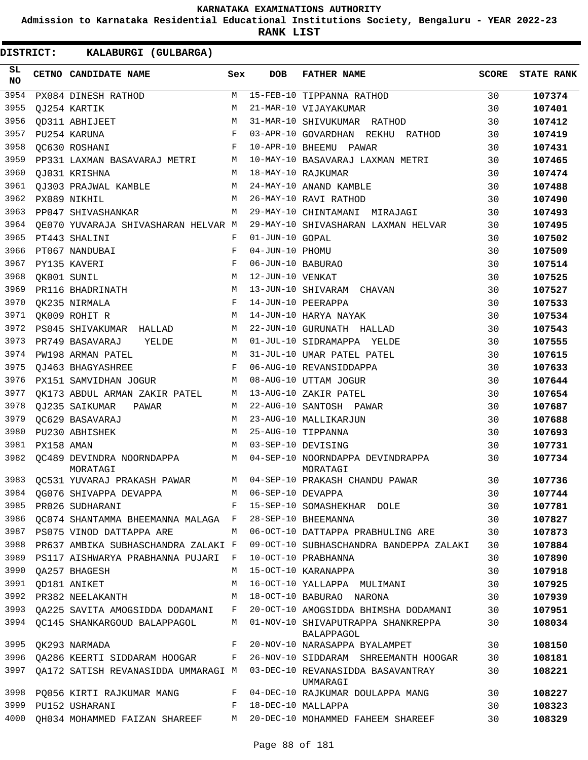KARNATAKA EXAMINATIONS AUTHORITY

Admission to Karnataka Residential Educational Institutions Society, Bengaluru - YEAR 2022-23

**RANK LIST**

**DISTRICT: KALABURGI (GULBARGA)**

| SL NO | CETNO | CANDIDATE NAME | Sex | DOB | FATHER NAME | SCORE | STATE RANK |
|---|---|---|---|---|---|---|---|
| 3954 | PX084 | DINESH RATHOD | M | 15-FEB-10 | TIPPANNA RATHOD | 30 | **107374** |
| 3955 | QJ254 | KARTIK | M | 21-MAR-10 | VIJAYAKUMAR | 30 | **107401** |
| 3956 | QD311 | ABHIJEET | M | 31-MAR-10 | SHIVUKUMAR RATHOD | 30 | **107412** |
| 3957 | PU254 | KARUNA | F | 03-APR-10 | GOVARDHAN REKHU RATHOD | 30 | **107419** |
| 3958 | QC630 | ROSHANI | F | 10-APR-10 | BHEEMU PAWAR | 30 | **107431** |
| 3959 | PP331 | LAXMAN BASAVARAJ METRI | M | 10-MAY-10 | BASAVARAJ LAXMAN METRI | 30 | **107465** |
| 3960 | QJ031 | KRISHNA | M | 18-MAY-10 | RAJKUMAR | 30 | **107474** |
| 3961 | QJ303 | PRAJWAL KAMBLE | M | 24-MAY-10 | ANAND KAMBLE | 30 | **107488** |
| 3962 | PX089 | NIKHIL | M | 26-MAY-10 | RAVI RATHOD | 30 | **107490** |
| 3963 | PP047 | SHIVASHANKAR | M | 29-MAY-10 | CHINTAMANI MIRAJAGI | 30 | **107493** |
| 3964 | QE070 | YUVARAJA SHIVASHARAN HELVAR | M | 29-MAY-10 | SHIVASHARAN LAXMAN HELVAR | 30 | **107495** |
| 3965 | PT443 | SHALINI | F | 01-JUN-10 | GOPAL | 30 | **107502** |
| 3966 | PT067 | NANDUBAI | F | 04-JUN-10 | PHOMU | 30 | **107509** |
| 3967 | PY135 | KAVERI | F | 06-JUN-10 | BABURAO | 30 | **107514** |
| 3968 | QK001 | SUNIL | M | 12-JUN-10 | VENKAT | 30 | **107525** |
| 3969 | PR116 | BHADRINATH | M | 13-JUN-10 | SHIVARAM CHAVAN | 30 | **107527** |
| 3970 | QK235 | NIRMALA | F | 14-JUN-10 | PEERAPPA | 30 | **107533** |
| 3971 | QK009 | ROHIT R | M | 14-JUN-10 | HARYA NAYAK | 30 | **107534** |
| 3972 | PS045 | SHIVAKUMAR HALLAD | M | 22-JUN-10 | GURUNATH HALLAD | 30 | **107543** |
| 3973 | PR749 | BASAVARAJ YELDE | M | 01-JUL-10 | SIDRAMAPPA YELDE | 30 | **107555** |
| 3974 | PW198 | ARMAN PATEL | M | 31-JUL-10 | UMAR PATEL PATEL | 30 | **107615** |
| 3975 | QJ463 | BHAGYASHREE | F | 06-AUG-10 | REVANSIDDAPPA | 30 | **107633** |
| 3976 | PX151 | SAMVIDHAN JOGUR | M | 08-AUG-10 | UTTAM JOGUR | 30 | **107644** |
| 3977 | QK173 | ABDUL ARMAN ZAKIR PATEL | M | 13-AUG-10 | ZAKIR PATEL | 30 | **107654** |
| 3978 | QJ235 | SAIKUMAR PAWAR | M | 22-AUG-10 | SANTOSH PAWAR | 30 | **107687** |
| 3979 | QC629 | BASAVARAJ | M | 23-AUG-10 | MALLIKARJUN | 30 | **107688** |
| 3980 | PU230 | ABHISHEK | M | 25-AUG-10 | TIPPANNA | 30 | **107693** |
| 3981 | PX158 | AMAN | M | 03-SEP-10 | DEVISING | 30 | **107731** |
| 3982 | QC489 | DEVINDRA NOORNDAPPA MORATAGI | M | 04-SEP-10 | NOORNDAPPA DEVINDRAPPA MORATAGI | 30 | **107734** |
| 3983 | QC531 | YUVARAJ PRAKASH PAWAR | M | 04-SEP-10 | PRAKASH CHANDU PAWAR | 30 | **107736** |
| 3984 | QG076 | SHIVAPPA DEVAPPA | M | 06-SEP-10 | DEVAPPA | 30 | **107744** |
| 3985 | PR026 | SUDHARANI | F | 15-SEP-10 | SOMASHEKHAR DOLE | 30 | **107781** |
| 3986 | QC074 | SHANTAMMA BHEEMANNA MALAGA | F | 28-SEP-10 | BHEEMANNA | 30 | **107827** |
| 3987 | PS075 | VINOD DATTAPPA ARE | M | 06-OCT-10 | DATTAPPA PRABHULING ARE | 30 | **107873** |
| 3988 | PR637 | AMBIKA SUBHASCHANDRA ZALAKI | F | 09-OCT-10 | SUBHASCHANDRA BANDEPPA ZALAKI | 30 | **107884** |
| 3989 | PS117 | AISHWARYA PRABHANNA PUJARI | F | 10-OCT-10 | PRABHANNA | 30 | **107890** |
| 3990 | QA257 | BHAGESH | M | 15-OCT-10 | KARANAPPA | 30 | **107918** |
| 3991 | QD181 | ANIKET | M | 16-OCT-10 | YALLAPPA MULIMANI | 30 | **107925** |
| 3992 | PR382 | NEELAKANTH | M | 18-OCT-10 | BABURAO NARONA | 30 | **107939** |
| 3993 | QA225 | SAVITA AMOGSIDDA DODAMANI | F | 20-OCT-10 | AMOGSIDDA BHIMSHA DODAMANI | 30 | **107951** |
| 3994 | QC145 | SHANKARGOUD BALAPPAGOL | M | 01-NOV-10 | SHIVAPUTRAPPA SHANKREPPA BALAPPAGOL | 30 | **108034** |
| 3995 | QK293 | NARMADA | F | 20-NOV-10 | NARASAPPA BYALAMPET | 30 | **108150** |
| 3996 | QA286 | KEERTI SIDDARAM HOOGAR | F | 26-NOV-10 | SIDDARAM SHREEMANTH HOOGAR | 30 | **108181** |
| 3997 | QA172 | SATISH REVANASIDDA UMMARAGI | M | 03-DEC-10 | REVANASIDDA BASAVANTRAY UMMARAGI | 30 | **108221** |
| 3998 | PQ056 | KIRTI RAJKUMAR MANG | F | 04-DEC-10 | RAJKUMAR DOULAPPA MANG | 30 | **108227** |
| 3999 | PU152 | USHARANI | F | 18-DEC-10 | MALLAPPA | 30 | **108323** |
| 4000 | QH034 | MOHAMMED FAIZAN SHAREEF | M | 20-DEC-10 | MOHAMMED FAHEEM SHAREEF | 30 | **108329** |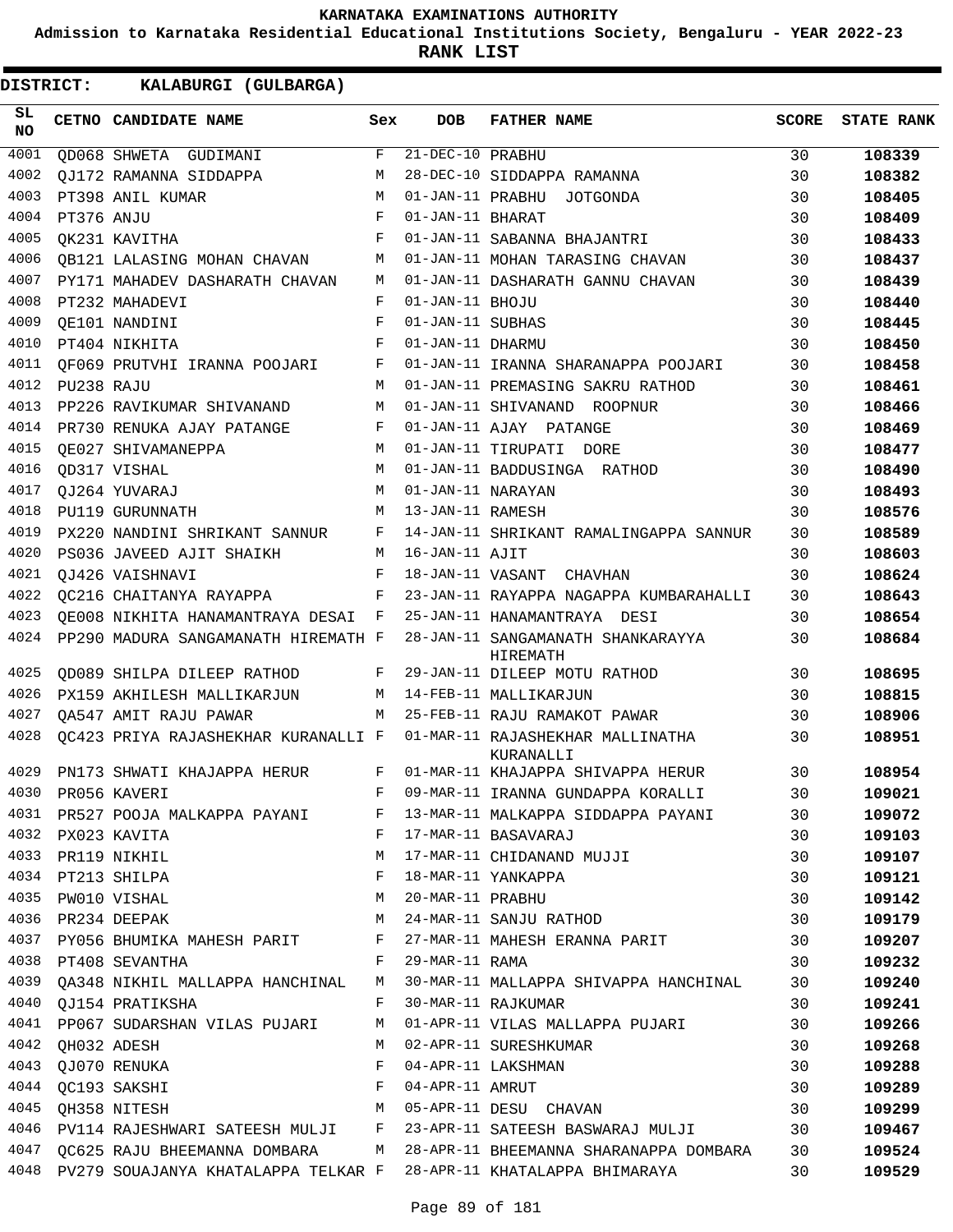# KARNATAKA EXAMINATIONS AUTHORITY

**Admission to Karnataka Residential Educational Institutions Society, Bengaluru - YEAR 2022-23**

**RANK LIST**

**DISTRICT: KALABURGI (GULBARGA)**

| SL NO | CETNO | CANDIDATE NAME | Sex | DOB | FATHER NAME | SCORE | STATE RANK |
|---|---|---|---|---|---|---|---|
| 4001 | QD068 | SHWETA GUDIMANI | F | 21-DEC-10 | PRABHU | 30 | 108339 |
| 4002 | QJ172 | RAMANNA SIDDAPPA | M | 28-DEC-10 | SIDDAPPA RAMANNA | 30 | 108382 |
| 4003 | PT398 | ANIL KUMAR | M | 01-JAN-11 | PRABHU JOTGONDA | 30 | 108405 |
| 4004 | PT376 | ANJU | F | 01-JAN-11 | BHARAT | 30 | 108409 |
| 4005 | QK231 | KAVITHA | F | 01-JAN-11 | SABANNA BHAJANTRI | 30 | 108433 |
| 4006 | QB121 | LALASING MOHAN CHAVAN | M | 01-JAN-11 | MOHAN TARASING CHAVAN | 30 | 108437 |
| 4007 | PY171 | MAHADEV DASHARATH CHAVAN | M | 01-JAN-11 | DASHARATH GANNU CHAVAN | 30 | 108439 |
| 4008 | PT232 | MAHADEVI | F | 01-JAN-11 | BHOJU | 30 | 108440 |
| 4009 | QE101 | NANDINI | F | 01-JAN-11 | SUBHAS | 30 | 108445 |
| 4010 | PT404 | NIKHITA | F | 01-JAN-11 | DHARMU | 30 | 108450 |
| 4011 | QF069 | PRUTVHI IRANNA POOJARI | F | 01-JAN-11 | IRANNA SHARANAPPA POOJARI | 30 | 108458 |
| 4012 | PU238 | RAJU | M | 01-JAN-11 | PREMASING SAKRU RATHOD | 30 | 108461 |
| 4013 | PP226 | RAVIKUMAR SHIVANAND | M | 01-JAN-11 | SHIVANAND ROOPNUR | 30 | 108466 |
| 4014 | PR730 | RENUKA AJAY PATANGE | F | 01-JAN-11 | AJAY PATANGE | 30 | 108469 |
| 4015 | QE027 | SHIVAMANEPPA | M | 01-JAN-11 | TIRUPATI DORE | 30 | 108477 |
| 4016 | QD317 | VISHAL | M | 01-JAN-11 | BADDUSINGA RATHOD | 30 | 108490 |
| 4017 | QJ264 | YUVARAJ | M | 01-JAN-11 | NARAYAN | 30 | 108493 |
| 4018 | PU119 | GURUNNATH | M | 13-JAN-11 | RAMESH | 30 | 108576 |
| 4019 | PX220 | NANDINI SHRIKANT SANNUR | F | 14-JAN-11 | SHRIKANT RAMALINGAPPA SANNUR | 30 | 108589 |
| 4020 | PS036 | JAVEED AJIT SHAIKH | M | 16-JAN-11 | AJIT | 30 | 108603 |
| 4021 | QJ426 | VAISHNAVI | F | 18-JAN-11 | VASANT CHAVHAN | 30 | 108624 |
| 4022 | QC216 | CHAITANYA RAYAPPA | F | 23-JAN-11 | RAYAPPA NAGAPPA KUMBARAHALLI | 30 | 108643 |
| 4023 | QE008 | NIKHITA HANAMANTRAYA DESAI | F | 25-JAN-11 | HANAMANTRAYA DESI | 30 | 108654 |
| 4024 | PP290 | MADURA SANGAMANATH HIREMATH | F | 28-JAN-11 | SANGAMANATH SHANKARAYYA HIREMATH | 30 | 108684 |
| 4025 | QD089 | SHILPA DILEEP RATHOD | F | 29-JAN-11 | DILEEP MOTU RATHOD | 30 | 108695 |
| 4026 | PX159 | AKHILESH MALLIKARJUN | M | 14-FEB-11 | MALLIKARJUN | 30 | 108815 |
| 4027 | QA547 | AMIT RAJU PAWAR | M | 25-FEB-11 | RAJU RAMAKOT PAWAR | 30 | 108906 |
| 4028 | QC423 | PRIYA RAJASHEKHAR KURANALLI | F | 01-MAR-11 | RAJASHEKHAR MALLINATHA KURANALLI | 30 | 108951 |
| 4029 | PN173 | SHWATI KHAJAPPA HERUR | F | 01-MAR-11 | KHAJAPPA SHIVAPPA HERUR | 30 | 108954 |
| 4030 | PR056 | KAVERI | F | 09-MAR-11 | IRANNA GUNDAPPA KORALLI | 30 | 109021 |
| 4031 | PR527 | POOJA MALKAPPA PAYANI | F | 13-MAR-11 | MALKAPPA SIDDAPPA PAYANI | 30 | 109072 |
| 4032 | PX023 | KAVITA | F | 17-MAR-11 | BASAVARAJ | 30 | 109103 |
| 4033 | PR119 | NIKHIL | M | 17-MAR-11 | CHIDANAND MUJJI | 30 | 109107 |
| 4034 | PT213 | SHILPA | F | 18-MAR-11 | YANKAPPA | 30 | 109121 |
| 4035 | PW010 | VISHAL | M | 20-MAR-11 | PRABHU | 30 | 109142 |
| 4036 | PR234 | DEEPAK | M | 24-MAR-11 | SANJU RATHOD | 30 | 109179 |
| 4037 | PY056 | BHUMIKA MAHESH PARIT | F | 27-MAR-11 | MAHESH ERANNA PARIT | 30 | 109207 |
| 4038 | PT408 | SEVANTHA | F | 29-MAR-11 | RAMA | 30 | 109232 |
| 4039 | QA348 | NIKHIL MALLAPPA HANCHINAL | M | 30-MAR-11 | MALLAPPA SHIVAPPA HANCHINAL | 30 | 109240 |
| 4040 | QJ154 | PRATIKSHA | F | 30-MAR-11 | RAJKUMAR | 30 | 109241 |
| 4041 | PP067 | SUDARSHAN VILAS PUJARI | M | 01-APR-11 | VILAS MALLAPPA PUJARI | 30 | 109266 |
| 4042 | QH032 | ADESH | M | 02-APR-11 | SURESHKUMAR | 30 | 109268 |
| 4043 | QJ070 | RENUKA | F | 04-APR-11 | LAKSHMAN | 30 | 109288 |
| 4044 | QC193 | SAKSHI | F | 04-APR-11 | AMRUT | 30 | 109289 |
| 4045 | QH358 | NITESH | M | 05-APR-11 | DESU CHAVAN | 30 | 109299 |
| 4046 | PV114 | RAJESHWARI SATEESH MULJI | F | 23-APR-11 | SATEESH BASWARAJ MULJI | 30 | 109467 |
| 4047 | QC625 | RAJU BHEEMANNA DOMBARA | M | 28-APR-11 | BHEEMANNA SHARANAPPA DOMBARA | 30 | 109524 |
| 4048 | PV279 | SOUAJANYA KHATALAPPA TELKAR | F | 28-APR-11 | KHATALAPPA BHIMARAYA | 30 | 109529 |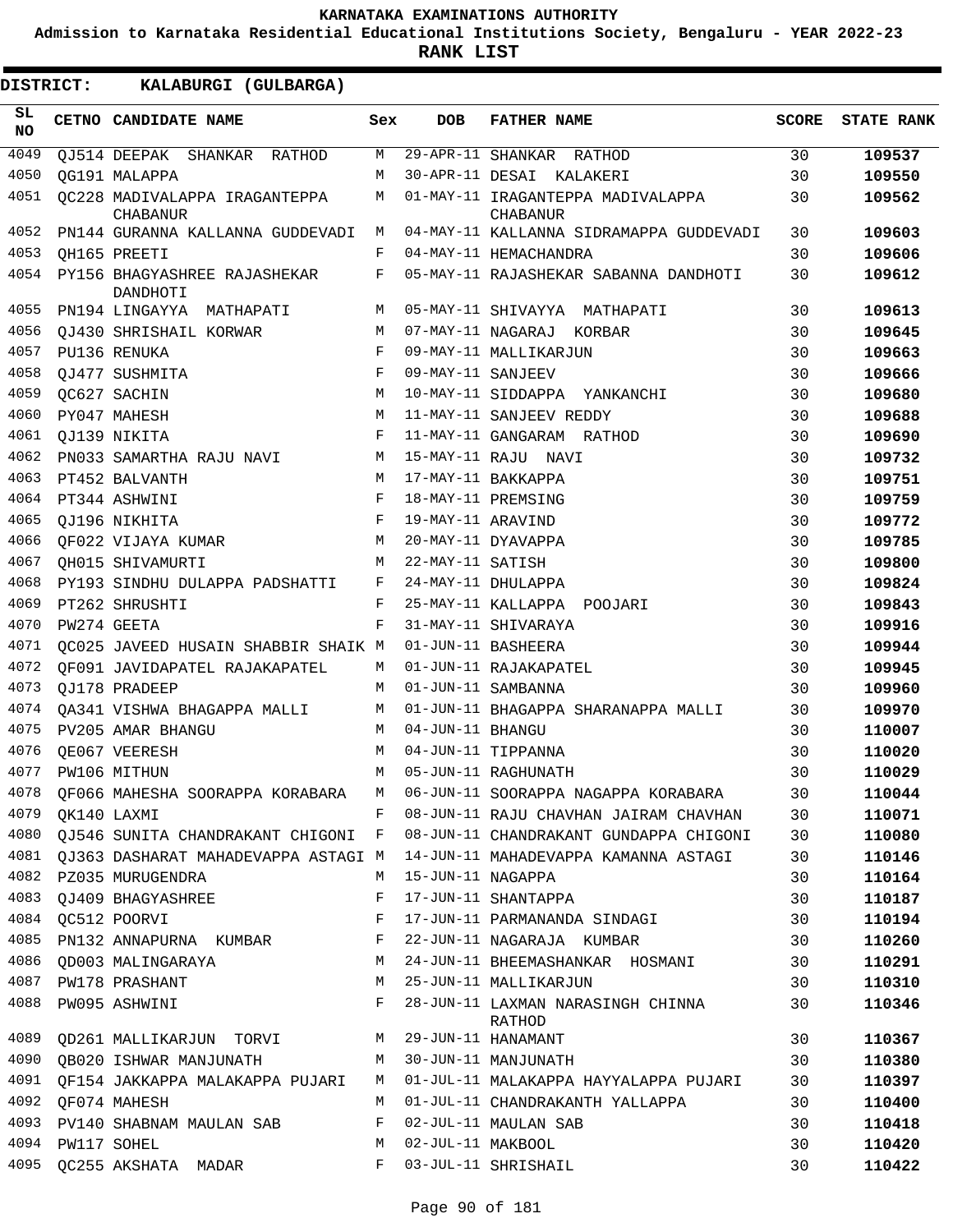# KARNATAKA EXAMINATIONS AUTHORITY

**Admission to Karnataka Residential Educational Institutions Society, Bengaluru - YEAR 2022-23**

**RANK LIST**

**DISTRICT: KALABURGI (GULBARGA)**

| SL NO | CETNO | CANDIDATE NAME | Sex | DOB | FATHER NAME | SCORE | STATE RANK |
|---|---|---|---|---|---|---|---|
| 4049 | QJ514 | DEEPAK SHANKAR RATHOD | M | 29-APR-11 | SHANKAR RATHOD | 30 | 109537 |
| 4050 | QG191 | MALAPPA | M | 30-APR-11 | DESAI KALAKERI | 30 | 109550 |
| 4051 | QC228 | MADIVALAPPA IRAGANTEPPA CHABANUR | M | 01-MAY-11 | IRAGANTEPPA MADIVALAPPA CHABANUR | 30 | 109562 |
| 4052 | PN144 | GURANNA KALLANNA GUDDEVADI | M | 04-MAY-11 | KALLANNA SIDRAMAPPA GUDDEVADI | 30 | 109603 |
| 4053 | QH165 | PREETI | F | 04-MAY-11 | HEMACHANDRA | 30 | 109606 |
| 4054 | PY156 | BHAGYASHREE RAJASHEKAR DANDHOTI | F | 05-MAY-11 | RAJASHEKAR SABANNA DANDHOTI | 30 | 109612 |
| 4055 | PN194 | LINGAYYA MATHAPATI | M | 05-MAY-11 | SHIVAYYA MATHAPATI | 30 | 109613 |
| 4056 | QJ430 | SHRISHAIL KORWAR | M | 07-MAY-11 | NAGARAJ KORBAR | 30 | 109645 |
| 4057 | PU136 | RENUKA | F | 09-MAY-11 | MALLIKARJUN | 30 | 109663 |
| 4058 | QJ477 | SUSHMITA | F | 09-MAY-11 | SANJEEV | 30 | 109666 |
| 4059 | QC627 | SACHIN | M | 10-MAY-11 | SIDDAPPA YANKANCHI | 30 | 109680 |
| 4060 | PY047 | MAHESH | M | 11-MAY-11 | SANJEEV REDDY | 30 | 109688 |
| 4061 | QJ139 | NIKITA | F | 11-MAY-11 | GANGARAM RATHOD | 30 | 109690 |
| 4062 | PN033 | SAMARTHA RAJU NAVI | M | 15-MAY-11 | RAJU NAVI | 30 | 109732 |
| 4063 | PT452 | BALVANTH | M | 17-MAY-11 | BAKKAPPA | 30 | 109751 |
| 4064 | PT344 | ASHWINI | F | 18-MAY-11 | PREMSING | 30 | 109759 |
| 4065 | QJ196 | NIKHITA | F | 19-MAY-11 | ARAVIND | 30 | 109772 |
| 4066 | QF022 | VIJAYA KUMAR | M | 20-MAY-11 | DYAVAPPA | 30 | 109785 |
| 4067 | QH015 | SHIVAMURTI | M | 22-MAY-11 | SATISH | 30 | 109800 |
| 4068 | PY193 | SINDHU DULAPPA PADSHATTI | F | 24-MAY-11 | DHULAPPA | 30 | 109824 |
| 4069 | PT262 | SHRUSHTI | F | 25-MAY-11 | KALLAPPA POOJARI | 30 | 109843 |
| 4070 | PW274 | GEETA | F | 31-MAY-11 | SHIVARAYA | 30 | 109916 |
| 4071 | QC025 | JAVEED HUSAIN SHABBIR SHAIK | M | 01-JUN-11 | BASHEERA | 30 | 109944 |
| 4072 | QF091 | JAVIDAPATEL RAJAKAPATEL | M | 01-JUN-11 | RAJAKAPATEL | 30 | 109945 |
| 4073 | QJ178 | PRADEEP | M | 01-JUN-11 | SAMBANNA | 30 | 109960 |
| 4074 | QA341 | VISHWA BHAGAPPA MALLI | M | 01-JUN-11 | BHAGAPPA SHARANAPPA MALLI | 30 | 109970 |
| 4075 | PV205 | AMAR BHANGU | M | 04-JUN-11 | BHANGU | 30 | 110007 |
| 4076 | QE067 | VEERESH | M | 04-JUN-11 | TIPPANNA | 30 | 110020 |
| 4077 | PW106 | MITHUN | M | 05-JUN-11 | RAGHUNATH | 30 | 110029 |
| 4078 | QF066 | MAHESHA SOORAPPA KORABARA | M | 06-JUN-11 | SOORAPPA NAGAPPA KORABARA | 30 | 110044 |
| 4079 | QK140 | LAXMI | F | 08-JUN-11 | RAJU CHAVHAN JAIRAM CHAVHAN | 30 | 110071 |
| 4080 | QJ546 | SUNITA CHANDRAKANT CHIGONI | F | 08-JUN-11 | CHANDRAKANT GUNDAPPA CHIGONI | 30 | 110080 |
| 4081 | QJ363 | DASHARAT MAHADEVAPPA ASTAGI | M | 14-JUN-11 | MAHADEVAPPA KAMANNA ASTAGI | 30 | 110146 |
| 4082 | PZ035 | MURUGENDRA | M | 15-JUN-11 | NAGAPPA | 30 | 110164 |
| 4083 | QJ409 | BHAGYASHREE | F | 17-JUN-11 | SHANTAPPA | 30 | 110187 |
| 4084 | QC512 | POORVI | F | 17-JUN-11 | PARMANANDA SINDAGI | 30 | 110194 |
| 4085 | PN132 | ANNAPURNA KUMBAR | F | 22-JUN-11 | NAGARAJA KUMBAR | 30 | 110260 |
| 4086 | QD003 | MALINGARAYA | M | 24-JUN-11 | BHEEMASHANKAR HOSMANI | 30 | 110291 |
| 4087 | PW178 | PRASHANT | M | 25-JUN-11 | MALLIKARJUN | 30 | 110310 |
| 4088 | PW095 | ASHWINI | F | 28-JUN-11 | LAXMAN NARASINGH CHINNA RATHOD | 30 | 110346 |
| 4089 | QD261 | MALLIKARJUN TORVI | M | 29-JUN-11 | HANAMANT | 30 | 110367 |
| 4090 | QB020 | ISHWAR MANJUNATH | M | 30-JUN-11 | MANJUNATH | 30 | 110380 |
| 4091 | QF154 | JAKKAPPA MALAKAPPA PUJARI | M | 01-JUL-11 | MALAKAPPA HAYYALAPPA PUJARI | 30 | 110397 |
| 4092 | QF074 | MAHESH | M | 01-JUL-11 | CHANDRAKANTH YALLAPPA | 30 | 110400 |
| 4093 | PV140 | SHABNAM MAULAN SAB | F | 02-JUL-11 | MAULAN SAB | 30 | 110418 |
| 4094 | PW117 | SOHEL | M | 02-JUL-11 | MAKBOOL | 30 | 110420 |
| 4095 | QC255 | AKSHATA MADAR | F | 03-JUL-11 | SHRISHAIL | 30 | 110422 |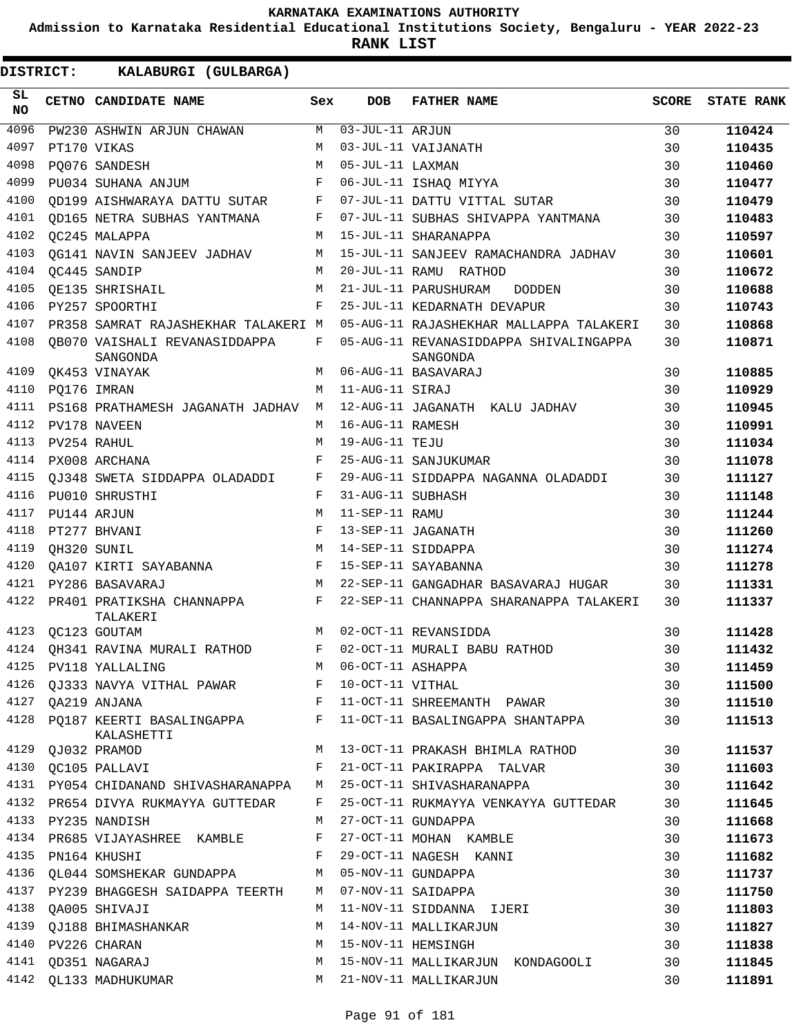# KARNATAKA EXAMINATIONS AUTHORITY

**Admission to Karnataka Residential Educational Institutions Society, Bengaluru - YEAR 2022-23**

**RANK LIST**

**DISTRICT: KALABURGI (GULBARGA)**

| SL NO | CETNO | CANDIDATE NAME | Sex | DOB | FATHER NAME | SCORE | STATE RANK |
|---|---|---|---|---|---|---|---|
| 4096 | PW230 | ASHWIN ARJUN CHAWAN | M | 03-JUL-11 | ARJUN | 30 | 110424 |
| 4097 | PT170 | VIKAS | M | 03-JUL-11 | VAIJANATH | 30 | 110435 |
| 4098 | PQ076 | SANDESH | M | 05-JUL-11 | LAXMAN | 30 | 110460 |
| 4099 | PU034 | SUHANA ANJUM | F | 06-JUL-11 | ISHAQ MIYYA | 30 | 110477 |
| 4100 | QD199 | AISHWARAYA DATTU SUTAR | F | 07-JUL-11 | DATTU VITTAL SUTAR | 30 | 110479 |
| 4101 | QD165 | NETRA SUBHAS YANTMANA | F | 07-JUL-11 | SUBHAS SHIVAPPA YANTMANA | 30 | 110483 |
| 4102 | QC245 | MALAPPA | M | 15-JUL-11 | SHARANAPPA | 30 | 110597 |
| 4103 | QG141 | NAVIN SANJEEV JADHAV | M | 15-JUL-11 | SANJEEV RAMACHANDRA JADHAV | 30 | 110601 |
| 4104 | QC445 | SANDIP | M | 20-JUL-11 | RAMU RATHOD | 30 | 110672 |
| 4105 | QE135 | SHRISHAIL | M | 21-JUL-11 | PARUSHURAM DODDEN | 30 | 110688 |
| 4106 | PY257 | SPOORTHI | F | 25-JUL-11 | KEDARNATH DEVAPUR | 30 | 110743 |
| 4107 | PR358 | SAMRAT RAJASHEKHAR TALAKERI | M | 05-AUG-11 | RAJASHEKHAR MALLAPPA TALAKERI | 30 | 110868 |
| 4108 | QB070 | VAISHALI REVANASIDDAPPA SANGONDA | F | 05-AUG-11 | REVANASIDDAPPA SHIVALINGAPPA SANGONDA | 30 | 110871 |
| 4109 | QK453 | VINAYAK | M | 06-AUG-11 | BASAVARAJ | 30 | 110885 |
| 4110 | PQ176 | IMRAN | M | 11-AUG-11 | SIRAJ | 30 | 110929 |
| 4111 | PS168 | PRATHAMESH JAGANATH JADHAV | M | 12-AUG-11 | JAGANATH KALU JADHAV | 30 | 110945 |
| 4112 | PV178 | NAVEEN | M | 16-AUG-11 | RAMESH | 30 | 110991 |
| 4113 | PV254 | RAHUL | M | 19-AUG-11 | TEJU | 30 | 111034 |
| 4114 | PX008 | ARCHANA | F | 25-AUG-11 | SANJUKUMAR | 30 | 111078 |
| 4115 | QJ348 | SWETA SIDDAPPA OLADADDI | F | 29-AUG-11 | SIDDAPPA NAGANNA OLADADDI | 30 | 111127 |
| 4116 | PU010 | SHRUSTHI | F | 31-AUG-11 | SUBHASH | 30 | 111148 |
| 4117 | PU144 | ARJUN | M | 11-SEP-11 | RAMU | 30 | 111244 |
| 4118 | PT277 | BHVANI | F | 13-SEP-11 | JAGANATH | 30 | 111260 |
| 4119 | QH320 | SUNIL | M | 14-SEP-11 | SIDDAPPA | 30 | 111274 |
| 4120 | QA107 | KIRTI SAYABANNA | F | 15-SEP-11 | SAYABANNA | 30 | 111278 |
| 4121 | PY286 | BASAVARAJ | M | 22-SEP-11 | GANGADHAR BASAVARAJ HUGAR | 30 | 111331 |
| 4122 | PR401 | PRATIKSHA CHANNAPPA TALAKERI | F | 22-SEP-11 | CHANNAPPA SHARANAPPA TALAKERI | 30 | 111337 |
| 4123 | QC123 | GOUTAM | M | 02-OCT-11 | REVANSIDDA | 30 | 111428 |
| 4124 | QH341 | RAVINA MURALI RATHOD | F | 02-OCT-11 | MURALI BABU RATHOD | 30 | 111432 |
| 4125 | PV118 | YALLALING | M | 06-OCT-11 | ASHAPPA | 30 | 111459 |
| 4126 | QJ333 | NAVYA VITHAL PAWAR | F | 10-OCT-11 | VITHAL | 30 | 111500 |
| 4127 | QA219 | ANJANA | F | 11-OCT-11 | SHREEMANTH PAWAR | 30 | 111510 |
| 4128 | PQ187 | KEERTI BASALINGAPPA KALASHETTI | F | 11-OCT-11 | BASALINGAPPA SHANTAPPA | 30 | 111513 |
| 4129 | QJ032 | PRAMOD | M | 13-OCT-11 | PRAKASH BHIMLA RATHOD | 30 | 111537 |
| 4130 | QC105 | PALLAVI | F | 21-OCT-11 | PAKIRAPPA TALVAR | 30 | 111603 |
| 4131 | PY054 | CHIDANAND SHIVASHARANAPPA | M | 25-OCT-11 | SHIVASHARANAPPA | 30 | 111642 |
| 4132 | PR654 | DIVYA RUKMAYYA GUTTEDAR | F | 25-OCT-11 | RUKMAYYA VENKAYYA GUTTEDAR | 30 | 111645 |
| 4133 | PY235 | NANDISH | M | 27-OCT-11 | GUNDAPPA | 30 | 111668 |
| 4134 | PR685 | VIJAYASHREE KAMBLE | F | 27-OCT-11 | MOHAN KAMBLE | 30 | 111673 |
| 4135 | PN164 | KHUSHI | F | 29-OCT-11 | NAGESH KANNI | 30 | 111682 |
| 4136 | QL044 | SOMSHEKAR GUNDAPPA | M | 05-NOV-11 | GUNDAPPA | 30 | 111737 |
| 4137 | PY239 | BHAGGESH SAIDAPPA TEERTH | M | 07-NOV-11 | SAIDAPPA | 30 | 111750 |
| 4138 | QA005 | SHIVAJI | M | 11-NOV-11 | SIDDANNA IJERI | 30 | 111803 |
| 4139 | QJ188 | BHIMASHANKAR | M | 14-NOV-11 | MALLIKARJUN | 30 | 111827 |
| 4140 | PV226 | CHARAN | M | 15-NOV-11 | HEMSINGH | 30 | 111838 |
| 4141 | QD351 | NAGARAJ | M | 15-NOV-11 | MALLIKARJUN KONDAGOOLI | 30 | 111845 |
| 4142 | QL133 | MADHUKUMAR | M | 21-NOV-11 | MALLIKARJUN | 30 | 111891 |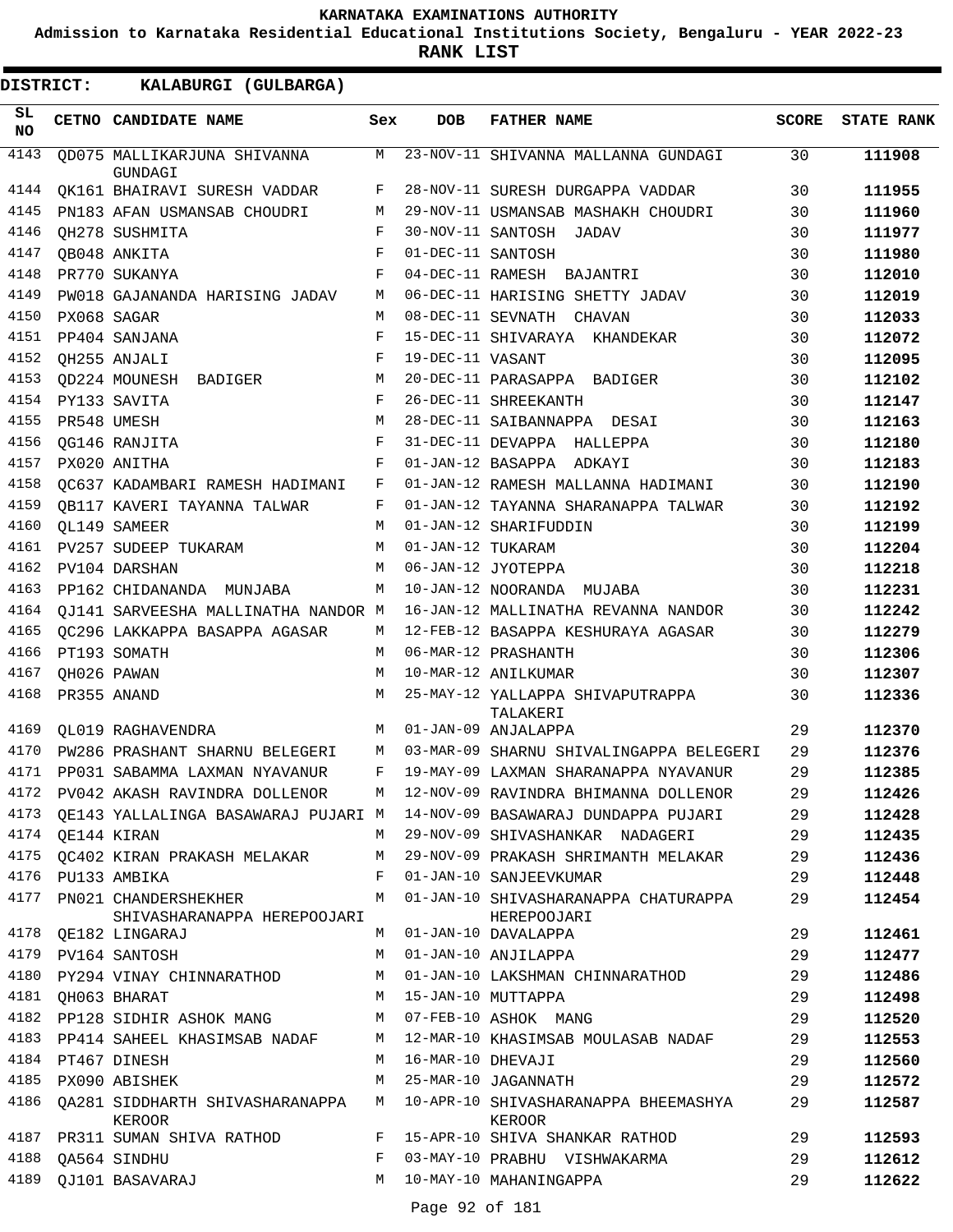# KARNATAKA EXAMINATIONS AUTHORITY

**Admission to Karnataka Residential Educational Institutions Society, Bengaluru - YEAR 2022-23**

**RANK LIST**

**DISTRICT: KALABURGI (GULBARGA)**

| SL NO | CETNO | CANDIDATE NAME | Sex | DOB | FATHER NAME | SCORE | STATE RANK |
|---|---|---|---|---|---|---|---|
| 4143 | QD075 | MALLIKARJUNA SHIVANNA GUNDAGI | M | 23-NOV-11 | SHIVANNA MALLANNA GUNDAGI | 30 | **111908** |
| 4144 | QK161 | BHAIRAVI SURESH VADDAR | F | 28-NOV-11 | SURESH DURGAPPA VADDAR | 30 | **111955** |
| 4145 | PN183 | AFAN USMANSAB CHOUDRI | M | 29-NOV-11 | USMANSAB MASHAKH CHOUDRI | 30 | **111960** |
| 4146 | QH278 | SUSHMITA | F | 30-NOV-11 | SANTOSH JADAV | 30 | **111977** |
| 4147 | QB048 | ANKITA | F | 01-DEC-11 | SANTOSH | 30 | **111980** |
| 4148 | PR770 | SUKANYA | F | 04-DEC-11 | RAMESH BAJANTRI | 30 | **112010** |
| 4149 | PW018 | GAJANANDA HARISING JADAV | M | 06-DEC-11 | HARISING SHETTY JADAV | 30 | **112019** |
| 4150 | PX068 | SAGAR | M | 08-DEC-11 | SEVNATH CHAVAN | 30 | **112033** |
| 4151 | PP404 | SANJANA | F | 15-DEC-11 | SHIVARAYA KHANDEKAR | 30 | **112072** |
| 4152 | QH255 | ANJALI | F | 19-DEC-11 | VASANT | 30 | **112095** |
| 4153 | QD224 | MOUNESH BADIGER | M | 20-DEC-11 | PARASAPPA BADIGER | 30 | **112102** |
| 4154 | PY133 | SAVITA | F | 26-DEC-11 | SHREEKANTH | 30 | **112147** |
| 4155 | PR548 | UMESH | M | 28-DEC-11 | SAIBANNAPPA DESAI | 30 | **112163** |
| 4156 | QG146 | RANJITA | F | 31-DEC-11 | DEVAPPA HALLEPPA | 30 | **112180** |
| 4157 | PX020 | ANITHA | F | 01-JAN-12 | BASAPPA ADKAYI | 30 | **112183** |
| 4158 | QC637 | KADAMBARI RAMESH HADIMANI | F | 01-JAN-12 | RAMESH MALLANNA HADIMANI | 30 | **112190** |
| 4159 | QB117 | KAVERI TAYANNA TALWAR | F | 01-JAN-12 | TAYANNA SHARANAPPA TALWAR | 30 | **112192** |
| 4160 | QL149 | SAMEER | M | 01-JAN-12 | SHARIFUDDIN | 30 | **112199** |
| 4161 | PV257 | SUDEEP TUKARAM | M | 01-JAN-12 | TUKARAM | 30 | **112204** |
| 4162 | PV104 | DARSHAN | M | 06-JAN-12 | JYOTEPPA | 30 | **112218** |
| 4163 | PP162 | CHIDANANDA MUNJABA | M | 10-JAN-12 | NOORANDA MUJABA | 30 | **112231** |
| 4164 | QJ141 | SARVEESHA MALLINATHA NANDOR | M | 16-JAN-12 | MALLINATHA REVANNA NANDOR | 30 | **112242** |
| 4165 | QC296 | LAKKAPPA BASAPPA AGASAR | M | 12-FEB-12 | BASAPPA KESHURAYA AGASAR | 30 | **112279** |
| 4166 | PT193 | SOMATH | M | 06-MAR-12 | PRASHANTH | 30 | **112306** |
| 4167 | QH026 | PAWAN | M | 10-MAR-12 | ANILKUMAR | 30 | **112307** |
| 4168 | PR355 | ANAND | M | 25-MAY-12 | YALLAPPA SHIVAPUTRAPPA TALAKERI | 30 | **112336** |
| 4169 | QL019 | RAGHAVENDRA | M | 01-JAN-09 | ANJALAPPA | 29 | **112370** |
| 4170 | PW286 | PRASHANT SHARNU BELEGERI | M | 03-MAR-09 | SHARNU SHIVALINGAPPA BELEGERI | 29 | **112376** |
| 4171 | PP031 | SABAMMA LAXMAN NYAVANUR | F | 19-MAY-09 | LAXMAN SHARANAPPA NYAVANUR | 29 | **112385** |
| 4172 | PV042 | AKASH RAVINDRA DOLLENOR | M | 12-NOV-09 | RAVINDRA BHIMANNA DOLLENOR | 29 | **112426** |
| 4173 | QE143 | YALLALINGA BASAWARAJ PUJARI | M | 14-NOV-09 | BASAWARAJ DUNDAPPA PUJARI | 29 | **112428** |
| 4174 | QE144 | KIRAN | M | 29-NOV-09 | SHIVASHANKAR NADAGERI | 29 | **112435** |
| 4175 | QC402 | KIRAN PRAKASH MELAKAR | M | 29-NOV-09 | PRAKASH SHRIMANTH MELAKAR | 29 | **112436** |
| 4176 | PU133 | AMBIKA | F | 01-JAN-10 | SANJEEVKUMAR | 29 | **112448** |
| 4177 | PN021 | CHANDERSHEKHER SHIVASHARANAPPA HEREPOOJARI | M | 01-JAN-10 | SHIVASHARANAPPA CHATURAPPA HEREPOOJARI | 29 | **112454** |
| 4178 | QE182 | LINGARAJ | M | 01-JAN-10 | DAVALAPPA | 29 | **112461** |
| 4179 | PV164 | SANTOSH | M | 01-JAN-10 | ANJILAPPA | 29 | **112477** |
| 4180 | PY294 | VINAY CHINNARATHOD | M | 01-JAN-10 | LAKSHMAN CHINNARATHOD | 29 | **112486** |
| 4181 | QH063 | BHARAT | M | 15-JAN-10 | MUTTAPPA | 29 | **112498** |
| 4182 | PP128 | SIDHIR ASHOK MANG | M | 07-FEB-10 | ASHOK MANG | 29 | **112520** |
| 4183 | PP414 | SAHEEL KHASIMSAB NADAF | M | 12-MAR-10 | KHASIMSAB MOULASAB NADAF | 29 | **112553** |
| 4184 | PT467 | DINESH | M | 16-MAR-10 | DHEVAJI | 29 | **112560** |
| 4185 | PX090 | ABISHEK | M | 25-MAR-10 | JAGANNATH | 29 | **112572** |
| 4186 | QA281 | SIDDHARTH SHIVASHARANAPPA KEROOR | M | 10-APR-10 | SHIVASHARANAPPA BHEEMASHYA KEROOR | 29 | **112587** |
| 4187 | PR311 | SUMAN SHIVA RATHOD | F | 15-APR-10 | SHIVA SHANKAR RATHOD | 29 | **112593** |
| 4188 | QA564 | SINDHU | F | 03-MAY-10 | PRABHU VISHWAKARMA | 29 | **112612** |
| 4189 | QJ101 | BASAVARAJ | M | 10-MAY-10 | MAHANINGAPPA | 29 | **112622** |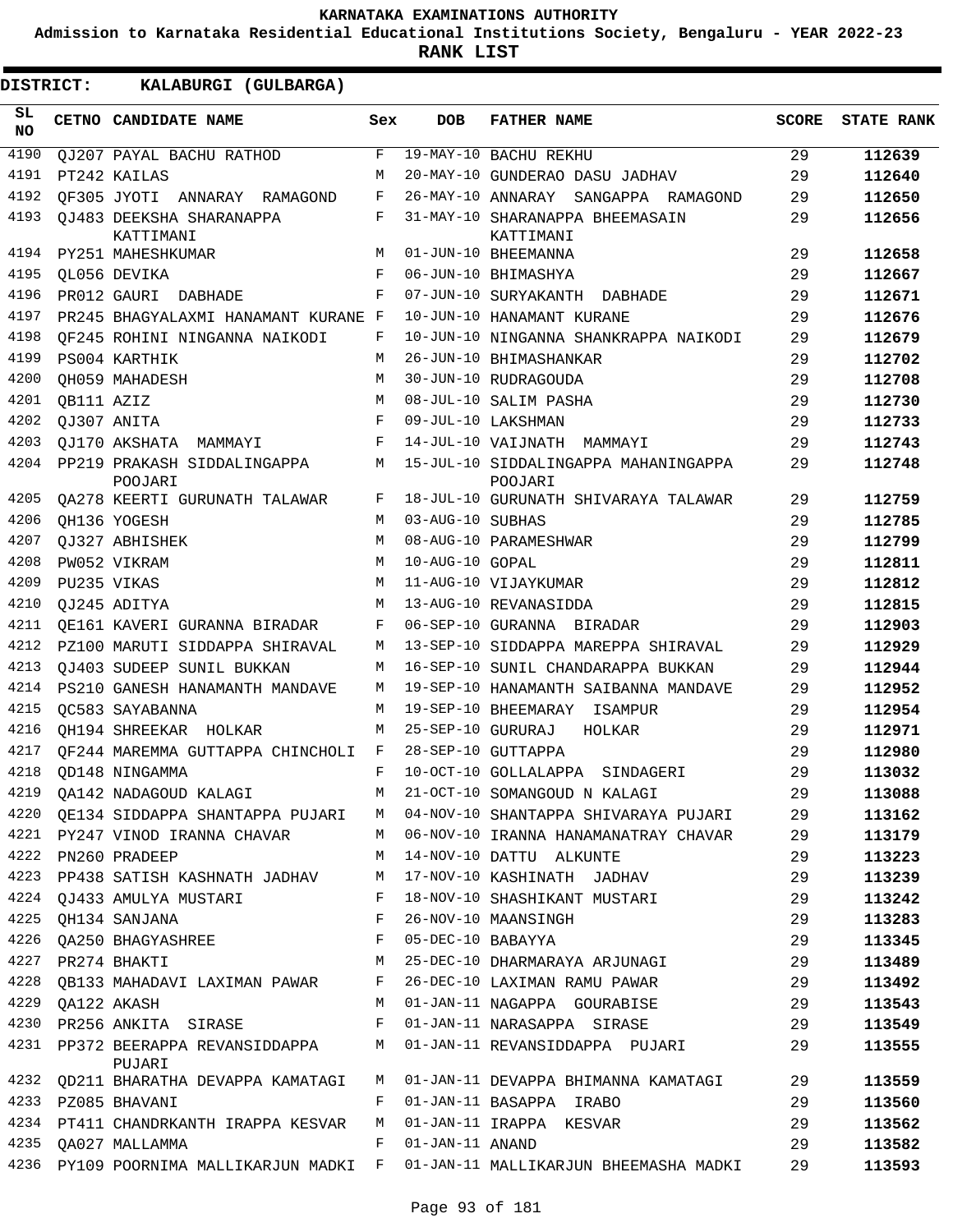KARNATAKA EXAMINATIONS AUTHORITY

Admission to Karnataka Residential Educational Institutions Society, Bengaluru - YEAR 2022-23

**RANK LIST**

**DISTRICT: KALABURGI (GULBARGA)**

| SL NO | CETNO | CANDIDATE NAME | Sex | DOB | FATHER NAME | SCORE | STATE RANK |
|---|---|---|---|---|---|---|---|
| 4190 | QJ207 | PAYAL BACHU RATHOD | F | 19-MAY-10 | BACHU REKHU | 29 | 112639 |
| 4191 | PT242 | KAILAS | M | 20-MAY-10 | GUNDERAO DASU JADHAV | 29 | 112640 |
| 4192 | QF305 | JYOTI ANNARAY RAMAGOND | F | 26-MAY-10 | ANNARAY SANGAPPA RAMAGOND | 29 | 112650 |
| 4193 | QJ483 | DEEKSHA SHARANAPPA KATTIMANI | F | 31-MAY-10 | SHARANAPPA BHEEMASAIN KATTIMANI | 29 | 112656 |
| 4194 | PY251 | MAHESHKUMAR | M | 01-JUN-10 | BHEEMANNA | 29 | 112658 |
| 4195 | QL056 | DEVIKA | F | 06-JUN-10 | BHIMASHYA | 29 | 112667 |
| 4196 | PR012 | GAURI DABHADE | F | 07-JUN-10 | SURYAKANTH DABHADE | 29 | 112671 |
| 4197 | PR245 | BHAGYALAXMI HANAMANT KURANE | F | 10-JUN-10 | HANAMANT KURANE | 29 | 112676 |
| 4198 | QF245 | ROHINI NINGANNA NAIKODI | F | 10-JUN-10 | NINGANNA SHANKRAPPA NAIKODI | 29 | 112679 |
| 4199 | PS004 | KARTHIK | M | 26-JUN-10 | BHIMASHANKAR | 29 | 112702 |
| 4200 | QH059 | MAHADESH | M | 30-JUN-10 | RUDRAGOUDA | 29 | 112708 |
| 4201 | QB111 | AZIZ | M | 08-JUL-10 | SALIM PASHA | 29 | 112730 |
| 4202 | QJ307 | ANITA | F | 09-JUL-10 | LAKSHMAN | 29 | 112733 |
| 4203 | QJ170 | AKSHATA MAMMAYI | F | 14-JUL-10 | VAIJNATH MAMMAYI | 29 | 112743 |
| 4204 | PP219 | PRAKASH SIDDALINGAPPA POOJARI | M | 15-JUL-10 | SIDDALINGAPPA MAHANINGAPPA POOJARI | 29 | 112748 |
| 4205 | QA278 | KEERTI GURUNATH TALAWAR | F | 18-JUL-10 | GURUNATH SHIVARAYA TALAWAR | 29 | 112759 |
| 4206 | QH136 | YOGESH | M | 03-AUG-10 | SUBHAS | 29 | 112785 |
| 4207 | QJ327 | ABHISHEK | M | 08-AUG-10 | PARAMESHWAR | 29 | 112799 |
| 4208 | PW052 | VIKRAM | M | 10-AUG-10 | GOPAL | 29 | 112811 |
| 4209 | PU235 | VIKAS | M | 11-AUG-10 | VIJAYKUMAR | 29 | 112812 |
| 4210 | QJ245 | ADITYA | M | 13-AUG-10 | REVANASIDDA | 29 | 112815 |
| 4211 | QE161 | KAVERI GURANNA BIRADAR | F | 06-SEP-10 | GURANNA BIRADAR | 29 | 112903 |
| 4212 | PZ100 | MARUTI SIDDAPPA SHIRAVAL | M | 13-SEP-10 | SIDDAPPA MAREPPA SHIRAVAL | 29 | 112929 |
| 4213 | QJ403 | SUDEEP SUNIL BUKKAN | M | 16-SEP-10 | SUNIL CHANDARAPPA BUKKAN | 29 | 112944 |
| 4214 | PS210 | GANESH HANAMANTH MANDAVE | M | 19-SEP-10 | HANAMANTH SAIBANNA MANDAVE | 29 | 112952 |
| 4215 | QC583 | SAYABANNA | M | 19-SEP-10 | BHEEMARAY ISAMPUR | 29 | 112954 |
| 4216 | QH194 | SHREEKAR HOLKAR | M | 25-SEP-10 | GURURAJ HOLKAR | 29 | 112971 |
| 4217 | QF244 | MAREMMA GUTTAPPA CHINCHOLI | F | 28-SEP-10 | GUTTAPPA | 29 | 112980 |
| 4218 | QD148 | NINGAMMA | F | 10-OCT-10 | GOLLALAPPA SINDAGERI | 29 | 113032 |
| 4219 | QA142 | NADAGOUD KALAGI | M | 21-OCT-10 | SOMANGOUD N KALAGI | 29 | 113088 |
| 4220 | QE134 | SIDDAPPA SHANTAPPA PUJARI | M | 04-NOV-10 | SHANTAPPA SHIVARAYA PUJARI | 29 | 113162 |
| 4221 | PY247 | VINOD IRANNA CHAVAR | M | 06-NOV-10 | IRANNA HANAMANATRAY CHAVAR | 29 | 113179 |
| 4222 | PN260 | PRADEEP | M | 14-NOV-10 | DATTU ALKUNTE | 29 | 113223 |
| 4223 | PP438 | SATISH KASHNATH JADHAV | M | 17-NOV-10 | KASHINATH JADHAV | 29 | 113239 |
| 4224 | QJ433 | AMULYA MUSTARI | F | 18-NOV-10 | SHASHIKANT MUSTARI | 29 | 113242 |
| 4225 | QH134 | SANJANA | F | 26-NOV-10 | MAANSINGH | 29 | 113283 |
| 4226 | QA250 | BHAGYASHREE | F | 05-DEC-10 | BABAYYA | 29 | 113345 |
| 4227 | PR274 | BHAKTI | M | 25-DEC-10 | DHARMARAYA ARJUNAGI | 29 | 113489 |
| 4228 | QB133 | MAHADAVI LAXIMAN PAWAR | F | 26-DEC-10 | LAXIMAN RAMU PAWAR | 29 | 113492 |
| 4229 | QA122 | AKASH | M | 01-JAN-11 | NAGAPPA GOURABISE | 29 | 113543 |
| 4230 | PR256 | ANKITA SIRASE | F | 01-JAN-11 | NARASAPPA SIRASE | 29 | 113549 |
| 4231 | PP372 | BEERAPPA REVANSIDDAPPA PUJARI | M | 01-JAN-11 | REVANSIDDAPPA PUJARI | 29 | 113555 |
| 4232 | QD211 | BHARATHA DEVAPPA KAMATAGI | M | 01-JAN-11 | DEVAPPA BHIMANNA KAMATAGI | 29 | 113559 |
| 4233 | PZ085 | BHAVANI | F | 01-JAN-11 | BASAPPA IRABO | 29 | 113560 |
| 4234 | PT411 | CHANDRKANTH IRAPPA KESVAR | M | 01-JAN-11 | IRAPPA KESVAR | 29 | 113562 |
| 4235 | QA027 | MALLAMMA | F | 01-JAN-11 | ANAND | 29 | 113582 |
| 4236 | PY109 | POORNIMA MALLIKARJUN MADKI | F | 01-JAN-11 | MALLIKARJUN BHEEMASHA MADKI | 29 | 113593 |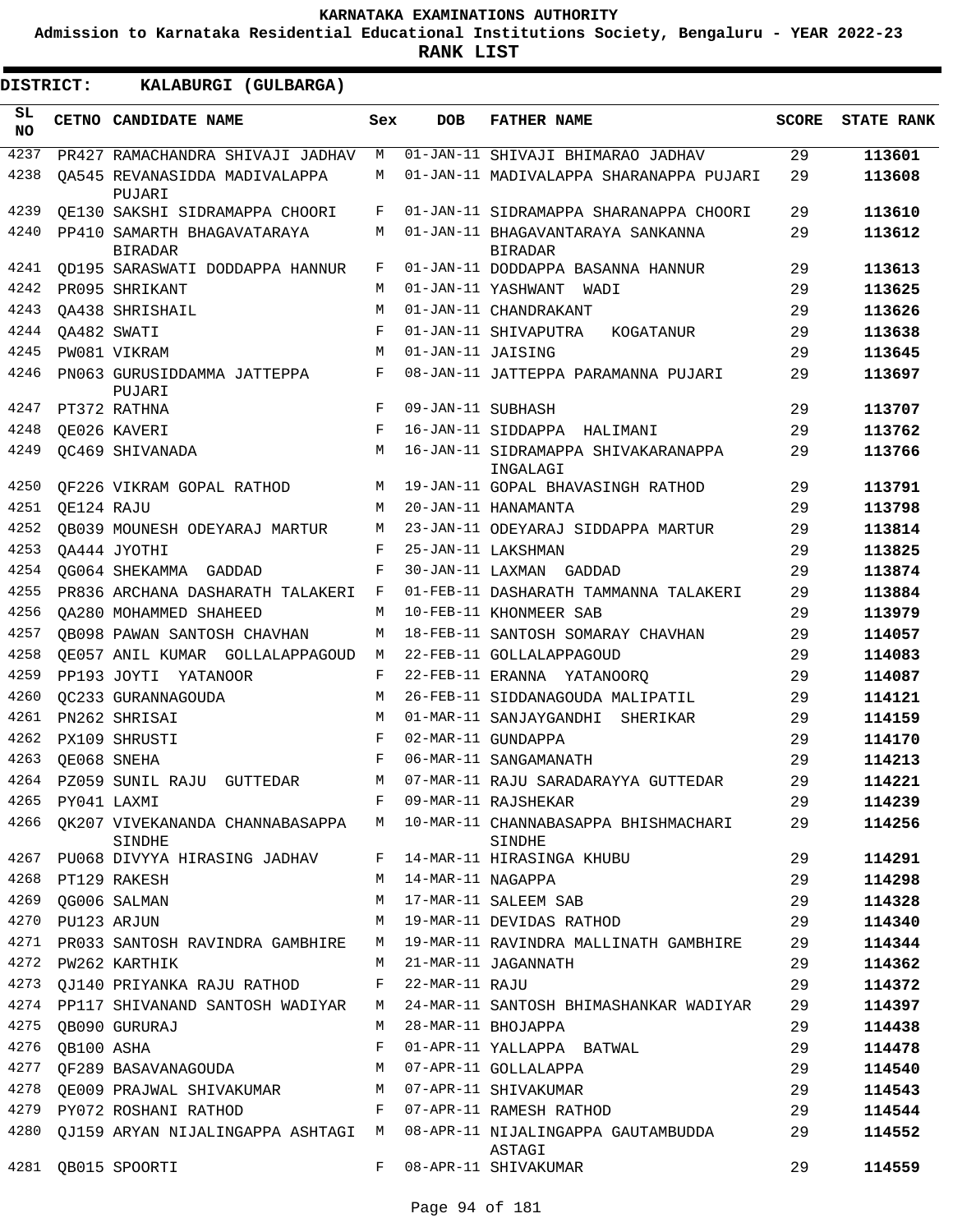# KARNATAKA EXAMINATIONS AUTHORITY

**Admission to Karnataka Residential Educational Institutions Society, Bengaluru - YEAR 2022-23**

**RANK LIST**

**DISTRICT: KALABURGI (GULBARGA)**

| SL NO | CETNO | CANDIDATE NAME | Sex | DOB | FATHER NAME | SCORE | STATE RANK |
|---|---|---|---|---|---|---|---|
| 4237 | PR427 | RAMACHANDRA SHIVAJI JADHAV | M | 01-JAN-11 | SHIVAJI BHIMARAO JADHAV | 29 | 113601 |
| 4238 | QA545 | REVANASIDDA MADIVALAPPA PUJARI | M | 01-JAN-11 | MADIVALAPPA SHARANAPPA PUJARI | 29 | 113608 |
| 4239 | QE130 | SAKSHI SIDRAMAPPA CHOORI | F | 01-JAN-11 | SIDRAMAPPA SHARANAPPA CHOORI | 29 | 113610 |
| 4240 | PP410 | SAMARTH BHAGAVATARAYA BIRADAR | M | 01-JAN-11 | BHAGAVANTARAYA SANKANNA BIRADAR | 29 | 113612 |
| 4241 | QD195 | SARASWATI DODDAPPA HANNUR | F | 01-JAN-11 | DODDAPPA BASANNA HANNUR | 29 | 113613 |
| 4242 | PR095 | SHRIKANT | M | 01-JAN-11 | YASHWANT WADI | 29 | 113625 |
| 4243 | QA438 | SHRISHAIL | M | 01-JAN-11 | CHANDRAKANT | 29 | 113626 |
| 4244 | QA482 | SWATI | F | 01-JAN-11 | SHIVAPUTRA KOGATANUR | 29 | 113638 |
| 4245 | PW081 | VIKRAM | M | 01-JAN-11 | JAISING | 29 | 113645 |
| 4246 | PN063 | GURUSIDDAMMA JATTEPPA PUJARI | F | 08-JAN-11 | JATTEPPA PARAMANNA PUJARI | 29 | 113697 |
| 4247 | PT372 | RATHNA | F | 09-JAN-11 | SUBHASH | 29 | 113707 |
| 4248 | QE026 | KAVERI | F | 16-JAN-11 | SIDDAPPA HALIMANI | 29 | 113762 |
| 4249 | QC469 | SHIVANADA | M | 16-JAN-11 | SIDRAMAPPA SHIVAKARANAPPA INGALAGI | 29 | 113766 |
| 4250 | QF226 | VIKRAM GOPAL RATHOD | M | 19-JAN-11 | GOPAL BHAVASINGH RATHOD | 29 | 113791 |
| 4251 | QE124 | RAJU | M | 20-JAN-11 | HANAMANTA | 29 | 113798 |
| 4252 | QB039 | MOUNESH ODEYARAJ MARTUR | M | 23-JAN-11 | ODEYARAJ SIDDAPPA MARTUR | 29 | 113814 |
| 4253 | QA444 | JYOTHI | F | 25-JAN-11 | LAKSHMAN | 29 | 113825 |
| 4254 | QG064 | SHEKAMMA GADDAD | F | 30-JAN-11 | LAXMAN GADDAD | 29 | 113874 |
| 4255 | PR836 | ARCHANA DASHARATH TALAKERI | F | 01-FEB-11 | DASHARATH TAMMANNA TALAKERI | 29 | 113884 |
| 4256 | QA280 | MOHAMMED SHAHEED | M | 10-FEB-11 | KHONMEER SAB | 29 | 113979 |
| 4257 | QB098 | PAWAN SANTOSH CHAVHAN | M | 18-FEB-11 | SANTOSH SOMARAY CHAVHAN | 29 | 114057 |
| 4258 | QE057 | ANIL KUMAR GOLLALAPPAGOUD | M | 22-FEB-11 | GOLLALAPPAGOUD | 29 | 114083 |
| 4259 | PP193 | JOYTI YATANOOR | F | 22-FEB-11 | ERANNA YATANOORQ | 29 | 114087 |
| 4260 | QC233 | GURANNAGOUDA | M | 26-FEB-11 | SIDDANAGOUDA MALIPATIL | 29 | 114121 |
| 4261 | PN262 | SHRISAI | M | 01-MAR-11 | SANJAYGANDHI SHERIKAR | 29 | 114159 |
| 4262 | PX109 | SHRUSTI | F | 02-MAR-11 | GUNDAPPA | 29 | 114170 |
| 4263 | QE068 | SNEHA | F | 06-MAR-11 | SANGAMANATH | 29 | 114213 |
| 4264 | PZ059 | SUNIL RAJU GUTTEDAR | M | 07-MAR-11 | RAJU SARADARAYYA GUTTEDAR | 29 | 114221 |
| 4265 | PY041 | LAXMI | F | 09-MAR-11 | RAJSHEKAR | 29 | 114239 |
| 4266 | QK207 | VIVEKANANDA CHANNABASAPPA SINDHE | M | 10-MAR-11 | CHANNABASAPPA BHISHMACHARI SINDHE | 29 | 114256 |
| 4267 | PU068 | DIVYYA HIRASING JADHAV | F | 14-MAR-11 | HIRASINGA KHUBU | 29 | 114291 |
| 4268 | PT129 | RAKESH | M | 14-MAR-11 | NAGAPPA | 29 | 114298 |
| 4269 | QG006 | SALMAN | M | 17-MAR-11 | SALEEM SAB | 29 | 114328 |
| 4270 | PU123 | ARJUN | M | 19-MAR-11 | DEVIDAS RATHOD | 29 | 114340 |
| 4271 | PR033 | SANTOSH RAVINDRA GAMBHIRE | M | 19-MAR-11 | RAVINDRA MALLINATH GAMBHIRE | 29 | 114344 |
| 4272 | PW262 | KARTHIK | M | 21-MAR-11 | JAGANNATH | 29 | 114362 |
| 4273 | QJ140 | PRIYANKA RAJU RATHOD | F | 22-MAR-11 | RAJU | 29 | 114372 |
| 4274 | PP117 | SHIVANAND SANTOSH WADIYAR | M | 24-MAR-11 | SANTOSH BHIMASHANKAR WADIYAR | 29 | 114397 |
| 4275 | QB090 | GURURAJ | M | 28-MAR-11 | BHOJAPPA | 29 | 114438 |
| 4276 | QB100 | ASHA | F | 01-APR-11 | YALLAPPA BATWAL | 29 | 114478 |
| 4277 | QF289 | BASAVANAGOUDA | M | 07-APR-11 | GOLLALAPPA | 29 | 114540 |
| 4278 | QE009 | PRAJWAL SHIVAKUMAR | M | 07-APR-11 | SHIVAKUMAR | 29 | 114543 |
| 4279 | PY072 | ROSHANI RATHOD | F | 07-APR-11 | RAMESH RATHOD | 29 | 114544 |
| 4280 | QJ159 | ARYAN NIJALINGAPPA ASHTAGI | M | 08-APR-11 | NIJALINGAPPA GAUTAMBUDDA ASTAGI | 29 | 114552 |
| 4281 | QB015 | SPOORTI | F | 08-APR-11 | SHIVAKUMAR | 29 | 114559 |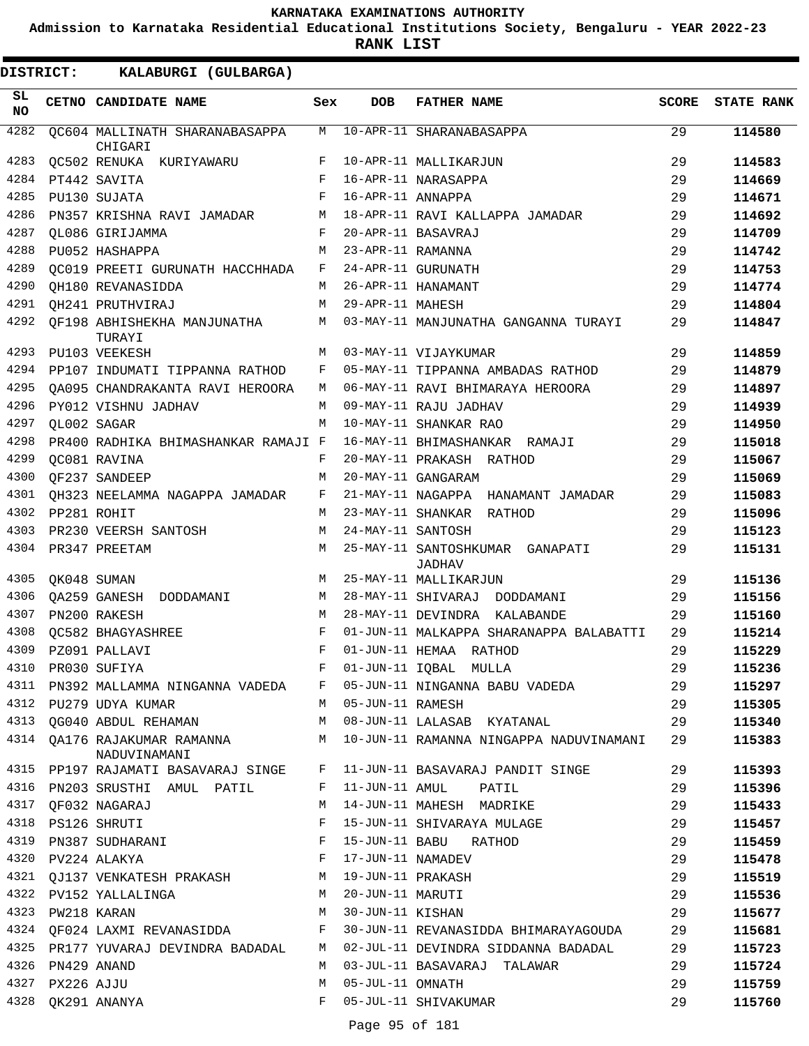# KARNATAKA EXAMINATIONS AUTHORITY

**Admission to Karnataka Residential Educational Institutions Society, Bengaluru - YEAR 2022-23**

**RANK LIST**

**DISTRICT: KALABURGI (GULBARGA)**

| SL NO | CETNO | CANDIDATE NAME | Sex | DOB | FATHER NAME | SCORE | STATE RANK |
|---|---|---|---|---|---|---|---|
| 4282 | QC604 | MALLINATH SHARANABASAPPA CHIGARI | M | 10-APR-11 | SHARANABASAPPA | 29 | **114580** |
| 4283 | QC502 | RENUKA KURIYAWARU | F | 10-APR-11 | MALLIKARJUN | 29 | **114583** |
| 4284 | PT442 | SAVITA | F | 16-APR-11 | NARASAPPA | 29 | **114669** |
| 4285 | PU130 | SUJATA | F | 16-APR-11 | ANNAPPA | 29 | **114671** |
| 4286 | PN357 | KRISHNA RAVI JAMADAR | M | 18-APR-11 | RAVI KALLAPPA JAMADAR | 29 | **114692** |
| 4287 | QL086 | GIRIJAMMA | F | 20-APR-11 | BASAVRAJ | 29 | **114709** |
| 4288 | PU052 | HASHAPPA | M | 23-APR-11 | RAMANNA | 29 | **114742** |
| 4289 | QC019 | PREETI GURUNATH HACCHHADA | F | 24-APR-11 | GURUNATH | 29 | **114753** |
| 4290 | QH180 | REVANASIDDA | M | 26-APR-11 | HANAMANT | 29 | **114774** |
| 4291 | QH241 | PRUTHVIRAJ | M | 29-APR-11 | MAHESH | 29 | **114804** |
| 4292 | QF198 | ABHISHEKHA MANJUNATHA TURAYI | M | 03-MAY-11 | MANJUNATHA GANGANNA TURAYI | 29 | **114847** |
| 4293 | PU103 | VEEKESH | M | 03-MAY-11 | VIJAYKUMAR | 29 | **114859** |
| 4294 | PP107 | INDUMATI TIPPANNA RATHOD | F | 05-MAY-11 | TIPPANNA AMBADAS RATHOD | 29 | **114879** |
| 4295 | QA095 | CHANDRAKANTA RAVI HEROORA | M | 06-MAY-11 | RAVI BHIMARAYA HEROORA | 29 | **114897** |
| 4296 | PY012 | VISHNU JADHAV | M | 09-MAY-11 | RAJU JADHAV | 29 | **114939** |
| 4297 | QL002 | SAGAR | M | 10-MAY-11 | SHANKAR RAO | 29 | **114950** |
| 4298 | PR400 | RADHIKA BHIMASHANKAR RAMAJI | F | 16-MAY-11 | BHIMASHANKAR RAMAJI | 29 | **115018** |
| 4299 | QC081 | RAVINA | F | 20-MAY-11 | PRAKASH RATHOD | 29 | **115067** |
| 4300 | QF237 | SANDEEP | M | 20-MAY-11 | GANGARAM | 29 | **115069** |
| 4301 | QH323 | NEELAMMA NAGAPPA JAMADAR | F | 21-MAY-11 | NAGAPPA HANAMANT JAMADAR | 29 | **115083** |
| 4302 | PP281 | ROHIT | M | 23-MAY-11 | SHANKAR RATHOD | 29 | **115096** |
| 4303 | PR230 | VEERSH SANTOSH | M | 24-MAY-11 | SANTOSH | 29 | **115123** |
| 4304 | PR347 | PREETAM | M | 25-MAY-11 | SANTOSHKUMAR GANAPATI JADHAV | 29 | **115131** |
| 4305 | QK048 | SUMAN | M | 25-MAY-11 | MALLIKARJUN | 29 | **115136** |
| 4306 | QA259 | GANESH DODDAMANI | M | 28-MAY-11 | SHIVARAJ DODDAMANI | 29 | **115156** |
| 4307 | PN200 | RAKESH | M | 28-MAY-11 | DEVINDRA KALABANDE | 29 | **115160** |
| 4308 | QC582 | BHAGYASHREE | F | 01-JUN-11 | MALKAPPA SHARANAPPA BALABATTI | 29 | **115214** |
| 4309 | PZ091 | PALLAVI | F | 01-JUN-11 | HEMAA RATHOD | 29 | **115229** |
| 4310 | PR030 | SUFIYA | F | 01-JUN-11 | IQBAL MULLA | 29 | **115236** |
| 4311 | PN392 | MALLAMMA NINGANNA VADEDA | F | 05-JUN-11 | NINGANNA BABU VADEDA | 29 | **115297** |
| 4312 | PU279 | UDYA KUMAR | M | 05-JUN-11 | RAMESH | 29 | **115305** |
| 4313 | QG040 | ABDUL REHAMAN | M | 08-JUN-11 | LALASAB KYATANAL | 29 | **115340** |
| 4314 | QA176 | RAJAKUMAR RAMANNA NADUVINAMANI | M | 10-JUN-11 | RAMANNA NINGAPPA NADUVINAMANI | 29 | **115383** |
| 4315 | PP197 | RAJAMATI BASAVARAJ SINGE | F | 11-JUN-11 | BASAVARAJ PANDIT SINGE | 29 | **115393** |
| 4316 | PN203 | SRUSHTI AMUL PATIL | F | 11-JUN-11 | AMUL PATIL | 29 | **115396** |
| 4317 | QF032 | NAGARAJ | M | 14-JUN-11 | MAHESH MADRIKE | 29 | **115433** |
| 4318 | PS126 | SHRUTI | F | 15-JUN-11 | SHIVARAYA MULAGE | 29 | **115457** |
| 4319 | PN387 | SUDHARANI | F | 15-JUN-11 | BABU RATHOD | 29 | **115459** |
| 4320 | PV224 | ALAKYA | F | 17-JUN-11 | NAMADEV | 29 | **115478** |
| 4321 | QJ137 | VENKATESH PRAKASH | M | 19-JUN-11 | PRAKASH | 29 | **115519** |
| 4322 | PV152 | YALLALINGA | M | 20-JUN-11 | MARUTI | 29 | **115536** |
| 4323 | PW218 | KARAN | M | 30-JUN-11 | KISHAN | 29 | **115677** |
| 4324 | QF024 | LAXMI REVANASIDDA | F | 30-JUN-11 | REVANASIDDA BHIMARAYAGOUDA | 29 | **115681** |
| 4325 | PR177 | YUVARAJ DEVINDRA BADADAL | M | 02-JUL-11 | DEVINDRA SIDDANNA BADADAL | 29 | **115723** |
| 4326 | PN429 | ANAND | M | 03-JUL-11 | BASAVARAJ TALAWAR | 29 | **115724** |
| 4327 | PX226 | AJJU | M | 05-JUL-11 | OMNATH | 29 | **115759** |
| 4328 | QK291 | ANANYA | F | 05-JUL-11 | SHIVAKUMAR | 29 | **115760** |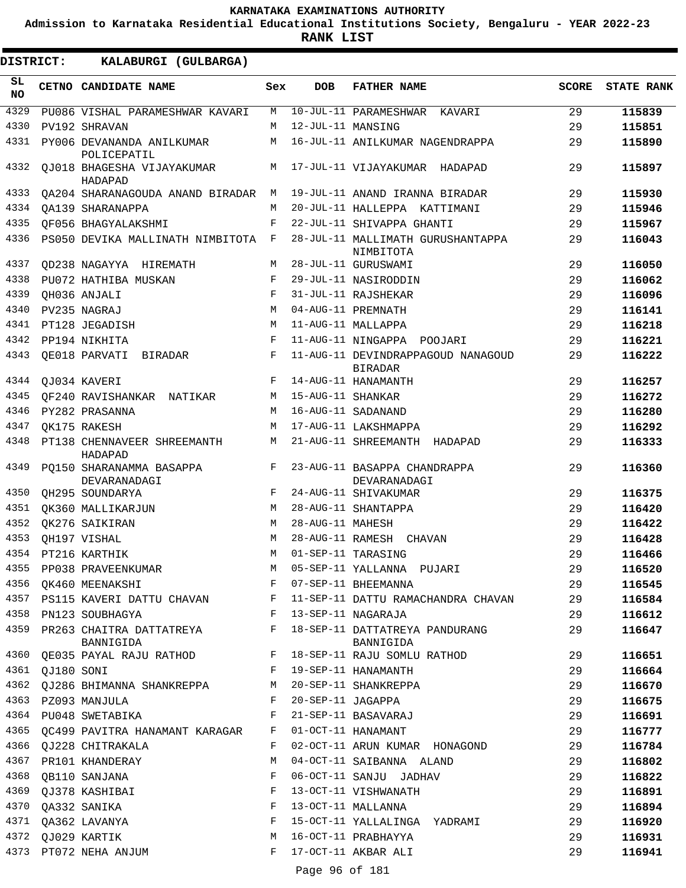# KARNATAKA EXAMINATIONS AUTHORITY

**Admission to Karnataka Residential Educational Institutions Society, Bengaluru - YEAR 2022-23**

**RANK LIST**

**DISTRICT: KALABURGI (GULBARGA)**

| SL NO | CETNO | CANDIDATE NAME | Sex | DOB | FATHER NAME | SCORE | STATE RANK |
|---|---|---|---|---|---|---|---|
| 4329 | PU086 | VISHAL PARAMESHWAR KAVARI | M | 10-JUL-11 | PARAMESHWAR KAVARI | 29 | 115839 |
| 4330 | PV192 | SHRAVAN | M | 12-JUL-11 | MANSING | 29 | 115851 |
| 4331 | PY006 | DEVANANDA ANILKUMAR POLICEPATIL | M | 16-JUL-11 | ANILKUMAR NAGENDRAPPA | 29 | 115890 |
| 4332 | QJ018 | BHAGESHA VIJAYAKUMAR HADAPAD | M | 17-JUL-11 | VIJAYAKUMAR HADAPAD | 29 | 115897 |
| 4333 | QA204 | SHARANAGOUDA ANAND BIRADAR | M | 19-JUL-11 | ANAND IRANNA BIRADAR | 29 | 115930 |
| 4334 | QA139 | SHARANAPPA | M | 20-JUL-11 | HALLEPPA KATTIMANI | 29 | 115946 |
| 4335 | QF056 | BHAGYALAKSHMI | F | 22-JUL-11 | SHIVAPPA GHANTI | 29 | 115967 |
| 4336 | PS050 | DEVIKA MALLINATH NIMBITOTA | F | 28-JUL-11 | MALLIMATH GURUSHANTAPPA NIMBITOTA | 29 | 116043 |
| 4337 | QD238 | NAGAYYA HIREMATH | M | 28-JUL-11 | GURUSWAMI | 29 | 116050 |
| 4338 | PU072 | HATHIBA MUSKAN | F | 29-JUL-11 | NASIRODDIN | 29 | 116062 |
| 4339 | QH036 | ANJALI | F | 31-JUL-11 | RAJSHEKAR | 29 | 116096 |
| 4340 | PV235 | NAGRAJ | M | 04-AUG-11 | PREMNATH | 29 | 116141 |
| 4341 | PT128 | JEGADISH | M | 11-AUG-11 | MALLAPPA | 29 | 116218 |
| 4342 | PP194 | NIKHITA | F | 11-AUG-11 | NINGAPPA POOJARI | 29 | 116221 |
| 4343 | QE018 | PARVATI BIRADAR | F | 11-AUG-11 | DEVINDRAPPAGOUD NANAGOUD BIRADAR | 29 | 116222 |
| 4344 | QJ034 | KAVERI | F | 14-AUG-11 | HANAMANTH | 29 | 116257 |
| 4345 | QF240 | RAVISHANKAR NATIKAR | M | 15-AUG-11 | SHANKAR | 29 | 116272 |
| 4346 | PY282 | PRASANNA | M | 16-AUG-11 | SADANAND | 29 | 116280 |
| 4347 | QK175 | RAKESH | M | 17-AUG-11 | LAKSHMAPPA | 29 | 116292 |
| 4348 | PT138 | CHENNAVEER SHREEMANTH HADAPAD | M | 21-AUG-11 | SHREEMANTH HADAPAD | 29 | 116333 |
| 4349 | PQ150 | SHARANAMMA BASAPPA DEVARANADAGI | F | 23-AUG-11 | BASAPPA CHANDRAPPA DEVARANADAGI | 29 | 116360 |
| 4350 | QH295 | SOUNDARYA | F | 24-AUG-11 | SHIVAKUMAR | 29 | 116375 |
| 4351 | QK360 | MALLIKARJUN | M | 28-AUG-11 | SHANTAPPA | 29 | 116420 |
| 4352 | QK276 | SAIKIRAN | M | 28-AUG-11 | MAHESH | 29 | 116422 |
| 4353 | QH197 | VISHAL | M | 28-AUG-11 | RAMESH CHAVAN | 29 | 116428 |
| 4354 | PT216 | KARTHIK | M | 01-SEP-11 | TARASING | 29 | 116466 |
| 4355 | PP038 | PRAVEENKUMAR | M | 05-SEP-11 | YALLANNA PUJARI | 29 | 116520 |
| 4356 | QK460 | MEENAKSHI | F | 07-SEP-11 | BHEEMANNA | 29 | 116545 |
| 4357 | PS115 | KAVERI DATTU CHAVAN | F | 11-SEP-11 | DATTU RAMACHANDRA CHAVAN | 29 | 116584 |
| 4358 | PN123 | SOUBHAGYA | F | 13-SEP-11 | NAGARAJA | 29 | 116612 |
| 4359 | PR263 | CHAITRA DATTATREYA BANNIGIDA | F | 18-SEP-11 | DATTATREYA PANDURANG BANNIGIDA | 29 | 116647 |
| 4360 | QE035 | PAYAL RAJU RATHOD | F | 18-SEP-11 | RAJU SOMLU RATHOD | 29 | 116651 |
| 4361 | QJ180 | SONI | F | 19-SEP-11 | HANAMANTH | 29 | 116664 |
| 4362 | QJ286 | BHIMANNA SHANKREPPA | M | 20-SEP-11 | SHANKREPPA | 29 | 116670 |
| 4363 | PZ093 | MANJULA | F | 20-SEP-11 | JAGAPPA | 29 | 116675 |
| 4364 | PU048 | SWETABIKA | F | 21-SEP-11 | BASAVARAJ | 29 | 116691 |
| 4365 | QC499 | PAVITRA HANAMANT KARAGAR | F | 01-OCT-11 | HANAMANT | 29 | 116777 |
| 4366 | QJ228 | CHITRAKALA | F | 02-OCT-11 | ARUN KUMAR HONAGOND | 29 | 116784 |
| 4367 | PR101 | KHANDERAY | M | 04-OCT-11 | SAIBANNA ALAND | 29 | 116802 |
| 4368 | QB110 | SANJANA | F | 06-OCT-11 | SANJU JADHAV | 29 | 116822 |
| 4369 | QJ378 | KASHIBAI | F | 13-OCT-11 | VISHWANATH | 29 | 116891 |
| 4370 | QA332 | SANIKA | F | 13-OCT-11 | MALLANNA | 29 | 116894 |
| 4371 | QA362 | LAVANYA | F | 15-OCT-11 | YALLALINGA YADRAMI | 29 | 116920 |
| 4372 | QJ029 | KARTIK | M | 16-OCT-11 | PRABHAYYA | 29 | 116931 |
| 4373 | PT072 | NEHA ANJUM | F | 17-OCT-11 | AKBAR ALI | 29 | 116941 |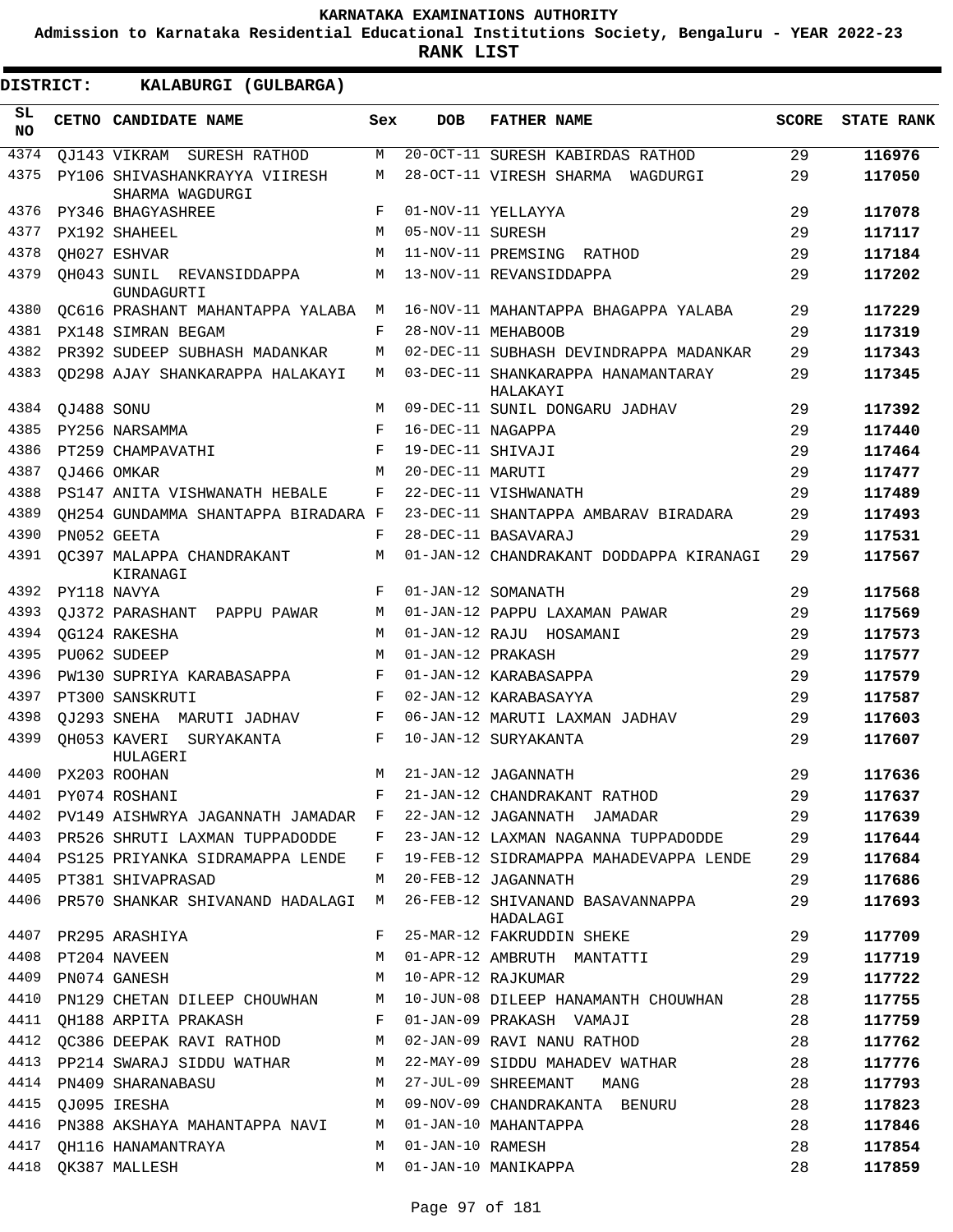# KARNATAKA EXAMINATIONS AUTHORITY

**Admission to Karnataka Residential Educational Institutions Society, Bengaluru - YEAR 2022-23**

**RANK LIST**

**DISTRICT: KALABURGI (GULBARGA)**

| SL NO | CETNO | CANDIDATE NAME | Sex | DOB | FATHER NAME | SCORE | STATE RANK |
|---|---|---|---|---|---|---|---|
| 4374 | QJ143 | VIKRAM SURESH RATHOD | M | 20-OCT-11 | SURESH KABIRDAS RATHOD | 29 | **116976** |
| 4375 | PY106 | SHIVASHANKRAYYA VIIRESH SHARMA WAGDURGI | M | 28-OCT-11 | VIRESH SHARMA WAGDURGI | 29 | **117050** |
| 4376 | PY346 | BHAGYASHREE | F | 01-NOV-11 | YELLAYYA | 29 | **117078** |
| 4377 | PX192 | SHAHEEL | M | 05-NOV-11 | SURESH | 29 | **117117** |
| 4378 | QH027 | ESHVAR | M | 11-NOV-11 | PREMSING RATHOD | 29 | **117184** |
| 4379 | QH043 | SUNIL REVANSIDDAPPA GUNDAGURTI | M | 13-NOV-11 | REVANSIDDAPPA | 29 | **117202** |
| 4380 | QC616 | PRASHANT MAHANTAPPA YALABA | M | 16-NOV-11 | MAHANTAPPA BHAGAPPA YALABA | 29 | **117229** |
| 4381 | PX148 | SIMRAN BEGAM | F | 28-NOV-11 | MEHABOOB | 29 | **117319** |
| 4382 | PR392 | SUDEEP SUBHASH MADANKAR | M | 02-DEC-11 | SUBHASH DEVINDRAPPA MADANKAR | 29 | **117343** |
| 4383 | QD298 | AJAY SHANKARAPPA HALAKAYI | M | 03-DEC-11 | SHANKARAPPA HANAMANTARAY HALAKAYI | 29 | **117345** |
| 4384 | QJ488 | SONU | M | 09-DEC-11 | SUNIL DONGARU JADHAV | 29 | **117392** |
| 4385 | PY256 | NARSAMMA | F | 16-DEC-11 | NAGAPPA | 29 | **117440** |
| 4386 | PT259 | CHAMPAVATHI | F | 19-DEC-11 | SHIVAJI | 29 | **117464** |
| 4387 | QJ466 | OMKAR | M | 20-DEC-11 | MARUTI | 29 | **117477** |
| 4388 | PS147 | ANITA VISHWANATH HEBALE | F | 22-DEC-11 | VISHWANATH | 29 | **117489** |
| 4389 | QH254 | GUNDAMMA SHANTAPPA BIRADARA | F | 23-DEC-11 | SHANTAPPA AMBARAV BIRADARA | 29 | **117493** |
| 4390 | PN052 | GEETA | F | 28-DEC-11 | BASAVARAJ | 29 | **117531** |
| 4391 | QC397 | MALAPPA CHANDRAKANT KIRANAGI | M | 01-JAN-12 | CHANDRAKANT DODDAPPA KIRANAGI | 29 | **117567** |
| 4392 | PY118 | NAVYA | F | 01-JAN-12 | SOMANATH | 29 | **117568** |
| 4393 | QJ372 | PARASHANT PAPPU PAWAR | M | 01-JAN-12 | PAPPU LAXAMAN PAWAR | 29 | **117569** |
| 4394 | QG124 | RAKESHA | M | 01-JAN-12 | RAJU HOSAMANI | 29 | **117573** |
| 4395 | PU062 | SUDEEP | M | 01-JAN-12 | PRAKASH | 29 | **117577** |
| 4396 | PW130 | SUPRIYA KARABASAPPA | F | 01-JAN-12 | KARABASAPPA | 29 | **117579** |
| 4397 | PT300 | SANSKRUTI | F | 02-JAN-12 | KARABASAYYA | 29 | **117587** |
| 4398 | QJ293 | SNEHA MARUTI JADHAV | F | 06-JAN-12 | MARUTI LAXMAN JADHAV | 29 | **117603** |
| 4399 | QH053 | KAVERI SURYAKANTA HULAGERI | F | 10-JAN-12 | SURYAKANTA | 29 | **117607** |
| 4400 | PX203 | ROOHAN | M | 21-JAN-12 | JAGANNATH | 29 | **117636** |
| 4401 | PY074 | ROSHANI | F | 21-JAN-12 | CHANDRAKANT RATHOD | 29 | **117637** |
| 4402 | PV149 | AISHWRYA JAGANNATH JAMADAR | F | 22-JAN-12 | JAGANNATH JAMADAR | 29 | **117639** |
| 4403 | PR526 | SHRUTI LAXMAN TUPPADODDE | F | 23-JAN-12 | LAXMAN NAGANNA TUPPADODDE | 29 | **117644** |
| 4404 | PS125 | PRIYANKA SIDRAMAPPA LENDE | F | 19-FEB-12 | SIDRAMAPPA MAHADEVAPPA LENDE | 29 | **117684** |
| 4405 | PT381 | SHIVAPRASAD | M | 20-FEB-12 | JAGANNATH | 29 | **117686** |
| 4406 | PR570 | SHANKAR SHIVANAND HADALAGI | M | 26-FEB-12 | SHIVANAND BASAVANNAPPA HADALAGI | 29 | **117693** |
| 4407 | PR295 | ARASHIYA | F | 25-MAR-12 | FAKRUDDIN SHEKE | 29 | **117709** |
| 4408 | PT204 | NAVEEN | M | 01-APR-12 | AMBRUTH MANTATTI | 29 | **117719** |
| 4409 | PN074 | GANESH | M | 10-APR-12 | RAJKUMAR | 29 | **117722** |
| 4410 | PN129 | CHETAN DILEEP CHOUWHAN | M | 10-JUN-08 | DILEEP HANAMANTH CHOUWHAN | 28 | **117755** |
| 4411 | QH188 | ARPITA PRAKASH | F | 01-JAN-09 | PRAKASH VAMAJI | 28 | **117759** |
| 4412 | QC386 | DEEPAK RAVI RATHOD | M | 02-JAN-09 | RAVI NANU RATHOD | 28 | **117762** |
| 4413 | PP214 | SWARAJ SIDDU WATHAR | M | 22-MAY-09 | SIDDU MAHADEV WATHAR | 28 | **117776** |
| 4414 | PN409 | SHARANABASU | M | 27-JUL-09 | SHREEMANT MANG | 28 | **117793** |
| 4415 | QJ095 | IRESHA | M | 09-NOV-09 | CHANDRAKANTA BENURU | 28 | **117823** |
| 4416 | PN388 | AKSHAYA MAHANTAPPA NAVI | M | 01-JAN-10 | MAHANTAPPA | 28 | **117846** |
| 4417 | QH116 | HANAMANTRAYA | M | 01-JAN-10 | RAMESH | 28 | **117854** |
| 4418 | QK387 | MALLESH | M | 01-JAN-10 | MANIKAPPA | 28 | **117859** |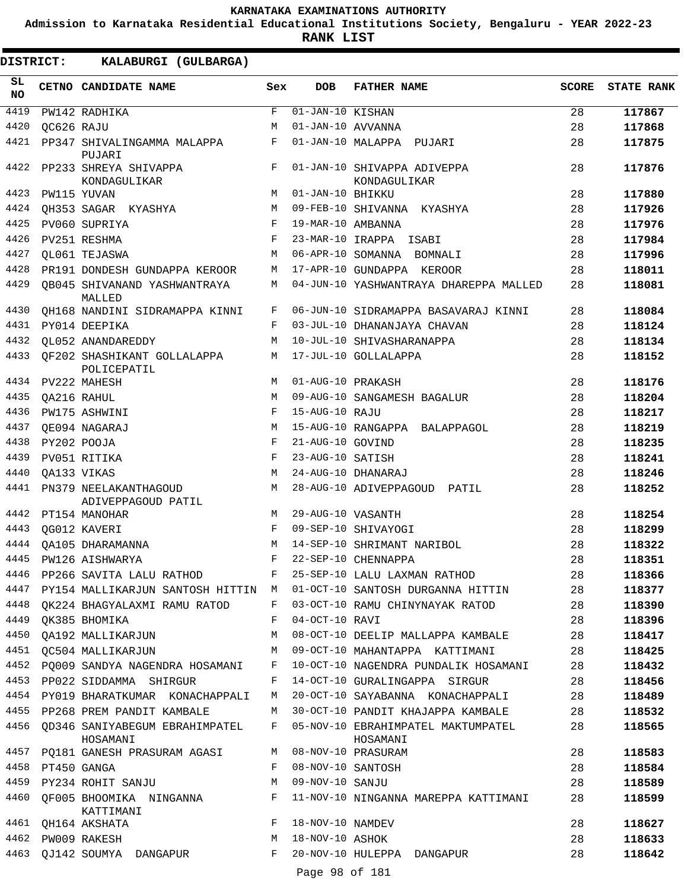# KARNATAKA EXAMINATIONS AUTHORITY

**Admission to Karnataka Residential Educational Institutions Society, Bengaluru - YEAR 2022-23**

**RANK LIST**

**DISTRICT: KALABURGI (GULBARGA)**

| SL NO | CETNO | CANDIDATE NAME | Sex | DOB | FATHER NAME | SCORE | STATE RANK |
|---|---|---|---|---|---|---|---|
| 4419 | PW142 | RADHIKA | F | 01-JAN-10 | KISHAN | 28 | 117867 |
| 4420 | QC626 | RAJU | M | 01-JAN-10 | AVVANNA | 28 | 117868 |
| 4421 | PP347 | SHIVALINGAMMA MALAPPA PUJARI | F | 01-JAN-10 | MALAPPA PUJARI | 28 | 117875 |
| 4422 | PP233 | SHREYA SHIVAPPA KONDAGULIKAR | F | 01-JAN-10 | SHIVAPPA ADIVEPPA KONDAGULIKAR | 28 | 117876 |
| 4423 | PW115 | YUVAN | M | 01-JAN-10 | BHIKKU | 28 | 117880 |
| 4424 | QH353 | SAGAR KYASHYA | M | 09-FEB-10 | SHIVANNA KYASHYA | 28 | 117926 |
| 4425 | PV060 | SUPRIYA | F | 19-MAR-10 | AMBANNA | 28 | 117976 |
| 4426 | PV251 | RESHMA | F | 23-MAR-10 | IRAPPA ISABI | 28 | 117984 |
| 4427 | QL061 | TEJASWA | M | 06-APR-10 | SOMANNA BOMNALI | 28 | 117996 |
| 4428 | PR191 | DONDESH GUNDAPPA KEROOR | M | 17-APR-10 | GUNDAPPA KEROOR | 28 | 118011 |
| 4429 | QB045 | SHIVANAND YASHWANTRAYA MALLED | M | 04-JUN-10 | YASHWANTRAYA DHAREPPA MALLED | 28 | 118081 |
| 4430 | QH168 | NANDINI SIDRAMAPPA KINNI | F | 06-JUN-10 | SIDRAMAPPA BASAVARAJ KINNI | 28 | 118084 |
| 4431 | PY014 | DEEPIKA | F | 03-JUL-10 | DHANANJAYA CHAVAN | 28 | 118124 |
| 4432 | QL052 | ANANDAREDDY | M | 10-JUL-10 | SHIVASHARANAPPA | 28 | 118134 |
| 4433 | QF202 | SHASHIKANT GOLLALAPPA POLICEPATIL | M | 17-JUL-10 | GOLLALAPPA | 28 | 118152 |
| 4434 | PV222 | MAHESH | M | 01-AUG-10 | PRAKASH | 28 | 118176 |
| 4435 | QA216 | RAHUL | M | 09-AUG-10 | SANGAMESH BAGALUR | 28 | 118204 |
| 4436 | PW175 | ASHWINI | F | 15-AUG-10 | RAJU | 28 | 118217 |
| 4437 | QE094 | NAGARAJ | M | 15-AUG-10 | RANGAPPA BALAPPAGOL | 28 | 118219 |
| 4438 | PY202 | POOJA | F | 21-AUG-10 | GOVIND | 28 | 118235 |
| 4439 | PV051 | RITIKA | F | 23-AUG-10 | SATISH | 28 | 118241 |
| 4440 | QA133 | VIKAS | M | 24-AUG-10 | DHANARAJ | 28 | 118246 |
| 4441 | PN379 | NEELAKANTHAGOUD ADIVEPPAGOUD PATIL | M | 28-AUG-10 | ADIVEPPAGOUD PATIL | 28 | 118252 |
| 4442 | PT154 | MANOHAR | M | 29-AUG-10 | VASANTH | 28 | 118254 |
| 4443 | QG012 | KAVERI | F | 09-SEP-10 | SHIVAYOGI | 28 | 118299 |
| 4444 | QA105 | DHARAMANNA | M | 14-SEP-10 | SHRIMANT NARIBOL | 28 | 118322 |
| 4445 | PW126 | AISHWARYA | F | 22-SEP-10 | CHENNAPPA | 28 | 118351 |
| 4446 | PP266 | SAVITA LALU RATHOD | F | 25-SEP-10 | LALU LAXMAN RATHOD | 28 | 118366 |
| 4447 | PY154 | MALLIKARJUN SANTOSH HITTIN | M | 01-OCT-10 | SANTOSH DURGANNA HITTIN | 28 | 118377 |
| 4448 | QK224 | BHAGYALAXMI RAMU RATOD | F | 03-OCT-10 | RAMU CHINYNAYAK RATOD | 28 | 118390 |
| 4449 | QK385 | BHOMIKA | F | 04-OCT-10 | RAVI | 28 | 118396 |
| 4450 | QA192 | MALLIKARJUN | M | 08-OCT-10 | DEELIP MALLAPPA KAMBALE | 28 | 118417 |
| 4451 | QC504 | MALLIKARJUN | M | 09-OCT-10 | MAHANTAPPA KATTIMANI | 28 | 118425 |
| 4452 | PQ009 | SANDYA NAGENDRA HOSAMANI | F | 10-OCT-10 | NAGENDRA PUNDALIK HOSAMANI | 28 | 118432 |
| 4453 | PP022 | SIDDAMMA SHIRGUR | F | 14-OCT-10 | GURALINGAPPA SIRGUR | 28 | 118456 |
| 4454 | PY019 | BHARATKUMAR KONACHAPPALI | M | 20-OCT-10 | SAYABANNA KONACHAPPALI | 28 | 118489 |
| 4455 | PP268 | PREM PANDIT KAMBALE | M | 30-OCT-10 | PANDIT KHAJAPPA KAMBALE | 28 | 118532 |
| 4456 | QD346 | SANIYABEGUM EBRAHIMPATEL HOSAMANI | F | 05-NOV-10 | EBRAHIMPATEL MAKTUMPATEL HOSAMANI | 28 | 118565 |
| 4457 | PQ181 | GANESH PRASURAM AGASI | M | 08-NOV-10 | PRASURAM | 28 | 118583 |
| 4458 | PT450 | GANGA | F | 08-NOV-10 | SANTOSH | 28 | 118584 |
| 4459 | PY234 | ROHIT SANJU | M | 09-NOV-10 | SANJU | 28 | 118589 |
| 4460 | QF005 | BHOOMIKA NINGANNA KATTIMANI | F | 11-NOV-10 | NINGANNA MAREPPA KATTIMANI | 28 | 118599 |
| 4461 | QH164 | AKSHATA | F | 18-NOV-10 | NAMDEV | 28 | 118627 |
| 4462 | PW009 | RAKESH | M | 18-NOV-10 | ASHOK | 28 | 118633 |
| 4463 | QJ142 | SOUMYA DANGAPUR | F | 20-NOV-10 | HULEPPA DANGAPUR | 28 | 118642 |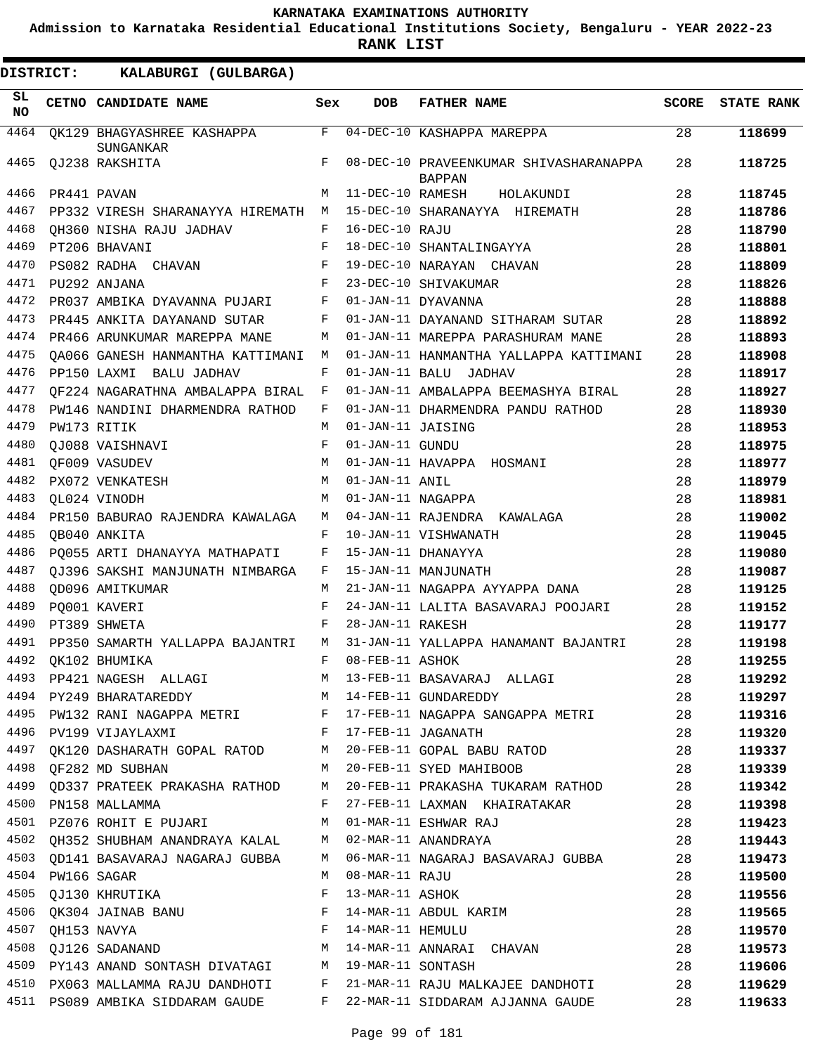KARNATAKA EXAMINATIONS AUTHORITY

Admission to Karnataka Residential Educational Institutions Society, Bengaluru - YEAR 2022-23

**RANK LIST**

**DISTRICT: KALABURGI (GULBARGA)**

| SL NO | CETNO | CANDIDATE NAME | Sex | DOB | FATHER NAME | SCORE | STATE RANK |
|---|---|---|---|---|---|---|---|
| 4464 | QK129 | BHAGYASHREE KASHAPPA SUNGANKAR | F | 04-DEC-10 | KASHAPPA MAREPPA | 28 | **118699** |
| 4465 | QJ238 | RAKSHITA | F | 08-DEC-10 | PRAVEENKUMAR SHIVASHARANAPPA BAPPAN | 28 | **118725** |
| 4466 | PR441 | PAVAN | M | 11-DEC-10 | RAMESH HOLAKUNDI | 28 | **118745** |
| 4467 | PP332 | VIRESH SHARANAYYA HIREMATH | M | 15-DEC-10 | SHARANAYYA HIREMATH | 28 | **118786** |
| 4468 | QH360 | NISHA RAJU JADHAV | F | 16-DEC-10 | RAJU | 28 | **118790** |
| 4469 | PT206 | BHAVANI | F | 18-DEC-10 | SHANTALINGAYYA | 28 | **118801** |
| 4470 | PS082 | RADHA CHAVAN | F | 19-DEC-10 | NARAYAN CHAVAN | 28 | **118809** |
| 4471 | PU292 | ANJANA | F | 23-DEC-10 | SHIVAKUMAR | 28 | **118826** |
| 4472 | PR037 | AMBIKA DYAVANNA PUJARI | F | 01-JAN-11 | DYAVANNA | 28 | **118888** |
| 4473 | PR445 | ANKITA DAYANAND SUTAR | F | 01-JAN-11 | DAYANAND SITHARAM SUTAR | 28 | **118892** |
| 4474 | PR466 | ARUNKUMAR MAREPPA MANE | M | 01-JAN-11 | MAREPPA PARASHURAM MANE | 28 | **118893** |
| 4475 | QA066 | GANESH HANMANTHA KATTIMANI | M | 01-JAN-11 | HANMANTHA YALLAPPA KATTIMANI | 28 | **118908** |
| 4476 | PP150 | LAXMI BALU JADHAV | F | 01-JAN-11 | BALU JADHAV | 28 | **118917** |
| 4477 | QF224 | NAGARATHNA AMBALAPPA BIRAL | F | 01-JAN-11 | AMBALAPPA BEEMASHYA BIRAL | 28 | **118927** |
| 4478 | PW146 | NANDINI DHARMENDRA RATHOD | F | 01-JAN-11 | DHARMENDRA PANDU RATHOD | 28 | **118930** |
| 4479 | PW173 | RITIK | M | 01-JAN-11 | JAISING | 28 | **118953** |
| 4480 | QJ088 | VAISHNAVI | F | 01-JAN-11 | GUNDU | 28 | **118975** |
| 4481 | QF009 | VASUDEV | M | 01-JAN-11 | HAVAPPA HOSMANI | 28 | **118977** |
| 4482 | PX072 | VENKATESH | M | 01-JAN-11 | ANIL | 28 | **118979** |
| 4483 | QL024 | VINODH | M | 01-JAN-11 | NAGAPPA | 28 | **118981** |
| 4484 | PR150 | BABURAO RAJENDRA KAWALAGA | M | 04-JAN-11 | RAJENDRA KAWALAGA | 28 | **119002** |
| 4485 | QB040 | ANKITA | F | 10-JAN-11 | VISHWANATH | 28 | **119045** |
| 4486 | PQ055 | ARTI DHANAYYA MATHAPATI | F | 15-JAN-11 | DHANAYYA | 28 | **119080** |
| 4487 | QJ396 | SAKSHI MANJUNATH NIMBARGA | F | 15-JAN-11 | MANJUNATH | 28 | **119087** |
| 4488 | QD096 | AMITKUMAR | M | 21-JAN-11 | NAGAPPA AYYAPPA DANA | 28 | **119125** |
| 4489 | PQ001 | KAVERI | F | 24-JAN-11 | LALITA BASAVARAJ POOJARI | 28 | **119152** |
| 4490 | PT389 | SHWETA | F | 28-JAN-11 | RAKESH | 28 | **119177** |
| 4491 | PP350 | SAMARTH YALLAPPA BAJANTRI | M | 31-JAN-11 | YALLAPPA HANAMANT BAJANTRI | 28 | **119198** |
| 4492 | QK102 | BHUMIKA | F | 08-FEB-11 | ASHOK | 28 | **119255** |
| 4493 | PP421 | NAGESH ALLAGI | M | 13-FEB-11 | BASAVARAJ ALLAGI | 28 | **119292** |
| 4494 | PY249 | BHARATAREDDY | M | 14-FEB-11 | GUNDAREDDY | 28 | **119297** |
| 4495 | PW132 | RANI NAGAPPA METRI | F | 17-FEB-11 | NAGAPPA SANGAPPA METRI | 28 | **119316** |
| 4496 | PV199 | VIJAYLAXMI | F | 17-FEB-11 | JAGANATH | 28 | **119320** |
| 4497 | QK120 | DASHARATH GOPAL RATOD | M | 20-FEB-11 | GOPAL BABU RATOD | 28 | **119337** |
| 4498 | QF282 | MD SUBHAN | M | 20-FEB-11 | SYED MAHIBOOB | 28 | **119339** |
| 4499 | QD337 | PRATEEK PRAKASHA RATHOD | M | 20-FEB-11 | PRAKASHA TUKARAM RATHOD | 28 | **119342** |
| 4500 | PN158 | MALLAMMA | F | 27-FEB-11 | LAXMAN KHAIRATAKAR | 28 | **119398** |
| 4501 | PZ076 | ROHIT E PUJARI | M | 01-MAR-11 | ESHWAR RAJ | 28 | **119423** |
| 4502 | QH352 | SHUBHAM ANANDRAYA KALAL | M | 02-MAR-11 | ANANDRAYA | 28 | **119443** |
| 4503 | QD141 | BASAVARAJ NAGARAJ GUBBA | M | 06-MAR-11 | NAGARAJ BASAVARAJ GUBBA | 28 | **119473** |
| 4504 | PW166 | SAGAR | M | 08-MAR-11 | RAJU | 28 | **119500** |
| 4505 | QJ130 | KHRUTIKA | F | 13-MAR-11 | ASHOK | 28 | **119556** |
| 4506 | QK304 | JAINAB BANU | F | 14-MAR-11 | ABDUL KARIM | 28 | **119565** |
| 4507 | QH153 | NAVYA | F | 14-MAR-11 | HEMULU | 28 | **119570** |
| 4508 | QJ126 | SADANAND | M | 14-MAR-11 | ANNARAI CHAVAN | 28 | **119573** |
| 4509 | PY143 | ANAND SONTASH DIVATAGI | M | 19-MAR-11 | SONTASH | 28 | **119606** |
| 4510 | PX063 | MALLAMMA RAJU DANDHOTI | F | 21-MAR-11 | RAJU MALKAJEE DANDHOTI | 28 | **119629** |
| 4511 | PS089 | AMBIKA SIDDARAM GAUDE | F | 22-MAR-11 | SIDDARAM AJJANNA GAUDE | 28 | **119633** |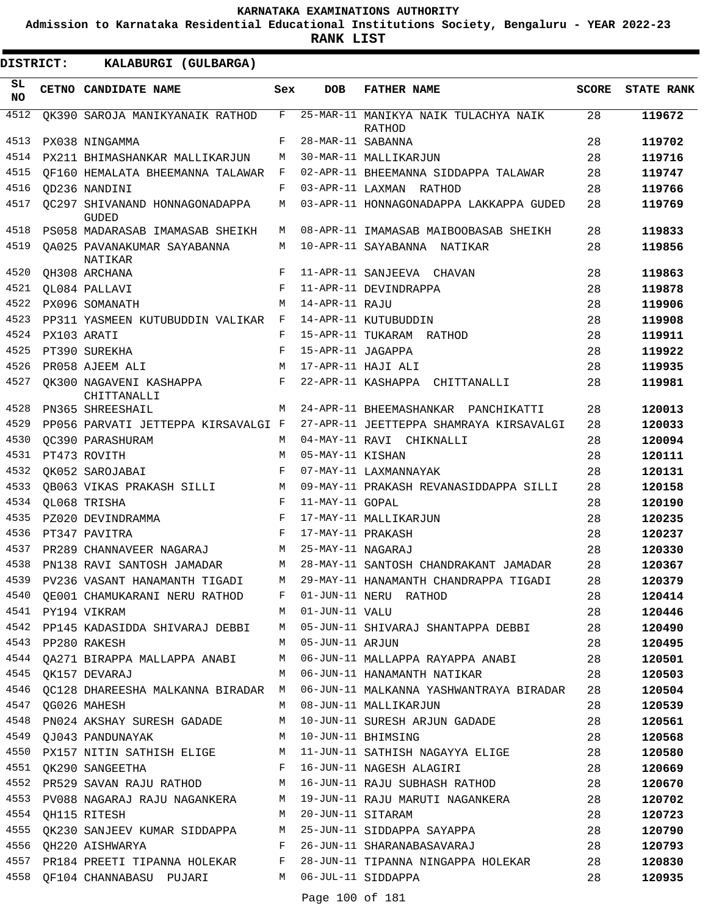# KARNATAKA EXAMINATIONS AUTHORITY

**Admission to Karnataka Residential Educational Institutions Society, Bengaluru - YEAR 2022-23**

**RANK LIST**

**DISTRICT: KALABURGI (GULBARGA)**

| SL NO | CETNO | CANDIDATE NAME | Sex | DOB | FATHER NAME | SCORE | STATE RANK |
|---|---|---|---|---|---|---|---|
| 4512 | QK390 | SAROJA MANIKYANAIK RATHOD | F | 25-MAR-11 | MANIKYA NAIK TULACHYA NAIK RATHOD | 28 | **119672** |
| 4513 | PX038 | NINGAMMA | F | 28-MAR-11 | SABANNA | 28 | **119702** |
| 4514 | PX211 | BHIMASHANKAR MALLIKARJUN | M | 30-MAR-11 | MALLIKARJUN | 28 | **119716** |
| 4515 | QF160 | HEMALATA BHEEMANNA TALAWAR | F | 02-APR-11 | BHEEMANNA SIDDAPPA TALAWAR | 28 | **119747** |
| 4516 | QD236 | NANDINI | F | 03-APR-11 | LAXMAN RATHOD | 28 | **119766** |
| 4517 | QC297 | SHIVANAND HONNAGONADAPPA GUDED | M | 03-APR-11 | HONNAGONADAPPA LAKKAPPA GUDED | 28 | **119769** |
| 4518 | PS058 | MADARASAB IMAMASAB SHEIKH | M | 08-APR-11 | IMAMASAB MAIBOOBASAB SHEIKH | 28 | **119833** |
| 4519 | QA025 | PAVANAKUMAR SAYABANNA NATIKAR | M | 10-APR-11 | SAYABANNA NATIKAR | 28 | **119856** |
| 4520 | QH308 | ARCHANA | F | 11-APR-11 | SANJEEVA CHAVAN | 28 | **119863** |
| 4521 | QL084 | PALLAVI | F | 11-APR-11 | DEVINDRAPPA | 28 | **119878** |
| 4522 | PX096 | SOMANATH | M | 14-APR-11 | RAJU | 28 | **119906** |
| 4523 | PP311 | YASMEEN KUTUBUDDIN VALIKAR | F | 14-APR-11 | KUTUBUDDIN | 28 | **119908** |
| 4524 | PX103 | ARATI | F | 15-APR-11 | TUKARAM RATHOD | 28 | **119911** |
| 4525 | PT390 | SUREKHA | F | 15-APR-11 | JAGAPPA | 28 | **119922** |
| 4526 | PR058 | AJEEM ALI | M | 17-APR-11 | HAJI ALI | 28 | **119935** |
| 4527 | QK300 | NAGAVENI KASHAPPA CHITTANALLI | F | 22-APR-11 | KASHAPPA CHITTANALLI | 28 | **119981** |
| 4528 | PN365 | SHREESHAIL | M | 24-APR-11 | BHEEMASHANKAR PANCHIKATTI | 28 | **120013** |
| 4529 | PP056 | PARVATI JETTEPPA KIRSAVALGI | F | 27-APR-11 | JEETTEPPA SHAMRAYA KIRSAVALGI | 28 | **120033** |
| 4530 | QC390 | PARASHURAM | M | 04-MAY-11 | RAVI CHIKNALLI | 28 | **120094** |
| 4531 | PT473 | ROVITH | M | 05-MAY-11 | KISHAN | 28 | **120111** |
| 4532 | QK052 | SAROJABAI | F | 07-MAY-11 | LAXMANNAYAK | 28 | **120131** |
| 4533 | QB063 | VIKAS PRAKASH SILLI | M | 09-MAY-11 | PRAKASH REVANASIDDAPPA SILLI | 28 | **120158** |
| 4534 | QL068 | TRISHA | F | 11-MAY-11 | GOPAL | 28 | **120190** |
| 4535 | PZ020 | DEVINDRAMMA | F | 17-MAY-11 | MALLIKARJUN | 28 | **120235** |
| 4536 | PT347 | PAVITRA | F | 17-MAY-11 | PRAKASH | 28 | **120237** |
| 4537 | PR289 | CHANNAVEER NAGARAJ | M | 25-MAY-11 | NAGARAJ | 28 | **120330** |
| 4538 | PN138 | RAVI SANTOSH JAMADAR | M | 28-MAY-11 | SANTOSH CHANDRAKANT JAMADAR | 28 | **120367** |
| 4539 | PV236 | VASANT HANAMANTH TIGADI | M | 29-MAY-11 | HANAMANTH CHANDRAPPA TIGADI | 28 | **120379** |
| 4540 | QE001 | CHAMUKARANI NERU RATHOD | F | 01-JUN-11 | NERU RATHOD | 28 | **120414** |
| 4541 | PY194 | VIKRAM | M | 01-JUN-11 | VALU | 28 | **120446** |
| 4542 | PP145 | KADASIDDA SHIVARAJ DEBBI | M | 05-JUN-11 | SHIVARAJ SHANTAPPA DEBBI | 28 | **120490** |
| 4543 | PP280 | RAKESH | M | 05-JUN-11 | ARJUN | 28 | **120495** |
| 4544 | QA271 | BIRAPPA MALLAPPA ANABI | M | 06-JUN-11 | MALLAPPA RAYAPPA ANABI | 28 | **120501** |
| 4545 | QK157 | DEVARAJ | M | 06-JUN-11 | HANAMANTH NATIKAR | 28 | **120503** |
| 4546 | QC128 | DHAREESHA MALKANNA BIRADAR | M | 06-JUN-11 | MALKANNA YASHWANTRAYA BIRADAR | 28 | **120504** |
| 4547 | QG026 | MAHESH | M | 08-JUN-11 | MALLIKARJUN | 28 | **120539** |
| 4548 | PN024 | AKSHAY SURESH GADADE | M | 10-JUN-11 | SURESH ARJUN GADADE | 28 | **120561** |
| 4549 | QJ043 | PANDUNAYAK | M | 10-JUN-11 | BHIMSING | 28 | **120568** |
| 4550 | PX157 | NITIN SATHISH ELIGE | M | 11-JUN-11 | SATHISH NAGAYYA ELIGE | 28 | **120580** |
| 4551 | QK290 | SANGEETHA | F | 16-JUN-11 | NAGESH ALAGIRI | 28 | **120669** |
| 4552 | PR529 | SAVAN RAJU RATHOD | M | 16-JUN-11 | RAJU SUBHASH RATHOD | 28 | **120670** |
| 4553 | PV088 | NAGARAJ RAJU NAGANKERA | M | 19-JUN-11 | RAJU MARUTI NAGANKERA | 28 | **120702** |
| 4554 | QH115 | RITESH | M | 20-JUN-11 | SITARAM | 28 | **120723** |
| 4555 | QK230 | SANJEEV KUMAR SIDDAPPA | M | 25-JUN-11 | SIDDAPPA SAYAPPA | 28 | **120790** |
| 4556 | QH220 | AISHWARYA | F | 26-JUN-11 | SHARANABASAVARAJ | 28 | **120793** |
| 4557 | PR184 | PREETI TIPANNA HOLEKAR | F | 28-JUN-11 | TIPANNA NINGAPPA HOLEKAR | 28 | **120830** |
| 4558 | QF104 | CHANNABASU PUJARI | M | 06-JUL-11 | SIDDAPPA | 28 | **120935** |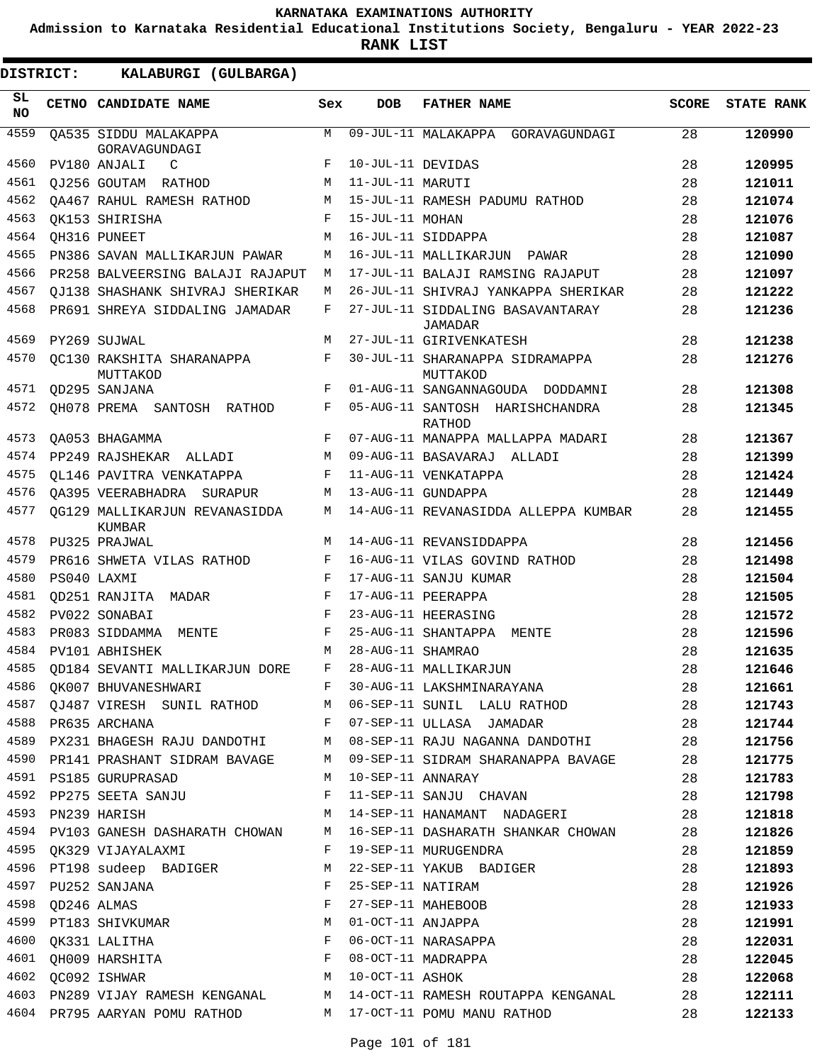# KARNATAKA EXAMINATIONS AUTHORITY

**Admission to Karnataka Residential Educational Institutions Society, Bengaluru - YEAR 2022-23**

**RANK LIST**

**DISTRICT: KALABURGI (GULBARGA)**

| SL NO | CETNO | CANDIDATE NAME | Sex | DOB | FATHER NAME | SCORE | STATE RANK |
|---|---|---|---|---|---|---|---|
| 4559 | QA535 | SIDDU MALAKAPPA GORAVAGUNDAGI | M | 09-JUL-11 | MALAKAPPA GORAVAGUNDAGI | 28 | 120990 |
| 4560 | PV180 | ANJALI C | F | 10-JUL-11 | DEVIDAS | 28 | 120995 |
| 4561 | QJ256 | GOUTAM RATHOD | M | 11-JUL-11 | MARUTI | 28 | 121011 |
| 4562 | QA467 | RAHUL RAMESH RATHOD | M | 15-JUL-11 | RAMESH PADUMU RATHOD | 28 | 121074 |
| 4563 | QK153 | SHIRISHA | F | 15-JUL-11 | MOHAN | 28 | 121076 |
| 4564 | QH316 | PUNEET | M | 16-JUL-11 | SIDDAPPA | 28 | 121087 |
| 4565 | PN386 | SAVAN MALLIKARJUN PAWAR | M | 16-JUL-11 | MALLIKARJUN PAWAR | 28 | 121090 |
| 4566 | PR258 | BALVEERSING BALAJI RAJAPUT | M | 17-JUL-11 | BALAJI RAMSING RAJAPUT | 28 | 121097 |
| 4567 | QJ138 | SHASHANK SHIVRAJ SHERIKAR | M | 26-JUL-11 | SHIVRAJ YANKAPPA SHERIKAR | 28 | 121222 |
| 4568 | PR691 | SHREYA SIDDALING JAMADAR | F | 27-JUL-11 | SIDDALING BASAVANTARAY JAMADAR | 28 | 121236 |
| 4569 | PY269 | SUJWAL | M | 27-JUL-11 | GIRIVENKATESH | 28 | 121238 |
| 4570 | QC130 | RAKSHITA SHARANAPPA MUTTAKOD | F | 30-JUL-11 | SHARANAPPA SIDRAMAPPA MUTTAKOD | 28 | 121276 |
| 4571 | QD295 | SANJANA | F | 01-AUG-11 | SANGANNAGOUDA DODDAMNI | 28 | 121308 |
| 4572 | QH078 | PREMA SANTOSH RATHOD | F | 05-AUG-11 | SANTOSH HARISHCHANDRA RATHOD | 28 | 121345 |
| 4573 | QA053 | BHAGAMMA | F | 07-AUG-11 | MANAPPA MALLAPPA MADARI | 28 | 121367 |
| 4574 | PP249 | RAJSHEKAR ALLADI | M | 09-AUG-11 | BASAVARAJ ALLADI | 28 | 121399 |
| 4575 | QL146 | PAVITRA VENKATAPPA | F | 11-AUG-11 | VENKATAPPA | 28 | 121424 |
| 4576 | QA395 | VEERABHADRA SURAPUR | M | 13-AUG-11 | GUNDAPPA | 28 | 121449 |
| 4577 | QG129 | MALLIKARJUN REVANASIDDA KUMBAR | M | 14-AUG-11 | REVANASIDDA ALLEPPA KUMBAR | 28 | 121455 |
| 4578 | PU325 | PRAJWAL | M | 14-AUG-11 | REVANSIDDAPPA | 28 | 121456 |
| 4579 | PR616 | SHWETA VILAS RATHOD | F | 16-AUG-11 | VILAS GOVIND RATHOD | 28 | 121498 |
| 4580 | PS040 | LAXMI | F | 17-AUG-11 | SANJU KUMAR | 28 | 121504 |
| 4581 | QD251 | RANJITA MADAR | F | 17-AUG-11 | PEERAPPA | 28 | 121505 |
| 4582 | PV022 | SONABAI | F | 23-AUG-11 | HEERASING | 28 | 121572 |
| 4583 | PR083 | SIDDAMMA MENTE | F | 25-AUG-11 | SHANTAPPA MENTE | 28 | 121596 |
| 4584 | PV101 | ABHISHEK | M | 28-AUG-11 | SHAMRAO | 28 | 121635 |
| 4585 | QD184 | SEVANTI MALLIKARJUN DORE | F | 28-AUG-11 | MALLIKARJUN | 28 | 121646 |
| 4586 | QK007 | BHUVANESHWARI | F | 30-AUG-11 | LAKSHMINARAYANA | 28 | 121661 |
| 4587 | QJ487 | VIRESH SUNIL RATHOD | M | 06-SEP-11 | SUNIL LALU RATHOD | 28 | 121743 |
| 4588 | PR635 | ARCHANA | F | 07-SEP-11 | ULLASA JAMADAR | 28 | 121744 |
| 4589 | PX231 | BHAGESH RAJU DANDOTHI | M | 08-SEP-11 | RAJU NAGANNA DANDOTHI | 28 | 121756 |
| 4590 | PR141 | PRASHANT SIDRAM BAVAGE | M | 09-SEP-11 | SIDRAM SHARANAPPA BAVAGE | 28 | 121775 |
| 4591 | PS185 | GURUPRASAD | M | 10-SEP-11 | ANNARAY | 28 | 121783 |
| 4592 | PP275 | SEETA SANJU | F | 11-SEP-11 | SANJU CHAVAN | 28 | 121798 |
| 4593 | PN239 | HARISH | M | 14-SEP-11 | HANAMANT NADAGERI | 28 | 121818 |
| 4594 | PV103 | GANESH DASHARATH CHOWAN | M | 16-SEP-11 | DASHARATH SHANKAR CHOWAN | 28 | 121826 |
| 4595 | QK329 | VIJAYALAXMI | F | 19-SEP-11 | MURUGENDRA | 28 | 121859 |
| 4596 | PT198 | sudeep BADIGER | M | 22-SEP-11 | YAKUB BADIGER | 28 | 121893 |
| 4597 | PU252 | SANJANA | F | 25-SEP-11 | NATIRAM | 28 | 121926 |
| 4598 | QD246 | ALMAS | F | 27-SEP-11 | MAHEBOOB | 28 | 121933 |
| 4599 | PT183 | SHIVKUMAR | M | 01-OCT-11 | ANJAPPA | 28 | 121991 |
| 4600 | QK331 | LALITHA | F | 06-OCT-11 | NARASAPPA | 28 | 122031 |
| 4601 | QH009 | HARSHITA | F | 08-OCT-11 | MADRAPPA | 28 | 122045 |
| 4602 | QC092 | ISHWAR | M | 10-OCT-11 | ASHOK | 28 | 122068 |
| 4603 | PN289 | VIJAY RAMESH KENGANAL | M | 14-OCT-11 | RAMESH ROUTAPPA KENGANAL | 28 | 122111 |
| 4604 | PR795 | AARYAN POMU RATHOD | M | 17-OCT-11 | POMU MANU RATHOD | 28 | 122133 |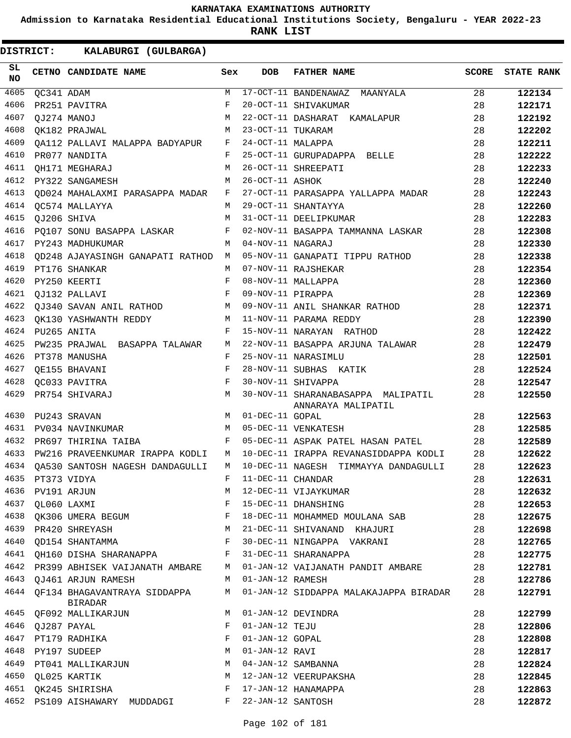# KARNATAKA EXAMINATIONS AUTHORITY

**Admission to Karnataka Residential Educational Institutions Society, Bengaluru - YEAR 2022-23**

**RANK LIST**

**DISTRICT: KALABURGI (GULBARGA)**

| SL NO | CETNO | CANDIDATE NAME | Sex | DOB | FATHER NAME | SCORE | STATE RANK |
|---|---|---|---|---|---|---|---|
| 4605 | QC341 | ADAM | M | 17-OCT-11 | BANDENAWAZ MAANYALA | 28 | 122134 |
| 4606 | PR251 | PAVITRA | F | 20-OCT-11 | SHIVAKUMAR | 28 | 122171 |
| 4607 | QJ274 | MANOJ | M | 22-OCT-11 | DASHARAT KAMALAPUR | 28 | 122192 |
| 4608 | QK182 | PRAJWAL | M | 23-OCT-11 | TUKARAM | 28 | 122202 |
| 4609 | QA112 | PALLAVI MALAPPA BADYAPUR | F | 24-OCT-11 | MALAPPA | 28 | 122211 |
| 4610 | PR077 | NANDITA | F | 25-OCT-11 | GURUPADAPPA BELLE | 28 | 122222 |
| 4611 | QH171 | MEGHARAJ | M | 26-OCT-11 | SHREEPATI | 28 | 122233 |
| 4612 | PY322 | SANGAMESH | M | 26-OCT-11 | ASHOK | 28 | 122240 |
| 4613 | QD024 | MAHALAXMI PARASAPPA MADAR | F | 27-OCT-11 | PARASAPPA YALLAPPA MADAR | 28 | 122243 |
| 4614 | QC574 | MALLAYYA | M | 29-OCT-11 | SHANTAYYA | 28 | 122260 |
| 4615 | QJ206 | SHIVA | M | 31-OCT-11 | DEELIPKUMAR | 28 | 122283 |
| 4616 | PQ107 | SONU BASAPPA LASKAR | F | 02-NOV-11 | BASAPPA TAMMANNA LASKAR | 28 | 122308 |
| 4617 | PY243 | MADHUKUMAR | M | 04-NOV-11 | NAGARAJ | 28 | 122330 |
| 4618 | QD248 | AJAYASINGH GANAPATI RATHOD | M | 05-NOV-11 | GANAPATI TIPPU RATHOD | 28 | 122338 |
| 4619 | PT176 | SHANKAR | M | 07-NOV-11 | RAJSHEKAR | 28 | 122354 |
| 4620 | PY250 | KEERTI | F | 08-NOV-11 | MALLAPPA | 28 | 122360 |
| 4621 | QJ132 | PALLAVI | F | 09-NOV-11 | PIRAPPA | 28 | 122369 |
| 4622 | QJ340 | SAVAN ANIL RATHOD | M | 09-NOV-11 | ANIL SHANKAR RATHOD | 28 | 122371 |
| 4623 | QK130 | YASHWANTH REDDY | M | 11-NOV-11 | PARAMA REDDY | 28 | 122390 |
| 4624 | PU265 | ANITA | F | 15-NOV-11 | NARAYAN RATHOD | 28 | 122422 |
| 4625 | PW235 | PRAJWAL BASAPPA TALAWAR | M | 22-NOV-11 | BASAPPA ARJUNA TALAWAR | 28 | 122479 |
| 4626 | PT378 | MANUSHA | F | 25-NOV-11 | NARASIMLU | 28 | 122501 |
| 4627 | QE155 | BHAVANI | F | 28-NOV-11 | SUBHAS KATIK | 28 | 122524 |
| 4628 | QC033 | PAVITRA | F | 30-NOV-11 | SHIVAPPA | 28 | 122547 |
| 4629 | PR754 | SHIVARAJ | M | 30-NOV-11 | SHARANABASAPPA MALIPATIL ANNARAYA MALIPATIL | 28 | 122550 |
| 4630 | PU243 | SRAVAN | M | 01-DEC-11 | GOPAL | 28 | 122563 |
| 4631 | PV034 | NAVINKUMAR | M | 05-DEC-11 | VENKATESH | 28 | 122585 |
| 4632 | PR697 | THIRINA TAIBA | F | 05-DEC-11 | ASPAK PATEL HASAN PATEL | 28 | 122589 |
| 4633 | PW216 | PRAVEENKUMAR IRAPPA KODLI | M | 10-DEC-11 | IRAPPA REVANASIDDAPPA KODLI | 28 | 122622 |
| 4634 | QA530 | SANTOSH NAGESH DANDAGULLI | M | 10-DEC-11 | NAGESH TIMMAYYA DANDAGULLI | 28 | 122623 |
| 4635 | PT373 | VIDYA | F | 11-DEC-11 | CHANDAR | 28 | 122631 |
| 4636 | PV191 | ARJUN | M | 12-DEC-11 | VIJAYKUMAR | 28 | 122632 |
| 4637 | QL060 | LAXMI | F | 15-DEC-11 | DHANSHING | 28 | 122653 |
| 4638 | QK306 | UMERA BEGUM | F | 18-DEC-11 | MOHAMMED MOULANA SAB | 28 | 122675 |
| 4639 | PR420 | SHREYASH | M | 21-DEC-11 | SHIVANAND KHAJURI | 28 | 122698 |
| 4640 | QD154 | SHANTAMMA | F | 30-DEC-11 | NINGAPPA VAKRANI | 28 | 122765 |
| 4641 | QH160 | DISHA SHARANAPPA | F | 31-DEC-11 | SHARANAPPA | 28 | 122775 |
| 4642 | PR399 | ABHISEK VAIJANATH AMBARE | M | 01-JAN-12 | VAIJANATH PANDIT AMBARE | 28 | 122781 |
| 4643 | QJ461 | ARJUN RAMESH | M | 01-JAN-12 | RAMESH | 28 | 122786 |
| 4644 | QF134 | BHAGAVANTRAYA SIDDAPPA BIRADAR | M | 01-JAN-12 | SIDDAPPA MALAKAJAPPA BIRADAR | 28 | 122791 |
| 4645 | QF092 | MALLIKARJUN | M | 01-JAN-12 | DEVINDRA | 28 | 122799 |
| 4646 | QJ287 | PAYAL | F | 01-JAN-12 | TEJU | 28 | 122806 |
| 4647 | PT179 | RADHIKA | F | 01-JAN-12 | GOPAL | 28 | 122808 |
| 4648 | PY197 | SUDEEP | M | 01-JAN-12 | RAVI | 28 | 122817 |
| 4649 | PT041 | MALLIKARJUN | M | 04-JAN-12 | SAMBANNA | 28 | 122824 |
| 4650 | QL025 | KARTIK | M | 12-JAN-12 | VEERUPAKSHA | 28 | 122845 |
| 4651 | QK245 | SHIRISHA | F | 17-JAN-12 | HANAMAPPA | 28 | 122863 |
| 4652 | PS109 | AISHAWARY MUDDADGI | F | 22-JAN-12 | SANTOSH | 28 | 122872 |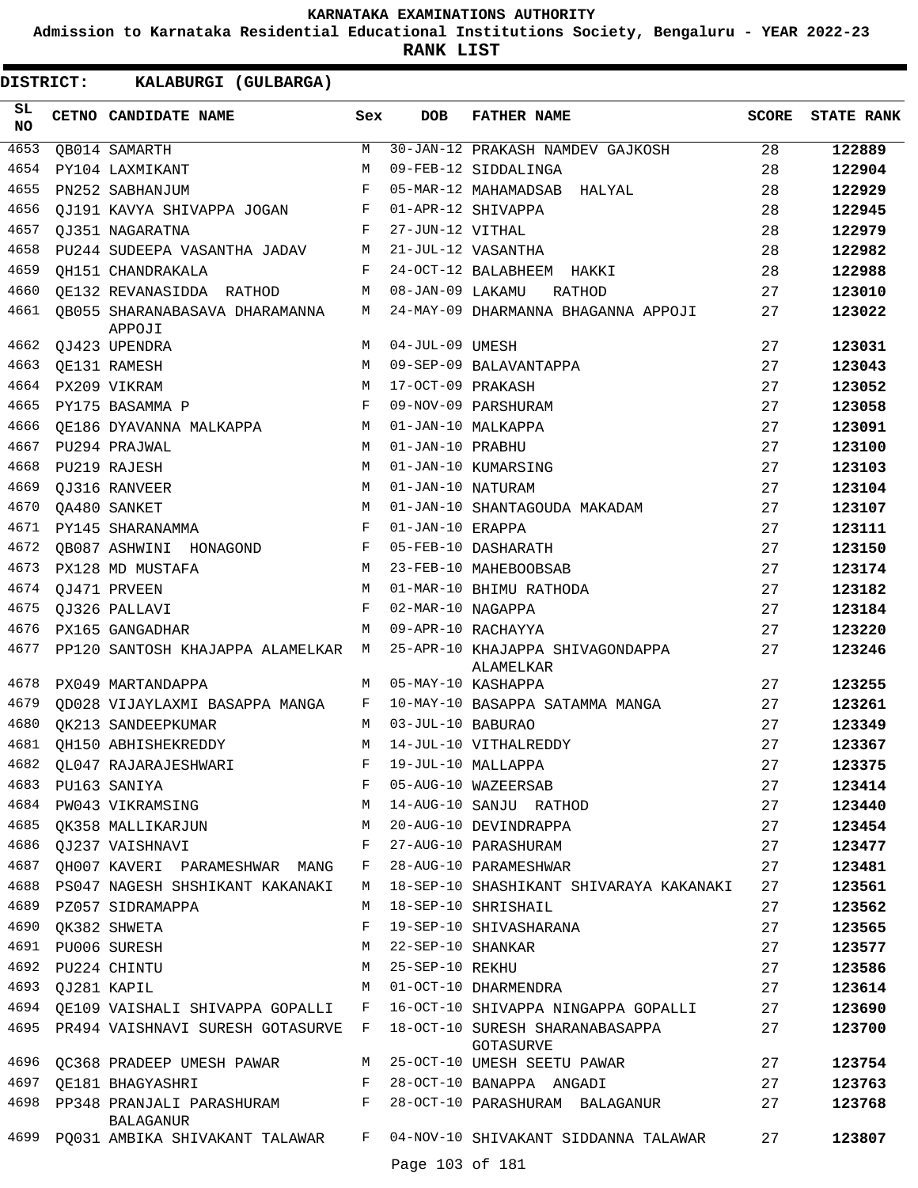# KARNATAKA EXAMINATIONS AUTHORITY

**Admission to Karnataka Residential Educational Institutions Society, Bengaluru - YEAR 2022-23**

**RANK LIST**

**DISTRICT: KALABURGI (GULBARGA)**

| SL NO | CETNO | CANDIDATE NAME | Sex | DOB | FATHER NAME | SCORE | STATE RANK |
|---|---|---|---|---|---|---|---|
| 4653 | QB014 | SAMARTH | M | 30-JAN-12 | PRAKASH NAMDEV GAJKOSH | 28 | 122889 |
| 4654 | PY104 | LAXMIKANT | M | 09-FEB-12 | SIDDALINGA | 28 | 122904 |
| 4655 | PN252 | SABHANJUM | F | 05-MAR-12 | MAHAMADSAB HALYAL | 28 | 122929 |
| 4656 | QJ191 | KAVYA SHIVAPPA JOGAN | F | 01-APR-12 | SHIVAPPA | 28 | 122945 |
| 4657 | QJ351 | NAGARATNA | F | 27-JUN-12 | VITHAL | 28 | 122979 |
| 4658 | PU244 | SUDEEPA VASANTHA JADAV | M | 21-JUL-12 | VASANTHA | 28 | 122982 |
| 4659 | QH151 | CHANDRAKALA | F | 24-OCT-12 | BALABHEEM HAKKI | 28 | 122988 |
| 4660 | QE132 | REVANASIDDA RATHOD | M | 08-JAN-09 | LAKAMU RATHOD | 27 | 123010 |
| 4661 | QB055 | SHARANABASAVA DHARAMANNA APPOJI | M | 24-MAY-09 | DHARMANNA BHAGANNA APPOJI | 27 | 123022 |
| 4662 | QJ423 | UPENDRA | M | 04-JUL-09 | UMESH | 27 | 123031 |
| 4663 | QE131 | RAMESH | M | 09-SEP-09 | BALAVANTAPPA | 27 | 123043 |
| 4664 | PX209 | VIKRAM | M | 17-OCT-09 | PRAKASH | 27 | 123052 |
| 4665 | PY175 | BASAMMA P | F | 09-NOV-09 | PARSHURAM | 27 | 123058 |
| 4666 | QE186 | DYAVANNA MALKAPPA | M | 01-JAN-10 | MALKAPPA | 27 | 123091 |
| 4667 | PU294 | PRAJWAL | M | 01-JAN-10 | PRABHU | 27 | 123100 |
| 4668 | PU219 | RAJESH | M | 01-JAN-10 | KUMARSING | 27 | 123103 |
| 4669 | QJ316 | RANVEER | M | 01-JAN-10 | NATURAM | 27 | 123104 |
| 4670 | QA480 | SANKET | M | 01-JAN-10 | SHANTAGOUDA MAKADAM | 27 | 123107 |
| 4671 | PY145 | SHARANAMMA | F | 01-JAN-10 | ERAPPA | 27 | 123111 |
| 4672 | QB087 | ASHWINI HONAGOND | F | 05-FEB-10 | DASHARATH | 27 | 123150 |
| 4673 | PX128 | MD MUSTAFA | M | 23-FEB-10 | MAHEBOOBSAB | 27 | 123174 |
| 4674 | QJ471 | PRVEEN | M | 01-MAR-10 | BHIMU RATHODA | 27 | 123182 |
| 4675 | QJ326 | PALLAVI | F | 02-MAR-10 | NAGAPPA | 27 | 123184 |
| 4676 | PX165 | GANGADHAR | M | 09-APR-10 | RACHAYYA | 27 | 123220 |
| 4677 | PP120 | SANTOSH KHAJAPPA ALAMELKAR | M | 25-APR-10 | KHAJAPPA SHIVAGONDAPPA ALAMELKAR | 27 | 123246 |
| 4678 | PX049 | MARTANDAPPA | M | 05-MAY-10 | KASHAPPA | 27 | 123255 |
| 4679 | QD028 | VIJAYLAXMI BASAPPA MANGA | F | 10-MAY-10 | BASAPPA SATAMMA MANGA | 27 | 123261 |
| 4680 | QK213 | SANDEEPKUMAR | M | 03-JUL-10 | BABURAO | 27 | 123349 |
| 4681 | QH150 | ABHISHEKREDDY | M | 14-JUL-10 | VITHALREDDY | 27 | 123367 |
| 4682 | QL047 | RAJARAJESHWARI | F | 19-JUL-10 | MALLAPPA | 27 | 123375 |
| 4683 | PU163 | SANIYA | F | 05-AUG-10 | WAZEERSAB | 27 | 123414 |
| 4684 | PW043 | VIKRAMSING | M | 14-AUG-10 | SANJU RATHOD | 27 | 123440 |
| 4685 | QK358 | MALLIKARJUN | M | 20-AUG-10 | DEVINDRAPPA | 27 | 123454 |
| 4686 | QJ237 | VAISHNAVI | F | 27-AUG-10 | PARASHURAM | 27 | 123477 |
| 4687 | QH007 | KAVERI PARAMESHWAR MANG | F | 28-AUG-10 | PARAMESHWAR | 27 | 123481 |
| 4688 | PS047 | NAGESH SHSHIKANT KAKANAKI | M | 18-SEP-10 | SHASHIKANT SHIVARAYA KAKANAKI | 27 | 123561 |
| 4689 | PZ057 | SIDRAMAPPA | M | 18-SEP-10 | SHRISHAIL | 27 | 123562 |
| 4690 | QK382 | SHWETA | F | 19-SEP-10 | SHIVASHARANA | 27 | 123565 |
| 4691 | PU006 | SURESH | M | 22-SEP-10 | SHANKAR | 27 | 123577 |
| 4692 | PU224 | CHINTU | M | 25-SEP-10 | REKHU | 27 | 123586 |
| 4693 | QJ281 | KAPIL | M | 01-OCT-10 | DHARMENDRA | 27 | 123614 |
| 4694 | QE109 | VAISHALI SHIVAPPA GOPALLI | F | 16-OCT-10 | SHIVAPPA NINGAPPA GOPALLI | 27 | 123690 |
| 4695 | PR494 | VAISHNAVI SURESH GOTASURVE | F | 18-OCT-10 | SURESH SHARANABASAPPA GOTASURVE | 27 | 123700 |
| 4696 | QC368 | PRADEEP UMESH PAWAR | M | 25-OCT-10 | UMESH SEETU PAWAR | 27 | 123754 |
| 4697 | QE181 | BHAGYASHRI | F | 28-OCT-10 | BANAPPA ANGADI | 27 | 123763 |
| 4698 | PP348 | PRANJALI PARASHURAM BALAGANUR | F | 28-OCT-10 | PARASHURAM BALAGANUR | 27 | 123768 |
| 4699 | PQ031 | AMBIKA SHIVAKANT TALAWAR | F | 04-NOV-10 | SHIVAKANT SIDDANNA TALAWAR | 27 | 123807 |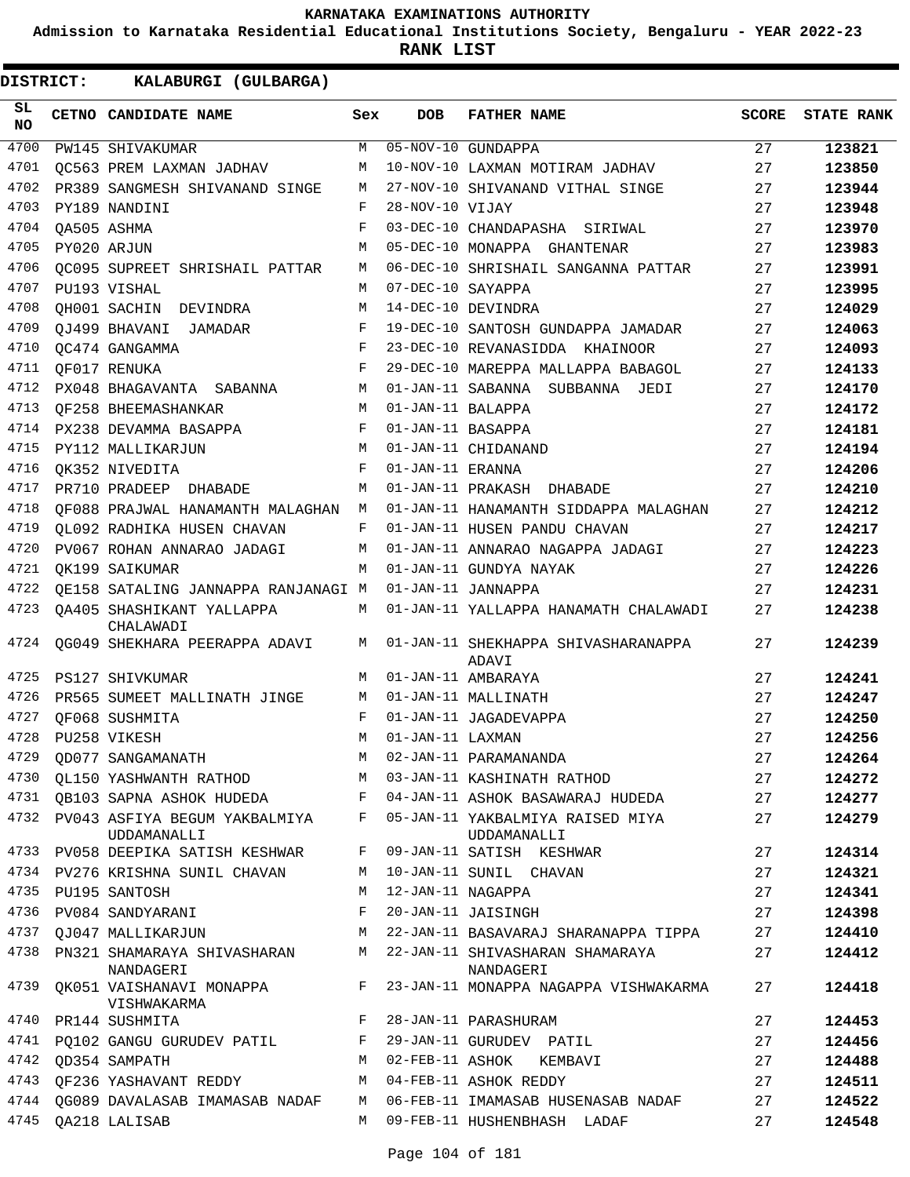KARNATAKA EXAMINATIONS AUTHORITY

Admission to Karnataka Residential Educational Institutions Society, Bengaluru - YEAR 2022-23

**RANK LIST**

**DISTRICT: KALABURGI (GULBARGA)**

| SL NO | CETNO | CANDIDATE NAME | Sex | DOB | FATHER NAME | SCORE | STATE RANK |
|---|---|---|---|---|---|---|---|
| 4700 | PW145 | SHIVAKUMAR | M | 05-NOV-10 | GUNDAPPA | 27 | 123821 |
| 4701 | QC563 | PREM LAXMAN JADHAV | M | 10-NOV-10 | LAXMAN MOTIRAM JADHAV | 27 | 123850 |
| 4702 | PR389 | SANGMESH SHIVANAND SINGE | M | 27-NOV-10 | SHIVANAND VITHAL SINGE | 27 | 123944 |
| 4703 | PY189 | NANDINI | F | 28-NOV-10 | VIJAY | 27 | 123948 |
| 4704 | QA505 | ASHMA | F | 03-DEC-10 | CHANDAPASHA SIRIWAL | 27 | 123970 |
| 4705 | PY020 | ARJUN | M | 05-DEC-10 | MONAPPA GHANTENAR | 27 | 123983 |
| 4706 | QC095 | SUPREET SHRISHAIL PATTAR | M | 06-DEC-10 | SHRISHAIL SANGANNA PATTAR | 27 | 123991 |
| 4707 | PU193 | VISHAL | M | 07-DEC-10 | SAYAPPA | 27 | 123995 |
| 4708 | QH001 | SACHIN DEVINDRA | M | 14-DEC-10 | DEVINDRA | 27 | 124029 |
| 4709 | QJ499 | BHAVANI JAMADAR | F | 19-DEC-10 | SANTOSH GUNDAPPA JAMADAR | 27 | 124063 |
| 4710 | QC474 | GANGAMMA | F | 23-DEC-10 | REVANASIDDA KHAINOOR | 27 | 124093 |
| 4711 | QF017 | RENUKA | F | 29-DEC-10 | MAREPPA MALLAPPA BABAGOL | 27 | 124133 |
| 4712 | PX048 | BHAGAVANTA SABANNA | M | 01-JAN-11 | SABANNA SUBBANNA JEDI | 27 | 124170 |
| 4713 | QF258 | BHEEMASHANKAR | M | 01-JAN-11 | BALAPPA | 27 | 124172 |
| 4714 | PX238 | DEVAMMA BASAPPA | F | 01-JAN-11 | BASAPPA | 27 | 124181 |
| 4715 | PY112 | MALLIKARJUN | M | 01-JAN-11 | CHIDANAND | 27 | 124194 |
| 4716 | QK352 | NIVEDITA | F | 01-JAN-11 | ERANNA | 27 | 124206 |
| 4717 | PR710 | PRADEEP DHABADE | M | 01-JAN-11 | PRAKASH DHABADE | 27 | 124210 |
| 4718 | QF088 | PRAJWAL HANAMANTH MALAGHAN | M | 01-JAN-11 | HANAMANTH SIDDAPPA MALAGHAN | 27 | 124212 |
| 4719 | QL092 | RADHIKA HUSEN CHAVAN | F | 01-JAN-11 | HUSEN PANDU CHAVAN | 27 | 124217 |
| 4720 | PV067 | ROHAN ANNARAO JADAGI | M | 01-JAN-11 | ANNARAO NAGAPPA JADAGI | 27 | 124223 |
| 4721 | QK199 | SAIKUMAR | M | 01-JAN-11 | GUNDYA NAYAK | 27 | 124226 |
| 4722 | QE158 | SATALING JANNAPPA RANJANAGI | M | 01-JAN-11 | JANNAPPA | 27 | 124231 |
| 4723 | QA405 | SHASHIKANT YALLAPPA CHALAWADI | M | 01-JAN-11 | YALLAPPA HANAMATH CHALAWADI | 27 | 124238 |
| 4724 | QG049 | SHEKHARA PEERAPPA ADAVI | M | 01-JAN-11 | SHEKHAPPA SHIVASHARANAPPA ADAVI | 27 | 124239 |
| 4725 | PS127 | SHIVKUMAR | M | 01-JAN-11 | AMBARAYA | 27 | 124241 |
| 4726 | PR565 | SUMEET MALLINATH JINGE | M | 01-JAN-11 | MALLINATH | 27 | 124247 |
| 4727 | QF068 | SUSHMITA | F | 01-JAN-11 | JAGADEVAPPA | 27 | 124250 |
| 4728 | PU258 | VIKESH | M | 01-JAN-11 | LAXMAN | 27 | 124256 |
| 4729 | QD077 | SANGAMANATH | M | 02-JAN-11 | PARAMANANDA | 27 | 124264 |
| 4730 | QL150 | YASHWANTH RATHOD | M | 03-JAN-11 | KASHINATH RATHOD | 27 | 124272 |
| 4731 | QB103 | SAPNA ASHOK HUDEDA | F | 04-JAN-11 | ASHOK BASAWARAJ HUDEDA | 27 | 124277 |
| 4732 | PV043 | ASFIYA BEGUM YAKBALMIYA UDDAMANALLI | F | 05-JAN-11 | YAKBALMIYA RAISED MIYA UDDAMANALLI | 27 | 124279 |
| 4733 | PV058 | DEEPIKA SATISH KESHWAR | F | 09-JAN-11 | SATISH KESHWAR | 27 | 124314 |
| 4734 | PV276 | KRISHNA SUNIL CHAVAN | M | 10-JAN-11 | SUNIL CHAVAN | 27 | 124321 |
| 4735 | PU195 | SANTOSH | M | 12-JAN-11 | NAGAPPA | 27 | 124341 |
| 4736 | PV084 | SANDYARANI | F | 20-JAN-11 | JAISINGH | 27 | 124398 |
| 4737 | QJ047 | MALLIKARJUN | M | 22-JAN-11 | BASAVARAJ SHARANAPPA TIPPA | 27 | 124410 |
| 4738 | PN321 | SHAMARAYA SHIVASHARAN NANDAGERI | M | 22-JAN-11 | SHIVASHARAN SHAMARAYA NANDAGERI | 27 | 124412 |
| 4739 | QK051 | VAISHANAVI MONAPPA VISHWAKARMA | F | 23-JAN-11 | MONAPPA NAGAPPA VISHWAKARMA | 27 | 124418 |
| 4740 | PR144 | SUSHMITA | F | 28-JAN-11 | PARASHURAM | 27 | 124453 |
| 4741 | PQ102 | GANGU GURUDEV PATIL | F | 29-JAN-11 | GURUDEV PATIL | 27 | 124456 |
| 4742 | QD354 | SAMPATH | M | 02-FEB-11 | ASHOK KEMBAVI | 27 | 124488 |
| 4743 | QF236 | YASHAVANT REDDY | M | 04-FEB-11 | ASHOK REDDY | 27 | 124511 |
| 4744 | QG089 | DAVALASAB IMAMASAB NADAF | M | 06-FEB-11 | IMAMASAB HUSENASAB NADAF | 27 | 124522 |
| 4745 | QA218 | LALISAB | M | 09-FEB-11 | HUSHENBHASH LADAF | 27 | 124548 |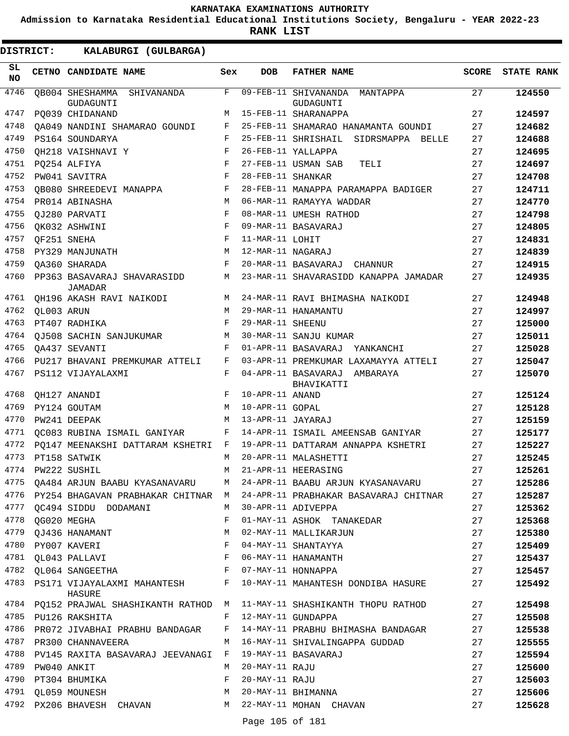# KARNATAKA EXAMINATIONS AUTHORITY

**Admission to Karnataka Residential Educational Institutions Society, Bengaluru - YEAR 2022-23**

**RANK LIST**

**DISTRICT: KALABURGI (GULBARGA)**

| SL NO | CETNO | CANDIDATE NAME | Sex | DOB | FATHER NAME | SCORE | STATE RANK |
|---|---|---|---|---|---|---|---|
| 4746 | QB004 | SHESHAMMA SHIVANANDA GUDAGUNTI | F | 09-FEB-11 | SHIVANANDA MANTAPPA GUDAGUNTI | 27 | **124550** |
| 4747 | PQ039 | CHIDANAND | M | 15-FEB-11 | SHARANAPPA | 27 | **124597** |
| 4748 | QA049 | NANDINI SHAMARAO GOUNDI | F | 25-FEB-11 | SHAMARAO HANAMANTA GOUNDI | 27 | **124682** |
| 4749 | PS164 | SOUNDARYA | F | 25-FEB-11 | SHRISHAIL SIDRSMAPPA BELLE | 27 | **124688** |
| 4750 | QH218 | VAISHNAVI Y | F | 26-FEB-11 | YALLAPPA | 27 | **124695** |
| 4751 | PQ254 | ALFIYA | F | 27-FEB-11 | USMAN SAB TELI | 27 | **124697** |
| 4752 | PW041 | SAVITRA | F | 28-FEB-11 | SHANKAR | 27 | **124708** |
| 4753 | QB080 | SHREEDEVI MANAPPA | F | 28-FEB-11 | MANAPPA PARAMAPPA BADIGER | 27 | **124711** |
| 4754 | PR014 | ABINASHA | M | 06-MAR-11 | RAMAYYA WADDAR | 27 | **124770** |
| 4755 | QJ280 | PARVATI | F | 08-MAR-11 | UMESH RATHOD | 27 | **124798** |
| 4756 | QK032 | ASHWINI | F | 09-MAR-11 | BASAVARAJ | 27 | **124805** |
| 4757 | QF251 | SNEHA | F | 11-MAR-11 | LOHIT | 27 | **124831** |
| 4758 | PY329 | MANJUNATH | M | 12-MAR-11 | NAGARAJ | 27 | **124839** |
| 4759 | QA360 | SHARADA | F | 20-MAR-11 | BASAVARAJ CHANNUR | 27 | **124915** |
| 4760 | PP363 | BASAVARAJ SHAVARASIDD JAMADAR | M | 23-MAR-11 | SHAVARASIDD KANAPPA JAMADAR | 27 | **124935** |
| 4761 | QH196 | AKASH RAVI NAIKODI | M | 24-MAR-11 | RAVI BHIMASHA NAIKODI | 27 | **124948** |
| 4762 | QL003 | ARUN | M | 29-MAR-11 | HANAMANTU | 27 | **124997** |
| 4763 | PT407 | RADHIKA | F | 29-MAR-11 | SHEENU | 27 | **125000** |
| 4764 | QJ508 | SACHIN SANJUKUMAR | M | 30-MAR-11 | SANJU KUMAR | 27 | **125011** |
| 4765 | QA437 | SEVANTI | F | 01-APR-11 | BASAVARAJ YANKANCHI | 27 | **125028** |
| 4766 | PU217 | BHAVANI PREMKUMAR ATTELI | F | 03-APR-11 | PREMKUMAR LAXAMAYYA ATTELI | 27 | **125047** |
| 4767 | PS112 | VIJAYALAXMI | F | 04-APR-11 | BASAVARAJ AMBARAYA BHAVIKATTI | 27 | **125070** |
| 4768 | QH127 | ANANDI | F | 10-APR-11 | ANAND | 27 | **125124** |
| 4769 | PY124 | GOUTAM | M | 10-APR-11 | GOPAL | 27 | **125128** |
| 4770 | PW241 | DEEPAK | M | 13-APR-11 | JAYARAJ | 27 | **125159** |
| 4771 | QC083 | RUBINA ISMAIL GANIYAR | F | 14-APR-11 | ISMAIL AMEENSAB GANIYAR | 27 | **125177** |
| 4772 | PQ147 | MEENAKSHI DATTARAM KSHETRI | F | 19-APR-11 | DATTARAM ANNAPPA KSHETRI | 27 | **125227** |
| 4773 | PT158 | SATWIK | M | 20-APR-11 | MALASHETTI | 27 | **125245** |
| 4774 | PW222 | SUSHIL | M | 21-APR-11 | HEERASING | 27 | **125261** |
| 4775 | QA484 | ARJUN BAABU KYASANAVARU | M | 24-APR-11 | BAABU ARJUN KYASANAVARU | 27 | **125286** |
| 4776 | PY254 | BHAGAVAN PRABHAKAR CHITNAR | M | 24-APR-11 | PRABHAKAR BASAVARAJ CHITNAR | 27 | **125287** |
| 4777 | QC494 | SIDDU DODAMANI | M | 30-APR-11 | ADIVEPPA | 27 | **125362** |
| 4778 | QG020 | MEGHA | F | 01-MAY-11 | ASHOK TANAKEDAR | 27 | **125368** |
| 4779 | QJ436 | HANAMANT | M | 02-MAY-11 | MALLIKARJUN | 27 | **125380** |
| 4780 | PY007 | KAVERI | F | 04-MAY-11 | SHANTAYYA | 27 | **125409** |
| 4781 | QL043 | PALLAVI | F | 06-MAY-11 | HANAMANTH | 27 | **125437** |
| 4782 | QL064 | SANGEETHA | F | 07-MAY-11 | HONNAPPA | 27 | **125457** |
| 4783 | PS171 | VIJAYALAXMI MAHANTESH HASURE | F | 10-MAY-11 | MAHANTESH DONDIBA HASURE | 27 | **125492** |
| 4784 | PQ152 | PRAJWAL SHASHIKANTH RATHOD | M | 11-MAY-11 | SHASHIKANTH THOPU RATHOD | 27 | **125498** |
| 4785 | PU126 | RAKSHITA | F | 12-MAY-11 | GUNDAPPA | 27 | **125508** |
| 4786 | PR072 | JIVABHAI PRABHU BANDAGAR | F | 14-MAY-11 | PRABHU BHIMASHA BANDAGAR | 27 | **125538** |
| 4787 | PR300 | CHANNAVEERA | M | 16-MAY-11 | SHIVALINGAPPA GUDDAD | 27 | **125555** |
| 4788 | PV145 | RAXITA BASAVARAJ JEEVANAGI | F | 19-MAY-11 | BASAVARAJ | 27 | **125594** |
| 4789 | PW040 | ANKIT | M | 20-MAY-11 | RAJU | 27 | **125600** |
| 4790 | PT304 | BHUMIKA | F | 20-MAY-11 | RAJU | 27 | **125603** |
| 4791 | QL059 | MOUNESH | M | 20-MAY-11 | BHIMANNA | 27 | **125606** |
| 4792 | PX206 | BHAVESH CHAVAN | M | 22-MAY-11 | MOHAN CHAVAN | 27 | **125628** |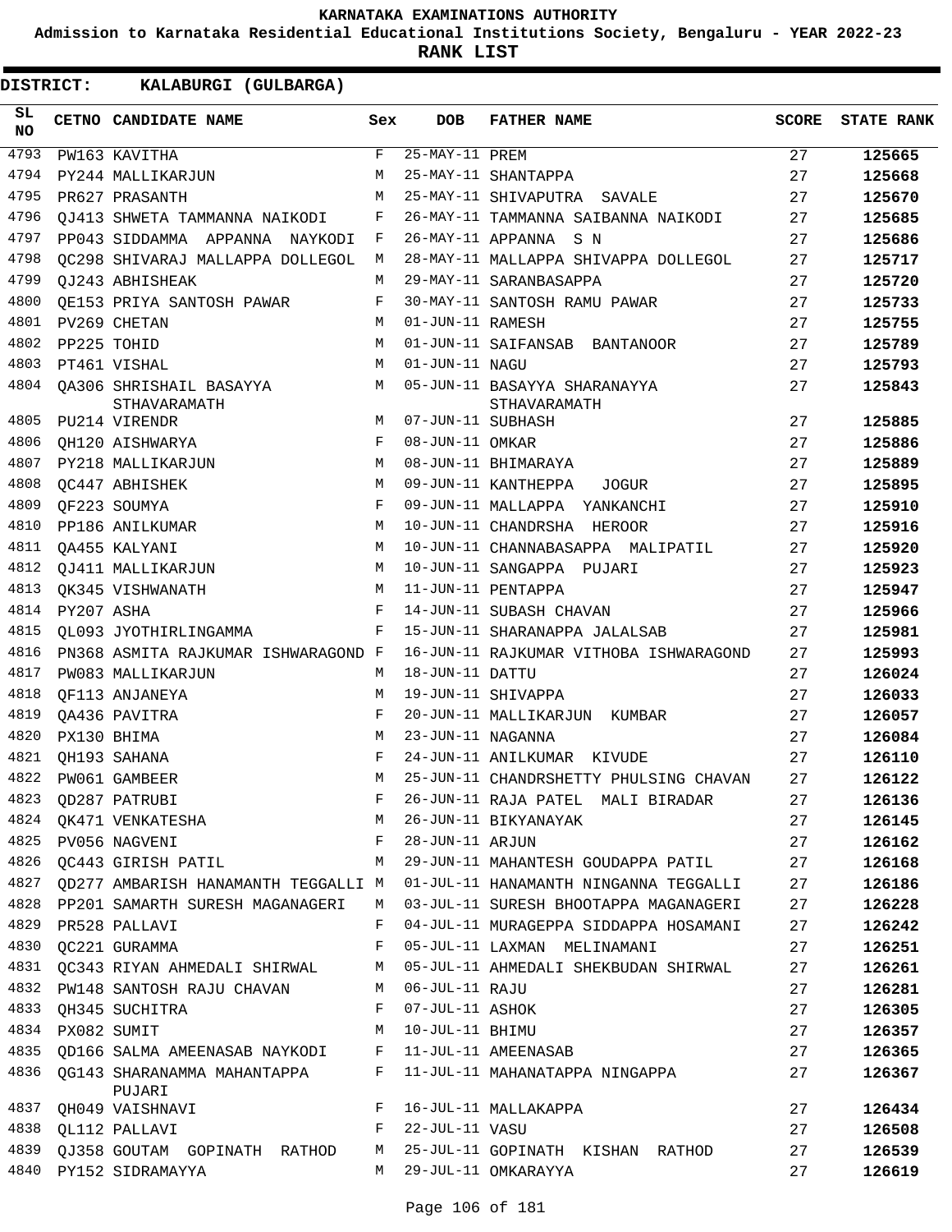**KARNATAKA EXAMINATIONS AUTHORITY**

**Admission to Karnataka Residential Educational Institutions Society, Bengaluru - YEAR 2022-23**

**RANK LIST**

**DISTRICT: KALABURGI (GULBARGA)**

| SL NO | CETNO | CANDIDATE NAME | Sex | DOB | FATHER NAME | SCORE | STATE RANK |
|---|---|---|---|---|---|---|---|
| 4793 | PW163 | KAVITHA | F | 25-MAY-11 | PREM | 27 | 125665 |
| 4794 | PY244 | MALLIKARJUN | M | 25-MAY-11 | SHANTAPPA | 27 | 125668 |
| 4795 | PR627 | PRASANTH | M | 25-MAY-11 | SHIVAPUTRA SAVALE | 27 | 125670 |
| 4796 | QJ413 | SHWETA TAMMANNA NAIKODI | F | 26-MAY-11 | TAMMANNA SAIBANNA NAIKODI | 27 | 125685 |
| 4797 | PP043 | SIDDAMMA APPANNA NAYKODI | F | 26-MAY-11 | APPANNA S N | 27 | 125686 |
| 4798 | QC298 | SHIVARAJ MALLAPPA DOLLEGOL | M | 28-MAY-11 | MALLAPPA SHIVAPPA DOLLEGOL | 27 | 125717 |
| 4799 | QJ243 | ABHISHEAK | M | 29-MAY-11 | SARANBASAPPA | 27 | 125720 |
| 4800 | QE153 | PRIYA SANTOSH PAWAR | F | 30-MAY-11 | SANTOSH RAMU PAWAR | 27 | 125733 |
| 4801 | PV269 | CHETAN | M | 01-JUN-11 | RAMESH | 27 | 125755 |
| 4802 | PP225 | TOHID | M | 01-JUN-11 | SAIFANSAB BANTANOOR | 27 | 125789 |
| 4803 | PT461 | VISHAL | M | 01-JUN-11 | NAGU | 27 | 125793 |
| 4804 | QA306 | SHRISHAIL BASAYYA STHAVARAMATH | M | 05-JUN-11 | BASAYYA SHARANAYYA STHAVARAMATH | 27 | 125843 |
| 4805 | PU214 | VIRENDR | M | 07-JUN-11 | SUBHASH | 27 | 125885 |
| 4806 | QH120 | AISHWARYA | F | 08-JUN-11 | OMKAR | 27 | 125886 |
| 4807 | PY218 | MALLIKARJUN | M | 08-JUN-11 | BHIMARAYA | 27 | 125889 |
| 4808 | QC447 | ABHISHEK | M | 09-JUN-11 | KANTHEPPA JOGUR | 27 | 125895 |
| 4809 | QF223 | SOUMYA | F | 09-JUN-11 | MALLAPPA YANKANCHI | 27 | 125910 |
| 4810 | PP186 | ANILKUMAR | M | 10-JUN-11 | CHANDRSHA HEROOR | 27 | 125916 |
| 4811 | QA455 | KALYANI | M | 10-JUN-11 | CHANNABASAPPA MALIPATIL | 27 | 125920 |
| 4812 | QJ411 | MALLIKARJUN | M | 10-JUN-11 | SANGAPPA PUJARI | 27 | 125923 |
| 4813 | QK345 | VISHWANATH | M | 11-JUN-11 | PENTAPPA | 27 | 125947 |
| 4814 | PY207 | ASHA | F | 14-JUN-11 | SUBASH CHAVAN | 27 | 125966 |
| 4815 | QL093 | JYOTHIRLINGAMMA | F | 15-JUN-11 | SHARANAPPA JALALSAB | 27 | 125981 |
| 4816 | PN368 | ASMITA RAJKUMAR ISHWARAGOND | F | 16-JUN-11 | RAJKUMAR VITHOBA ISHWARAGOND | 27 | 125993 |
| 4817 | PW083 | MALLIKARJUN | M | 18-JUN-11 | DATTU | 27 | 126024 |
| 4818 | QF113 | ANJANEYA | M | 19-JUN-11 | SHIVAPPA | 27 | 126033 |
| 4819 | QA436 | PAVITRA | F | 20-JUN-11 | MALLIKARJUN KUMBAR | 27 | 126057 |
| 4820 | PX130 | BHIMA | M | 23-JUN-11 | NAGANNA | 27 | 126084 |
| 4821 | QH193 | SAHANA | F | 24-JUN-11 | ANILKUMAR KIVUDE | 27 | 126110 |
| 4822 | PW061 | GAMBEER | M | 25-JUN-11 | CHANDRSHETTY PHULSING CHAVAN | 27 | 126122 |
| 4823 | QD287 | PATRUBI | F | 26-JUN-11 | RAJA PATEL MALI BIRADAR | 27 | 126136 |
| 4824 | QK471 | VENKATESHA | M | 26-JUN-11 | BIKYANAYAK | 27 | 126145 |
| 4825 | PV056 | NAGVENI | F | 28-JUN-11 | ARJUN | 27 | 126162 |
| 4826 | QC443 | GIRISH PATIL | M | 29-JUN-11 | MAHANTESH GOUDAPPA PATIL | 27 | 126168 |
| 4827 | QD277 | AMBARISH HANAMANTH TEGGALLI | M | 01-JUL-11 | HANAMANTH NINGANNA TEGGALLI | 27 | 126186 |
| 4828 | PP201 | SAMARTH SURESH MAGANAGERI | M | 03-JUL-11 | SURESH BHOOTAPPA MAGANAGERI | 27 | 126228 |
| 4829 | PR528 | PALLAVI | F | 04-JUL-11 | MURAGEPPA SIDDAPPA HOSAMANI | 27 | 126242 |
| 4830 | QC221 | GURAMMA | F | 05-JUL-11 | LAXMAN MELINAMANI | 27 | 126251 |
| 4831 | QC343 | RIYAN AHMEDALI SHIRWAL | M | 05-JUL-11 | AHMEDALI SHEKBUDAN SHIRWAL | 27 | 126261 |
| 4832 | PW148 | SANTOSH RAJU CHAVAN | M | 06-JUL-11 | RAJU | 27 | 126281 |
| 4833 | QH345 | SUCHITRA | F | 07-JUL-11 | ASHOK | 27 | 126305 |
| 4834 | PX082 | SUMIT | M | 10-JUL-11 | BHIMU | 27 | 126357 |
| 4835 | QD166 | SALMA AMEENASAB NAYKODI | F | 11-JUL-11 | AMEENASAB | 27 | 126365 |
| 4836 | QG143 | SHARANAMMA MAHANTAPPA PUJARI | F | 11-JUL-11 | MAHANATAPPA NINGAPPA | 27 | 126367 |
| 4837 | QH049 | VAISHNAVI | F | 16-JUL-11 | MALLAKAPPA | 27 | 126434 |
| 4838 | QL112 | PALLAVI | F | 22-JUL-11 | VASU | 27 | 126508 |
| 4839 | QJ358 | GOUTAM GOPINATH RATHOD | M | 25-JUL-11 | GOPINATH KISHAN RATHOD | 27 | 126539 |
| 4840 | PY152 | SIDRAMAYYA | M | 29-JUL-11 | OMKARAYYA | 27 | 126619 |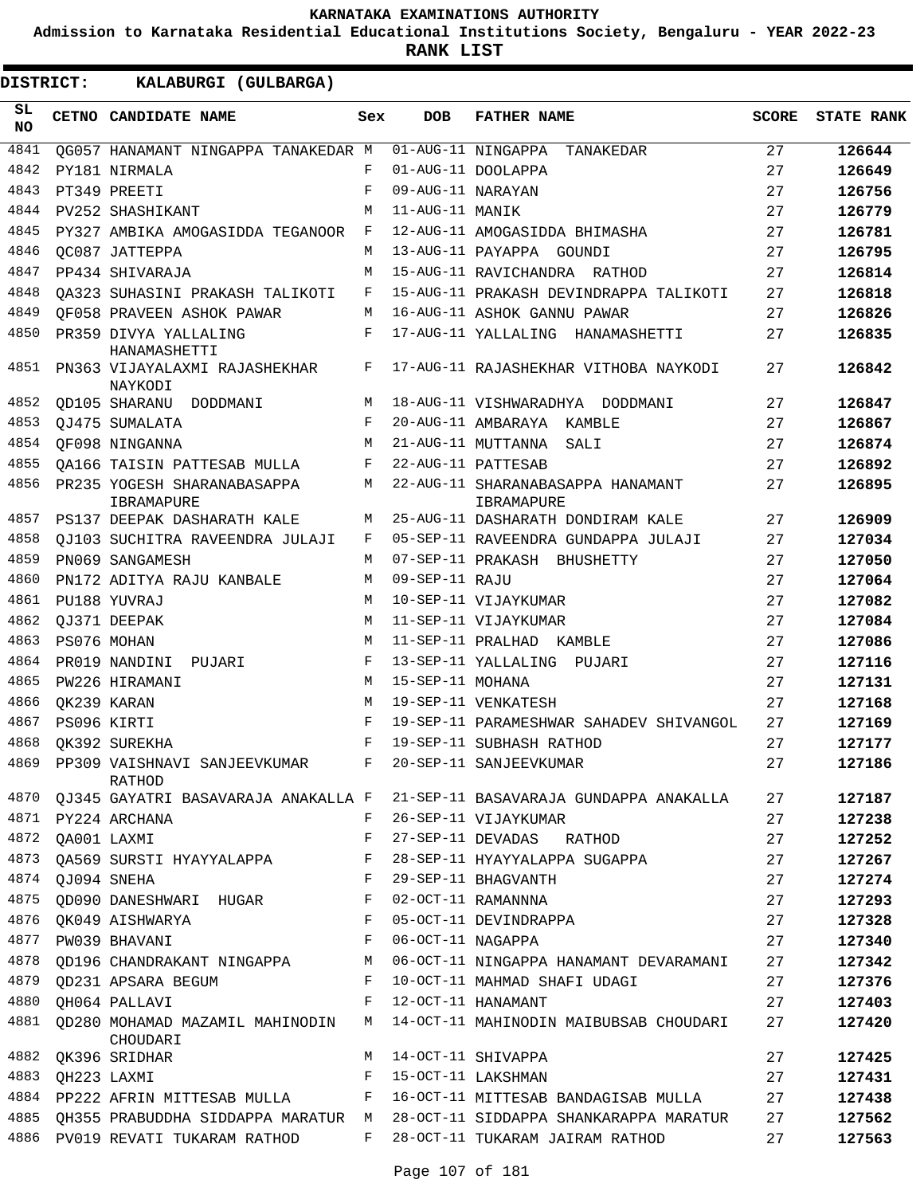# KARNATAKA EXAMINATIONS AUTHORITY

**Admission to Karnataka Residential Educational Institutions Society, Bengaluru - YEAR 2022-23**

**RANK LIST**

**DISTRICT: KALABURGI (GULBARGA)**

| SL NO | CETNO | CANDIDATE NAME | Sex | DOB | FATHER NAME | SCORE | STATE RANK |
|---|---|---|---|---|---|---|---|
| 4841 | QG057 | HANAMANT NINGAPPA TANAKEDAR | M | 01-AUG-11 | NINGAPPA TANAKEDAR | 27 | 126644 |
| 4842 | PY181 | NIRMALA | F | 01-AUG-11 | DOOLAPPA | 27 | 126649 |
| 4843 | PT349 | PREETI | F | 09-AUG-11 | NARAYAN | 27 | 126756 |
| 4844 | PV252 | SHASHIKANT | M | 11-AUG-11 | MANIK | 27 | 126779 |
| 4845 | PY327 | AMBIKA AMOGASIDDA TEGANOOR | F | 12-AUG-11 | AMOGASIDDA BHIMASHA | 27 | 126781 |
| 4846 | QC087 | JATTEPPA | M | 13-AUG-11 | PAYAPPA GOUNDI | 27 | 126795 |
| 4847 | PP434 | SHIVARAJA | M | 15-AUG-11 | RAVICHANDRA RATHOD | 27 | 126814 |
| 4848 | QA323 | SUHASINI PRAKASH TALIKOTI | F | 15-AUG-11 | PRAKASH DEVINDRAPPA TALIKOTI | 27 | 126818 |
| 4849 | QF058 | PRAVEEN ASHOK PAWAR | M | 16-AUG-11 | ASHOK GANNU PAWAR | 27 | 126826 |
| 4850 | PR359 | DIVYA YALLALING HANAMASHETTI | F | 17-AUG-11 | YALLALING HANAMASHETTI | 27 | 126835 |
| 4851 | PN363 | VIJAYALAXMI RAJASHEKHAR NAYKODI | F | 17-AUG-11 | RAJASHEKHAR VITHOBA NAYKODI | 27 | 126842 |
| 4852 | QD105 | SHARANU DODDMANI | M | 18-AUG-11 | VISHWARADHYA DODDMANI | 27 | 126847 |
| 4853 | QJ475 | SUMALATA | F | 20-AUG-11 | AMBARAYA KAMBLE | 27 | 126867 |
| 4854 | QF098 | NINGANNA | M | 21-AUG-11 | MUTTANNA SALI | 27 | 126874 |
| 4855 | QA166 | TAISIN PATTESAB MULLA | F | 22-AUG-11 | PATTESAB | 27 | 126892 |
| 4856 | PR235 | YOGESH SHARANABASAPPA IBRAMAPURE | M | 22-AUG-11 | SHARANABASAPPA HANAMANT IBRAMAPURE | 27 | 126895 |
| 4857 | PS137 | DEEPAK DASHARATH KALE | M | 25-AUG-11 | DASHARATH DONDIRAM KALE | 27 | 126909 |
| 4858 | QJ103 | SUCHITRA RAVEENDRA JULAJI | F | 05-SEP-11 | RAVEENDRA GUNDAPPA JULAJI | 27 | 127034 |
| 4859 | PN069 | SANGAMESH | M | 07-SEP-11 | PRAKASH BHUSHETTY | 27 | 127050 |
| 4860 | PN172 | ADITYA RAJU KANBALE | M | 09-SEP-11 | RAJU | 27 | 127064 |
| 4861 | PU188 | YUVRAJ | M | 10-SEP-11 | VIJAYKUMAR | 27 | 127082 |
| 4862 | QJ371 | DEEPAK | M | 11-SEP-11 | VIJAYKUMAR | 27 | 127084 |
| 4863 | PS076 | MOHAN | M | 11-SEP-11 | PRALHAD KAMBLE | 27 | 127086 |
| 4864 | PR019 | NANDINI PUJARI | F | 13-SEP-11 | YALLALING PUJARI | 27 | 127116 |
| 4865 | PW226 | HIRAMANI | M | 15-SEP-11 | MOHANA | 27 | 127131 |
| 4866 | QK239 | KARAN | M | 19-SEP-11 | VENKATESH | 27 | 127168 |
| 4867 | PS096 | KIRTI | F | 19-SEP-11 | PARAMESHWAR SAHADEV SHIVANGOL | 27 | 127169 |
| 4868 | QK392 | SUREKHA | F | 19-SEP-11 | SUBHASH RATHOD | 27 | 127177 |
| 4869 | PP309 | VAISHNAVI SANJEEVKUMAR RATHOD | F | 20-SEP-11 | SANJEEVKUMAR | 27 | 127186 |
| 4870 | QJ345 | GAYATRI BASAVARAJA ANAKALLA | F | 21-SEP-11 | BASAVARAJA GUNDAPPA ANAKALLA | 27 | 127187 |
| 4871 | PY224 | ARCHANA | F | 26-SEP-11 | VIJAYKUMAR | 27 | 127238 |
| 4872 | QA001 | LAXMI | F | 27-SEP-11 | DEVADAS RATHOD | 27 | 127252 |
| 4873 | QA569 | SURSTI HYAYYALAPPA | F | 28-SEP-11 | HYAYYALAPPA SUGAPPA | 27 | 127267 |
| 4874 | QJ094 | SNEHA | F | 29-SEP-11 | BHAGVANTH | 27 | 127274 |
| 4875 | QD090 | DANESHWARI HUGAR | F | 02-OCT-11 | RAMANNNA | 27 | 127293 |
| 4876 | QK049 | AISHWARYA | F | 05-OCT-11 | DEVINDRAPPA | 27 | 127328 |
| 4877 | PW039 | BHAVANI | F | 06-OCT-11 | NAGAPPA | 27 | 127340 |
| 4878 | QD196 | CHANDRAKANT NINGAPPA | M | 06-OCT-11 | NINGAPPA HANAMANT DEVARAMANI | 27 | 127342 |
| 4879 | QD231 | APSARA BEGUM | F | 10-OCT-11 | MAHMAD SHAFI UDAGI | 27 | 127376 |
| 4880 | QH064 | PALLAVI | F | 12-OCT-11 | HANAMANT | 27 | 127403 |
| 4881 | QD280 | MOHAMAD MAZAMIL MAHINODIN CHOUDARI | M | 14-OCT-11 | MAHINODIN MAIBUBSAB CHOUDARI | 27 | 127420 |
| 4882 | QK396 | SRIDHAR | M | 14-OCT-11 | SHIVAPPA | 27 | 127425 |
| 4883 | QH223 | LAXMI | F | 15-OCT-11 | LAKSHMAN | 27 | 127431 |
| 4884 | PP222 | AFRIN MITTESAB MULLA | F | 16-OCT-11 | MITTESAB BANDAGISAB MULLA | 27 | 127438 |
| 4885 | QH355 | PRABUDDHA SIDDAPPA MARATUR | M | 28-OCT-11 | SIDDAPPA SHANKARAPPA MARATUR | 27 | 127562 |
| 4886 | PV019 | REVATI TUKARAM RATHOD | F | 28-OCT-11 | TUKARAM JAIRAM RATHOD | 27 | 127563 |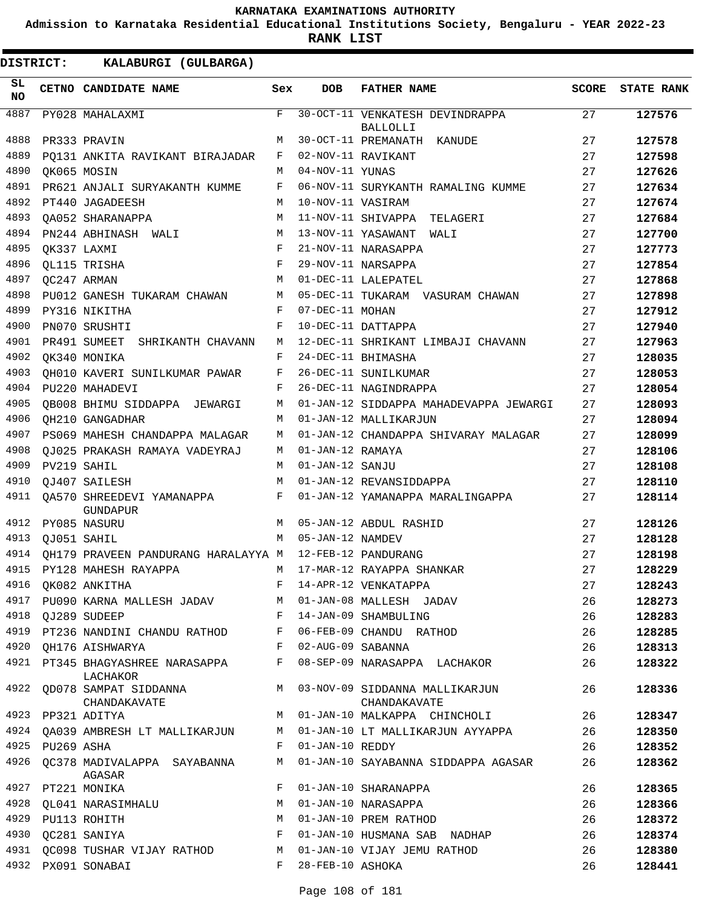KARNATAKA EXAMINATIONS AUTHORITY

Admission to Karnataka Residential Educational Institutions Society, Bengaluru - YEAR 2022-23

**RANK LIST**

**DISTRICT: KALABURGI (GULBARGA)**

| SL NO | CETNO | CANDIDATE NAME | Sex | DOB | FATHER NAME | SCORE | STATE RANK |
|---|---|---|---|---|---|---|---|
| 4887 | PY028 | MAHALAXMI | F | 30-OCT-11 | VENKATESH DEVINDRAPPA BALLOLLI | 27 | **127576** |
| 4888 | PR333 | PRAVIN | M | 30-OCT-11 | PREMANATH KANUDE | 27 | **127578** |
| 4889 | PQ131 | ANKITA RAVIKANT BIRAJADAR | F | 02-NOV-11 | RAVIKANT | 27 | **127598** |
| 4890 | QK065 | MOSIN | M | 04-NOV-11 | YUNAS | 27 | **127626** |
| 4891 | PR621 | ANJALI SURYAKANTH KUMME | F | 06-NOV-11 | SURYKANTH RAMALING KUMME | 27 | **127634** |
| 4892 | PT440 | JAGADEESH | M | 10-NOV-11 | VASIRAM | 27 | **127674** |
| 4893 | QA052 | SHARANAPPA | M | 11-NOV-11 | SHIVAPPA TELAGERI | 27 | **127684** |
| 4894 | PN244 | ABHINASH WALI | M | 13-NOV-11 | YASAWANT WALI | 27 | **127700** |
| 4895 | QK337 | LAXMI | F | 21-NOV-11 | NARASAPPA | 27 | **127773** |
| 4896 | QL115 | TRISHA | F | 29-NOV-11 | NARSAPPA | 27 | **127854** |
| 4897 | QC247 | ARMAN | M | 01-DEC-11 | LALEPATEL | 27 | **127868** |
| 4898 | PU012 | GANESH TUKARAM CHAWAN | M | 05-DEC-11 | TUKARAM VASURAM CHAWAN | 27 | **127898** |
| 4899 | PY316 | NIKITHA | F | 07-DEC-11 | MOHAN | 27 | **127912** |
| 4900 | PN070 | SRUSHTI | F | 10-DEC-11 | DATTAPPA | 27 | **127940** |
| 4901 | PR491 | SUMEET SHRIKANTH CHAVANN | M | 12-DEC-11 | SHRIKANT LIMBAJI CHAVANN | 27 | **127963** |
| 4902 | QK340 | MONIKA | F | 24-DEC-11 | BHIMASHA | 27 | **128035** |
| 4903 | QH010 | KAVERI SUNILKUMAR PAWAR | F | 26-DEC-11 | SUNILKUMAR | 27 | **128053** |
| 4904 | PU220 | MAHADEVI | F | 26-DEC-11 | NAGINDRAPPA | 27 | **128054** |
| 4905 | QB008 | BHIMU SIDDAPPA JEWARGI | M | 01-JAN-12 | SIDDAPPA MAHADEVAPPA JEWARGI | 27 | **128093** |
| 4906 | QH210 | GANGADHAR | M | 01-JAN-12 | MALLIKARJUN | 27 | **128094** |
| 4907 | PS069 | MAHESH CHANDAPPA MALAGAR | M | 01-JAN-12 | CHANDAPPA SHIVARAY MALAGAR | 27 | **128099** |
| 4908 | QJ025 | PRAKASH RAMAYA VADEYRAJ | M | 01-JAN-12 | RAMAYA | 27 | **128106** |
| 4909 | PV219 | SAHIL | M | 01-JAN-12 | SANJU | 27 | **128108** |
| 4910 | QJ407 | SAILESH | M | 01-JAN-12 | REVANSIDDAPPA | 27 | **128110** |
| 4911 | QA570 | SHREEDEVI YAMANAPPA GUNDAPUR | F | 01-JAN-12 | YAMANAPPA MARALINGAPPA | 27 | **128114** |
| 4912 | PY085 | NASURU | M | 05-JAN-12 | ABDUL RASHID | 27 | **128126** |
| 4913 | QJ051 | SAHIL | M | 05-JAN-12 | NAMDEV | 27 | **128128** |
| 4914 | QH179 | PRAVEEN PANDURANG HARALAYYA | M | 12-FEB-12 | PANDURANG | 27 | **128198** |
| 4915 | PY128 | MAHESH RAYAPPA | M | 17-MAR-12 | RAYAPPA SHANKAR | 27 | **128229** |
| 4916 | QK082 | ANKITHA | F | 14-APR-12 | VENKATAPPA | 27 | **128243** |
| 4917 | PU090 | KARNA MALLESH JADAV | M | 01-JAN-08 | MALLESH JADAV | 26 | **128273** |
| 4918 | QJ289 | SUDEEP | F | 14-JAN-09 | SHAMBULING | 26 | **128283** |
| 4919 | PT236 | NANDINI CHANDU RATHOD | F | 06-FEB-09 | CHANDU RATHOD | 26 | **128285** |
| 4920 | QH176 | AISHWARYA | F | 02-AUG-09 | SABANNA | 26 | **128313** |
| 4921 | PT345 | BHAGYASHREE NARASAPPA LACHAKOR | F | 08-SEP-09 | NARASAPPA LACHAKOR | 26 | **128322** |
| 4922 | QD078 | SAMPAT SIDDANNA CHANDAKAVATE | M | 03-NOV-09 | SIDDANNA MALLIKARJUN CHANDAKAVATE | 26 | **128336** |
| 4923 | PP321 | ADITYA | M | 01-JAN-10 | MALKAPPA CHINCHOLI | 26 | **128347** |
| 4924 | QA039 | AMBRESH LT MALLIKARJUN | M | 01-JAN-10 | LT MALLIKARJUN AYYAPPA | 26 | **128350** |
| 4925 | PU269 | ASHA | F | 01-JAN-10 | REDDY | 26 | **128352** |
| 4926 | QC378 | MADIVALAPPA SAYABANNA AGASAR | M | 01-JAN-10 | SAYABANNA SIDDAPPA AGASAR | 26 | **128362** |
| 4927 | PT221 | MONIKA | F | 01-JAN-10 | SHARANAPPA | 26 | **128365** |
| 4928 | QL041 | NARASIMHALU | M | 01-JAN-10 | NARASAPPA | 26 | **128366** |
| 4929 | PU113 | ROHITH | M | 01-JAN-10 | PREM RATHOD | 26 | **128372** |
| 4930 | QC281 | SANIYA | F | 01-JAN-10 | HUSMANA SAB NADHAP | 26 | **128374** |
| 4931 | QC098 | TUSHAR VIJAY RATHOD | M | 01-JAN-10 | VIJAY JEMU RATHOD | 26 | **128380** |
| 4932 | PX091 | SONABAI | F | 28-FEB-10 | ASHOKA | 26 | **128441** |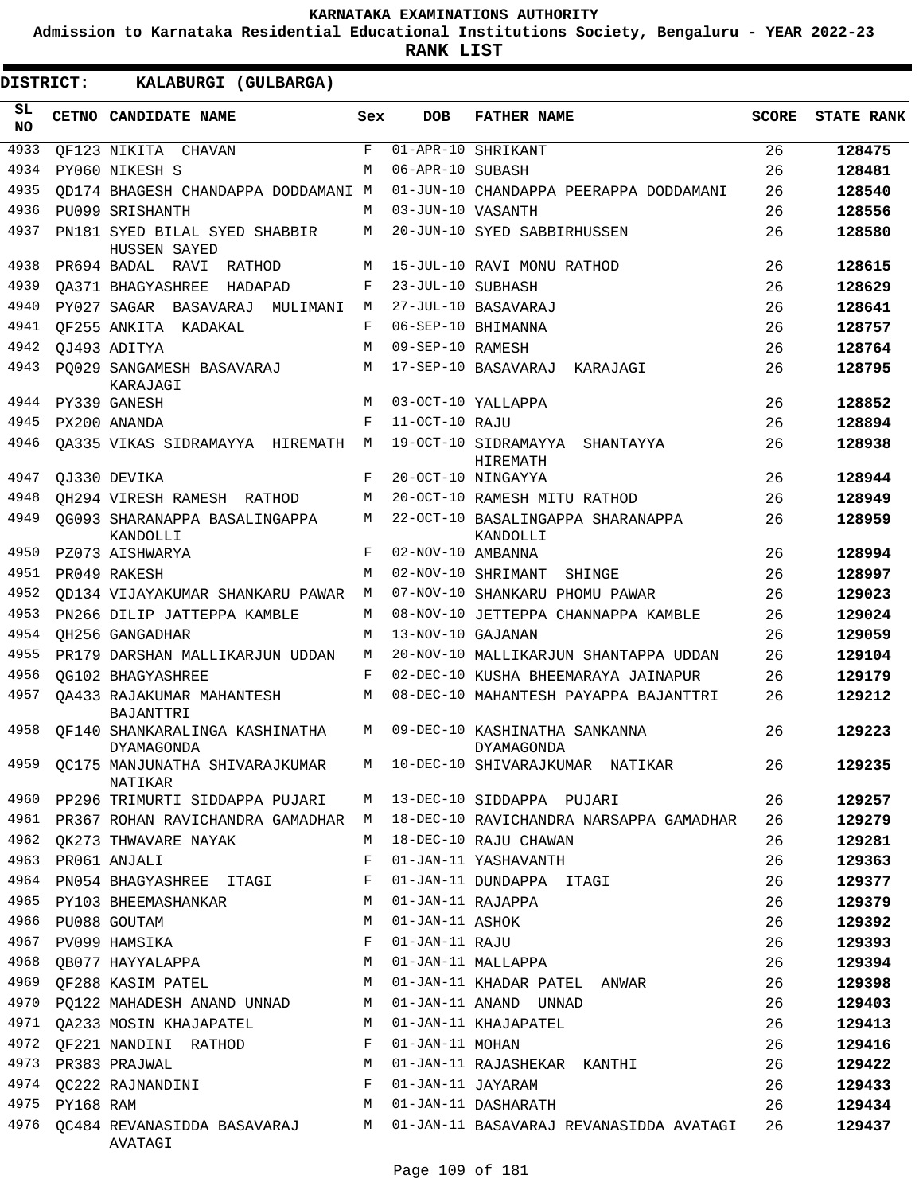KARNATAKA EXAMINATIONS AUTHORITY

Admission to Karnataka Residential Educational Institutions Society, Bengaluru - YEAR 2022-23

**RANK LIST**

**DISTRICT: KALABURGI (GULBARGA)**

| SL NO | CETNO | CANDIDATE NAME | Sex | DOB | FATHER NAME | SCORE | STATE RANK |
|---|---|---|---|---|---|---|---|
| 4933 | QF123 | NIKITA CHAVAN | F | 01-APR-10 | SHRIKANT | 26 | 128475 |
| 4934 | PY060 | NIKESH S | M | 06-APR-10 | SUBASH | 26 | 128481 |
| 4935 | QD174 | BHAGESH CHANDAPPA DODDAMANI | M | 01-JUN-10 | CHANDAPPA PEERAPPA DODDAMANI | 26 | 128540 |
| 4936 | PU099 | SRISHANTH | M | 03-JUN-10 | VASANTH | 26 | 128556 |
| 4937 | PN181 | SYED BILAL SYED SHABBIR HUSSEN SAYED | M | 20-JUN-10 | SYED SABBIRHUSSEN | 26 | 128580 |
| 4938 | PR694 | BADAL RAVI RATHOD | M | 15-JUL-10 | RAVI MONU RATHOD | 26 | 128615 |
| 4939 | QA371 | BHAGYASHREE HADAPAD | F | 23-JUL-10 | SUBHASH | 26 | 128629 |
| 4940 | PY027 | SAGAR BASAVARAJ MULIMANI | M | 27-JUL-10 | BASAVARAJ | 26 | 128641 |
| 4941 | QF255 | ANKITA KADAKAL | F | 06-SEP-10 | BHIMANNA | 26 | 128757 |
| 4942 | QJ493 | ADITYA | M | 09-SEP-10 | RAMESH | 26 | 128764 |
| 4943 | PQ029 | SANGAMESH BASAVARAJ KARAJAGI | M | 17-SEP-10 | BASAVARAJ KARAJAGI | 26 | 128795 |
| 4944 | PY339 | GANESH | M | 03-OCT-10 | YALLAPPA | 26 | 128852 |
| 4945 | PX200 | ANANDA | F | 11-OCT-10 | RAJU | 26 | 128894 |
| 4946 | QA335 | VIKAS SIDRAMAYYA HIREMATH | M | 19-OCT-10 | SIDRAMAYYA SHANTAYYA HIREMATH | 26 | 128938 |
| 4947 | QJ330 | DEVIKA | F | 20-OCT-10 | NINGAYYA | 26 | 128944 |
| 4948 | QH294 | VIRESH RAMESH RATHOD | M | 20-OCT-10 | RAMESH MITU RATHOD | 26 | 128949 |
| 4949 | QG093 | SHARANAPPA BASALINGAPPA KANDOLLI | M | 22-OCT-10 | BASALINGAPPA SHARANAPPA KANDOLLI | 26 | 128959 |
| 4950 | PZ073 | AISHWARYA | F | 02-NOV-10 | AMBANNA | 26 | 128994 |
| 4951 | PR049 | RAKESH | M | 02-NOV-10 | SHRIMANT SHINGE | 26 | 128997 |
| 4952 | QD134 | VIJAYAKUMAR SHANKARU PAWAR | M | 07-NOV-10 | SHANKARU PHOMU PAWAR | 26 | 129023 |
| 4953 | PN266 | DILIP JATTEPPA KAMBLE | M | 08-NOV-10 | JETTEPPA CHANNAPPA KAMBLE | 26 | 129024 |
| 4954 | QH256 | GANGADHAR | M | 13-NOV-10 | GAJANAN | 26 | 129059 |
| 4955 | PR179 | DARSHAN MALLIKARJUN UDDAN | M | 20-NOV-10 | MALLIKARJUN SHANTAPPA UDDAN | 26 | 129104 |
| 4956 | QG102 | BHAGYASHREE | F | 02-DEC-10 | KUSHA BHEEMARAYA JAINAPUR | 26 | 129179 |
| 4957 | QA433 | RAJAKUMAR MAHANTESH BAJANTTRI | M | 08-DEC-10 | MAHANTESH PAYAPPA BAJANTTRI | 26 | 129212 |
| 4958 | QF140 | SHANKARALINGA KASHINATHA DYAMAGONDA | M | 09-DEC-10 | KASHINATHA SANKANNA DYAMAGONDA | 26 | 129223 |
| 4959 | QC175 | MANJUNATHA SHIVARAJKUMAR NATIKAR | M | 10-DEC-10 | SHIVARAJKUMAR NATIKAR | 26 | 129235 |
| 4960 | PP296 | TRIMURTI SIDDAPPA PUJARI | M | 13-DEC-10 | SIDDAPPA PUJARI | 26 | 129257 |
| 4961 | PR367 | ROHAN RAVICHANDRA GAMADHAR | M | 18-DEC-10 | RAVICHANDRA NARSAPPA GAMADHAR | 26 | 129279 |
| 4962 | QK273 | THWAVARE NAYAK | M | 18-DEC-10 | RAJU CHAWAN | 26 | 129281 |
| 4963 | PR061 | ANJALI | F | 01-JAN-11 | YASHAVANTH | 26 | 129363 |
| 4964 | PN054 | BHAGYASHREE ITAGI | F | 01-JAN-11 | DUNDAPPA ITAGI | 26 | 129377 |
| 4965 | PY103 | BHEEMASHANKAR | M | 01-JAN-11 | RAJAPPA | 26 | 129379 |
| 4966 | PU088 | GOUTAM | M | 01-JAN-11 | ASHOK | 26 | 129392 |
| 4967 | PV099 | HAMSIKA | F | 01-JAN-11 | RAJU | 26 | 129393 |
| 4968 | QB077 | HAYYALAPPA | M | 01-JAN-11 | MALLAPPA | 26 | 129394 |
| 4969 | QF288 | KASIM PATEL | M | 01-JAN-11 | KHADAR PATEL ANWAR | 26 | 129398 |
| 4970 | PQ122 | MAHADESH ANAND UNNAD | M | 01-JAN-11 | ANAND UNNAD | 26 | 129403 |
| 4971 | QA233 | MOSIN KHAJAPATEL | M | 01-JAN-11 | KHAJAPATEL | 26 | 129413 |
| 4972 | QF221 | NANDINI RATHOD | F | 01-JAN-11 | MOHAN | 26 | 129416 |
| 4973 | PR383 | PRAJWAL | M | 01-JAN-11 | RAJASHEKAR KANTHI | 26 | 129422 |
| 4974 | QC222 | RAJNANDINI | F | 01-JAN-11 | JAYARAM | 26 | 129433 |
| 4975 | PY168 | RAM | M | 01-JAN-11 | DASHARATH | 26 | 129434 |
| 4976 | QC484 | REVANASIDDA BASAVARAJ AVATAGI | M | 01-JAN-11 | BASAVARAJ REVANASIDDA AVATAGI | 26 | 129437 |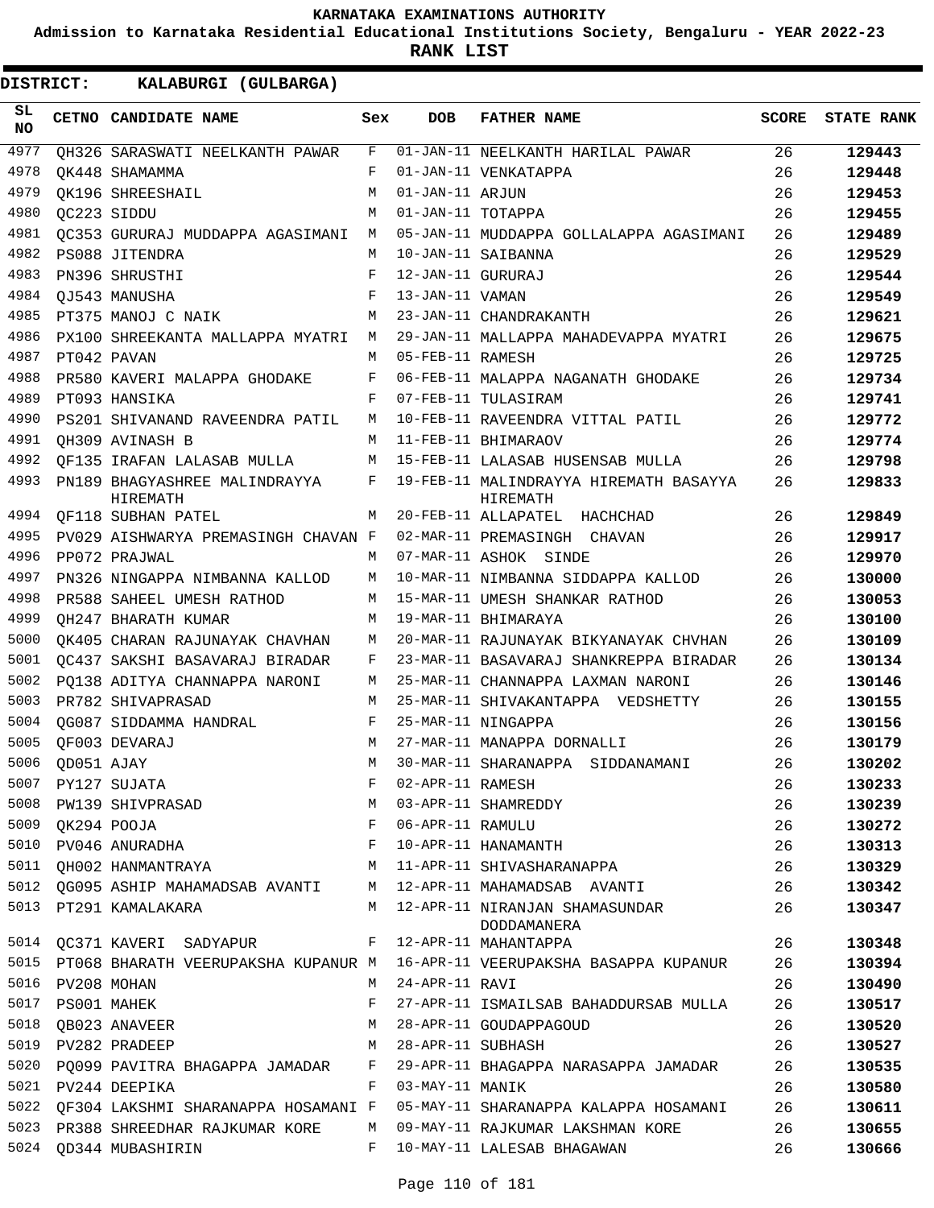KARNATAKA EXAMINATIONS AUTHORITY

Admission to Karnataka Residential Educational Institutions Society, Bengaluru - YEAR 2022-23

**RANK LIST**

**DISTRICT: KALABURGI (GULBARGA)**

| SL NO | CETNO | CANDIDATE NAME | Sex | DOB | FATHER NAME | SCORE | STATE RANK |
|---|---|---|---|---|---|---|---|
| 4977 | QH326 | SARASWATI NEELKANTH PAWAR | F | 01-JAN-11 | NEELKANTH HARILAL PAWAR | 26 | 129443 |
| 4978 | QK448 | SHAMAMMA | F | 01-JAN-11 | VENKATAPPA | 26 | 129448 |
| 4979 | QK196 | SHREESHAIL | M | 01-JAN-11 | ARJUN | 26 | 129453 |
| 4980 | QC223 | SIDDU | M | 01-JAN-11 | TOTAPPA | 26 | 129455 |
| 4981 | QC353 | GURURAJ MUDDAPPA AGASIMANI | M | 05-JAN-11 | MUDDAPPA GOLLALAPPA AGASIMANI | 26 | 129489 |
| 4982 | PS088 | JITENDRA | M | 10-JAN-11 | SAIBANNA | 26 | 129529 |
| 4983 | PN396 | SHRUSTHI | F | 12-JAN-11 | GURURAJ | 26 | 129544 |
| 4984 | QJ543 | MANUSHA | F | 13-JAN-11 | VAMAN | 26 | 129549 |
| 4985 | PT375 | MANOJ C NAIK | M | 23-JAN-11 | CHANDRAKANTH | 26 | 129621 |
| 4986 | PX100 | SHREEKANTA MALLAPPA MYATRI | M | 29-JAN-11 | MALLAPPA MAHADEVAPPA MYATRI | 26 | 129675 |
| 4987 | PT042 | PAVAN | M | 05-FEB-11 | RAMESH | 26 | 129725 |
| 4988 | PR580 | KAVERI MALAPPA GHODAKE | F | 06-FEB-11 | MALAPPA NAGANATH GHODAKE | 26 | 129734 |
| 4989 | PT093 | HANSIKA | F | 07-FEB-11 | TULASIRAM | 26 | 129741 |
| 4990 | PS201 | SHIVANAND RAVEENDRA PATIL | M | 10-FEB-11 | RAVEENDRA VITTAL PATIL | 26 | 129772 |
| 4991 | QH309 | AVINASH B | M | 11-FEB-11 | BHIMARAOV | 26 | 129774 |
| 4992 | QF135 | IRAFAN LALASAB MULLA | M | 15-FEB-11 | LALASAB HUSENSAB MULLA | 26 | 129798 |
| 4993 | PN189 | BHAGYASHREE MALINDRAYYA HIREMATH | F | 19-FEB-11 | MALINDRAYYA HIREMATH BASAYYA HIREMATH | 26 | 129833 |
| 4994 | QF118 | SUBHAN PATEL | M | 20-FEB-11 | ALLAPATEL HACHCHAD | 26 | 129849 |
| 4995 | PV029 | AISHWARYA PREMASINGH CHAVAN | F | 02-MAR-11 | PREMASINGH CHAVAN | 26 | 129917 |
| 4996 | PP072 | PRAJWAL | M | 07-MAR-11 | ASHOK SINDE | 26 | 129970 |
| 4997 | PN326 | NINGAPPA NIMBANNA KALLOD | M | 10-MAR-11 | NIMBANNA SIDDAPPA KALLOD | 26 | 130000 |
| 4998 | PR588 | SAHEEL UMESH RATHOD | M | 15-MAR-11 | UMESH SHANKAR RATHOD | 26 | 130053 |
| 4999 | QH247 | BHARATH KUMAR | M | 19-MAR-11 | BHIMARAYA | 26 | 130100 |
| 5000 | QK405 | CHARAN RAJUNAYAK CHAVHAN | M | 20-MAR-11 | RAJUNAYAK BIKYANAYAK CHVHAN | 26 | 130109 |
| 5001 | QC437 | SAKSHI BASAVARAJ BIRADAR | F | 23-MAR-11 | BASAVARAJ SHANKREPPA BIRADAR | 26 | 130134 |
| 5002 | PQ138 | ADITYA CHANNAPPA NARONI | M | 25-MAR-11 | CHANNAPPA LAXMAN NARONI | 26 | 130146 |
| 5003 | PR782 | SHIVAPRASAD | M | 25-MAR-11 | SHIVAKANTAPPA VEDSHETTY | 26 | 130155 |
| 5004 | QG087 | SIDDAMMA HANDRAL | F | 25-MAR-11 | NINGAPPA | 26 | 130156 |
| 5005 | QF003 | DEVARAJ | M | 27-MAR-11 | MANAPPA DORNALLI | 26 | 130179 |
| 5006 | QD051 | AJAY | M | 30-MAR-11 | SHARANAPPA SIDDANAMANI | 26 | 130202 |
| 5007 | PY127 | SUJATA | F | 02-APR-11 | RAMESH | 26 | 130233 |
| 5008 | PW139 | SHIVPRASAD | M | 03-APR-11 | SHAMREDDY | 26 | 130239 |
| 5009 | QK294 | POOJA | F | 06-APR-11 | RAMULU | 26 | 130272 |
| 5010 | PV046 | ANURADHA | F | 10-APR-11 | HANAMANTH | 26 | 130313 |
| 5011 | QH002 | HANMANTRAYA | M | 11-APR-11 | SHIVASHARANAPPA | 26 | 130329 |
| 5012 | QG095 | ASHIP MAHAMADSAB AVANTI | M | 12-APR-11 | MAHAMADSAB AVANTI | 26 | 130342 |
| 5013 | PT291 | KAMALAKARA | M | 12-APR-11 | NIRANJAN SHAMASUNDAR DODDAMANERA | 26 | 130347 |
| 5014 | QC371 | KAVERI SADYAPUR | F | 12-APR-11 | MAHANTAPPA | 26 | 130348 |
| 5015 | PT068 | BHARATH VEERUPAKSHA KUPANUR | M | 16-APR-11 | VEERUPAKSHA BASAPPA KUPANUR | 26 | 130394 |
| 5016 | PV208 | MOHAN | M | 24-APR-11 | RAVI | 26 | 130490 |
| 5017 | PS001 | MAHEK | F | 27-APR-11 | ISMAILSAB BAHADDURSAB MULLA | 26 | 130517 |
| 5018 | QB023 | ANAVEER | M | 28-APR-11 | GOUDAPPAGOUD | 26 | 130520 |
| 5019 | PV282 | PRADEEP | M | 28-APR-11 | SUBHASH | 26 | 130527 |
| 5020 | PQ099 | PAVITRA BHAGAPPA JAMADAR | F | 29-APR-11 | BHAGAPPA NARASAPPA JAMADAR | 26 | 130535 |
| 5021 | PV244 | DEEPIKA | F | 03-MAY-11 | MANIK | 26 | 130580 |
| 5022 | QF304 | LAKSHMI SHARANAPPA HOSAMANI | F | 05-MAY-11 | SHARANAPPA KALAPPA HOSAMANI | 26 | 130611 |
| 5023 | PR388 | SHREEDHAR RAJKUMAR KORE | M | 09-MAY-11 | RAJKUMAR LAKSHMAN KORE | 26 | 130655 |
| 5024 | QD344 | MUBASHIRIN | F | 10-MAY-11 | LALESAB BHAGAWAN | 26 | 130666 |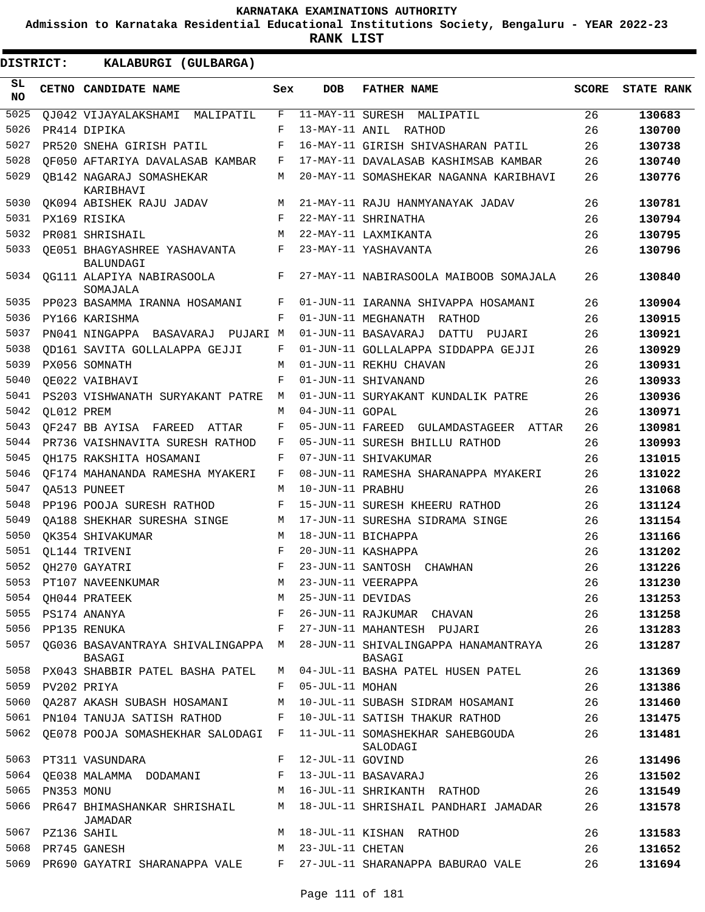**KARNATAKA EXAMINATIONS AUTHORITY**

**Admission to Karnataka Residential Educational Institutions Society, Bengaluru - YEAR 2022-23**

**RANK LIST**

**DISTRICT: KALABURGI (GULBARGA)**

| SL NO | CETNO | CANDIDATE NAME | Sex | DOB | FATHER NAME | SCORE | STATE RANK |
|---|---|---|---|---|---|---|---|
| 5025 | QJ042 | VIJAYALAKSHAMI MALIPATIL | F | 11-MAY-11 | SURESH MALIPATIL | 26 | **130683** |
| 5026 | PR414 | DIPIKA | F | 13-MAY-11 | ANIL RATHOD | 26 | **130700** |
| 5027 | PR520 | SNEHA GIRISH PATIL | F | 16-MAY-11 | GIRISH SHIVASHARAN PATIL | 26 | **130738** |
| 5028 | QF050 | AFTARIYA DAVALASAB KAMBAR | F | 17-MAY-11 | DAVALASAB KASHIMSAB KAMBAR | 26 | **130740** |
| 5029 | QB142 | NAGARAJ SOMASHEKAR KARIBHAVI | M | 20-MAY-11 | SOMASHEKAR NAGANNA KARIBHAVI | 26 | **130776** |
| 5030 | QK094 | ABISHEK RAJU JADAV | M | 21-MAY-11 | RAJU HANMYANAYAK JADAV | 26 | **130781** |
| 5031 | PX169 | RISIKA | F | 22-MAY-11 | SHRINATHA | 26 | **130794** |
| 5032 | PR081 | SHRISHAIL | M | 22-MAY-11 | LAXMIKANTA | 26 | **130795** |
| 5033 | QE051 | BHAGYASHREE YASHAVANTA BALUNDAGI | F | 23-MAY-11 | YASHAVANTA | 26 | **130796** |
| 5034 | QG111 | ALAPIYA NABIRASOOLA SOMAJALA | F | 27-MAY-11 | NABIRASOOLA MAIBOOB SOMAJALA | 26 | **130840** |
| 5035 | PP023 | BASAMMA IRANNA HOSAMANI | F | 01-JUN-11 | IARANNA SHIVAPPA HOSAMANI | 26 | **130904** |
| 5036 | PY166 | KARISHMA | F | 01-JUN-11 | MEGHANATH RATHOD | 26 | **130915** |
| 5037 | PN041 | NINGAPPA BASAVARAJ PUJARI | M | 01-JUN-11 | BASAVARAJ DATTU PUJARI | 26 | **130921** |
| 5038 | QD161 | SAVITA GOLLALAPPA GEJJI | F | 01-JUN-11 | GOLLALAPPA SIDDAPPA GEJJI | 26 | **130929** |
| 5039 | PX056 | SOMNATH | M | 01-JUN-11 | REKHU CHAVAN | 26 | **130931** |
| 5040 | QE022 | VAIBHAVI | F | 01-JUN-11 | SHIVANAND | 26 | **130933** |
| 5041 | PS203 | VISHWANATH SURYAKANT PATRE | M | 01-JUN-11 | SURYAKANT KUNDALIK PATRE | 26 | **130936** |
| 5042 | QL012 | PREM | M | 04-JUN-11 | GOPAL | 26 | **130971** |
| 5043 | QF247 | BB AYISA FAREED ATTAR | F | 05-JUN-11 | FAREED GULAMDASTAGEER ATTAR | 26 | **130981** |
| 5044 | PR736 | VAISHNAVITA SURESH RATHOD | F | 05-JUN-11 | SURESH BHILLU RATHOD | 26 | **130993** |
| 5045 | QH175 | RAKSHITA HOSAMANI | F | 07-JUN-11 | SHIVAKUMAR | 26 | **131015** |
| 5046 | QF174 | MAHANANDA RAMESHA MYAKERI | F | 08-JUN-11 | RAMESHA SHARANAPPA MYAKERI | 26 | **131022** |
| 5047 | QA513 | PUNEET | M | 10-JUN-11 | PRABHU | 26 | **131068** |
| 5048 | PP196 | POOJA SURESH RATHOD | F | 15-JUN-11 | SURESH KHEERU RATHOD | 26 | **131124** |
| 5049 | QA188 | SHEKHAR SURESHA SINGE | M | 17-JUN-11 | SURESHA SIDRAMA SINGE | 26 | **131154** |
| 5050 | QK354 | SHIVAKUMAR | M | 18-JUN-11 | BICHAPPA | 26 | **131166** |
| 5051 | QL144 | TRIVENI | F | 20-JUN-11 | KASHAPPA | 26 | **131202** |
| 5052 | QH270 | GAYATRI | F | 23-JUN-11 | SANTOSH CHAWHAN | 26 | **131226** |
| 5053 | PT107 | NAVEENKUMAR | M | 23-JUN-11 | VEERAPPA | 26 | **131230** |
| 5054 | QH044 | PRATEEK | M | 25-JUN-11 | DEVIDAS | 26 | **131253** |
| 5055 | PS174 | ANANYA | F | 26-JUN-11 | RAJKUMAR CHAVAN | 26 | **131258** |
| 5056 | PP135 | RENUKA | F | 27-JUN-11 | MAHANTESH PUJARI | 26 | **131283** |
| 5057 | QG036 | BASAVANTRAYA SHIVALINGAPPA BASAGI | M | 28-JUN-11 | SHIVALINGAPPA HANAMANTRAYA BASAGI | 26 | **131287** |
| 5058 | PX043 | SHABBIR PATEL BASHA PATEL | M | 04-JUL-11 | BASHA PATEL HUSEN PATEL | 26 | **131369** |
| 5059 | PV202 | PRIYA | F | 05-JUL-11 | MOHAN | 26 | **131386** |
| 5060 | QA287 | AKASH SUBASH HOSAMANI | M | 10-JUL-11 | SUBASH SIDRAM HOSAMANI | 26 | **131460** |
| 5061 | PN104 | TANUJA SATISH RATHOD | F | 10-JUL-11 | SATISH THAKUR RATHOD | 26 | **131475** |
| 5062 | QE078 | POOJA SOMASHEKHAR SALODAGI | F | 11-JUL-11 | SOMASHEKHAR SAHEBGOUDA SALODAGI | 26 | **131481** |
| 5063 | PT311 | VASUNDARA | F | 12-JUL-11 | GOVIND | 26 | **131496** |
| 5064 | QE038 | MALAMMA DODAMANI | F | 13-JUL-11 | BASAVARAJ | 26 | **131502** |
| 5065 | PN353 | MONU | M | 16-JUL-11 | SHRIKANTH RATHOD | 26 | **131549** |
| 5066 | PR647 | BHIMASHANKAR SHRISHAIL JAMADAR | M | 18-JUL-11 | SHRISHAIL PANDHARI JAMADAR | 26 | **131578** |
| 5067 | PZ136 | SAHIL | M | 18-JUL-11 | KISHAN RATHOD | 26 | **131583** |
| 5068 | PR745 | GANESH | M | 23-JUL-11 | CHETAN | 26 | **131652** |
| 5069 | PR690 | GAYATRI SHARANAPPA VALE | F | 27-JUL-11 | SHARANAPPA BABURAO VALE | 26 | **131694** |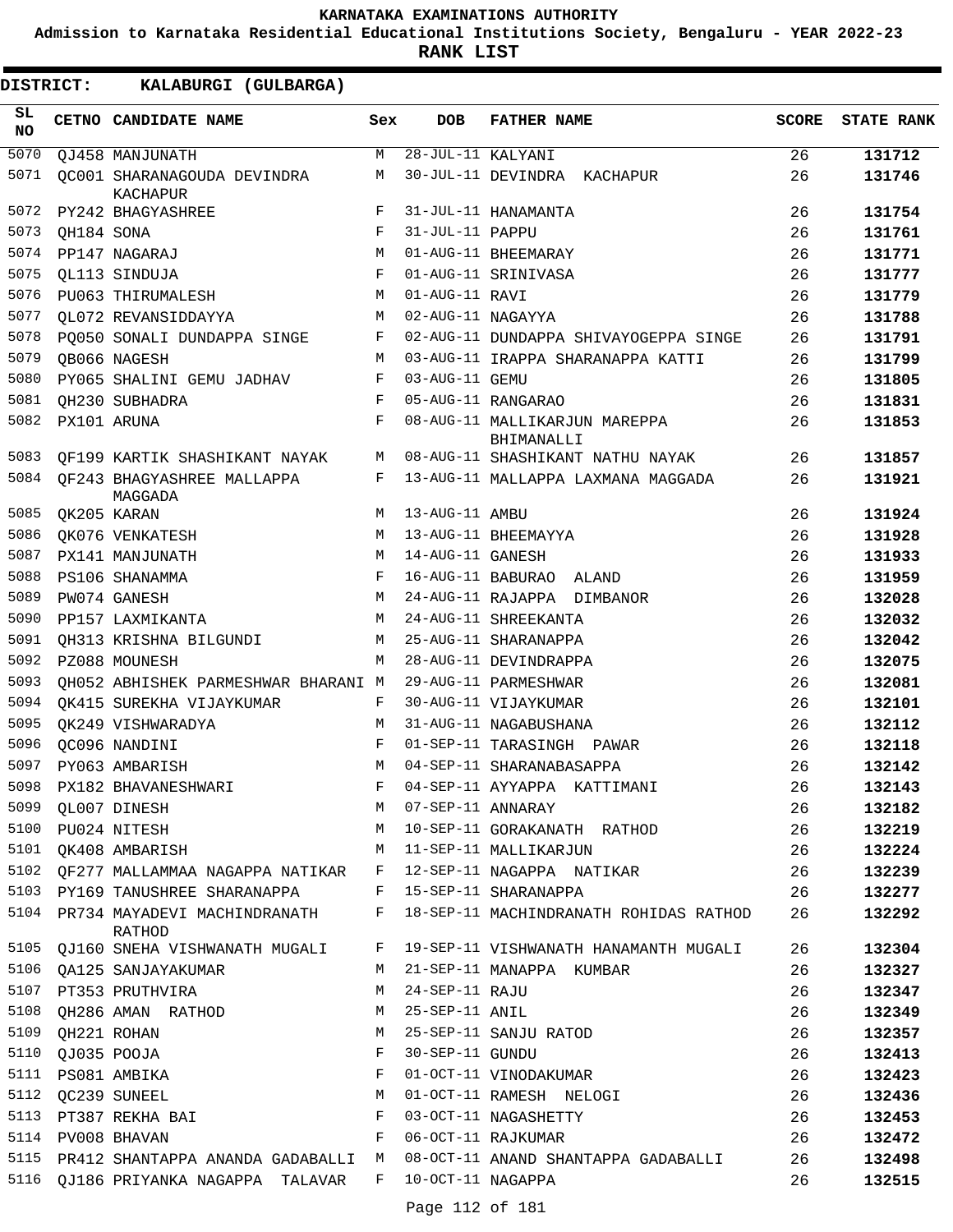**KARNATAKA EXAMINATIONS AUTHORITY**

**Admission to Karnataka Residential Educational Institutions Society, Bengaluru - YEAR 2022-23**

**RANK LIST**

**DISTRICT: KALABURGI (GULBARGA)**

| SL NO | CETNO | CANDIDATE NAME | Sex | DOB | FATHER NAME | SCORE | STATE RANK |
|---|---|---|---|---|---|---|---|
| 5070 | QJ458 | MANJUNATH | M | 28-JUL-11 | KALYANI | 26 | 131712 |
| 5071 | QC001 | SHARANAGOUDA DEVINDRA KACHAPUR | M | 30-JUL-11 | DEVINDRA KACHAPUR | 26 | 131746 |
| 5072 | PY242 | BHAGYASHREE | F | 31-JUL-11 | HANAMANTA | 26 | 131754 |
| 5073 | QH184 | SONA | F | 31-JUL-11 | PAPPU | 26 | 131761 |
| 5074 | PP147 | NAGARAJ | M | 01-AUG-11 | BHEEMARAY | 26 | 131771 |
| 5075 | QL113 | SINDUJA | F | 01-AUG-11 | SRINIVASA | 26 | 131777 |
| 5076 | PU063 | THIRUMALESH | M | 01-AUG-11 | RAVI | 26 | 131779 |
| 5077 | QL072 | REVANSIDDAYYA | M | 02-AUG-11 | NAGAYYA | 26 | 131788 |
| 5078 | PQ050 | SONALI DUNDAPPA SINGE | F | 02-AUG-11 | DUNDAPPA SHIVAYOGEPPA SINGE | 26 | 131791 |
| 5079 | QB066 | NAGESH | M | 03-AUG-11 | IRAPPA SHARANAPPA KATTI | 26 | 131799 |
| 5080 | PY065 | SHALINI GEMU JADHAV | F | 03-AUG-11 | GEMU | 26 | 131805 |
| 5081 | QH230 | SUBHADRA | F | 05-AUG-11 | RANGARAO | 26 | 131831 |
| 5082 | PX101 | ARUNA | F | 08-AUG-11 | MALLIKARJUN MAREPPA BHIMANALLI | 26 | 131853 |
| 5083 | QF199 | KARTIK SHASHIKANT NAYAK | M | 08-AUG-11 | SHASHIKANT NATHU NAYAK | 26 | 131857 |
| 5084 | QF243 | BHAGYASHREE MALLAPPA MAGGADA | F | 13-AUG-11 | MALLAPPA LAXMANA MAGGADA | 26 | 131921 |
| 5085 | QK205 | KARAN | M | 13-AUG-11 | AMBU | 26 | 131924 |
| 5086 | QK076 | VENKATESH | M | 13-AUG-11 | BHEEMAYYA | 26 | 131928 |
| 5087 | PX141 | MANJUNATH | M | 14-AUG-11 | GANESH | 26 | 131933 |
| 5088 | PS106 | SHANAMMA | F | 16-AUG-11 | BABURAO ALAND | 26 | 131959 |
| 5089 | PW074 | GANESH | M | 24-AUG-11 | RAJAPPA DIMBANOR | 26 | 132028 |
| 5090 | PP157 | LAXMIKANTA | M | 24-AUG-11 | SHREEKANTA | 26 | 132032 |
| 5091 | QH313 | KRISHNA BILGUNDI | M | 25-AUG-11 | SHARANAPPA | 26 | 132042 |
| 5092 | PZ088 | MOUNESH | M | 28-AUG-11 | DEVINDRAPPA | 26 | 132075 |
| 5093 | QH052 | ABHISHEK PARMESHWAR BHARANI | M | 29-AUG-11 | PARMESHWAR | 26 | 132081 |
| 5094 | QK415 | SUREKHA VIJAYKUMAR | F | 30-AUG-11 | VIJAYKUMAR | 26 | 132101 |
| 5095 | QK249 | VISHWARADYA | M | 31-AUG-11 | NAGABUSHANA | 26 | 132112 |
| 5096 | QC096 | NANDINI | F | 01-SEP-11 | TARASINGH PAWAR | 26 | 132118 |
| 5097 | PY063 | AMBARISH | M | 04-SEP-11 | SHARANABASAPPA | 26 | 132142 |
| 5098 | PX182 | BHAVANESHWARI | F | 04-SEP-11 | AYYAPPA KATTIMANI | 26 | 132143 |
| 5099 | QL007 | DINESH | M | 07-SEP-11 | ANNARAY | 26 | 132182 |
| 5100 | PU024 | NITESH | M | 10-SEP-11 | GORAKANATH RATHOD | 26 | 132219 |
| 5101 | QK408 | AMBARISH | M | 11-SEP-11 | MALLIKARJUN | 26 | 132224 |
| 5102 | QF277 | MALLAMMAA NAGAPPA NATIKAR | F | 12-SEP-11 | NAGAPPA NATIKAR | 26 | 132239 |
| 5103 | PY169 | TANUSHREE SHARANAPPA | F | 15-SEP-11 | SHARANAPPA | 26 | 132277 |
| 5104 | PR734 | MAYADEVI MACHINDRANATH RATHOD | F | 18-SEP-11 | MACHINDRANATH ROHIDAS RATHOD | 26 | 132292 |
| 5105 | QJ160 | SNEHA VISHWANATH MUGALI | F | 19-SEP-11 | VISHWANATH HANAMANTH MUGALI | 26 | 132304 |
| 5106 | QA125 | SANJAYAKUMAR | M | 21-SEP-11 | MANAPPA KUMBAR | 26 | 132327 |
| 5107 | PT353 | PRUTHVIRA | M | 24-SEP-11 | RAJU | 26 | 132347 |
| 5108 | QH286 | AMAN RATHOD | M | 25-SEP-11 | ANIL | 26 | 132349 |
| 5109 | QH221 | ROHAN | M | 25-SEP-11 | SANJU RATOD | 26 | 132357 |
| 5110 | QJ035 | POOJA | F | 30-SEP-11 | GUNDU | 26 | 132413 |
| 5111 | PS081 | AMBIKA | F | 01-OCT-11 | VINODAKUMAR | 26 | 132423 |
| 5112 | QC239 | SUNEEL | M | 01-OCT-11 | RAMESH NELOGI | 26 | 132436 |
| 5113 | PT387 | REKHA BAI | F | 03-OCT-11 | NAGASHETTY | 26 | 132453 |
| 5114 | PV008 | BHAVAN | F | 06-OCT-11 | RAJKUMAR | 26 | 132472 |
| 5115 | PR412 | SHANTAPPA ANANDA GADABALLI | M | 08-OCT-11 | ANAND SHANTAPPA GADABALLI | 26 | 132498 |
| 5116 | QJ186 | PRIYANKA NAGAPPA TALAVAR | F | 10-OCT-11 | NAGAPPA | 26 | 132515 |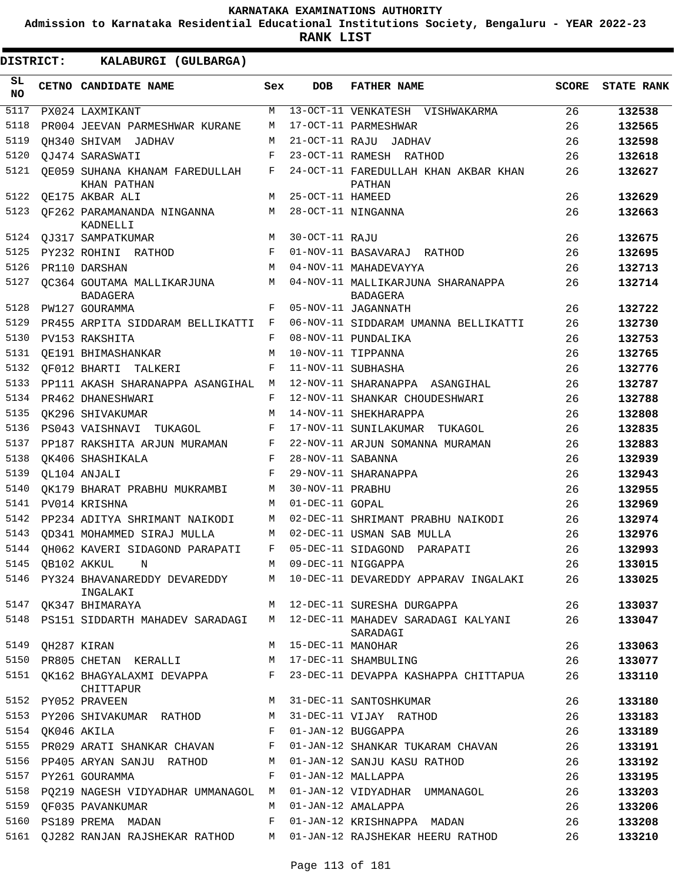# KARNATAKA EXAMINATIONS AUTHORITY

**Admission to Karnataka Residential Educational Institutions Society, Bengaluru - YEAR 2022-23**

**RANK LIST**

**DISTRICT: KALABURGI (GULBARGA)**

| SL NO | CETNO | CANDIDATE NAME | Sex | DOB | FATHER NAME | SCORE | STATE RANK |
|---|---|---|---|---|---|---|---|
| 5117 | PX024 | LAXMIKANT | M | 13-OCT-11 | VENKATESH VISHWAKARMA | 26 | 132538 |
| 5118 | PR004 | JEEVAN PARMESHWAR KURANE | M | 17-OCT-11 | PARMESHWAR | 26 | 132565 |
| 5119 | QH340 | SHIVAM JADHAV | M | 21-OCT-11 | RAJU JADHAV | 26 | 132598 |
| 5120 | QJ474 | SARASWATI | F | 23-OCT-11 | RAMESH RATHOD | 26 | 132618 |
| 5121 | QE059 | SUHANA KHANAM FAREDULLAH KHAN PATHAN | F | 24-OCT-11 | FAREDULLAH KHAN AKBAR KHAN PATHAN | 26 | 132627 |
| 5122 | QE175 | AKBAR ALI | M | 25-OCT-11 | HAMEED | 26 | 132629 |
| 5123 | QF262 | PARAMANANDA NINGANNA KADNELLI | M | 28-OCT-11 | NINGANNA | 26 | 132663 |
| 5124 | QJ317 | SAMPATKUMAR | M | 30-OCT-11 | RAJU | 26 | 132675 |
| 5125 | PY232 | ROHINI RATHOD | F | 01-NOV-11 | BASAVARAJ RATHOD | 26 | 132695 |
| 5126 | PR110 | DARSHAN | M | 04-NOV-11 | MAHADEVAYYA | 26 | 132713 |
| 5127 | QC364 | GOUTAMA MALLIKARJUNA BADAGERA | M | 04-NOV-11 | MALLIKARJUNA SHARANAPPA BADAGERA | 26 | 132714 |
| 5128 | PW127 | GOURAMMA | F | 05-NOV-11 | JAGANNATH | 26 | 132722 |
| 5129 | PR455 | ARPITA SIDDARAM BELLIKATTI | F | 06-NOV-11 | SIDDARAM UMANNA BELLIKATTI | 26 | 132730 |
| 5130 | PV153 | RAKSHITA | F | 08-NOV-11 | PUNDALIKA | 26 | 132753 |
| 5131 | QE191 | BHIMASHANKAR | M | 10-NOV-11 | TIPPANNA | 26 | 132765 |
| 5132 | QF012 | BHARTI TALKERI | F | 11-NOV-11 | SUBHASHA | 26 | 132776 |
| 5133 | PP111 | AKASH SHARANAPPA ASANGIHAL | M | 12-NOV-11 | SHARANAPPA ASANGIHAL | 26 | 132787 |
| 5134 | PR462 | DHANESHWARI | F | 12-NOV-11 | SHANKAR CHOUDESHWARI | 26 | 132788 |
| 5135 | QK296 | SHIVAKUMAR | M | 14-NOV-11 | SHEKHARAPPA | 26 | 132808 |
| 5136 | PS043 | VAISHNAVI TUKAGOL | F | 17-NOV-11 | SUNILAKUMAR TUKAGOL | 26 | 132835 |
| 5137 | PP187 | RAKSHITA ARJUN MURAMAN | F | 22-NOV-11 | ARJUN SOMANNA MURAMAN | 26 | 132883 |
| 5138 | QK406 | SHASHIKALA | F | 28-NOV-11 | SABANNA | 26 | 132939 |
| 5139 | QL104 | ANJALI | F | 29-NOV-11 | SHARANAPPA | 26 | 132943 |
| 5140 | QK179 | BHARAT PRABHU MUKRAMBI | M | 30-NOV-11 | PRABHU | 26 | 132955 |
| 5141 | PV014 | KRISHNA | M | 01-DEC-11 | GOPAL | 26 | 132969 |
| 5142 | PP234 | ADITYA SHRIMANT NAIKODI | M | 02-DEC-11 | SHRIMANT PRABHU NAIKODI | 26 | 132974 |
| 5143 | QD341 | MOHAMMED SIRAJ MULLA | M | 02-DEC-11 | USMAN SAB MULLA | 26 | 132976 |
| 5144 | QH062 | KAVERI SIDAGOND PARAPATI | F | 05-DEC-11 | SIDAGOND PARAPATI | 26 | 132993 |
| 5145 | QB102 | AKKUL N | M | 09-DEC-11 | NIGGAPPA | 26 | 133015 |
| 5146 | PY324 | BHAVANAREDDY DEVAREDDY INGALAKI | M | 10-DEC-11 | DEVAREDDY APPARAV INGALAKI | 26 | 133025 |
| 5147 | QK347 | BHIMARAYA | M | 12-DEC-11 | SURESHA DURGAPPA | 26 | 133037 |
| 5148 | PS151 | SIDDARTH MAHADEV SARADAGI | M | 12-DEC-11 | MAHADEV SARADAGI KALYANI SARADAGI | 26 | 133047 |
| 5149 | QH287 | KIRAN | M | 15-DEC-11 | MANOHAR | 26 | 133063 |
| 5150 | PR805 | CHETAN KERALLI | M | 17-DEC-11 | SHAMBULING | 26 | 133077 |
| 5151 | QK162 | BHAGYALAXMI DEVAPPA CHITTAPUR | F | 23-DEC-11 | DEVAPPA KASHAPPA CHITTAPUA | 26 | 133110 |
| 5152 | PY052 | PRAVEEN | M | 31-DEC-11 | SANTOSHKUMAR | 26 | 133180 |
| 5153 | PY206 | SHIVAKUMAR RATHOD | M | 31-DEC-11 | VIJAY RATHOD | 26 | 133183 |
| 5154 | QK046 | AKILA | F | 01-JAN-12 | BUGGAPPA | 26 | 133189 |
| 5155 | PR029 | ARATI SHANKAR CHAVAN | F | 01-JAN-12 | SHANKAR TUKARAM CHAVAN | 26 | 133191 |
| 5156 | PP405 | ARYAN SANJU RATHOD | M | 01-JAN-12 | SANJU KASU RATHOD | 26 | 133192 |
| 5157 | PY261 | GOURAMMA | F | 01-JAN-12 | MALLAPPA | 26 | 133195 |
| 5158 | PQ219 | NAGESH VIDYADHAR UMMANAGOL | M | 01-JAN-12 | VIDYADHAR UMMANAGOL | 26 | 133203 |
| 5159 | QF035 | PAVANKUMAR | M | 01-JAN-12 | AMALAPPA | 26 | 133206 |
| 5160 | PS189 | PREMA MADAN | F | 01-JAN-12 | KRISHNAPPA MADAN | 26 | 133208 |
| 5161 | QJ282 | RANJAN RAJSHEKAR RATHOD | M | 01-JAN-12 | RAJSHEKAR HEERU RATHOD | 26 | 133210 |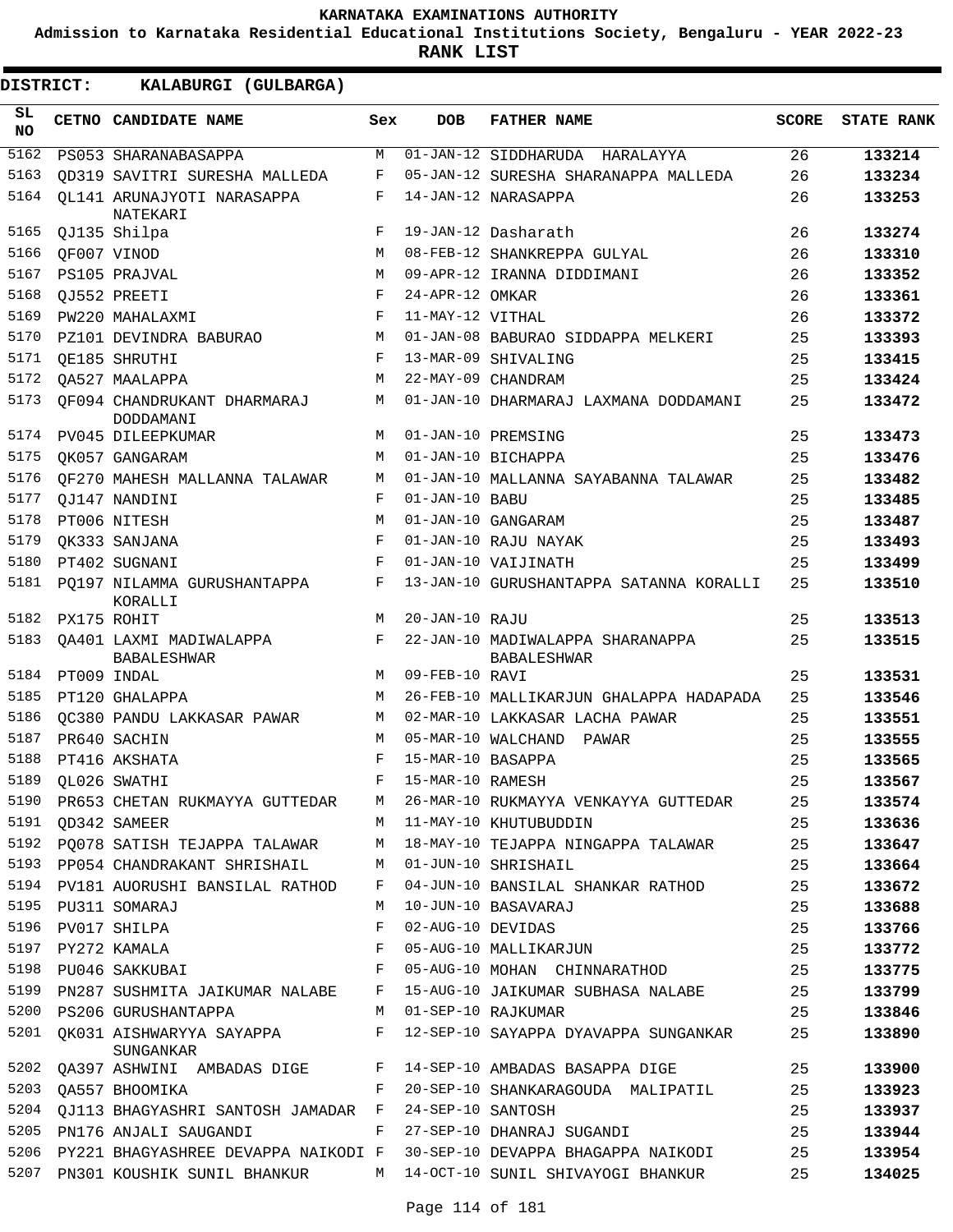# KARNATAKA EXAMINATIONS AUTHORITY

**Admission to Karnataka Residential Educational Institutions Society, Bengaluru - YEAR 2022-23**

**RANK LIST**

**DISTRICT: KALABURGI (GULBARGA)**

| SL NO | CETNO | CANDIDATE NAME | Sex | DOB | FATHER NAME | SCORE | STATE RANK |
|---|---|---|---|---|---|---|---|
| 5162 | PS053 | SHARANABASAPPA | M | 01-JAN-12 | SIDDHARUDA HARALAYYA | 26 | **133214** |
| 5163 | QD319 | SAVITRI SURESHA MALLEDA | F | 05-JAN-12 | SURESHA SHARANAPPA MALLEDA | 26 | **133234** |
| 5164 | QL141 | ARUNAJYOTI NARASAPPA NATEKARI | F | 14-JAN-12 | NARASAPPA | 26 | **133253** |
| 5165 | QJ135 | Shilpa | F | 19-JAN-12 | Dasharath | 26 | **133274** |
| 5166 | QF007 | VINOD | M | 08-FEB-12 | SHANKREPPA GULYAL | 26 | **133310** |
| 5167 | PS105 | PRAJVAL | M | 09-APR-12 | IRANNA DIDDIMANI | 26 | **133352** |
| 5168 | QJ552 | PREETI | F | 24-APR-12 | OMKAR | 26 | **133361** |
| 5169 | PW220 | MAHALAXMI | F | 11-MAY-12 | VITHAL | 26 | **133372** |
| 5170 | PZ101 | DEVINDRA BABURAO | M | 01-JAN-08 | BABURAO SIDDAPPA MELKERI | 25 | **133393** |
| 5171 | QE185 | SHRUTHI | F | 13-MAR-09 | SHIVALING | 25 | **133415** |
| 5172 | QA527 | MAALAPPA | M | 22-MAY-09 | CHANDRAM | 25 | **133424** |
| 5173 | QF094 | CHANDRUKANT DHARMARAJ DODDAMANI | M | 01-JAN-10 | DHARMARAJ LAXMANA DODDAMANI | 25 | **133472** |
| 5174 | PV045 | DILEEPKUMAR | M | 01-JAN-10 | PREMSING | 25 | **133473** |
| 5175 | QK057 | GANGARAM | M | 01-JAN-10 | BICHAPPA | 25 | **133476** |
| 5176 | QF270 | MAHESH MALLANNA TALAWAR | M | 01-JAN-10 | MALLANNA SAYABANNA TALAWAR | 25 | **133482** |
| 5177 | QJ147 | NANDINI | F | 01-JAN-10 | BABU | 25 | **133485** |
| 5178 | PT006 | NITESH | M | 01-JAN-10 | GANGARAM | 25 | **133487** |
| 5179 | QK333 | SANJANA | F | 01-JAN-10 | RAJU NAYAK | 25 | **133493** |
| 5180 | PT402 | SUGNANI | F | 01-JAN-10 | VAIJINATH | 25 | **133499** |
| 5181 | PQ197 | NILAMMA GURUSHANTAPPA KORALLI | F | 13-JAN-10 | GURUSHANTAPPA SATANNA KORALLI | 25 | **133510** |
| 5182 | PX175 | ROHIT | M | 20-JAN-10 | RAJU | 25 | **133513** |
| 5183 | QA401 | LAXMI MADIWALAPPA BABALESHWAR | F | 22-JAN-10 | MADIWALAPPA SHARANAPPA BABALESHWAR | 25 | **133515** |
| 5184 | PT009 | INDAL | M | 09-FEB-10 | RAVI | 25 | **133531** |
| 5185 | PT120 | GHALAPPA | M | 26-FEB-10 | MALLIKARJUN GHALAPPA HADAPADA | 25 | **133546** |
| 5186 | QC380 | PANDU LAKKASAR PAWAR | M | 02-MAR-10 | LAKKASAR LACHA PAWAR | 25 | **133551** |
| 5187 | PR640 | SACHIN | M | 05-MAR-10 | WALCHAND PAWAR | 25 | **133555** |
| 5188 | PT416 | AKSHATA | F | 15-MAR-10 | BASAPPA | 25 | **133565** |
| 5189 | QL026 | SWATHI | F | 15-MAR-10 | RAMESH | 25 | **133567** |
| 5190 | PR653 | CHETAN RUKMAYYA GUTTEDAR | M | 26-MAR-10 | RUKMAYYA VENKAYYA GUTTEDAR | 25 | **133574** |
| 5191 | QD342 | SAMEER | M | 11-MAY-10 | KHUTUBUDDIN | 25 | **133636** |
| 5192 | PQ078 | SATISH TEJAPPA TALAWAR | M | 18-MAY-10 | TEJAPPA NINGAPPA TALAWAR | 25 | **133647** |
| 5193 | PP054 | CHANDRAKANT SHRISHAIL | M | 01-JUN-10 | SHRISHAIL | 25 | **133664** |
| 5194 | PV181 | AUORUSHI BANSILAL RATHOD | F | 04-JUN-10 | BANSILAL SHANKAR RATHOD | 25 | **133672** |
| 5195 | PU311 | SOMARAJ | M | 10-JUN-10 | BASAVARAJ | 25 | **133688** |
| 5196 | PV017 | SHILPA | F | 02-AUG-10 | DEVIDAS | 25 | **133766** |
| 5197 | PY272 | KAMALA | F | 05-AUG-10 | MALLIKARJUN | 25 | **133772** |
| 5198 | PU046 | SAKKUBAI | F | 05-AUG-10 | MOHAN CHINNARATHOD | 25 | **133775** |
| 5199 | PN287 | SUSHMITA JAIKUMAR NALABE | F | 15-AUG-10 | JAIKUMAR SUBHASA NALABE | 25 | **133799** |
| 5200 | PS206 | GURUSHANTAPPA | M | 01-SEP-10 | RAJKUMAR | 25 | **133846** |
| 5201 | QK031 | AISHWARYYA SAYAPPA SUNGANKAR | F | 12-SEP-10 | SAYAPPA DYAVAPPA SUNGANKAR | 25 | **133890** |
| 5202 | QA397 | ASHWINI AMBADAS DIGE | F | 14-SEP-10 | AMBADAS BASAPPA DIGE | 25 | **133900** |
| 5203 | QA557 | BHOOMIKA | F | 20-SEP-10 | SHANKARAGOUDA MALIPATIL | 25 | **133923** |
| 5204 | QJ113 | BHAGYASHRI SANTOSH JAMADAR | F | 24-SEP-10 | SANTOSH | 25 | **133937** |
| 5205 | PN176 | ANJALI SAUGANDI | F | 27-SEP-10 | DHANRAJ SUGANDI | 25 | **133944** |
| 5206 | PY221 | BHAGYASHREE DEVAPPA NAIKODI | F | 30-SEP-10 | DEVAPPA BHAGAPPA NAIKODI | 25 | **133954** |
| 5207 | PN301 | KOUSHIK SUNIL BHANKUR | M | 14-OCT-10 | SUNIL SHIVAYOGI BHANKUR | 25 | **134025** |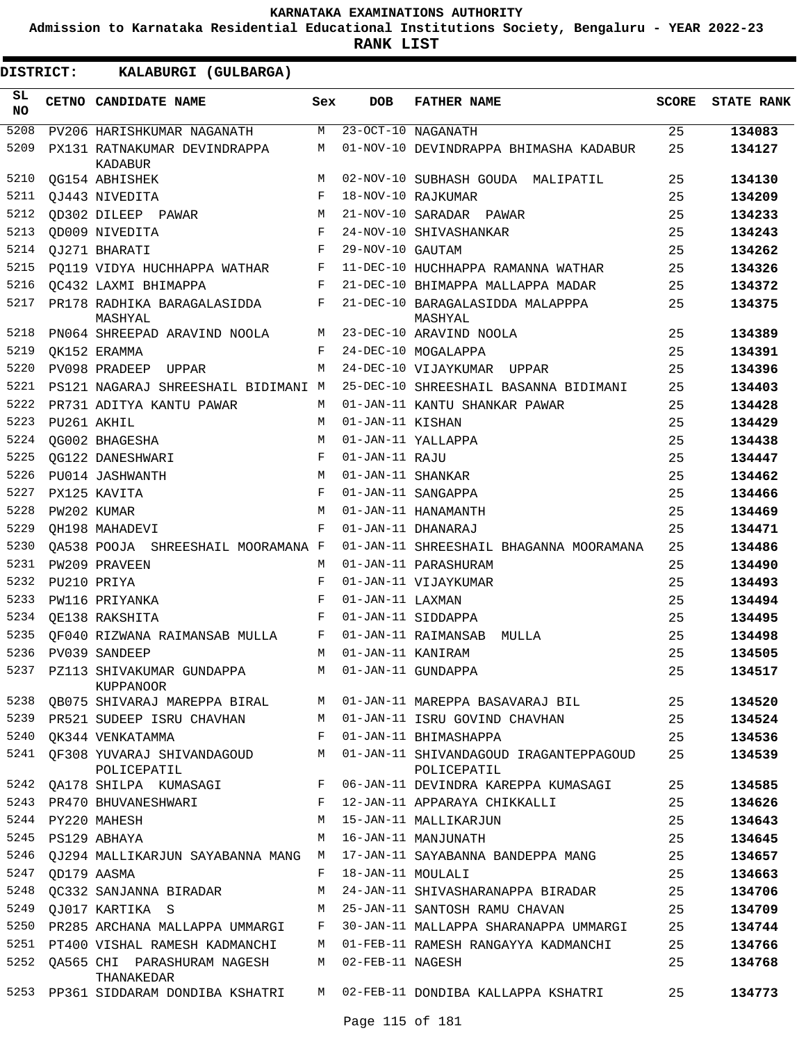# KARNATAKA EXAMINATIONS AUTHORITY

**Admission to Karnataka Residential Educational Institutions Society, Bengaluru - YEAR 2022-23**

**RANK LIST**

**DISTRICT: KALABURGI (GULBARGA)**

| SL NO | CETNO | CANDIDATE NAME | Sex | DOB | FATHER NAME | SCORE | STATE RANK |
|---|---|---|---|---|---|---|---|
| 5208 | PV206 | HARISHKUMAR NAGANATH | M | 23-OCT-10 | NAGANATH | 25 | **134083** |
| 5209 | PX131 | RATNAKUMAR DEVINDRAPPA KADABUR | M | 01-NOV-10 | DEVINDRAPPA BHIMASHA KADABUR | 25 | **134127** |
| 5210 | QG154 | ABHISHEK | M | 02-NOV-10 | SUBHASH GOUDA MALIPATIL | 25 | **134130** |
| 5211 | QJ443 | NIVEDITA | F | 18-NOV-10 | RAJKUMAR | 25 | **134209** |
| 5212 | QD302 | DILEEP PAWAR | M | 21-NOV-10 | SARADAR PAWAR | 25 | **134233** |
| 5213 | QD009 | NIVEDITA | F | 24-NOV-10 | SHIVASHANKAR | 25 | **134243** |
| 5214 | QJ271 | BHARATI | F | 29-NOV-10 | GAUTAM | 25 | **134262** |
| 5215 | PQ119 | VIDYA HUCHHAPPA WATHAR | F | 11-DEC-10 | HUCHHAPPA RAMANNA WATHAR | 25 | **134326** |
| 5216 | QC432 | LAXMI BHIMAPPA | F | 21-DEC-10 | BHIMAPPA MALLAPPA MADAR | 25 | **134372** |
| 5217 | PR178 | RADHIKA BARAGALASIDDA MASHYAL | F | 21-DEC-10 | BARAGALASIDDA MALAPPPA MASHYAL | 25 | **134375** |
| 5218 | PN064 | SHREEPAD ARAVIND NOOLA | M | 23-DEC-10 | ARAVIND NOOLA | 25 | **134389** |
| 5219 | QK152 | ERAMMA | F | 24-DEC-10 | MOGALAPPA | 25 | **134391** |
| 5220 | PV098 | PRADEEP UPPAR | M | 24-DEC-10 | VIJAYKUMAR UPPAR | 25 | **134396** |
| 5221 | PS121 | NAGARAJ SHREESHAIL BIDIMANI | M | 25-DEC-10 | SHREESHAIL BASANNA BIDIMANI | 25 | **134403** |
| 5222 | PR731 | ADITYA KANTU PAWAR | M | 01-JAN-11 | KANTU SHANKAR PAWAR | 25 | **134428** |
| 5223 | PU261 | AKHIL | M | 01-JAN-11 | KISHAN | 25 | **134429** |
| 5224 | QG002 | BHAGESHA | M | 01-JAN-11 | YALLAPPA | 25 | **134438** |
| 5225 | QG122 | DANESHWARI | F | 01-JAN-11 | RAJU | 25 | **134447** |
| 5226 | PU014 | JASHWANTH | M | 01-JAN-11 | SHANKAR | 25 | **134462** |
| 5227 | PX125 | KAVITA | F | 01-JAN-11 | SANGAPPA | 25 | **134466** |
| 5228 | PW202 | KUMAR | M | 01-JAN-11 | HANAMANTH | 25 | **134469** |
| 5229 | QH198 | MAHADEVI | F | 01-JAN-11 | DHANARAJ | 25 | **134471** |
| 5230 | QA538 | POOJA SHREESHAIL MOORAMANA | F | 01-JAN-11 | SHREESHAIL BHAGANNA MOORAMANA | 25 | **134486** |
| 5231 | PW209 | PRAVEEN | M | 01-JAN-11 | PARASHURAM | 25 | **134490** |
| 5232 | PU210 | PRIYA | F | 01-JAN-11 | VIJAYKUMAR | 25 | **134493** |
| 5233 | PW116 | PRIYANKA | F | 01-JAN-11 | LAXMAN | 25 | **134494** |
| 5234 | QE138 | RAKSHITA | F | 01-JAN-11 | SIDDAPPA | 25 | **134495** |
| 5235 | QF040 | RIZWANA RAIMANSAB MULLA | F | 01-JAN-11 | RAIMANSAB MULLA | 25 | **134498** |
| 5236 | PV039 | SANDEEP | M | 01-JAN-11 | KANIRAM | 25 | **134505** |
| 5237 | PZ113 | SHIVAKUMAR GUNDAPPA KUPPANOOR | M | 01-JAN-11 | GUNDAPPA | 25 | **134517** |
| 5238 | QB075 | SHIVARAJ MAREPPA BIRAL | M | 01-JAN-11 | MAREPPA BASAVARAJ BIL | 25 | **134520** |
| 5239 | PR521 | SUDEEP ISRU CHAVHAN | M | 01-JAN-11 | ISRU GOVIND CHAVHAN | 25 | **134524** |
| 5240 | QK344 | VENKATAMMA | F | 01-JAN-11 | BHIMASHAPPA | 25 | **134536** |
| 5241 | QF308 | YUVARAJ SHIVANDAGOUD POLICEPATIL | M | 01-JAN-11 | SHIVANDAGOUD IRAGANTEPPAGOUD POLICEPATIL | 25 | **134539** |
| 5242 | QA178 | SHILPA KUMASAGI | F | 06-JAN-11 | DEVINDRA KAREPPA KUMASAGI | 25 | **134585** |
| 5243 | PR470 | BHUVANESHWARI | F | 12-JAN-11 | APPARAYA CHIKKALLI | 25 | **134626** |
| 5244 | PY220 | MAHESH | M | 15-JAN-11 | MALLIKARJUN | 25 | **134643** |
| 5245 | PS129 | ABHAYA | M | 16-JAN-11 | MANJUNATH | 25 | **134645** |
| 5246 | QJ294 | MALLIKARJUN SAYABANNA MANG | M | 17-JAN-11 | SAYABANNA BANDEPPA MANG | 25 | **134657** |
| 5247 | QD179 | AASMA | F | 18-JAN-11 | MOULALI | 25 | **134663** |
| 5248 | QC332 | SANJANNA BIRADAR | M | 24-JAN-11 | SHIVASHARANAPPA BIRADAR | 25 | **134706** |
| 5249 | QJ017 | KARTIKA S | M | 25-JAN-11 | SANTOSH RAMU CHAVAN | 25 | **134709** |
| 5250 | PR285 | ARCHANA MALLAPPA UMMARGI | F | 30-JAN-11 | MALLAPPA SHARANAPPA UMMARGI | 25 | **134744** |
| 5251 | PT400 | VISHAL RAMESH KADMANCHI | M | 01-FEB-11 | RAMESH RANGAYYA KADMANCHI | 25 | **134766** |
| 5252 | QA565 | CHI PARASHURAM NAGESH THANAKEDAR | M | 02-FEB-11 | NAGESH | 25 | **134768** |
| 5253 | PP361 | SIDDARAM DONDIBA KSHATRI | M | 02-FEB-11 | DONDIBA KALLAPPA KSHATRI | 25 | **134773** |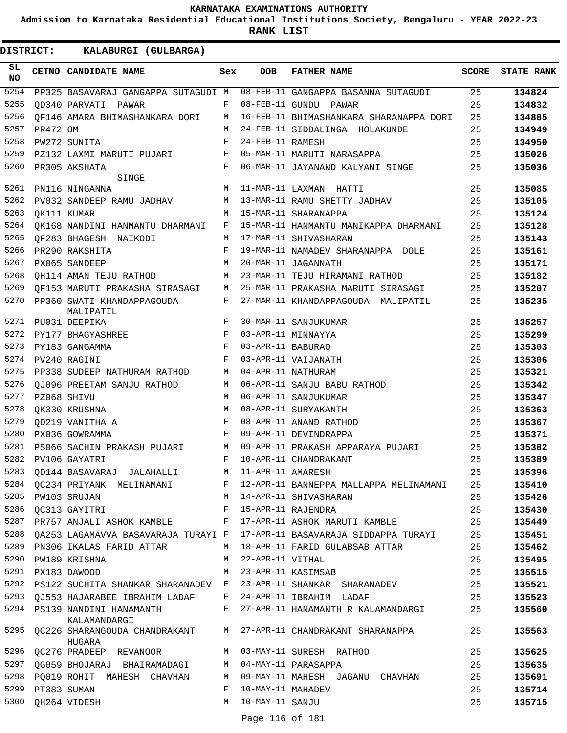# KARNATAKA EXAMINATIONS AUTHORITY

**Admission to Karnataka Residential Educational Institutions Society, Bengaluru - YEAR 2022-23**

**RANK LIST**

**DISTRICT: KALABURGI (GULBARGA)**

| SL NO | CETNO | CANDIDATE NAME | Sex | DOB | FATHER NAME | SCORE | STATE RANK |
|---|---|---|---|---|---|---|---|
| 5254 | PP325 | BASAVARAJ GANGAPPA SUTAGUDI | M | 08-FEB-11 | GANGAPPA BASANNA SUTAGUDI | 25 | 134824 |
| 5255 | QD340 | PARVATI PAWAR | F | 08-FEB-11 | GUNDU PAWAR | 25 | 134832 |
| 5256 | QF146 | AMARA BHIMASHANKARA DORI | M | 16-FEB-11 | BHIMASHANKARA SHARANAPPA DORI | 25 | 134885 |
| 5257 | PR472 | OM | M | 24-FEB-11 | SIDDALINGA HOLAKUNDE | 25 | 134949 |
| 5258 | PW272 | SUNITA | F | 24-FEB-11 | RAMESH | 25 | 134950 |
| 5259 | PZ132 | LAXMI MARUTI PUJARI | F | 05-MAR-11 | MARUTI NARASAPPA | 25 | 135026 |
| 5260 | PR305 | AKSHATA SINGE | F | 06-MAR-11 | JAYANAND KALYANI SINGE | 25 | 135036 |
| 5261 | PN116 | NINGANNA | M | 11-MAR-11 | LAXMAN HATTI | 25 | 135085 |
| 5262 | PV032 | SANDEEP RAMU JADHAV | M | 13-MAR-11 | RAMU SHETTY JADHAV | 25 | 135105 |
| 5263 | QK111 | KUMAR | M | 15-MAR-11 | SHARANAPPA | 25 | 135124 |
| 5264 | QK168 | NANDINI HANMANTU DHARMANI | F | 15-MAR-11 | HANMANTU MANIKAPPA DHARMANI | 25 | 135128 |
| 5265 | QF283 | BHAGESH NAIKODI | M | 17-MAR-11 | SHIVASHARAN | 25 | 135143 |
| 5266 | PR290 | RAKSHITA | F | 19-MAR-11 | NAMADEV SHARANAPPA DOLE | 25 | 135161 |
| 5267 | PX065 | SANDEEP | M | 20-MAR-11 | JAGANNATH | 25 | 135171 |
| 5268 | QH114 | AMAN TEJU RATHOD | M | 23-MAR-11 | TEJU HIRAMANI RATHOD | 25 | 135182 |
| 5269 | QF153 | MARUTI PRAKASHA SIRASAGI | M | 25-MAR-11 | PRAKASHA MARUTI SIRASAGI | 25 | 135207 |
| 5270 | PP360 | SWATI KHANDAPPAGOUDA MALIPATIL | F | 27-MAR-11 | KHANDAPPAGOUDA MALIPATIL | 25 | 135235 |
| 5271 | PU031 | DEEPIKA | F | 30-MAR-11 | SANJUKUMAR | 25 | 135257 |
| 5272 | PY177 | BHAGYASHREE | F | 03-APR-11 | MINNAYYA | 25 | 135299 |
| 5273 | PY183 | GANGAMMA | F | 03-APR-11 | BABURAO | 25 | 135303 |
| 5274 | PV240 | RAGINI | F | 03-APR-11 | VAIJANATH | 25 | 135306 |
| 5275 | PP338 | SUDEEP NATHURAM RATHOD | M | 04-APR-11 | NATHURAM | 25 | 135321 |
| 5276 | QJ096 | PREETAM SANJU RATHOD | M | 06-APR-11 | SANJU BABU RATHOD | 25 | 135342 |
| 5277 | PZ068 | SHIVU | M | 06-APR-11 | SANJUKUMAR | 25 | 135347 |
| 5278 | QK330 | KRUSHNA | M | 08-APR-11 | SURYAKANTH | 25 | 135363 |
| 5279 | QD219 | VANITHA A | F | 08-APR-11 | ANAND RATHOD | 25 | 135367 |
| 5280 | PX036 | GOWRAMMA | F | 09-APR-11 | DEVINDRAPPA | 25 | 135371 |
| 5281 | PS066 | SACHIN PRAKASH PUJARI | M | 09-APR-11 | PRAKASH APPARAYA PUJARI | 25 | 135382 |
| 5282 | PV106 | GAYATRI | F | 10-APR-11 | CHANDRAKANT | 25 | 135389 |
| 5283 | QD144 | BASAVARAJ JALAHALLI | M | 11-APR-11 | AMARESH | 25 | 135396 |
| 5284 | QC234 | PRIYANK MELINAMANI | F | 12-APR-11 | BANNEPPA MALLAPPA MELINAMANI | 25 | 135410 |
| 5285 | PW103 | SRUJAN | M | 14-APR-11 | SHIVASHARAN | 25 | 135426 |
| 5286 | QC313 | GAYITRI | F | 15-APR-11 | RAJENDRA | 25 | 135430 |
| 5287 | PR757 | ANJALI ASHOK KAMBLE | F | 17-APR-11 | ASHOK MARUTI KAMBLE | 25 | 135449 |
| 5288 | QA253 | LAGAMAVVA BASAVARAJA TURAYI | F | 17-APR-11 | BASAVARAJA SIDDAPPA TURAYI | 25 | 135451 |
| 5289 | PN306 | IKALAS FARID ATTAR | M | 18-APR-11 | FARID GULABSAB ATTAR | 25 | 135462 |
| 5290 | PW189 | KRISHNA | M | 22-APR-11 | VITHAL | 25 | 135495 |
| 5291 | PX183 | DAWOOD | M | 23-APR-11 | KASIMSAB | 25 | 135515 |
| 5292 | PS122 | SUCHITA SHANKAR SHARANADEV | F | 23-APR-11 | SHANKAR SHARANADEV | 25 | 135521 |
| 5293 | QJ553 | HAJARABEE IBRAHIM LADAF | F | 24-APR-11 | IBRAHIM LADAF | 25 | 135523 |
| 5294 | PS139 | NANDINI HANAMANTH KALAMANDARGI | F | 27-APR-11 | HANAMANTH R KALAMANDARGI | 25 | 135560 |
| 5295 | QC226 | SHARANGOUDA CHANDRAKANT HUGARA | M | 27-APR-11 | CHANDRAKANT SHARANAPPA | 25 | 135563 |
| 5296 | QC276 | PRADEEP REVANOOR | M | 03-MAY-11 | SURESH RATHOD | 25 | 135625 |
| 5297 | QG059 | BHOJARAJ BHAIRAMADAGI | M | 04-MAY-11 | PARASAPPA | 25 | 135635 |
| 5298 | PQ019 | ROHIT MAHESH CHAVHAN | M | 09-MAY-11 | MAHESH JAGANU CHAVHAN | 25 | 135691 |
| 5299 | PT383 | SUMAN | F | 10-MAY-11 | MAHADEV | 25 | 135714 |
| 5300 | QH264 | VIDESH | M | 10-MAY-11 | SANJU | 25 | 135715 |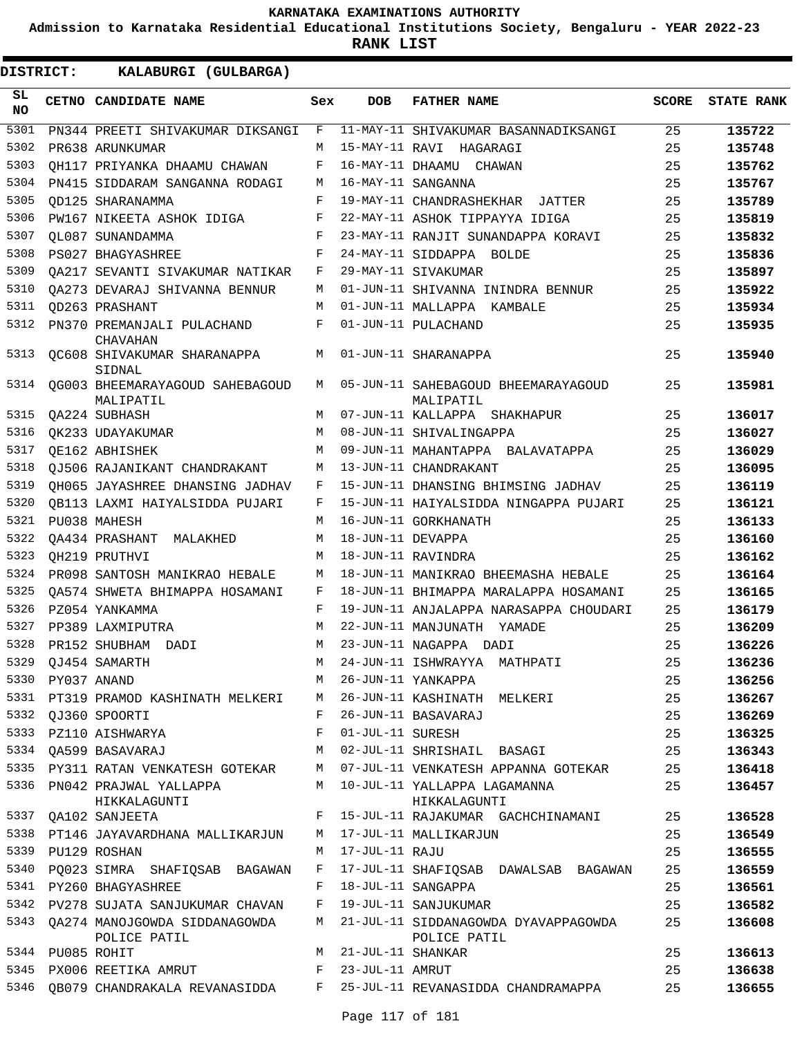**KARNATAKA EXAMINATIONS AUTHORITY**

**Admission to Karnataka Residential Educational Institutions Society, Bengaluru - YEAR 2022-23**

**RANK LIST**

**DISTRICT: KALABURGI (GULBARGA)**

| SL NO | CETNO | CANDIDATE NAME | Sex | DOB | FATHER NAME | SCORE | STATE RANK |
|---|---|---|---|---|---|---|---|
| 5301 | PN344 | PREETI SHIVAKUMAR DIKSANGI | F | 11-MAY-11 | SHIVAKUMAR BASANNADIKSANGI | 25 | 135722 |
| 5302 | PR638 | ARUNKUMAR | M | 15-MAY-11 | RAVI HAGARAGI | 25 | 135748 |
| 5303 | QH117 | PRIYANKA DHAAMU CHAWAN | F | 16-MAY-11 | DHAAMU CHAWAN | 25 | 135762 |
| 5304 | PN415 | SIDDARAM SANGANNA RODAGI | M | 16-MAY-11 | SANGANNA | 25 | 135767 |
| 5305 | QD125 | SHARANAMMA | F | 19-MAY-11 | CHANDRASHEKHAR JATTER | 25 | 135789 |
| 5306 | PW167 | NIKEETA ASHOK IDIGA | F | 22-MAY-11 | ASHOK TIPPAYYA IDIGA | 25 | 135819 |
| 5307 | QL087 | SUNANDAMMA | F | 23-MAY-11 | RANJIT SUNANDAPPA KORAVI | 25 | 135832 |
| 5308 | PS027 | BHAGYASHREE | F | 24-MAY-11 | SIDDAPPA BOLDE | 25 | 135836 |
| 5309 | QA217 | SEVANTI SIVAKUMAR NATIKAR | F | 29-MAY-11 | SIVAKUMAR | 25 | 135897 |
| 5310 | QA273 | DEVARAJ SHIVANNA BENNUR | M | 01-JUN-11 | SHIVANNA ININDRA BENNUR | 25 | 135922 |
| 5311 | QD263 | PRASHANT | M | 01-JUN-11 | MALLAPPA KAMBALE | 25 | 135934 |
| 5312 | PN370 | PREMANJALI PULACHAND CHAVAHAN | F | 01-JUN-11 | PULACHAND | 25 | 135935 |
| 5313 | QC608 | SHIVAKUMAR SHARANAPPA SIDNAL | M | 01-JUN-11 | SHARANAPPA | 25 | 135940 |
| 5314 | QG003 | BHEEMARAYAGOUD SAHEBAGOUD MALIPATIL | M | 05-JUN-11 | SAHEBAGOUD BHEEMARAYAGOUD MALIPATIL | 25 | 135981 |
| 5315 | QA224 | SUBHASH | M | 07-JUN-11 | KALLAPPA SHAKHAPUR | 25 | 136017 |
| 5316 | QK233 | UDAYAKUMAR | M | 08-JUN-11 | SHIVALINGAPPA | 25 | 136027 |
| 5317 | QE162 | ABHISHEK | M | 09-JUN-11 | MAHANTAPPA BALAVATAPPA | 25 | 136029 |
| 5318 | QJ506 | RAJANIKANT CHANDRAKANT | M | 13-JUN-11 | CHANDRAKANT | 25 | 136095 |
| 5319 | QH065 | JAYASHREE DHANSING JADHAV | F | 15-JUN-11 | DHANSING BHIMSING JADHAV | 25 | 136119 |
| 5320 | QB113 | LAXMI HAIYALSIDDA PUJARI | F | 15-JUN-11 | HAIYALSIDDA NINGAPPA PUJARI | 25 | 136121 |
| 5321 | PU038 | MAHESH | M | 16-JUN-11 | GORKHANATH | 25 | 136133 |
| 5322 | QA434 | PRASHANT MALAKHED | M | 18-JUN-11 | DEVAPPA | 25 | 136160 |
| 5323 | QH219 | PRUTHVI | M | 18-JUN-11 | RAVINDRA | 25 | 136162 |
| 5324 | PR098 | SANTOSH MANIKRAO HEBALE | M | 18-JUN-11 | MANIKRAO BHEEMASHA HEBALE | 25 | 136164 |
| 5325 | QA574 | SHWETA BHIMAPPA HOSAMANI | F | 18-JUN-11 | BHIMAPPA MARALAPPA HOSAMANI | 25 | 136165 |
| 5326 | PZ054 | YANKAMMA | F | 19-JUN-11 | ANJALAPPA NARASAPPA CHOUDARI | 25 | 136179 |
| 5327 | PP389 | LAXMIPUTRA | M | 22-JUN-11 | MANJUNATH YAMADE | 25 | 136209 |
| 5328 | PR152 | SHUBHAM DADI | M | 23-JUN-11 | NAGAPPA DADI | 25 | 136226 |
| 5329 | QJ454 | SAMARTH | M | 24-JUN-11 | ISHWRAYYA MATHPATI | 25 | 136236 |
| 5330 | PY037 | ANAND | M | 26-JUN-11 | YANKAPPA | 25 | 136256 |
| 5331 | PT319 | PRAMOD KASHINATH MELKERI | M | 26-JUN-11 | KASHINATH MELKERI | 25 | 136267 |
| 5332 | QJ360 | SPOORTI | F | 26-JUN-11 | BASAVARAJ | 25 | 136269 |
| 5333 | PZ110 | AISHWARYA | F | 01-JUL-11 | SURESH | 25 | 136325 |
| 5334 | QA599 | BASAVARAJ | M | 02-JUL-11 | SHRISHAIL BASAGI | 25 | 136343 |
| 5335 | PY311 | RATAN VENKATESH GOTEKAR | M | 07-JUL-11 | VENKATESH APPANNA GOTEKAR | 25 | 136418 |
| 5336 | PN042 | PRAJWAL YALLAPPA HIKKALAGUNTI | M | 10-JUL-11 | YALLAPPA LAGAMANNA HIKKALAGUNTI | 25 | 136457 |
| 5337 | QA102 | SANJEETA | F | 15-JUL-11 | RAJAKUMAR GACHCHINAMANI | 25 | 136528 |
| 5338 | PT146 | JAYAVARDHANA MALLIKARJUN | M | 17-JUL-11 | MALLIKARJUN | 25 | 136549 |
| 5339 | PU129 | ROSHAN | M | 17-JUL-11 | RAJU | 25 | 136555 |
| 5340 | PQ023 | SIMRA SHAFIQSAB BAGAWAN | F | 17-JUL-11 | SHAFIQSAB DAWALSAB BAGAWAN | 25 | 136559 |
| 5341 | PY260 | BHAGYASHREE | F | 18-JUL-11 | SANGAPPA | 25 | 136561 |
| 5342 | PV278 | SUJATA SANJUKUMAR CHAVAN | F | 19-JUL-11 | SANJUKUMAR | 25 | 136582 |
| 5343 | QA274 | MANOJGOWDA SIDDANAGOWDA POLICE PATIL | M | 21-JUL-11 | SIDDANAGOWDA DYAVAPPAGOWDA POLICE PATIL | 25 | 136608 |
| 5344 | PU085 | ROHIT | M | 21-JUL-11 | SHANKAR | 25 | 136613 |
| 5345 | PX006 | REETIKA AMRUT | F | 23-JUL-11 | AMRUT | 25 | 136638 |
| 5346 | QB079 | CHANDRAKALA REVANASIDDA | F | 25-JUL-11 | REVANASIDDA CHANDRAMAPPA | 25 | 136655 |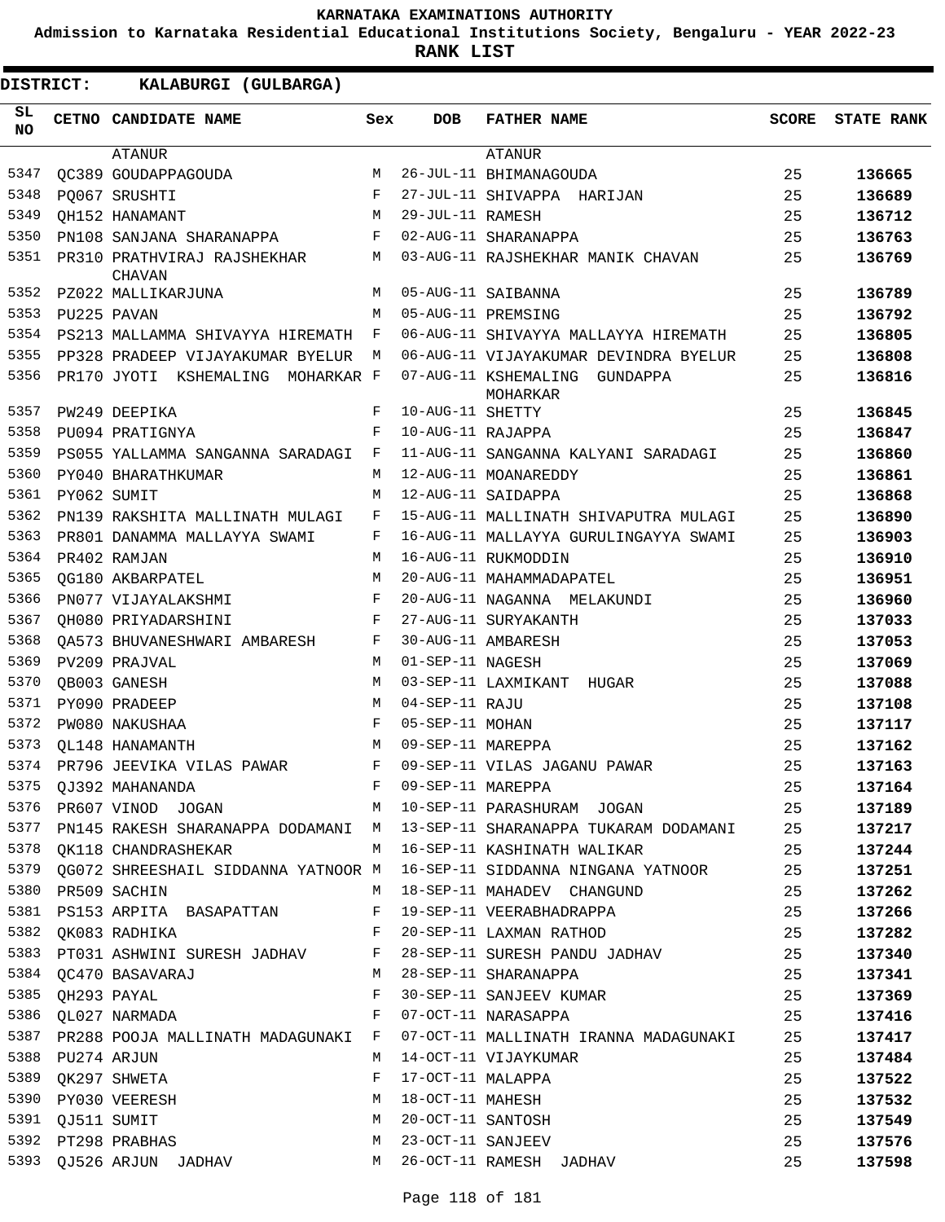KARNATAKA EXAMINATIONS AUTHORITY

Admission to Karnataka Residential Educational Institutions Society, Bengaluru - YEAR 2022-23

**RANK LIST**

**DISTRICT: KALABURGI (GULBARGA)**

| SL NO | CETNO | CANDIDATE NAME | Sex | DOB | FATHER NAME | SCORE | STATE RANK |
|---|---|---|---|---|---|---|---|
| | | ATANUR | | | ATANUR | | |
| 5347 | QC389 | GOUDAPPAGOUDA | M | 26-JUL-11 | BHIMANAGOUDA | 25 | **136665** |
| 5348 | PQ067 | SRUSHTI | F | 27-JUL-11 | SHIVAPPA HARIJAN | 25 | **136689** |
| 5349 | QH152 | HANAMANT | M | 29-JUL-11 | RAMESH | 25 | **136712** |
| 5350 | PN108 | SANJANA SHARANAPPA | F | 02-AUG-11 | SHARANAPPA | 25 | **136763** |
| 5351 | PR310 | PRATHVIRAJ RAJSHEKHAR CHAVAN | M | 03-AUG-11 | RAJSHEKHAR MANIK CHAVAN | 25 | **136769** |
| 5352 | PZ022 | MALLIKARJUNA | M | 05-AUG-11 | SAIBANNA | 25 | **136789** |
| 5353 | PU225 | PAVAN | M | 05-AUG-11 | PREMSING | 25 | **136792** |
| 5354 | PS213 | MALLAMMA SHIVAYYA HIREMATH | F | 06-AUG-11 | SHIVAYYA MALLAYYA HIREMATH | 25 | **136805** |
| 5355 | PP328 | PRADEEP VIJAYAKUMAR BYELUR | M | 06-AUG-11 | VIJAYAKUMAR DEVINDRA BYELUR | 25 | **136808** |
| 5356 | PR170 | JYOTI KSHEMALING MOHARKAR | F | 07-AUG-11 | KSHEMALING GUNDAPPA MOHARKAR | 25 | **136816** |
| 5357 | PW249 | DEEPIKA | F | 10-AUG-11 | SHETTY | 25 | **136845** |
| 5358 | PU094 | PRATIGNYA | F | 10-AUG-11 | RAJAPPA | 25 | **136847** |
| 5359 | PS055 | YALLAMMA SANGANNA SARADAGI | F | 11-AUG-11 | SANGANNA KALYANI SARADAGI | 25 | **136860** |
| 5360 | PY040 | BHARATHKUMAR | M | 12-AUG-11 | MOANAREDDY | 25 | **136861** |
| 5361 | PY062 | SUMIT | M | 12-AUG-11 | SAIDAPPA | 25 | **136868** |
| 5362 | PN139 | RAKSHITA MALLINATH MULAGI | F | 15-AUG-11 | MALLINATH SHIVAPUTRA MULAGI | 25 | **136890** |
| 5363 | PR801 | DANAMMA MALLAYYA SWAMI | F | 16-AUG-11 | MALLAYYA GURULINGAYYA SWAMI | 25 | **136903** |
| 5364 | PR402 | RAMJAN | M | 16-AUG-11 | RUKMODDIN | 25 | **136910** |
| 5365 | QG180 | AKBARPATEL | M | 20-AUG-11 | MAHAMMADAPATEL | 25 | **136951** |
| 5366 | PN077 | VIJAYALAKSHMI | F | 20-AUG-11 | NAGANNA MELAKUNDI | 25 | **136960** |
| 5367 | QH080 | PRIYADARSHINI | F | 27-AUG-11 | SURYAKANTH | 25 | **137033** |
| 5368 | QA573 | BHUVANESHWARI AMBARESH | F | 30-AUG-11 | AMBARESH | 25 | **137053** |
| 5369 | PV209 | PRAJVAL | M | 01-SEP-11 | NAGESH | 25 | **137069** |
| 5370 | QB003 | GANESH | M | 03-SEP-11 | LAXMIKANT HUGAR | 25 | **137088** |
| 5371 | PY090 | PRADEEP | M | 04-SEP-11 | RAJU | 25 | **137108** |
| 5372 | PW080 | NAKUSHAA | F | 05-SEP-11 | MOHAN | 25 | **137117** |
| 5373 | QL148 | HANAMANTH | M | 09-SEP-11 | MAREPPA | 25 | **137162** |
| 5374 | PR796 | JEEVIKA VILAS PAWAR | F | 09-SEP-11 | VILAS JAGANU PAWAR | 25 | **137163** |
| 5375 | QJ392 | MAHANANDA | F | 09-SEP-11 | MAREPPA | 25 | **137164** |
| 5376 | PR607 | VINOD JOGAN | M | 10-SEP-11 | PARASHURAM JOGAN | 25 | **137189** |
| 5377 | PN145 | RAKESH SHARANAPPA DODAMANI | M | 13-SEP-11 | SHARANAPPA TUKARAM DODAMANI | 25 | **137217** |
| 5378 | QK118 | CHANDRASHEKAR | M | 16-SEP-11 | KASHINATH WALIKAR | 25 | **137244** |
| 5379 | QG072 | SHREESHAIL SIDDANNA YATNOOR | M | 16-SEP-11 | SIDDANNA NINGANA YATNOOR | 25 | **137251** |
| 5380 | PR509 | SACHIN | M | 18-SEP-11 | MAHADEV CHANGUND | 25 | **137262** |
| 5381 | PS153 | ARPITA BASAPATTAN | F | 19-SEP-11 | VEERABHADRAPPA | 25 | **137266** |
| 5382 | QK083 | RADHIKA | F | 20-SEP-11 | LAXMAN RATHOD | 25 | **137282** |
| 5383 | PT031 | ASHWINI SURESH JADHAV | F | 28-SEP-11 | SURESH PANDU JADHAV | 25 | **137340** |
| 5384 | QC470 | BASAVARAJ | M | 28-SEP-11 | SHARANAPPA | 25 | **137341** |
| 5385 | QH293 | PAYAL | F | 30-SEP-11 | SANJEEV KUMAR | 25 | **137369** |
| 5386 | QL027 | NARMADA | F | 07-OCT-11 | NARASAPPA | 25 | **137416** |
| 5387 | PR288 | POOJA MALLINATH MADAGUNAKI | F | 07-OCT-11 | MALLINATH IRANNA MADAGUNAKI | 25 | **137417** |
| 5388 | PU274 | ARJUN | M | 14-OCT-11 | VIJAYKUMAR | 25 | **137484** |
| 5389 | QK297 | SHWETA | F | 17-OCT-11 | MALAPPA | 25 | **137522** |
| 5390 | PY030 | VEERESH | M | 18-OCT-11 | MAHESH | 25 | **137532** |
| 5391 | QJ511 | SUMIT | M | 20-OCT-11 | SANTOSH | 25 | **137549** |
| 5392 | PT298 | PRABHAS | M | 23-OCT-11 | SANJEEV | 25 | **137576** |
| 5393 | QJ526 | ARJUN JADHAV | M | 26-OCT-11 | RAMESH JADHAV | 25 | **137598** |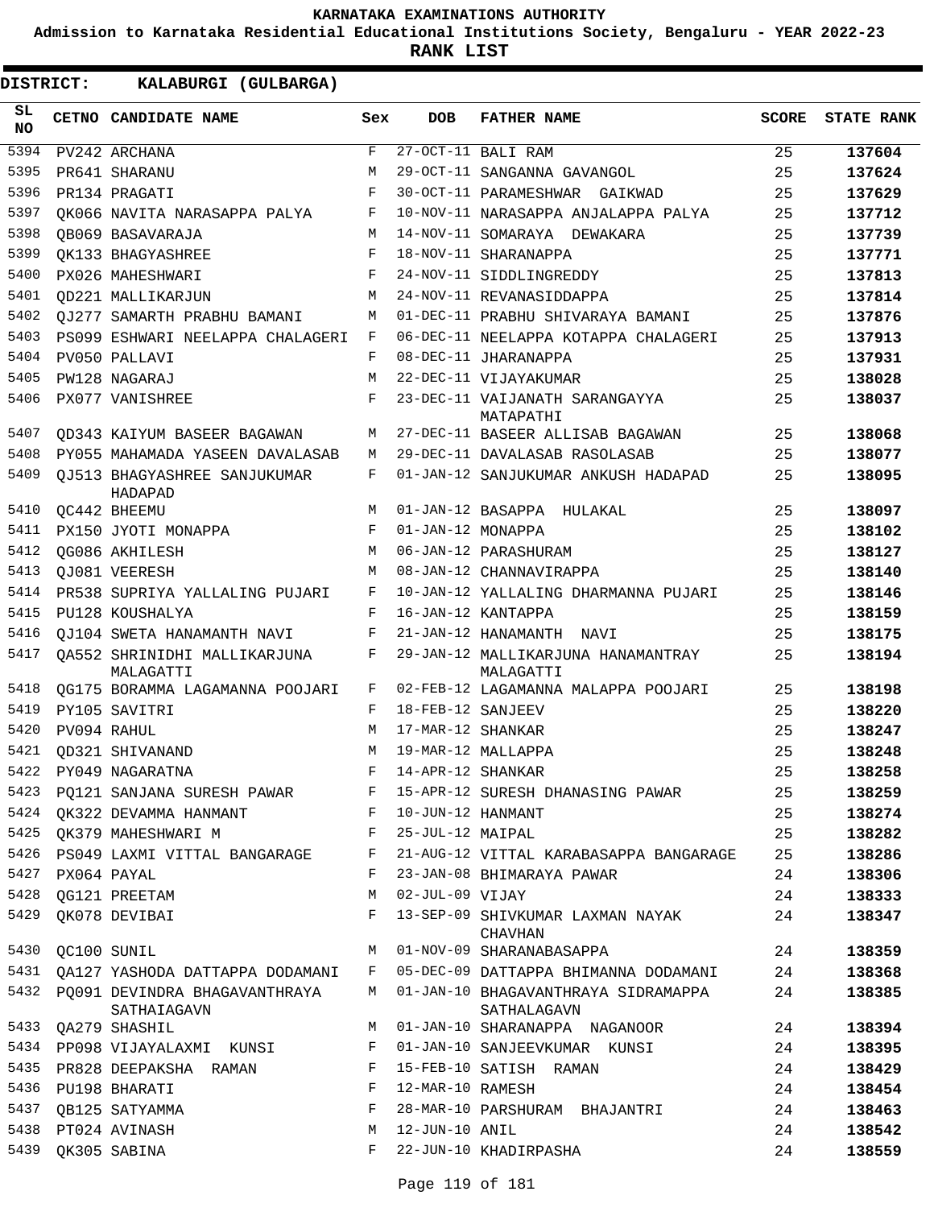KARNATAKA EXAMINATIONS AUTHORITY

Admission to Karnataka Residential Educational Institutions Society, Bengaluru - YEAR 2022-23

**RANK LIST**

**DISTRICT: KALABURGI (GULBARGA)**

| SL NO | CETNO | CANDIDATE NAME | Sex | DOB | FATHER NAME | SCORE | STATE RANK |
|---|---|---|---|---|---|---|---|
| 5394 | PV242 | ARCHANA | F | 27-OCT-11 | BALI RAM | 25 | **137604** |
| 5395 | PR641 | SHARANU | M | 29-OCT-11 | SANGANNA GAVANGOL | 25 | **137624** |
| 5396 | PR134 | PRAGATI | F | 30-OCT-11 | PARAMESHWAR GAIKWAD | 25 | **137629** |
| 5397 | QK066 | NAVITA NARASAPPA PALYA | F | 10-NOV-11 | NARASAPPA ANJALAPPA PALYA | 25 | **137712** |
| 5398 | QB069 | BASAVARAJA | M | 14-NOV-11 | SOMARAYA DEWAKARA | 25 | **137739** |
| 5399 | QK133 | BHAGYASHREE | F | 18-NOV-11 | SHARANAPPA | 25 | **137771** |
| 5400 | PX026 | MAHESHWARI | F | 24-NOV-11 | SIDDLINGREDDY | 25 | **137813** |
| 5401 | QD221 | MALLIKARJUN | M | 24-NOV-11 | REVANASIDDAPPA | 25 | **137814** |
| 5402 | QJ277 | SAMARTH PRABHU BAMANI | M | 01-DEC-11 | PRABHU SHIVARAYA BAMANI | 25 | **137876** |
| 5403 | PS099 | ESHWARI NEELAPPA CHALAGERI | F | 06-DEC-11 | NEELAPPA KOTAPPA CHALAGERI | 25 | **137913** |
| 5404 | PV050 | PALLAVI | F | 08-DEC-11 | JHARANAPPA | 25 | **137931** |
| 5405 | PW128 | NAGARAJ | M | 22-DEC-11 | VIJAYAKUMAR | 25 | **138028** |
| 5406 | PX077 | VANISHREE | F | 23-DEC-11 | VAIJANATH SARANGAYYA MATAPATHI | 25 | **138037** |
| 5407 | QD343 | KAIYUM BASEER BAGAWAN | M | 27-DEC-11 | BASEER ALLISAB BAGAWAN | 25 | **138068** |
| 5408 | PY055 | MAHAMADA YASEEN DAVALASAB | M | 29-DEC-11 | DAVALASAB RASOLASAB | 25 | **138077** |
| 5409 | QJ513 | BHAGYASHREE SANJUKUMAR HADAPAD | F | 01-JAN-12 | SANJUKUMAR ANKUSH HADAPAD | 25 | **138095** |
| 5410 | QC442 | BHEEMU | M | 01-JAN-12 | BASAPPA HULAKAL | 25 | **138097** |
| 5411 | PX150 | JYOTI MONAPPA | F | 01-JAN-12 | MONAPPA | 25 | **138102** |
| 5412 | QG086 | AKHILESH | M | 06-JAN-12 | PARASHURAM | 25 | **138127** |
| 5413 | QJ081 | VEERESH | M | 08-JAN-12 | CHANNAVIRAPPA | 25 | **138140** |
| 5414 | PR538 | SUPRIYA YALLALING PUJARI | F | 10-JAN-12 | YALLALING DHARMANNA PUJARI | 25 | **138146** |
| 5415 | PU128 | KOUSHALYA | F | 16-JAN-12 | KANTAPPA | 25 | **138159** |
| 5416 | QJ104 | SWETA HANAMANTH NAVI | F | 21-JAN-12 | HANAMANTH NAVI | 25 | **138175** |
| 5417 | QA552 | SHRINIDHI MALLIKARJUNA MALAGATTI | F | 29-JAN-12 | MALLIKARJUNA HANAMANTRAY MALAGATTI | 25 | **138194** |
| 5418 | QG175 | BORAMMA LAGAMANNA POOJARI | F | 02-FEB-12 | LAGAMANNA MALAPPA POOJARI | 25 | **138198** |
| 5419 | PY105 | SAVITRI | F | 18-FEB-12 | SANJEEV | 25 | **138220** |
| 5420 | PV094 | RAHUL | M | 17-MAR-12 | SHANKAR | 25 | **138247** |
| 5421 | QD321 | SHIVANAND | M | 19-MAR-12 | MALLAPPA | 25 | **138248** |
| 5422 | PY049 | NAGARATNA | F | 14-APR-12 | SHANKAR | 25 | **138258** |
| 5423 | PQ121 | SANJANA SURESH PAWAR | F | 15-APR-12 | SURESH DHANASING PAWAR | 25 | **138259** |
| 5424 | QK322 | DEVAMMA HANMANT | F | 10-JUN-12 | HANMANT | 25 | **138274** |
| 5425 | QK379 | MAHESHWARI M | F | 25-JUL-12 | MAIPAL | 25 | **138282** |
| 5426 | PS049 | LAXMI VITTAL BANGARAGE | F | 21-AUG-12 | VITTAL KARABASAPPA BANGARAGE | 25 | **138286** |
| 5427 | PX064 | PAYAL | F | 23-JAN-08 | BHIMARAYA PAWAR | 24 | **138306** |
| 5428 | QG121 | PREETAM | M | 02-JUL-09 | VIJAY | 24 | **138333** |
| 5429 | QK078 | DEVIBAI | F | 13-SEP-09 | SHIVKUMAR LAXMAN NAYAK CHAVHAN | 24 | **138347** |
| 5430 | QC100 | SUNIL | M | 01-NOV-09 | SHARANABASAPPA | 24 | **138359** |
| 5431 | QA127 | YASHODA DATTAPPA DODAMANI | F | 05-DEC-09 | DATTAPPA BHIMANNA DODAMANI | 24 | **138368** |
| 5432 | PQ091 | DEVINDRA BHAGAVANTHRAYA SATHAIAGAVN | M | 01-JAN-10 | BHAGAVANTHRAYA SIDRAMAPPA SATHALAGAVN | 24 | **138385** |
| 5433 | QA279 | SHASHIL | M | 01-JAN-10 | SHARANAPPA NAGANOOR | 24 | **138394** |
| 5434 | PP098 | VIJAYALAXMI KUNSI | F | 01-JAN-10 | SANJEEVKUMAR KUNSI | 24 | **138395** |
| 5435 | PR828 | DEEPAKSHA RAMAN | F | 15-FEB-10 | SATISH RAMAN | 24 | **138429** |
| 5436 | PU198 | BHARATI | F | 12-MAR-10 | RAMESH | 24 | **138454** |
| 5437 | QB125 | SATYAMMA | F | 28-MAR-10 | PARSHURAM BHAJANTRI | 24 | **138463** |
| 5438 | PT024 | AVINASH | M | 12-JUN-10 | ANIL | 24 | **138542** |
| 5439 | QK305 | SABINA | F | 22-JUN-10 | KHADIRPASHA | 24 | **138559** |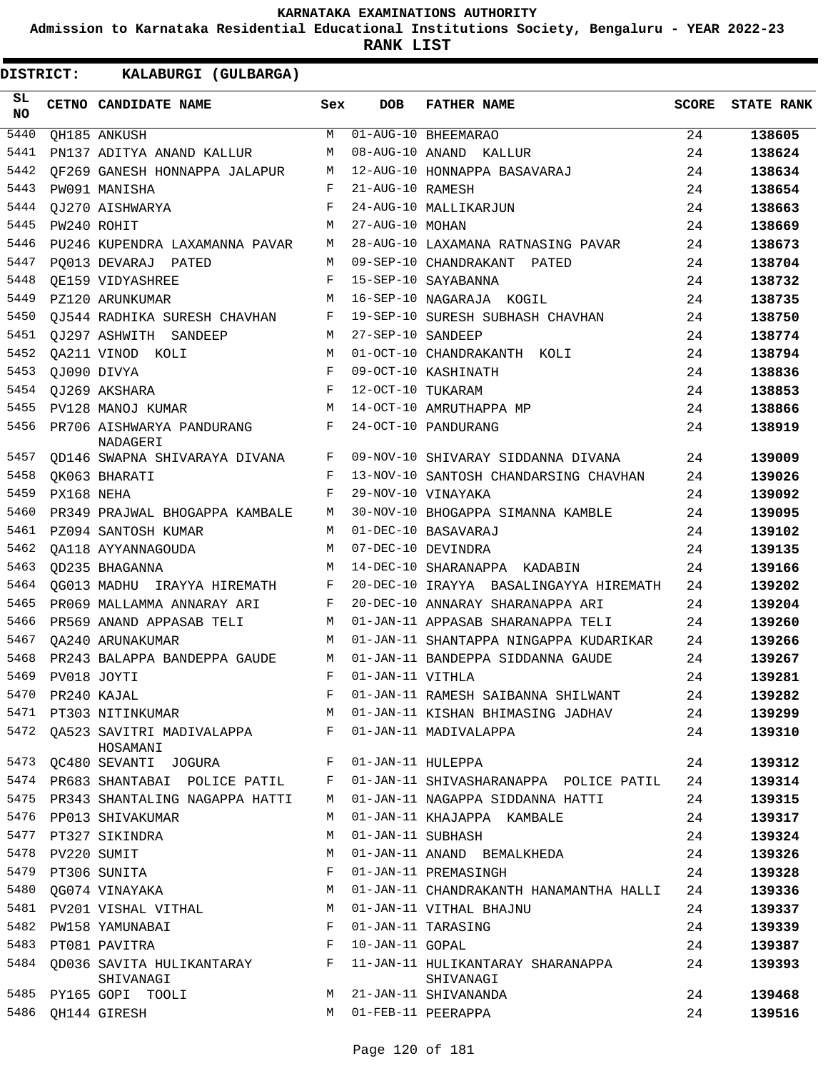**KARNATAKA EXAMINATIONS AUTHORITY**

**Admission to Karnataka Residential Educational Institutions Society, Bengaluru - YEAR 2022-23**

**RANK LIST**

**DISTRICT: KALABURGI (GULBARGA)**

| SL NO | CETNO | CANDIDATE NAME | Sex | DOB | FATHER NAME | SCORE | STATE RANK |
|---|---|---|---|---|---|---|---|
| 5440 | QH185 | ANKUSH | M | 01-AUG-10 | BHEEMARAO | 24 | 138605 |
| 5441 | PN137 | ADITYA ANAND KALLUR | M | 08-AUG-10 | ANAND KALLUR | 24 | 138624 |
| 5442 | QF269 | GANESH HONNAPPA JALAPUR | M | 12-AUG-10 | HONNAPPA BASAVARAJ | 24 | 138634 |
| 5443 | PW091 | MANISHA | F | 21-AUG-10 | RAMESH | 24 | 138654 |
| 5444 | QJ270 | AISHWARYA | F | 24-AUG-10 | MALLIKARJUN | 24 | 138663 |
| 5445 | PW240 | ROHIT | M | 27-AUG-10 | MOHAN | 24 | 138669 |
| 5446 | PU246 | KUPENDRA LAXAMANNA PAVAR | M | 28-AUG-10 | LAXAMANA RATNASING PAVAR | 24 | 138673 |
| 5447 | PQ013 | DEVARAJ PATED | M | 09-SEP-10 | CHANDRAKANT PATED | 24 | 138704 |
| 5448 | QE159 | VIDYASHREE | F | 15-SEP-10 | SAYABANNA | 24 | 138732 |
| 5449 | PZ120 | ARUNKUMAR | M | 16-SEP-10 | NAGARAJA KOGIL | 24 | 138735 |
| 5450 | QJ544 | RADHIKA SURESH CHAVHAN | F | 19-SEP-10 | SURESH SUBHASH CHAVHAN | 24 | 138750 |
| 5451 | QJ297 | ASHWITH SANDEEP | M | 27-SEP-10 | SANDEEP | 24 | 138774 |
| 5452 | QA211 | VINOD KOLI | M | 01-OCT-10 | CHANDRAKANTH KOLI | 24 | 138794 |
| 5453 | QJ090 | DIVYA | F | 09-OCT-10 | KASHINATH | 24 | 138836 |
| 5454 | QJ269 | AKSHARA | F | 12-OCT-10 | TUKARAM | 24 | 138853 |
| 5455 | PV128 | MANOJ KUMAR | M | 14-OCT-10 | AMRUTHAPPA MP | 24 | 138866 |
| 5456 | PR706 | AISHWARYA PANDURANG NADAGERI | F | 24-OCT-10 | PANDURANG | 24 | 138919 |
| 5457 | QD146 | SWAPNA SHIVARAYA DIVANA | F | 09-NOV-10 | SHIVARAY SIDDANNA DIVANA | 24 | 139009 |
| 5458 | QK063 | BHARATI | F | 13-NOV-10 | SANTOSH CHANDARSING CHAVHAN | 24 | 139026 |
| 5459 | PX168 | NEHA | F | 29-NOV-10 | VINAYAKA | 24 | 139092 |
| 5460 | PR349 | PRAJWAL BHOGAPPA KAMBALE | M | 30-NOV-10 | BHOGAPPA SIMANNA KAMBLE | 24 | 139095 |
| 5461 | PZ094 | SANTOSH KUMAR | M | 01-DEC-10 | BASAVARAJ | 24 | 139102 |
| 5462 | QA118 | AYYANNAGOUDA | M | 07-DEC-10 | DEVINDRA | 24 | 139135 |
| 5463 | QD235 | BHAGANNA | M | 14-DEC-10 | SHARANAPPA KADABIN | 24 | 139166 |
| 5464 | QG013 | MADHU IRAYYA HIREMATH | F | 20-DEC-10 | IRAYYA BASALINGAYYA HIREMATH | 24 | 139202 |
| 5465 | PR069 | MALLAMMA ANNARAY ARI | F | 20-DEC-10 | ANNARAY SHARANAPPA ARI | 24 | 139204 |
| 5466 | PR569 | ANAND APPASAB TELI | M | 01-JAN-11 | APPASAB SHARANAPPA TELI | 24 | 139260 |
| 5467 | QA240 | ARUNAKUMAR | M | 01-JAN-11 | SHANTAPPA NINGAPPA KUDARIKAR | 24 | 139266 |
| 5468 | PR243 | BALAPPA BANDEPPA GAUDE | M | 01-JAN-11 | BANDEPPA SIDDANNA GAUDE | 24 | 139267 |
| 5469 | PV018 | JOYTI | F | 01-JAN-11 | VITHLA | 24 | 139281 |
| 5470 | PR240 | KAJAL | F | 01-JAN-11 | RAMESH SAIBANNA SHILWANT | 24 | 139282 |
| 5471 | PT303 | NITINKUMAR | M | 01-JAN-11 | KISHAN BHIMASING JADHAV | 24 | 139299 |
| 5472 | QA523 | SAVITRI MADIVALAPPA HOSAMANI | F | 01-JAN-11 | MADIVALAPPA | 24 | 139310 |
| 5473 | QC480 | SEVANTI JOGURA | F | 01-JAN-11 | HULEPPA | 24 | 139312 |
| 5474 | PR683 | SHANTABAI POLICE PATIL | F | 01-JAN-11 | SHIVASHARANAPPA POLICE PATIL | 24 | 139314 |
| 5475 | PR343 | SHANTALING NAGAPPA HATTI | M | 01-JAN-11 | NAGAPPA SIDDANNA HATTI | 24 | 139315 |
| 5476 | PP013 | SHIVAKUMAR | M | 01-JAN-11 | KHAJAPPA KAMBALE | 24 | 139317 |
| 5477 | PT327 | SIKINDRA | M | 01-JAN-11 | SUBHASH | 24 | 139324 |
| 5478 | PV220 | SUMIT | M | 01-JAN-11 | ANAND BEMALKHEDA | 24 | 139326 |
| 5479 | PT306 | SUNITA | F | 01-JAN-11 | PREMASINGH | 24 | 139328 |
| 5480 | QG074 | VINAYAKA | M | 01-JAN-11 | CHANDRAKANTH HANAMANTHA HALLI | 24 | 139336 |
| 5481 | PV201 | VISHAL VITHAL | M | 01-JAN-11 | VITHAL BHAJNU | 24 | 139337 |
| 5482 | PW158 | YAMUNABAI | F | 01-JAN-11 | TARASING | 24 | 139339 |
| 5483 | PT081 | PAVITRA | F | 10-JAN-11 | GOPAL | 24 | 139387 |
| 5484 | QD036 | SAVITA HULIKANTARAY SHIVANAGI | F | 11-JAN-11 | HULIKANTARAY SHARANAPPA SHIVANAGI | 24 | 139393 |
| 5485 | PY165 | GOPI TOOLI | M | 21-JAN-11 | SHIVANANDA | 24 | 139468 |
| 5486 | QH144 | GIRESH | M | 01-FEB-11 | PEERAPPA | 24 | 139516 |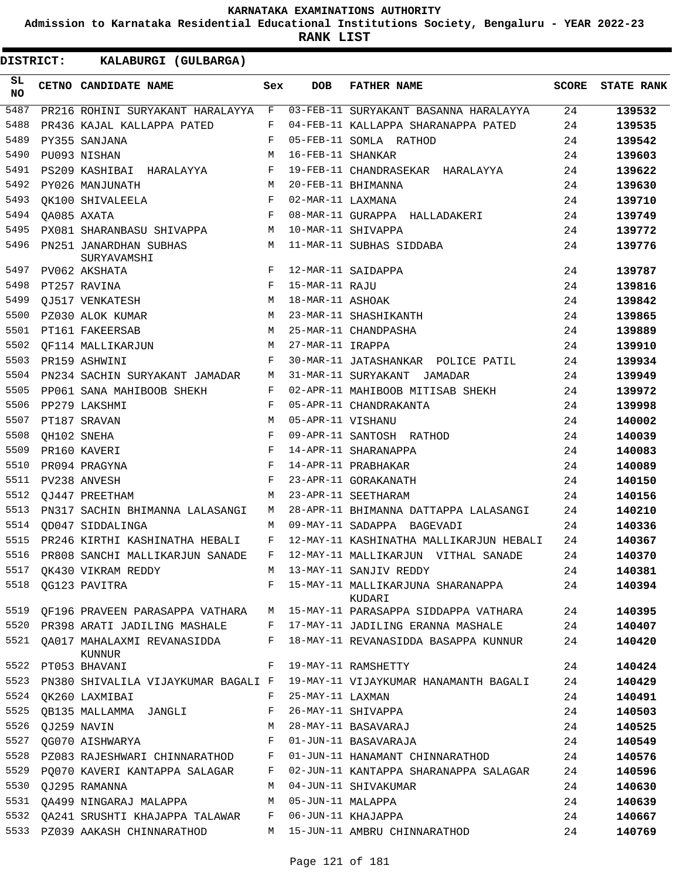# KARNATAKA EXAMINATIONS AUTHORITY

**Admission to Karnataka Residential Educational Institutions Society, Bengaluru - YEAR 2022-23**

**RANK LIST**

**DISTRICT: KALABURGI (GULBARGA)**

| SL NO | CETNO | CANDIDATE NAME | Sex | DOB | FATHER NAME | SCORE | STATE RANK |
|---|---|---|---|---|---|---|---|
| 5487 | PR216 | ROHINI SURYAKANT HARALAYYA | F | 03-FEB-11 | SURYAKANT BASANNA HARALAYYA | 24 | **139532** |
| 5488 | PR436 | KAJAL KALLAPPA PATED | F | 04-FEB-11 | KALLAPPA SHARANAPPA PATED | 24 | **139535** |
| 5489 | PY355 | SANJANA | F | 05-FEB-11 | SOMLA RATHOD | 24 | **139542** |
| 5490 | PU093 | NISHAN | M | 16-FEB-11 | SHANKAR | 24 | **139603** |
| 5491 | PS209 | KASHIBAI HARALAYYA | F | 19-FEB-11 | CHANDRASEKAR HARALAYYA | 24 | **139622** |
| 5492 | PY026 | MANJUNATH | M | 20-FEB-11 | BHIMANNA | 24 | **139630** |
| 5493 | QK100 | SHIVALEELA | F | 02-MAR-11 | LAXMANA | 24 | **139710** |
| 5494 | QA085 | AXATA | F | 08-MAR-11 | GURAPPA HALLADAKERI | 24 | **139749** |
| 5495 | PX081 | SHARANBASU SHIVAPPA | M | 10-MAR-11 | SHIVAPPA | 24 | **139772** |
| 5496 | PN251 | JANARDHAN SUBHAS SURYAVAMSHI | M | 11-MAR-11 | SUBHAS SIDDABA | 24 | **139776** |
| 5497 | PV062 | AKSHATA | F | 12-MAR-11 | SAIDAPPA | 24 | **139787** |
| 5498 | PT257 | RAVINA | F | 15-MAR-11 | RAJU | 24 | **139816** |
| 5499 | QJ517 | VENKATESH | M | 18-MAR-11 | ASHOAK | 24 | **139842** |
| 5500 | PZ030 | ALOK KUMAR | M | 23-MAR-11 | SHASHIKANTH | 24 | **139865** |
| 5501 | PT161 | FAKEERSAB | M | 25-MAR-11 | CHANDPASHA | 24 | **139889** |
| 5502 | QF114 | MALLIKARJUN | M | 27-MAR-11 | IRAPPA | 24 | **139910** |
| 5503 | PR159 | ASHWINI | F | 30-MAR-11 | JATASHANKAR POLICE PATIL | 24 | **139934** |
| 5504 | PN234 | SACHIN SURYAKANT JAMADAR | M | 31-MAR-11 | SURYAKANT JAMADAR | 24 | **139949** |
| 5505 | PP061 | SANA MAHIBOOB SHEKH | F | 02-APR-11 | MAHIBOOB MITISAB SHEKH | 24 | **139972** |
| 5506 | PP279 | LAKSHMI | F | 05-APR-11 | CHANDRAKANTA | 24 | **139998** |
| 5507 | PT187 | SRAVAN | M | 05-APR-11 | VISHANU | 24 | **140002** |
| 5508 | QH102 | SNEHA | F | 09-APR-11 | SANTOSH RATHOD | 24 | **140039** |
| 5509 | PR160 | KAVERI | F | 14-APR-11 | SHARANAPPA | 24 | **140083** |
| 5510 | PR094 | PRAGYNA | F | 14-APR-11 | PRABHAKAR | 24 | **140089** |
| 5511 | PV238 | ANVESH | F | 23-APR-11 | GORAKANATH | 24 | **140150** |
| 5512 | QJ447 | PREETHAM | M | 23-APR-11 | SEETHARAM | 24 | **140156** |
| 5513 | PN317 | SACHIN BHIMANNA LALASANGI | M | 28-APR-11 | BHIMANNA DATTAPPA LALASANGI | 24 | **140210** |
| 5514 | QD047 | SIDDALINGA | M | 09-MAY-11 | SADAPPA BAGEVADI | 24 | **140336** |
| 5515 | PR246 | KIRTHI KASHINATHA HEBALI | F | 12-MAY-11 | KASHINATHA MALLIKARJUN HEBALI | 24 | **140367** |
| 5516 | PR808 | SANCHI MALLIKARJUN SANADE | F | 12-MAY-11 | MALLIKARJUN VITHAL SANADE | 24 | **140370** |
| 5517 | QK430 | VIKRAM REDDY | M | 13-MAY-11 | SANJIV REDDY | 24 | **140381** |
| 5518 | QG123 | PAVITRA | F | 15-MAY-11 | MALLIKARJUNA SHARANAPPA KUDARI | 24 | **140394** |
| 5519 | QF196 | PRAVEEN PARASAPPA VATHARA | M | 15-MAY-11 | PARASAPPA SIDDAPPA VATHARA | 24 | **140395** |
| 5520 | PR398 | ARATI JADILING MASHALE | F | 17-MAY-11 | JADILING ERANNA MASHALE | 24 | **140407** |
| 5521 | QA017 | MAHALAXMI REVANASIDDA KUNNUR | F | 18-MAY-11 | REVANASIDDA BASAPPA KUNNUR | 24 | **140420** |
| 5522 | PT053 | BHAVANI | F | 19-MAY-11 | RAMSHETTY | 24 | **140424** |
| 5523 | PN380 | SHIVALILA VIJAYKUMAR BAGALI | F | 19-MAY-11 | VIJAYKUMAR HANAMANTH BAGALI | 24 | **140429** |
| 5524 | QK260 | LAXMIBAI | F | 25-MAY-11 | LAXMAN | 24 | **140491** |
| 5525 | QB135 | MALLAMMA JANGLI | F | 26-MAY-11 | SHIVAPPA | 24 | **140503** |
| 5526 | QJ259 | NAVIN | M | 28-MAY-11 | BASAVARAJ | 24 | **140525** |
| 5527 | QG070 | AISHWARYA | F | 01-JUN-11 | BASAVARAJA | 24 | **140549** |
| 5528 | PZ083 | RAJESHWARI CHINNARATHOD | F | 01-JUN-11 | HANAMANT CHINNARATHOD | 24 | **140576** |
| 5529 | PQ070 | KAVERI KANTAPPA SALAGAR | F | 02-JUN-11 | KANTAPPA SHARANAPPA SALAGAR | 24 | **140596** |
| 5530 | QJ295 | RAMANNA | M | 04-JUN-11 | SHIVAKUMAR | 24 | **140630** |
| 5531 | QA499 | NINGARAJ MALAPPA | M | 05-JUN-11 | MALAPPA | 24 | **140639** |
| 5532 | QA241 | SRUSHTI KHAJAPPA TALAWAR | F | 06-JUN-11 | KHAJAPPA | 24 | **140667** |
| 5533 | PZ039 | AAKASH CHINNARATHOD | M | 15-JUN-11 | AMBRU CHINNARATHOD | 24 | **140769** |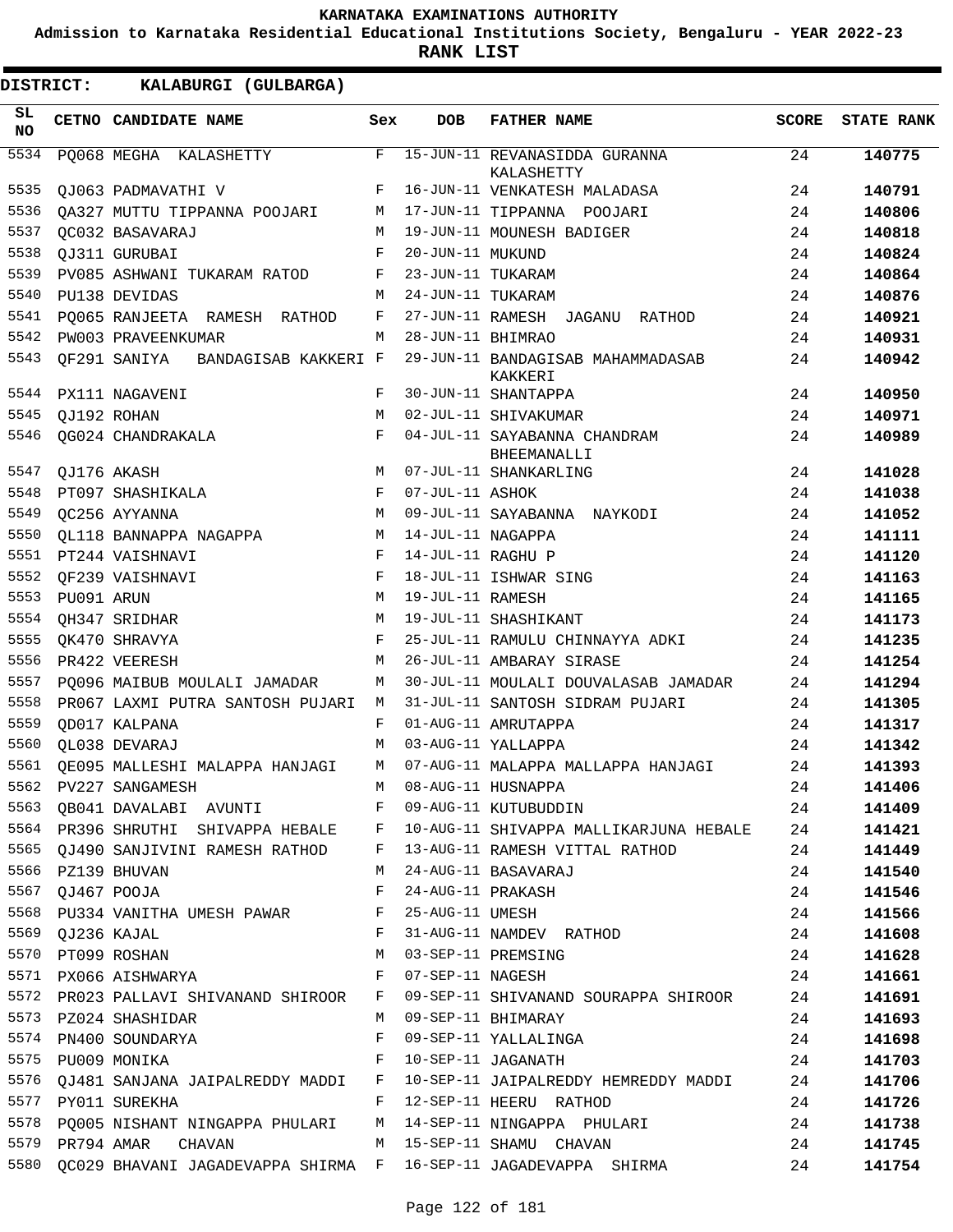# KARNATAKA EXAMINATIONS AUTHORITY

**Admission to Karnataka Residential Educational Institutions Society, Bengaluru - YEAR 2022-23**

**RANK LIST**

**DISTRICT: KALABURGI (GULBARGA)**

| SL NO | CETNO | CANDIDATE NAME | Sex | DOB | FATHER NAME | SCORE | STATE RANK |
|---|---|---|---|---|---|---|---|
| 5534 | PQ068 | MEGHA KALASHETTY | F | 15-JUN-11 | REVANASIDDA GURANNA KALASHETTY | 24 | **140775** |
| 5535 | QJ063 | PADMAVATHI V | F | 16-JUN-11 | VENKATESH MALADASA | 24 | **140791** |
| 5536 | QA327 | MUTTU TIPPANNA POOJARI | M | 17-JUN-11 | TIPPANNA POOJARI | 24 | **140806** |
| 5537 | QC032 | BASAVARAJ | M | 19-JUN-11 | MOUNESH BADIGER | 24 | **140818** |
| 5538 | QJ311 | GURUBAI | F | 20-JUN-11 | MUKUND | 24 | **140824** |
| 5539 | PV085 | ASHWANI TUKARAM RATOD | F | 23-JUN-11 | TUKARAM | 24 | **140864** |
| 5540 | PU138 | DEVIDAS | M | 24-JUN-11 | TUKARAM | 24 | **140876** |
| 5541 | PQ065 | RANJEETA RAMESH RATHOD | F | 27-JUN-11 | RAMESH JAGANU RATHOD | 24 | **140921** |
| 5542 | PW003 | PRAVEENKUMAR | M | 28-JUN-11 | BHIMRAO | 24 | **140931** |
| 5543 | QF291 | SANIYA BANDAGISAB KAKKERI | F | 29-JUN-11 | BANDAGISAB MAHAMMADASAB KAKKERI | 24 | **140942** |
| 5544 | PX111 | NAGAVENI | F | 30-JUN-11 | SHANTAPPA | 24 | **140950** |
| 5545 | QJ192 | ROHAN | M | 02-JUL-11 | SHIVAKUMAR | 24 | **140971** |
| 5546 | QG024 | CHANDRAKALA | F | 04-JUL-11 | SAYABANNA CHANDRAM BHEEMANALLI | 24 | **140989** |
| 5547 | QJ176 | AKASH | M | 07-JUL-11 | SHANKARLING | 24 | **141028** |
| 5548 | PT097 | SHASHIKALA | F | 07-JUL-11 | ASHOK | 24 | **141038** |
| 5549 | QC256 | AYYANNA | M | 09-JUL-11 | SAYABANNA NAYKODI | 24 | **141052** |
| 5550 | QL118 | BANNAPPA NAGAPPA | M | 14-JUL-11 | NAGAPPA | 24 | **141111** |
| 5551 | PT244 | VAISHNAVI | F | 14-JUL-11 | RAGHU P | 24 | **141120** |
| 5552 | QF239 | VAISHNAVI | F | 18-JUL-11 | ISHWAR SING | 24 | **141163** |
| 5553 | PU091 | ARUN | M | 19-JUL-11 | RAMESH | 24 | **141165** |
| 5554 | QH347 | SRIDHAR | M | 19-JUL-11 | SHASHIKANT | 24 | **141173** |
| 5555 | QK470 | SHRAVYA | F | 25-JUL-11 | RAMULU CHINNAYYA ADKI | 24 | **141235** |
| 5556 | PR422 | VEERESH | M | 26-JUL-11 | AMBARAY SIRASE | 24 | **141254** |
| 5557 | PQ096 | MAIBUB MOULALI JAMADAR | M | 30-JUL-11 | MOULALI DOUVALASAB JAMADAR | 24 | **141294** |
| 5558 | PR067 | LAXMI PUTRA SANTOSH PUJARI | M | 31-JUL-11 | SANTOSH SIDRAM PUJARI | 24 | **141305** |
| 5559 | QD017 | KALPANA | F | 01-AUG-11 | AMRUTAPPA | 24 | **141317** |
| 5560 | QL038 | DEVARAJ | M | 03-AUG-11 | YALLAPPA | 24 | **141342** |
| 5561 | QE095 | MALLESHI MALAPPA HANJAGI | M | 07-AUG-11 | MALAPPA MALLAPPA HANJAGI | 24 | **141393** |
| 5562 | PV227 | SANGAMESH | M | 08-AUG-11 | HUSNAPPA | 24 | **141406** |
| 5563 | QB041 | DAVALABI AVUNTI | F | 09-AUG-11 | KUTUBUDDIN | 24 | **141409** |
| 5564 | PR396 | SHRUTHI SHIVAPPA HEBALE | F | 10-AUG-11 | SHIVAPPA MALLIKARJUNA HEBALE | 24 | **141421** |
| 5565 | QJ490 | SANJIVINI RAMESH RATHOD | F | 13-AUG-11 | RAMESH VITTAL RATHOD | 24 | **141449** |
| 5566 | PZ139 | BHUVAN | M | 24-AUG-11 | BASAVARAJ | 24 | **141540** |
| 5567 | QJ467 | POOJA | F | 24-AUG-11 | PRAKASH | 24 | **141546** |
| 5568 | PU334 | VANITHA UMESH PAWAR | F | 25-AUG-11 | UMESH | 24 | **141566** |
| 5569 | QJ236 | KAJAL | F | 31-AUG-11 | NAMDEV RATHOD | 24 | **141608** |
| 5570 | PT099 | ROSHAN | M | 03-SEP-11 | PREMSING | 24 | **141628** |
| 5571 | PX066 | AISHWARYA | F | 07-SEP-11 | NAGESH | 24 | **141661** |
| 5572 | PR023 | PALLAVI SHIVANAND SHIROOR | F | 09-SEP-11 | SHIVANAND SOURAPPA SHIROOR | 24 | **141691** |
| 5573 | PZ024 | SHASHIDAR | M | 09-SEP-11 | BHIMARAY | 24 | **141693** |
| 5574 | PN400 | SOUNDARYA | F | 09-SEP-11 | YALLALINGA | 24 | **141698** |
| 5575 | PU009 | MONIKA | F | 10-SEP-11 | JAGANATH | 24 | **141703** |
| 5576 | QJ481 | SANJANA JAIPALREDDY MADDI | F | 10-SEP-11 | JAIPALREDDY HEMREDDY MADDI | 24 | **141706** |
| 5577 | PY011 | SUREKHA | F | 12-SEP-11 | HEERU RATHOD | 24 | **141726** |
| 5578 | PQ005 | NISHANT NINGAPPA PHULARI | M | 14-SEP-11 | NINGAPPA PHULARI | 24 | **141738** |
| 5579 | PR794 | AMAR CHAVAN | M | 15-SEP-11 | SHAMU CHAVAN | 24 | **141745** |
| 5580 | QC029 | BHAVANI JAGADEVAPPA SHIRMA | F | 16-SEP-11 | JAGADEVAPPA SHIRMA | 24 | **141754** |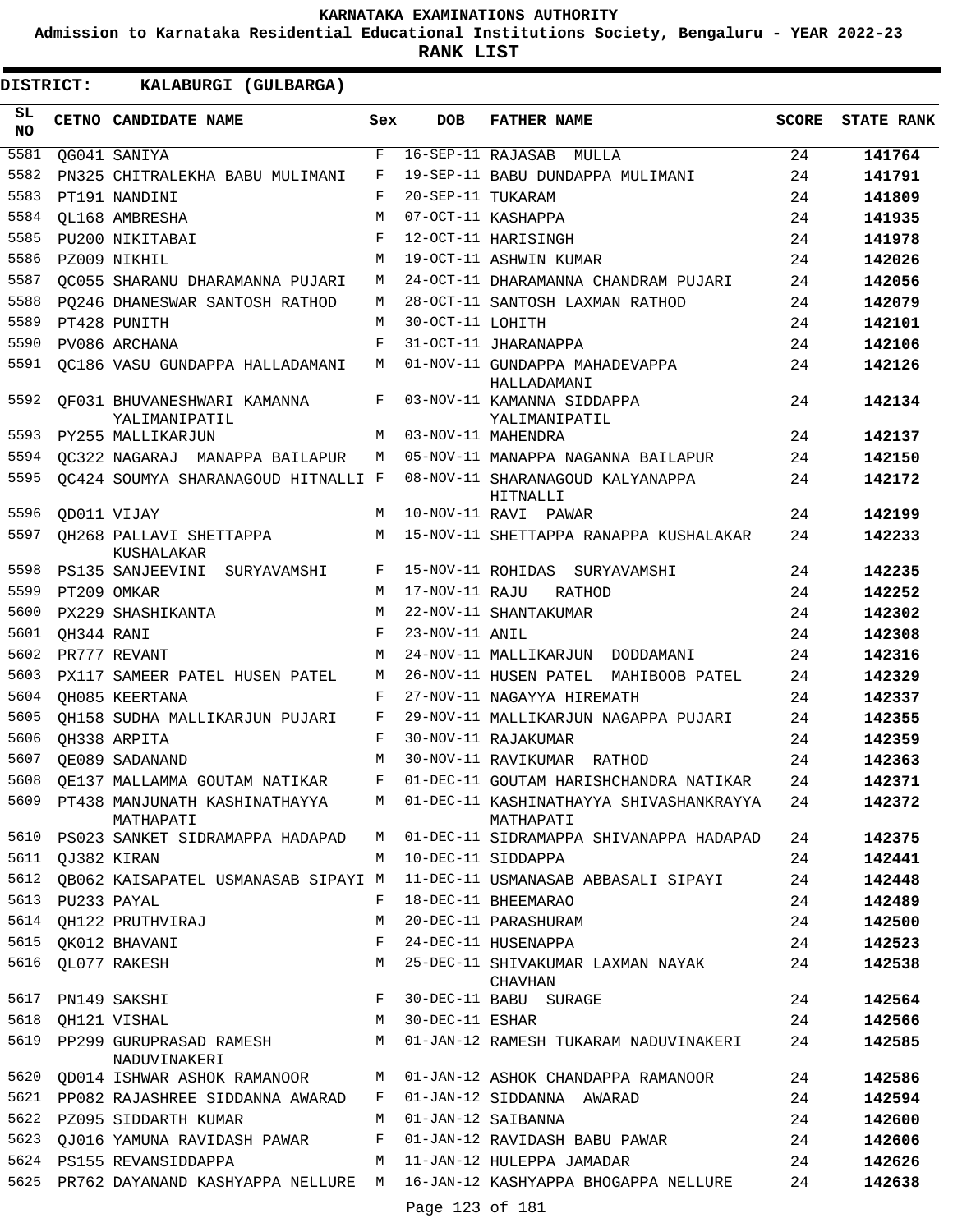KARNATAKA EXAMINATIONS AUTHORITY

Admission to Karnataka Residential Educational Institutions Society, Bengaluru - YEAR 2022-23

**RANK LIST**

**DISTRICT: KALABURGI (GULBARGA)**

| SL NO | CETNO | CANDIDATE NAME | Sex | DOB | FATHER NAME | SCORE | STATE RANK |
|---|---|---|---|---|---|---|---|
| 5581 | QG041 | SANIYA | F | 16-SEP-11 | RAJASAB MULLA | 24 | **141764** |
| 5582 | PN325 | CHITRALEKHA BABU MULIMANI | F | 19-SEP-11 | BABU DUNDAPPA MULIMANI | 24 | **141791** |
| 5583 | PT191 | NANDINI | F | 20-SEP-11 | TUKARAM | 24 | **141809** |
| 5584 | QL168 | AMBRESHA | M | 07-OCT-11 | KASHAPPA | 24 | **141935** |
| 5585 | PU200 | NIKITABAI | F | 12-OCT-11 | HARISINGH | 24 | **141978** |
| 5586 | PZ009 | NIKHIL | M | 19-OCT-11 | ASHWIN KUMAR | 24 | **142026** |
| 5587 | QC055 | SHARANU DHARAMANNA PUJARI | M | 24-OCT-11 | DHARAMANNA CHANDRAM PUJARI | 24 | **142056** |
| 5588 | PQ246 | DHANESWAR SANTOSH RATHOD | M | 28-OCT-11 | SANTOSH LAXMAN RATHOD | 24 | **142079** |
| 5589 | PT428 | PUNITH | M | 30-OCT-11 | LOHITH | 24 | **142101** |
| 5590 | PV086 | ARCHANA | F | 31-OCT-11 | JHARANAPPA | 24 | **142106** |
| 5591 | QC186 | VASU GUNDAPPA HALLADAMANI | M | 01-NOV-11 | GUNDAPPA MAHADEVAPPA HALLADAMANI | 24 | **142126** |
| 5592 | QF031 | BHUVANESHWARI KAMANNA YALIMANIPATIL | F | 03-NOV-11 | KAMANNA SIDDAPPA YALIMANIPATIL | 24 | **142134** |
| 5593 | PY255 | MALLIKARJUN | M | 03-NOV-11 | MAHENDRA | 24 | **142137** |
| 5594 | QC322 | NAGARAJ MANAPPA BAILAPUR | M | 05-NOV-11 | MANAPPA NAGANNA BAILAPUR | 24 | **142150** |
| 5595 | QC424 | SOUMYA SHARANAGOUD HITNALLI | F | 08-NOV-11 | SHARANAGOUD KALYANAPPA HITNALLI | 24 | **142172** |
| 5596 | QD011 | VIJAY | M | 10-NOV-11 | RAVI PAWAR | 24 | **142199** |
| 5597 | QH268 | PALLAVI SHETTAPPA KUSHALAKAR | M | 15-NOV-11 | SHETTAPPA RANAPPA KUSHALAKAR | 24 | **142233** |
| 5598 | PS135 | SANJEEVINI SURYAVAMSHI | F | 15-NOV-11 | ROHIDAS SURYAVAMSHI | 24 | **142235** |
| 5599 | PT209 | OMKAR | M | 17-NOV-11 | RAJU RATHOD | 24 | **142252** |
| 5600 | PX229 | SHASHIKANTA | M | 22-NOV-11 | SHANTAKUMAR | 24 | **142302** |
| 5601 | QH344 | RANI | F | 23-NOV-11 | ANIL | 24 | **142308** |
| 5602 | PR777 | REVANT | M | 24-NOV-11 | MALLIKARJUN DODDAMANI | 24 | **142316** |
| 5603 | PX117 | SAMEER PATEL HUSEN PATEL | M | 26-NOV-11 | HUSEN PATEL MAHIBOOB PATEL | 24 | **142329** |
| 5604 | QH085 | KEERTANA | F | 27-NOV-11 | NAGAYYA HIREMATH | 24 | **142337** |
| 5605 | QH158 | SUDHA MALLIKARJUN PUJARI | F | 29-NOV-11 | MALLIKARJUN NAGAPPA PUJARI | 24 | **142355** |
| 5606 | QH338 | ARPITA | F | 30-NOV-11 | RAJAKUMAR | 24 | **142359** |
| 5607 | QE089 | SADANAND | M | 30-NOV-11 | RAVIKUMAR RATHOD | 24 | **142363** |
| 5608 | QE137 | MALLAMMA GOUTAM NATIKAR | F | 01-DEC-11 | GOUTAM HARISHCHANDRA NATIKAR | 24 | **142371** |
| 5609 | PT438 | MANJUNATH KASHINATHAYYA MATHAPATI | M | 01-DEC-11 | KASHINATHAYYA SHIVASHANKRAYYA MATHAPATI | 24 | **142372** |
| 5610 | PS023 | SANKET SIDRAMAPPA HADAPAD | M | 01-DEC-11 | SIDRAMAPPA SHIVANAPPA HADAPAD | 24 | **142375** |
| 5611 | QJ382 | KIRAN | M | 10-DEC-11 | SIDDAPPA | 24 | **142441** |
| 5612 | QB062 | KAISAPATEL USMANASAB SIPAYI | M | 11-DEC-11 | USMANASAB ABBASALI SIPAYI | 24 | **142448** |
| 5613 | PU233 | PAYAL | F | 18-DEC-11 | BHEEMARAO | 24 | **142489** |
| 5614 | QH122 | PRUTHVIRAJ | M | 20-DEC-11 | PARASHURAM | 24 | **142500** |
| 5615 | QK012 | BHAVANI | F | 24-DEC-11 | HUSENAPPA | 24 | **142523** |
| 5616 | QL077 | RAKESH | M | 25-DEC-11 | SHIVAKUMAR LAXMAN NAYAK CHAVHAN | 24 | **142538** |
| 5617 | PN149 | SAKSHI | F | 30-DEC-11 | BABU SURAGE | 24 | **142564** |
| 5618 | QH121 | VISHAL | M | 30-DEC-11 | ESHAR | 24 | **142566** |
| 5619 | PP299 | GURUPRASAD RAMESH NADUVINAKERI | M | 01-JAN-12 | RAMESH TUKARAM NADUVINAKERI | 24 | **142585** |
| 5620 | QD014 | ISHWAR ASHOK RAMANOOR | M | 01-JAN-12 | ASHOK CHANDAPPA RAMANOOR | 24 | **142586** |
| 5621 | PP082 | RAJASHREE SIDDANNA AWARAD | F | 01-JAN-12 | SIDDANNA AWARAD | 24 | **142594** |
| 5622 | PZ095 | SIDDARTH KUMAR | M | 01-JAN-12 | SAIBANNA | 24 | **142600** |
| 5623 | QJ016 | YAMUNA RAVIDASH PAWAR | F | 01-JAN-12 | RAVIDASH BABU PAWAR | 24 | **142606** |
| 5624 | PS155 | REVANSIDDAPPA | M | 11-JAN-12 | HULEPPA JAMADAR | 24 | **142626** |
| 5625 | PR762 | DAYANAND KASHYAPPA NELLURE | M | 16-JAN-12 | KASHYAPPA BHOGAPPA NELLURE | 24 | **142638** |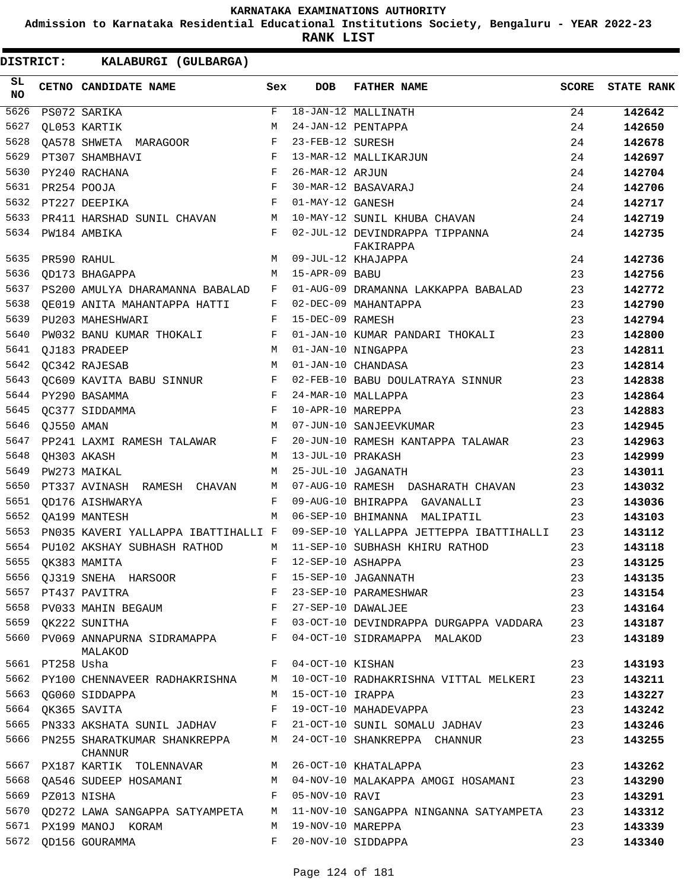# KARNATAKA EXAMINATIONS AUTHORITY

**Admission to Karnataka Residential Educational Institutions Society, Bengaluru - YEAR 2022-23**

**RANK LIST**

**DISTRICT: KALABURGI (GULBARGA)**

| SL NO | CETNO | CANDIDATE NAME | Sex | DOB | FATHER NAME | SCORE | STATE RANK |
|---|---|---|---|---|---|---|---|
| 5626 | PS072 | SARIKA | F | 18-JAN-12 | MALLINATH | 24 | 142642 |
| 5627 | QL053 | KARTIK | M | 24-JAN-12 | PENTAPPA | 24 | 142650 |
| 5628 | QA578 | SHWETA MARAGOOR | F | 23-FEB-12 | SURESH | 24 | 142678 |
| 5629 | PT307 | SHAMBHAVI | F | 13-MAR-12 | MALLIKARJUN | 24 | 142697 |
| 5630 | PY240 | RACHANA | F | 26-MAR-12 | ARJUN | 24 | 142704 |
| 5631 | PR254 | POOJA | F | 30-MAR-12 | BASAVARAJ | 24 | 142706 |
| 5632 | PT227 | DEEPIKA | F | 01-MAY-12 | GANESH | 24 | 142717 |
| 5633 | PR411 | HARSHAD SUNIL CHAVAN | M | 10-MAY-12 | SUNIL KHUBA CHAVAN | 24 | 142719 |
| 5634 | PW184 | AMBIKA | F | 02-JUL-12 | DEVINDRAPPA TIPPANNA FAKIRAPPA | 24 | 142735 |
| 5635 | PR590 | RAHUL | M | 09-JUL-12 | KHAJAPPA | 24 | 142736 |
| 5636 | QD173 | BHAGAPPA | M | 15-APR-09 | BABU | 23 | 142756 |
| 5637 | PS200 | AMULYA DHARAMANNA BABALAD | F | 01-AUG-09 | DRAMANNA LAKKAPPA BABALAD | 23 | 142772 |
| 5638 | QE019 | ANITA MAHANTAPPA HATTI | F | 02-DEC-09 | MAHANTAPPA | 23 | 142790 |
| 5639 | PU203 | MAHESHWARI | F | 15-DEC-09 | RAMESH | 23 | 142794 |
| 5640 | PW032 | BANU KUMAR THOKALI | F | 01-JAN-10 | KUMAR PANDARI THOKALI | 23 | 142800 |
| 5641 | QJ183 | PRADEEP | M | 01-JAN-10 | NINGAPPA | 23 | 142811 |
| 5642 | QC342 | RAJESAB | M | 01-JAN-10 | CHANDASA | 23 | 142814 |
| 5643 | QC609 | KAVITA BABU SINNUR | F | 02-FEB-10 | BABU DOULATRAYA SINNUR | 23 | 142838 |
| 5644 | PY290 | BASAMMA | F | 24-MAR-10 | MALLAPPA | 23 | 142864 |
| 5645 | QC377 | SIDDAMMA | F | 10-APR-10 | MAREPPA | 23 | 142883 |
| 5646 | QJ550 | AMAN | M | 07-JUN-10 | SANJEEVKUMAR | 23 | 142945 |
| 5647 | PP241 | LAXMI RAMESH TALAWAR | F | 20-JUN-10 | RAMESH KANTAPPA TALAWAR | 23 | 142963 |
| 5648 | QH303 | AKASH | M | 13-JUL-10 | PRAKASH | 23 | 142999 |
| 5649 | PW273 | MAIKAL | M | 25-JUL-10 | JAGANATH | 23 | 143011 |
| 5650 | PT337 | AVINASH RAMESH CHAVAN | M | 07-AUG-10 | RAMESH DASHARATH CHAVAN | 23 | 143032 |
| 5651 | QD176 | AISHWARYA | F | 09-AUG-10 | BHIRAPPA GAVANALLI | 23 | 143036 |
| 5652 | QA199 | MANTESH | M | 06-SEP-10 | BHIMANNA MALIPATIL | 23 | 143103 |
| 5653 | PN035 | KAVERI YALLAPPA IBATTIHALLI | F | 09-SEP-10 | YALLAPPA JETTEPPA IBATTIHALLI | 23 | 143112 |
| 5654 | PU102 | AKSHAY SUBHASH RATHOD | M | 11-SEP-10 | SUBHASH KHIRU RATHOD | 23 | 143118 |
| 5655 | QK383 | MAMITA | F | 12-SEP-10 | ASHAPPA | 23 | 143125 |
| 5656 | QJ319 | SNEHA HARSOOR | F | 15-SEP-10 | JAGANNATH | 23 | 143135 |
| 5657 | PT437 | PAVITRA | F | 23-SEP-10 | PARAMESHWAR | 23 | 143154 |
| 5658 | PV033 | MAHIN BEGAUM | F | 27-SEP-10 | DAWALJEE | 23 | 143164 |
| 5659 | QK222 | SUNITHA | F | 03-OCT-10 | DEVINDRAPPA DURGAPPA VADDARA | 23 | 143187 |
| 5660 | PV069 | ANNAPURNA SIDRAMAPPA MALAKOD | F | 04-OCT-10 | SIDRAMAPPA MALAKOD | 23 | 143189 |
| 5661 | PT258 | Usha | F | 04-OCT-10 | KISHAN | 23 | 143193 |
| 5662 | PY100 | CHENNAVEER RADHAKRISHNA | M | 10-OCT-10 | RADHAKRISHNA VITTAL MELKERI | 23 | 143211 |
| 5663 | QG060 | SIDDAPPA | M | 15-OCT-10 | IRAPPA | 23 | 143227 |
| 5664 | QK365 | SAVITA | F | 19-OCT-10 | MAHADEVAPPA | 23 | 143242 |
| 5665 | PN333 | AKSHATA SUNIL JADHAV | F | 21-OCT-10 | SUNIL SOMALU JADHAV | 23 | 143246 |
| 5666 | PN255 | SHARATKUMAR SHANKREPPA CHANNUR | M | 24-OCT-10 | SHANKREPPA CHANNUR | 23 | 143255 |
| 5667 | PX187 | KARTIK TOLENNAVAR | M | 26-OCT-10 | KHATALAPPA | 23 | 143262 |
| 5668 | QA546 | SUDEEP HOSAMANI | M | 04-NOV-10 | MALAKAPPA AMOGI HOSAMANI | 23 | 143290 |
| 5669 | PZ013 | NISHA | F | 05-NOV-10 | RAVI | 23 | 143291 |
| 5670 | QD272 | LAWA SANGAPPA SATYAMPETA | M | 11-NOV-10 | SANGAPPA NINGANNA SATYAMPETA | 23 | 143312 |
| 5671 | PX199 | MANOJ KORAM | M | 19-NOV-10 | MAREPPA | 23 | 143339 |
| 5672 | QD156 | GOURAMMA | F | 20-NOV-10 | SIDDAPPA | 23 | 143340 |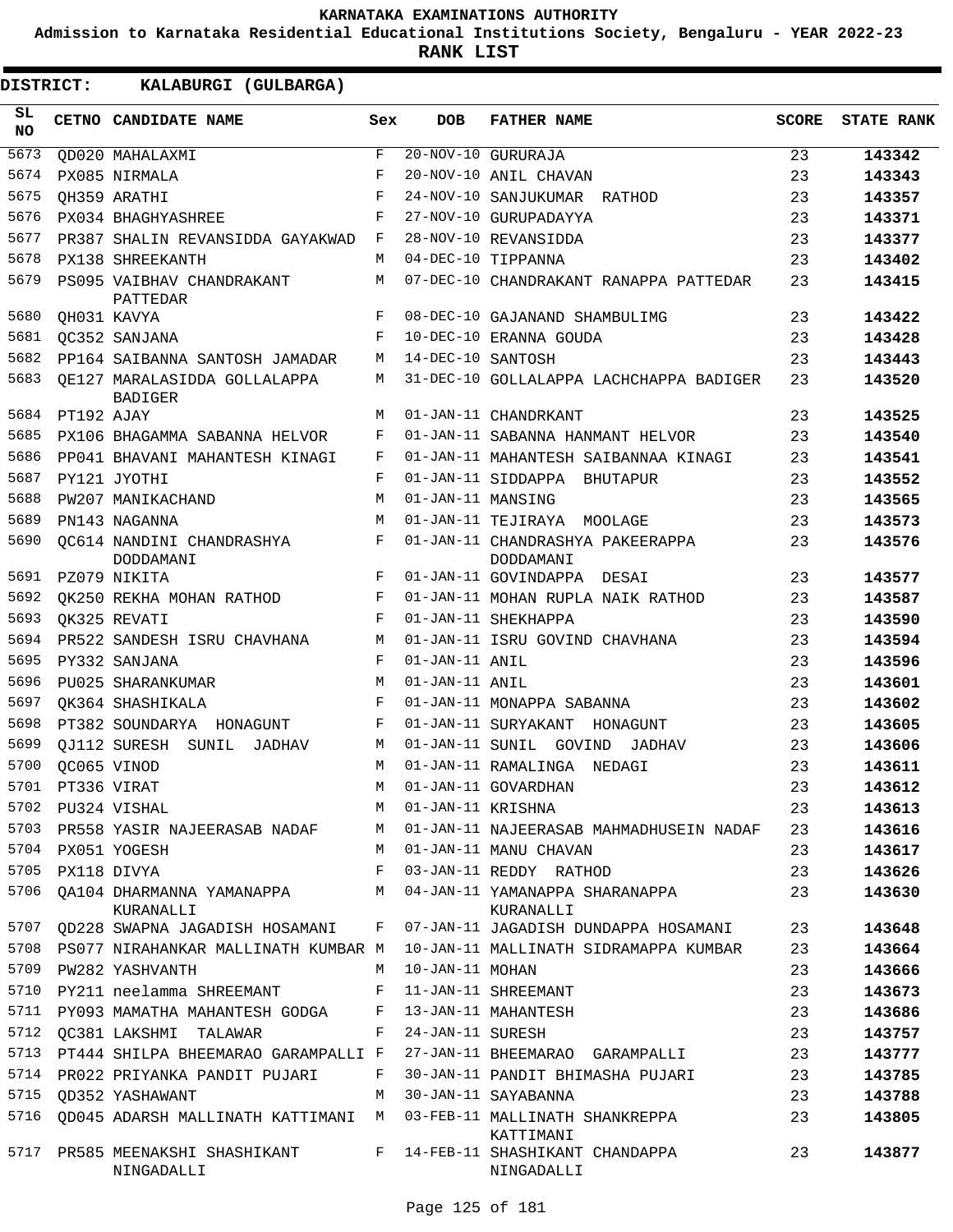KARNATAKA EXAMINATIONS AUTHORITY

Admission to Karnataka Residential Educational Institutions Society, Bengaluru - YEAR 2022-23

**RANK LIST**

**DISTRICT: KALABURGI (GULBARGA)**

| SL NO | CETNO | CANDIDATE NAME | Sex | DOB | FATHER NAME | SCORE | STATE RANK |
|---|---|---|---|---|---|---|---|
| 5673 | QD020 | MAHALAXMI | F | 20-NOV-10 | GURURAJA | 23 | **143342** |
| 5674 | PX085 | NIRMALA | F | 20-NOV-10 | ANIL CHAVAN | 23 | **143343** |
| 5675 | QH359 | ARATHI | F | 24-NOV-10 | SANJUKUMAR RATHOD | 23 | **143357** |
| 5676 | PX034 | BHAGHYASHREE | F | 27-NOV-10 | GURUPADAYYA | 23 | **143371** |
| 5677 | PR387 | SHALIN REVANSIDDA GAYAKWAD | F | 28-NOV-10 | REVANSIDDA | 23 | **143377** |
| 5678 | PX138 | SHREEKANTH | M | 04-DEC-10 | TIPPANNA | 23 | **143402** |
| 5679 | PS095 | VAIBHAV CHANDRAKANT PATTEDAR | M | 07-DEC-10 | CHANDRAKANT RANAPPA PATTEDAR | 23 | **143415** |
| 5680 | QH031 | KAVYA | F | 08-DEC-10 | GAJANAND SHAMBULIMG | 23 | **143422** |
| 5681 | QC352 | SANJANA | F | 10-DEC-10 | ERANNA GOUDA | 23 | **143428** |
| 5682 | PP164 | SAIBANNA SANTOSH JAMADAR | M | 14-DEC-10 | SANTOSH | 23 | **143443** |
| 5683 | QE127 | MARALASIDDA GOLLALAPPA BADIGER | M | 31-DEC-10 | GOLLALAPPA LACHCHAPPA BADIGER | 23 | **143520** |
| 5684 | PT192 | AJAY | M | 01-JAN-11 | CHANDRKANT | 23 | **143525** |
| 5685 | PX106 | BHAGAMMA SABANNA HELVOR | F | 01-JAN-11 | SABANNA HANMANT HELVOR | 23 | **143540** |
| 5686 | PP041 | BHAVANI MAHANTESH KINAGI | F | 01-JAN-11 | MAHANTESH SAIBANNAA KINAGI | 23 | **143541** |
| 5687 | PY121 | JYOTHI | F | 01-JAN-11 | SIDDAPPA BHUTAPUR | 23 | **143552** |
| 5688 | PW207 | MANIKACHAND | M | 01-JAN-11 | MANSING | 23 | **143565** |
| 5689 | PN143 | NAGANNA | M | 01-JAN-11 | TEJIRAYA MOOLAGE | 23 | **143573** |
| 5690 | QC614 | NANDINI CHANDRASHYA DODDAMANI | F | 01-JAN-11 | CHANDRASHYA PAKEERAPPA DODDAMANI | 23 | **143576** |
| 5691 | PZ079 | NIKITA | F | 01-JAN-11 | GOVINDAPPA DESAI | 23 | **143577** |
| 5692 | QK250 | REKHA MOHAN RATHOD | F | 01-JAN-11 | MOHAN RUPLA NAIK RATHOD | 23 | **143587** |
| 5693 | QK325 | REVATI | F | 01-JAN-11 | SHEKHAPPA | 23 | **143590** |
| 5694 | PR522 | SANDESH ISRU CHAVHANA | M | 01-JAN-11 | ISRU GOVIND CHAVHANA | 23 | **143594** |
| 5695 | PY332 | SANJANA | F | 01-JAN-11 | ANIL | 23 | **143596** |
| 5696 | PU025 | SHARANKUMAR | M | 01-JAN-11 | ANIL | 23 | **143601** |
| 5697 | QK364 | SHASHIKALA | F | 01-JAN-11 | MONAPPA SABANNA | 23 | **143602** |
| 5698 | PT382 | SOUNDARYA HONAGUNT | F | 01-JAN-11 | SURYAKANT HONAGUNT | 23 | **143605** |
| 5699 | QJ112 | SURESH SUNIL JADHAV | M | 01-JAN-11 | SUNIL GOVIND JADHAV | 23 | **143606** |
| 5700 | QC065 | VINOD | M | 01-JAN-11 | RAMALINGA NEDAGI | 23 | **143611** |
| 5701 | PT336 | VIRAT | M | 01-JAN-11 | GOVARDHAN | 23 | **143612** |
| 5702 | PU324 | VISHAL | M | 01-JAN-11 | KRISHNA | 23 | **143613** |
| 5703 | PR558 | YASIR NAJEERASAB NADAF | M | 01-JAN-11 | NAJEERASAB MAHMADHUSEIN NADAF | 23 | **143616** |
| 5704 | PX051 | YOGESH | M | 01-JAN-11 | MANU CHAVAN | 23 | **143617** |
| 5705 | PX118 | DIVYA | F | 03-JAN-11 | REDDY RATHOD | 23 | **143626** |
| 5706 | QA104 | DHARMANNA YAMANAPPA KURANALLI | M | 04-JAN-11 | YAMANAPPA SHARANAPPA KURANALLI | 23 | **143630** |
| 5707 | QD228 | SWAPNA JAGADISH HOSAMANI | F | 07-JAN-11 | JAGADISH DUNDAPPA HOSAMANI | 23 | **143648** |
| 5708 | PS077 | NIRAHANKAR MALLINATH KUMBAR | M | 10-JAN-11 | MALLINATH SIDRAMAPPA KUMBAR | 23 | **143664** |
| 5709 | PW282 | YASHVANTH | M | 10-JAN-11 | MOHAN | 23 | **143666** |
| 5710 | PY211 | neelamma SHREEMANT | F | 11-JAN-11 | SHREEMANT | 23 | **143673** |
| 5711 | PY093 | MAMATHA MAHANTESH GODGA | F | 13-JAN-11 | MAHANTESH | 23 | **143686** |
| 5712 | QC381 | LAKSHMI TALAWAR | F | 24-JAN-11 | SURESH | 23 | **143757** |
| 5713 | PT444 | SHILPA BHEEMARAO GARAMPALLI | F | 27-JAN-11 | BHEEMARAO GARAMPALLI | 23 | **143777** |
| 5714 | PR022 | PRIYANKA PANDIT PUJARI | F | 30-JAN-11 | PANDIT BHIMASHA PUJARI | 23 | **143785** |
| 5715 | QD352 | YASHAWANT | M | 30-JAN-11 | SAYABANNA | 23 | **143788** |
| 5716 | QD045 | ADARSH MALLINATH KATTIMANI | M | 03-FEB-11 | MALLINATH SHANKREPPA KATTIMANI | 23 | **143805** |
| 5717 | PR585 | MEENAKSHI SHASHIKANT NINGADALLI | F | 14-FEB-11 | SHASHIKANT CHANDAPPA NINGADALLI | 23 | **143877** |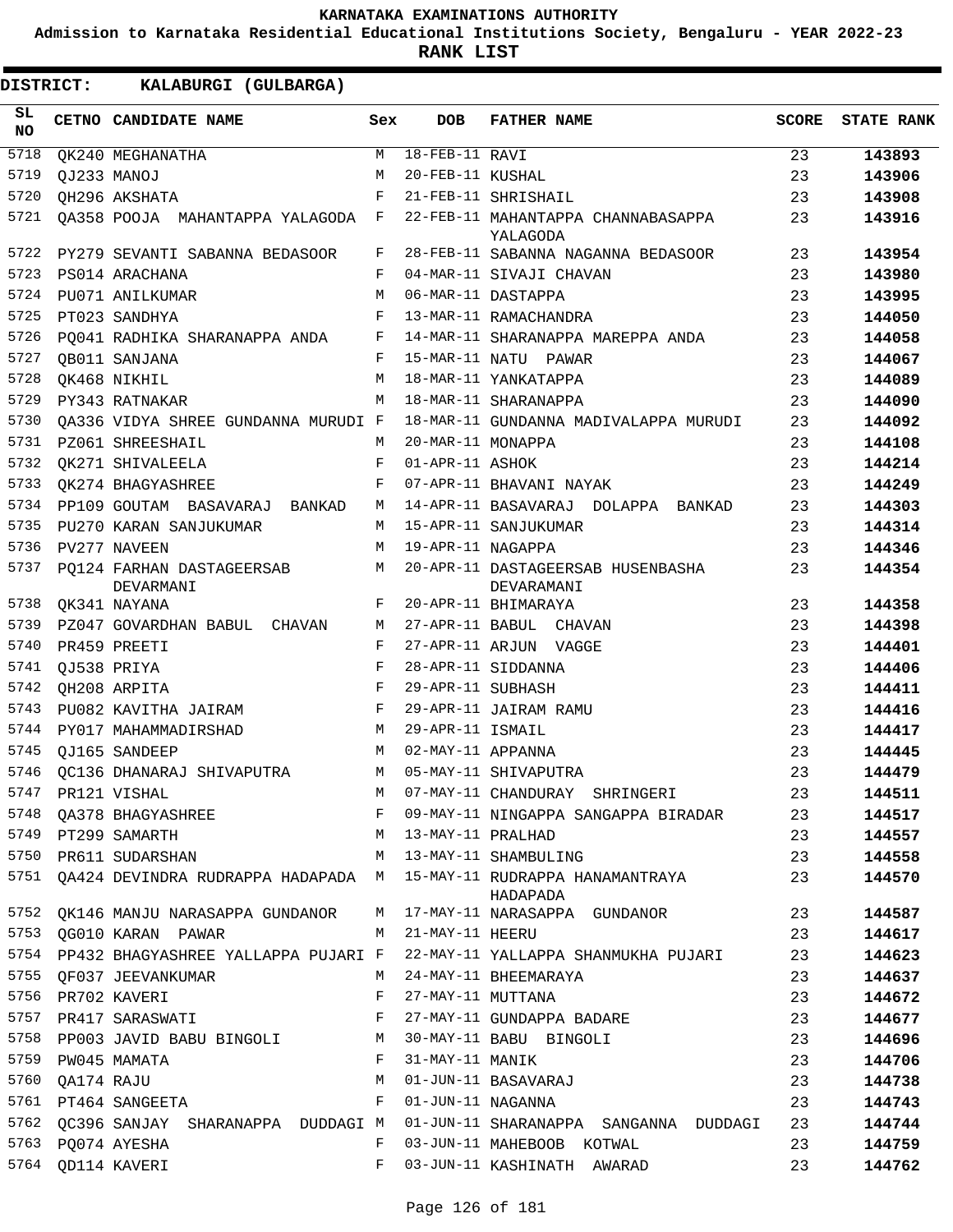**KARNATAKA EXAMINATIONS AUTHORITY**

**Admission to Karnataka Residential Educational Institutions Society, Bengaluru - YEAR 2022-23**

**RANK LIST**

**DISTRICT: KALABURGI (GULBARGA)**

| SL NO | CETNO | CANDIDATE NAME | Sex | DOB | FATHER NAME | SCORE | STATE RANK |
|---|---|---|---|---|---|---|---|
| 5718 | QK240 | MEGHANATHA | M | 18-FEB-11 | RAVI | 23 | **143893** |
| 5719 | QJ233 | MANOJ | M | 20-FEB-11 | KUSHAL | 23 | **143906** |
| 5720 | QH296 | AKSHATA | F | 21-FEB-11 | SHRISHAIL | 23 | **143908** |
| 5721 | QA358 | POOJA MAHANTAPPA YALAGODA | F | 22-FEB-11 | MAHANTAPPA CHANNABASAPPA YALAGODA | 23 | **143916** |
| 5722 | PY279 | SEVANTI SABANNA BEDASOOR | F | 28-FEB-11 | SABANNA NAGANNA BEDASOOR | 23 | **143954** |
| 5723 | PS014 | ARACHANA | F | 04-MAR-11 | SIVAJI CHAVAN | 23 | **143980** |
| 5724 | PU071 | ANILKUMAR | M | 06-MAR-11 | DASTAPPA | 23 | **143995** |
| 5725 | PT023 | SANDHYA | F | 13-MAR-11 | RAMACHANDRA | 23 | **144050** |
| 5726 | PQ041 | RADHIKA SHARANAPPA ANDA | F | 14-MAR-11 | SHARANAPPA MAREPPA ANDA | 23 | **144058** |
| 5727 | QB011 | SANJANA | F | 15-MAR-11 | NATU PAWAR | 23 | **144067** |
| 5728 | QK468 | NIKHIL | M | 18-MAR-11 | YANKATAPPA | 23 | **144089** |
| 5729 | PY343 | RATNAKAR | M | 18-MAR-11 | SHARANAPPA | 23 | **144090** |
| 5730 | QA336 | VIDYA SHREE GUNDANNA MURUDI | F | 18-MAR-11 | GUNDANNA MADIVALAPPA MURUDI | 23 | **144092** |
| 5731 | PZ061 | SHREESHAIL | M | 20-MAR-11 | MONAPPA | 23 | **144108** |
| 5732 | QK271 | SHIVALEELA | F | 01-APR-11 | ASHOK | 23 | **144214** |
| 5733 | QK274 | BHAGYASHREE | F | 07-APR-11 | BHAVANI NAYAK | 23 | **144249** |
| 5734 | PP109 | GOUTAM BASAVARAJ BANKAD | M | 14-APR-11 | BASAVARAJ DOLAPPA BANKAD | 23 | **144303** |
| 5735 | PU270 | KARAN SANJUKUMAR | M | 15-APR-11 | SANJUKUMAR | 23 | **144314** |
| 5736 | PV277 | NAVEEN | M | 19-APR-11 | NAGAPPA | 23 | **144346** |
| 5737 | PQ124 | FARHAN DASTAGEERSAB DEVARMANI | M | 20-APR-11 | DASTAGEERSAB HUSENBASHA DEVARAMANI | 23 | **144354** |
| 5738 | QK341 | NAYANA | F | 20-APR-11 | BHIMARAYA | 23 | **144358** |
| 5739 | PZ047 | GOVARDHAN BABUL CHAVAN | M | 27-APR-11 | BABUL CHAVAN | 23 | **144398** |
| 5740 | PR459 | PREETI | F | 27-APR-11 | ARJUN VAGGE | 23 | **144401** |
| 5741 | QJ538 | PRIYA | F | 28-APR-11 | SIDDANNA | 23 | **144406** |
| 5742 | QH208 | ARPITA | F | 29-APR-11 | SUBHASH | 23 | **144411** |
| 5743 | PU082 | KAVITHA JAIRAM | F | 29-APR-11 | JAIRAM RAMU | 23 | **144416** |
| 5744 | PY017 | MAHAMMADIRSHAD | M | 29-APR-11 | ISMAIL | 23 | **144417** |
| 5745 | QJ165 | SANDEEP | M | 02-MAY-11 | APPANNA | 23 | **144445** |
| 5746 | QC136 | DHANARAJ SHIVAPUTRA | M | 05-MAY-11 | SHIVAPUTRA | 23 | **144479** |
| 5747 | PR121 | VISHAL | M | 07-MAY-11 | CHANDURAY SHRINGERI | 23 | **144511** |
| 5748 | QA378 | BHAGYASHREE | F | 09-MAY-11 | NINGAPPA SANGAPPA BIRADAR | 23 | **144517** |
| 5749 | PT299 | SAMARTH | M | 13-MAY-11 | PRALHAD | 23 | **144557** |
| 5750 | PR611 | SUDARSHAN | M | 13-MAY-11 | SHAMBULING | 23 | **144558** |
| 5751 | QA424 | DEVINDRA RUDRAPPA HADAPADA | M | 15-MAY-11 | RUDRAPPA HANAMANTRAYA HADAPADA | 23 | **144570** |
| 5752 | QK146 | MANJU NARASAPPA GUNDANOR | M | 17-MAY-11 | NARASAPPA GUNDANOR | 23 | **144587** |
| 5753 | QG010 | KARAN PAWAR | M | 21-MAY-11 | HEERU | 23 | **144617** |
| 5754 | PP432 | BHAGYASHREE YALLAPPA PUJARI | F | 22-MAY-11 | YALLAPPA SHANMUKHA PUJARI | 23 | **144623** |
| 5755 | QF037 | JEEVANKUMAR | M | 24-MAY-11 | BHEEMARAYA | 23 | **144637** |
| 5756 | PR702 | KAVERI | F | 27-MAY-11 | MUTTANA | 23 | **144672** |
| 5757 | PR417 | SARASWATI | F | 27-MAY-11 | GUNDAPPA BADARE | 23 | **144677** |
| 5758 | PP003 | JAVID BABU BINGOLI | M | 30-MAY-11 | BABU BINGOLI | 23 | **144696** |
| 5759 | PW045 | MAMATA | F | 31-MAY-11 | MANIK | 23 | **144706** |
| 5760 | QA174 | RAJU | M | 01-JUN-11 | BASAVARAJ | 23 | **144738** |
| 5761 | PT464 | SANGEETA | F | 01-JUN-11 | NAGANNA | 23 | **144743** |
| 5762 | QC396 | SANJAY SHARANAPPA DUDDAGI | M | 01-JUN-11 | SHARANAPPA SANGANNA DUDDAGI | 23 | **144744** |
| 5763 | PQ074 | AYESHA | F | 03-JUN-11 | MAHEBOOB KOTWAL | 23 | **144759** |
| 5764 | QD114 | KAVERI | F | 03-JUN-11 | KASHINATH AWARAD | 23 | **144762** |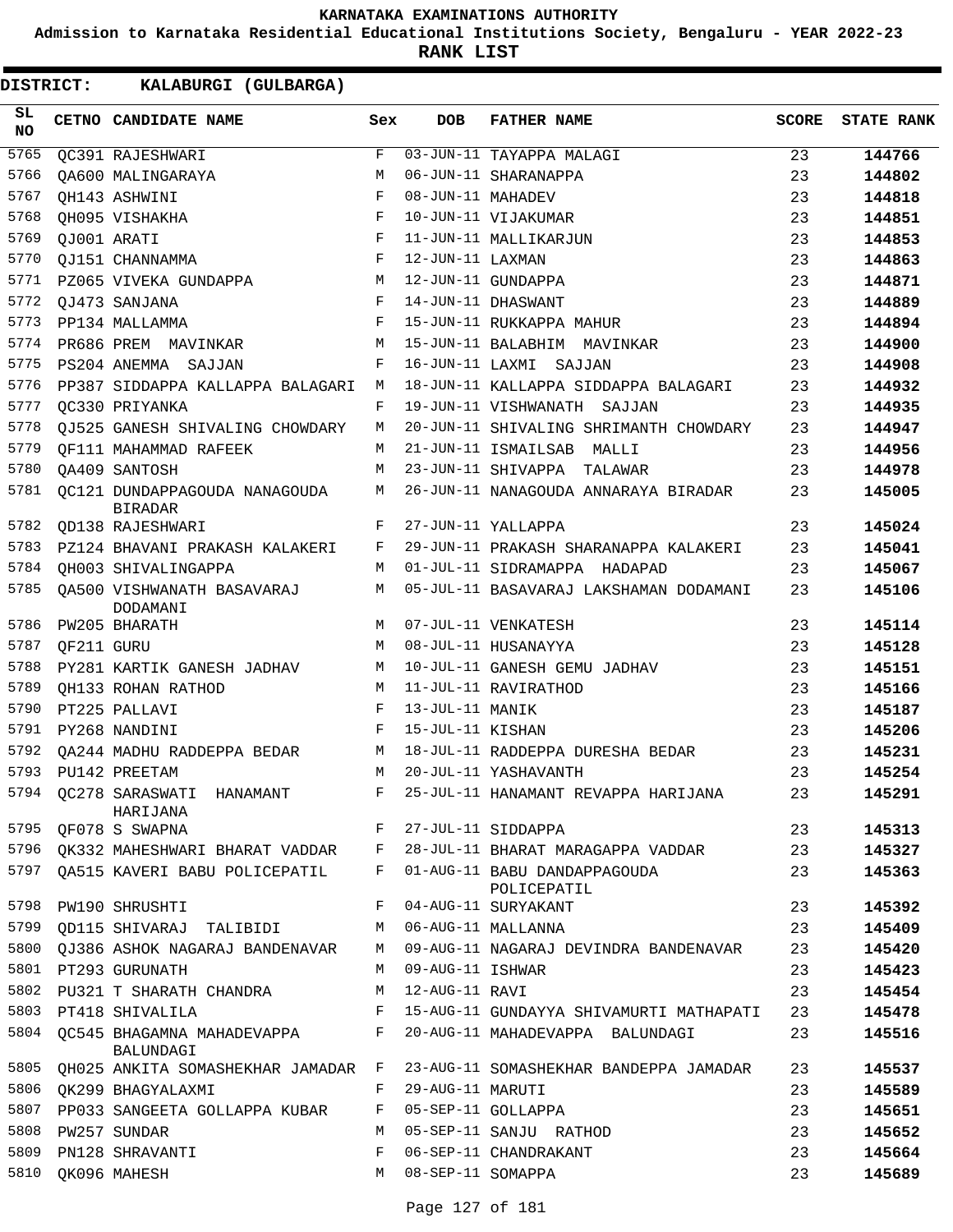**KARNATAKA EXAMINATIONS AUTHORITY**

**Admission to Karnataka Residential Educational Institutions Society, Bengaluru - YEAR 2022-23**

**RANK LIST**

**DISTRICT: KALABURGI (GULBARGA)**

| SL NO | CETNO | CANDIDATE NAME | Sex | DOB | FATHER NAME | SCORE | STATE RANK |
|---|---|---|---|---|---|---|---|
| 5765 | QC391 | RAJESHWARI | F | 03-JUN-11 | TAYAPPA MALAGI | 23 | 144766 |
| 5766 | QA600 | MALINGARAYA | M | 06-JUN-11 | SHARANAPPA | 23 | 144802 |
| 5767 | QH143 | ASHWINI | F | 08-JUN-11 | MAHADEV | 23 | 144818 |
| 5768 | QH095 | VISHAKHA | F | 10-JUN-11 | VIJAKUMAR | 23 | 144851 |
| 5769 | QJ001 | ARATI | F | 11-JUN-11 | MALLIKARJUN | 23 | 144853 |
| 5770 | QJ151 | CHANNAMMA | F | 12-JUN-11 | LAXMAN | 23 | 144863 |
| 5771 | PZ065 | VIVEKA GUNDAPPA | M | 12-JUN-11 | GUNDAPPA | 23 | 144871 |
| 5772 | QJ473 | SANJANA | F | 14-JUN-11 | DHASWANT | 23 | 144889 |
| 5773 | PP134 | MALLAMMA | F | 15-JUN-11 | RUKKAPPA MAHUR | 23 | 144894 |
| 5774 | PR686 | PREM MAVINKAR | M | 15-JUN-11 | BALABHIM MAVINKAR | 23 | 144900 |
| 5775 | PS204 | ANEMMA SAJJAN | F | 16-JUN-11 | LAXMI SAJJAN | 23 | 144908 |
| 5776 | PP387 | SIDDAPPA KALLAPPA BALAGARI | M | 18-JUN-11 | KALLAPPA SIDDAPPA BALAGARI | 23 | 144932 |
| 5777 | QC330 | PRIYANKA | F | 19-JUN-11 | VISHWANATH SAJJAN | 23 | 144935 |
| 5778 | QJ525 | GANESH SHIVALING CHOWDARY | M | 20-JUN-11 | SHIVALING SHRIMANTH CHOWDARY | 23 | 144947 |
| 5779 | QF111 | MAHAMMAD RAFEEK | M | 21-JUN-11 | ISMAILSAB MALLI | 23 | 144956 |
| 5780 | QA409 | SANTOSH | M | 23-JUN-11 | SHIVAPPA TALAWAR | 23 | 144978 |
| 5781 | QC121 | DUNDAPPAGOUDA NANAGOUDA BIRADAR | M | 26-JUN-11 | NANAGOUDA ANNARAYA BIRADAR | 23 | 145005 |
| 5782 | QD138 | RAJESHWARI | F | 27-JUN-11 | YALLAPPA | 23 | 145024 |
| 5783 | PZ124 | BHAVANI PRAKASH KALAKERI | F | 29-JUN-11 | PRAKASH SHARANAPPA KALAKERI | 23 | 145041 |
| 5784 | QH003 | SHIVALINGAPPA | M | 01-JUL-11 | SIDRAMAPPA HADAPAD | 23 | 145067 |
| 5785 | QA500 | VISHWANATH BASAVARAJ DODAMANI | M | 05-JUL-11 | BASAVARAJ LAKSHAMAN DODAMANI | 23 | 145106 |
| 5786 | PW205 | BHARATH | M | 07-JUL-11 | VENKATESH | 23 | 145114 |
| 5787 | QF211 | GURU | M | 08-JUL-11 | HUSANAYYA | 23 | 145128 |
| 5788 | PY281 | KARTIK GANESH JADHAV | M | 10-JUL-11 | GANESH GEMU JADHAV | 23 | 145151 |
| 5789 | QH133 | ROHAN RATHOD | M | 11-JUL-11 | RAVIRATHOD | 23 | 145166 |
| 5790 | PT225 | PALLAVI | F | 13-JUL-11 | MANIK | 23 | 145187 |
| 5791 | PY268 | NANDINI | F | 15-JUL-11 | KISHAN | 23 | 145206 |
| 5792 | QA244 | MADHU RADDEPPA BEDAR | M | 18-JUL-11 | RADDEPPA DURESHA BEDAR | 23 | 145231 |
| 5793 | PU142 | PREETAM | M | 20-JUL-11 | YASHAVANTH | 23 | 145254 |
| 5794 | QC278 | SARASWATI HANAMANT HARIJANA | F | 25-JUL-11 | HANAMANT REVAPPA HARIJANA | 23 | 145291 |
| 5795 | QF078 | S SWAPNA | F | 27-JUL-11 | SIDDAPPA | 23 | 145313 |
| 5796 | QK332 | MAHESHWARI BHARAT VADDAR | F | 28-JUL-11 | BHARAT MARAGAPPA VADDAR | 23 | 145327 |
| 5797 | QA515 | KAVERI BABU POLICEPATIL | F | 01-AUG-11 | BABU DANDAPPAGOUDA POLICEPATIL | 23 | 145363 |
| 5798 | PW190 | SHRUSHTI | F | 04-AUG-11 | SURYAKANT | 23 | 145392 |
| 5799 | QD115 | SHIVARAJ TALIBIDI | M | 06-AUG-11 | MALLANNA | 23 | 145409 |
| 5800 | QJ386 | ASHOK NAGARAJ BANDENAVAR | M | 09-AUG-11 | NAGARAJ DEVINDRA BANDENAVAR | 23 | 145420 |
| 5801 | PT293 | GURUNATH | M | 09-AUG-11 | ISHWAR | 23 | 145423 |
| 5802 | PU321 | T SHARATH CHANDRA | M | 12-AUG-11 | RAVI | 23 | 145454 |
| 5803 | PT418 | SHIVALILA | F | 15-AUG-11 | GUNDAYYA SHIVAMURTI MATHAPATI | 23 | 145478 |
| 5804 | QC545 | BHAGAMNA MAHADEVAPPA BALUNDAGI | F | 20-AUG-11 | MAHADEVAPPA BALUNDAGI | 23 | 145516 |
| 5805 | QH025 | ANKITA SOMASHEKHAR JAMADAR | F | 23-AUG-11 | SOMASHEKHAR BANDEPPA JAMADAR | 23 | 145537 |
| 5806 | QK299 | BHAGYALAXMI | F | 29-AUG-11 | MARUTI | 23 | 145589 |
| 5807 | PP033 | SANGEETA GOLLAPPA KUBAR | F | 05-SEP-11 | GOLLAPPA | 23 | 145651 |
| 5808 | PW257 | SUNDAR | M | 05-SEP-11 | SANJU RATHOD | 23 | 145652 |
| 5809 | PN128 | SHRAVANTI | F | 06-SEP-11 | CHANDRAKANT | 23 | 145664 |
| 5810 | QK096 | MAHESH | M | 08-SEP-11 | SOMAPPA | 23 | 145689 |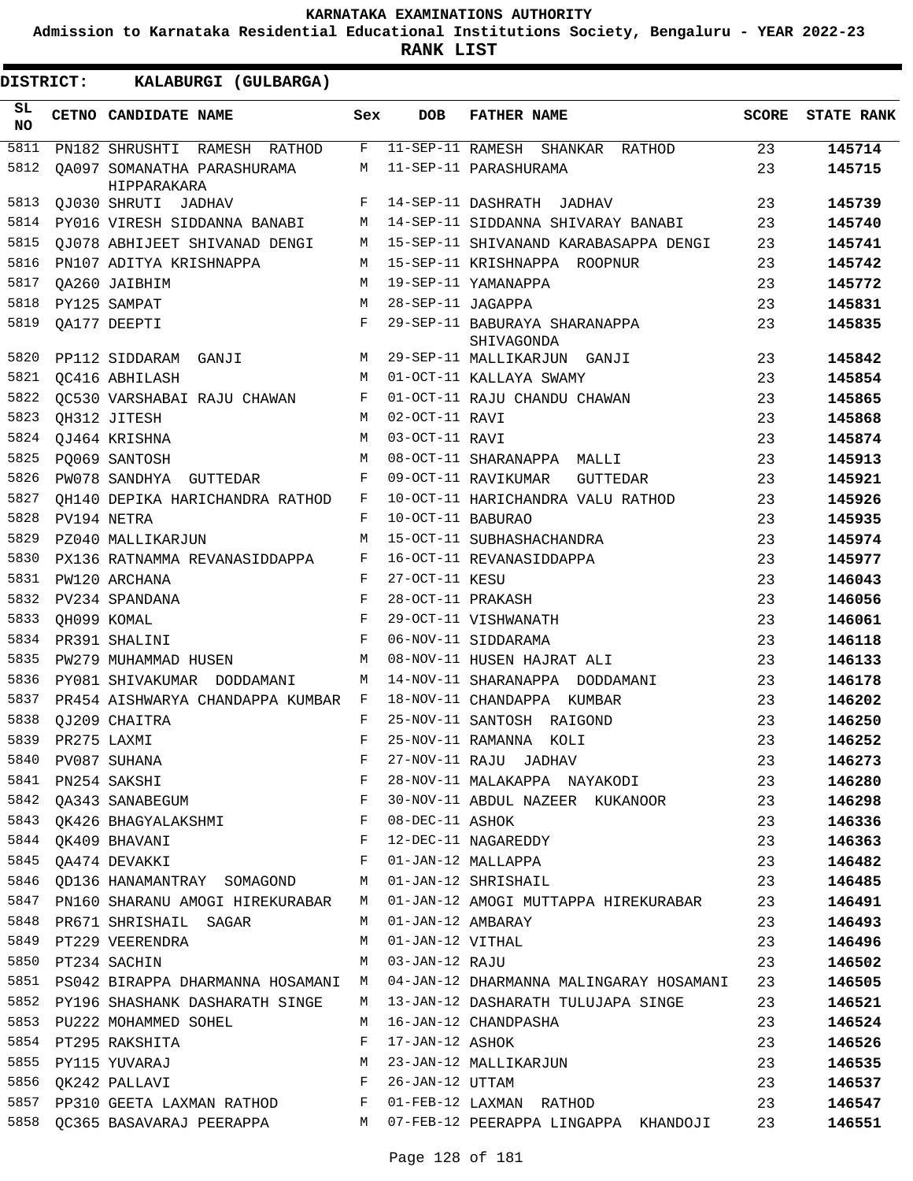KARNATAKA EXAMINATIONS AUTHORITY

**Admission to Karnataka Residential Educational Institutions Society, Bengaluru - YEAR 2022-23**

**RANK LIST**

**DISTRICT: KALABURGI (GULBARGA)**

| SL NO | CETNO | CANDIDATE NAME | Sex | DOB | FATHER NAME | SCORE | STATE RANK |
|---|---|---|---|---|---|---|---|
| 5811 | PN182 | SHRUSHTI RAMESH RATHOD | F | 11-SEP-11 | RAMESH SHANKAR RATHOD | 23 | 145714 |
| 5812 | QA097 | SOMANATHA PARASHURAMA HIPPARAKARA | M | 11-SEP-11 | PARASHURAMA | 23 | 145715 |
| 5813 | QJ030 | SHRUTI JADHAV | F | 14-SEP-11 | DASHRATH JADHAV | 23 | 145739 |
| 5814 | PY016 | VIRESH SIDDANNA BANABI | M | 14-SEP-11 | SIDDANNA SHIVARAY BANABI | 23 | 145740 |
| 5815 | QJ078 | ABHIJEET SHIVANAD DENGI | M | 15-SEP-11 | SHIVANAND KARABASAPPA DENGI | 23 | 145741 |
| 5816 | PN107 | ADITYA KRISHNAPPA | M | 15-SEP-11 | KRISHNAPPA ROOPNUR | 23 | 145742 |
| 5817 | QA260 | JAIBHIM | M | 19-SEP-11 | YAMANAPPA | 23 | 145772 |
| 5818 | PY125 | SAMPAT | M | 28-SEP-11 | JAGAPPA | 23 | 145831 |
| 5819 | QA177 | DEEPTI | F | 29-SEP-11 | BABURAYA SHARANAPPA SHIVAGONDA | 23 | 145835 |
| 5820 | PP112 | SIDDARAM GANJI | M | 29-SEP-11 | MALLIKARJUN GANJI | 23 | 145842 |
| 5821 | QC416 | ABHILASH | M | 01-OCT-11 | KALLAYA SWAMY | 23 | 145854 |
| 5822 | QC530 | VARSHABAI RAJU CHAWAN | F | 01-OCT-11 | RAJU CHANDU CHAWAN | 23 | 145865 |
| 5823 | QH312 | JITESH | M | 02-OCT-11 | RAVI | 23 | 145868 |
| 5824 | QJ464 | KRISHNA | M | 03-OCT-11 | RAVI | 23 | 145874 |
| 5825 | PQ069 | SANTOSH | M | 08-OCT-11 | SHARANAPPA MALLI | 23 | 145913 |
| 5826 | PW078 | SANDHYA GUTTEDAR | F | 09-OCT-11 | RAVIKUMAR GUTTEDAR | 23 | 145921 |
| 5827 | QH140 | DEPIKA HARICHANDRA RATHOD | F | 10-OCT-11 | HARICHANDRA VALU RATHOD | 23 | 145926 |
| 5828 | PV194 | NETRA | F | 10-OCT-11 | BABURAO | 23 | 145935 |
| 5829 | PZ040 | MALLIKARJUN | M | 15-OCT-11 | SUBHASHACHANDRA | 23 | 145974 |
| 5830 | PX136 | RATNAMMA REVANASIDDAPPA | F | 16-OCT-11 | REVANASIDDAPPA | 23 | 145977 |
| 5831 | PW120 | ARCHANA | F | 27-OCT-11 | KESU | 23 | 146043 |
| 5832 | PV234 | SPANDANA | F | 28-OCT-11 | PRAKASH | 23 | 146056 |
| 5833 | QH099 | KOMAL | F | 29-OCT-11 | VISHWANATH | 23 | 146061 |
| 5834 | PR391 | SHALINI | F | 06-NOV-11 | SIDDARAMA | 23 | 146118 |
| 5835 | PW279 | MUHAMMAD HUSEN | M | 08-NOV-11 | HUSEN HAJRAT ALI | 23 | 146133 |
| 5836 | PY081 | SHIVAKUMAR DODDAMANI | M | 14-NOV-11 | SHARANAPPA DODDAMANI | 23 | 146178 |
| 5837 | PR454 | AISHWARYA CHANDAPPA KUMBAR | F | 18-NOV-11 | CHANDAPPA KUMBAR | 23 | 146202 |
| 5838 | QJ209 | CHAITRA | F | 25-NOV-11 | SANTOSH RAIGOND | 23 | 146250 |
| 5839 | PR275 | LAXMI | F | 25-NOV-11 | RAMANNA KOLI | 23 | 146252 |
| 5840 | PV087 | SUHANA | F | 27-NOV-11 | RAJU JADHAV | 23 | 146273 |
| 5841 | PN254 | SAKSHI | F | 28-NOV-11 | MALAKAPPA NAYAKODI | 23 | 146280 |
| 5842 | QA343 | SANABEGUM | F | 30-NOV-11 | ABDUL NAZEER KUKANOOR | 23 | 146298 |
| 5843 | QK426 | BHAGYALAKSHMI | F | 08-DEC-11 | ASHOK | 23 | 146336 |
| 5844 | QK409 | BHAVANI | F | 12-DEC-11 | NAGAREDDY | 23 | 146363 |
| 5845 | QA474 | DEVAKKI | F | 01-JAN-12 | MALLAPPA | 23 | 146482 |
| 5846 | QD136 | HANAMANTRAY SOMAGOND | M | 01-JAN-12 | SHRISHAIL | 23 | 146485 |
| 5847 | PN160 | SHARANU AMOGI HIREKURABAR | M | 01-JAN-12 | AMOGI MUTTAPPA HIREKURABAR | 23 | 146491 |
| 5848 | PR671 | SHRISHAIL SAGAR | M | 01-JAN-12 | AMBARAY | 23 | 146493 |
| 5849 | PT229 | VEERENDRA | M | 01-JAN-12 | VITHAL | 23 | 146496 |
| 5850 | PT234 | SACHIN | M | 03-JAN-12 | RAJU | 23 | 146502 |
| 5851 | PS042 | BIRAPPA DHARMANNA HOSAMANI | M | 04-JAN-12 | DHARMANNA MALINGARAY HOSAMANI | 23 | 146505 |
| 5852 | PY196 | SHASHANK DASHARATH SINGE | M | 13-JAN-12 | DASHARATH TULUJAPA SINGE | 23 | 146521 |
| 5853 | PU222 | MOHAMMED SOHEL | M | 16-JAN-12 | CHANDPASHA | 23 | 146524 |
| 5854 | PT295 | RAKSHITA | F | 17-JAN-12 | ASHOK | 23 | 146526 |
| 5855 | PY115 | YUVARAJ | M | 23-JAN-12 | MALLIKARJUN | 23 | 146535 |
| 5856 | QK242 | PALLAVI | F | 26-JAN-12 | UTTAM | 23 | 146537 |
| 5857 | PP310 | GEETA LAXMAN RATHOD | F | 01-FEB-12 | LAXMAN RATHOD | 23 | 146547 |
| 5858 | QC365 | BASAVARAJ PEERAPPA | M | 07-FEB-12 | PEERAPPA LINGAPPA KHANDOJI | 23 | 146551 |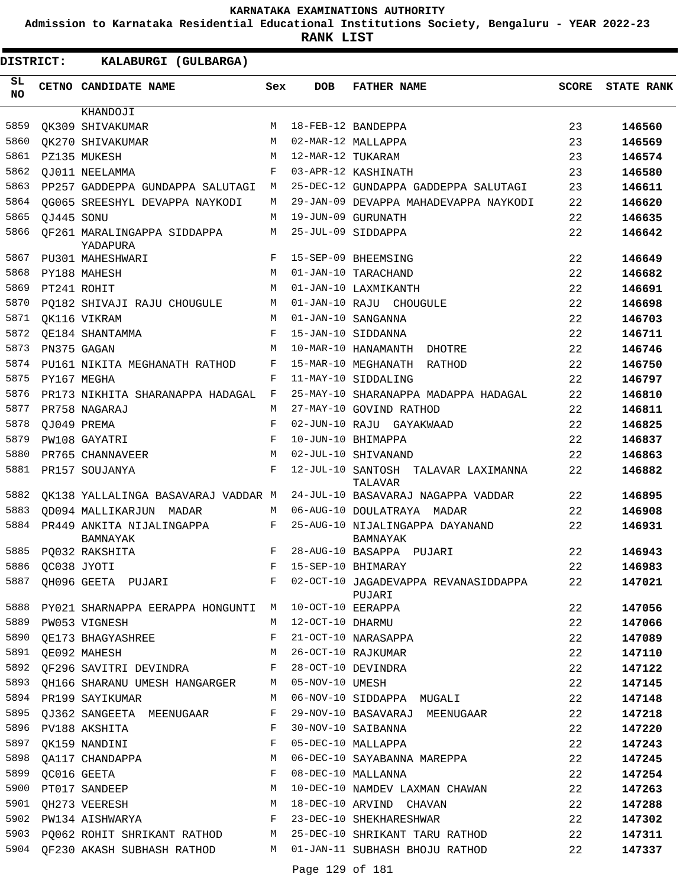KARNATAKA EXAMINATIONS AUTHORITY

Admission to Karnataka Residential Educational Institutions Society, Bengaluru - YEAR 2022-23

**RANK LIST**

**DISTRICT: KALABURGI (GULBARGA)**

| SL NO | CETNO | CANDIDATE NAME | Sex | DOB | FATHER NAME | SCORE | STATE RANK |
|---|---|---|---|---|---|---|---|
| | | KHANDOJI | | | | | |
| 5859 | QK309 | SHIVAKUMAR | M | 18-FEB-12 | BANDEPPA | 23 | 146560 |
| 5860 | QK270 | SHIVAKUMAR | M | 02-MAR-12 | MALLAPPA | 23 | 146569 |
| 5861 | PZ135 | MUKESH | M | 12-MAR-12 | TUKARAM | 23 | 146574 |
| 5862 | QJ011 | NEELAMMA | F | 03-APR-12 | KASHINATH | 23 | 146580 |
| 5863 | PP257 | GADDEPPA GUNDAPPA SALUTAGI | M | 25-DEC-12 | GUNDAPPA GADDEPPA SALUTAGI | 23 | 146611 |
| 5864 | QG065 | SREESHYL DEVAPPA NAYKODI | M | 29-JAN-09 | DEVAPPA MAHADEVAPPA NAYKODI | 22 | 146620 |
| 5865 | QJ445 | SONU | M | 19-JUN-09 | GURUNATH | 22 | 146635 |
| 5866 | QF261 | MARALINGAPPA SIDDAPPA YADAPURA | M | 25-JUL-09 | SIDDAPPA | 22 | 146642 |
| 5867 | PU301 | MAHESHWARI | F | 15-SEP-09 | BHEEMSING | 22 | 146649 |
| 5868 | PY188 | MAHESH | M | 01-JAN-10 | TARACHAND | 22 | 146682 |
| 5869 | PT241 | ROHIT | M | 01-JAN-10 | LAXMIKANTH | 22 | 146691 |
| 5870 | PQ182 | SHIVAJI RAJU CHOUGULE | M | 01-JAN-10 | RAJU CHOUGULE | 22 | 146698 |
| 5871 | QK116 | VIKRAM | M | 01-JAN-10 | SANGANNA | 22 | 146703 |
| 5872 | QE184 | SHANTAMMA | F | 15-JAN-10 | SIDDANNA | 22 | 146711 |
| 5873 | PN375 | GAGAN | M | 10-MAR-10 | HANAMANTH DHOTRE | 22 | 146746 |
| 5874 | PU161 | NIKITA MEGHANATH RATHOD | F | 15-MAR-10 | MEGHANATH RATHOD | 22 | 146750 |
| 5875 | PY167 | MEGHA | F | 11-MAY-10 | SIDDALING | 22 | 146797 |
| 5876 | PR173 | NIKHITA SHARANAPPA HADAGAL | F | 25-MAY-10 | SHARANAPPA MADAPPA HADAGAL | 22 | 146810 |
| 5877 | PR758 | NAGARAJ | M | 27-MAY-10 | GOVIND RATHOD | 22 | 146811 |
| 5878 | QJ049 | PREMA | F | 02-JUN-10 | RAJU GAYAKWAAD | 22 | 146825 |
| 5879 | PW108 | GAYATRI | F | 10-JUN-10 | BHIMAPPA | 22 | 146837 |
| 5880 | PR765 | CHANNAVEER | M | 02-JUL-10 | SHIVANAND | 22 | 146863 |
| 5881 | PR157 | SOUJANYA | F | 12-JUL-10 | SANTOSH TALAVAR LAXIMANNA TALAVAR | 22 | 146882 |
| 5882 | QK138 | YALLALINGA BASAVARAJ VADDAR | M | 24-JUL-10 | BASAVARAJ NAGAPPA VADDAR | 22 | 146895 |
| 5883 | QD094 | MALLIKARJUN MADAR | M | 06-AUG-10 | DOULATRAYA MADAR | 22 | 146908 |
| 5884 | PR449 | ANKITA NIJALINGAPPA BAMNAYAK | F | 25-AUG-10 | NIJALINGAPPA DAYANAND BAMNAYAK | 22 | 146931 |
| 5885 | PQ032 | RAKSHITA | F | 28-AUG-10 | BASAPPA PUJARI | 22 | 146943 |
| 5886 | QC038 | JYOTI | F | 15-SEP-10 | BHIMARAY | 22 | 146983 |
| 5887 | QH096 | GEETA PUJARI | F | 02-OCT-10 | JAGADEVAPPA REVANASIDDAPPA PUJARI | 22 | 147021 |
| 5888 | PY021 | SHARNAPPA EERAPPA HONGUNTI | M | 10-OCT-10 | EERAPPA | 22 | 147056 |
| 5889 | PW053 | VIGNESH | M | 12-OCT-10 | DHARMU | 22 | 147066 |
| 5890 | QE173 | BHAGYASHREE | F | 21-OCT-10 | NARASAPPA | 22 | 147089 |
| 5891 | QE092 | MAHESH | M | 26-OCT-10 | RAJKUMAR | 22 | 147110 |
| 5892 | QF296 | SAVITRI DEVINDRA | F | 28-OCT-10 | DEVINDRA | 22 | 147122 |
| 5893 | QH166 | SHARANU UMESH HANGARGER | M | 05-NOV-10 | UMESH | 22 | 147145 |
| 5894 | PR199 | SAYIKUMAR | M | 06-NOV-10 | SIDDAPPA MUGALI | 22 | 147148 |
| 5895 | QJ362 | SANGEETA MEENUGAAR | F | 29-NOV-10 | BASAVARAJ MEENUGAAR | 22 | 147218 |
| 5896 | PV188 | AKSHITA | F | 30-NOV-10 | SAIBANNA | 22 | 147220 |
| 5897 | QK159 | NANDINI | F | 05-DEC-10 | MALLAPPA | 22 | 147243 |
| 5898 | QA117 | CHANDAPPA | M | 06-DEC-10 | SAYABANNA MAREPPA | 22 | 147245 |
| 5899 | QC016 | GEETA | F | 08-DEC-10 | MALLANNA | 22 | 147254 |
| 5900 | PT017 | SANDEEP | M | 10-DEC-10 | NAMDEV LAXMAN CHAWAN | 22 | 147263 |
| 5901 | QH273 | VEERESH | M | 18-DEC-10 | ARVIND CHAVAN | 22 | 147288 |
| 5902 | PW134 | AISHWARYA | F | 23-DEC-10 | SHEKHARESHWAR | 22 | 147302 |
| 5903 | PQ062 | ROHIT SHRIKANT RATHOD | M | 25-DEC-10 | SHRIKANT TARU RATHOD | 22 | 147311 |
| 5904 | QF230 | AKASH SUBHASH RATHOD | M | 01-JAN-11 | SUBHASH BHOJU RATHOD | 22 | 147337 |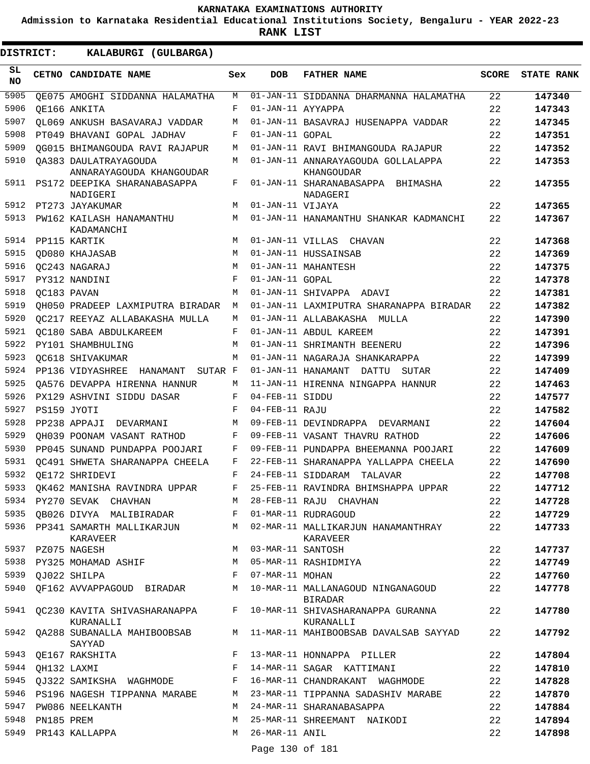# KARNATAKA EXAMINATIONS AUTHORITY

**Admission to Karnataka Residential Educational Institutions Society, Bengaluru - YEAR 2022-23**

**RANK LIST**

**DISTRICT: KALABURGI (GULBARGA)**

| SL NO | CETNO | CANDIDATE NAME | Sex | DOB | FATHER NAME | SCORE | STATE RANK |
|---|---|---|---|---|---|---|---|
| 5905 | QE075 | AMOGHI SIDDANNA HALAMATHA | M | 01-JAN-11 | SIDDANNA DHARMANNA HALAMATHA | 22 | 147340 |
| 5906 | QE166 | ANKITA | F | 01-JAN-11 | AYYAPPA | 22 | 147343 |
| 5907 | QL069 | ANKUSH BASAVARAJ VADDAR | M | 01-JAN-11 | BASAVRAJ HUSENAPPA VADDAR | 22 | 147345 |
| 5908 | PT049 | BHAVANI GOPAL JADHAV | F | 01-JAN-11 | GOPAL | 22 | 147351 |
| 5909 | QG015 | BHIMANGOUDA RAVI RAJAPUR | M | 01-JAN-11 | RAVI BHIMANGOUDA RAJAPUR | 22 | 147352 |
| 5910 | QA383 | DAULATRAYAGOUDA ANNARAYAGOUDA KHANGOUDAR | M | 01-JAN-11 | ANNARAYAGOUDA GOLLALAPPA KHANGOUDAR | 22 | 147353 |
| 5911 | PS172 | DEEPIKA SHARANABASAPPA NADIGERI | F | 01-JAN-11 | SHARANABASAPPA BHIMASHA NADAGERI | 22 | 147355 |
| 5912 | PT273 | JAYAKUMAR | M | 01-JAN-11 | VIJAYA | 22 | 147365 |
| 5913 | PW162 | KAILASH HANAMANTHU KADAMANCHI | M | 01-JAN-11 | HANAMANTHU SHANKAR KADMANCHI | 22 | 147367 |
| 5914 | PP115 | KARTIK | M | 01-JAN-11 | VILLAS CHAVAN | 22 | 147368 |
| 5915 | QD080 | KHAJASAB | M | 01-JAN-11 | HUSSAINSAB | 22 | 147369 |
| 5916 | QC243 | NAGARAJ | M | 01-JAN-11 | MAHANTESH | 22 | 147375 |
| 5917 | PY312 | NANDINI | F | 01-JAN-11 | GOPAL | 22 | 147378 |
| 5918 | QC183 | PAVAN | M | 01-JAN-11 | SHIVAPPA ADAVI | 22 | 147381 |
| 5919 | QH050 | PRADEEP LAXMIPUTRA BIRADAR | M | 01-JAN-11 | LAXMIPUTRA SHARANAPPA BIRADAR | 22 | 147382 |
| 5920 | QC217 | REEYAZ ALLABAKASHA MULLA | M | 01-JAN-11 | ALLABAKASHA MULLA | 22 | 147390 |
| 5921 | QC180 | SABA ABDULKAREEM | F | 01-JAN-11 | ABDUL KAREEM | 22 | 147391 |
| 5922 | PY101 | SHAMBHULING | M | 01-JAN-11 | SHRIMANTH BEENERU | 22 | 147396 |
| 5923 | QC618 | SHIVAKUMAR | M | 01-JAN-11 | NAGARAJA SHANKARAPPA | 22 | 147399 |
| 5924 | PP136 | VIDYASHREE HANAMANT SUTAR | F | 01-JAN-11 | HANAMANT DATTU SUTAR | 22 | 147409 |
| 5925 | QA576 | DEVAPPA HIRENNA HANNUR | M | 11-JAN-11 | HIRENNA NINGAPPA HANNUR | 22 | 147463 |
| 5926 | PX129 | ASHVINI SIDDU DASAR | F | 04-FEB-11 | SIDDU | 22 | 147577 |
| 5927 | PS159 | JYOTI | F | 04-FEB-11 | RAJU | 22 | 147582 |
| 5928 | PP238 | APPAJI DEVARMANI | M | 09-FEB-11 | DEVINDRAPPA DEVARMANI | 22 | 147604 |
| 5929 | QH039 | POONAM VASANT RATHOD | F | 09-FEB-11 | VASANT THAVRU RATHOD | 22 | 147606 |
| 5930 | PP045 | SUNAND PUNDAPPA POOJARI | F | 09-FEB-11 | PUNDAPPA BHEEMANNA POOJARI | 22 | 147609 |
| 5931 | QC491 | SHWETA SHARANAPPA CHEELA | F | 22-FEB-11 | SHARANAPPA YALLAPPA CHEELA | 22 | 147690 |
| 5932 | QE172 | SHRIDEVI | F | 24-FEB-11 | SIDDARAM TALAVAR | 22 | 147708 |
| 5933 | QK462 | MANISHA RAVINDRA UPPAR | F | 25-FEB-11 | RAVINDRA BHIMSHAPPA UPPAR | 22 | 147712 |
| 5934 | PY270 | SEVAK CHAVHAN | M | 28-FEB-11 | RAJU CHAVHAN | 22 | 147728 |
| 5935 | QB026 | DIVYA MALIBIRADAR | F | 01-MAR-11 | RUDRAGOUD | 22 | 147729 |
| 5936 | PP341 | SAMARTH MALLIKARJUN KARAVEER | M | 02-MAR-11 | MALLIKARJUN HANAMANTHRAY KARAVEER | 22 | 147733 |
| 5937 | PZ075 | NAGESH | M | 03-MAR-11 | SANTOSH | 22 | 147737 |
| 5938 | PY325 | MOHAMAD ASHIF | M | 05-MAR-11 | RASHIDMIYA | 22 | 147749 |
| 5939 | QJ022 | SHILPA | F | 07-MAR-11 | MOHAN | 22 | 147760 |
| 5940 | QF162 | AVVAPPAGOUD BIRADAR | M | 10-MAR-11 | MALLANAGOUD NINGANAGOUD BIRADAR | 22 | 147778 |
| 5941 | QC230 | KAVITA SHIVASHARANAPPA KURANALLI | F | 10-MAR-11 | SHIVASHARANAPPA GURANNA KURANALLI | 22 | 147780 |
| 5942 | QA288 | SUBANALLA MAHIBOOBSAB SAYYAD | M | 11-MAR-11 | MAHIBOOBSAB DAVALSAB SAYYAD | 22 | 147792 |
| 5943 | QE167 | RAKSHITA | F | 13-MAR-11 | HONNAPPA PILLER | 22 | 147804 |
| 5944 | QH132 | LAXMI | F | 14-MAR-11 | SAGAR KATTIMANI | 22 | 147810 |
| 5945 | QJ322 | SAMIKSHA WAGHMODE | F | 16-MAR-11 | CHANDRAKANT WAGHMODE | 22 | 147828 |
| 5946 | PS196 | NAGESH TIPPANNA MARABE | M | 23-MAR-11 | TIPPANNA SADASHIV MARABE | 22 | 147870 |
| 5947 | PW086 | NEELKANTH | M | 24-MAR-11 | SHARANABASAPPA | 22 | 147884 |
| 5948 | PN185 | PREM | M | 25-MAR-11 | SHREEMANT NAIKODI | 22 | 147894 |
| 5949 | PR143 | KALLAPPA | M | 26-MAR-11 | ANIL | 22 | 147898 |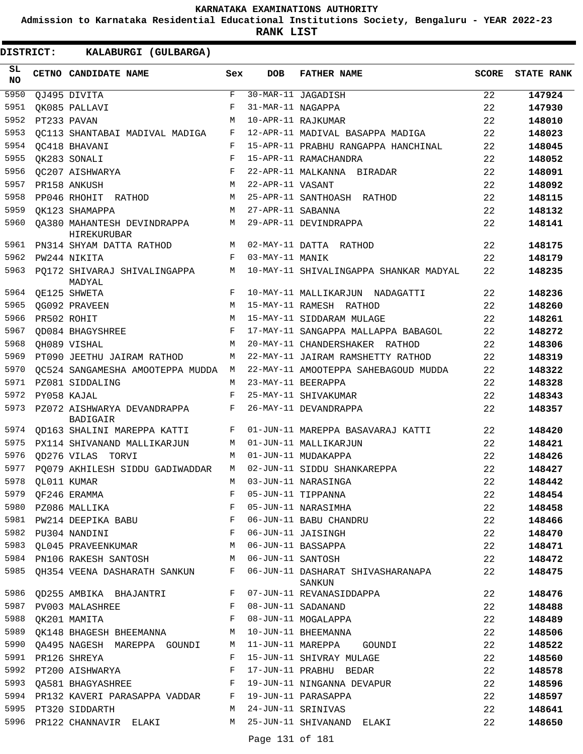# KARNATAKA EXAMINATIONS AUTHORITY

**Admission to Karnataka Residential Educational Institutions Society, Bengaluru - YEAR 2022-23**

**RANK LIST**

**DISTRICT: KALABURGI (GULBARGA)**

| SL NO | CETNO | CANDIDATE NAME | Sex | DOB | FATHER NAME | SCORE | STATE RANK |
|---|---|---|---|---|---|---|---|
| 5950 | QJ495 | DIVITA | F | 30-MAR-11 | JAGADISH | 22 | **147924** |
| 5951 | QK085 | PALLAVI | F | 31-MAR-11 | NAGAPPA | 22 | **147930** |
| 5952 | PT233 | PAVAN | M | 10-APR-11 | RAJKUMAR | 22 | **148010** |
| 5953 | QC113 | SHANTABAI MADIVAL MADIGA | F | 12-APR-11 | MADIVAL BASAPPA MADIGA | 22 | **148023** |
| 5954 | QC418 | BHAVANI | F | 15-APR-11 | PRABHU RANGAPPA HANCHINAL | 22 | **148045** |
| 5955 | QK283 | SONALI | F | 15-APR-11 | RAMACHANDRA | 22 | **148052** |
| 5956 | QC207 | AISHWARYA | F | 22-APR-11 | MALKANNA BIRADAR | 22 | **148091** |
| 5957 | PR158 | ANKUSH | M | 22-APR-11 | VASANT | 22 | **148092** |
| 5958 | PP046 | RHOHIT RATHOD | M | 25-APR-11 | SANTHOASH RATHOD | 22 | **148115** |
| 5959 | QK123 | SHAMAPPA | M | 27-APR-11 | SABANNA | 22 | **148132** |
| 5960 | QA380 | MAHANTESH DEVINDRAPPA HIREKURUBAR | M | 29-APR-11 | DEVINDRAPPA | 22 | **148141** |
| 5961 | PN314 | SHYAM DATTA RATHOD | M | 02-MAY-11 | DATTA RATHOD | 22 | **148175** |
| 5962 | PW244 | NIKITA | F | 03-MAY-11 | MANIK | 22 | **148179** |
| 5963 | PQ172 | SHIVARAJ SHIVALINGAPPA MADYAL | M | 10-MAY-11 | SHIVALINGAPPA SHANKAR MADYAL | 22 | **148235** |
| 5964 | QE125 | SHWETA | F | 10-MAY-11 | MALLIKARJUN NADAGATTI | 22 | **148236** |
| 5965 | QG092 | PRAVEEN | M | 15-MAY-11 | RAMESH RATHOD | 22 | **148260** |
| 5966 | PR502 | ROHIT | M | 15-MAY-11 | SIDDARAM MULAGE | 22 | **148261** |
| 5967 | QD084 | BHAGYSHREE | F | 17-MAY-11 | SANGAPPA MALLAPPA BABAGOL | 22 | **148272** |
| 5968 | QH089 | VISHAL | M | 20-MAY-11 | CHANDERSHAKER RATHOD | 22 | **148306** |
| 5969 | PT090 | JEETHU JAIRAM RATHOD | M | 22-MAY-11 | JAIRAM RAMSHETTY RATHOD | 22 | **148319** |
| 5970 | QC524 | SANGAMESHA AMOOTEPPA MUDDA | M | 22-MAY-11 | AMOOTEPPA SAHEBAGOUD MUDDA | 22 | **148322** |
| 5971 | PZ081 | SIDDALING | M | 23-MAY-11 | BEERAPPA | 22 | **148328** |
| 5972 | PY058 | KAJAL | F | 25-MAY-11 | SHIVAKUMAR | 22 | **148343** |
| 5973 | PZ072 | AISHWARYA DEVANDRAPPA BADIGAIR | F | 26-MAY-11 | DEVANDRAPPA | 22 | **148357** |
| 5974 | QD163 | SHALINI MAREPPA KATTI | F | 01-JUN-11 | MAREPPA BASAVARAJ KATTI | 22 | **148420** |
| 5975 | PX114 | SHIVANAND MALLIKARJUN | M | 01-JUN-11 | MALLIKARJUN | 22 | **148421** |
| 5976 | QD276 | VILAS TORVI | M | 01-JUN-11 | MUDAKAPPA | 22 | **148426** |
| 5977 | PQ079 | AKHILESH SIDDU GADIWADDAR | M | 02-JUN-11 | SIDDU SHANKAREPPA | 22 | **148427** |
| 5978 | QL011 | KUMAR | M | 03-JUN-11 | NARASINGA | 22 | **148442** |
| 5979 | QF246 | ERAMMA | F | 05-JUN-11 | TIPPANNA | 22 | **148454** |
| 5980 | PZ086 | MALLIKA | F | 05-JUN-11 | NARASIMHA | 22 | **148458** |
| 5981 | PW214 | DEEPIKA BABU | F | 06-JUN-11 | BABU CHANDRU | 22 | **148466** |
| 5982 | PU304 | NANDINI | F | 06-JUN-11 | JAISINGH | 22 | **148470** |
| 5983 | QL045 | PRAVEENKUMAR | M | 06-JUN-11 | BASSAPPA | 22 | **148471** |
| 5984 | PN106 | RAKESH SANTOSH | M | 06-JUN-11 | SANTOSH | 22 | **148472** |
| 5985 | QH354 | VEENA DASHARATH SANKUN | F | 06-JUN-11 | DASHARAT SHIVASHARANAPA SANKUN | 22 | **148475** |
| 5986 | QD255 | AMBIKA BHAJANTRI | F | 07-JUN-11 | REVANASIDDAPPA | 22 | **148476** |
| 5987 | PV003 | MALASHREE | F | 08-JUN-11 | SADANAND | 22 | **148488** |
| 5988 | QK201 | MAMITA | F | 08-JUN-11 | MOGALAPPA | 22 | **148489** |
| 5989 | QK148 | BHAGESH BHEEMANNA | M | 10-JUN-11 | BHEEMANNA | 22 | **148506** |
| 5990 | QA495 | NAGESH MAREPPA GOUNDI | M | 11-JUN-11 | MAREPPA GOUNDI | 22 | **148522** |
| 5991 | PR126 | SHREYA | F | 15-JUN-11 | SHIVRAY MULAGE | 22 | **148560** |
| 5992 | PT200 | AISHWARYA | F | 17-JUN-11 | PRABHU BEDAR | 22 | **148578** |
| 5993 | QA581 | BHAGYASHREE | F | 19-JUN-11 | NINGANNA DEVAPUR | 22 | **148596** |
| 5994 | PR132 | KAVERI PARASAPPA VADDAR | F | 19-JUN-11 | PARASAPPA | 22 | **148597** |
| 5995 | PT320 | SIDDARTH | M | 24-JUN-11 | SRINIVAS | 22 | **148641** |
| 5996 | PR122 | CHANNAVIR ELAKI | M | 25-JUN-11 | SHIVANAND ELAKI | 22 | **148650** |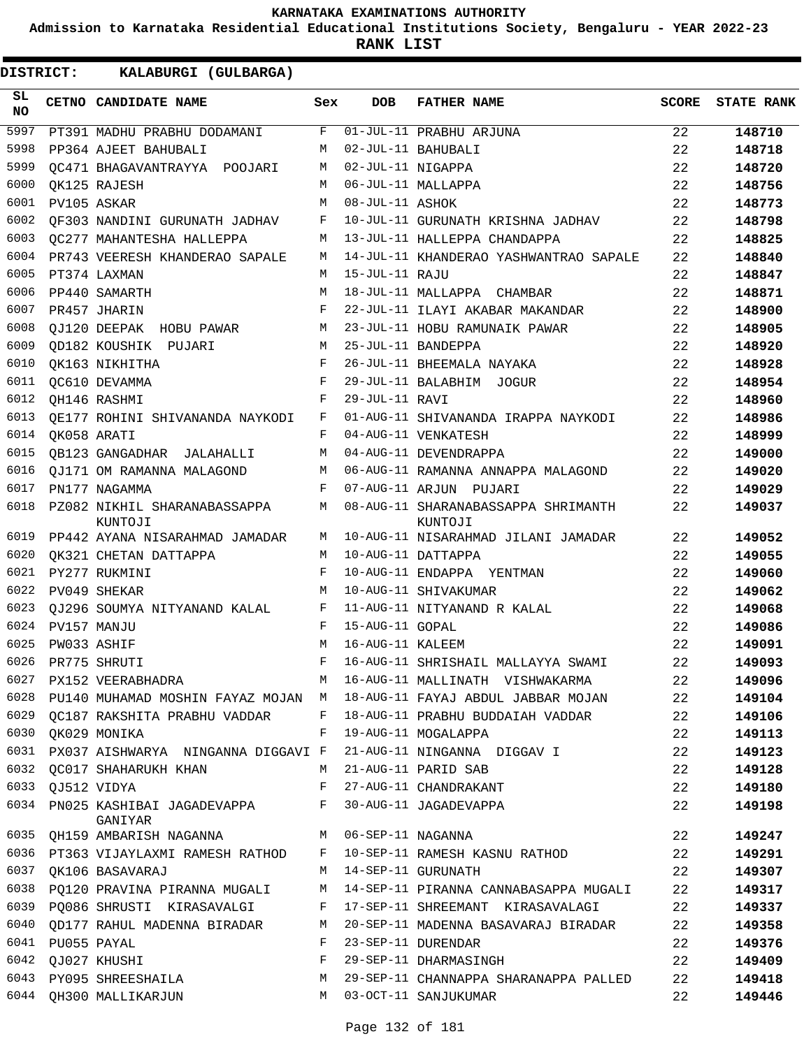KARNATAKA EXAMINATIONS AUTHORITY

Admission to Karnataka Residential Educational Institutions Society, Bengaluru - YEAR 2022-23

**RANK LIST**

**DISTRICT: KALABURGI (GULBARGA)**

| SL NO | CETNO | CANDIDATE NAME | Sex | DOB | FATHER NAME | SCORE | STATE RANK |
|---|---|---|---|---|---|---|---|
| 5997 | PT391 | MADHU PRABHU DODAMANI | F | 01-JUL-11 | PRABHU ARJUNA | 22 | 148710 |
| 5998 | PP364 | AJEET BAHUBALI | M | 02-JUL-11 | BAHUBALI | 22 | 148718 |
| 5999 | QC471 | BHAGAVANTRAYYA POOJARI | M | 02-JUL-11 | NIGAPPA | 22 | 148720 |
| 6000 | QK125 | RAJESH | M | 06-JUL-11 | MALLAPPA | 22 | 148756 |
| 6001 | PV105 | ASKAR | M | 08-JUL-11 | ASHOK | 22 | 148773 |
| 6002 | QF303 | NANDINI GURUNATH JADHAV | F | 10-JUL-11 | GURUNATH KRISHNA JADHAV | 22 | 148798 |
| 6003 | QC277 | MAHANTESHA HALLEPPA | M | 13-JUL-11 | HALLEPPA CHANDAPPA | 22 | 148825 |
| 6004 | PR743 | VEERESH KHANDERAO SAPALE | M | 14-JUL-11 | KHANDERAO YASHWANTRAO SAPALE | 22 | 148840 |
| 6005 | PT374 | LAXMAN | M | 15-JUL-11 | RAJU | 22 | 148847 |
| 6006 | PP440 | SAMARTH | M | 18-JUL-11 | MALLAPPA CHAMBAR | 22 | 148871 |
| 6007 | PR457 | JHARIN | F | 22-JUL-11 | ILAYI AKABAR MAKANDAR | 22 | 148900 |
| 6008 | QJ120 | DEEPAK HOBU PAWAR | M | 23-JUL-11 | HOBU RAMUNAIK PAWAR | 22 | 148905 |
| 6009 | QD182 | KOUSHIK PUJARI | M | 25-JUL-11 | BANDEPPA | 22 | 148920 |
| 6010 | QK163 | NIKHITHA | F | 26-JUL-11 | BHEEMALA NAYAKA | 22 | 148928 |
| 6011 | QC610 | DEVAMMA | F | 29-JUL-11 | BALABHIM JOGUR | 22 | 148954 |
| 6012 | QH146 | RASHMI | F | 29-JUL-11 | RAVI | 22 | 148960 |
| 6013 | QE177 | ROHINI SHIVANANDA NAYKODI | F | 01-AUG-11 | SHIVANANDA IRAPPA NAYKODI | 22 | 148986 |
| 6014 | QK058 | ARATI | F | 04-AUG-11 | VENKATESH | 22 | 148999 |
| 6015 | QB123 | GANGADHAR JALAHALLI | M | 04-AUG-11 | DEVENDRAPPA | 22 | 149000 |
| 6016 | QJ171 | OM RAMANNA MALAGOND | M | 06-AUG-11 | RAMANNA ANNAPPA MALAGOND | 22 | 149020 |
| 6017 | PN177 | NAGAMMA | F | 07-AUG-11 | ARJUN PUJARI | 22 | 149029 |
| 6018 | PZ082 | NIKHIL SHARANABASSAPPA KUNTOJI | M | 08-AUG-11 | SHARANABASSAPPA SHRIMANTH KUNTOJI | 22 | 149037 |
| 6019 | PP442 | AYANA NISARAHMAD JAMADAR | M | 10-AUG-11 | NISARAHMAD JILANI JAMADAR | 22 | 149052 |
| 6020 | QK321 | CHETAN DATTAPPA | M | 10-AUG-11 | DATTAPPA | 22 | 149055 |
| 6021 | PY277 | RUKMINI | F | 10-AUG-11 | ENDAPPA YENTMAN | 22 | 149060 |
| 6022 | PV049 | SHEKAR | M | 10-AUG-11 | SHIVAKUMAR | 22 | 149062 |
| 6023 | QJ296 | SOUMYA NITYANAND KALAL | F | 11-AUG-11 | NITYANAND R KALAL | 22 | 149068 |
| 6024 | PV157 | MANJU | F | 15-AUG-11 | GOPAL | 22 | 149086 |
| 6025 | PW033 | ASHIF | M | 16-AUG-11 | KALEEM | 22 | 149091 |
| 6026 | PR775 | SHRUTI | F | 16-AUG-11 | SHRISHAIL MALLAYYA SWAMI | 22 | 149093 |
| 6027 | PX152 | VEERABHADRA | M | 16-AUG-11 | MALLINATH VISHWAKARMA | 22 | 149096 |
| 6028 | PU140 | MUHAMAD MOSHIN FAYAZ MOJAN | M | 18-AUG-11 | FAYAJ ABDUL JABBAR MOJAN | 22 | 149104 |
| 6029 | QC187 | RAKSHITA PRABHU VADDAR | F | 18-AUG-11 | PRABHU BUDDAIAH VADDAR | 22 | 149106 |
| 6030 | QK029 | MONIKA | F | 19-AUG-11 | MOGALAPPA | 22 | 149113 |
| 6031 | PX037 | AISHWARYA NINGANNA DIGGAVI | F | 21-AUG-11 | NINGANNA DIGGAV I | 22 | 149123 |
| 6032 | QC017 | SHAHARUKH KHAN | M | 21-AUG-11 | PARID SAB | 22 | 149128 |
| 6033 | QJ512 | VIDYA | F | 27-AUG-11 | CHANDRAKANT | 22 | 149180 |
| 6034 | PN025 | KASHIBAI JAGADEVAPPA GANIYAR | F | 30-AUG-11 | JAGADEVAPPA | 22 | 149198 |
| 6035 | QH159 | AMBARISH NAGANNA | M | 06-SEP-11 | NAGANNA | 22 | 149247 |
| 6036 | PT363 | VIJAYLAXMI RAMESH RATHOD | F | 10-SEP-11 | RAMESH KASNU RATHOD | 22 | 149291 |
| 6037 | QK106 | BASAVARAJ | M | 14-SEP-11 | GURUNATH | 22 | 149307 |
| 6038 | PQ120 | PRAVINA PIRANNA MUGALI | M | 14-SEP-11 | PIRANNA CANNABASAPPA MUGALI | 22 | 149317 |
| 6039 | PQ086 | SHRUSTI KIRASAVALGI | F | 17-SEP-11 | SHREEMANT KIRASAVALAGI | 22 | 149337 |
| 6040 | QD177 | RAHUL MADENNA BIRADAR | M | 20-SEP-11 | MADENNA BASAVARAJ BIRADAR | 22 | 149358 |
| 6041 | PU055 | PAYAL | F | 23-SEP-11 | DURENDAR | 22 | 149376 |
| 6042 | QJ027 | KHUSHI | F | 29-SEP-11 | DHARMASINGH | 22 | 149409 |
| 6043 | PY095 | SHREESHAILA | M | 29-SEP-11 | CHANNAPPA SHARANAPPA PALLED | 22 | 149418 |
| 6044 | QH300 | MALLIKARJUN | M | 03-OCT-11 | SANJUKUMAR | 22 | 149446 |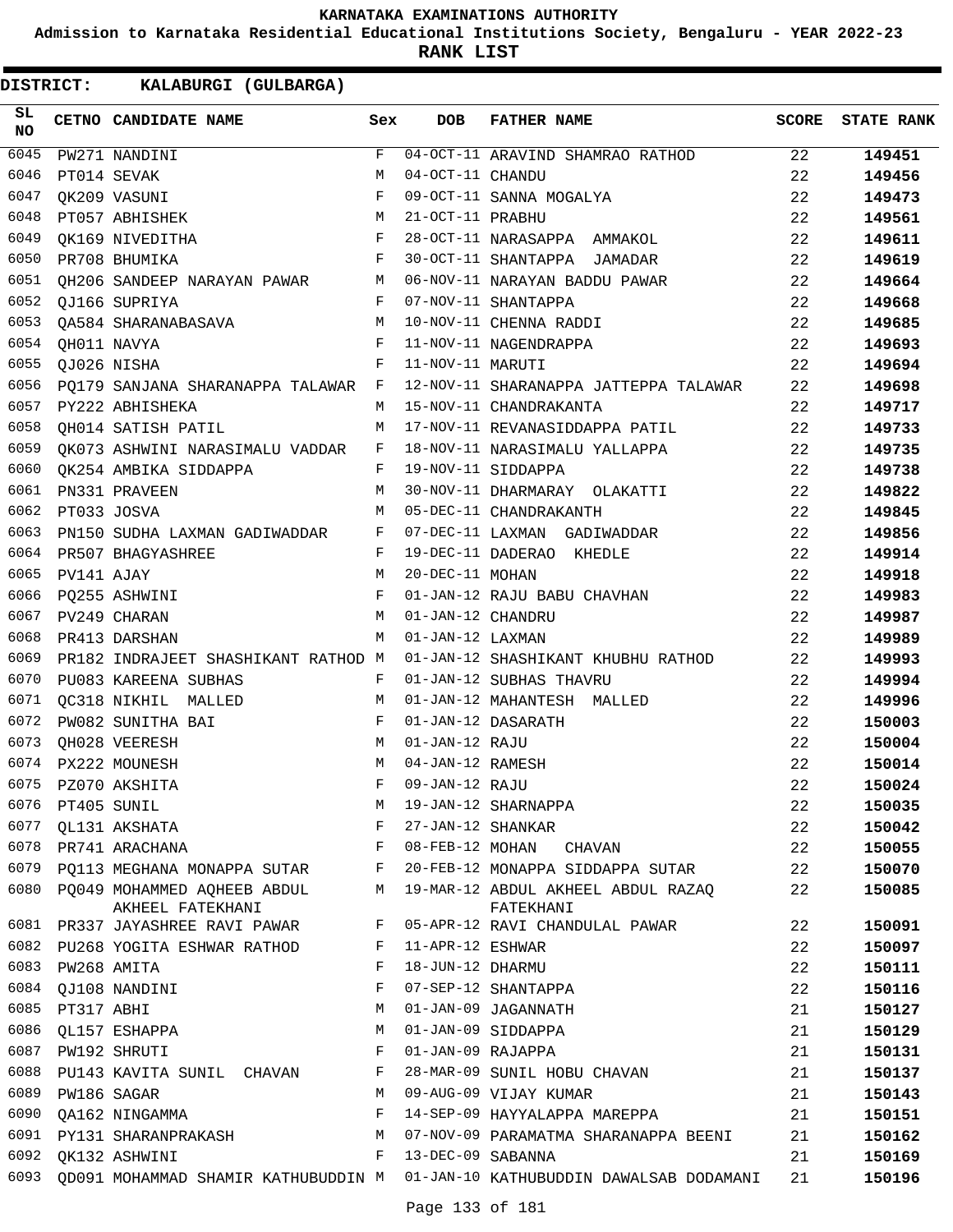KARNATAKA EXAMINATIONS AUTHORITY

Admission to Karnataka Residential Educational Institutions Society, Bengaluru - YEAR 2022-23

**RANK LIST**

**DISTRICT: KALABURGI (GULBARGA)**

| SL NO | CETNO | CANDIDATE NAME | Sex | DOB | FATHER NAME | SCORE | STATE RANK |
|---|---|---|---|---|---|---|---|
| 6045 | PW271 | NANDINI | F | 04-OCT-11 | ARAVIND SHAMRAO RATHOD | 22 | **149451** |
| 6046 | PT014 | SEVAK | M | 04-OCT-11 | CHANDU | 22 | **149456** |
| 6047 | QK209 | VASUNI | F | 09-OCT-11 | SANNA MOGALYA | 22 | **149473** |
| 6048 | PT057 | ABHISHEK | M | 21-OCT-11 | PRABHU | 22 | **149561** |
| 6049 | QK169 | NIVEDITHA | F | 28-OCT-11 | NARASAPPA AMMAKOL | 22 | **149611** |
| 6050 | PR708 | BHUMIKA | F | 30-OCT-11 | SHANTAPPA JAMADAR | 22 | **149619** |
| 6051 | QH206 | SANDEEP NARAYAN PAWAR | M | 06-NOV-11 | NARAYAN BADDU PAWAR | 22 | **149664** |
| 6052 | QJ166 | SUPRIYA | F | 07-NOV-11 | SHANTAPPA | 22 | **149668** |
| 6053 | QA584 | SHARANABASAVA | M | 10-NOV-11 | CHENNA RADDI | 22 | **149685** |
| 6054 | QH011 | NAVYA | F | 11-NOV-11 | NAGENDRAPPA | 22 | **149693** |
| 6055 | QJ026 | NISHA | F | 11-NOV-11 | MARUTI | 22 | **149694** |
| 6056 | PQ179 | SANJANA SHARANAPPA TALAWAR | F | 12-NOV-11 | SHARANAPPA JATTEPPA TALAWAR | 22 | **149698** |
| 6057 | PY222 | ABHISHEKA | M | 15-NOV-11 | CHANDRAKANTA | 22 | **149717** |
| 6058 | QH014 | SATISH PATIL | M | 17-NOV-11 | REVANASIDDAPPA PATIL | 22 | **149733** |
| 6059 | QK073 | ASHWINI NARASIMALU VADDAR | F | 18-NOV-11 | NARASIMALU YALLAPPA | 22 | **149735** |
| 6060 | QK254 | AMBIKA SIDDAPPA | F | 19-NOV-11 | SIDDAPPA | 22 | **149738** |
| 6061 | PN331 | PRAVEEN | M | 30-NOV-11 | DHARMARAY OLAKATTI | 22 | **149822** |
| 6062 | PT033 | JOSVA | M | 05-DEC-11 | CHANDRAKANTH | 22 | **149845** |
| 6063 | PN150 | SUDHA LAXMAN GADIWADDAR | F | 07-DEC-11 | LAXMAN GADIWADDAR | 22 | **149856** |
| 6064 | PR507 | BHAGYASHREE | F | 19-DEC-11 | DADERAO KHEDLE | 22 | **149914** |
| 6065 | PV141 | AJAY | M | 20-DEC-11 | MOHAN | 22 | **149918** |
| 6066 | PQ255 | ASHWINI | F | 01-JAN-12 | RAJU BABU CHAVHAN | 22 | **149983** |
| 6067 | PV249 | CHARAN | M | 01-JAN-12 | CHANDRU | 22 | **149987** |
| 6068 | PR413 | DARSHAN | M | 01-JAN-12 | LAXMAN | 22 | **149989** |
| 6069 | PR182 | INDRAJEET SHASHIKANT RATHOD | M | 01-JAN-12 | SHASHIKANT KHUBHU RATHOD | 22 | **149993** |
| 6070 | PU083 | KAREENA SUBHAS | F | 01-JAN-12 | SUBHAS THAVRU | 22 | **149994** |
| 6071 | QC318 | NIKHIL MALLED | M | 01-JAN-12 | MAHANTESH MALLED | 22 | **149996** |
| 6072 | PW082 | SUNITHA BAI | F | 01-JAN-12 | DASARATH | 22 | **150003** |
| 6073 | QH028 | VEERESH | M | 01-JAN-12 | RAJU | 22 | **150004** |
| 6074 | PX222 | MOUNESH | M | 04-JAN-12 | RAMESH | 22 | **150014** |
| 6075 | PZ070 | AKSHITA | F | 09-JAN-12 | RAJU | 22 | **150024** |
| 6076 | PT405 | SUNIL | M | 19-JAN-12 | SHARNAPPA | 22 | **150035** |
| 6077 | QL131 | AKSHATA | F | 27-JAN-12 | SHANKAR | 22 | **150042** |
| 6078 | PR741 | ARACHANA | F | 08-FEB-12 | MOHAN CHAVAN | 22 | **150055** |
| 6079 | PQ113 | MEGHANA MONAPPA SUTAR | F | 20-FEB-12 | MONAPPA SIDDAPPA SUTAR | 22 | **150070** |
| 6080 | PQ049 | MOHAMMED AQHEEB ABDUL AKHEEL FATEKHANI | M | 19-MAR-12 | ABDUL AKHEEL ABDUL RAZAQ FATEKHANI | 22 | **150085** |
| 6081 | PR337 | JAYASHREE RAVI PAWAR | F | 05-APR-12 | RAVI CHANDULAL PAWAR | 22 | **150091** |
| 6082 | PU268 | YOGITA ESHWAR RATHOD | F | 11-APR-12 | ESHWAR | 22 | **150097** |
| 6083 | PW268 | AMITA | F | 18-JUN-12 | DHARMU | 22 | **150111** |
| 6084 | QJ108 | NANDINI | F | 07-SEP-12 | SHANTAPPA | 22 | **150116** |
| 6085 | PT317 | ABHI | M | 01-JAN-09 | JAGANNATH | 21 | **150127** |
| 6086 | QL157 | ESHAPPA | M | 01-JAN-09 | SIDDAPPA | 21 | **150129** |
| 6087 | PW192 | SHRUTI | F | 01-JAN-09 | RAJAPPA | 21 | **150131** |
| 6088 | PU143 | KAVITA SUNIL CHAVAN | F | 28-MAR-09 | SUNIL HOBU CHAVAN | 21 | **150137** |
| 6089 | PW186 | SAGAR | M | 09-AUG-09 | VIJAY KUMAR | 21 | **150143** |
| 6090 | QA162 | NINGAMMA | F | 14-SEP-09 | HAYYALAPPA MAREPPA | 21 | **150151** |
| 6091 | PY131 | SHARANPRAKASH | M | 07-NOV-09 | PARAMATMA SHARANAPPA BEENI | 21 | **150162** |
| 6092 | QK132 | ASHWINI | F | 13-DEC-09 | SABANNA | 21 | **150169** |
| 6093 | QD091 | MOHAMMAD SHAMIR KATHUBUDDIN | M | 01-JAN-10 | KATHUBUDDIN DAWALSAB DODAMANI | 21 | **150196** |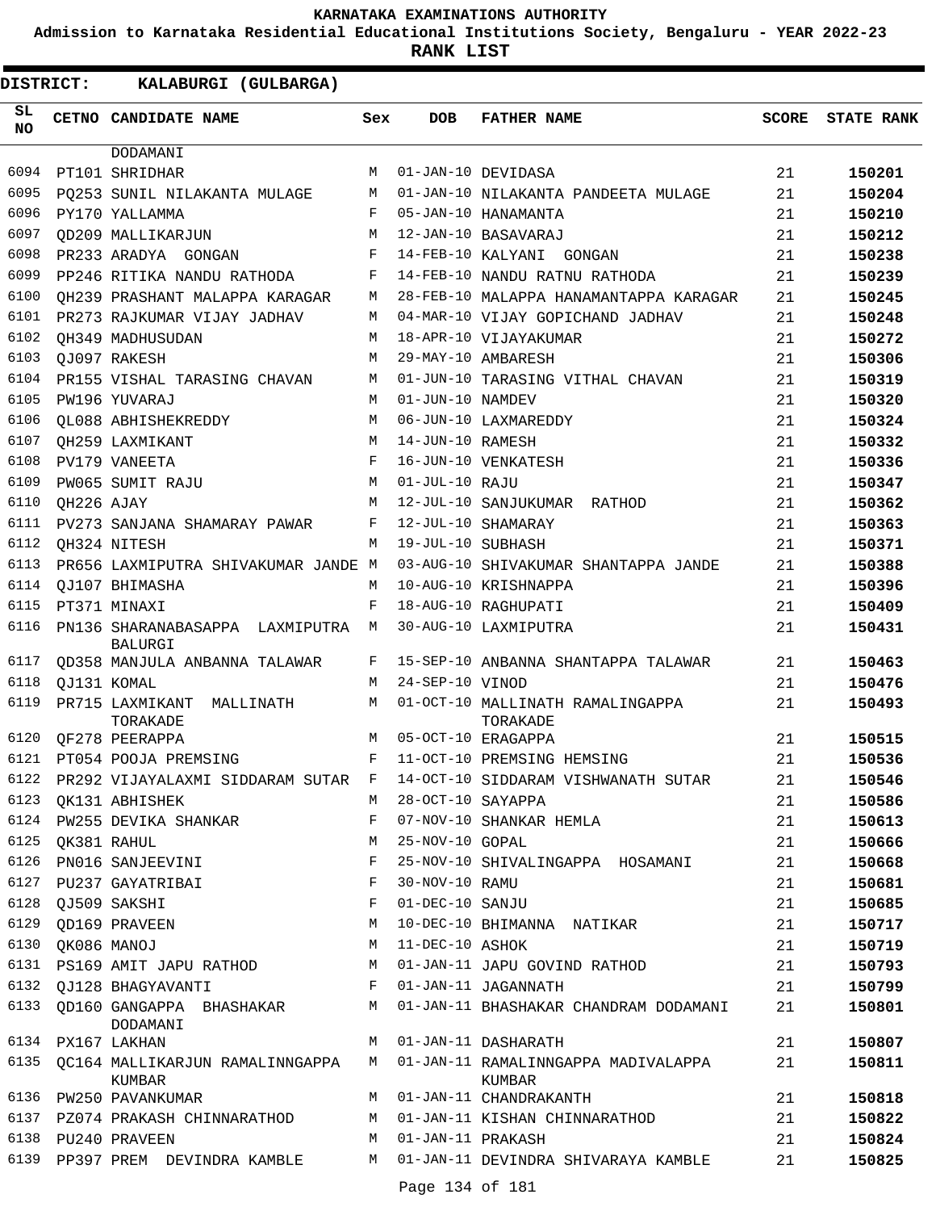KARNATAKA EXAMINATIONS AUTHORITY

Admission to Karnataka Residential Educational Institutions Society, Bengaluru - YEAR 2022-23

**RANK LIST**

**DISTRICT: KALABURGI (GULBARGA)**

| SL NO | CETNO | CANDIDATE NAME | Sex | DOB | FATHER NAME | SCORE | STATE RANK |
|---|---|---|---|---|---|---|---|
| | | DODAMANI | | | | | |
| 6094 | PT101 | SHRIDHAR | M | 01-JAN-10 | DEVIDASA | 21 | **150201** |
| 6095 | PQ253 | SUNIL NILAKANTA MULAGE | M | 01-JAN-10 | NILAKANTA PANDEETA MULAGE | 21 | **150204** |
| 6096 | PY170 | YALLAMMA | F | 05-JAN-10 | HANAMANTA | 21 | **150210** |
| 6097 | QD209 | MALLIKARJUN | M | 12-JAN-10 | BASAVARAJ | 21 | **150212** |
| 6098 | PR233 | ARADYA GONGAN | F | 14-FEB-10 | KALYANI GONGAN | 21 | **150238** |
| 6099 | PP246 | RITIKA NANDU RATHODA | F | 14-FEB-10 | NANDU RATNU RATHODA | 21 | **150239** |
| 6100 | QH239 | PRASHANT MALAPPA KARAGAR | M | 28-FEB-10 | MALAPPA HANAMANTAPPA KARAGAR | 21 | **150245** |
| 6101 | PR273 | RAJKUMAR VIJAY JADHAV | M | 04-MAR-10 | VIJAY GOPICHAND JADHAV | 21 | **150248** |
| 6102 | QH349 | MADHUSUDAN | M | 18-APR-10 | VIJAYAKUMAR | 21 | **150272** |
| 6103 | QJ097 | RAKESH | M | 29-MAY-10 | AMBARESH | 21 | **150306** |
| 6104 | PR155 | VISHAL TARASING CHAVAN | M | 01-JUN-10 | TARASING VITHAL CHAVAN | 21 | **150319** |
| 6105 | PW196 | YUVARAJ | M | 01-JUN-10 | NAMDEV | 21 | **150320** |
| 6106 | QL088 | ABHISHEKREDDY | M | 06-JUN-10 | LAXMAREDDY | 21 | **150324** |
| 6107 | QH259 | LAXMIKANT | M | 14-JUN-10 | RAMESH | 21 | **150332** |
| 6108 | PV179 | VANEETA | F | 16-JUN-10 | VENKATESH | 21 | **150336** |
| 6109 | PW065 | SUMIT RAJU | M | 01-JUL-10 | RAJU | 21 | **150347** |
| 6110 | QH226 | AJAY | M | 12-JUL-10 | SANJUKUMAR RATHOD | 21 | **150362** |
| 6111 | PV273 | SANJANA SHAMARAY PAWAR | F | 12-JUL-10 | SHAMARAY | 21 | **150363** |
| 6112 | QH324 | NITESH | M | 19-JUL-10 | SUBHASH | 21 | **150371** |
| 6113 | PR656 | LAXMIPUTRA SHIVAKUMAR JANDE | M | 03-AUG-10 | SHIVAKUMAR SHANTAPPA JANDE | 21 | **150388** |
| 6114 | QJ107 | BHIMASHA | M | 10-AUG-10 | KRISHNAPPA | 21 | **150396** |
| 6115 | PT371 | MINAXI | F | 18-AUG-10 | RAGHUPATI | 21 | **150409** |
| 6116 | PN136 | SHARANABASAPPA LAXMIPUTRA BALURGI | M | 30-AUG-10 | LAXMIPUTRA | 21 | **150431** |
| 6117 | QD358 | MANJULA ANBANNA TALAWAR | F | 15-SEP-10 | ANBANNA SHANTAPPA TALAWAR | 21 | **150463** |
| 6118 | QJ131 | KOMAL | M | 24-SEP-10 | VINOD | 21 | **150476** |
| 6119 | PR715 | LAXMIKANT MALLINATH TORAKADE | M | 01-OCT-10 | MALLINATH RAMALINGAPPA TORAKADE | 21 | **150493** |
| 6120 | QF278 | PEERAPPA | M | 05-OCT-10 | ERAGAPPA | 21 | **150515** |
| 6121 | PT054 | POOJA PREMSING | F | 11-OCT-10 | PREMSING HEMSING | 21 | **150536** |
| 6122 | PR292 | VIJAYALAXMI SIDDARAM SUTAR | F | 14-OCT-10 | SIDDARAM VISHWANATH SUTAR | 21 | **150546** |
| 6123 | QK131 | ABHISHEK | M | 28-OCT-10 | SAYAPPA | 21 | **150586** |
| 6124 | PW255 | DEVIKA SHANKAR | F | 07-NOV-10 | SHANKAR HEMLA | 21 | **150613** |
| 6125 | QK381 | RAHUL | M | 25-NOV-10 | GOPAL | 21 | **150666** |
| 6126 | PN016 | SANJEEVINI | F | 25-NOV-10 | SHIVALINGAPPA HOSAMANI | 21 | **150668** |
| 6127 | PU237 | GAYATRIBAI | F | 30-NOV-10 | RAMU | 21 | **150681** |
| 6128 | QJ509 | SAKSHI | F | 01-DEC-10 | SANJU | 21 | **150685** |
| 6129 | QD169 | PRAVEEN | M | 10-DEC-10 | BHIMANNA NATIKAR | 21 | **150717** |
| 6130 | QK086 | MANOJ | M | 11-DEC-10 | ASHOK | 21 | **150719** |
| 6131 | PS169 | AMIT JAPU RATHOD | M | 01-JAN-11 | JAPU GOVIND RATHOD | 21 | **150793** |
| 6132 | QJ128 | BHAGYAVANTI | F | 01-JAN-11 | JAGANNATH | 21 | **150799** |
| 6133 | QD160 | GANGAPPA BHASHAKAR DODAMANI | M | 01-JAN-11 | BHASHAKAR CHANDRAM DODAMANI | 21 | **150801** |
| 6134 | PX167 | LAKHAN | M | 01-JAN-11 | DASHARATH | 21 | **150807** |
| 6135 | QC164 | MALLIKARJUN RAMALINNGAPPA KUMBAR | M | 01-JAN-11 | RAMALINNGAPPA MADIVALAPPA KUMBAR | 21 | **150811** |
| 6136 | PW250 | PAVANKUMAR | M | 01-JAN-11 | CHANDRAKANTH | 21 | **150818** |
| 6137 | PZ074 | PRAKASH CHINNARATHOD | M | 01-JAN-11 | KISHAN CHINNARATHOD | 21 | **150822** |
| 6138 | PU240 | PRAVEEN | M | 01-JAN-11 | PRAKASH | 21 | **150824** |
| 6139 | PP397 | PREM DEVINDRA KAMBLE | M | 01-JAN-11 | DEVINDRA SHIVARAYA KAMBLE | 21 | **150825** |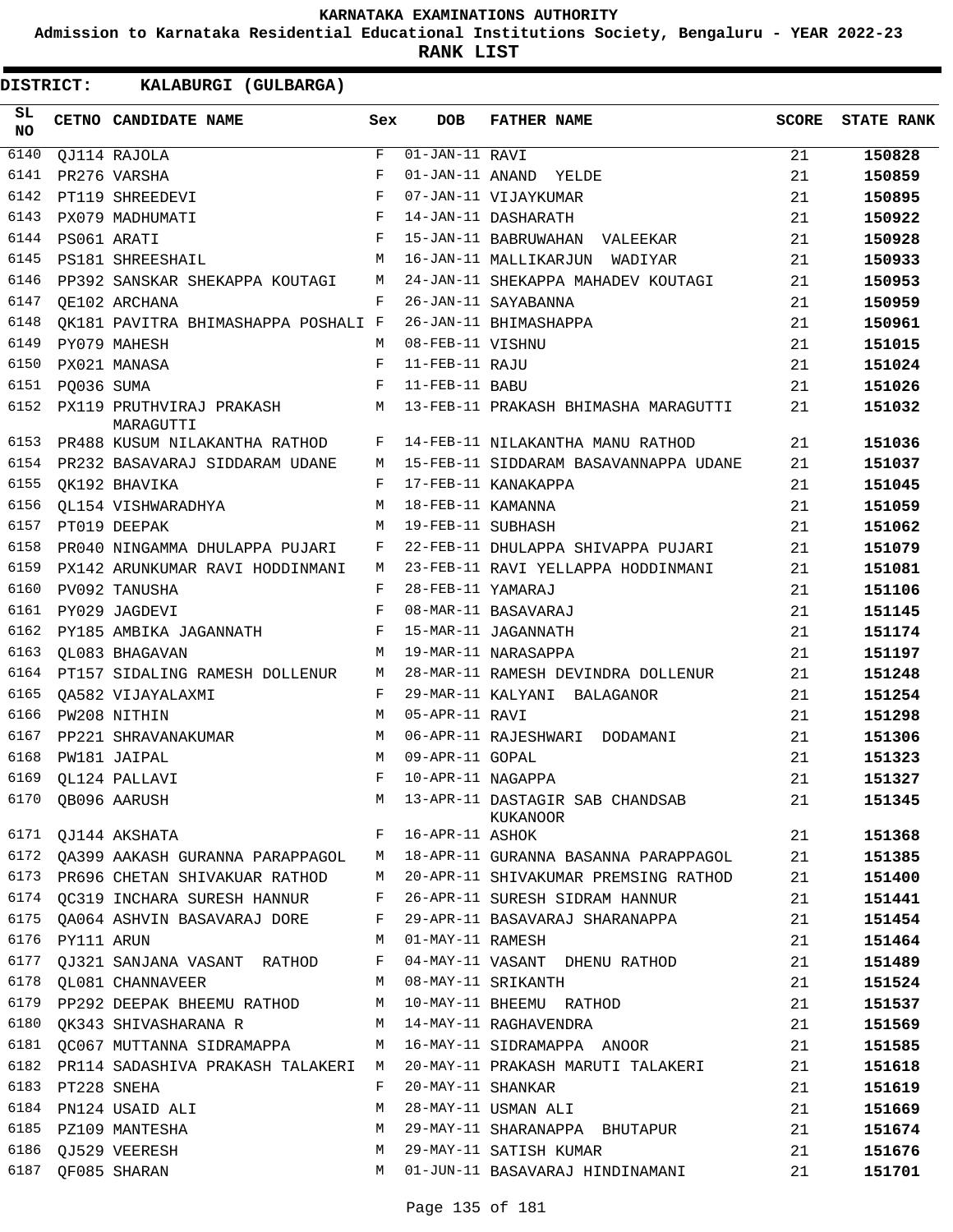KARNATAKA EXAMINATIONS AUTHORITY

Admission to Karnataka Residential Educational Institutions Society, Bengaluru - YEAR 2022-23

RANK LIST

**DISTRICT: KALABURGI (GULBARGA)**

| SL NO | CETNO | CANDIDATE NAME | Sex | DOB | FATHER NAME | SCORE | STATE RANK |
|---|---|---|---|---|---|---|---|
| 6140 | QJ114 | RAJOLA | F | 01-JAN-11 | RAVI | 21 | 150828 |
| 6141 | PR276 | VARSHA | F | 01-JAN-11 | ANAND YELDE | 21 | 150859 |
| 6142 | PT119 | SHREEDEVI | F | 07-JAN-11 | VIJAYKUMAR | 21 | 150895 |
| 6143 | PX079 | MADHUMATI | F | 14-JAN-11 | DASHARATH | 21 | 150922 |
| 6144 | PS061 | ARATI | F | 15-JAN-11 | BABRUWAHAN VALEEKAR | 21 | 150928 |
| 6145 | PS181 | SHREESHAIL | M | 16-JAN-11 | MALLIKARJUN WADIYAR | 21 | 150933 |
| 6146 | PP392 | SANSKAR SHEKAPPA KOUTAGI | M | 24-JAN-11 | SHEKAPPA MAHADEV KOUTAGI | 21 | 150953 |
| 6147 | QE102 | ARCHANA | F | 26-JAN-11 | SAYABANNA | 21 | 150959 |
| 6148 | QK181 | PAVITRA BHIMASHAPPA POSHALI | F | 26-JAN-11 | BHIMASHAPPA | 21 | 150961 |
| 6149 | PY079 | MAHESH | M | 08-FEB-11 | VISHNU | 21 | 151015 |
| 6150 | PX021 | MANASA | F | 11-FEB-11 | RAJU | 21 | 151024 |
| 6151 | PQ036 | SUMA | F | 11-FEB-11 | BABU | 21 | 151026 |
| 6152 | PX119 | PRUTHVIRAJ PRAKASH MARAGUTTI | M | 13-FEB-11 | PRAKASH BHIMASHA MARAGUTTI | 21 | 151032 |
| 6153 | PR488 | KUSUM NILAKANTHA RATHOD | F | 14-FEB-11 | NILAKANTHA MANU RATHOD | 21 | 151036 |
| 6154 | PR232 | BASAVARAJ SIDDARAM UDANE | M | 15-FEB-11 | SIDDARAM BASAVANNAPPA UDANE | 21 | 151037 |
| 6155 | QK192 | BHAVIKA | F | 17-FEB-11 | KANAKAPPA | 21 | 151045 |
| 6156 | QL154 | VISHWARADHYA | M | 18-FEB-11 | KAMANNA | 21 | 151059 |
| 6157 | PT019 | DEEPAK | M | 19-FEB-11 | SUBHASH | 21 | 151062 |
| 6158 | PR040 | NINGAMMA DHULAPPA PUJARI | F | 22-FEB-11 | DHULAPPA SHIVAPPA PUJARI | 21 | 151079 |
| 6159 | PX142 | ARUNKUMAR RAVI HODDINMANI | M | 23-FEB-11 | RAVI YELLAPPA HODDINMANI | 21 | 151081 |
| 6160 | PV092 | TANUSHA | F | 28-FEB-11 | YAMARAJ | 21 | 151106 |
| 6161 | PY029 | JAGDEVI | F | 08-MAR-11 | BASAVARAJ | 21 | 151145 |
| 6162 | PY185 | AMBIKA JAGANNATH | F | 15-MAR-11 | JAGANNATH | 21 | 151174 |
| 6163 | QL083 | BHAGAVAN | M | 19-MAR-11 | NARASAPPA | 21 | 151197 |
| 6164 | PT157 | SIDALING RAMESH DOLLENUR | M | 28-MAR-11 | RAMESH DEVINDRA DOLLENUR | 21 | 151248 |
| 6165 | QA582 | VIJAYALAXMI | F | 29-MAR-11 | KALYANI BALAGANOR | 21 | 151254 |
| 6166 | PW208 | NITHIN | M | 05-APR-11 | RAVI | 21 | 151298 |
| 6167 | PP221 | SHRAVANAKUMAR | M | 06-APR-11 | RAJESHWARI DODAMANI | 21 | 151306 |
| 6168 | PW181 | JAIPAL | M | 09-APR-11 | GOPAL | 21 | 151323 |
| 6169 | QL124 | PALLAVI | F | 10-APR-11 | NAGAPPA | 21 | 151327 |
| 6170 | QB096 | AARUSH | M | 13-APR-11 | DASTAGIR SAB CHANDSAB KUKANOOR | 21 | 151345 |
| 6171 | QJ144 | AKSHATA | F | 16-APR-11 | ASHOK | 21 | 151368 |
| 6172 | QA399 | AAKASH GURANNA PARAPPAGOL | M | 18-APR-11 | GURANNA BASANNA PARAPPAGOL | 21 | 151385 |
| 6173 | PR696 | CHETAN SHIVAKUAR RATHOD | M | 20-APR-11 | SHIVAKUMAR PREMSING RATHOD | 21 | 151400 |
| 6174 | QC319 | INCHARA SURESH HANNUR | F | 26-APR-11 | SURESH SIDRAM HANNUR | 21 | 151441 |
| 6175 | QA064 | ASHVIN BASAVARAJ DORE | F | 29-APR-11 | BASAVARAJ SHARANAPPA | 21 | 151454 |
| 6176 | PY111 | ARUN | M | 01-MAY-11 | RAMESH | 21 | 151464 |
| 6177 | QJ321 | SANJANA VASANT RATHOD | F | 04-MAY-11 | VASANT DHENU RATHOD | 21 | 151489 |
| 6178 | QL081 | CHANNAVEER | M | 08-MAY-11 | SRIKANTH | 21 | 151524 |
| 6179 | PP292 | DEEPAK BHEEMU RATHOD | M | 10-MAY-11 | BHEEMU RATHOD | 21 | 151537 |
| 6180 | QK343 | SHIVASHARANA R | M | 14-MAY-11 | RAGHAVENDRA | 21 | 151569 |
| 6181 | QC067 | MUTTANNA SIDRAMAPPA | M | 16-MAY-11 | SIDRAMAPPA ANOOR | 21 | 151585 |
| 6182 | PR114 | SADASHIVA PRAKASH TALAKERI | M | 20-MAY-11 | PRAKASH MARUTI TALAKERI | 21 | 151618 |
| 6183 | PT228 | SNEHA | F | 20-MAY-11 | SHANKAR | 21 | 151619 |
| 6184 | PN124 | USAID ALI | M | 28-MAY-11 | USMAN ALI | 21 | 151669 |
| 6185 | PZ109 | MANTESHA | M | 29-MAY-11 | SHARANAPPA BHUTAPUR | 21 | 151674 |
| 6186 | QJ529 | VEERESH | M | 29-MAY-11 | SATISH KUMAR | 21 | 151676 |
| 6187 | QF085 | SHARAN | M | 01-JUN-11 | BASAVARAJ HINDINAMANI | 21 | 151701 |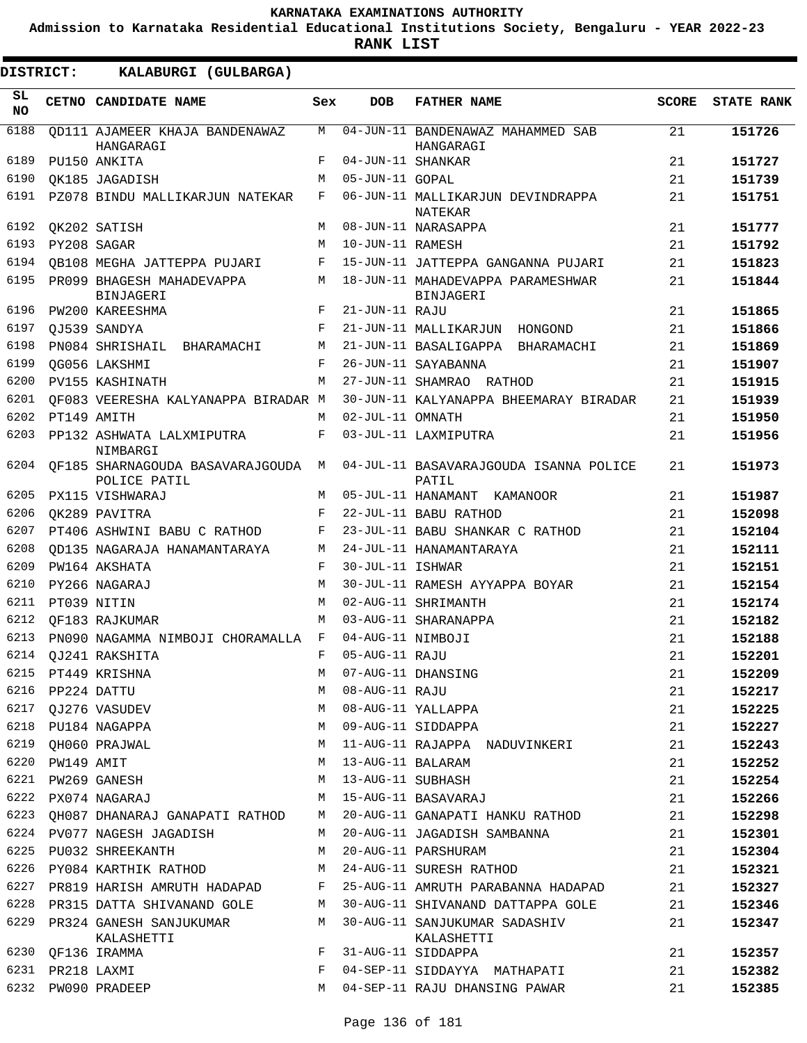KARNATAKA EXAMINATIONS AUTHORITY

Admission to Karnataka Residential Educational Institutions Society, Bengaluru - YEAR 2022-23

**RANK LIST**

**DISTRICT: KALABURGI (GULBARGA)**

| SL NO | CETNO | CANDIDATE NAME | Sex | DOB | FATHER NAME | SCORE | STATE RANK |
|---|---|---|---|---|---|---|---|
| 6188 | QD111 | AJAMEER KHAJA BANDENAWAZ HANGARAGI | M | 04-JUN-11 | BANDENAWAZ MAHAMMED SAB HANGARAGI | 21 | **151726** |
| 6189 | PU150 | ANKITA | F | 04-JUN-11 | SHANKAR | 21 | **151727** |
| 6190 | QK185 | JAGADISH | M | 05-JUN-11 | GOPAL | 21 | **151739** |
| 6191 | PZ078 | BINDU MALLIKARJUN NATEKAR | F | 06-JUN-11 | MALLIKARJUN DEVINDRAPPA NATEKAR | 21 | **151751** |
| 6192 | QK202 | SATISH | M | 08-JUN-11 | NARASAPPA | 21 | **151777** |
| 6193 | PY208 | SAGAR | M | 10-JUN-11 | RAMESH | 21 | **151792** |
| 6194 | QB108 | MEGHA JATTEPPA PUJARI | F | 15-JUN-11 | JATTEPPA GANGANNA PUJARI | 21 | **151823** |
| 6195 | PR099 | BHAGESH MAHADEVAPPA BINJAGERI | M | 18-JUN-11 | MAHADEVAPPA PARAMESHWAR BINJAGERI | 21 | **151844** |
| 6196 | PW200 | KAREESHMA | F | 21-JUN-11 | RAJU | 21 | **151865** |
| 6197 | QJ539 | SANDYA | F | 21-JUN-11 | MALLIKARJUN HONGOND | 21 | **151866** |
| 6198 | PN084 | SHRISHAIL BHARAMACHI | M | 21-JUN-11 | BASALIGAPPA BHARAMACHI | 21 | **151869** |
| 6199 | QG056 | LAKSHMI | F | 26-JUN-11 | SAYABANNA | 21 | **151907** |
| 6200 | PV155 | KASHINATH | M | 27-JUN-11 | SHAMRAO RATHOD | 21 | **151915** |
| 6201 | QF083 | VEERESHA KALYANAPPA BIRADAR | M | 30-JUN-11 | KALYANAPPA BHEEMARAY BIRADAR | 21 | **151939** |
| 6202 | PT149 | AMITH | M | 02-JUL-11 | OMNATH | 21 | **151950** |
| 6203 | PP132 | ASHWATA LALXMIPUTRA NIMBARGI | F | 03-JUL-11 | LAXMIPUTRA | 21 | **151956** |
| 6204 | QF185 | SHARNAGOUDA BASAVARAJGOUDA POLICE PATIL | M | 04-JUL-11 | BASAVARAJGOUDA ISANNA POLICE PATIL | 21 | **151973** |
| 6205 | PX115 | VISHWARAJ | M | 05-JUL-11 | HANAMANT KAMANOOR | 21 | **151987** |
| 6206 | QK289 | PAVITRA | F | 22-JUL-11 | BABU RATHOD | 21 | **152098** |
| 6207 | PT406 | ASHWINI BABU C RATHOD | F | 23-JUL-11 | BABU SHANKAR C RATHOD | 21 | **152104** |
| 6208 | QD135 | NAGARAJA HANAMANTARAYA | M | 24-JUL-11 | HANAMANTARAYA | 21 | **152111** |
| 6209 | PW164 | AKSHATA | F | 30-JUL-11 | ISHWAR | 21 | **152151** |
| 6210 | PY266 | NAGARAJ | M | 30-JUL-11 | RAMESH AYYAPPA BOYAR | 21 | **152154** |
| 6211 | PT039 | NITIN | M | 02-AUG-11 | SHRIMANTH | 21 | **152174** |
| 6212 | QF183 | RAJKUMAR | M | 03-AUG-11 | SHARANAPPA | 21 | **152182** |
| 6213 | PN090 | NAGAMMA NIMBOJI CHORAMALLA | F | 04-AUG-11 | NIMBOJI | 21 | **152188** |
| 6214 | QJ241 | RAKSHITA | F | 05-AUG-11 | RAJU | 21 | **152201** |
| 6215 | PT449 | KRISHNA | M | 07-AUG-11 | DHANSING | 21 | **152209** |
| 6216 | PP224 | DATTU | M | 08-AUG-11 | RAJU | 21 | **152217** |
| 6217 | QJ276 | VASUDEV | M | 08-AUG-11 | YALLAPPA | 21 | **152225** |
| 6218 | PU184 | NAGAPPA | M | 09-AUG-11 | SIDDAPPA | 21 | **152227** |
| 6219 | QH060 | PRAJWAL | M | 11-AUG-11 | RAJAPPA NADUVINKERI | 21 | **152243** |
| 6220 | PW149 | AMIT | M | 13-AUG-11 | BALARAM | 21 | **152252** |
| 6221 | PW269 | GANESH | M | 13-AUG-11 | SUBHASH | 21 | **152254** |
| 6222 | PX074 | NAGARAJ | M | 15-AUG-11 | BASAVARAJ | 21 | **152266** |
| 6223 | QH087 | DHANARAJ GANAPATI RATHOD | M | 20-AUG-11 | GANAPATI HANKU RATHOD | 21 | **152298** |
| 6224 | PV077 | NAGESH JAGADISH | M | 20-AUG-11 | JAGADISH SAMBANNA | 21 | **152301** |
| 6225 | PU032 | SHREEKANTH | M | 20-AUG-11 | PARSHURAM | 21 | **152304** |
| 6226 | PY084 | KARTHIK RATHOD | M | 24-AUG-11 | SURESH RATHOD | 21 | **152321** |
| 6227 | PR819 | HARISH AMRUTH HADAPAD | F | 25-AUG-11 | AMRUTH PARABANNA HADAPAD | 21 | **152327** |
| 6228 | PR315 | DATTA SHIVANAND GOLE | M | 30-AUG-11 | SHIVANAND DATTAPPA GOLE | 21 | **152346** |
| 6229 | PR324 | GANESH SANJUKUMAR KALASHETTI | M | 30-AUG-11 | SANJUKUMAR SADASHIV KALASHETTI | 21 | **152347** |
| 6230 | QF136 | IRAMMA | F | 31-AUG-11 | SIDDAPPA | 21 | **152357** |
| 6231 | PR218 | LAXMI | F | 04-SEP-11 | SIDDAYYA MATHAPATI | 21 | **152382** |
| 6232 | PW090 | PRADEEP | M | 04-SEP-11 | RAJU DHANSING PAWAR | 21 | **152385** |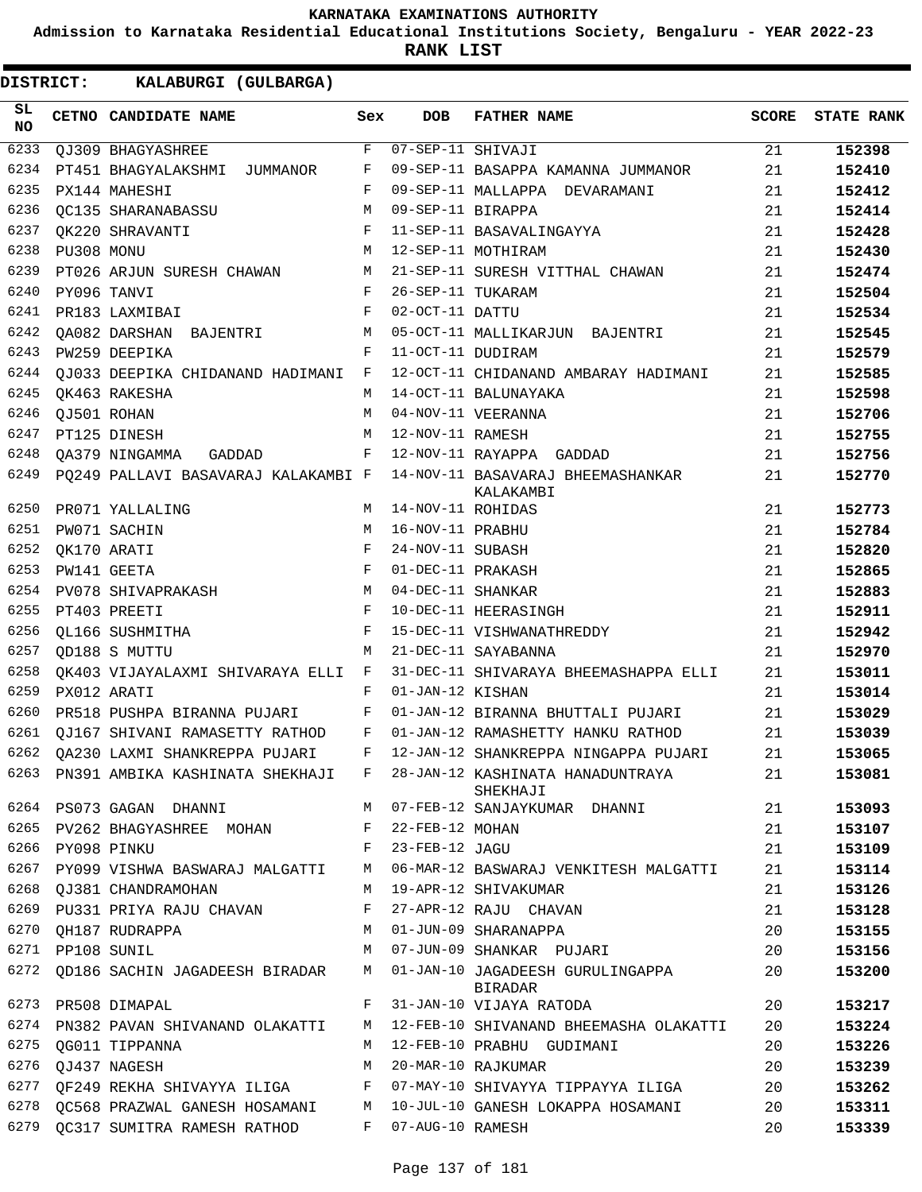# KARNATAKA EXAMINATIONS AUTHORITY

**Admission to Karnataka Residential Educational Institutions Society, Bengaluru - YEAR 2022-23**

**RANK LIST**

**DISTRICT: KALABURGI (GULBARGA)**

| SL NO | CETNO | CANDIDATE NAME | Sex | DOB | FATHER NAME | SCORE | STATE RANK |
|---|---|---|---|---|---|---|---|
| 6233 | QJ309 | BHAGYASHREE | F | 07-SEP-11 | SHIVAJI | 21 | 152398 |
| 6234 | PT451 | BHAGYALAKSHMI JUMMANOR | F | 09-SEP-11 | BASAPPA KAMANNA JUMMANOR | 21 | 152410 |
| 6235 | PX144 | MAHESHI | F | 09-SEP-11 | MALLAPPA DEVARAMANI | 21 | 152412 |
| 6236 | QC135 | SHARANABASSU | M | 09-SEP-11 | BIRAPPA | 21 | 152414 |
| 6237 | QK220 | SHRAVANTI | F | 11-SEP-11 | BASAVALINGAYYA | 21 | 152428 |
| 6238 | PU308 | MONU | M | 12-SEP-11 | MOTHIRAM | 21 | 152430 |
| 6239 | PT026 | ARJUN SURESH CHAWAN | M | 21-SEP-11 | SURESH VITTHAL CHAWAN | 21 | 152474 |
| 6240 | PY096 | TANVI | F | 26-SEP-11 | TUKARAM | 21 | 152504 |
| 6241 | PR183 | LAXMIBAI | F | 02-OCT-11 | DATTU | 21 | 152534 |
| 6242 | QA082 | DARSHAN BAJENTRI | M | 05-OCT-11 | MALLIKARJUN BAJENTRI | 21 | 152545 |
| 6243 | PW259 | DEEPIKA | F | 11-OCT-11 | DUDIRAM | 21 | 152579 |
| 6244 | QJ033 | DEEPIKA CHIDANAND HADIMANI | F | 12-OCT-11 | CHIDANAND AMBARAY HADIMANI | 21 | 152585 |
| 6245 | QK463 | RAKESHA | M | 14-OCT-11 | BALUNAYAKA | 21 | 152598 |
| 6246 | QJ501 | ROHAN | M | 04-NOV-11 | VEERANNA | 21 | 152706 |
| 6247 | PT125 | DINESH | M | 12-NOV-11 | RAMESH | 21 | 152755 |
| 6248 | QA379 | NINGAMMA GADDAD | F | 12-NOV-11 | RAYAPPA GADDAD | 21 | 152756 |
| 6249 | PQ249 | PALLAVI BASAVARAJ KALAKAMBI | F | 14-NOV-11 | BASAVARAJ BHEEMASHANKAR KALAKAMBI | 21 | 152770 |
| 6250 | PR071 | YALLALING | M | 14-NOV-11 | ROHIDAS | 21 | 152773 |
| 6251 | PW071 | SACHIN | M | 16-NOV-11 | PRABHU | 21 | 152784 |
| 6252 | QK170 | ARATI | F | 24-NOV-11 | SUBASH | 21 | 152820 |
| 6253 | PW141 | GEETA | F | 01-DEC-11 | PRAKASH | 21 | 152865 |
| 6254 | PV078 | SHIVAPRAKASH | M | 04-DEC-11 | SHANKAR | 21 | 152883 |
| 6255 | PT403 | PREETI | F | 10-DEC-11 | HEERASINGH | 21 | 152911 |
| 6256 | QL166 | SUSHMITHA | F | 15-DEC-11 | VISHWANATHREDDY | 21 | 152942 |
| 6257 | QD188 | S MUTTU | M | 21-DEC-11 | SAYABANNA | 21 | 152970 |
| 6258 | QK403 | VIJAYALAXMI SHIVARAYA ELLI | F | 31-DEC-11 | SHIVARAYA BHEEMASHAPPA ELLI | 21 | 153011 |
| 6259 | PX012 | ARATI | F | 01-JAN-12 | KISHAN | 21 | 153014 |
| 6260 | PR518 | PUSHPA BIRANNA PUJARI | F | 01-JAN-12 | BIRANNA BHUTTALI PUJARI | 21 | 153029 |
| 6261 | QJ167 | SHIVANI RAMASETTY RATHOD | F | 01-JAN-12 | RAMASHETTY HANKU RATHOD | 21 | 153039 |
| 6262 | QA230 | LAXMI SHANKREPPA PUJARI | F | 12-JAN-12 | SHANKREPPA NINGAPPA PUJARI | 21 | 153065 |
| 6263 | PN391 | AMBIKA KASHINATA SHEKHAJI | F | 28-JAN-12 | KASHINATA HANADUNTRAYA SHEKHAJI | 21 | 153081 |
| 6264 | PS073 | GAGAN DHANNI | M | 07-FEB-12 | SANJAYKUMAR DHANNI | 21 | 153093 |
| 6265 | PV262 | BHAGYASHREE MOHAN | F | 22-FEB-12 | MOHAN | 21 | 153107 |
| 6266 | PY098 | PINKU | F | 23-FEB-12 | JAGU | 21 | 153109 |
| 6267 | PY099 | VISHWA BASWARAJ MALGATTI | M | 06-MAR-12 | BASWARAJ VENKITESH MALGATTI | 21 | 153114 |
| 6268 | QJ381 | CHANDRAMOHAN | M | 19-APR-12 | SHIVAKUMAR | 21 | 153126 |
| 6269 | PU331 | PRIYA RAJU CHAVAN | F | 27-APR-12 | RAJU CHAVAN | 21 | 153128 |
| 6270 | QH187 | RUDRAPPA | M | 01-JUN-09 | SHARANAPPA | 20 | 153155 |
| 6271 | PP108 | SUNIL | M | 07-JUN-09 | SHANKAR PUJARI | 20 | 153156 |
| 6272 | QD186 | SACHIN JAGADEESH BIRADAR | M | 01-JAN-10 | JAGADEESH GURULINGAPPA BIRADAR | 20 | 153200 |
| 6273 | PR508 | DIMAPAL | F | 31-JAN-10 | VIJAYA RATODA | 20 | 153217 |
| 6274 | PN382 | PAVAN SHIVANAND OLAKATTI | M | 12-FEB-10 | SHIVANAND BHEEMASHA OLAKATTI | 20 | 153224 |
| 6275 | QG011 | TIPPANNA | M | 12-FEB-10 | PRABHU GUDIMANI | 20 | 153226 |
| 6276 | QJ437 | NAGESH | M | 20-MAR-10 | RAJKUMAR | 20 | 153239 |
| 6277 | QF249 | REKHA SHIVAYYA ILIGA | F | 07-MAY-10 | SHIVAYYA TIPPAYYA ILIGA | 20 | 153262 |
| 6278 | QC568 | PRAZWAL GANESH HOSAMANI | M | 10-JUL-10 | GANESH LOKAPPA HOSAMANI | 20 | 153311 |
| 6279 | QC317 | SUMITRA RAMESH RATHOD | F | 07-AUG-10 | RAMESH | 20 | 153339 |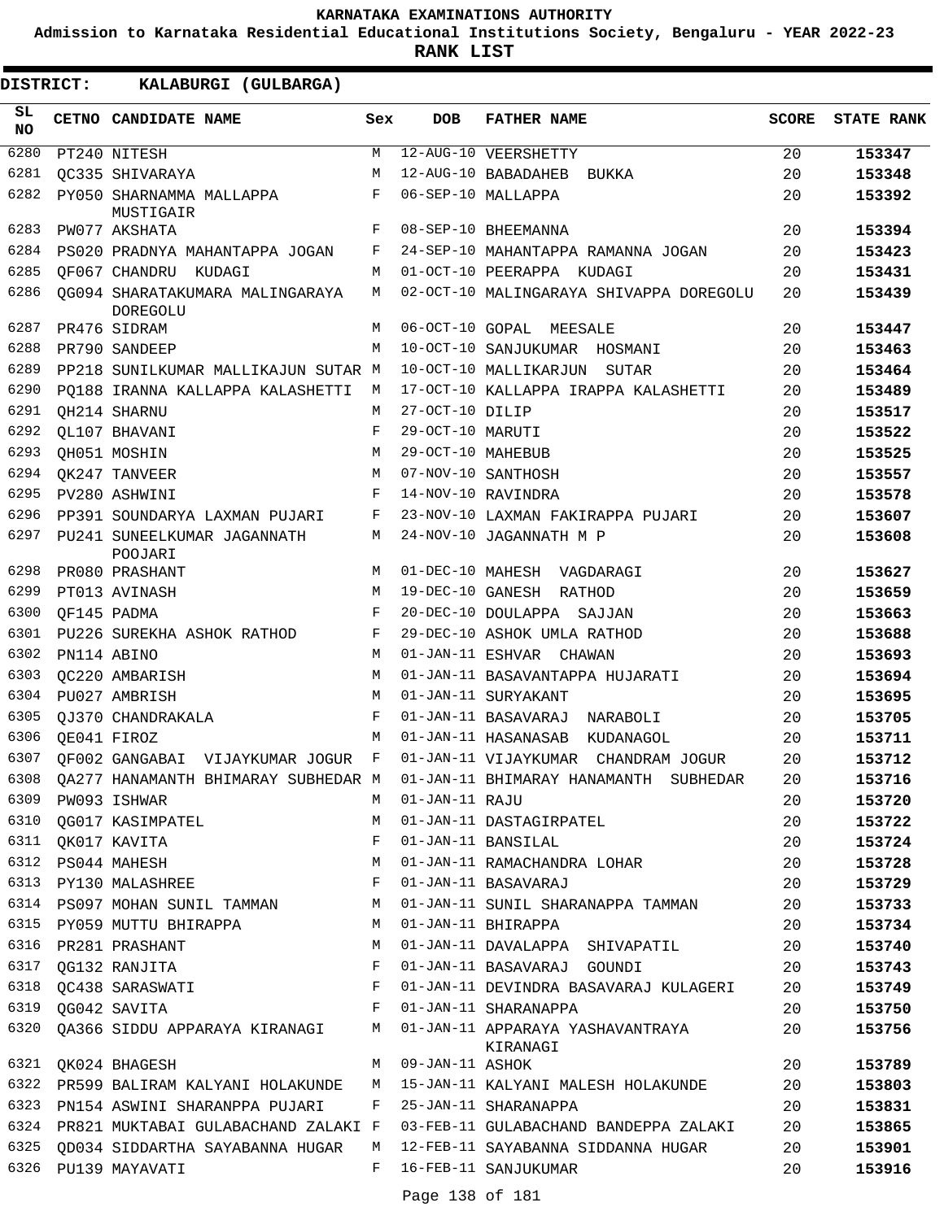# KARNATAKA EXAMINATIONS AUTHORITY

**Admission to Karnataka Residential Educational Institutions Society, Bengaluru - YEAR 2022-23**

**RANK LIST**

**DISTRICT: KALABURGI (GULBARGA)**

| SL NO | CETNO | CANDIDATE NAME | Sex | DOB | FATHER NAME | SCORE | STATE RANK |
|---|---|---|---|---|---|---|---|
| 6280 | PT240 | NITESH | M | 12-AUG-10 | VEERSHETTY | 20 | 153347 |
| 6281 | QC335 | SHIVARAYA | M | 12-AUG-10 | BABADAHEB BUKKA | 20 | 153348 |
| 6282 | PY050 | SHARNAMMA MALLAPPA MUSTIGAIR | F | 06-SEP-10 | MALLAPPA | 20 | 153392 |
| 6283 | PW077 | AKSHATA | F | 08-SEP-10 | BHEEMANNA | 20 | 153394 |
| 6284 | PS020 | PRADNYA MAHANTAPPA JOGAN | F | 24-SEP-10 | MAHANTAPPA RAMANNA JOGAN | 20 | 153423 |
| 6285 | QF067 | CHANDRU KUDAGI | M | 01-OCT-10 | PEERAPPA KUDAGI | 20 | 153431 |
| 6286 | QG094 | SHARATAKUMARA MALINGARAYA DOREGOLU | M | 02-OCT-10 | MALINGARAYA SHIVAPPA DOREGOLU | 20 | 153439 |
| 6287 | PR476 | SIDRAM | M | 06-OCT-10 | GOPAL MEESALE | 20 | 153447 |
| 6288 | PR790 | SANDEEP | M | 10-OCT-10 | SANJUKUMAR HOSMANI | 20 | 153463 |
| 6289 | PP218 | SUNILKUMAR MALLIKAJUN SUTAR | M | 10-OCT-10 | MALLIKARJUN SUTAR | 20 | 153464 |
| 6290 | PQ188 | IRANNA KALLAPPA KALASHETTI | M | 17-OCT-10 | KALLAPPA IRAPPA KALASHETTI | 20 | 153489 |
| 6291 | QH214 | SHARNU | M | 27-OCT-10 | DILIP | 20 | 153517 |
| 6292 | QL107 | BHAVANI | F | 29-OCT-10 | MARUTI | 20 | 153522 |
| 6293 | QH051 | MOSHIN | M | 29-OCT-10 | MAHEBUB | 20 | 153525 |
| 6294 | QK247 | TANVEER | M | 07-NOV-10 | SANTHOSH | 20 | 153557 |
| 6295 | PV280 | ASHWINI | F | 14-NOV-10 | RAVINDRA | 20 | 153578 |
| 6296 | PP391 | SOUNDARYA LAXMAN PUJARI | F | 23-NOV-10 | LAXMAN FAKIRAPPA PUJARI | 20 | 153607 |
| 6297 | PU241 | SUNEELKUMAR JAGANNATH POOJARI | M | 24-NOV-10 | JAGANNATH M P | 20 | 153608 |
| 6298 | PR080 | PRASHANT | M | 01-DEC-10 | MAHESH VAGDARAGI | 20 | 153627 |
| 6299 | PT013 | AVINASH | M | 19-DEC-10 | GANESH RATHOD | 20 | 153659 |
| 6300 | QF145 | PADMA | F | 20-DEC-10 | DOULAPPA SAJJAN | 20 | 153663 |
| 6301 | PU226 | SUREKHA ASHOK RATHOD | F | 29-DEC-10 | ASHOK UMLA RATHOD | 20 | 153688 |
| 6302 | PN114 | ABINO | M | 01-JAN-11 | ESHVAR CHAWAN | 20 | 153693 |
| 6303 | QC220 | AMBARISH | M | 01-JAN-11 | BASAVANTAPPA HUJARATI | 20 | 153694 |
| 6304 | PU027 | AMBRISH | M | 01-JAN-11 | SURYAKANT | 20 | 153695 |
| 6305 | QJ370 | CHANDRAKALA | F | 01-JAN-11 | BASAVARAJ NARABOLI | 20 | 153705 |
| 6306 | QE041 | FIROZ | M | 01-JAN-11 | HASANASAB KUDANAGOL | 20 | 153711 |
| 6307 | QF002 | GANGABAI VIJAYKUMAR JOGUR | F | 01-JAN-11 | VIJAYKUMAR CHANDRAM JOGUR | 20 | 153712 |
| 6308 | QA277 | HANAMANTH BHIMARAY SUBHEDAR | M | 01-JAN-11 | BHIMARAY HANAMANTH SUBHEDAR | 20 | 153716 |
| 6309 | PW093 | ISHWAR | M | 01-JAN-11 | RAJU | 20 | 153720 |
| 6310 | QG017 | KASIMPATEL | M | 01-JAN-11 | DASTAGIRPATEL | 20 | 153722 |
| 6311 | QK017 | KAVITA | F | 01-JAN-11 | BANSILAL | 20 | 153724 |
| 6312 | PS044 | MAHESH | M | 01-JAN-11 | RAMACHANDRA LOHAR | 20 | 153728 |
| 6313 | PY130 | MALASHREE | F | 01-JAN-11 | BASAVARAJ | 20 | 153729 |
| 6314 | PS097 | MOHAN SUNIL TAMMAN | M | 01-JAN-11 | SUNIL SHARANAPPA TAMMAN | 20 | 153733 |
| 6315 | PY059 | MUTTU BHIRAPPA | M | 01-JAN-11 | BHIRAPPA | 20 | 153734 |
| 6316 | PR281 | PRASHANT | M | 01-JAN-11 | DAVALAPPA SHIVAPATIL | 20 | 153740 |
| 6317 | QG132 | RANJITA | F | 01-JAN-11 | BASAVARAJ GOUNDI | 20 | 153743 |
| 6318 | QC438 | SARASWATI | F | 01-JAN-11 | DEVINDRA BASAVARAJ KULAGERI | 20 | 153749 |
| 6319 | QG042 | SAVITA | F | 01-JAN-11 | SHARANAPPA | 20 | 153750 |
| 6320 | QA366 | SIDDU APPARAYA KIRANAGI | M | 01-JAN-11 | APPARAYA YASHAVANTRAYA KIRANAGI | 20 | 153756 |
| 6321 | QK024 | BHAGESH | M | 09-JAN-11 | ASHOK | 20 | 153789 |
| 6322 | PR599 | BALIRAM KALYANI HOLAKUNDE | M | 15-JAN-11 | KALYANI MALESH HOLAKUNDE | 20 | 153803 |
| 6323 | PN154 | ASWINI SHARANPPA PUJARI | F | 25-JAN-11 | SHARANAPPA | 20 | 153831 |
| 6324 | PR821 | MUKTABAI GULABACHAND ZALAKI | F | 03-FEB-11 | GULABACHAND BANDEPPA ZALAKI | 20 | 153865 |
| 6325 | QD034 | SIDDARTHA SAYABANNA HUGAR | M | 12-FEB-11 | SAYABANNA SIDDANNA HUGAR | 20 | 153901 |
| 6326 | PU139 | MAYAVATI | F | 16-FEB-11 | SANJUKUMAR | 20 | 153916 |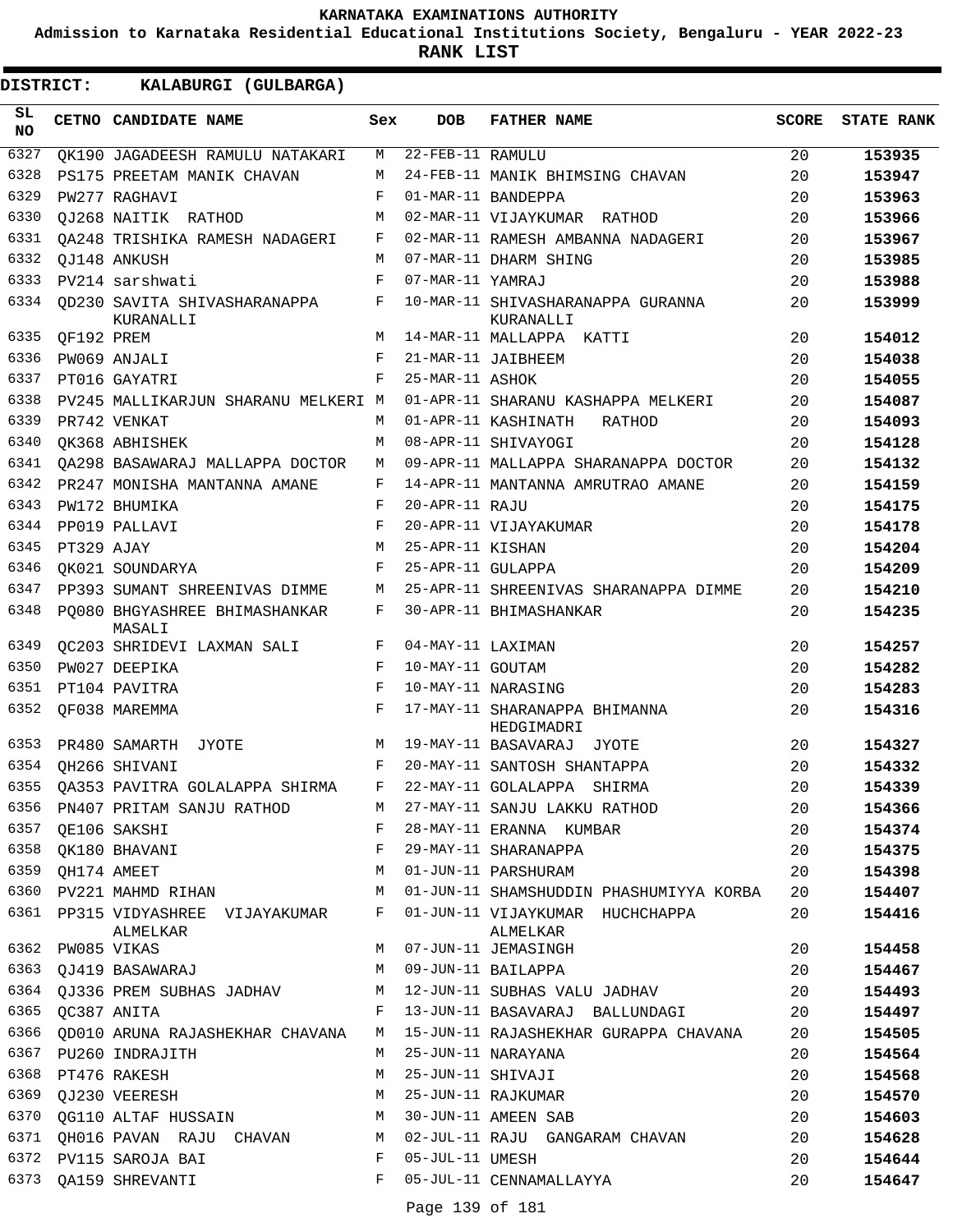KARNATAKA EXAMINATIONS AUTHORITY

Admission to Karnataka Residential Educational Institutions Society, Bengaluru - YEAR 2022-23

**RANK LIST**

**DISTRICT: KALABURGI (GULBARGA)**

| SL NO | CETNO | CANDIDATE NAME | Sex | DOB | FATHER NAME | SCORE | STATE RANK |
|---|---|---|---|---|---|---|---|
| 6327 | QK190 | JAGADEESH RAMULU NATAKARI | M | 22-FEB-11 | RAMULU | 20 | 153935 |
| 6328 | PS175 | PREETAM MANIK CHAVAN | M | 24-FEB-11 | MANIK BHIMSING CHAVAN | 20 | 153947 |
| 6329 | PW277 | RAGHAVI | F | 01-MAR-11 | BANDEPPA | 20 | 153963 |
| 6330 | QJ268 | NAITIK RATHOD | M | 02-MAR-11 | VIJAYKUMAR RATHOD | 20 | 153966 |
| 6331 | QA248 | TRISHIKA RAMESH NADAGERI | F | 02-MAR-11 | RAMESH AMBANNA NADAGERI | 20 | 153967 |
| 6332 | QJ148 | ANKUSH | M | 07-MAR-11 | DHARM SHING | 20 | 153985 |
| 6333 | PV214 | sarshwati | F | 07-MAR-11 | YAMRAJ | 20 | 153988 |
| 6334 | QD230 | SAVITA SHIVASHARANAPPA KURANALLI | F | 10-MAR-11 | SHIVASHARANAPPA GURANNA KURANALLI | 20 | 153999 |
| 6335 | QF192 | PREM | M | 14-MAR-11 | MALLAPPA KATTI | 20 | 154012 |
| 6336 | PW069 | ANJALI | F | 21-MAR-11 | JAIBHEEM | 20 | 154038 |
| 6337 | PT016 | GAYATRI | F | 25-MAR-11 | ASHOK | 20 | 154055 |
| 6338 | PV245 | MALLIKARJUN SHARANU MELKERI | M | 01-APR-11 | SHARANU KASHAPPA MELKERI | 20 | 154087 |
| 6339 | PR742 | VENKAT | M | 01-APR-11 | KASHINATH RATHOD | 20 | 154093 |
| 6340 | QK368 | ABHISHEK | M | 08-APR-11 | SHIVAYOGI | 20 | 154128 |
| 6341 | QA298 | BASAWARAJ MALLAPPA DOCTOR | M | 09-APR-11 | MALLAPPA SHARANAPPA DOCTOR | 20 | 154132 |
| 6342 | PR247 | MONISHA MANTANNA AMANE | F | 14-APR-11 | MANTANNA AMRUTRAO AMANE | 20 | 154159 |
| 6343 | PW172 | BHUMIKA | F | 20-APR-11 | RAJU | 20 | 154175 |
| 6344 | PP019 | PALLAVI | F | 20-APR-11 | VIJAYAKUMAR | 20 | 154178 |
| 6345 | PT329 | AJAY | M | 25-APR-11 | KISHAN | 20 | 154204 |
| 6346 | QK021 | SOUNDARYA | F | 25-APR-11 | GULAPPA | 20 | 154209 |
| 6347 | PP393 | SUMANT SHREENIVAS DIMME | M | 25-APR-11 | SHREENIVAS SHARANAPPA DIMME | 20 | 154210 |
| 6348 | PQ080 | BHGYASHREE BHIMASHANKAR MASALI | F | 30-APR-11 | BHIMASHANKAR | 20 | 154235 |
| 6349 | QC203 | SHRIDEVI LAXMAN SALI | F | 04-MAY-11 | LAXIMAN | 20 | 154257 |
| 6350 | PW027 | DEEPIKA | F | 10-MAY-11 | GOUTAM | 20 | 154282 |
| 6351 | PT104 | PAVITRA | F | 10-MAY-11 | NARASING | 20 | 154283 |
| 6352 | QF038 | MAREMMA | F | 17-MAY-11 | SHARANAPPA BHIMANNA HEDGIMADRI | 20 | 154316 |
| 6353 | PR480 | SAMARTH JYOTE | M | 19-MAY-11 | BASAVARAJ JYOTE | 20 | 154327 |
| 6354 | QH266 | SHIVANI | F | 20-MAY-11 | SANTOSH SHANTAPPA | 20 | 154332 |
| 6355 | QA353 | PAVITRA GOLALAPPA SHIRMA | F | 22-MAY-11 | GOLALAPPA SHIRMA | 20 | 154339 |
| 6356 | PN407 | PRITAM SANJU RATHOD | M | 27-MAY-11 | SANJU LAKKU RATHOD | 20 | 154366 |
| 6357 | QE106 | SAKSHI | F | 28-MAY-11 | ERANNA KUMBAR | 20 | 154374 |
| 6358 | QK180 | BHAVANI | F | 29-MAY-11 | SHARANAPPA | 20 | 154375 |
| 6359 | QH174 | AMEET | M | 01-JUN-11 | PARSHURAM | 20 | 154398 |
| 6360 | PV221 | MAHMD RIHAN | M | 01-JUN-11 | SHAMSHUDDIN PHASHUMIYYA KORBA | 20 | 154407 |
| 6361 | PP315 | VIDYASHREE VIJAYAKUMAR ALMELKAR | F | 01-JUN-11 | VIJAYKUMAR HUCHCHAPPA ALMELKAR | 20 | 154416 |
| 6362 | PW085 | VIKAS | M | 07-JUN-11 | JEMASINGH | 20 | 154458 |
| 6363 | QJ419 | BASAWARAJ | M | 09-JUN-11 | BAILAPPA | 20 | 154467 |
| 6364 | QJ336 | PREM SUBHAS JADHAV | M | 12-JUN-11 | SUBHAS VALU JADHAV | 20 | 154493 |
| 6365 | QC387 | ANITA | F | 13-JUN-11 | BASAVARAJ BALLUNDAGI | 20 | 154497 |
| 6366 | QD010 | ARUNA RAJASHEKHAR CHAVANA | M | 15-JUN-11 | RAJASHEKHAR GURAPPA CHAVANA | 20 | 154505 |
| 6367 | PU260 | INDRAJITH | M | 25-JUN-11 | NARAYANA | 20 | 154564 |
| 6368 | PT476 | RAKESH | M | 25-JUN-11 | SHIVAJI | 20 | 154568 |
| 6369 | QJ230 | VEERESH | M | 25-JUN-11 | RAJKUMAR | 20 | 154570 |
| 6370 | QG110 | ALTAF HUSSAIN | M | 30-JUN-11 | AMEEN SAB | 20 | 154603 |
| 6371 | QH016 | PAVAN RAJU CHAVAN | M | 02-JUL-11 | RAJU GANGARAM CHAVAN | 20 | 154628 |
| 6372 | PV115 | SAROJA BAI | F | 05-JUL-11 | UMESH | 20 | 154644 |
| 6373 | QA159 | SHREVANTI | F | 05-JUL-11 | CENNAMALLAYYA | 20 | 154647 |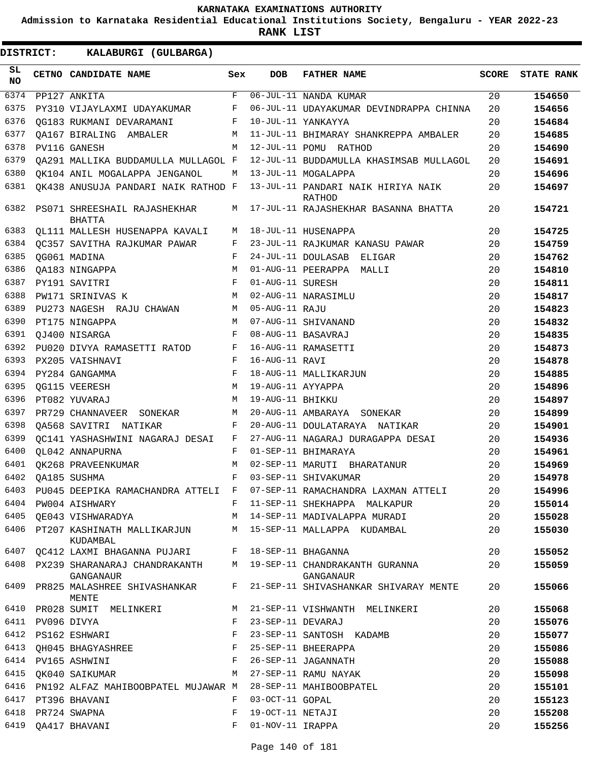# KARNATAKA EXAMINATIONS AUTHORITY

**Admission to Karnataka Residential Educational Institutions Society, Bengaluru - YEAR 2022-23**

**RANK LIST**

**DISTRICT: KALABURGI (GULBARGA)**

| SL NO | CETNO | CANDIDATE NAME | Sex | DOB | FATHER NAME | SCORE | STATE RANK |
|---|---|---|---|---|---|---|---|
| 6374 | PP127 | ANKITA | F | 06-JUL-11 | NANDA KUMAR | 20 | 154650 |
| 6375 | PY310 | VIJAYLAXMI UDAYAKUMAR | F | 06-JUL-11 | UDAYAKUMAR DEVINDRAPPA CHINNA | 20 | 154656 |
| 6376 | QG183 | RUKMANI DEVARAMANI | F | 10-JUL-11 | YANKAYYA | 20 | 154684 |
| 6377 | QA167 | BIRALING AMBALER | M | 11-JUL-11 | BHIMARAY SHANKREPPA AMBALER | 20 | 154685 |
| 6378 | PV116 | GANESH | M | 12-JUL-11 | POMU RATHOD | 20 | 154690 |
| 6379 | QA291 | MALLIKA BUDDAMULLA MULLAGOL | F | 12-JUL-11 | BUDDAMULLA KHASIMSAB MULLAGOL | 20 | 154691 |
| 6380 | QK104 | ANIL MOGALAPPA JENGANOL | M | 13-JUL-11 | MOGALAPPA | 20 | 154696 |
| 6381 | QK438 | ANUSUJA PANDARI NAIK RATHOD | F | 13-JUL-11 | PANDARI NAIK HIRIYA NAIK RATHOD | 20 | 154697 |
| 6382 | PS071 | SHREESHAIL RAJASHEKHAR BHATTA | M | 17-JUL-11 | RAJASHEKHAR BASANNA BHATTA | 20 | 154721 |
| 6383 | QL111 | MALLESH HUSENAPPA KAVALI | M | 18-JUL-11 | HUSENAPPA | 20 | 154725 |
| 6384 | QC357 | SAVITHA RAJKUMAR PAWAR | F | 23-JUL-11 | RAJKUMAR KANASU PAWAR | 20 | 154759 |
| 6385 | QG061 | MADINA | F | 24-JUL-11 | DOULASAB ELIGAR | 20 | 154762 |
| 6386 | QA183 | NINGAPPA | M | 01-AUG-11 | PEERAPPA MALLI | 20 | 154810 |
| 6387 | PY191 | SAVITRI | F | 01-AUG-11 | SURESH | 20 | 154811 |
| 6388 | PW171 | SRINIVAS K | M | 02-AUG-11 | NARASIMLU | 20 | 154817 |
| 6389 | PU273 | NAGESH RAJU CHAWAN | M | 05-AUG-11 | RAJU | 20 | 154823 |
| 6390 | PT175 | NINGAPPA | M | 07-AUG-11 | SHIVANAND | 20 | 154832 |
| 6391 | QJ400 | NISARGA | F | 08-AUG-11 | BASAVRAJ | 20 | 154835 |
| 6392 | PU020 | DIVYA RAMASETTI RATOD | F | 16-AUG-11 | RAMASETTI | 20 | 154873 |
| 6393 | PX205 | VAISHNAVI | F | 16-AUG-11 | RAVI | 20 | 154878 |
| 6394 | PY284 | GANGAMMA | F | 18-AUG-11 | MALLIKARJUN | 20 | 154885 |
| 6395 | QG115 | VEERESH | M | 19-AUG-11 | AYYAPPA | 20 | 154896 |
| 6396 | PT082 | YUVARAJ | M | 19-AUG-11 | BHIKKU | 20 | 154897 |
| 6397 | PR729 | CHANNAVEER SONEKAR | M | 20-AUG-11 | AMBARAYA SONEKAR | 20 | 154899 |
| 6398 | QA568 | SAVITRI NATIKAR | F | 20-AUG-11 | DOULATARAYA NATIKAR | 20 | 154901 |
| 6399 | QC141 | YASHASHWINI NAGARAJ DESAI | F | 27-AUG-11 | NAGARAJ DURAGAPPA DESAI | 20 | 154936 |
| 6400 | QL042 | ANNAPURNA | F | 01-SEP-11 | BHIMARAYA | 20 | 154961 |
| 6401 | QK268 | PRAVEENKUMAR | M | 02-SEP-11 | MARUTI BHARATANUR | 20 | 154969 |
| 6402 | QA185 | SUSHMA | F | 03-SEP-11 | SHIVAKUMAR | 20 | 154978 |
| 6403 | PU045 | DEEPIKA RAMACHANDRA ATTELI | F | 07-SEP-11 | RAMACHANDRA LAXMAN ATTELI | 20 | 154996 |
| 6404 | PW004 | AISHWARY | F | 11-SEP-11 | SHEKHAPPA MALKAPUR | 20 | 155014 |
| 6405 | QE043 | VISHWARADYA | M | 14-SEP-11 | MADIVALAPPA MURADI | 20 | 155028 |
| 6406 | PT207 | KASHINATH MALLIKARJUN KUDAMBAL | M | 15-SEP-11 | MALLAPPA KUDAMBAL | 20 | 155030 |
| 6407 | QC412 | LAXMI BHAGANNA PUJARI | F | 18-SEP-11 | BHAGANNA | 20 | 155052 |
| 6408 | PX239 | SHARANARAJ CHANDRAKANTH GANGANAUR | M | 19-SEP-11 | CHANDRAKANTH GURANNA GANGANAUR | 20 | 155059 |
| 6409 | PR825 | MALASHREE SHIVASHANKAR MENTE | F | 21-SEP-11 | SHIVASHANKAR SHIVARAY MENTE | 20 | 155066 |
| 6410 | PR028 | SUMIT MELINKERI | M | 21-SEP-11 | VISHWANTH MELINKERI | 20 | 155068 |
| 6411 | PV096 | DIVYA | F | 23-SEP-11 | DEVARAJ | 20 | 155076 |
| 6412 | PS162 | ESHWARI | F | 23-SEP-11 | SANTOSH KADAMB | 20 | 155077 |
| 6413 | QH045 | BHAGYASHREE | F | 25-SEP-11 | BHEERAPPA | 20 | 155086 |
| 6414 | PV165 | ASHWINI | F | 26-SEP-11 | JAGANNATH | 20 | 155088 |
| 6415 | QK040 | SAIKUMAR | M | 27-SEP-11 | RAMU NAYAK | 20 | 155098 |
| 6416 | PN192 | ALFAZ MAHIBOOBPATEL MUJAWAR | M | 28-SEP-11 | MAHIBOOBPATEL | 20 | 155101 |
| 6417 | PT396 | BHAVANI | F | 03-OCT-11 | GOPAL | 20 | 155123 |
| 6418 | PR724 | SWAPNA | F | 19-OCT-11 | NETAJI | 20 | 155208 |
| 6419 | QA417 | BHAVANI | F | 01-NOV-11 | IRAPPA | 20 | 155256 |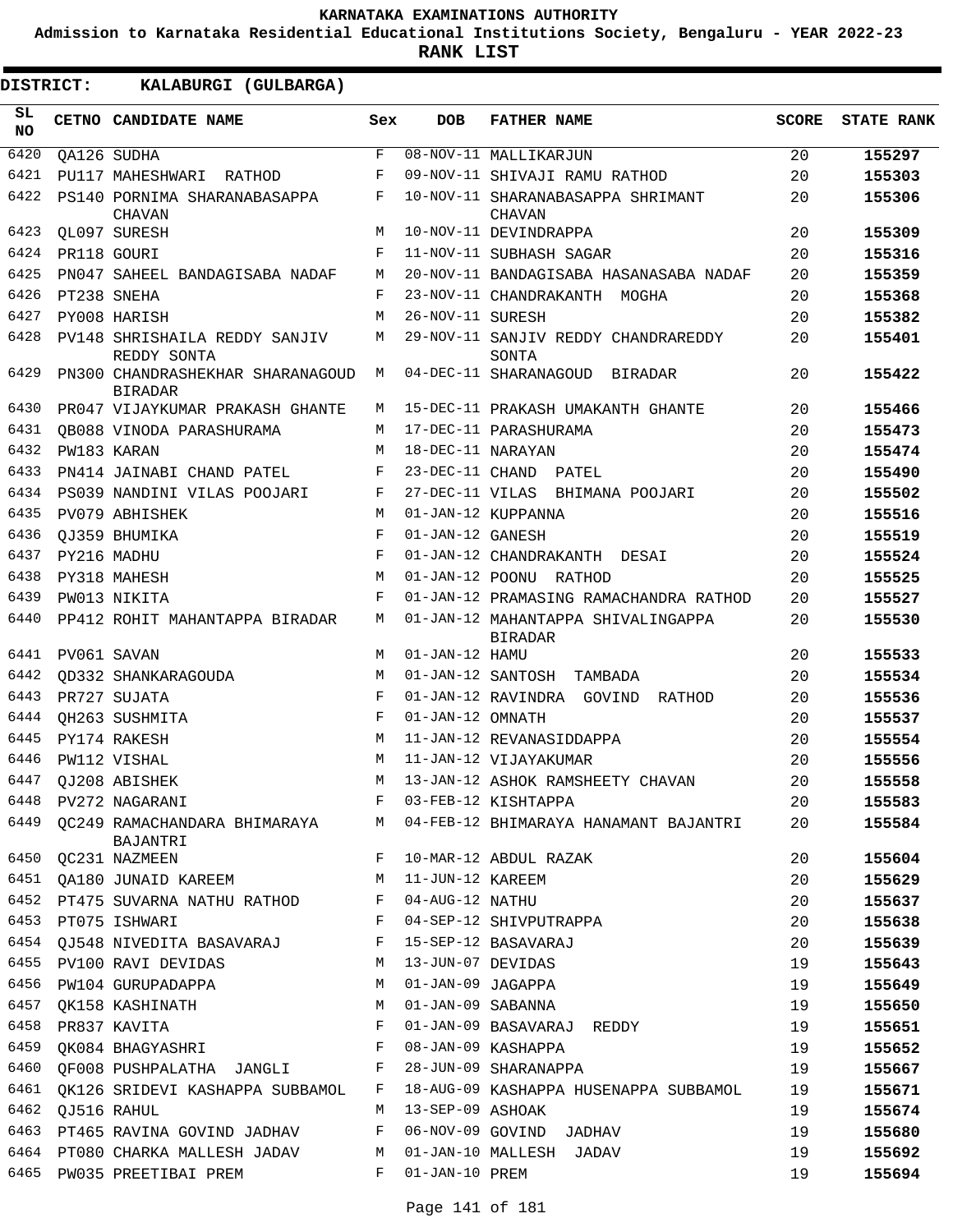# KARNATAKA EXAMINATIONS AUTHORITY

**Admission to Karnataka Residential Educational Institutions Society, Bengaluru - YEAR 2022-23**

**RANK LIST**

**DISTRICT: KALABURGI (GULBARGA)**

| SL NO | CETNO | CANDIDATE NAME | Sex | DOB | FATHER NAME | SCORE | STATE RANK |
|---|---|---|---|---|---|---|---|
| 6420 | QA126 | SUDHA | F | 08-NOV-11 | MALLIKARJUN | 20 | 155297 |
| 6421 | PU117 | MAHESHWARI RATHOD | F | 09-NOV-11 | SHIVAJI RAMU RATHOD | 20 | 155303 |
| 6422 | PS140 | PORNIMA SHARANABASAPPA CHAVAN | F | 10-NOV-11 | SHARANABASAPPA SHRIMANT CHAVAN | 20 | 155306 |
| 6423 | QL097 | SURESH | M | 10-NOV-11 | DEVINDRAPPA | 20 | 155309 |
| 6424 | PR118 | GOURI | F | 11-NOV-11 | SUBHASH SAGAR | 20 | 155316 |
| 6425 | PN047 | SAHEEL BANDAGISABA NADAF | M | 20-NOV-11 | BANDAGISABA HASANASABA NADAF | 20 | 155359 |
| 6426 | PT238 | SNEHA | F | 23-NOV-11 | CHANDRAKANTH MOGHA | 20 | 155368 |
| 6427 | PY008 | HARISH | M | 26-NOV-11 | SURESH | 20 | 155382 |
| 6428 | PV148 | SHRISHAILA REDDY SANJIV REDDY SONTA | M | 29-NOV-11 | SANJIV REDDY CHANDRAREDDY SONTA | 20 | 155401 |
| 6429 | PN300 | CHANDRASHEKHAR SHARANAGOUD BIRADAR | M | 04-DEC-11 | SHARANAGOUD BIRADAR | 20 | 155422 |
| 6430 | PR047 | VIJAYKUMAR PRAKASH GHANTE | M | 15-DEC-11 | PRAKASH UMAKANTH GHANTE | 20 | 155466 |
| 6431 | QB088 | VINODA PARASHURAMA | M | 17-DEC-11 | PARASHURAMA | 20 | 155473 |
| 6432 | PW183 | KARAN | M | 18-DEC-11 | NARAYAN | 20 | 155474 |
| 6433 | PN414 | JAINABI CHAND PATEL | F | 23-DEC-11 | CHAND PATEL | 20 | 155490 |
| 6434 | PS039 | NANDINI VILAS POOJARI | F | 27-DEC-11 | VILAS BHIMANA POOJARI | 20 | 155502 |
| 6435 | PV079 | ABHISHEK | M | 01-JAN-12 | KUPPANNA | 20 | 155516 |
| 6436 | QJ359 | BHUMIKA | F | 01-JAN-12 | GANESH | 20 | 155519 |
| 6437 | PY216 | MADHU | F | 01-JAN-12 | CHANDRAKANTH DESAI | 20 | 155524 |
| 6438 | PY318 | MAHESH | M | 01-JAN-12 | POONU RATHOD | 20 | 155525 |
| 6439 | PW013 | NIKITA | F | 01-JAN-12 | PRAMASING RAMACHANDRA RATHOD | 20 | 155527 |
| 6440 | PP412 | ROHIT MAHANTAPPA BIRADAR | M | 01-JAN-12 | MAHANTAPPA SHIVALINGAPPA BIRADAR | 20 | 155530 |
| 6441 | PV061 | SAVAN | M | 01-JAN-12 | HAMU | 20 | 155533 |
| 6442 | QD332 | SHANKARAGOUDA | M | 01-JAN-12 | SANTOSH TAMBADA | 20 | 155534 |
| 6443 | PR727 | SUJATA | F | 01-JAN-12 | RAVINDRA GOVIND RATHOD | 20 | 155536 |
| 6444 | QH263 | SUSHMITA | F | 01-JAN-12 | OMNATH | 20 | 155537 |
| 6445 | PY174 | RAKESH | M | 11-JAN-12 | REVANASIDDAPPA | 20 | 155554 |
| 6446 | PW112 | VISHAL | M | 11-JAN-12 | VIJAYAKUMAR | 20 | 155556 |
| 6447 | QJ208 | ABISHEK | M | 13-JAN-12 | ASHOK RAMSHEETY CHAVAN | 20 | 155558 |
| 6448 | PV272 | NAGARANI | F | 03-FEB-12 | KISHTAPPA | 20 | 155583 |
| 6449 | QC249 | RAMACHANDARA BHIMARAYA BAJANTRI | M | 04-FEB-12 | BHIMARAYA HANAMANT BAJANTRI | 20 | 155584 |
| 6450 | QC231 | NAZMEEN | F | 10-MAR-12 | ABDUL RAZAK | 20 | 155604 |
| 6451 | QA180 | JUNAID KAREEM | M | 11-JUN-12 | KAREEM | 20 | 155629 |
| 6452 | PT475 | SUVARNA NATHU RATHOD | F | 04-AUG-12 | NATHU | 20 | 155637 |
| 6453 | PT075 | ISHWARI | F | 04-SEP-12 | SHIVPUTRAPPA | 20 | 155638 |
| 6454 | QJ548 | NIVEDITA BASAVARAJ | F | 15-SEP-12 | BASAVARAJ | 20 | 155639 |
| 6455 | PV100 | RAVI DEVIDAS | M | 13-JUN-07 | DEVIDAS | 19 | 155643 |
| 6456 | PW104 | GURUPADAPPA | M | 01-JAN-09 | JAGAPPA | 19 | 155649 |
| 6457 | QK158 | KASHINATH | M | 01-JAN-09 | SABANNA | 19 | 155650 |
| 6458 | PR837 | KAVITA | F | 01-JAN-09 | BASAVARAJ REDDY | 19 | 155651 |
| 6459 | QK084 | BHAGYASHRI | F | 08-JAN-09 | KASHAPPA | 19 | 155652 |
| 6460 | QF008 | PUSHPALATHA JANGLI | F | 28-JUN-09 | SHARANAPPA | 19 | 155667 |
| 6461 | QK126 | SRIDEVI KASHAPPA SUBBAMOL | F | 18-AUG-09 | KASHAPPA HUSENAPPA SUBBAMOL | 19 | 155671 |
| 6462 | QJ516 | RAHUL | M | 13-SEP-09 | ASHOAK | 19 | 155674 |
| 6463 | PT465 | RAVINA GOVIND JADHAV | F | 06-NOV-09 | GOVIND JADHAV | 19 | 155680 |
| 6464 | PT080 | CHARKA MALLESH JADAV | M | 01-JAN-10 | MALLESH JADAV | 19 | 155692 |
| 6465 | PW035 | PREETIBAI PREM | F | 01-JAN-10 | PREM | 19 | 155694 |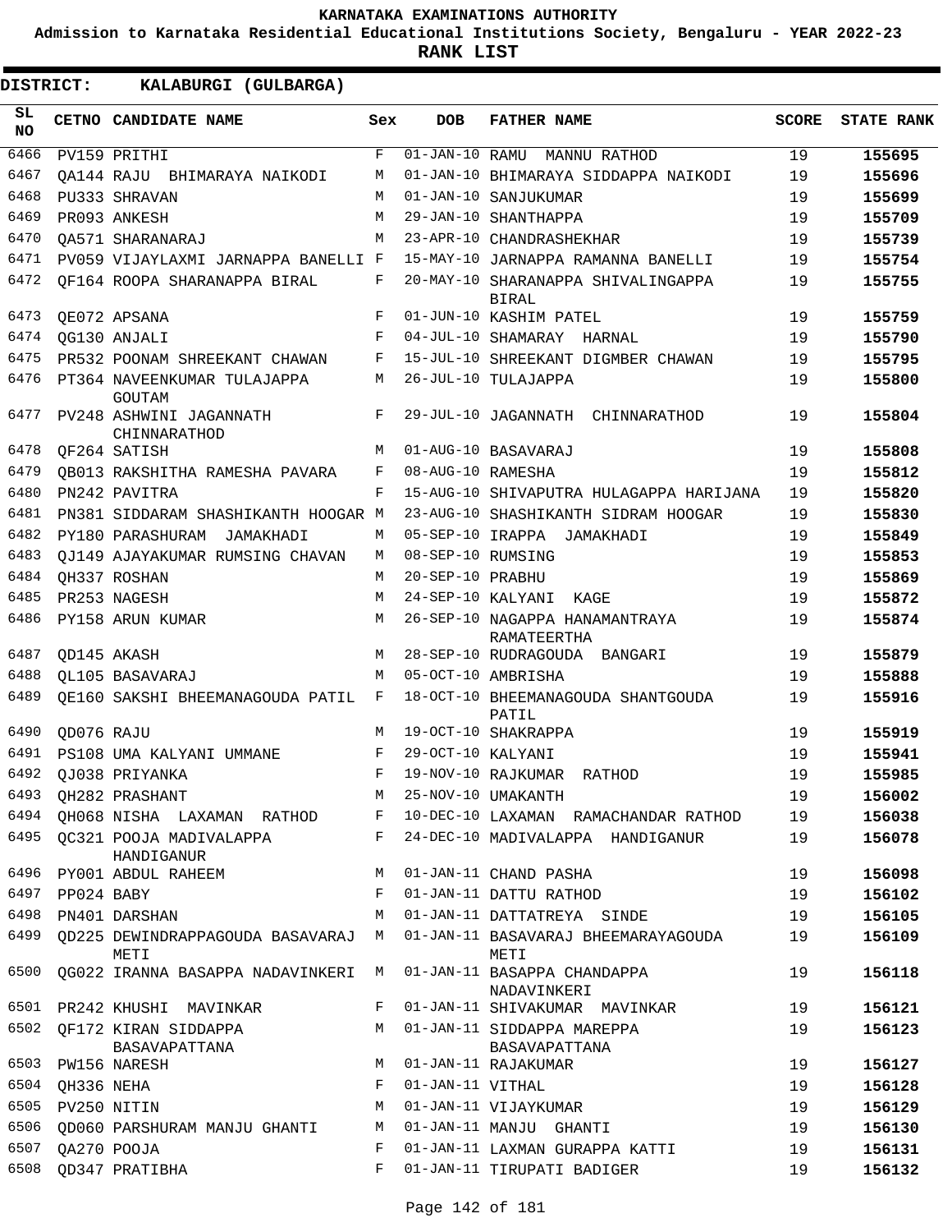# KARNATAKA EXAMINATIONS AUTHORITY

**Admission to Karnataka Residential Educational Institutions Society, Bengaluru - YEAR 2022-23**

**RANK LIST**

**DISTRICT: KALABURGI (GULBARGA)**

| SL NO | CETNO | CANDIDATE NAME | Sex | DOB | FATHER NAME | SCORE | STATE RANK |
|---|---|---|---|---|---|---|---|
| 6466 | PV159 | PRITHI | F | 01-JAN-10 | RAMU MANNU RATHOD | 19 | 155695 |
| 6467 | QA144 | RAJU BHIMARAYA NAIKODI | M | 01-JAN-10 | BHIMARAYA SIDDAPPA NAIKODI | 19 | 155696 |
| 6468 | PU333 | SHRAVAN | M | 01-JAN-10 | SANJUKUMAR | 19 | 155699 |
| 6469 | PR093 | ANKESH | M | 29-JAN-10 | SHANTHAPPA | 19 | 155709 |
| 6470 | QA571 | SHARANARAJ | M | 23-APR-10 | CHANDRASHEKHAR | 19 | 155739 |
| 6471 | PV059 | VIJAYLAXMI JARNAPPA BANELLI | F | 15-MAY-10 | JARNAPPA RAMANNA BANELLI | 19 | 155754 |
| 6472 | QF164 | ROOPA SHARANAPPA BIRAL | F | 20-MAY-10 | SHARANAPPA SHIVALINGAPPA BIRAL | 19 | 155755 |
| 6473 | QE072 | APSANA | F | 01-JUN-10 | KASHIM PATEL | 19 | 155759 |
| 6474 | QG130 | ANJALI | F | 04-JUL-10 | SHAMARAY HARNAL | 19 | 155790 |
| 6475 | PR532 | POONAM SHREEKANT CHAWAN | F | 15-JUL-10 | SHREEKANT DIGMBER CHAWAN | 19 | 155795 |
| 6476 | PT364 | NAVEENKUMAR TULAJAPPA GOUTAM | M | 26-JUL-10 | TULAJAPPA | 19 | 155800 |
| 6477 | PV248 | ASHWINI JAGANNATH CHINNARATHOD | F | 29-JUL-10 | JAGANNATH CHINNARATHOD | 19 | 155804 |
| 6478 | QF264 | SATISH | M | 01-AUG-10 | BASAVARAJ | 19 | 155808 |
| 6479 | QB013 | RAKSHITHA RAMESHA PAVARA | F | 08-AUG-10 | RAMESHA | 19 | 155812 |
| 6480 | PN242 | PAVITRA | F | 15-AUG-10 | SHIVAPUTRA HULAGAPPA HARIJANA | 19 | 155820 |
| 6481 | PN381 | SIDDARAM SHASHIKANTH HOOGAR | M | 23-AUG-10 | SHASHIKANTH SIDRAM HOOGAR | 19 | 155830 |
| 6482 | PY180 | PARASHURAM JAMAKHADI | M | 05-SEP-10 | IRAPPA JAMAKHADI | 19 | 155849 |
| 6483 | QJ149 | AJAYAKUMAR RUMSING CHAVAN | M | 08-SEP-10 | RUMSING | 19 | 155853 |
| 6484 | QH337 | ROSHAN | M | 20-SEP-10 | PRABHU | 19 | 155869 |
| 6485 | PR253 | NAGESH | M | 24-SEP-10 | KALYANI KAGE | 19 | 155872 |
| 6486 | PY158 | ARUN KUMAR | M | 26-SEP-10 | NAGAPPA HANAMANTRAYA RAMATEERTHA | 19 | 155874 |
| 6487 | QD145 | AKASH | M | 28-SEP-10 | RUDRAGOUDA BANGARI | 19 | 155879 |
| 6488 | QL105 | BASAVARAJ | M | 05-OCT-10 | AMBRISHA | 19 | 155888 |
| 6489 | QE160 | SAKSHI BHEEMANAGOUDA PATIL | F | 18-OCT-10 | BHEEMANAGOUDA SHANTGOUDA PATIL | 19 | 155916 |
| 6490 | QD076 | RAJU | M | 19-OCT-10 | SHAKRAPPA | 19 | 155919 |
| 6491 | PS108 | UMA KALYANI UMMANE | F | 29-OCT-10 | KALYANI | 19 | 155941 |
| 6492 | QJ038 | PRIYANKA | F | 19-NOV-10 | RAJKUMAR RATHOD | 19 | 155985 |
| 6493 | QH282 | PRASHANT | M | 25-NOV-10 | UMAKANTH | 19 | 156002 |
| 6494 | QH068 | NISHA LAXAMAN RATHOD | F | 10-DEC-10 | LAXAMAN RAMACHANDAR RATHOD | 19 | 156038 |
| 6495 | QC321 | POOJA MADIVALAPPA HANDIGANUR | F | 24-DEC-10 | MADIVALAPPA HANDIGANUR | 19 | 156078 |
| 6496 | PY001 | ABDUL RAHEEM | M | 01-JAN-11 | CHAND PASHA | 19 | 156098 |
| 6497 | PP024 | BABY | F | 01-JAN-11 | DATTU RATHOD | 19 | 156102 |
| 6498 | PN401 | DARSHAN | M | 01-JAN-11 | DATTATREYA SINDE | 19 | 156105 |
| 6499 | QD225 | DEWINDRAPPAGOUDA BASAVARAJ METI | M | 01-JAN-11 | BASAVARAJ BHEEMARAYAGOUDA METI | 19 | 156109 |
| 6500 | QG022 | IRANNA BASAPPA NADAVINKERI | M | 01-JAN-11 | BASAPPA CHANDAPPA NADAVINKERI | 19 | 156118 |
| 6501 | PR242 | KHUSHI MAVINKAR | F | 01-JAN-11 | SHIVAKUMAR MAVINKAR | 19 | 156121 |
| 6502 | QF172 | KIRAN SIDDAPPA BASAVAPATTANA | M | 01-JAN-11 | SIDDAPPA MAREPPA BASAVAPATTANA | 19 | 156123 |
| 6503 | PW156 | NARESH | M | 01-JAN-11 | RAJAKUMAR | 19 | 156127 |
| 6504 | QH336 | NEHA | F | 01-JAN-11 | VITHAL | 19 | 156128 |
| 6505 | PV250 | NITIN | M | 01-JAN-11 | VIJAYKUMAR | 19 | 156129 |
| 6506 | QD060 | PARSHURAM MANJU GHANTI | M | 01-JAN-11 | MANJU GHANTI | 19 | 156130 |
| 6507 | QA270 | POOJA | F | 01-JAN-11 | LAXMAN GURAPPA KATTI | 19 | 156131 |
| 6508 | QD347 | PRATIBHA | F | 01-JAN-11 | TIRUPATI BADIGER | 19 | 156132 |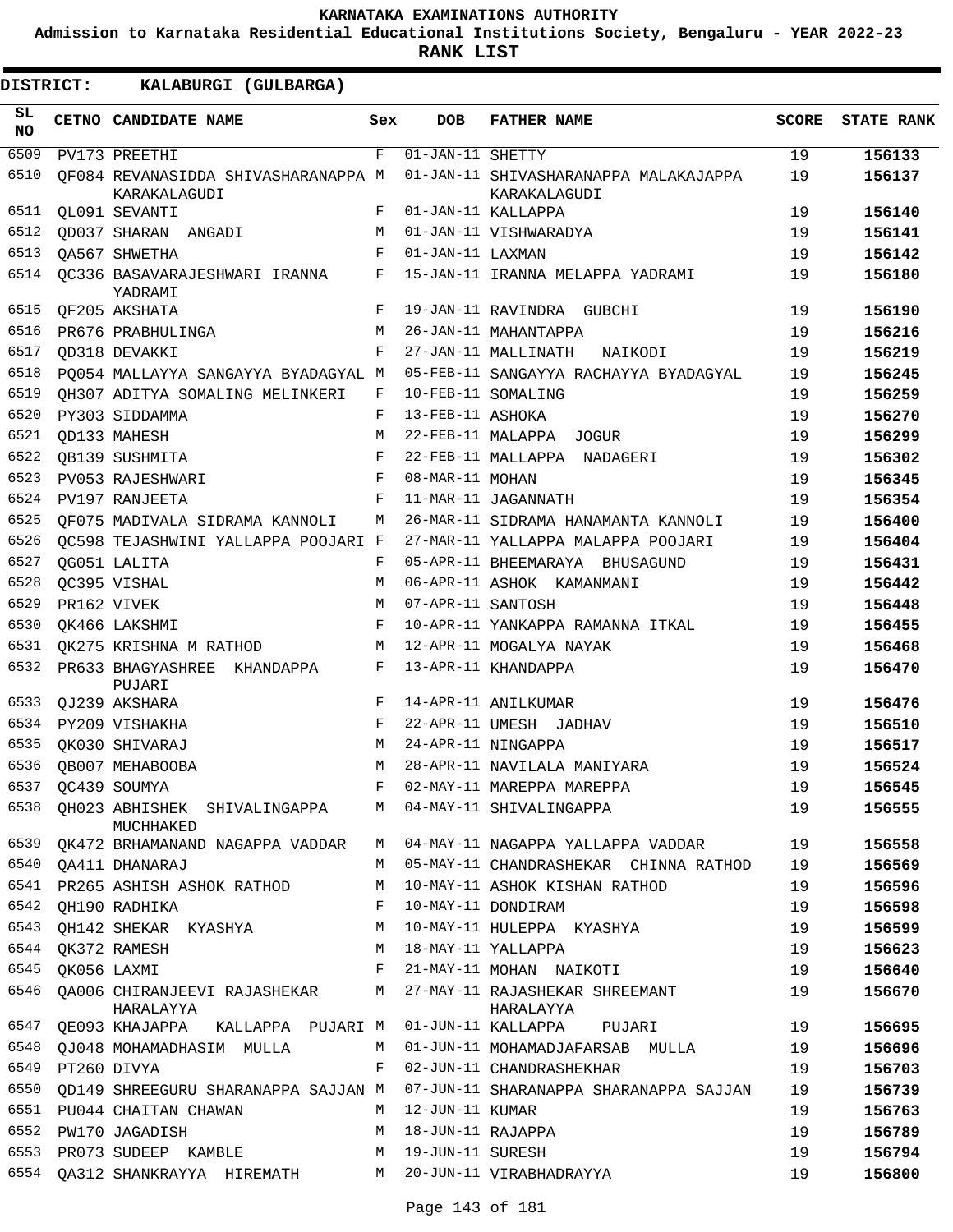KARNATAKA EXAMINATIONS AUTHORITY

Admission to Karnataka Residential Educational Institutions Society, Bengaluru - YEAR 2022-23

**RANK LIST**

**DISTRICT: KALABURGI (GULBARGA)**

| SL NO | CETNO | CANDIDATE NAME | Sex | DOB | FATHER NAME | SCORE | STATE RANK |
|---|---|---|---|---|---|---|---|
| 6509 | PV173 | PREETHI | F | 01-JAN-11 | SHETTY | 19 | 156133 |
| 6510 | QF084 | REVANASIDDA SHIVASHARANAPPA KARAKALAGUDI | M | 01-JAN-11 | SHIVASHARANAPPA MALAKAJAPPA KARAKALAGUDI | 19 | 156137 |
| 6511 | QL091 | SEVANTI | F | 01-JAN-11 | KALLAPPA | 19 | 156140 |
| 6512 | QD037 | SHARAN ANGADI | M | 01-JAN-11 | VISHWARADYA | 19 | 156141 |
| 6513 | QA567 | SHWETHA | F | 01-JAN-11 | LAXMAN | 19 | 156142 |
| 6514 | QC336 | BASAVARAJESHWARI IRANNA YADRAMI | F | 15-JAN-11 | IRANNA MELAPPA YADRAMI | 19 | 156180 |
| 6515 | QF205 | AKSHATA | F | 19-JAN-11 | RAVINDRA GUBCHI | 19 | 156190 |
| 6516 | PR676 | PRABHULINGA | M | 26-JAN-11 | MAHANTAPPA | 19 | 156216 |
| 6517 | QD318 | DEVAKKI | F | 27-JAN-11 | MALLINATH NAIKODI | 19 | 156219 |
| 6518 | PQ054 | MALLAYYA SANGAYYA BYADAGYAL | M | 05-FEB-11 | SANGAYYA RACHAYYA BYADAGYAL | 19 | 156245 |
| 6519 | QH307 | ADITYA SOMALING MELINKERI | F | 10-FEB-11 | SOMALING | 19 | 156259 |
| 6520 | PY303 | SIDDAMMA | F | 13-FEB-11 | ASHOKA | 19 | 156270 |
| 6521 | QD133 | MAHESH | M | 22-FEB-11 | MALAPPA JOGUR | 19 | 156299 |
| 6522 | QB139 | SUSHMITA | F | 22-FEB-11 | MALLAPPA NADAGERI | 19 | 156302 |
| 6523 | PV053 | RAJESHWARI | F | 08-MAR-11 | MOHAN | 19 | 156345 |
| 6524 | PV197 | RANJEETA | F | 11-MAR-11 | JAGANNATH | 19 | 156354 |
| 6525 | QF075 | MADIVALA SIDRAMA KANNOLI | M | 26-MAR-11 | SIDRAMA HANAMANTA KANNOLI | 19 | 156400 |
| 6526 | QC598 | TEJASHWINI YALLAPPA POOJARI | F | 27-MAR-11 | YALLAPPA MALAPPA POOJARI | 19 | 156404 |
| 6527 | QG051 | LALITA | F | 05-APR-11 | BHEEMARAYA BHUSAGUND | 19 | 156431 |
| 6528 | QC395 | VISHAL | M | 06-APR-11 | ASHOK KAMANMANI | 19 | 156442 |
| 6529 | PR162 | VIVEK | M | 07-APR-11 | SANTOSH | 19 | 156448 |
| 6530 | QK466 | LAKSHMI | F | 10-APR-11 | YANKAPPA RAMANNA ITKAL | 19 | 156455 |
| 6531 | QK275 | KRISHNA M RATHOD | M | 12-APR-11 | MOGALYA NAYAK | 19 | 156468 |
| 6532 | PR633 | BHAGYASHREE KHANDAPPA PUJARI | F | 13-APR-11 | KHANDAPPA | 19 | 156470 |
| 6533 | QJ239 | AKSHARA | F | 14-APR-11 | ANILKUMAR | 19 | 156476 |
| 6534 | PY209 | VISHAKHA | F | 22-APR-11 | UMESH JADHAV | 19 | 156510 |
| 6535 | QK030 | SHIVARAJ | M | 24-APR-11 | NINGAPPA | 19 | 156517 |
| 6536 | QB007 | MEHABOOBA | M | 28-APR-11 | NAVILALA MANIYARA | 19 | 156524 |
| 6537 | QC439 | SOUMYA | F | 02-MAY-11 | MAREPPA MAREPPA | 19 | 156545 |
| 6538 | QH023 | ABHISHEK SHIVALINGAPPA MUCHHAKED | M | 04-MAY-11 | SHIVALINGAPPA | 19 | 156555 |
| 6539 | QK472 | BRHAMANAND NAGAPPA VADDAR | M | 04-MAY-11 | NAGAPPA YALLAPPA VADDAR | 19 | 156558 |
| 6540 | QA411 | DHANARAJ | M | 05-MAY-11 | CHANDRASHEKAR CHINNA RATHOD | 19 | 156569 |
| 6541 | PR265 | ASHISH ASHOK RATHOD | M | 10-MAY-11 | ASHOK KISHAN RATHOD | 19 | 156596 |
| 6542 | QH190 | RADHIKA | F | 10-MAY-11 | DONDIRAM | 19 | 156598 |
| 6543 | QH142 | SHEKAR KYASHYA | M | 10-MAY-11 | HULEPPA KYASHYA | 19 | 156599 |
| 6544 | QK372 | RAMESH | M | 18-MAY-11 | YALLAPPA | 19 | 156623 |
| 6545 | QK056 | LAXMI | F | 21-MAY-11 | MOHAN NAIKOTI | 19 | 156640 |
| 6546 | QA006 | CHIRANJEEVI RAJASHEKAR HARALAYYA | M | 27-MAY-11 | RAJASHEKAR SHREEMANT HARALAYYA | 19 | 156670 |
| 6547 | QE093 | KHAJAPPA KALLAPPA PUJARI | M | 01-JUN-11 | KALLAPPA PUJARI | 19 | 156695 |
| 6548 | QJ048 | MOHAMADHASIM MULLA | M | 01-JUN-11 | MOHAMADJAFARSAB MULLA | 19 | 156696 |
| 6549 | PT260 | DIVYA | F | 02-JUN-11 | CHANDRASHEKHAR | 19 | 156703 |
| 6550 | QD149 | SHREEGURU SHARANAPPA SAJJAN | M | 07-JUN-11 | SHARANAPPA SHARANAPPA SAJJAN | 19 | 156739 |
| 6551 | PU044 | CHAITAN CHAWAN | M | 12-JUN-11 | KUMAR | 19 | 156763 |
| 6552 | PW170 | JAGADISH | M | 18-JUN-11 | RAJAPPA | 19 | 156789 |
| 6553 | PR073 | SUDEEP KAMBLE | M | 19-JUN-11 | SURESH | 19 | 156794 |
| 6554 | QA312 | SHANKRAYYA HIREMATH | M | 20-JUN-11 | VIRABHADRAYYA | 19 | 156800 |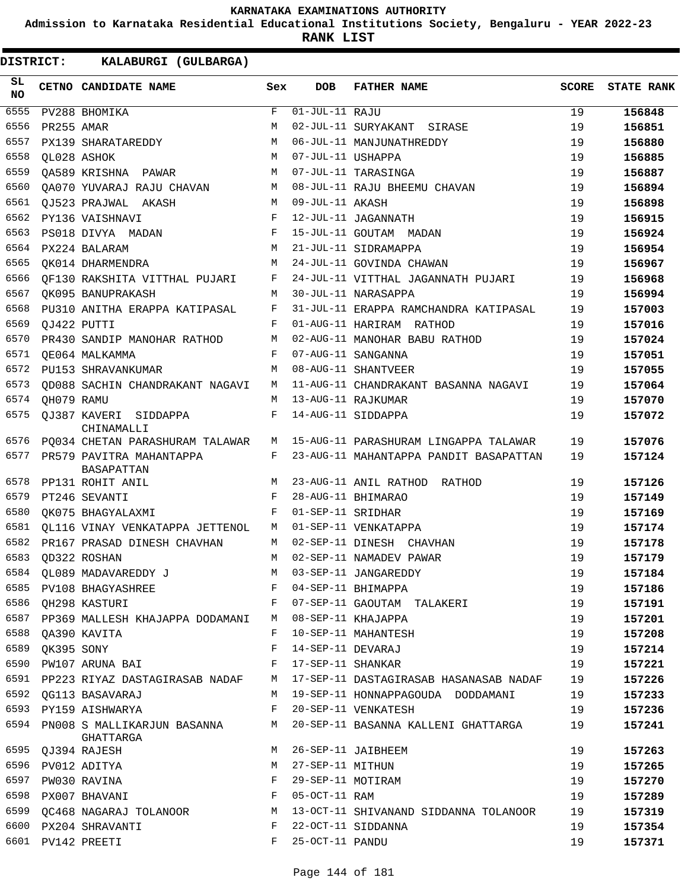# KARNATAKA EXAMINATIONS AUTHORITY

**Admission to Karnataka Residential Educational Institutions Society, Bengaluru - YEAR 2022-23**

**RANK LIST**

**DISTRICT: KALABURGI (GULBARGA)**

| SL NO | CETNO | CANDIDATE NAME | Sex | DOB | FATHER NAME | SCORE | STATE RANK |
|---|---|---|---|---|---|---|---|
| 6555 | PV288 | BHOMIKA | F | 01-JUL-11 | RAJU | 19 | 156848 |
| 6556 | PR255 | AMAR | M | 02-JUL-11 | SURYAKANT SIRASE | 19 | 156851 |
| 6557 | PX139 | SHARATAREDDY | M | 06-JUL-11 | MANJUNATHREDDY | 19 | 156880 |
| 6558 | QL028 | ASHOK | M | 07-JUL-11 | USHAPPA | 19 | 156885 |
| 6559 | QA589 | KRISHNA PAWAR | M | 07-JUL-11 | TARASINGA | 19 | 156887 |
| 6560 | QA070 | YUVARAJ RAJU CHAVAN | M | 08-JUL-11 | RAJU BHEEMU CHAVAN | 19 | 156894 |
| 6561 | QJ523 | PRAJWAL AKASH | M | 09-JUL-11 | AKASH | 19 | 156898 |
| 6562 | PY136 | VAISHNAVI | F | 12-JUL-11 | JAGANNATH | 19 | 156915 |
| 6563 | PS018 | DIVYA MADAN | F | 15-JUL-11 | GOUTAM MADAN | 19 | 156924 |
| 6564 | PX224 | BALARAM | M | 21-JUL-11 | SIDRAMAPPA | 19 | 156954 |
| 6565 | QK014 | DHARMENDRA | M | 24-JUL-11 | GOVINDA CHAWAN | 19 | 156967 |
| 6566 | QF130 | RAKSHITA VITTHAL PUJARI | F | 24-JUL-11 | VITTHAL JAGANNATH PUJARI | 19 | 156968 |
| 6567 | QK095 | BANUPRAKASH | M | 30-JUL-11 | NARASAPPA | 19 | 156994 |
| 6568 | PU310 | ANITHA ERAPPA KATIPASAL | F | 31-JUL-11 | ERAPPA RAMCHANDRA KATIPASAL | 19 | 157003 |
| 6569 | QJ422 | PUTTI | F | 01-AUG-11 | HARIRAM RATHOD | 19 | 157016 |
| 6570 | PR430 | SANDIP MANOHAR RATHOD | M | 02-AUG-11 | MANOHAR BABU RATHOD | 19 | 157024 |
| 6571 | QE064 | MALKAMMA | F | 07-AUG-11 | SANGANNA | 19 | 157051 |
| 6572 | PU153 | SHRAVANKUMAR | M | 08-AUG-11 | SHANTVEER | 19 | 157055 |
| 6573 | QD088 | SACHIN CHANDRAKANT NAGAVI | M | 11-AUG-11 | CHANDRAKANT BASANNA NAGAVI | 19 | 157064 |
| 6574 | QH079 | RAMU | M | 13-AUG-11 | RAJKUMAR | 19 | 157070 |
| 6575 | QJ387 | KAVERI SIDDAPPA CHINAMALLI | F | 14-AUG-11 | SIDDAPPA | 19 | 157072 |
| 6576 | PQ034 | CHETAN PARASHURAM TALAWAR | M | 15-AUG-11 | PARASHURAM LINGAPPA TALAWAR | 19 | 157076 |
| 6577 | PR579 | PAVITRA MAHANTAPPA BASAPATTAN | F | 23-AUG-11 | MAHANTAPPA PANDIT BASAPATTAN | 19 | 157124 |
| 6578 | PP131 | ROHIT ANIL | M | 23-AUG-11 | ANIL RATHOD RATHOD | 19 | 157126 |
| 6579 | PT246 | SEVANTI | F | 28-AUG-11 | BHIMARAO | 19 | 157149 |
| 6580 | QK075 | BHAGYALAXMI | F | 01-SEP-11 | SRIDHAR | 19 | 157169 |
| 6581 | QL116 | VINAY VENKATAPPA JETTENOL | M | 01-SEP-11 | VENKATAPPA | 19 | 157174 |
| 6582 | PR167 | PRASAD DINESH CHAVHAN | M | 02-SEP-11 | DINESH CHAVHAN | 19 | 157178 |
| 6583 | QD322 | ROSHAN | M | 02-SEP-11 | NAMADEV PAWAR | 19 | 157179 |
| 6584 | QL089 | MADAVAREDDY J | M | 03-SEP-11 | JANGAREDDY | 19 | 157184 |
| 6585 | PV108 | BHAGYASHREE | F | 04-SEP-11 | BHIMAPPA | 19 | 157186 |
| 6586 | QH298 | KASTURI | F | 07-SEP-11 | GAOUTAM TALAKERI | 19 | 157191 |
| 6587 | PP369 | MALLESH KHAJAPPA DODAMANI | M | 08-SEP-11 | KHAJAPPA | 19 | 157201 |
| 6588 | QA390 | KAVITA | F | 10-SEP-11 | MAHANTESH | 19 | 157208 |
| 6589 | QK395 | SONY | F | 14-SEP-11 | DEVARAJ | 19 | 157214 |
| 6590 | PW107 | ARUNA BAI | F | 17-SEP-11 | SHANKAR | 19 | 157221 |
| 6591 | PP223 | RIYAZ DASTAGIRASAB NADAF | M | 17-SEP-11 | DASTAGIRASAB HASANASAB NADAF | 19 | 157226 |
| 6592 | QG113 | BASAVARAJ | M | 19-SEP-11 | HONNAPPAGOUDA DODDAMANI | 19 | 157233 |
| 6593 | PY159 | AISHWARYA | F | 20-SEP-11 | VENKATESH | 19 | 157236 |
| 6594 | PN008 | S MALLIKARJUN BASANNA GHATTARGA | M | 20-SEP-11 | BASANNA KALLENI GHATTARGA | 19 | 157241 |
| 6595 | QJ394 | RAJESH | M | 26-SEP-11 | JAIBHEEM | 19 | 157263 |
| 6596 | PV012 | ADITYA | M | 27-SEP-11 | MITHUN | 19 | 157265 |
| 6597 | PW030 | RAVINA | F | 29-SEP-11 | MOTIRAM | 19 | 157270 |
| 6598 | PX007 | BHAVANI | F | 05-OCT-11 | RAM | 19 | 157289 |
| 6599 | QC468 | NAGARAJ TOLANOOR | M | 13-OCT-11 | SHIVANAND SIDDANNA TOLANOOR | 19 | 157319 |
| 6600 | PX204 | SHRAVANTI | F | 22-OCT-11 | SIDDANNA | 19 | 157354 |
| 6601 | PV142 | PREETI | F | 25-OCT-11 | PANDU | 19 | 157371 |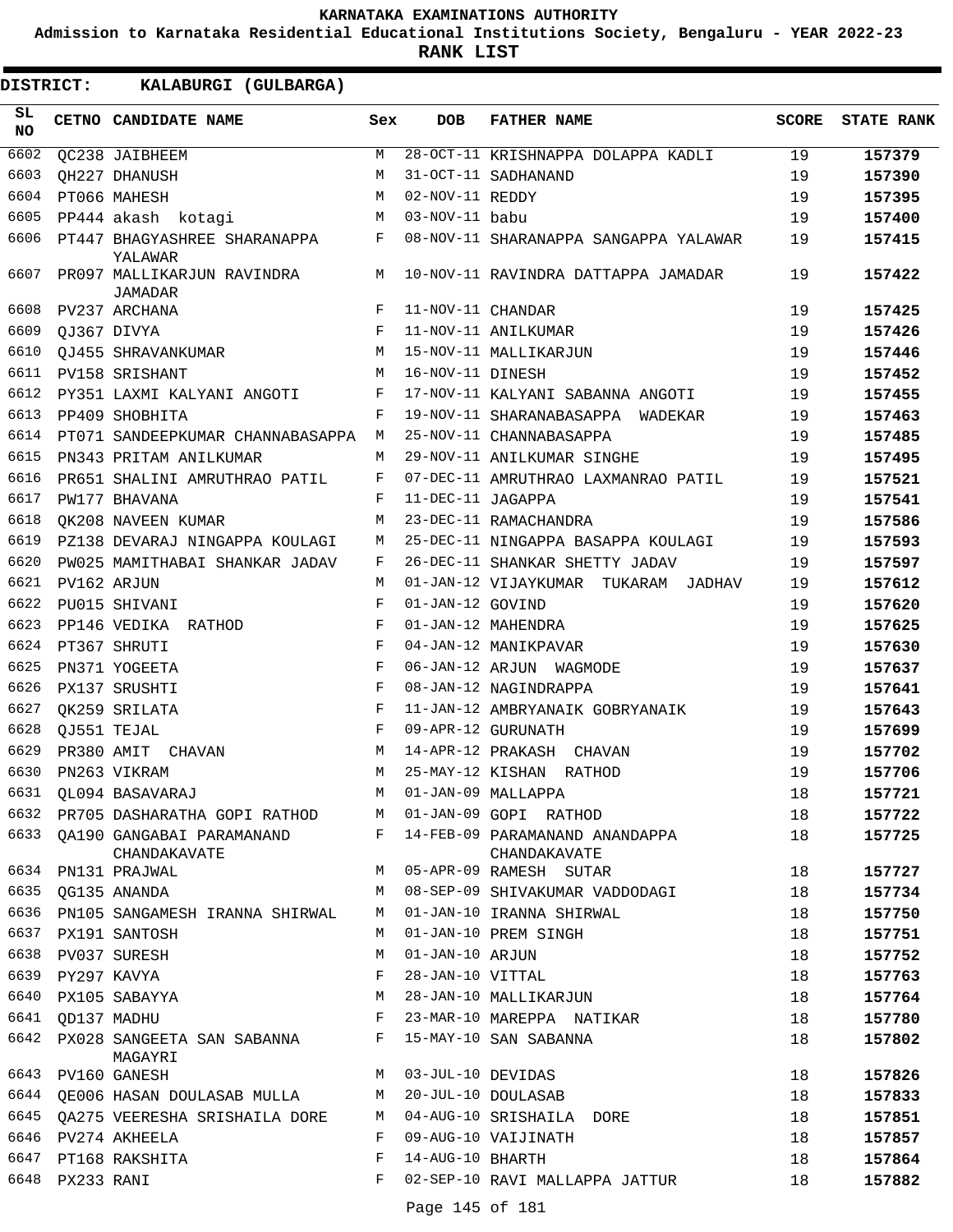KARNATAKA EXAMINATIONS AUTHORITY

Admission to Karnataka Residential Educational Institutions Society, Bengaluru - YEAR 2022-23

**RANK LIST**

**DISTRICT: KALABURGI (GULBARGA)**

| SL NO | CETNO | CANDIDATE NAME | Sex | DOB | FATHER NAME | SCORE | STATE RANK |
|---|---|---|---|---|---|---|---|
| 6602 | QC238 | JAIBHEEM | M | 28-OCT-11 | KRISHNAPPA DOLAPPA KADLI | 19 | 157379 |
| 6603 | QH227 | DHANUSH | M | 31-OCT-11 | SADHANAND | 19 | 157390 |
| 6604 | PT066 | MAHESH | M | 02-NOV-11 | REDDY | 19 | 157395 |
| 6605 | PP444 | akash kotagi | M | 03-NOV-11 | babu | 19 | 157400 |
| 6606 | PT447 | BHAGYASHREE SHARANAPPA YALAWAR | F | 08-NOV-11 | SHARANAPPA SANGAPPA YALAWAR | 19 | 157415 |
| 6607 | PR097 | MALLIKARJUN RAVINDRA JAMADAR | M | 10-NOV-11 | RAVINDRA DATTAPPA JAMADAR | 19 | 157422 |
| 6608 | PV237 | ARCHANA | F | 11-NOV-11 | CHANDAR | 19 | 157425 |
| 6609 | QJ367 | DIVYA | F | 11-NOV-11 | ANILKUMAR | 19 | 157426 |
| 6610 | QJ455 | SHRAVANKUMAR | M | 15-NOV-11 | MALLIKARJUN | 19 | 157446 |
| 6611 | PV158 | SRISHANT | M | 16-NOV-11 | DINESH | 19 | 157452 |
| 6612 | PY351 | LAXMI KALYANI ANGOTI | F | 17-NOV-11 | KALYANI SABANNA ANGOTI | 19 | 157455 |
| 6613 | PP409 | SHOBHITA | F | 19-NOV-11 | SHARANABASAPPA WADEKAR | 19 | 157463 |
| 6614 | PT071 | SANDEEPKUMAR CHANNABASAPPA | M | 25-NOV-11 | CHANNABASAPPA | 19 | 157485 |
| 6615 | PN343 | PRITAM ANILKUMAR | M | 29-NOV-11 | ANILKUMAR SINGHE | 19 | 157495 |
| 6616 | PR651 | SHALINI AMRUTHRAO PATIL | F | 07-DEC-11 | AMRUTHRAO LAXMANRAO PATIL | 19 | 157521 |
| 6617 | PW177 | BHAVANA | F | 11-DEC-11 | JAGAPPA | 19 | 157541 |
| 6618 | QK208 | NAVEEN KUMAR | M | 23-DEC-11 | RAMACHANDRA | 19 | 157586 |
| 6619 | PZ138 | DEVARAJ NINGAPPA KOULAGI | M | 25-DEC-11 | NINGAPPA BASAPPA KOULAGI | 19 | 157593 |
| 6620 | PW025 | MAMITHABAI SHANKAR JADAV | F | 26-DEC-11 | SHANKAR SHETTY JADAV | 19 | 157597 |
| 6621 | PV162 | ARJUN | M | 01-JAN-12 | VIJAYKUMAR TUKARAM JADHAV | 19 | 157612 |
| 6622 | PU015 | SHIVANI | F | 01-JAN-12 | GOVIND | 19 | 157620 |
| 6623 | PP146 | VEDIKA RATHOD | F | 01-JAN-12 | MAHENDRA | 19 | 157625 |
| 6624 | PT367 | SHRUTI | F | 04-JAN-12 | MANIKPAVAR | 19 | 157630 |
| 6625 | PN371 | YOGEETA | F | 06-JAN-12 | ARJUN WAGMODE | 19 | 157637 |
| 6626 | PX137 | SRUSHTI | F | 08-JAN-12 | NAGINDRAPPA | 19 | 157641 |
| 6627 | QK259 | SRILATA | F | 11-JAN-12 | AMBRYANAIK GOBRYANAIK | 19 | 157643 |
| 6628 | QJ551 | TEJAL | F | 09-APR-12 | GURUNATH | 19 | 157699 |
| 6629 | PR380 | AMIT CHAVAN | M | 14-APR-12 | PRAKASH CHAVAN | 19 | 157702 |
| 6630 | PN263 | VIKRAM | M | 25-MAY-12 | KISHAN RATHOD | 19 | 157706 |
| 6631 | QL094 | BASAVARAJ | M | 01-JAN-09 | MALLAPPA | 18 | 157721 |
| 6632 | PR705 | DASHARATHA GOPI RATHOD | M | 01-JAN-09 | GOPI RATHOD | 18 | 157722 |
| 6633 | QA190 | GANGABAI PARAMANAND CHANDAKAVATE | F | 14-FEB-09 | PARAMANAND ANANDAPPA CHANDAKAVATE | 18 | 157725 |
| 6634 | PN131 | PRAJWAL | M | 05-APR-09 | RAMESH SUTAR | 18 | 157727 |
| 6635 | QG135 | ANANDA | M | 08-SEP-09 | SHIVAKUMAR VADDODAGI | 18 | 157734 |
| 6636 | PN105 | SANGAMESH IRANNA SHIRWAL | M | 01-JAN-10 | IRANNA SHIRWAL | 18 | 157750 |
| 6637 | PX191 | SANTOSH | M | 01-JAN-10 | PREM SINGH | 18 | 157751 |
| 6638 | PV037 | SURESH | M | 01-JAN-10 | ARJUN | 18 | 157752 |
| 6639 | PY297 | KAVYA | F | 28-JAN-10 | VITTAL | 18 | 157763 |
| 6640 | PX105 | SABAYYA | M | 28-JAN-10 | MALLIKARJUN | 18 | 157764 |
| 6641 | QD137 | MADHU | F | 23-MAR-10 | MAREPPA NATIKAR | 18 | 157780 |
| 6642 | PX028 | SANGEETA SAN SABANNA MAGAYRI | F | 15-MAY-10 | SAN SABANNA | 18 | 157802 |
| 6643 | PV160 | GANESH | M | 03-JUL-10 | DEVIDAS | 18 | 157826 |
| 6644 | QE006 | HASAN DOULASAB MULLA | M | 20-JUL-10 | DOULASAB | 18 | 157833 |
| 6645 | QA275 | VEERESHA SRISHAILA DORE | M | 04-AUG-10 | SRISHAILA DORE | 18 | 157851 |
| 6646 | PV274 | AKHEELA | F | 09-AUG-10 | VAIJINATH | 18 | 157857 |
| 6647 | PT168 | RAKSHITA | F | 14-AUG-10 | BHARTH | 18 | 157864 |
| 6648 | PX233 | RANI | F | 02-SEP-10 | RAVI MALLAPPA JATTUR | 18 | 157882 |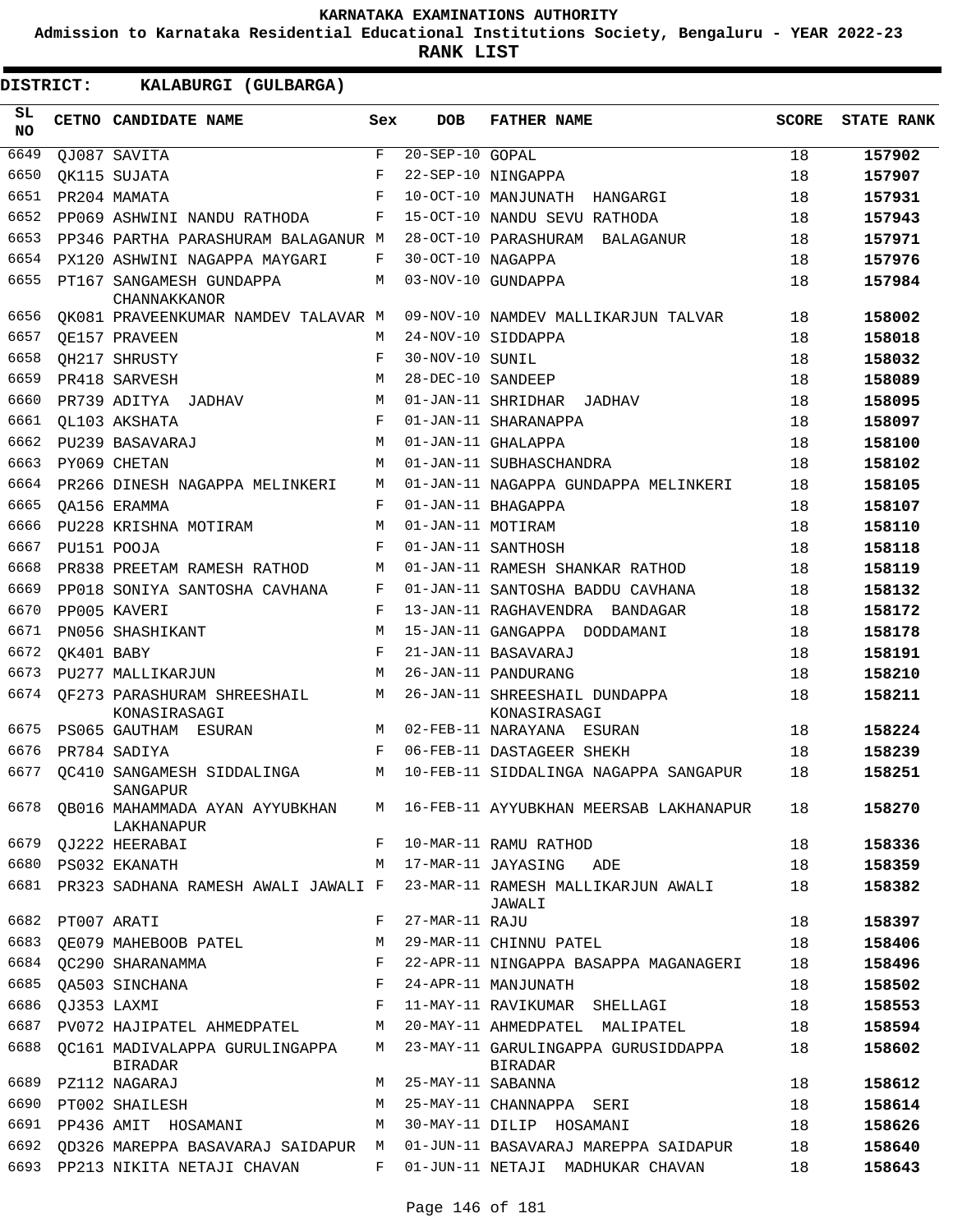# KARNATAKA EXAMINATIONS AUTHORITY

**Admission to Karnataka Residential Educational Institutions Society, Bengaluru - YEAR 2022-23**

**RANK LIST**

**DISTRICT: KALABURGI (GULBARGA)**

| SL NO | CETNO | CANDIDATE NAME | Sex | DOB | FATHER NAME | SCORE | STATE RANK |
|---|---|---|---|---|---|---|---|
| 6649 | QJ087 | SAVITA | F | 20-SEP-10 | GOPAL | 18 | 157902 |
| 6650 | QK115 | SUJATA | F | 22-SEP-10 | NINGAPPA | 18 | 157907 |
| 6651 | PR204 | MAMATA | F | 10-OCT-10 | MANJUNATH HANGARGI | 18 | 157931 |
| 6652 | PP069 | ASHWINI NANDU RATHODA | F | 15-OCT-10 | NANDU SEVU RATHODA | 18 | 157943 |
| 6653 | PP346 | PARTHA PARASHURAM BALAGANUR | M | 28-OCT-10 | PARASHURAM BALAGANUR | 18 | 157971 |
| 6654 | PX120 | ASHWINI NAGAPPA MAYGARI | F | 30-OCT-10 | NAGAPPA | 18 | 157976 |
| 6655 | PT167 | SANGAMESH GUNDAPPA CHANNAKKANOR | M | 03-NOV-10 | GUNDAPPA | 18 | 157984 |
| 6656 | QK081 | PRAVEENKUMAR NAMDEV TALAVAR | M | 09-NOV-10 | NAMDEV MALLIKARJUN TALVAR | 18 | 158002 |
| 6657 | QE157 | PRAVEEN | M | 24-NOV-10 | SIDDAPPA | 18 | 158018 |
| 6658 | QH217 | SHRUSTY | F | 30-NOV-10 | SUNIL | 18 | 158032 |
| 6659 | PR418 | SARVESH | M | 28-DEC-10 | SANDEEP | 18 | 158089 |
| 6660 | PR739 | ADITYA JADHAV | M | 01-JAN-11 | SHRIDHAR JADHAV | 18 | 158095 |
| 6661 | QL103 | AKSHATA | F | 01-JAN-11 | SHARANAPPA | 18 | 158097 |
| 6662 | PU239 | BASAVARAJ | M | 01-JAN-11 | GHALAPPA | 18 | 158100 |
| 6663 | PY069 | CHETAN | M | 01-JAN-11 | SUBHASCHANDRA | 18 | 158102 |
| 6664 | PR266 | DINESH NAGAPPA MELINKERI | M | 01-JAN-11 | NAGAPPA GUNDAPPA MELINKERI | 18 | 158105 |
| 6665 | QA156 | ERAMMA | F | 01-JAN-11 | BHAGAPPA | 18 | 158107 |
| 6666 | PU228 | KRISHNA MOTIRAM | M | 01-JAN-11 | MOTIRAM | 18 | 158110 |
| 6667 | PU151 | POOJA | F | 01-JAN-11 | SANTHOSH | 18 | 158118 |
| 6668 | PR838 | PREETAM RAMESH RATHOD | M | 01-JAN-11 | RAMESH SHANKAR RATHOD | 18 | 158119 |
| 6669 | PP018 | SONIYA SANTOSHA CAVHANA | F | 01-JAN-11 | SANTOSHA BADDU CAVHANA | 18 | 158132 |
| 6670 | PP005 | KAVERI | F | 13-JAN-11 | RAGHAVENDRA BANDAGAR | 18 | 158172 |
| 6671 | PN056 | SHASHIKANT | M | 15-JAN-11 | GANGAPPA DODDAMANI | 18 | 158178 |
| 6672 | QK401 | BABY | F | 21-JAN-11 | BASAVARAJ | 18 | 158191 |
| 6673 | PU277 | MALLIKARJUN | M | 26-JAN-11 | PANDURANG | 18 | 158210 |
| 6674 | QF273 | PARASHURAM SHREESHAIL KONASIRASAGI | M | 26-JAN-11 | SHREESHAIL DUNDAPPA KONASIRASAGI | 18 | 158211 |
| 6675 | PS065 | GAUTHAM ESURAN | M | 02-FEB-11 | NARAYANA ESURAN | 18 | 158224 |
| 6676 | PR784 | SADIYA | F | 06-FEB-11 | DASTAGEER SHEKH | 18 | 158239 |
| 6677 | QC410 | SANGAMESH SIDDALINGA SANGAPUR | M | 10-FEB-11 | SIDDALINGA NAGAPPA SANGAPUR | 18 | 158251 |
| 6678 | QB016 | MAHAMMADA AYAN AYYUBKHAN LAKHANAPUR | M | 16-FEB-11 | AYYUBKHAN MEERSAB LAKHANAPUR | 18 | 158270 |
| 6679 | QJ222 | HEERABAI | F | 10-MAR-11 | RAMU RATHOD | 18 | 158336 |
| 6680 | PS032 | EKANATH | M | 17-MAR-11 | JAYASING ADE | 18 | 158359 |
| 6681 | PR323 | SADHANA RAMESH AWALI JAWALI | F | 23-MAR-11 | RAMESH MALLIKARJUN AWALI JAWALI | 18 | 158382 |
| 6682 | PT007 | ARATI | F | 27-MAR-11 | RAJU | 18 | 158397 |
| 6683 | QE079 | MAHEBOOB PATEL | M | 29-MAR-11 | CHINNU PATEL | 18 | 158406 |
| 6684 | QC290 | SHARANAMMA | F | 22-APR-11 | NINGAPPA BASAPPA MAGANAGERI | 18 | 158496 |
| 6685 | QA503 | SINCHANA | F | 24-APR-11 | MANJUNATH | 18 | 158502 |
| 6686 | QJ353 | LAXMI | F | 11-MAY-11 | RAVIKUMAR SHELLAGI | 18 | 158553 |
| 6687 | PV072 | HAJIPATEL AHMEDPATEL | M | 20-MAY-11 | AHMEDPATEL MALIPATEL | 18 | 158594 |
| 6688 | QC161 | MADIVALAPPA GURULINGAPPA BIRADAR | M | 23-MAY-11 | GARULINGAPPA GURUSIDDAPPA BIRADAR | 18 | 158602 |
| 6689 | PZ112 | NAGARAJ | M | 25-MAY-11 | SABANNA | 18 | 158612 |
| 6690 | PT002 | SHAILESH | M | 25-MAY-11 | CHANNAPPA SERI | 18 | 158614 |
| 6691 | PP436 | AMIT HOSAMANI | M | 30-MAY-11 | DILIP HOSAMANI | 18 | 158626 |
| 6692 | QD326 | MAREPPA BASAVARAJ SAIDAPUR | M | 01-JUN-11 | BASAVARAJ MAREPPA SAIDAPUR | 18 | 158640 |
| 6693 | PP213 | NIKITA NETAJI CHAVAN | F | 01-JUN-11 | NETAJI MADHUKAR CHAVAN | 18 | 158643 |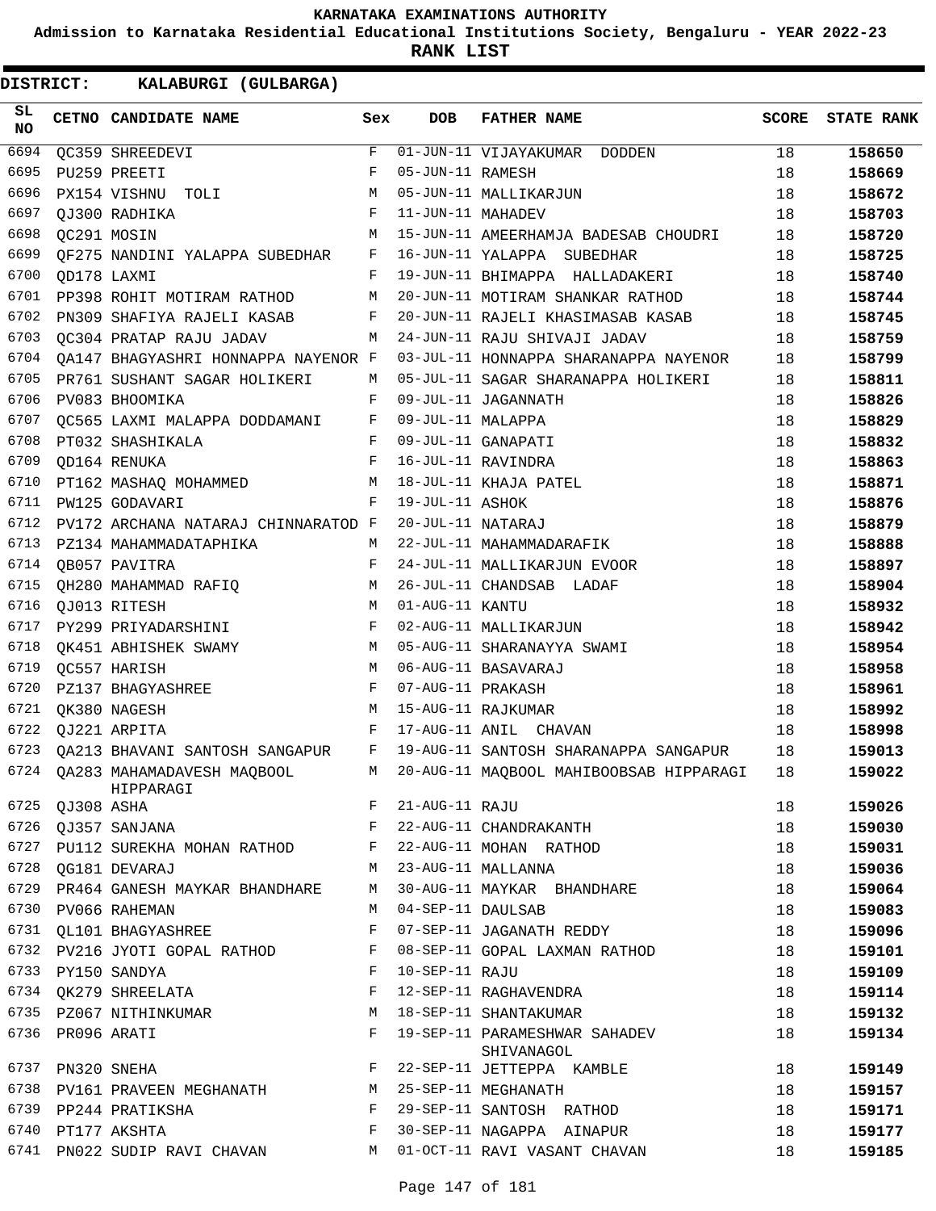KARNATAKA EXAMINATIONS AUTHORITY

Admission to Karnataka Residential Educational Institutions Society, Bengaluru - YEAR 2022-23

**RANK LIST**

**DISTRICT: KALABURGI (GULBARGA)**

| SL NO | CETNO | CANDIDATE NAME | Sex | DOB | FATHER NAME | SCORE | STATE RANK |
|---|---|---|---|---|---|---|---|
| 6694 | QC359 | SHREEDEVI | F | 01-JUN-11 | VIJAYAKUMAR DODDEN | 18 | 158650 |
| 6695 | PU259 | PREETI | F | 05-JUN-11 | RAMESH | 18 | 158669 |
| 6696 | PX154 | VISHNU TOLI | M | 05-JUN-11 | MALLIKARJUN | 18 | 158672 |
| 6697 | QJ300 | RADHIKA | F | 11-JUN-11 | MAHADEV | 18 | 158703 |
| 6698 | QC291 | MOSIN | M | 15-JUN-11 | AMEERHAMJA BADESAB CHOUDRI | 18 | 158720 |
| 6699 | QF275 | NANDINI YALAPPA SUBEDHAR | F | 16-JUN-11 | YALAPPA SUBEDHAR | 18 | 158725 |
| 6700 | QD178 | LAXMI | F | 19-JUN-11 | BHIMAPPA HALLADAKERI | 18 | 158740 |
| 6701 | PP398 | ROHIT MOTIRAM RATHOD | M | 20-JUN-11 | MOTIRAM SHANKAR RATHOD | 18 | 158744 |
| 6702 | PN309 | SHAFIYA RAJELI KASAB | F | 20-JUN-11 | RAJELI KHASIMASAB KASAB | 18 | 158745 |
| 6703 | QC304 | PRATAP RAJU JADAV | M | 24-JUN-11 | RAJU SHIVAJI JADAV | 18 | 158759 |
| 6704 | QA147 | BHAGYASHRI HONNAPPA NAYENOR | F | 03-JUL-11 | HONNAPPA SHARANAPPA NAYENOR | 18 | 158799 |
| 6705 | PR761 | SUSHANT SAGAR HOLIKERI | M | 05-JUL-11 | SAGAR SHARANAPPA HOLIKERI | 18 | 158811 |
| 6706 | PV083 | BHOOMIKA | F | 09-JUL-11 | JAGANNATH | 18 | 158826 |
| 6707 | QC565 | LAXMI MALAPPA DODDAMANI | F | 09-JUL-11 | MALAPPA | 18 | 158829 |
| 6708 | PT032 | SHASHIKALA | F | 09-JUL-11 | GANAPATI | 18 | 158832 |
| 6709 | QD164 | RENUKA | F | 16-JUL-11 | RAVINDRA | 18 | 158863 |
| 6710 | PT162 | MASHAQ MOHAMMED | M | 18-JUL-11 | KHAJA PATEL | 18 | 158871 |
| 6711 | PW125 | GODAVARI | F | 19-JUL-11 | ASHOK | 18 | 158876 |
| 6712 | PV172 | ARCHANA NATARAJ CHINNARATOD | F | 20-JUL-11 | NATARAJ | 18 | 158879 |
| 6713 | PZ134 | MAHAMMADATAPHIKA | M | 22-JUL-11 | MAHAMMADARAFIK | 18 | 158888 |
| 6714 | QB057 | PAVITRA | F | 24-JUL-11 | MALLIKARJUN EVOOR | 18 | 158897 |
| 6715 | QH280 | MAHAMMAD RAFIQ | M | 26-JUL-11 | CHANDSAB LADAF | 18 | 158904 |
| 6716 | QJ013 | RITESH | M | 01-AUG-11 | KANTU | 18 | 158932 |
| 6717 | PY299 | PRIYADARSHINI | F | 02-AUG-11 | MALLIKARJUN | 18 | 158942 |
| 6718 | QK451 | ABHISHEK SWAMY | M | 05-AUG-11 | SHARANAYYA SWAMI | 18 | 158954 |
| 6719 | QC557 | HARISH | M | 06-AUG-11 | BASAVARAJ | 18 | 158958 |
| 6720 | PZ137 | BHAGYASHREE | F | 07-AUG-11 | PRAKASH | 18 | 158961 |
| 6721 | QK380 | NAGESH | M | 15-AUG-11 | RAJKUMAR | 18 | 158992 |
| 6722 | QJ221 | ARPITA | F | 17-AUG-11 | ANIL CHAVAN | 18 | 158998 |
| 6723 | QA213 | BHAVANI SANTOSH SANGAPUR | F | 19-AUG-11 | SANTOSH SHARANAPPA SANGAPUR | 18 | 159013 |
| 6724 | QA283 | MAHAMADAVESH MAQBOOL HIPPARAGI | M | 20-AUG-11 | MAQBOOL MAHIBOOBSAB HIPPARAGI | 18 | 159022 |
| 6725 | QJ308 | ASHA | F | 21-AUG-11 | RAJU | 18 | 159026 |
| 6726 | QJ357 | SANJANA | F | 22-AUG-11 | CHANDRAKANTH | 18 | 159030 |
| 6727 | PU112 | SUREKHA MOHAN RATHOD | F | 22-AUG-11 | MOHAN RATHOD | 18 | 159031 |
| 6728 | QG181 | DEVARAJ | M | 23-AUG-11 | MALLANNA | 18 | 159036 |
| 6729 | PR464 | GANESH MAYKAR BHANDHARE | M | 30-AUG-11 | MAYKAR BHANDHARE | 18 | 159064 |
| 6730 | PV066 | RAHEMAN | M | 04-SEP-11 | DAULSAB | 18 | 159083 |
| 6731 | QL101 | BHAGYASHREE | F | 07-SEP-11 | JAGANATH REDDY | 18 | 159096 |
| 6732 | PV216 | JYOTI GOPAL RATHOD | F | 08-SEP-11 | GOPAL LAXMAN RATHOD | 18 | 159101 |
| 6733 | PY150 | SANDYA | F | 10-SEP-11 | RAJU | 18 | 159109 |
| 6734 | QK279 | SHREELATA | F | 12-SEP-11 | RAGHAVENDRA | 18 | 159114 |
| 6735 | PZ067 | NITHINKUMAR | M | 18-SEP-11 | SHANTAKUMAR | 18 | 159132 |
| 6736 | PR096 | ARATI | F | 19-SEP-11 | PARAMESHWAR SAHADEV SHIVANAGOL | 18 | 159134 |
| 6737 | PN320 | SNEHA | F | 22-SEP-11 | JETTEPPA KAMBLE | 18 | 159149 |
| 6738 | PV161 | PRAVEEN MEGHANATH | M | 25-SEP-11 | MEGHANATH | 18 | 159157 |
| 6739 | PP244 | PRATIKSHA | F | 29-SEP-11 | SANTOSH RATHOD | 18 | 159171 |
| 6740 | PT177 | AKSHTA | F | 30-SEP-11 | NAGAPPA AINAPUR | 18 | 159177 |
| 6741 | PN022 | SUDIP RAVI CHAVAN | M | 01-OCT-11 | RAVI VASANT CHAVAN | 18 | 159185 |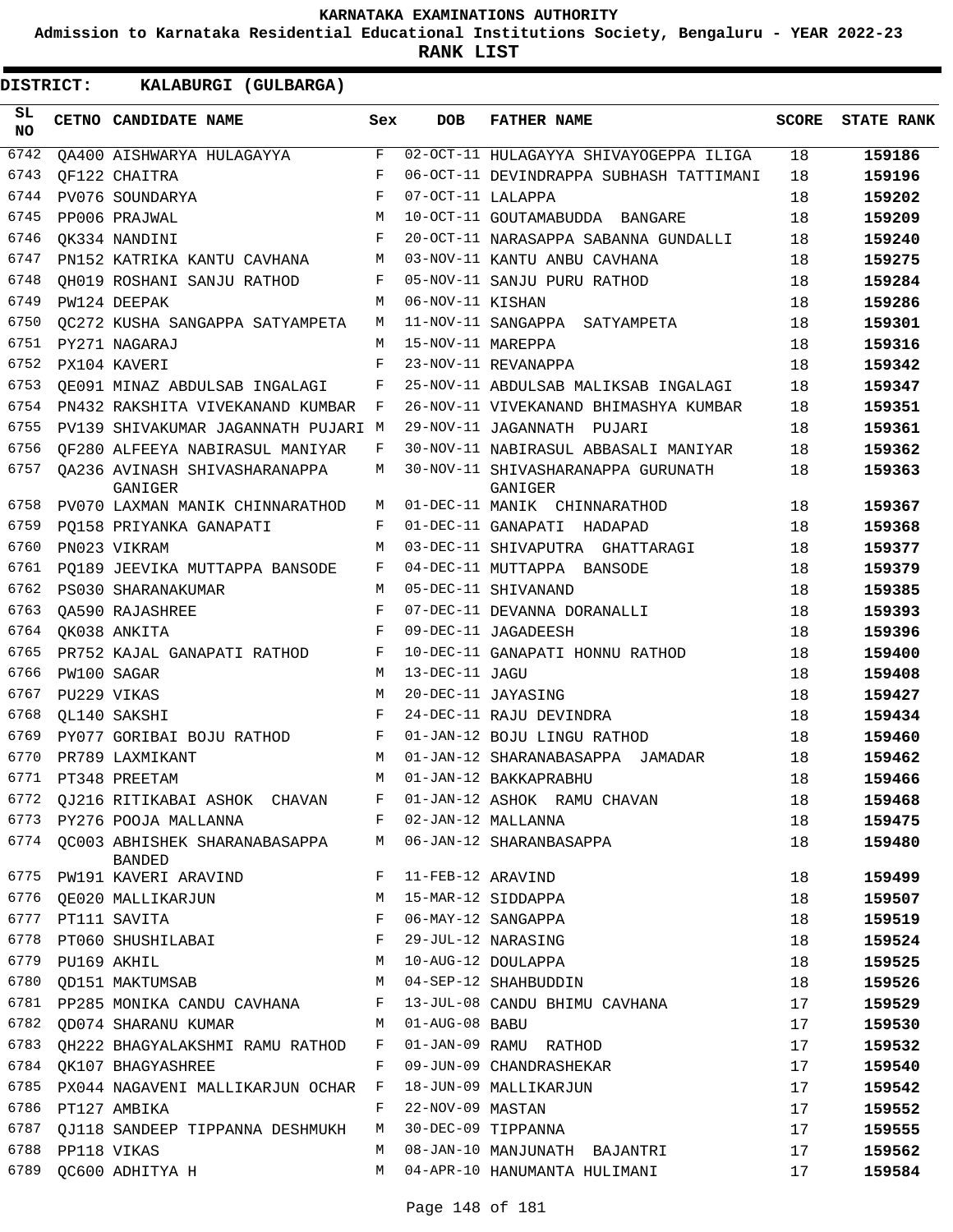# KARNATAKA EXAMINATIONS AUTHORITY

**Admission to Karnataka Residential Educational Institutions Society, Bengaluru - YEAR 2022-23**

**RANK LIST**

**DISTRICT: KALABURGI (GULBARGA)**

| SL NO | CETNO | CANDIDATE NAME | Sex | DOB | FATHER NAME | SCORE | STATE RANK |
|---|---|---|---|---|---|---|---|
| 6742 | QA400 | AISHWARYA HULAGAYYA | F | 02-OCT-11 | HULAGAYYA SHIVAYOGEPPA ILIGA | 18 | 159186 |
| 6743 | QF122 | CHAITRA | F | 06-OCT-11 | DEVINDRAPPA SUBHASH TATTIMANI | 18 | 159196 |
| 6744 | PV076 | SOUNDARYA | F | 07-OCT-11 | LALAPPA | 18 | 159202 |
| 6745 | PP006 | PRAJWAL | M | 10-OCT-11 | GOUTAMABUDDA BANGARE | 18 | 159209 |
| 6746 | QK334 | NANDINI | F | 20-OCT-11 | NARASAPPA SABANNA GUNDALLI | 18 | 159240 |
| 6747 | PN152 | KATRIKA KANTU CAVHANA | M | 03-NOV-11 | KANTU ANBU CAVHANA | 18 | 159275 |
| 6748 | QH019 | ROSHANI SANJU RATHOD | F | 05-NOV-11 | SANJU PURU RATHOD | 18 | 159284 |
| 6749 | PW124 | DEEPAK | M | 06-NOV-11 | KISHAN | 18 | 159286 |
| 6750 | QC272 | KUSHA SANGAPPA SATYAMPETA | M | 11-NOV-11 | SANGAPPA SATYAMPETA | 18 | 159301 |
| 6751 | PY271 | NAGARAJ | M | 15-NOV-11 | MAREPPA | 18 | 159316 |
| 6752 | PX104 | KAVERI | F | 23-NOV-11 | REVANAPPA | 18 | 159342 |
| 6753 | QE091 | MINAZ ABDULSAB INGALAGI | F | 25-NOV-11 | ABDULSAB MALIKSAB INGALAGI | 18 | 159347 |
| 6754 | PN432 | RAKSHITA VIVEKANAND KUMBAR | F | 26-NOV-11 | VIVEKANAND BHIMASHYA KUMBAR | 18 | 159351 |
| 6755 | PV139 | SHIVAKUMAR JAGANNATH PUJARI | M | 29-NOV-11 | JAGANNATH PUJARI | 18 | 159361 |
| 6756 | QF280 | ALFEEYA NABIRASUL MANIYAR | F | 30-NOV-11 | NABIRASUL ABBASALI MANIYAR | 18 | 159362 |
| 6757 | QA236 | AVINASH SHIVASHARANAPPA GANIGER | M | 30-NOV-11 | SHIVASHARANAPPA GURUNATH GANIGER | 18 | 159363 |
| 6758 | PV070 | LAXMAN MANIK CHINNARATHOD | M | 01-DEC-11 | MANIK CHINNARATHOD | 18 | 159367 |
| 6759 | PQ158 | PRIYANKA GANAPATI | F | 01-DEC-11 | GANAPATI HADAPAD | 18 | 159368 |
| 6760 | PN023 | VIKRAM | M | 03-DEC-11 | SHIVAPUTRA GHATTARAGI | 18 | 159377 |
| 6761 | PQ189 | JEEVIKA MUTTAPPA BANSODE | F | 04-DEC-11 | MUTTAPPA BANSODE | 18 | 159379 |
| 6762 | PS030 | SHARANAKUMAR | M | 05-DEC-11 | SHIVANAND | 18 | 159385 |
| 6763 | QA590 | RAJASHREE | F | 07-DEC-11 | DEVANNA DORANALLI | 18 | 159393 |
| 6764 | QK038 | ANKITA | F | 09-DEC-11 | JAGADEESH | 18 | 159396 |
| 6765 | PR752 | KAJAL GANAPATI RATHOD | F | 10-DEC-11 | GANAPATI HONNU RATHOD | 18 | 159400 |
| 6766 | PW100 | SAGAR | M | 13-DEC-11 | JAGU | 18 | 159408 |
| 6767 | PU229 | VIKAS | M | 20-DEC-11 | JAYASING | 18 | 159427 |
| 6768 | QL140 | SAKSHI | F | 24-DEC-11 | RAJU DEVINDRA | 18 | 159434 |
| 6769 | PY077 | GORIBAI BOJU RATHOD | F | 01-JAN-12 | BOJU LINGU RATHOD | 18 | 159460 |
| 6770 | PR789 | LAXMIKANT | M | 01-JAN-12 | SHARANABASAPPA JAMADAR | 18 | 159462 |
| 6771 | PT348 | PREETAM | M | 01-JAN-12 | BAKKAPRABHU | 18 | 159466 |
| 6772 | QJ216 | RITIKABAI ASHOK CHAVAN | F | 01-JAN-12 | ASHOK RAMU CHAVAN | 18 | 159468 |
| 6773 | PY276 | POOJA MALLANNA | F | 02-JAN-12 | MALLANNA | 18 | 159475 |
| 6774 | QC003 | ABHISHEK SHARANABASAPPA BANDED | M | 06-JAN-12 | SHARANBASAPPA | 18 | 159480 |
| 6775 | PW191 | KAVERI ARAVIND | F | 11-FEB-12 | ARAVIND | 18 | 159499 |
| 6776 | QE020 | MALLIKARJUN | M | 15-MAR-12 | SIDDAPPA | 18 | 159507 |
| 6777 | PT111 | SAVITA | F | 06-MAY-12 | SANGAPPA | 18 | 159519 |
| 6778 | PT060 | SHUSHILABAI | F | 29-JUL-12 | NARASING | 18 | 159524 |
| 6779 | PU169 | AKHIL | M | 10-AUG-12 | DOULAPPA | 18 | 159525 |
| 6780 | QD151 | MAKTUMSAB | M | 04-SEP-12 | SHAHBUDDIN | 18 | 159526 |
| 6781 | PP285 | MONIKA CANDU CAVHANA | F | 13-JUL-08 | CANDU BHIMU CAVHANA | 17 | 159529 |
| 6782 | QD074 | SHARANU KUMAR | M | 01-AUG-08 | BABU | 17 | 159530 |
| 6783 | QH222 | BHAGYALAKSHMI RAMU RATHOD | F | 01-JAN-09 | RAMU RATHOD | 17 | 159532 |
| 6784 | QK107 | BHAGYASHREE | F | 09-JUN-09 | CHANDRASHEKAR | 17 | 159540 |
| 6785 | PX044 | NAGAVENI MALLIKARJUN OCHAR | F | 18-JUN-09 | MALLIKARJUN | 17 | 159542 |
| 6786 | PT127 | AMBIKA | F | 22-NOV-09 | MASTAN | 17 | 159552 |
| 6787 | QJ118 | SANDEEP TIPPANNA DESHMUKH | M | 30-DEC-09 | TIPPANNA | 17 | 159555 |
| 6788 | PP118 | VIKAS | M | 08-JAN-10 | MANJUNATH BAJANTRI | 17 | 159562 |
| 6789 | QC600 | ADHITYA H | M | 04-APR-10 | HANUMANTA HULIMANI | 17 | 159584 |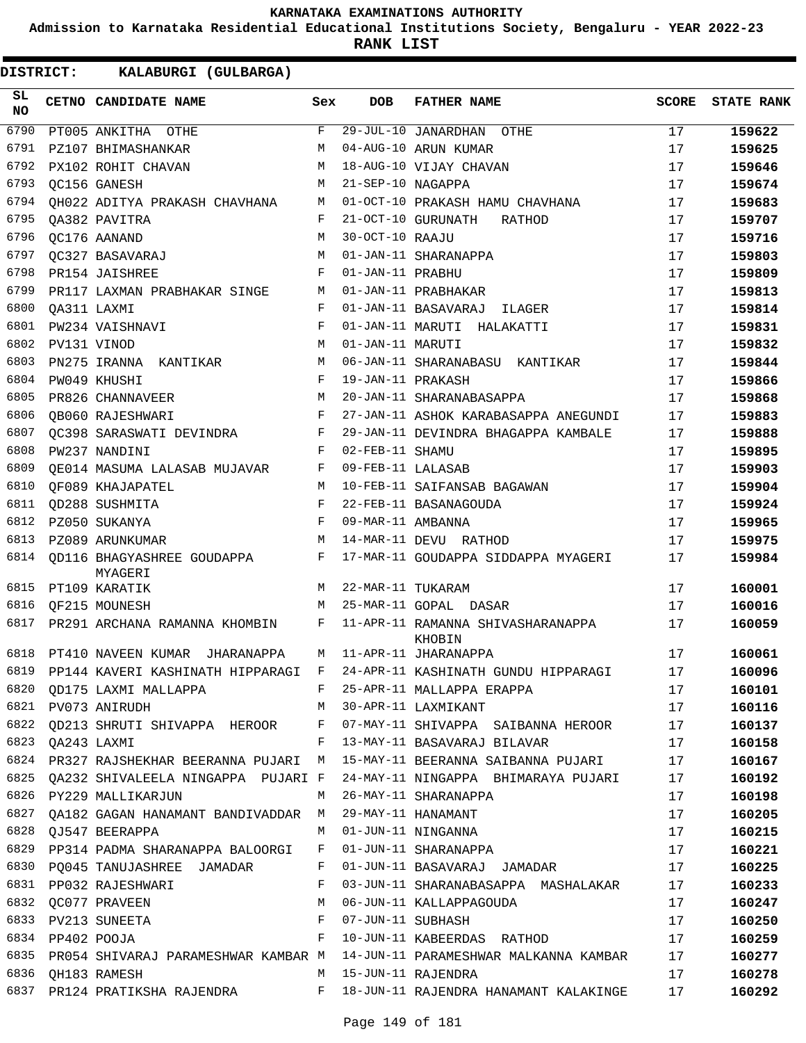KARNATAKA EXAMINATIONS AUTHORITY

Admission to Karnataka Residential Educational Institutions Society, Bengaluru - YEAR 2022-23

**RANK LIST**

**DISTRICT: KALABURGI (GULBARGA)**

| SL NO | CETNO | CANDIDATE NAME | Sex | DOB | FATHER NAME | SCORE | STATE RANK |
|---|---|---|---|---|---|---|---|
| 6790 | PT005 | ANKITHA OTHE | F | 29-JUL-10 | JANARDHAN OTHE | 17 | 159622 |
| 6791 | PZ107 | BHIMASHANKAR | M | 04-AUG-10 | ARUN KUMAR | 17 | 159625 |
| 6792 | PX102 | ROHIT CHAVAN | M | 18-AUG-10 | VIJAY CHAVAN | 17 | 159646 |
| 6793 | QC156 | GANESH | M | 21-SEP-10 | NAGAPPA | 17 | 159674 |
| 6794 | QH022 | ADITYA PRAKASH CHAVHANA | M | 01-OCT-10 | PRAKASH HAMU CHAVHANA | 17 | 159683 |
| 6795 | QA382 | PAVITRA | F | 21-OCT-10 | GURUNATH RATHOD | 17 | 159707 |
| 6796 | QC176 | AANAND | M | 30-OCT-10 | RAAJU | 17 | 159716 |
| 6797 | QC327 | BASAVARAJ | M | 01-JAN-11 | SHARANAPPA | 17 | 159803 |
| 6798 | PR154 | JAISHREE | F | 01-JAN-11 | PRABHU | 17 | 159809 |
| 6799 | PR117 | LAXMAN PRABHAKAR SINGE | M | 01-JAN-11 | PRABHAKAR | 17 | 159813 |
| 6800 | QA311 | LAXMI | F | 01-JAN-11 | BASAVARAJ ILAGER | 17 | 159814 |
| 6801 | PW234 | VAISHNAVI | F | 01-JAN-11 | MARUTI HALAKATTI | 17 | 159831 |
| 6802 | PV131 | VINOD | M | 01-JAN-11 | MARUTI | 17 | 159832 |
| 6803 | PN275 | IRANNA KANTIKAR | M | 06-JAN-11 | SHARANABASU KANTIKAR | 17 | 159844 |
| 6804 | PW049 | KHUSHI | F | 19-JAN-11 | PRAKASH | 17 | 159866 |
| 6805 | PR826 | CHANNAVEER | M | 20-JAN-11 | SHARANABASAPPA | 17 | 159868 |
| 6806 | QB060 | RAJESHWARI | F | 27-JAN-11 | ASHOK KARABASAPPA ANEGUNDI | 17 | 159883 |
| 6807 | QC398 | SARASWATI DEVINDRA | F | 29-JAN-11 | DEVINDRA BHAGAPPA KAMBALE | 17 | 159888 |
| 6808 | PW237 | NANDINI | F | 02-FEB-11 | SHAMU | 17 | 159895 |
| 6809 | QE014 | MASUMA LALASAB MUJAVAR | F | 09-FEB-11 | LALASAB | 17 | 159903 |
| 6810 | QF089 | KHAJAPATEL | M | 10-FEB-11 | SAIFANSAB BAGAWAN | 17 | 159904 |
| 6811 | QD288 | SUSHMITA | F | 22-FEB-11 | BASANAGOUDA | 17 | 159924 |
| 6812 | PZ050 | SUKANYA | F | 09-MAR-11 | AMBANNA | 17 | 159965 |
| 6813 | PZ089 | ARUNKUMAR | M | 14-MAR-11 | DEVU RATHOD | 17 | 159975 |
| 6814 | QD116 | BHAGYASHREE GOUDAPPA MYAGERI | F | 17-MAR-11 | GOUDAPPA SIDDAPPA MYAGERI | 17 | 159984 |
| 6815 | PT109 | KARATIK | M | 22-MAR-11 | TUKARAM | 17 | 160001 |
| 6816 | QF215 | MOUNESH | M | 25-MAR-11 | GOPAL DASAR | 17 | 160016 |
| 6817 | PR291 | ARCHANA RAMANNA KHOMBIN | F | 11-APR-11 | RAMANNA SHIVASHARANAPPA KHOBIN | 17 | 160059 |
| 6818 | PT410 | NAVEEN KUMAR JHARANAPPA | M | 11-APR-11 | JHARANAPPA | 17 | 160061 |
| 6819 | PP144 | KAVERI KASHINATH HIPPARAGI | F | 24-APR-11 | KASHINATH GUNDU HIPPARAGI | 17 | 160096 |
| 6820 | QD175 | LAXMI MALLAPPA | F | 25-APR-11 | MALLAPPA ERAPPA | 17 | 160101 |
| 6821 | PV073 | ANIRUDH | M | 30-APR-11 | LAXMIKANT | 17 | 160116 |
| 6822 | QD213 | SHRUTI SHIVAPPA HEROOR | F | 07-MAY-11 | SHIVAPPA SAIBANNA HEROOR | 17 | 160137 |
| 6823 | QA243 | LAXMI | F | 13-MAY-11 | BASAVARAJ BILAVAR | 17 | 160158 |
| 6824 | PR327 | RAJSHEKHAR BEERANNA PUJARI | M | 15-MAY-11 | BEERANNA SAIBANNA PUJARI | 17 | 160167 |
| 6825 | QA232 | SHIVALEELA NINGAPPA PUJARI | F | 24-MAY-11 | NINGAPPA BHIMARAYA PUJARI | 17 | 160192 |
| 6826 | PY229 | MALLIKARJUN | M | 26-MAY-11 | SHARANAPPA | 17 | 160198 |
| 6827 | QA182 | GAGAN HANAMANT BANDIVADDAR | M | 29-MAY-11 | HANAMANT | 17 | 160205 |
| 6828 | QJ547 | BEERAPPA | M | 01-JUN-11 | NINGANNA | 17 | 160215 |
| 6829 | PP314 | PADMA SHARANAPPA BALOORGI | F | 01-JUN-11 | SHARANAPPA | 17 | 160221 |
| 6830 | PQ045 | TANUJASHREE JAMADAR | F | 01-JUN-11 | BASAVARAJ JAMADAR | 17 | 160225 |
| 6831 | PP032 | RAJESHWARI | F | 03-JUN-11 | SHARANABASAPPA MASHALAKAR | 17 | 160233 |
| 6832 | QC077 | PRAVEEN | M | 06-JUN-11 | KALLAPPAGOUDA | 17 | 160247 |
| 6833 | PV213 | SUNEETA | F | 07-JUN-11 | SUBHASH | 17 | 160250 |
| 6834 | PP402 | POOJA | F | 10-JUN-11 | KABEERDAS RATHOD | 17 | 160259 |
| 6835 | PR054 | SHIVARAJ PARAMESHWAR KAMBAR | M | 14-JUN-11 | PARAMESHWAR MALKANNA KAMBAR | 17 | 160277 |
| 6836 | QH183 | RAMESH | M | 15-JUN-11 | RAJENDRA | 17 | 160278 |
| 6837 | PR124 | PRATIKSHA RAJENDRA | F | 18-JUN-11 | RAJENDRA HANAMANT KALAKINGE | 17 | 160292 |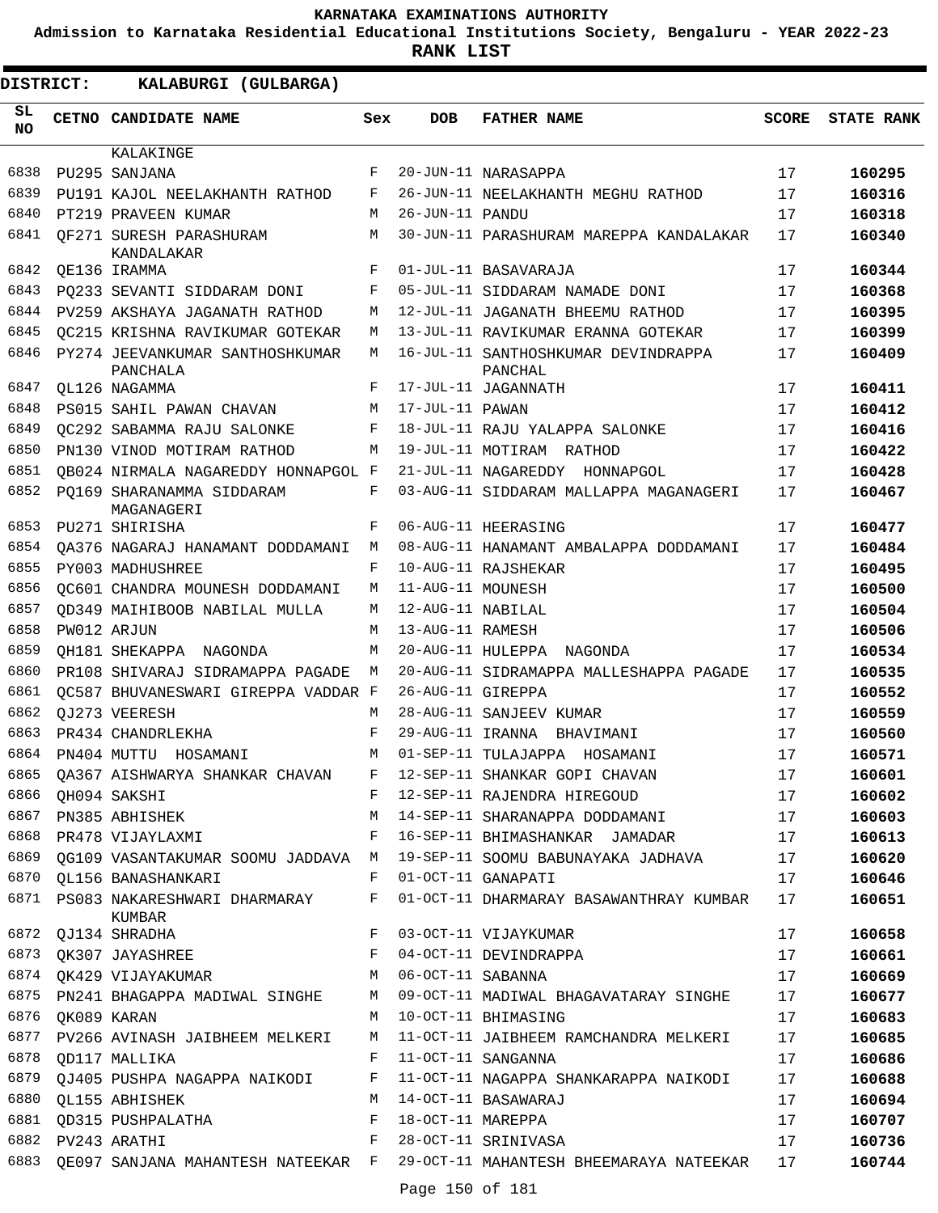KARNATAKA EXAMINATIONS AUTHORITY

Admission to Karnataka Residential Educational Institutions Society, Bengaluru - YEAR 2022-23

**RANK LIST**

**DISTRICT: KALABURGI (GULBARGA)**

| SL NO | CETNO | CANDIDATE NAME | Sex | DOB | FATHER NAME | SCORE | STATE RANK |
|---|---|---|---|---|---|---|---|
| | | KALAKINGE | | | | | |
| 6838 | PU295 | SANJANA | F | 20-JUN-11 | NARASAPPA | 17 | 160295 |
| 6839 | PU191 | KAJOL NEELAKHANTH RATHOD | F | 26-JUN-11 | NEELAKHANTH MEGHU RATHOD | 17 | 160316 |
| 6840 | PT219 | PRAVEEN KUMAR | M | 26-JUN-11 | PANDU | 17 | 160318 |
| 6841 | QF271 | SURESH PARASHURAM KANDALAKAR | M | 30-JUN-11 | PARASHURAM MAREPPA KANDALAKAR | 17 | 160340 |
| 6842 | QE136 | IRAMMA | F | 01-JUL-11 | BASAVARAJA | 17 | 160344 |
| 6843 | PQ233 | SEVANTI SIDDARAM DONI | F | 05-JUL-11 | SIDDARAM NAMADE DONI | 17 | 160368 |
| 6844 | PV259 | AKSHAYA JAGANATH RATHOD | M | 12-JUL-11 | JAGANATH BHEEMU RATHOD | 17 | 160395 |
| 6845 | QC215 | KRISHNA RAVIKUMAR GOTEKAR | M | 13-JUL-11 | RAVIKUMAR ERANNA GOTEKAR | 17 | 160399 |
| 6846 | PY274 | JEEVANKUMAR SANTHOSHKUMAR PANCHALA | M | 16-JUL-11 | SANTHOSHKUMAR DEVINDRAPPA PANCHAL | 17 | 160409 |
| 6847 | QL126 | NAGAMMA | F | 17-JUL-11 | JAGANNATH | 17 | 160411 |
| 6848 | PS015 | SAHIL PAWAN CHAVAN | M | 17-JUL-11 | PAWAN | 17 | 160412 |
| 6849 | QC292 | SABAMMA RAJU SALONKE | F | 18-JUL-11 | RAJU YALAPPA SALONKE | 17 | 160416 |
| 6850 | PN130 | VINOD MOTIRAM RATHOD | M | 19-JUL-11 | MOTIRAM RATHOD | 17 | 160422 |
| 6851 | QB024 | NIRMALA NAGAREDDY HONNAPGOL | F | 21-JUL-11 | NAGAREDDY HONNAPGOL | 17 | 160428 |
| 6852 | PQ169 | SHARANAMMA SIDDARAM MAGANAGERI | F | 03-AUG-11 | SIDDARAM MALLAPPA MAGANAGERI | 17 | 160467 |
| 6853 | PU271 | SHIRISHA | F | 06-AUG-11 | HEERASING | 17 | 160477 |
| 6854 | QA376 | NAGARAJ HANAMANT DODDAMANI | M | 08-AUG-11 | HANAMANT AMBALAPPA DODDAMANI | 17 | 160484 |
| 6855 | PY003 | MADHUSHREE | F | 10-AUG-11 | RAJSHEKAR | 17 | 160495 |
| 6856 | QC601 | CHANDRA MOUNESH DODDAMANI | M | 11-AUG-11 | MOUNESH | 17 | 160500 |
| 6857 | QD349 | MAIHIBOOB NABILAL MULLA | M | 12-AUG-11 | NABILAL | 17 | 160504 |
| 6858 | PW012 | ARJUN | M | 13-AUG-11 | RAMESH | 17 | 160506 |
| 6859 | QH181 | SHEKAPPA NAGONDA | M | 20-AUG-11 | HULEPPA NAGONDA | 17 | 160534 |
| 6860 | PR108 | SHIVARAJ SIDRAMAPPA PAGADE | M | 20-AUG-11 | SIDRAMAPPA MALLESHAPPA PAGADE | 17 | 160535 |
| 6861 | QC587 | BHUVANESWARI GIREPPA VADDAR | F | 26-AUG-11 | GIREPPA | 17 | 160552 |
| 6862 | QJ273 | VEERESH | M | 28-AUG-11 | SANJEEV KUMAR | 17 | 160559 |
| 6863 | PR434 | CHANDRLEKHA | F | 29-AUG-11 | IRANNA BHAVIMANI | 17 | 160560 |
| 6864 | PN404 | MUTTU HOSAMANI | M | 01-SEP-11 | TULAJAPPA HOSAMANI | 17 | 160571 |
| 6865 | QA367 | AISHWARYA SHANKAR CHAVAN | F | 12-SEP-11 | SHANKAR GOPI CHAVAN | 17 | 160601 |
| 6866 | QH094 | SAKSHI | F | 12-SEP-11 | RAJENDRA HIREGOUD | 17 | 160602 |
| 6867 | PN385 | ABHISHEK | M | 14-SEP-11 | SHARANAPPA DODDAMANI | 17 | 160603 |
| 6868 | PR478 | VIJAYLAXMI | F | 16-SEP-11 | BHIMASHANKAR JAMADAR | 17 | 160613 |
| 6869 | QG109 | VASANTAKUMAR SOOMU JADDAVA | M | 19-SEP-11 | SOOMU BABUNAYAKA JADHAVA | 17 | 160620 |
| 6870 | QL156 | BANASHANKARI | F | 01-OCT-11 | GANAPATI | 17 | 160646 |
| 6871 | PS083 | NAKARESHWARI DHARMARAY KUMBAR | F | 01-OCT-11 | DHARMARAY BASAWANTHRAY KUMBAR | 17 | 160651 |
| 6872 | QJ134 | SHRADHA | F | 03-OCT-11 | VIJAYKUMAR | 17 | 160658 |
| 6873 | QK307 | JAYASHREE | F | 04-OCT-11 | DEVINDRAPPA | 17 | 160661 |
| 6874 | QK429 | VIJAYAKUMAR | M | 06-OCT-11 | SABANNA | 17 | 160669 |
| 6875 | PN241 | BHAGAPPA MADIWAL SINGHE | M | 09-OCT-11 | MADIWAL BHAGAVATARAY SINGHE | 17 | 160677 |
| 6876 | QK089 | KARAN | M | 10-OCT-11 | BHIMASING | 17 | 160683 |
| 6877 | PV266 | AVINASH JAIBHEEM MELKERI | M | 11-OCT-11 | JAIBHEEM RAMCHANDRA MELKERI | 17 | 160685 |
| 6878 | QD117 | MALLIKA | F | 11-OCT-11 | SANGANNA | 17 | 160686 |
| 6879 | QJ405 | PUSHPA NAGAPPA NAIKODI | F | 11-OCT-11 | NAGAPPA SHANKARAPPA NAIKODI | 17 | 160688 |
| 6880 | QL155 | ABHISHEK | M | 14-OCT-11 | BASAWARAJ | 17 | 160694 |
| 6881 | QD315 | PUSHPALATHA | F | 18-OCT-11 | MAREPPA | 17 | 160707 |
| 6882 | PV243 | ARATHI | F | 28-OCT-11 | SRINIVASA | 17 | 160736 |
| 6883 | QE097 | SANJANA MAHANTESH NATEEKAR | F | 29-OCT-11 | MAHANTESH BHEEMARAYA NATEEKAR | 17 | 160744 |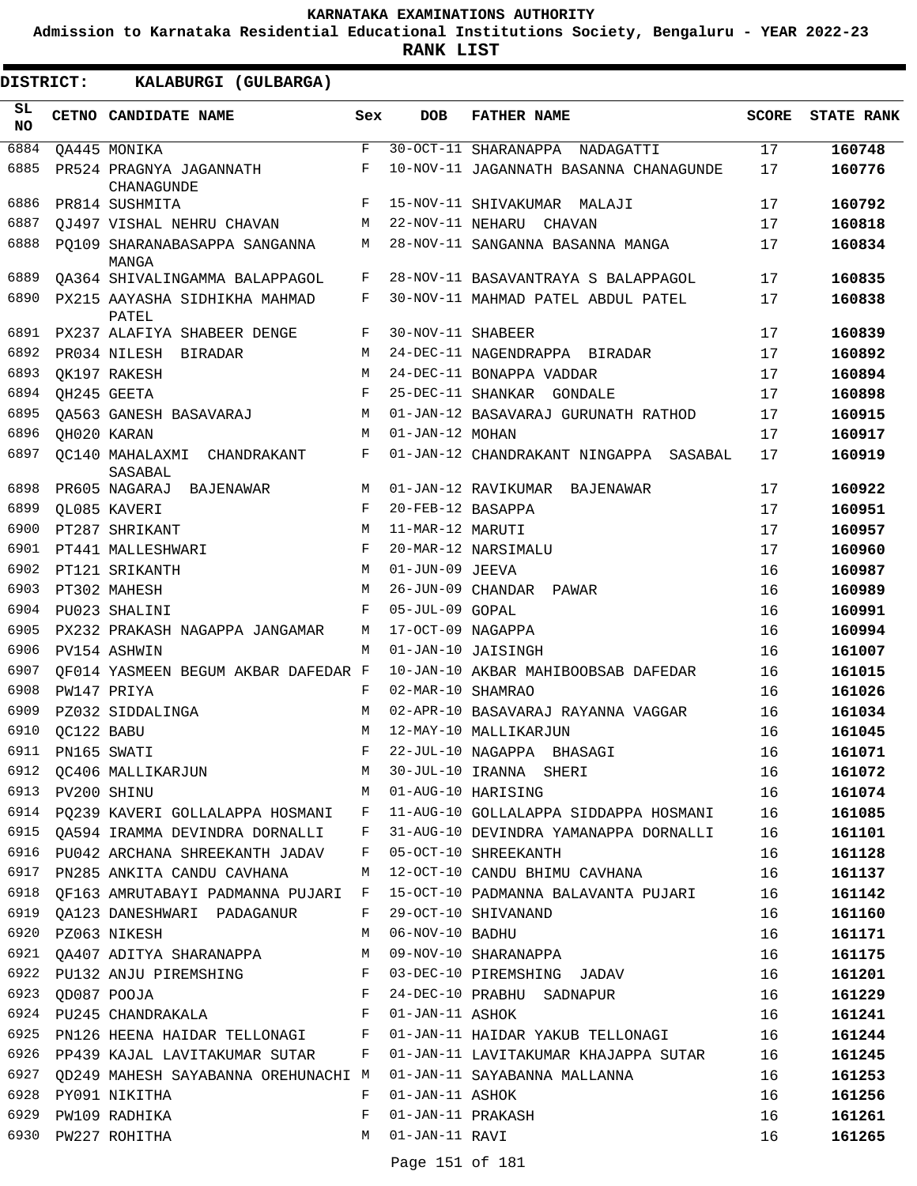KARNATAKA EXAMINATIONS AUTHORITY

Admission to Karnataka Residential Educational Institutions Society, Bengaluru - YEAR 2022-23

**RANK LIST**

**DISTRICT: KALABURGI (GULBARGA)**

| SL NO | CETNO | CANDIDATE NAME | Sex | DOB | FATHER NAME | SCORE | STATE RANK |
|---|---|---|---|---|---|---|---|
| 6884 | QA445 | MONIKA | F | 30-OCT-11 | SHARANAPPA NADAGATTI | 17 | 160748 |
| 6885 | PR524 | PRAGNYA JAGANNATH CHANAGUNDE | F | 10-NOV-11 | JAGANNATH BASANNA CHANAGUNDE | 17 | 160776 |
| 6886 | PR814 | SUSHMITA | F | 15-NOV-11 | SHIVAKUMAR MALAJI | 17 | 160792 |
| 6887 | QJ497 | VISHAL NEHRU CHAVAN | M | 22-NOV-11 | NEHARU CHAVAN | 17 | 160818 |
| 6888 | PQ109 | SHARANABASAPPA SANGANNA MANGA | M | 28-NOV-11 | SANGANNA BASANNA MANGA | 17 | 160834 |
| 6889 | QA364 | SHIVALINGAMMA BALAPPAGOL | F | 28-NOV-11 | BASAVANTRAYA S BALAPPAGOL | 17 | 160835 |
| 6890 | PX215 | AAYASHA SIDHIKHA MAHMAD PATEL | F | 30-NOV-11 | MAHMAD PATEL ABDUL PATEL | 17 | 160838 |
| 6891 | PX237 | ALAFIYA SHABEER DENGE | F | 30-NOV-11 | SHABEER | 17 | 160839 |
| 6892 | PR034 | NILESH BIRADAR | M | 24-DEC-11 | NAGENDRAPPA BIRADAR | 17 | 160892 |
| 6893 | QK197 | RAKESH | M | 24-DEC-11 | BONAPPA VADDAR | 17 | 160894 |
| 6894 | QH245 | GEETA | F | 25-DEC-11 | SHANKAR GONDALE | 17 | 160898 |
| 6895 | QA563 | GANESH BASAVARAJ | M | 01-JAN-12 | BASAVARAJ GURUNATH RATHOD | 17 | 160915 |
| 6896 | QH020 | KARAN | M | 01-JAN-12 | MOHAN | 17 | 160917 |
| 6897 | QC140 | MAHALAXMI CHANDRAKANT SASABAL | F | 01-JAN-12 | CHANDRAKANT NINGAPPA SASABAL | 17 | 160919 |
| 6898 | PR605 | NAGARAJ BAJENAWAR | M | 01-JAN-12 | RAVIKUMAR BAJENAWAR | 17 | 160922 |
| 6899 | QL085 | KAVERI | F | 20-FEB-12 | BASAPPA | 17 | 160951 |
| 6900 | PT287 | SHRIKANT | M | 11-MAR-12 | MARUTI | 17 | 160957 |
| 6901 | PT441 | MALLESHWARI | F | 20-MAR-12 | NARSIMALU | 17 | 160960 |
| 6902 | PT121 | SRIKANTH | M | 01-JUN-09 | JEEVA | 16 | 160987 |
| 6903 | PT302 | MAHESH | M | 26-JUN-09 | CHANDAR PAWAR | 16 | 160989 |
| 6904 | PU023 | SHALINI | F | 05-JUL-09 | GOPAL | 16 | 160991 |
| 6905 | PX232 | PRAKASH NAGAPPA JANGAMAR | M | 17-OCT-09 | NAGAPPA | 16 | 160994 |
| 6906 | PV154 | ASHWIN | M | 01-JAN-10 | JAISINGH | 16 | 161007 |
| 6907 | QF014 | YASMEEN BEGUM AKBAR DAFEDAR | F | 10-JAN-10 | AKBAR MAHIBOOBSAB DAFEDAR | 16 | 161015 |
| 6908 | PW147 | PRIYA | F | 02-MAR-10 | SHAMRAO | 16 | 161026 |
| 6909 | PZ032 | SIDDALINGA | M | 02-APR-10 | BASAVARAJ RAYANNA VAGGAR | 16 | 161034 |
| 6910 | QC122 | BABU | M | 12-MAY-10 | MALLIKARJUN | 16 | 161045 |
| 6911 | PN165 | SWATI | F | 22-JUL-10 | NAGAPPA BHASAGI | 16 | 161071 |
| 6912 | QC406 | MALLIKARJUN | M | 30-JUL-10 | IRANNA SHERI | 16 | 161072 |
| 6913 | PV200 | SHINU | M | 01-AUG-10 | HARISING | 16 | 161074 |
| 6914 | PQ239 | KAVERI GOLLALAPPA HOSMANI | F | 11-AUG-10 | GOLLALAPPA SIDDAPPA HOSMANI | 16 | 161085 |
| 6915 | QA594 | IRAMMA DEVINDRA DORNALLI | F | 31-AUG-10 | DEVINDRA YAMANAPPA DORNALLI | 16 | 161101 |
| 6916 | PU042 | ARCHANA SHREEKANTH JADAV | F | 05-OCT-10 | SHREEKANTH | 16 | 161128 |
| 6917 | PN285 | ANKITA CANDU CAVHANA | M | 12-OCT-10 | CANDU BHIMU CAVHANA | 16 | 161137 |
| 6918 | QF163 | AMRUTABAYI PADMANNA PUJARI | F | 15-OCT-10 | PADMANNA BALAVANTA PUJARI | 16 | 161142 |
| 6919 | QA123 | DANESHWARI PADAGANUR | F | 29-OCT-10 | SHIVANAND | 16 | 161160 |
| 6920 | PZ063 | NIKESH | M | 06-NOV-10 | BADHU | 16 | 161171 |
| 6921 | QA407 | ADITYA SHARANAPPA | M | 09-NOV-10 | SHARANAPPA | 16 | 161175 |
| 6922 | PU132 | ANJU PIREMSHING | F | 03-DEC-10 | PIREMSHING JADAV | 16 | 161201 |
| 6923 | QD087 | POOJA | F | 24-DEC-10 | PRABHU SADNAPUR | 16 | 161229 |
| 6924 | PU245 | CHANDRAKALA | F | 01-JAN-11 | ASHOK | 16 | 161241 |
| 6925 | PN126 | HEENA HAIDAR TELLONAGI | F | 01-JAN-11 | HAIDAR YAKUB TELLONAGI | 16 | 161244 |
| 6926 | PP439 | KAJAL LAVITAKUMAR SUTAR | F | 01-JAN-11 | LAVITAKUMAR KHAJAPPA SUTAR | 16 | 161245 |
| 6927 | QD249 | MAHESH SAYABANNA OREHUNACHI | M | 01-JAN-11 | SAYABANNA MALLANNA | 16 | 161253 |
| 6928 | PY091 | NIKITHA | F | 01-JAN-11 | ASHOK | 16 | 161256 |
| 6929 | PW109 | RADHIKA | F | 01-JAN-11 | PRAKASH | 16 | 161261 |
| 6930 | PW227 | ROHITHA | M | 01-JAN-11 | RAVI | 16 | 161265 |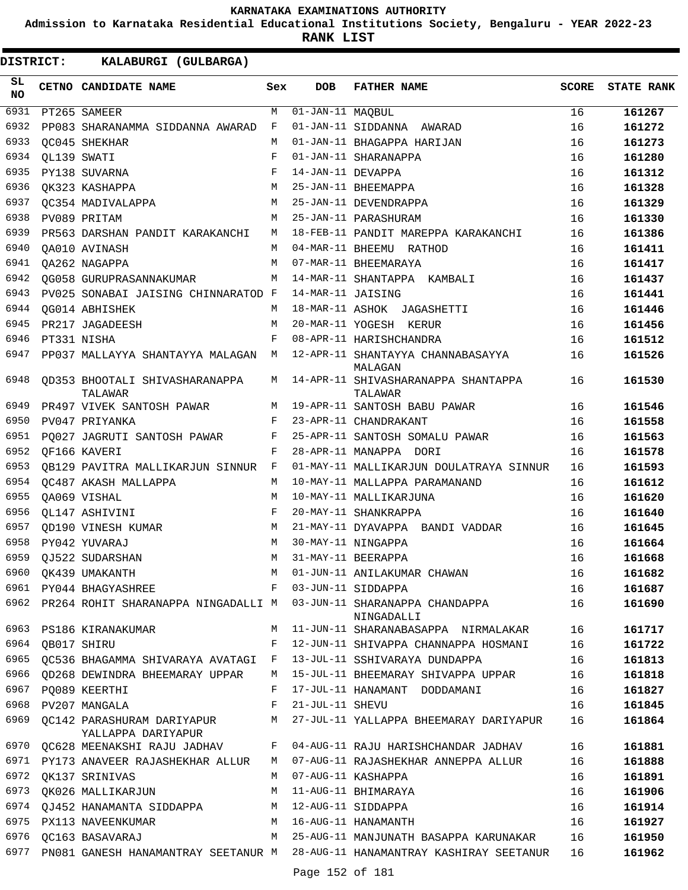# KARNATAKA EXAMINATIONS AUTHORITY

**Admission to Karnataka Residential Educational Institutions Society, Bengaluru - YEAR 2022-23**

**RANK LIST**

**DISTRICT: KALABURGI (GULBARGA)**

| SL NO | CETNO | CANDIDATE NAME | Sex | DOB | FATHER NAME | SCORE | STATE RANK |
|---|---|---|---|---|---|---|---|
| 6931 | PT265 | SAMEER | M | 01-JAN-11 | MAQBUL | 16 | 161267 |
| 6932 | PP083 | SHARANAMMA SIDDANNA AWARAD | F | 01-JAN-11 | SIDDANNA AWARAD | 16 | 161272 |
| 6933 | QC045 | SHEKHAR | M | 01-JAN-11 | BHAGAPPA HARIJAN | 16 | 161273 |
| 6934 | QL139 | SWATI | F | 01-JAN-11 | SHARANAPPA | 16 | 161280 |
| 6935 | PY138 | SUVARNA | F | 14-JAN-11 | DEVAPPA | 16 | 161312 |
| 6936 | QK323 | KASHAPPA | M | 25-JAN-11 | BHEEMAPPA | 16 | 161328 |
| 6937 | QC354 | MADIVALAPPA | M | 25-JAN-11 | DEVENDRAPPA | 16 | 161329 |
| 6938 | PV089 | PRITAM | M | 25-JAN-11 | PARASHURAM | 16 | 161330 |
| 6939 | PR563 | DARSHAN PANDIT KARAKANCHI | M | 18-FEB-11 | PANDIT MAREPPA KARAKANCHI | 16 | 161386 |
| 6940 | QA010 | AVINASH | M | 04-MAR-11 | BHEEMU RATHOD | 16 | 161411 |
| 6941 | QA262 | NAGAPPA | M | 07-MAR-11 | BHEEMARAYA | 16 | 161417 |
| 6942 | QG058 | GURUPRASANNAKUMAR | M | 14-MAR-11 | SHANTAPPA KAMBALI | 16 | 161437 |
| 6943 | PV025 | SONABAI JAISING CHINNARATOD | F | 14-MAR-11 | JAISING | 16 | 161441 |
| 6944 | QG014 | ABHISHEK | M | 18-MAR-11 | ASHOK JAGASHETTI | 16 | 161446 |
| 6945 | PR217 | JAGADEESH | M | 20-MAR-11 | YOGESH KERUR | 16 | 161456 |
| 6946 | PT331 | NISHA | F | 08-APR-11 | HARISHCHANDRA | 16 | 161512 |
| 6947 | PP037 | MALLAYYA SHANTAYYA MALAGAN | M | 12-APR-11 | SHANTAYYA CHANNABASAYYA MALAGAN | 16 | 161526 |
| 6948 | QD353 | BHOOTALI SHIVASHARANAPPA TALAWAR | M | 14-APR-11 | SHIVASHARANAPPA SHANTAPPA TALAWAR | 16 | 161530 |
| 6949 | PR497 | VIVEK SANTOSH PAWAR | M | 19-APR-11 | SANTOSH BABU PAWAR | 16 | 161546 |
| 6950 | PV047 | PRIYANKA | F | 23-APR-11 | CHANDRAKANT | 16 | 161558 |
| 6951 | PQ027 | JAGRUTI SANTOSH PAWAR | F | 25-APR-11 | SANTOSH SOMALU PAWAR | 16 | 161563 |
| 6952 | QF166 | KAVERI | F | 28-APR-11 | MANAPPA DORI | 16 | 161578 |
| 6953 | QB129 | PAVITRA MALLIKARJUN SINNUR | F | 01-MAY-11 | MALLIKARJUN DOULATRAYA SINNUR | 16 | 161593 |
| 6954 | QC487 | AKASH MALLAPPA | M | 10-MAY-11 | MALLAPPA PARAMANAND | 16 | 161612 |
| 6955 | QA069 | VISHAL | M | 10-MAY-11 | MALLIKARJUNA | 16 | 161620 |
| 6956 | QL147 | ASHIVINI | F | 20-MAY-11 | SHANKRAPPA | 16 | 161640 |
| 6957 | QD190 | VINESH KUMAR | M | 21-MAY-11 | DYAVAPPA BANDI VADDAR | 16 | 161645 |
| 6958 | PY042 | YUVARAJ | M | 30-MAY-11 | NINGAPPA | 16 | 161664 |
| 6959 | QJ522 | SUDARSHAN | M | 31-MAY-11 | BEERAPPA | 16 | 161668 |
| 6960 | QK439 | UMAKANTH | M | 01-JUN-11 | ANILAKUMAR CHAWAN | 16 | 161682 |
| 6961 | PY044 | BHAGYASHREE | F | 03-JUN-11 | SIDDAPPA | 16 | 161687 |
| 6962 | PR264 | ROHIT SHARANAPPA NINGADALLI | M | 03-JUN-11 | SHARANAPPA CHANDAPPA NINGADALLI | 16 | 161690 |
| 6963 | PS186 | KIRANAKUMAR | M | 11-JUN-11 | SHARANABASAPPA NIRMALAKAR | 16 | 161717 |
| 6964 | QB017 | SHIRU | F | 12-JUN-11 | SHIVAPPA CHANNAPPA HOSMANI | 16 | 161722 |
| 6965 | QC536 | BHAGAMMA SHIVARAYA AVATAGI | F | 13-JUL-11 | SSHIVARAYA DUNDAPPA | 16 | 161813 |
| 6966 | QD268 | DEWINDRA BHEEMARAY UPPAR | M | 15-JUL-11 | BHEEMARAY SHIVAPPA UPPAR | 16 | 161818 |
| 6967 | PQ089 | KEERTHI | F | 17-JUL-11 | HANAMANT DODDAMANI | 16 | 161827 |
| 6968 | PV207 | MANGALA | F | 21-JUL-11 | SHEVU | 16 | 161845 |
| 6969 | QC142 | PARASHURAM DARIYAPUR YALLAPPA DARIYAPUR | M | 27-JUL-11 | YALLAPPA BHEEMARAY DARIYAPUR | 16 | 161864 |
| 6970 | QC628 | MEENAKSHI RAJU JADHAV | F | 04-AUG-11 | RAJU HARISHCHANDAR JADHAV | 16 | 161881 |
| 6971 | PY173 | ANAVEER RAJASHEKHAR ALLUR | M | 07-AUG-11 | RAJASHEKHAR ANNEPPA ALLUR | 16 | 161888 |
| 6972 | QK137 | SRINIVAS | M | 07-AUG-11 | KASHAPPA | 16 | 161891 |
| 6973 | QK026 | MALLIKARJUN | M | 11-AUG-11 | BHIMARAYA | 16 | 161906 |
| 6974 | QJ452 | HANAMANTA SIDDAPPA | M | 12-AUG-11 | SIDDAPPA | 16 | 161914 |
| 6975 | PX113 | NAVEENKUMAR | M | 16-AUG-11 | HANAMANTH | 16 | 161927 |
| 6976 | QC163 | BASAVARAJ | M | 25-AUG-11 | MANJUNATH BASAPPA KARUNAKAR | 16 | 161950 |
| 6977 | PN081 | GANESH HANAMANTRAY SEETANUR | M | 28-AUG-11 | HANAMANTRAY KASHIRAY SEETANUR | 16 | 161962 |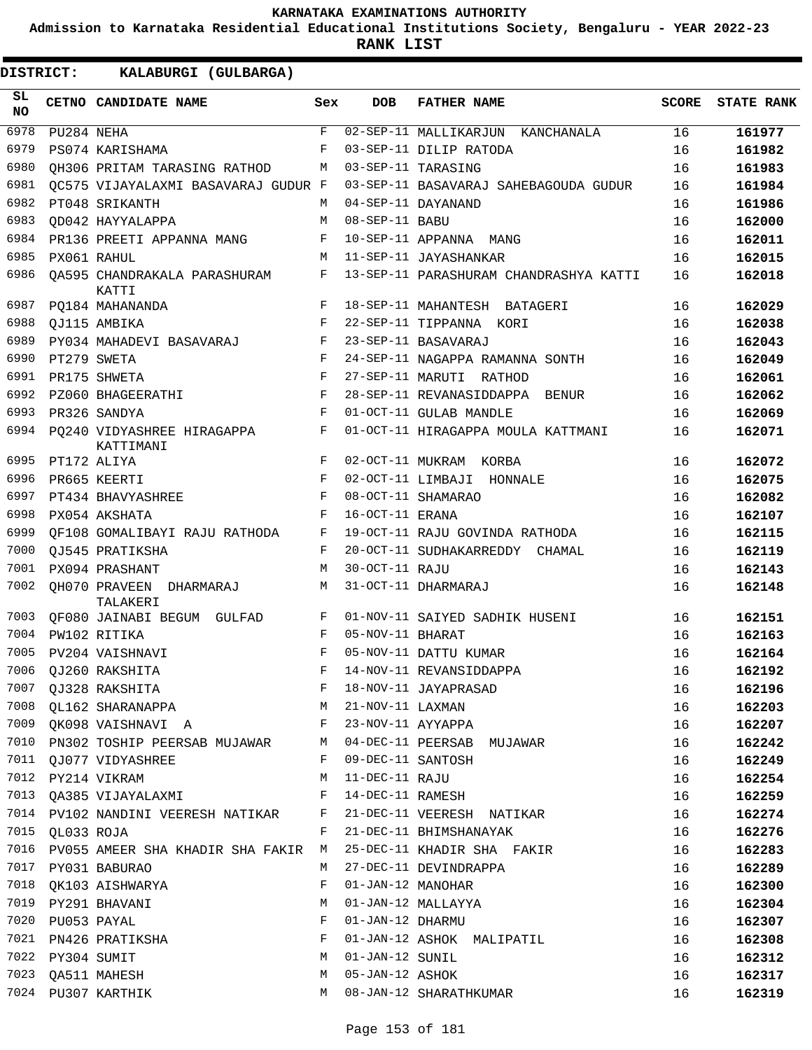# KARNATAKA EXAMINATIONS AUTHORITY

**Admission to Karnataka Residential Educational Institutions Society, Bengaluru - YEAR 2022-23**

**RANK LIST**

**DISTRICT: KALABURGI (GULBARGA)**

| SL NO | CETNO | CANDIDATE NAME | Sex | DOB | FATHER NAME | SCORE | STATE RANK |
|---|---|---|---|---|---|---|---|
| 6978 | PU284 | NEHA | F | 02-SEP-11 | MALLIKARJUN KANCHANALA | 16 | 161977 |
| 6979 | PS074 | KARISHAMA | F | 03-SEP-11 | DILIP RATODA | 16 | 161982 |
| 6980 | QH306 | PRITAM TARASING RATHOD | M | 03-SEP-11 | TARASING | 16 | 161983 |
| 6981 | QC575 | VIJAYALAXMI BASAVARAJ GUDUR | F | 03-SEP-11 | BASAVARAJ SAHEBAGOUDA GUDUR | 16 | 161984 |
| 6982 | PT048 | SRIKANTH | M | 04-SEP-11 | DAYANAND | 16 | 161986 |
| 6983 | QD042 | HAYYALAPPA | M | 08-SEP-11 | BABU | 16 | 162000 |
| 6984 | PR136 | PREETI APPANNA MANG | F | 10-SEP-11 | APPANNA MANG | 16 | 162011 |
| 6985 | PX061 | RAHUL | M | 11-SEP-11 | JAYASHANKAR | 16 | 162015 |
| 6986 | QA595 | CHANDRAKALA PARASHURAM KATTI | F | 13-SEP-11 | PARASHURAM CHANDRASHYA KATTI | 16 | 162018 |
| 6987 | PQ184 | MAHANANDA | F | 18-SEP-11 | MAHANTESH BATAGERI | 16 | 162029 |
| 6988 | QJ115 | AMBIKA | F | 22-SEP-11 | TIPPANNA KORI | 16 | 162038 |
| 6989 | PY034 | MAHADEVI BASAVARAJ | F | 23-SEP-11 | BASAVARAJ | 16 | 162043 |
| 6990 | PT279 | SWETA | F | 24-SEP-11 | NAGAPPA RAMANNA SONTH | 16 | 162049 |
| 6991 | PR175 | SHWETA | F | 27-SEP-11 | MARUTI RATHOD | 16 | 162061 |
| 6992 | PZ060 | BHAGEERATHI | F | 28-SEP-11 | REVANASIDDAPPA BENUR | 16 | 162062 |
| 6993 | PR326 | SANDYA | F | 01-OCT-11 | GULAB MANDLE | 16 | 162069 |
| 6994 | PQ240 | VIDYASHREE HIRAGAPPA KATTIMANI | F | 01-OCT-11 | HIRAGAPPA MOULA KATTMANI | 16 | 162071 |
| 6995 | PT172 | ALIYA | F | 02-OCT-11 | MUKRAM KORBA | 16 | 162072 |
| 6996 | PR665 | KEERTI | F | 02-OCT-11 | LIMBAJI HONNALE | 16 | 162075 |
| 6997 | PT434 | BHAVYASHREE | F | 08-OCT-11 | SHAMARAO | 16 | 162082 |
| 6998 | PX054 | AKSHATA | F | 16-OCT-11 | ERANA | 16 | 162107 |
| 6999 | QF108 | GOMALIBAYI RAJU RATHODA | F | 19-OCT-11 | RAJU GOVINDA RATHODA | 16 | 162115 |
| 7000 | QJ545 | PRATIKSHA | F | 20-OCT-11 | SUDHAKARREDDY CHAMAL | 16 | 162119 |
| 7001 | PX094 | PRASHANT | M | 30-OCT-11 | RAJU | 16 | 162143 |
| 7002 | QH070 | PRAVEEN DHARMARAJ TALAKERI | M | 31-OCT-11 | DHARMARAJ | 16 | 162148 |
| 7003 | QF080 | JAINABI BEGUM GULFAD | F | 01-NOV-11 | SAIYED SADHIK HUSENI | 16 | 162151 |
| 7004 | PW102 | RITIKA | F | 05-NOV-11 | BHARAT | 16 | 162163 |
| 7005 | PV204 | VAISHNAVI | F | 05-NOV-11 | DATTU KUMAR | 16 | 162164 |
| 7006 | QJ260 | RAKSHITA | F | 14-NOV-11 | REVANSIDDAPPA | 16 | 162192 |
| 7007 | QJ328 | RAKSHITA | F | 18-NOV-11 | JAYAPRASAD | 16 | 162196 |
| 7008 | QL162 | SHARANAPPA | M | 21-NOV-11 | LAXMAN | 16 | 162203 |
| 7009 | QK098 | VAISHNAVI A | F | 23-NOV-11 | AYYAPPA | 16 | 162207 |
| 7010 | PN302 | TOSHIP PEERSAB MUJAWAR | M | 04-DEC-11 | PEERSAB MUJAWAR | 16 | 162242 |
| 7011 | QJ077 | VIDYASHREE | F | 09-DEC-11 | SANTOSH | 16 | 162249 |
| 7012 | PY214 | VIKRAM | M | 11-DEC-11 | RAJU | 16 | 162254 |
| 7013 | QA385 | VIJAYALAXMI | F | 14-DEC-11 | RAMESH | 16 | 162259 |
| 7014 | PV102 | NANDINI VEERESH NATIKAR | F | 21-DEC-11 | VEERESH NATIKAR | 16 | 162274 |
| 7015 | QL033 | ROJA | F | 21-DEC-11 | BHIMSHANAYAK | 16 | 162276 |
| 7016 | PV055 | AMEER SHA KHADIR SHA FAKIR | M | 25-DEC-11 | KHADIR SHA FAKIR | 16 | 162283 |
| 7017 | PY031 | BABURAO | M | 27-DEC-11 | DEVINDRAPPA | 16 | 162289 |
| 7018 | QK103 | AISHWARYA | F | 01-JAN-12 | MANOHAR | 16 | 162300 |
| 7019 | PY291 | BHAVANI | M | 01-JAN-12 | MALLAYYA | 16 | 162304 |
| 7020 | PU053 | PAYAL | F | 01-JAN-12 | DHARMU | 16 | 162307 |
| 7021 | PN426 | PRATIKSHA | F | 01-JAN-12 | ASHOK MALIPATIL | 16 | 162308 |
| 7022 | PY304 | SUMIT | M | 01-JAN-12 | SUNIL | 16 | 162312 |
| 7023 | QA511 | MAHESH | M | 05-JAN-12 | ASHOK | 16 | 162317 |
| 7024 | PU307 | KARTHIK | M | 08-JAN-12 | SHARATHKUMAR | 16 | 162319 |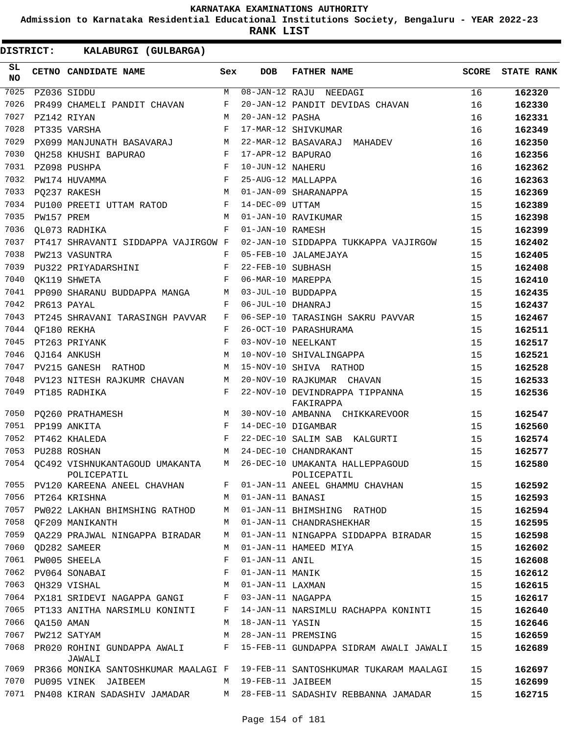KARNATAKA EXAMINATIONS AUTHORITY

Admission to Karnataka Residential Educational Institutions Society, Bengaluru - YEAR 2022-23

**RANK LIST**

**DISTRICT: KALABURGI (GULBARGA)**

| SL NO | CETNO | CANDIDATE NAME | Sex | DOB | FATHER NAME | SCORE | STATE RANK |
|---|---|---|---|---|---|---|---|
| 7025 | PZ036 | SIDDU | M | 08-JAN-12 | RAJU NEEDAGI | 16 | **162320** |
| 7026 | PR499 | CHAMELI PANDIT CHAVAN | F | 20-JAN-12 | PANDIT DEVIDAS CHAVAN | 16 | **162330** |
| 7027 | PZ142 | RIYAN | M | 20-JAN-12 | PASHA | 16 | **162331** |
| 7028 | PT335 | VARSHA | F | 17-MAR-12 | SHIVKUMAR | 16 | **162349** |
| 7029 | PX099 | MANJUNATH BASAVARAJ | M | 22-MAR-12 | BASAVARAJ MAHADEV | 16 | **162350** |
| 7030 | QH258 | KHUSHI BAPURAO | F | 17-APR-12 | BAPURAO | 16 | **162356** |
| 7031 | PZ098 | PUSHPA | F | 10-JUN-12 | NAHERU | 16 | **162362** |
| 7032 | PW174 | HUVAMMA | F | 25-AUG-12 | MALLAPPA | 16 | **162363** |
| 7033 | PQ237 | RAKESH | M | 01-JAN-09 | SHARANAPPA | 15 | **162369** |
| 7034 | PU100 | PREETI UTTAM RATOD | F | 14-DEC-09 | UTTAM | 15 | **162389** |
| 7035 | PW157 | PREM | M | 01-JAN-10 | RAVIKUMAR | 15 | **162398** |
| 7036 | QL073 | RADHIKA | F | 01-JAN-10 | RAMESH | 15 | **162399** |
| 7037 | PT417 | SHRAVANTI SIDDAPPA VAJIRGOW | F | 02-JAN-10 | SIDDAPPA TUKKAPPA VAJIRGOW | 15 | **162402** |
| 7038 | PW213 | VASUNTRA | F | 05-FEB-10 | JALAMEJAYA | 15 | **162405** |
| 7039 | PU322 | PRIYADARSHINI | F | 22-FEB-10 | SUBHASH | 15 | **162408** |
| 7040 | QK119 | SHWETA | F | 06-MAR-10 | MAREPPA | 15 | **162410** |
| 7041 | PP090 | SHARANU BUDDAPPA MANGA | M | 03-JUL-10 | BUDDAPPA | 15 | **162435** |
| 7042 | PR613 | PAYAL | F | 06-JUL-10 | DHANRAJ | 15 | **162437** |
| 7043 | PT245 | SHRAVANI TARASINGH PAVVAR | F | 06-SEP-10 | TARASINGH SAKRU PAVVAR | 15 | **162467** |
| 7044 | QF180 | REKHA | F | 26-OCT-10 | PARASHURAMA | 15 | **162511** |
| 7045 | PT263 | PRIYANK | F | 03-NOV-10 | NEELKANT | 15 | **162517** |
| 7046 | QJ164 | ANKUSH | M | 10-NOV-10 | SHIVALINGAPPA | 15 | **162521** |
| 7047 | PV215 | GANESH RATHOD | M | 15-NOV-10 | SHIVA RATHOD | 15 | **162528** |
| 7048 | PV123 | NITESH RAJKUMR CHAVAN | M | 20-NOV-10 | RAJKUMAR CHAVAN | 15 | **162533** |
| 7049 | PT185 | RADHIKA | F | 22-NOV-10 | DEVINDRAPPA TIPPANNA FAKIRAPPA | 15 | **162536** |
| 7050 | PQ260 | PRATHAMESH | M | 30-NOV-10 | AMBANNA CHIKKAREVOOR | 15 | **162547** |
| 7051 | PP199 | ANKITA | F | 14-DEC-10 | DIGAMBAR | 15 | **162560** |
| 7052 | PT462 | KHALEDA | F | 22-DEC-10 | SALIM SAB KALGURTI | 15 | **162574** |
| 7053 | PU288 | ROSHAN | M | 24-DEC-10 | CHANDRAKANT | 15 | **162577** |
| 7054 | QC492 | VISHNUKANTAGOUD UMAKANTA POLICEPATIL | M | 26-DEC-10 | UMAKANTA HALLEPPAGOUD POLICEPATIL | 15 | **162580** |
| 7055 | PV120 | KAREENA ANEEL CHAVHAN | F | 01-JAN-11 | ANEEL GHAMMU CHAVHAN | 15 | **162592** |
| 7056 | PT264 | KRISHNA | M | 01-JAN-11 | BANASI | 15 | **162593** |
| 7057 | PW022 | LAKHAN BHIMSHING RATHOD | M | 01-JAN-11 | BHIMSHING RATHOD | 15 | **162594** |
| 7058 | QF209 | MANIKANTH | M | 01-JAN-11 | CHANDRASHEKHAR | 15 | **162595** |
| 7059 | QA229 | PRAJWAL NINGAPPA BIRADAR | M | 01-JAN-11 | NINGAPPA SIDDAPPA BIRADAR | 15 | **162598** |
| 7060 | QD282 | SAMEER | M | 01-JAN-11 | HAMEED MIYA | 15 | **162602** |
| 7061 | PW005 | SHEELA | F | 01-JAN-11 | ANIL | 15 | **162608** |
| 7062 | PV064 | SONABAI | F | 01-JAN-11 | MANIK | 15 | **162612** |
| 7063 | QH329 | VISHAL | M | 01-JAN-11 | LAXMAN | 15 | **162615** |
| 7064 | PX181 | SRIDEVI NAGAPPA GANGI | F | 03-JAN-11 | NAGAPPA | 15 | **162617** |
| 7065 | PT133 | ANITHA NARSIMLU KONINTI | F | 14-JAN-11 | NARSIMLU RACHAPPA KONINTI | 15 | **162640** |
| 7066 | QA150 | AMAN | M | 18-JAN-11 | YASIN | 15 | **162646** |
| 7067 | PW212 | SATYAM | M | 28-JAN-11 | PREMSING | 15 | **162659** |
| 7068 | PR020 | ROHINI GUNDAPPA AWALI JAWALI | F | 15-FEB-11 | GUNDAPPA SIDRAM AWALI JAWALI | 15 | **162689** |
| 7069 | PR366 | MONIKA SANTOSHKUMAR MAALAGI | F | 19-FEB-11 | SANTOSHKUMAR TUKARAM MAALAGI | 15 | **162697** |
| 7070 | PU095 | VINEK JAIBEEM | M | 19-FEB-11 | JAIBEEM | 15 | **162699** |
| 7071 | PN408 | KIRAN SADASHIV JAMADAR | M | 28-FEB-11 | SADASHIV REBBANNA JAMADAR | 15 | **162715** |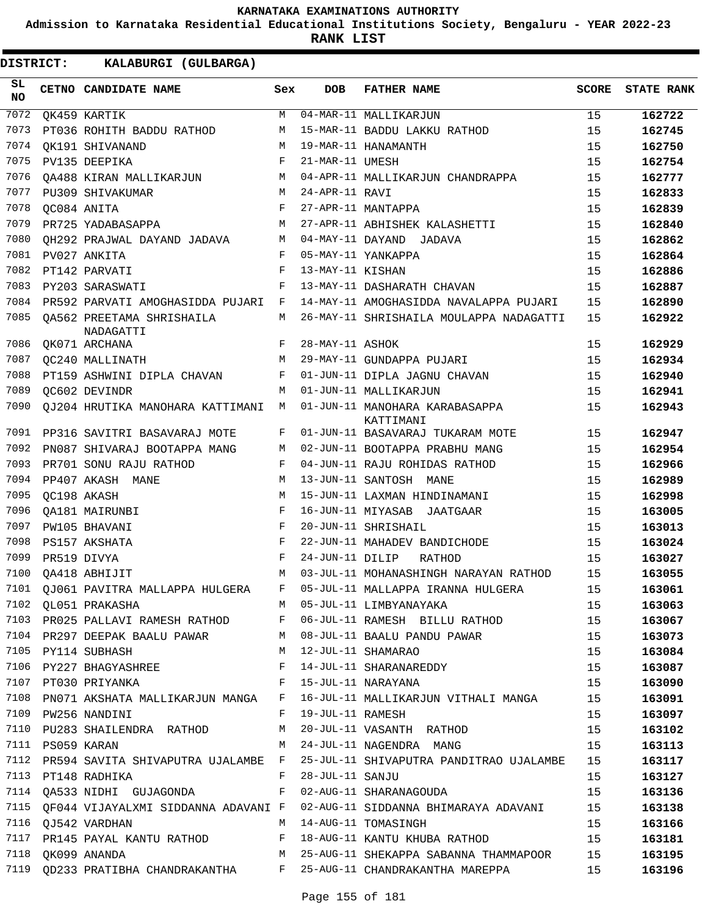# KARNATAKA EXAMINATIONS AUTHORITY

**Admission to Karnataka Residential Educational Institutions Society, Bengaluru - YEAR 2022-23**

**RANK LIST**

**DISTRICT: KALABURGI (GULBARGA)**

| SL NO | CETNO | CANDIDATE NAME | Sex | DOB | FATHER NAME | SCORE | STATE RANK |
|---|---|---|---|---|---|---|---|
| 7072 | QK459 | KARTIK | M | 04-MAR-11 | MALLIKARJUN | 15 | 162722 |
| 7073 | PT036 | ROHITH BADDU RATHOD | M | 15-MAR-11 | BADDU LAKKU RATHOD | 15 | 162745 |
| 7074 | QK191 | SHIVANAND | M | 19-MAR-11 | HANAMANTH | 15 | 162750 |
| 7075 | PV135 | DEEPIKA | F | 21-MAR-11 | UMESH | 15 | 162754 |
| 7076 | QA488 | KIRAN MALLIKARJUN | M | 04-APR-11 | MALLIKARJUN CHANDRAPPA | 15 | 162777 |
| 7077 | PU309 | SHIVAKUMAR | M | 24-APR-11 | RAVI | 15 | 162833 |
| 7078 | QC084 | ANITA | F | 27-APR-11 | MANTAPPA | 15 | 162839 |
| 7079 | PR725 | YADABASAPPA | M | 27-APR-11 | ABHISHEK KALASHETTI | 15 | 162840 |
| 7080 | QH292 | PRAJWAL DAYAND JADAVA | M | 04-MAY-11 | DAYAND JADAVA | 15 | 162862 |
| 7081 | PV027 | ANKITA | F | 05-MAY-11 | YANKAPPA | 15 | 162864 |
| 7082 | PT142 | PARVATI | F | 13-MAY-11 | KISHAN | 15 | 162886 |
| 7083 | PY203 | SARASWATI | F | 13-MAY-11 | DASHARATH CHAVAN | 15 | 162887 |
| 7084 | PR592 | PARVATI AMOGHASIDDA PUJARI | F | 14-MAY-11 | AMOGHASIDDA NAVALAPPA PUJARI | 15 | 162890 |
| 7085 | QA562 | PREETAMA SHRISHAILA NADAGATTI | M | 26-MAY-11 | SHRISHAILA MOULAPPA NADAGATTI | 15 | 162922 |
| 7086 | QK071 | ARCHANA | F | 28-MAY-11 | ASHOK | 15 | 162929 |
| 7087 | QC240 | MALLINATH | M | 29-MAY-11 | GUNDAPPA PUJARI | 15 | 162934 |
| 7088 | PT159 | ASHWINI DIPLA CHAVAN | F | 01-JUN-11 | DIPLA JAGNU CHAVAN | 15 | 162940 |
| 7089 | QC602 | DEVINDR | M | 01-JUN-11 | MALLIKARJUN | 15 | 162941 |
| 7090 | QJ204 | HRUTIKA MANOHARA KATTIMANI | M | 01-JUN-11 | MANOHARA KARABASAPPA KATTIMANI | 15 | 162943 |
| 7091 | PP316 | SAVITRI BASAVARAJ MOTE | F | 01-JUN-11 | BASAVARAJ TUKARAM MOTE | 15 | 162947 |
| 7092 | PN087 | SHIVARAJ BOOTAPPA MANG | M | 02-JUN-11 | BOOTAPPA PRABHU MANG | 15 | 162954 |
| 7093 | PR701 | SONU RAJU RATHOD | F | 04-JUN-11 | RAJU ROHIDAS RATHOD | 15 | 162966 |
| 7094 | PP407 | AKASH MANE | M | 13-JUN-11 | SANTOSH MANE | 15 | 162989 |
| 7095 | QC198 | AKASH | M | 15-JUN-11 | LAXMAN HINDINAMANI | 15 | 162998 |
| 7096 | QA181 | MAIRUNBI | F | 16-JUN-11 | MIYASAB JAATGAAR | 15 | 163005 |
| 7097 | PW105 | BHAVANI | F | 20-JUN-11 | SHRISHAIL | 15 | 163013 |
| 7098 | PS157 | AKSHATA | F | 22-JUN-11 | MAHADEV BANDICHODE | 15 | 163024 |
| 7099 | PR519 | DIVYA | F | 24-JUN-11 | DILIP RATHOD | 15 | 163027 |
| 7100 | QA418 | ABHIJIT | M | 03-JUL-11 | MOHANASHINGH NARAYAN RATHOD | 15 | 163055 |
| 7101 | QJ061 | PAVITRA MALLAPPA HULGERA | F | 05-JUL-11 | MALLAPPA IRANNA HULGERA | 15 | 163061 |
| 7102 | QL051 | PRAKASHA | M | 05-JUL-11 | LIMBYANAYAKA | 15 | 163063 |
| 7103 | PR025 | PALLAVI RAMESH RATHOD | F | 06-JUL-11 | RAMESH BILLU RATHOD | 15 | 163067 |
| 7104 | PR297 | DEEPAK BAALU PAWAR | M | 08-JUL-11 | BAALU PANDU PAWAR | 15 | 163073 |
| 7105 | PY114 | SUBHASH | M | 12-JUL-11 | SHAMARAO | 15 | 163084 |
| 7106 | PY227 | BHAGYASHREE | F | 14-JUL-11 | SHARANAREDDY | 15 | 163087 |
| 7107 | PT030 | PRIYANKA | F | 15-JUL-11 | NARAYANA | 15 | 163090 |
| 7108 | PN071 | AKSHATA MALLIKARJUN MANGA | F | 16-JUL-11 | MALLIKARJUN VITHALI MANGA | 15 | 163091 |
| 7109 | PW256 | NANDINI | F | 19-JUL-11 | RAMESH | 15 | 163097 |
| 7110 | PU283 | SHAILENDRA RATHOD | M | 20-JUL-11 | VASANTH RATHOD | 15 | 163102 |
| 7111 | PS059 | KARAN | M | 24-JUL-11 | NAGENDRA MANG | 15 | 163113 |
| 7112 | PR594 | SAVITA SHIVAPUTRA UJALAMBE | F | 25-JUL-11 | SHIVAPUTRA PANDITRAO UJALAMBE | 15 | 163117 |
| 7113 | PT148 | RADHIKA | F | 28-JUL-11 | SANJU | 15 | 163127 |
| 7114 | QA533 | NIDHI GUJAGONDA | F | 02-AUG-11 | SHARANAGOUDA | 15 | 163136 |
| 7115 | QF044 | VIJAYALXMI SIDDANNA ADAVANI | F | 02-AUG-11 | SIDDANNA BHIMARAYA ADAVANI | 15 | 163138 |
| 7116 | QJ542 | VARDHAN | M | 14-AUG-11 | TOMASINGH | 15 | 163166 |
| 7117 | PR145 | PAYAL KANTU RATHOD | F | 18-AUG-11 | KANTU KHUBA RATHOD | 15 | 163181 |
| 7118 | QK099 | ANANDA | M | 25-AUG-11 | SHEKAPPA SABANNA THAMMAPOOR | 15 | 163195 |
| 7119 | QD233 | PRATIBHA CHANDRAKANTHA | F | 25-AUG-11 | CHANDRAKANTHA MAREPPA | 15 | 163196 |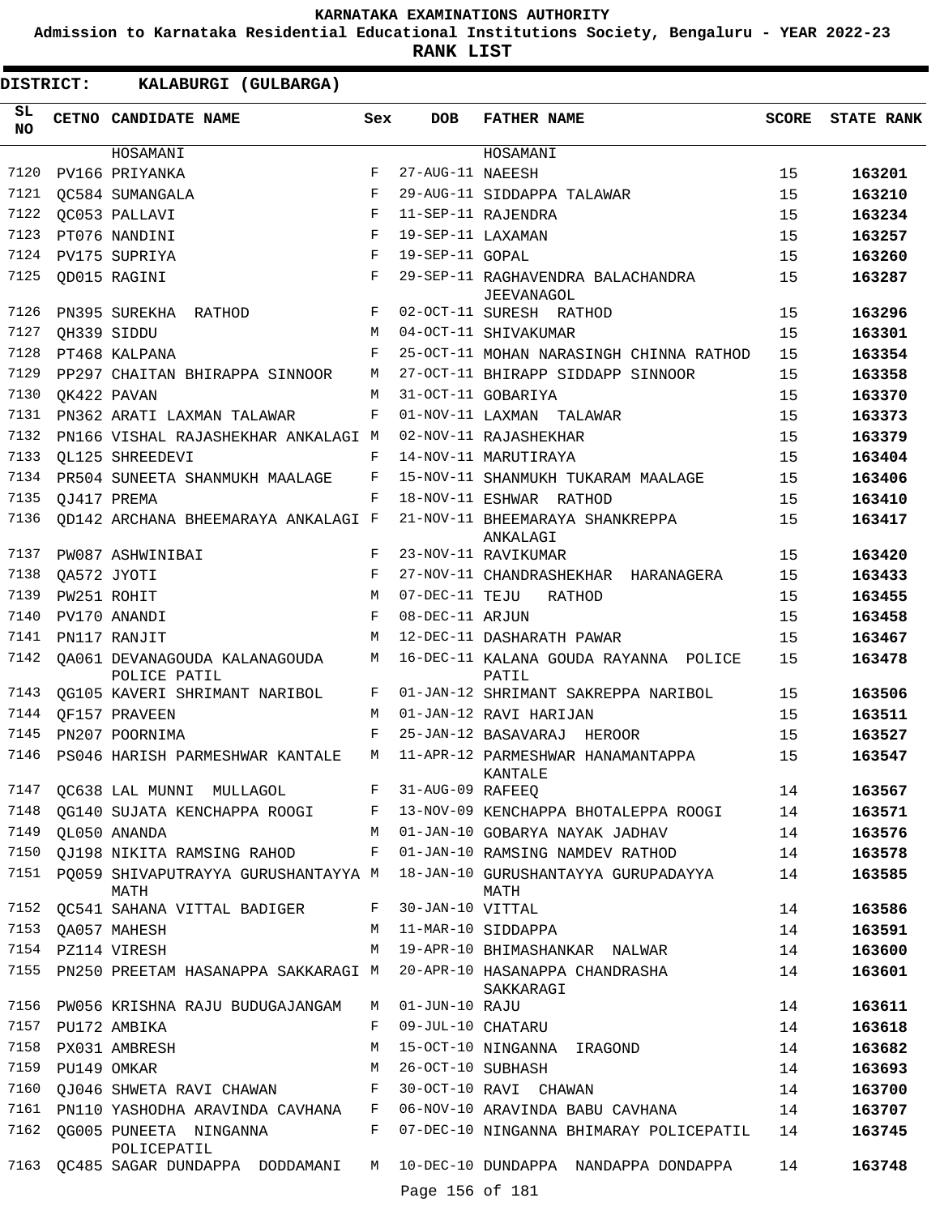# KARNATAKA EXAMINATIONS AUTHORITY

**Admission to Karnataka Residential Educational Institutions Society, Bengaluru - YEAR 2022-23**

**RANK LIST**

**DISTRICT: KALABURGI (GULBARGA)**

| SL NO | CETNO | CANDIDATE NAME | Sex | DOB | FATHER NAME | SCORE | STATE RANK |
|---|---|---|---|---|---|---|---|
| | | HOSAMANI | | | HOSAMANI | | |
| 7120 | PV166 | PRIYANKA | F | 27-AUG-11 | NAEESH | 15 | **163201** |
| 7121 | QC584 | SUMANGALA | F | 29-AUG-11 | SIDDAPPA TALAWAR | 15 | **163210** |
| 7122 | QC053 | PALLAVI | F | 11-SEP-11 | RAJENDRA | 15 | **163234** |
| 7123 | PT076 | NANDINI | F | 19-SEP-11 | LAXAMAN | 15 | **163257** |
| 7124 | PV175 | SUPRIYA | F | 19-SEP-11 | GOPAL | 15 | **163260** |
| 7125 | QD015 | RAGINI | F | 29-SEP-11 | RAGHAVENDRA BALACHANDRA JEEVANAGOL | 15 | **163287** |
| 7126 | PN395 | SUREKHA RATHOD | F | 02-OCT-11 | SURESH RATHOD | 15 | **163296** |
| 7127 | QH339 | SIDDU | M | 04-OCT-11 | SHIVAKUMAR | 15 | **163301** |
| 7128 | PT468 | KALPANA | F | 25-OCT-11 | MOHAN NARASINGH CHINNA RATHOD | 15 | **163354** |
| 7129 | PP297 | CHAITAN BHIRAPPA SINNOOR | M | 27-OCT-11 | BHIRAPP SIDDAPP SINNOOR | 15 | **163358** |
| 7130 | QK422 | PAVAN | M | 31-OCT-11 | GOBARIYA | 15 | **163370** |
| 7131 | PN362 | ARATI LAXMAN TALAWAR | F | 01-NOV-11 | LAXMAN TALAWAR | 15 | **163373** |
| 7132 | PN166 | VISHAL RAJASHEKHAR ANKALAGI | M | 02-NOV-11 | RAJASHEKHAR | 15 | **163379** |
| 7133 | QL125 | SHREEDEVI | F | 14-NOV-11 | MARUTIRAYA | 15 | **163404** |
| 7134 | PR504 | SUNEETA SHANMUKH MAALAGE | F | 15-NOV-11 | SHANMUKH TUKARAM MAALAGE | 15 | **163406** |
| 7135 | QJ417 | PREMA | F | 18-NOV-11 | ESHWAR RATHOD | 15 | **163410** |
| 7136 | QD142 | ARCHANA BHEEMARAYA ANKALAGI | F | 21-NOV-11 | BHEEMARAYA SHANKREPPA ANKALAGI | 15 | **163417** |
| 7137 | PW087 | ASHWINIBAI | F | 23-NOV-11 | RAVIKUMAR | 15 | **163420** |
| 7138 | QA572 | JYOTI | F | 27-NOV-11 | CHANDRASHEKHAR HARANAGERA | 15 | **163433** |
| 7139 | PW251 | ROHIT | M | 07-DEC-11 | TEJU RATHOD | 15 | **163455** |
| 7140 | PV170 | ANANDI | F | 08-DEC-11 | ARJUN | 15 | **163458** |
| 7141 | PN117 | RANJIT | M | 12-DEC-11 | DASHARATH PAWAR | 15 | **163467** |
| 7142 | QA061 | DEVANAGOUDA KALANAGOUDA POLICE PATIL | M | 16-DEC-11 | KALANA GOUDA RAYANNA POLICE PATIL | 15 | **163478** |
| 7143 | QG105 | KAVERI SHRIMANT NARIBOL | F | 01-JAN-12 | SHRIMANT SAKREPPA NARIBOL | 15 | **163506** |
| 7144 | QF157 | PRAVEEN | M | 01-JAN-12 | RAVI HARIJAN | 15 | **163511** |
| 7145 | PN207 | POORNIMA | F | 25-JAN-12 | BASAVARAJ HEROOR | 15 | **163527** |
| 7146 | PS046 | HARISH PARMESHWAR KANTALE | M | 11-APR-12 | PARMESHWAR HANAMANTAPPA KANTALE | 15 | **163547** |
| 7147 | QC638 | LAL MUNNI MULLAGOL | F | 31-AUG-09 | RAFEEQ | 14 | **163567** |
| 7148 | QG140 | SUJATA KENCHAPPA ROOGI | F | 13-NOV-09 | KENCHAPPA BHOTALEPPA ROOGI | 14 | **163571** |
| 7149 | QL050 | ANANDA | M | 01-JAN-10 | GOBARYA NAYAK JADHAV | 14 | **163576** |
| 7150 | QJ198 | NIKITA RAMSING RAHOD | F | 01-JAN-10 | RAMSING NAMDEV RATHOD | 14 | **163578** |
| 7151 | PQ059 | SHIVAPUTRAYYA GURUSHANTAYYA MATH | M | 18-JAN-10 | GURUSHANTAYYA GURUPADAYYA MATH | 14 | **163585** |
| 7152 | QC541 | SAHANA VITTAL BADIGER | F | 30-JAN-10 | VITTAL | 14 | **163586** |
| 7153 | QA057 | MAHESH | M | 11-MAR-10 | SIDDAPPA | 14 | **163591** |
| 7154 | PZ114 | VIRESH | M | 19-APR-10 | BHIMASHANKAR NALWAR | 14 | **163600** |
| 7155 | PN250 | PREETAM HASANAPPA SAKKARAGI | M | 20-APR-10 | HASANAPPA CHANDRASHA SAKKARAGI | 14 | **163601** |
| 7156 | PW056 | KRISHNA RAJU BUDUGAJANGAM | M | 01-JUN-10 | RAJU | 14 | **163611** |
| 7157 | PU172 | AMBIKA | F | 09-JUL-10 | CHATARU | 14 | **163618** |
| 7158 | PX031 | AMBRESH | M | 15-OCT-10 | NINGANNA IRAGOND | 14 | **163682** |
| 7159 | PU149 | OMKAR | M | 26-OCT-10 | SUBHASH | 14 | **163693** |
| 7160 | QJ046 | SHWETA RAVI CHAWAN | F | 30-OCT-10 | RAVI CHAWAN | 14 | **163700** |
| 7161 | PN110 | YASHODHA ARAVINDA CAVHANA | F | 06-NOV-10 | ARAVINDA BABU CAVHANA | 14 | **163707** |
| 7162 | QG005 | PUNEETA NINGANNA POLICEPATIL | F | 07-DEC-10 | NINGANNA BHIMARAY POLICEPATIL | 14 | **163745** |
| 7163 | QC485 | SAGAR DUNDAPPA DODDAMANI | M | 10-DEC-10 | DUNDAPPA NANDAPPA DONDAPPA | 14 | **163748** |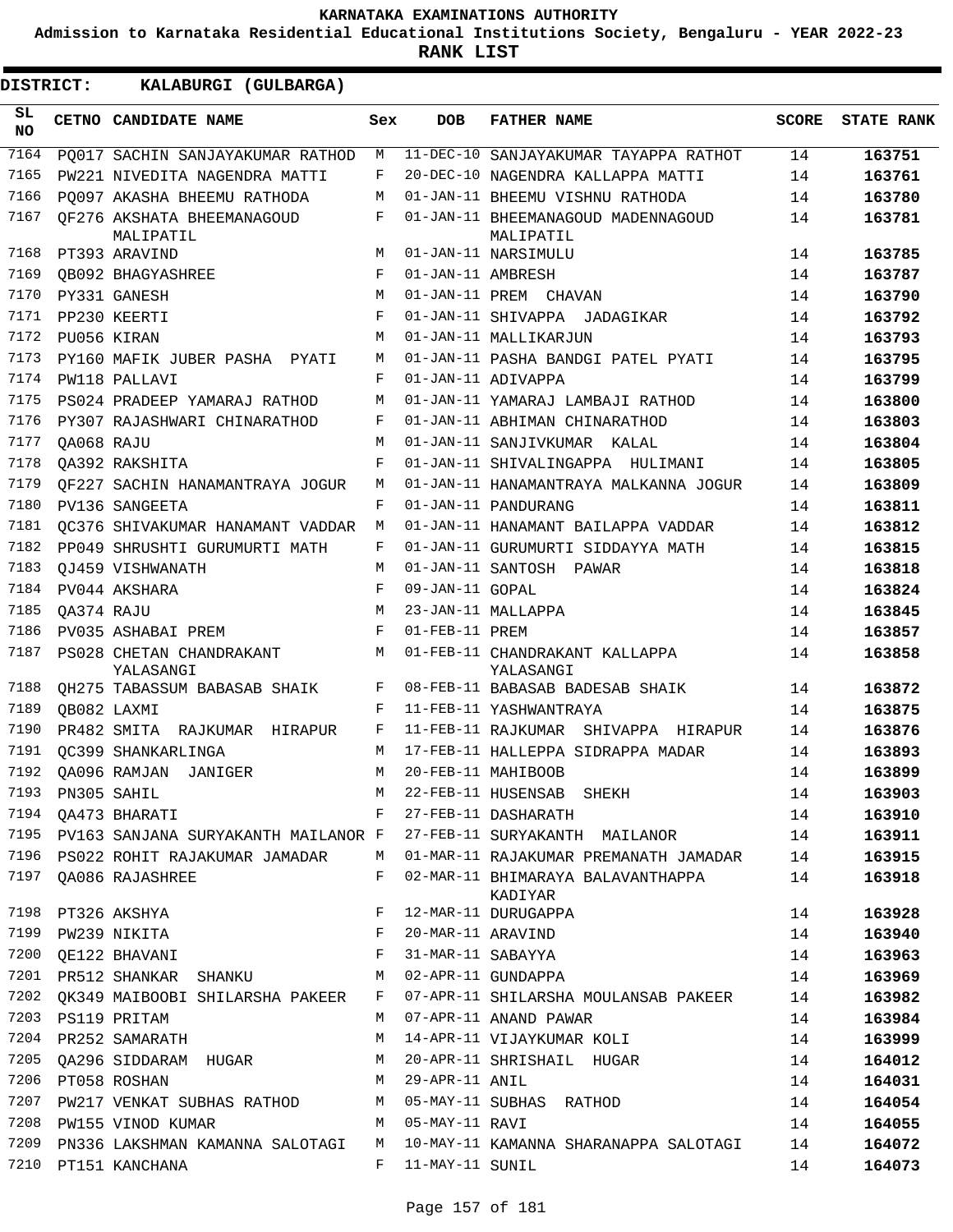KARNATAKA EXAMINATIONS AUTHORITY

Admission to Karnataka Residential Educational Institutions Society, Bengaluru - YEAR 2022-23

**RANK LIST**

**DISTRICT: KALABURGI (GULBARGA)**

| SL NO | CETNO | CANDIDATE NAME | Sex | DOB | FATHER NAME | SCORE | STATE RANK |
|---|---|---|---|---|---|---|---|
| 7164 | PQ017 | SACHIN SANJAYAKUMAR RATHOD | M | 11-DEC-10 | SANJAYAKUMAR TAYAPPA RATHOT | 14 | 163751 |
| 7165 | PW221 | NIVEDITA NAGENDRA MATTI | F | 20-DEC-10 | NAGENDRA KALLAPPA MATTI | 14 | 163761 |
| 7166 | PQ097 | AKASHA BHEEMU RATHODA | M | 01-JAN-11 | BHEEMU VISHNU RATHODA | 14 | 163780 |
| 7167 | QF276 | AKSHATA BHEEMANAGOUD MALIPATIL | F | 01-JAN-11 | BHEEMANAGOUD MADENNAGOUD MALIPATIL | 14 | 163781 |
| 7168 | PT393 | ARAVIND | M | 01-JAN-11 | NARSIMULU | 14 | 163785 |
| 7169 | QB092 | BHAGYASHREE | F | 01-JAN-11 | AMBRESH | 14 | 163787 |
| 7170 | PY331 | GANESH | M | 01-JAN-11 | PREM CHAVAN | 14 | 163790 |
| 7171 | PP230 | KEERTI | F | 01-JAN-11 | SHIVAPPA JADAGIKAR | 14 | 163792 |
| 7172 | PU056 | KIRAN | M | 01-JAN-11 | MALLIKARJUN | 14 | 163793 |
| 7173 | PY160 | MAFIK JUBER PASHA PYATI | M | 01-JAN-11 | PASHA BANDGI PATEL PYATI | 14 | 163795 |
| 7174 | PW118 | PALLAVI | F | 01-JAN-11 | ADIVAPPA | 14 | 163799 |
| 7175 | PS024 | PRADEEP YAMARAJ RATHOD | M | 01-JAN-11 | YAMARAJ LAMBAJI RATHOD | 14 | 163800 |
| 7176 | PY307 | RAJASHWARI CHINARATHOD | F | 01-JAN-11 | ABHIMAN CHINARATHOD | 14 | 163803 |
| 7177 | QA068 | RAJU | M | 01-JAN-11 | SANJIVKUMAR KALAL | 14 | 163804 |
| 7178 | QA392 | RAKSHITA | F | 01-JAN-11 | SHIVALINGAPPA HULIMANI | 14 | 163805 |
| 7179 | QF227 | SACHIN HANAMANTRAYA JOGUR | M | 01-JAN-11 | HANAMANTRAYA MALKANNA JOGUR | 14 | 163809 |
| 7180 | PV136 | SANGEETA | F | 01-JAN-11 | PANDURANG | 14 | 163811 |
| 7181 | QC376 | SHIVAKUMAR HANAMANT VADDAR | M | 01-JAN-11 | HANAMANT BAILAPPA VADDAR | 14 | 163812 |
| 7182 | PP049 | SHRUSHTI GURUMURTI MATH | F | 01-JAN-11 | GURUMURTI SIDDAYYA MATH | 14 | 163815 |
| 7183 | QJ459 | VISHWANATH | M | 01-JAN-11 | SANTOSH PAWAR | 14 | 163818 |
| 7184 | PV044 | AKSHARA | F | 09-JAN-11 | GOPAL | 14 | 163824 |
| 7185 | QA374 | RAJU | M | 23-JAN-11 | MALLAPPA | 14 | 163845 |
| 7186 | PV035 | ASHABAI PREM | F | 01-FEB-11 | PREM | 14 | 163857 |
| 7187 | PS028 | CHETAN CHANDRAKANT YALASANGI | M | 01-FEB-11 | CHANDRAKANT KALLAPPA YALASANGI | 14 | 163858 |
| 7188 | QH275 | TABASSUM BABASAB SHAIK | F | 08-FEB-11 | BABASAB BADESAB SHAIK | 14 | 163872 |
| 7189 | QB082 | LAXMI | F | 11-FEB-11 | YASHWANTRAYA | 14 | 163875 |
| 7190 | PR482 | SMITA RAJKUMAR HIRAPUR | F | 11-FEB-11 | RAJKUMAR SHIVAPPA HIRAPUR | 14 | 163876 |
| 7191 | QC399 | SHANKARLINGA | M | 17-FEB-11 | HALLEPPA SIDRAPPA MADAR | 14 | 163893 |
| 7192 | QA096 | RAMJAN JANIGER | M | 20-FEB-11 | MAHIBOOB | 14 | 163899 |
| 7193 | PN305 | SAHIL | M | 22-FEB-11 | HUSENSAB SHEKH | 14 | 163903 |
| 7194 | QA473 | BHARATI | F | 27-FEB-11 | DASHARATH | 14 | 163910 |
| 7195 | PV163 | SANJANA SURYAKANTH MAILANOR | F | 27-FEB-11 | SURYAKANTH MAILANOR | 14 | 163911 |
| 7196 | PS022 | ROHIT RAJAKUMAR JAMADAR | M | 01-MAR-11 | RAJAKUMAR PREMANATH JAMADAR | 14 | 163915 |
| 7197 | QA086 | RAJASHREE | F | 02-MAR-11 | BHIMARAYA BALAVANTHAPPA KADIYAR | 14 | 163918 |
| 7198 | PT326 | AKSHYA | F | 12-MAR-11 | DURUGAPPA | 14 | 163928 |
| 7199 | PW239 | NIKITA | F | 20-MAR-11 | ARAVIND | 14 | 163940 |
| 7200 | QE122 | BHAVANI | F | 31-MAR-11 | SABAYYA | 14 | 163963 |
| 7201 | PR512 | SHANKAR SHANKU | M | 02-APR-11 | GUNDAPPA | 14 | 163969 |
| 7202 | QK349 | MAIBOOBI SHILARSHA PAKEER | F | 07-APR-11 | SHILARSHA MOULANSAB PAKEER | 14 | 163982 |
| 7203 | PS119 | PRITAM | M | 07-APR-11 | ANAND PAWAR | 14 | 163984 |
| 7204 | PR252 | SAMARATH | M | 14-APR-11 | VIJAYKUMAR KOLI | 14 | 163999 |
| 7205 | QA296 | SIDDARAM HUGAR | M | 20-APR-11 | SHRISHAIL HUGAR | 14 | 164012 |
| 7206 | PT058 | ROSHAN | M | 29-APR-11 | ANIL | 14 | 164031 |
| 7207 | PW217 | VENKAT SUBHAS RATHOD | M | 05-MAY-11 | SUBHAS RATHOD | 14 | 164054 |
| 7208 | PW155 | VINOD KUMAR | M | 05-MAY-11 | RAVI | 14 | 164055 |
| 7209 | PN336 | LAKSHMAN KAMANNA SALOTAGI | M | 10-MAY-11 | KAMANNA SHARANAPPA SALOTAGI | 14 | 164072 |
| 7210 | PT151 | KANCHANA | F | 11-MAY-11 | SUNIL | 14 | 164073 |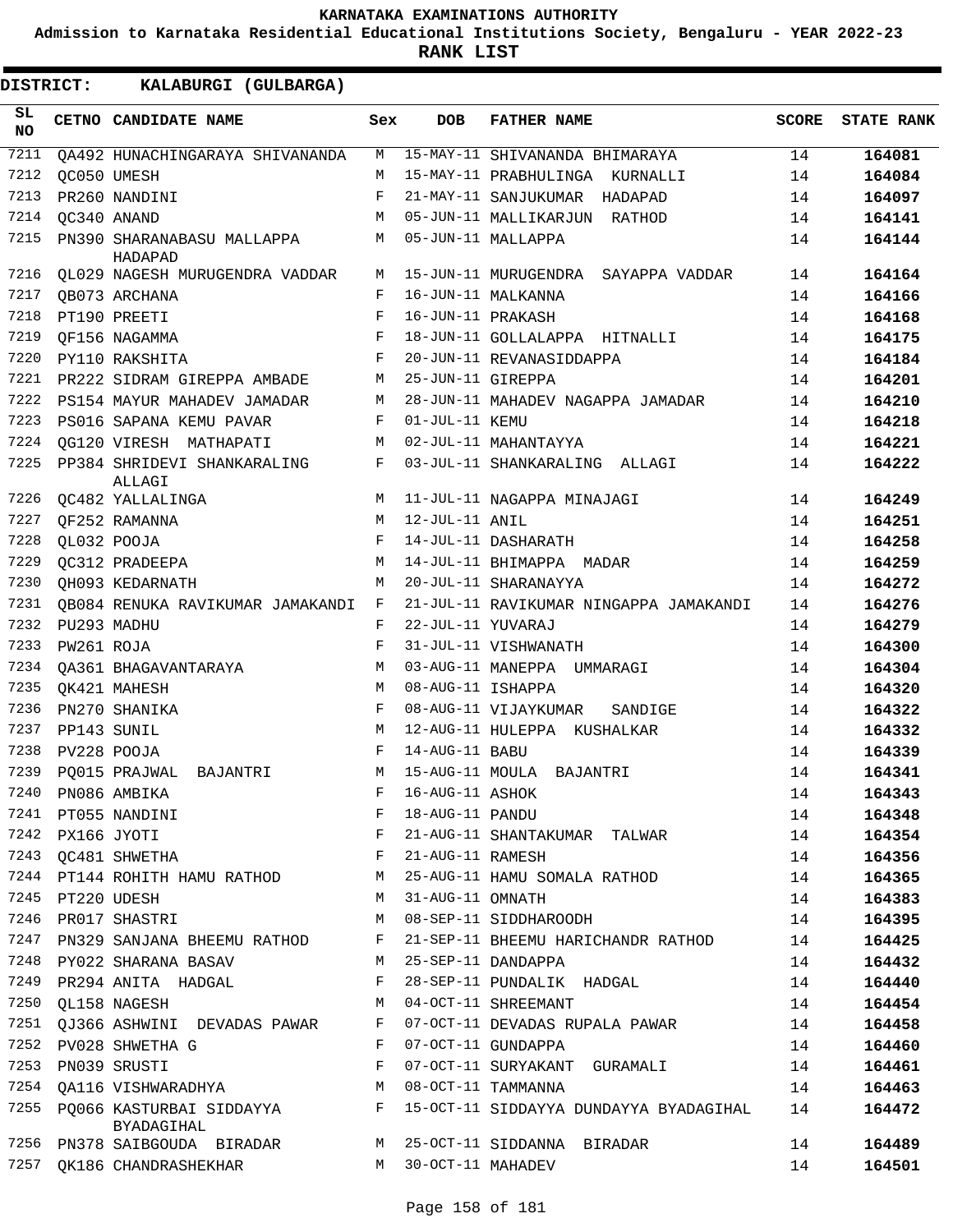# KARNATAKA EXAMINATIONS AUTHORITY

**Admission to Karnataka Residential Educational Institutions Society, Bengaluru - YEAR 2022-23**

**RANK LIST**

**DISTRICT: KALABURGI (GULBARGA)**

| SL NO | CETNO | CANDIDATE NAME | Sex | DOB | FATHER NAME | SCORE | STATE RANK |
|---|---|---|---|---|---|---|---|
| 7211 | QA492 | HUNACHINGARAYA SHIVANANDA | M | 15-MAY-11 | SHIVANANDA BHIMARAYA | 14 | 164081 |
| 7212 | QC050 | UMESH | M | 15-MAY-11 | PRABHULINGA KURNALLI | 14 | 164084 |
| 7213 | PR260 | NANDINI | F | 21-MAY-11 | SANJUKUMAR HADAPAD | 14 | 164097 |
| 7214 | QC340 | ANAND | M | 05-JUN-11 | MALLIKARJUN RATHOD | 14 | 164141 |
| 7215 | PN390 | SHARANABASU MALLAPPA HADAPAD | M | 05-JUN-11 | MALLAPPA | 14 | 164144 |
| 7216 | QL029 | NAGESH MURUGENDRA VADDAR | M | 15-JUN-11 | MURUGENDRA SAYAPPA VADDAR | 14 | 164164 |
| 7217 | QB073 | ARCHANA | F | 16-JUN-11 | MALKANNA | 14 | 164166 |
| 7218 | PT190 | PREETI | F | 16-JUN-11 | PRAKASH | 14 | 164168 |
| 7219 | QF156 | NAGAMMA | F | 18-JUN-11 | GOLLALAPPA HITNALLI | 14 | 164175 |
| 7220 | PY110 | RAKSHITA | F | 20-JUN-11 | REVANASIDDAPPA | 14 | 164184 |
| 7221 | PR222 | SIDRAM GIREPPA AMBADE | M | 25-JUN-11 | GIREPPA | 14 | 164201 |
| 7222 | PS154 | MAYUR MAHADEV JAMADAR | M | 28-JUN-11 | MAHADEV NAGAPPA JAMADAR | 14 | 164210 |
| 7223 | PS016 | SAPANA KEMU PAVAR | F | 01-JUL-11 | KEMU | 14 | 164218 |
| 7224 | QG120 | VIRESH MATHAPATI | M | 02-JUL-11 | MAHANTAYYA | 14 | 164221 |
| 7225 | PP384 | SHRIDEVI SHANKARALING ALLAGI | F | 03-JUL-11 | SHANKARALING ALLAGI | 14 | 164222 |
| 7226 | QC482 | YALLALINGA | M | 11-JUL-11 | NAGAPPA MINAJAGI | 14 | 164249 |
| 7227 | QF252 | RAMANNA | M | 12-JUL-11 | ANIL | 14 | 164251 |
| 7228 | QL032 | POOJA | F | 14-JUL-11 | DASHARATH | 14 | 164258 |
| 7229 | QC312 | PRADEEPA | M | 14-JUL-11 | BHIMAPPA MADAR | 14 | 164259 |
| 7230 | QH093 | KEDARNATH | M | 20-JUL-11 | SHARANAYYA | 14 | 164272 |
| 7231 | QB084 | RENUKA RAVIKUMAR JAMAKANDI | F | 21-JUL-11 | RAVIKUMAR NINGAPPA JAMAKANDI | 14 | 164276 |
| 7232 | PU293 | MADHU | F | 22-JUL-11 | YUVARAJ | 14 | 164279 |
| 7233 | PW261 | ROJA | F | 31-JUL-11 | VISHWANATH | 14 | 164300 |
| 7234 | QA361 | BHAGAVANTARAYA | M | 03-AUG-11 | MANEPPA UMMARAGI | 14 | 164304 |
| 7235 | QK421 | MAHESH | M | 08-AUG-11 | ISHAPPA | 14 | 164320 |
| 7236 | PN270 | SHANIKA | F | 08-AUG-11 | VIJAYKUMAR SANDIGE | 14 | 164322 |
| 7237 | PP143 | SUNIL | M | 12-AUG-11 | HULEPPA KUSHALKAR | 14 | 164332 |
| 7238 | PV228 | POOJA | F | 14-AUG-11 | BABU | 14 | 164339 |
| 7239 | PQ015 | PRAJWAL BAJANTRI | M | 15-AUG-11 | MOULA BAJANTRI | 14 | 164341 |
| 7240 | PN086 | AMBIKA | F | 16-AUG-11 | ASHOK | 14 | 164343 |
| 7241 | PT055 | NANDINI | F | 18-AUG-11 | PANDU | 14 | 164348 |
| 7242 | PX166 | JYOTI | F | 21-AUG-11 | SHANTAKUMAR TALWAR | 14 | 164354 |
| 7243 | QC481 | SHWETHA | F | 21-AUG-11 | RAMESH | 14 | 164356 |
| 7244 | PT144 | ROHITH HAMU RATHOD | M | 25-AUG-11 | HAMU SOMALA RATHOD | 14 | 164365 |
| 7245 | PT220 | UDESH | M | 31-AUG-11 | OMNATH | 14 | 164383 |
| 7246 | PR017 | SHASTRI | M | 08-SEP-11 | SIDDHAROODH | 14 | 164395 |
| 7247 | PN329 | SANJANA BHEEMU RATHOD | F | 21-SEP-11 | BHEEMU HARICHANDR RATHOD | 14 | 164425 |
| 7248 | PY022 | SHARANA BASAV | M | 25-SEP-11 | DANDAPPA | 14 | 164432 |
| 7249 | PR294 | ANITA HADGAL | F | 28-SEP-11 | PUNDALIK HADGAL | 14 | 164440 |
| 7250 | QL158 | NAGESH | M | 04-OCT-11 | SHREEMANT | 14 | 164454 |
| 7251 | QJ366 | ASHWINI DEVADAS PAWAR | F | 07-OCT-11 | DEVADAS RUPALA PAWAR | 14 | 164458 |
| 7252 | PV028 | SHWETHA G | F | 07-OCT-11 | GUNDAPPA | 14 | 164460 |
| 7253 | PN039 | SRUSTI | F | 07-OCT-11 | SURYAKANT GURAMALI | 14 | 164461 |
| 7254 | QA116 | VISHWARADHYA | M | 08-OCT-11 | TAMMANNA | 14 | 164463 |
| 7255 | PQ066 | KASTURBAI SIDDAYYA BYADAGIHAL | F | 15-OCT-11 | SIDDAYYA DUNDAYYA BYADAGIHAL | 14 | 164472 |
| 7256 | PN378 | SAIBGOUDA BIRADAR | M | 25-OCT-11 | SIDDANNA BIRADAR | 14 | 164489 |
| 7257 | QK186 | CHANDRASHEKHAR | M | 30-OCT-11 | MAHADEV | 14 | 164501 |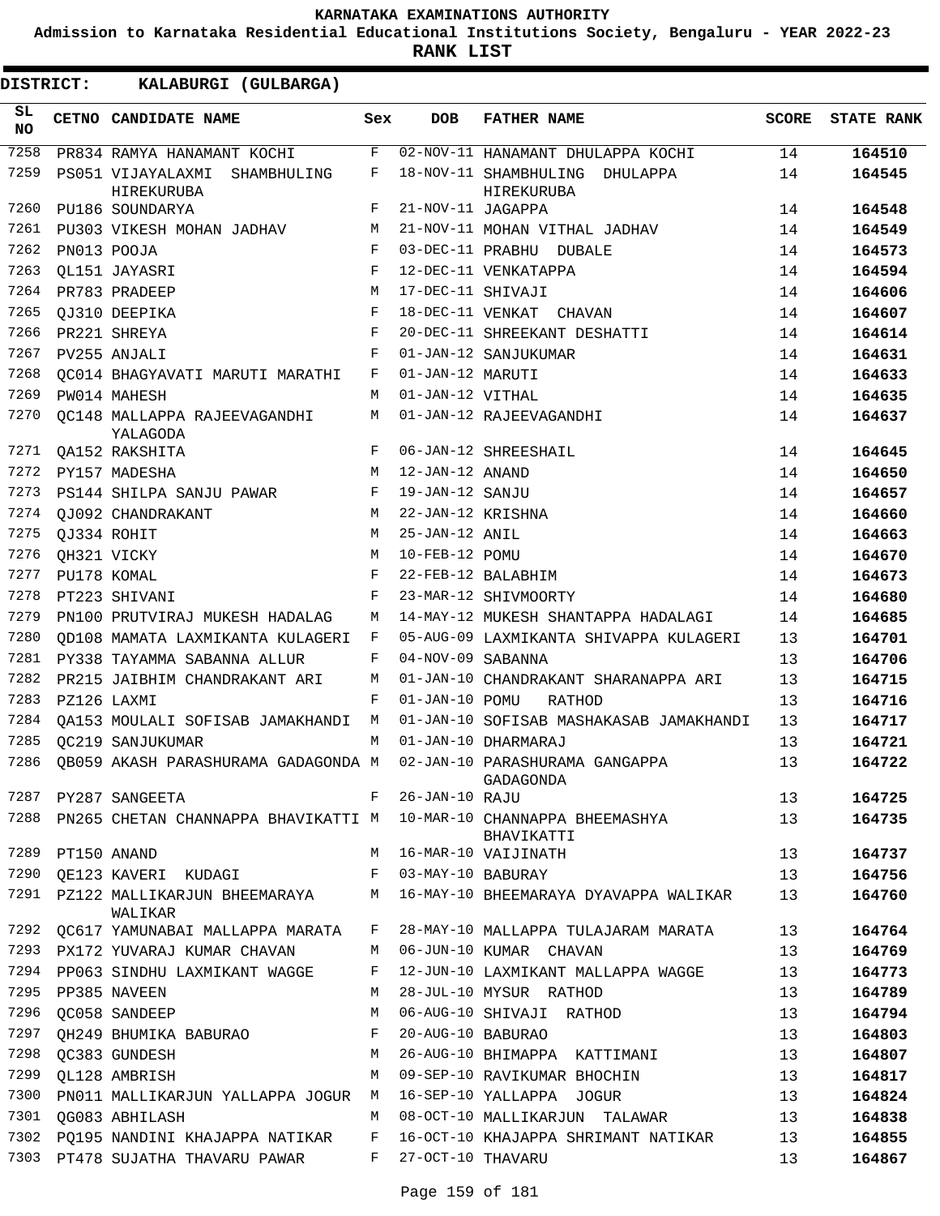KARNATAKA EXAMINATIONS AUTHORITY

Admission to Karnataka Residential Educational Institutions Society, Bengaluru - YEAR 2022-23

**RANK LIST**

**DISTRICT: KALABURGI (GULBARGA)**

| SL NO | CETNO | CANDIDATE NAME | Sex | DOB | FATHER NAME | SCORE | STATE RANK |
|---|---|---|---|---|---|---|---|
| 7258 | PR834 | RAMYA HANAMANT KOCHI | F | 02-NOV-11 | HANAMANT DHULAPPA KOCHI | 14 | **164510** |
| 7259 | PS051 | VIJAYALAXMI SHAMBHULING HIREKURUBA | F | 18-NOV-11 | SHAMBHULING DHULAPPA HIREKURUBA | 14 | **164545** |
| 7260 | PU186 | SOUNDARYA | F | 21-NOV-11 | JAGAPPA | 14 | **164548** |
| 7261 | PU303 | VIKESH MOHAN JADHAV | M | 21-NOV-11 | MOHAN VITHAL JADHAV | 14 | **164549** |
| 7262 | PN013 | POOJA | F | 03-DEC-11 | PRABHU DUBALE | 14 | **164573** |
| 7263 | QL151 | JAYASRI | F | 12-DEC-11 | VENKATAPPA | 14 | **164594** |
| 7264 | PR783 | PRADEEP | M | 17-DEC-11 | SHIVAJI | 14 | **164606** |
| 7265 | QJ310 | DEEPIKA | F | 18-DEC-11 | VENKAT CHAVAN | 14 | **164607** |
| 7266 | PR221 | SHREYA | F | 20-DEC-11 | SHREEKANT DESHATTI | 14 | **164614** |
| 7267 | PV255 | ANJALI | F | 01-JAN-12 | SANJUKUMAR | 14 | **164631** |
| 7268 | QC014 | BHAGYAVATI MARUTI MARATHI | F | 01-JAN-12 | MARUTI | 14 | **164633** |
| 7269 | PW014 | MAHESH | M | 01-JAN-12 | VITHAL | 14 | **164635** |
| 7270 | QC148 | MALLAPPA RAJEEVAGANDHI YALAGODA | M | 01-JAN-12 | RAJEEVAGANDHI | 14 | **164637** |
| 7271 | QA152 | RAKSHITA | F | 06-JAN-12 | SHREESHAIL | 14 | **164645** |
| 7272 | PY157 | MADESHA | M | 12-JAN-12 | ANAND | 14 | **164650** |
| 7273 | PS144 | SHILPA SANJU PAWAR | F | 19-JAN-12 | SANJU | 14 | **164657** |
| 7274 | QJ092 | CHANDRAKANT | M | 22-JAN-12 | KRISHNA | 14 | **164660** |
| 7275 | QJ334 | ROHIT | M | 25-JAN-12 | ANIL | 14 | **164663** |
| 7276 | QH321 | VICKY | M | 10-FEB-12 | POMU | 14 | **164670** |
| 7277 | PU178 | KOMAL | F | 22-FEB-12 | BALABHIM | 14 | **164673** |
| 7278 | PT223 | SHIVANI | F | 23-MAR-12 | SHIVMOORTY | 14 | **164680** |
| 7279 | PN100 | PRUTVIRAJ MUKESH HADALAG | M | 14-MAY-12 | MUKESH SHANTAPPA HADALAGI | 14 | **164685** |
| 7280 | QD108 | MAMATA LAXMIKANTA KULAGERI | F | 05-AUG-09 | LAXMIKANTA SHIVAPPA KULAGERI | 13 | **164701** |
| 7281 | PY338 | TAYAMMA SABANNA ALLUR | F | 04-NOV-09 | SABANNA | 13 | **164706** |
| 7282 | PR215 | JAIBHIM CHANDRAKANT ARI | M | 01-JAN-10 | CHANDRAKANT SHARANAPPA ARI | 13 | **164715** |
| 7283 | PZ126 | LAXMI | F | 01-JAN-10 | POMU RATHOD | 13 | **164716** |
| 7284 | QA153 | MOULALI SOFISAB JAMAKHANDI | M | 01-JAN-10 | SOFISAB MASHAKASAB JAMAKHANDI | 13 | **164717** |
| 7285 | QC219 | SANJUKUMAR | M | 01-JAN-10 | DHARMARAJ | 13 | **164721** |
| 7286 | QB059 | AKASH PARASHURAMA GADAGONDA | M | 02-JAN-10 | PARASHURAMA GANGAPPA GADAGONDA | 13 | **164722** |
| 7287 | PY287 | SANGEETA | F | 26-JAN-10 | RAJU | 13 | **164725** |
| 7288 | PN265 | CHETAN CHANNAPPA BHAVIKATTI | M | 10-MAR-10 | CHANNAPPA BHEEMASHYA BHAVIKATTI | 13 | **164735** |
| 7289 | PT150 | ANAND | M | 16-MAR-10 | VAIJINATH | 13 | **164737** |
| 7290 | QE123 | KAVERI KUDAGI | F | 03-MAY-10 | BABURAY | 13 | **164756** |
| 7291 | PZ122 | MALLIKARJUN BHEEMARAYA WALIKAR | M | 16-MAY-10 | BHEEMARAYA DYAVAPPA WALIKAR | 13 | **164760** |
| 7292 | QC617 | YAMUNABAI MALLAPPA MARATA | F | 28-MAY-10 | MALLAPPA TULAJARAM MARATA | 13 | **164764** |
| 7293 | PX172 | YUVARAJ KUMAR CHAVAN | M | 06-JUN-10 | KUMAR CHAVAN | 13 | **164769** |
| 7294 | PP063 | SINDHU LAXMIKANT WAGGE | F | 12-JUN-10 | LAXMIKANT MALLAPPA WAGGE | 13 | **164773** |
| 7295 | PP385 | NAVEEN | M | 28-JUL-10 | MYSUR RATHOD | 13 | **164789** |
| 7296 | QC058 | SANDEEP | M | 06-AUG-10 | SHIVAJI RATHOD | 13 | **164794** |
| 7297 | QH249 | BHUMIKA BABURAO | F | 20-AUG-10 | BABURAO | 13 | **164803** |
| 7298 | QC383 | GUNDESH | M | 26-AUG-10 | BHIMAPPA KATTIMANI | 13 | **164807** |
| 7299 | QL128 | AMBRISH | M | 09-SEP-10 | RAVIKUMAR BHOCHIN | 13 | **164817** |
| 7300 | PN011 | MALLIKARJUN YALLAPPA JOGUR | M | 16-SEP-10 | YALLAPPA JOGUR | 13 | **164824** |
| 7301 | QG083 | ABHILASH | M | 08-OCT-10 | MALLIKARJUN TALAWAR | 13 | **164838** |
| 7302 | PQ195 | NANDINI KHAJAPPA NATIKAR | F | 16-OCT-10 | KHAJAPPA SHRIMANT NATIKAR | 13 | **164855** |
| 7303 | PT478 | SUJATHA THAVARU PAWAR | F | 27-OCT-10 | THAVARU | 13 | **164867** |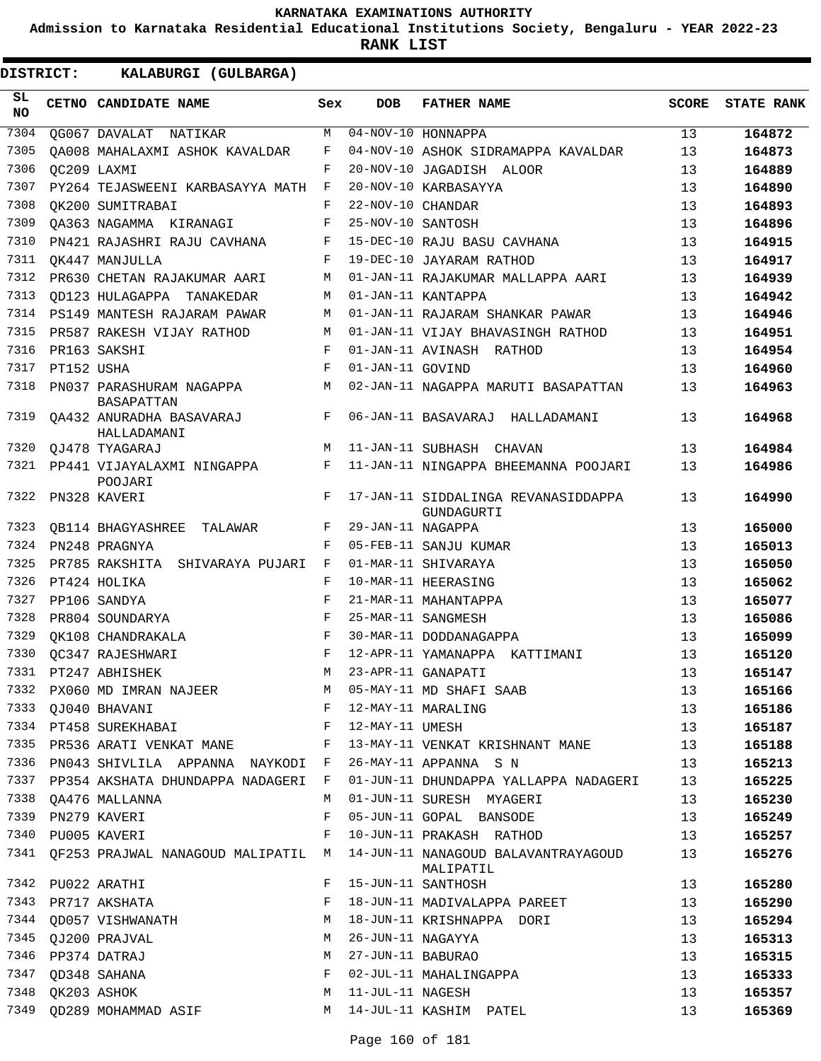KARNATAKA EXAMINATIONS AUTHORITY

Admission to Karnataka Residential Educational Institutions Society, Bengaluru - YEAR 2022-23

**RANK LIST**

**DISTRICT: KALABURGI (GULBARGA)**

| SL NO | CETNO | CANDIDATE NAME | Sex | DOB | FATHER NAME | SCORE | STATE RANK |
|---|---|---|---|---|---|---|---|
| 7304 | QG067 | DAVALAT NATIKAR | M | 04-NOV-10 | HONNAPPA | 13 | 164872 |
| 7305 | QA008 | MAHALAXMI ASHOK KAVALDAR | F | 04-NOV-10 | ASHOK SIDRAMAPPA KAVALDAR | 13 | 164873 |
| 7306 | QC209 | LAXMI | F | 20-NOV-10 | JAGADISH ALOOR | 13 | 164889 |
| 7307 | PY264 | TEJASWEENI KARBASAYYA MATH | F | 20-NOV-10 | KARBASAYYA | 13 | 164890 |
| 7308 | QK200 | SUMITRABAI | F | 22-NOV-10 | CHANDAR | 13 | 164893 |
| 7309 | QA363 | NAGAMMA KIRANAGI | F | 25-NOV-10 | SANTOSH | 13 | 164896 |
| 7310 | PN421 | RAJASHRI RAJU CAVHANA | F | 15-DEC-10 | RAJU BASU CAVHANA | 13 | 164915 |
| 7311 | QK447 | MANJULLA | F | 19-DEC-10 | JAYARAM RATHOD | 13 | 164917 |
| 7312 | PR630 | CHETAN RAJAKUMAR AARI | M | 01-JAN-11 | RAJAKUMAR MALLAPPA AARI | 13 | 164939 |
| 7313 | QD123 | HULAGAPPA TANAKEDAR | M | 01-JAN-11 | KANTAPPA | 13 | 164942 |
| 7314 | PS149 | MANTESH RAJARAM PAWAR | M | 01-JAN-11 | RAJARAM SHANKAR PAWAR | 13 | 164946 |
| 7315 | PR587 | RAKESH VIJAY RATHOD | M | 01-JAN-11 | VIJAY BHAVASINGH RATHOD | 13 | 164951 |
| 7316 | PR163 | SAKSHI | F | 01-JAN-11 | AVINASH RATHOD | 13 | 164954 |
| 7317 | PT152 | USHA | F | 01-JAN-11 | GOVIND | 13 | 164960 |
| 7318 | PN037 | PARASHURAM NAGAPPA BASAPATTAN | M | 02-JAN-11 | NAGAPPA MARUTI BASAPATTAN | 13 | 164963 |
| 7319 | QA432 | ANURADHA BASAVARAJ HALLADAMANI | F | 06-JAN-11 | BASAVARAJ HALLADAMANI | 13 | 164968 |
| 7320 | QJ478 | TYAGARAJ | M | 11-JAN-11 | SUBHASH CHAVAN | 13 | 164984 |
| 7321 | PP441 | VIJAYALAXMI NINGAPPA POOJARI | F | 11-JAN-11 | NINGAPPA BHEEMANNA POOJARI | 13 | 164986 |
| 7322 | PN328 | KAVERI | F | 17-JAN-11 | SIDDALINGA REVANASIDDAPPA GUNDAGURTI | 13 | 164990 |
| 7323 | QB114 | BHAGYASHREE TALAWAR | F | 29-JAN-11 | NAGAPPA | 13 | 165000 |
| 7324 | PN248 | PRAGNYA | F | 05-FEB-11 | SANJU KUMAR | 13 | 165013 |
| 7325 | PR785 | RAKSHITA SHIVARAYA PUJARI | F | 01-MAR-11 | SHIVARAYA | 13 | 165050 |
| 7326 | PT424 | HOLIKA | F | 10-MAR-11 | HEERASING | 13 | 165062 |
| 7327 | PP106 | SANDYA | F | 21-MAR-11 | MAHANTAPPA | 13 | 165077 |
| 7328 | PR804 | SOUNDARYA | F | 25-MAR-11 | SANGMESH | 13 | 165086 |
| 7329 | QK108 | CHANDRAKALA | F | 30-MAR-11 | DODDANAGAPPA | 13 | 165099 |
| 7330 | QC347 | RAJESHWARI | F | 12-APR-11 | YAMANAPPA KATTIMANI | 13 | 165120 |
| 7331 | PT247 | ABHISHEK | M | 23-APR-11 | GANAPATI | 13 | 165147 |
| 7332 | PX060 | MD IMRAN NAJEER | M | 05-MAY-11 | MD SHAFI SAAB | 13 | 165166 |
| 7333 | QJ040 | BHAVANI | F | 12-MAY-11 | MARALING | 13 | 165186 |
| 7334 | PT458 | SUREKHABAI | F | 12-MAY-11 | UMESH | 13 | 165187 |
| 7335 | PR536 | ARATI VENKAT MANE | F | 13-MAY-11 | VENKAT KRISHNANT MANE | 13 | 165188 |
| 7336 | PN043 | SHIVLILA APPANNA NAYKODI | F | 26-MAY-11 | APPANNA S N | 13 | 165213 |
| 7337 | PP354 | AKSHATA DHUNDAPPA NADAGERI | F | 01-JUN-11 | DHUNDAPPA YALLAPPA NADAGERI | 13 | 165225 |
| 7338 | QA476 | MALLANNA | M | 01-JUN-11 | SURESH MYAGERI | 13 | 165230 |
| 7339 | PN279 | KAVERI | F | 05-JUN-11 | GOPAL BANSODE | 13 | 165249 |
| 7340 | PU005 | KAVERI | F | 10-JUN-11 | PRAKASH RATHOD | 13 | 165257 |
| 7341 | QF253 | PRAJWAL NANAGOUD MALIPATIL | M | 14-JUN-11 | NANAGOUD BALAVANTRAYAGOUD MALIPATIL | 13 | 165276 |
| 7342 | PU022 | ARATHI | F | 15-JUN-11 | SANTHOSH | 13 | 165280 |
| 7343 | PR717 | AKSHATA | F | 18-JUN-11 | MADIVALAPPA PAREET | 13 | 165290 |
| 7344 | QD057 | VISHWANATH | M | 18-JUN-11 | KRISHNAPPA DORI | 13 | 165294 |
| 7345 | QJ200 | PRAJVAL | M | 26-JUN-11 | NAGAYYA | 13 | 165313 |
| 7346 | PP374 | DATRAJ | M | 27-JUN-11 | BABURAO | 13 | 165315 |
| 7347 | QD348 | SAHANA | F | 02-JUL-11 | MAHALINGAPPA | 13 | 165333 |
| 7348 | QK203 | ASHOK | M | 11-JUL-11 | NAGESH | 13 | 165357 |
| 7349 | QD289 | MOHAMMAD ASIF | M | 14-JUL-11 | KASHIM PATEL | 13 | 165369 |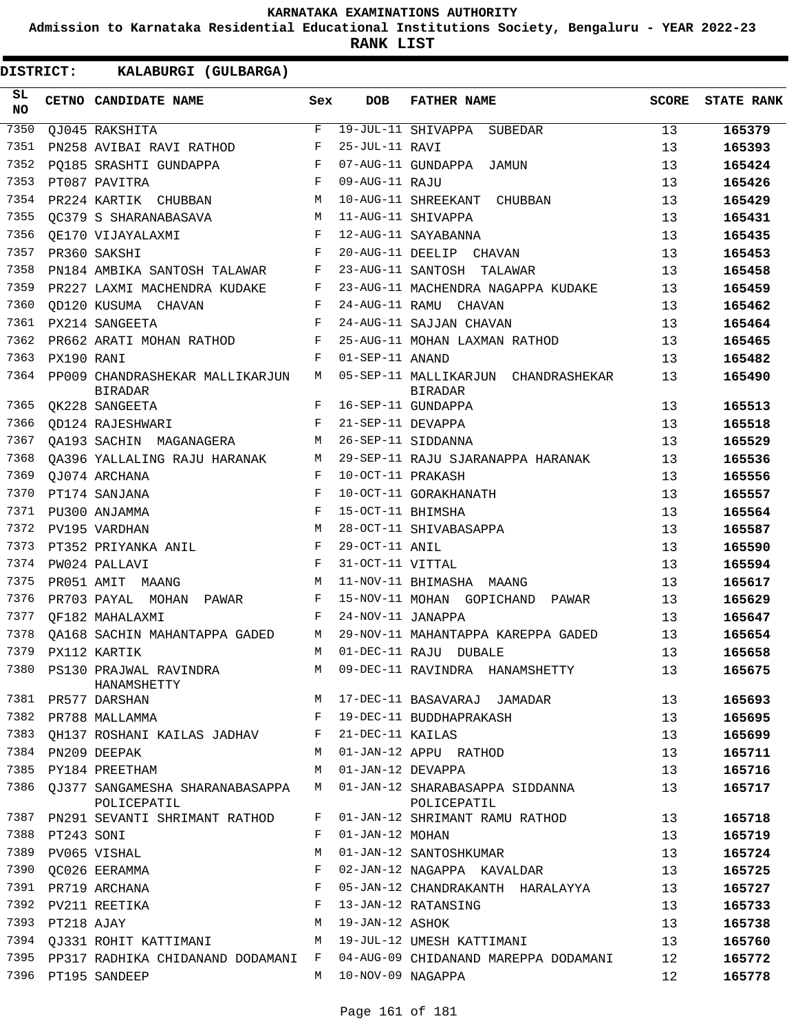# KARNATAKA EXAMINATIONS AUTHORITY

**Admission to Karnataka Residential Educational Institutions Society, Bengaluru - YEAR 2022-23**

**RANK LIST**

**DISTRICT: KALABURGI (GULBARGA)**

| SL NO | CETNO | CANDIDATE NAME | Sex | DOB | FATHER NAME | SCORE | STATE RANK |
|---|---|---|---|---|---|---|---|
| 7350 | QJ045 | RAKSHITA | F | 19-JUL-11 | SHIVAPPA SUBEDAR | 13 | 165379 |
| 7351 | PN258 | AVIBAI RAVI RATHOD | F | 25-JUL-11 | RAVI | 13 | 165393 |
| 7352 | PQ185 | SRASHTI GUNDAPPA | F | 07-AUG-11 | GUNDAPPA JAMUN | 13 | 165424 |
| 7353 | PT087 | PAVITRA | F | 09-AUG-11 | RAJU | 13 | 165426 |
| 7354 | PR224 | KARTIK CHUBBAN | M | 10-AUG-11 | SHREEKANT CHUBBAN | 13 | 165429 |
| 7355 | QC379 | S SHARANABASAVA | M | 11-AUG-11 | SHIVAPPA | 13 | 165431 |
| 7356 | QE170 | VIJAYALAXMI | F | 12-AUG-11 | SAYABANNA | 13 | 165435 |
| 7357 | PR360 | SAKSHI | F | 20-AUG-11 | DEELIP CHAVAN | 13 | 165453 |
| 7358 | PN184 | AMBIKA SANTOSH TALAWAR | F | 23-AUG-11 | SANTOSH TALAWAR | 13 | 165458 |
| 7359 | PR227 | LAXMI MACHENDRA KUDAKE | F | 23-AUG-11 | MACHENDRA NAGAPPA KUDAKE | 13 | 165459 |
| 7360 | QD120 | KUSUMA CHAVAN | F | 24-AUG-11 | RAMU CHAVAN | 13 | 165462 |
| 7361 | PX214 | SANGEETA | F | 24-AUG-11 | SAJJAN CHAVAN | 13 | 165464 |
| 7362 | PR662 | ARATI MOHAN RATHOD | F | 25-AUG-11 | MOHAN LAXMAN RATHOD | 13 | 165465 |
| 7363 | PX190 | RANI | F | 01-SEP-11 | ANAND | 13 | 165482 |
| 7364 | PP009 | CHANDRASHEKAR MALLIKARJUN BIRADAR | M | 05-SEP-11 | MALLIKARJUN CHANDRASHEKAR BIRADAR | 13 | 165490 |
| 7365 | QK228 | SANGEETA | F | 16-SEP-11 | GUNDAPPA | 13 | 165513 |
| 7366 | QD124 | RAJESHWARI | F | 21-SEP-11 | DEVAPPA | 13 | 165518 |
| 7367 | QA193 | SACHIN MAGANAGERA | M | 26-SEP-11 | SIDDANNA | 13 | 165529 |
| 7368 | QA396 | YALLALING RAJU HARANAK | M | 29-SEP-11 | RAJU SJARANAPPA HARANAK | 13 | 165536 |
| 7369 | QJ074 | ARCHANA | F | 10-OCT-11 | PRAKASH | 13 | 165556 |
| 7370 | PT174 | SANJANA | F | 10-OCT-11 | GORAKHANATH | 13 | 165557 |
| 7371 | PU300 | ANJAMMA | F | 15-OCT-11 | BHIMSHA | 13 | 165564 |
| 7372 | PV195 | VARDHAN | M | 28-OCT-11 | SHIVABASAPPA | 13 | 165587 |
| 7373 | PT352 | PRIYANKA ANIL | F | 29-OCT-11 | ANIL | 13 | 165590 |
| 7374 | PW024 | PALLAVI | F | 31-OCT-11 | VITTAL | 13 | 165594 |
| 7375 | PR051 | AMIT MAANG | M | 11-NOV-11 | BHIMASHA MAANG | 13 | 165617 |
| 7376 | PR703 | PAYAL MOHAN PAWAR | F | 15-NOV-11 | MOHAN GOPICHAND PAWAR | 13 | 165629 |
| 7377 | QF182 | MAHALAXMI | F | 24-NOV-11 | JANAPPA | 13 | 165647 |
| 7378 | QA168 | SACHIN MAHANTAPPA GADED | M | 29-NOV-11 | MAHANTAPPA KAREPPA GADED | 13 | 165654 |
| 7379 | PX112 | KARTIK | M | 01-DEC-11 | RAJU DUBALE | 13 | 165658 |
| 7380 | PS130 | PRAJWAL RAVINDRA HANAMSHETTY | M | 09-DEC-11 | RAVINDRA HANAMSHETTY | 13 | 165675 |
| 7381 | PR577 | DARSHAN | M | 17-DEC-11 | BASAVARAJ JAMADAR | 13 | 165693 |
| 7382 | PR788 | MALLAMMA | F | 19-DEC-11 | BUDDHAPRAKASH | 13 | 165695 |
| 7383 | QH137 | ROSHANI KAILAS JADHAV | F | 21-DEC-11 | KAILAS | 13 | 165699 |
| 7384 | PN209 | DEEPAK | M | 01-JAN-12 | APPU RATHOD | 13 | 165711 |
| 7385 | PY184 | PREETHAM | M | 01-JAN-12 | DEVAPPA | 13 | 165716 |
| 7386 | QJ377 | SANGAMESHA SHARANABASAPPA POLICEPATIL | M | 01-JAN-12 | SHARABASAPPA SIDDANNA POLICEPATIL | 13 | 165717 |
| 7387 | PN291 | SEVANTI SHRIMANT RATHOD | F | 01-JAN-12 | SHRIMANT RAMU RATHOD | 13 | 165718 |
| 7388 | PT243 | SONI | F | 01-JAN-12 | MOHAN | 13 | 165719 |
| 7389 | PV065 | VISHAL | M | 01-JAN-12 | SANTOSHKUMAR | 13 | 165724 |
| 7390 | QC026 | EERAMMA | F | 02-JAN-12 | NAGAPPA KAVALDAR | 13 | 165725 |
| 7391 | PR719 | ARCHANA | F | 05-JAN-12 | CHANDRAKANTH HARALAYYA | 13 | 165727 |
| 7392 | PV211 | REETIKA | F | 13-JAN-12 | RATANSING | 13 | 165733 |
| 7393 | PT218 | AJAY | M | 19-JAN-12 | ASHOK | 13 | 165738 |
| 7394 | QJ331 | ROHIT KATTIMANI | M | 19-JUL-12 | UMESH KATTIMANI | 13 | 165760 |
| 7395 | PP317 | RADHIKA CHIDANAND DODAMANI | F | 04-AUG-09 | CHIDANAND MAREPPA DODAMANI | 12 | 165772 |
| 7396 | PT195 | SANDEEP | M | 10-NOV-09 | NAGAPPA | 12 | 165778 |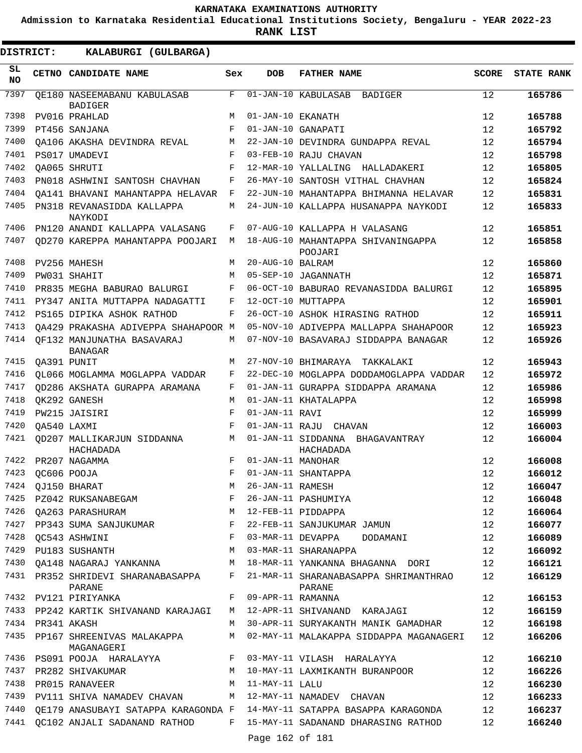# KARNATAKA EXAMINATIONS AUTHORITY

**Admission to Karnataka Residential Educational Institutions Society, Bengaluru - YEAR 2022-23**

**RANK LIST**

**DISTRICT: KALABURGI (GULBARGA)**

| SL NO | CETNO | CANDIDATE NAME | Sex | DOB | FATHER NAME | SCORE | STATE RANK |
|---|---|---|---|---|---|---|---|
| 7397 | QE180 | NASEEMABANU KABULASAB BADIGER | F | 01-JAN-10 | KABULASAB BADIGER | 12 | **165786** |
| 7398 | PV016 | PRAHLAD | M | 01-JAN-10 | EKANATH | 12 | **165788** |
| 7399 | PT456 | SANJANA | F | 01-JAN-10 | GANAPATI | 12 | **165792** |
| 7400 | QA106 | AKASHA DEVINDRA REVAL | M | 22-JAN-10 | DEVINDRA GUNDAPPA REVAL | 12 | **165794** |
| 7401 | PS017 | UMADEVI | F | 03-FEB-10 | RAJU CHAVAN | 12 | **165798** |
| 7402 | QA065 | SHRUTI | F | 12-MAR-10 | YALLALING HALLADAKERI | 12 | **165805** |
| 7403 | PN018 | ASHWINI SANTOSH CHAVHAN | F | 26-MAY-10 | SANTOSH VITHAL CHAVHAN | 12 | **165824** |
| 7404 | QA141 | BHAVANI MAHANTAPPA HELAVAR | F | 22-JUN-10 | MAHANTAPPA BHIMANNA HELAVAR | 12 | **165831** |
| 7405 | PN318 | REVANASIDDA KALLAPPA NAYKODI | M | 24-JUN-10 | KALLAPPA HUSANAPPA NAYKODI | 12 | **165833** |
| 7406 | PN120 | ANANDI KALLAPPA VALASANG | F | 07-AUG-10 | KALLAPPA H VALASANG | 12 | **165851** |
| 7407 | QD270 | KAREPPA MAHANTAPPA POOJARI | M | 18-AUG-10 | MAHANTAPPA SHIVANINGAPPA POOJARI | 12 | **165858** |
| 7408 | PV256 | MAHESH | M | 20-AUG-10 | BALRAM | 12 | **165860** |
| 7409 | PW031 | SHAHIT | M | 05-SEP-10 | JAGANNATH | 12 | **165871** |
| 7410 | PR835 | MEGHA BABURAO BALURGI | F | 06-OCT-10 | BABURAO REVANASIDDA BALURGI | 12 | **165895** |
| 7411 | PY347 | ANITA MUTTAPPA NADAGATTI | F | 12-OCT-10 | MUTTAPPA | 12 | **165901** |
| 7412 | PS165 | DIPIKA ASHOK RATHOD | F | 26-OCT-10 | ASHOK HIRASING RATHOD | 12 | **165911** |
| 7413 | QA429 | PRAKASHA ADIVEPPA SHAHAPOOR | M | 05-NOV-10 | ADIVEPPA MALLAPPA SHAHAPOOR | 12 | **165923** |
| 7414 | QF132 | MANJUNATHA BASAVARAJ BANAGAR | M | 07-NOV-10 | BASAVARAJ SIDDAPPA BANAGAR | 12 | **165926** |
| 7415 | QA391 | PUNIT | M | 27-NOV-10 | BHIMARAYA TAKKALAKI | 12 | **165943** |
| 7416 | QL066 | MOGLAMMA MOGLAPPA VADDAR | F | 22-DEC-10 | MOGLAPPA DODDAMOGLAPPA VADDAR | 12 | **165972** |
| 7417 | QD286 | AKSHATA GURAPPA ARAMANA | F | 01-JAN-11 | GURAPPA SIDDAPPA ARAMANA | 12 | **165986** |
| 7418 | QK292 | GANESH | M | 01-JAN-11 | KHATALAPPA | 12 | **165998** |
| 7419 | PW215 | JAISIRI | F | 01-JAN-11 | RAVI | 12 | **165999** |
| 7420 | QA540 | LAXMI | F | 01-JAN-11 | RAJU CHAVAN | 12 | **166003** |
| 7421 | QD207 | MALLIKARJUN SIDDANNA HACHADADA | M | 01-JAN-11 | SIDDANNA BHAGAVANTRAY HACHADADA | 12 | **166004** |
| 7422 | PR207 | NAGAMMA | F | 01-JAN-11 | MANOHAR | 12 | **166008** |
| 7423 | QC606 | POOJA | F | 01-JAN-11 | SHANTAPPA | 12 | **166012** |
| 7424 | QJ150 | BHARAT | M | 26-JAN-11 | RAMESH | 12 | **166047** |
| 7425 | PZ042 | RUKSANABEGAM | F | 26-JAN-11 | PASHUMIYA | 12 | **166048** |
| 7426 | QA263 | PARASHURAM | M | 12-FEB-11 | PIDDAPPA | 12 | **166064** |
| 7427 | PP343 | SUMA SANJUKUMAR | F | 22-FEB-11 | SANJUKUMAR JAMUN | 12 | **166077** |
| 7428 | QC543 | ASHWINI | F | 03-MAR-11 | DEVAPPA DODAMANI | 12 | **166089** |
| 7429 | PU183 | SUSHANTH | M | 03-MAR-11 | SHARANAPPA | 12 | **166092** |
| 7430 | QA148 | NAGARAJ YANKANNA | M | 18-MAR-11 | YANKANNA BHAGANNA DORI | 12 | **166121** |
| 7431 | PR352 | SHRIDEVI SHARANABASAPPA PARANE | F | 21-MAR-11 | SHARANABASAPPA SHRIMANTHRAO PARANE | 12 | **166129** |
| 7432 | PV121 | PIRIYANKA | F | 09-APR-11 | RAMANNA | 12 | **166153** |
| 7433 | PP242 | KARTIK SHIVANAND KARAJAGI | M | 12-APR-11 | SHIVANAND KARAJAGI | 12 | **166159** |
| 7434 | PR341 | AKASH | M | 30-APR-11 | SURYAKANTH MANIK GAMADHAR | 12 | **166198** |
| 7435 | PP167 | SHREENIVAS MALAKAPPA MAGANAGERI | M | 02-MAY-11 | MALAKAPPA SIDDAPPA MAGANAGERI | 12 | **166206** |
| 7436 | PS091 | POOJA HARALAYYA | F | 03-MAY-11 | VILASH HARALAYYA | 12 | **166210** |
| 7437 | PR282 | SHIVAKUMAR | M | 10-MAY-11 | LAXMIKANTH BURANPOOR | 12 | **166226** |
| 7438 | PR015 | RANAVEER | M | 11-MAY-11 | LALU | 12 | **166230** |
| 7439 | PV111 | SHIVA NAMADEV CHAVAN | M | 12-MAY-11 | NAMADEV CHAVAN | 12 | **166233** |
| 7440 | QE179 | ANASUBAYI SATAPPA KARAGONDA | F | 14-MAY-11 | SATAPPA BASAPPA KARAGONDA | 12 | **166237** |
| 7441 | QC102 | ANJALI SADANAND RATHOD | F | 15-MAY-11 | SADANAND DHARASING RATHOD | 12 | **166240** |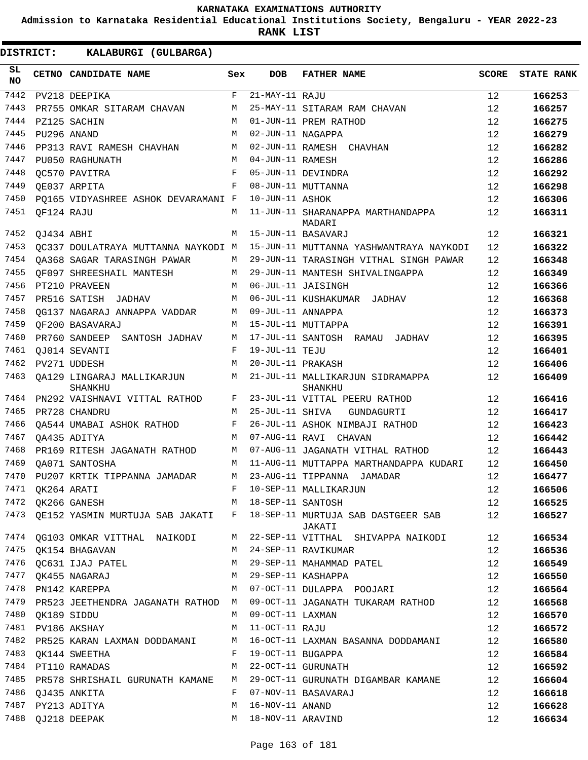# KARNATAKA EXAMINATIONS AUTHORITY

**Admission to Karnataka Residential Educational Institutions Society, Bengaluru - YEAR 2022-23**

**RANK LIST**

**DISTRICT: KALABURGI (GULBARGA)**

| SL NO | CETNO | CANDIDATE NAME | Sex | DOB | FATHER NAME | SCORE | STATE RANK |
|---|---|---|---|---|---|---|---|
| 7442 | PV218 | DEEPIKA | F | 21-MAY-11 | RAJU | 12 | 166253 |
| 7443 | PR755 | OMKAR SITARAM CHAVAN | M | 25-MAY-11 | SITARAM RAM CHAVAN | 12 | 166257 |
| 7444 | PZ125 | SACHIN | M | 01-JUN-11 | PREM RATHOD | 12 | 166275 |
| 7445 | PU296 | ANAND | M | 02-JUN-11 | NAGAPPA | 12 | 166279 |
| 7446 | PP313 | RAVI RAMESH CHAVHAN | M | 02-JUN-11 | RAMESH CHAVHAN | 12 | 166282 |
| 7447 | PU050 | RAGHUNATH | M | 04-JUN-11 | RAMESH | 12 | 166286 |
| 7448 | QC570 | PAVITRA | F | 05-JUN-11 | DEVINDRA | 12 | 166292 |
| 7449 | QE037 | ARPITA | F | 08-JUN-11 | MUTTANNA | 12 | 166298 |
| 7450 | PQ165 | VIDYASHREE ASHOK DEVARAMANI | F | 10-JUN-11 | ASHOK | 12 | 166306 |
| 7451 | QF124 | RAJU | M | 11-JUN-11 | SHARANAPPA MARTHANDAPPA MADARI | 12 | 166311 |
| 7452 | QJ434 | ABHI | M | 15-JUN-11 | BASAVARJ | 12 | 166321 |
| 7453 | QC337 | DOULATRAYA MUTTANNA NAYKODI | M | 15-JUN-11 | MUTTANNA YASHWANTRAYA NAYKODI | 12 | 166322 |
| 7454 | QA368 | SAGAR TARASINGH PAWAR | M | 29-JUN-11 | TARASINGH VITHAL SINGH PAWAR | 12 | 166348 |
| 7455 | QF097 | SHREESHAIL MANTESH | M | 29-JUN-11 | MANTESH SHIVALINGAPPA | 12 | 166349 |
| 7456 | PT210 | PRAVEEN | M | 06-JUL-11 | JAISINGH | 12 | 166366 |
| 7457 | PR516 | SATISH JADHAV | M | 06-JUL-11 | KUSHAKUMAR JADHAV | 12 | 166368 |
| 7458 | QG137 | NAGARAJ ANNAPPA VADDAR | M | 09-JUL-11 | ANNAPPA | 12 | 166373 |
| 7459 | QF200 | BASAVARAJ | M | 15-JUL-11 | MUTTAPPA | 12 | 166391 |
| 7460 | PR760 | SANDEEP SANTOSH JADHAV | M | 17-JUL-11 | SANTOSH RAMAU JADHAV | 12 | 166395 |
| 7461 | QJ014 | SEVANTI | F | 19-JUL-11 | TEJU | 12 | 166401 |
| 7462 | PV271 | UDDESH | M | 20-JUL-11 | PRAKASH | 12 | 166406 |
| 7463 | QA129 | LINGARAJ MALLIKARJUN SHANKHU | M | 21-JUL-11 | MALLIKARJUN SIDRAMAPPA SHANKHU | 12 | 166409 |
| 7464 | PN292 | VAISHNAVI VITTAL RATHOD | F | 23-JUL-11 | VITTAL PEERU RATHOD | 12 | 166416 |
| 7465 | PR728 | CHANDRU | M | 25-JUL-11 | SHIVA GUNDAGURTI | 12 | 166417 |
| 7466 | QA544 | UMABAI ASHOK RATHOD | F | 26-JUL-11 | ASHOK NIMBAJI RATHOD | 12 | 166423 |
| 7467 | QA435 | ADITYA | M | 07-AUG-11 | RAVI CHAVAN | 12 | 166442 |
| 7468 | PR169 | RITESH JAGANATH RATHOD | M | 07-AUG-11 | JAGANATH VITHAL RATHOD | 12 | 166443 |
| 7469 | QA071 | SANTOSHA | M | 11-AUG-11 | MUTTAPPA MARTHANDAPPA KUDARI | 12 | 166450 |
| 7470 | PU207 | KRTIK TIPPANNA JAMADAR | M | 23-AUG-11 | TIPPANNA JAMADAR | 12 | 166477 |
| 7471 | QK264 | ARATI | F | 10-SEP-11 | MALLIKARJUN | 12 | 166506 |
| 7472 | QK266 | GANESH | M | 18-SEP-11 | SANTOSH | 12 | 166525 |
| 7473 | QE152 | YASMIN MURTUJA SAB JAKATI | F | 18-SEP-11 | MURTUJA SAB DASTGEER SAB JAKATI | 12 | 166527 |
| 7474 | QG103 | OMKAR VITTHAL NAIKODI | M | 22-SEP-11 | VITTHAL SHIVAPPA NAIKODI | 12 | 166534 |
| 7475 | QK154 | BHAGAVAN | M | 24-SEP-11 | RAVIKUMAR | 12 | 166536 |
| 7476 | QC631 | IJAJ PATEL | M | 29-SEP-11 | MAHAMMAD PATEL | 12 | 166549 |
| 7477 | QK455 | NAGARAJ | M | 29-SEP-11 | KASHAPPA | 12 | 166550 |
| 7478 | PN142 | KAREPPA | M | 07-OCT-11 | DULAPPA POOJARI | 12 | 166564 |
| 7479 | PR523 | JEETHENDRA JAGANATH RATHOD | M | 09-OCT-11 | JAGANATH TUKARAM RATHOD | 12 | 166568 |
| 7480 | QK189 | SIDDU | M | 09-OCT-11 | LAXMAN | 12 | 166570 |
| 7481 | PV186 | AKSHAY | M | 11-OCT-11 | RAJU | 12 | 166572 |
| 7482 | PR525 | KARAN LAXMAN DODDAMANI | M | 16-OCT-11 | LAXMAN BASANNA DODDAMANI | 12 | 166580 |
| 7483 | QK144 | SWEETHA | F | 19-OCT-11 | BUGAPPA | 12 | 166584 |
| 7484 | PT110 | RAMADAS | M | 22-OCT-11 | GURUNATH | 12 | 166592 |
| 7485 | PR578 | SHRISHAIL GURUNATH KAMANE | M | 29-OCT-11 | GURUNATH DIGAMBAR KAMANE | 12 | 166604 |
| 7486 | QJ435 | ANKITA | F | 07-NOV-11 | BASAVARAJ | 12 | 166618 |
| 7487 | PY213 | ADITYA | M | 16-NOV-11 | ANAND | 12 | 166628 |
| 7488 | QJ218 | DEEPAK | M | 18-NOV-11 | ARAVIND | 12 | 166634 |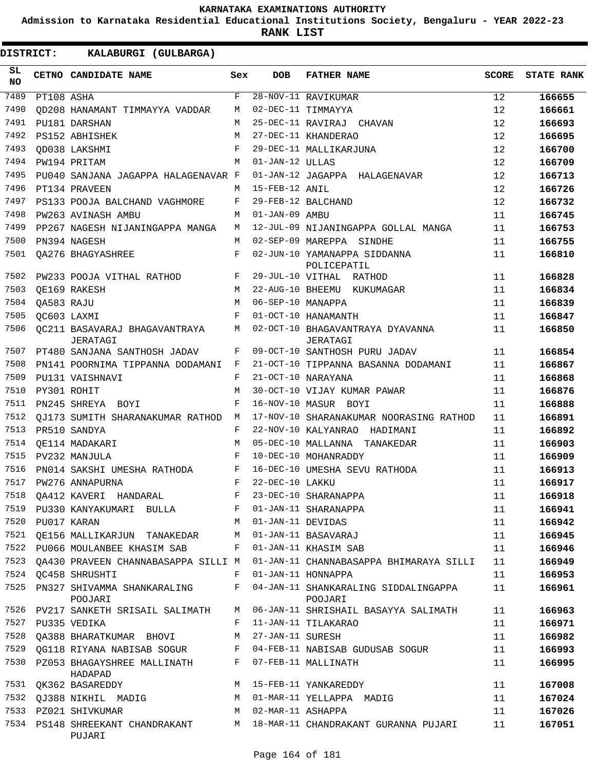KARNATAKA EXAMINATIONS AUTHORITY

Admission to Karnataka Residential Educational Institutions Society, Bengaluru - YEAR 2022-23

**RANK LIST**

**DISTRICT: KALABURGI (GULBARGA)**

| SL NO | CETNO | CANDIDATE NAME | Sex | DOB | FATHER NAME | SCORE | STATE RANK |
|---|---|---|---|---|---|---|---|
| 7489 | PT108 | ASHA | F | 28-NOV-11 | RAVIKUMAR | 12 | 166655 |
| 7490 | QD208 | HANAMANT TIMMAYYA VADDAR | M | 02-DEC-11 | TIMMAYYA | 12 | 166661 |
| 7491 | PU181 | DARSHAN | M | 25-DEC-11 | RAVIRAJ CHAVAN | 12 | 166693 |
| 7492 | PS152 | ABHISHEK | M | 27-DEC-11 | KHANDERAO | 12 | 166695 |
| 7493 | QD038 | LAKSHMI | F | 29-DEC-11 | MALLIKARJUNA | 12 | 166700 |
| 7494 | PW194 | PRITAM | M | 01-JAN-12 | ULLAS | 12 | 166709 |
| 7495 | PU040 | SANJANA JAGAPPA HALAGENAVAR | F | 01-JAN-12 | JAGAPPA HALAGENAVAR | 12 | 166713 |
| 7496 | PT134 | PRAVEEN | M | 15-FEB-12 | ANIL | 12 | 166726 |
| 7497 | PS133 | POOJA BALCHAND VAGHMORE | F | 29-FEB-12 | BALCHAND | 12 | 166732 |
| 7498 | PW263 | AVINASH AMBU | M | 01-JAN-09 | AMBU | 11 | 166745 |
| 7499 | PP267 | NAGESH NIJANINGAPPA MANGA | M | 12-JUL-09 | NIJANINGAPPA GOLLAL MANGA | 11 | 166753 |
| 7500 | PN394 | NAGESH | M | 02-SEP-09 | MAREPPA SINDHE | 11 | 166755 |
| 7501 | QA276 | BHAGYASHREE | F | 02-JUN-10 | YAMANAPPA SIDDANNA POLICEPATIL | 11 | 166810 |
| 7502 | PW233 | POOJA VITHAL RATHOD | F | 29-JUL-10 | VITHAL RATHOD | 11 | 166828 |
| 7503 | QE169 | RAKESH | M | 22-AUG-10 | BHEEMU KUKUMAGAR | 11 | 166834 |
| 7504 | QA583 | RAJU | M | 06-SEP-10 | MANAPPA | 11 | 166839 |
| 7505 | QC603 | LAXMI | F | 01-OCT-10 | HANAMANTH | 11 | 166847 |
| 7506 | QC211 | BASAVARAJ BHAGAVANTRAYA JERATAGI | M | 02-OCT-10 | BHAGAVANTRAYA DYAVANNA JERATAGI | 11 | 166850 |
| 7507 | PT480 | SANJANA SANTHOSH JADAV | F | 09-OCT-10 | SANTHOSH PURU JADAV | 11 | 166854 |
| 7508 | PN141 | POORNIMA TIPPANNA DODAMANI | F | 21-OCT-10 | TIPPANNA BASANNA DODAMANI | 11 | 166867 |
| 7509 | PU131 | VAISHNAVI | F | 21-OCT-10 | NARAYANA | 11 | 166868 |
| 7510 | PY301 | ROHIT | M | 30-OCT-10 | VIJAY KUMAR PAWAR | 11 | 166876 |
| 7511 | PN245 | SHREYA BOYI | F | 16-NOV-10 | MASUR BOYI | 11 | 166888 |
| 7512 | QJ173 | SUMITH SHARANAKUMAR RATHOD | M | 17-NOV-10 | SHARANAKUMAR NOORASING RATHOD | 11 | 166891 |
| 7513 | PR510 | SANDYA | F | 22-NOV-10 | KALYANRAO HADIMANI | 11 | 166892 |
| 7514 | QE114 | MADAKARI | M | 05-DEC-10 | MALLANNA TANAKEDAR | 11 | 166903 |
| 7515 | PV232 | MANJULA | F | 10-DEC-10 | MOHANRADDY | 11 | 166909 |
| 7516 | PN014 | SAKSHI UMESHA RATHODA | F | 16-DEC-10 | UMESHA SEVU RATHODA | 11 | 166913 |
| 7517 | PW276 | ANNAPURNA | F | 22-DEC-10 | LAKKU | 11 | 166917 |
| 7518 | QA412 | KAVERI HANDARAL | F | 23-DEC-10 | SHARANAPPA | 11 | 166918 |
| 7519 | PU330 | KANYAKUMARI BULLA | F | 01-JAN-11 | SHARANAPPA | 11 | 166941 |
| 7520 | PU017 | KARAN | M | 01-JAN-11 | DEVIDAS | 11 | 166942 |
| 7521 | QE156 | MALLIKARJUN TANAKEDAR | M | 01-JAN-11 | BASAVARAJ | 11 | 166945 |
| 7522 | PU066 | MOULANBEE KHASIM SAB | F | 01-JAN-11 | KHASIM SAB | 11 | 166946 |
| 7523 | QA430 | PRAVEEN CHANNABASAPPA SILLI | M | 01-JAN-11 | CHANNABASAPPA BHIMARAYA SILLI | 11 | 166949 |
| 7524 | QC458 | SHRUSHTI | F | 01-JAN-11 | HONNAPPA | 11 | 166953 |
| 7525 | PN327 | SHIVAMMA SHANKARALING POOJARI | F | 04-JAN-11 | SHANKARALING SIDDALINGAPPA POOJARI | 11 | 166961 |
| 7526 | PV217 | SANKETH SRISAIL SALIMATH | M | 06-JAN-11 | SHRISHAIL BASAYYA SALIMATH | 11 | 166963 |
| 7527 | PU335 | VEDIKA | F | 11-JAN-11 | TILAKARAO | 11 | 166971 |
| 7528 | QA388 | BHARATKUMAR BHOVI | M | 27-JAN-11 | SURESH | 11 | 166982 |
| 7529 | QG118 | RIYANA NABISAB SOGUR | F | 04-FEB-11 | NABISAB GUDUSAB SOGUR | 11 | 166993 |
| 7530 | PZ053 | BHAGAYSHREE MALLINATH HADAPAD | F | 07-FEB-11 | MALLINATH | 11 | 166995 |
| 7531 | QK362 | BASAREDDY | M | 15-FEB-11 | YANKAREDDY | 11 | 167008 |
| 7532 | QJ388 | NIKHIL MADIG | M | 01-MAR-11 | YELLAPPA MADIG | 11 | 167024 |
| 7533 | PZ021 | SHIVKUMAR | M | 02-MAR-11 | ASHAPPA | 11 | 167026 |
| 7534 | PS148 | SHREEKANT CHANDRAKANT PUJARI | M | 18-MAR-11 | CHANDRAKANT GURANNA PUJARI | 11 | 167051 |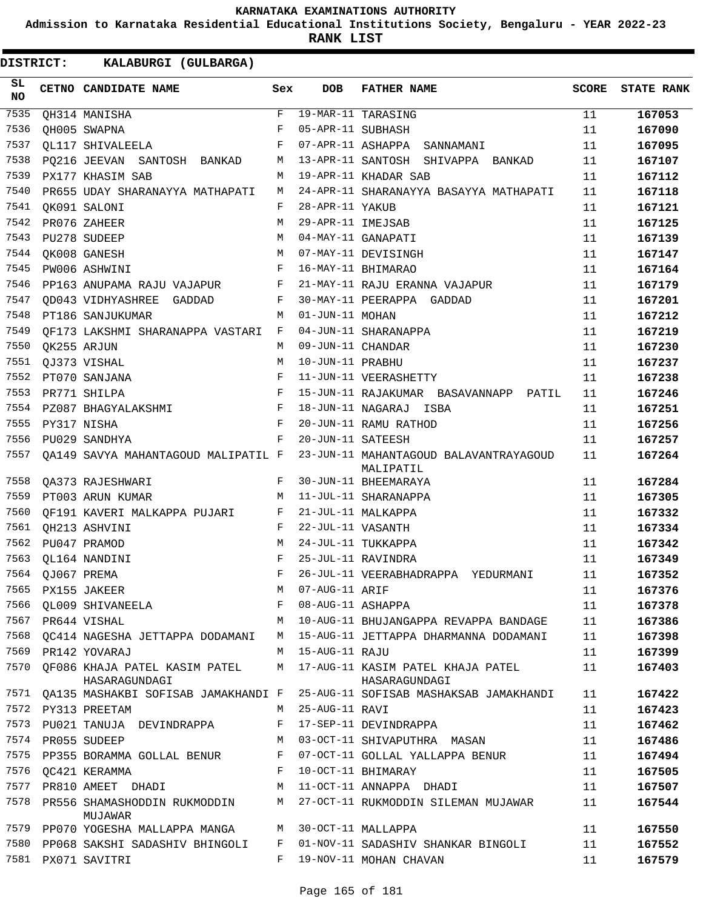# KARNATAKA EXAMINATIONS AUTHORITY

**Admission to Karnataka Residential Educational Institutions Society, Bengaluru - YEAR 2022-23**

**RANK LIST**

**DISTRICT: KALABURGI (GULBARGA)**

| SL NO | CETNO | CANDIDATE NAME | Sex | DOB | FATHER NAME | SCORE | STATE RANK |
|---|---|---|---|---|---|---|---|
| 7535 | QH314 | MANISHA | F | 19-MAR-11 | TARASING | 11 | 167053 |
| 7536 | QH005 | SWAPNA | F | 05-APR-11 | SUBHASH | 11 | 167090 |
| 7537 | QL117 | SHIVALEELA | F | 07-APR-11 | ASHAPPA SANNAMANI | 11 | 167095 |
| 7538 | PQ216 | JEEVAN SANTOSH BANKAD | M | 13-APR-11 | SANTOSH SHIVAPPA BANKAD | 11 | 167107 |
| 7539 | PX177 | KHASIM SAB | M | 19-APR-11 | KHADAR SAB | 11 | 167112 |
| 7540 | PR655 | UDAY SHARANAYYA MATHAPATI | M | 24-APR-11 | SHARANAYYA BASAYYA MATHAPATI | 11 | 167118 |
| 7541 | QK091 | SALONI | F | 28-APR-11 | YAKUB | 11 | 167121 |
| 7542 | PR076 | ZAHEER | M | 29-APR-11 | IMEJSAB | 11 | 167125 |
| 7543 | PU278 | SUDEEP | M | 04-MAY-11 | GANAPATI | 11 | 167139 |
| 7544 | QK008 | GANESH | M | 07-MAY-11 | DEVISINGH | 11 | 167147 |
| 7545 | PW006 | ASHWINI | F | 16-MAY-11 | BHIMARAO | 11 | 167164 |
| 7546 | PP163 | ANUPAMA RAJU VAJAPUR | F | 21-MAY-11 | RAJU ERANNA VAJAPUR | 11 | 167179 |
| 7547 | QD043 | VIDHYASHREE GADDAD | F | 30-MAY-11 | PEERAPPA GADDAD | 11 | 167201 |
| 7548 | PT186 | SANJUKUMAR | M | 01-JUN-11 | MOHAN | 11 | 167212 |
| 7549 | QF173 | LAKSHMI SHARANAPPA VASTARI | F | 04-JUN-11 | SHARANAPPA | 11 | 167219 |
| 7550 | QK255 | ARJUN | M | 09-JUN-11 | CHANDAR | 11 | 167230 |
| 7551 | QJ373 | VISHAL | M | 10-JUN-11 | PRABHU | 11 | 167237 |
| 7552 | PT070 | SANJANA | F | 11-JUN-11 | VEERASHETTY | 11 | 167238 |
| 7553 | PR771 | SHILPA | F | 15-JUN-11 | RAJAKUMAR BASAVANNAPP PATIL | 11 | 167246 |
| 7554 | PZ087 | BHAGYALAKSHMI | F | 18-JUN-11 | NAGARAJ ISBA | 11 | 167251 |
| 7555 | PY317 | NISHA | F | 20-JUN-11 | RAMU RATHOD | 11 | 167256 |
| 7556 | PU029 | SANDHYA | F | 20-JUN-11 | SATEESH | 11 | 167257 |
| 7557 | QA149 | SAVYA MAHANTAGOUD MALIPATIL | F | 23-JUN-11 | MAHANTAGOUD BALAVANTRAYAGOUD MALIPATIL | 11 | 167264 |
| 7558 | QA373 | RAJESHWARI | F | 30-JUN-11 | BHEEMARAYA | 11 | 167284 |
| 7559 | PT003 | ARUN KUMAR | M | 11-JUL-11 | SHARANAPPA | 11 | 167305 |
| 7560 | QF191 | KAVERI MALKAPPA PUJARI | F | 21-JUL-11 | MALKAPPA | 11 | 167332 |
| 7561 | QH213 | ASHVINI | F | 22-JUL-11 | VASANTH | 11 | 167334 |
| 7562 | PU047 | PRAMOD | M | 24-JUL-11 | TUKKAPPA | 11 | 167342 |
| 7563 | QL164 | NANDINI | F | 25-JUL-11 | RAVINDRA | 11 | 167349 |
| 7564 | QJ067 | PREMA | F | 26-JUL-11 | VEERABHADRAPPA YEDURMANI | 11 | 167352 |
| 7565 | PX155 | JAKEER | M | 07-AUG-11 | ARIF | 11 | 167376 |
| 7566 | QL009 | SHIVANEELA | F | 08-AUG-11 | ASHAPPA | 11 | 167378 |
| 7567 | PR644 | VISHAL | M | 10-AUG-11 | BHUJANGAPPA REVAPPA BANDAGE | 11 | 167386 |
| 7568 | QC414 | NAGESHA JETTAPPA DODAMANI | M | 15-AUG-11 | JETTAPPA DHARMANNA DODAMANI | 11 | 167398 |
| 7569 | PR142 | YOVARAJ | M | 15-AUG-11 | RAJU | 11 | 167399 |
| 7570 | QF086 | KHAJA PATEL KASIM PATEL HASARAGUNDAGI | M | 17-AUG-11 | KASIM PATEL KHAJA PATEL HASARAGUNDAGI | 11 | 167403 |
| 7571 | QA135 | MASHAKBI SOFISAB JAMAKHANDI | F | 25-AUG-11 | SOFISAB MASHAKSAB JAMAKHANDI | 11 | 167422 |
| 7572 | PY313 | PREETAM | M | 25-AUG-11 | RAVI | 11 | 167423 |
| 7573 | PU021 | TANUJA DEVINDRAPPA | F | 17-SEP-11 | DEVINDRAPPA | 11 | 167462 |
| 7574 | PR055 | SUDEEP | M | 03-OCT-11 | SHIVAPUTHRA MASAN | 11 | 167486 |
| 7575 | PP355 | BORAMMA GOLLAL BENUR | F | 07-OCT-11 | GOLLAL YALLAPPA BENUR | 11 | 167494 |
| 7576 | QC421 | KERAMMA | F | 10-OCT-11 | BHIMARAY | 11 | 167505 |
| 7577 | PR810 | AMEET DHADI | M | 11-OCT-11 | ANNAPPA DHADI | 11 | 167507 |
| 7578 | PR556 | SHAMASHODDIN RUKMODDIN MUJAWAR | M | 27-OCT-11 | RUKMODDIN SILEMAN MUJAWAR | 11 | 167544 |
| 7579 | PP070 | YOGESHA MALLAPPA MANGA | M | 30-OCT-11 | MALLAPPA | 11 | 167550 |
| 7580 | PP068 | SAKSHI SADASHIV BHINGOLI | F | 01-NOV-11 | SADASHIV SHANKAR BINGOLI | 11 | 167552 |
| 7581 | PX071 | SAVITRI | F | 19-NOV-11 | MOHAN CHAVAN | 11 | 167579 |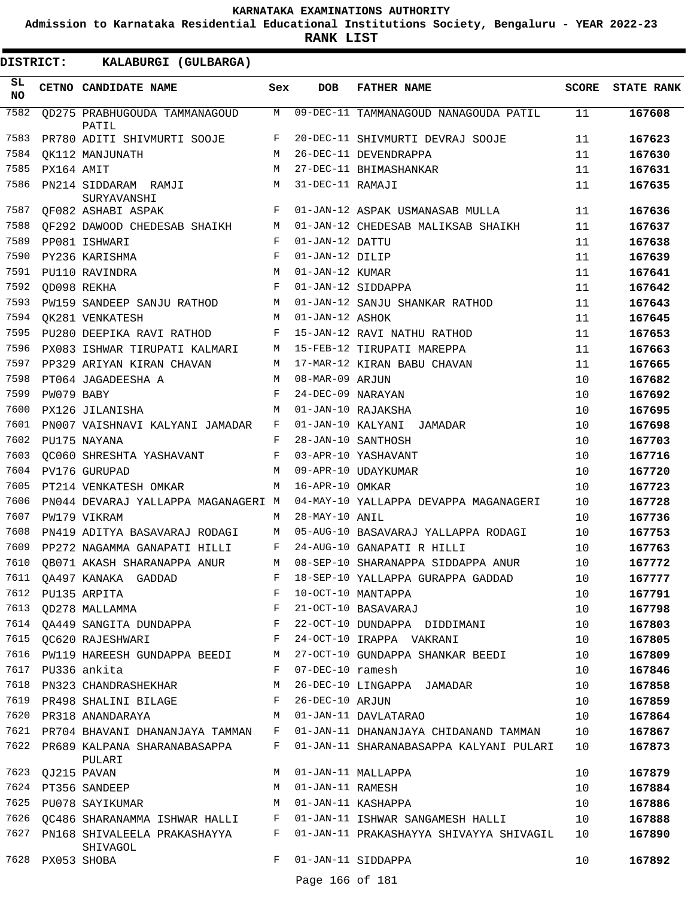**KARNATAKA EXAMINATIONS AUTHORITY**

**Admission to Karnataka Residential Educational Institutions Society, Bengaluru - YEAR 2022-23**

**RANK LIST**

**DISTRICT: KALABURGI (GULBARGA)**

| SL NO | CETNO | CANDIDATE NAME | Sex | DOB | FATHER NAME | SCORE | STATE RANK |
|---|---|---|---|---|---|---|---|
| 7582 | QD275 | PRABHUGOUDA TAMMANAGOUD PATIL | M | 09-DEC-11 | TAMMANAGOUD NANAGOUDA PATIL | 11 | 167608 |
| 7583 | PR780 | ADITI SHIVMURTI SOOJE | F | 20-DEC-11 | SHIVMURTI DEVRAJ SOOJE | 11 | 167623 |
| 7584 | QK112 | MANJUNATH | M | 26-DEC-11 | DEVENDRAPPA | 11 | 167630 |
| 7585 | PX164 | AMIT | M | 27-DEC-11 | BHIMASHANKAR | 11 | 167631 |
| 7586 | PN214 | SIDDARAM RAMJI SURYAVANSHI | M | 31-DEC-11 | RAMAJI | 11 | 167635 |
| 7587 | QF082 | ASHABI ASPAK | F | 01-JAN-12 | ASPAK USMANASAB MULLA | 11 | 167636 |
| 7588 | QF292 | DAWOOD CHEDESAB SHAIKH | M | 01-JAN-12 | CHEDESAB MALIKSAB SHAIKH | 11 | 167637 |
| 7589 | PP081 | ISHWARI | F | 01-JAN-12 | DATTU | 11 | 167638 |
| 7590 | PY236 | KARISHMA | F | 01-JAN-12 | DILIP | 11 | 167639 |
| 7591 | PU110 | RAVINDRA | M | 01-JAN-12 | KUMAR | 11 | 167641 |
| 7592 | QD098 | REKHA | F | 01-JAN-12 | SIDDAPPA | 11 | 167642 |
| 7593 | PW159 | SANDEEP SANJU RATHOD | M | 01-JAN-12 | SANJU SHANKAR RATHOD | 11 | 167643 |
| 7594 | QK281 | VENKATESH | M | 01-JAN-12 | ASHOK | 11 | 167645 |
| 7595 | PU280 | DEEPIKA RAVI RATHOD | F | 15-JAN-12 | RAVI NATHU RATHOD | 11 | 167653 |
| 7596 | PX083 | ISHWAR TIRUPATI KALMARI | M | 15-FEB-12 | TIRUPATI MAREPPA | 11 | 167663 |
| 7597 | PP329 | ARIYAN KIRAN CHAVAN | M | 17-MAR-12 | KIRAN BABU CHAVAN | 11 | 167665 |
| 7598 | PT064 | JAGADEESHA A | M | 08-MAR-09 | ARJUN | 10 | 167682 |
| 7599 | PW079 | BABY | F | 24-DEC-09 | NARAYAN | 10 | 167692 |
| 7600 | PX126 | JILANISHA | M | 01-JAN-10 | RAJAKSHA | 10 | 167695 |
| 7601 | PN007 | VAISHNAVI KALYANI JAMADAR | F | 01-JAN-10 | KALYANI JAMADAR | 10 | 167698 |
| 7602 | PU175 | NAYANA | F | 28-JAN-10 | SANTHOSH | 10 | 167703 |
| 7603 | QC060 | SHRESHTA YASHAVANT | F | 03-APR-10 | YASHAVANT | 10 | 167716 |
| 7604 | PV176 | GURUPAD | M | 09-APR-10 | UDAYKUMAR | 10 | 167720 |
| 7605 | PT214 | VENKATESH OMKAR | M | 16-APR-10 | OMKAR | 10 | 167723 |
| 7606 | PN044 | DEVARAJ YALLAPPA MAGANAGERI | M | 04-MAY-10 | YALLAPPA DEVAPPA MAGANAGERI | 10 | 167728 |
| 7607 | PW179 | VIKRAM | M | 28-MAY-10 | ANIL | 10 | 167736 |
| 7608 | PN419 | ADITYA BASAVARAJ RODAGI | M | 05-AUG-10 | BASAVARAJ YALLAPPA RODAGI | 10 | 167753 |
| 7609 | PP272 | NAGAMMA GANAPATI HILLI | F | 24-AUG-10 | GANAPATI R HILLI | 10 | 167763 |
| 7610 | QB071 | AKASH SHARANAPPA ANUR | M | 08-SEP-10 | SHARANAPPA SIDDAPPA ANUR | 10 | 167772 |
| 7611 | QA497 | KANAKA GADDAD | F | 18-SEP-10 | YALLAPPA GURAPPA GADDAD | 10 | 167777 |
| 7612 | PU135 | ARPITA | F | 10-OCT-10 | MANTAPPA | 10 | 167791 |
| 7613 | QD278 | MALLAMMA | F | 21-OCT-10 | BASAVARAJ | 10 | 167798 |
| 7614 | QA449 | SANGITA DUNDAPPA | F | 22-OCT-10 | DUNDAPPA DIDDIMANI | 10 | 167803 |
| 7615 | QC620 | RAJESHWARI | F | 24-OCT-10 | IRAPPA VAKRANI | 10 | 167805 |
| 7616 | PW119 | HAREESH GUNDAPPA BEEDI | M | 27-OCT-10 | GUNDAPPA SHANKAR BEEDI | 10 | 167809 |
| 7617 | PU336 | ankita | F | 07-DEC-10 | ramesh | 10 | 167846 |
| 7618 | PN323 | CHANDRASHEKHAR | M | 26-DEC-10 | LINGAPPA JAMADAR | 10 | 167858 |
| 7619 | PR498 | SHALINI BILAGE | F | 26-DEC-10 | ARJUN | 10 | 167859 |
| 7620 | PR318 | ANANDARAYA | M | 01-JAN-11 | DAVLATARAO | 10 | 167864 |
| 7621 | PR704 | BHAVANI DHANANJAYA TAMMAN | F | 01-JAN-11 | DHANANJAYA CHIDANAND TAMMAN | 10 | 167867 |
| 7622 | PR689 | KALPANA SHARANABASAPPA PULARI | F | 01-JAN-11 | SHARANABASAPPA KALYANI PULARI | 10 | 167873 |
| 7623 | QJ215 | PAVAN | M | 01-JAN-11 | MALLAPPA | 10 | 167879 |
| 7624 | PT356 | SANDEEP | M | 01-JAN-11 | RAMESH | 10 | 167884 |
| 7625 | PU078 | SAYIKUMAR | M | 01-JAN-11 | KASHAPPA | 10 | 167886 |
| 7626 | QC486 | SHARANAMMA ISHWAR HALLI | F | 01-JAN-11 | ISHWAR SANGAMESH HALLI | 10 | 167888 |
| 7627 | PN168 | SHIVALEELA PRAKASHAYYA SHIVAGOL | F | 01-JAN-11 | PRAKASHAYYA SHIVAYYA SHIVAGIL | 10 | 167890 |
| 7628 | PX053 | SHOBA | F | 01-JAN-11 | SIDDAPPA | 10 | 167892 |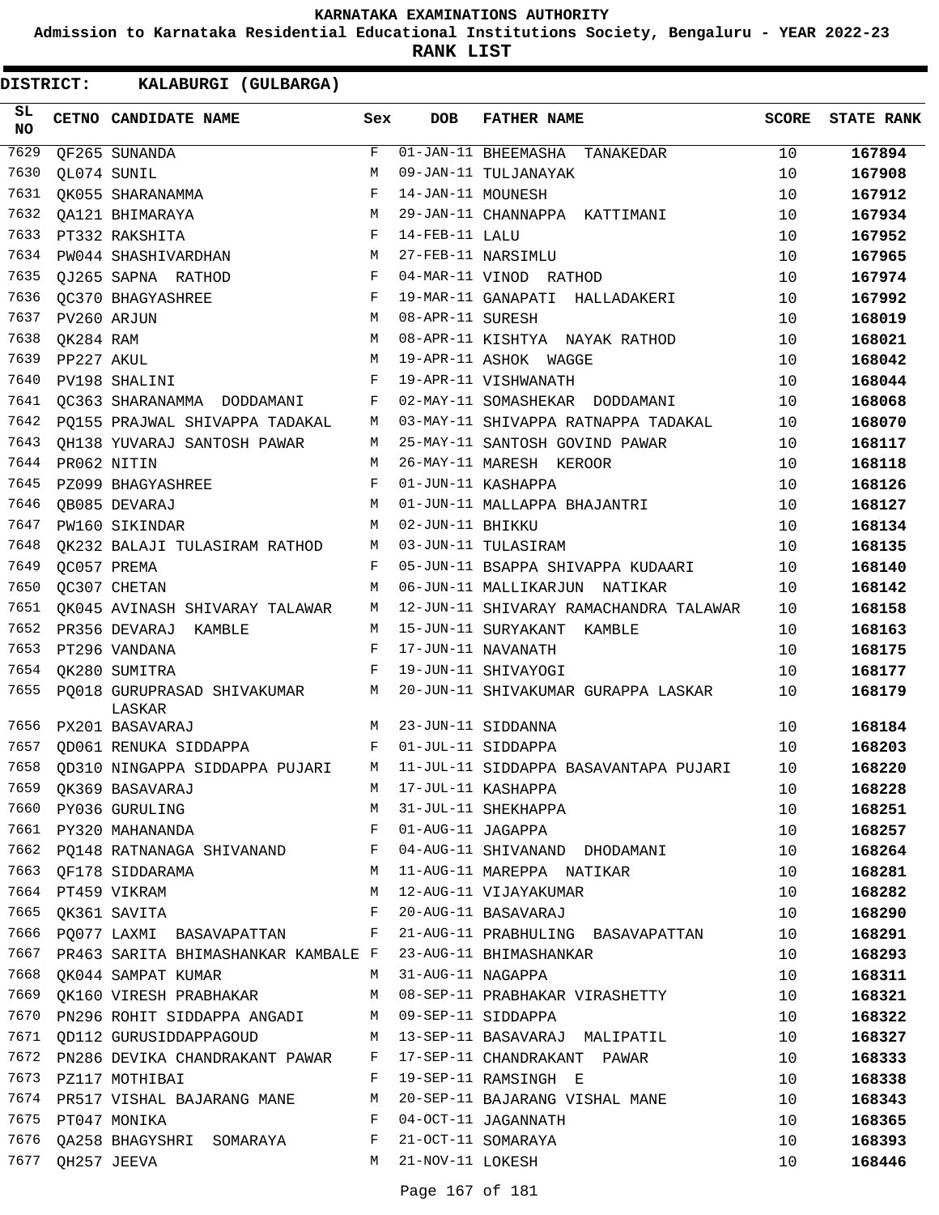**KARNATAKA EXAMINATIONS AUTHORITY**

**Admission to Karnataka Residential Educational Institutions Society, Bengaluru - YEAR 2022-23**

**RANK LIST**

**DISTRICT: KALABURGI (GULBARGA)**

| SL NO | CETNO | CANDIDATE NAME | Sex | DOB | FATHER NAME | SCORE | STATE RANK |
|---|---|---|---|---|---|---|---|
| 7629 | QF265 | SUNANDA | F | 01-JAN-11 | BHEEMASHA TANAKEDAR | 10 | 167894 |
| 7630 | QL074 | SUNIL | M | 09-JAN-11 | TULJANAYAK | 10 | 167908 |
| 7631 | QK055 | SHARANAMMA | F | 14-JAN-11 | MOUNESH | 10 | 167912 |
| 7632 | QA121 | BHIMARAYA | M | 29-JAN-11 | CHANNAPPA KATTIMANI | 10 | 167934 |
| 7633 | PT332 | RAKSHITA | F | 14-FEB-11 | LALU | 10 | 167952 |
| 7634 | PW044 | SHASHIVARDHAN | M | 27-FEB-11 | NARSIMLU | 10 | 167965 |
| 7635 | QJ265 | SAPNA RATHOD | F | 04-MAR-11 | VINOD RATHOD | 10 | 167974 |
| 7636 | QC370 | BHAGYASHREE | F | 19-MAR-11 | GANAPATI HALLADAKERI | 10 | 167992 |
| 7637 | PV260 | ARJUN | M | 08-APR-11 | SURESH | 10 | 168019 |
| 7638 | QK284 | RAM | M | 08-APR-11 | KISHTYA NAYAK RATHOD | 10 | 168021 |
| 7639 | PP227 | AKUL | M | 19-APR-11 | ASHOK WAGGE | 10 | 168042 |
| 7640 | PV198 | SHALINI | F | 19-APR-11 | VISHWANATH | 10 | 168044 |
| 7641 | QC363 | SHARANAMMA DODDAMANI | F | 02-MAY-11 | SOMASHEKAR DODDAMANI | 10 | 168068 |
| 7642 | PQ155 | PRAJWAL SHIVAPPA TADAKAL | M | 03-MAY-11 | SHIVAPPA RATNAPPA TADAKAL | 10 | 168070 |
| 7643 | QH138 | YUVARAJ SANTOSH PAWAR | M | 25-MAY-11 | SANTOSH GOVIND PAWAR | 10 | 168117 |
| 7644 | PR062 | NITIN | M | 26-MAY-11 | MARESH KEROOR | 10 | 168118 |
| 7645 | PZ099 | BHAGYASHREE | F | 01-JUN-11 | KASHAPPA | 10 | 168126 |
| 7646 | QB085 | DEVARAJ | M | 01-JUN-11 | MALLAPPA BHAJANTRI | 10 | 168127 |
| 7647 | PW160 | SIKINDAR | M | 02-JUN-11 | BHIKKU | 10 | 168134 |
| 7648 | QK232 | BALAJI TULASIRAM RATHOD | M | 03-JUN-11 | TULASIRAM | 10 | 168135 |
| 7649 | QC057 | PREMA | F | 05-JUN-11 | BSAPPA SHIVAPPA KUDAARI | 10 | 168140 |
| 7650 | QC307 | CHETAN | M | 06-JUN-11 | MALLIKARJUN NATIKAR | 10 | 168142 |
| 7651 | QK045 | AVINASH SHIVARAY TALAWAR | M | 12-JUN-11 | SHIVARAY RAMACHANDRA TALAWAR | 10 | 168158 |
| 7652 | PR356 | DEVARAJ KAMBLE | M | 15-JUN-11 | SURYAKANT KAMBLE | 10 | 168163 |
| 7653 | PT296 | VANDANA | F | 17-JUN-11 | NAVANATH | 10 | 168175 |
| 7654 | QK280 | SUMITRA | F | 19-JUN-11 | SHIVAYOGI | 10 | 168177 |
| 7655 | PQ018 | GURUPRASAD SHIVAKUMAR LASKAR | M | 20-JUN-11 | SHIVAKUMAR GURAPPA LASKAR | 10 | 168179 |
| 7656 | PX201 | BASAVARAJ | M | 23-JUN-11 | SIDDANNA | 10 | 168184 |
| 7657 | QD061 | RENUKA SIDDAPPA | F | 01-JUL-11 | SIDDAPPA | 10 | 168203 |
| 7658 | QD310 | NINGAPPA SIDDAPPA PUJARI | M | 11-JUL-11 | SIDDAPPA BASAVANTAPA PUJARI | 10 | 168220 |
| 7659 | QK369 | BASAVARAJ | M | 17-JUL-11 | KASHAPPA | 10 | 168228 |
| 7660 | PY036 | GURULING | M | 31-JUL-11 | SHEKHAPPA | 10 | 168251 |
| 7661 | PY320 | MAHANANDA | F | 01-AUG-11 | JAGAPPA | 10 | 168257 |
| 7662 | PQ148 | RATNANAGA SHIVANAND | F | 04-AUG-11 | SHIVANAND DHODAMANI | 10 | 168264 |
| 7663 | QF178 | SIDDARAMA | M | 11-AUG-11 | MAREPPA NATIKAR | 10 | 168281 |
| 7664 | PT459 | VIKRAM | M | 12-AUG-11 | VIJAYAKUMAR | 10 | 168282 |
| 7665 | QK361 | SAVITA | F | 20-AUG-11 | BASAVARAJ | 10 | 168290 |
| 7666 | PQ077 | LAXMI BASAVAPATTAN | F | 21-AUG-11 | PRABHULING BASAVAPATTAN | 10 | 168291 |
| 7667 | PR463 | SARITA BHIMASHANKAR KAMBALE | F | 23-AUG-11 | BHIMASHANKAR | 10 | 168293 |
| 7668 | QK044 | SAMPAT KUMAR | M | 31-AUG-11 | NAGAPPA | 10 | 168311 |
| 7669 | QK160 | VIRESH PRABHAKAR | M | 08-SEP-11 | PRABHAKAR VIRASHETTY | 10 | 168321 |
| 7670 | PN296 | ROHIT SIDDAPPA ANGADI | M | 09-SEP-11 | SIDDAPPA | 10 | 168322 |
| 7671 | QD112 | GURUSIDDAPPAGOUD | M | 13-SEP-11 | BASAVARAJ MALIPATIL | 10 | 168327 |
| 7672 | PN286 | DEVIKA CHANDRAKANT PAWAR | F | 17-SEP-11 | CHANDRAKANT PAWAR | 10 | 168333 |
| 7673 | PZ117 | MOTHIBAI | F | 19-SEP-11 | RAMSINGH E | 10 | 168338 |
| 7674 | PR517 | VISHAL BAJARANG MANE | M | 20-SEP-11 | BAJARANG VISHAL MANE | 10 | 168343 |
| 7675 | PT047 | MONIKA | F | 04-OCT-11 | JAGANNATH | 10 | 168365 |
| 7676 | QA258 | BHAGYSHRI SOMARAYA | F | 21-OCT-11 | SOMARAYA | 10 | 168393 |
| 7677 | QH257 | JEEVA | M | 21-NOV-11 | LOKESH | 10 | 168446 |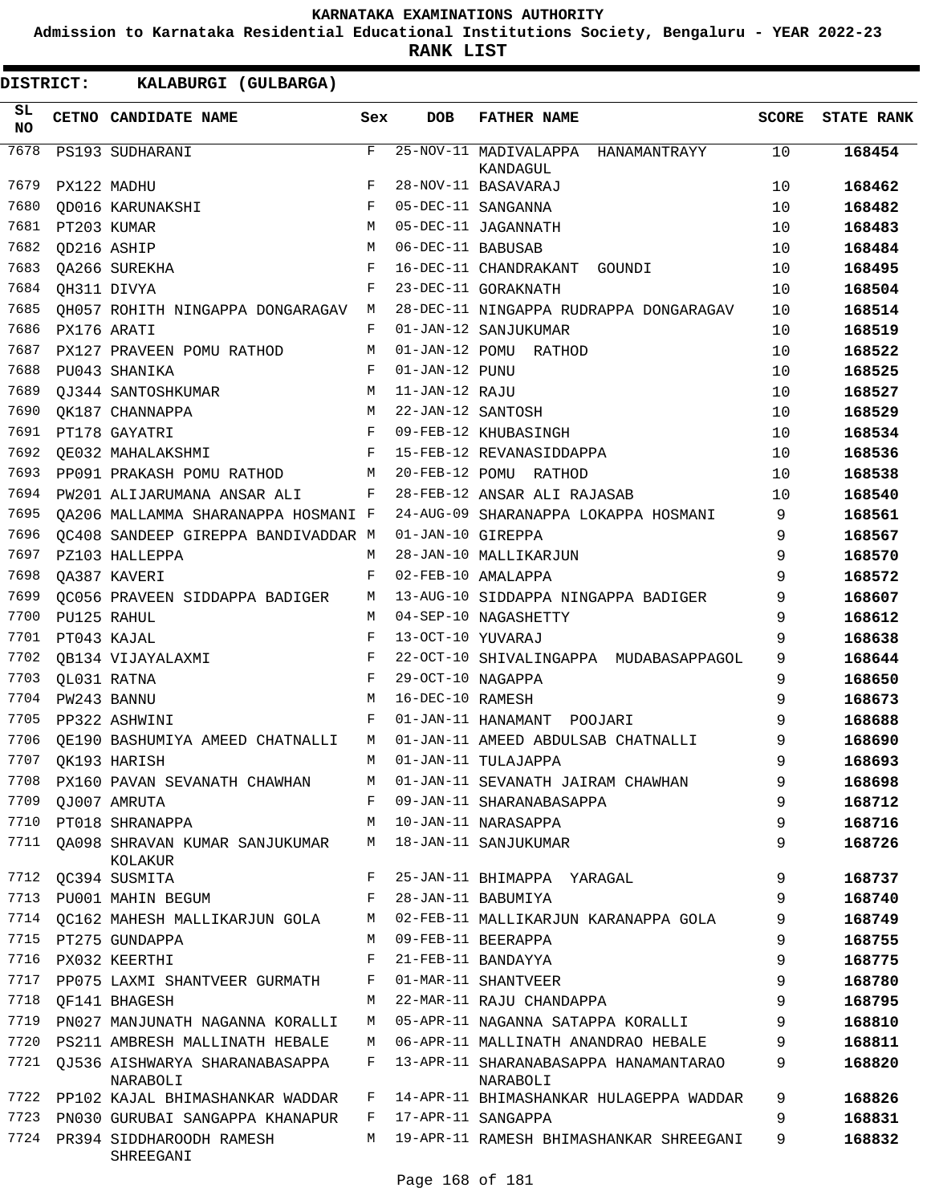KARNATAKA EXAMINATIONS AUTHORITY

Admission to Karnataka Residential Educational Institutions Society, Bengaluru - YEAR 2022-23

**RANK LIST**

**DISTRICT: KALABURGI (GULBARGA)**

| SL NO | CETNO | CANDIDATE NAME | Sex | DOB | FATHER NAME | SCORE | STATE RANK |
|---|---|---|---|---|---|---|---|
| 7678 | PS193 | SUDHARANI | F | 25-NOV-11 | MADIVALAPPA HANAMANTRAYY KANDAGUL | 10 | **168454** |
| 7679 | PX122 | MADHU | F | 28-NOV-11 | BASAVARAJ | 10 | **168462** |
| 7680 | QD016 | KARUNAKSHI | F | 05-DEC-11 | SANGANNA | 10 | **168482** |
| 7681 | PT203 | KUMAR | M | 05-DEC-11 | JAGANNATH | 10 | **168483** |
| 7682 | QD216 | ASHIP | M | 06-DEC-11 | BABUSAB | 10 | **168484** |
| 7683 | QA266 | SUREKHA | F | 16-DEC-11 | CHANDRAKANT GOUNDI | 10 | **168495** |
| 7684 | QH311 | DIVYA | F | 23-DEC-11 | GORAKNATH | 10 | **168504** |
| 7685 | QH057 | ROHITH NINGAPPA DONGARAGAV | M | 28-DEC-11 | NINGAPPA RUDRAPPA DONGARAGAV | 10 | **168514** |
| 7686 | PX176 | ARATI | F | 01-JAN-12 | SANJUKUMAR | 10 | **168519** |
| 7687 | PX127 | PRAVEEN POMU RATHOD | M | 01-JAN-12 | POMU RATHOD | 10 | **168522** |
| 7688 | PU043 | SHANIKA | F | 01-JAN-12 | PUNU | 10 | **168525** |
| 7689 | QJ344 | SANTOSHKUMAR | M | 11-JAN-12 | RAJU | 10 | **168527** |
| 7690 | QK187 | CHANNAPPA | M | 22-JAN-12 | SANTOSH | 10 | **168529** |
| 7691 | PT178 | GAYATRI | F | 09-FEB-12 | KHUBASINGH | 10 | **168534** |
| 7692 | QE032 | MAHALAKSHMI | F | 15-FEB-12 | REVANASIDDAPPA | 10 | **168536** |
| 7693 | PP091 | PRAKASH POMU RATHOD | M | 20-FEB-12 | POMU RATHOD | 10 | **168538** |
| 7694 | PW201 | ALIJARUMANA ANSAR ALI | F | 28-FEB-12 | ANSAR ALI RAJASAB | 10 | **168540** |
| 7695 | QA206 | MALLAMMA SHARANAPPA HOSMANI | F | 24-AUG-09 | SHARANAPPA LOKAPPA HOSMANI | 9 | **168561** |
| 7696 | QC408 | SANDEEP GIREPPA BANDIVADDAR | M | 01-JAN-10 | GIREPPA | 9 | **168567** |
| 7697 | PZ103 | HALLEPPA | M | 28-JAN-10 | MALLIKARJUN | 9 | **168570** |
| 7698 | QA387 | KAVERI | F | 02-FEB-10 | AMALAPPA | 9 | **168572** |
| 7699 | QC056 | PRAVEEN SIDDAPPA BADIGER | M | 13-AUG-10 | SIDDAPPA NINGAPPA BADIGER | 9 | **168607** |
| 7700 | PU125 | RAHUL | M | 04-SEP-10 | NAGASHETTY | 9 | **168612** |
| 7701 | PT043 | KAJAL | F | 13-OCT-10 | YUVARAJ | 9 | **168638** |
| 7702 | QB134 | VIJAYALAXMI | F | 22-OCT-10 | SHIVALINGAPPA MUDABASAPPAGOL | 9 | **168644** |
| 7703 | QL031 | RATNA | F | 29-OCT-10 | NAGAPPA | 9 | **168650** |
| 7704 | PW243 | BANNU | M | 16-DEC-10 | RAMESH | 9 | **168673** |
| 7705 | PP322 | ASHWINI | F | 01-JAN-11 | HANAMANT POOJARI | 9 | **168688** |
| 7706 | QE190 | BASHUMIYA AMEED CHATNALLI | M | 01-JAN-11 | AMEED ABDULSAB CHATNALLI | 9 | **168690** |
| 7707 | QK193 | HARISH | M | 01-JAN-11 | TULAJAPPA | 9 | **168693** |
| 7708 | PX160 | PAVAN SEVANATH CHAWHAN | M | 01-JAN-11 | SEVANATH JAIRAM CHAWHAN | 9 | **168698** |
| 7709 | QJ007 | AMRUTA | F | 09-JAN-11 | SHARANABASAPPA | 9 | **168712** |
| 7710 | PT018 | SHRANAPPA | M | 10-JAN-11 | NARASAPPA | 9 | **168716** |
| 7711 | QA098 | SHRAVAN KUMAR SANJUKUMAR KOLAKUR | M | 18-JAN-11 | SANJUKUMAR | 9 | **168726** |
| 7712 | QC394 | SUSMITA | F | 25-JAN-11 | BHIMAPPA YARAGAL | 9 | **168737** |
| 7713 | PU001 | MAHIN BEGUM | F | 28-JAN-11 | BABUMIYA | 9 | **168740** |
| 7714 | QC162 | MAHESH MALLIKARJUN GOLA | M | 02-FEB-11 | MALLIKARJUN KARANAPPA GOLA | 9 | **168749** |
| 7715 | PT275 | GUNDAPPA | M | 09-FEB-11 | BEERAPPA | 9 | **168755** |
| 7716 | PX032 | KEERTHI | F | 21-FEB-11 | BANDAYYA | 9 | **168775** |
| 7717 | PP075 | LAXMI SHANTVEER GURMATH | F | 01-MAR-11 | SHANTVEER | 9 | **168780** |
| 7718 | QF141 | BHAGESH | M | 22-MAR-11 | RAJU CHANDAPPA | 9 | **168795** |
| 7719 | PN027 | MANJUNATH NAGANNA KORALLI | M | 05-APR-11 | NAGANNA SATAPPA KORALLI | 9 | **168810** |
| 7720 | PS211 | AMBRESH MALLINATH HEBALE | M | 06-APR-11 | MALLINATH ANANDRAO HEBALE | 9 | **168811** |
| 7721 | QJ536 | AISHWARYA SHARANABASAPPA NARABOLI | F | 13-APR-11 | SHARANABASAPPA HANAMANTARAO NARABOLI | 9 | **168820** |
| 7722 | PP102 | KAJAL BHIMASHANKAR WADDAR | F | 14-APR-11 | BHIMASHANKAR HULAGEPPA WADDAR | 9 | **168826** |
| 7723 | PN030 | GURUBAI SANGAPPA KHANAPUR | F | 17-APR-11 | SANGAPPA | 9 | **168831** |
| 7724 | PR394 | SIDDHAROODH RAMESH SHREEGANI | M | 19-APR-11 | RAMESH BHIMASHANKAR SHREEGANI | 9 | **168832** |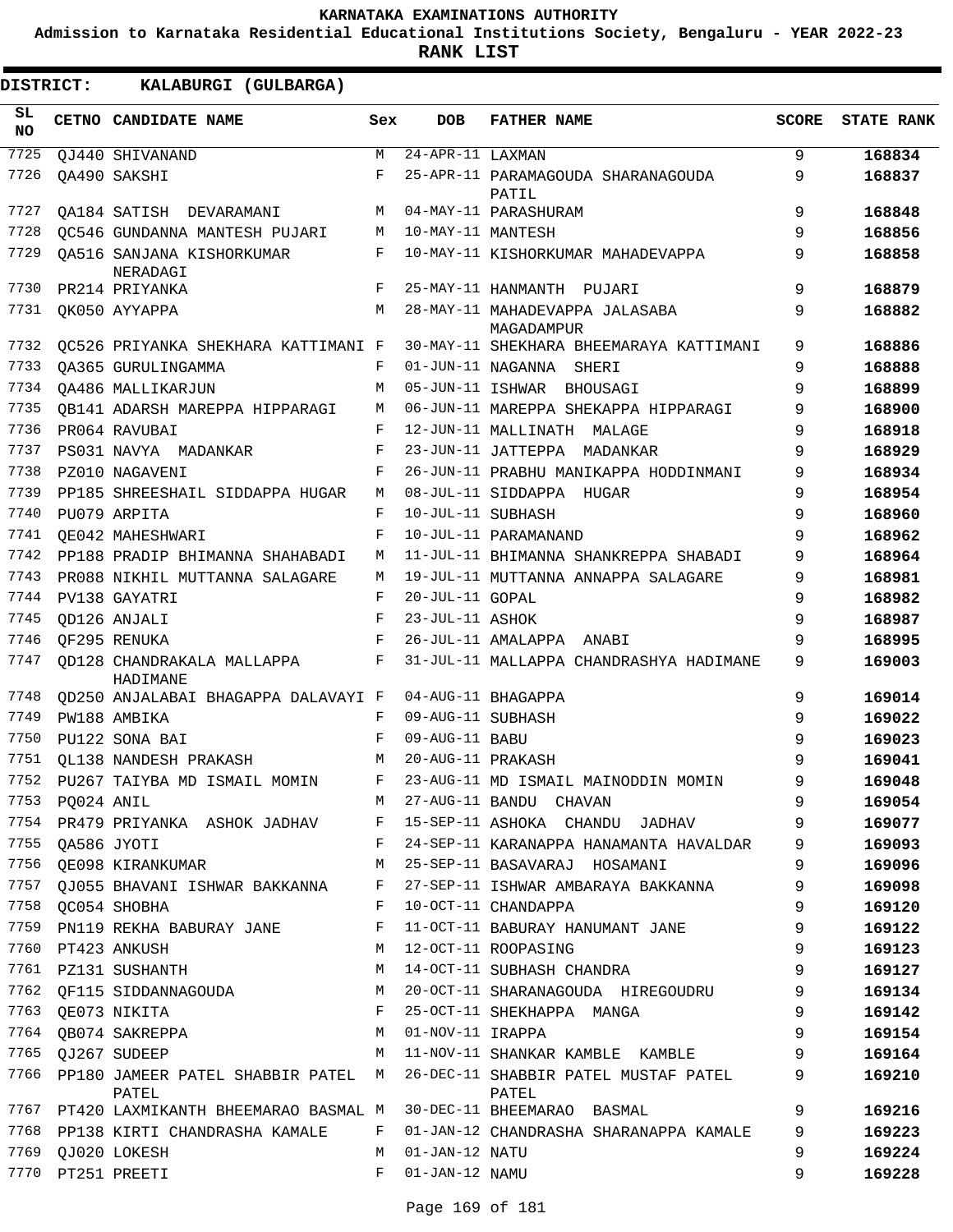**KARNATAKA EXAMINATIONS AUTHORITY**

**Admission to Karnataka Residential Educational Institutions Society, Bengaluru - YEAR 2022-23**

**RANK LIST**

**DISTRICT: KALABURGI (GULBARGA)**

| SL NO | CETNO | CANDIDATE NAME | Sex | DOB | FATHER NAME | SCORE | STATE RANK |
|---|---|---|---|---|---|---|---|
| 7725 | QJ440 | SHIVANAND | M | 24-APR-11 | LAXMAN | 9 | 168834 |
| 7726 | QA490 | SAKSHI | F | 25-APR-11 | PARAMAGOUDA SHARANAGOUDA PATIL | 9 | 168837 |
| 7727 | QA184 | SATISH DEVARAMANI | M | 04-MAY-11 | PARASHURAM | 9 | 168848 |
| 7728 | QC546 | GUNDANNA MANTESH PUJARI | M | 10-MAY-11 | MANTESH | 9 | 168856 |
| 7729 | QA516 | SANJANA KISHORKUMAR NERADAGI | F | 10-MAY-11 | KISHORKUMAR MAHADEVAPPA | 9 | 168858 |
| 7730 | PR214 | PRIYANKA | F | 25-MAY-11 | HANMANTH PUJARI | 9 | 168879 |
| 7731 | QK050 | AYYAPPA | M | 28-MAY-11 | MAHADEVAPPA JALASABA MAGADAMPUR | 9 | 168882 |
| 7732 | QC526 | PRIYANKA SHEKHARA KATTIMANI | F | 30-MAY-11 | SHEKHARA BHEEMARAYA KATTIMANI | 9 | 168886 |
| 7733 | QA365 | GURULINGAMMA | F | 01-JUN-11 | NAGANNA SHERI | 9 | 168888 |
| 7734 | QA486 | MALLIKARJUN | M | 05-JUN-11 | ISHWAR BHOUSAGI | 9 | 168899 |
| 7735 | QB141 | ADARSH MAREPPA HIPPARAGI | M | 06-JUN-11 | MAREPPA SHEKAPPA HIPPARAGI | 9 | 168900 |
| 7736 | PR064 | RAVUBAI | F | 12-JUN-11 | MALLINATH MALAGE | 9 | 168918 |
| 7737 | PS031 | NAVYA MADANKAR | F | 23-JUN-11 | JATTEPPA MADANKAR | 9 | 168929 |
| 7738 | PZ010 | NAGAVENI | F | 26-JUN-11 | PRABHU MANIKAPPA HODDINMANI | 9 | 168934 |
| 7739 | PP185 | SHREESHAIL SIDDAPPA HUGAR | M | 08-JUL-11 | SIDDAPPA HUGAR | 9 | 168954 |
| 7740 | PU079 | ARPITA | F | 10-JUL-11 | SUBHASH | 9 | 168960 |
| 7741 | QE042 | MAHESHWARI | F | 10-JUL-11 | PARAMANAND | 9 | 168962 |
| 7742 | PP188 | PRADIP BHIMANNA SHAHABADI | M | 11-JUL-11 | BHIMANNA SHANKREPPA SHABADI | 9 | 168964 |
| 7743 | PR088 | NIKHIL MUTTANNA SALAGARE | M | 19-JUL-11 | MUTTANNA ANNAPPA SALAGARE | 9 | 168981 |
| 7744 | PV138 | GAYATRI | F | 20-JUL-11 | GOPAL | 9 | 168982 |
| 7745 | QD126 | ANJALI | F | 23-JUL-11 | ASHOK | 9 | 168987 |
| 7746 | QF295 | RENUKA | F | 26-JUL-11 | AMALAPPA ANABI | 9 | 168995 |
| 7747 | QD128 | CHANDRAKALA MALLAPPA HADIMANE | F | 31-JUL-11 | MALLAPPA CHANDRASHYA HADIMANE | 9 | 169003 |
| 7748 | QD250 | ANJALABAI BHAGAPPA DALAVAYI | F | 04-AUG-11 | BHAGAPPA | 9 | 169014 |
| 7749 | PW188 | AMBIKA | F | 09-AUG-11 | SUBHASH | 9 | 169022 |
| 7750 | PU122 | SONA BAI | F | 09-AUG-11 | BABU | 9 | 169023 |
| 7751 | QL138 | NANDESH PRAKASH | M | 20-AUG-11 | PRAKASH | 9 | 169041 |
| 7752 | PU267 | TAIYBA MD ISMAIL MOMIN | F | 23-AUG-11 | MD ISMAIL MAINODDIN MOMIN | 9 | 169048 |
| 7753 | PQ024 | ANIL | M | 27-AUG-11 | BANDU CHAVAN | 9 | 169054 |
| 7754 | PR479 | PRIYANKA ASHOK JADHAV | F | 15-SEP-11 | ASHOKA CHANDU JADHAV | 9 | 169077 |
| 7755 | QA586 | JYOTI | F | 24-SEP-11 | KARANAPPA HANAMANTA HAVALDAR | 9 | 169093 |
| 7756 | QE098 | KIRANKUMAR | M | 25-SEP-11 | BASAVARAJ HOSAMANI | 9 | 169096 |
| 7757 | QJ055 | BHAVANI ISHWAR BAKKANNA | F | 27-SEP-11 | ISHWAR AMBARAYA BAKKANNA | 9 | 169098 |
| 7758 | QC054 | SHOBHA | F | 10-OCT-11 | CHANDAPPA | 9 | 169120 |
| 7759 | PN119 | REKHA BABURAY JANE | F | 11-OCT-11 | BABURAY HANUMANT JANE | 9 | 169122 |
| 7760 | PT423 | ANKUSH | M | 12-OCT-11 | ROOPASING | 9 | 169123 |
| 7761 | PZ131 | SUSHANTH | M | 14-OCT-11 | SUBHASH CHANDRA | 9 | 169127 |
| 7762 | QF115 | SIDDANNAGOUDA | M | 20-OCT-11 | SHARANAGOUDA HIREGOUDRU | 9 | 169134 |
| 7763 | QE073 | NIKITA | F | 25-OCT-11 | SHEKHAPPA MANGA | 9 | 169142 |
| 7764 | QB074 | SAKREPPA | M | 01-NOV-11 | IRAPPA | 9 | 169154 |
| 7765 | QJ267 | SUDEEP | M | 11-NOV-11 | SHANKAR KAMBLE KAMBLE | 9 | 169164 |
| 7766 | PP180 | JAMEER PATEL SHABBIR PATEL PATEL | M | 26-DEC-11 | SHABBIR PATEL MUSTAF PATEL PATEL | 9 | 169210 |
| 7767 | PT420 | LAXMIKANTH BHEEMARAO BASMAL | M | 30-DEC-11 | BHEEMARAO BASMAL | 9 | 169216 |
| 7768 | PP138 | KIRTI CHANDRASHA KAMALE | F | 01-JAN-12 | CHANDRASHA SHARANAPPA KAMALE | 9 | 169223 |
| 7769 | QJ020 | LOKESH | M | 01-JAN-12 | NATU | 9 | 169224 |
| 7770 | PT251 | PREETI | F | 01-JAN-12 | NAMU | 9 | 169228 |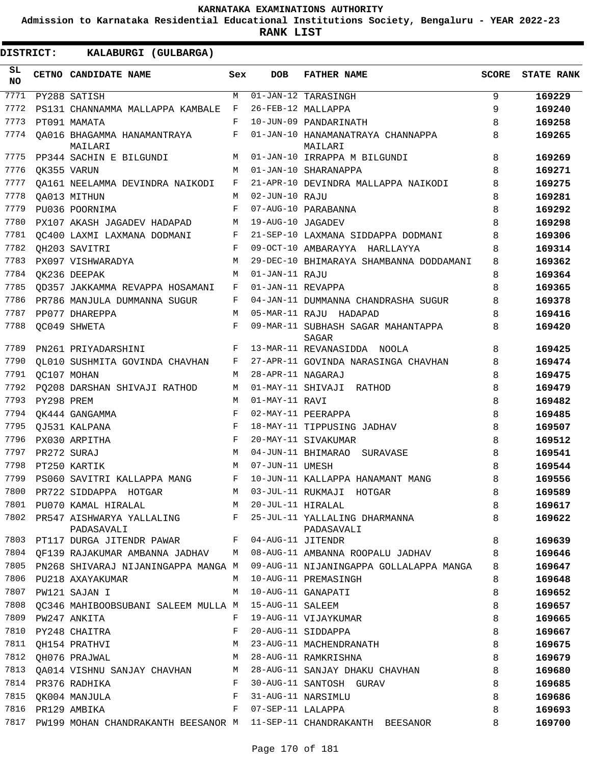KARNATAKA EXAMINATIONS AUTHORITY

Admission to Karnataka Residential Educational Institutions Society, Bengaluru - YEAR 2022-23

**RANK LIST**

**DISTRICT: KALABURGI (GULBARGA)**

| SL NO | CETNO | CANDIDATE NAME | Sex | DOB | FATHER NAME | SCORE | STATE RANK |
|---|---|---|---|---|---|---|---|
| 7771 | PY288 | SATISH | M | 01-JAN-12 | TARASINGH | 9 | 169229 |
| 7772 | PS131 | CHANNAMMA MALLAPPA KAMBALE | F | 26-FEB-12 | MALLAPPA | 9 | 169240 |
| 7773 | PT091 | MAMATA | F | 10-JUN-09 | PANDARINATH | 8 | 169258 |
| 7774 | QA016 | BHAGAMMA HANAMANTRAYA MAILARI | F | 01-JAN-10 | HANAMANATRAYA CHANNAPPA MAILARI | 8 | 169265 |
| 7775 | PP344 | SACHIN E BILGUNDI | M | 01-JAN-10 | IRRAPPA M BILGUNDI | 8 | 169269 |
| 7776 | QK355 | VARUN | M | 01-JAN-10 | SHARANAPPA | 8 | 169271 |
| 7777 | QA161 | NEELAMMA DEVINDRA NAIKODI | F | 21-APR-10 | DEVINDRA MALLAPPA NAIKODI | 8 | 169275 |
| 7778 | QA013 | MITHUN | M | 02-JUN-10 | RAJU | 8 | 169281 |
| 7779 | PU036 | POORNIMA | F | 07-AUG-10 | PARABANNA | 8 | 169292 |
| 7780 | PX107 | AKASH JAGADEV HADAPAD | M | 19-AUG-10 | JAGADEV | 8 | 169298 |
| 7781 | QC400 | LAXMI LAXMANA DODMANI | F | 21-SEP-10 | LAXMANA SIDDAPPA DODMANI | 8 | 169306 |
| 7782 | QH203 | SAVITRI | F | 09-OCT-10 | AMBARAYYA HARLLAYYA | 8 | 169314 |
| 7783 | PX097 | VISHWARADYA | M | 29-DEC-10 | BHIMARAYA SHAMBANNA DODDAMANI | 8 | 169362 |
| 7784 | QK236 | DEEPAK | M | 01-JAN-11 | RAJU | 8 | 169364 |
| 7785 | QD357 | JAKKAMMA REVAPPA HOSAMANI | F | 01-JAN-11 | REVAPPA | 8 | 169365 |
| 7786 | PR786 | MANJULA DUMMANNA SUGUR | F | 04-JAN-11 | DUMMANNA CHANDRASHA SUGUR | 8 | 169378 |
| 7787 | PP077 | DHAREPPA | M | 05-MAR-11 | RAJU HADAPAD | 8 | 169416 |
| 7788 | QC049 | SHWETA | F | 09-MAR-11 | SUBHASH SAGAR MAHANTAPPA SAGAR | 8 | 169420 |
| 7789 | PN261 | PRIYADARSHINI | F | 13-MAR-11 | REVANASIDDA NOOLA | 8 | 169425 |
| 7790 | QL010 | SUSHMITA GOVINDA CHAVHAN | F | 27-APR-11 | GOVINDA NARASINGA CHAVHAN | 8 | 169474 |
| 7791 | QC107 | MOHAN | M | 28-APR-11 | NAGARAJ | 8 | 169475 |
| 7792 | PQ208 | DARSHAN SHIVAJI RATHOD | M | 01-MAY-11 | SHIVAJI RATHOD | 8 | 169479 |
| 7793 | PY298 | PREM | M | 01-MAY-11 | RAVI | 8 | 169482 |
| 7794 | QK444 | GANGAMMA | F | 02-MAY-11 | PEERAPPA | 8 | 169485 |
| 7795 | QJ531 | KALPANA | F | 18-MAY-11 | TIPPUSING JADHAV | 8 | 169507 |
| 7796 | PX030 | ARPITHA | F | 20-MAY-11 | SIVAKUMAR | 8 | 169512 |
| 7797 | PR272 | SURAJ | M | 04-JUN-11 | BHIMARAO SURAVASE | 8 | 169541 |
| 7798 | PT250 | KARTIK | M | 07-JUN-11 | UMESH | 8 | 169544 |
| 7799 | PS060 | SAVITRI KALLAPPA MANG | F | 10-JUN-11 | KALLAPPA HANAMANT MANG | 8 | 169556 |
| 7800 | PR722 | SIDDAPPA HOTGAR | M | 03-JUL-11 | RUKMAJI HOTGAR | 8 | 169589 |
| 7801 | PU070 | KAMAL HIRALAL | M | 20-JUL-11 | HIRALAL | 8 | 169617 |
| 7802 | PR547 | AISHWARYA YALLALING PADASAVALI | F | 25-JUL-11 | YALLALING DHARMANNA PADASAVALI | 8 | 169622 |
| 7803 | PT117 | DURGA JITENDR PAWAR | F | 04-AUG-11 | JITENDR | 8 | 169639 |
| 7804 | QF139 | RAJAKUMAR AMBANNA JADHAV | M | 08-AUG-11 | AMBANNA ROOPALU JADHAV | 8 | 169646 |
| 7805 | PN268 | SHIVARAJ NIJANINGAPPA MANGA | M | 09-AUG-11 | NIJANINGAPPA GOLLALAPPA MANGA | 8 | 169647 |
| 7806 | PU218 | AXAYAKUMAR | M | 10-AUG-11 | PREMASINGH | 8 | 169648 |
| 7807 | PW121 | SAJAN I | M | 10-AUG-11 | GANAPATI | 8 | 169652 |
| 7808 | QC346 | MAHIBOOBSUBANI SALEEM MULLA | M | 15-AUG-11 | SALEEM | 8 | 169657 |
| 7809 | PW247 | ANKITA | F | 19-AUG-11 | VIJAYKUMAR | 8 | 169665 |
| 7810 | PY248 | CHAITRA | F | 20-AUG-11 | SIDDAPPA | 8 | 169667 |
| 7811 | QH154 | PRATHVI | M | 23-AUG-11 | MACHENDRANATH | 8 | 169675 |
| 7812 | QH076 | PRAJWAL | M | 28-AUG-11 | RAMKRISHNA | 8 | 169679 |
| 7813 | QA014 | VISHNU SANJAY CHAVHAN | M | 28-AUG-11 | SANJAY DHAKU CHAVHAN | 8 | 169680 |
| 7814 | PR376 | RADHIKA | F | 30-AUG-11 | SANTOSH GURAV | 8 | 169685 |
| 7815 | QK004 | MANJULA | F | 31-AUG-11 | NARSIMLU | 8 | 169686 |
| 7816 | PR129 | AMBIKA | F | 07-SEP-11 | LALAPPA | 8 | 169693 |
| 7817 | PW199 | MOHAN CHANDRAKANTH BEESANOR | M | 11-SEP-11 | CHANDRAKANTH BEESANOR | 8 | 169700 |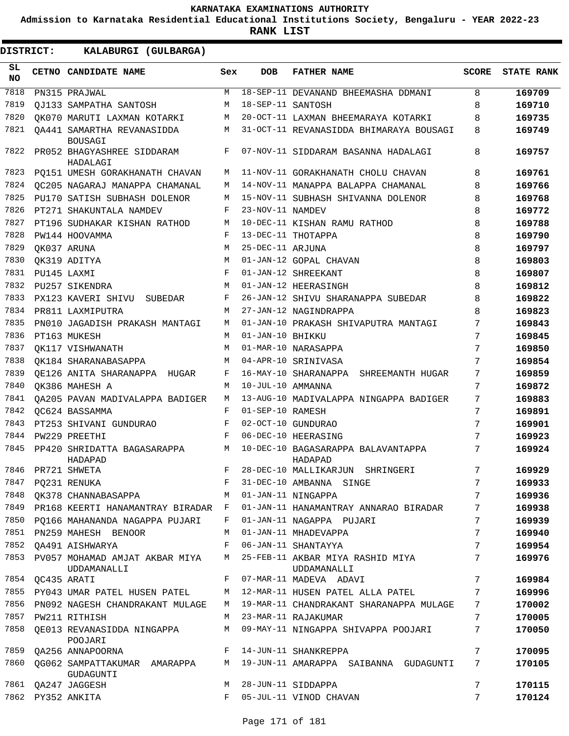KARNATAKA EXAMINATIONS AUTHORITY

Admission to Karnataka Residential Educational Institutions Society, Bengaluru - YEAR 2022-23

**RANK LIST**

**DISTRICT: KALABURGI (GULBARGA)**

| SL NO | CETNO | CANDIDATE NAME | Sex | DOB | FATHER NAME | SCORE | STATE RANK |
|---|---|---|---|---|---|---|---|
| 7818 | PN315 | PRAJWAL | M | 18-SEP-11 | DEVANAND BHEEMASHA DDMANI | 8 | 169709 |
| 7819 | QJ133 | SAMPATHA SANTOSH | M | 18-SEP-11 | SANTOSH | 8 | 169710 |
| 7820 | QK070 | MARUTI LAXMAN KOTARKI | M | 20-OCT-11 | LAXMAN BHEEMARAYA KOTARKI | 8 | 169735 |
| 7821 | QA441 | SAMARTHA REVANASIDDA BOUSAGI | M | 31-OCT-11 | REVANASIDDA BHIMARAYA BOUSAGI | 8 | 169749 |
| 7822 | PR052 | BHAGYASHREE SIDDARAM HADALAGI | F | 07-NOV-11 | SIDDARAM BASANNA HADALAGI | 8 | 169757 |
| 7823 | PQ151 | UMESH GORAKHANATH CHAVAN | M | 11-NOV-11 | GORAKHANATH CHOLU CHAVAN | 8 | 169761 |
| 7824 | QC205 | NAGARAJ MANAPPA CHAMANAL | M | 14-NOV-11 | MANAPPA BALAPPA CHAMANAL | 8 | 169766 |
| 7825 | PU170 | SATISH SUBHASH DOLENOR | M | 15-NOV-11 | SUBHASH SHIVANNA DOLENOR | 8 | 169768 |
| 7826 | PT271 | SHAKUNTALA NAMDEV | F | 23-NOV-11 | NAMDEV | 8 | 169772 |
| 7827 | PT196 | SUDHAKAR KISHAN RATHOD | M | 10-DEC-11 | KISHAN RAMU RATHOD | 8 | 169788 |
| 7828 | PW144 | HOOVAMMA | F | 13-DEC-11 | THOTAPPA | 8 | 169790 |
| 7829 | QK037 | ARUNA | M | 25-DEC-11 | ARJUNA | 8 | 169797 |
| 7830 | QK319 | ADITYA | M | 01-JAN-12 | GOPAL CHAVAN | 8 | 169803 |
| 7831 | PU145 | LAXMI | F | 01-JAN-12 | SHREEKANT | 8 | 169807 |
| 7832 | PU257 | SIKENDRA | M | 01-JAN-12 | HEERASINGH | 8 | 169812 |
| 7833 | PX123 | KAVERI SHIVU SUBEDAR | F | 26-JAN-12 | SHIVU SHARANAPPA SUBEDAR | 8 | 169822 |
| 7834 | PR811 | LAXMIPUTRA | M | 27-JAN-12 | NAGINDRAPPA | 8 | 169823 |
| 7835 | PN010 | JAGADISH PRAKASH MANTAGI | M | 01-JAN-10 | PRAKASH SHIVAPUTRA MANTAGI | 7 | 169843 |
| 7836 | PT163 | MUKESH | M | 01-JAN-10 | BHIKKU | 7 | 169845 |
| 7837 | QK117 | VISHWANATH | M | 01-MAR-10 | NARASAPPA | 7 | 169850 |
| 7838 | QK184 | SHARANABASAPPA | M | 04-APR-10 | SRINIVASA | 7 | 169854 |
| 7839 | QE126 | ANITA SHARANAPPA HUGAR | F | 16-MAY-10 | SHARANAPPA SHREEMANTH HUGAR | 7 | 169859 |
| 7840 | QK386 | MAHESH A | M | 10-JUL-10 | AMMANNA | 7 | 169872 |
| 7841 | QA205 | PAVAN MADIVALAPPA BADIGER | M | 13-AUG-10 | MADIVALAPPA NINGAPPA BADIGER | 7 | 169883 |
| 7842 | QC624 | BASSAMMA | F | 01-SEP-10 | RAMESH | 7 | 169891 |
| 7843 | PT253 | SHIVANI GUNDURAO | F | 02-OCT-10 | GUNDURAO | 7 | 169901 |
| 7844 | PW229 | PREETHI | F | 06-DEC-10 | HEERASING | 7 | 169923 |
| 7845 | PP420 | SHRIDATTA BAGASARAPPA HADAPAD | M | 10-DEC-10 | BAGASARAPPA BALAVANTAPPA HADAPAD | 7 | 169924 |
| 7846 | PR721 | SHWETA | F | 28-DEC-10 | MALLIKARJUN SHRINGERI | 7 | 169929 |
| 7847 | PQ231 | RENUKA | F | 31-DEC-10 | AMBANNA SINGE | 7 | 169933 |
| 7848 | QK378 | CHANNABASAPPA | M | 01-JAN-11 | NINGAPPA | 7 | 169936 |
| 7849 | PR168 | KEERTI HANAMANTRAY BIRADAR | F | 01-JAN-11 | HANAMANTRAY ANNARAO BIRADAR | 7 | 169938 |
| 7850 | PQ166 | MAHANANDA NAGAPPA PUJARI | F | 01-JAN-11 | NAGAPPA PUJARI | 7 | 169939 |
| 7851 | PN259 | MAHESH BENOOR | M | 01-JAN-11 | MHADEVAPPA | 7 | 169940 |
| 7852 | QA491 | AISHWARYA | F | 06-JAN-11 | SHANTAYYA | 7 | 169954 |
| 7853 | PV057 | MOHAMAD AMJAT AKBAR MIYA UDDAMANALLI | M | 25-FEB-11 | AKBAR MIYA RASHID MIYA UDDAMANALLI | 7 | 169976 |
| 7854 | QC435 | ARATI | F | 07-MAR-11 | MADEVA ADAVI | 7 | 169984 |
| 7855 | PY043 | UMAR PATEL HUSEN PATEL | M | 12-MAR-11 | HUSEN PATEL ALLA PATEL | 7 | 169996 |
| 7856 | PN092 | NAGESH CHANDRAKANT MULAGE | M | 19-MAR-11 | CHANDRAKANT SHARANAPPA MULAGE | 7 | 170002 |
| 7857 | PW211 | RITHISH | M | 23-MAR-11 | RAJAKUMAR | 7 | 170005 |
| 7858 | QE013 | REVANASIDDA NINGAPPA POOJARI | M | 09-MAY-11 | NINGAPPA SHIVAPPA POOJARI | 7 | 170050 |
| 7859 | QA256 | ANNAPOORNA | F | 14-JUN-11 | SHANKREPPA | 7 | 170095 |
| 7860 | QG062 | SAMPATTAKUMAR AMARAPPA GUDAGUNTI | M | 19-JUN-11 | AMARAPPA SAIBANNA GUDAGUNTI | 7 | 170105 |
| 7861 | QA247 | JAGGESH | M | 28-JUN-11 | SIDDAPPA | 7 | 170115 |
| 7862 | PY352 | ANKITA | F | 05-JUL-11 | VINOD CHAVAN | 7 | 170124 |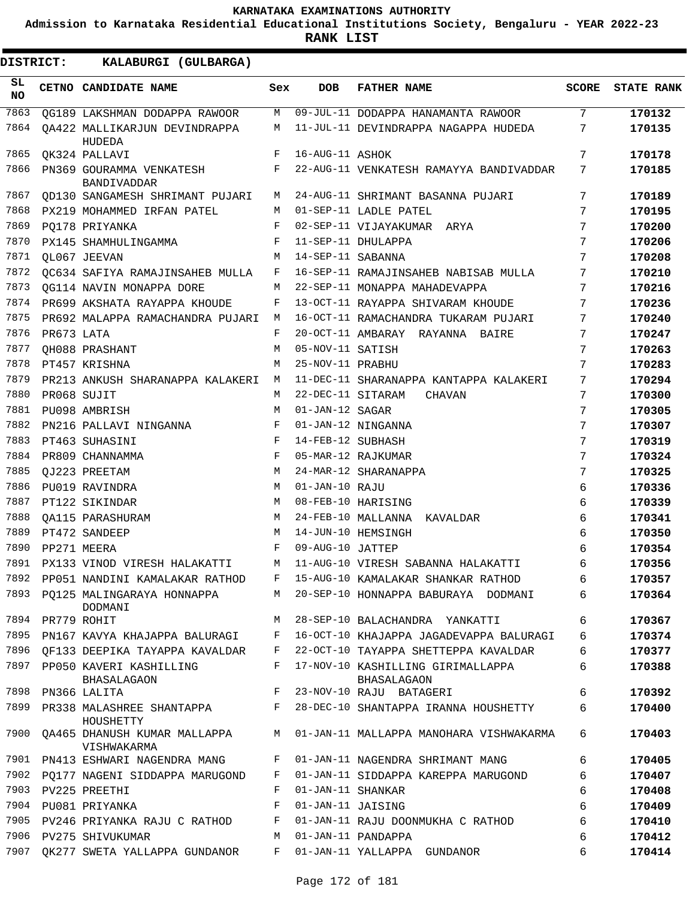# KARNATAKA EXAMINATIONS AUTHORITY

**Admission to Karnataka Residential Educational Institutions Society, Bengaluru - YEAR 2022-23**

**RANK LIST**

**DISTRICT: KALABURGI (GULBARGA)**

| SL NO | CETNO | CANDIDATE NAME | Sex | DOB | FATHER NAME | SCORE | STATE RANK |
|---|---|---|---|---|---|---|---|
| 7863 | QG189 | LAKSHMAN DODAPPA RAWOOR | M | 09-JUL-11 | DODAPPA HANAMANTA RAWOOR | 7 | 170132 |
| 7864 | QA422 | MALLIKARJUN DEVINDRAPPA HUDEDA | M | 11-JUL-11 | DEVINDRAPPA NAGAPPA HUDEDA | 7 | 170135 |
| 7865 | QK324 | PALLAVI | F | 16-AUG-11 | ASHOK | 7 | 170178 |
| 7866 | PN369 | GOURAMMA VENKATESH BANDIVADDAR | F | 22-AUG-11 | VENKATESH RAMAYYA BANDIVADDAR | 7 | 170185 |
| 7867 | QD130 | SANGAMESH SHRIMANT PUJARI | M | 24-AUG-11 | SHRIMANT BASANNA PUJARI | 7 | 170189 |
| 7868 | PX219 | MOHAMMED IRFAN PATEL | M | 01-SEP-11 | LADLE PATEL | 7 | 170195 |
| 7869 | PQ178 | PRIYANKA | F | 02-SEP-11 | VIJAYAKUMAR ARYA | 7 | 170200 |
| 7870 | PX145 | SHAMHULINGAMMA | F | 11-SEP-11 | DHULAPPA | 7 | 170206 |
| 7871 | QL067 | JEEVAN | M | 14-SEP-11 | SABANNA | 7 | 170208 |
| 7872 | QC634 | SAFIYA RAMAJINSAHEB MULLA | F | 16-SEP-11 | RAMAJINSAHEB NABISAB MULLA | 7 | 170210 |
| 7873 | QG114 | NAVIN MONAPPA DORE | M | 22-SEP-11 | MONAPPA MAHADEVAPPA | 7 | 170216 |
| 7874 | PR699 | AKSHATA RAYAPPA KHOUDE | F | 13-OCT-11 | RAYAPPA SHIVARAM KHOUDE | 7 | 170236 |
| 7875 | PR692 | MALAPPA RAMACHANDRA PUJARI | M | 16-OCT-11 | RAMACHANDRA TUKARAM PUJARI | 7 | 170240 |
| 7876 | PR673 | LATA | F | 20-OCT-11 | AMBARAY RAYANNA BAIRE | 7 | 170247 |
| 7877 | QH088 | PRASHANT | M | 05-NOV-11 | SATISH | 7 | 170263 |
| 7878 | PT457 | KRISHNA | M | 25-NOV-11 | PRABHU | 7 | 170283 |
| 7879 | PR213 | ANKUSH SHARANAPPA KALAKERI | M | 11-DEC-11 | SHARANAPPA KANTAPPA KALAKERI | 7 | 170294 |
| 7880 | PR068 | SUJIT | M | 22-DEC-11 | SITARAM CHAVAN | 7 | 170300 |
| 7881 | PU098 | AMBRISH | M | 01-JAN-12 | SAGAR | 7 | 170305 |
| 7882 | PN216 | PALLAVI NINGANNA | F | 01-JAN-12 | NINGANNA | 7 | 170307 |
| 7883 | PT463 | SUHASINI | F | 14-FEB-12 | SUBHASH | 7 | 170319 |
| 7884 | PR809 | CHANNAMMA | F | 05-MAR-12 | RAJKUMAR | 7 | 170324 |
| 7885 | QJ223 | PREETAM | M | 24-MAR-12 | SHARANAPPA | 7 | 170325 |
| 7886 | PU019 | RAVINDRA | M | 01-JAN-10 | RAJU | 6 | 170336 |
| 7887 | PT122 | SIKINDAR | M | 08-FEB-10 | HARISING | 6 | 170339 |
| 7888 | QA115 | PARASHURAM | M | 24-FEB-10 | MALLANNA KAVALDAR | 6 | 170341 |
| 7889 | PT472 | SANDEEP | M | 14-JUN-10 | HEMSINGH | 6 | 170350 |
| 7890 | PP271 | MEERA | F | 09-AUG-10 | JATTEP | 6 | 170354 |
| 7891 | PX133 | VINOD VIRESH HALAKATTI | M | 11-AUG-10 | VIRESH SABANNA HALAKATTI | 6 | 170356 |
| 7892 | PP051 | NANDINI KAMALAKAR RATHOD | F | 15-AUG-10 | KAMALAKAR SHANKAR RATHOD | 6 | 170357 |
| 7893 | PQ125 | MALINGARAYA HONNAPPA DODMANI | M | 20-SEP-10 | HONNAPPA BABURAYA DODMANI | 6 | 170364 |
| 7894 | PR779 | ROHIT | M | 28-SEP-10 | BALACHANDRA YANKATTI | 6 | 170367 |
| 7895 | PN167 | KAVYA KHAJAPPA BALURAGI | F | 16-OCT-10 | KHAJAPPA JAGADEVAPPA BALURAGI | 6 | 170374 |
| 7896 | QF133 | DEEPIKA TAYAPPA KAVALDAR | F | 22-OCT-10 | TAYAPPA SHETTEPPA KAVALDAR | 6 | 170377 |
| 7897 | PP050 | KAVERI KASHILLING BHASALAGAON | F | 17-NOV-10 | KASHILLING GIRIMALLAPPA BHASALAGAON | 6 | 170388 |
| 7898 | PN366 | LALITA | F | 23-NOV-10 | RAJU BATAGERI | 6 | 170392 |
| 7899 | PR338 | MALASHREE SHANTAPPA HOUSHETTY | F | 28-DEC-10 | SHANTAPPA IRANNA HOUSHETTY | 6 | 170400 |
| 7900 | QA465 | DHANUSH KUMAR MALLAPPA VISHWAKARMA | M | 01-JAN-11 | MALLAPPA MANOHARA VISHWAKARMA | 6 | 170403 |
| 7901 | PN413 | ESHWARI NAGENDRA MANG | F | 01-JAN-11 | NAGENDRA SHRIMANT MANG | 6 | 170405 |
| 7902 | PQ177 | NAGENI SIDDAPPA MARUGOND | F | 01-JAN-11 | SIDDAPPA KAREPPA MARUGOND | 6 | 170407 |
| 7903 | PV225 | PREETHI | F | 01-JAN-11 | SHANKAR | 6 | 170408 |
| 7904 | PU081 | PRIYANKA | F | 01-JAN-11 | JAISING | 6 | 170409 |
| 7905 | PV246 | PRIYANKA RAJU C RATHOD | F | 01-JAN-11 | RAJU DOONMUKHA C RATHOD | 6 | 170410 |
| 7906 | PV275 | SHIVUKUMAR | M | 01-JAN-11 | PANDAPPA | 6 | 170412 |
| 7907 | QK277 | SWETA YALLAPPA GUNDANOR | F | 01-JAN-11 | YALLAPPA GUNDANOR | 6 | 170414 |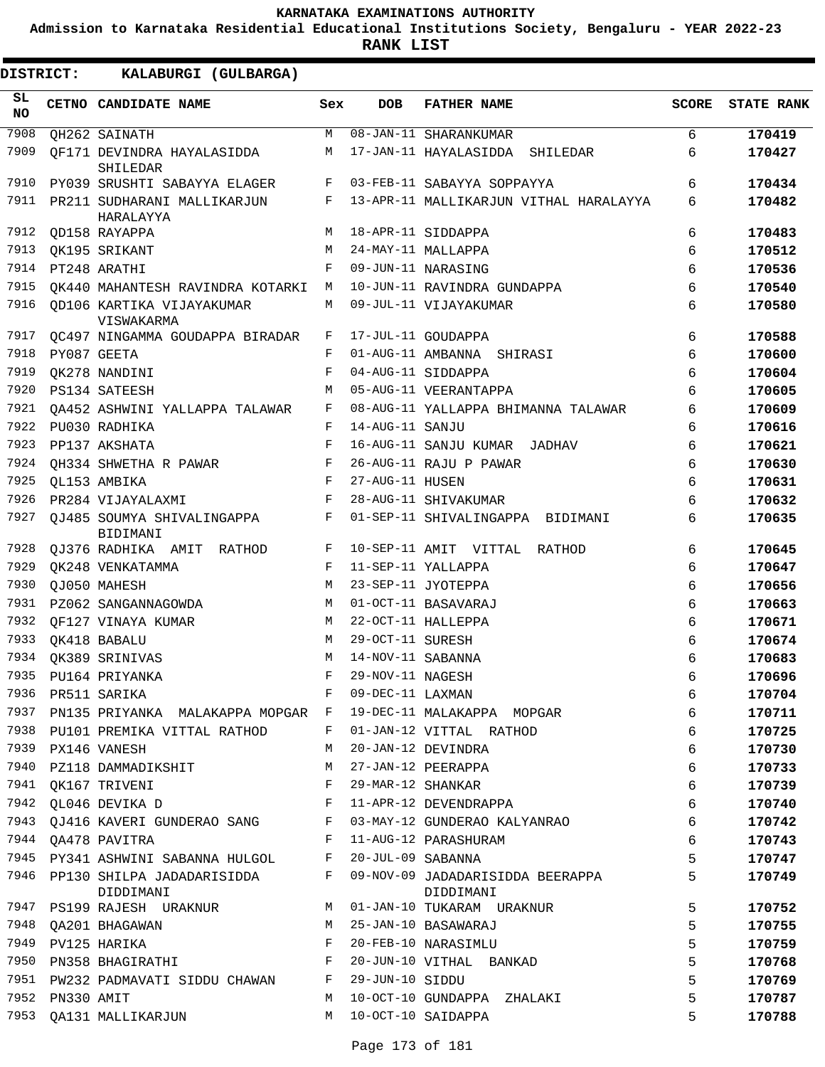# KARNATAKA EXAMINATIONS AUTHORITY

**Admission to Karnataka Residential Educational Institutions Society, Bengaluru - YEAR 2022-23**

**RANK LIST**

**DISTRICT: KALABURGI (GULBARGA)**

| SL NO | CETNO | CANDIDATE NAME | Sex | DOB | FATHER NAME | SCORE | STATE RANK |
|---|---|---|---|---|---|---|---|
| 7908 | QH262 | SAINATH | M | 08-JAN-11 | SHARANKUMAR | 6 | **170419** |
| 7909 | QF171 | DEVINDRA HAYALASIDDA SHILEDAR | M | 17-JAN-11 | HAYALASIDDA SHILEDAR | 6 | **170427** |
| 7910 | PY039 | SRUSHTI SABAYYA ELAGER | F | 03-FEB-11 | SABAYYA SOPPAYYA | 6 | **170434** |
| 7911 | PR211 | SUDHARANI MALLIKARJUN HARALAYYA | F | 13-APR-11 | MALLIKARJUN VITHAL HARALAYYA | 6 | **170482** |
| 7912 | QD158 | RAYAPPA | M | 18-APR-11 | SIDDAPPA | 6 | **170483** |
| 7913 | QK195 | SRIKANT | M | 24-MAY-11 | MALLAPPA | 6 | **170512** |
| 7914 | PT248 | ARATHI | F | 09-JUN-11 | NARASING | 6 | **170536** |
| 7915 | QK440 | MAHANTESH RAVINDRA KOTARKI | M | 10-JUN-11 | RAVINDRA GUNDAPPA | 6 | **170540** |
| 7916 | QD106 | KARTIKA VIJAYAKUMAR VISWAKARMA | M | 09-JUL-11 | VIJAYAKUMAR | 6 | **170580** |
| 7917 | QC497 | NINGAMMA GOUDAPPA BIRADAR | F | 17-JUL-11 | GOUDAPPA | 6 | **170588** |
| 7918 | PY087 | GEETA | F | 01-AUG-11 | AMBANNA SHIRASI | 6 | **170600** |
| 7919 | QK278 | NANDINI | F | 04-AUG-11 | SIDDAPPA | 6 | **170604** |
| 7920 | PS134 | SATEESH | M | 05-AUG-11 | VEERANTAPPA | 6 | **170605** |
| 7921 | QA452 | ASHWINI YALLAPPA TALAWAR | F | 08-AUG-11 | YALLAPPA BHIMANNA TALAWAR | 6 | **170609** |
| 7922 | PU030 | RADHIKA | F | 14-AUG-11 | SANJU | 6 | **170616** |
| 7923 | PP137 | AKSHATA | F | 16-AUG-11 | SANJU KUMAR JADHAV | 6 | **170621** |
| 7924 | QH334 | SHWETHA R PAWAR | F | 26-AUG-11 | RAJU P PAWAR | 6 | **170630** |
| 7925 | QL153 | AMBIKA | F | 27-AUG-11 | HUSEN | 6 | **170631** |
| 7926 | PR284 | VIJAYALAXMI | F | 28-AUG-11 | SHIVAKUMAR | 6 | **170632** |
| 7927 | QJ485 | SOUMYA SHIVALINGAPPA BIDIMANI | F | 01-SEP-11 | SHIVALINGAPPA BIDIMANI | 6 | **170635** |
| 7928 | QJ376 | RADHIKA AMIT RATHOD | F | 10-SEP-11 | AMIT VITTAL RATHOD | 6 | **170645** |
| 7929 | QK248 | VENKATAMMA | F | 11-SEP-11 | YALLAPPA | 6 | **170647** |
| 7930 | QJ050 | MAHESH | M | 23-SEP-11 | JYOTEPPA | 6 | **170656** |
| 7931 | PZ062 | SANGANNAGOWDA | M | 01-OCT-11 | BASAVARAJ | 6 | **170663** |
| 7932 | QF127 | VINAYA KUMAR | M | 22-OCT-11 | HALLEPPA | 6 | **170671** |
| 7933 | QK418 | BABALU | M | 29-OCT-11 | SURESH | 6 | **170674** |
| 7934 | QK389 | SRINIVAS | M | 14-NOV-11 | SABANNA | 6 | **170683** |
| 7935 | PU164 | PRIYANKA | F | 29-NOV-11 | NAGESH | 6 | **170696** |
| 7936 | PR511 | SARIKA | F | 09-DEC-11 | LAXMAN | 6 | **170704** |
| 7937 | PN135 | PRIYANKA MALAKAPPA MOPGAR | F | 19-DEC-11 | MALAKAPPA MOPGAR | 6 | **170711** |
| 7938 | PU101 | PREMIKA VITTAL RATHOD | F | 01-JAN-12 | VITTAL RATHOD | 6 | **170725** |
| 7939 | PX146 | VANESH | M | 20-JAN-12 | DEVINDRA | 6 | **170730** |
| 7940 | PZ118 | DAMMADIKSHIT | M | 27-JAN-12 | PEERAPPA | 6 | **170733** |
| 7941 | QK167 | TRIVENI | F | 29-MAR-12 | SHANKAR | 6 | **170739** |
| 7942 | QL046 | DEVIKA D | F | 11-APR-12 | DEVENDRAPPA | 6 | **170740** |
| 7943 | QJ416 | KAVERI GUNDERAO SANG | F | 03-MAY-12 | GUNDERAO KALYANRAO | 6 | **170742** |
| 7944 | QA478 | PAVITRA | F | 11-AUG-12 | PARASHURAM | 6 | **170743** |
| 7945 | PY341 | ASHWINI SABANNA HULGOL | F | 20-JUL-09 | SABANNA | 5 | **170747** |
| 7946 | PP130 | SHILPA JADADARISIDDA DIDDIMANI | F | 09-NOV-09 | JADADARISIDDA BEERAPPA DIDDIMANI | 5 | **170749** |
| 7947 | PS199 | RAJESH URAKNUR | M | 01-JAN-10 | TUKARAM URAKNUR | 5 | **170752** |
| 7948 | QA201 | BHAGAWAN | M | 25-JAN-10 | BASAWARAJ | 5 | **170755** |
| 7949 | PV125 | HARIKA | F | 20-FEB-10 | NARASIMLU | 5 | **170759** |
| 7950 | PN358 | BHAGIRATHI | F | 20-JUN-10 | VITHAL BANKAD | 5 | **170768** |
| 7951 | PW232 | PADMAVATI SIDDU CHAWAN | F | 29-JUN-10 | SIDDU | 5 | **170769** |
| 7952 | PN330 | AMIT | M | 10-OCT-10 | GUNDAPPA ZHALAKI | 5 | **170787** |
| 7953 | QA131 | MALLIKARJUN | M | 10-OCT-10 | SAIDAPPA | 5 | **170788** |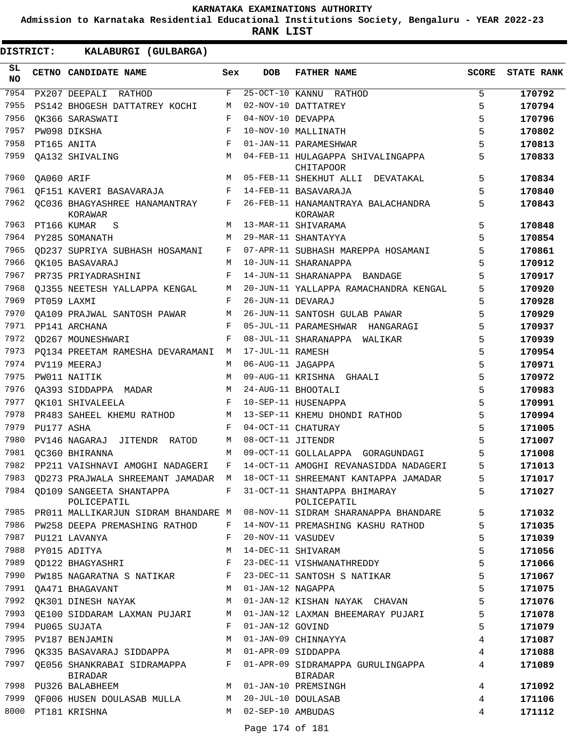# KARNATAKA EXAMINATIONS AUTHORITY

**Admission to Karnataka Residential Educational Institutions Society, Bengaluru - YEAR 2022-23**

**RANK LIST**

**DISTRICT: KALABURGI (GULBARGA)**

| SL NO | CETNO | CANDIDATE NAME | Sex | DOB | FATHER NAME | SCORE | STATE RANK |
|---|---|---|---|---|---|---|---|
| 7954 | PX207 | DEEPALI RATHOD | F | 25-OCT-10 | KANNU RATHOD | 5 | 170792 |
| 7955 | PS142 | BHOGESH DATTATREY KOCHI | M | 02-NOV-10 | DATTATREY | 5 | 170794 |
| 7956 | QK366 | SARASWATI | F | 04-NOV-10 | DEVAPPA | 5 | 170796 |
| 7957 | PW098 | DIKSHA | F | 10-NOV-10 | MALLINATH | 5 | 170802 |
| 7958 | PT165 | ANITA | F | 01-JAN-11 | PARAMESHWAR | 5 | 170813 |
| 7959 | QA132 | SHIVALING | M | 04-FEB-11 | HULAGAPPA SHIVALINGAPPA CHITAPOOR | 5 | 170833 |
| 7960 | QA060 | ARIF | M | 05-FEB-11 | SHEKHUT ALLI DEVATAKAL | 5 | 170834 |
| 7961 | QF151 | KAVERI BASAVARAJA | F | 14-FEB-11 | BASAVARAJA | 5 | 170840 |
| 7962 | QC036 | BHAGYASHREE HANAMANTRAY KORAWAR | F | 26-FEB-11 | HANAMANTRAYA BALACHANDRA KORAWAR | 5 | 170843 |
| 7963 | PT166 | KUMAR S | M | 13-MAR-11 | SHIVARAMA | 5 | 170848 |
| 7964 | PY285 | SOMANATH | M | 29-MAR-11 | SHANTAYYA | 5 | 170854 |
| 7965 | QD237 | SUPRIYA SUBHASH HOSAMANI | F | 07-APR-11 | SUBHASH MAREPPA HOSAMANI | 5 | 170861 |
| 7966 | QK105 | BASAVARAJ | M | 10-JUN-11 | SHARANAPPA | 5 | 170912 |
| 7967 | PR735 | PRIYADRASHINI | F | 14-JUN-11 | SHARANAPPA BANDAGE | 5 | 170917 |
| 7968 | QJ355 | NEETESH YALLAPPA KENGAL | M | 20-JUN-11 | YALLAPPA RAMACHANDRA KENGAL | 5 | 170920 |
| 7969 | PT059 | LAXMI | F | 26-JUN-11 | DEVARAJ | 5 | 170928 |
| 7970 | QA109 | PRAJWAL SANTOSH PAWAR | M | 26-JUN-11 | SANTOSH GULAB PAWAR | 5 | 170929 |
| 7971 | PP141 | ARCHANA | F | 05-JUL-11 | PARAMESHWAR HANGARAGI | 5 | 170937 |
| 7972 | QD267 | MOUNESHWARI | F | 08-JUL-11 | SHARANAPPA WALIKAR | 5 | 170939 |
| 7973 | PQ134 | PREETAM RAMESHA DEVARAMANI | M | 17-JUL-11 | RAMESH | 5 | 170954 |
| 7974 | PV119 | MEERAJ | M | 06-AUG-11 | JAGAPPA | 5 | 170971 |
| 7975 | PW011 | NAITIK | M | 09-AUG-11 | KRISHNA GHAALI | 5 | 170972 |
| 7976 | QA393 | SIDDAPPA MADAR | M | 24-AUG-11 | BHOOTALI | 5 | 170983 |
| 7977 | QK101 | SHIVALEELA | F | 10-SEP-11 | HUSENAPPA | 5 | 170991 |
| 7978 | PR483 | SAHEEL KHEMU RATHOD | M | 13-SEP-11 | KHEMU DHONDI RATHOD | 5 | 170994 |
| 7979 | PU177 | ASHA | F | 04-OCT-11 | CHATURAY | 5 | 171005 |
| 7980 | PV146 | NAGARAJ JITENDR RATOD | M | 08-OCT-11 | JITENDR | 5 | 171007 |
| 7981 | QC360 | BHIRANNA | M | 09-OCT-11 | GOLLALAPPA GORAGUNDAGI | 5 | 171008 |
| 7982 | PP211 | VAISHNAVI AMOGHI NADAGERI | F | 14-OCT-11 | AMOGHI REVANASIDDA NADAGERI | 5 | 171013 |
| 7983 | QD273 | PRAJWALA SHREEMANT JAMADAR | M | 18-OCT-11 | SHREEMANT KANTAPPA JAMADAR | 5 | 171017 |
| 7984 | QD109 | SANGEETA SHANTAPPA POLICEPATIL | F | 31-OCT-11 | SHANTAPPA BHIMARAY POLICEPATIL | 5 | 171027 |
| 7985 | PR011 | MALLIKARJUN SIDRAM BHANDARE | M | 08-NOV-11 | SIDRAM SHARANAPPA BHANDARE | 5 | 171032 |
| 7986 | PW258 | DEEPA PREMASHING RATHOD | F | 14-NOV-11 | PREMASHING KASHU RATHOD | 5 | 171035 |
| 7987 | PU121 | LAVANYA | F | 20-NOV-11 | VASUDEV | 5 | 171039 |
| 7988 | PY015 | ADITYA | M | 14-DEC-11 | SHIVARAM | 5 | 171056 |
| 7989 | QD122 | BHAGYASHRI | F | 23-DEC-11 | VISHWANATHREDDY | 5 | 171066 |
| 7990 | PW185 | NAGARATNA S NATIKAR | F | 23-DEC-11 | SANTOSH S NATIKAR | 5 | 171067 |
| 7991 | QA471 | BHAGAVANT | M | 01-JAN-12 | NAGAPPA | 5 | 171075 |
| 7992 | QK301 | DINESH NAYAK | M | 01-JAN-12 | KISHAN NAYAK CHAVAN | 5 | 171076 |
| 7993 | QE100 | SIDDARAM LAXMAN PUJARI | M | 01-JAN-12 | LAXMAN BHEEMARAY PUJARI | 5 | 171078 |
| 7994 | PU065 | SUJATA | F | 01-JAN-12 | GOVIND | 5 | 171079 |
| 7995 | PV187 | BENJAMIN | M | 01-JAN-09 | CHINNAYYA | 4 | 171087 |
| 7996 | QK335 | BASAVARAJ SIDDAPPA | M | 01-APR-09 | SIDDAPPA | 4 | 171088 |
| 7997 | QE056 | SHANKRABAI SIDRAMAPPA BIRADAR | F | 01-APR-09 | SIDRAMAPPA GURULINGAPPA BIRADAR | 4 | 171089 |
| 7998 | PU326 | BALABHEEM | M | 01-JAN-10 | PREMSINGH | 4 | 171092 |
| 7999 | QF006 | HUSEN DOULASAB MULLA | M | 20-JUL-10 | DOULASAB | 4 | 171106 |
| 8000 | PT181 | KRISHNA | M | 02-SEP-10 | AMBUDAS | 4 | 171112 |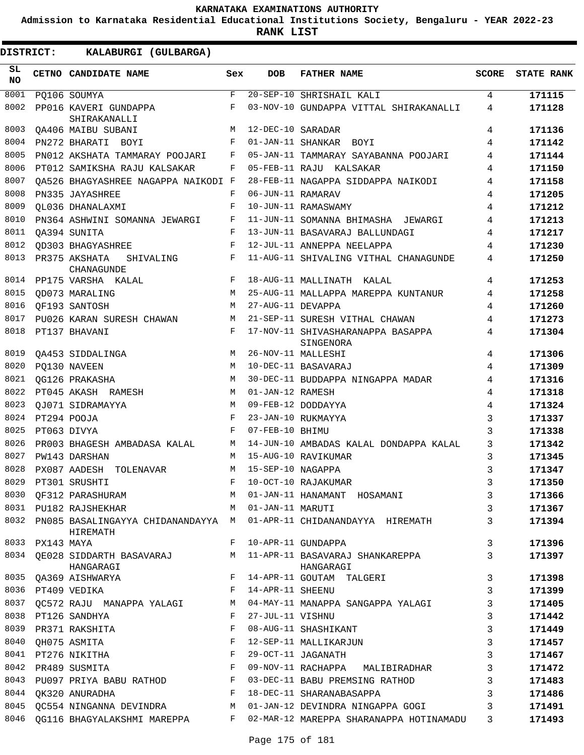# KARNATAKA EXAMINATIONS AUTHORITY

**Admission to Karnataka Residential Educational Institutions Society, Bengaluru - YEAR 2022-23**

**RANK LIST**

**DISTRICT: KALABURGI (GULBARGA)**

| SL NO | CETNO | CANDIDATE NAME | Sex | DOB | FATHER NAME | SCORE | STATE RANK |
|---|---|---|---|---|---|---|---|
| 8001 | PQ106 | SOUMYA | F | 20-SEP-10 | SHRISHAIL KALI | 4 | 171115 |
| 8002 | PP016 | KAVERI GUNDAPPA SHIRAKANALLI | F | 03-NOV-10 | GUNDAPPA VITTAL SHIRAKANALLI | 4 | 171128 |
| 8003 | QA406 | MAIBU SUBANI | M | 12-DEC-10 | SARADAR | 4 | 171136 |
| 8004 | PN272 | BHARATI BOYI | F | 01-JAN-11 | SHANKAR BOYI | 4 | 171142 |
| 8005 | PN012 | AKSHATA TAMMARAY POOJARI | F | 05-JAN-11 | TAMMARAY SAYABANNA POOJARI | 4 | 171144 |
| 8006 | PT012 | SAMIKSHA RAJU KALSAKAR | F | 05-FEB-11 | RAJU KALSAKAR | 4 | 171150 |
| 8007 | QA526 | BHAGYASHREE NAGAPPA NAIKODI | F | 28-FEB-11 | NAGAPPA SIDDAPPA NAIKODI | 4 | 171158 |
| 8008 | PN335 | JAYASHREE | F | 06-JUN-11 | RAMARAV | 4 | 171205 |
| 8009 | QL036 | DHANALAXMI | F | 10-JUN-11 | RAMASWAMY | 4 | 171212 |
| 8010 | PN364 | ASHWINI SOMANNA JEWARGI | F | 11-JUN-11 | SOMANNA BHIMASHA JEWARGI | 4 | 171213 |
| 8011 | QA394 | SUNITA | F | 13-JUN-11 | BASAVARAJ BALLUNDAGI | 4 | 171217 |
| 8012 | QD303 | BHAGYASHREE | F | 12-JUL-11 | ANNEPPA NEELAPPA | 4 | 171230 |
| 8013 | PR375 | AKSHATA SHIVALING CHANAGUNDE | F | 11-AUG-11 | SHIVALING VITHAL CHANAGUNDE | 4 | 171250 |
| 8014 | PP175 | VARSHA KALAL | F | 18-AUG-11 | MALLINATH KALAL | 4 | 171253 |
| 8015 | QD073 | MARALING | M | 25-AUG-11 | MALLAPPA MAREPPA KUNTANUR | 4 | 171258 |
| 8016 | QF193 | SANTOSH | M | 27-AUG-11 | DEVAPPA | 4 | 171260 |
| 8017 | PU026 | KARAN SURESH CHAWAN | M | 21-SEP-11 | SURESH VITHAL CHAWAN | 4 | 171273 |
| 8018 | PT137 | BHAVANI | F | 17-NOV-11 | SHIVASHARANAPPA BASAPPA SINGENORA | 4 | 171304 |
| 8019 | QA453 | SIDDALINGA | M | 26-NOV-11 | MALLESHI | 4 | 171306 |
| 8020 | PQ130 | NAVEEN | M | 10-DEC-11 | BASAVARAJ | 4 | 171309 |
| 8021 | QG126 | PRAKASHA | M | 30-DEC-11 | BUDDAPPA NINGAPPA MADAR | 4 | 171316 |
| 8022 | PT045 | AKASH RAMESH | M | 01-JAN-12 | RAMESH | 4 | 171318 |
| 8023 | QJ071 | SIDRAMAYYA | M | 09-FEB-12 | DODDAYYA | 4 | 171324 |
| 8024 | PT294 | POOJA | F | 23-JAN-10 | RUKMAYYA | 3 | 171337 |
| 8025 | PT063 | DIVYA | F | 07-FEB-10 | BHIMU | 3 | 171338 |
| 8026 | PR003 | BHAGESH AMBADASA KALAL | M | 14-JUN-10 | AMBADAS KALAL DONDAPPA KALAL | 3 | 171342 |
| 8027 | PW143 | DARSHAN | M | 15-AUG-10 | RAVIKUMAR | 3 | 171345 |
| 8028 | PX087 | AADESH TOLENAVAR | M | 15-SEP-10 | NAGAPPA | 3 | 171347 |
| 8029 | PT301 | SRUSHTI | F | 10-OCT-10 | RAJAKUMAR | 3 | 171350 |
| 8030 | QF312 | PARASHURAM | M | 01-JAN-11 | HANAMANT HOSAMANI | 3 | 171366 |
| 8031 | PU182 | RAJSHEKHAR | M | 01-JAN-11 | MARUTI | 3 | 171367 |
| 8032 | PN085 | BASALINGAYYA CHIDANANDAYYA HIREMATH | M | 01-APR-11 | CHIDANANDAYYA HIREMATH | 3 | 171394 |
| 8033 | PX143 | MAYA | F | 10-APR-11 | GUNDAPPA | 3 | 171396 |
| 8034 | QE028 | SIDDARTH BASAVARAJ HANGARAGI | M | 11-APR-11 | BASAVARAJ SHANKAREPPA HANGARAGI | 3 | 171397 |
| 8035 | QA369 | AISHWARYA | F | 14-APR-11 | GOUTAM TALGERI | 3 | 171398 |
| 8036 | PT409 | VEDIKA | F | 14-APR-11 | SHEENU | 3 | 171399 |
| 8037 | QC572 | RAJU MANAPPA YALAGI | M | 04-MAY-11 | MANAPPA SANGAPPA YALAGI | 3 | 171405 |
| 8038 | PT126 | SANDHYA | F | 27-JUL-11 | VISHNU | 3 | 171442 |
| 8039 | PR371 | RAKSHITA | F | 08-AUG-11 | SHASHIKANT | 3 | 171449 |
| 8040 | QH075 | ASMITA | F | 12-SEP-11 | MALLIKARJUN | 3 | 171457 |
| 8041 | PT276 | NIKITHA | F | 29-OCT-11 | JAGANATH | 3 | 171467 |
| 8042 | PR489 | SUSMITA | F | 09-NOV-11 | RACHAPPA MALIBIRADHAR | 3 | 171472 |
| 8043 | PU097 | PRIYA BABU RATHOD | F | 03-DEC-11 | BABU PREMSING RATHOD | 3 | 171483 |
| 8044 | QK320 | ANURADHA | F | 18-DEC-11 | SHARANABASAPPA | 3 | 171486 |
| 8045 | QC554 | NINGANNA DEVINDRA | M | 01-JAN-12 | DEVINDRA NINGAPPA GOGI | 3 | 171491 |
| 8046 | QG116 | BHAGYALAKSHMI MAREPPA | F | 02-MAR-12 | MAREPPA SHARANAPPA HOTINAMADU | 3 | 171493 |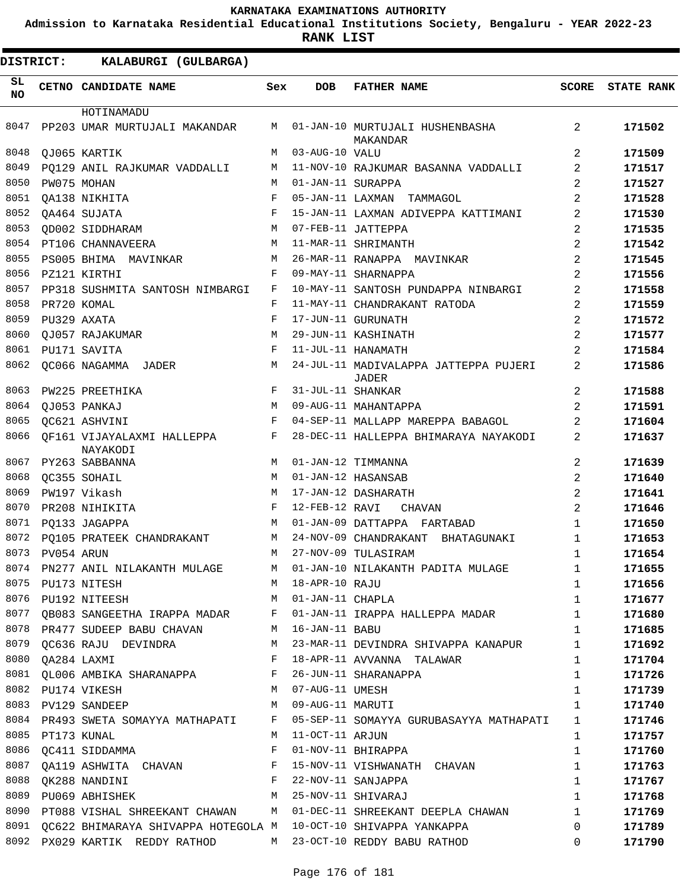**KARNATAKA EXAMINATIONS AUTHORITY**

**Admission to Karnataka Residential Educational Institutions Society, Bengaluru - YEAR 2022-23**

**RANK LIST**

**DISTRICT: KALABURGI (GULBARGA)**

| SL NO | CETNO | CANDIDATE NAME | Sex | DOB | FATHER NAME | SCORE | STATE RANK |
|---|---|---|---|---|---|---|---|
| | | HOTINAMADU | | | | | |
| 8047 | PP203 | UMAR MURTUJALI MAKANDAR | M | 01-JAN-10 | MURTUJALI HUSHENBASHA MAKANDAR | 2 | **171502** |
| 8048 | QJ065 | KARTIK | M | 03-AUG-10 | VALU | 2 | **171509** |
| 8049 | PQ129 | ANIL RAJKUMAR VADDALLI | M | 11-NOV-10 | RAJKUMAR BASANNA VADDALLI | 2 | **171517** |
| 8050 | PW075 | MOHAN | M | 01-JAN-11 | SURAPPA | 2 | **171527** |
| 8051 | QA138 | NIKHITA | F | 05-JAN-11 | LAXMAN TAMMAGOL | 2 | **171528** |
| 8052 | QA464 | SUJATA | F | 15-JAN-11 | LAXMAN ADIVEPPA KATTIMANI | 2 | **171530** |
| 8053 | QD002 | SIDDHARAM | M | 07-FEB-11 | JATTEPPA | 2 | **171535** |
| 8054 | PT106 | CHANNAVEERA | M | 11-MAR-11 | SHRIMANTH | 2 | **171542** |
| 8055 | PS005 | BHIMA MAVINKAR | M | 26-MAR-11 | RANAPPA MAVINKAR | 2 | **171545** |
| 8056 | PZ121 | KIRTHI | F | 09-MAY-11 | SHARNAPPA | 2 | **171556** |
| 8057 | PP318 | SUSHMITA SANTOSH NIMBARGI | F | 10-MAY-11 | SANTOSH PUNDAPPA NINBARGI | 2 | **171558** |
| 8058 | PR720 | KOMAL | F | 11-MAY-11 | CHANDRAKANT RATODA | 2 | **171559** |
| 8059 | PU329 | AXATA | F | 17-JUN-11 | GURUNATH | 2 | **171572** |
| 8060 | QJ057 | RAJAKUMAR | M | 29-JUN-11 | KASHINATH | 2 | **171577** |
| 8061 | PU171 | SAVITA | F | 11-JUL-11 | HANAMATH | 2 | **171584** |
| 8062 | QC066 | NAGAMMA JADER | M | 24-JUL-11 | MADIVALAPPA JATTEPPA PUJERI JADER | 2 | **171586** |
| 8063 | PW225 | PREETHIKA | F | 31-JUL-11 | SHANKAR | 2 | **171588** |
| 8064 | QJ053 | PANKAJ | M | 09-AUG-11 | MAHANTAPPA | 2 | **171591** |
| 8065 | QC621 | ASHVINI | F | 04-SEP-11 | MALLAPP MAREPPA BABAGOL | 2 | **171604** |
| 8066 | QF161 | VIJAYALAXMI HALLEPPA NAYAKODI | F | 28-DEC-11 | HALLEPPA BHIMARAYA NAYAKODI | 2 | **171637** |
| 8067 | PY263 | SABBANNA | M | 01-JAN-12 | TIMMANNA | 2 | **171639** |
| 8068 | QC355 | SOHAIL | M | 01-JAN-12 | HASANSAB | 2 | **171640** |
| 8069 | PW197 | Vikash | M | 17-JAN-12 | DASHARATH | 2 | **171641** |
| 8070 | PR208 | NIHIKITA | F | 12-FEB-12 | RAVI CHAVAN | 2 | **171646** |
| 8071 | PQ133 | JAGAPPA | M | 01-JAN-09 | DATTAPPA FARTABAD | 1 | **171650** |
| 8072 | PQ105 | PRATEEK CHANDRAKANT | M | 24-NOV-09 | CHANDRAKANT BHATAGUNAKI | 1 | **171653** |
| 8073 | PV054 | ARUN | M | 27-NOV-09 | TULASIRAM | 1 | **171654** |
| 8074 | PN277 | ANIL NILAKANTH MULAGE | M | 01-JAN-10 | NILAKANTH PADITA MULAGE | 1 | **171655** |
| 8075 | PU173 | NITESH | M | 18-APR-10 | RAJU | 1 | **171656** |
| 8076 | PU192 | NITEESH | M | 01-JAN-11 | CHAPLA | 1 | **171677** |
| 8077 | QB083 | SANGEETHA IRAPPA MADAR | F | 01-JAN-11 | IRAPPA HALLEPPA MADAR | 1 | **171680** |
| 8078 | PR477 | SUDEEP BABU CHAVAN | M | 16-JAN-11 | BABU | 1 | **171685** |
| 8079 | QC636 | RAJU DEVINDRA | M | 23-MAR-11 | DEVINDRA SHIVAPPA KANAPUR | 1 | **171692** |
| 8080 | QA284 | LAXMI | F | 18-APR-11 | AVVANNA TALAWAR | 1 | **171704** |
| 8081 | QL006 | AMBIKA SHARANAPPA | F | 26-JUN-11 | SHARANAPPA | 1 | **171726** |
| 8082 | PU174 | VIKESH | M | 07-AUG-11 | UMESH | 1 | **171739** |
| 8083 | PV129 | SANDEEP | M | 09-AUG-11 | MARUTI | 1 | **171740** |
| 8084 | PR493 | SWETA SOMAYYA MATHAPATI | F | 05-SEP-11 | SOMAYYA GURUBASAYYA MATHAPATI | 1 | **171746** |
| 8085 | PT173 | KUNAL | M | 11-OCT-11 | ARJUN | 1 | **171757** |
| 8086 | QC411 | SIDDAMMA | F | 01-NOV-11 | BHIRAPPA | 1 | **171760** |
| 8087 | QA119 | ASHWITA CHAVAN | F | 15-NOV-11 | VISHWANATH CHAVAN | 1 | **171763** |
| 8088 | QK288 | NANDINI | F | 22-NOV-11 | SANJAPPA | 1 | **171767** |
| 8089 | PU069 | ABHISHEK | M | 25-NOV-11 | SHIVARAJ | 1 | **171768** |
| 8090 | PT088 | VISHAL SHREEKANT CHAWAN | M | 01-DEC-11 | SHREEKANT DEEPLA CHAWAN | 1 | **171769** |
| 8091 | QC622 | BHIMARAYA SHIVAPPA HOTEGOLA | M | 10-OCT-10 | SHIVAPPA YANKAPPA | 0 | **171789** |
| 8092 | PX029 | KARTIK REDDY RATHOD | M | 23-OCT-10 | REDDY BABU RATHOD | 0 | **171790** |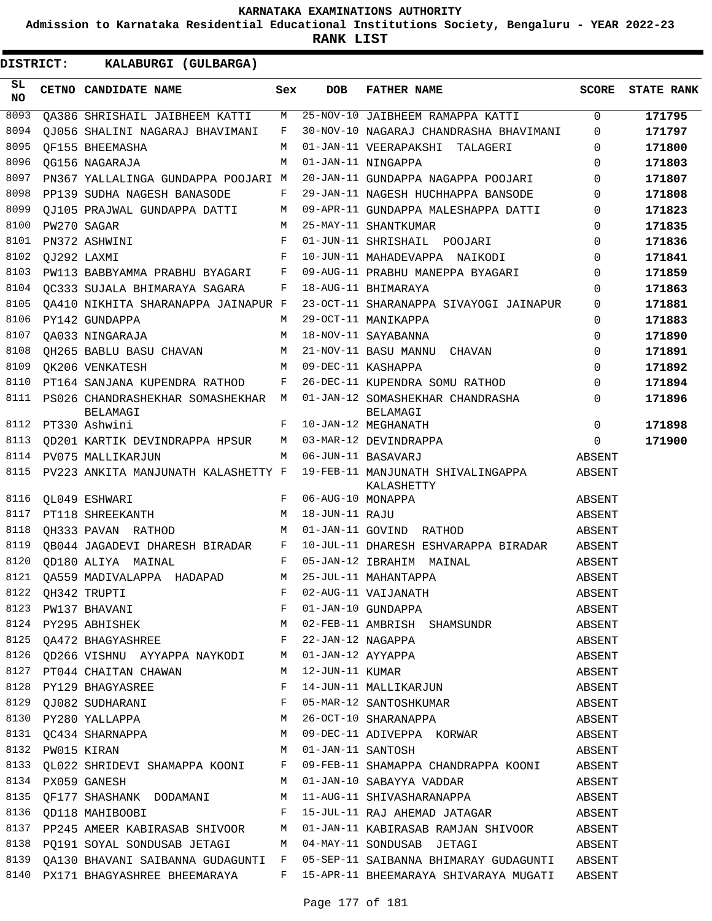KARNATAKA EXAMINATIONS AUTHORITY

Admission to Karnataka Residential Educational Institutions Society, Bengaluru - YEAR 2022-23

**RANK LIST**

**DISTRICT: KALABURGI (GULBARGA)**

| SL NO | CETNO | CANDIDATE NAME | Sex | DOB | FATHER NAME | SCORE | STATE RANK |
|---|---|---|---|---|---|---|---|
| 8093 | QA386 | SHRISHAIL JAIBHEEM KATTI | M | 25-NOV-10 | JAIBHEEM RAMAPPA KATTI | 0 | 171795 |
| 8094 | QJ056 | SHALINI NAGARAJ BHAVIMANI | F | 30-NOV-10 | NAGARAJ CHANDRASHA BHAVIMANI | 0 | 171797 |
| 8095 | QF155 | BHEEMASHA | M | 01-JAN-11 | VEERAPAKSHI TALAGERI | 0 | 171800 |
| 8096 | QG156 | NAGARAJA | M | 01-JAN-11 | NINGAPPA | 0 | 171803 |
| 8097 | PN367 | YALLALINGA GUNDAPPA POOJARI | M | 20-JAN-11 | GUNDAPPA NAGAPPA POOJARI | 0 | 171807 |
| 8098 | PP139 | SUDHA NAGESH BANASODE | F | 29-JAN-11 | NAGESH HUCHHAPPA BANSODE | 0 | 171808 |
| 8099 | QJ105 | PRAJWAL GUNDAPPA DATTI | M | 09-APR-11 | GUNDAPPA MALESHAPPA DATTI | 0 | 171823 |
| 8100 | PW270 | SAGAR | M | 25-MAY-11 | SHANTKUMAR | 0 | 171835 |
| 8101 | PN372 | ASHWINI | F | 01-JUN-11 | SHRISHAIL POOJARI | 0 | 171836 |
| 8102 | QJ292 | LAXMI | F | 10-JUN-11 | MAHADEVAPPA NAIKODI | 0 | 171841 |
| 8103 | PW113 | BABBYAMMA PRABHU BYAGARI | F | 09-AUG-11 | PRABHU MANEPPA BYAGARI | 0 | 171859 |
| 8104 | QC333 | SUJALA BHIMARAYA SAGARA | F | 18-AUG-11 | BHIMARAYA | 0 | 171863 |
| 8105 | QA410 | NIKHITA SHARANAPPA JAINAPUR | F | 23-OCT-11 | SHARANAPPA SIVAYOGI JAINAPUR | 0 | 171881 |
| 8106 | PY142 | GUNDAPPA | M | 29-OCT-11 | MANIKAPPA | 0 | 171883 |
| 8107 | QA033 | NINGARAJA | M | 18-NOV-11 | SAYABANNA | 0 | 171890 |
| 8108 | QH265 | BABLU BASU CHAVAN | M | 21-NOV-11 | BASU MANNU CHAVAN | 0 | 171891 |
| 8109 | QK206 | VENKATESH | M | 09-DEC-11 | KASHAPPA | 0 | 171892 |
| 8110 | PT164 | SANJANA KUPENDRA RATHOD | F | 26-DEC-11 | KUPENDRA SOMU RATHOD | 0 | 171894 |
| 8111 | PS026 | CHANDRASHEKHAR SOMASHEKHAR BELAMAGI | M | 01-JAN-12 | SOMASHEKHAR CHANDRASHA BELAMAGI | 0 | 171896 |
| 8112 | PT330 | Ashwini | F | 10-JAN-12 | MEGHANATH | 0 | 171898 |
| 8113 | QD201 | KARTIK DEVINDRAPPA HPSUR | M | 03-MAR-12 | DEVINDRAPPA | 0 | 171900 |
| 8114 | PV075 | MALLIKARJUN | M | 06-JUN-11 | BASAVARJ | ABSENT | |
| 8115 | PV223 | ANKITA MANJUNATH KALASHETTY | F | 19-FEB-11 | MANJUNATH SHIVALINGAPPA KALASHETTY | ABSENT | |
| 8116 | QL049 | ESHWARI | F | 06-AUG-10 | MONAPPA | ABSENT | |
| 8117 | PT118 | SHREEKANTH | M | 18-JUN-11 | RAJU | ABSENT | |
| 8118 | QH333 | PAVAN RATHOD | M | 01-JAN-11 | GOVIND RATHOD | ABSENT | |
| 8119 | QB044 | JAGADEVI DHARESH BIRADAR | F | 10-JUL-11 | DHARESH ESHVARAPPA BIRADAR | ABSENT | |
| 8120 | QD180 | ALIYA MAINAL | F | 05-JAN-12 | IBRAHIM MAINAL | ABSENT | |
| 8121 | QA559 | MADIVALAPPA HADAPAD | M | 25-JUL-11 | MAHANTAPPA | ABSENT | |
| 8122 | QH342 | TRUPTI | F | 02-AUG-11 | VAIJANATH | ABSENT | |
| 8123 | PW137 | BHAVANI | F | 01-JAN-10 | GUNDAPPA | ABSENT | |
| 8124 | PY295 | ABHISHEK | M | 02-FEB-11 | AMBRISH SHAMSUNDR | ABSENT | |
| 8125 | QA472 | BHAGYASHREE | F | 22-JAN-12 | NAGAPPA | ABSENT | |
| 8126 | QD266 | VISHNU AYYAPPA NAYKODI | M | 01-JAN-12 | AYYAPPA | ABSENT | |
| 8127 | PT044 | CHAITAN CHAWAN | M | 12-JUN-11 | KUMAR | ABSENT | |
| 8128 | PY129 | BHAGYASREE | F | 14-JUN-11 | MALLIKARJUN | ABSENT | |
| 8129 | QJ082 | SUDHARANI | F | 05-MAR-12 | SANTOSHKUMAR | ABSENT | |
| 8130 | PY280 | YALLAPPA | M | 26-OCT-10 | SHARANAPPA | ABSENT | |
| 8131 | QC434 | SHARNAPPA | M | 09-DEC-11 | ADIVEPPA KORWAR | ABSENT | |
| 8132 | PW015 | KIRAN | M | 01-JAN-11 | SANTOSH | ABSENT | |
| 8133 | QL022 | SHRIDEVI SHAMAPPA KOONI | F | 09-FEB-11 | SHAMAPPA CHANDRAPPA KOONI | ABSENT | |
| 8134 | PX059 | GANESH | M | 01-JAN-10 | SABAYYA VADDAR | ABSENT | |
| 8135 | QF177 | SHASHANK DODAMANI | M | 11-AUG-11 | SHIVASHARANAPPA | ABSENT | |
| 8136 | QD118 | MAHIBOOBI | F | 15-JUL-11 | RAJ AHEMAD JATAGAR | ABSENT | |
| 8137 | PP245 | AMEER KABIRASAB SHIVOOR | M | 01-JAN-11 | KABIRASAB RAMJAN SHIVOOR | ABSENT | |
| 8138 | PQ191 | SOYAL SONDUSAB JETAGI | M | 04-MAY-11 | SONDUSAB JETAGI | ABSENT | |
| 8139 | QA130 | BHAVANI SAIBANNA GUDAGUNTI | F | 05-SEP-11 | SAIBANNA BHIMARAY GUDAGUNTI | ABSENT | |
| 8140 | PX171 | BHAGYASHREE BHEEMARAYA | F | 15-APR-11 | BHEEMARAYA SHIVARAYA MUGATI | ABSENT | |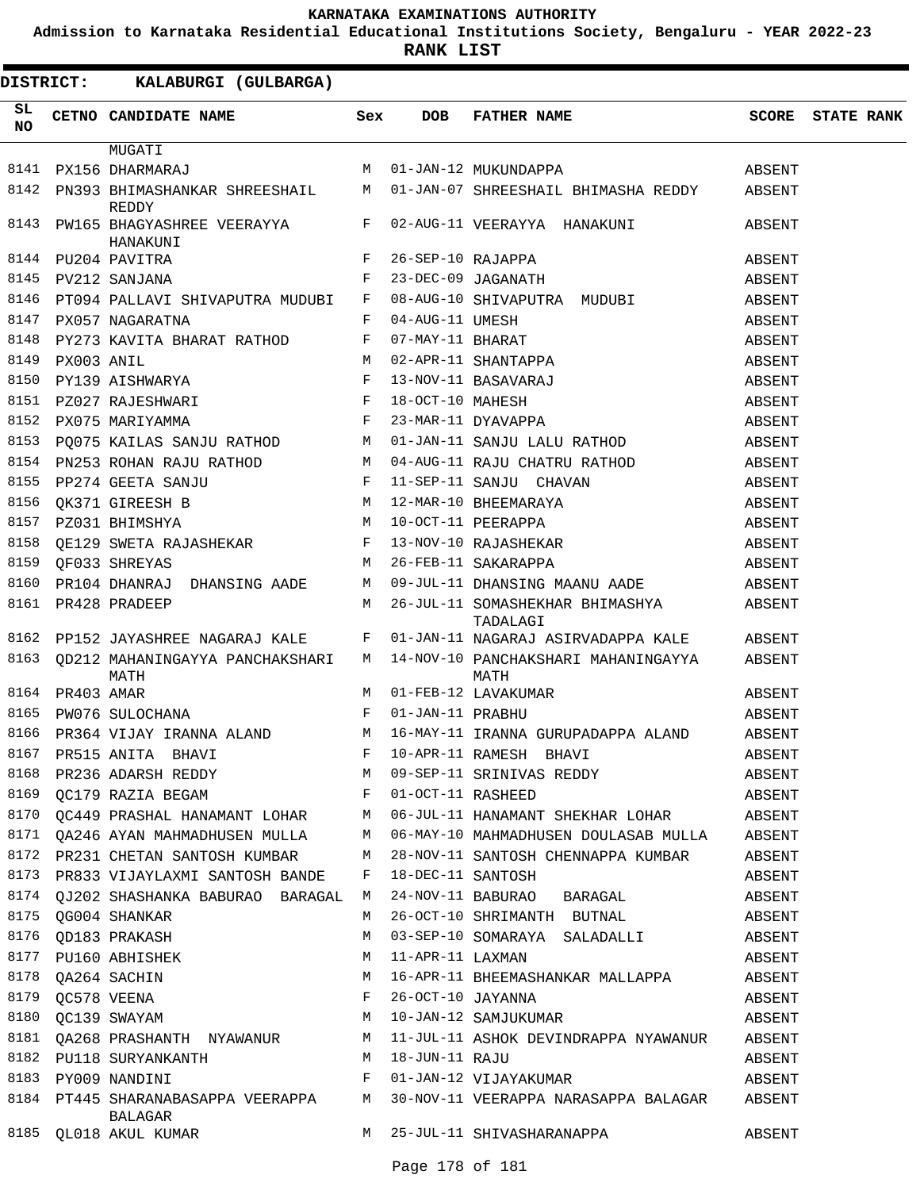KARNATAKA EXAMINATIONS AUTHORITY

Admission to Karnataka Residential Educational Institutions Society, Bengaluru - YEAR 2022-23

**RANK LIST**

**DISTRICT: KALABURGI (GULBARGA)**

| SL NO | CETNO | CANDIDATE NAME | Sex | DOB | FATHER NAME | SCORE | STATE RANK |
|---|---|---|---|---|---|---|---|
| | | MUGATI | | | | | |
| 8141 | PX156 | DHARMARAJ | M | 01-JAN-12 | MUKUNDAPPA | ABSENT | |
| 8142 | PN393 | BHIMASHANKAR SHREESHAIL REDDY | M | 01-JAN-07 | SHREESHAIL BHIMASHA REDDY | ABSENT | |
| 8143 | PW165 | BHAGYASHREE VEERAYYA HANAKUNI | F | 02-AUG-11 | VEERAYYA HANAKUNI | ABSENT | |
| 8144 | PU204 | PAVITRA | F | 26-SEP-10 | RAJAPPA | ABSENT | |
| 8145 | PV212 | SANJANA | F | 23-DEC-09 | JAGANATH | ABSENT | |
| 8146 | PT094 | PALLAVI SHIVAPUTRA MUDUBI | F | 08-AUG-10 | SHIVAPUTRA MUDUBI | ABSENT | |
| 8147 | PX057 | NAGARATNA | F | 04-AUG-11 | UMESH | ABSENT | |
| 8148 | PY273 | KAVITA BHARAT RATHOD | F | 07-MAY-11 | BHARAT | ABSENT | |
| 8149 | PX003 | ANIL | M | 02-APR-11 | SHANTAPPA | ABSENT | |
| 8150 | PY139 | AISHWARYA | F | 13-NOV-11 | BASAVARAJ | ABSENT | |
| 8151 | PZ027 | RAJESHWARI | F | 18-OCT-10 | MAHESH | ABSENT | |
| 8152 | PX075 | MARIYAMMA | F | 23-MAR-11 | DYAVAPPA | ABSENT | |
| 8153 | PQ075 | KAILAS SANJU RATHOD | M | 01-JAN-11 | SANJU LALU RATHOD | ABSENT | |
| 8154 | PN253 | ROHAN RAJU RATHOD | M | 04-AUG-11 | RAJU CHATRU RATHOD | ABSENT | |
| 8155 | PP274 | GEETA SANJU | F | 11-SEP-11 | SANJU CHAVAN | ABSENT | |
| 8156 | QK371 | GIREESH B | M | 12-MAR-10 | BHEEMARAYA | ABSENT | |
| 8157 | PZ031 | BHIMSHYA | M | 10-OCT-11 | PEERAPPA | ABSENT | |
| 8158 | QE129 | SWETA RAJASHEKAR | F | 13-NOV-10 | RAJASHEKAR | ABSENT | |
| 8159 | QF033 | SHREYAS | M | 26-FEB-11 | SAKARAPPA | ABSENT | |
| 8160 | PR104 | DHANRAJ DHANSING AADE | M | 09-JUL-11 | DHANSING MAANU AADE | ABSENT | |
| 8161 | PR428 | PRADEEP | M | 26-JUL-11 | SOMASHEKHAR BHIMASHYA TADALAGI | ABSENT | |
| 8162 | PP152 | JAYASHREE NAGARAJ KALE | F | 01-JAN-11 | NAGARAJ ASIRVADAPPA KALE | ABSENT | |
| 8163 | QD212 | MAHANINGAYYA PANCHAKSHARI MATH | M | 14-NOV-10 | PANCHAKSHARI MAHANINGAYYA MATH | ABSENT | |
| 8164 | PR403 | AMAR | M | 01-FEB-12 | LAVAKUMAR | ABSENT | |
| 8165 | PW076 | SULOCHANA | F | 01-JAN-11 | PRABHU | ABSENT | |
| 8166 | PR364 | VIJAY IRANNA ALAND | M | 16-MAY-11 | IRANNA GURUPADAPPA ALAND | ABSENT | |
| 8167 | PR515 | ANITA BHAVI | F | 10-APR-11 | RAMESH BHAVI | ABSENT | |
| 8168 | PR236 | ADARSH REDDY | M | 09-SEP-11 | SRINIVAS REDDY | ABSENT | |
| 8169 | QC179 | RAZIA BEGAM | F | 01-OCT-11 | RASHEED | ABSENT | |
| 8170 | QC449 | PRASHAL HANAMANT LOHAR | M | 06-JUL-11 | HANAMANT SHEKHAR LOHAR | ABSENT | |
| 8171 | QA246 | AYAN MAHMADHUSEN MULLA | M | 06-MAY-10 | MAHMADHUSEN DOULASAB MULLA | ABSENT | |
| 8172 | PR231 | CHETAN SANTOSH KUMBAR | M | 28-NOV-11 | SANTOSH CHENNAPPA KUMBAR | ABSENT | |
| 8173 | PR833 | VIJAYLAXMI SANTOSH BANDE | F | 18-DEC-11 | SANTOSH | ABSENT | |
| 8174 | QJ202 | SHASHANKA BABURAO BARAGAL | M | 24-NOV-11 | BABURAO BARAGAL | ABSENT | |
| 8175 | QG004 | SHANKAR | M | 26-OCT-10 | SHRIMANTH BUTNAL | ABSENT | |
| 8176 | QD183 | PRAKASH | M | 03-SEP-10 | SOMARAYA SALADALLI | ABSENT | |
| 8177 | PU160 | ABHISHEK | M | 11-APR-11 | LAXMAN | ABSENT | |
| 8178 | QA264 | SACHIN | M | 16-APR-11 | BHEEMASHANKAR MALLAPPA | ABSENT | |
| 8179 | QC578 | VEENA | F | 26-OCT-10 | JAYANNA | ABSENT | |
| 8180 | QC139 | SWAYAM | M | 10-JAN-12 | SAMJUKUMAR | ABSENT | |
| 8181 | QA268 | PRASHANTH NYAWANUR | M | 11-JUL-11 | ASHOK DEVINDRAPPA NYAWANUR | ABSENT | |
| 8182 | PU118 | SURYANKANTH | M | 18-JUN-11 | RAJU | ABSENT | |
| 8183 | PY009 | NANDINI | F | 01-JAN-12 | VIJAYAKUMAR | ABSENT | |
| 8184 | PT445 | SHARANABASAPPA VEERAPPA BALAGAR | M | 30-NOV-11 | VEERAPPA NARASAPPA BALAGAR | ABSENT | |
| 8185 | QL018 | AKUL KUMAR | M | 25-JUL-11 | SHIVASHARANAPPA | ABSENT | |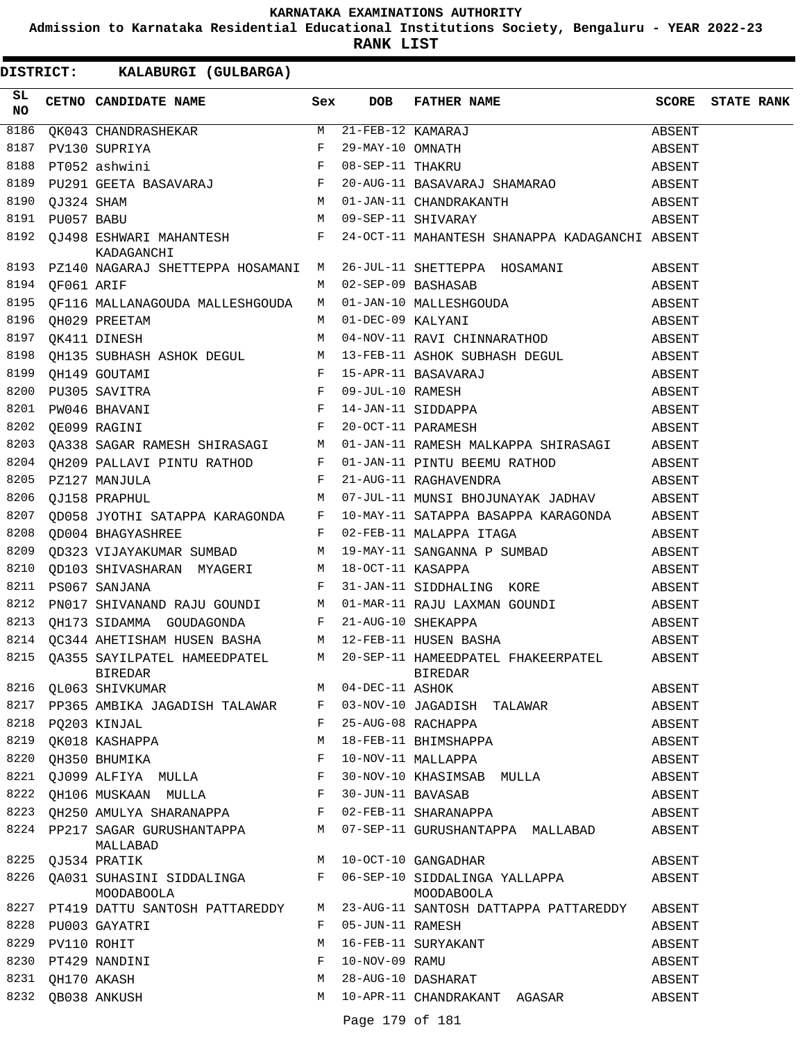# KARNATAKA EXAMINATIONS AUTHORITY

**Admission to Karnataka Residential Educational Institutions Society, Bengaluru - YEAR 2022-23**

**RANK LIST**

**DISTRICT: KALABURGI (GULBARGA)**

| SL NO | CETNO | CANDIDATE NAME | Sex | DOB | FATHER NAME | SCORE | STATE RANK |
|---|---|---|---|---|---|---|---|
| 8186 | QK043 | CHANDRASHEKAR | M | 21-FEB-12 | KAMARAJ | ABSENT | |
| 8187 | PV130 | SUPRIYA | F | 29-MAY-10 | OMNATH | ABSENT | |
| 8188 | PT052 | ashwini | F | 08-SEP-11 | THAKRU | ABSENT | |
| 8189 | PU291 | GEETA BASAVARAJ | F | 20-AUG-11 | BASAVARAJ SHAMARAO | ABSENT | |
| 8190 | QJ324 | SHAM | M | 01-JAN-11 | CHANDRAKANTH | ABSENT | |
| 8191 | PU057 | BABU | M | 09-SEP-11 | SHIVARAY | ABSENT | |
| 8192 | QJ498 | ESHWARI MAHANTESH KADAGANCHI | F | 24-OCT-11 | MAHANTESH SHANAPPA KADAGANCHI | ABSENT | |
| 8193 | PZ140 | NAGARAJ SHETTEPPA HOSAMANI | M | 26-JUL-11 | SHETTEPPA HOSAMANI | ABSENT | |
| 8194 | QF061 | ARIF | M | 02-SEP-09 | BASHASAB | ABSENT | |
| 8195 | QF116 | MALLANAGOUDA MALLESHGOUDA | M | 01-JAN-10 | MALLESHGOUDA | ABSENT | |
| 8196 | QH029 | PREETAM | M | 01-DEC-09 | KALYANI | ABSENT | |
| 8197 | QK411 | DINESH | M | 04-NOV-11 | RAVI CHINNARATHOD | ABSENT | |
| 8198 | QH135 | SUBHASH ASHOK DEGUL | M | 13-FEB-11 | ASHOK SUBHASH DEGUL | ABSENT | |
| 8199 | QH149 | GOUTAMI | F | 15-APR-11 | BASAVARAJ | ABSENT | |
| 8200 | PU305 | SAVITRA | F | 09-JUL-10 | RAMESH | ABSENT | |
| 8201 | PW046 | BHAVANI | F | 14-JAN-11 | SIDDAPPA | ABSENT | |
| 8202 | QE099 | RAGINI | F | 20-OCT-11 | PARAMESH | ABSENT | |
| 8203 | QA338 | SAGAR RAMESH SHIRASAGI | M | 01-JAN-11 | RAMESH MALKAPPA SHIRASAGI | ABSENT | |
| 8204 | QH209 | PALLAVI PINTU RATHOD | F | 01-JAN-11 | PINTU BEEMU RATHOD | ABSENT | |
| 8205 | PZ127 | MANJULA | F | 21-AUG-11 | RAGHAVENDRA | ABSENT | |
| 8206 | QJ158 | PRAPHUL | M | 07-JUL-11 | MUNSI BHOJUNAYAK JADHAV | ABSENT | |
| 8207 | QD058 | JYOTHI SATAPPA KARAGONDA | F | 10-MAY-11 | SATAPPA BASAPPA KARAGONDA | ABSENT | |
| 8208 | QD004 | BHAGYASHREE | F | 02-FEB-11 | MALAPPA ITAGA | ABSENT | |
| 8209 | QD323 | VIJAYAKUMAR SUMBAD | M | 19-MAY-11 | SANGANNA P SUMBAD | ABSENT | |
| 8210 | QD103 | SHIVASHARAN MYAGERI | M | 18-OCT-11 | KASAPPA | ABSENT | |
| 8211 | PS067 | SANJANA | F | 31-JAN-11 | SIDDHALING KORE | ABSENT | |
| 8212 | PN017 | SHIVANAND RAJU GOUNDI | M | 01-MAR-11 | RAJU LAXMAN GOUNDI | ABSENT | |
| 8213 | QH173 | SIDAMMA GOUDAGONDA | F | 21-AUG-10 | SHEKAPPA | ABSENT | |
| 8214 | QC344 | AHETISHAM HUSEN BASHA | M | 12-FEB-11 | HUSEN BASHA | ABSENT | |
| 8215 | QA355 | SAYILPATEL HAMEEDPATEL BIREDAR | M | 20-SEP-11 | HAMEEDPATEL FHAKEERPATEL BIREDAR | ABSENT | |
| 8216 | QL063 | SHIVKUMAR | M | 04-DEC-11 | ASHOK | ABSENT | |
| 8217 | PP365 | AMBIKA JAGADISH TALAWAR | F | 03-NOV-10 | JAGADISH TALAWAR | ABSENT | |
| 8218 | PQ203 | KINJAL | F | 25-AUG-08 | RACHAPPA | ABSENT | |
| 8219 | QK018 | KASHAPPA | M | 18-FEB-11 | BHIMSHAPPA | ABSENT | |
| 8220 | QH350 | BHUMIKA | F | 10-NOV-11 | MALLAPPA | ABSENT | |
| 8221 | QJ099 | ALFIYA MULLA | F | 30-NOV-10 | KHASIMSAB MULLA | ABSENT | |
| 8222 | QH106 | MUSKAAN MULLA | F | 30-JUN-11 | BAVASAB | ABSENT | |
| 8223 | QH250 | AMULYA SHARANAPPA | F | 02-FEB-11 | SHARANAPPA | ABSENT | |
| 8224 | PP217 | SAGAR GURUSHANTAPPA MALLABAD | M | 07-SEP-11 | GURUSHANTAPPA MALLABAD | ABSENT | |
| 8225 | QJ534 | PRATIK | M | 10-OCT-10 | GANGADHAR | ABSENT | |
| 8226 | QA031 | SUHASINI SIDDALINGA MOODABOOLA | F | 06-SEP-10 | SIDDALINGA YALLAPPA MOODABOOLA | ABSENT | |
| 8227 | PT419 | DATTU SANTOSH PATTAREDDY | M | 23-AUG-11 | SANTOSH DATTAPPA PATTAREDDY | ABSENT | |
| 8228 | PU003 | GAYATRI | F | 05-JUN-11 | RAMESH | ABSENT | |
| 8229 | PV110 | ROHIT | M | 16-FEB-11 | SURYAKANT | ABSENT | |
| 8230 | PT429 | NANDINI | F | 10-NOV-09 | RAMU | ABSENT | |
| 8231 | QH170 | AKASH | M | 28-AUG-10 | DASHARAT | ABSENT | |
| 8232 | QB038 | ANKUSH | M | 10-APR-11 | CHANDRAKANT AGASAR | ABSENT | |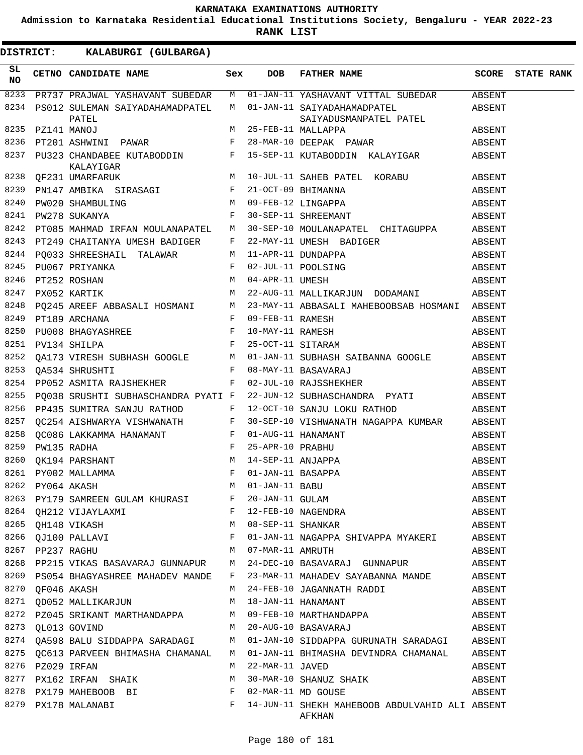# KARNATAKA EXAMINATIONS AUTHORITY

**Admission to Karnataka Residential Educational Institutions Society, Bengaluru - YEAR 2022-23**

**RANK LIST**

**DISTRICT: KALABURGI (GULBARGA)**

| SL NO | CETNO | CANDIDATE NAME | Sex | DOB | FATHER NAME | SCORE | STATE RANK |
|---|---|---|---|---|---|---|---|
| 8233 | PR737 | PRAJWAL YASHAVANT SUBEDAR | M | 01-JAN-11 | YASHAVANT VITTAL SUBEDAR | ABSENT | |
| 8234 | PS012 | SULEMAN SAIYADAHAMADPATEL PATEL | M | 01-JAN-11 | SAIYADAHAMADPATEL SAIYADUSMANPATEL PATEL | ABSENT | |
| 8235 | PZ141 | MANOJ | M | 25-FEB-11 | MALLAPPA | ABSENT | |
| 8236 | PT201 | ASHWINI PAWAR | F | 28-MAR-10 | DEEPAK PAWAR | ABSENT | |
| 8237 | PU323 | CHANDABEE KUTABODDIN KALAYIGAR | F | 15-SEP-11 | KUTABODDIN KALAYIGAR | ABSENT | |
| 8238 | QF231 | UMARFARUK | M | 10-JUL-11 | SAHEB PATEL KORABU | ABSENT | |
| 8239 | PN147 | AMBIKA SIRASAGI | F | 21-OCT-09 | BHIMANNA | ABSENT | |
| 8240 | PW020 | SHAMBULING | M | 09-FEB-12 | LINGAPPA | ABSENT | |
| 8241 | PW278 | SUKANYA | F | 30-SEP-11 | SHREEMANT | ABSENT | |
| 8242 | PT085 | MAHMAD IRFAN MOULANAPATEL | M | 30-SEP-10 | MOULANAPATEL CHITAGUPPA | ABSENT | |
| 8243 | PT249 | CHAITANYA UMESH BADIGER | F | 22-MAY-11 | UMESH BADIGER | ABSENT | |
| 8244 | PQ033 | SHREESHAIL TALAWAR | M | 11-APR-11 | DUNDAPPA | ABSENT | |
| 8245 | PU067 | PRIYANKA | F | 02-JUL-11 | POOLSING | ABSENT | |
| 8246 | PT252 | ROSHAN | M | 04-APR-11 | UMESH | ABSENT | |
| 8247 | PX052 | KARTIK | M | 22-AUG-11 | MALLIKARJUN DODAMANI | ABSENT | |
| 8248 | PQ245 | AREEF ABBASALI HOSMANI | M | 23-MAY-11 | ABBASALI MAHEBOOBSAB HOSMANI | ABSENT | |
| 8249 | PT189 | ARCHANA | F | 09-FEB-11 | RAMESH | ABSENT | |
| 8250 | PU008 | BHAGYASHREE | F | 10-MAY-11 | RAMESH | ABSENT | |
| 8251 | PV134 | SHILPA | F | 25-OCT-11 | SITARAM | ABSENT | |
| 8252 | QA173 | VIRESH SUBHASH GOOGLE | M | 01-JAN-11 | SUBHASH SAIBANNA GOOGLE | ABSENT | |
| 8253 | QA534 | SHRUSHTI | F | 08-MAY-11 | BASAVARAJ | ABSENT | |
| 8254 | PP052 | ASMITA RAJSHEKHER | F | 02-JUL-10 | RAJSSHEKHER | ABSENT | |
| 8255 | PQ038 | SRUSHTI SUBHASCHANDRA PYATI | F | 22-JUN-12 | SUBHASCHANDRA PYATI | ABSENT | |
| 8256 | PP435 | SUMITRA SANJU RATHOD | F | 12-OCT-10 | SANJU LOKU RATHOD | ABSENT | |
| 8257 | QC254 | AISHWARYA VISHWANATH | F | 30-SEP-10 | VISHWANATH NAGAPPA KUMBAR | ABSENT | |
| 8258 | QC086 | LAKKAMMA HANAMANT | F | 01-AUG-11 | HANAMANT | ABSENT | |
| 8259 | PW135 | RADHA | F | 25-APR-10 | PRABHU | ABSENT | |
| 8260 | QK194 | PARSHANT | M | 14-SEP-11 | ANJAPPA | ABSENT | |
| 8261 | PY002 | MALLAMMA | F | 01-JAN-11 | BASAPPA | ABSENT | |
| 8262 | PY064 | AKASH | M | 01-JAN-11 | BABU | ABSENT | |
| 8263 | PY179 | SAMREEN GULAM KHURASI | F | 20-JAN-11 | GULAM | ABSENT | |
| 8264 | QH212 | VIJAYLAXMI | F | 12-FEB-10 | NAGENDRA | ABSENT | |
| 8265 | QH148 | VIKASH | M | 08-SEP-11 | SHANKAR | ABSENT | |
| 8266 | QJ100 | PALLAVI | F | 01-JAN-11 | NAGAPPA SHIVAPPA MYAKERI | ABSENT | |
| 8267 | PP237 | RAGHU | M | 07-MAR-11 | AMRUTH | ABSENT | |
| 8268 | PP215 | VIKAS BASAVARAJ GUNNAPUR | M | 24-DEC-10 | BASAVARAJ GUNNAPUR | ABSENT | |
| 8269 | PS054 | BHAGYASHREE MAHADEV MANDE | F | 23-MAR-11 | MAHADEV SAYABANNA MANDE | ABSENT | |
| 8270 | QF046 | AKASH | M | 24-FEB-10 | JAGANNATH RADDI | ABSENT | |
| 8271 | QD052 | MALLIKARJUN | M | 18-JAN-11 | HANAMANT | ABSENT | |
| 8272 | PZ045 | SRIKANT MARTHANDAPPA | M | 09-FEB-10 | MARTHANDAPPA | ABSENT | |
| 8273 | QL013 | GOVIND | M | 20-AUG-10 | BASAVARAJ | ABSENT | |
| 8274 | QA598 | BALU SIDDAPPA SARADAGI | M | 01-JAN-10 | SIDDAPPA GURUNATH SARADAGI | ABSENT | |
| 8275 | QC613 | PARVEEN BHIMASHA CHAMANAL | M | 01-JAN-11 | BHIMASHA DEVINDRA CHAMANAL | ABSENT | |
| 8276 | PZ029 | IRFAN | M | 22-MAR-11 | JAVED | ABSENT | |
| 8277 | PX162 | IRFAN SHAIK | M | 30-MAR-10 | SHANUZ SHAIK | ABSENT | |
| 8278 | PX179 | MAHEBOOB BI | F | 02-MAR-11 | MD GOUSE | ABSENT | |
| 8279 | PX178 | MALANABI | F | 14-JUN-11 | SHEKH MAHEBOOB ABDULVAHID ALI AFKHAN | ABSENT | |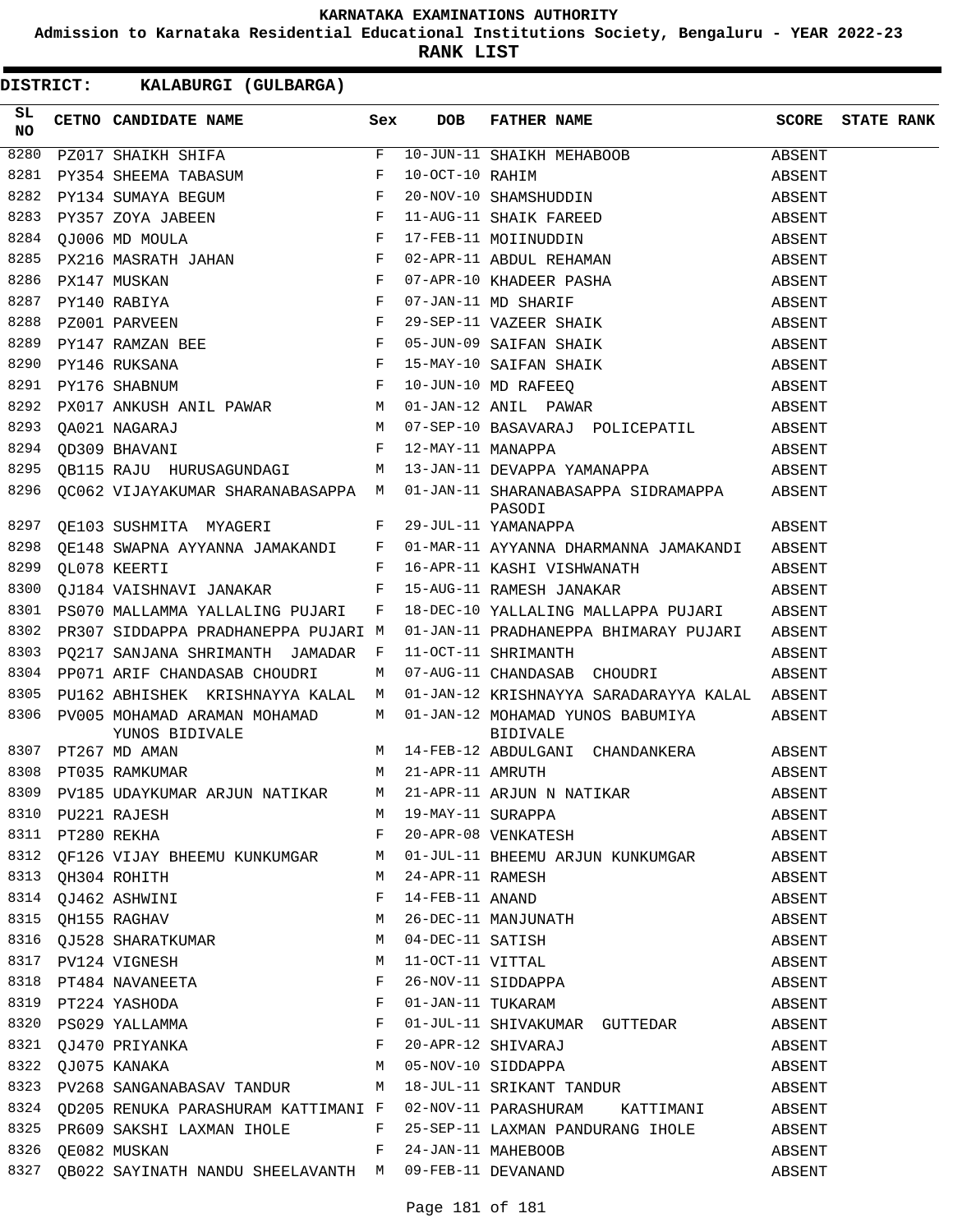KARNATAKA EXAMINATIONS AUTHORITY

Admission to Karnataka Residential Educational Institutions Society, Bengaluru - YEAR 2022-23

**RANK LIST**

**DISTRICT: KALABURGI (GULBARGA)**

| SL NO | CETNO | CANDIDATE NAME | Sex | DOB | FATHER NAME | SCORE | STATE RANK |
|---|---|---|---|---|---|---|---|
| 8280 | PZ017 | SHAIKH SHIFA | F | 10-JUN-11 | SHAIKH MEHABOOB | ABSENT | |
| 8281 | PY354 | SHEEMA TABASUM | F | 10-OCT-10 | RAHIM | ABSENT | |
| 8282 | PY134 | SUMAYA BEGUM | F | 20-NOV-10 | SHAMSHUDDIN | ABSENT | |
| 8283 | PY357 | ZOYA JABEEN | F | 11-AUG-11 | SHAIK FAREED | ABSENT | |
| 8284 | QJ006 | MD MOULA | F | 17-FEB-11 | MOIINUDDIN | ABSENT | |
| 8285 | PX216 | MASRATH JAHAN | F | 02-APR-11 | ABDUL REHAMAN | ABSENT | |
| 8286 | PX147 | MUSKAN | F | 07-APR-10 | KHADEER PASHA | ABSENT | |
| 8287 | PY140 | RABIYA | F | 07-JAN-11 | MD SHARIF | ABSENT | |
| 8288 | PZ001 | PARVEEN | F | 29-SEP-11 | VAZEER SHAIK | ABSENT | |
| 8289 | PY147 | RAMZAN BEE | F | 05-JUN-09 | SAIFAN SHAIK | ABSENT | |
| 8290 | PY146 | RUKSANA | F | 15-MAY-10 | SAIFAN SHAIK | ABSENT | |
| 8291 | PY176 | SHABNUM | F | 10-JUN-10 | MD RAFEEQ | ABSENT | |
| 8292 | PX017 | ANKUSH ANIL PAWAR | M | 01-JAN-12 | ANIL PAWAR | ABSENT | |
| 8293 | QA021 | NAGARAJ | M | 07-SEP-10 | BASAVARAJ POLICEPATIL | ABSENT | |
| 8294 | QD309 | BHAVANI | F | 12-MAY-11 | MANAPPA | ABSENT | |
| 8295 | QB115 | RAJU HURUSAGUNDAGI | M | 13-JAN-11 | DEVAPPA YAMANAPPA | ABSENT | |
| 8296 | QC062 | VIJAYAKUMAR SHARANABASAPPA | M | 01-JAN-11 | SHARANABASAPPA SIDRAMAPPA PASODI | ABSENT | |
| 8297 | QE103 | SUSHMITA MYAGERI | F | 29-JUL-11 | YAMANAPPA | ABSENT | |
| 8298 | QE148 | SWAPNA AYYANNA JAMAKANDI | F | 01-MAR-11 | AYYANNA DHARMANNA JAMAKANDI | ABSENT | |
| 8299 | QL078 | KEERTI | F | 16-APR-11 | KASHI VISHWANATH | ABSENT | |
| 8300 | QJ184 | VAISHNAVI JANAKAR | F | 15-AUG-11 | RAMESH JANAKAR | ABSENT | |
| 8301 | PS070 | MALLAMMA YALLALING PUJARI | F | 18-DEC-10 | YALLALING MALLAPPA PUJARI | ABSENT | |
| 8302 | PR307 | SIDDAPPA PRADHANEPPA PUJARI | M | 01-JAN-11 | PRADHANEPPA BHIMARAY PUJARI | ABSENT | |
| 8303 | PQ217 | SANJANA SHRIMANTH JAMADAR | F | 11-OCT-11 | SHRIMANTH | ABSENT | |
| 8304 | PP071 | ARIF CHANDASAB CHOUDRI | M | 07-AUG-11 | CHANDASAB CHOUDRI | ABSENT | |
| 8305 | PU162 | ABHISHEK KRISHNAYYA KALAL | M | 01-JAN-12 | KRISHNAYYA SARADARAYYA KALAL | ABSENT | |
| 8306 | PV005 | MOHAMAD ARAMAN MOHAMAD YUNOS BIDIVALE | M | 01-JAN-12 | MOHAMAD YUNOS BABUMIYA BIDIVALE | ABSENT | |
| 8307 | PT267 | MD AMAN | M | 14-FEB-12 | ABDULGANI CHANDANKERA | ABSENT | |
| 8308 | PT035 | RAMKUMAR | M | 21-APR-11 | AMRUTH | ABSENT | |
| 8309 | PV185 | UDAYKUMAR ARJUN NATIKAR | M | 21-APR-11 | ARJUN N NATIKAR | ABSENT | |
| 8310 | PU221 | RAJESH | M | 19-MAY-11 | SURAPPA | ABSENT | |
| 8311 | PT280 | REKHA | F | 20-APR-08 | VENKATESH | ABSENT | |
| 8312 | QF126 | VIJAY BHEEMU KUNKUMGAR | M | 01-JUL-11 | BHEEMU ARJUN KUNKUMGAR | ABSENT | |
| 8313 | QH304 | ROHITH | M | 24-APR-11 | RAMESH | ABSENT | |
| 8314 | QJ462 | ASHWINI | F | 14-FEB-11 | ANAND | ABSENT | |
| 8315 | QH155 | RAGHAV | M | 26-DEC-11 | MANJUNATH | ABSENT | |
| 8316 | QJ528 | SHARATKUMAR | M | 04-DEC-11 | SATISH | ABSENT | |
| 8317 | PV124 | VIGNESH | M | 11-OCT-11 | VITTAL | ABSENT | |
| 8318 | PT484 | NAVANEETA | F | 26-NOV-11 | SIDDAPPA | ABSENT | |
| 8319 | PT224 | YASHODA | F | 01-JAN-11 | TUKARAM | ABSENT | |
| 8320 | PS029 | YALLAMMA | F | 01-JUL-11 | SHIVAKUMAR GUTTEDAR | ABSENT | |
| 8321 | QJ470 | PRIYANKA | F | 20-APR-12 | SHIVARAJ | ABSENT | |
| 8322 | QJ075 | KANAKA | M | 05-NOV-10 | SIDDAPPA | ABSENT | |
| 8323 | PV268 | SANGANABASAV TANDUR | M | 18-JUL-11 | SRIKANT TANDUR | ABSENT | |
| 8324 | QD205 | RENUKA PARASHURAM KATTIMANI | F | 02-NOV-11 | PARASHURAM KATTIMANI | ABSENT | |
| 8325 | PR609 | SAKSHI LAXMAN IHOLE | F | 25-SEP-11 | LAXMAN PANDURANG IHOLE | ABSENT | |
| 8326 | QE082 | MUSKAN | F | 24-JAN-11 | MAHEBOOB | ABSENT | |
| 8327 | QB022 | SAYINATH NANDU SHEELAVANTH | M | 09-FEB-11 | DEVANAND | ABSENT | |